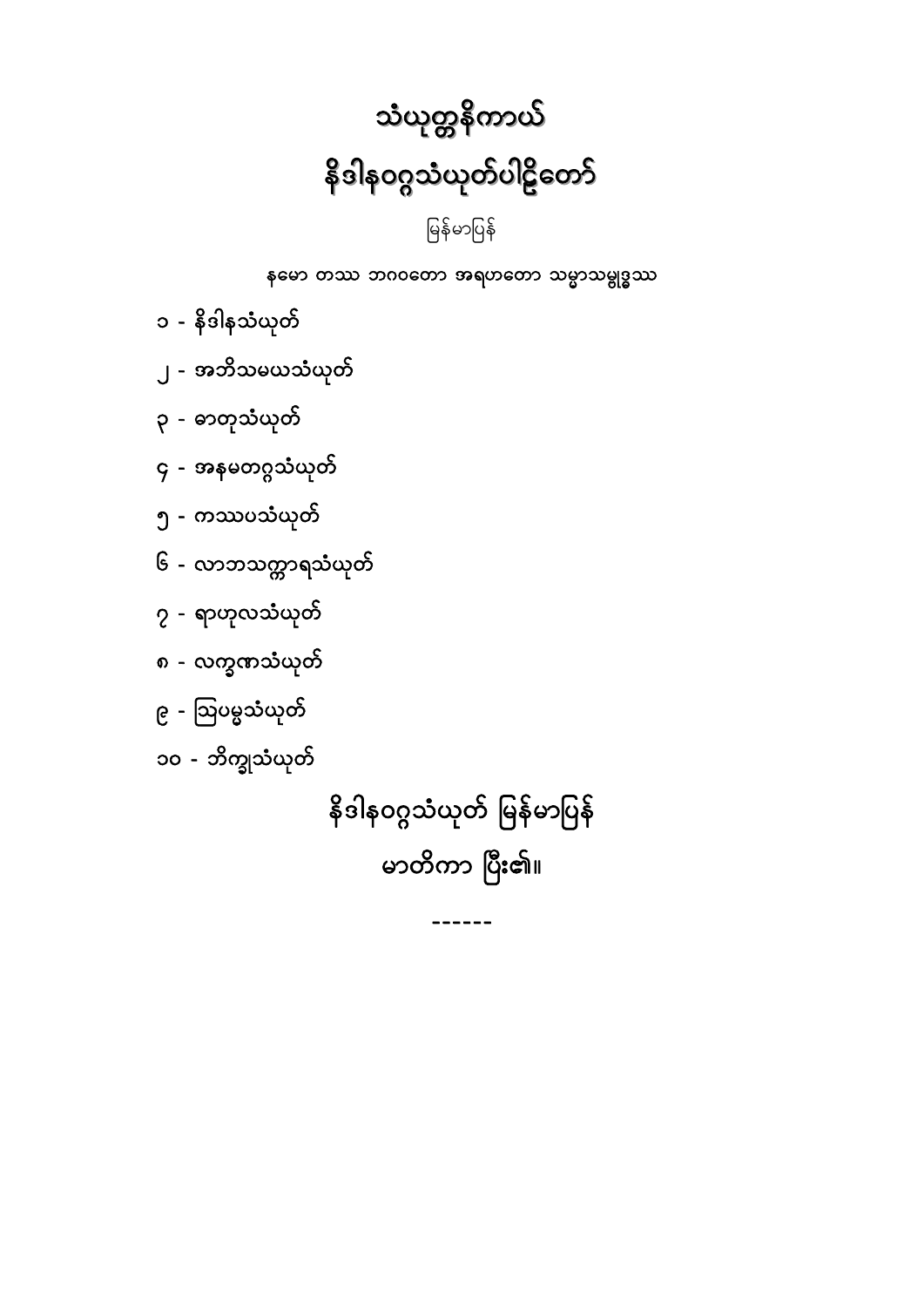# သံယုတ္တနိကာယ်

# နိဒါနဝဂ္ဂသံယုတ်ပါဠိတော်

မြန်မာပြန်

နမော တဿ ဘဂဝတော အရဟတော သမ္မာသမ္ဗုဒ္ဓဿ

၁ - နိဒါနသံယုတ်

၂ - အဘိသမယသံယုတ်

၃ - ဓာတုသံယုတ်

၄ - အနမတဂ္ဂသံယုတ်

၅ - ကဿပသံယုတ်

၆ - လာဘသက္ကာရသံယုတ်

၇ - ရာဟုလသံယုတ်

၈ - လက္ခဏသံယုတ်

၉ - ဩပမ္မသံယုတ်

၁၀ - ဘိက္ခုသံယုတ်

## နိဒါနဝဂ္ဂသံယုတ် မြန်မာပြန်

## မာတိကာ ပြီး၏။

------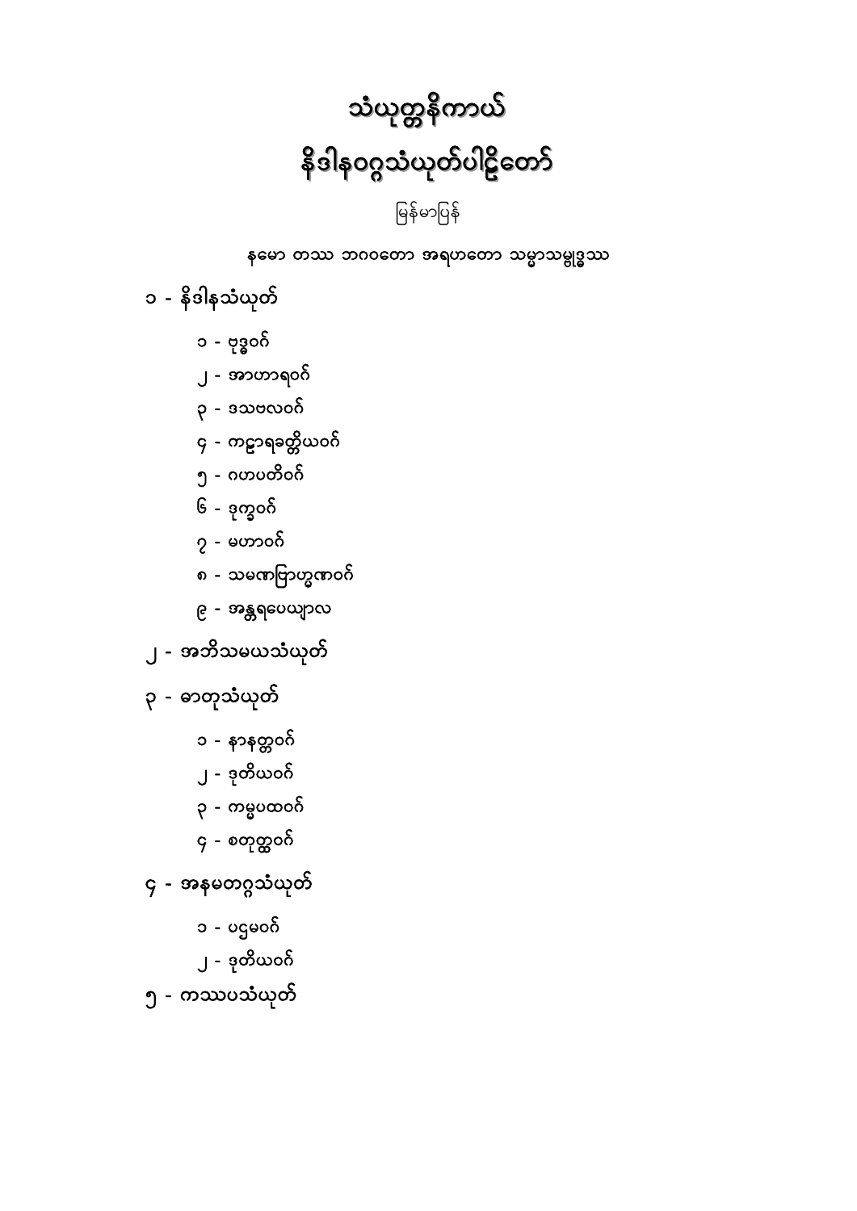# သံယုတ္တနိကာယ်

# နိဒါနဝဂ္ဂသံယုတ်ပါဠိတော်

မြန်မာပြန်

**နမော တဿ ဘဂဝတော အရဟတော သမ္မာသမ္ဗုဒ္ဓဿ**

## ၁ - နိဒါနသံယုတ်

- ၁ - ဗုဒ္ဓဝဂ်
- ၂ - အာဟာရဝဂ်
- ၃ - ဒသဗလဝဂ်
- ၄ - ကဠာရခတ္တိယဝဂ်
- ၅ - ဂဟပတိဝဂ်
- ၆ - ဒုက္ခဝဂ်
- ၇ - မဟာဝဂ်
- ၈ - သမဏဗြာဟ္မဏဝဂ်
- ၉ - အန္တရပေယျာလ

## ၂ - အဘိသမယသံယုတ်

## ၃ - ဓာတုသံယုတ်

- ၁ - နာနတ္တဝဂ်
- ၂ - ဒုတိယဝဂ်
- ၃ - ကမ္မပထဝဂ်
- ၄ - စတုတ္ထဝဂ်

## ၄ - အနမတဂ္ဂသံယုတ်

- ၁ - ပဌမဝဂ်
- ၂ - ဒုတိယဝဂ်

## ၅ - ကဿပသံယုတ်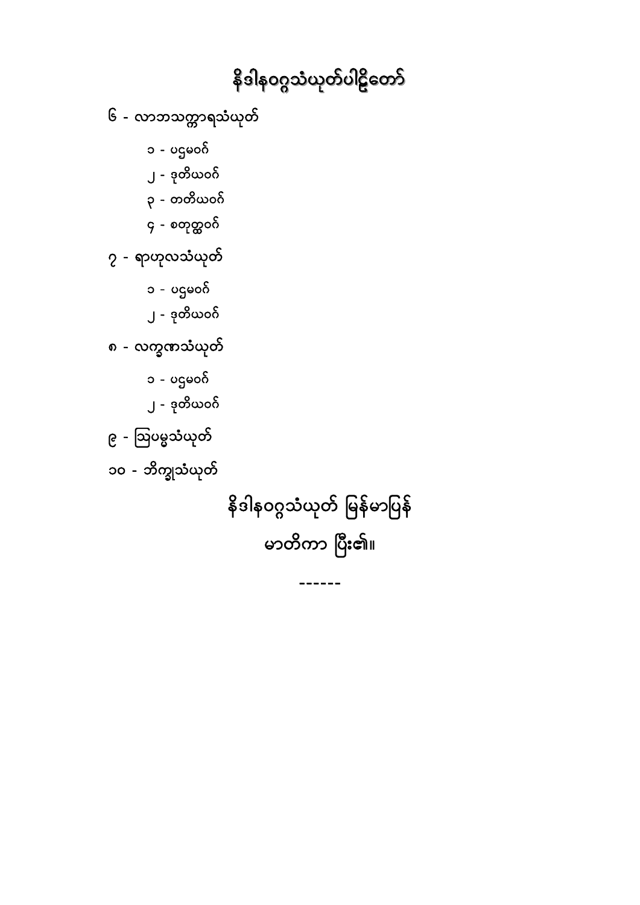# နိဒါနဝဂ္ဂသံယုတ်ပါဠိတော်

၆ - လာဘသက္ကာရသံယုတ်

- ၁ - ပဌမဝဂ်
- ၂ - ဒုတိယဝဂ်
- ၃ - တတိယဝဂ်
- ၄ - စတုတ္ထဝဂ်

၇ - ရာဟုလသံယုတ်

- ၁ - ပဌမဝဂ်
- ၂ - ဒုတိယဝဂ်

၈ - လက္ခဏသံယုတ်

- ၁ - ပဌမဝဂ်
- ၂ - ဒုတိယဝဂ်

၉ - ဩပမ္မသံယုတ်

၁၀ - ဘိက္ခုသံယုတ်

နိဒါနဝဂ္ဂသံယုတ် မြန်မာပြန်

မာတိကာ ပြီး၏။

------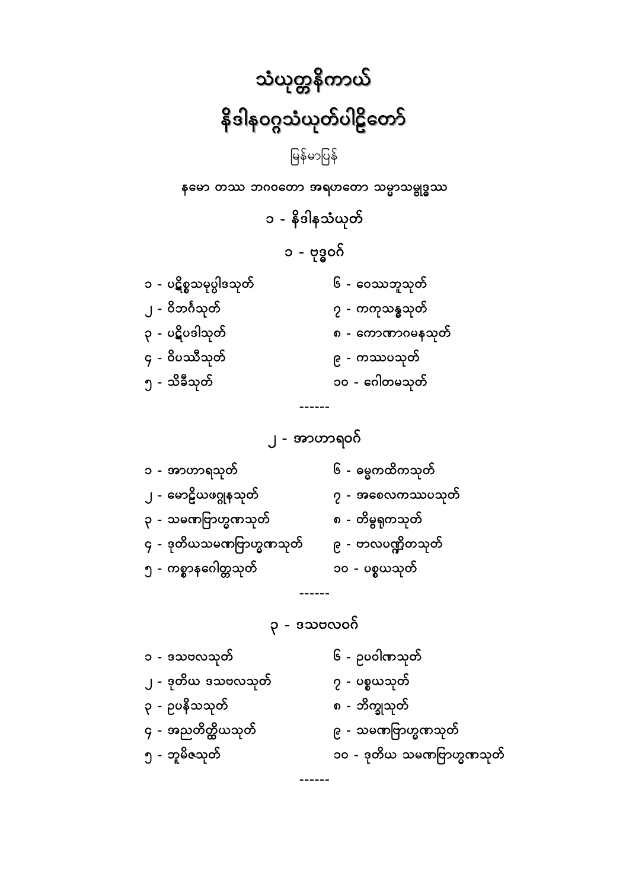# သံယုတ္တနိကာယ်

# နိဒါနဝဂ္ဂသံယုတ်ပါဠိတော်

မြန်မာပြန်

နမော တဿ ဘဂဝတော အရဟတော သမ္မာသမ္ဗုဒ္ဓဿ

## ၁ - နိဒါနသံယုတ်

### ၁ - ဗုဒ္ဓဝဂ်

- ၁ - ပဋိစ္စသမုပ္ပါဒသုတ်
- ၂ - ဝိဘင်္ဂသုတ်
- ၃ - ပဋိပဒါသုတ်
- ၄ - ဝိပဿီသုတ်
- ၅ - သိခီသုတ်
- ၆ - ဝေဿဘူသုတ်
- ၇ - ကကုသန္ဓသုတ်
- ၈ - ကောဏာဂမနသုတ်
- ၉ - ကဿပသုတ်
- ၁၀ - ဂေါတမသုတ်

------

### ၂ - အာဟာရဝဂ်

- ၁ - အာဟာရသုတ်
- ၂ - မောဠိယဖဂ္ဂုနသုတ်
- ၃ - သမဏဗြာဟ္မဏသုတ်
- ၄ - ဒုတိယသမဏဗြာဟ္မဏသုတ်
- ၅ - ကစ္စာနဂေါတ္တသုတ်
- ၆ - ဓမ္မကထိကသုတ်
- ၇ - အစေလကဿပသုတ်
- ၈ - တိမ္ဗရုကသုတ်
- ၉ - ဗာလပဏ္ဍိတသုတ်
- ၁၀ - ပစ္စယသုတ်

------

### ၃ - ဒသဗလဝဂ်

- ၁ - ဒသဗလသုတ်
- ၂ - ဒုတိယ ဒသဗလသုတ်
- ၃ - ဥပနိသသုတ်
- ၄ - အညတိတ္ထိယသုတ်
- ၅ - ဘူမိဇသုတ်
- ၆ - ဥပဝါဏသုတ်
- ၇ - ပစ္စယသုတ်
- ၈ - ဘိက္ခုသုတ်
- ၉ - သမဏဗြာဟ္မဏသုတ်
- ၁၀ - ဒုတိယ သမဏဗြာဟ္မဏသုတ်

------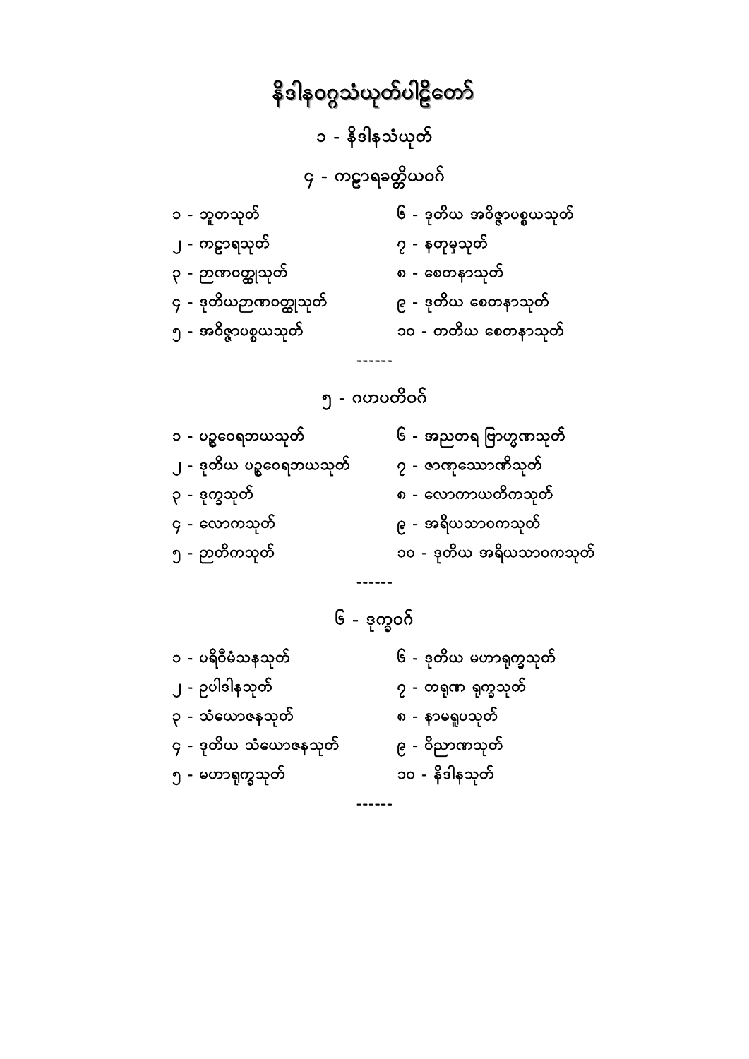# နိဒါနဝဂ္ဂသံယုတ်ပါဠိတော်

## ၁ - နိဒါနသံယုတ်

### ၄ - ကဠာရခတ္တိယဝဂ်

၁ - ဘူတသုတ်
၂ - ကဠာရသုတ်
၃ - ဉာဏဝတ္ထုသုတ်
၄ - ဒုတိယဉာဏဝတ္ထုသုတ်
၅ - အဝိဇ္ဇာပစ္စယသုတ်
၆ - ဒုတိယ အဝိဇ္ဇာပစ္စယသုတ်
၇ - နတုမှသုတ်
၈ - စေတနာသုတ်
၉ - ဒုတိယ စေတနာသုတ်
၁၀ - တတိယ စေတနာသုတ်

------

### ၅ - ဂဟပတိဝဂ်

၁ - ပဉ္စဝေရဘယသုတ်
၂ - ဒုတိယ ပဉ္စဝေရဘယသုတ်
၃ - ဒုက္ခသုတ်
၄ - လောကသုတ်
၅ - ဉာတိကသုတ်
၆ - အညတရ ဗြာဟ္မဏသုတ်
၇ - ဇာဏုဿောဏိသုတ်
၈ - လောကာယတိကသုတ်
၉ - အရိယသာဝကသုတ်
၁၀ - ဒုတိယ အရိယသာဝကသုတ်

------

### ၆ - ဒုက္ခဝဂ်

၁ - ပရိဝီမံသနသုတ်
၂ - ဥပါဒါနသုတ်
၃ - သံယောဇနသုတ်
၄ - ဒုတိယ သံယောဇနသုတ်
၅ - မဟာရုက္ခသုတ်
၆ - ဒုတိယ မဟာရုက္ခသုတ်
၇ - တရုဏ ရုက္ခသုတ်
၈ - နာမရူပသုတ်
၉ - ဝိညာဏသုတ်
၁၀ - နိဒါနသုတ်

------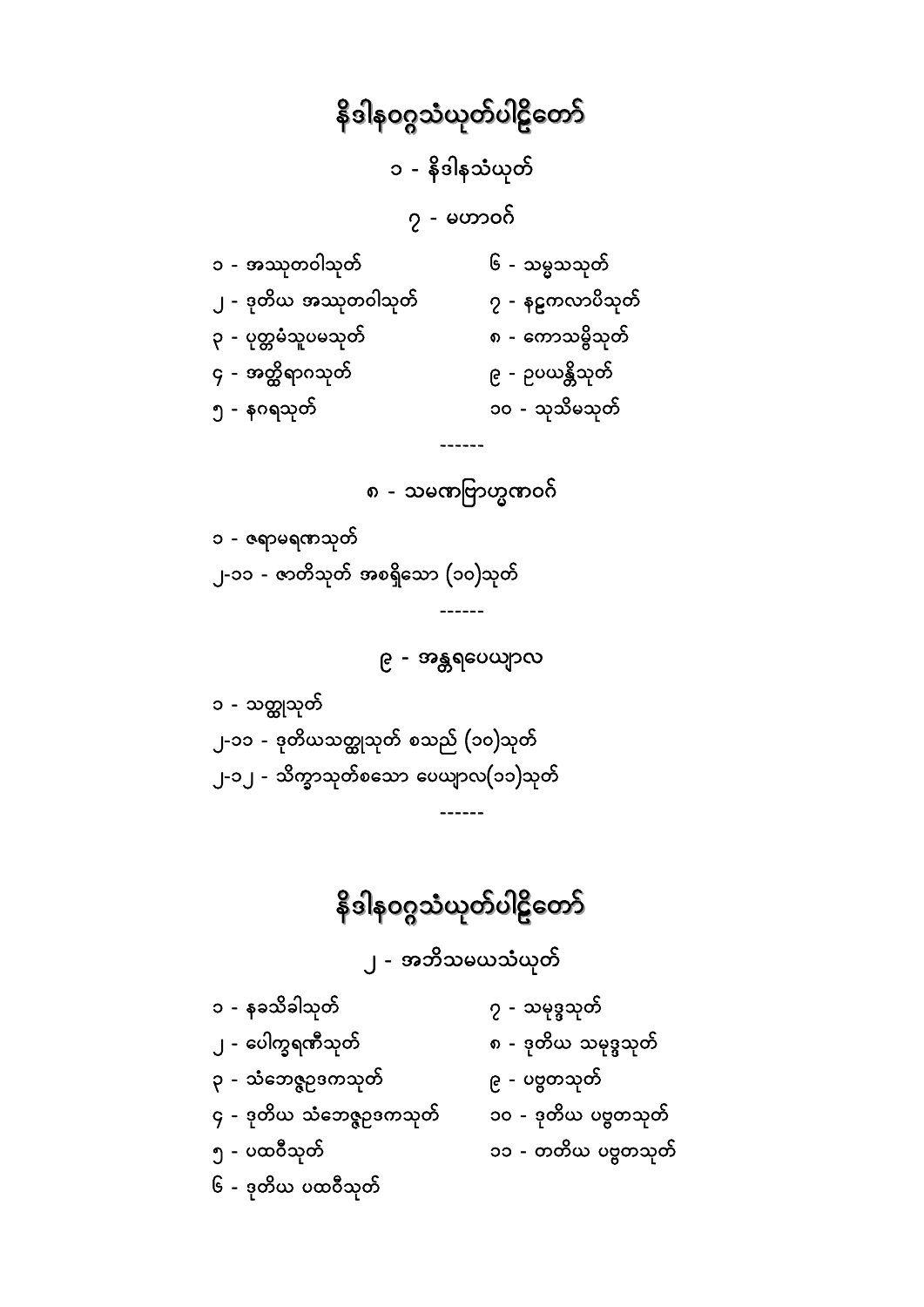# နိဒါနဝဂ္ဂသံယုတ်ပါဠိတော်

## ၁ - နိဒါနသံယုတ်

### ၇ - မဟာဝဂ်

၁ - အဿုတဝါသုတ်
၂ - ဒုတိယ အဿုတဝါသုတ်
၃ - ပုတ္တမံသူပမသုတ်
၄ - အတ္ထိရာဂသုတ်
၅ - နဂရသုတ်
၆ - သမ္မသသုတ်
၇ - နဠကလာပိသုတ်
၈ - ကောသမ္ဗိသုတ်
၉ - ဥပယန္တိသုတ်
၁၀ - သုသိမသုတ်

------

### ၈ - သမဏဗြာဟ္မဏဝဂ်

၁ - ဇရာမရဏသုတ်
၂-၁၁ - ဇာတိသုတ် အစရှိသော (၁၀)သုတ်

------

### ၉ - အန္တရပေယျာလ

၁ - သတ္ထုသုတ်
၂-၁၁ - ဒုတိယသတ္ထုသုတ် စသည် (၁၀)သုတ်
၂-၁၂ - သိက္ခာသုတ်စသော ပေယျာလ(၁၁)သုတ်

------

# နိဒါနဝဂ္ဂသံယုတ်ပါဠိတော်

## ၂ - အဘိသမယသံယုတ်

၁ - နခသိခါသုတ်
၂ - ပေါက္ခရဏီသုတ်
၃ - သံဘေဇ္ဇဥဒကသုတ်
၄ - ဒုတိယ သံဘေဇ္ဇဥဒကသုတ်
၅ - ပထဝီသုတ်
၆ - ဒုတိယ ပထဝီသုတ်
၇ - သမုဒ္ဒသုတ်
၈ - ဒုတိယ သမုဒ္ဒသုတ်
၉ - ပဗ္ဗတသုတ်
၁၀ - ဒုတိယ ပဗ္ဗတသုတ်
၁၁ - တတိယ ပဗ္ဗတသုတ်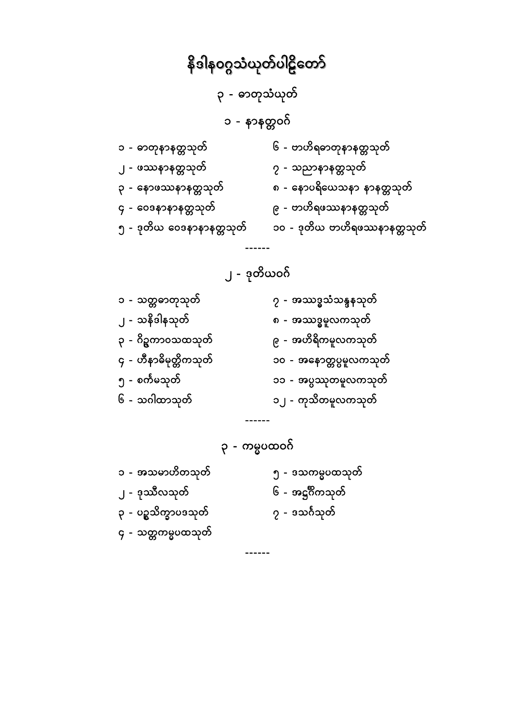# နိဒါနဝဂ္ဂသံယုတ်ပါဠိတော်

## ၃ - ဓာတုသံယုတ်

### ၁ - နာနတ္တဝဂ်

၁ - ဓာတုနာနတ္တသုတ်

၂ - ဖဿနာနတ္တသုတ်

၃ - နောဖဿနာနတ္တသုတ်

၄ - ဝေဒနာနာနတ္တသုတ်

၅ - ဒုတိယ ဝေဒနာနာနတ္တသုတ်

၆ - ဗာဟိရဓာတုနာနတ္တသုတ်

၇ - သညာနာနတ္တသုတ်

၈ - နောပရိယေသနာ နာနတ္တသုတ်

၉ - ဗာဟိရဖဿနာနတ္တသုတ်

၁၀ - ဒုတိယ ဗာဟိရဖဿနာနတ္တသုတ်

------

### ၂ - ဒုတိယဝဂ်

၁ - သတ္တဓာတုသုတ်

၂ - သနိဒါနသုတ်

၃ - ဂိဉ္ဇကာဝသထသုတ်

၄ - ဟီနာဓိမုတ္တိကသုတ်

၅ - စင်္ကမသုတ်

၆ - သဂါထာသုတ်

၇ - အဿဒ္ဓသံသန္ဒနသုတ်

၈ - အဿဒ္ဓမူလကသုတ်

၉ - အဟိရိကမူလကသုတ်

၁၀ - အနောတ္တပ္ပမူလကသုတ်

၁၁ - အပ္ပဿုတမူလကသုတ်

၁၂ - ကုသီတမူလကသုတ်

------

### ၃ - ကမ္မပထဝဂ်

၁ - အသမာဟိတသုတ်

၂ - ဒုဿီလသုတ်

၃ - ပဉ္စသိက္ခာပဒသုတ်

၄ - သတ္တကမ္မပထသုတ်

၅ - ဒသကမ္မပထသုတ်

၆ - အဋ္ဌင်္ဂိကသုတ်

၇ - ဒသင်္ဂသုတ်

------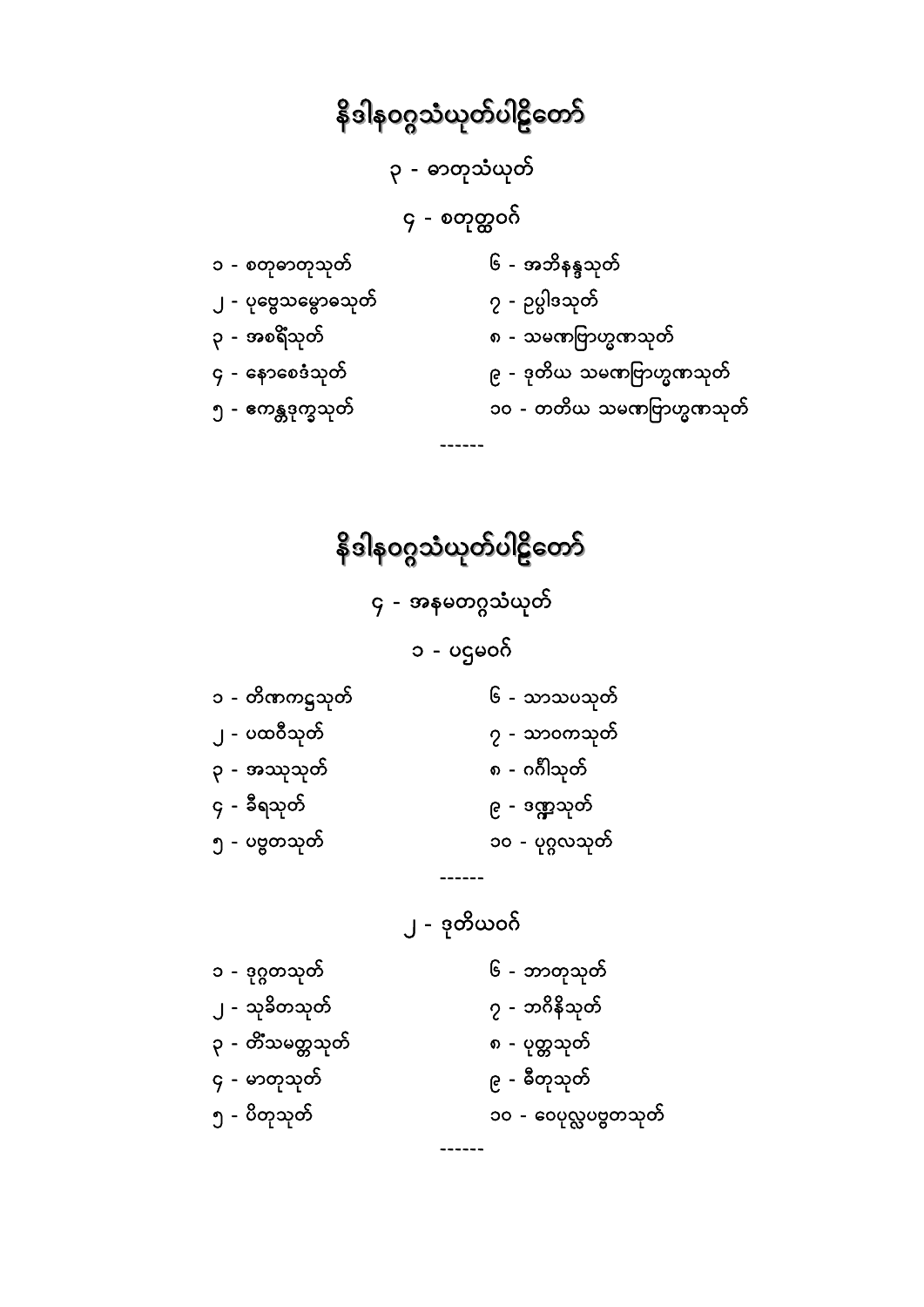# နိဒါနဝဂ္ဂသံယုတ်ပါဠိတော်

## ၃ - ဓာတုသံယုတ်

### ၄ - စတုတ္ထဝဂ်

၁ - စတုဓာတုသုတ်
၂ - ပုဗ္ဗေသမ္ဗောဓသုတ်
၃ - အစရိံသုတ်
၄ - နောစေဒံသုတ်
၅ - ဧကန္တဒုက္ခသုတ်
၆ - အဘိနန္ဒသုတ်
၇ - ဥပ္ပါဒသုတ်
၈ - သမဏဗြာဟ္မဏသုတ်
၉ - ဒုတိယ သမဏဗြာဟ္မဏသုတ်
၁၀ - တတိယ သမဏဗြာဟ္မဏသုတ်

------

# နိဒါနဝဂ္ဂသံယုတ်ပါဠိတော်

## ၄ - အနမတဂ္ဂသံယုတ်

### ၁ - ပဌမဝဂ်

၁ - တိဏကဋ္ဌသုတ်
၂ - ပထဝီသုတ်
၃ - အဿုသုတ်
၄ - ခီရသုတ်
၅ - ပဗ္ဗတသုတ်
၆ - သာသပသုတ်
၇ - သာဝကသုတ်
၈ - ဂင်္ဂါသုတ်
၉ - ဒဏ္ဍသုတ်
၁၀ - ပုဂ္ဂလသုတ်

------

### ၂ - ဒုတိယဝဂ်

၁ - ဒုဂ္ဂတသုတ်
၂ - သုခိတသုတ်
၃ - တိံသမတ္တသုတ်
၄ - မာတုသုတ်
၅ - ပိတုသုတ်
၆ - ဘာတုသုတ်
၇ - ဘဂိနိသုတ်
၈ - ပုတ္တသုတ်
၉ - ဓီတုသုတ်
၁၀ - ဝေပုလ္လပဗ္ဗတသုတ်

------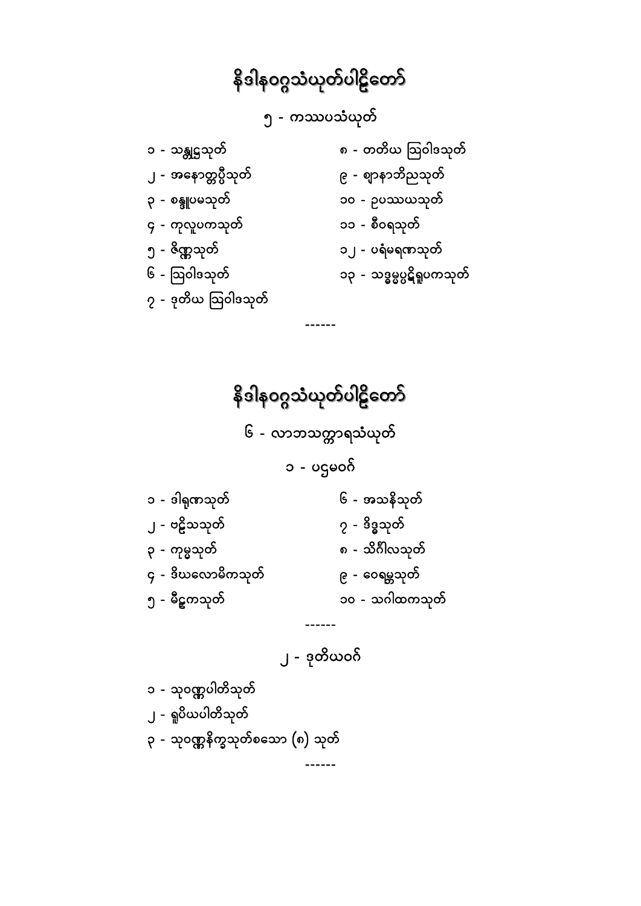# နိဒါနဝဂ္ဂသံယုတ်ပါဠိတော်

## ၅ - ကဿပသံယုတ်

၁ - သန္တုဋ္ဌသုတ်

၂ - အနောတ္တပ္ပီသုတ်

၃ - စန္ဒူပမသုတ်

၄ - ကုလူပကသုတ်

၅ - ဇိဏ္ဏသုတ်

၆ - ဩဝါဒသုတ်

၇ - ဒုတိယ ဩဝါဒသုတ်

၈ - တတိယ ဩဝါဒသုတ်

၉ - ဈာနာဘိညသုတ်

၁၀ - ဥပဿယသုတ်

၁၁ - စီဝရသုတ်

၁၂ - ပရံမရဏသုတ်

၁၃ - သဒ္ဓမ္မပ္ပဋိရူပကသုတ်

------

# နိဒါနဝဂ္ဂသံယုတ်ပါဠိတော်

## ၆ - လာဘသက္ကာရသံယုတ်

### ၁ - ပဌမဝဂ်

၁ - ဒါရုဏသုတ်

၂ - ဗဠိသသုတ်

၃ - ကုမ္မသုတ်

၄ - ဒီဃလောမိကသုတ်

၅ - မီဠှကသုတ်

၆ - အသနိသုတ်

၇ - ဒိဒ္ဓသုတ်

၈ - သိင်္ဂါလသုတ်

၉ - ဝေရမ္ဘသုတ်

၁၀ - သဂါထကသုတ်

------

### ၂ - ဒုတိယဝဂ်

၁ - သုဝဏ္ဏပါတိသုတ်

၂ - ရူပိယပါတိသုတ်

၃ - သုဝဏ္ဏနိက္ခသုတ်စသော (၈) သုတ်

------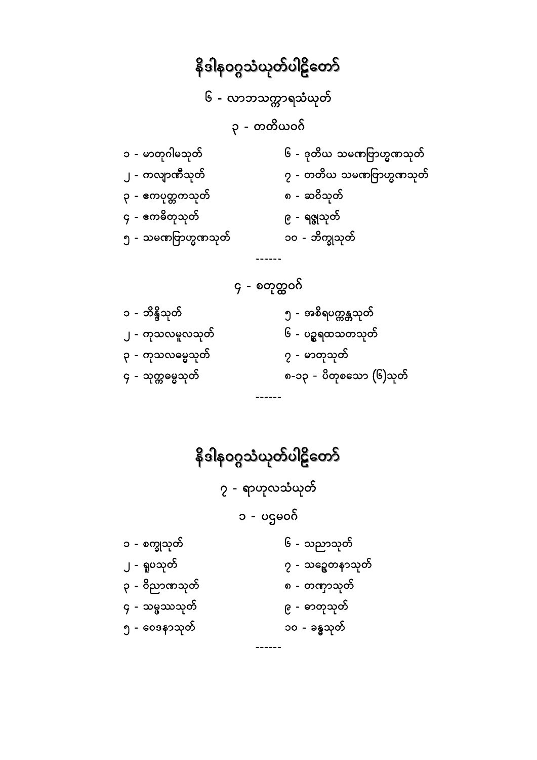# နိဒါနဝဂ္ဂသံယုတ်ပါဠိတော်

## ၆ - လာဘသက္ကာရသံယုတ်

### ၃ - တတိယဝဂ်

၁ - မာတုဂါမသုတ်

၂ - ကလျာဏီသုတ်

၃ - ဧကပုတ္တကသုတ်

၄ - ဧကဓီတုသုတ်

၅ - သမဏဗြာဟ္မဏသုတ်

၆ - ဒုတိယ သမဏဗြာဟ္မဏသုတ်

၇ - တတိယ သမဏဗြာဟ္မဏသုတ်

၈ - ဆဝိသုတ်

၉ - ရဇ္ဇုသုတ်

၁၀ - ဘိက္ခုသုတ်

------

### ၄ - စတုတ္ထဝဂ်

၁ - ဘိန္ဒိသုတ်

၂ - ကုသလမူလသုတ်

၃ - ကုသလဓမ္မသုတ်

၄ - သုက္ကဓမ္မသုတ်

၅ - အစိရပက္ကန္တသုတ်

၆ - ပဥ္စရထသတသုတ်

၇ - မာတုသုတ်

၈-၁၃ - ပိတုစသော (၆)သုတ်

------

# နိဒါနဝဂ္ဂသံယုတ်ပါဠိတော်

## ၇ - ရာဟုလသံယုတ်

### ၁ - ပဌမဝဂ်

၁ - စက္ခုသုတ်

၂ - ရူပသုတ်

၃ - ဝိညာဏသုတ်

၄ - သမ္ဖဿသုတ်

၅ - ဝေဒနာသုတ်

၆ - သညာသုတ်

၇ - သဉ္စေတနာသုတ်

၈ - တဏှာသုတ်

၉ - ဓာတုသုတ်

၁၀ - ခန္ဓသုတ်

------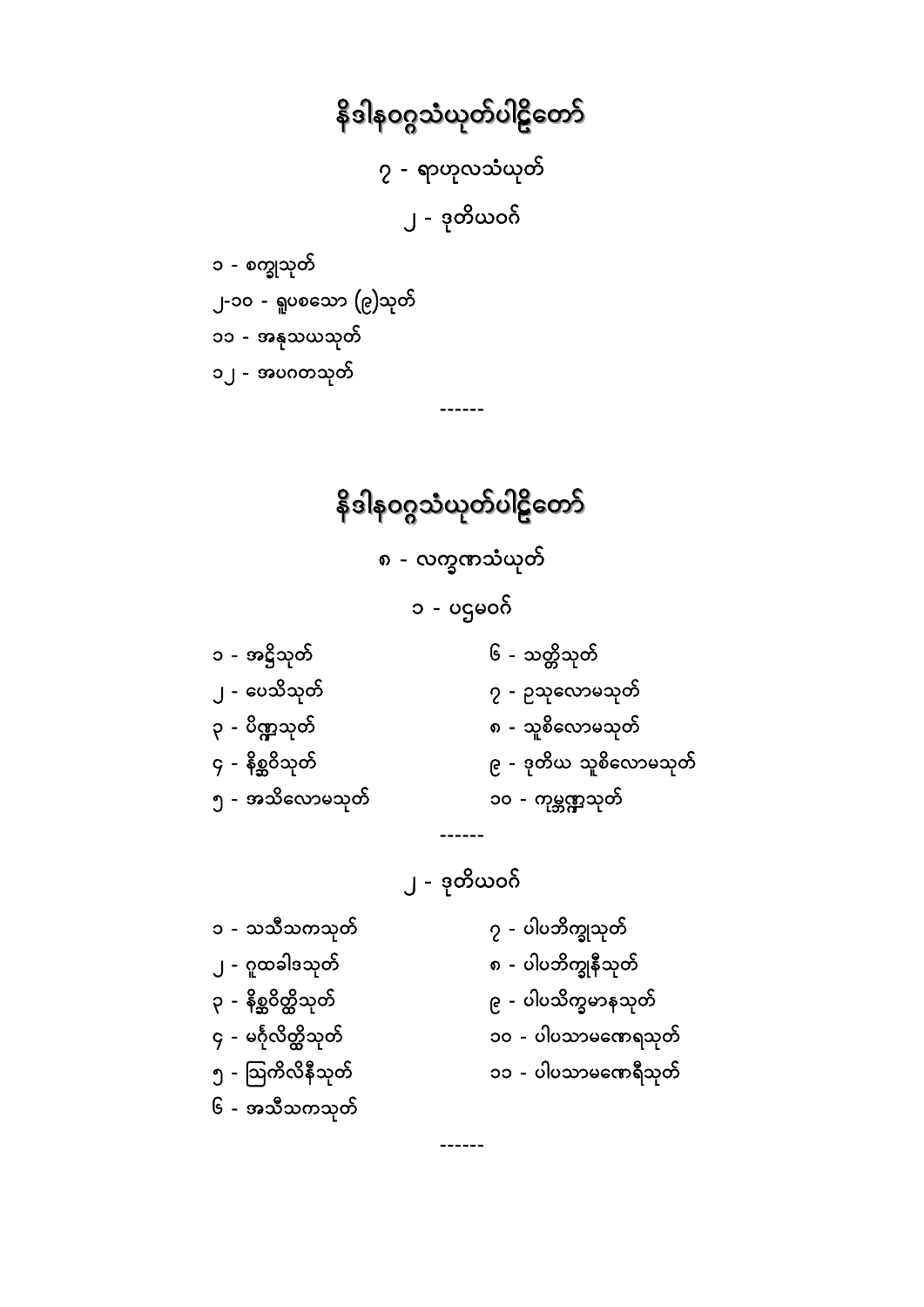# နိဒါနဝဂ္ဂသံယုတ်ပါဠိတော်

## ၇ - ရာဟုလသံယုတ်

### ၂ - ဒုတိယဝဂ်

၁ - စက္ခုသုတ်

၂-၁၀ - ရူပစသော (၉)သုတ်

၁၁ - အနုသယသုတ်

၁၂ - အပဂတသုတ်

------

# နိဒါနဝဂ္ဂသံယုတ်ပါဠိတော်

## ၈ - လက္ခဏသံယုတ်

### ၁ - ပဌမဝဂ်

၁ - အဋ္ဌိသုတ်

၂ - ပေသိသုတ်

၃ - ပိဏ္ဍသုတ်

၄ - နိစ္ဆဝိသုတ်

၅ - အသိလောမသုတ်

၆ - သတ္တိသုတ်

၇ - ဥသုလောမသုတ်

၈ - သူစိလောမသုတ်

၉ - ဒုတိယ သူစိလောမသုတ်

၁၀ - ကုမ္ဘဏ္ဍသုတ်

------

### ၂ - ဒုတိယဝဂ်

၁ - သသီသကသုတ်

၂ - ဂူထခါဒသုတ်

၃ - နိစ္ဆဝိတ္ထိသုတ်

၄ - မင်္ဂုလိတ္ထိသုတ်

၅ - ဩကိလိနီသုတ်

၆ - အသီသကသုတ်

၇ - ပါပဘိက္ခုသုတ်

၈ - ပါပဘိက္ခုနီသုတ်

၉ - ပါပသိက္ခမာနသုတ်

၁၀ - ပါပသာမဏေရသုတ်

၁၁ - ပါပသာမဏေရီသုတ်

------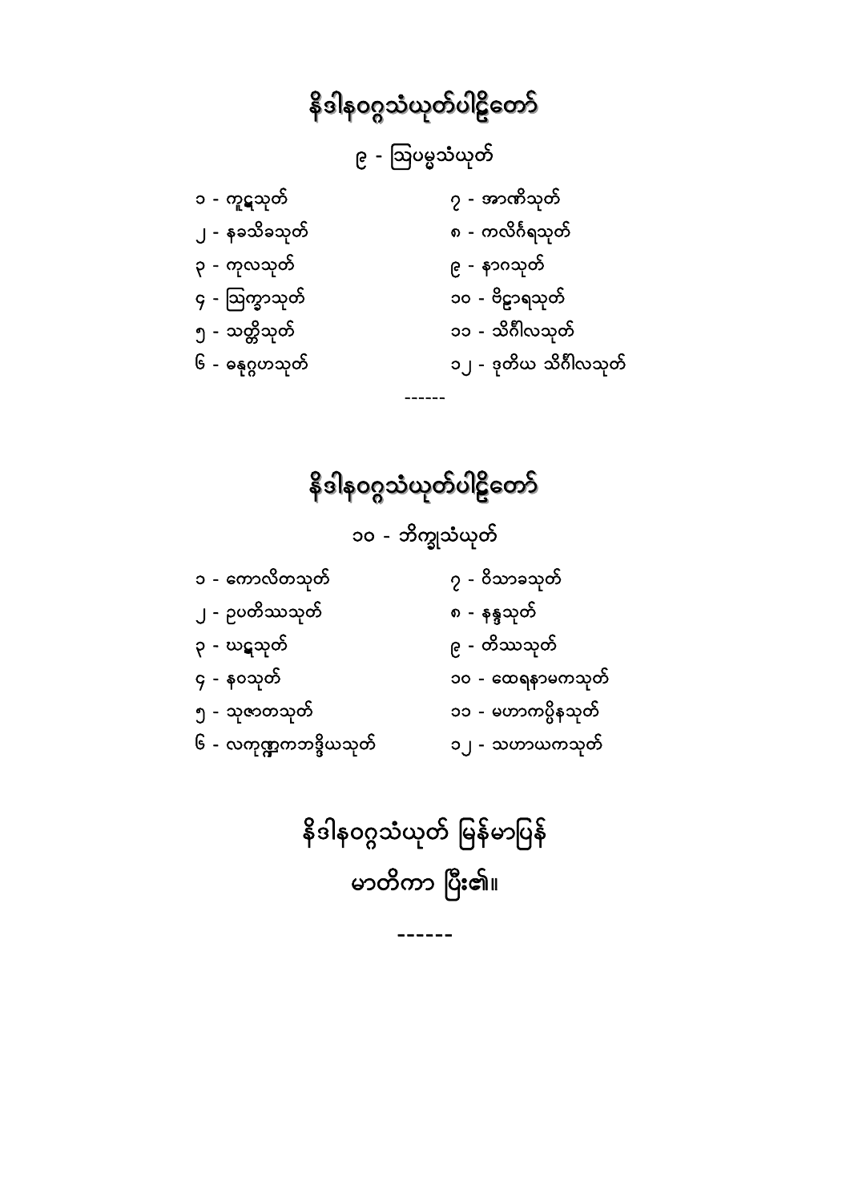# နိဒါနဝဂ္ဂသံယုတ်ပါဠိတော်

## ၉ - ဩပမ္မသံယုတ်

၁ - ကူဋသုတ်
၂ - နခသိခသုတ်
၃ - ကုလသုတ်
၄ - ဩက္ခာသုတ်
၅ - သတ္တိသုတ်
၆ - ဓနုဂ္ဂဟသုတ်
၇ - အာဏိသုတ်
၈ - ကလိင်္ဂရသုတ်
၉ - နာဂသုတ်
၁၀ - ဗိဠာရသုတ်
၁၁ - သိင်္ဂါလသုတ်
၁၂ - ဒုတိယ သိင်္ဂါလသုတ်

------

# နိဒါနဝဂ္ဂသံယုတ်ပါဠိတော်

## ၁၀ - ဘိက္ခုသံယုတ်

၁ - ကောလိတသုတ်
၂ - ဥပတိဿသုတ်
၃ - ဃဋသုတ်
၄ - နဝသုတ်
၅ - သုဇာတသုတ်
၆ - လကုဏ္ဍကဘဒ္ဒိယသုတ်
၇ - ဝိသာခသုတ်
၈ - နန္ဒသုတ်
၉ - တိဿသုတ်
၁၀ - ထေရနာမကသုတ်
၁၁ - မဟာကပ္ပိနသုတ်
၁၂ - သဟာယကသုတ်

**နိဒါနဝဂ္ဂသံယုတ် မြန်မာပြန်**
**မာတိကာ ပြီး၏။**

------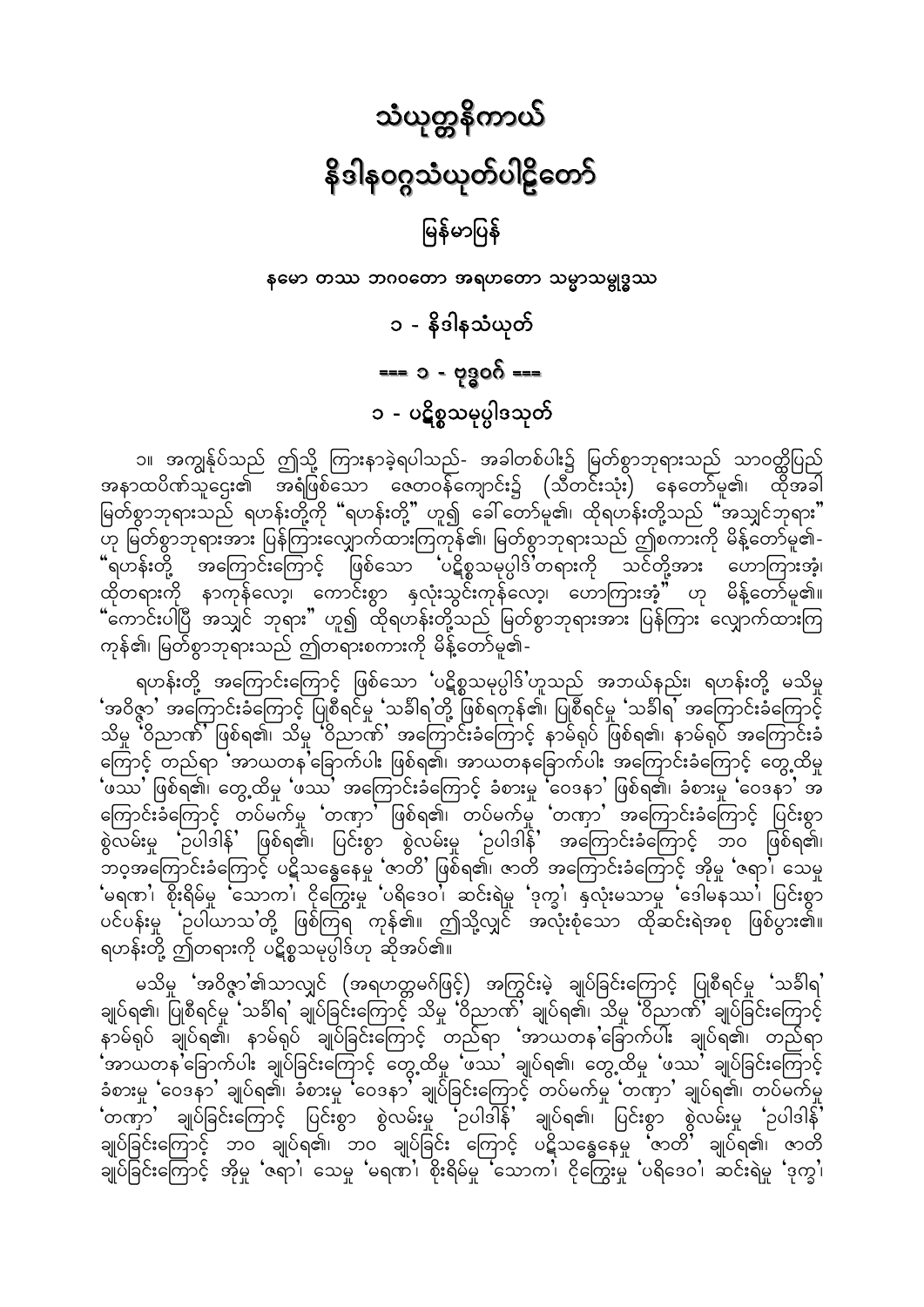# သံယုတ္တနိကာယ်

# နိဒါနဝဂ္ဂသံယုတ်ပါဠိတော်

## မြန်မာပြန်

**နမော တဿ ဘဂဝတော အရဟတော သမ္မာသမ္ဗုဒ္ဓဿ**

## ၁ - နိဒါနသံယုတ်

### === ၁ - ဗုဒ္ဓဝဂ် ===

### ၁ - ပဋိစ္စသမုပ္ပါဒသုတ်

၁။ အကျွန်ုပ်သည် ဤသို့ ကြားနာခဲ့ရပါသည်- အခါတစ်ပါး၌ မြတ်စွာဘုရားသည် သာဝတ္ထိပြည် အနာထပိဏ်သူဌေး၏ အရံဖြစ်သော ဇေတဝန်ကျောင်း၌ (သီတင်းသုံး) နေတော်မူ၏၊ ထိုအခါ မြတ်စွာဘုရားသည် ရဟန်းတို့ကို "ရဟန်းတို့" ဟူ၍ ခေါ်တော်မူ၏၊ ထိုရဟန်းတို့သည် "အသျှင်ဘုရား" ဟု မြတ်စွာဘုရားအား ပြန်ကြားလျှောက်ထားကြကုန်၏၊ မြတ်စွာဘုရားသည် ဤစကားကို မိန့်တော်မူ၏- "ရဟန်းတို့ အကြောင်းကြောင့် ဖြစ်သော 'ပဋိစ္စသမုပ္ပါဒ်'တရားကို သင်တို့အား ဟောကြားအံ့၊ ထိုတရားကို နာကုန်လော့၊ ကောင်းစွာ နှလုံးသွင်းကုန်လော့၊ ဟောကြားအံ့" ဟု မိန့်တော်မူ၏။ "ကောင်းပါပြီ အသျှင် ဘုရား" ဟူ၍ ထိုရဟန်းတို့သည် မြတ်စွာဘုရားအား ပြန်ကြား လျှောက်ထားကြကုန်၏၊ မြတ်စွာဘုရားသည် ဤတရားစကားကို မိန့်တော်မူ၏-

ရဟန်းတို့ အကြောင်းကြောင့် ဖြစ်သော 'ပဋိစ္စသမုပ္ပါဒ်'ဟူသည် အဘယ်နည်း၊ ရဟန်းတို့ မသိမှု 'အဝိဇ္ဇာ' အကြောင်းခံကြောင့် ပြုစီရင်မှု 'သင်္ခါရ'တို့ ဖြစ်ရကုန်၏၊ ပြုစီရင်မှု 'သင်္ခါရ' အကြောင်းခံကြောင့် သိမှု 'ဝိညာဏ်' ဖြစ်ရ၏၊ သိမှု 'ဝိညာဏ်' အကြောင်းခံကြောင့် နာမ်ရုပ် ဖြစ်ရ၏၊ နာမ်ရုပ် အကြောင်းခံကြောင့် တည်ရာ 'အာယတန'ခြောက်ပါး ဖြစ်ရ၏၊ အာယတနခြောက်ပါး အကြောင်းခံကြောင့် တွေ့ထိမှု 'ဖဿ' ဖြစ်ရ၏၊ တွေ့ထိမှု 'ဖဿ' အကြောင်းခံကြောင့် ခံစားမှု 'ဝေဒနာ' ဖြစ်ရ၏၊ ခံစားမှု 'ဝေဒနာ' အကြောင်းခံကြောင့် တပ်မက်မှု 'တဏှာ' ဖြစ်ရ၏၊ တပ်မက်မှု 'တဏှာ' အကြောင်းခံကြောင့် ပြင်းစွာ စွဲလမ်းမှု 'ဥပါဒါန်' ဖြစ်ရ၏၊ ပြင်းစွာ စွဲလမ်းမှု 'ဥပါဒါန်' အကြောင်းခံကြောင့် ဘဝ ဖြစ်ရ၏၊ ဘဝအကြောင်းခံကြောင့် ပဋိသန္ဓေနေမှု 'ဇာတိ' ဖြစ်ရ၏၊ ဇာတိ အကြောင်းခံကြောင့် အိုမှု 'ဇရာ'၊ သေမှု 'မရဏ'၊ စိုးရိမ်မှု 'သောက'၊ ငိုကြွေးမှု 'ပရိဒေဝ'၊ ဆင်းရဲမှု 'ဒုက္ခ'၊ နှလုံးမသာမှု 'ဒေါမနဿ'၊ ပြင်းစွာ ပင်ပန်းမှု 'ဥပါယာသ'တို့ ဖြစ်ကြရ ကုန်၏။ ဤသို့လျှင် အလုံးစုံသော ထိုဆင်းရဲအစု ဖြစ်ပွား၏။ ရဟန်းတို့ ဤတရားကို ပဋိစ္စသမုပ္ပါဒ်ဟု ဆိုအပ်၏။

မသိမှု 'အဝိဇ္ဇာ'၏သာလျှင် (အရဟတ္တမဂ်ဖြင့်) အကြွင်းမဲ့ ချုပ်ခြင်းကြောင့် ပြုစီရင်မှု 'သင်္ခါရ' ချုပ်ရ၏၊ ပြုစီရင်မှု 'သင်္ခါရ' ချုပ်ခြင်းကြောင့် သိမှု 'ဝိညာဏ်' ချုပ်ရ၏၊ သိမှု 'ဝိညာဏ်' ချုပ်ခြင်းကြောင့် နာမ်ရုပ် ချုပ်ရ၏၊ နာမ်ရုပ် ချုပ်ခြင်းကြောင့် တည်ရာ 'အာယတန'ခြောက်ပါး ချုပ်ရ၏၊ တည်ရာ 'အာယတန'ခြောက်ပါး ချုပ်ခြင်းကြောင့် တွေ့ထိမှု 'ဖဿ' ချုပ်ရ၏၊ တွေ့ထိမှု 'ဖဿ' ချုပ်ခြင်းကြောင့် ခံစားမှု 'ဝေဒနာ' ချုပ်ရ၏၊ ခံစားမှု 'ဝေဒနာ' ချုပ်ခြင်းကြောင့် တပ်မက်မှု 'တဏှာ' ချုပ်ရ၏၊ တပ်မက်မှု 'တဏှာ' ချုပ်ခြင်းကြောင့် ပြင်းစွာ စွဲလမ်းမှု 'ဥပါဒါန်' ချုပ်ရ၏၊ ပြင်းစွာ စွဲလမ်းမှု 'ဥပါဒါန်' ချုပ်ခြင်းကြောင့် ဘဝ ချုပ်ရ၏၊ ဘဝ ချုပ်ခြင်း ကြောင့် ပဋိသန္ဓေနေမှု 'ဇာတိ' ချုပ်ရ၏၊ ဇာတိ ချုပ်ခြင်းကြောင့် အိုမှု 'ဇရာ'၊ သေမှု 'မရဏ'၊ စိုးရိမ်မှု 'သောက'၊ ငိုကြွေးမှု 'ပရိဒေဝ'၊ ဆင်းရဲမှု 'ဒုက္ခ'၊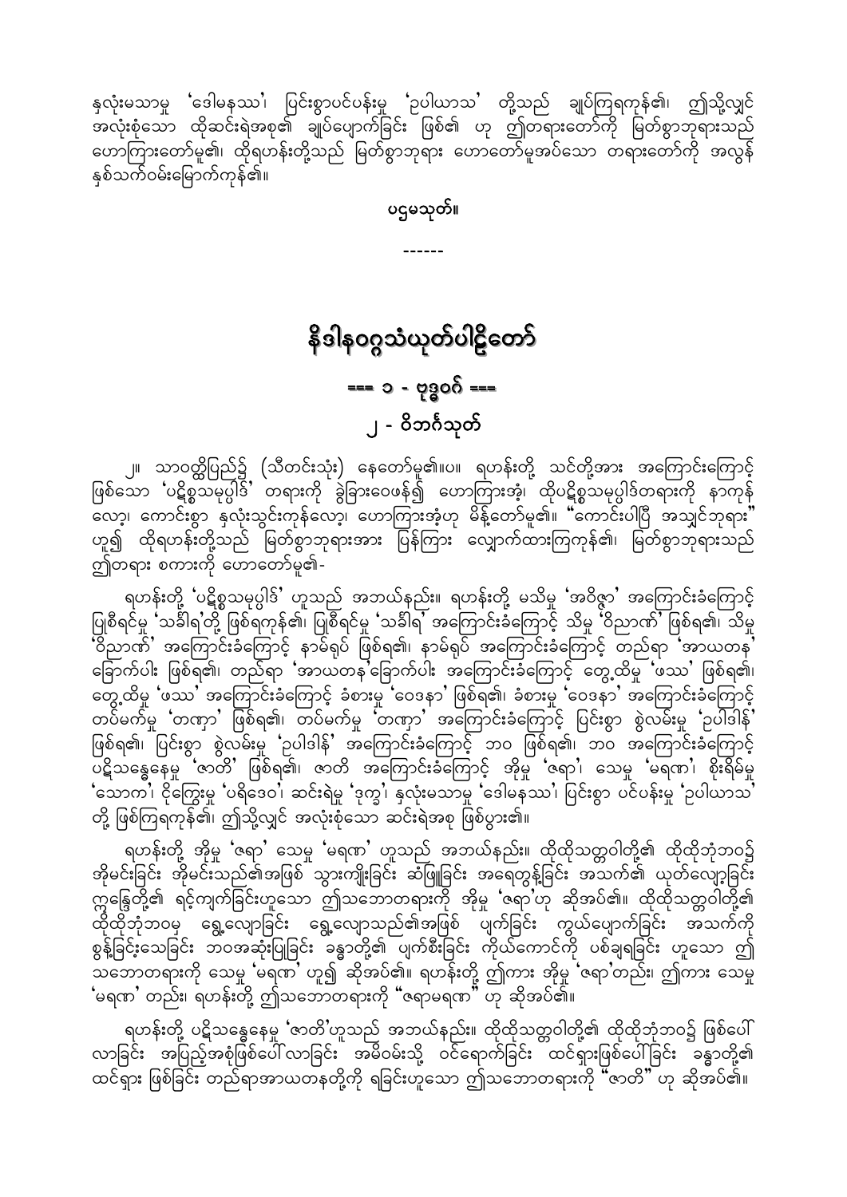နှလုံးမသာမှု 'ဒေါမနဿ'၊ ပြင်းစွာပင်ပန်းမှု 'ဥပါယာသ' တို့သည် ချုပ်ကြရကုန်၏၊ ဤသို့လျှင် အလုံးစုံသော ထိုဆင်းရဲအစု၏ ချုပ်ပျောက်ခြင်း ဖြစ်၏ ဟု ဤတရားတော်ကို မြတ်စွာဘုရားသည် ဟောကြားတော်မူ၏၊ ထိုရဟန်းတို့သည် မြတ်စွာဘုရား ဟောတော်မူအပ်သော တရားတော်ကို အလွန် နှစ်သက်ဝမ်းမြောက်ကုန်၏။

ပဌမသုတ်။

------

# နိဒါနဝဂ္ဂသံယုတ်ပါဠိတော်

## === ၁ - ဗုဒ္ဓဝဂ် ===

### ၂ - ဝိဘင်္ဂသုတ်

၂။ သာဝတ္ထိပြည်၌ (သီတင်းသုံး) နေတော်မူ၏။ပ။ ရဟန်းတို့ သင်တို့အား အကြောင်းကြောင့် ဖြစ်သော 'ပဋိစ္စသမုပ္ပါဒ်' တရားကို ခွဲခြားဝေဖန်၍ ဟောကြားအံ့၊ ထိုပဋိစ္စသမုပ္ပါဒ်တရားကို နာကုန်လော့၊ ကောင်းစွာ နှလုံးသွင်းကုန်လော့၊ ဟောကြားအံ့ဟု မိန့်တော်မူ၏။ "ကောင်းပါပြီ အသျှင်ဘုရား" ဟူ၍ ထိုရဟန်းတို့သည် မြတ်စွာဘုရားအား ပြန်ကြား လျှောက်ထားကြကုန်၏၊ မြတ်စွာဘုရားသည် ဤတရား စကားကို ဟောတော်မူ၏-

ရဟန်းတို့ 'ပဋိစ္စသမုပ္ပါဒ်' ဟူသည် အဘယ်နည်း။ ရဟန်းတို့ မသိမှု 'အဝိဇ္ဇာ' အကြောင်းခံကြောင့် ပြုစီရင်မှု 'သင်္ခါရ'တို့ ဖြစ်ရကုန်၏၊ ပြုစီရင်မှု 'သင်္ခါရ' အကြောင်းခံကြောင့် သိမှု 'ဝိညာဏ်' ဖြစ်ရ၏၊ သိမှု 'ဝိညာဏ်' အကြောင်းခံကြောင့် နာမ်ရုပ် ဖြစ်ရ၏၊ နာမ်ရုပ် အကြောင်းခံကြောင့် တည်ရာ 'အာယတန' ခြောက်ပါး ဖြစ်ရ၏၊ တည်ရာ 'အာယတန'ခြောက်ပါး အကြောင်းခံကြောင့် တွေ့ထိမှု 'ဖဿ' ဖြစ်ရ၏၊ တွေ့ထိမှု 'ဖဿ' အကြောင်းခံကြောင့် ခံစားမှု 'ဝေဒနာ' ဖြစ်ရ၏၊ ခံစားမှု 'ဝေဒနာ' အကြောင်းခံကြောင့် တပ်မက်မှု 'တဏှာ' ဖြစ်ရ၏၊ တပ်မက်မှု 'တဏှာ' အကြောင်းခံကြောင့် ပြင်းစွာ စွဲလမ်းမှု 'ဥပါဒါန်' ဖြစ်ရ၏၊ ပြင်းစွာ စွဲလမ်းမှု 'ဥပါဒါန်' အကြောင်းခံကြောင့် ဘဝ ဖြစ်ရ၏၊ ဘဝ အကြောင်းခံကြောင့် ပဋိသန္ဓေနေမှု 'ဇာတိ' ဖြစ်ရ၏၊ ဇာတိ အကြောင်းခံကြောင့် အိုမှု 'ဇရာ'၊ သေမှု 'မရဏ'၊ စိုးရိမ်မှု 'သောက'၊ ငိုကြွေးမှု 'ပရိဒေဝ'၊ ဆင်းရဲမှု 'ဒုက္ခ'၊ နှလုံးမသာမှု 'ဒေါမနဿ'၊ ပြင်းစွာ ပင်ပန်းမှု 'ဥပါယာသ' တို့ ဖြစ်ကြရကုန်၏၊ ဤသို့လျှင် အလုံးစုံသော ဆင်းရဲအစု ဖြစ်ပွား၏။

ရဟန်းတို့ အိုမှု 'ဇရာ' သေမှု 'မရဏ' ဟူသည် အဘယ်နည်း။ ထိုထိုသတ္တဝါတို့၏ ထိုထိုဘုံဘဝ၌ အိုမင်းခြင်း အိုမင်းသည်၏အဖြစ် သွားကျိုးခြင်း ဆံဖြူခြင်း အရေတွန့်ခြင်း အသက်၏ ယုတ်လျော့ခြင်း ဣန္ဒြေတို့၏ ရင့်ကျက်ခြင်းဟူသော ဤသဘောတရားကို အိုမှု 'ဇရာ'ဟု ဆိုအပ်၏။ ထိုထိုသတ္တဝါတို့၏ ထိုထိုဘုံဘဝမှ ရွေ့လျောခြင်း ရွေ့လျောသည်၏အဖြစ် ပျက်ခြင်း ကွယ်ပျောက်ခြင်း အသက်ကို စွန့်ခြင်းသေခြင်း ဘဝအဆုံးပြုခြင်း ခန္ဓာတို့၏ ပျက်စီးခြင်း ကိုယ်ကောင်ကို ပစ်ချရခြင်း ဟူသော ဤသဘောတရားကို သေမှု 'မရဏ' ဟူ၍ ဆိုအပ်၏။ ရဟန်းတို့ ဤကား အိုမှု 'ဇရာ'တည်း၊ ဤကား သေမှု 'မရဏ' တည်း၊ ရဟန်းတို့ ဤသဘောတရားကို "ဇရာမရဏ" ဟု ဆိုအပ်၏။

ရဟန်းတို့ ပဋိသန္ဓေနေမှု 'ဇာတိ'ဟူသည် အဘယ်နည်း။ ထိုထိုသတ္တဝါတို့၏ ထိုထိုဘုံဘဝ၌ ဖြစ်ပေါ်လာခြင်း အပြည့်အစုံဖြစ်ပေါ်လာခြင်း အမိဝမ်းသို့ ဝင်ရောက်ခြင်း ထင်ရှားဖြစ်ပေါ်ခြင်း ခန္ဓာတို့၏ ထင်ရှား ဖြစ်ခြင်း တည်ရာအာယတနတို့ကို ရခြင်းဟူသော ဤသဘောတရားကို "ဇာတိ" ဟု ဆိုအပ်၏။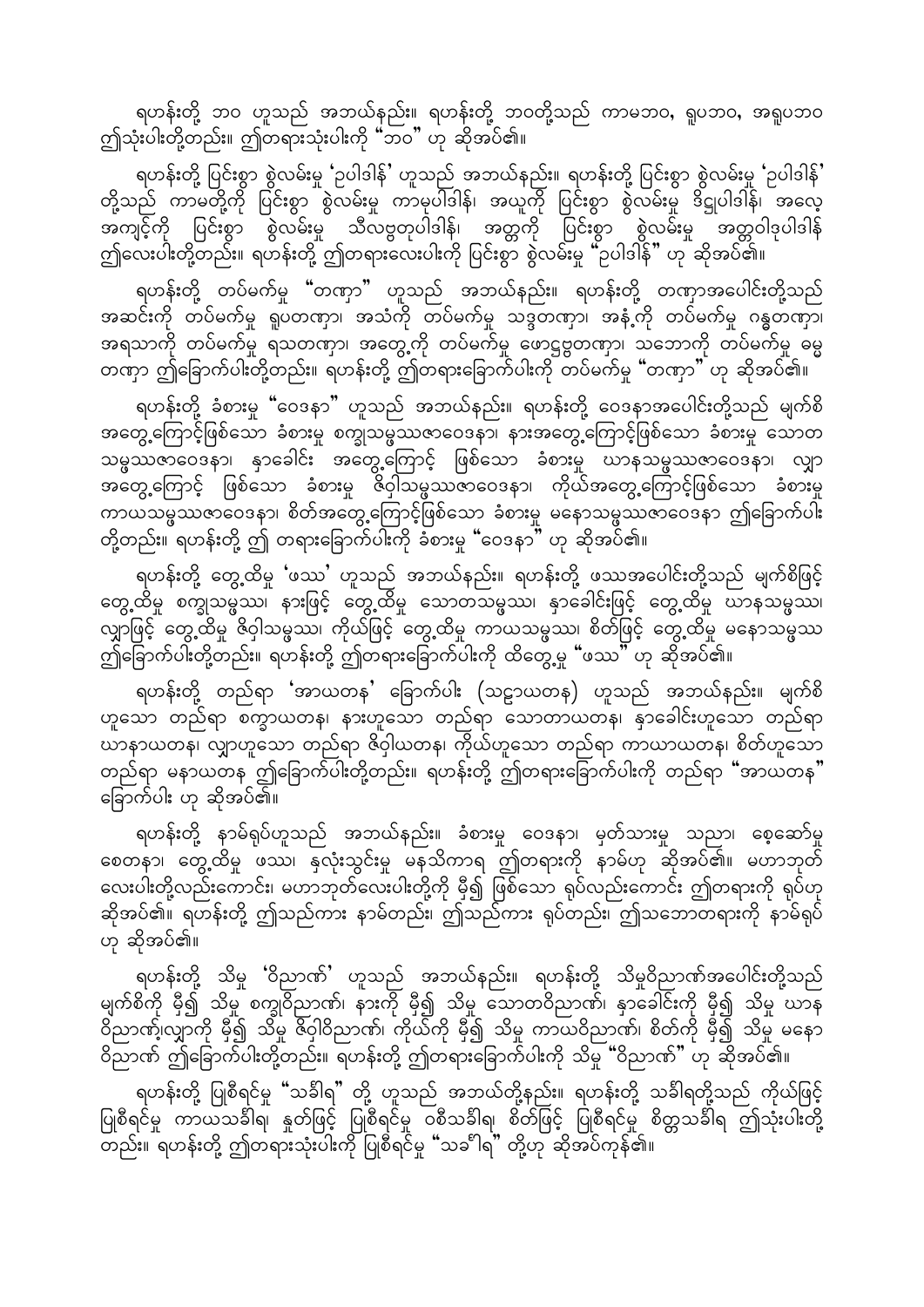ရဟန်းတို့ ဘဝ ဟူသည် အဘယ်နည်း။ ရဟန်းတို့ ဘဝတို့သည် ကာမဘဝ, ရူပဘဝ, အရူပဘဝ ဤသုံးပါးတို့တည်း။ ဤတရားသုံးပါးကို "ဘဝ" ဟု ဆိုအပ်၏။

ရဟန်းတို့ ပြင်းစွာ စွဲလမ်းမှု 'ဥပါဒါန်' ဟူသည် အဘယ်နည်း။ ရဟန်းတို့ ပြင်းစွာ စွဲလမ်းမှု 'ဥပါဒါန်' တို့သည် ကာမတို့ကို ပြင်းစွာ စွဲလမ်းမှု ကာမုပါဒါန်၊ အယူကို ပြင်းစွာ စွဲလမ်းမှု ဒိဋ္ဌုပါဒါန်၊ အလေ့အကျင့်ကို ပြင်းစွာ စွဲလမ်းမှု သီလဗ္ဗတုပါဒါန်၊ အတ္တကို ပြင်းစွာ စွဲလမ်းမှု အတ္တဝါဒုပါဒါန် ဤလေးပါးတို့တည်း။ ရဟန်းတို့ ဤတရားလေးပါးကို ပြင်းစွာ စွဲလမ်းမှု "ဥပါဒါန်" ဟု ဆိုအပ်၏။

ရဟန်းတို့ တပ်မက်မှု "တဏှာ" ဟူသည် အဘယ်နည်း။ ရဟန်းတို့ တဏှာအပေါင်းတို့သည် အဆင်းကို တပ်မက်မှု ရူပတဏှာ၊ အသံကို တပ်မက်မှု သဒ္ဒတဏှာ၊ အနံ့ကို တပ်မက်မှု ဂန္ဓတဏှာ၊ အရသာကို တပ်မက်မှု ရသတဏှာ၊ အတွေ့ကို တပ်မက်မှု ဖောဋ္ဌဗ္ဗတဏှာ၊ သဘောကို တပ်မက်မှု ဓမ္မတဏှာ ဤခြောက်ပါးတို့တည်း။ ရဟန်းတို့ ဤတရားခြောက်ပါးကို တပ်မက်မှု "တဏှာ" ဟု ဆိုအပ်၏။

ရဟန်းတို့ ခံစားမှု "ဝေဒနာ" ဟူသည် အဘယ်နည်း။ ရဟန်းတို့ ဝေဒနာအပေါင်းတို့သည် မျက်စိအတွေ့ကြောင့်ဖြစ်သော ခံစားမှု စက္ခုသမ္ဖဿဇာဝေဒနာ၊ နားအတွေ့ကြောင့်ဖြစ်သော ခံစားမှု သောတသမ္ဖဿဇာဝေဒနာ၊ နှာခေါင်း အတွေ့ကြောင့် ဖြစ်သော ခံစားမှု ဃာနသမ္ဖဿဇာဝေဒနာ၊ လျှာအတွေ့ကြောင့် ဖြစ်သော ခံစားမှု ဇိဝှါသမ္ဖဿဇာဝေဒနာ၊ ကိုယ်အတွေ့ကြောင့်ဖြစ်သော ခံစားမှု ကာယသမ္ဖဿဇာဝေဒနာ၊ စိတ်အတွေ့ကြောင့်ဖြစ်သော ခံစားမှု မနောသမ္ဖဿဇာဝေဒနာ ဤခြောက်ပါးတို့တည်း။ ရဟန်းတို့ ဤ တရားခြောက်ပါးကို ခံစားမှု "ဝေဒနာ" ဟု ဆိုအပ်၏။

ရဟန်းတို့ တွေ့ထိမှု 'ဖဿ' ဟူသည် အဘယ်နည်း။ ရဟန်းတို့ ဖဿအပေါင်းတို့သည် မျက်စိဖြင့် တွေ့ထိမှု စက္ခုသမ္ဖဿ၊ နားဖြင့် တွေ့ထိမှု သောတသမ္ဖဿ၊ နှာခေါင်းဖြင့် တွေ့ထိမှု ဃာနသမ္ဖဿ၊ လျှာဖြင့် တွေ့ထိမှု ဇိဝှါသမ္ဖဿ၊ ကိုယ်ဖြင့် တွေ့ထိမှု ကာယသမ္ဖဿ၊ စိတ်ဖြင့် တွေ့ထိမှု မနောသမ္ဖဿ ဤခြောက်ပါးတို့တည်း။ ရဟန်းတို့ ဤတရားခြောက်ပါးကို ထိတွေ့မှု "ဖဿ" ဟု ဆိုအပ်၏။

ရဟန်းတို့ တည်ရာ 'အာယတန' ခြောက်ပါး (သဠာယတန) ဟူသည် အဘယ်နည်း။ မျက်စိဟူသော တည်ရာ စက္ခာယတန၊ နားဟူသော တည်ရာ သောတာယတန၊ နှာခေါင်းဟူသော တည်ရာ ဃာနာယတန၊ လျှာဟူသော တည်ရာ ဇိဝှါယတန၊ ကိုယ်ဟူသော တည်ရာ ကာယာယတန၊ စိတ်ဟူသော တည်ရာ မနာယတန ဤခြောက်ပါးတို့တည်း။ ရဟန်းတို့ ဤတရားခြောက်ပါးကို တည်ရာ "အာယတန" ခြောက်ပါး ဟု ဆိုအပ်၏။

ရဟန်းတို့ နာမ်ရုပ်ဟူသည် အဘယ်နည်း။ ခံစားမှု ဝေဒနာ၊ မှတ်သားမှု သညာ၊ စေ့ဆော်မှု စေတနာ၊ တွေ့ထိမှု ဖဿ၊ နှလုံးသွင်းမှု မနသိကာရ ဤတရားကို နာမ်ဟု ဆိုအပ်၏။ မဟာဘုတ်လေးပါးတို့လည်းကောင်း၊ မဟာဘုတ်လေးပါးတို့ကို မှီ၍ ဖြစ်သော ရုပ်လည်းကောင်း ဤတရားကို ရုပ်ဟု ဆိုအပ်၏။ ရဟန်းတို့ ဤသည်ကား နာမ်တည်း၊ ဤသည်ကား ရုပ်တည်း၊ ဤသဘောတရားကို နာမ်ရုပ်ဟု ဆိုအပ်၏။

ရဟန်းတို့ သိမှု 'ဝိညာဏ်' ဟူသည် အဘယ်နည်း။ ရဟန်းတို့ သိမှုဝိညာဏ်အပေါင်းတို့သည် မျက်စိကို မှီ၍ သိမှု စက္ခုဝိညာဏ်၊ နားကို မှီ၍ သိမှု သောတဝိညာဏ်၊ နှာခေါင်းကို မှီ၍ သိမှု ဃာနဝိညာဏ်၊လျှာကို မှီ၍ သိမှု ဇိဝှါဝိညာဏ်၊ ကိုယ်ကို မှီ၍ သိမှု ကာယဝိညာဏ်၊ စိတ်ကို မှီ၍ သိမှု မနောဝိညာဏ် ဤခြောက်ပါးတို့တည်း။ ရဟန်းတို့ ဤတရားခြောက်ပါးကို သိမှု "ဝိညာဏ်" ဟု ဆိုအပ်၏။

ရဟန်းတို့ ပြုစီရင်မှု "သင်္ခါရ" တို့ ဟူသည် အဘယ်တို့နည်း။ ရဟန်းတို့ သင်္ခါရတို့သည် ကိုယ်ဖြင့် ပြုစီရင်မှု ကာယသင်္ခါရ၊ နှုတ်ဖြင့် ပြုစီရင်မှု ဝစီသင်္ခါရ၊ စိတ်ဖြင့် ပြုစီရင်မှု စိတ္တသင်္ခါရ ဤသုံးပါးတို့တည်း။ ရဟန်းတို့ ဤတရားသုံးပါးကို ပြုစီရင်မှု "သင်္ခါရ" တို့ဟု ဆိုအပ်ကုန်၏။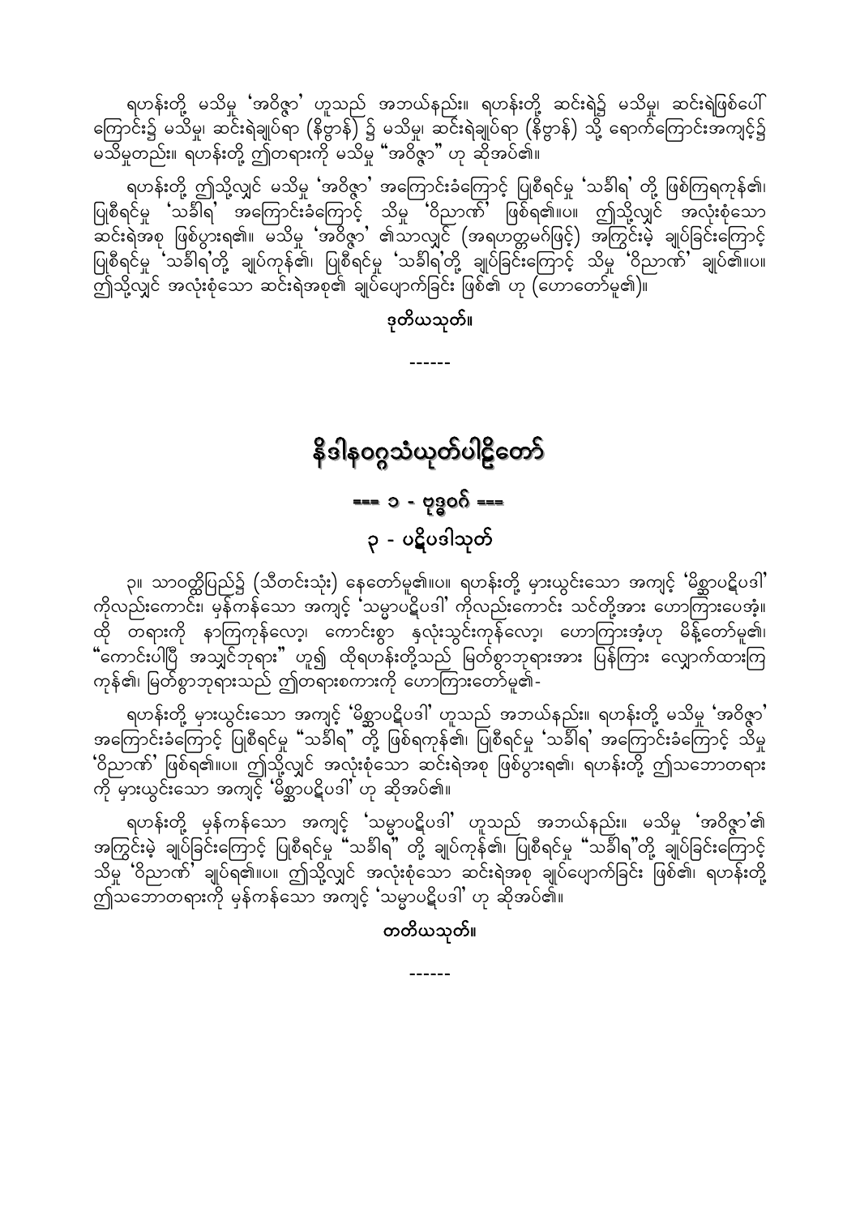ရဟန်းတို့ မသိမှု 'အဝိဇ္ဇာ' ဟူသည် အဘယ်နည်း။ ရဟန်းတို့ ဆင်းရဲ၌ မသိမှု၊ ဆင်းရဲဖြစ်ပေါ်ကြောင်း၌ မသိမှု၊ ဆင်းရဲချုပ်ရာ (နိဗ္ဗာန်) ၌ မသိမှု၊ ဆင်းရဲချုပ်ရာ (နိဗ္ဗာန်) သို့ ရောက်ကြောင်းအကျင့်၌ မသိမှုတည်း။ ရဟန်းတို့ ဤတရားကို မသိမှု "အဝိဇ္ဇာ" ဟု ဆိုအပ်၏။

ရဟန်းတို့ ဤသို့လျှင် မသိမှု 'အဝိဇ္ဇာ' အကြောင်းခံကြောင့် ပြုစီရင်မှု 'သင်္ခါရ' တို့ ဖြစ်ကြရကုန်၏၊ ပြုစီရင်မှု 'သင်္ခါရ' အကြောင်းခံကြောင့် သိမှု 'ဝိညာဏ်' ဖြစ်ရ၏။ပ။ ဤသို့လျှင် အလုံးစုံသော ဆင်းရဲအစု ဖြစ်ပွားရ၏။ မသိမှု 'အဝိဇ္ဇာ' ၏သာလျှင် (အရဟတ္တမဂ်ဖြင့်) အကြွင်းမဲ့ ချုပ်ခြင်းကြောင့် ပြုစီရင်မှု 'သင်္ခါရ'တို့ ချုပ်ကုန်၏၊ ပြုစီရင်မှု 'သင်္ခါရ'တို့ ချုပ်ခြင်းကြောင့် သိမှု 'ဝိညာဏ်' ချုပ်၏။ပ။ ဤသို့လျှင် အလုံးစုံသော ဆင်းရဲအစု၏ ချုပ်ပျောက်ခြင်း ဖြစ်၏ ဟု (ဟောတော်မူ၏)။

**ဒုတိယသုတ်။**

------

# နိဒါနဝဂ္ဂသံယုတ်ပါဠိတော်

## === ၁ - ဗုဒ္ဓဝဂ် ===

## ၃ - ပဋိပဒါသုတ်

၃။ သာဝတ္ထိပြည်၌ (သီတင်းသုံး) နေတော်မူ၏။ပ။ ရဟန်းတို့ မှားယွင်းသော အကျင့် 'မိစ္ဆာပဋိပဒါ' ကိုလည်းကောင်း၊ မှန်ကန်သော အကျင့် 'သမ္မာပဋိပဒါ' ကိုလည်းကောင်း သင်တို့အား ဟောကြားပေအံ့။ ထို တရားကို နာကြကုန်လော့၊ ကောင်းစွာ နှလုံးသွင်းကုန်လော့၊ ဟောကြားအံ့ဟု မိန့်တော်မူ၏၊ "ကောင်းပါပြီ အသျှင်ဘုရား" ဟူ၍ ထိုရဟန်းတို့သည် မြတ်စွာဘုရားအား ပြန်ကြား လျှောက်ထားကြကုန်၏၊ မြတ်စွာဘုရားသည် ဤတရားစကားကို ဟောကြားတော်မူ၏-

ရဟန်းတို့ မှားယွင်းသော အကျင့် 'မိစ္ဆာပဋိပဒါ' ဟူသည် အဘယ်နည်း။ ရဟန်းတို့ မသိမှု 'အဝိဇ္ဇာ' အကြောင်းခံကြောင့် ပြုစီရင်မှု "သင်္ခါရ" တို့ ဖြစ်ရကုန်၏၊ ပြုစီရင်မှု 'သင်္ခါရ' အကြောင်းခံကြောင့် သိမှု 'ဝိညာဏ်' ဖြစ်ရ၏။ပ။ ဤသို့လျှင် အလုံးစုံသော ဆင်းရဲအစု ဖြစ်ပွားရ၏၊ ရဟန်းတို့ ဤသဘောတရားကို မှားယွင်းသော အကျင့် 'မိစ္ဆာပဋိပဒါ' ဟု ဆိုအပ်၏။

ရဟန်းတို့ မှန်ကန်သော အကျင့် 'သမ္မာပဋိပဒါ' ဟူသည် အဘယ်နည်း။ မသိမှု 'အဝိဇ္ဇာ'၏ အကြွင်းမဲ့ ချုပ်ခြင်းကြောင့် ပြုစီရင်မှု "သင်္ခါရ" တို့ ချုပ်ကုန်၏၊ ပြုစီရင်မှု "သင်္ခါရ"တို့ ချုပ်ခြင်းကြောင့် သိမှု 'ဝိညာဏ်' ချုပ်ရ၏။ပ။ ဤသို့လျှင် အလုံးစုံသော ဆင်းရဲအစု ချုပ်ပျောက်ခြင်း ဖြစ်၏၊ ရဟန်းတို့ ဤသဘောတရားကို မှန်ကန်သော အကျင့် 'သမ္မာပဋိပဒါ' ဟု ဆိုအပ်၏။

**တတိယသုတ်။**

------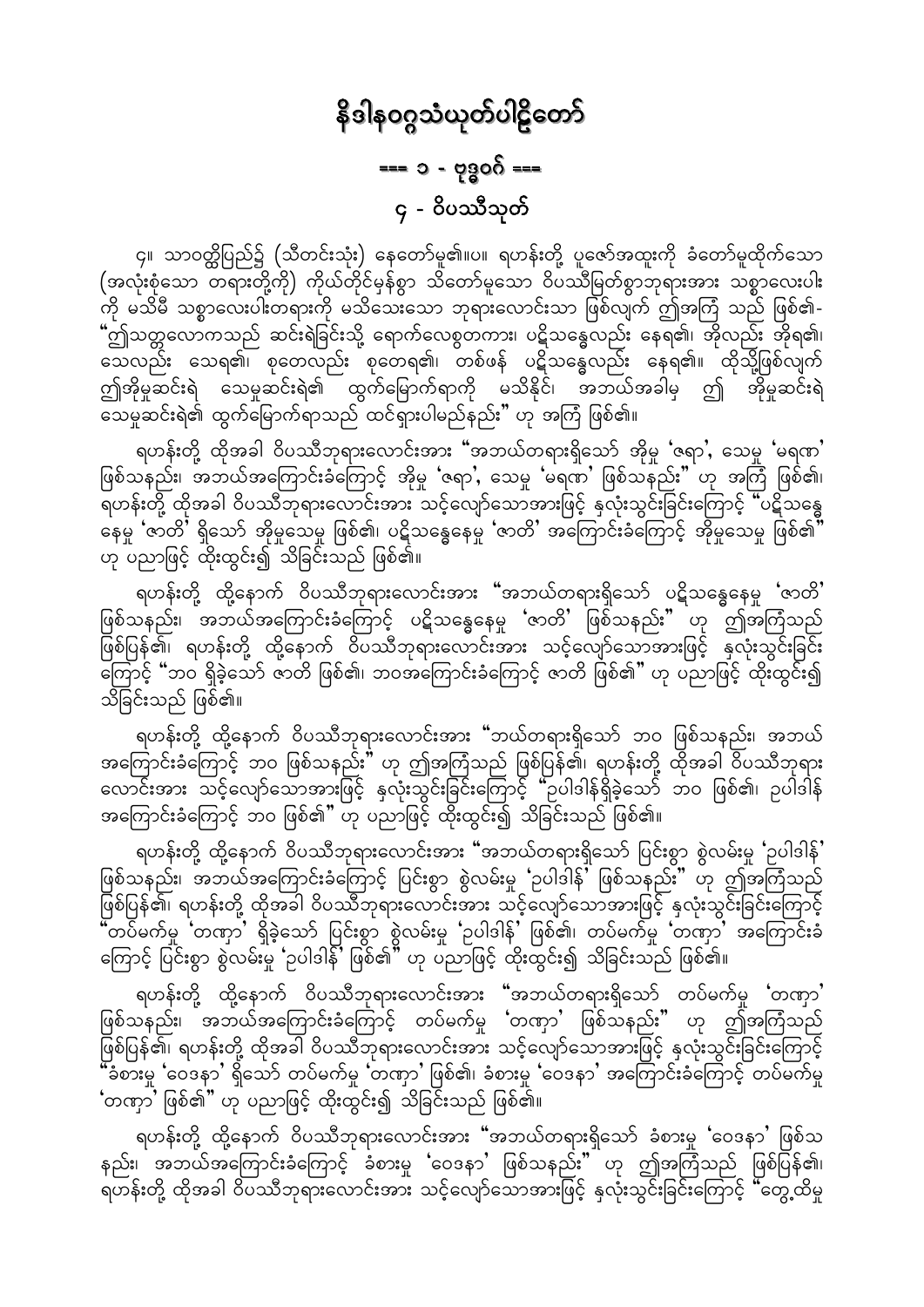# နိဒါနဝဂ္ဂသံယုတ်ပါဠိတော်

## === ၁ - ဗုဒ္ဓဝဂ် ===

### ၄ - ဝိပဿီသုတ်

၄။ သာဝတ္ထိပြည်၌ (သီတင်းသုံး) နေတော်မူ၏။ပ။ ရဟန်းတို့ ပူဇော်အထူးကို ခံတော်မူထိုက်သော (အလုံးစုံသော တရားတို့ကို) ကိုယ်တိုင်မှန်စွာ သိတော်မူသော ဝိပဿီမြတ်စွာဘုရားအား သစ္စာလေးပါးကို မသိမီ သစ္စာလေးပါးတရားကို မသိသေးသော ဘုရားလောင်းသာ ဖြစ်လျက် ဤအကြံ သည် ဖြစ်၏- "ဤသတ္တလောကသည် ဆင်းရဲခြင်းသို့ ရောက်လေစွတကား၊ ပဋိသန္ဓေလည်း နေရ၏၊ အိုလည်း အိုရ၏၊ သေလည်း သေရ၏၊ စုတေလည်း စုတေရ၏၊ တစ်ဖန် ပဋိသန္ဓေလည်း နေရ၏။ ထိုသို့ဖြစ်လျက် ဤအိုမှုဆင်းရဲ သေမှုဆင်းရဲ၏ ထွက်မြောက်ရာကို မသိနိုင်၊ အဘယ်အခါမှ ဤ အိုမှုဆင်းရဲ သေမှုဆင်းရဲ၏ ထွက်မြောက်ရာသည် ထင်ရှားပါမည်နည်း" ဟု အကြံ ဖြစ်၏။

ရဟန်းတို့ ထိုအခါ ဝိပဿီဘုရားလောင်းအား "အဘယ်တရားရှိသော် အိုမှု 'ဇရာ'၊ သေမှု 'မရဏ' ဖြစ်သနည်း၊ အဘယ်အကြောင်းခံကြောင့် အိုမှု 'ဇရာ'၊ သေမှု 'မရဏ' ဖြစ်သနည်း" ဟု အကြံ ဖြစ်၏။ ရဟန်းတို့ ထိုအခါ ဝိပဿီဘုရားလောင်းအား သင့်လျော်သောအားဖြင့် နှလုံးသွင်းခြင်းကြောင့် "ပဋိသန္ဓေနေမှု 'ဇာတိ' ရှိသော် အိုမှုသေမှု ဖြစ်၏၊ ပဋိသန္ဓေနေမှု 'ဇာတိ' အကြောင်းခံကြောင့် အိုမှုသေမှု ဖြစ်၏" ဟု ပညာဖြင့် ထိုးထွင်း၍ သိခြင်းသည် ဖြစ်၏။

ရဟန်းတို့ ထို့နောက် ဝိပဿီဘုရားလောင်းအား "အဘယ်တရားရှိသော် ပဋိသန္ဓေနေမှု 'ဇာတိ' ဖြစ်သနည်း၊ အဘယ်အကြောင်းခံကြောင့် ပဋိသန္ဓေနေမှု 'ဇာတိ' ဖြစ်သနည်း" ဟု ဤအကြံသည် ဖြစ်ပြန်၏၊ ရဟန်းတို့ ထို့နောက် ဝိပဿီဘုရားလောင်းအား သင့်လျော်သောအားဖြင့် နှလုံးသွင်းခြင်းကြောင့် "ဘဝ ရှိခဲ့သော် ဇာတိ ဖြစ်၏၊ ဘဝအကြောင်းခံကြောင့် ဇာတိ ဖြစ်၏" ဟု ပညာဖြင့် ထိုးထွင်း၍ သိခြင်းသည် ဖြစ်၏။

ရဟန်းတို့ ထို့နောက် ဝိပဿီဘုရားလောင်းအား "ဘယ်တရားရှိသော် ဘဝ ဖြစ်သနည်း၊ အဘယ်အကြောင်းခံကြောင့် ဘဝ ဖြစ်သနည်း" ဟု ဤအကြံသည် ဖြစ်ပြန်၏၊ ရဟန်းတို့ ထိုအခါ ဝိပဿီဘုရားလောင်းအား သင့်လျော်သောအားဖြင့် နှလုံးသွင်းခြင်းကြောင့် "ဥပါဒါန်ရှိခဲ့သော် ဘဝ ဖြစ်၏၊ ဥပါဒါန် အကြောင်းခံကြောင့် ဘဝ ဖြစ်၏" ဟု ပညာဖြင့် ထိုးထွင်း၍ သိခြင်းသည် ဖြစ်၏။

ရဟန်းတို့ ထို့နောက် ဝိပဿီဘုရားလောင်းအား "အဘယ်တရားရှိသော် ပြင်းစွာ စွဲလမ်းမှု 'ဥပါဒါန်' ဖြစ်သနည်း၊ အဘယ်အကြောင်းခံကြောင့် ပြင်းစွာ စွဲလမ်းမှု 'ဥပါဒါန်' ဖြစ်သနည်း" ဟု ဤအကြံသည် ဖြစ်ပြန်၏၊ ရဟန်းတို့ ထိုအခါ ဝိပဿီဘုရားလောင်းအား သင့်လျော်သောအားဖြင့် နှလုံးသွင်းခြင်းကြောင့် "တပ်မက်မှု 'တဏှာ' ရှိခဲ့သော် ပြင်းစွာ စွဲလမ်းမှု 'ဥပါဒါန်' ဖြစ်၏၊ တပ်မက်မှု 'တဏှာ' အကြောင်းခံကြောင့် ပြင်းစွာ စွဲလမ်းမှု 'ဥပါဒါန်' ဖြစ်၏" ဟု ပညာဖြင့် ထိုးထွင်း၍ သိခြင်းသည် ဖြစ်၏။

ရဟန်းတို့ ထို့နောက် ဝိပဿီဘုရားလောင်းအား "အဘယ်တရားရှိသော် တပ်မက်မှု 'တဏှာ' ဖြစ်သနည်း၊ အဘယ်အကြောင်းခံကြောင့် တပ်မက်မှု 'တဏှာ' ဖြစ်သနည်း" ဟု ဤအကြံသည် ဖြစ်ပြန်၏၊ ရဟန်းတို့ ထိုအခါ ဝိပဿီဘုရားလောင်းအား သင့်လျော်သောအားဖြင့် နှလုံးသွင်းခြင်းကြောင့် "ခံစားမှု 'ဝေဒနာ' ရှိသော် တပ်မက်မှု 'တဏှာ' ဖြစ်၏၊ ခံစားမှု 'ဝေဒနာ' အကြောင်းခံကြောင့် တပ်မက်မှု 'တဏှာ' ဖြစ်၏" ဟု ပညာဖြင့် ထိုးထွင်း၍ သိခြင်းသည် ဖြစ်၏။

ရဟန်းတို့ ထို့နောက် ဝိပဿီဘုရားလောင်းအား "အဘယ်တရားရှိသော် ခံစားမှု 'ဝေဒနာ' ဖြစ်သနည်း၊ အဘယ်အကြောင်းခံကြောင့် ခံစားမှု 'ဝေဒနာ' ဖြစ်သနည်း" ဟု ဤအကြံသည် ဖြစ်ပြန်၏၊ ရဟန်းတို့ ထိုအခါ ဝိပဿီဘုရားလောင်းအား သင့်လျော်သောအားဖြင့် နှလုံးသွင်းခြင်းကြောင့် "တွေ့ထိမှု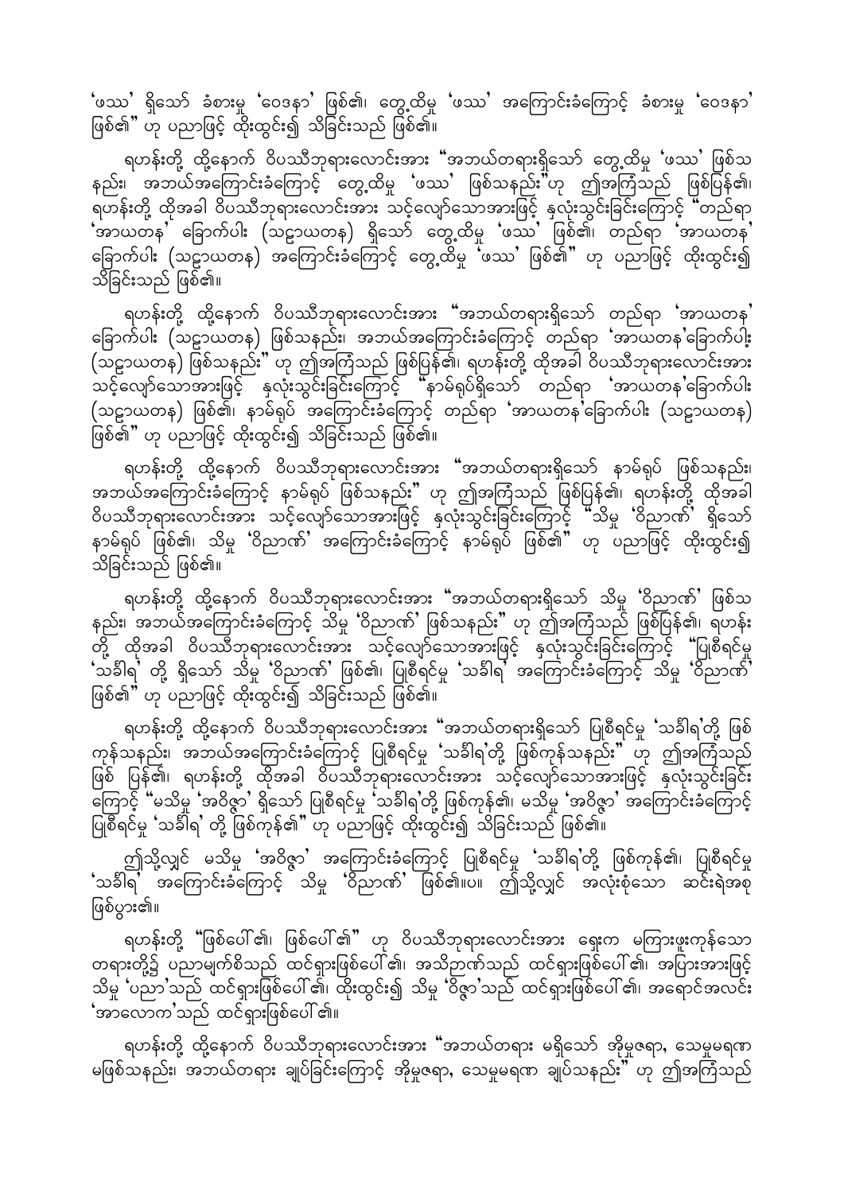'ဖဿ' ရှိသော် ခံစားမှု 'ဝေဒနာ' ဖြစ်၏၊ တွေ့ထိမှု 'ဖဿ' အကြောင်းခံကြောင့် ခံစားမှု 'ဝေဒနာ' ဖြစ်၏" ဟု ပညာဖြင့် ထိုးထွင်း၍ သိခြင်းသည် ဖြစ်၏။

ရဟန်းတို့ ထို့နောက် ဝိပဿီဘုရားလောင်းအား "အဘယ်တရားရှိသော် တွေ့ထိမှု 'ဖဿ' ဖြစ်သနည်း၊ အဘယ်အကြောင်းခံကြောင့် တွေ့ထိမှု 'ဖဿ' ဖြစ်သနည်း"ဟု ဤအကြံသည် ဖြစ်ပြန်၏၊ ရဟန်းတို့ ထိုအခါ ဝိပဿီဘုရားလောင်းအား သင့်လျော်သောအားဖြင့် နှလုံးသွင်းခြင်းကြောင့် "တည်ရာ 'အာယတန' ခြောက်ပါး (သဠာယတန) ရှိသော် တွေ့ထိမှု 'ဖဿ' ဖြစ်၏၊ တည်ရာ 'အာယတန' ခြောက်ပါး (သဠာယတန) အကြောင်းခံကြောင့် တွေ့ထိမှု 'ဖဿ' ဖြစ်၏" ဟု ပညာဖြင့် ထိုးထွင်း၍ သိခြင်းသည် ဖြစ်၏။

ရဟန်းတို့ ထို့နောက် ဝိပဿီဘုရားလောင်းအား "အဘယ်တရားရှိသော် တည်ရာ 'အာယတန' ခြောက်ပါး (သဠာယတန) ဖြစ်သနည်း၊ အဘယ်အကြောင်းခံကြောင့် တည်ရာ 'အာယတန'ခြောက်ပါး (သဠာယတန) ဖြစ်သနည်း" ဟု ဤအကြံသည် ဖြစ်ပြန်၏၊ ရဟန်းတို့ ထိုအခါ ဝိပဿီဘုရားလောင်းအား သင့်လျော်သောအားဖြင့် နှလုံးသွင်းခြင်းကြောင့် "နာမ်ရုပ်ရှိသော် တည်ရာ 'အာယတန'ခြောက်ပါး (သဠာယတန) ဖြစ်၏၊ နာမ်ရုပ် အကြောင်းခံကြောင့် တည်ရာ 'အာယတန'ခြောက်ပါး (သဠာယတန) ဖြစ်၏" ဟု ပညာဖြင့် ထိုးထွင်း၍ သိခြင်းသည် ဖြစ်၏။

ရဟန်းတို့ ထို့နောက် ဝိပဿီဘုရားလောင်းအား "အဘယ်တရားရှိသော် နာမ်ရုပ် ဖြစ်သနည်း၊ အဘယ်အကြောင်းခံကြောင့် နာမ်ရုပ် ဖြစ်သနည်း" ဟု ဤအကြံသည် ဖြစ်ပြန်၏၊ ရဟန်းတို့ ထိုအခါ ဝိပဿီဘုရားလောင်းအား သင့်လျော်သောအားဖြင့် နှလုံးသွင်းခြင်းကြောင့် "သိမှု 'ဝိညာဏ်' ရှိသော် နာမ်ရုပ် ဖြစ်၏၊ သိမှု 'ဝိညာဏ်' အကြောင်းခံကြောင့် နာမ်ရုပ် ဖြစ်၏" ဟု ပညာဖြင့် ထိုးထွင်း၍ သိခြင်းသည် ဖြစ်၏။

ရဟန်းတို့ ထို့နောက် ဝိပဿီဘုရားလောင်းအား "အဘယ်တရားရှိသော် သိမှု 'ဝိညာဏ်' ဖြစ်သနည်း၊ အဘယ်အကြောင်းခံကြောင့် သိမှု 'ဝိညာဏ်' ဖြစ်သနည်း" ဟု ဤအကြံသည် ဖြစ်ပြန်၏၊ ရဟန်းတို့ ထိုအခါ ဝိပဿီဘုရားလောင်းအား သင့်လျော်သောအားဖြင့် နှလုံးသွင်းခြင်းကြောင့် "ပြုစီရင်မှု 'သင်္ခါရ' တို့ ရှိသော် သိမှု 'ဝိညာဏ်' ဖြစ်၏၊ ပြုစီရင်မှု 'သင်္ခါရ' အကြောင်းခံကြောင့် သိမှု 'ဝိညာဏ်' ဖြစ်၏" ဟု ပညာဖြင့် ထိုးထွင်း၍ သိခြင်းသည် ဖြစ်၏။

ရဟန်းတို့ ထို့နောက် ဝိပဿီဘုရားလောင်းအား "အဘယ်တရားရှိသော် ပြုစီရင်မှု 'သင်္ခါရ'တို့ ဖြစ်ကုန်သနည်း၊ အဘယ်အကြောင်းခံကြောင့် ပြုစီရင်မှု 'သင်္ခါရ'တို့ ဖြစ်ကုန်သနည်း" ဟု ဤအကြံသည် ဖြစ် ပြန်၏၊ ရဟန်းတို့ ထိုအခါ ဝိပဿီဘုရားလောင်းအား သင့်လျော်သောအားဖြင့် နှလုံးသွင်းခြင်းကြောင့် "မသိမှု 'အဝိဇ္ဇာ' ရှိသော် ပြုစီရင်မှု 'သင်္ခါရ'တို့ ဖြစ်ကုန်၏၊ မသိမှု 'အဝိဇ္ဇာ' အကြောင်းခံကြောင့် ပြုစီရင်မှု 'သင်္ခါရ' တို့ ဖြစ်ကုန်၏" ဟု ပညာဖြင့် ထိုးထွင်း၍ သိခြင်းသည် ဖြစ်၏။

ဤသို့လျှင် မသိမှု 'အဝိဇ္ဇာ' အကြောင်းခံကြောင့် ပြုစီရင်မှု 'သင်္ခါရ'တို့ ဖြစ်ကုန်၏၊ ပြုစီရင်မှု 'သင်္ခါရ' အကြောင်းခံကြောင့် သိမှု 'ဝိညာဏ်' ဖြစ်၏။ပ။ ဤသို့လျှင် အလုံးစုံသော ဆင်းရဲအစု ဖြစ်ပွား၏။

ရဟန်းတို့ "ဖြစ်ပေ၏၊ ဖြစ်ပေ၏" ဟု ဝိပဿီဘုရားလောင်းအား ရှေးက မကြားဖူးကုန်သော တရားတို့၌ ပညာမျက်စိသည် ထင်ရှားဖြစ်ပေ၏၊ အသိဉာဏ်သည် ထင်ရှားဖြစ်ပေ၏၊ အပြားအားဖြင့် သိမှု 'ပညာ'သည် ထင်ရှားဖြစ်ပေ၏၊ ထိုးထွင်း၍ သိမှု 'ဝိဇ္ဇာ'သည် ထင်ရှားဖြစ်ပေ၏၊ အရောင်အလင်း 'အာလောက'သည် ထင်ရှားဖြစ်ပေ၏။

ရဟန်းတို့ ထို့နောက် ဝိပဿီဘုရားလောင်းအား "အဘယ်တရား မရှိသော် အိုမှုဇရာ, သေမှုမရဏ မဖြစ်သနည်း၊ အဘယ်တရား ချုပ်ခြင်းကြောင့် အိုမှုဇရာ, သေမှုမရဏ ချုပ်သနည်း" ဟု ဤအကြံသည်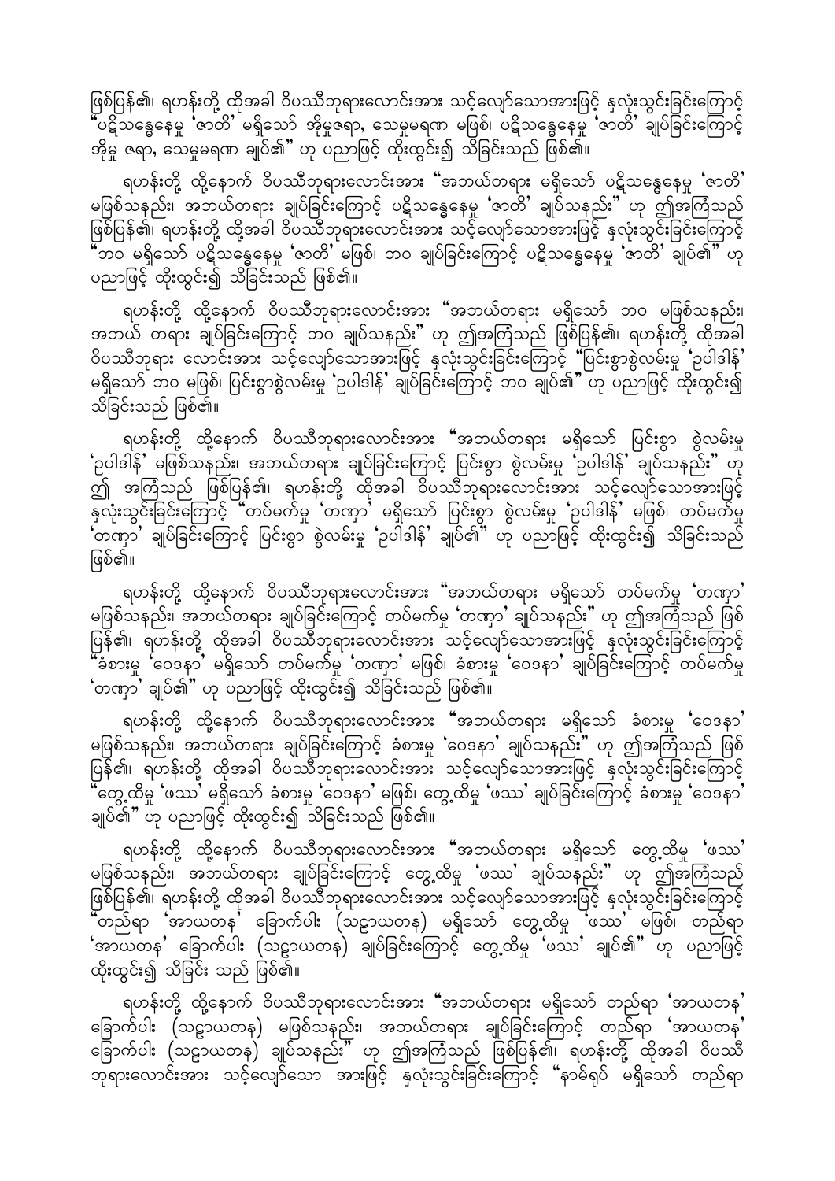ဖြစ်ပြန်၏၊ ရဟန်းတို့ ထိုအခါ ဝိပဿီဘုရားလောင်းအား သင့်လျော်သောအားဖြင့် နှလုံးသွင်းခြင်းကြောင့် "ပဋိသန္ဓေနေမှု 'ဇာတိ' မရှိသော် အိုမှုဇရာ, သေမှုမရဏ မဖြစ်၊ ပဋိသန္ဓေနေမှု 'ဇာတိ' ချုပ်ခြင်းကြောင့် အိုမှု ဇရာ, သေမှုမရဏ ချုပ်၏" ဟု ပညာဖြင့် ထိုးထွင်း၍ သိခြင်းသည် ဖြစ်၏။

ရဟန်းတို့ ထို့နောက် ဝိပဿီဘုရားလောင်းအား "အဘယ်တရား မရှိသော် ပဋိသန္ဓေနေမှု 'ဇာတိ' မဖြစ်သနည်း၊ အဘယ်တရား ချုပ်ခြင်းကြောင့် ပဋိသန္ဓေနေမှု 'ဇာတိ' ချုပ်သနည်း" ဟု ဤအကြံသည် ဖြစ်ပြန်၏၊ ရဟန်းတို့ ထိုအခါ ဝိပဿီဘုရားလောင်းအား သင့်လျော်သောအားဖြင့် နှလုံးသွင်းခြင်းကြောင့် "ဘဝ မရှိသော် ပဋိသန္ဓေနေမှု 'ဇာတိ' မဖြစ်၊ ဘဝ ချုပ်ခြင်းကြောင့် ပဋိသန္ဓေနေမှု 'ဇာတိ' ချုပ်၏" ဟု ပညာဖြင့် ထိုးထွင်း၍ သိခြင်းသည် ဖြစ်၏။

ရဟန်းတို့ ထို့နောက် ဝိပဿီဘုရားလောင်းအား "အဘယ်တရား မရှိသော် ဘဝ မဖြစ်သနည်း၊ အဘယ် တရား ချုပ်ခြင်းကြောင့် ဘဝ ချုပ်သနည်း" ဟု ဤအကြံသည် ဖြစ်ပြန်၏၊ ရဟန်းတို့ ထိုအခါ ဝိပဿီဘုရား လောင်းအား သင့်လျော်သောအားဖြင့် နှလုံးသွင်းခြင်းကြောင့် "ပြင်းစွာစွဲလမ်းမှု 'ဥပါဒါန်' မရှိသော် ဘဝ မဖြစ်၊ ပြင်းစွာစွဲလမ်းမှု 'ဥပါဒါန်' ချုပ်ခြင်းကြောင့် ဘဝ ချုပ်၏" ဟု ပညာဖြင့် ထိုးထွင်း၍ သိခြင်းသည် ဖြစ်၏။

ရဟန်းတို့ ထို့နောက် ဝိပဿီဘုရားလောင်းအား "အဘယ်တရား မရှိသော် ပြင်းစွာ စွဲလမ်းမှု 'ဥပါဒါန်' မဖြစ်သနည်း၊ အဘယ်တရား ချုပ်ခြင်းကြောင့် ပြင်းစွာ စွဲလမ်းမှု 'ဥပါဒါန်' ချုပ်သနည်း" ဟု ဤ အကြံသည် ဖြစ်ပြန်၏၊ ရဟန်းတို့ ထိုအခါ ဝိပဿီဘုရားလောင်းအား သင့်လျော်သောအားဖြင့် နှလုံးသွင်းခြင်းကြောင့် "တပ်မက်မှု 'တဏှာ' မရှိသော် ပြင်းစွာ စွဲလမ်းမှု 'ဥပါဒါန်' မဖြစ်၊ တပ်မက်မှု 'တဏှာ' ချုပ်ခြင်းကြောင့် ပြင်းစွာ စွဲလမ်းမှု 'ဥပါဒါန်' ချုပ်၏" ဟု ပညာဖြင့် ထိုးထွင်း၍ သိခြင်းသည် ဖြစ်၏။

ရဟန်းတို့ ထို့နောက် ဝိပဿီဘုရားလောင်းအား "အဘယ်တရား မရှိသော် တပ်မက်မှု 'တဏှာ' မဖြစ်သနည်း၊ အဘယ်တရား ချုပ်ခြင်းကြောင့် တပ်မက်မှု 'တဏှာ' ချုပ်သနည်း" ဟု ဤအကြံသည် ဖြစ် ပြန်၏၊ ရဟန်းတို့ ထိုအခါ ဝိပဿီဘုရားလောင်းအား သင့်လျော်သောအားဖြင့် နှလုံးသွင်းခြင်းကြောင့် "ခံစားမှု 'ဝေဒနာ' မရှိသော် တပ်မက်မှု 'တဏှာ' မဖြစ်၊ ခံစားမှု 'ဝေဒနာ' ချုပ်ခြင်းကြောင့် တပ်မက်မှု 'တဏှာ' ချုပ်၏" ဟု ပညာဖြင့် ထိုးထွင်း၍ သိခြင်းသည် ဖြစ်၏။

ရဟန်းတို့ ထို့နောက် ဝိပဿီဘုရားလောင်းအား "အဘယ်တရား မရှိသော် ခံစားမှု 'ဝေဒနာ' မဖြစ်သနည်း၊ အဘယ်တရား ချုပ်ခြင်းကြောင့် ခံစားမှု 'ဝေဒနာ' ချုပ်သနည်း" ဟု ဤအကြံသည် ဖြစ် ပြန်၏၊ ရဟန်းတို့ ထိုအခါ ဝိပဿီဘုရားလောင်းအား သင့်လျော်သောအားဖြင့် နှလုံးသွင်းခြင်းကြောင့် "တွေ့ထိမှု 'ဖဿ' မရှိသော် ခံစားမှု 'ဝေဒနာ' မဖြစ်၊ တွေ့ထိမှု 'ဖဿ' ချုပ်ခြင်းကြောင့် ခံစားမှု 'ဝေဒနာ' ချုပ်၏" ဟု ပညာဖြင့် ထိုးထွင်း၍ သိခြင်းသည် ဖြစ်၏။

ရဟန်းတို့ ထို့နောက် ဝိပဿီဘုရားလောင်းအား "အဘယ်တရား မရှိသော် တွေ့ထိမှု 'ဖဿ' မဖြစ်သနည်း၊ အဘယ်တရား ချုပ်ခြင်းကြောင့် တွေ့ထိမှု 'ဖဿ' ချုပ်သနည်း" ဟု ဤအကြံသည် ဖြစ်ပြန်၏၊ ရဟန်းတို့ ထိုအခါ ဝိပဿီဘုရားလောင်းအား သင့်လျော်သောအားဖြင့် နှလုံးသွင်းခြင်းကြောင့် "တည်ရာ 'အာယတန' ခြောက်ပါး (သဠာယတန) မရှိသော် တွေ့ထိမှု 'ဖဿ' မဖြစ်၊ တည်ရာ 'အာယတန' ခြောက်ပါး (သဠာယတန) ချုပ်ခြင်းကြောင့် တွေ့ထိမှု 'ဖဿ' ချုပ်၏" ဟု ပညာဖြင့် ထိုးထွင်း၍ သိခြင်း သည် ဖြစ်၏။

ရဟန်းတို့ ထို့နောက် ဝိပဿီဘုရားလောင်းအား "အဘယ်တရား မရှိသော် တည်ရာ 'အာယတန' ခြောက်ပါး (သဠာယတန) မဖြစ်သနည်း၊ အဘယ်တရား ချုပ်ခြင်းကြောင့် တည်ရာ 'အာယတန' ခြောက်ပါး (သဠာယတန) ချုပ်သနည်း" ဟု ဤအကြံသည် ဖြစ်ပြန်၏၊ ရဟန်းတို့ ထိုအခါ ဝိပဿီ ဘုရားလောင်းအား သင့်လျော်သော အားဖြင့် နှလုံးသွင်းခြင်းကြောင့် "နာမ်ရုပ် မရှိသော် တည်ရာ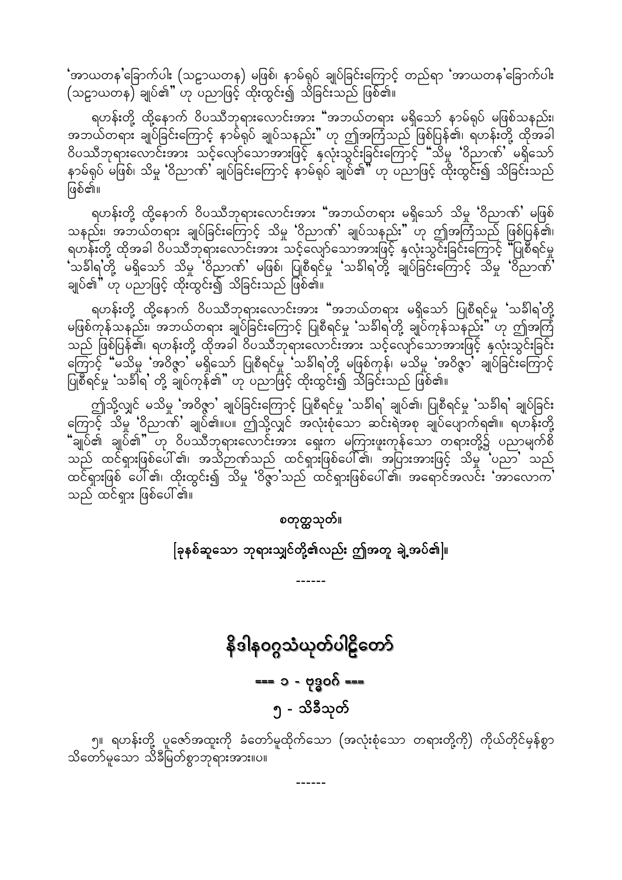'အာယတန'ခြောက်ပါး (သဠာယတန) မဖြစ်၊ နာမ်ရုပ် ချုပ်ခြင်းကြောင့် တည်ရာ 'အာယတန'ခြောက်ပါး (သဠာယတန) ချုပ်၏" ဟု ပညာဖြင့် ထိုးထွင်း၍ သိခြင်းသည် ဖြစ်၏။

ရဟန်းတို့ ထို့နောက် ဝိပဿီဘုရားလောင်းအား "အဘယ်တရား မရှိသော် နာမ်ရုပ် မဖြစ်သနည်း၊ အဘယ်တရား ချုပ်ခြင်းကြောင့် နာမ်ရုပ် ချုပ်သနည်း" ဟု ဤအကြံသည် ဖြစ်ပြန်၏၊ ရဟန်းတို့ ထိုအခါ ဝိပဿီဘုရားလောင်းအား သင့်လျော်သောအားဖြင့် နှလုံးသွင်းခြင်းကြောင့် "သိမှု 'ဝိညာဏ်' မရှိသော် နာမ်ရုပ် မဖြစ်၊ သိမှု 'ဝိညာဏ်' ချုပ်ခြင်းကြောင့် နာမ်ရုပ် ချုပ်၏" ဟု ပညာဖြင့် ထိုးထွင်း၍ သိခြင်းသည် ဖြစ်၏။

ရဟန်းတို့ ထို့နောက် ဝိပဿီဘုရားလောင်းအား "အဘယ်တရား မရှိသော် သိမှု 'ဝိညာဏ်' မဖြစ်သနည်း၊ အဘယ်တရား ချုပ်ခြင်းကြောင့် သိမှု 'ဝိညာဏ်' ချုပ်သနည်း" ဟု ဤအကြံသည် ဖြစ်ပြန်၏၊ ရဟန်းတို့ ထိုအခါ ဝိပဿီဘုရားလောင်းအား သင့်လျော်သောအားဖြင့် နှလုံးသွင်းခြင်းကြောင့် "ပြုစီရင်မှု 'သင်္ခါရ'တို့ မရှိသော် သိမှု 'ဝိညာဏ်' မဖြစ်၊ ပြုစီရင်မှု 'သင်္ခါရ'တို့ ချုပ်ခြင်းကြောင့် သိမှု 'ဝိညာဏ်' ချုပ်၏" ဟု ပညာဖြင့် ထိုးထွင်း၍ သိခြင်းသည် ဖြစ်၏။

ရဟန်းတို့ ထို့နောက် ဝိပဿီဘုရားလောင်းအား "အဘယ်တရား မရှိသော် ပြုစီရင်မှု 'သင်္ခါရ'တို့ မဖြစ်ကုန်သနည်း၊ အဘယ်တရား ချုပ်ခြင်းကြောင့် ပြုစီရင်မှု 'သင်္ခါရ'တို့ ချုပ်ကုန်သနည်း" ဟု ဤအကြံသည် ဖြစ်ပြန်၏၊ ရဟန်းတို့ ထိုအခါ ဝိပဿီဘုရားလောင်းအား သင့်လျော်သောအားဖြင့် နှလုံးသွင်းခြင်းကြောင့် "မသိမှု 'အဝိဇ္ဇာ' မရှိသော် ပြုစီရင်မှု 'သင်္ခါရ'တို့ မဖြစ်ကုန်၊ မသိမှု 'အဝိဇ္ဇာ' ချုပ်ခြင်းကြောင့် ပြုစီရင်မှု 'သင်္ခါရ' တို့ ချုပ်ကုန်၏" ဟု ပညာဖြင့် ထိုးထွင်း၍ သိခြင်းသည် ဖြစ်၏။

ဤသို့လျှင် မသိမှု 'အဝိဇ္ဇာ' ချုပ်ခြင်းကြောင့် ပြုစီရင်မှု 'သင်္ခါရ' ချုပ်၏၊ ပြုစီရင်မှု 'သင်္ခါရ' ချုပ်ခြင်းကြောင့် သိမှု 'ဝိညာဏ်' ချုပ်၏။ပ။ ဤသို့လျှင် အလုံးစုံသော ဆင်းရဲအစု ချုပ်ပျောက်ရ၏။ ရဟန်းတို့ "ချုပ်၏ ချုပ်၏" ဟု ဝိပဿီဘုရားလောင်းအား ရှေးက မကြားဖူးကုန်သော တရားတို့၌ ပညာမျက်စိသည် ထင်ရှားဖြစ်ပေါ်၏၊ အသိဉာဏ်သည် ထင်ရှားဖြစ်ပေါ်၏၊ အပြားအားဖြင့် သိမှု 'ပညာ' သည် ထင်ရှားဖြစ် ပေါ်၏၊ ထိုးထွင်း၍ သိမှု 'ဝိဇ္ဇာ'သည် ထင်ရှားဖြစ်ပေါ်၏၊ အရောင်အလင်း 'အာလောက' သည် ထင်ရှား ဖြစ်ပေါ်၏။

စတုတ္ထသုတ်။

[ခုနစ်ဆူသော ဘုရားသျှင်တို့၏လည်း ဤအတူ ချဲ့အပ်၏]။

------

# နိဒါနဝဂ္ဂသံယုတ်ပါဠိတော်

## === ၁ - ဗုဒ္ဓဝဂ် ===

## ၅ - သိခီသုတ်

၅။ ရဟန်းတို့ ပူဇော်အထူးကို ခံတော်မူထိုက်သော (အလုံးစုံသော တရားတို့ကို) ကိုယ်တိုင်မှန်စွာ သိတော်မူသော သိခီမြတ်စွာဘုရားအား။ပ။

------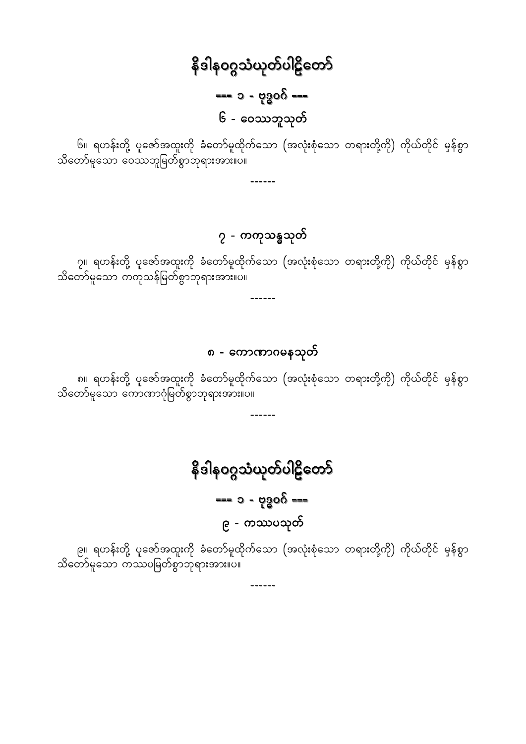# နိဒါနဝဂ္ဂသံယုတ်ပါဠိတော်

## === ၁ - ဗုဒ္ဓဝဂ် ===

### ၆ - ဝေဿဘူသုတ်

၆။ ရဟန်းတို့ ပူဇော်အထူးကို ခံတော်မူထိုက်သော (အလုံးစုံသော တရားတို့ကို) ကိုယ်တိုင် မှန်စွာ သိတော်မူသော ဝေဿဘူမြတ်စွာဘုရားအား။ပ။

------

### ၇ - ကကုသန္ဓသုတ်

၇။ ရဟန်းတို့ ပူဇော်အထူးကို ခံတော်မူထိုက်သော (အလုံးစုံသော တရားတို့ကို) ကိုယ်တိုင် မှန်စွာ သိတော်မူသော ကကုသန်မြတ်စွာဘုရားအား။ပ။

------

### ၈ - ကောဏာဂမနသုတ်

၈။ ရဟန်းတို့ ပူဇော်အထူးကို ခံတော်မူထိုက်သော (အလုံးစုံသော တရားတို့ကို) ကိုယ်တိုင် မှန်စွာ သိတော်မူသော ကောဏာဂုံမြတ်စွာဘုရားအား။ပ။

------

# နိဒါနဝဂ္ဂသံယုတ်ပါဠိတော်

## === ၁ - ဗုဒ္ဓဝဂ် ===

### ၉ - ကဿပသုတ်

၉။ ရဟန်းတို့ ပူဇော်အထူးကို ခံတော်မူထိုက်သော (အလုံးစုံသော တရားတို့ကို) ကိုယ်တိုင် မှန်စွာ သိတော်မူသော ကဿပမြတ်စွာဘုရားအား။ပ။

------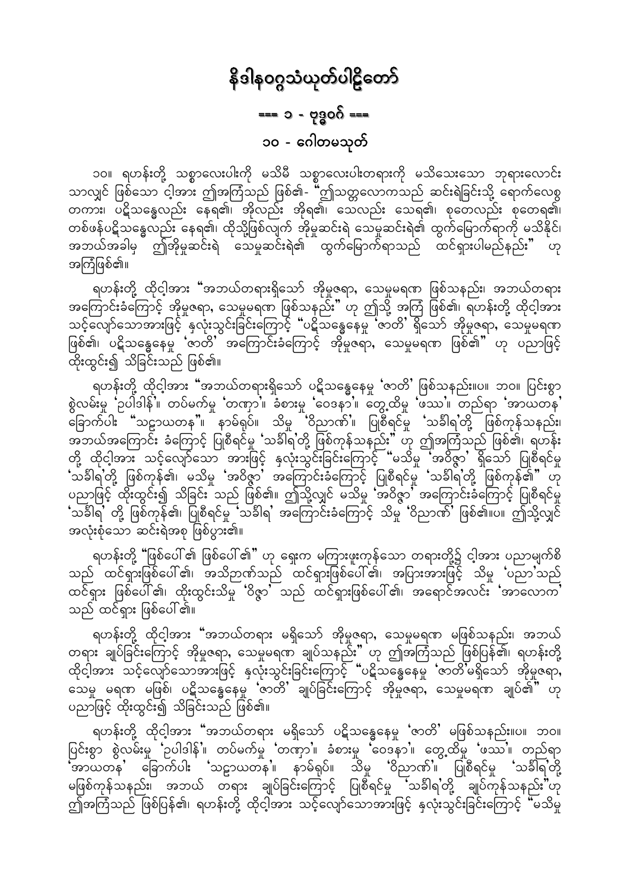# နိဒါနဝဂ္ဂသံယုတ်ပါဠိတော်

## === ၁ - ဗုဒ္ဓဝဂ် ===

### ၁၀ - ဂေါတမသုတ်

၁၀။ ရဟန်းတို့ သစ္စာလေးပါးကို မသိမီ သစ္စာလေးပါးတရားကို မသိသေးသော ဘုရားလောင်း သာလျှင် ဖြစ်သော ငါ့အား ဤအကြံသည် ဖြစ်၏- "ဤသတ္တလောကသည် ဆင်းရဲခြင်းသို့ ရောက်လေစွ တကား၊ ပဋိသန္ဓေလည်း နေရ၏၊ အိုလည်း အိုရ၏၊ သေလည်း သေရ၏၊ စုတေလည်း စုတေရ၏၊ တစ်ဖန်ပဋိသန္ဓေလည်း နေရ၏၊ ထိုသို့ဖြစ်လျက် အိုမှုဆင်းရဲ သေမှုဆင်းရဲ၏ ထွက်မြောက်ရာကို မသိနိုင်၊ အဘယ်အခါမှ ဤအိုမှုဆင်းရဲ သေမှုဆင်းရဲ၏ ထွက်မြောက်ရာသည် ထင်ရှားပါမည်နည်း" ဟု အကြံဖြစ်၏။

ရဟန်းတို့ ထိုငါ့အား "အဘယ်တရားရှိသော် အိုမှုဇရာ, သေမှုမရဏ ဖြစ်သနည်း၊ အဘယ်တရား အကြောင်းခံကြောင့် အိုမှုဇရာ, သေမှုမရဏ ဖြစ်သနည်း" ဟု ဤသို့ အကြံ ဖြစ်၏၊ ရဟန်းတို့ ထိုငါ့အား သင့်လျော်သောအားဖြင့် နှလုံးသွင်းခြင်းကြောင့် "ပဋိသန္ဓေနေမှု 'ဇာတိ' ရှိသော် အိုမှုဇရာ, သေမှုမရဏ ဖြစ်၏၊ ပဋိသန္ဓေနေမှု 'ဇာတိ' အကြောင်းခံကြောင့် အိုမှုဇရာ, သေမှုမရဏ ဖြစ်၏" ဟု ပညာဖြင့် ထိုးထွင်း၍ သိခြင်းသည် ဖြစ်၏။

ရဟန်းတို့ ထိုငါ့အား "အဘယ်တရားရှိသော် ပဋိသန္ဓေနေမှု 'ဇာတိ' ဖြစ်သနည်း။ပ။ ဘဝ။ ပြင်းစွာ စွဲလမ်းမှု 'ဥပါဒါန်'။ တပ်မက်မှု 'တဏှာ'။ ခံစားမှု 'ဝေဒနာ'။ တွေ့ထိမှု 'ဖဿ'။ တည်ရာ 'အာယတန' ခြောက်ပါး "သဠာယတန"။ နာမ်ရုပ်။ သိမှု 'ဝိညာဏ်'။ ပြုစီရင်မှု 'သင်္ခါရ'တို့ ဖြစ်ကုန်သနည်း၊ အဘယ်အကြောင်း ခံကြောင့် ပြုစီရင်မှု 'သင်္ခါရ'တို့ ဖြစ်ကုန်သနည်း" ဟု ဤအကြံသည် ဖြစ်၏၊ ရဟန်းတို့ ထိုငါ့အား သင့်လျော်သော အားဖြင့် နှလုံးသွင်းခြင်းကြောင့် "မသိမှု 'အဝိဇ္ဇာ' ရှိသော် ပြုစီရင်မှု 'သင်္ခါရ'တို့ ဖြစ်ကုန်၏၊ မသိမှု 'အဝိဇ္ဇာ' အကြောင်းခံကြောင့် ပြုစီရင်မှု 'သင်္ခါရ'တို့ ဖြစ်ကုန်၏" ဟု ပညာဖြင့် ထိုးထွင်း၍ သိခြင်း သည် ဖြစ်၏။ ဤသို့လျှင် မသိမှု 'အဝိဇ္ဇာ' အကြောင်းခံကြောင့် ပြုစီရင်မှု 'သင်္ခါရ' တို့ ဖြစ်ကုန်၏၊ ပြုစီရင်မှု 'သင်္ခါရ' အကြောင်းခံကြောင့် သိမှု 'ဝိညာဏ်' ဖြစ်၏။ပ။ ဤသို့လျှင် အလုံးစုံသော ဆင်းရဲအစု ဖြစ်ပွား၏။

ရဟန်းတို့ "ဖြစ်ပေါ်၏ ဖြစ်ပေါ်၏" ဟု ရှေးက မကြားဖူးကုန်သော တရားတို့၌ ငါ့အား ပညာမျက်စိ သည် ထင်ရှားဖြစ်ပေါ်၏၊ အသိဉာဏ်သည် ထင်ရှားဖြစ်ပေါ်၏၊ အပြားအားဖြင့် သိမှု 'ပညာ'သည် ထင်ရှား ဖြစ်ပေါ်၏၊ ထိုးထွင်းသိမှု 'ဝိဇ္ဇာ' သည် ထင်ရှားဖြစ်ပေါ်၏၊ အရောင်အလင်း 'အာလောက' သည် ထင်ရှား ဖြစ်ပေါ်၏။

ရဟန်းတို့ ထိုငါ့အား "အဘယ်တရား မရှိသော် အိုမှုဇရာ, သေမှုမရဏ မဖြစ်သနည်း၊ အဘယ် တရား ချုပ်ခြင်းကြောင့် အိုမှုဇရာ, သေမှုမရဏ ချုပ်သနည်း" ဟု ဤအကြံသည် ဖြစ်ပြန်၏၊ ရဟန်းတို့ ထိုငါ့အား သင့်လျော်သောအားဖြင့် နှလုံးသွင်းခြင်းကြောင့် "ပဋိသန္ဓေနေမှု 'ဇာတိ'မရှိသော် အိုမှုဇရာ, သေမှု မရဏ မဖြစ်၊ ပဋိသန္ဓေနေမှု 'ဇာတိ' ချုပ်ခြင်းကြောင့် အိုမှုဇရာ, သေမှုမရဏ ချုပ်၏" ဟု ပညာဖြင့် ထိုးထွင်း၍ သိခြင်းသည် ဖြစ်၏။

ရဟန်းတို့ ထိုငါ့အား "အဘယ်တရား မရှိသော် ပဋိသန္ဓေနေမှု 'ဇာတိ' မဖြစ်သနည်း။ပ။ ဘဝ။ ပြင်းစွာ စွဲလမ်းမှု 'ဥပါဒါန်'။ တပ်မက်မှု 'တဏှာ'။ ခံစားမှု 'ဝေဒနာ'။ တွေ့ထိမှု 'ဖဿ'။ တည်ရာ 'အာယတန' ခြောက်ပါး 'သဠာယတန'။ နာမ်ရုပ်။ သိမှု 'ဝိညာဏ်'။ ပြုစီရင်မှု 'သင်္ခါရ'တို့ မဖြစ်ကုန်သနည်း၊ အဘယ် တရား ချုပ်ခြင်းကြောင့် ပြုစီရင်မှု 'သင်္ခါရ'တို့ ချုပ်ကုန်သနည်း" ဟု ဤအကြံသည် ဖြစ်ပြန်၏၊ ရဟန်းတို့ ထိုငါ့အား သင့်လျော်သောအားဖြင့် နှလုံးသွင်းခြင်းကြောင့် "မသိမှု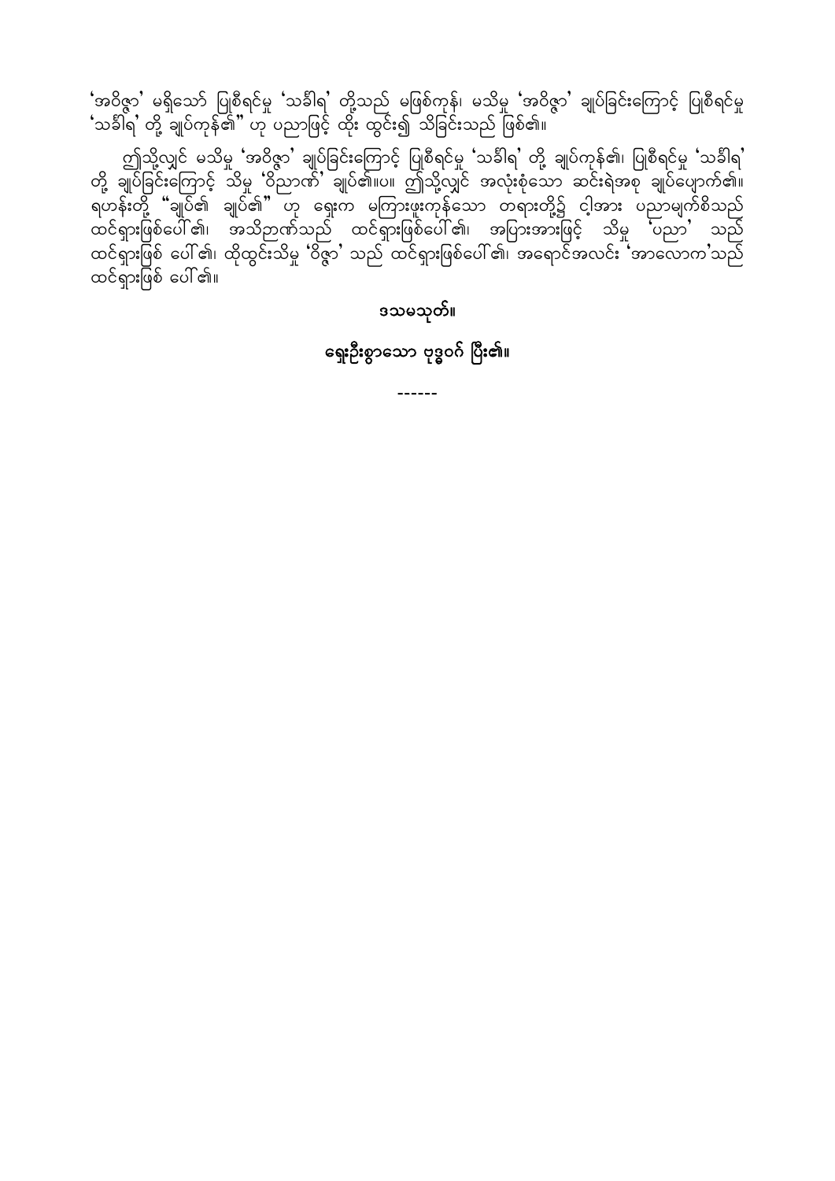'အဝိဇ္ဇာ' မရှိသော် ပြုစီရင်မှု 'သင်္ခါရ' တို့သည် မဖြစ်ကုန်၊ မသိမှု 'အဝိဇ္ဇာ' ချုပ်ခြင်းကြောင့် ပြုစီရင်မှု 'သင်္ခါရ' တို့ ချုပ်ကုန်၏" ဟု ပညာဖြင့် ထိုး ထွင်း၍ သိခြင်းသည် ဖြစ်၏။

ဤသို့လျှင် မသိမှု 'အဝိဇ္ဇာ' ချုပ်ခြင်းကြောင့် ပြုစီရင်မှု 'သင်္ခါရ' တို့ ချုပ်ကုန်၏၊ ပြုစီရင်မှု 'သင်္ခါရ' တို့ ချုပ်ခြင်းကြောင့် သိမှု 'ဝိညာဏ်' ချုပ်၏။ပ။ ဤသို့လျှင် အလုံးစုံသော ဆင်းရဲအစု ချုပ်ပျောက်၏။ ရဟန်းတို့ "ချုပ်၏ ချုပ်၏" ဟု ရှေးက မကြားဖူးကုန်သော တရားတို့၌ ငါ့အား ပညာမျက်စိသည် ထင်ရှားဖြစ်ပေါ်၏၊ အသိဉာဏ်သည် ထင်ရှားဖြစ်ပေါ်၏၊ အပြားအားဖြင့် သိမှု 'ပညာ' သည် ထင်ရှားဖြစ် ပေါ်၏၊ ထိုထွင်းသိမှု 'ဝိဇ္ဇာ' သည် ထင်ရှားဖြစ်ပေါ်၏၊ အရောင်အလင်း 'အာလောက'သည် ထင်ရှားဖြစ် ပေါ်၏။

**ဒသမသုတ်။**

**ရှေးဦးစွာသော ဗုဒ္ဓဝဂ် ပြီး၏။**

------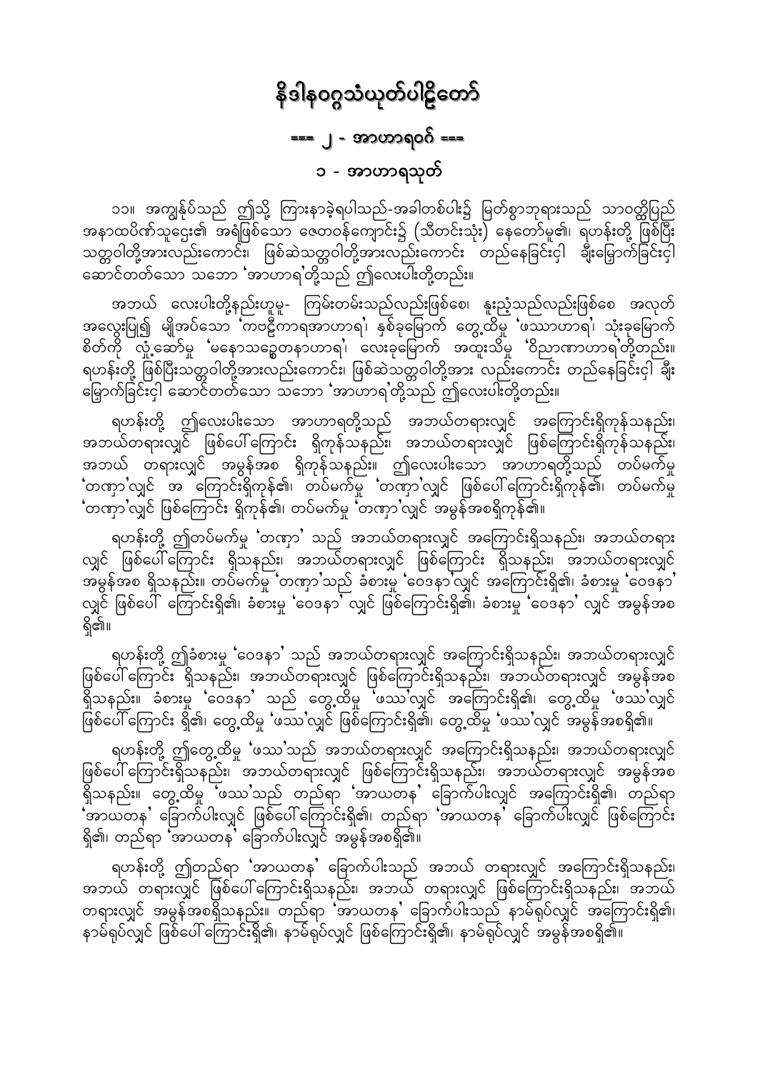# နိဒါနဝဂ္ဂသံယုတ်ပါဠိတော်

## === ၂ - အာဟာရဝဂ် ===

### ၁ - အာဟာရသုတ်

၁၁။ အကျွန်ုပ်သည် ဤသို့ ကြားနာခဲ့ရပါသည်-အခါတစ်ပါး၌ မြတ်စွာဘုရားသည် သာဝတ္ထိပြည် အနာထပိဏ်သူဌေး၏ အရံဖြစ်သော ဇေတဝန်ကျောင်း၌ (သီတင်းသုံး) နေတော်မူ၏၊ ရဟန်းတို့ ဖြစ်ပြီး သတ္တဝါတို့အားလည်းကောင်း၊ ဖြစ်ဆဲသတ္တဝါတို့အားလည်းကောင်း တည်နေခြင်းငှါ ချီးမြောက်ခြင်းငှါ ဆောင်တတ်သော သဘော 'အာဟာရ'တို့သည် ဤလေးပါးတို့တည်း။

အဘယ် လေးပါးတို့နည်းဟူမူ- ကြမ်းတမ်းသည်လည်းဖြစ်စေ၊ နူးညံ့သည်လည်းဖြစ်စေ အလုတ် အလွေးပြု၍ မျိုအပ်သော 'ကဗဠီကာရအာဟာရ'၊ နှစ်ခုမြောက် တွေ့ထိမှု 'ဖဿာဟာရ'၊ သုံးခုမြောက် စိတ်ကို လှုံ့ဆော်မှု 'မနောသဉ္စေတနာဟာရ'၊ လေးခုမြောက် အထူးသိမှု 'ဝိညာဏာဟာရ'တို့တည်း။ ရဟန်းတို့ ဖြစ်ပြီးသတ္တဝါတို့အားလည်းကောင်း၊ ဖြစ်ဆဲသတ္တဝါတို့အား လည်းကောင်း တည်နေခြင်းငှါ ချီး မြောက်ခြင်းငှါ ဆောင်တတ်သော သဘော 'အာဟာရ'တို့သည် ဤလေးပါးတို့တည်း။

ရဟန်းတို့ ဤလေးပါးသော အာဟာရတို့သည် အဘယ်တရားလျှင် အကြောင်းရှိကုန်သနည်း၊ အဘယ်တရားလျှင် ဖြစ်ပေါ်ကြောင်း ရှိကုန်သနည်း၊ အဘယ်တရားလျှင် ဖြစ်ကြောင်းရှိကုန်သနည်း၊ အဘယ် တရားလျှင် အမွန်အစ ရှိကုန်သနည်း။ ဤလေးပါးသော အာဟာရတို့သည် တပ်မက်မှု 'တဏှာ'လျှင် အ ကြောင်းရှိကုန်၏၊ တပ်မက်မှု 'တဏှာ'လျှင် ဖြစ်ပေါ်ကြောင်းရှိကုန်၏၊ တပ်မက်မှု 'တဏှာ'လျှင် ဖြစ်ကြောင်း ရှိကုန်၏၊ တပ်မက်မှု 'တဏှာ'လျှင် အမွန်အစရှိကုန်၏။

ရဟန်းတို့ ဤတပ်မက်မှု 'တဏှာ' သည် အဘယ်တရားလျှင် အကြောင်းရှိသနည်း၊ အဘယ်တရား လျှင် ဖြစ်ပေါ်ကြောင်း ရှိသနည်း၊ အဘယ်တရားလျှင် ဖြစ်ကြောင်း ရှိသနည်း၊ အဘယ်တရားလျှင် အမွန်အစ ရှိသနည်း။ တပ်မက်မှု 'တဏှာ'သည် ခံစားမှု 'ဝေဒနာ'လျှင် အကြောင်းရှိ၏၊ ခံစားမှု 'ဝေဒနာ' လျှင် ဖြစ်ပေါ် ကြောင်းရှိ၏၊ ခံစားမှု 'ဝေဒနာ' လျှင် ဖြစ်ကြောင်းရှိ၏၊ ခံစားမှု 'ဝေဒနာ' လျှင် အမွန်အစ ရှိ၏။

ရဟန်းတို့ ဤခံစားမှု 'ဝေဒနာ' သည် အဘယ်တရားလျှင် အကြောင်းရှိသနည်း၊ အဘယ်တရားလျှင် ဖြစ်ပေါ်ကြောင်း ရှိသနည်း၊ အဘယ်တရားလျှင် ဖြစ်ကြောင်းရှိသနည်း၊ အဘယ်တရားလျှင် အမွန်အစ ရှိသနည်း။ ခံစားမှု 'ဝေဒနာ' သည် တွေ့ထိမှု 'ဖဿ'လျှင် အကြောင်းရှိ၏၊ တွေ့ထိမှု 'ဖဿ'လျှင် ဖြစ်ပေါ်ကြောင်း ရှိ၏၊ တွေ့ထိမှု 'ဖဿ'လျှင် ဖြစ်ကြောင်းရှိ၏၊ တွေ့ထိမှု 'ဖဿ'လျှင် အမွန်အစရှိ၏။

ရဟန်းတို့ ဤတွေ့ထိမှု 'ဖဿ'သည် အဘယ်တရားလျှင် အကြောင်းရှိသနည်း၊ အဘယ်တရားလျှင် ဖြစ်ပေါ်ကြောင်းရှိသနည်း၊ အဘယ်တရားလျှင် ဖြစ်ကြောင်းရှိသနည်း၊ အဘယ်တရားလျှင် အမွန်အစ ရှိသနည်း။ တွေ့ထိမှု 'ဖဿ'သည် တည်ရာ 'အာယတန' ခြောက်ပါးလျှင် အကြောင်းရှိ၏၊ တည်ရာ 'အာယတန' ခြောက်ပါးလျှင် ဖြစ်ပေါ်ကြောင်းရှိ၏၊ တည်ရာ 'အာယတန' ခြောက်ပါးလျှင် ဖြစ်ကြောင်း ရှိ၏၊ တည်ရာ 'အာယတန' ခြောက်ပါးလျှင် အမွန်အစရှိ၏။

ရဟန်းတို့ ဤတည်ရာ 'အာယတန' ခြောက်ပါးသည် အဘယ် တရားလျှင် အကြောင်းရှိသနည်း၊ အဘယ် တရားလျှင် ဖြစ်ပေါ်ကြောင်းရှိသနည်း၊ အဘယ် တရားလျှင် ဖြစ်ကြောင်းရှိသနည်း၊ အဘယ် တရားလျှင် အမွန်အစရှိသနည်း။ တည်ရာ 'အာယတန' ခြောက်ပါးသည် နာမ်ရုပ်လျှင် အကြောင်းရှိ၏၊ နာမ်ရုပ်လျှင် ဖြစ်ပေါ်ကြောင်းရှိ၏၊ နာမ်ရုပ်လျှင် ဖြစ်ကြောင်းရှိ၏၊ နာမ်ရုပ်လျှင် အမွန်အစရှိ၏။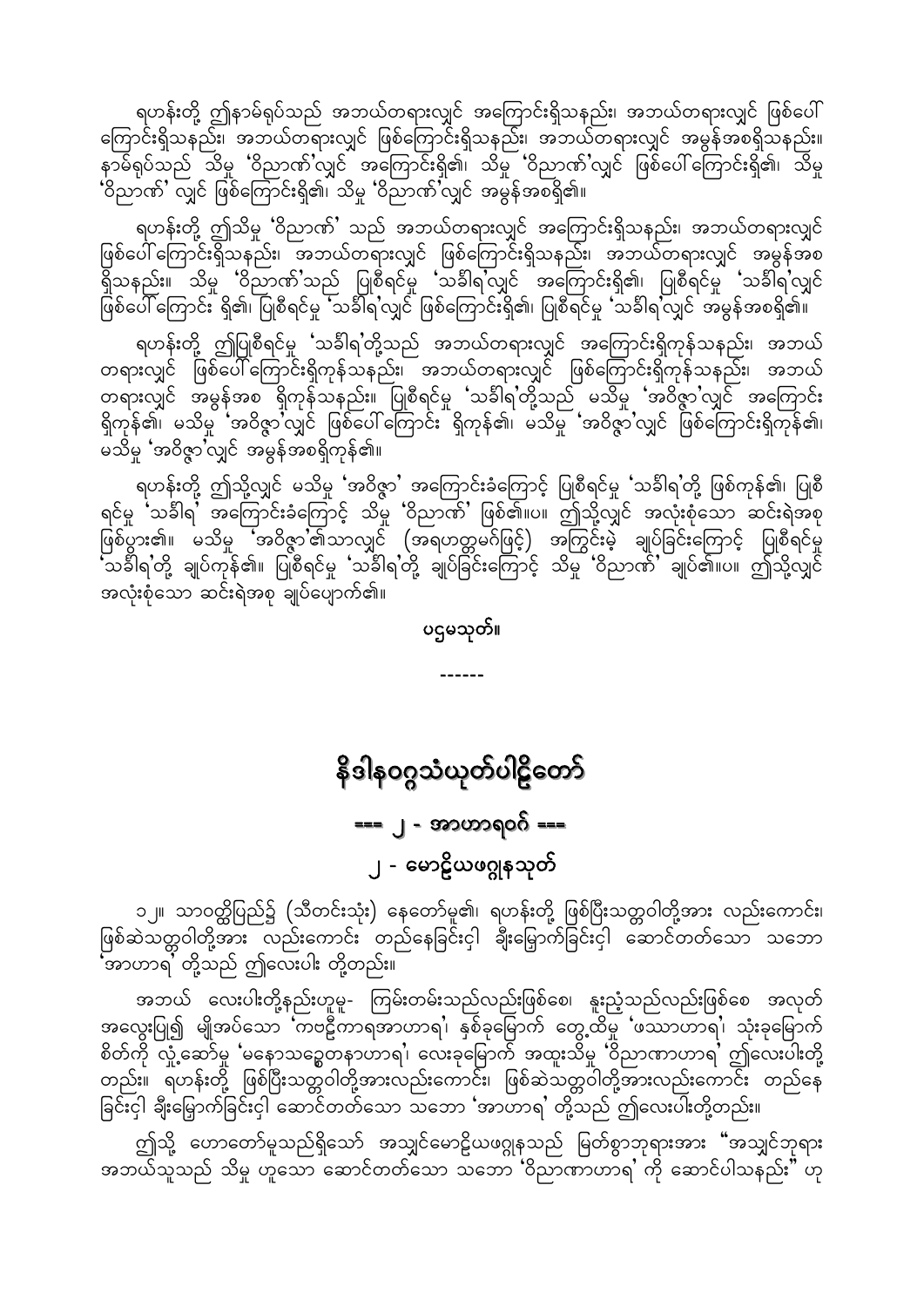ရဟန်းတို့ ဤနာမ်ရုပ်သည် အဘယ်တရားလျှင် အကြောင်းရှိသနည်း၊ အဘယ်တရားလျှင် ဖြစ်ပေါ်ကြောင်းရှိသနည်း၊ အဘယ်တရားလျှင် ဖြစ်ကြောင်းရှိသနည်း၊ အဘယ်တရားလျှင် အမွန်အစရှိသနည်း။ နာမ်ရုပ်သည် သိမှု 'ဝိညာဏ်'လျှင် အကြောင်းရှိ၏၊ သိမှု 'ဝိညာဏ်'လျှင် ဖြစ်ပေါ်ကြောင်းရှိ၏၊ သိမှု 'ဝိညာဏ်' လျှင် ဖြစ်ကြောင်းရှိ၏၊ သိမှု 'ဝိညာဏ်'လျှင် အမွန်အစရှိ၏။

ရဟန်းတို့ ဤသိမှု 'ဝိညာဏ်' သည် အဘယ်တရားလျှင် အကြောင်းရှိသနည်း၊ အဘယ်တရားလျှင် ဖြစ်ပေါ်ကြောင်းရှိသနည်း၊ အဘယ်တရားလျှင် ဖြစ်ကြောင်းရှိသနည်း၊ အဘယ်တရားလျှင် အမွန်အစရှိသနည်း။ သိမှု 'ဝိညာဏ်'သည် ပြုစီရင်မှု 'သင်္ခါရ'လျှင် အကြောင်းရှိ၏၊ ပြုစီရင်မှု 'သင်္ခါရ'လျှင် ဖြစ်ပေါ်ကြောင်း ရှိ၏၊ ပြုစီရင်မှု 'သင်္ခါရ'လျှင် ဖြစ်ကြောင်းရှိ၏၊ ပြုစီရင်မှု 'သင်္ခါရ'လျှင် အမွန်အစရှိ၏။

ရဟန်းတို့ ဤပြုစီရင်မှု 'သင်္ခါရ'တို့သည် အဘယ်တရားလျှင် အကြောင်းရှိကုန်သနည်း၊ အဘယ်တရားလျှင် ဖြစ်ပေါ်ကြောင်းရှိကုန်သနည်း၊ အဘယ်တရားလျှင် ဖြစ်ကြောင်းရှိကုန်သနည်း၊ အဘယ်တရားလျှင် အမွန်အစ ရှိကုန်သနည်း။ ပြုစီရင်မှု 'သင်္ခါရ'တို့သည် မသိမှု 'အဝိဇ္ဇာ'လျှင် အကြောင်းရှိကုန်၏၊ မသိမှု 'အဝိဇ္ဇာ'လျှင် ဖြစ်ပေါ်ကြောင်း ရှိကုန်၏၊ မသိမှု 'အဝိဇ္ဇာ'လျှင် ဖြစ်ကြောင်းရှိကုန်၏၊ မသိမှု 'အဝိဇ္ဇာ'လျှင် အမွန်အစရှိကုန်၏။

ရဟန်းတို့ ဤသို့လျှင် မသိမှု 'အဝိဇ္ဇာ' အကြောင်းခံကြောင့် ပြုစီရင်မှု 'သင်္ခါရ'တို့ ဖြစ်ကုန်၏၊ ပြုစီရင်မှု 'သင်္ခါရ' အကြောင်းခံကြောင့် သိမှု 'ဝိညာဏ်' ဖြစ်၏။ပ။ ဤသို့လျှင် အလုံးစုံသော ဆင်းရဲအစု ဖြစ်ပွား၏။ မသိမှု 'အဝိဇ္ဇာ'၏သာလျှင် (အရဟတ္တမဂ်ဖြင့်) အကြွင်းမဲ့ ချုပ်ခြင်းကြောင့် ပြုစီရင်မှု 'သင်္ခါရ'တို့ ချုပ်ကုန်၏။ ပြုစီရင်မှု 'သင်္ခါရ'တို့ ချုပ်ခြင်းကြောင့် သိမှု 'ဝိညာဏ်' ချုပ်၏။ပ။ ဤသို့လျှင် အလုံးစုံသော ဆင်းရဲအစု ချုပ်ပျောက်၏။

ပဥ္စမသုတ်။

------

# နိဒါနဝဂ္ဂသံယုတ်ပါဠိတော်

## === ၂ - အာဟာရဝဂ် ===

### ၂ - မောဠိယဖဂ္ဂုနသုတ်

၁၂။ သာဝတ္ထိပြည်၌ (သီတင်းသုံး) နေတော်မူ၏။ ရဟန်းတို့ ဖြစ်ပြီးသတ္တဝါတို့အား လည်းကောင်း၊ ဖြစ်ဆဲသတ္တဝါတို့အား လည်းကောင်း တည်နေခြင်းငှါ ချီးမြှောက်ခြင်းငှါ ဆောင်တတ်သော သဘော 'အာဟာရ' တို့သည် ဤလေးပါး တို့တည်း။

အဘယ် လေးပါးတို့နည်းဟူမူ- ကြမ်းတမ်းသည်လည်းဖြစ်စေ၊ နူးညံ့သည်လည်းဖြစ်စေ အလုတ်အလွေးပြု၍ မျိုအပ်သော 'ကဗဠီကာရအာဟာရ'၊ နှစ်ခုမြောက် တွေ့ထိမှု 'ဖဿာဟာရ'၊ သုံးခုမြောက် စိတ်ကို လှုံ့ဆော်မှု 'မနောသဉ္စေတနာဟာရ'၊ လေးခုမြောက် အထူးသိမှု 'ဝိညာဏာဟာရ' ဤလေးပါးတို့တည်း။ ရဟန်းတို့ ဖြစ်ပြီးသတ္တဝါတို့အားလည်းကောင်း၊ ဖြစ်ဆဲသတ္တဝါတို့အားလည်းကောင်း တည်နေခြင်းငှါ ချီးမြှောက်ခြင်းငှါ ဆောင်တတ်သော သဘော 'အာဟာရ' တို့သည် ဤလေးပါးတို့တည်း။

ဤသို့ ဟောတော်မူသည်ရှိသော် အသျှင်မောဠိယဖဂ္ဂုနသည် မြတ်စွာဘုရားအား "အသျှင်ဘုရား အဘယ်သူသည် သိမှု ဟူသော ဆောင်တတ်သော သဘော 'ဝိညာဏာဟာရ' ကို ဆောင်ပါသနည်း" ဟု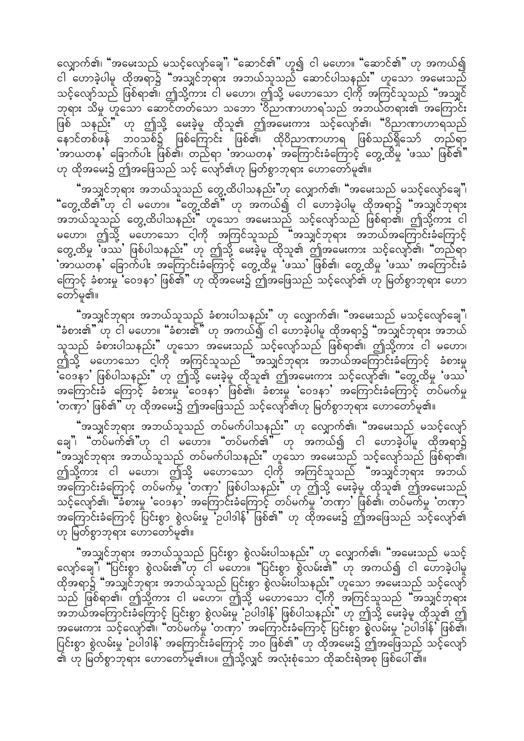လျှောက်၏၊ "အမေးသည် မသင့်လျော်ချေ"၊ "ဆောင်၏" ဟူ၍ ငါ မဟော။ "ဆောင်၏" ဟု အကယ်၍ ငါ ဟောခဲ့ပါမူ ထိုအရာ၌ "အသျှင်ဘုရား အဘယ်သူသည် ဆောင်ပါသနည်း" ဟူသော အမေးသည် သင့်လျော်သည် ဖြစ်ရာ၏၊ ဤသို့ကား ငါ မဟော၊ ဤသို့ မဟောသော ငါ့ကို အကြင်သူသည် "အသျှင်ဘုရား သိမှု ဟူသော ဆောင်တတ်သော သဘော 'ဝိညာဏာဟာရ'သည် အဘယ်တရား၏ အကြောင်းဖြစ် သနည်း" ဟု ဤသို့ မေးခဲ့မူ ထိုသူ၏ ဤအမေးကား သင့်လျော်၏၊ "ဝိညာဏာဟာရသည် နောင်တစ်ဖန် ဘဝသစ်၌ ဖြစ်ကြောင်း ဖြစ်၏၊ ထိုဝိညာဏာဟာရ ဖြစ်သည်ရှိသော် တည်ရာ 'အာယတန' ခြောက်ပါး ဖြစ်၏၊ တည်ရာ 'အာယတန' အကြောင်းခံကြောင့် တွေ့ထိမှု 'ဖဿ' ဖြစ်၏" ဟု ထိုအမေး၌ ဤအဖြေသည် သင့် လျော်၏ဟု မြတ်စွာဘုရား ဟောတော်မူ၏။

"အသျှင်ဘုရား အဘယ်သူသည် တွေ့ထိပါသနည်း"ဟု လျှောက်၏၊ "အမေးသည် မသင့်လျော်ချေ"၊ "တွေ့ထိ၏"ဟု ငါ မဟော။ "တွေ့ထိ၏" ဟု အကယ်၍ ငါ ဟောခဲ့ပါမူ ထိုအရာ၌ "အသျှင်ဘုရား အဘယ်သူသည် တွေ့ထိပါသနည်း" ဟူသော အမေးသည် သင့်လျော်သည် ဖြစ်ရာ၏၊ ဤသို့ကား ငါ မဟော၊ ဤသို့ မဟောသော ငါ့ကို အကြင်သူသည် "အသျှင်ဘုရား အဘယ်အကြောင်းခံကြောင့် တွေ့ထိမှု 'ဖဿ' ဖြစ်ပါသနည်း" ဟု ဤသို့ မေးခဲ့မူ ထိုသူ၏ ဤအမေးကား သင့်လျော်၏၊ "တည်ရာ 'အာယတန' ခြောက်ပါး အကြောင်းခံကြောင့် တွေ့ထိမှု 'ဖဿ' ဖြစ်၏၊ တွေ့ထိမှု 'ဖဿ' အကြောင်းခံ ကြောင့် ခံစားမှု 'ဝေဒနာ' ဖြစ်၏" ဟု ထိုအမေး၌ ဤအဖြေသည် သင့်လျော်၏ ဟု မြတ်စွာဘုရား ဟောတော်မူ၏။

"အသျှင်ဘုရား အဘယ်သူသည် ခံစားပါသနည်း" ဟု လျှောက်၏၊ "အမေးသည် မသင့်လျော်ချေ"၊ "ခံစား၏" ဟု ငါ မဟော။ "ခံစား၏" ဟု အကယ်၍ ငါ ဟောခဲ့ပါမူ ထိုအရာ၌ "အသျှင်ဘုရား အဘယ်သူသည် ခံစားပါသနည်း" ဟူသော အမေးသည် သင့်လျော်သည် ဖြစ်ရာ၏၊ ဤသို့ကား ငါ မဟော၊ ဤသို့ မဟောသော ငါ့ကို အကြင်သူသည် "အသျှင်ဘုရား အဘယ်အကြောင်းခံကြောင့် ခံစားမှု 'ဝေဒနာ' ဖြစ်ပါသနည်း" ဟု ဤသို့ မေးခဲ့မူ ထိုသူ၏ ဤအမေးကား သင့်လျော်၏၊ "တွေ့ထိမှု 'ဖဿ' အကြောင်းခံ ကြောင့် ခံစားမှု 'ဝေဒနာ' ဖြစ်၏၊ ခံစားမှု 'ဝေဒနာ' အကြောင်းခံကြောင့် တပ်မက်မှု 'တဏှာ' ဖြစ်၏" ဟု ထိုအမေး၌ ဤအဖြေသည် သင့်လျော်၏ဟု မြတ်စွာဘုရား ဟောတော်မူ၏။

"အသျှင်ဘုရား အဘယ်သူသည် တပ်မက်ပါသနည်း" ဟု လျှောက်၏၊ "အမေးသည် မသင့်လျော်ချေ"၊ "တပ်မက်၏"ဟု ငါ မဟော။ "တပ်မက်၏" ဟု အကယ်၍ ငါ ဟောခဲ့ပါမူ ထိုအရာ၌ "အသျှင်ဘုရား အဘယ်သူသည် တပ်မက်ပါသနည်း" ဟူသော အမေးသည် သင့်လျော်သည် ဖြစ်ရာ၏၊ ဤသို့ကား ငါ မဟော၊ ဤသို့ မဟောသော ငါ့ကို အကြင်သူသည် "အသျှင်ဘုရား အဘယ် အကြောင်းခံကြောင့် တပ်မက်မှု 'တဏှာ' ဖြစ်ပါသနည်း" ဟု ဤသို့ မေးခဲ့မူ ထိုသူ၏ ဤအမေးသည် သင့်လျော်၏၊ "ခံစားမှု 'ဝေဒနာ' အကြောင်းခံကြောင့် တပ်မက်မှု 'တဏှာ' ဖြစ်၏၊ တပ်မက်မှု 'တဏှာ' အကြောင်းခံကြောင့် ပြင်းစွာ စွဲလမ်းမှု 'ဥပါဒါန်' ဖြစ်၏" ဟု ထိုအမေး၌ ဤအဖြေသည် သင့်လျော်၏ ဟု မြတ်စွာဘုရား ဟောတော်မူ၏။

"အသျှင်ဘုရား အဘယ်သူသည် ပြင်းစွာ စွဲလမ်းပါသနည်း" ဟု လျှောက်၏၊ "အမေးသည် မသင့်လျော်ချေ"၊ "ပြင်းစွာ စွဲလမ်း၏"ဟု ငါ မဟော။ "ပြင်းစွာ စွဲလမ်း၏" ဟု အကယ်၍ ငါ ဟောခဲ့ပါမူ ထိုအရာ၌ "အသျှင်ဘုရား အဘယ်သူသည် ပြင်းစွာ စွဲလမ်းပါသနည်း" ဟူသော အမေးသည် သင့်လျော်သည် ဖြစ်ရာ၏၊ ဤသို့ကား ငါ မဟော၊ ဤသို့ မဟောသော ငါ့ကို အကြင်သူသည် "အသျှင်ဘုရား အဘယ်အကြောင်းခံကြောင့် ပြင်းစွာ စွဲလမ်းမှု 'ဥပါဒါန်' ဖြစ်ပါသနည်း" ဟု ဤသို့ မေးခဲ့မူ ထိုသူ၏ ဤအမေးကား သင့်လျော်၏၊ "တပ်မက်မှု 'တဏှာ' အကြောင်းခံကြောင့် ပြင်းစွာ စွဲလမ်းမှု 'ဥပါဒါန်' ဖြစ်၏၊ ပြင်းစွာ စွဲလမ်းမှု 'ဥပါဒါန်' အကြောင်းခံကြောင့် ဘဝ ဖြစ်၏" ဟု ထိုအမေး၌ ဤအဖြေသည် သင့်လျော်၏ ဟု မြတ်စွာဘုရား ဟောတော်မူ၏။ပ။ ဤသို့လျှင် အလုံးစုံသော ထိုဆင်းရဲအစု ဖြစ်ပေါ်၏။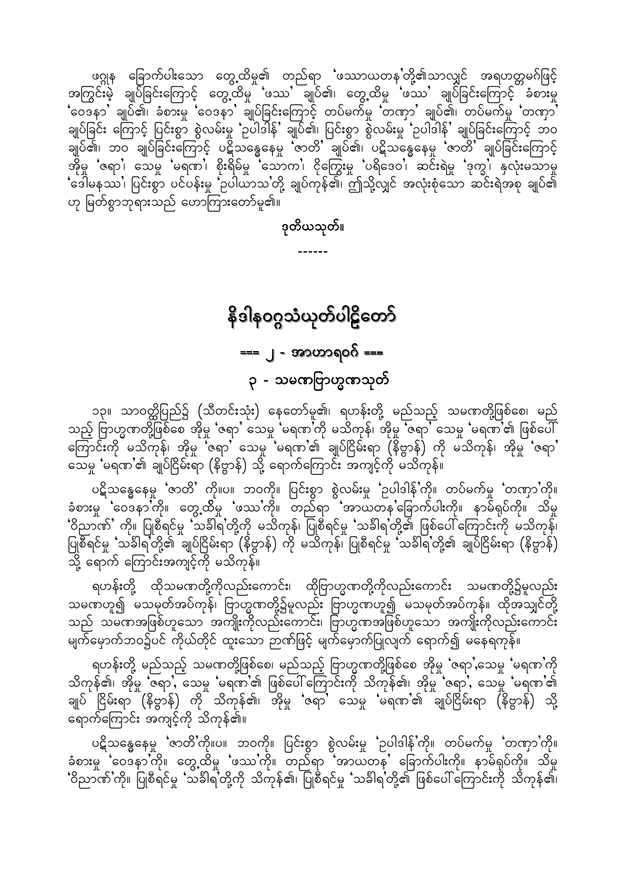ဖဿ္သနေ ခြောက်ပါးသော တွေ့ထိမှု၏ တည်ရာ 'ဖဿာယတန'တို့၏သာလျှင် အရဟတ္တမဂ်ဖြင့် အကြွင်းမဲ့ ချုပ်ခြင်းကြောင့် တွေ့ထိမှု 'ဖဿ' ချုပ်၏၊ တွေ့ထိမှု 'ဖဿ' ချုပ်ခြင်းကြောင့် ခံစားမှု 'ဝေဒနာ' ချုပ်၏၊ ခံစားမှု 'ဝေဒနာ' ချုပ်ခြင်းကြောင့် တပ်မက်မှု 'တဏှာ' ချုပ်၏၊ တပ်မက်မှု 'တဏှာ' ချုပ်ခြင်း ကြောင့် ပြင်းစွာ စွဲလမ်းမှု 'ဥပါဒါန်' ချုပ်၏၊ ပြင်းစွာ စွဲလမ်းမှု 'ဥပါဒါန်' ချုပ်ခြင်းကြောင့် ဘဝ ချုပ်၏၊ ဘဝ ချုပ်ခြင်းကြောင့် ပဋိသန္ဓေနေမှု 'ဇာတိ' ချုပ်၏၊ ပဋိသန္ဓေနေမှု 'ဇာတိ' ချုပ်ခြင်းကြောင့် အိုမှု 'ဇရာ'၊ သေမှု 'မရဏ'၊ စိုးရိမ်မှု 'သောက'၊ ငိုကြွေးမှု 'ပရိဒေဝ'၊ ဆင်းရဲမှု 'ဒုက္ခ'၊ နှလုံးမသာမှု 'ဒေါမနဿ'၊ ပြင်းစွာ ပင်ပန်းမှု 'ဥပါယာသ'တို့ ချုပ်ကုန်၏၊ ဤသို့လျှင် အလုံးစုံသော ဆင်းရဲအစု ချုပ်၏ ဟု မြတ်စွာဘုရားသည် ဟောကြားတော်မူ၏။

**ဒုတိယသုတ်။**

------

# နိဒါနဝဂ္ဂသံယုတ်ပါဠိတော်

## === ၂ - အာဟာရဝဂ် ===

### ၃ - သမဏဗြာဟ္မဏသုတ်

၁၃။ သာဝတ္ထိပြည်၌ (သီတင်းသုံး) နေတော်မူ၏၊ ရဟန်းတို့ မည်သည့် သမဏတို့ဖြစ်စေ၊ မည်သည့် ဗြာဟ္မဏတို့ဖြစ်စေ အိုမှု 'ဇရာ' သေမှု 'မရဏ'ကို မသိကုန်၊ အိုမှု 'ဇရာ' သေမှု 'မရဏ'၏ ဖြစ်ပေါ်ကြောင်းကို မသိကုန်၊ အိုမှု 'ဇရာ' သေမှု 'မရဏ'၏ ချုပ်ငြိမ်းရာ (နိဗ္ဗာန်) ကို မသိကုန်၊ အိုမှု 'ဇရာ' သေမှု 'မရဏ'၏ ချုပ်ငြိမ်းရာ (နိဗ္ဗာန်) သို့ ရောက်ကြောင်း အကျင့်ကို မသိကုန်။

ပဋိသန္ဓေနေမှု 'ဇာတိ' ကို။ပ။ ဘဝကို။ ပြင်းစွာ စွဲလမ်းမှု 'ဥပါဒါန်'ကို။ တပ်မက်မှု 'တဏှာ'ကို။ ခံစားမှု 'ဝေဒနာ'ကို။ တွေ့ထိမှု 'ဖဿ'ကို။ တည်ရာ 'အာယတန'ခြောက်ပါးကို။ နာမ်ရုပ်ကို။ သိမှု 'ဝိညာဏ်' ကို။ ပြုစီရင်မှု 'သင်္ခါရ'တို့ကို မသိကုန်၊ ပြုစီရင်မှု 'သင်္ခါရ'တို့၏ ဖြစ်ပေါ်ကြောင်းကို မသိကုန်၊ ပြုစီရင်မှု 'သင်္ခါရ'တို့၏ ချုပ်ငြိမ်းရာ (နိဗ္ဗာန်) ကို မသိကုန်၊ ပြုစီရင်မှု 'သင်္ခါရ'တို့၏ ချုပ်ငြိမ်းရာ (နိဗ္ဗာန်) သို့ ရောက် ကြောင်းအကျင့်ကို မသိကုန်။

ရဟန်းတို့ ထိုသမဏတို့ကိုလည်းကောင်း၊ ထိုဗြာဟ္မဏတို့ကိုလည်းကောင်း သမဏတို့၌မူလည်း သမဏဟူ၍ မသမုတ်အပ်ကုန်၊ ဗြာဟ္မဏတို့၌မူလည်း ဗြာဟ္မဏဟူ၍ မသမုတ်အပ်ကုန်။ ထိုအသျှင်တို့သည် သမဏအဖြစ်ဟူသော အကျိုးကိုလည်းကောင်း၊ ဗြာဟ္မဏအဖြစ်ဟူသော အကျိုးကိုလည်းကောင်း မျက်မှောက်ဘဝ၌ပင် ကိုယ်တိုင် ထူးသော ဉာဏ်ဖြင့် မျက်မှောက်ပြုလျက် ရောက်၍ မနေရကုန်။

ရဟန်းတို့ မည်သည့် သမဏတို့ဖြစ်စေ၊ မည်သည့် ဗြာဟ္မဏတို့ဖြစ်စေ အိုမှု 'ဇရာ',သေမှု 'မရဏ'ကို သိကုန်၏၊ အိုမှု 'ဇရာ', သေမှု 'မရဏ'၏ ဖြစ်ပေါ်ကြောင်းကို သိကုန်၏၊ အိုမှု 'ဇရာ', သေမှု 'မရဏ'၏ ချုပ် ငြိမ်းရာ (နိဗ္ဗာန်) ကို သိကုန်၏၊ အိုမှု 'ဇရာ' သေမှု 'မရဏ'၏ ချုပ်ငြိမ်းရာ (နိဗ္ဗာန်) သို့ ရောက်ကြောင်း အကျင့်ကို သိကုန်၏။

ပဋိသန္ဓေနေမှု 'ဇာတိ'ကို။ပ။ ဘဝကို။ ပြင်းစွာ စွဲလမ်းမှု 'ဥပါဒါန်'ကို။ တပ်မက်မှု 'တဏှာ'ကို။ ခံစားမှု 'ဝေဒနာ'ကို။ တွေ့ထိမှု 'ဖဿ'ကို။ တည်ရာ 'အာယတန' ခြောက်ပါးကို။ နာမ်ရုပ်ကို။ သိမှု 'ဝိညာဏ်'ကို။ ပြုစီရင်မှု 'သင်္ခါရ'တို့ကို သိကုန်၏၊ ပြုစီရင်မှု 'သင်္ခါရ'တို့၏ ဖြစ်ပေါ်ကြောင်းကို သိကုန်၏၊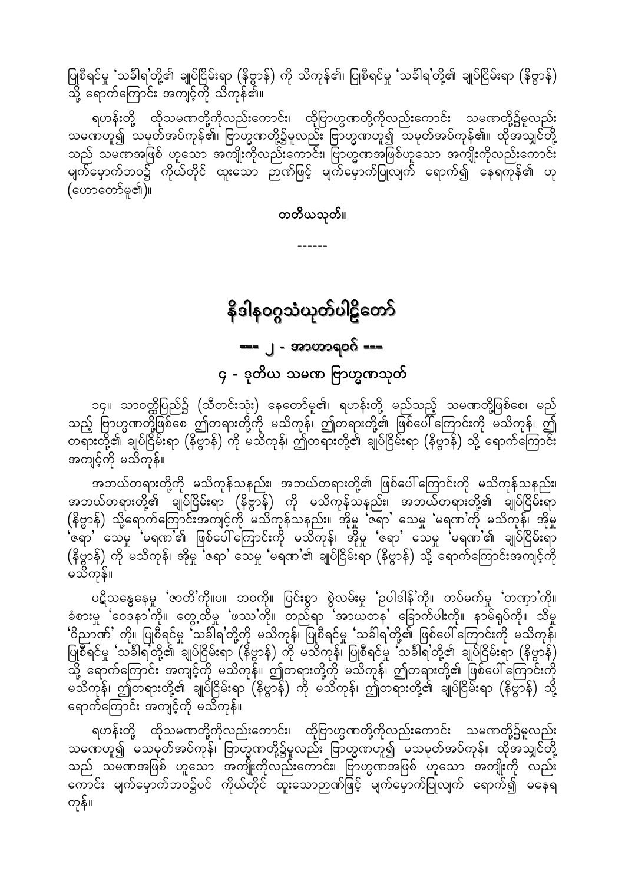ပြုစီရင်မှု 'သင်္ခါရ'တို့၏ ချုပ်ငြိမ်းရာ (နိဗ္ဗာန်) ကို သိကုန်၏၊ ပြုစီရင်မှု 'သင်္ခါရ'တို့၏ ချုပ်ငြိမ်းရာ (နိဗ္ဗာန်) သို့ ရောက်ကြောင်း အကျင့်ကို သိကုန်၏။

ရဟန်းတို့ ထိုသမဏတို့ကိုလည်းကောင်း၊ ထိုဗြာဟ္မဏတို့ကိုလည်းကောင်း သမဏတို့၌မူလည်း သမဏဟူ၍ သမုတ်အပ်ကုန်၏၊ ဗြာဟ္မဏတို့၌မူလည်း ဗြာဟ္မဏဟူ၍ သမုတ်အပ်ကုန်၏။ ထိုအသျှင်တို့သည် သမဏအဖြစ် ဟူသော အကျိုးကိုလည်းကောင်း၊ ဗြာဟ္မဏအဖြစ်ဟူသော အကျိုးကိုလည်းကောင်း မျက်မှောက်ဘဝ၌ ကိုယ်တိုင် ထူးသော ဉာဏ်ဖြင့် မျက်မှောက်ပြုလျက် ရောက်၍ နေရကုန်၏ ဟု (ဟောတော်မူ၏)။

**တတိယသုတ်။**

------

# နိဒါနဝဂ္ဂသံယုတ်ပါဠိတော်

## === ၂ - အာဟာရဝဂ် ===

### ၄ - ဒုတိယ သမဏ ဗြာဟ္မဏသုတ်

၁၄။ သာဝတ္ထိပြည်၌ (သီတင်းသုံး) နေတော်မူ၏၊ ရဟန်းတို့ မည်သည့် သမဏတို့ဖြစ်စေ၊ မည်သည့် ဗြာဟ္မဏတို့ဖြစ်စေ ဤတရားတို့ကို မသိကုန်၊ ဤတရားတို့၏ ဖြစ်ပေါ်ကြောင်းကို မသိကုန်၊ ဤတရားတို့၏ ချုပ်ငြိမ်းရာ (နိဗ္ဗာန်) ကို မသိကုန်၊ ဤတရားတို့၏ ချုပ်ငြိမ်းရာ (နိဗ္ဗာန်) သို့ ရောက်ကြောင်း အကျင့်ကို မသိကုန်။

အဘယ်တရားတို့ကို မသိကုန်သနည်း၊ အဘယ်တရားတို့၏ ဖြစ်ပေါ်ကြောင်းကို မသိကုန်သနည်း၊ အဘယ်တရားတို့၏ ချုပ်ငြိမ်းရာ (နိဗ္ဗာန်) ကို မသိကုန်သနည်း၊ အဘယ်တရားတို့၏ ချုပ်ငြိမ်းရာ (နိဗ္ဗာန်) သို့ရောက်ကြောင်းအကျင့်ကို မသိကုန်သနည်း။ အိုမှု 'ဇရာ' သေမှု 'မရဏ'ကို မသိကုန်၊ အိုမှု 'ဇရာ' သေမှု 'မရဏ'၏ ဖြစ်ပေါ်ကြောင်းကို မသိကုန်၊ အိုမှု 'ဇရာ' သေမှု 'မရဏ'၏ ချုပ်ငြိမ်းရာ (နိဗ္ဗာန်) ကို မသိကုန်၊ အိုမှု 'ဇရာ' သေမှု 'မရဏ'၏ ချုပ်ငြိမ်းရာ (နိဗ္ဗာန်) သို့ ရောက်ကြောင်းအကျင့်ကို မသိကုန်။

ပဋိသန္ဓေနေမှု 'ဇာတိ'ကို။ပ။ ဘဝကို။ ပြင်းစွာ စွဲလမ်းမှု 'ဉပါဒါန်'ကို။ တပ်မက်မှု 'တဏှာ'ကို။ ခံစားမှု 'ဝေဒနာ'ကို။ တွေ့ထိမှု 'ဖဿ'ကို။ တည်ရာ 'အာယတန' ခြောက်ပါးကို။ နာမ်ရုပ်ကို။ သိမှု 'ဝိညာဏ်' ကို။ ပြုစီရင်မှု 'သင်္ခါရ'တို့ကို မသိကုန်၊ ပြုစီရင်မှု 'သင်္ခါရ'တို့၏ ဖြစ်ပေါ်ကြောင်းကို မသိကုန်၊ ပြုစီရင်မှု 'သင်္ခါရ'တို့၏ ချုပ်ငြိမ်းရာ (နိဗ္ဗာန်) ကို မသိကုန်၊ ပြုစီရင်မှု 'သင်္ခါရ'တို့၏ ချုပ်ငြိမ်းရာ (နိဗ္ဗာန်) သို့ ရောက်ကြောင်း အကျင့်ကို မသိကုန်။ ဤတရားတို့ကို မသိကုန်၊ ဤတရားတို့၏ ဖြစ်ပေါ်ကြောင်းကို မသိကုန်၊ ဤတရားတို့၏ ချုပ်ငြိမ်းရာ (နိဗ္ဗာန်) ကို မသိကုန်၊ ဤတရားတို့၏ ချုပ်ငြိမ်းရာ (နိဗ္ဗာန်) သို့ ရောက်ကြောင်း အကျင့်ကို မသိကုန်။

ရဟန်းတို့ ထိုသမဏတို့ကိုလည်းကောင်း၊ ထိုဗြာဟ္မဏတို့ကိုလည်းကောင်း သမဏတို့၌မူလည်း သမဏဟူ၍ မသမုတ်အပ်ကုန်၊ ဗြာဟ္မဏတို့၌မူလည်း ဗြာဟ္မဏဟူ၍ မသမုတ်အပ်ကုန်။ ထိုအသျှင်တို့သည် သမဏအဖြစ် ဟူသော အကျိုးကိုလည်းကောင်း၊ ဗြာဟ္မဏအဖြစ် ဟူသော အကျိုးကို လည်းကောင်း မျက်မှောက်ဘဝ၌ပင် ကိုယ်တိုင် ထူးသောဉာဏ်ဖြင့် မျက်မှောက်ပြုလျက် ရောက်၍ မနေရကုန်။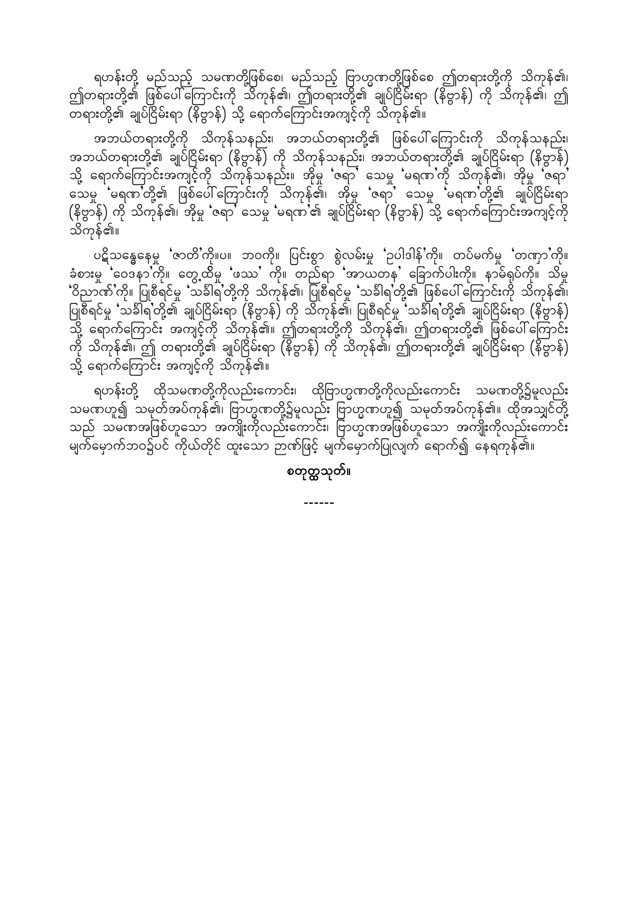ရဟန်းတို့ မည်သည့် သမဏတို့ဖြစ်စေ၊ မည်သည့် ဗြာဟ္မဏတို့ဖြစ်စေ ဤတရားတို့ကို သိကုန်၏၊ ဤတရားတို့၏ ဖြစ်ပေါ်ကြောင်းကို သိကုန်၏၊ ဤတရားတို့၏ ချုပ်ငြိမ်းရာ (နိဗ္ဗာန်) ကို သိကုန်၏၊ ဤတရားတို့၏ ချုပ်ငြိမ်းရာ (နိဗ္ဗာန်) သို့ ရောက်ကြောင်းအကျင့်ကို သိကုန်၏။

အဘယ်တရားတို့ကို သိကုန်သနည်း၊ အဘယ်တရားတို့၏ ဖြစ်ပေါ်ကြောင်းကို သိကုန်သနည်း၊ အဘယ်တရားတို့၏ ချုပ်ငြိမ်းရာ (နိဗ္ဗာန်) ကို သိကုန်သနည်း၊ အဘယ်တရားတို့၏ ချုပ်ငြိမ်းရာ (နိဗ္ဗာန်) သို့ ရောက်ကြောင်းအကျင့်ကို သိကုန်သနည်း။ အိုမှု 'ဇရာ' သေမှု 'မရဏ'ကို သိကုန်၏၊ အိုမှု 'ဇရာ' သေမှု 'မရဏ'တို့၏ ဖြစ်ပေါ်ကြောင်းကို သိကုန်၏၊ အိုမှု 'ဇရာ' သေမှု 'မရဏ'တို့၏ ချုပ်ငြိမ်းရာ (နိဗ္ဗာန်) ကို သိကုန်၏၊ အိုမှု 'ဇရာ' သေမှု 'မရဏ'၏ ချုပ်ငြိမ်းရာ (နိဗ္ဗာန်) သို့ ရောက်ကြောင်းအကျင့်ကို သိကုန်၏။

ပဋိသန္ဓေနေမှု 'ဇာတိ'ကို။ပ။ ဘဝကို။ ပြင်းစွာ စွဲလမ်းမှု 'ဥပါဒါန်'ကို။ တပ်မက်မှု 'တဏှာ'ကို။ ခံစားမှု 'ဝေဒနာ'ကို။ တွေ့ထိမှု 'ဖဿ' ကို။ တည်ရာ 'အာယတန' ခြောက်ပါးကို။ နာမ်ရုပ်ကို။ သိမှု 'ဝိညာဏ်'ကို။ ပြုစီရင်မှု 'သင်္ခါရ'တို့ကို သိကုန်၏၊ ပြုစီရင်မှု 'သင်္ခါရ'တို့၏ ဖြစ်ပေါ်ကြောင်းကို သိကုန်၏၊ ပြုစီရင်မှု 'သင်္ခါရ'တို့၏ ချုပ်ငြိမ်းရာ (နိဗ္ဗာန်) ကို သိကုန်၏၊ ပြုစီရင်မှု 'သင်္ခါရ'တို့၏ ချုပ်ငြိမ်းရာ (နိဗ္ဗာန်) သို့ ရောက်ကြောင်း အကျင့်ကို သိကုန်၏။ ဤတရားတို့ကို သိကုန်၏၊ ဤတရားတို့၏ ဖြစ်ပေါ်ကြောင်း ကို သိကုန်၏၊ ဤ တရားတို့၏ ချုပ်ငြိမ်းရာ (နိဗ္ဗာန်) ကို သိကုန်၏၊ ဤတရားတို့၏ ချုပ်ငြိမ်းရာ (နိဗ္ဗာန်) သို့ ရောက်ကြောင်း အကျင့်ကို သိကုန်၏။

ရဟန်းတို့ ထိုသမဏတို့ကိုလည်းကောင်း၊ ထိုဗြာဟ္မဏတို့ကိုလည်းကောင်း သမဏတို့၌မူလည်း သမဏဟူ၍ သမုတ်အပ်ကုန်၏၊ ဗြာဟ္မဏတို့၌မူလည်း ဗြာဟ္မဏဟူ၍ သမုတ်အပ်ကုန်၏။ ထိုအသျှင်တို့သည် သမဏအဖြစ်ဟူသော အကျိုးကိုလည်းကောင်း၊ ဗြာဟ္မဏအဖြစ်ဟူသော အကျိုးကိုလည်းကောင်း မျက်မှောက်ဘဝ၌ပင် ကိုယ်တိုင် ထူးသော ဉာဏ်ဖြင့် မျက်မှောက်ပြုလျက် ရောက်၍ နေရကုန်၏။

**စတုတ္ထသုတ်။**

------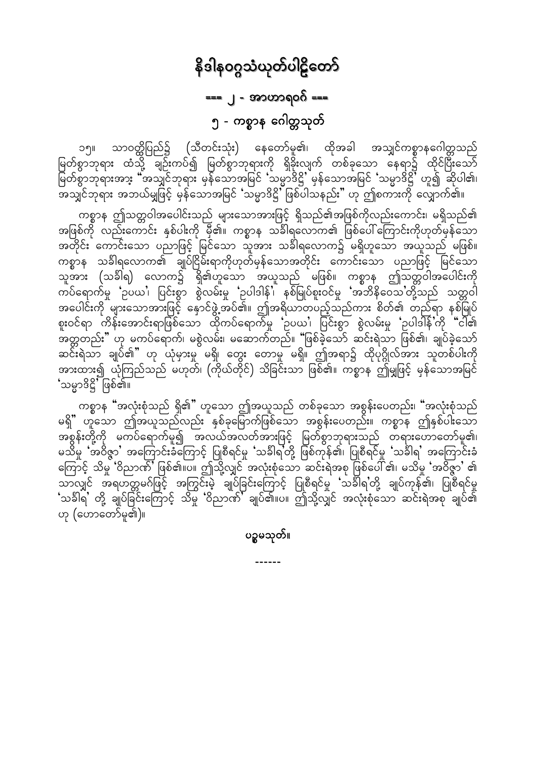# နိဒါနဝဂ္ဂသံယုတ်ပါဠိတော်

## === ၂ - အာဟာရဝဂ် ===

### ၅ - ကစ္စာန ဂေါတ္တသုတ်

၁၅။ သာဝတ္ထိပြည်၌ (သီတင်းသုံး) နေတော်မူ၏၊ ထိုအခါ အသျှင်ကစ္စာနဂေါတ္တသည် မြတ်စွာဘုရား ထံသို့ ချဉ်းကပ်၍ မြတ်စွာဘုရားကို ရှိခိုးလျက် တစ်ခုသော နေရာ၌ ထိုင်ပြီးသော် မြတ်စွာဘုရားအား "အသျှင်ဘုရား မှန်သောအမြင် 'သမ္မာဒိဋ္ဌိ' မှန်သောအမြင် 'သမ္မာဒိဋ္ဌိ' ဟု၍ ဆိုပါ၏၊ အသျှင်ဘုရား အဘယ်မျှဖြင့် မှန်သောအမြင် 'သမ္မာဒိဋ္ဌိ' ဖြစ်ပါသနည်း" ဟု ဤစကားကို လျှောက်၏။

ကစ္စာန ဤသတ္တဝါအပေါင်းသည် များသောအားဖြင့် ရှိသည်၏အဖြစ်ကိုလည်းကောင်း၊ မရှိသည်၏ အဖြစ်ကို လည်းကောင်း နှစ်ပါးကို မှီ၏။ ကစ္စာန သင်္ခါရလောက၏ ဖြစ်ပေါ်ကြောင်းကိုဟုတ်မှန်သော အတိုင်း ကောင်းသော ပညာဖြင့် မြင်သော သူအား သင်္ခါရလောက၌ မရှိဟူသော အယူသည် မဖြစ်။ ကစ္စာန သင်္ခါရလောက၏ ချုပ်ငြိမ်းရာကိုဟုတ်မှန်သောအတိုင်း ကောင်းသော ပညာဖြင့် မြင်သော သူအား (သင်္ခါရ) လောက၌ ရှိ၏ဟူသော အယူသည် မဖြစ်။ ကစ္စာန ဤသတ္တဝါအပေါင်းကို ကပ်ရောက်မှု 'ဉပယ'၊ ပြင်းစွာ စွဲလမ်းမှု 'ဉပါဒါန်'၊ နှစ်မြုပ်စူးဝင်မှု 'အဘိနိဝေသ'တို့သည် သတ္တဝါအပေါင်းကို များသောအားဖြင့် နှောင်ဖွဲ့အပ်၏။ ဤအရိယာတပည့်သည်ကား စိတ်၏ တည်ရာ နှစ်မြုပ်စူးဝင်ရာ ကိန်းအောင်းရာဖြစ်သော ထိုကပ်ရောက်မှု 'ဉပယ'၊ ပြင်းစွာ စွဲလမ်းမှု 'ဉပါဒါန်'ကို "ငါ၏ အတ္တတည်း" ဟု မကပ်ရောက်၊ မစွဲလမ်း၊ မဆောက်တည်။ "ဖြစ်ခဲ့သော် ဆင်းရဲသာ ဖြစ်၏၊ ချုပ်ခဲ့သော် ဆင်းရဲသာ ချုပ်၏" ဟု ယုံမှားမှု မရှိ၊ တွေး တောမှု မရှိ။ ဤအရာ၌ ထိုပုဂ္ဂိုလ်အား သူတစ်ပါးကို အားထား၍ ယုံကြည်သည် မဟုတ်၊ (ကိုယ်တိုင်) သိခြင်းသာ ဖြစ်၏။ ကစ္စာန ဤမျှဖြင့် မှန်သောအမြင် 'သမ္မာဒိဋ္ဌိ' ဖြစ်၏။

ကစ္စာန "အလုံးစုံသည် ရှိ၏" ဟူသော ဤအယူသည် တစ်ခုသော အစွန်းပေတည်း၊ "အလုံးစုံသည် မရှိ" ဟူသော ဤအယူသည်လည်း နှစ်ခုမြောက်ဖြစ်သော အစွန်းပေတည်း။ ကစ္စာန ဤနှစ်ပါးသော အစွန်းတို့ကို မကပ်ရောက်မူ၍ အလယ်အလတ်အားဖြင့် မြတ်စွာဘုရားသည် တရားဟောတော်မူ၏၊ မသိမှု 'အဝိဇ္ဇာ' အကြောင်းခံကြောင့် ပြုစီရင်မှု 'သင်္ခါရ'တို့ ဖြစ်ကုန်၏၊ ပြုစီရင်မှု 'သင်္ခါရ' အကြောင်းခံကြောင့် သိမှု 'ဝိညာဏ်' ဖြစ်၏။ပ။ ဤသို့လျှင် အလုံးစုံသော ဆင်းရဲအစု ဖြစ်ပေါ်၏၊ မသိမှု 'အဝိဇ္ဇာ' ၏ သာလျှင် အရဟတ္တမဂ်ဖြင့် အကြွင်းမဲ့ ချုပ်ခြင်းကြောင့် ပြုစီရင်မှု 'သင်္ခါရ'တို့ ချုပ်ကုန်၏၊ ပြုစီရင်မှု 'သင်္ခါရ' တို့ ချုပ်ခြင်းကြောင့် သိမှု 'ဝိညာဏ်' ချုပ်၏။ပ။ ဤသို့လျှင် အလုံးစုံသော ဆင်းရဲအစု ချုပ်၏ ဟု (ဟောတော်မူ၏)။

**ပဉ္စမသုတ်။**

------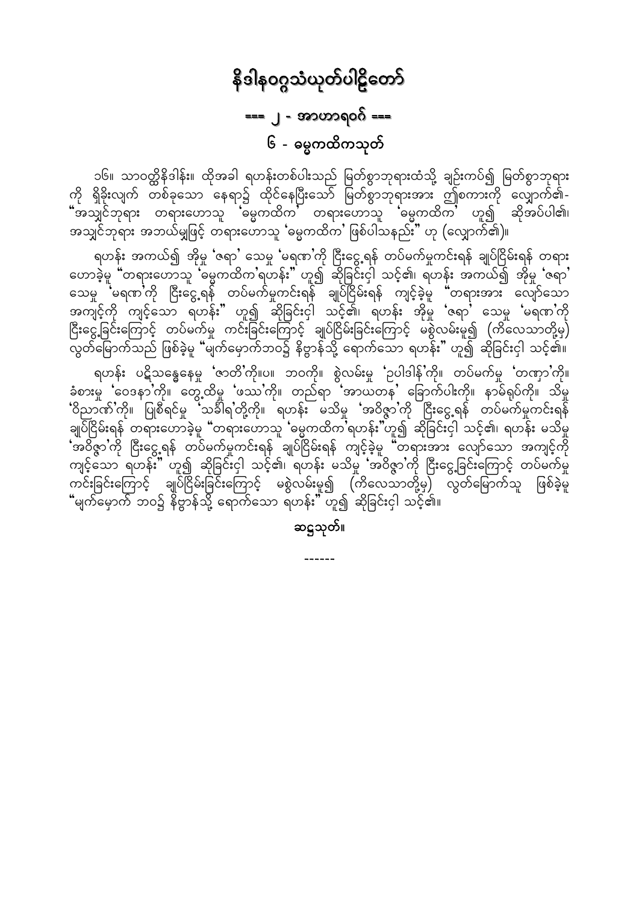# နိဒါနဝဂ္ဂသံယုတ်ပါဠိတော်

## === ၂ - အာဟာရဝဂ် ===

### ၆ - ဓမ္မကထိကသုတ်

၁၆။ သာဝတ္ထိနိဒါန်း။ ထိုအခါ ရဟန်းတစ်ပါးသည် မြတ်စွာဘုရားထံသို့ ချဉ်းကပ်၍ မြတ်စွာဘုရားကို ရှိခိုးလျက် တစ်ခုသော နေရာ၌ ထိုင်နေပြီးသော် မြတ်စွာဘုရားအား ဤစကားကို လျှောက်၏- "အသျှင်ဘုရား တရားဟောသူ 'ဓမ္မကထိက' တရားဟောသူ 'ဓမ္မကထိက' ဟူ၍ ဆိုအပ်ပါ၏၊ အသျှင်ဘုရား အဘယ်မျှဖြင့် တရားဟောသူ 'ဓမ္မကထိက' ဖြစ်ပါသနည်း" ဟု (လျှောက်၏)။

ရဟန်း အကယ်၍ အိုမှု 'ဇရာ' သေမှု 'မရဏ'ကို ငြီးငွေ့ရန် တပ်မက်မှုကင်းရန် ချုပ်ငြိမ်းရန် တရားဟောခဲ့မူ "တရားဟောသူ 'ဓမ္မကထိက'ရဟန်း" ဟူ၍ ဆိုခြင်းငှါ သင့်၏၊ ရဟန်း အကယ်၍ အိုမှု 'ဇရာ' သေမှု 'မရဏ'ကို ငြီးငွေ့ရန် တပ်မက်မှုကင်းရန် ချုပ်ငြိမ်းရန် ကျင့်ခဲ့မူ "တရားအား လျော်သော အကျင့်ကို ကျင့်သော ရဟန်း" ဟူ၍ ဆိုခြင်းငှါ သင့်၏၊ ရဟန်း အိုမှု 'ဇရာ' သေမှု 'မရဏ'ကို ငြီးငွေ့ခြင်းကြောင့် တပ်မက်မှု ကင်းခြင်းကြောင့် ချုပ်ငြိမ်းခြင်းကြောင့် မစွဲလမ်းမူ၍ (ကိလေသာတို့မှ) လွတ်မြောက်သည် ဖြစ်ခဲ့မူ "မျက်မှောက်ဘဝ၌ နိဗ္ဗာန်သို့ ရောက်သော ရဟန်း" ဟူ၍ ဆိုခြင်းငှါ သင့်၏။

ရဟန်း ပဋိသန္ဓေနေမှု 'ဇာတိ'ကို။ပ။ ဘဝကို။ စွဲလမ်းမှု 'ဥပါဒါန်'ကို။ တပ်မက်မှု 'တဏှာ'ကို။ ခံစားမှု 'ဝေဒနာ'ကို။ တွေ့ထိမှု 'ဖဿ'ကို။ တည်ရာ 'အာယတန' ခြောက်ပါးကို။ နာမ်ရုပ်ကို။ သိမှု 'ဝိညာဏ်'ကို။ ပြုစီရင်မှု 'သင်္ခါရ'တို့ကို။ ရဟန်း မသိမှု 'အဝိဇ္ဇာ'ကို ငြီးငွေ့ရန် တပ်မက်မှုကင်းရန် ချုပ်ငြိမ်းရန် တရားဟောခဲ့မူ "တရားဟောသူ 'ဓမ္မကထိက'ရဟန်း"ဟူ၍ ဆိုခြင်းငှါ သင့်၏၊ ရဟန်း မသိမှု 'အဝိဇ္ဇာ'ကို ငြီးငွေ့ရန် တပ်မက်မှုကင်းရန် ချုပ်ငြိမ်းရန် ကျင့်ခဲ့မူ "တရားအား လျော်သော အကျင့်ကို ကျင့်သော ရဟန်း" ဟူ၍ ဆိုခြင်းငှါ သင့်၏၊ ရဟန်း မသိမှု 'အဝိဇ္ဇာ'ကို ငြီးငွေ့ခြင်းကြောင့် တပ်မက်မှု ကင်းခြင်းကြောင့် ချုပ်ငြိမ်းခြင်းကြောင့် မစွဲလမ်းမူ၍ (ကိလေသာတို့မှ) လွတ်မြောက်သူ ဖြစ်ခဲ့မူ "မျက်မှောက် ဘဝ၌ နိဗ္ဗာန်သို့ ရောက်သော ရဟန်း" ဟူ၍ ဆိုခြင်းငှါ သင့်၏။

ဆဋ္ဌသုတ်။

------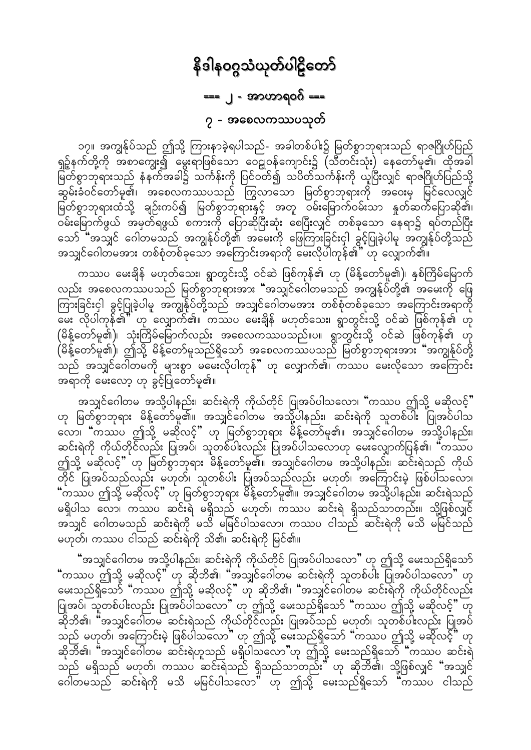# နိဒါနဝဂ္ဂသံယုတ်ပါဠိတော်

## === ၂ - အာဟာရဝဂ် ===

### ၇ - အစေလကဿပသုတ်

၁၇။ အကျွန်ုပ်သည် ဤသို့ ကြားနာခဲ့ရပါသည်- အခါတစ်ပါး၌ မြတ်စွာဘုရားသည် ရာဇဂြိုဟ်ပြည် ရှဉ့်နက်တို့ကို အစာကျွေး၍ မွေးရာဖြစ်သော ဝေဠုဝန်ကျောင်း၌ (သီတင်းသုံး) နေတော်မူ၏၊ ထိုအခါ မြတ်စွာဘုရားသည် နံနက်အခါ၌ သင်္ကန်းကို ပြင်ဝတ်၍ သပိတ်သင်္ကန်းကို ယူပြီးလျှင် ရာဇဂြိုဟ်ပြည်သို့ ဆွမ်းခံဝင်တော်မူ၏၊ အစေလကဿပသည် ကြွလာသော မြတ်စွာဘုရားကို အဝေးမှ မြင်လေလျှင် မြတ်စွာဘုရားထံသို့ ချဉ်းကပ်၍ မြတ်စွာဘုရားနှင့် အတူ ဝမ်းမြောက်ဝမ်းသာ နှုတ်ဆက်ပြောဆို၏၊ ဝမ်းမြောက်ဖွယ် အမှတ်ရဖွယ် စကားကို ပြောဆိုပြီးဆုံး စေပြီးလျှင် တစ်ခုသော နေရာ၌ ရပ်တည်ပြီးသော် "အသျှင် ဂေါတမသည် အကျွန်ုပ်တို့၏ အမေးကို ဖြေကြားခြင်းငှါ ခွင့်ပြုခဲ့ပါမူ အကျွန်ုပ်တို့သည် အသျှင်ဂေါတမအား တစ်စုံတစ်ခုသော အကြောင်းအရာကို မေးလိုပါကုန်၏" ဟု လျှောက်၏။

ကဿပ မေးချိန် မဟုတ်သေး၊ ရွာတွင်းသို့ ဝင်ဆဲ ဖြစ်ကုန်၏ ဟု (မိန့်တော်မူ၏)၊ နှစ်ကြိမ်မြောက်လည်း အစေလကဿပသည် မြတ်စွာဘုရားအား "အသျှင်ဂေါတမသည် အကျွန်ုပ်တို့၏ အမေးကို ဖြေကြားခြင်းငှါ ခွင့်ပြုခဲ့ပါမူ အကျွန်ုပ်တို့သည် အသျှင်ဂေါတမအား တစ်စုံတစ်ခုသော အကြောင်းအရာကို မေး လိုပါကုန်၏" ဟု လျှောက်၏။ ကဿပ မေးချိန် မဟုတ်သေး၊ ရွာတွင်းသို့ ဝင်ဆဲ ဖြစ်ကုန်၏ ဟု (မိန့်တော်မူ၏)၊ သုံးကြိမ်မြောက်လည်း အစေလကဿပသည်။ပ။ ရွာတွင်းသို့ ဝင်ဆဲ ဖြစ်ကုန်၏ ဟု (မိန့်တော်မူ၏)၊ ဤသို့ မိန့်တော်မူသည်ရှိသော် အစေလကဿပသည် မြတ်စွာဘုရားအား "အကျွန်ုပ်တို့ သည် အသျှင်ဂေါတမကို များစွာ မမေးလိုပါကုန်" ဟု လျှောက်၏၊ ကဿပ မေးလိုသော အကြောင်း အရာကို မေးလော့ ဟု ခွင့်ပြုတော်မူ၏။

အသျှင်ဂေါတမ အသို့ပါနည်း၊ ဆင်းရဲကို ကိုယ်တိုင် ပြုအပ်ပါသလော၊ "ကဿပ ဤသို့ မဆိုလင့်" ဟု မြတ်စွာဘုရား မိန့်တော်မူ၏။ အသျှင်ဂေါတမ အသို့ပါနည်း၊ ဆင်းရဲကို သူတစ်ပါး ပြုအပ်ပါသ လော၊ "ကဿပ ဤသို့ မဆိုလင့်" ဟု မြတ်စွာဘုရား မိန့်တော်မူ၏။ အသျှင်ဂေါတမ အသို့ပါနည်း၊ ဆင်းရဲကို ကိုယ်တိုင်လည်း ပြုအပ်၊ သူတစ်ပါးလည်း ပြုအပ်ပါသလောဟု မေးလျှောက်ပြန်၏၊ "ကဿပ ဤသို့ မဆိုလင့်" ဟု မြတ်စွာဘုရား မိန့်တော်မူ၏။ အသျှင်ဂေါတမ အသို့ပါနည်း၊ ဆင်းရဲသည် ကိုယ် တိုင် ပြုအပ်သည်လည်း မဟုတ်၊ သူတစ်ပါး ပြုအပ်သည်လည်း မဟုတ်၊ အကြောင်းမဲ့ ဖြစ်ပါသလော၊ "ကဿပ ဤသို့ မဆိုလင့်" ဟု မြတ်စွာဘုရား မိန့်တော်မူ၏။ အသျှင်ဂေါတမ အသို့ပါနည်း၊ ဆင်းရဲသည် မရှိပါသ လော၊ ကဿပ ဆင်းရဲ မရှိသည် မဟုတ်၊ ကဿပ ဆင်းရဲ ရှိသည်သာတည်း။ သို့ဖြစ်လျှင် အသျှင် ဂေါတမသည် ဆင်းရဲကို မသိ မမြင်ပါသလော၊ ကဿပ ငါသည် ဆင်းရဲကို မသိ မမြင်သည် မဟုတ်၊ ကဿပ ငါသည် ဆင်းရဲကို သိ၏၊ ဆင်းရဲကို မြင်၏။

"အသျှင်ဂေါတမ အသို့ပါနည်း၊ ဆင်းရဲကို ကိုယ်တိုင် ပြုအပ်ပါသလော" ဟု ဤသို့ မေးသည်ရှိသော် "ကဿပ ဤသို့ မဆိုလင့်" ဟု ဆိုဘိ၏၊ "အသျှင်ဂေါတမ ဆင်းရဲကို သူတစ်ပါး ပြုအပ်ပါသလော" ဟု မေးသည်ရှိသော် "ကဿပ ဤသို့ မဆိုလင့်" ဟု ဆိုဘိ၏၊ "အသျှင်ဂေါတမ ဆင်းရဲကို ကိုယ်တိုင်လည်း ပြုအပ်၊ သူတစ်ပါးလည်း ပြုအပ်ပါသလော" ဟု ဤသို့ မေးသည်ရှိသော် "ကဿပ ဤသို့ မဆိုလင့်" ဟု ဆိုဘိ၏၊ "အသျှင်ဂေါတမ ဆင်းရဲသည် ကိုယ်တိုင်လည်း ပြုအပ်သည် မဟုတ်၊ သူတစ်ပါးလည်း ပြုအပ် သည် မဟုတ်၊ အကြောင်းမဲ့ ဖြစ်ပါသလော" ဟု ဤသို့ မေးသည်ရှိသော် "ကဿပ ဤသို့ မဆိုလင့်" ဟု ဆိုဘိ၏၊ "အသျှင်ဂေါတမ ဆင်းရဲဟူသည် မရှိပါသလော"ဟု ဤသို့ မေးသည်ရှိသော် "ကဿပ ဆင်းရဲ သည် မရှိသည် မဟုတ်၊ ကဿပ ဆင်းရဲသည် ရှိသည်သာတည်း" ဟု ဆိုဘိ၏၊ သို့ဖြစ်လျှင် "အသျှင် ဂေါတမသည် ဆင်းရဲကို မသိ မမြင်ပါသလော" ဟု ဤသို့ မေးသည်ရှိသော် "ကဿပ ငါသည်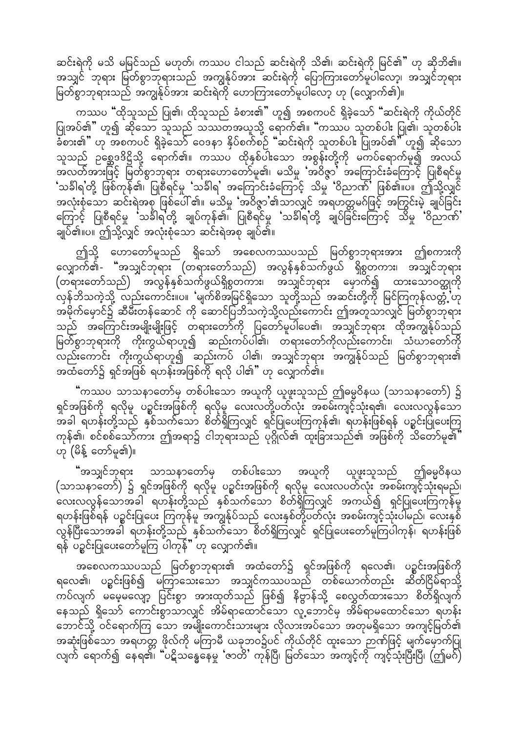ဆင်းရဲကို မသိ မမြင်သည် မဟုတ်၊ ကဿပ ငါသည် ဆင်းရဲကို သိ၏၊ ဆင်းရဲကို မြင်၏" ဟု ဆိုဘိ၏။ အသျှင် ဘုရား မြတ်စွာဘုရားသည် အကျွန်ုပ်အား ဆင်းရဲကို ပြောကြားတော်မူပါလော့၊ အသျှင်ဘုရား မြတ်စွာဘုရားသည် အကျွန်ုပ်အား ဆင်းရဲကို ဟောကြားတော်မူပါလော့ ဟု (လျှောက်၏)။

ကဿပ "ထိုသူသည် ပြု၏၊ ထိုသူသည် ခံစား၏" ဟူ၍ အစကပင် ရှိခဲ့သော "ဆင်းရဲကို ကိုယ်တိုင် ပြုအပ်၏" ဟူ၍ ဆိုသော သူသည် သဿတအယူသို့ ရောက်၏။ "ကဿပ သူတစ်ပါး ပြု၏၊ သူတစ်ပါး ခံစား၏" ဟု အစကပင် ရှိခဲ့သော ဝေဒနာ နှိပ်စက်စဉ် "ဆင်းရဲကို သူတစ်ပါး ပြုအပ်၏" ဟူ၍ ဆိုသော သူသည် ဉစ္ဆေဒဒိဋ္ဌိသို့ ရောက်၏။ ကဿပ ထိုနှစ်ပါးသော အစွန်းတို့ကို မကပ်ရောက်မူ၍ အလယ် အလတ်အားဖြင့် မြတ်စွာဘုရား တရားဟောတော်မူ၏၊ မသိမှု 'အဝိဇ္ဇာ' အကြောင်းခံကြောင့် ပြုစီရင်မှု 'သင်္ခါရ'တို့ ဖြစ်ကုန်၏၊ ပြုစီရင်မှု 'သင်္ခါရ' အကြောင်းခံကြောင့် သိမှု 'ဝိညာဏ်' ဖြစ်၏။ပ။ ဤသို့လျှင် အလုံးစုံသော ဆင်းရဲအစု ဖြစ်ပေါ်၏။ မသိမှု 'အဝိဇ္ဇာ'၏သာလျှင် အရဟတ္တမဂ်ဖြင့် အကြွင်းမဲ့ ချုပ်ခြင်း ကြောင့် ပြုစီရင်မှု 'သင်္ခါရ'တို့ ချုပ်ကုန်၏၊ ပြုစီရင်မှု 'သင်္ခါရ'တို့ ချုပ်ခြင်းကြောင့် သိမှု 'ဝိညာဏ်' ချုပ်၏။ပ။ ဤသို့လျှင် အလုံးစုံသော ဆင်းရဲအစု ချုပ်၏။

ဤသို့ ဟောတော်မူသည် ရှိသော် အစေလကဿပသည် မြတ်စွာဘုရားအား ဤစကားကို လျှောက်၏- "အသျှင်ဘုရား (တရားတော်သည်) အလွန်နှစ်သက်ဖွယ် ရှိစွတကား၊ အသျှင်ဘုရား (တရားတော်သည်) အလွန်နှစ်သက်ဖွယ်ရှိစွတကား၊ အသျှင်ဘုရား မှောက်၍ ထားသောဝတ္ထုကို လှန်ဘိသကဲ့သို့ လည်းကောင်း။ပ။ 'မျက်စိအမြင်ရှိသော သူတို့သည် အဆင်းတို့ကို မြင်ကြကုန်လတ္တံ့'ဟု အမိုက်မှောင်၌ ဆီမီးတန်ဆောင် ကို ဆောင်ပြဘိသကဲ့သို့လည်းကောင်း ဤအတူသာလျှင် မြတ်စွာဘုရား သည် အကြောင်းအမျိုးမျိုးဖြင့် တရားတော်ကို ပြတော်မူပါပေ၏၊ အသျှင်ဘုရား ထိုအကျွန်ုပ်သည် မြတ်စွာဘုရားကို ကိုးကွယ်ရာဟူ၍ ဆည်းကပ်ပါ၏၊ တရားတော်ကိုလည်းကောင်း၊ သံဃာတော်ကို လည်းကောင်း ကိုးကွယ်ရာဟူ၍ ဆည်းကပ် ပါ၏၊ အသျှင်ဘုရား အကျွန်ုပ်သည် မြတ်စွာဘုရား၏ အထံတော်၌ ရှင်အဖြစ် ရဟန်းအဖြစ်ကို ရလို ပါ၏" ဟု လျှောက်၏။

"ကဿပ သာသနာတော်မှ တစ်ပါးသော အယူကို ယူဖူးသူသည် ဤဓမ္မဝိနယ (သာသနာတော်) ၌ ရှင်အဖြစ်ကို ရလိုမူ ပဉ္စင်းအဖြစ်ကို ရလိုမူ လေးလတို့ပတ်လုံး အစမ်းကျင့်သုံးရ၏၊ လေးလလွန်သော အခါ ရဟန်းတို့သည် နှစ်သက်သော စိတ်ရှိကြလျှင် ရှင်ပြုပေးကြကုန်၏၊ ရဟန်းဖြစ်ရန် ပဉ္စင်းပြုပေးကြ ကုန်၏၊ စင်စစ်သော်ကား ဤအရာ၌ ငါဘုရားသည် ပုဂ္ဂိုလ်၏ ထူးခြားသည်၏ အဖြစ်ကို သိတော်မူ၏" ဟု (မိန့် တော်မူ၏)။

"အသျှင်ဘုရား သာသနာတော်မှ တစ်ပါးသော အယူကို ယူဖူးသူသည် ဤဓမ္မဝိနယ (သာသနာတော်) ၌ ရှင်အဖြစ်ကို ရလိုမူ ပဉ္စင်းအဖြစ်ကို ရလိုမူ လေးလပတ်လုံး အစမ်းကျင့်သုံးရမည်၊ လေးလလွန်သောအခါ ရဟန်းတို့သည် နှစ်သက်သော စိတ်ရှိကြလျှင် အကယ်၍ ရှင်ပြုပေးကြကုန်မူ ရဟန်းဖြစ်ရန် ပဉ္စင်းပြုပေး ကြကုန်မူ အကျွန်ုပ်သည် လေးနှစ်တို့ပတ်လုံး အစမ်းကျင့်သုံးပါမည်၊ လေးနှစ် လွန်ပြီးသောအခါ ရဟန်းတို့သည် နှစ်သက်သော စိတ်ရှိကြလျှင် ရှင်ပြုပေးတော်မူကြပါကုန်၊ ရဟန်းဖြစ် ရန် ပဉ္စင်းပြုပေးတော်မူကြ ပါကုန်" ဟု လျှောက်၏။

အစေလကဿပသည် မြတ်စွာဘုရား၏ အထံတော်၌ ရှင်အဖြစ်ကို ရလေ၏၊ ပဉ္စင်းအဖြစ်ကို ရလေ၏၊ ပဉ္စင်းဖြစ်၍ မကြာသေးသော အသျှင်ကဿပသည် တစ်ယောက်တည်း ဆိတ်ငြိမ်ရာသို့ ကပ်လျက် မမေ့မလျော့ ပြင်းစွာ အားထုတ်သည် ဖြစ်၍ နိဗ္ဗာန်သို့ စေလွှတ်ထားသော စိတ်ရှိလျက် နေသည် ရှိသော် ကောင်းစွာသာလျှင် အိမ်ရာထောင်သော လူ့ဘောင်မှ အိမ်ရာမထောင်သော ရဟန်း ဘောင်သို့ ဝင်ရောက်ကြ သော အမျိုးကောင်းသားများ လိုလားအပ်သော အတုမရှိသော အကျင့်မြတ်၏ အဆုံးဖြစ်သော အရဟတ္တ ဖိုလ်ကို မကြာမီ ယခုဘဝ၌ပင် ကိုယ်တိုင် ထူးသော ဉာဏ်ဖြင့် မျက်မှောက်ပြု လျက် ရောက်၍ နေရ၏၊ "ပဋိသန္ဓေနေမှု 'ဇာတိ' ကုန်ပြီ၊ မြတ်သော အကျင့်ကို ကျင့်သုံးပြီးပြီ၊ (ဤမဂ်)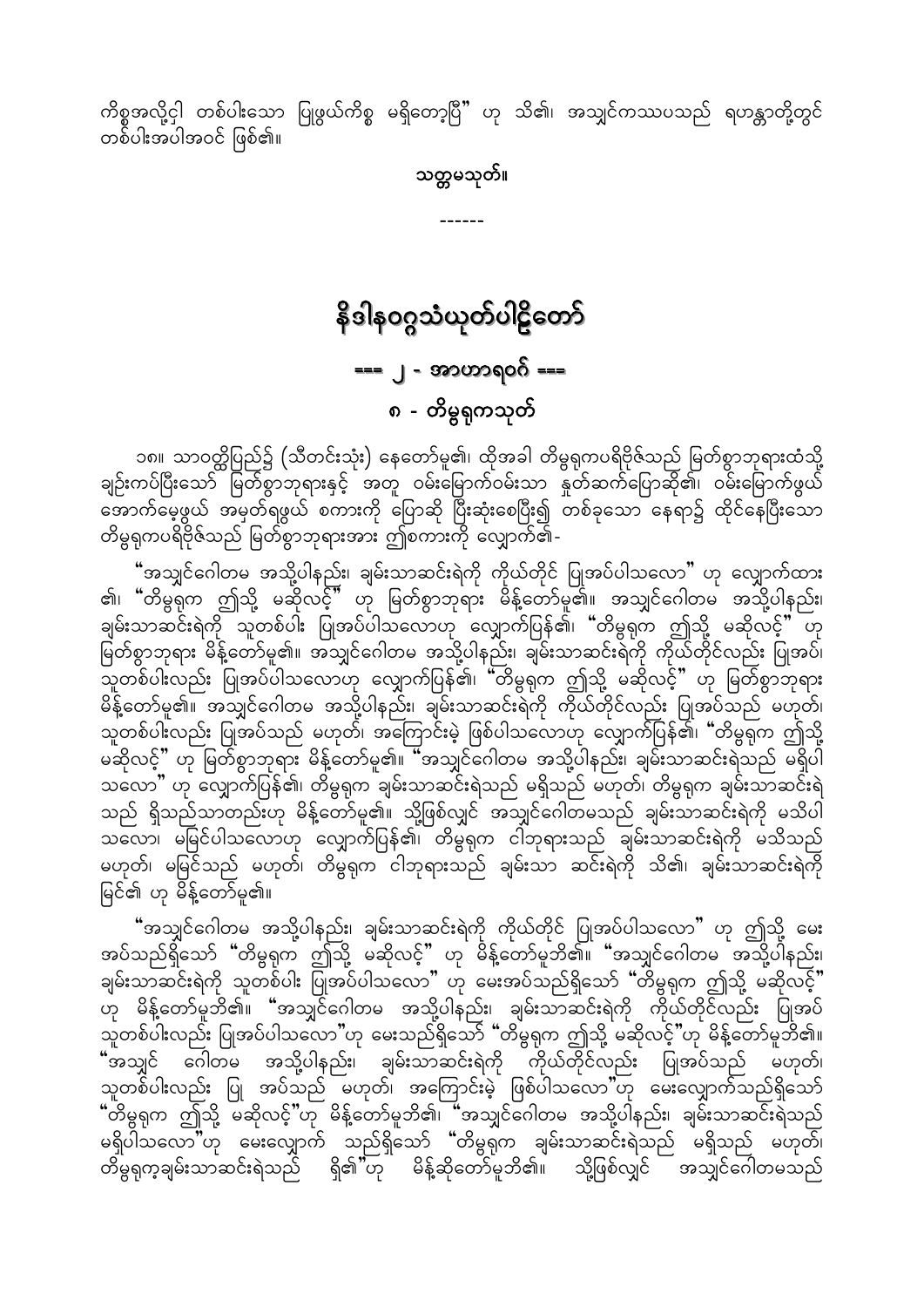ကိစ္စအလို့ငှါ တစ်ပါးသော ပြုဖွယ်ကိစ္စ မရှိတော့ပြီ" ဟု သိ၏၊ အသျှင်ကဿပသည် ရဟန္တာတို့တွင် တစ်ပါးအပါအဝင် ဖြစ်၏။

**သတ္တမသုတ်။**

------

# နိဒါနဝဂ္ဂသံယုတ်ပါဠိတော်

## === ၂ - အာဟာရဝဂ် ===

### ၈ - တိမ္ဗရုကသုတ်

၁၈။ သာဝတ္ထိပြည်၌ (သီတင်းသုံး) နေတော်မူ၏၊ ထိုအခါ တိမ္ဗရုကပရိဗိုဇ်သည် မြတ်စွာဘုရားထံသို့ ချဉ်းကပ်ပြီးသော် မြတ်စွာဘုရားနှင့် အတူ ဝမ်းမြောက်ဝမ်းသာ နှုတ်ဆက်ပြောဆို၏၊ ဝမ်းမြောက်ဖွယ် အောက်မေ့ဖွယ် အမှတ်ရဖွယ် စကားကို ပြောဆို ပြီးဆုံးစေပြီး၍ တစ်ခုသော နေရာ၌ ထိုင်နေပြီးသော တိမ္ဗရုကပရိဗိုဇ်သည် မြတ်စွာဘုရားအား ဤစကားကို လျှောက်၏-

"အသျှင်ဂေါတမ အသို့ပါနည်း၊ ချမ်းသာဆင်းရဲကို ကိုယ်တိုင် ပြုအပ်ပါသလော" ဟု လျှောက်ထား၏၊ "တိမ္ဗရုက ဤသို့ မဆိုလင့်" ဟု မြတ်စွာဘုရား မိန့်တော်မူ၏။ အသျှင်ဂေါတမ အသို့ပါနည်း၊ ချမ်းသာဆင်းရဲကို သူတစ်ပါး ပြုအပ်ပါသလောဟု လျှောက်ပြန်၏၊ "တိမ္ဗရုက ဤသို့ မဆိုလင့်" ဟု မြတ်စွာဘုရား မိန့်တော်မူ၏။ အသျှင်ဂေါတမ အသို့ပါနည်း၊ ချမ်းသာဆင်းရဲကို ကိုယ်တိုင်လည်း ပြုအပ်၊ သူတစ်ပါးလည်း ပြုအပ်ပါသလောဟု လျှောက်ပြန်၏၊ "တိမ္ဗရုက ဤသို့ မဆိုလင့်" ဟု မြတ်စွာဘုရား မိန့်တော်မူ၏။ အသျှင်ဂေါတမ အသို့ပါနည်း၊ ချမ်းသာဆင်းရဲကို ကိုယ်တိုင်လည်း ပြုအပ်သည် မဟုတ်၊ သူတစ်ပါးလည်း ပြုအပ်သည် မဟုတ်၊ အကြောင်းမဲ့ ဖြစ်ပါသလောဟု လျှောက်ပြန်၏၊ "တိမ္ဗရုက ဤသို့ မဆိုလင့်" ဟု မြတ်စွာဘုရား မိန့်တော်မူ၏။ "အသျှင်ဂေါတမ အသို့ပါနည်း၊ ချမ်းသာဆင်းရဲသည် မရှိပါသလော" ဟု လျှောက်ပြန်၏၊ တိမ္ဗရုက ချမ်းသာဆင်းရဲသည် မရှိသည် မဟုတ်၊ တိမ္ဗရုက ချမ်းသာဆင်းရဲသည် ရှိသည်သာတည်းဟု မိန့်တော်မူ၏။ သို့ဖြစ်လျှင် အသျှင်ဂေါတမသည် ချမ်းသာဆင်းရဲကို မသိပါသလော၊ မမြင်ပါသလောဟု လျှောက်ပြန်၏၊ တိမ္ဗရုက ငါဘုရားသည် ချမ်းသာဆင်းရဲကို မသိသည် မဟုတ်၊ မမြင်သည် မဟုတ်၊ တိမ္ဗရုက ငါဘုရားသည် ချမ်းသာ ဆင်းရဲကို သိ၏၊ ချမ်းသာဆင်းရဲကို မြင်၏ ဟု မိန့်တော်မူ၏။

"အသျှင်ဂေါတမ အသို့ပါနည်း၊ ချမ်းသာဆင်းရဲကို ကိုယ်တိုင် ပြုအပ်ပါသလော" ဟု ဤသို့ မေးအပ်သည်ရှိသော် "တိမ္ဗရုက ဤသို့ မဆိုလင့်" ဟု မိန့်တော်မူဘိ၏။ "အသျှင်ဂေါတမ အသို့ပါနည်း၊ ချမ်းသာဆင်းရဲကို သူတစ်ပါး ပြုအပ်ပါသလော" ဟု မေးအပ်သည်ရှိသော် "တိမ္ဗရုက ဤသို့ မဆိုလင့်" ဟု မိန့်တော်မူဘိ၏။ "အသျှင်ဂေါတမ အသို့ပါနည်း၊ ချမ်းသာဆင်းရဲကို ကိုယ်တိုင်လည်း ပြုအပ် သူတစ်ပါးလည်း ပြုအပ်ပါသလော"ဟု မေးသည်ရှိသော် "တိမ္ဗရုက ဤသို့ မဆိုလင့်"ဟု မိန့်တော်မူဘိ၏။ "အသျှင် ဂေါတမ အသို့ပါနည်း၊ ချမ်းသာဆင်းရဲကို ကိုယ်တိုင်လည်း ပြုအပ်သည် မဟုတ်၊ သူတစ်ပါးလည်း ပြု အပ်သည် မဟုတ်၊ အကြောင်းမဲ့ ဖြစ်ပါသလော"ဟု မေးလျှောက်သည်ရှိသော် "တိမ္ဗရုက ဤသို့ မဆိုလင့်"ဟု မိန့်တော်မူဘိ၏၊ "အသျှင်ဂေါတမ အသို့ပါနည်း၊ ချမ်းသာဆင်းရဲသည် မရှိပါသလော"ဟု မေးလျှောက် သည်ရှိသော် "တိမ္ဗရုက ချမ်းသာဆင်းရဲသည် မရှိသည် မဟုတ်၊ တိမ္ဗရုက ချမ်းသာဆင်းရဲသည် ရှိ၏"ဟု မိန့်ဆိုတော်မူဘိ၏။ သို့ဖြစ်လျှင် အသျှင်ဂေါတမသည်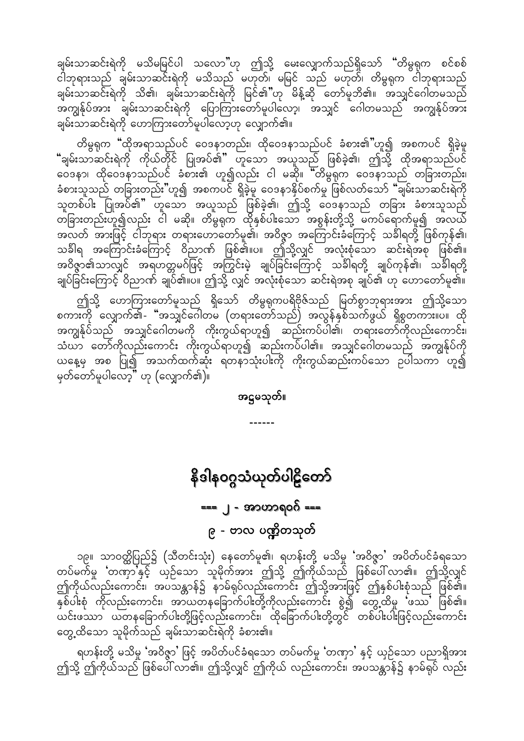ချမ်းသာဆင်းရဲကို မသိမမြင်ပါ သလော"ဟု ဤသို့ မေးလျှောက်သည်ရှိသော် "တိမ္ဗရုက စင်စစ် ငါဘုရားသည် ချမ်းသာဆင်းရဲကို မသိသည် မဟုတ်၊ မမြင် သည် မဟုတ်၊ တိမ္ဗရုက ငါဘုရားသည် ချမ်းသာဆင်းရဲကို သိ၏၊ ချမ်းသာဆင်းရဲကို မြင်၏"ဟု မိန့်ဆို တော်မူဘိ၏။ အသျှင်ဂေါတမသည် အကျွန်ုပ်အား ချမ်းသာဆင်းရဲကို ပြောကြားတော်မူပါလော့၊ အသျှင် ဂေါတမသည် အကျွန်ုပ်အား ချမ်းသာဆင်းရဲကို ဟောကြားတော်မူပါလော့ဟု လျှောက်၏။

တိမ္ဗရုက "ထိုအရာသည်ပင် ဝေဒနာတည်း၊ ထိုဝေဒနာသည်ပင် ခံစား၏"ဟူ၍ အစကပင် ရှိခဲ့မူ "ချမ်းသာဆင်းရဲကို ကိုယ်တိုင် ပြုအပ်၏" ဟူသော အယူသည် ဖြစ်ခဲ့၏၊ ဤသို့ ထိုအရာသည်ပင် ဝေဒနာ၊ ထိုဝေဒနာသည်ပင် ခံစား၏ ဟူ၍လည်း ငါ မဆို။ "တိမ္ဗရုက ဝေဒနာသည် တခြားတည်း၊ ခံစားသူသည် တခြားတည်း"ဟူ၍ အစကပင် ရှိခဲ့မူ ဝေဒနာနှိပ်စက်မှု ဖြစ်လတ်သော် "ချမ်းသာဆင်းရဲကို သူတစ်ပါး ပြုအပ်၏" ဟူသော အယူသည် ဖြစ်ခဲ့၏၊ ဤသို့ ဝေဒနာသည် တခြား ခံစားသူသည် တခြားတည်းဟူ၍လည်း ငါ မဆို။ တိမ္ဗရုက ထိုနှစ်ပါးသော အစွန်းတို့သို့ မကပ်ရောက်မူ၍ အလယ် အလတ် အားဖြင့် ငါဘုရား တရားဟောတော်မူ၏၊ အဝိဇ္ဇာ အကြောင်းခံကြောင့် သင်္ခါရတို့ ဖြစ်ကုန်၏၊ သင်္ခါရ အကြောင်းခံကြောင့် ဝိညာဏ် ဖြစ်၏။ပ။ ဤသို့လျှင် အလုံးစုံသော ဆင်းရဲအစု ဖြစ်၏။ အဝိဇ္ဇာ၏သာလျှင် အရဟတ္တမဂ်ဖြင့် အကြွင်းမဲ့ ချုပ်ခြင်းကြောင့် သင်္ခါရတို့ ချုပ်ကုန်၏၊ သင်္ခါရတို့ ချုပ်ခြင်းကြောင့် ဝိညာဏ် ချုပ်၏။ပ။ ဤသို့ လျှင် အလုံးစုံသော ဆင်းရဲအစု ချုပ်၏ ဟု ဟောတော်မူ၏။

ဤသို့ ဟောကြားတော်မူသည် ရှိသော် တိမ္ဗရုကပရိဗိုဇ်သည် မြတ်စွာဘုရားအား ဤသို့သော စကားကို လျှောက်၏- "အသျှင်ဂေါတမ (တရားတော်သည်) အလွန်နှစ်သက်ဖွယ် ရှိစွတကား။ပ။ ထို အကျွန်ုပ်သည် အသျှင်ဂေါတမကို ကိုးကွယ်ရာဟူ၍ ဆည်းကပ်ပါ၏၊ တရားတော်ကိုလည်းကောင်း၊ သံဃာ တော်ကိုလည်းကောင်း ကိုးကွယ်ရာဟူ၍ ဆည်းကပ်ပါ၏။ အသျှင်ဂေါတမသည် အကျွန်ုပ်ကို ယနေ့မှ အစ ပြု၍ အသက်ထက်ဆုံး ရတနာသုံးပါးကို ကိုးကွယ်ဆည်းကပ်သော ဥပါသကာ ဟူ၍ မှတ်တော်မူပါလော့" ဟု (လျှောက်၏)။

**အဋ္ဌမသုတ်။**

------

# နိဒါနဝဂ္ဂသံယုတ်ပါဠိတော်

## === ၂ - အာဟာရဝဂ် ===

### ၉ - ဗာလ ပဏ္ဍိတသုတ်

၁၉။ သာဝတ္ထိပြည်၌ (သီတင်းသုံး) နေတော်မူ၏။ ရဟန်းတို့ မသိမှု 'အဝိဇ္ဇာ' အပိတ်ပင်ခံရသော တပ်မက်မှု 'တဏှာ'နှင့် ယှဉ်သော သူမိုက်အား ဤသို့ ဤကိုယ်သည် ဖြစ်ပေါ်လာ၏။ ဤသို့လျှင် ဤကိုယ်လည်းကောင်း၊ အပသန္တာန်၌ နာမ်ရုပ်လည်းကောင်း ဤသို့အားဖြင့် ဤနှစ်ပါးစုံသည် ဖြစ်၏။ နှစ်ပါးစုံ ကိုလည်းကောင်း၊ အာယတနခြောက်ပါးတို့ကိုလည်းကောင်း စွဲ၍ တွေ့ထိမှု 'ဖဿ' ဖြစ်၏။ ယင်းဖဿာ ယတနခြောက်ပါးတို့ဖြင့်လည်းကောင်း၊ ထိုခြောက်ပါးတို့တွင် တစ်ပါးပါးဖြင့်လည်းကောင်း တွေ့ထိသော သူမိုက်သည် ချမ်းသာဆင်းရဲကို ခံစား၏။

ရဟန်းတို့ မသိမှု 'အဝိဇ္ဇာ' ဖြင့် အပိတ်ပင်ခံရသော တပ်မက်မှု 'တဏှာ' နှင့် ယှဉ်သော ပညာရှိအား ဤသို့ ဤကိုယ်သည် ဖြစ်ပေါ်လာ၏။ ဤသို့လျှင် ဤကိုယ် လည်းကောင်း၊ အပသန္တာန်၌ နာမ်ရုပ် လည်း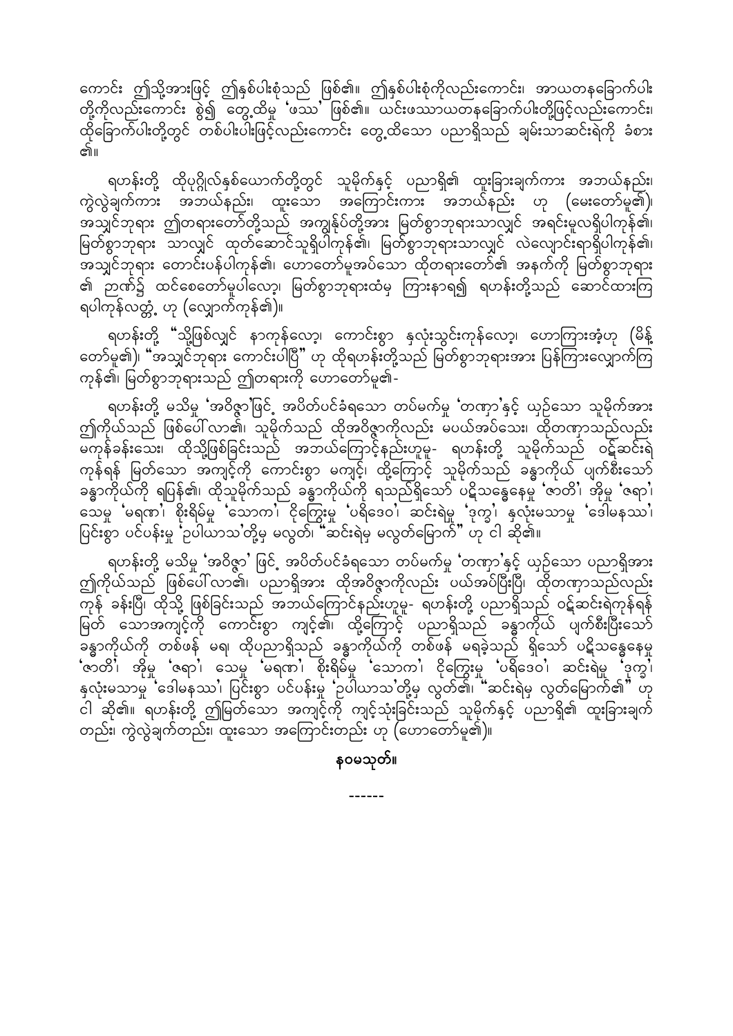ကောင်း ဤသို့အားဖြင့် ဤနှစ်ပါးစုံသည် ဖြစ်၏။ ဤနှစ်ပါးစုံကိုလည်းကောင်း၊ အာယတနခြောက်ပါးတို့ကိုလည်းကောင်း စွဲ၍ တွေ့ထိမှု 'ဖဿ' ဖြစ်၏။ ယင်းဖဿာယတနခြောက်ပါးတို့ဖြင့်လည်းကောင်း၊ ထိုခြောက်ပါးတို့တွင် တစ်ပါးပါးဖြင့်လည်းကောင်း တွေ့ထိသော ပညာရှိသည် ချမ်းသာဆင်းရဲကို ခံစား၏။

ရဟန်းတို့ ထိုပုဂ္ဂိုလ်နှစ်ယောက်တို့တွင် သူမိုက်နှင့် ပညာရှိ၏ ထူးခြားချက်ကား အဘယ်နည်း၊ ကွဲလွဲချက်ကား အဘယ်နည်း၊ ထူးသော အကြောင်းကား အဘယ်နည်း ဟု (မေးတော်မူ၏)၊ အသျှင်ဘုရား ဤတရားတော်တို့သည် အကျွန်ုပ်တို့အား မြတ်စွာဘုရားသာလျှင် အရင်းမူလရှိပါကုန်၏၊ မြတ်စွာဘုရား သာလျှင် ထုတ်ဆောင်သူရှိပါကုန်၏၊ မြတ်စွာဘုရားသာလျှင် လဲလျောင်းရာရှိပါကုန်၏၊ အသျှင်ဘုရား တောင်းပန်ပါကုန်၏၊ ဟောတော်မူအပ်သော ထိုတရားတော်၏ အနက်ကို မြတ်စွာဘုရား၏ ဉာဏ်၌ ထင်စေတော်မူပါလော့၊ မြတ်စွာဘုရားထံမှ ကြားနာရ၍ ရဟန်းတို့သည် ဆောင်ထားကြရပါကုန်လတ္တံ့ ဟု (လျှောက်ကုန်၏)။

ရဟန်းတို့ "သို့ဖြစ်လျှင် နာကုန်လော့၊ ကောင်းစွာ နှလုံးသွင်းကုန်လော့၊ ဟောကြားအံ့ဟု (မိန့်တော်မူ၏)၊ "အသျှင်ဘုရား ကောင်းပါပြီ" ဟု ထိုရဟန်းတို့သည် မြတ်စွာဘုရားအား ပြန်ကြားလျှောက်ကြကုန်၏၊ မြတ်စွာဘုရားသည် ဤတရားကို ဟောတော်မူ၏-

ရဟန်းတို့ မသိမှု 'အဝိဇ္ဇာ'ဖြင့် အပိတ်ပင်ခံရသော တပ်မက်မှု 'တဏှာ'နှင့် ယှဉ်သော သူမိုက်အား ဤကိုယ်သည် ဖြစ်ပေါ်လာ၏၊ သူမိုက်သည် ထိုအဝိဇ္ဇာကိုလည်း မပယ်အပ်သေး၊ ထိုတဏှာသည်လည်း မကုန်ခန်းသေး၊ ထိုသို့ဖြစ်ခြင်းသည် အဘယ်ကြောင့်နည်းဟူမူ- ရဟန်းတို့ သူမိုက်သည် ဝဋ်ဆင်းရဲကုန်ရန် မြတ်သော အကျင့်ကို ကောင်းစွာ မကျင့်၊ ထို့ကြောင့် သူမိုက်သည် ခန္ဓာကိုယ် ပျက်စီးသော် ခန္ဓာကိုယ်ကို ရပြန်၏၊ ထိုသူမိုက်သည် ခန္ဓာကိုယ်ကို ရသည်ရှိသော် ပဋိသန္ဓေနေမှု 'ဇာတိ'၊ အိုမှု 'ဇရာ'၊ သေမှု 'မရဏ'၊ စိုးရိမ်မှု 'သောက'၊ ငိုကြွေးမှု 'ပရိဒေဝ'၊ ဆင်းရဲမှု 'ဒုက္ခ'၊ နှလုံးမသာမှု 'ဒေါမနဿ'၊ ပြင်းစွာ ပင်ပန်းမှု 'ဥပါယာသ'တို့မှ မလွတ်၊ "ဆင်းရဲမှ မလွတ်မြောက်" ဟု ငါ ဆို၏။

ရဟန်းတို့ မသိမှု 'အဝိဇ္ဇာ' ဖြင့် အပိတ်ပင်ခံရသော တပ်မက်မှု 'တဏှာ'နှင့် ယှဉ်သော ပညာရှိအား ဤကိုယ်သည် ဖြစ်ပေါ်လာ၏၊ ပညာရှိအား ထိုအဝိဇ္ဇာကိုလည်း ပယ်အပ်ပြီးပြီ၊ ထိုတဏှာသည်လည်း ကုန် ခန်းပြီ၊ ထိုသို့ ဖြစ်ခြင်းသည် အဘယ်ကြောင့်နည်းဟူမူ- ရဟန်းတို့ ပညာရှိသည် ဝဋ်ဆင်းရဲကုန်ရန် မြတ် သောအကျင့်ကို ကောင်းစွာ ကျင့်၏၊ ထို့ကြောင့် ပညာရှိသည် ခန္ဓာကိုယ် ပျက်စီးပြီးသော် ခန္ဓာကိုယ်ကို တစ်ဖန် မရ၊ ထိုပညာရှိသည် ခန္ဓာကိုယ်ကို တစ်ဖန် မရခဲ့သည် ရှိသော် ပဋိသန္ဓေနေမှု 'ဇာတိ'၊ အိုမှု 'ဇရာ'၊ သေမှု 'မရဏ'၊ စိုးရိမ်မှု 'သောက'၊ ငိုကြွေးမှု 'ပရိဒေဝ'၊ ဆင်းရဲမှု 'ဒုက္ခ'၊ နှလုံးမသာမှု 'ဒေါမနဿ'၊ ပြင်းစွာ ပင်ပန်းမှု 'ဥပါယာသ'တို့မှ လွတ်၏၊ "ဆင်းရဲမှ လွတ်မြောက်၏" ဟု ငါ ဆို၏။ ရဟန်းတို့ ဤမြတ်သော အကျင့်ကို ကျင့်သုံးခြင်းသည် သူမိုက်နှင့် ပညာရှိ၏ ထူးခြားချက်တည်း၊ ကွဲလွဲချက်တည်း၊ ထူးသော အကြောင်းတည်း ဟု (ဟောတော်မူ၏)။

**နဝမသုတ်။**

------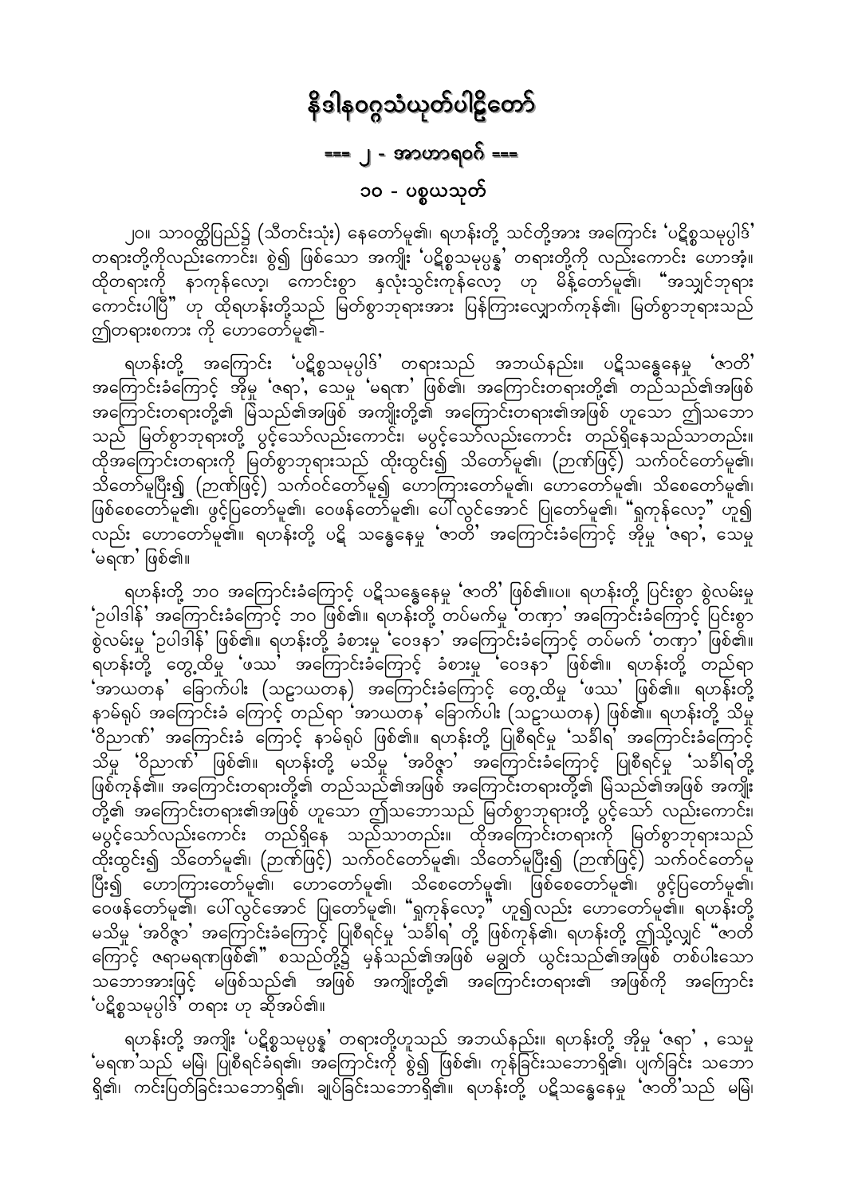# နိဒါနဝဂ္ဂသံယုတ်ပါဠိတော်

## === ၂ - အာဟာရဝဂ် ===

### ၁၀ - ပစ္စယသုတ်

၂၀။ သာဝတ္ထိပြည်၌ (သီတင်းသုံး) နေတော်မူ၏၊ ရဟန်းတို့ သင်တို့အား အကြောင်း 'ပဋိစ္စသမုပ္ပါဒ်' တရားတို့ကိုလည်းကောင်း၊ စွဲ၍ ဖြစ်သော အကျိုး 'ပဋိစ္စသမုပ္ပန္န' တရားတို့ကို လည်းကောင်း ဟောအံ့။ ထိုတရားကို နာကုန်လော့၊ ကောင်းစွာ နှလုံးသွင်းကုန်လော့ ဟု မိန့်တော်မူ၏၊ "အသျှင်ဘုရား ကောင်းပါပြီ" ဟု ထိုရဟန်းတို့သည် မြတ်စွာဘုရားအား ပြန်ကြားလျှောက်ကုန်၏၊ မြတ်စွာဘုရားသည် ဤတရားစကား ကို ဟောတော်မူ၏-

ရဟန်းတို့ အကြောင်း 'ပဋိစ္စသမုပ္ပါဒ်' တရားသည် အဘယ်နည်း။ ပဋိသန္ဓေနေမှု 'ဇာတိ' အကြောင်းခံကြောင့် အိုမှု 'ဇရာ'၊ သေမှု 'မရဏ' ဖြစ်၏၊ အကြောင်းတရားတို့၏ တည်သည်၏အဖြစ် အကြောင်းတရားတို့၏ မြဲသည်၏အဖြစ် အကျိုးတို့၏ အကြောင်းတရား၏အဖြစ် ဟူသော ဤသဘော သည် မြတ်စွာဘုရားတို့ ပွင့်သော်လည်းကောင်း၊ မပွင့်သော်လည်းကောင်း တည်ရှိနေသည်သာတည်း။ ထိုအကြောင်းတရားကို မြတ်စွာဘုရားသည် ထိုးထွင်း၍ သိတော်မူ၏၊ (ဉာဏ်ဖြင့်) သက်ဝင်တော်မူ၏၊ သိတော်မူပြီး၍ (ဉာဏ်ဖြင့်) သက်ဝင်တော်မူ၍ ဟောကြားတော်မူ၏၊ ဟောတော်မူ၏၊ သိစေတော်မူ၏၊ ဖြစ်စေတော်မူ၏၊ ဖွင့်ပြတော်မူ၏၊ ဝေဖန်တော်မူ၏၊ ပေါ်လွင်အောင် ပြုတော်မူ၏၊ "ရှုကုန်လော့" ဟူ၍ လည်း ဟောတော်မူ၏။ ရဟန်းတို့ ပဋိ သန္ဓေနေမှု 'ဇာတိ' အကြောင်းခံကြောင့် အိုမှု 'ဇရာ'၊ သေမှု 'မရဏ' ဖြစ်၏။

ရဟန်းတို့ ဘဝ အကြောင်းခံကြောင့် ပဋိသန္ဓေနေမှု 'ဇာတိ' ဖြစ်၏။ပ။ ရဟန်းတို့ ပြင်းစွာ စွဲလမ်းမှု 'ဉပါဒါန်' အကြောင်းခံကြောင့် ဘဝ ဖြစ်၏။ ရဟန်းတို့ တပ်မက်မှု 'တဏှာ' အကြောင်းခံကြောင့် ပြင်းစွာ စွဲလမ်းမှု 'ဉပါဒါန်' ဖြစ်၏။ ရဟန်းတို့ ခံစားမှု 'ဝေဒနာ' အကြောင်းခံကြောင့် တပ်မက် 'တဏှာ' ဖြစ်၏။ ရဟန်းတို့ တွေ့ထိမှု 'ဖဿ' အကြောင်းခံကြောင့် ခံစားမှု 'ဝေဒနာ' ဖြစ်၏။ ရဟန်းတို့ တည်ရာ 'အာယတန' ခြောက်ပါး (သဠာယတန) အကြောင်းခံကြောင့် တွေ့ထိမှု 'ဖဿ' ဖြစ်၏။ ရဟန်းတို့ နာမ်ရုပ် အကြောင်းခံ ကြောင့် တည်ရာ 'အာယတန' ခြောက်ပါး (သဠာယတန) ဖြစ်၏။ ရဟန်းတို့ သိမှု 'ဝိညာဏ်' အကြောင်းခံ ကြောင့် နာမ်ရုပ် ဖြစ်၏။ ရဟန်းတို့ ပြုစီရင်မှု 'သင်္ခါရ' အကြောင်းခံကြောင့် သိမှု 'ဝိညာဏ်' ဖြစ်၏။ ရဟန်းတို့ မသိမှု 'အဝိဇ္ဇာ' အကြောင်းခံကြောင့် ပြုစီရင်မှု 'သင်္ခါရ'တို့ ဖြစ်ကုန်၏။ အကြောင်းတရားတို့၏ တည်သည်၏အဖြစ် အကြောင်းတရားတို့၏ မြဲသည်၏အဖြစ် အကျိုး တို့၏ အကြောင်းတရား၏အဖြစ် ဟူသော ဤသဘောသည် မြတ်စွာဘုရားတို့ ပွင့်သော် လည်းကောင်း၊ မပွင့်သော်လည်းကောင်း တည်ရှိနေ သည်သာတည်း။ ထိုအကြောင်းတရားကို မြတ်စွာဘုရားသည် ထိုးထွင်း၍ သိတော်မူ၏၊ (ဉာဏ်ဖြင့်) သက်ဝင်တော်မူ၏၊ သိတော်မူပြီး၍ (ဉာဏ်ဖြင့်) သက်ဝင်တော်မူ ပြီး၍ ဟောကြားတော်မူ၏၊ ဟောတော်မူ၏၊ သိစေတော်မူ၏၊ ဖြစ်စေတော်မူ၏၊ ဖွင့်ပြတော်မူ၏၊ ဝေဖန်တော်မူ၏၊ ပေါ်လွင်အောင် ပြုတော်မူ၏၊ "ရှုကုန်လော့" ဟူ၍လည်း ဟောတော်မူ၏။ ရဟန်းတို့ မသိမှု 'အဝိဇ္ဇာ' အကြောင်းခံကြောင့် ပြုစီရင်မှု 'သင်္ခါရ' တို့ ဖြစ်ကုန်၏၊ ရဟန်းတို့ ဤသို့လျှင် "ဇာတိ ကြောင့် ဇရာမရဏဖြစ်၏" စသည်တို့၌ မှန်သည်၏အဖြစ် မချွတ် ယွင်းသည်၏အဖြစ် တစ်ပါးသော သဘောအားဖြင့် မဖြစ်သည်၏ အဖြစ် အကျိုးတို့၏ အကြောင်းတရား၏ အဖြစ်ကို အကြောင်း 'ပဋိစ္စသမုပ္ပါဒ်' တရား ဟု ဆိုအပ်၏။

ရဟန်းတို့ အကျိုး 'ပဋိစ္စသမုပ္ပန္န' တရားတို့ဟူသည် အဘယ်နည်း။ ရဟန်းတို့ အိုမှု 'ဇရာ' , သေမှု 'မရဏ'သည် မမြဲ၊ ပြုစီရင်ခံရ၏၊ အကြောင်းကို စွဲ၍ ဖြစ်၏၊ ကုန်ခြင်းသဘောရှိ၏၊ ပျက်ခြင်း သဘော ရှိ၏၊ ကင်းပြတ်ခြင်းသဘောရှိ၏၊ ချုပ်ခြင်းသဘောရှိ၏။ ရဟန်းတို့ ပဋိသန္ဓေနေမှု 'ဇာတိ'သည် မမြဲ၊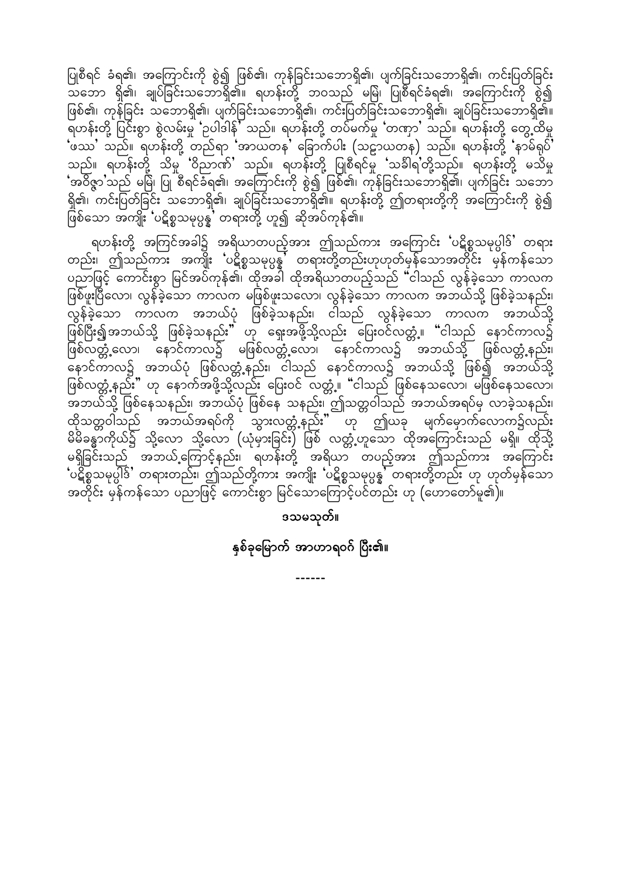ပြုစီရင် ခံရ၏၊ အကြောင်းကို စွဲ၍ ဖြစ်၏၊ ကုန်ခြင်းသဘောရှိ၏၊ ပျက်ခြင်းသဘောရှိ၏၊ ကင်းပြတ်ခြင်းသဘော ရှိ၏၊ ချုပ်ခြင်းသဘောရှိ၏။ ရဟန်းတို့ ဘဝသည် မမြဲ၊ ပြုစီရင်ခံရ၏၊ အကြောင်းကို စွဲ၍ ဖြစ်၏၊ ကုန်ခြင်း သဘောရှိ၏၊ ပျက်ခြင်းသဘောရှိ၏၊ ကင်းပြတ်ခြင်းသဘောရှိ၏၊ ချုပ်ခြင်းသဘောရှိ၏။ ရဟန်းတို့ ပြင်းစွာ စွဲလမ်းမှု 'ဥပါဒါန်' သည်။ ရဟန်းတို့ တပ်မက်မှု 'တဏှာ' သည်။ ရဟန်းတို့ တွေ့ထိမှု 'ဖဿ' သည်။ ရဟန်းတို့ တည်ရာ 'အာယတန' ခြောက်ပါး (သဠာယတန) သည်။ ရဟန်းတို့ 'နာမ်ရုပ်' သည်။ ရဟန်းတို့ သိမှု 'ဝိညာဏ်' သည်။ ရဟန်းတို့ ပြုစီရင်မှု 'သင်္ခါရ'တို့သည်။ ရဟန်းတို့ မသိမှု 'အဝိဇ္ဇာ'သည် မမြဲ၊ ပြု စီရင်ခံရ၏၊ အကြောင်းကို စွဲ၍ ဖြစ်၏၊ ကုန်ခြင်းသဘောရှိ၏၊ ပျက်ခြင်း သဘော ရှိ၏၊ ကင်းပြတ်ခြင်း သဘောရှိ၏၊ ချုပ်ခြင်းသဘောရှိ၏။ ရဟန်းတို့ ဤတရားတို့ကို အကြောင်းကို စွဲ၍ ဖြစ်သော အကျိုး 'ပဋိစ္စသမုပ္ပန္န' တရားတို့ ဟူ၍ ဆိုအပ်ကုန်၏။

ရဟန်းတို့ အကြင်အခါ၌ အရိယာတပည့်အား ဤသည်ကား အကြောင်း 'ပဋိစ္စသမုပ္ပါဒ်' တရား တည်း၊ ဤသည်ကား အကျိုး 'ပဋိစ္စသမုပ္ပန္န' တရားတို့တည်းဟုဟုတ်မှန်သောအတိုင်း မှန်ကန်သော ပညာဖြင့် ကောင်းစွာ မြင်အပ်ကုန်၏၊ ထိုအခါ ထိုအရိယာတပည့်သည် "ငါသည် လွန်ခဲ့သော ကာလက ဖြစ်ဖူးပြီလော၊ လွန်ခဲ့သော ကာလက မဖြစ်ဖူးသလော၊ လွန်ခဲ့သော ကာလက အဘယ်သို့ ဖြစ်ခဲ့သနည်း၊ လွန်ခဲ့သော ကာလက အဘယ်ပုံ ဖြစ်ခဲ့သနည်း၊ ငါသည် လွန်ခဲ့သော ကာလက အဘယ်သို့ ဖြစ်ပြီး၍အဘယ်သို့ ဖြစ်ခဲ့သနည်း" ဟု ရှေးအဖို့သို့လည်း ပြေးဝင်လတ္တံ့။ "ငါသည် နောင်ကာလ၌ ဖြစ်လတ္တံ့လော၊ နောင်ကာလ၌ မဖြစ်လတ္တံ့လော၊ နောင်ကာလ၌ အဘယ်သို့ ဖြစ်လတ္တံ့နည်း၊ နောင်ကာလ၌ အဘယ်ပုံ ဖြစ်လတ္တံ့နည်း၊ ငါသည် နောင်ကာလ၌ အဘယ်သို့ ဖြစ်၍ အဘယ်သို့ ဖြစ်လတ္တံ့နည်း" ဟု နောက်အဖို့သို့လည်း ပြေးဝင် လတ္တံ့။ "ငါသည် ဖြစ်နေသလော၊ မဖြစ်နေသလော၊ အဘယ်သို့ ဖြစ်နေသနည်း၊ အဘယ်ပုံ ဖြစ်နေ သနည်း၊ ဤသတ္တဝါသည် အဘယ်အရပ်မှ လာခဲ့သနည်း၊ ထိုသတ္တဝါသည် အဘယ်အရပ်ကို သွားလတ္တံ့နည်း" ဟု ဤယခု မျက်မှောက်လောက၌လည်း မိမိခန္ဓာကိုယ်၌ သို့လော သို့လော (ယုံမှားခြင်း) ဖြစ် လတ္တံ့ဟူသော ထိုအကြောင်းသည် မရှိ။ ထိုသို့ မရှိခြင်းသည် အဘယ့်ကြောင့်နည်း၊ ရဟန်းတို့ အရိယာ တပည့်အား ဤသည်ကား အကြောင်း 'ပဋိစ္စသမုပ္ပါဒ်' တရားတည်း၊ ဤသည်တို့ကား အကျိုး 'ပဋိစ္စသမုပ္ပန္န' တရားတို့တည်း ဟု ဟုတ်မှန်သော အတိုင်း မှန်ကန်သော ပညာဖြင့် ကောင်းစွာ မြင်သောကြောင့်ပင်တည်း ဟု (ဟောတော်မူ၏)။

**ဒသမသုတ်။**

**နှစ်ခုမြောက် အာဟာရဝဂ် ပြီး၏။**

------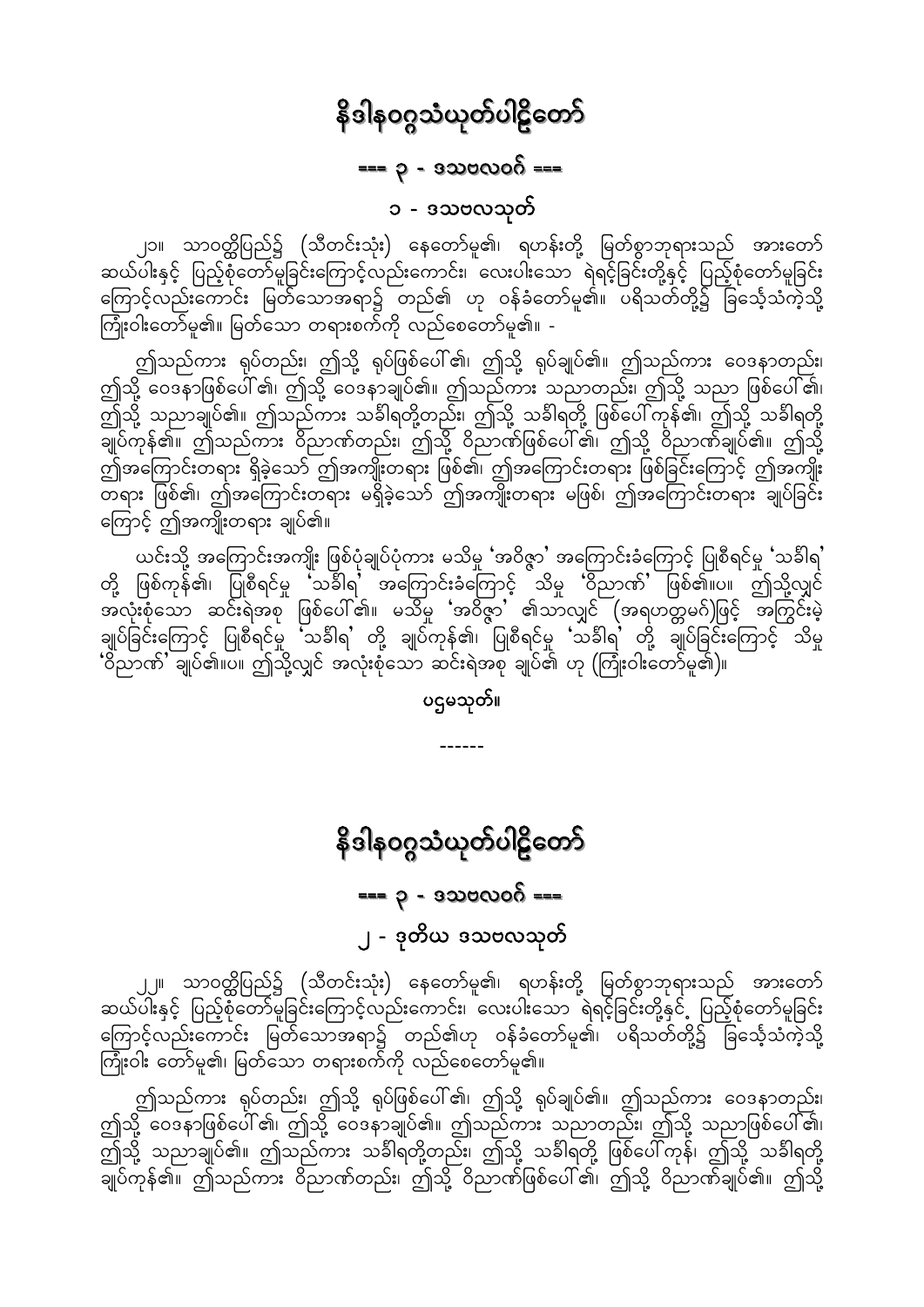# နိဒါနဝဂ္ဂသံယုတ်ပါဠိတော်

## === ၃ - ဒသဗလဝဂ် ===

### ၁ - ဒသဗလသုတ်

၂၁။ သာဝတ္ထိပြည်၌ (သီတင်းသုံး) နေတော်မူ၏၊ ရဟန်းတို့ မြတ်စွာဘုရားသည် အားတော် ဆယ်ပါးနှင့် ပြည့်စုံတော်မူခြင်းကြောင့်လည်းကောင်း၊ လေးပါးသော ရဲရင့်ခြင်းတို့နှင့် ပြည့်စုံတော်မူခြင်း ကြောင့်လည်းကောင်း မြတ်သောအရာ၌ တည်၏ ဟု ဝန်ခံတော်မူ၏။ ပရိသတ်တို့၌ ခြင်္သေ့သံကဲ့သို့ ကြုံးဝါးတော်မူ၏။ မြတ်သော တရားစက်ကို လည်စေတော်မူ၏။ -

ဤသည်ကား ရုပ်တည်း၊ ဤသို့ ရုပ်ဖြစ်ပေါ်၏၊ ဤသို့ ရုပ်ချုပ်၏။ ဤသည်ကား ဝေဒနာတည်း၊ ဤသို့ ဝေဒနာဖြစ်ပေါ်၏၊ ဤသို့ ဝေဒနာချုပ်၏။ ဤသည်ကား သညာတည်း၊ ဤသို့ သညာ ဖြစ်ပေါ်၏၊ ဤသို့ သညာချုပ်၏။ ဤသည်ကား သင်္ခါရတို့တည်း၊ ဤသို့ သင်္ခါရတို့ ဖြစ်ပေါ်ကုန်၏၊ ဤသို့ သင်္ခါရတို့ ချုပ်ကုန်၏။ ဤသည်ကား ဝိညာဏ်တည်း၊ ဤသို့ ဝိညာဏ်ဖြစ်ပေါ်၏၊ ဤသို့ ဝိညာဏ်ချုပ်၏။ ဤသို့ ဤအကြောင်းတရား ရှိခဲ့သော် ဤအကျိုးတရား ဖြစ်၏၊ ဤအကြောင်းတရား ဖြစ်ခြင်းကြောင့် ဤအကျိုး တရား ဖြစ်၏၊ ဤအကြောင်းတရား မရှိခဲ့သော် ဤအကျိုးတရား မဖြစ်၊ ဤအကြောင်းတရား ချုပ်ခြင်း ကြောင့် ဤအကျိုးတရား ချုပ်၏။

ယင်းသို့ အကြောင်းအကျိုး ဖြစ်ပုံချုပ်ပုံကား မသိမှု 'အဝိဇ္ဇာ' အကြောင်းခံကြောင့် ပြုစီရင်မှု 'သင်္ခါရ' တို့ ဖြစ်ကုန်၏၊ ပြုစီရင်မှု 'သင်္ခါရ' အကြောင်းခံကြောင့် သိမှု 'ဝိညာဏ်' ဖြစ်၏။ပ။ ဤသို့လျှင် အလုံးစုံသော ဆင်းရဲအစု ဖြစ်ပေါ်၏။ မသိမှု 'အဝိဇ္ဇာ' ၏သာလျှင် (အရဟတ္တမဂ်)ဖြင့် အကြွင်းမဲ့ ချုပ်ခြင်းကြောင့် ပြုစီရင်မှု 'သင်္ခါရ' တို့ ချုပ်ကုန်၏၊ ပြုစီရင်မှု 'သင်္ခါရ' တို့ ချုပ်ခြင်းကြောင့် သိမှု 'ဝိညာဏ်' ချုပ်၏။ပ။ ဤသို့လျှင် အလုံးစုံသော ဆင်းရဲအစု ချုပ်၏ ဟု (ကြုံးဝါးတော်မူ၏)။

ပဌမသုတ်။

------

# နိဒါနဝဂ္ဂသံယုတ်ပါဠိတော်

## === ၃ - ဒသဗလဝဂ် ===

### ၂ - ဒုတိယ ဒသဗလသုတ်

၂၂။ သာဝတ္ထိပြည်၌ (သီတင်းသုံး) နေတော်မူ၏၊ ရဟန်းတို့ မြတ်စွာဘုရားသည် အားတော် ဆယ်ပါးနှင့် ပြည့်စုံတော်မူခြင်းကြောင့်လည်းကောင်း၊ လေးပါးသော ရဲရင့်ခြင်းတို့နှင့် ပြည့်စုံတော်မူခြင်း ကြောင့်လည်းကောင်း မြတ်သောအရာ၌ တည်၏ဟု ဝန်ခံတော်မူ၏၊ ပရိသတ်တို့၌ ခြင်္သေ့သံကဲ့သို့ ကြုံးဝါး တော်မူ၏၊ မြတ်သော တရားစက်ကို လည်စေတော်မူ၏။

ဤသည်ကား ရုပ်တည်း၊ ဤသို့ ရုပ်ဖြစ်ပေါ်၏၊ ဤသို့ ရုပ်ချုပ်၏။ ဤသည်ကား ဝေဒနာတည်း၊ ဤသို့ ဝေဒနာဖြစ်ပေါ်၏၊ ဤသို့ ဝေဒနာချုပ်၏။ ဤသည်ကား သညာတည်း၊ ဤသို့ သညာဖြစ်ပေါ်၏၊ ဤသို့ သညာချုပ်၏။ ဤသည်ကား သင်္ခါရတို့တည်း၊ ဤသို့ သင်္ခါရတို့ ဖြစ်ပေါ်ကုန်၊ ဤသို့ သင်္ခါရတို့ ချုပ်ကုန်၏။ ဤသည်ကား ဝိညာဏ်တည်း၊ ဤသို့ ဝိညာဏ်ဖြစ်ပေါ်၏၊ ဤသို့ ဝိညာဏ်ချုပ်၏။ ဤသို့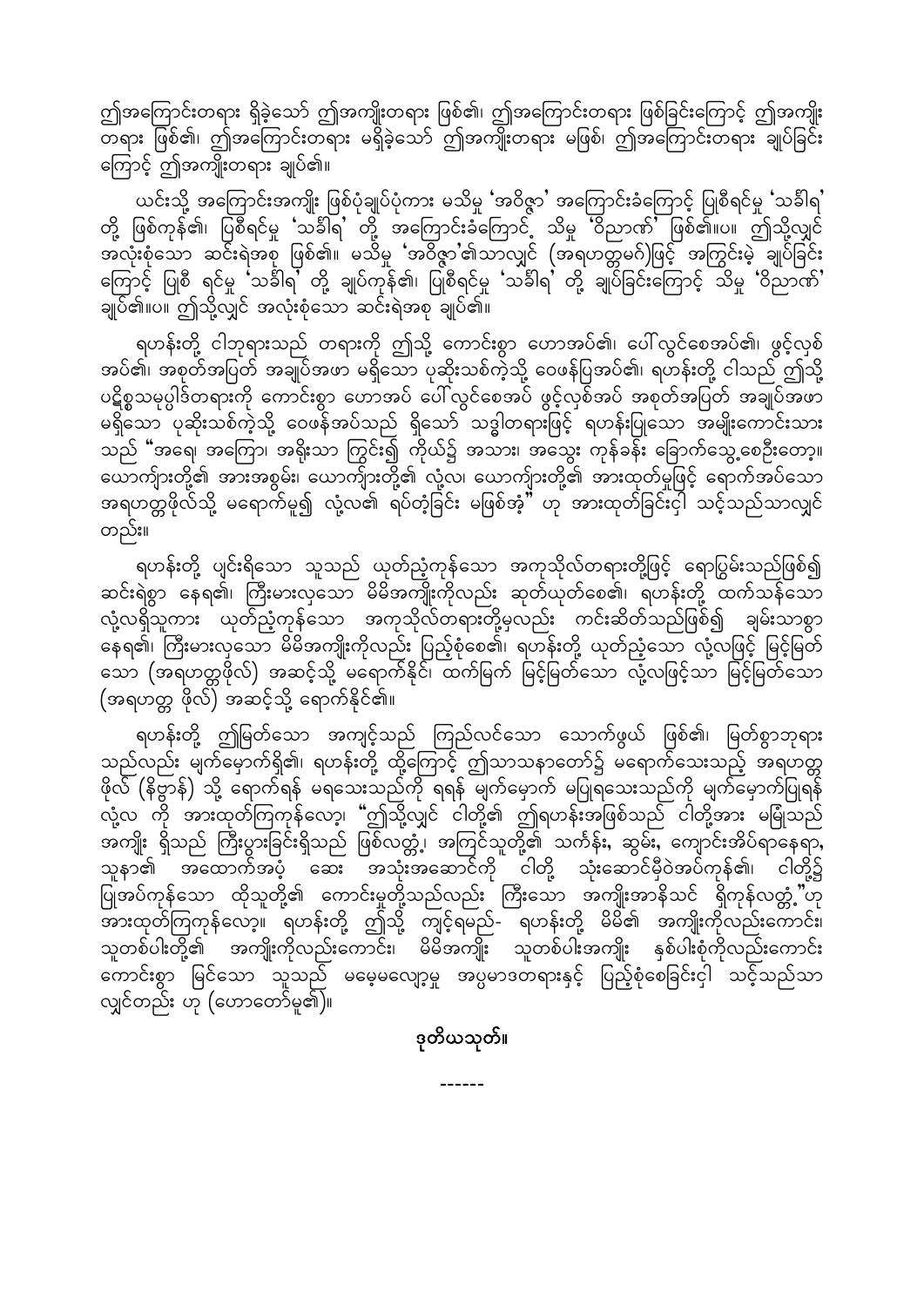ဤအကြောင်းတရား ရှိခဲ့သော် ဤအကျိုးတရား ဖြစ်၏၊ ဤအကြောင်းတရား ဖြစ်ခြင်းကြောင့် ဤအကျိုးတရား ဖြစ်၏၊ ဤအကြောင်းတရား မရှိခဲ့သော် ဤအကျိုးတရား မဖြစ်၊ ဤအကြောင်းတရား ချုပ်ခြင်းကြောင့် ဤအကျိုးတရား ချုပ်၏။

ယင်းသို့ အကြောင်းအကျိုး ဖြစ်ပုံချုပ်ပုံကား မသိမှု 'အဝိဇ္ဇာ' အကြောင်းခံကြောင့် ပြုစီရင်မှု 'သင်္ခါရ' တို့ ဖြစ်ကုန်၏၊ ပြုစီရင်မှု 'သင်္ခါရ' တို့ အကြောင်းခံကြောင့် သိမှု 'ဝိညာဏ်' ဖြစ်၏။ပ။ ဤသို့လျှင် အလုံးစုံသော ဆင်းရဲအစု ဖြစ်၏။ မသိမှု 'အဝိဇ္ဇာ'၏သာလျှင် (အရဟတ္တမဂ်)ဖြင့် အကြွင်းမဲ့ ချုပ်ခြင်းကြောင့် ပြုစီ ရင်မှု 'သင်္ခါရ' တို့ ချုပ်ကုန်၏၊ ပြုစီရင်မှု 'သင်္ခါရ' တို့ ချုပ်ခြင်းကြောင့် သိမှု 'ဝိညာဏ်' ချုပ်၏။ပ။ ဤသို့လျှင် အလုံးစုံသော ဆင်းရဲအစု ချုပ်၏။

ရဟန်းတို့ ငါဘုရားသည် တရားကို ဤသို့ ကောင်းစွာ ဟောအပ်၏၊ ပေါ်လွင်စေအပ်၏၊ ဖွင့်လှစ်အပ်၏၊ အစုတ်အပြတ် အချုပ်အဖာ မရှိသော ပုဆိုးသစ်ကဲ့သို့ ဝေဖန်ပြအပ်၏၊ ရဟန်းတို့ ငါသည် ဤသို့ ပဋိစ္စသမုပ္ပါဒ်တရားကို ကောင်းစွာ ဟောအပ် ပေါ်လွင်စေအပ် ဖွင့်လှစ်အပ် အစုတ်အပြတ် အချုပ်အဖာ မရှိသော ပုဆိုးသစ်ကဲ့သို့ ဝေဖန်အပ်သည် ရှိသော် သဒ္ဓါတရားဖြင့် ရဟန်းပြုသော အမျိုးကောင်းသားသည် "အရေ၊ အကြော၊ အရိုးသာ ကြွင်း၍ ကိုယ်၌ အသား၊ အသွေး ကုန်ခန်း ခြောက်သွေ့စေဦးတော့။ ယောကျာ်းတို့၏ အားအစွမ်း၊ ယောကျာ်းတို့၏ လုံ့လ၊ ယောကျာ်းတို့၏ အားထုတ်မှုဖြင့် ရောက်အပ်သော အရဟတ္တဖိုလ်သို့ မရောက်မူ၍ လုံ့လ၏ ရပ်တံ့ခြင်း မဖြစ်အံ့" ဟု အားထုတ်ခြင်းငှါ သင့်သည်သာလျှင် တည်း။

ရဟန်းတို့ ပျင်းရိသော သူသည် ယုတ်ညံ့ကုန်သော အကုသိုလ်တရားတို့ဖြင့် ရောပြွမ်းသည်ဖြစ်၍ ဆင်းရဲစွာ နေရ၏၊ ကြီးမားလှသော မိမိအကျိုးကိုလည်း ဆုတ်ယုတ်စေ၏၊ ရဟန်းတို့ ထက်သန်သော လုံ့လရှိသူကား ယုတ်ညံ့ကုန်သော အကုသိုလ်တရားတို့မှလည်း ကင်းဆိတ်သည်ဖြစ်၍ ချမ်းသာစွာ နေရ၏၊ ကြီးမားလှသော မိမိအကျိုးကိုလည်း ပြည့်စုံစေ၏၊ ရဟန်းတို့ ယုတ်ညံ့သော လုံ့လဖြင့် မြင့်မြတ်သော (အရဟတ္တဖိုလ်) အဆင့်သို့ မရောက်နိုင်၊ ထက်မြက် မြင့်မြတ်သော လုံ့လဖြင့်သာ မြင့်မြတ်သော (အရဟတ္တ ဖိုလ်) အဆင့်သို့ ရောက်နိုင်၏။

ရဟန်းတို့ ဤမြတ်သော အကျင့်သည် ကြည်လင်သော သောက်ဖွယ် ဖြစ်၏၊ မြတ်စွာဘုရားသည်လည်း မျက်မှောက်ရှိ၏၊ ရဟန်းတို့ ထို့ကြောင့် ဤသာသနာတော်၌ မရောက်သေးသည့် အရဟတ္တဖိုလ် (နိဗ္ဗာန်) သို့ ရောက်ရန် မရသေးသည်ကို ရရန် မျက်မှောက် မပြုရသေးသည်ကို မျက်မှောက်ပြုရန် လုံ့လ ကို အားထုတ်ကြကုန်လော့၊ "ဤသို့လျှင် ငါတို့၏ ဤရဟန်းအဖြစ်သည် ငါတို့အား မမြုံသည် အကျိုး ရှိသည် ကြီးပွားခြင်းရှိသည် ဖြစ်လတ္တံ့၊ အကြင်သူတို့၏ သင်္ကန်း, ဆွမ်း, ကျောင်းအိပ်ရာနေရာ, သူနာ၏ အထောက်အပံ့ ဆေး အသုံးအဆောင်ကို ငါတို့ သုံးဆောင်မှီဝဲအပ်ကုန်၏၊ ငါတို့၌ ပြုအပ်ကုန်သော ထိုသူတို့၏ ကောင်းမှုတို့သည်လည်း ကြီးသော အကျိုးအာနိသင် ရှိကုန်လတ္တံ့"ဟု အားထုတ်ကြကုန်လော့။ ရဟန်းတို့ ဤသို့ ကျင့်ရမည်- ရဟန်းတို့ မိမိ၏ အကျိုးကိုလည်းကောင်း၊ သူတစ်ပါးတို့၏ အကျိုးကိုလည်းကောင်း၊ မိမိအကျိုး သူတစ်ပါးအကျိုး နှစ်ပါးစုံကိုလည်းကောင်း ကောင်းစွာ မြင်သော သူသည် မမေ့မလျော့မှု အပ္ပမာဒတရားနှင့် ပြည့်စုံစေခြင်းငှါ သင့်သည်သာလျှင်တည်း ဟု (ဟောတော်မူ၏)။

**ဒုတိယသုတ်။**

------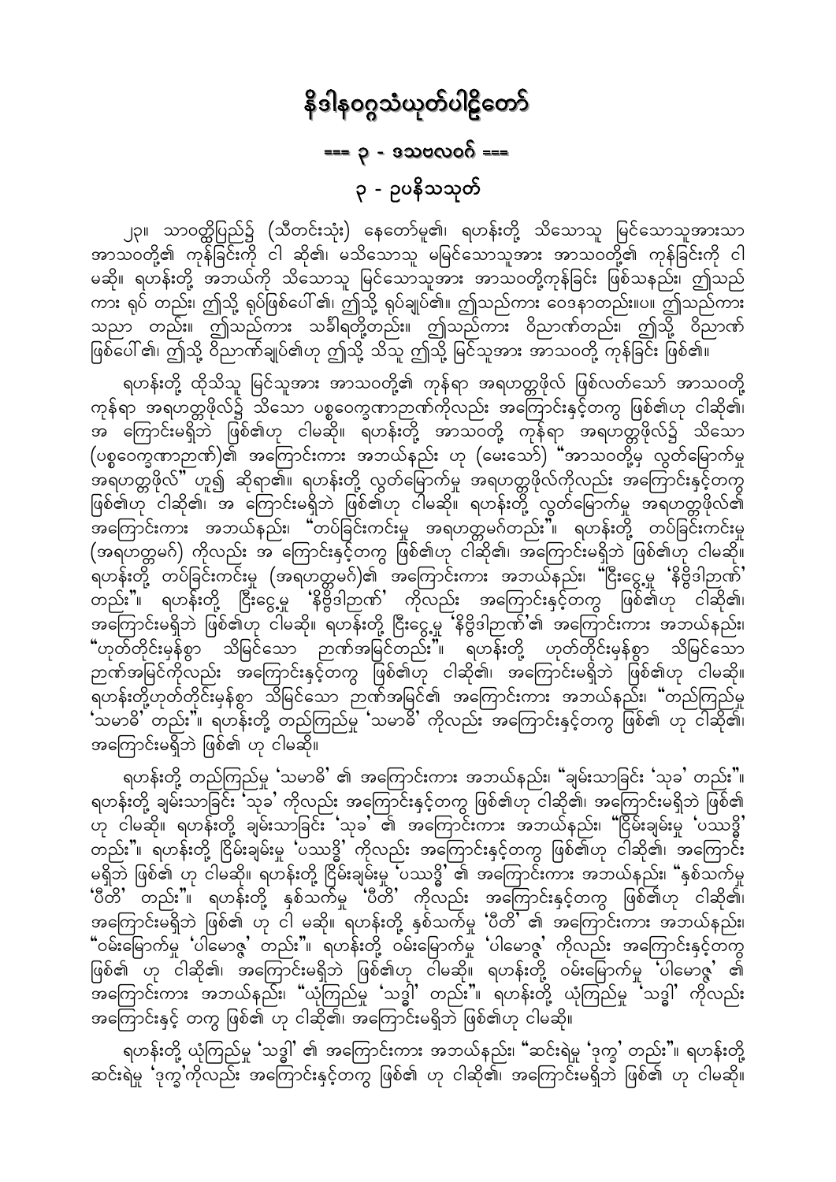# နိဒါနဝဂ္ဂသံယုတ်ပါဠိတော်

## === ၃ - ဒသဗလဝဂ် ===

### ၃ - ဥပနိသသုတ်

၂၃။ သာဝတ္ထိပြည်၌ (သီတင်းသုံး) နေတော်မူ၏၊ ရဟန်းတို့ သိသောသူ မြင်သောသူအားသာ အာသဝတို့၏ ကုန်ခြင်းကို ငါ ဆို၏၊ မသိသောသူ မမြင်သောသူအား အာသဝတို့၏ ကုန်ခြင်းကို ငါ မဆို။ ရဟန်းတို့ အဘယ်ကို သိသောသူ မြင်သောသူအား အာသဝတို့ကုန်ခြင်း ဖြစ်သနည်း၊ ဤသည်ကား ရုပ် တည်း၊ ဤသို့ ရုပ်ဖြစ်ပေါ်၏၊ ဤသို့ ရုပ်ချုပ်၏။ ဤသည်ကား ဝေဒနာတည်း။ပ။ ဤသည်ကား သညာ တည်း။ ဤသည်ကား သင်္ခါရတို့တည်း။ ဤသည်ကား ဝိညာဏ်တည်း၊ ဤသို့ ဝိညာဏ် ဖြစ်ပေါ်၏၊ ဤသို့ ဝိညာဏ်ချုပ်၏ဟု ဤသို့ သိသူ ဤသို့ မြင်သူအား အာသဝတို့ ကုန်ခြင်း ဖြစ်၏။

ရဟန်းတို့ ထိုသိသူ မြင်သူအား အာသဝတို့၏ ကုန်ရာ အရဟတ္တဖိုလ် ဖြစ်လတ်သော် အာသဝတို့ ကုန်ရာ အရဟတ္တဖိုလ်၌ သိသော ပစ္စဝေက္ခဏာဉာဏ်ကိုလည်း အကြောင်းနှင့်တကွ ဖြစ်၏ဟု ငါဆို၏၊ အ ကြောင်းမရှိဘဲ ဖြစ်၏ဟု ငါမဆို။ ရဟန်းတို့ အာသဝတို့ ကုန်ရာ အရဟတ္တဖိုလ်၌ သိသော (ပစ္စဝေက္ခဏာဉာဏ်)၏ အကြောင်းကား အဘယ်နည်း ဟု (မေးသော်) "အာသဝတို့မှ လွတ်မြောက်မှု အရဟတ္တဖိုလ်" ဟူ၍ ဆိုရာ၏။ ရဟန်းတို့ လွတ်မြောက်မှု အရဟတ္တဖိုလ်ကိုလည်း အကြောင်းနှင့်တကွ ဖြစ်၏ဟု ငါဆို၏၊ အ ကြောင်းမရှိဘဲ ဖြစ်၏ဟု ငါမဆို။ ရဟန်းတို့ လွတ်မြောက်မှု အရဟတ္တဖိုလ်၏ အကြောင်းကား အဘယ်နည်း၊ "တပ်ခြင်းကင်းမှု အရဟတ္တမဂ်တည်း"။ ရဟန်းတို့ တပ်ခြင်းကင်းမှု (အရဟတ္တမဂ်) ကိုလည်း အ ကြောင်းနှင့်တကွ ဖြစ်၏ဟု ငါဆို၏၊ အကြောင်းမရှိဘဲ ဖြစ်၏ဟု ငါမဆို။ ရဟန်းတို့ တပ်ခြင်းကင်းမှု (အရဟတ္တမဂ်)၏ အကြောင်းကား အဘယ်နည်း၊ "ငြီးငွေ့မှု 'နိဗ္ဗိဒါဉာဏ်' တည်း"။ ရဟန်းတို့ ငြီးငွေ့မှု 'နိဗ္ဗိဒါဉာဏ်' ကိုလည်း အကြောင်းနှင့်တကွ ဖြစ်၏ဟု ငါဆို၏၊ အကြောင်းမရှိဘဲ ဖြစ်၏ဟု ငါမဆို။ ရဟန်းတို့ ငြီးငွေ့မှု 'နိဗ္ဗိဒါဉာဏ်'၏ အကြောင်းကား အဘယ်နည်း၊ "ဟုတ်တိုင်းမှန်စွာ သိမြင်သော ဉာဏ်အမြင်တည်း"။ ရဟန်းတို့ ဟုတ်တိုင်းမှန်စွာ သိမြင်သော ဉာဏ်အမြင်ကိုလည်း အကြောင်းနှင့်တကွ ဖြစ်၏ဟု ငါဆို၏၊ အကြောင်းမရှိဘဲ ဖြစ်၏ဟု ငါမဆို။ ရဟန်းတို့ဟုတ်တိုင်းမှန်စွာ သိမြင်သော ဉာဏ်အမြင်၏ အကြောင်းကား အဘယ်နည်း၊ "တည်ကြည်မှု 'သမာဓိ' တည်း"။ ရဟန်းတို့ တည်ကြည်မှု 'သမာဓိ' ကိုလည်း အကြောင်းနှင့်တကွ ဖြစ်၏ ဟု ငါဆို၏၊ အကြောင်းမရှိဘဲ ဖြစ်၏ ဟု ငါမဆို။

ရဟန်းတို့ တည်ကြည်မှု 'သမာဓိ' ၏ အကြောင်းကား အဘယ်နည်း၊ "ချမ်းသာခြင်း 'သုခ' တည်း"။ ရဟန်းတို့ ချမ်းသာခြင်း 'သုခ' ကိုလည်း အကြောင်းနှင့်တကွ ဖြစ်၏ဟု ငါဆို၏၊ အကြောင်းမရှိဘဲ ဖြစ်၏ ဟု ငါမဆို။ ရဟန်းတို့ ချမ်းသာခြင်း 'သုခ' ၏ အကြောင်းကား အဘယ်နည်း၊ "ငြိမ်းချမ်းမှု 'ပဿဒ္ဓိ' တည်း"။ ရဟန်းတို့ ငြိမ်းချမ်းမှု 'ပဿဒ္ဓိ' ကိုလည်း အကြောင်းနှင့်တကွ ဖြစ်၏ဟု ငါဆို၏၊ အကြောင်း မရှိဘဲ ဖြစ်၏ ဟု ငါမဆို။ ရဟန်းတို့ ငြိမ်းချမ်းမှု 'ပဿဒ္ဓိ' ၏ အကြောင်းကား အဘယ်နည်း၊ "နှစ်သက်မှု 'ပီတိ' တည်း"။ ရဟန်းတို့ နှစ်သက်မှု 'ပီတိ' ကိုလည်း အကြောင်းနှင့်တကွ ဖြစ်၏ဟု ငါဆို၏၊ အကြောင်းမရှိဘဲ ဖြစ်၏ ဟု ငါ မဆို။ ရဟန်းတို့ နှစ်သက်မှု 'ပီတိ' ၏ အကြောင်းကား အဘယ်နည်း၊ "ဝမ်းမြောက်မှု 'ပါမောဇ္ဇ' တည်း"။ ရဟန်းတို့ ဝမ်းမြောက်မှု 'ပါမောဇ္ဇ' ကိုလည်း အကြောင်းနှင့်တကွ ဖြစ်၏ ဟု ငါဆို၏၊ အကြောင်းမရှိဘဲ ဖြစ်၏ဟု ငါမဆို။ ရဟန်းတို့ ဝမ်းမြောက်မှု 'ပါမောဇ္ဇ' ၏ အကြောင်းကား အဘယ်နည်း၊ "ယုံကြည်မှု 'သဒ္ဓါ' တည်း"။ ရဟန်းတို့ ယုံကြည်မှု 'သဒ္ဓါ' ကိုလည်း အကြောင်းနှင့် တကွ ဖြစ်၏ ဟု ငါဆို၏၊ အကြောင်းမရှိဘဲ ဖြစ်၏ဟု ငါမဆို။

ရဟန်းတို့ ယုံကြည်မှု 'သဒ္ဓါ' ၏ အကြောင်းကား အဘယ်နည်း၊ "ဆင်းရဲမှု 'ဒုက္ခ' တည်း"။ ရဟန်းတို့ ဆင်းရဲမှု 'ဒုက္ခ'ကိုလည်း အကြောင်းနှင့်တကွ ဖြစ်၏ ဟု ငါဆို၏၊ အကြောင်းမရှိဘဲ ဖြစ်၏ ဟု ငါမဆို။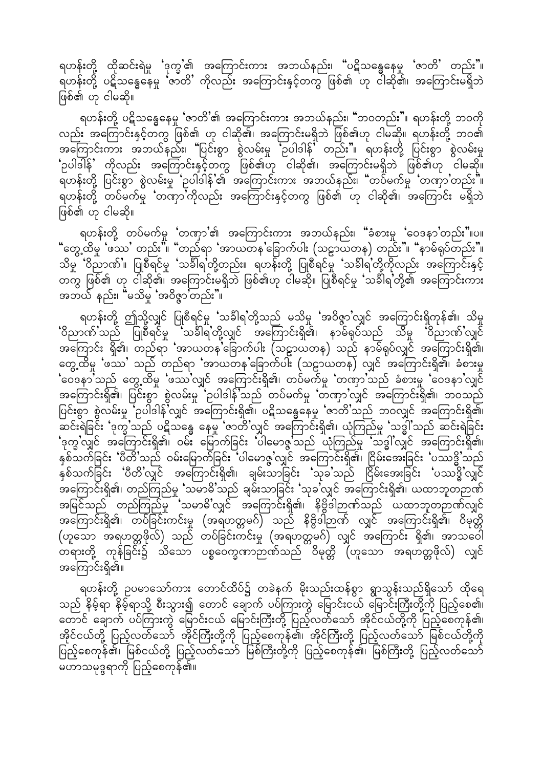ရဟန်းတို့ ထိုဆင်းရဲမှု 'ဒုက္ခ'၏ အကြောင်းကား အဘယ်နည်း၊ "ပဋိသန္ဓေနေမှု 'ဇာတိ' တည်း"။ ရဟန်းတို့ ပဋိသန္ဓေနေမှု 'ဇာတိ' ကိုလည်း အကြောင်းနှင့်တကွ ဖြစ်၏ ဟု ငါဆို၏၊ အကြောင်းမရှိဘဲ ဖြစ်၏ ဟု ငါမဆို။

ရဟန်းတို့ ပဋိသန္ဓေနေမှု 'ဇာတိ'၏ အကြောင်းကား အဘယ်နည်း၊ "ဘဝတည်း"။ ရဟန်းတို့ ဘဝကို လည်း အကြောင်းနှင့်တကွ ဖြစ်၏ ဟု ငါဆို၏၊ အကြောင်းမရှိဘဲ ဖြစ်၏ဟု ငါမဆို။ ရဟန်းတို့ ဘဝ၏ အကြောင်းကား အဘယ်နည်း၊ "ပြင်းစွာ စွဲလမ်းမှု 'ဥပါဒါန်' တည်း"။ ရဟန်းတို့ ပြင်းစွာ စွဲလမ်းမှု 'ဥပါဒါန်' ကိုလည်း အကြောင်းနှင့်တကွ ဖြစ်၏ဟု ငါဆို၏၊ အကြောင်းမရှိဘဲ ဖြစ်၏ဟု ငါမဆို။ ရဟန်းတို့ ပြင်းစွာ စွဲလမ်းမှု 'ဥပါဒါန်'၏ အကြောင်းကား အဘယ်နည်း၊ "တပ်မက်မှု 'တဏှာ'တည်း"။ ရဟန်းတို့ တပ်မက်မှု 'တဏှာ'ကိုလည်း အကြောင်းနှင့်တကွ ဖြစ်၏ ဟု ငါဆို၏၊ အကြောင်း မရှိဘဲ ဖြစ်၏ ဟု ငါမဆို။

ရဟန်းတို့ တပ်မက်မှု 'တဏှာ'၏ အကြောင်းကား အဘယ်နည်း၊ "ခံစားမှု 'ဝေဒနာ'တည်း"။ပ။ "တွေ့ထိမှု 'ဖဿ' တည်း"။ "တည်ရာ 'အာယတန'ခြောက်ပါး (သဠာယတန) တည်း"။ "နာမ်ရုပ်တည်း"။ သိမှု 'ဝိညာဏ်'။ ပြုစီရင်မှု 'သင်္ခါရ'တို့တည်း။ ရဟန်းတို့ ပြုစီရင်မှု 'သင်္ခါရ'တို့ကိုလည်း အကြောင်းနှင့် တကွ ဖြစ်၏ ဟု ငါဆို၏၊ အကြောင်းမရှိဘဲ ဖြစ်၏ဟု ငါမဆို။ ပြုစီရင်မှု 'သင်္ခါရ'တို့၏ အကြောင်းကား အဘယ် နည်း၊ "မသိမှု 'အဝိဇ္ဇာ'တည်း"။

ရဟန်းတို့ ဤသို့လျှင် ပြုစီရင်မှု 'သင်္ခါရ'တို့သည် မသိမှု 'အဝိဇ္ဇာ'လျှင် အကြောင်းရှိကုန်၏၊ သိမှု 'ဝိညာဏ်'သည် ပြုစီရင်မှု 'သင်္ခါရ'တို့လျှင် အကြောင်းရှိ၏၊ နာမ်ရုပ်သည် သိမှု 'ဝိညာဏ်'လျှင် အကြောင်း ရှိ၏၊ တည်ရာ 'အာယတန'ခြောက်ပါး (သဠာယတန) သည် နာမ်ရုပ်လျှင် အကြောင်းရှိ၏၊ တွေ့ထိမှု 'ဖဿ' သည် တည်ရာ 'အာယတန'ခြောက်ပါး (သဠာယတန) လျှင် အကြောင်းရှိ၏၊ ခံစားမှု 'ဝေဒနာ'သည် တွေ့ထိမှု 'ဖဿ'လျှင် အကြောင်းရှိ၏၊ တပ်မက်မှု 'တဏှာ'သည် ခံစားမှု 'ဝေဒနာ'လျှင် အကြောင်းရှိ၏၊ ပြင်းစွာ စွဲလမ်းမှု 'ဥပါဒါန်'သည် တပ်မက်မှု 'တဏှာ'လျှင် အကြောင်းရှိ၏၊ ဘဝသည် ပြင်းစွာ စွဲလမ်းမှု 'ဥပါဒါန်'လျှင် အကြောင်းရှိ၏၊ ပဋိသန္ဓေနေမှု 'ဇာတိ'သည် ဘဝလျှင် အကြောင်းရှိ၏၊ ဆင်းရဲခြင်း 'ဒုက္ခ'သည် ပဋိသန္ဓေ နေမှု 'ဇာတိ'လျှင် အကြောင်းရှိ၏၊ ယုံကြည်မှု 'သဒ္ဓါ'သည် ဆင်းရဲခြင်း 'ဒုက္ခ'လျှင် အကြောင်းရှိ၏၊ ဝမ်း မြောက်ခြင်း 'ပါမောဇ္ဇ'သည် ယုံကြည်မှု 'သဒ္ဓါ'လျှင် အကြောင်းရှိ၏၊ နှစ်သက်ခြင်း 'ပီတိ'သည် ဝမ်းမြောက်ခြင်း 'ပါမောဇ္ဇ'လျှင် အကြောင်းရှိ၏၊ ငြိမ်းအေးခြင်း 'ပဿဒ္ဓိ'သည် နှစ်သက်ခြင်း 'ပီတိ'လျှင် အကြောင်းရှိ၏၊ ချမ်းသာခြင်း 'သုခ'သည် ငြိမ်းအေးခြင်း 'ပဿဒ္ဓိ'လျှင် အကြောင်းရှိ၏၊ တည်ကြည်မှု 'သမာဓိ'သည် ချမ်းသာခြင်း 'သုခ'လျှင် အကြောင်းရှိ၏၊ ယထာဘူတဉာဏ် အမြင်သည် တည်ကြည်မှု 'သမာဓိ'လျှင် အကြောင်းရှိ၏၊ နိဗ္ဗိဒါဉာဏ်သည် ယထာဘူတဉာဏ်လျှင် အကြောင်းရှိ၏၊ တပ်ခြင်းကင်းမှု (အရဟတ္တမဂ်) သည် နိဗ္ဗိဒါဉာဏ် လျှင် အကြောင်းရှိ၏၊ ဝိမုတ္တိ (ဟူသော အရဟတ္တဖိုလ်) သည် တပ်ခြင်းကင်းမှု (အရဟတ္တမဂ်) လျှင် အကြောင်း ရှိ၏၊ အာသဝေါ တရားတို့ ကုန်ခြင်း၌ သိသော ပစ္စဝေက္ခဏာဉာဏ်သည် ဝိမုတ္တိ (ဟူသော အရဟတ္တဖိုလ်) လျှင် အကြောင်းရှိ၏။

ရဟန်းတို့ ဥပမာသော်ကား တောင်ထိပ်၌ တခဲနက် မိုးသည်းထန်စွာ ရွာသွန်းသည်ရှိသော် ထိုရေ သည် နိမ့်ရာ နိမ့်ရာသို့ စီးသွား၍ တောင် ချောက် ပပ်ကြားကွဲ မြောင်းငယ် မြောင်းကြီးတို့ကို ပြည့်စေ၏၊ တောင် ချောက် ပပ်ကြားကွဲ မြောင်းငယ် မြောင်းကြီးတို့ ပြည့်လတ်သော် အိုင်ငယ်တို့ကို ပြည့်စေကုန်၏၊ အိုင်ငယ်တို့ ပြည့်လတ်သော် အိုင်ကြီးတို့ကို ပြည့်စေကုန်၏၊ အိုင်ကြီးတို့ ပြည့်လတ်သော် မြစ်ငယ်တို့ကို ပြည့်စေကုန်၏၊ မြစ်ငယ်တို့ ပြည့်လတ်သော် မြစ်ကြီးတို့ကို ပြည့်စေကုန်၏၊ မြစ်ကြီးတို့ ပြည့်လတ်သော် မဟာသမုဒ္ဒရာကို ပြည့်စေကုန်၏။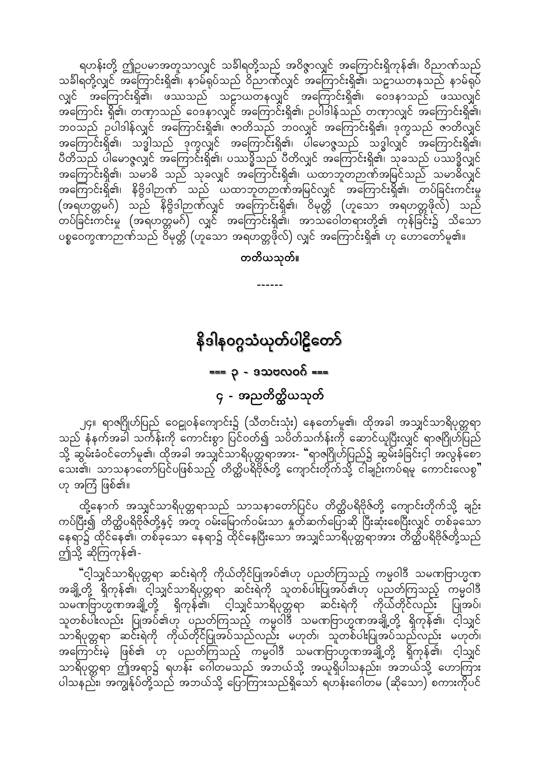ရဟန်းတို့ ဤဥပမာအတူသာလျှင် သင်္ခါရတို့သည် အဝိဇ္ဇာလျှင် အကြောင်းရှိကုန်၏၊ ဝိညာဏ်သည် သင်္ခါရတို့လျှင် အကြောင်းရှိ၏၊ နာမ်ရုပ်သည် ဝိညာဏ်လျှင် အကြောင်းရှိ၏၊ သဠာယတနသည် နာမ်ရုပ်လျှင် အကြောင်းရှိ၏၊ ဖဿသည် သဠာယတနလျှင် အကြောင်းရှိ၏၊ ဝေဒနာသည် ဖဿလျှင် အကြောင်း ရှိ၏၊ တဏှာသည် ဝေဒနာလျှင် အကြောင်းရှိ၏၊ ဥပါဒါန်သည် တဏှာလျှင် အကြောင်းရှိ၏၊ ဘဝသည် ဥပါဒါန်လျှင် အကြောင်းရှိ၏၊ ဇာတိသည် ဘဝလျှင် အကြောင်းရှိ၏၊ ဒုက္ခသည် ဇာတိလျှင် အကြောင်းရှိ၏၊ သဒ္ဓါသည် ဒုက္ခလျှင် အကြောင်းရှိ၏၊ ပါမောဇ္ဇသည် သဒ္ဓါလျှင် အကြောင်းရှိ၏၊ ပီတိသည် ပါမောဇ္ဇလျှင် အကြောင်းရှိ၏၊ ပဿဒ္ဓိသည် ပီတိလျှင် အကြောင်းရှိ၏၊ သုခသည် ပဿဒ္ဓိလျှင် အကြောင်းရှိ၏၊ သမာဓိ သည် သုခလျှင် အကြောင်းရှိ၏၊ ယထာဘူတဉာဏ်အမြင်သည် သမာဓိလျှင် အကြောင်းရှိ၏၊ နိဗ္ဗိဒါဉာဏ် သည် ယထာဘူတဉာဏ်အမြင်လျှင် အကြောင်းရှိ၏၊ တပ်ခြင်းကင်းမှု (အရဟတ္တမဂ်) သည် နိဗ္ဗိဒါဉာဏ်လျှင် အကြောင်းရှိ၏၊ ဝိမုတ္တိ (ဟူသော အရဟတ္တဖိုလ်) သည် တပ်ခြင်းကင်းမှု (အရဟတ္တမဂ်) လျှင် အကြောင်းရှိ၏၊ အာသဝေါတရားတို့၏ ကုန်ခြင်း၌ သိသော ပစ္စဝေက္ခဏာဉာဏ်သည် ဝိမုတ္တိ (ဟူသော အရဟတ္တဖိုလ်) လျှင် အကြောင်းရှိ၏ ဟု ဟောတော်မူ၏။

**တတိယသုတ်။**

------

# နိဒါနဝဂ္ဂသံယုတ်ပါဠိတော်

## === ၃ - ဒသဗလဝဂ် ===

### ၄ - အညတိတ္ထိယသုတ်

၂၄။ ရာဇဂြိုဟ်ပြည် ဝေဠုဝန်ကျောင်း၌ (သီတင်းသုံး) နေတော်မူ၏၊ ထိုအခါ အသျှင်သာရိပုတ္တရာသည် နံနက်အခါ သင်္ကန်းကို ကောင်းစွာ ပြင်ဝတ်၍ သပိတ်သင်္ကန်းကို ဆောင်ယူပြီးလျှင် ရာဇဂြိုဟ်ပြည်သို့ ဆွမ်းခံဝင်တော်မူ၏၊ ထိုအခါ အသျှင်သာရိပုတ္တရာအား- "ရာဇဂြိုဟ်ပြည်၌ ဆွမ်းခံခြင်းငှါ အလွန်စောသေး၏၊ သာသနာတော်ပြင်ပဖြစ်သည့် တိတ္ထိပရိဗိုဇ်တို့ ကျောင်းတိုက်သို့ ငါချဉ်းကပ်ရမူ ကောင်းလေစွ" ဟု အကြံ ဖြစ်၏။

ထို့နောက် အသျှင်သာရိပုတ္တရာသည် သာသနာတော်ပြင်ပ တိတ္ထိပရိဗိုဇ်တို့ ကျောင်းတိုက်သို့ ချဉ်းကပ်ပြီး၍ တိတ္ထိပရိဗိုဇ်တို့နှင့် အတူ ဝမ်းမြောက်ဝမ်းသာ နှုတ်ဆက်ပြောဆို ပြီးဆုံးစေပြီးလျှင် တစ်ခုသော နေရာ၌ ထိုင်နေ၏၊ တစ်ခုသော နေရာ၌ ထိုင်နေပြီးသော အသျှင်သာရိပုတ္တရာအား တိတ္ထိပရိဗိုဇ်တို့သည် ဤသို့ ဆိုကြကုန်၏-

"ငါ့သျှင်သာရိပုတ္တရာ ဆင်းရဲကို ကိုယ်တိုင်ပြုအပ်၏ဟု ပညတ်ကြသည့် ကမ္မဝါဒီ သမဏဗြာဟ္မဏအချို့တို့ ရှိကုန်၏၊ ငါ့သျှင်သာရိပုတ္တရာ ဆင်းရဲကို သူတစ်ပါးပြုအပ်၏ဟု ပညတ်ကြသည့် ကမ္မဝါဒီ သမဏဗြာဟ္မဏအချို့တို့ ရှိကုန်၏၊ ငါ့သျှင်သာရိပုတ္တရာ ဆင်းရဲကို ကိုယ်တိုင်လည်း ပြုအပ်၊ သူတစ်ပါးလည်း ပြုအပ်၏ဟု ပညတ်ကြသည့် ကမ္မဝါဒီ သမဏဗြာဟ္မဏအချို့တို့ ရှိကုန်၏၊ ငါ့သျှင်သာရိပုတ္တရာ ဆင်းရဲကို ကိုယ်တိုင်ပြုအပ်သည်လည်း မဟုတ်၊ သူတစ်ပါးပြုအပ်သည်လည်း မဟုတ်၊ အကြောင်းမဲ့ ဖြစ်၏ ဟု ပညတ်ကြသည့် ကမ္မဝါဒီ သမဏဗြာဟ္မဏအချို့တို့ ရှိကုန်၏၊ ငါ့သျှင်သာရိပုတ္တရာ ဤအရာ၌ ရဟန်း ဂေါတမသည် အဘယ်သို့ အယူရှိပါသနည်း၊ အဘယ်သို့ ဟောကြားပါသနည်း၊ အကျွန်ုပ်တို့သည် အဘယ်သို့ ပြောကြားသည်ရှိသော် ရဟန်းဂေါတမ (ဆိုသော) စကားကိုပင်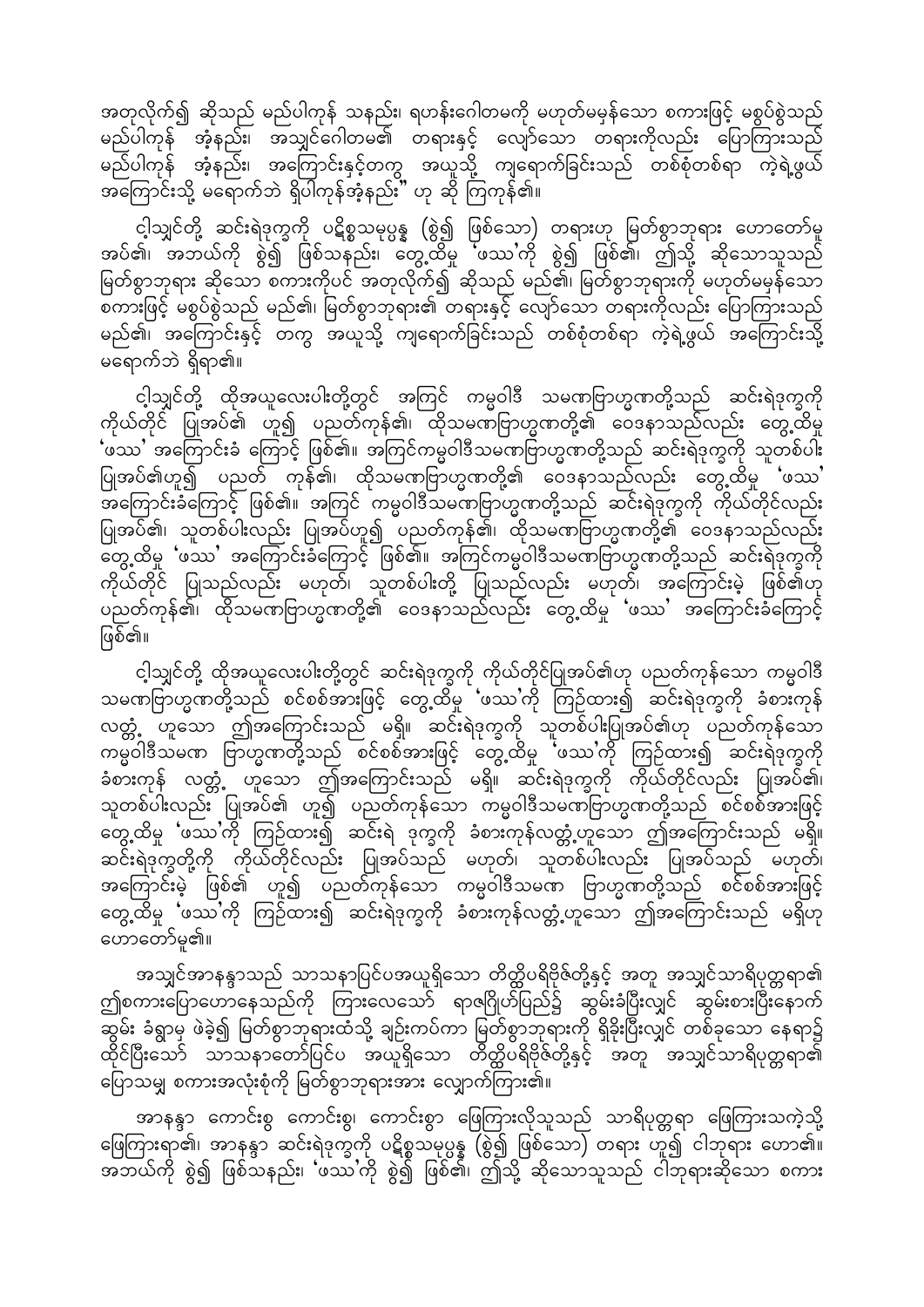အတုလိုက်၍ ဆိုသည် မည်ပါကုန် သနည်း၊ ရဟန်းဂေါတမကို မဟုတ်မမှန်သော စကားဖြင့် မစွပ်စွဲသည် မည်ပါကုန် အံ့နည်း၊ အသျှင်ဂေါတမ၏ တရားနှင့် လျော်သော တရားကိုလည်း ပြောကြားသည် မည်ပါကုန် အံ့နည်း၊ အကြောင်းနှင့်တကွ အယူသို့ ကျရောက်ခြင်းသည် တစ်စုံတစ်ရာ ကဲ့ရဲ့ဖွယ် အကြောင်းသို့ မရောက်ဘဲ ရှိပါကုန်အံ့နည်း" ဟု ဆို ကြကုန်၏။

ငါ့သျှင်တို့ ဆင်းရဲဒုက္ခကို ပဋိစ္စသမုပ္ပန္န (စွဲ၍ ဖြစ်သော) တရားဟု မြတ်စွာဘုရား ဟောတော်မူ အပ်၏၊ အဘယ်ကို စွဲ၍ ဖြစ်သနည်း၊ တွေ့ထိမှု 'ဖဿ'ကို စွဲ၍ ဖြစ်၏၊ ဤသို့ ဆိုသောသူသည် မြတ်စွာဘုရား ဆိုသော စကားကိုပင် အတုလိုက်၍ ဆိုသည် မည်၏၊ မြတ်စွာဘုရားကို မဟုတ်မမှန်သော စကားဖြင့် မစွပ်စွဲသည် မည်၏၊ မြတ်စွာဘုရား၏ တရားနှင့် လျော်သော တရားကိုလည်း ပြောကြားသည် မည်၏၊ အကြောင်းနှင့် တကွ အယူသို့ ကျရောက်ခြင်းသည် တစ်စုံတစ်ရာ ကဲ့ရဲ့ဖွယ် အကြောင်းသို့ မရောက်ဘဲ ရှိရာ၏။

ငါ့သျှင်တို့ ထိုအယူလေးပါးတို့တွင် အကြင် ကမ္မဝါဒီ သမဏဗြာဟ္မဏတို့သည် ဆင်းရဲဒုက္ခကို ကိုယ်တိုင် ပြုအပ်၏ ဟူ၍ ပညတ်ကုန်၏၊ ထိုသမဏဗြာဟ္မဏတို့၏ ဝေဒနာသည်လည်း တွေ့ထိမှု 'ဖဿ' အကြောင်းခံ ကြောင့် ဖြစ်၏။ အကြင်ကမ္မဝါဒီသမဏဗြာဟ္မဏတို့သည် ဆင်းရဲဒုက္ခကို သူတစ်ပါး ပြုအပ်၏ဟူ၍ ပညတ် ကုန်၏၊ ထိုသမဏဗြာဟ္မဏတို့၏ ဝေဒနာသည်လည်း တွေ့ထိမှု 'ဖဿ' အကြောင်းခံကြောင့် ဖြစ်၏။ အကြင် ကမ္မဝါဒီသမဏဗြာဟ္မဏတို့သည် ဆင်းရဲဒုက္ခကို ကိုယ်တိုင်လည်း ပြုအပ်၏၊ သူတစ်ပါးလည်း ပြုအပ်ဟူ၍ ပညတ်ကုန်၏၊ ထိုသမဏဗြာဟ္မဏတို့၏ ဝေဒနာသည်လည်း တွေ့ထိမှု 'ဖဿ' အကြောင်းခံကြောင့် ဖြစ်၏။ အကြင်ကမ္မဝါဒီသမဏဗြာဟ္မဏတို့သည် ဆင်းရဲဒုက္ခကို ကိုယ်တိုင် ပြုသည်လည်း မဟုတ်၊ သူတစ်ပါးတို့ ပြုသည်လည်း မဟုတ်၊ အကြောင်းမဲ့ ဖြစ်၏ဟု ပညတ်ကုန်၏၊ ထိုသမဏဗြာဟ္မဏတို့၏ ဝေဒနာသည်လည်း တွေ့ထိမှု 'ဖဿ' အကြောင်းခံကြောင့် ဖြစ်၏။

ငါ့သျှင်တို့ ထိုအယူလေးပါးတို့တွင် ဆင်းရဲဒုက္ခကို ကိုယ်တိုင်ပြုအပ်၏ဟု ပညတ်ကုန်သော ကမ္မဝါဒီ သမဏဗြာဟ္မဏတို့သည် စင်စစ်အားဖြင့် တွေ့ထိမှု 'ဖဿ'ကို ကြဉ်ထား၍ ဆင်းရဲဒုက္ခကို ခံစားကုန် လတ္တံ့ ဟူသော ဤအကြောင်းသည် မရှိ။ ဆင်းရဲဒုက္ခကို သူတစ်ပါးပြုအပ်၏ဟု ပညတ်ကုန်သော ကမ္မဝါဒီသမဏ ဗြာဟ္မဏတို့သည် စင်စစ်အားဖြင့် တွေ့ထိမှု 'ဖဿ'ကို ကြဉ်ထား၍ ဆင်းရဲဒုက္ခကို ခံစားကုန် လတ္တံ့ ဟူသော ဤအကြောင်းသည် မရှိ။ ဆင်းရဲဒုက္ခကို ကိုယ်တိုင်လည်း ပြုအပ်၏၊ သူတစ်ပါးလည်း ပြုအပ်၏ ဟူ၍ ပညတ်ကုန်သော ကမ္မဝါဒီသမဏဗြာဟ္မဏတို့သည် စင်စစ်အားဖြင့် တွေ့ထိမှု 'ဖဿ'ကို ကြဉ်ထား၍ ဆင်းရဲ ဒုက္ခကို ခံစားကုန်လတ္တံ့ဟူသော ဤအကြောင်းသည် မရှိ။ ဆင်းရဲဒုက္ခတို့ကို ကိုယ်တိုင်လည်း ပြုအပ်သည် မဟုတ်၊ သူတစ်ပါးလည်း ပြုအပ်သည် မဟုတ်၊ အကြောင်းမဲ့ ဖြစ်၏ ဟူ၍ ပညတ်ကုန်သော ကမ္မဝါဒီသမဏ ဗြာဟ္မဏတို့သည် စင်စစ်အားဖြင့် တွေ့ထိမှု 'ဖဿ'ကို ကြဉ်ထား၍ ဆင်းရဲဒုက္ခကို ခံစားကုန်လတ္တံ့ဟူသော ဤအကြောင်းသည် မရှိဟု ဟောတော်မူ၏။

အသျှင်အာနန္ဒာသည် သာသနာပြင်ပအယူရှိသော တိတ္ထိပရိဗိုဇ်တို့နှင့် အတူ အသျှင်သာရိပုတ္တရာ၏ ဤစကားပြောဟောနေသည်ကို ကြားလေသော် ရာဇဂြိုဟ်ပြည်၌ ဆွမ်းခံပြီးလျှင် ဆွမ်းစားပြီးနောက် ဆွမ်း ခံရွာမှ ဖဲခဲ့၍ မြတ်စွာဘုရားထံသို့ ချဉ်းကပ်ကာ မြတ်စွာဘုရားကို ရှိခိုးပြီးလျှင် တစ်ခုသော နေရာ၌ ထိုင်ပြီးသော် သာသနာတော်ပြင်ပ အယူရှိသော တိတ္ထိပရိဗိုဇ်တို့နှင့် အတူ အသျှင်သာရိပုတ္တရာ၏ ပြောသမျှ စကားအလုံးစုံကို မြတ်စွာဘုရားအား လျှောက်ကြား၏။

အာနန္ဒာ ကောင်းစွ ကောင်းစွ၊ ကောင်းစွာ ဖြေကြားလိုသူသည် သာရိပုတ္တရာ ဖြေကြားသကဲ့သို့ ဖြေကြားရာ၏၊ အာနန္ဒာ ဆင်းရဲဒုက္ခကို ပဋိစ္စသမုပ္ပန္န (စွဲ၍ ဖြစ်သော) တရား ဟူ၍ ငါဘုရား ဟော၏။ အဘယ်ကို စွဲ၍ ဖြစ်သနည်း၊ 'ဖဿ'ကို စွဲ၍ ဖြစ်၏၊ ဤသို့ ဆိုသောသူသည် ငါဘုရားဆိုသော စကား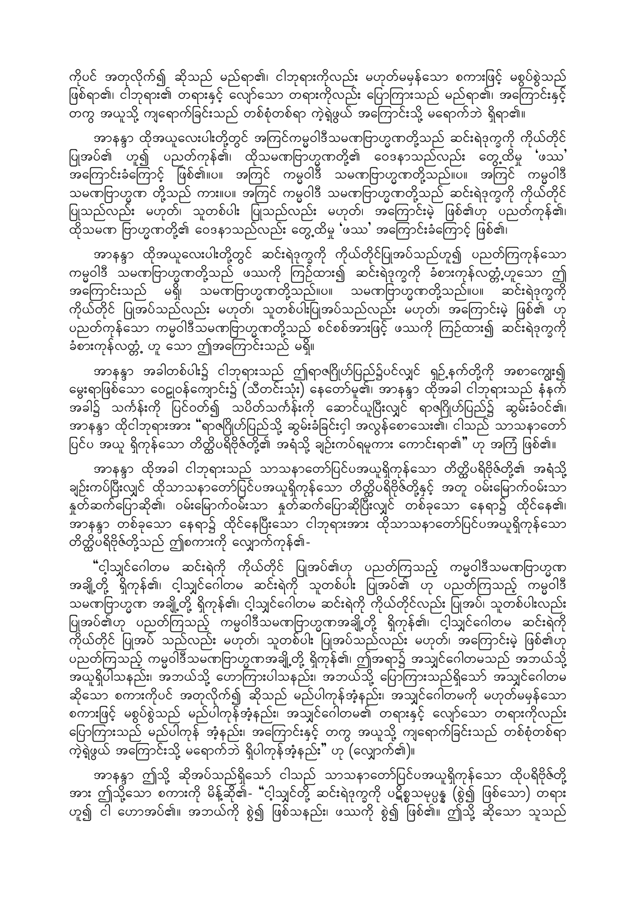ကိုပင် အတုလိုက်၍ ဆိုသည် မည်ရာ၏၊ ငါဘုရားကိုလည်း မဟုတ်မမှန်သော စကားဖြင့် မစွပ်စွဲသည် ဖြစ်ရာ၏၊ ငါဘုရား၏ တရားနှင့် လျော်သော တရားကိုလည်း ပြောကြားသည် မည်ရာ၏၊ အကြောင်းနှင့် တကွ အယူသို့ ကျရောက်ခြင်းသည် တစ်စုံတစ်ရာ ကဲ့ရဲ့ဖွယ် အကြောင်းသို့ မရောက်ဘဲ ရှိရာ၏။

အာနန္ဒာ ထိုအယူလေးပါးတို့တွင် အကြင်ကမ္မဝါဒီသမဏဗြာဟ္မဏတို့သည် ဆင်းရဲဒုက္ခကို ကိုယ်တိုင် ပြုအပ်၏ ဟူ၍ ပညတ်ကုန်၏၊ ထိုသမဏဗြာဟ္မဏတို့၏ ဝေဒနာသည်လည်း တွေ့ထိမှု 'ဖဿ' အကြောင်းခံကြောင့် ဖြစ်၏။ပ။ အကြင် ကမ္မဝါဒီ သမဏဗြာဟ္မဏတို့သည်။ပ။ အကြင် ကမ္မဝါဒီ သမဏဗြာဟ္မဏ တို့သည် ကား။ပ။ အကြင် ကမ္မဝါဒီ သမဏဗြာဟ္မဏတို့သည် ဆင်းရဲဒုက္ခကို ကိုယ်တိုင် ပြုသည်လည်း မဟုတ်၊ သူတစ်ပါး ပြုသည်လည်း မဟုတ်၊ အကြောင်းမဲ့ ဖြစ်၏ဟု ပညတ်ကုန်၏၊ ထိုသမဏ ဗြာဟ္မဏတို့၏ ဝေဒနာသည်လည်း တွေ့ထိမှု 'ဖဿ' အကြောင်းခံကြောင့် ဖြစ်၏။

အာနန္ဒာ ထိုအယူလေးပါးတို့တွင် ဆင်းရဲဒုက္ခကို ကိုယ်တိုင်ပြုအပ်သည်ဟူ၍ ပညတ်ကြကုန်သော ကမ္မဝါဒီ သမဏဗြာဟ္မဏတို့သည် ဖဿကို ကြဉ်ထား၍ ဆင်းရဲဒုက္ခကို ခံစားကုန်လတ္တံ့ဟူသော ဤ အကြောင်းသည် မရှိ၊ သမဏဗြာဟ္မဏတို့သည်။ပ။ သမဏဗြာဟ္မဏတို့သည်။ပ။ ဆင်းရဲဒုက္ခကို ကိုယ်တိုင် ပြုအပ်သည်လည်း မဟုတ်၊ သူတစ်ပါးပြုအပ်သည်လည်း မဟုတ်၊ အကြောင်းမဲ့ ဖြစ်၏ ဟု ပညတ်ကုန်သော ကမ္မဝါဒီသမဏဗြာဟ္မဏတို့သည် စင်စစ်အားဖြင့် ဖဿကို ကြဉ်ထား၍ ဆင်းရဲဒုက္ခကို ခံစားကုန်လတ္တံ့ ဟူ သော ဤအကြောင်းသည် မရှိ။

အာနန္ဒာ အခါတစ်ပါး၌ ငါဘုရားသည် ဤရာဇဂြိုဟ်ပြည်၌ပင်လျှင် ရှဉ့်နက်တို့ကို အစာကျွေး၍ မွေးရာဖြစ်သော ဝေဠုဝန်ကျောင်း၌ (သီတင်းသုံး) နေတော်မူ၏၊ အာနန္ဒာ ထိုအခါ ငါဘုရားသည် နံနက် အခါ၌ သင်္ကန်းကို ပြင်ဝတ်၍ သပိတ်သင်္ကန်းကို ဆောင်ယူပြီးလျှင် ရာဇဂြိုဟ်ပြည်၌ ဆွမ်းခံဝင်၏၊ အာနန္ဒာ ထိုငါဘုရားအား "ရာဇဂြိုဟ်ပြည်သို့ ဆွမ်းခံခြင်းငှါ အလွန်စောသေး၏၊ ငါသည် သာသနာတော် ပြင်ပ အယူ ရှိကုန်သော တိတ္ထိပရိဗိုဇ်တို့၏ အရံသို့ ချဉ်းကပ်ရမူကား ကောင်းရာ၏" ဟု အကြံ ဖြစ်၏။

အာနန္ဒာ ထိုအခါ ငါဘုရားသည် သာသနာတော်ပြင်ပအယူရှိကုန်သော တိတ္ထိပရိဗိုဇ်တို့၏ အရံသို့ ချဉ်းကပ်ပြီးလျှင် ထိုသာသနာတော်ပြင်ပအယူရှိကုန်သော တိတ္ထိပရိဗိုဇ်တို့နှင့် အတူ ဝမ်းမြောက်ဝမ်းသာ နှုတ်ဆက်ပြောဆို၏၊ ဝမ်းမြောက်ဝမ်းသာ နှုတ်ဆက်ပြောဆိုပြီးလျှင် တစ်ခုသော နေရာ၌ ထိုင်နေ၏၊ အာနန္ဒာ တစ်ခုသော နေရာ၌ ထိုင်နေပြီးသော ငါဘုရားအား ထိုသာသနာတော်ပြင်ပအယူရှိကုန်သော တိတ္ထိပရိဗိုဇ်တို့သည် ဤစကားကို လျှောက်ကုန်၏-

"ငါ့သျှင်ဂေါတမ ဆင်းရဲကို ကိုယ်တိုင် ပြုအပ်၏ဟု ပညတ်ကြသည့် ကမ္မဝါဒီသမဏဗြာဟ္မဏ အချို့တို့ ရှိကုန်၏၊ ငါ့သျှင်ဂေါတမ ဆင်းရဲကို သူတစ်ပါး ပြုအပ်၏ ဟု ပညတ်ကြသည့် ကမ္မဝါဒီ သမဏဗြာဟ္မဏ အချို့တို့ ရှိကုန်၏၊ ငါ့သျှင်ဂေါတမ ဆင်းရဲကို ကိုယ်တိုင်လည်း ပြုအပ်၊ သူတစ်ပါးလည်း ပြုအပ်၏ဟု ပညတ်ကြသည့် ကမ္မဝါဒီသမဏဗြာဟ္မဏအချို့တို့ ရှိကုန်၏၊ ငါ့သျှင်ဂေါတမ ဆင်းရဲကို ကိုယ်တိုင် ပြုအပ် သည်လည်း မဟုတ်၊ သူတစ်ပါး ပြုအပ်သည်လည်း မဟုတ်၊ အကြောင်းမဲ့ ဖြစ်၏ဟု ပညတ်ကြသည့် ကမ္မဝါဒီသမဏဗြာဟ္မဏအချို့တို့ ရှိကုန်၏၊ ဤအရာ၌ အသျှင်ဂေါတမသည် အဘယ်သို့ အယူရှိပါသနည်း၊ အဘယ်သို့ ဟောကြားပါသနည်း၊ အဘယ်သို့ ပြောကြားသည်ရှိသော် အသျှင်ဂေါတမ ဆိုသော စကားကိုပင် အတုလိုက်၍ ဆိုသည် မည်ပါကုန်အံ့နည်း၊ အသျှင်ဂေါတမကို မဟုတ်မမှန်သော စကားဖြင့် မစွပ်စွဲသည် မည်ပါကုန်အံ့နည်း၊ အသျှင်ဂေါတမ၏ တရားနှင့် လျော်သော တရားကိုလည်း ပြောကြားသည် မည်ပါကုန် အံ့နည်း၊ အကြောင်းနှင့် တကွ အယူသို့ ကျရောက်ခြင်းသည် တစ်စုံတစ်ရာ ကဲ့ရဲ့ဖွယ် အကြောင်းသို့ မရောက်ဘဲ ရှိပါကုန်အံ့နည်း" ဟု (လျှောက်၏)။

အာနန္ဒာ ဤသို့ ဆိုအပ်သည်ရှိသော် ငါသည် သာသနာတော်ပြင်ပအယူရှိကုန်သော ထိုပရိဗိုဇ်တို့ အား ဤသို့သော စကားကို မိန့်ဆို၏- "ငါ့သျှင်တို့ ဆင်းရဲဒုက္ခကို ပဋိစ္စသမုပ္ပန္န (စွဲ၍ ဖြစ်သော) တရား ဟူ၍ ငါ ဟောအပ်၏။ အဘယ်ကို စွဲ၍ ဖြစ်သနည်း၊ ဖဿကို စွဲ၍ ဖြစ်၏။ ဤသို့ ဆိုသော သူသည်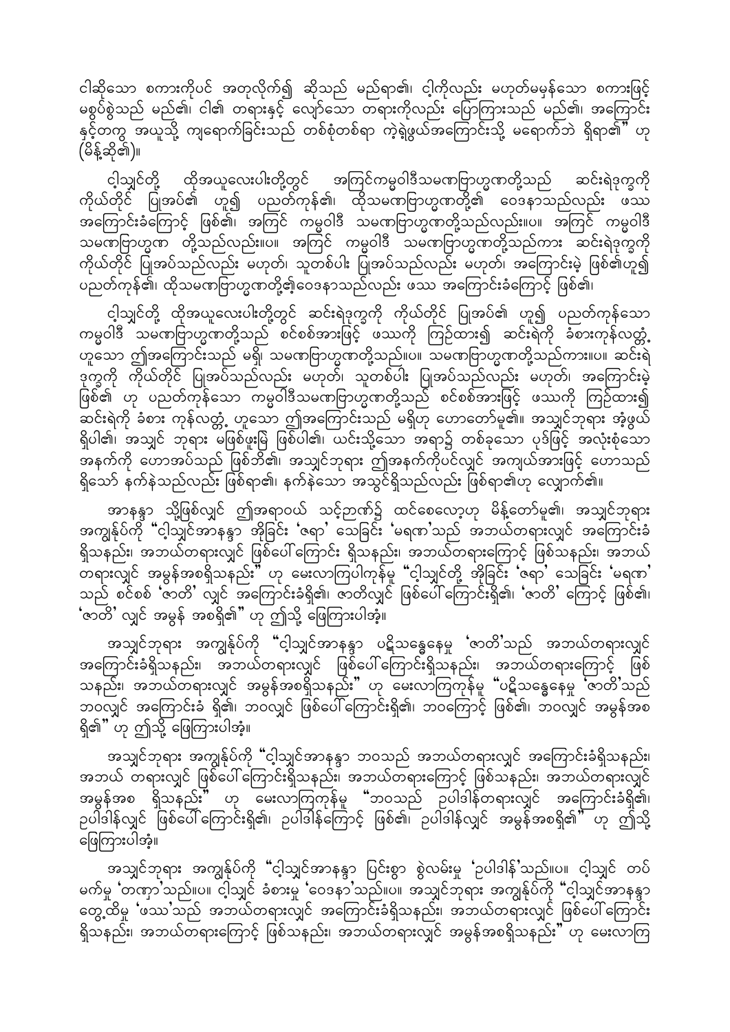ငါဆိုသော စကားကိုပင် အတုလိုက်၍ ဆိုသည် မည်ရာ၏၊ ငါ့ကိုလည်း မဟုတ်မမှန်သော စကားဖြင့် မစွပ်စွဲသည် မည်၏၊ ငါ၏ တရားနှင့် လျော်သော တရားကိုလည်း ပြောကြားသည် မည်၏၊ အကြောင်းနှင့်တကွ အယူသို့ ကျရောက်ခြင်းသည် တစ်စုံတစ်ရာ ကဲ့ရဲ့ဖွယ်အကြောင်းသို့ မရောက်ဘဲ ရှိရာ၏" ဟု (မိန့်ဆို၏)။

ငါ့သျှင်တို့ ထိုအယူလေးပါးတို့တွင် အကြင်ကမ္မဝါဒီသမဏဗြာဟ္မဏတို့သည် ဆင်းရဲဒုက္ခကို ကိုယ်တိုင် ပြုအပ်၏ ဟူ၍ ပညတ်ကုန်၏၊ ထိုသမဏဗြာဟ္မဏတို့၏ ဝေဒနာသည်လည်း ဖဿ အကြောင်းခံကြောင့် ဖြစ်၏၊ အကြင် ကမ္မဝါဒီ သမဏဗြာဟ္မဏတို့သည်လည်း။ပ။ အကြင် ကမ္မဝါဒီ သမဏဗြာဟ္မဏ တို့သည်လည်း။ပ။ အကြင် ကမ္မဝါဒီ သမဏဗြာဟ္မဏတို့သည်ကား ဆင်းရဲဒုက္ခကို ကိုယ်တိုင် ပြုအပ်သည်လည်း မဟုတ်၊ သူတစ်ပါး ပြုအပ်သည်လည်း မဟုတ်၊ အကြောင်းမဲ့ ဖြစ်၏ဟူ၍ ပညတ်ကုန်၏၊ ထိုသမဏဗြာဟ္မဏတို့၏ဝေဒနာသည်လည်း ဖဿ အကြောင်းခံကြောင့် ဖြစ်၏။

ငါ့သျှင်တို့ ထိုအယူလေးပါးတို့တွင် ဆင်းရဲဒုက္ခကို ကိုယ်တိုင် ပြုအပ်၏ ဟူ၍ ပညတ်ကုန်သော ကမ္မဝါဒီ သမဏဗြာဟ္မဏတို့သည် စင်စစ်အားဖြင့် ဖဿကို ကြဉ်ထား၍ ဆင်းရဲကို ခံစားကုန်လတ္တံ့ ဟူသော ဤအကြောင်းသည် မရှိ၊ သမဏဗြာဟ္မဏတို့သည်။ပ။ သမဏဗြာဟ္မဏတို့သည်ကား။ပ။ ဆင်းရဲ ဒုက္ခကို ကိုယ်တိုင် ပြုအပ်သည်လည်း မဟုတ်၊ သူတစ်ပါး ပြုအပ်သည်လည်း မဟုတ်၊ အကြောင်းမဲ့ ဖြစ်၏ ဟု ပညတ်ကုန်သော ကမ္မဝါဒီသမဏဗြာဟ္မဏတို့သည် စင်စစ်အားဖြင့် ဖဿကို ကြဉ်ထား၍ ဆင်းရဲကို ခံစား ကုန်လတ္တံ့ ဟူသော ဤအကြောင်းသည် မရှိဟု ဟောတော်မူ၏။ အသျှင်ဘုရား အံ့ဖွယ် ရှိပါ၏၊ အသျှင် ဘုရား မဖြစ်ဖူးမြဲ ဖြစ်ပါ၏၊ ယင်းသို့သော အရာ၌ တစ်ခုသော ပုဒ်ဖြင့် အလုံးစုံသော အနက်ကို ဟောအပ်သည် ဖြစ်ဘိ၏၊ အသျှင်ဘုရား ဤအနက်ကိုပင်လျှင် အကျယ်အားဖြင့် ဟောသည် ရှိသော် နက်နဲသည်လည်း ဖြစ်ရာ၏၊ နက်နဲသော အသွင်ရှိသည်လည်း ဖြစ်ရာ၏ဟု လျှောက်၏။

အာနန္ဒာ သို့ဖြစ်လျှင် ဤအရာဝယ် သင့်ဉာဏ်၌ ထင်စေလော့ဟု မိန့်တော်မူ၏၊ အသျှင်ဘုရား အကျွန်ုပ်ကို "ငါ့သျှင်အာနန္ဒာ အိုခြင်း 'ဇရာ' သေခြင်း 'မရဏ'သည် အဘယ်တရားလျှင် အကြောင်းခံ ရှိသနည်း၊ အဘယ်တရားလျှင် ဖြစ်ပေါ်ကြောင်း ရှိသနည်း၊ အဘယ်တရားကြောင့် ဖြစ်သနည်း၊ အဘယ် တရားလျှင် အမွန်အစရှိသနည်း" ဟု မေးလာကြပါကုန်မူ "ငါ့သျှင်တို့ အိုခြင်း 'ဇရာ' သေခြင်း 'မရဏ' သည် စင်စစ် 'ဇာတိ' လျှင် အကြောင်းခံရှိ၏၊ ဇာတိလျှင် ဖြစ်ပေါ်ကြောင်းရှိ၏၊ 'ဇာတိ' ကြောင့် ဖြစ်၏၊ 'ဇာတိ' လျှင် အမွန် အစရှိ၏" ဟု ဤသို့ ဖြေကြားပါအံ့။

အသျှင်ဘုရား အကျွန်ုပ်ကို "ငါ့သျှင်အာနန္ဒာ ပဋိသန္ဓေနေမှု 'ဇာတိ'သည် အဘယ်တရားလျှင် အကြောင်းခံရှိသနည်း၊ အဘယ်တရားလျှင် ဖြစ်ပေါ်ကြောင်းရှိသနည်း၊ အဘယ်တရားကြောင့် ဖြစ် သနည်း၊ အဘယ်တရားလျှင် အမွန်အစရှိသနည်း" ဟု မေးလာကြကုန်မူ "ပဋိသန္ဓေနေမှု 'ဇာတိ'သည် ဘဝလျှင် အကြောင်းခံ ရှိ၏၊ ဘဝလျှင် ဖြစ်ပေါ်ကြောင်းရှိ၏၊ ဘဝကြောင့် ဖြစ်၏၊ ဘဝလျှင် အမွန်အစ ရှိ၏" ဟု ဤသို့ ဖြေကြားပါအံ့။

အသျှင်ဘုရား အကျွန်ုပ်ကို "ငါ့သျှင်အာနန္ဒာ ဘဝသည် အဘယ်တရားလျှင် အကြောင်းခံရှိသနည်း၊ အဘယ် တရားလျှင် ဖြစ်ပေါ်ကြောင်းရှိသနည်း၊ အဘယ်တရားကြောင့် ဖြစ်သနည်း၊ အဘယ်တရားလျှင် အမွန်အစ ရှိသနည်း" ဟု မေးလာကြကုန်မူ "ဘဝသည် ဥပါဒါန်တရားလျှင် အကြောင်းခံရှိ၏၊ ဥပါဒါန်လျှင် ဖြစ်ပေါ်ကြောင်းရှိ၏၊ ဥပါဒါန်ကြောင့် ဖြစ်၏၊ ဥပါဒါန်လျှင် အမွန်အစရှိ၏" ဟု ဤသို့ ဖြေကြားပါအံ့။

အသျှင်ဘုရား အကျွန်ုပ်ကို "ငါ့သျှင်အာနန္ဒာ ပြင်းစွာ စွဲလမ်းမှု 'ဥပါဒါန်'သည်။ပ။ ငါ့သျှင် တပ် မက်မှု 'တဏှာ'သည်။ပ။ ငါ့သျှင် ခံစားမှု 'ဝေဒနာ'သည်။ပ။ အသျှင်ဘုရား အကျွန်ုပ်ကို "ငါ့သျှင်အာနန္ဒာ တွေ့ထိမှု 'ဖဿ'သည် အဘယ်တရားလျှင် အကြောင်းခံရှိသနည်း၊ အဘယ်တရားလျှင် ဖြစ်ပေါ်ကြောင်း ရှိသနည်း၊ အဘယ်တရားကြောင့် ဖြစ်သနည်း၊ အဘယ်တရားလျှင် အမွန်အစရှိသနည်း" ဟု မေးလာကြ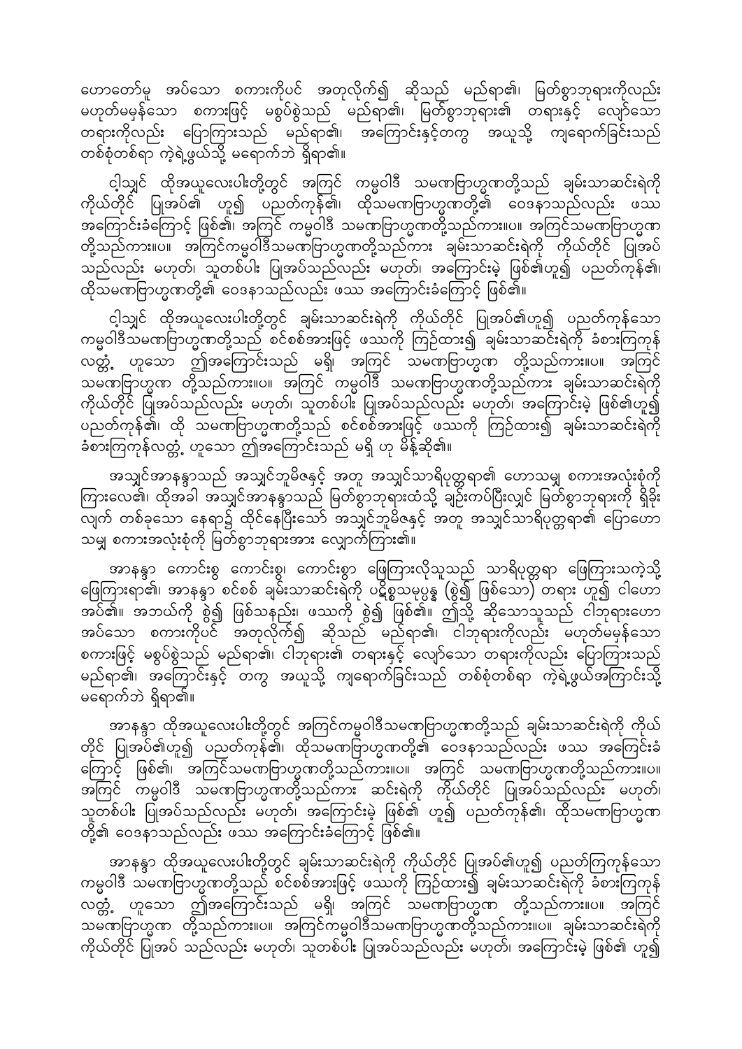ဟောတော်မူ အပ်သော စကားကိုပင် အတုလိုက်၍ ဆိုသည် မည်ရာ၏၊ မြတ်စွာဘုရားကိုလည်း မဟုတ်မမှန်သော စကားဖြင့် မစွပ်စွဲသည် မည်ရာ၏၊ မြတ်စွာဘုရား၏ တရားနှင့် လျော်သော တရားကိုလည်း ပြောကြားသည် မည်ရာ၏၊ အကြောင်းနှင့်တကွ အယူသို့ ကျရောက်ခြင်းသည် တစ်စုံတစ်ရာ ကဲ့ရဲ့ဖွယ်သို့ မရောက်ဘဲ ရှိရာ၏။

ငါ့သျှင် ထိုအယူလေးပါးတို့တွင် အကြင် ကမ္မဝါဒီ သမဏဗြာဟ္မဏတို့သည် ချမ်းသာဆင်းရဲကို ကိုယ်တိုင် ပြုအပ်၏ ဟူ၍ ပညတ်ကုန်၏၊ ထိုသမဏဗြာဟ္မဏတို့၏ ဝေဒနာသည်လည်း ဖဿ အကြောင်းခံကြောင့် ဖြစ်၏၊ အကြင် ကမ္မဝါဒီ သမဏဗြာဟ္မဏတို့သည်ကား။ပ။ အကြင်သမဏဗြာဟ္မဏ တို့သည်ကား။ပ။ အကြင်ကမ္မဝါဒီသမဏဗြာဟ္မဏတို့သည်ကား ချမ်းသာဆင်းရဲကို ကိုယ်တိုင် ပြုအပ်သည်လည်း မဟုတ်၊ သူတစ်ပါး ပြုအပ်သည်လည်း မဟုတ်၊ အကြောင်းမဲ့ ဖြစ်၏ဟူ၍ ပညတ်ကုန်၏၊ ထိုသမဏဗြာဟ္မဏတို့၏ ဝေဒနာသည်လည်း ဖဿ အကြောင်းခံကြောင့် ဖြစ်၏။

ငါ့သျှင် ထိုအယူလေးပါးတို့တွင် ချမ်းသာဆင်းရဲကို ကိုယ်တိုင် ပြုအပ်၏ဟူ၍ ပညတ်ကုန်သော ကမ္မဝါဒီသမဏဗြာဟ္မဏတို့သည် စင်စစ်အားဖြင့် ဖဿကို ကြဉ်ထား၍ ချမ်းသာဆင်းရဲကို ခံစားကြကုန် လတ္တံ့ ဟူသော ဤအကြောင်းသည် မရှိ၊ အကြင် သမဏဗြာဟ္မဏ တို့သည်ကား။ပ။ အကြင် သမဏဗြာဟ္မဏ တို့သည်ကား။ပ။ အကြင် ကမ္မဝါဒီ သမဏဗြာဟ္မဏတို့သည်ကား ချမ်းသာဆင်းရဲကို ကိုယ်တိုင် ပြုအပ်သည်လည်း မဟုတ်၊ သူတစ်ပါး ပြုအပ်သည်လည်း မဟုတ်၊ အကြောင်းမဲ့ ဖြစ်၏ဟူ၍ ပညတ်ကုန်၏၊ ထို သမဏဗြာဟ္မဏတို့သည် စင်စစ်အားဖြင့် ဖဿကို ကြဉ်ထား၍ ချမ်းသာဆင်းရဲကို ခံစားကြကုန်လတ္တံ့ ဟူသော ဤအကြောင်းသည် မရှိ ဟု မိန့်ဆို၏။

အသျှင်အာနန္ဒာသည် အသျှင်ဘူမိဇနှင့် အတူ အသျှင်သာရိပုတ္တရာ၏ ဟောသမျှ စကားအလုံးစုံကို ကြားလေ၏၊ ထိုအခါ အသျှင်အာနန္ဒာသည် မြတ်စွာဘုရားထံသို့ ချဉ်းကပ်ပြီးလျှင် မြတ်စွာဘုရားကို ရှိခိုး လျက် တစ်ခုသော နေရာ၌ ထိုင်နေပြီးသော် အသျှင်ဘူမိဇနှင့် အတူ အသျှင်သာရိပုတ္တရာ၏ ပြောဟော သမျှ စကားအလုံးစုံကို မြတ်စွာဘုရားအား လျှောက်ကြား၏။

အာနန္ဒာ ကောင်းစွ ကောင်းစွ၊ ကောင်းစွာ ဖြေကြားလိုသူသည် သာရိပုတ္တရာ ဖြေကြားသကဲ့သို့ ဖြေကြားရာ၏၊ အာနန္ဒာ စင်စစ် ချမ်းသာဆင်းရဲကို ပဋိစ္စသမုပ္ပန္န (စွဲ၍ ဖြစ်သော) တရား ဟူ၍ ငါဟော အပ်၏။ အဘယ်ကို စွဲ၍ ဖြစ်သနည်း၊ ဖဿကို စွဲ၍ ဖြစ်၏။ ဤသို့ ဆိုသောသူသည် ငါဘုရားဟော အပ်သော စကားကိုပင် အတုလိုက်၍ ဆိုသည် မည်ရာ၏၊ ငါဘုရားကိုလည်း မဟုတ်မမှန်သော စကားဖြင့် မစွပ်စွဲသည် မည်ရာ၏၊ ငါဘုရား၏ တရားနှင့် လျော်သော တရားကိုလည်း ပြောကြားသည် မည်ရာ၏၊ အကြောင်းနှင့် တကွ အယူသို့ ကျရောက်ခြင်းသည် တစ်စုံတစ်ရာ ကဲ့ရဲ့ဖွယ်အကြောင်းသို့ မရောက်ဘဲ ရှိရာ၏။

အာနန္ဒာ ထိုအယူလေးပါးတို့တွင် အကြင်ကမ္မဝါဒီသမဏဗြာဟ္မဏတို့သည် ချမ်းသာဆင်းရဲကို ကိုယ် တိုင် ပြုအပ်၏ဟူ၍ ပညတ်ကုန်၏၊ ထိုသမဏဗြာဟ္မဏတို့၏ ဝေဒနာသည်လည်း ဖဿ အကြောင်းခံ ကြောင့် ဖြစ်၏၊ အကြင်သမဏဗြာဟ္မဏတို့သည်ကား။ပ။ အကြင် သမဏဗြာဟ္မဏတို့သည်ကား။ပ။ အကြင် ကမ္မဝါဒီ သမဏဗြာဟ္မဏတို့သည်ကား ဆင်းရဲကို ကိုယ်တိုင် ပြုအပ်သည်လည်း မဟုတ်၊ သူတစ်ပါး ပြုအပ်သည်လည်း မဟုတ်၊ အကြောင်းမဲ့ ဖြစ်၏ ဟူ၍ ပညတ်ကုန်၏၊ ထိုသမဏဗြာဟ္မဏ တို့၏ ဝေဒနာသည်လည်း ဖဿ အကြောင်းခံကြောင့် ဖြစ်၏။

အာနန္ဒာ ထိုအယူလေးပါးတို့တွင် ချမ်းသာဆင်းရဲကို ကိုယ်တိုင် ပြုအပ်၏ဟူ၍ ပညတ်ကြကုန်သော ကမ္မဝါဒီ သမဏဗြာဟ္မဏတို့သည် စင်စစ်အားဖြင့် ဖဿကို ကြဉ်ထား၍ ချမ်းသာဆင်းရဲကို ခံစားကြကုန် လတ္တံ့ ဟူသော ဤအကြောင်းသည် မရှိ၊ အကြင် သမဏဗြာဟ္မဏ တို့သည်ကား။ပ။ အကြင် သမဏဗြာဟ္မဏ တို့သည်ကား။ပ။ အကြင်ကမ္မဝါဒီသမဏဗြာဟ္မဏတို့သည်ကား။ပ။ ချမ်းသာဆင်းရဲကို ကိုယ်တိုင် ပြုအပ် သည်လည်း မဟုတ်၊ သူတစ်ပါး ပြုအပ်သည်လည်း မဟုတ်၊ အကြောင်းမဲ့ ဖြစ်၏ ဟူ၍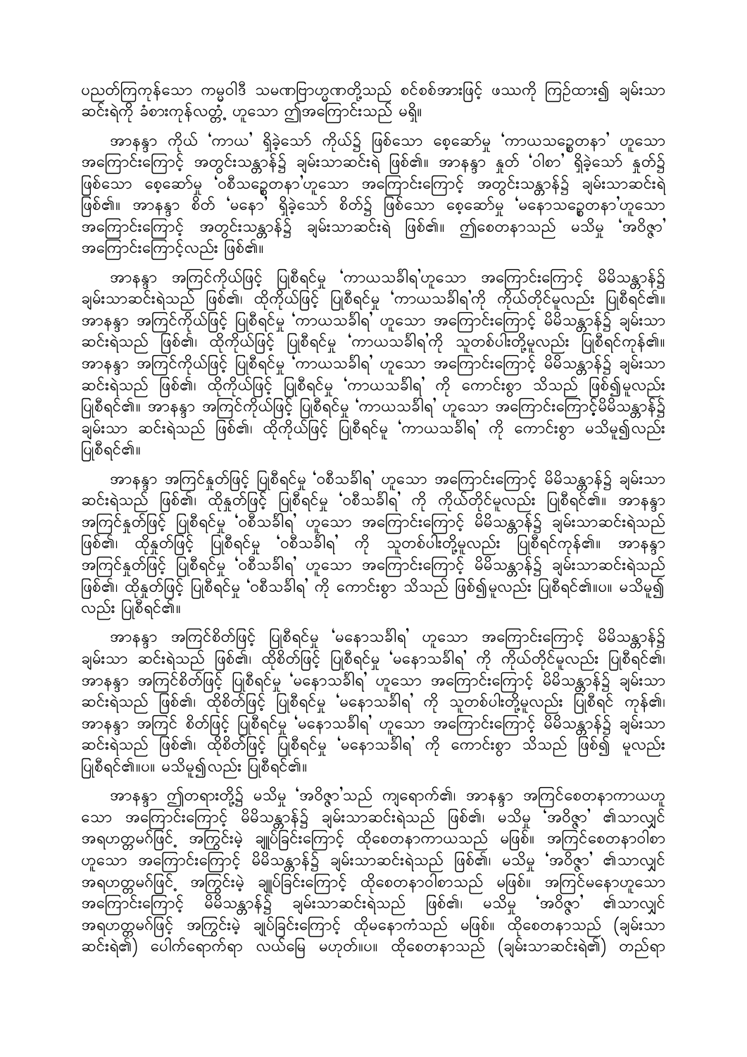ပညတ်ကြကုန်သော ကမ္ဗဝါဒီ သမဏဗြာဟ္မဏတို့သည် စင်စစ်အားဖြင့် ဖဿကို ကြဉ်ထား၍ ချမ်းသာ ဆင်းရဲကို ခံစားကုန်လတ္တံ့ ဟူသော ဤအကြောင်းသည် မရှိ။

အာနန္ဒာ ကိုယ် 'ကာယ' ရှိခဲ့သော် ကိုယ်၌ ဖြစ်သော စေ့ဆော်မှု 'ကာယသဉ္စေတနာ' ဟူသော အကြောင်းကြောင့် အတွင်းသန္တာန်၌ ချမ်းသာဆင်းရဲ ဖြစ်၏။ အာနန္ဒာ နှုတ် 'ဝါစာ' ရှိခဲ့သော် နှုတ်၌ ဖြစ်သော စေ့ဆော်မှု 'ဝစီသဉ္စေတနာ'ဟူသော အကြောင်းကြောင့် အတွင်းသန္တာန်၌ ချမ်းသာဆင်းရဲ ဖြစ်၏။ အာနန္ဒာ စိတ် 'မနော' ရှိခဲ့သော် စိတ်၌ ဖြစ်သော စေ့ဆော်မှု 'မနောသဉ္စေတနာ'ဟူသော အကြောင်းကြောင့် အတွင်းသန္တာန်၌ ချမ်းသာဆင်းရဲ ဖြစ်၏။ ဤစေတနာသည် မသိမှု 'အဝိဇ္ဇာ' အကြောင်းကြောင့်လည်း ဖြစ်၏။

အာနန္ဒာ အကြင်ကိုယ်ဖြင့် ပြုစီရင်မှု 'ကာယသင်္ခါရ'ဟူသော အကြောင်းကြောင့် မိမိသန္တာန်၌ ချမ်းသာဆင်းရဲသည် ဖြစ်၏၊ ထိုကိုယ်ဖြင့် ပြုစီရင်မှု 'ကာယသင်္ခါရ'ကို ကိုယ်တိုင်မူလည်း ပြုစီရင်၏။ အာနန္ဒာ အကြင်ကိုယ်ဖြင့် ပြုစီရင်မှု 'ကာယသင်္ခါရ' ဟူသော အကြောင်းကြောင့် မိမိသန္တာန်၌ ချမ်းသာ ဆင်းရဲသည် ဖြစ်၏၊ ထိုကိုယ်ဖြင့် ပြုစီရင်မှု 'ကာယသင်္ခါရ'ကို သူတစ်ပါးတို့မူလည်း ပြုစီရင်ကုန်၏။ အာနန္ဒာ အကြင်ကိုယ်ဖြင့် ပြုစီရင်မှု 'ကာယသင်္ခါရ' ဟူသော အကြောင်းကြောင့် မိမိသန္တာန်၌ ချမ်းသာ ဆင်းရဲသည် ဖြစ်၏၊ ထိုကိုယ်ဖြင့် ပြုစီရင်မှု 'ကာယသင်္ခါရ' ကို ကောင်းစွာ သိသည် ဖြစ်၍မူလည်း ပြုစီရင်၏။ အာနန္ဒာ အကြင်ကိုယ်ဖြင့် ပြုစီရင်မှု 'ကာယသင်္ခါရ' ဟူသော အကြောင်းကြောင့်မိမိသန္တာန်၌ ချမ်းသာ ဆင်းရဲသည် ဖြစ်၏၊ ထိုကိုယ်ဖြင့် ပြုစီရင်မှု 'ကာယသင်္ခါရ' ကို ကောင်းစွာ မသိမူ၍လည်း ပြုစီရင်၏။

အာနန္ဒာ အကြင်နှုတ်ဖြင့် ပြုစီရင်မှု 'ဝစီသင်္ခါရ' ဟူသော အကြောင်းကြောင့် မိမိသန္တာန်၌ ချမ်းသာ ဆင်းရဲသည် ဖြစ်၏၊ ထိုနှုတ်ဖြင့် ပြုစီရင်မှု 'ဝစီသင်္ခါရ' ကို ကိုယ်တိုင်မူလည်း ပြုစီရင်၏။ အာနန္ဒာ အကြင်နှုတ်ဖြင့် ပြုစီရင်မှု 'ဝစီသင်္ခါရ' ဟူသော အကြောင်းကြောင့် မိမိသန္တာန်၌ ချမ်းသာဆင်းရဲသည် ဖြစ်၏၊ ထိုနှုတ်ဖြင့် ပြုစီရင်မှု 'ဝစီသင်္ခါရ' ကို သူတစ်ပါးတို့မူလည်း ပြုစီရင်ကုန်၏။ အာနန္ဒာ အကြင်နှုတ်ဖြင့် ပြုစီရင်မှု 'ဝစီသင်္ခါရ' ဟူသော အကြောင်းကြောင့် မိမိသန္တာန်၌ ချမ်းသာဆင်းရဲသည် ဖြစ်၏၊ ထိုနှုတ်ဖြင့် ပြုစီရင်မှု 'ဝစီသင်္ခါရ' ကို ကောင်းစွာ သိသည် ဖြစ်၍မူလည်း ပြုစီရင်၏။ပ။ မသိမူ၍ လည်း ပြုစီရင်၏။

အာနန္ဒာ အကြင်စိတ်ဖြင့် ပြုစီရင်မှု 'မနောသင်္ခါရ' ဟူသော အကြောင်းကြောင့် မိမိသန္တာန်၌ ချမ်းသာ ဆင်းရဲသည် ဖြစ်၏၊ ထိုစိတ်ဖြင့် ပြုစီရင်မှု 'မနောသင်္ခါရ' ကို ကိုယ်တိုင်မူလည်း ပြုစီရင်၏၊ အာနန္ဒာ အကြင်စိတ်ဖြင့် ပြုစီရင်မှု 'မနောသင်္ခါရ' ဟူသော အကြောင်းကြောင့် မိမိသန္တာန်၌ ချမ်းသာ ဆင်းရဲသည် ဖြစ်၏၊ ထိုစိတ်ဖြင့် ပြုစီရင်မှု 'မနောသင်္ခါရ' ကို သူတစ်ပါးတို့မူလည်း ပြုစီရင် ကုန်၏၊ အာနန္ဒာ အကြင် စိတ်ဖြင့် ပြုစီရင်မှု 'မနောသင်္ခါရ' ဟူသော အကြောင်းကြောင့် မိမိသန္တာန်၌ ချမ်းသာ ဆင်းရဲသည် ဖြစ်၏၊ ထိုစိတ်ဖြင့် ပြုစီရင်မှု 'မနောသင်္ခါရ' ကို ကောင်းစွာ သိသည် ဖြစ်၍ မူလည်း ပြုစီရင်၏။ပ။ မသိမူ၍လည်း ပြုစီရင်၏။

အာနန္ဒာ ဤတရားတို့၌ မသိမှု 'အဝိဇ္ဇာ'သည် ကျရောက်၏၊ အာနန္ဒာ အကြင်စေတနာကာယဟူသော အကြောင်းကြောင့် မိမိသန္တာန်၌ ချမ်းသာဆင်းရဲသည် ဖြစ်၏၊ မသိမှု 'အဝိဇ္ဇာ' ၏သာလျှင် အရဟတ္တမဂ်ဖြင့် အကြွင်းမဲ့ ချုပ်ခြင်းကြောင့် ထိုစေတနာကာယသည် မဖြစ်။ အကြင်စေတနာဝါစာဟူသော အကြောင်းကြောင့် မိမိသန္တာန်၌ ချမ်းသာဆင်းရဲသည် ဖြစ်၏၊ မသိမှု 'အဝိဇ္ဇာ' ၏သာလျှင် အရဟတ္တမဂ်ဖြင့် အကြွင်းမဲ့ ချုပ်ခြင်းကြောင့် ထိုစေတနာဝါစာသည် မဖြစ်။ အကြင်မနောဟူသော အကြောင်းကြောင့် မိမိသန္တာန်၌ ချမ်းသာဆင်းရဲသည် ဖြစ်၏၊ မသိမှု 'အဝိဇ္ဇာ' ၏သာလျှင် အရဟတ္တမဂ်ဖြင့် အကြွင်းမဲ့ ချုပ်ခြင်းကြောင့် ထိုမနောကံသည် မဖြစ်။ ထိုစေတနာသည် (ချမ်းသာ ဆင်းရဲ၏) ပေါက်ရောက်ရာ လယ်မြေ မဟုတ်။ပ။ ထိုစေတနာသည် (ချမ်းသာဆင်းရဲ၏) တည်ရာ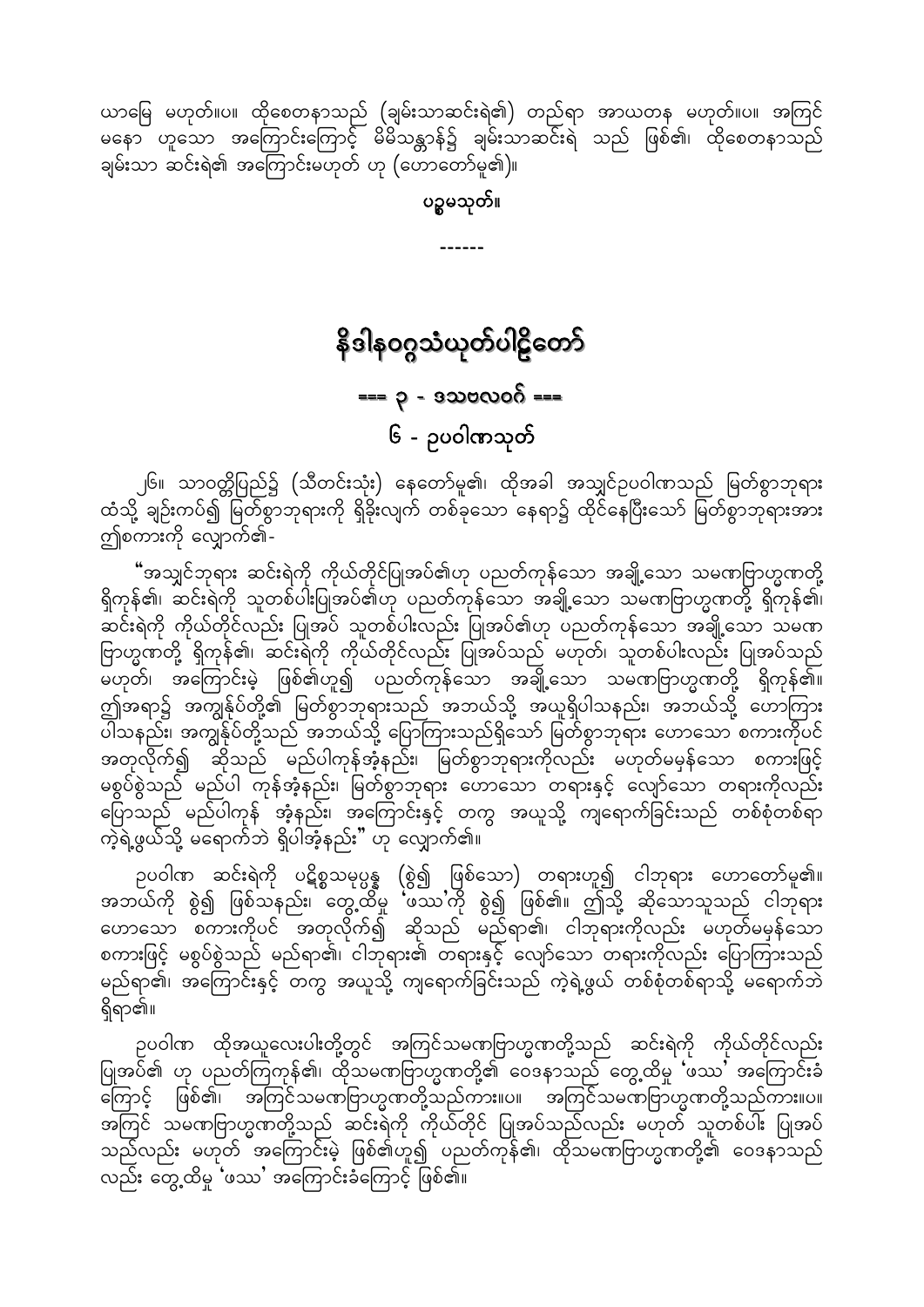ယာမြေ မဟုတ်။ပ။ ထိုစေတနာသည် (ချမ်းသာဆင်းရဲ၏) တည်ရာ အာယတန မဟုတ်။ပ။ အကြင် မနော ဟူသော အကြောင်းကြောင့် မိမိသန္တာန်၌ ချမ်းသာဆင်းရဲ သည် ဖြစ်၏၊ ထိုစေတနာသည် ချမ်းသာ ဆင်းရဲ၏ အကြောင်းမဟုတ် ဟု (ဟောတော်မူ၏)။

**ပဉ္စမသုတ်။**

------

# နိဒါနဝဂ္ဂသံယုတ်ပါဠိတော်

## === ၃ - ဒသဗလဝဂ် ===

### ၆ - ဥပဝါဏသုတ်

၂၆။ သာဝတ္ထိပြည်၌ (သီတင်းသုံး) နေတော်မူ၏၊ ထိုအခါ အသျှင်ဥပဝါဏသည် မြတ်စွာဘုရား ထံသို့ ချဉ်းကပ်၍ မြတ်စွာဘုရားကို ရှိခိုးလျက် တစ်ခုသော နေရာ၌ ထိုင်နေပြီးသော် မြတ်စွာဘုရားအား ဤစကားကို လျှောက်၏-

"အသျှင်ဘုရား ဆင်းရဲကို ကိုယ်တိုင်ပြုအပ်၏ဟု ပညတ်ကုန်သော အချို့သော သမဏဗြာဟ္မဏတို့ ရှိကုန်၏၊ ဆင်းရဲကို သူတစ်ပါးပြုအပ်၏ဟု ပညတ်ကုန်သော အချို့သော သမဏဗြာဟ္မဏတို့ ရှိကုန်၏၊ ဆင်းရဲကို ကိုယ်တိုင်လည်း ပြုအပ် သူတစ်ပါးလည်း ပြုအပ်၏ဟု ပညတ်ကုန်သော အချို့သော သမဏ ဗြာဟ္မဏတို့ ရှိကုန်၏၊ ဆင်းရဲကို ကိုယ်တိုင်လည်း ပြုအပ်သည် မဟုတ်၊ သူတစ်ပါးလည်း ပြုအပ်သည် မဟုတ်၊ အကြောင်းမဲ့ ဖြစ်၏ဟူ၍ ပညတ်ကုန်သော အချို့သော သမဏဗြာဟ္မဏတို့ ရှိကုန်၏။ ဤအရာ၌ အကျွန်ုပ်တို့၏ မြတ်စွာဘုရားသည် အဘယ်သို့ အယူရှိပါသနည်း၊ အဘယ်သို့ ဟောကြား ပါသနည်း၊ အကျွန်ုပ်တို့သည် အဘယ်သို့ ပြောကြားသည်ရှိသော် မြတ်စွာဘုရား ဟောသော စကားကိုပင် အတုလိုက်၍ ဆိုသည် မည်ပါကုန်အံ့နည်း၊ မြတ်စွာဘုရားကိုလည်း မဟုတ်မမှန်သော စကားဖြင့် မစွပ်စွဲသည် မည်ပါ ကုန်အံ့နည်း၊ မြတ်စွာဘုရား ဟောသော တရားနှင့် လျော်သော တရားကိုလည်း ပြောသည် မည်ပါကုန် အံ့နည်း၊ အကြောင်းနှင့် တကွ အယူသို့ ကျရောက်ခြင်းသည် တစ်စုံတစ်ရာ ကဲ့ရဲ့ဖွယ်သို့ မရောက်ဘဲ ရှိပါအံ့နည်း" ဟု လျှောက်၏။

ဥပဝါဏ ဆင်းရဲကို ပဋိစ္စသမုပ္ပန္န (စွဲ၍ ဖြစ်သော) တရားဟူ၍ ငါဘုရား ဟောတော်မူ၏။ အဘယ်ကို စွဲ၍ ဖြစ်သနည်း၊ တွေ့ထိမှု 'ဖဿ'ကို စွဲ၍ ဖြစ်၏။ ဤသို့ ဆိုသောသူသည် ငါဘုရား ဟောသော စကားကိုပင် အတုလိုက်၍ ဆိုသည် မည်ရာ၏၊ ငါဘုရားကိုလည်း မဟုတ်မမှန်သော စကားဖြင့် မစွပ်စွဲသည် မည်ရာ၏၊ ငါဘုရား၏ တရားနှင့် လျော်သော တရားကိုလည်း ပြောကြားသည် မည်ရာ၏၊ အကြောင်းနှင့် တကွ အယူသို့ ကျရောက်ခြင်းသည် ကဲ့ရဲ့ဖွယ် တစ်စုံတစ်ရာသို့ မရောက်ဘဲ ရှိရာ၏။

ဥပဝါဏ ထိုအယူလေးပါးတို့တွင် အကြင်သမဏဗြာဟ္မဏတို့သည် ဆင်းရဲကို ကိုယ်တိုင်လည်း ပြုအပ်၏ ဟု ပညတ်ကြကုန်၏၊ ထိုသမဏဗြာဟ္မဏတို့၏ ဝေဒနာသည် တွေ့ထိမှု 'ဖဿ' အကြောင်းခံ ကြောင့် ဖြစ်၏၊ အကြင်သမဏဗြာဟ္မဏတို့သည်ကား။ပ။ အကြင်သမဏဗြာဟ္မဏတို့သည်ကား။ပ။ အကြင် သမဏဗြာဟ္မဏတို့သည် ဆင်းရဲကို ကိုယ်တိုင် ပြုအပ်သည်လည်း မဟုတ် သူတစ်ပါး ပြုအပ် သည်လည်း မဟုတ် အကြောင်းမဲ့ ဖြစ်၏ဟူ၍ ပညတ်ကုန်၏၊ ထိုသမဏဗြာဟ္မဏတို့၏ ဝေဒနာသည် လည်း တွေ့ထိမှု 'ဖဿ' အကြောင်းခံကြောင့် ဖြစ်၏။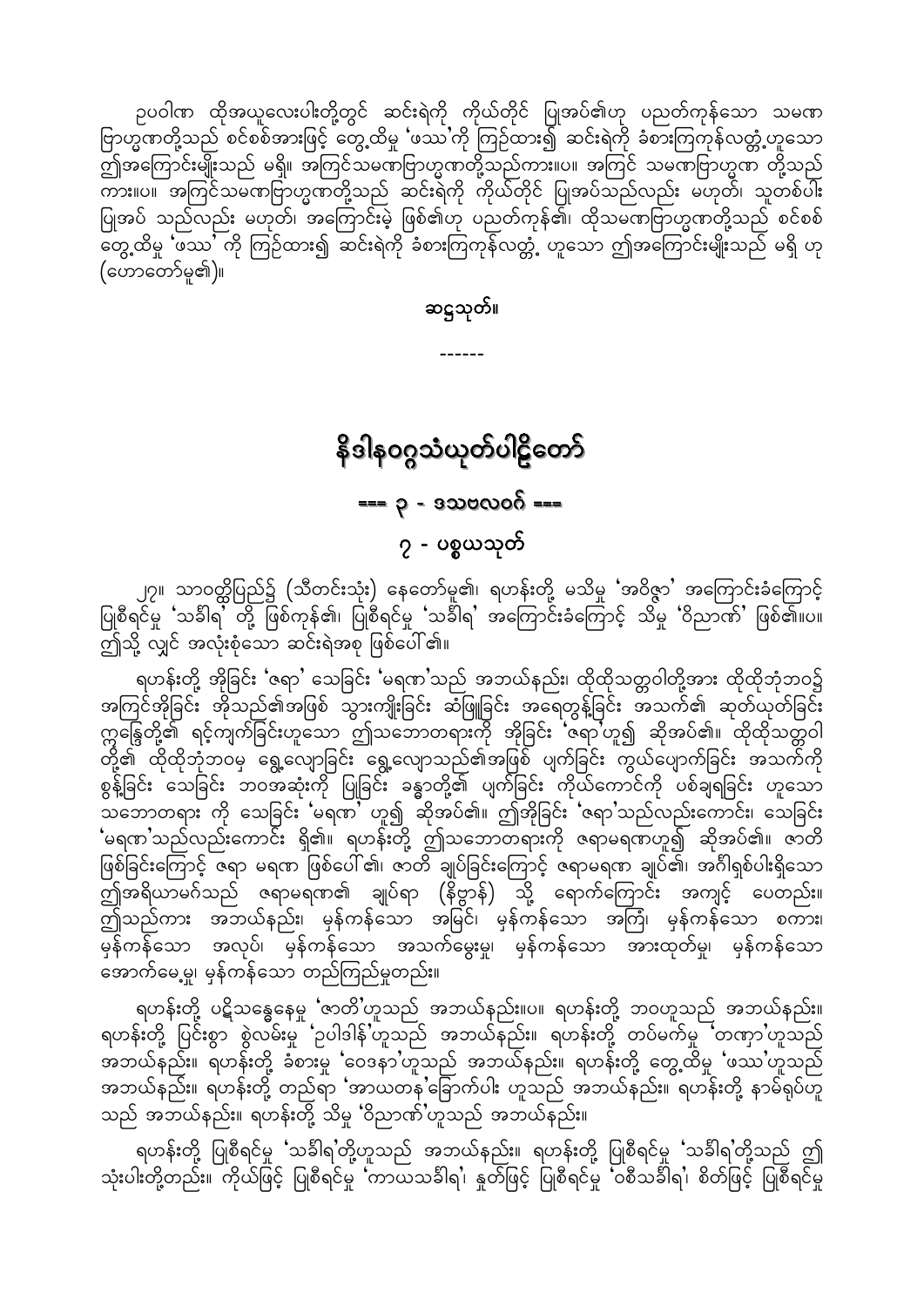ဥပဝါဏ ထိုအယူလေးပါးတို့တွင် ဆင်းရဲကို ကိုယ်တိုင် ပြုအပ်၏ဟု ပညတ်ကုန်သော သမဏ ဗြာဟ္မဏတို့သည် စင်စစ်အားဖြင့် တွေ့ထိမှု 'ဖဿ'ကို ကြဉ်ထား၍ ဆင်းရဲကို ခံစားကြကုန်လတ္တံ့ဟူသော ဤအကြောင်းမျိုးသည် မရှိ။ အကြင်သမဏဗြာဟ္မဏတို့သည်ကား။ပ။ အကြင် သမဏဗြာဟ္မဏ တို့သည်ကား။ပ။ အကြင်သမဏဗြာဟ္မဏတို့သည် ဆင်းရဲကို ကိုယ်တိုင် ပြုအပ်သည်လည်း မဟုတ်၊ သူတစ်ပါး ပြုအပ် သည်လည်း မဟုတ်၊ အကြောင်းမဲ့ ဖြစ်၏ဟု ပညတ်ကုန်၏၊ ထိုသမဏဗြာဟ္မဏတို့သည် စင်စစ် တွေ့ထိမှု 'ဖဿ' ကို ကြဉ်ထား၍ ဆင်းရဲကို ခံစားကြကုန်လတ္တံ့ ဟူသော ဤအကြောင်းမျိုးသည် မရှိ ဟု (ဟောတော်မူ၏)။

**ဆဋ္ဌသုတ်။**

------

# နိဒါနဝဂ္ဂသံယုတ်ပါဠိတော်

## === ၃ - ဒသဗလဝဂ် ===

## ၇ - ပစ္စယသုတ်

၂၇။ သာဝတ္ထိပြည်၌ (သီတင်းသုံး) နေတော်မူ၏၊ ရဟန်းတို့ မသိမှု 'အဝိဇ္ဇာ' အကြောင်းခံကြောင့် ပြုစီရင်မှု 'သင်္ခါရ' တို့ ဖြစ်ကုန်၏၊ ပြုစီရင်မှု 'သင်္ခါရ' အကြောင်းခံကြောင့် သိမှု 'ဝိညာဏ်' ဖြစ်၏။ပ။ ဤသို့ လျှင် အလုံးစုံသော ဆင်းရဲအစု ဖြစ်ပေါ်၏။

ရဟန်းတို့ အိုခြင်း 'ဇရာ' သေခြင်း 'မရဏ'သည် အဘယ်နည်း၊ ထိုထိုသတ္တဝါတို့အား ထိုထိုဘုံဘဝ၌ အကြင်အိုခြင်း အိုသည်၏အဖြစ် သွားကျိုးခြင်း ဆံဖြူခြင်း အရေတွန့်ခြင်း အသက်၏ ဆုတ်ယုတ်ခြင်း ဣန္ဒြေတို့၏ ရင့်ကျက်ခြင်းဟူသော ဤသဘောတရားကို အိုခြင်း 'ဇရာ'ဟူ၍ ဆိုအပ်၏။ ထိုထိုသတ္တဝါ တို့၏ ထိုထိုဘုံဘဝမှ ရွေ့လျောခြင်း ရွေ့လျောသည်၏အဖြစ် ပျက်ခြင်း ကွယ်ပျောက်ခြင်း အသက်ကို စွန့်ခြင်း သေခြင်း ဘဝအဆုံးကို ပြုခြင်း ခန္ဓာတို့၏ ပျက်ခြင်း ကိုယ်ကောင်ကို ပစ်ချခြင်း ဟူသော သဘောတရား ကို သေခြင်း 'မရဏ' ဟူ၍ ဆိုအပ်၏။ ဤအိုခြင်း 'ဇရာ'သည်လည်းကောင်း၊ သေခြင်း 'မရဏ'သည်လည်းကောင်း ရှိ၏။ ရဟန်းတို့ ဤသဘောတရားကို ဇရာမရဏဟူ၍ ဆိုအပ်၏။ ဇာတိ ဖြစ်ခြင်းကြောင့် ဇရာ မရဏ ဖြစ်ပေါ်၏၊ ဇာတိ ချုပ်ခြင်းကြောင့် ဇရာမရဏ ချုပ်၏၊ အင်္ဂါရှစ်ပါးရှိသော ဤအရိယာမဂ်သည် ဇရာမရဏ၏ ချုပ်ရာ (နိဗ္ဗာန်) သို့ ရောက်ကြောင်း အကျင့် ပေတည်း။ ဤသည်ကား အဘယ်နည်း၊ မှန်ကန်သော အမြင်၊ မှန်ကန်သော အကြံ၊ မှန်ကန်သော စကား၊ မှန်ကန်သော အလုပ်၊ မှန်ကန်သော အသက်မွေးမှု၊ မှန်ကန်သော အားထုတ်မှု၊ မှန်ကန်သော အောက်မေ့မှု၊ မှန်ကန်သော တည်ကြည်မှုတည်း။

ရဟန်းတို့ ပဋိသန္ဓေနေမှု 'ဇာတိ'ဟူသည် အဘယ်နည်း။ပ။ ရဟန်းတို့ ဘဝဟူသည် အဘယ်နည်း။ ရဟန်းတို့ ပြင်းစွာ စွဲလမ်းမှု 'ဥပါဒါန်'ဟူသည် အဘယ်နည်း။ ရဟန်းတို့ တပ်မက်မှု 'တဏှာ'ဟူသည် အဘယ်နည်း။ ရဟန်းတို့ ခံစားမှု 'ဝေဒနာ'ဟူသည် အဘယ်နည်း။ ရဟန်းတို့ တွေ့ထိမှု 'ဖဿ'ဟူသည် အဘယ်နည်း။ ရဟန်းတို့ တည်ရာ 'အာယတန'ခြောက်ပါး ဟူသည် အဘယ်နည်း။ ရဟန်းတို့ နာမ်ရုပ်ဟူ သည် အဘယ်နည်း။ ရဟန်းတို့ သိမှု 'ဝိညာဏ်'ဟူသည် အဘယ်နည်း။

ရဟန်းတို့ ပြုစီရင်မှု 'သင်္ခါရ'တို့ဟူသည် အဘယ်နည်း။ ရဟန်းတို့ ပြုစီရင်မှု 'သင်္ခါရ'တို့သည် ဤ သုံးပါးတို့တည်း။ ကိုယ်ဖြင့် ပြုစီရင်မှု 'ကာယသင်္ခါရ'၊ နှုတ်ဖြင့် ပြုစီရင်မှု 'ဝစီသင်္ခါရ'၊ စိတ်ဖြင့် ပြုစီရင်မှု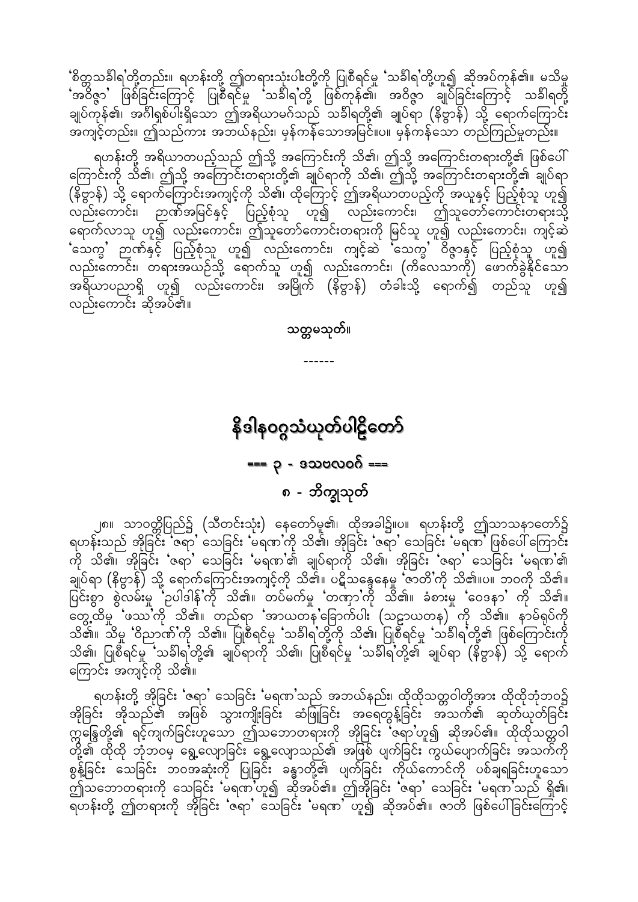'စိတ္တသင်္ခါရ'တို့တည်း။ ရဟန်းတို့ ဤတရားသုံးပါးတို့ကို ပြုစီရင်မှု 'သင်္ခါရ'တို့ဟူ၍ ဆိုအပ်ကုန်၏။ မသိမှု 'အဝိဇ္ဇာ' ဖြစ်ခြင်းကြောင့် ပြုစီရင်မှု 'သင်္ခါရ'တို့ ဖြစ်ကုန်၏၊ အဝိဇ္ဇာ ချုပ်ခြင်းကြောင့် သင်္ခါရတို့ ချုပ်ကုန်၏၊ အင်္ဂါရှစ်ပါးရှိသော ဤအရိယာမဂ်သည် သင်္ခါရတို့၏ ချုပ်ရာ (နိဗ္ဗာန်) သို့ ရောက်ကြောင်း အကျင့်တည်း။ ဤသည်ကား အဘယ်နည်း၊ မှန်ကန်သောအမြင်။ပ။ မှန်ကန်သော တည်ကြည်မှုတည်း။

ရဟန်းတို့ အရိယာတပည့်သည် ဤသို့ အကြောင်းကို သိ၏၊ ဤသို့ အကြောင်းတရားတို့၏ ဖြစ်ပေါ်ကြောင်းကို သိ၏၊ ဤသို့ အကြောင်းတရားတို့၏ ချုပ်ရာကို သိ၏၊ ဤသို့ အကြောင်းတရားတို့၏ ချုပ်ရာ (နိဗ္ဗာန်) သို့ ရောက်ကြောင်းအကျင့်ကို သိ၏၊ ထိုကြောင့် ဤအရိယာတပည့်ကို အယူနှင့် ပြည့်စုံသူ ဟူ၍ လည်းကောင်း၊ ဉာဏ်အမြင်နှင့် ပြည့်စုံသူ ဟူ၍ လည်းကောင်း၊ ဤသူတော်ကောင်းတရားသို့ ရောက်လာသူ ဟူ၍ လည်းကောင်း၊ ဤသူတော်ကောင်းတရားကို မြင်သူ ဟူ၍ လည်းကောင်း၊ ကျင့်ဆဲ 'သေက္ခ' ဉာဏ်နှင့် ပြည့်စုံသူ ဟူ၍ လည်းကောင်း၊ ကျင့်ဆဲ 'သေက္ခ' ဝိဇ္ဇာနှင့် ပြည့်စုံသူ ဟူ၍ လည်းကောင်း၊ တရားအယဉ်သို့ ရောက်သူ ဟူ၍ လည်းကောင်း၊ (ကိလေသာကို) ဖောက်ခွဲနိုင်သော အရိယာပညာရှိ ဟူ၍ လည်းကောင်း၊ အမြိုက် (နိဗ္ဗာန်) တံခါးသို့ ရောက်၍ တည်သူ ဟူ၍ လည်းကောင်း ဆိုအပ်၏။

**သတ္တမသုတ်။**

------

# နိဒါနဝဂ္ဂသံယုတ်ပါဠိတော်

## === ၃ - ဒသဗလဝဂ် ===

### ၈ - ဘိက္ခုသုတ်

၂၈။ သာဝတ္ထိပြည်၌ (သီတင်းသုံး) နေတော်မူ၏၊ ထိုအခါ၌။ပ။ ရဟန်းတို့ ဤသာသနာတော်၌ ရဟန်းသည် အိုခြင်း 'ဇရာ' သေခြင်း 'မရဏ'ကို သိ၏၊ အိုခြင်း 'ဇရာ' သေခြင်း 'မရဏ' ဖြစ်ပေါ်ကြောင်းကို သိ၏၊ အိုခြင်း 'ဇရာ' သေခြင်း 'မရဏ'၏ ချုပ်ရာကို သိ၏၊ အိုခြင်း 'ဇရာ' သေခြင်း 'မရဏ'၏ ချုပ်ရာ (နိဗ္ဗာန်) သို့ ရောက်ကြောင်းအကျင့်ကို သိ၏။ ပဋိသန္ဓေနေမှု 'ဇာတိ'ကို သိ၏။ပ။ ဘဝကို သိ၏။ ပြင်းစွာ စွဲလမ်းမှု 'ဥပါဒါန်'ကို သိ၏။ တပ်မက်မှု 'တဏှာ'ကို သိ၏။ ခံစားမှု 'ဝေဒနာ' ကို သိ၏။ တွေ့ထိမှု 'ဖဿ'ကို သိ၏။ တည်ရာ 'အာယတန'ခြောက်ပါး (သဠာယတန) ကို သိ၏။ နာမ်ရုပ်ကို သိ၏။ သိမှု 'ဝိညာဏ်'ကို သိ၏။ ပြုစီရင်မှု 'သင်္ခါရ'တို့ကို သိ၏၊ ပြုစီရင်မှု 'သင်္ခါရ'တို့၏ ဖြစ်ကြောင်းကို သိ၏၊ ပြုစီရင်မှု 'သင်္ခါရ'တို့၏ ချုပ်ရာကို သိ၏၊ ပြုစီရင်မှု 'သင်္ခါရ'တို့၏ ချုပ်ရာ (နိဗ္ဗာန်) သို့ ရောက်ကြောင်း အကျင့်ကို သိ၏။

ရဟန်းတို့ အိုခြင်း 'ဇရာ' သေခြင်း 'မရဏ'သည် အဘယ်နည်း၊ ထိုထိုသတ္တဝါတို့အား ထိုထိုဘုံဘဝ၌ အိုခြင်း အိုသည်၏ အဖြစ် သွားကျိုးခြင်း ဆံဖြူခြင်း အရေတွန့်ခြင်း အသက်၏ ဆုတ်ယုတ်ခြင်း ဣန္ဒြေတို့၏ ရင့်ကျက်ခြင်းဟူသော ဤသဘောတရားကို အိုခြင်း 'ဇရာ'ဟူ၍ ဆိုအပ်၏။ ထိုထိုသတ္တဝါတို့၏ ထိုထို ဘုံဘဝမှ ရွေ့လျောခြင်း ရွေ့လျောသည်၏ အဖြစ် ပျက်ခြင်း ကွယ်ပျောက်ခြင်း အသက်ကို စွန့်ခြင်း သေခြင်း ဘဝအဆုံးကို ပြုခြင်း ခန္ဓာတို့၏ ပျက်ခြင်း ကိုယ်ကောင်ကို ပစ်ချရခြင်းဟူသော ဤသဘောတရားကို သေခြင်း 'မရဏ'ဟူ၍ ဆိုအပ်၏။ ဤအိုခြင်း 'ဇရာ' သေခြင်း 'မရဏ'သည် ရှိ၏၊ ရဟန်းတို့ ဤတရားကို အိုခြင်း 'ဇရာ' သေခြင်း 'မရဏ' ဟူ၍ ဆိုအပ်၏။ ဇာတိ ဖြစ်ပေါ်ခြင်းကြောင့်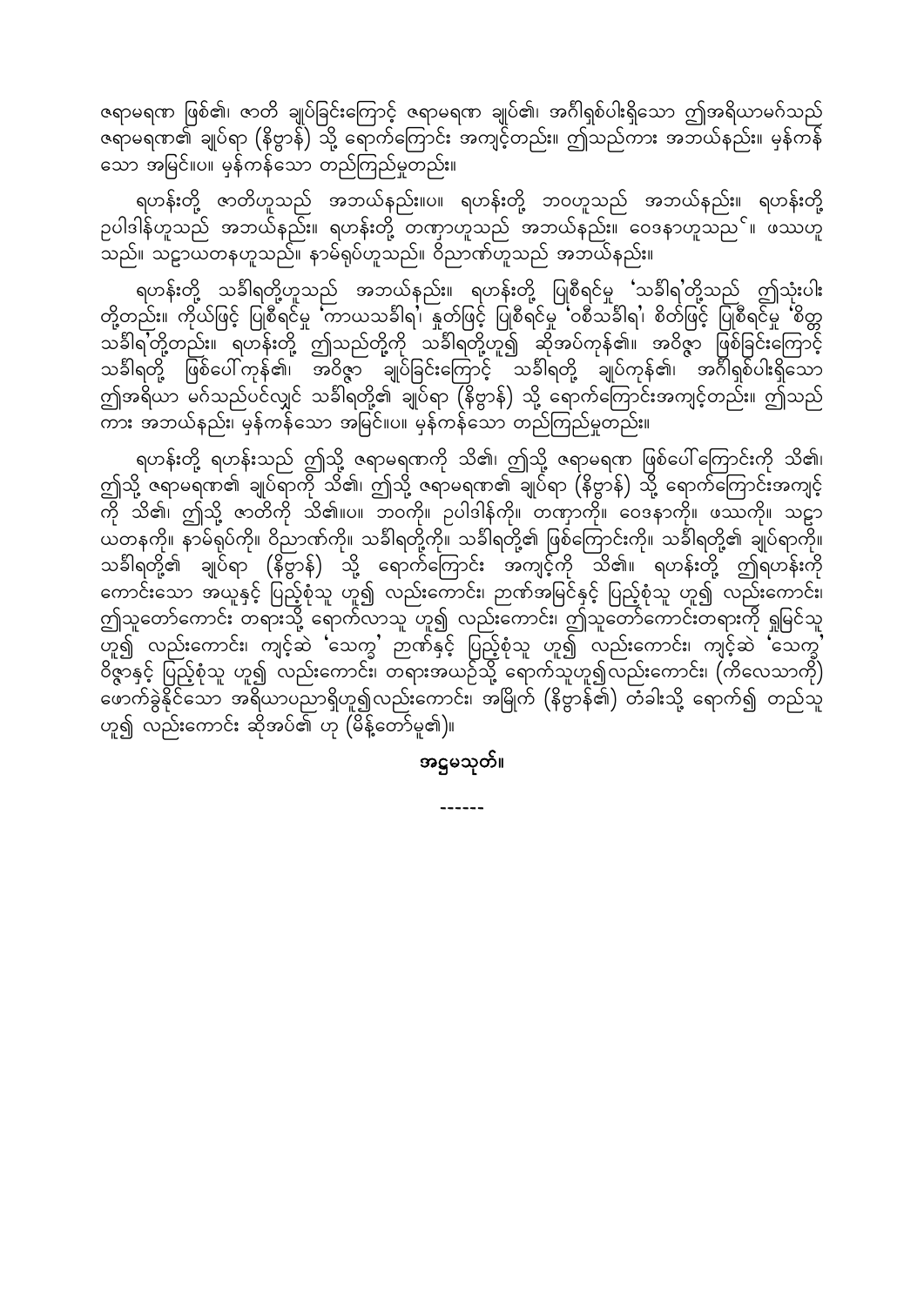ဇရာမရဏ ဖြစ်၏၊ ဇာတိ ချုပ်ခြင်းကြောင့် ဇရာမရဏ ချုပ်၏၊ အင်္ဂါရှစ်ပါးရှိသော ဤအရိယာမဂ်သည် ဇရာမရဏ၏ ချုပ်ရာ (နိဗ္ဗာန်) သို့ ရောက်ကြောင်း အကျင့်တည်း။ ဤသည်ကား အဘယ်နည်း။ မှန်ကန်သော အမြင်။ပ။ မှန်ကန်သော တည်ကြည်မှုတည်း။

ရဟန်းတို့ ဇာတိဟူသည် အဘယ်နည်း။ပ။ ရဟန်းတို့ ဘဝဟူသည် အဘယ်နည်း။ ရဟန်းတို့ ဥပါဒါန်ဟူသည် အဘယ်နည်း။ ရဟန်းတို့ တဏှာဟူသည် အဘယ်နည်း။ ဝေဒနာဟူသည်"။ ဖဿဟူသည်။ သဠာယတနဟူသည်။ နာမ်ရုပ်ဟူသည်။ ဝိညာဏ်ဟူသည် အဘယ်နည်း။

ရဟန်းတို့ သင်္ခါရတို့ဟူသည် အဘယ်နည်း။ ရဟန်းတို့ ပြုစီရင်မှု 'သင်္ခါရ'တို့သည် ဤသုံးပါးတို့တည်း။ ကိုယ်ဖြင့် ပြုစီရင်မှု 'ကာယသင်္ခါရ'၊ နှုတ်ဖြင့် ပြုစီရင်မှု 'ဝစီသင်္ခါရ'၊ စိတ်ဖြင့် ပြုစီရင်မှု 'စိတ္တသင်္ခါရ'တို့တည်း။ ရဟန်းတို့ ဤသည်တို့ကို သင်္ခါရတို့ဟူ၍ ဆိုအပ်ကုန်၏။ အဝိဇ္ဇာ ဖြစ်ခြင်းကြောင့် သင်္ခါရတို့ ဖြစ်ပေါ်ကုန်၏၊ အဝိဇ္ဇာ ချုပ်ခြင်းကြောင့် သင်္ခါရတို့ ချုပ်ကုန်၏၊ အင်္ဂါရှစ်ပါးရှိသော ဤအရိယာ မဂ်သည်ပင်လျှင် သင်္ခါရတို့၏ ချုပ်ရာ (နိဗ္ဗာန်) သို့ ရောက်ကြောင်းအကျင့်တည်း။ ဤသည်ကား အဘယ်နည်း၊ မှန်ကန်သော အမြင်။ပ။ မှန်ကန်သော တည်ကြည်မှုတည်း။

ရဟန်းတို့ ရဟန်းသည် ဤသို့ ဇရာမရဏကို သိ၏၊ ဤသို့ ဇရာမရဏ ဖြစ်ပေါ်ကြောင်းကို သိ၏၊ ဤသို့ ဇရာမရဏ၏ ချုပ်ရာကို သိ၏၊ ဤသို့ ဇရာမရဏ၏ ချုပ်ရာ (နိဗ္ဗာန်) သို့ ရောက်ကြောင်းအကျင့်ကို သိ၏၊ ဤသို့ ဇာတိကို သိ၏။ပ။ ဘဝကို။ ဥပါဒါန်ကို။ တဏှာကို။ ဝေဒနာကို။ ဖဿကို။ သဠာယတနကို။ နာမ်ရုပ်ကို။ ဝိညာဏ်ကို။ သင်္ခါရတို့ကို။ သင်္ခါရတို့၏ ဖြစ်ကြောင်းကို။ သင်္ခါရတို့၏ ချုပ်ရာကို။ သင်္ခါရတို့၏ ချုပ်ရာ (နိဗ္ဗာန်) သို့ ရောက်ကြောင်း အကျင့်ကို သိ၏။ ရဟန်းတို့ ဤရဟန်းကို ကောင်းသော အယူနှင့် ပြည့်စုံသူ ဟူ၍ လည်းကောင်း၊ ဉာဏ်အမြင်နှင့် ပြည့်စုံသူ ဟူ၍ လည်းကောင်း၊ ဤသူတော်ကောင်း တရားသို့ ရောက်လာသူ ဟူ၍ လည်းကောင်း၊ ဤသူတော်ကောင်းတရားကို ရှုမြင်သူ ဟူ၍ လည်းကောင်း၊ ကျင့်ဆဲ 'သေက္ခ' ဉာဏ်နှင့် ပြည့်စုံသူ ဟူ၍ လည်းကောင်း၊ ကျင့်ဆဲ 'သေက္ခ' ဝိဇ္ဇာနှင့် ပြည့်စုံသူ ဟူ၍ လည်းကောင်း၊ တရားအယဉ်သို့ ရောက်သူဟူ၍လည်းကောင်း၊ (ကိလေသာကို) ဖောက်ခွဲနိုင်သော အရိယာပညာရှိဟူ၍လည်းကောင်း၊ အမြိုက် (နိဗ္ဗာန်၏) တံခါးသို့ ရောက်၍ တည်သူ ဟူ၍ လည်းကောင်း ဆိုအပ်၏ ဟု (မိန့်တော်မူ၏)။

**အဋ္ဌမသုတ်။**

------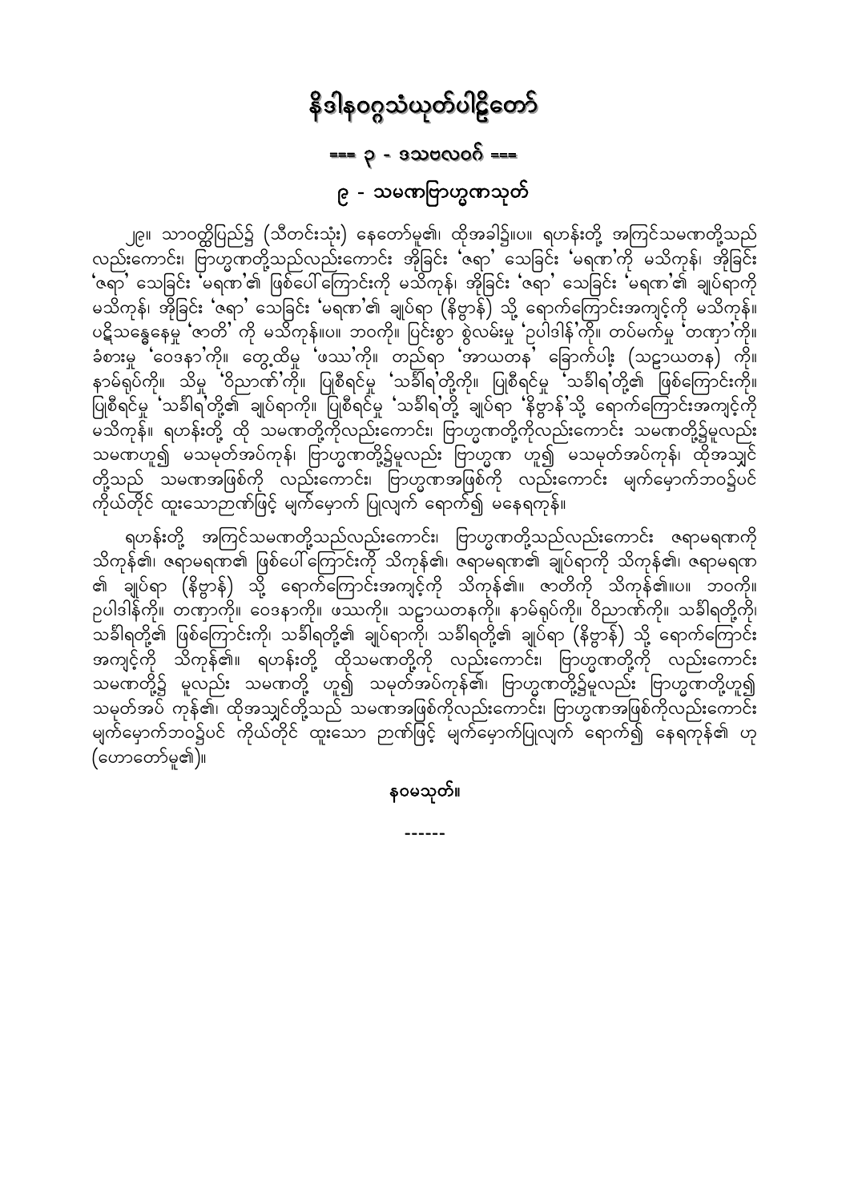# နိဒါနဝဂ္ဂသံယုတ်ပါဠိတော်

## === ၃ - ဒသဗလဝဂ် ===

### ၉ - သမဏဗြာဟ္မဏသုတ်

၂၉။ သာဝတ္ထိပြည်၌ (သီတင်းသုံး) နေတော်မူ၏၊ ထိုအခါ၌။ပ။ ရဟန်းတို့ အကြင်သမဏတို့သည်လည်းကောင်း၊ ဗြာဟ္မဏတို့သည်လည်းကောင်း အိုခြင်း 'ဇရာ' သေခြင်း 'မရဏ'ကို မသိကုန်၊ အိုခြင်း 'ဇရာ' သေခြင်း 'မရဏ'၏ ဖြစ်ပေါ်ကြောင်းကို မသိကုန်၊ အိုခြင်း 'ဇရာ' သေခြင်း 'မရဏ'၏ ချုပ်ရာကို မသိကုန်၊ အိုခြင်း 'ဇရာ' သေခြင်း 'မရဏ'၏ ချုပ်ရာ (နိဗ္ဗာန်) သို့ ရောက်ကြောင်းအကျင့်ကို မသိကုန်။ ပဋိသန္ဓေနေမှု 'ဇာတိ' ကို မသိကုန်။ပ။ ဘဝကို။ ပြင်းစွာ စွဲလမ်းမှု 'ဥပါဒါန်'ကို။ တပ်မက်မှု 'တဏှာ'ကို။ ခံစားမှု 'ဝေဒနာ'ကို။ တွေ့ထိမှု 'ဖဿ'ကို။ တည်ရာ 'အာယတန' ခြောက်ပါး (သဠာယတန) ကို။ နာမ်ရုပ်ကို။ သိမှု 'ဝိညာဏ်'ကို။ ပြုစီရင်မှု 'သင်္ခါရ'တို့ကို။ ပြုစီရင်မှု 'သင်္ခါရ'တို့၏ ဖြစ်ကြောင်းကို။ ပြုစီရင်မှု 'သင်္ခါရ'တို့၏ ချုပ်ရာကို။ ပြုစီရင်မှု 'သင်္ခါရ'တို့ ချုပ်ရာ 'နိဗ္ဗာန်'သို့ ရောက်ကြောင်းအကျင့်ကို မသိကုန်။ ရဟန်းတို့ ထို သမဏတို့ကိုလည်းကောင်း၊ ဗြာဟ္မဏတို့ကိုလည်းကောင်း သမဏတို့၌မူလည်း သမဏဟူ၍ မသမုတ်အပ်ကုန်၊ ဗြာဟ္မဏတို့၌မူလည်း ဗြာဟ္မဏ ဟူ၍ မသမုတ်အပ်ကုန်၊ ထိုအသျှင်တို့သည် သမဏအဖြစ်ကို လည်းကောင်း၊ ဗြာဟ္မဏအဖြစ်ကို လည်းကောင်း မျက်မှောက်ဘဝ၌ပင် ကိုယ်တိုင် ထူးသောဉာဏ်ဖြင့် မျက်မှောက် ပြုလျက် ရောက်၍ မနေရကုန်။

ရဟန်းတို့ အကြင်သမဏတို့သည်လည်းကောင်း၊ ဗြာဟ္မဏတို့သည်လည်းကောင်း ဇရာမရဏကို သိကုန်၏၊ ဇရာမရဏ၏ ဖြစ်ပေါ်ကြောင်းကို သိကုန်၏၊ ဇရာမရဏ၏ ချုပ်ရာကို သိကုန်၏၊ ဇရာမရဏ၏ ချုပ်ရာ (နိဗ္ဗာန်) သို့ ရောက်ကြောင်းအကျင့်ကို သိကုန်၏။ ဇာတိကို သိကုန်၏။ပ။ ဘဝကို။ ဥပါဒါန်ကို။ တဏှာကို။ ဝေဒနာကို။ ဖဿကို။ သဠာယတနကို။ နာမ်ရုပ်ကို။ ဝိညာဏ်ကို။ သင်္ခါရတို့ကို၊ သင်္ခါရတို့၏ ဖြစ်ကြောင်းကို၊ သင်္ခါရတို့၏ ချုပ်ရာကို၊ သင်္ခါရတို့၏ ချုပ်ရာ (နိဗ္ဗာန်) သို့ ရောက်ကြောင်း အကျင့်ကို သိကုန်၏။ ရဟန်းတို့ ထိုသမဏတို့ကို လည်းကောင်း၊ ဗြာဟ္မဏတို့ကို လည်းကောင်း သမဏတို့၌ မူလည်း သမဏတို့ ဟူ၍ သမုတ်အပ်ကုန်၏၊ ဗြာဟ္မဏတို့၌မူလည်း ဗြာဟ္မဏတို့ဟူ၍ သမုတ်အပ် ကုန်၏၊ ထိုအသျှင်တို့သည် သမဏအဖြစ်ကိုလည်းကောင်း၊ ဗြာဟ္မဏအဖြစ်ကိုလည်းကောင်း မျက်မှောက်ဘဝ၌ပင် ကိုယ်တိုင် ထူးသော ဉာဏ်ဖြင့် မျက်မှောက်ပြုလျက် ရောက်၍ နေရကုန်၏ ဟု (ဟောတော်မူ၏)။

**နဝမသုတ်။**

------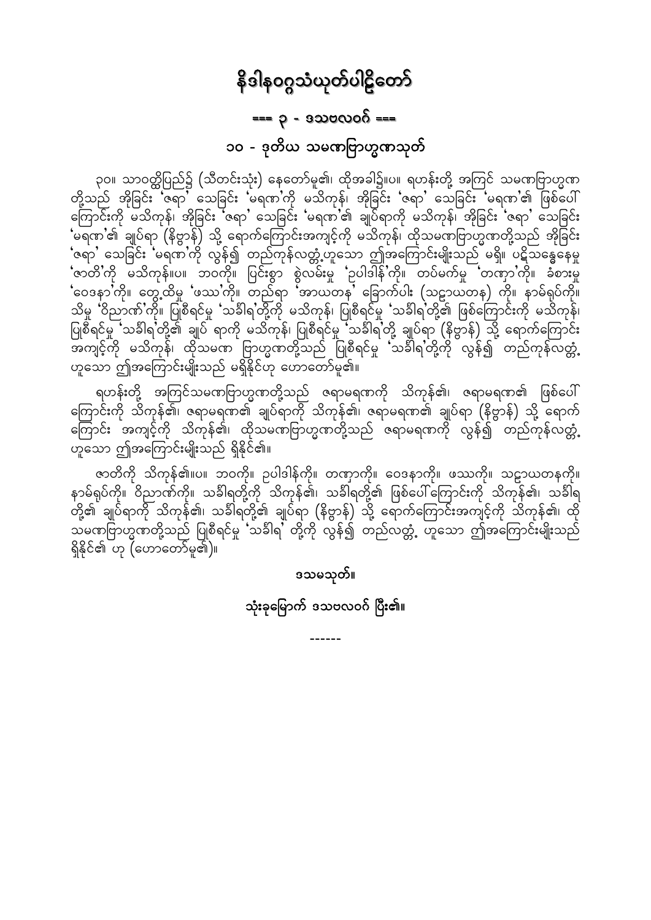# နိဒါနဝဂ္ဂသံယုတ်ပါဠိတော်

## === ၃ - ဒသဗလဝဂ် ===

### ၁၀ - ဒုတိယ သမဏဗြာဟ္မဏသုတ်

၃၀။ သာဝတ္ထိပြည်၌ (သီတင်းသုံး) နေတော်မူ၏၊ ထိုအခါ၌။ပ။ ရဟန်းတို့ အကြင် သမဏဗြာဟ္မဏတို့သည် အိုခြင်း 'ဇရာ' သေခြင်း 'မရဏ'ကို မသိကုန်၊ အိုခြင်း 'ဇရာ' သေခြင်း 'မရဏ'၏ ဖြစ်ပေါ်ကြောင်းကို မသိကုန်၊ အိုခြင်း 'ဇရာ' သေခြင်း 'မရဏ'၏ ချုပ်ရာကို မသိကုန်၊ အိုခြင်း 'ဇရာ' သေခြင်း 'မရဏ'၏ ချုပ်ရာ (နိဗ္ဗာန်) သို့ ရောက်ကြောင်းအကျင့်ကို မသိကုန်၊ ထိုသမဏဗြာဟ္မဏတို့သည် အိုခြင်း 'ဇရာ' သေခြင်း 'မရဏ'ကို လွန်၍ တည်ကုန်လတ္တံ့ဟူသော ဤအကြောင်းမျိုးသည် မရှိ။ ပဋိသန္ဓေနေမှု 'ဇာတိ'ကို မသိကုန်။ပ။ ဘဝကို။ ပြင်းစွာ စွဲလမ်းမှု 'ဥပါဒါန်'ကို။ တပ်မက်မှု 'တဏှာ'ကို။ ခံစားမှု 'ဝေဒနာ'ကို။ တွေ့ထိမှု 'ဖဿ'ကို။ တည်ရာ 'အာယတန' ခြောက်ပါး (သဠာယတန) ကို။ နာမ်ရုပ်ကို။ သိမှု 'ဝိညာဏ်'ကို။ ပြုစီရင်မှု 'သင်္ခါရ'တို့ကို မသိကုန်၊ ပြုစီရင်မှု 'သင်္ခါရ'တို့၏ ဖြစ်ကြောင်းကို မသိကုန်၊ ပြုစီရင်မှု 'သင်္ခါရ'တို့၏ ချုပ် ရာကို မသိကုန်၊ ပြုစီရင်မှု 'သင်္ခါရ'တို့ ချုပ်ရာ (နိဗ္ဗာန်) သို့ ရောက်ကြောင်းအကျင့်ကို မသိကုန်၊ ထိုသမဏ ဗြာဟ္မဏတို့သည် ပြုစီရင်မှု 'သင်္ခါရ'တို့ကို လွန်၍ တည်ကုန်လတ္တံ့ဟူသော ဤအကြောင်းမျိုးသည် မရှိနိုင်ဟု ဟောတော်မူ၏။

ရဟန်းတို့ အကြင်သမဏဗြာဟ္မဏတို့သည် ဇရာမရဏကို သိကုန်၏၊ ဇရာမရဏ၏ ဖြစ်ပေါ်ကြောင်းကို သိကုန်၏၊ ဇရာမရဏ၏ ချုပ်ရာကို သိကုန်၏၊ ဇရာမရဏ၏ ချုပ်ရာ (နိဗ္ဗာန်) သို့ ရောက်ကြောင်း အကျင့်ကို သိကုန်၏၊ ထိုသမဏဗြာဟ္မဏတို့သည် ဇရာမရဏကို လွန်၍ တည်ကုန်လတ္တံ့ဟူသော ဤအကြောင်းမျိုးသည် ရှိနိုင်၏။

ဇာတိကို သိကုန်၏။ပ။ ဘဝကို။ ဥပါဒါန်ကို။ တဏှာကို။ ဝေဒနာကို။ ဖဿကို။ သဠာယတနကို။ နာမ်ရုပ်ကို။ ဝိညာဏ်ကို။ သင်္ခါရတို့ကို သိကုန်၏၊ သင်္ခါရတို့၏ ဖြစ်ပေါ်ကြောင်းကို သိကုန်၏၊ သင်္ခါရတို့၏ ချုပ်ရာကို သိကုန်၏၊ သင်္ခါရတို့၏ ချုပ်ရာ (နိဗ္ဗာန်) သို့ ရောက်ကြောင်းအကျင့်ကို သိကုန်၏၊ ထိုသမဏဗြာဟ္မဏတို့သည် ပြုစီရင်မှု 'သင်္ခါရ' တို့ကို လွန်၍ တည်လတ္တံ့ ဟူသော ဤအကြောင်းမျိုးသည် ရှိနိုင်၏ ဟု (ဟောတော်မူ၏)။

**ဒသမသုတ်။**

**သုံးခုမြောက် ဒသဗလဝဂ် ပြီး၏။**

------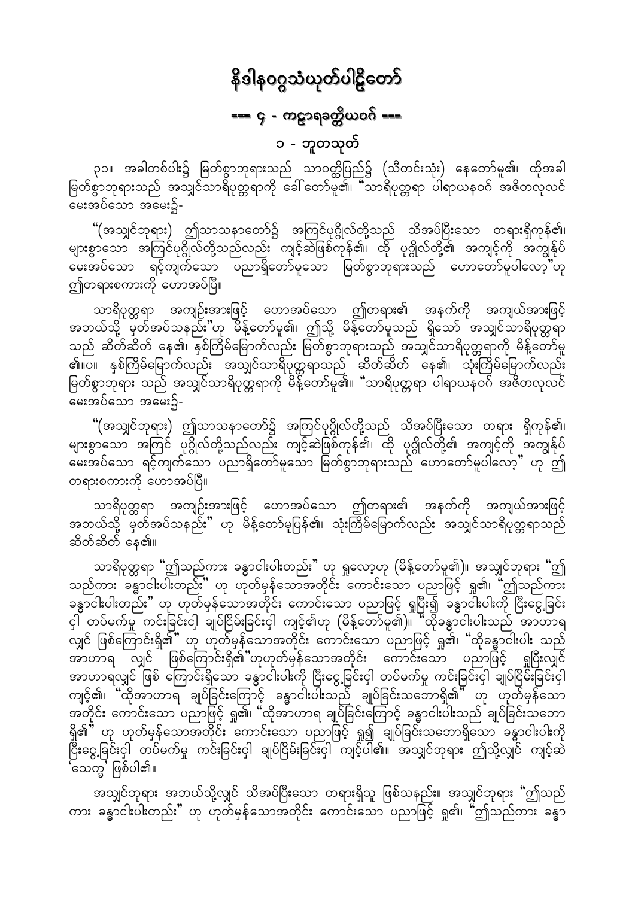# နိဒါနဝဂ္ဂသံယုတ်ပါဠိတော်

## === ၄ - ကဠာရခတ္တိယဝဂ် ===

### ၁ - ဘူတသုတ်

၃၁။ အခါတစ်ပါး၌ မြတ်စွာဘုရားသည် သာဝတ္ထိပြည်၌ (သီတင်းသုံး) နေတော်မူ၏၊ ထိုအခါ မြတ်စွာဘုရားသည် အသျှင်သာရိပုတ္တရာကို ခေါ်တော်မူ၏၊ "သာရိပုတ္တရာ ပါရာယနဝဂ် အဇိတလုလင် မေးအပ်သော အမေး၌-

"(အသျှင်ဘုရား) ဤသာသနာတော်၌ အကြင်ပုဂ္ဂိုလ်တို့သည် သိအပ်ပြီးသော တရားရှိကုန်၏၊ များစွာသော အကြင်ပုဂ္ဂိုလ်တို့သည်လည်း ကျင့်ဆဲဖြစ်ကုန်၏၊ ထို ပုဂ္ဂိုလ်တို့၏ အကျင့်ကို အကျွန်ုပ် မေးအပ်သော ရင့်ကျက်သော ပညာရှိတော်မူသော မြတ်စွာဘုရားသည် ဟောတော်မူပါလော့"ဟု ဤတရားစကားကို ဟောအပ်ပြီ။

သာရိပုတ္တရာ အကျဉ်းအားဖြင့် ဟောအပ်သော ဤတရား၏ အနက်ကို အကျယ်အားဖြင့် အဘယ်သို့ မှတ်အပ်သနည်း"ဟု မိန့်တော်မူ၏၊ ဤသို့ မိန့်တော်မူသည် ရှိသော် အသျှင်သာရိပုတ္တရာသည် ဆိတ်ဆိတ် နေ၏၊ နှစ်ကြိမ်မြောက်လည်း မြတ်စွာဘုရားသည် အသျှင်သာရိပုတ္တရာကို မိန့်တော်မူ၏။ပ။ နှစ်ကြိမ်မြောက်လည်း အသျှင်သာရိပုတ္တရာသည် ဆိတ်ဆိတ် နေ၏၊ သုံးကြိမ်မြောက်လည်း မြတ်စွာဘုရား သည် အသျှင်သာရိပုတ္တရာကို မိန့်တော်မူ၏။ "သာရိပုတ္တရာ ပါရာယနဝဂ် အဇိတလုလင် မေးအပ်သော အမေး၌-

"(အသျှင်ဘုရား) ဤသာသနာတော်၌ အကြင်ပုဂ္ဂိုလ်တို့သည် သိအပ်ပြီးသော တရား ရှိကုန်၏၊ များစွာသော အကြင် ပုဂ္ဂိုလ်တို့သည်လည်း ကျင့်ဆဲဖြစ်ကုန်၏၊ ထို ပုဂ္ဂိုလ်တို့၏ အကျင့်ကို အကျွန်ုပ် မေးအပ်သော ရင့်ကျက်သော ပညာရှိတော်မူသော မြတ်စွာဘုရားသည် ဟောတော်မူပါလော့" ဟု ဤ တရားစကားကို ဟောအပ်ပြီ။

သာရိပုတ္တရာ အကျဉ်းအားဖြင့် ဟောအပ်သော ဤတရား၏ အနက်ကို အကျယ်အားဖြင့် အဘယ်သို့ မှတ်အပ်သနည်း" ဟု မိန့်တော်မူပြန်၏၊ သုံးကြိမ်မြောက်လည်း အသျှင်သာရိပုတ္တရာသည် ဆိတ်ဆိတ် နေ၏။

သာရိပုတ္တရာ "ဤသည်ကား ခန္ဓာငါးပါးတည်း" ဟု ရှုလော့ဟု (မိန့်တော်မူ၏)။ အသျှင်ဘုရား "ဤသည်ကား ခန္ဓာငါးပါးတည်း" ဟု ဟုတ်မှန်သောအတိုင်း ကောင်းသော ပညာဖြင့် ရှု၏၊ "ဤသည်ကား ခန္ဓာငါးပါးတည်း" ဟု ဟုတ်မှန်သောအတိုင်း ကောင်းသော ပညာဖြင့် ရှုပြီး၍ ခန္ဓာငါးပါးကို ငြီးငွေ့ခြင်းငှါ တပ်မက်မှု ကင်းခြင်းငှါ ချုပ်ငြိမ်းခြင်းငှါ ကျင့်၏ဟု (မိန့်တော်မူ၏)။ "ထိုခန္ဓာငါးပါးသည် အာဟာရ လျှင် ဖြစ်ကြောင်းရှိ၏" ဟု ဟုတ်မှန်သောအတိုင်း ကောင်းသော ပညာဖြင့် ရှု၏၊ "ထိုခန္ဓာငါးပါး သည် အာဟာရ လျှင် ဖြစ်ကြောင်းရှိ၏"ဟုဟုတ်မှန်သောအတိုင်း ကောင်းသော ပညာဖြင့် ရှုပြီးလျှင် အာဟာရလျှင် ဖြစ် ကြောင်းရှိသော ခန္ဓာငါးပါးကို ငြီးငွေ့ခြင်းငှါ တပ်မက်မှု ကင်းခြင်းငှါ ချုပ်ငြိမ်းခြင်းငှါ ကျင့်၏၊ "ထိုအာဟာရ ချုပ်ခြင်းကြောင့် ခန္ဓာငါးပါးသည် ချုပ်ခြင်းသဘောရှိ၏" ဟု ဟုတ်မှန်သော အတိုင်း ကောင်းသော ပညာဖြင့် ရှု၏၊ "ထိုအာဟာရ ချုပ်ခြင်းကြောင့် ခန္ဓာငါးပါးသည် ချုပ်ခြင်းသဘော ရှိ၏" ဟု ဟုတ်မှန်သောအတိုင်း ကောင်းသော ပညာဖြင့် ရှု၍ ချုပ်ခြင်းသဘောရှိသော ခန္ဓာငါးပါးကို ငြီးငွေ့ခြင်းငှါ တပ်မက်မှု ကင်းခြင်းငှါ ချုပ်ငြိမ်းခြင်းငှါ ကျင့်ပါ၏။ အသျှင်ဘုရား ဤသို့လျှင် ကျင့်ဆဲ 'သေက္ခ' ဖြစ်ပါ၏။

အသျှင်ဘုရား အဘယ်သို့လျှင် သိအပ်ပြီးသော တရားရှိသူ ဖြစ်သနည်း။ အသျှင်ဘုရား "ဤသည် ကား ခန္ဓာငါးပါးတည်း" ဟု ဟုတ်မှန်သောအတိုင်း ကောင်းသော ပညာဖြင့် ရှု၏၊ "ဤသည်ကား ခန္ဓာ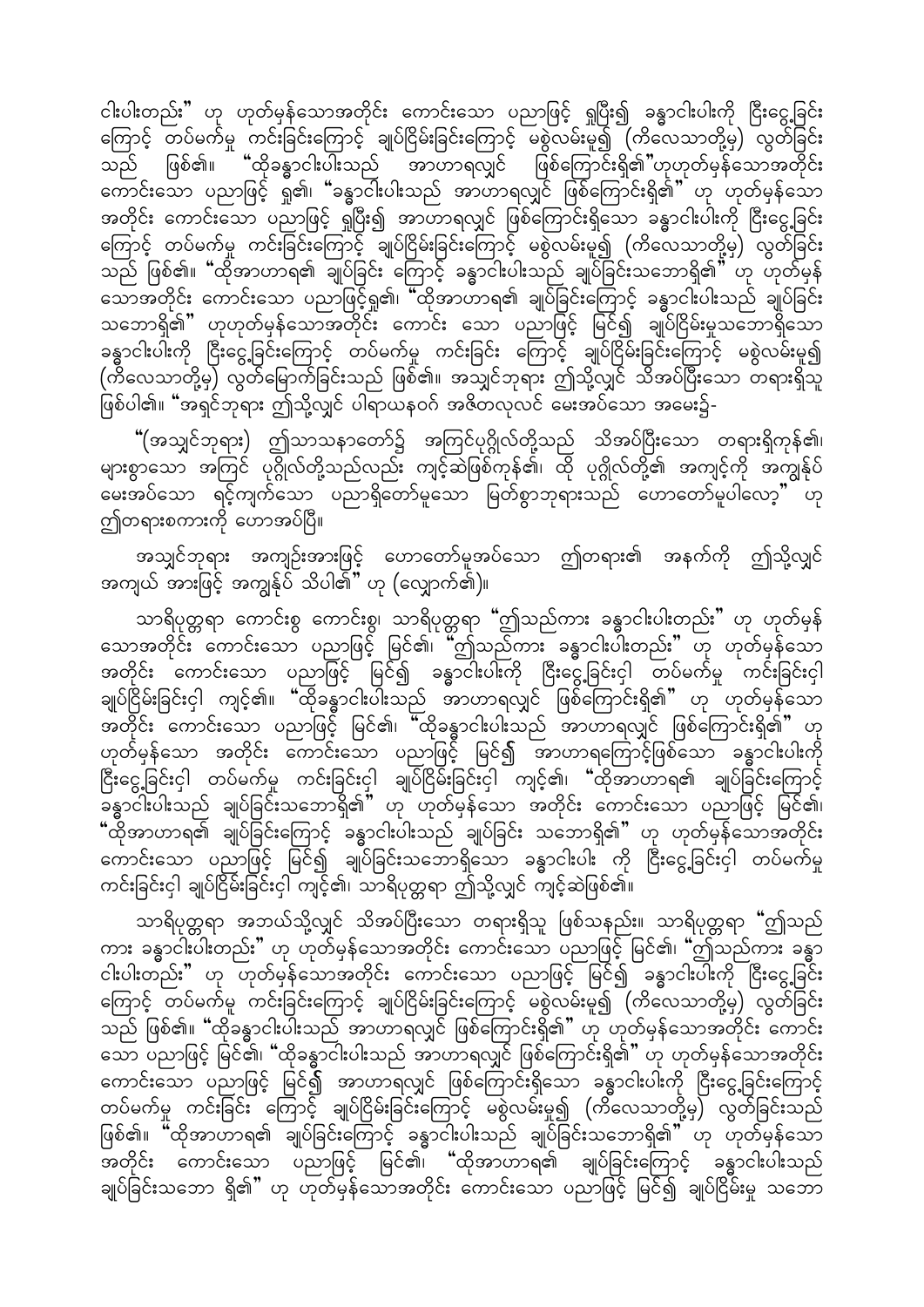ငါးပါးတည်း" ဟု ဟုတ်မှန်သောအတိုင်း ကောင်းသော ပညာဖြင့် ရှုပြီး၍ ခန္ဓာငါးပါးကို ငြီးငွေ့ခြင်းကြောင့် တပ်မက်မှု ကင်းခြင်းကြောင့် ချုပ်ငြိမ်းခြင်းကြောင့် မစွဲလမ်းမူ၍ (ကိလေသာတို့မှ) လွတ်ခြင်းသည် ဖြစ်၏။ "ထိုခန္ဓာငါးပါးသည် အာဟာရလျှင် ဖြစ်ကြောင်းရှိ၏"ဟုဟုတ်မှန်သောအတိုင်း ကောင်းသော ပညာဖြင့် ရှု၏၊ "ခန္ဓာငါးပါးသည် အာဟာရလျှင် ဖြစ်ကြောင်းရှိ၏" ဟု ဟုတ်မှန်သောအတိုင်း ကောင်းသော ပညာဖြင့် ရှုပြီး၍ အာဟာရလျှင် ဖြစ်ကြောင်းရှိသော ခန္ဓာငါးပါးကို ငြီးငွေ့ခြင်းကြောင့် တပ်မက်မှု ကင်းခြင်းကြောင့် ချုပ်ငြိမ်းခြင်းကြောင့် မစွဲလမ်းမူ၍ (ကိလေသာတို့မှ) လွတ်ခြင်းသည် ဖြစ်၏။ "ထိုအာဟာရ၏ ချုပ်ခြင်း ကြောင့် ခန္ဓာငါးပါးသည် ချုပ်ခြင်းသဘောရှိ၏" ဟု ဟုတ်မှန်သောအတိုင်း ကောင်းသော ပညာဖြင့်ရှု၏၊ "ထိုအာဟာရ၏ ချုပ်ခြင်းကြောင့် ခန္ဓာငါးပါးသည် ချုပ်ခြင်းသဘောရှိ၏" ဟုဟုတ်မှန်သောအတိုင်း ကောင်း သော ပညာဖြင့် မြင်၍ ချုပ်ငြိမ်းမှုသဘောရှိသော ခန္ဓာငါးပါးကို ငြီးငွေ့ခြင်းကြောင့် တပ်မက်မှု ကင်းခြင်း ကြောင့် ချုပ်ငြိမ်းခြင်းကြောင့် မစွဲလမ်းမူ၍ (ကိလေသာတို့မှ) လွတ်မြောက်ခြင်းသည် ဖြစ်၏။ အသျှင်ဘုရား ဤသို့လျှင် သိအပ်ပြီးသော တရားရှိသူ ဖြစ်ပါ၏။ "အရှင်ဘုရား ဤသို့လျှင် ပါရာယနဝဂ် အဇိတလုလင် မေးအပ်သော အမေး၌-

"(အသျှင်ဘုရား) ဤသာသနာတော်၌ အကြင်ပုဂ္ဂိုလ်တို့သည် သိအပ်ပြီးသော တရားရှိကုန်၏၊ များစွာသော အကြင် ပုဂ္ဂိုလ်တို့သည်လည်း ကျင့်ဆဲဖြစ်ကုန်၏၊ ထို ပုဂ္ဂိုလ်တို့၏ အကျင့်ကို အကျွန်ုပ် မေးအပ်သော ရင့်ကျက်သော ပညာရှိတော်မူသော မြတ်စွာဘုရားသည် ဟောတော်မူပါလော့" ဟု ဤတရားစကားကို ဟောအပ်ပြီ။

အသျှင်ဘုရား အကျဉ်းအားဖြင့် ဟောတော်မူအပ်သော ဤတရား၏ အနက်ကို ဤသို့လျှင် အကျယ် အားဖြင့် အကျွန်ုပ် သိပါ၏" ဟု (လျှောက်၏)။

သာရိပုတ္တရာ ကောင်းစွ ကောင်းစွ၊ သာရိပုတ္တရာ "ဤသည်ကား ခန္ဓာငါးပါးတည်း" ဟု ဟုတ်မှန်သောအတိုင်း ကောင်းသော ပညာဖြင့် မြင်၏၊ "ဤသည်ကား ခန္ဓာငါးပါးတည်း" ဟု ဟုတ်မှန်သောအတိုင်း ကောင်းသော ပညာဖြင့် မြင်၍ ခန္ဓာငါးပါးကို ငြီးငွေ့ခြင်းငှါ တပ်မက်မှု ကင်းခြင်းငှါ ချုပ်ငြိမ်းခြင်းငှါ ကျင့်၏။ "ထိုခန္ဓာငါးပါးသည် အာဟာရလျှင် ဖြစ်ကြောင်းရှိ၏" ဟု ဟုတ်မှန်သောအတိုင်း ကောင်းသော ပညာဖြင့် မြင်၏၊ "ထိုခန္ဓာငါးပါးသည် အာဟာရလျှင် ဖြစ်ကြောင်းရှိ၏" ဟု ဟုတ်မှန်သော အတိုင်း ကောင်းသော ပညာဖြင့် မြင်၍ အာဟာရကြောင့်ဖြစ်သော ခန္ဓာငါးပါးကို ငြီးငွေ့ခြင်းငှါ တပ်မက်မှု ကင်းခြင်းငှါ ချုပ်ငြိမ်းခြင်းငှါ ကျင့်၏၊ "ထိုအာဟာရ၏ ချုပ်ခြင်းကြောင့် ခန္ဓာငါးပါးသည် ချုပ်ခြင်းသဘောရှိ၏" ဟု ဟုတ်မှန်သော အတိုင်း ကောင်းသော ပညာဖြင့် မြင်၏၊ "ထိုအာဟာရ၏ ချုပ်ခြင်းကြောင့် ခန္ဓာငါးပါးသည် ချုပ်ခြင်း သဘောရှိ၏" ဟု ဟုတ်မှန်သောအတိုင်း ကောင်းသော ပညာဖြင့် မြင်၍ ချုပ်ခြင်းသဘောရှိသော ခန္ဓာငါးပါး ကို ငြီးငွေ့ခြင်းငှါ တပ်မက်မှု ကင်းခြင်းငှါ ချုပ်ငြိမ်းခြင်းငှါ ကျင့်၏၊ သာရိပုတ္တရာ ဤသို့လျှင် ကျင့်ဆဲဖြစ်၏။

သာရိပုတ္တရာ အဘယ်သို့လျှင် သိအပ်ပြီးသော တရားရှိသူ ဖြစ်သနည်း။ သာရိပုတ္တရာ "ဤသည်ကား ခန္ဓာငါးပါးတည်း" ဟု ဟုတ်မှန်သောအတိုင်း ကောင်းသော ပညာဖြင့် မြင်၏၊ "ဤသည်ကား ခန္ဓာငါးပါးတည်း" ဟု ဟုတ်မှန်သောအတိုင်း ကောင်းသော ပညာဖြင့် မြင်၍ ခန္ဓာငါးပါးကို ငြီးငွေ့ခြင်းကြောင့် တပ်မက်မှု ကင်းခြင်းကြောင့် ချုပ်ငြိမ်းခြင်းကြောင့် မစွဲလမ်းမူ၍ (ကိလေသာတို့မှ) လွတ်ခြင်းသည် ဖြစ်၏။ "ထိုခန္ဓာငါးပါးသည် အာဟာရလျှင် ဖြစ်ကြောင်းရှိ၏" ဟု ဟုတ်မှန်သောအတိုင်း ကောင်းသော ပညာဖြင့် မြင်၏၊ "ထိုခန္ဓာငါးပါးသည် အာဟာရလျှင် ဖြစ်ကြောင်းရှိ၏" ဟု ဟုတ်မှန်သောအတိုင်း ကောင်းသော ပညာဖြင့် မြင်၍ အာဟာရလျှင် ဖြစ်ကြောင်းရှိသော ခန္ဓာငါးပါးကို ငြီးငွေ့ခြင်းကြောင့် တပ်မက်မှု ကင်းခြင်း ကြောင့် ချုပ်ငြိမ်းခြင်းကြောင့် မစွဲလမ်းမူ၍ (ကိလေသာတို့မှ) လွတ်ခြင်းသည် ဖြစ်၏။ "ထိုအာဟာရ၏ ချုပ်ခြင်းကြောင့် ခန္ဓာငါးပါးသည် ချုပ်ခြင်းသဘောရှိ၏" ဟု ဟုတ်မှန်သော အတိုင်း ကောင်းသော ပညာဖြင့် မြင်၏၊ "ထိုအာဟာရ၏ ချုပ်ခြင်းကြောင့် ခန္ဓာငါးပါးသည် ချုပ်ခြင်းသဘော ရှိ၏" ဟု ဟုတ်မှန်သောအတိုင်း ကောင်းသော ပညာဖြင့် မြင်၍ ချုပ်ငြိမ်းမှု သဘော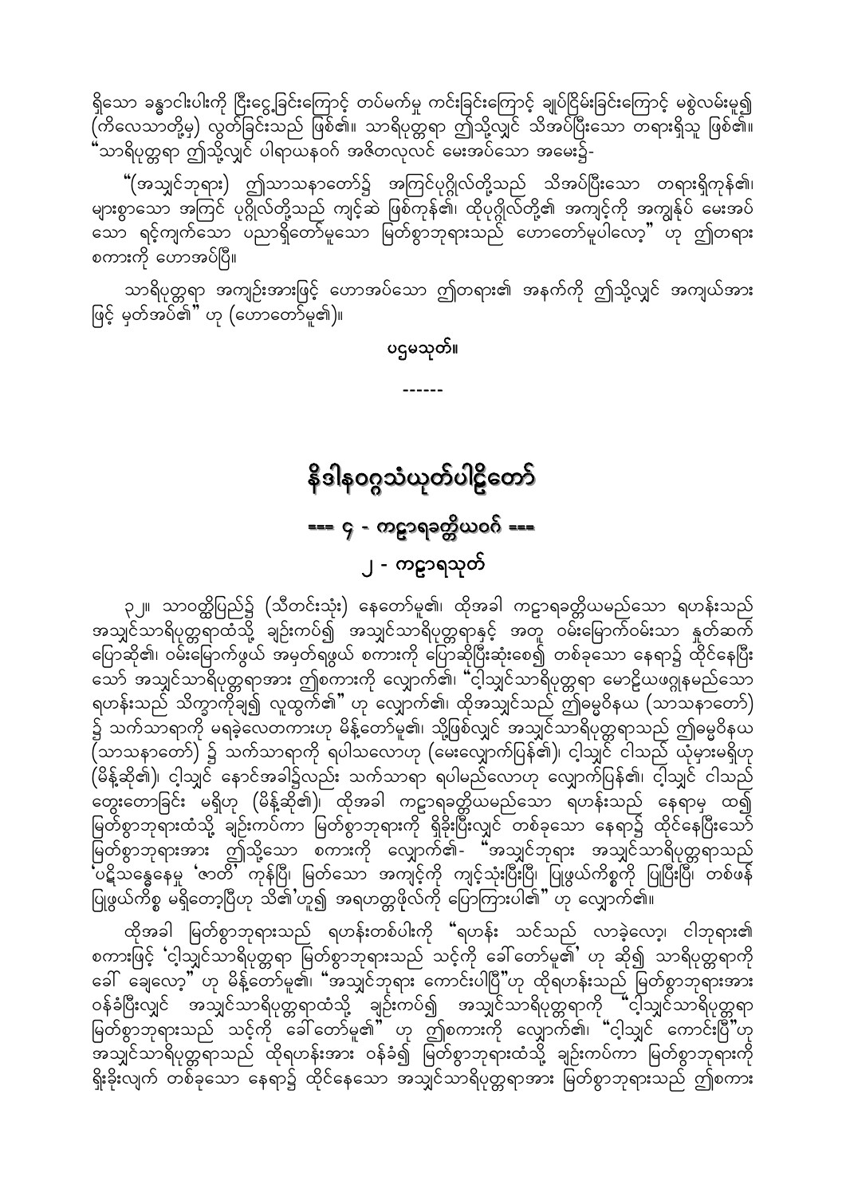ရှိသော ခန္ဓာငါးပါးကို ငြီးငွေ့ခြင်းကြောင့် တပ်မက်မှု ကင်းခြင်းကြောင့် ချုပ်ငြိမ်းခြင်းကြောင့် မစွဲလမ်းမူ၍ (ကိလေသာတို့မှ) လွတ်ခြင်းသည် ဖြစ်၏။ သာရိပုတ္တရာ ဤသို့လျှင် သိအပ်ပြီးသော တရားရှိသူ ဖြစ်၏။ "သာရိပုတ္တရာ ဤသို့လျှင် ပါရာယနဝဂ် အဇိတလုလင် မေးအပ်သော အမေး၌-

"(အသျှင်ဘုရား) ဤသာသနာတော်၌ အကြင်ပုဂ္ဂိုလ်တို့သည် သိအပ်ပြီးသော တရားရှိကုန်၏၊ များစွာသော အကြင် ပုဂ္ဂိုလ်တို့သည် ကျင့်ဆဲ ဖြစ်ကုန်၏၊ ထိုပုဂ္ဂိုလ်တို့၏ အကျင့်ကို အကျွန်ုပ် မေးအပ်သော ရင့်ကျက်သော ပညာရှိတော်မူသော မြတ်စွာဘုရားသည် ဟောတော်မူပါလော့" ဟု ဤတရားစကားကို ဟောအပ်ပြီ။

သာရိပုတ္တရာ အကျဉ်းအားဖြင့် ဟောအပ်သော ဤတရား၏ အနက်ကို ဤသို့လျှင် အကျယ်အားဖြင့် မှတ်အပ်၏" ဟု (ဟောတော်မူ၏)။

ပဌမသုတ်။

------

# နိဒါနဝဂ္ဂသံယုတ်ပါဠိတော်

## === ၄ - ကဠာရခတ္တိယဝဂ် ===

### ၂ - ကဠာရသုတ်

၃၂။ သာဝတ္ထိပြည်၌ (သီတင်းသုံး) နေတော်မူ၏၊ ထိုအခါ ကဠာရခတ္တိယမည်သော ရဟန်းသည် အသျှင်သာရိပုတ္တရာထံသို့ ချဉ်းကပ်၍ အသျှင်သာရိပုတ္တရာနှင့် အတူ ဝမ်းမြောက်ဝမ်းသာ နှုတ်ဆက်ပြောဆို၏၊ ဝမ်းမြောက်ဖွယ် အမှတ်ရဖွယ် စကားကို ပြောဆိုပြီးဆုံးစေ၍ တစ်ခုသော နေရာ၌ ထိုင်နေပြီးသော် အသျှင်သာရိပုတ္တရာအား ဤစကားကို လျှောက်၏၊ "ငါ့သျှင်သာရိပုတ္တရာ မောဠိယဖဂ္ဂုနမည်သော ရဟန်းသည် သိက္ခာကိုချ၍ လူထွက်၏" ဟု လျှောက်၏၊ ထိုအသျှင်သည် ဤဓမ္မဝိနယ (သာသနာတော်) ၌ သက်သာရာကို မရခဲ့လေတကားဟု မိန့်တော်မူ၏၊ သို့ဖြစ်လျှင် အသျှင်သာရိပုတ္တရာသည် ဤဓမ္မဝိနယ (သာသနာတော်) ၌ သက်သာရာကို ရပါသလောဟု (မေးလျှောက်ပြန်၏)၊ ငါ့သျှင် ငါသည် ယုံမှားမရှိဟု (မိန့်ဆို၏)၊ ငါ့သျှင် နောင်အခါ၌လည်း သက်သာရာ ရပါမည်လောဟု လျှောက်ပြန်၏၊ ငါ့သျှင် ငါသည် တွေးတောခြင်း မရှိဟု (မိန့်ဆို၏)၊ ထိုအခါ ကဠာရခတ္တိယမည်သော ရဟန်းသည် နေရာမှ ထ၍ မြတ်စွာဘုရားထံသို့ ချဉ်းကပ်ကာ မြတ်စွာဘုရားကို ရှိခိုးပြီးလျှင် တစ်ခုသော နေရာ၌ ထိုင်နေပြီးသော် မြတ်စွာဘုရားအား ဤသို့သော စကားကို လျှောက်၏- "အသျှင်ဘုရား အသျှင်သာရိပုတ္တရာသည် 'ပဋိသန္ဓေနေမှု 'ဇာတိ' ကုန်ပြီ၊ မြတ်သော အကျင့်ကို ကျင့်သုံးပြီးပြီ၊ ပြုဖွယ်ကိစ္စကို ပြုပြီးပြီ၊ တစ်ဖန် ပြုဖွယ်ကိစ္စ မရှိတော့ပြီဟု သိ၏'ဟူ၍ အရဟတ္တဖိုလ်ကို ပြောကြားပါ၏" ဟု လျှောက်၏။

ထိုအခါ မြတ်စွာဘုရားသည် ရဟန်းတစ်ပါးကို "ရဟန်း သင်သည် လာခဲ့လော့၊ ငါဘုရား၏ စကားဖြင့် 'ငါ့သျှင်သာရိပုတ္တရာ မြတ်စွာဘုရားသည် သင့်ကို ခေါ်တော်မူ၏' ဟု ဆို၍ သာရိပုတ္တရာကို ခေါ် ချေလော့" ဟု မိန့်တော်မူ၏၊ "အသျှင်ဘုရား ကောင်းပါပြီ"ဟု ထိုရဟန်းသည် မြတ်စွာဘုရားအား ဝန်ခံပြီးလျှင် အသျှင်သာရိပုတ္တရာထံသို့ ချဉ်းကပ်၍ အသျှင်သာရိပုတ္တရာကို "ငါ့သျှင်သာရိပုတ္တရာ မြတ်စွာဘုရားသည် သင့်ကို ခေါ်တော်မူ၏" ဟု ဤစကားကို လျှောက်၏၊ "ငါ့သျှင် ကောင်းပြီ"ဟု အသျှင်သာရိပုတ္တရာသည် ထိုရဟန်းအား ဝန်ခံ၍ မြတ်စွာဘုရားထံသို့ ချဉ်းကပ်ကာ မြတ်စွာဘုရားကို ရှိခိုးလျက် တစ်ခုသော နေရာ၌ ထိုင်နေသော အသျှင်သာရိပုတ္တရာအား မြတ်စွာဘုရားသည် ဤစကား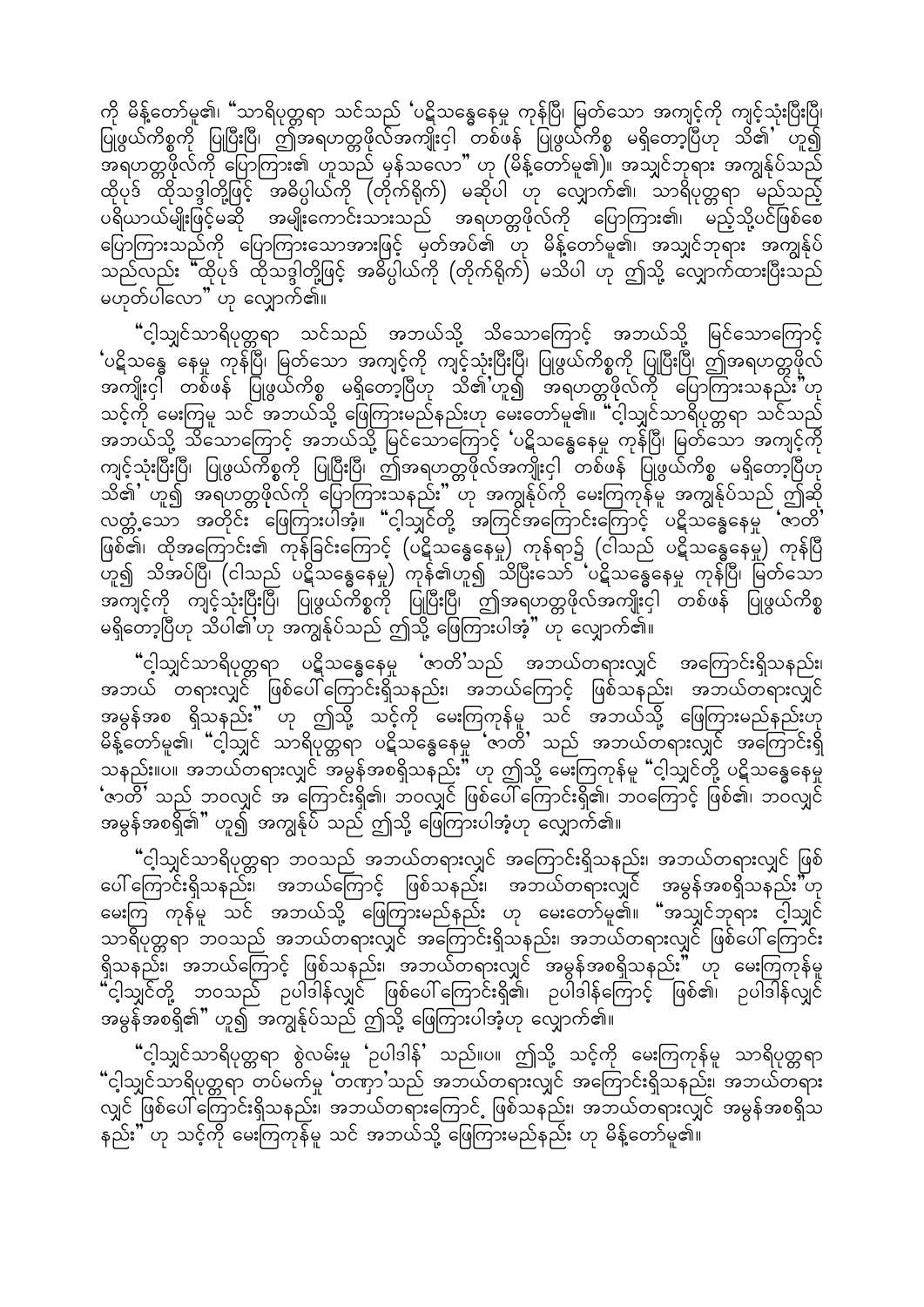ကို မိန့်တော်မူ၏၊ "သာရိပုတ္တရာ သင်သည် 'ပဋိသန္ဓေနေမှု ကုန်ပြီ၊ မြတ်သော အကျင့်ကို ကျင့်သုံးပြီးပြီ၊ ပြုဖွယ်ကိစ္စကို ပြုပြီးပြီ၊ ဤအရဟတ္တဖိုလ်အကျိုးငှါ တစ်ဖန် ပြုဖွယ်ကိစ္စ မရှိတော့ပြီဟု သိ၏' ဟူ၍ အရဟတ္တဖိုလ်ကို ပြောကြား၏ ဟူသည် မှန်သလော" ဟု (မိန့်တော်မူ၏)။ အသျှင်ဘုရား အကျွန်ုပ်သည် ထိုပုဒ် ထိုသဒ္ဒါတို့ဖြင့် အဓိပ္ပါယ်ကို (တိုက်ရိုက်) မဆိုပါ ဟု လျှောက်၏၊ သာရိပုတ္တရာ မည်သည့် ပရိယာယ်မျိုးဖြင့်မဆို အမျိုးကောင်းသားသည် အရဟတ္တဖိုလ်ကို ပြောကြား၏၊ မည့်သို့ပင်ဖြစ်စေ ပြောကြားသည်ကို ပြောကြားသောအားဖြင့် မှတ်အပ်၏ ဟု မိန့်တော်မူ၏၊ အသျှင်ဘုရား အကျွန်ုပ် သည်လည်း "ထိုပုဒ် ထိုသဒ္ဒါတို့ဖြင့် အဓိပ္ပါယ်ကို (တိုက်ရိုက်) မသိပါ ဟု ဤသို့ လျှောက်ထားပြီးသည် မဟုတ်ပါလော" ဟု လျှောက်၏။

"ငါ့သျှင်သာရိပုတ္တရာ သင်သည် အဘယ်သို့ သိသောကြောင့် အဘယ်သို့ မြင်သောကြောင့် 'ပဋိသန္ဓေ နေမှု ကုန်ပြီ၊ မြတ်သော အကျင့်ကို ကျင့်သုံးပြီးပြီ၊ ပြုဖွယ်ကိစ္စကို ပြုပြီးပြီ၊ ဤအရဟတ္တဖိုလ် အကျိုးငှါ တစ်ဖန် ပြုဖွယ်ကိစ္စ မရှိတော့ပြီဟု သိ၏'ဟူ၍ အရဟတ္တဖိုလ်ကို ပြောကြားသနည်း"ဟု သင့်ကို မေးကြမူ သင် အဘယ်သို့ ဖြေကြားမည်နည်းဟု မေးတော်မူ၏။ "ငါ့သျှင်သာရိပုတ္တရာ သင်သည် အဘယ်သို့ သိသောကြောင့် အဘယ်သို့ မြင်သောကြောင့် 'ပဋိသန္ဓေနေမှု ကုန်ပြီ၊ မြတ်သော အကျင့်ကို ကျင့်သုံးပြီးပြီ၊ ပြုဖွယ်ကိစ္စကို ပြုပြီးပြီ၊ ဤအရဟတ္တဖိုလ်အကျိုးငှါ တစ်ဖန် ပြုဖွယ်ကိစ္စ မရှိတော့ပြီဟု သိ၏' ဟူ၍ အရဟတ္တဖိုလ်ကို ပြောကြားသနည်း" ဟု အကျွန်ုပ်ကို မေးကြကုန်မူ အကျွန်ုပ်သည် ဤဆို လတ္တံ့သော အတိုင်း ဖြေကြားပါအံ့။ "ငါ့သျှင်တို့ အကြင်အကြောင်းကြောင့် ပဋိသန္ဓေနေမှု 'ဇာတိ' ဖြစ်၏၊ ထိုအကြောင်း၏ ကုန်ခြင်းကြောင့် (ပဋိသန္ဓေနေမှု) ကုန်ရာ၌ (ငါသည် ပဋိသန္ဓေနေမှု) ကုန်ပြီ ဟူ၍ သိအပ်ပြီ၊ (ငါသည် ပဋိသန္ဓေနေမှု) ကုန်၏ဟူ၍ သိပြီးသော် 'ပဋိသန္ဓေနေမှု ကုန်ပြီ၊ မြတ်သော အကျင့်ကို ကျင့်သုံးပြီးပြီ၊ ပြုဖွယ်ကိစ္စကို ပြုပြီးပြီ၊ ဤအရဟတ္တဖိုလ်အကျိုးငှါ တစ်ဖန် ပြုဖွယ်ကိစ္စ မရှိတော့ပြီဟု သိပါ၏'ဟု အကျွန်ုပ်သည် ဤသို့ ဖြေကြားပါအံ့" ဟု လျှောက်၏။

"ငါ့သျှင်သာရိပုတ္တရာ ပဋိသန္ဓေနေမှု 'ဇာတိ'သည် အဘယ်တရားလျှင် အကြောင်းရှိသနည်း၊ အဘယ် တရားလျှင် ဖြစ်ပေါ်ကြောင်းရှိသနည်း၊ အဘယ်ကြောင့် ဖြစ်သနည်း၊ အဘယ်တရားလျှင် အမွန်အစ ရှိသနည်း" ဟု ဤသို့ သင့်ကို မေးကြကုန်မူ သင် အဘယ်သို့ ဖြေကြားမည်နည်းဟု မိန့်တော်မူ၏၊ "ငါ့သျှင် သာရိပုတ္တရာ ပဋိသန္ဓေနေမှု 'ဇာတိ' သည် အဘယ်တရားလျှင် အကြောင်းရှိသနည်း။ပ။ အဘယ်တရားလျှင် အမွန်အစရှိသနည်း" ဟု ဤသို့ မေးကြကုန်မူ "ငါ့သျှင်တို့ ပဋိသန္ဓေနေမှု 'ဇာတိ' သည် ဘဝလျှင် အ ကြောင်းရှိ၏၊ ဘဝလျှင် ဖြစ်ပေါ်ကြောင်းရှိ၏၊ ဘဝကြောင့် ဖြစ်၏၊ ဘဝလျှင် အမွန်အစရှိ၏" ဟူ၍ အကျွန်ုပ် သည် ဤသို့ ဖြေကြားပါအံ့ဟု လျှောက်၏။

"ငါ့သျှင်သာရိပုတ္တရာ ဘဝသည် အဘယ်တရားလျှင် အကြောင်းရှိသနည်း၊ အဘယ်တရားလျှင် ဖြစ်ပေါ်ကြောင်းရှိသနည်း၊ အဘယ်ကြောင့် ဖြစ်သနည်း၊ အဘယ်တရားလျှင် အမွန်အစရှိသနည်း"ဟု မေးကြ ကုန်မူ သင် အဘယ်သို့ ဖြေကြားမည်နည်း ဟု မေးတော်မူ၏။ "အသျှင်ဘုရား ငါ့သျှင် သာရိပုတ္တရာ ဘဝသည် အဘယ်တရားလျှင် အကြောင်းရှိသနည်း၊ အဘယ်တရားလျှင် ဖြစ်ပေါ်ကြောင်း ရှိသနည်း၊ အဘယ်ကြောင့် ဖြစ်သနည်း၊ အဘယ်တရားလျှင် အမွန်အစရှိသနည်း" ဟု မေးကြကုန်မူ "ငါ့သျှင်တို့ ဘဝသည် ဉပါဒါန်လျှင် ဖြစ်ပေါ်ကြောင်းရှိ၏၊ ဉပါဒါန်ကြောင့် ဖြစ်၏၊ ဉပါဒါန်လျှင် အမွန်အစရှိ၏" ဟူ၍ အကျွန်ုပ်သည် ဤသို့ ဖြေကြားပါအံ့ဟု လျှောက်၏။

"ငါ့သျှင်သာရိပုတ္တရာ စွဲလမ်းမှု 'ဉပါဒါန်' သည်။ပ။ ဤသို့ သင့်ကို မေးကြကုန်မူ သာရိပုတ္တရာ "ငါ့သျှင်သာရိပုတ္တရာ တပ်မက်မှု 'တဏှာ'သည် အဘယ်တရားလျှင် အကြောင်းရှိသနည်း၊ အဘယ်တရား လျှင် ဖြစ်ပေါ်ကြောင်းရှိသနည်း၊ အဘယ်တရားကြောင့် ဖြစ်သနည်း၊ အဘယ်တရားလျှင် အမွန်အစရှိသ နည်း" ဟု သင့်ကို မေးကြကုန်မူ သင် အဘယ်သို့ ဖြေကြားမည်နည်း ဟု မိန့်တော်မူ၏။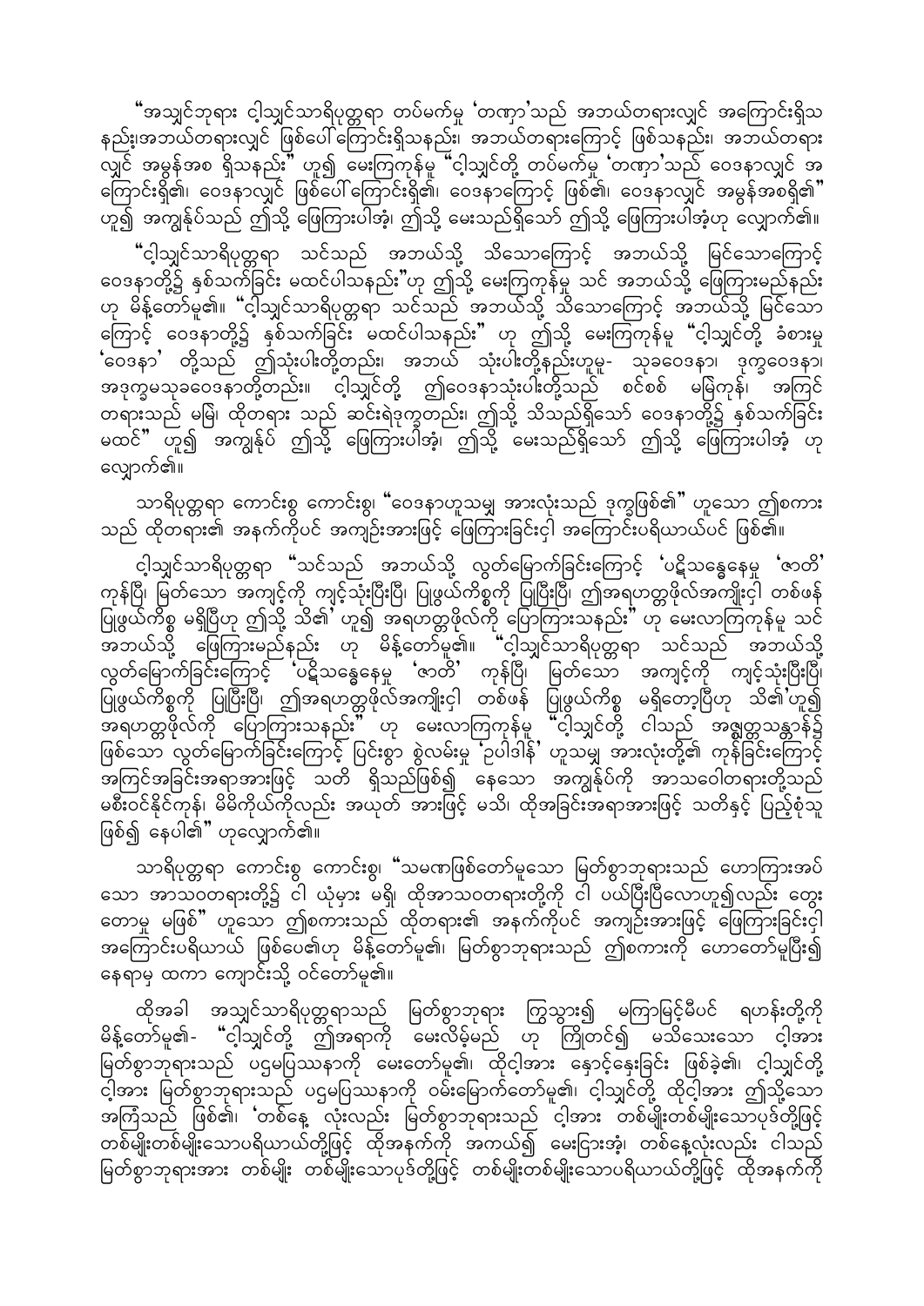"အသျှင်ဘုရား ငါ့သျှင်သာရိပုတ္တရာ တပ်မက်မှု 'တဏှာ'သည် အဘယ်တရားလျှင် အကြောင်းရှိသနည်း၊အဘယ်တရားလျှင် ဖြစ်ပေါ်ကြောင်းရှိသနည်း၊ အဘယ်တရားကြောင့် ဖြစ်သနည်း၊ အဘယ်တရားလျှင် အမွန်အစ ရှိသနည်း" ဟူ၍ မေးကြကုန်မူ "ငါ့သျှင်တို့ တပ်မက်မှု 'တဏှာ'သည် ဝေဒနာလျှင် အကြောင်းရှိ၏၊ ဝေဒနာလျှင် ဖြစ်ပေါ်ကြောင်းရှိ၏၊ ဝေဒနာကြောင့် ဖြစ်၏၊ ဝေဒနာလျှင် အမွန်အစရှိ၏" ဟူ၍ အကျွန်ုပ်သည် ဤသို့ ဖြေကြားပါအံ့၊ ဤသို့ မေးသည်ရှိသော် ဤသို့ ဖြေကြားပါအံ့ဟု လျှောက်၏။

"ငါ့သျှင်သာရိပုတ္တရာ သင်သည် အဘယ်သို့ သိသောကြောင့် အဘယ်သို့ မြင်သောကြောင့် ဝေဒနာတို့၌ နှစ်သက်ခြင်း မထင်ပါသနည်း"ဟု ဤသို့ မေးကြကုန်မူ သင် အဘယ်သို့ ဖြေကြားမည်နည်း ဟု မိန့်တော်မူ၏။ "ငါ့သျှင်သာရိပုတ္တရာ သင်သည် အဘယ်သို့ သိသောကြောင့် အဘယ်သို့ မြင်သောကြောင့် ဝေဒနာတို့၌ နှစ်သက်ခြင်း မထင်ပါသနည်း" ဟု ဤသို့ မေးကြကုန်မူ "ငါ့သျှင်တို့ ခံစားမှု 'ဝေဒနာ' တို့သည် ဤသုံးပါးတို့တည်း၊ အဘယ် သုံးပါးတို့နည်းဟူမူ- သုခဝေဒနာ၊ ဒုက္ခဝေဒနာ၊ အဒုက္ခမသုခဝေဒနာတို့တည်း။ ငါ့သျှင်တို့ ဤဝေဒနာသုံးပါးတို့သည် စင်စစ် မမြဲကုန်၊ အကြင်တရားသည် မမြဲ၊ ထိုတရား သည် ဆင်းရဲဒုက္ခတည်း၊ ဤသို့ သိသည်ရှိသော် ဝေဒနာတို့၌ နှစ်သက်ခြင်း မထင်" ဟူ၍ အကျွန်ုပ် ဤသို့ ဖြေကြားပါအံ့၊ ဤသို့ မေးသည်ရှိသော် ဤသို့ ဖြေကြားပါအံ့ ဟု လျှောက်၏။

သာရိပုတ္တရာ ကောင်းစွ ကောင်းစွ၊ "ဝေဒနာဟူသမျှ အားလုံးသည် ဒုက္ခဖြစ်၏" ဟူသော ဤစကားသည် ထိုတရား၏ အနက်ကိုပင် အကျဉ်းအားဖြင့် ဖြေကြားခြင်းငှါ အကြောင်းပရိယာယ်ပင် ဖြစ်၏။

ငါ့သျှင်သာရိပုတ္တရာ "သင်သည် အဘယ်သို့ လွတ်မြောက်ခြင်းကြောင့် 'ပဋိသန္ဓေနေမှု 'ဇာတိ' ကုန်ပြီ၊ မြတ်သော အကျင့်ကို ကျင့်သုံးပြီးပြီ၊ ပြုဖွယ်ကိစ္စကို ပြုပြီးပြီ၊ ဤအရဟတ္တဖိုလ်အကျိုးငှါ တစ်ဖန် ပြုဖွယ်ကိစ္စ မရှိပြီဟု ဤသို့ သိ၏' ဟူ၍ အရဟတ္တဖိုလ်ကို ပြောကြားသနည်း" ဟု မေးလာကြကုန်မူ သင် အဘယ်သို့ ဖြေကြားမည်နည်း ဟု မိန့်တော်မူ၏။ "ငါ့သျှင်သာရိပုတ္တရာ သင်သည် အဘယ်သို့ လွတ်မြောက်ခြင်းကြောင့် 'ပဋိသန္ဓေနေမှု 'ဇာတိ' ကုန်ပြီ၊ မြတ်သော အကျင့်ကို ကျင့်သုံးပြီးပြီ၊ ပြုဖွယ်ကိစ္စကို ပြုပြီးပြီ၊ ဤအရဟတ္တဖိုလ်အကျိုးငှါ တစ်ဖန် ပြုဖွယ်ကိစ္စ မရှိတော့ပြီဟု သိ၏'ဟူ၍ အရဟတ္တဖိုလ်ကို ပြောကြားသနည်း" ဟု မေးလာကြကုန်မူ "ငါ့သျှင်တို့ ငါသည် အဇ္ဈတ္တသန္တာန်၌ ဖြစ်သော လွတ်မြောက်ခြင်းကြောင့် ပြင်းစွာ စွဲလမ်းမှု 'ဥပါဒါန်' ဟူသမျှ အားလုံးတို့၏ ကုန်ခြင်းကြောင့် အကြင်အခြင်းအရာအားဖြင့် သတိ ရှိသည်ဖြစ်၍ နေသော အကျွန်ုပ်ကို အာသဝေါတရားတို့သည် မစီးဝင်နိုင်ကုန်၊ မိမိကိုယ်ကိုလည်း အယုတ် အားဖြင့် မသိ၊ ထိုအခြင်းအရာအားဖြင့် သတိနှင့် ပြည့်စုံသူ ဖြစ်၍ နေပါ၏" ဟုလျှောက်၏။

သာရိပုတ္တရာ ကောင်းစွ ကောင်းစွ၊ "သမဏဖြစ်တော်မူသော မြတ်စွာဘုရားသည် ဟောကြားအပ်သော အာသဝတရားတို့၌ ငါ ယုံမှား မရှိ၊ ထိုအာသဝတရားတို့ကို ငါ ပယ်ပြီးပြီလောဟူ၍လည်း တွေးတောမှု မဖြစ်" ဟူသော ဤစကားသည် ထိုတရား၏ အနက်ကိုပင် အကျဉ်းအားဖြင့် ဖြေကြားခြင်းငှါ အကြောင်းပရိယာယ် ဖြစ်ပေ၏ဟု မိန့်တော်မူ၏၊ မြတ်စွာဘုရားသည် ဤစကားကို ဟောတော်မူပြီး၍ နေရာမှ ထကာ ကျောင်းသို့ ဝင်တော်မူ၏။

ထိုအခါ အသျှင်သာရိပုတ္တရာသည် မြတ်စွာဘုရား ကြွသွား၍ မကြာမြင့်မီပင် ရဟန်းတို့ကို မိန့်တော်မူ၏- "ငါ့သျှင်တို့ ဤအရာကို မေးလိမ့်မည် ဟု ကြိုတင်၍ မသိသေးသော ငါ့အား မြတ်စွာဘုရားသည် ပဌမပြဿနာကို မေးတော်မူ၏၊ ထိုငါ့အား နှောင့်နှေးခြင်း ဖြစ်ခဲ့၏၊ ငါ့သျှင်တို့ ငါ့အား မြတ်စွာဘုရားသည် ပဌမပြဿနာကို ဝမ်းမြောက်တော်မူ၏၊ ငါ့သျှင်တို့ ထိုငါ့အား ဤသို့သော အကြံသည် ဖြစ်၏၊ 'တစ်နေ့ လုံးလည်း မြတ်စွာဘုရားသည် ငါ့အား တစ်မျိုးတစ်မျိုးသောပုဒ်တို့ဖြင့် တစ်မျိုးတစ်မျိုးသောပရိယာယ်တို့ဖြင့် ထိုအနက်ကို အကယ်၍ မေးငြားအံ့၊ တစ်နေ့လုံးလည်း ငါသည် မြတ်စွာဘုရားအား တစ်မျိုး တစ်မျိုးသောပုဒ်တို့ဖြင့် တစ်မျိုးတစ်မျိုးသောပရိယာယ်တို့ဖြင့် ထိုအနက်ကို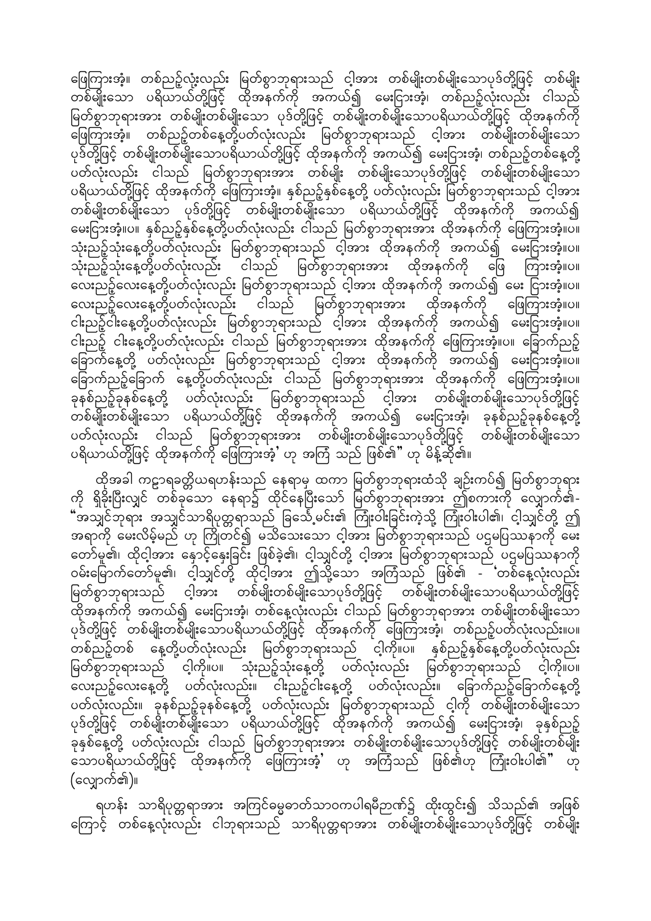ဖြေကြားအံ့။ တစ်ညဉ့်လုံးလည်း မြတ်စွာဘုရားသည် ငါ့အား တစ်မျိုးတစ်မျိုးသောပုဒ်တို့ဖြင့် တစ်မျိုးတစ်မျိုးသော ပရိယာယ်တို့ဖြင့် ထိုအနက်ကို အကယ်၍ မေးငြားအံ့၊ တစ်ညဉ့်လုံးလည်း ငါသည် မြတ်စွာဘုရားအား တစ်မျိုးတစ်မျိုးသော ပုဒ်တို့ဖြင့် တစ်မျိုးတစ်မျိုးသောပရိယာယ်တို့ဖြင့် ထိုအနက်ကို ဖြေကြားအံ့။ တစ်ညဉ့်တစ်နေ့တို့ပတ်လုံးလည်း မြတ်စွာဘုရားသည် ငါ့အား တစ်မျိုးတစ်မျိုးသော ပုဒ်တို့ဖြင့် တစ်မျိုးတစ်မျိုးသောပရိယာယ်တို့ဖြင့် ထိုအနက်ကို အကယ်၍ မေးငြားအံ့၊ တစ်ညဉ့်တစ်နေ့တို့ ပတ်လုံးလည်း ငါသည် မြတ်စွာဘုရားအား တစ်မျိုး တစ်မျိုးသောပုဒ်တို့ဖြင့် တစ်မျိုးတစ်မျိုးသော ပရိယာယ်တို့ဖြင့် ထိုအနက်ကို ဖြေကြားအံ့။ နှစ်ညဉ့်နှစ်နေ့တို့ ပတ်လုံးလည်း မြတ်စွာဘုရားသည် ငါ့အား တစ်မျိုးတစ်မျိုးသော ပုဒ်တို့ဖြင့် တစ်မျိုးတစ်မျိုးသော ပရိယာယ်တို့ဖြင့် ထိုအနက်ကို အကယ်၍ မေးငြားအံ့။ပ။ နှစ်ညဉ့်နှစ်နေ့တို့ပတ်လုံးလည်း ငါသည် မြတ်စွာဘုရားအား ထိုအနက်ကို ဖြေကြားအံ့။ပ။ သုံးညဉ့်သုံးနေ့တို့ပတ်လုံးလည်း မြတ်စွာဘုရားသည် ငါ့အား ထိုအနက်ကို အကယ်၍ မေးငြားအံ့။ပ။ သုံးညဉ့်သုံးနေ့တို့ပတ်လုံးလည်း ငါသည် မြတ်စွာဘုရားအား ထိုအနက်ကို ဖြေ ကြားအံ့။ပ။ လေးညဉ့်လေးနေ့တို့ပတ်လုံးလည်း မြတ်စွာဘုရားသည် ငါ့အား ထိုအနက်ကို အကယ်၍ မေး ငြားအံ့။ပ။ လေးညဉ့်လေးနေ့တို့ပတ်လုံးလည်း ငါသည် မြတ်စွာဘုရားအား ထိုအနက်ကို ဖြေကြားအံ့။ပ။ ငါးညဉ့်ငါးနေ့တို့ပတ်လုံးလည်း မြတ်စွာဘုရားသည် ငါ့အား ထိုအနက်ကို အကယ်၍ မေးငြားအံ့။ပ။ ငါးညဉ့် ငါးနေ့တို့ပတ်လုံးလည်း ငါသည် မြတ်စွာဘုရားအား ထိုအနက်ကို ဖြေကြားအံ့။ပ။ ခြောက်ညဉ့် ခြောက်နေ့တို့ ပတ်လုံးလည်း မြတ်စွာဘုရားသည် ငါ့အား ထိုအနက်ကို အကယ်၍ မေးငြားအံ့။ပ။ ခြောက်ညဉ့်ခြောက် နေ့တို့ပတ်လုံးလည်း ငါသည် မြတ်စွာဘုရားအား ထိုအနက်ကို ဖြေကြားအံ့။ပ။ ခုနစ်ညဉ့်ခုနစ်နေ့တို့ ပတ်လုံးလည်း မြတ်စွာဘုရားသည် ငါ့အား တစ်မျိုးတစ်မျိုးသောပုဒ်တို့ဖြင့် တစ်မျိုးတစ်မျိုးသော ပရိယာယ်တို့ဖြင့် ထိုအနက်ကို အကယ်၍ မေးငြားအံ့၊ ခုနစ်ညဉ့်ခုနစ်နေ့တို့ ပတ်လုံးလည်း ငါသည် မြတ်စွာဘုရားအား တစ်မျိုးတစ်မျိုးသောပုဒ်တို့ဖြင့် တစ်မျိုးတစ်မျိုးသော ပရိယာယ်တို့ဖြင့် ထိုအနက်ကို ဖြေကြားအံ့' ဟု အကြံ သည် ဖြစ်၏" ဟု မိန့်ဆို၏။

ထိုအခါ ကဠာရခတ္တိယရဟန်းသည် နေရာမှ ထကာ မြတ်စွာဘုရားထံသို့ ချဉ်းကပ်၍ မြတ်စွာဘုရားကို ရှိခိုးပြီးလျှင် တစ်ခုသော နေရာ၌ ထိုင်နေပြီးသော် မြတ်စွာဘုရားအား ဤစကားကို လျှောက်၏- "အသျှင်ဘုရား အသျှင်သာရိပုတ္တရာသည် ခြင်္သေ့မင်း၏ ကြုံးဝါးခြင်းကဲ့သို့ ကြုံးဝါးပါ၏၊ ငါ့သျှင်တို့ ဤအရာကို မေးလိမ့်မည် ဟု ကြိုတင်၍ မသိသေးသော ငါ့အား မြတ်စွာဘုရားသည် ပဌမပြဿနာကို မေးတော်မူ၏၊ ထိုငါ့အား နှောင့်နှေးခြင်း ဖြစ်ခဲ့၏၊ ငါ့သျှင်တို့ ငါ့အား မြတ်စွာဘုရားသည် ပဌမပြဿနာကို ဝမ်းမြောက်တော်မူ၏၊ ငါ့သျှင်တို့ ထိုငါ့အား ဤသို့သော အကြံသည် ဖြစ်၏ - 'တစ်နေ့လုံးလည်း မြတ်စွာဘုရားသည် ငါ့အား တစ်မျိုးတစ်မျိုးသောပုဒ်တို့ဖြင့် တစ်မျိုးတစ်မျိုးသောပရိယာယ်တို့ဖြင့် ထိုအနက်ကို အကယ်၍ မေးငြားအံ့၊ တစ်နေ့လုံးလည်း ငါသည် မြတ်စွာဘုရားအား တစ်မျိုးတစ်မျိုးသော ပုဒ်တို့ဖြင့် တစ်မျိုးတစ်မျိုးသောပရိယာယ်တို့ဖြင့် ထိုအနက်ကို ဖြေကြားအံ့၊ တစ်ညဉ့်ပတ်လုံးလည်း။ပ။ တစ်ညဉ့်တစ် နေ့တို့ပတ်လုံးလည်း မြတ်စွာဘုရားသည် ငါ့ကို။ပ။ နှစ်ညဉ့်နှစ်နေ့တို့ပတ်လုံးလည်း မြတ်စွာဘုရားသည် ငါ့ကို။ပ။ သုံးညဉ့်သုံးနေ့တို့ ပတ်လုံးလည်း မြတ်စွာဘုရားသည် ငါ့ကို။ပ။ လေးညဉ့်လေးနေ့တို့ ပတ်လုံးလည်း။ ငါးညဉ့်ငါးနေ့တို့ ပတ်လုံးလည်း။ ခြောက်ညဉ့်ခြောက်နေ့တို့ ပတ်လုံးလည်း။ ခုနစ်ညဉ့်ခုနစ်နေ့တို့ ပတ်လုံးလည်း မြတ်စွာဘုရားသည် ငါ့ကို တစ်မျိုးတစ်မျိုးသော ပုဒ်တို့ဖြင့် တစ်မျိုးတစ်မျိုးသော ပရိယာယ်တို့ဖြင့် ထိုအနက်ကို အကယ်၍ မေးငြားအံ့၊ ခုနစ်ညဉ့် ခုနစ်နေ့တို့ ပတ်လုံးလည်း ငါသည် မြတ်စွာဘုရားအား တစ်မျိုးတစ်မျိုးသောပုဒ်တို့ဖြင့် တစ်မျိုးတစ်မျိုးသောပရိယာယ်တို့ဖြင့် ထိုအနက်ကို ဖြေကြားအံ့' ဟု အကြံသည် ဖြစ်၏ဟု ကြုံးဝါးပါ၏" ဟု (လျှောက်၏)။

ရဟန်း သာရိပုတ္တရာအား အကြင်ဓမ္မဓာတ်သာဝကပါရမီဉာဏ်၌ ထိုးထွင်း၍ သိသည်၏ အဖြစ်ကြောင့် တစ်နေ့လုံးလည်း ငါဘုရားသည် သာရိပုတ္တရာအား တစ်မျိုးတစ်မျိုးသောပုဒ်တို့ဖြင့် တစ်မျိုး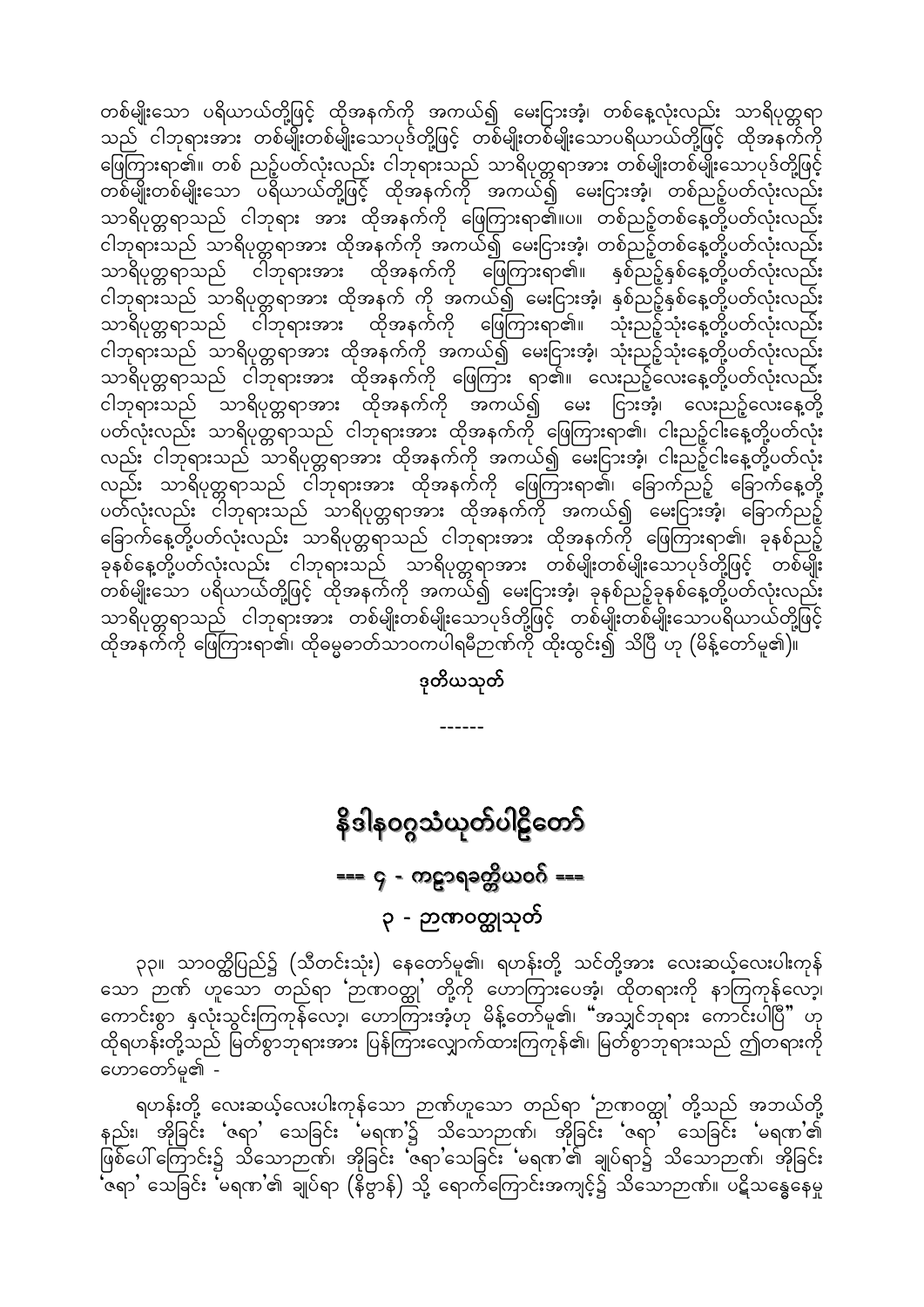တစ်မျိုးသော ပရိယာယ်တို့ဖြင့် ထိုအနက်ကို အကယ်၍ မေးငြားအံ့၊ တစ်နေ့လုံးလည်း သာရိပုတ္တရာသည် ငါဘုရားအား တစ်မျိုးတစ်မျိုးသောပုဒ်တို့ဖြင့် တစ်မျိုးတစ်မျိုးသောပရိယာယ်တို့ဖြင့် ထိုအနက်ကို ဖြေကြားရာ၏။ တစ် ညဉ့်ပတ်လုံးလည်း ငါဘုရားသည် သာရိပုတ္တရာအား တစ်မျိုးတစ်မျိုးသောပုဒ်တို့ဖြင့် တစ်မျိုးတစ်မျိုးသော ပရိယာယ်တို့ဖြင့် ထိုအနက်ကို အကယ်၍ မေးငြားအံ့၊ တစ်ညဉ့်ပတ်လုံးလည်း သာရိပုတ္တရာသည် ငါဘုရား အား ထိုအနက်ကို ဖြေကြားရာ၏။ပ။ တစ်ညဉ့်တစ်နေ့တို့ပတ်လုံးလည်း ငါဘုရားသည် သာရိပုတ္တရာအား ထိုအနက်ကို အကယ်၍ မေးငြားအံ့၊ တစ်ညဉ့်တစ်နေ့တို့ပတ်လုံးလည်း သာရိပုတ္တရာသည် ငါဘုရားအား ထိုအနက်ကို ဖြေကြားရာ၏။ နှစ်ညဉ့်နှစ်နေ့တို့ပတ်လုံးလည်း ငါဘုရားသည် သာရိပုတ္တရာအား ထိုအနက် ကို အကယ်၍ မေးငြားအံ့၊ နှစ်ညဉ့်နှစ်နေ့တို့ပတ်လုံးလည်း သာရိပုတ္တရာသည် ငါဘုရားအား ထိုအနက်ကို ဖြေကြားရာ၏။ သုံးညဉ့်သုံးနေ့တို့ပတ်လုံးလည်း ငါဘုရားသည် သာရိပုတ္တရာအား ထိုအနက်ကို အကယ်၍ မေးငြားအံ့၊ သုံးညဉ့်သုံးနေ့တို့ပတ်လုံးလည်း သာရိပုတ္တရာသည် ငါဘုရားအား ထိုအနက်ကို ဖြေကြား ရာ၏။ လေးညဉ့်လေးနေ့တို့ပတ်လုံးလည်း ငါဘုရားသည် သာရိပုတ္တရာအား ထိုအနက်ကို အကယ်၍ မေး ငြားအံ့၊ လေးညဉ့်လေးနေ့တို့ ပတ်လုံးလည်း သာရိပုတ္တရာသည် ငါဘုရားအား ထိုအနက်ကို ဖြေကြားရာ၏၊ ငါးညဉ့်ငါးနေ့တို့ပတ်လုံး လည်း ငါဘုရားသည် သာရိပုတ္တရာအား ထိုအနက်ကို အကယ်၍ မေးငြားအံ့၊ ငါးညဉ့်ငါးနေ့တို့ပတ်လုံး လည်း သာရိပုတ္တရာသည် ငါဘုရားအား ထိုအနက်ကို ဖြေကြားရာ၏၊ ခြောက်ညဉ့် ခြောက်နေ့တို့ ပတ်လုံးလည်း ငါဘုရားသည် သာရိပုတ္တရာအား ထိုအနက်ကို အကယ်၍ မေးငြားအံ့၊ ခြောက်ညဉ့် ခြောက်နေ့တို့ပတ်လုံးလည်း သာရိပုတ္တရာသည် ငါဘုရားအား ထိုအနက်ကို ဖြေကြားရာ၏၊ ခုနစ်ညဉ့် ခုနစ်နေ့တို့ပတ်လုံးလည်း ငါဘုရားသည် သာရိပုတ္တရာအား တစ်မျိုးတစ်မျိုးသောပုဒ်တို့ဖြင့် တစ်မျိုး တစ်မျိုးသော ပရိယာယ်တို့ဖြင့် ထိုအနက်ကို အကယ်၍ မေးငြားအံ့၊ ခုနစ်ညဉ့်ခုနစ်နေ့တို့ပတ်လုံးလည်း သာရိပုတ္တရာသည် ငါဘုရားအား တစ်မျိုးတစ်မျိုးသောပုဒ်တို့ဖြင့် တစ်မျိုးတစ်မျိုးသောပရိယာယ်တို့ဖြင့် ထိုအနက်ကို ဖြေကြားရာ၏၊ ထိုဓမ္မဓာတ်သာဝကပါရမီဉာဏ်ကို ထိုးထွင်း၍ သိပြီ ဟု (မိန့်တော်မူ၏)။

**ဒုတိယသုတ်**

------

# နိဒါနဝဂ္ဂသံယုတ်ပါဠိတော်

## === ၄ - ကဠာရခတ္တိယဝဂ် ===

## ၃ - ဉာဏဝတ္ထုသုတ်

၃၃။ သာဝတ္ထိပြည်၌ (သီတင်းသုံး) နေတော်မူ၏၊ ရဟန်းတို့ သင်တို့အား လေးဆယ့်လေးပါးကုန် သော ဉာဏ် ဟူသော တည်ရာ 'ဉာဏဝတ္ထု' တို့ကို ဟောကြားပေအံ့၊ ထိုတရားကို နာကြကုန်လော့၊ ကောင်းစွာ နှလုံးသွင်းကြကုန်လော့၊ ဟောကြားအံ့ဟု မိန့်တော်မူ၏၊ "အသျှင်ဘုရား ကောင်းပါပြီ" ဟု ထိုရဟန်းတို့သည် မြတ်စွာဘုရားအား ပြန်ကြားလျှောက်ထားကြကုန်၏၊ မြတ်စွာဘုရားသည် ဤတရားကို ဟောတော်မူ၏ -

ရဟန်းတို့ လေးဆယ့်လေးပါးကုန်သော ဉာဏ်ဟူသော တည်ရာ 'ဉာဏဝတ္ထု' တို့သည် အဘယ်တို့ နည်း၊ အိုခြင်း 'ဇရာ' သေခြင်း 'မရဏ'၌ သိသောဉာဏ်၊ အိုခြင်း 'ဇရာ' သေခြင်း 'မရဏ'၏ ဖြစ်ပေါ်ကြောင်း၌ သိသောဉာဏ်၊ အိုခြင်း 'ဇရာ'သေခြင်း 'မရဏ'၏ ချုပ်ရာ၌ သိသောဉာဏ်၊ အိုခြင်း 'ဇရာ' သေခြင်း 'မရဏ'၏ ချုပ်ရာ (နိဗ္ဗာန်) သို့ ရောက်ကြောင်းအကျင့်၌ သိသောဉာဏ်။ ပဋိသန္ဓေနေမှု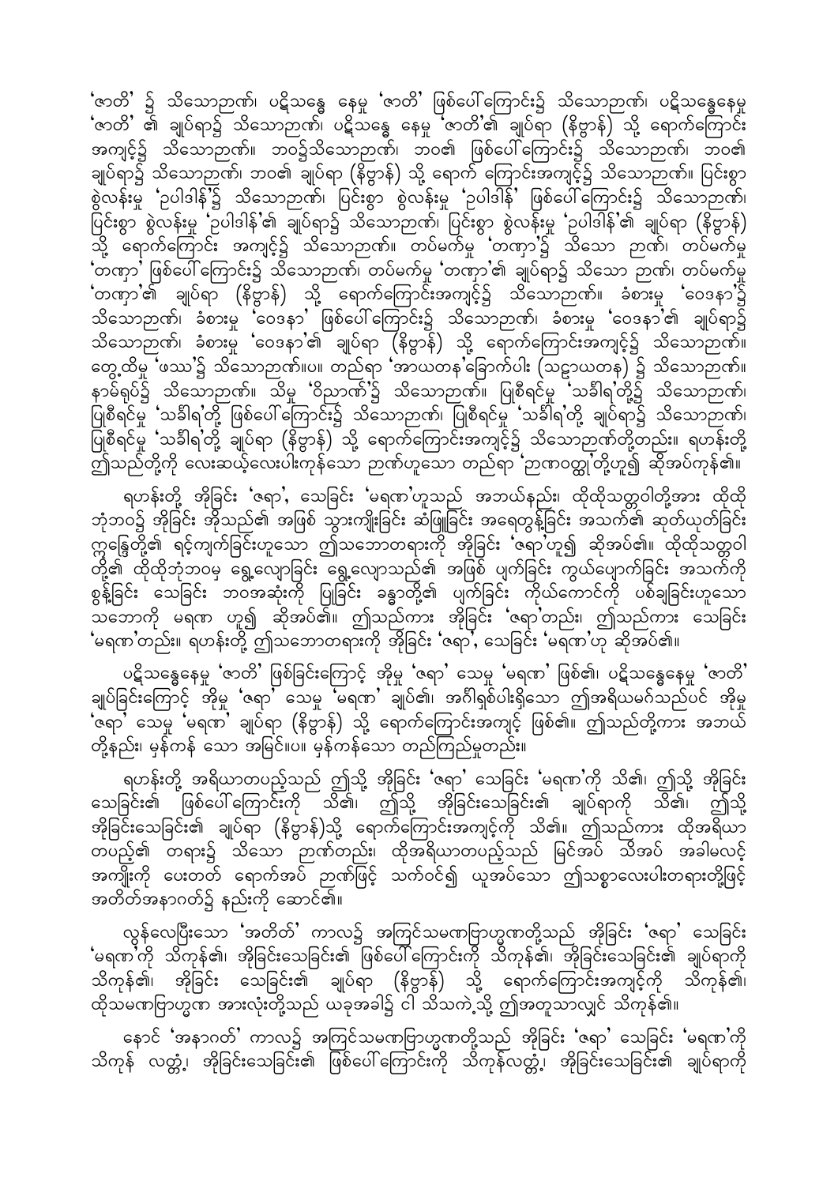'ဇာတိ' ၌ သိသောဉာဏ်၊ ပဋိသန္ဓေ နေမှု 'ဇာတိ' ဖြစ်ပေါ်ကြောင်း၌ သိသောဉာဏ်၊ ပဋိသန္ဓေနေမှု 'ဇာတိ' ၏ ချုပ်ရာ၌ သိသောဉာဏ်၊ ပဋိသန္ဓေ နေမှု 'ဇာတိ'၏ ချုပ်ရာ (နိဗ္ဗာန်) သို့ ရောက်ကြောင်း အကျင့်၌ သိသောဉာဏ်။ ဘဝ၌သိသောဉာဏ်၊ ဘဝ၏ ဖြစ်ပေါ်ကြောင်း၌ သိသောဉာဏ်၊ ဘဝ၏ ချုပ်ရာ၌ သိသောဉာဏ်၊ ဘဝ၏ ချုပ်ရာ (နိဗ္ဗာန်) သို့ ရောက် ကြောင်းအကျင့်၌ သိသောဉာဏ်။ ပြင်းစွာ စွဲလန်းမှု 'ဥပါဒါန်'၌ သိသောဉာဏ်၊ ပြင်းစွာ စွဲလန်းမှု 'ဥပါဒါန်' ဖြစ်ပေါ်ကြောင်း၌ သိသောဉာဏ်၊ ပြင်းစွာ စွဲလန်းမှု 'ဥပါဒါန်'၏ ချုပ်ရာ၌ သိသောဉာဏ်၊ ပြင်းစွာ စွဲလန်းမှု 'ဥပါဒါန်'၏ ချုပ်ရာ (နိဗ္ဗာန်) သို့ ရောက်ကြောင်း အကျင့်၌ သိသောဉာဏ်။ တပ်မက်မှု 'တဏှာ'၌ သိသော ဉာဏ်၊ တပ်မက်မှု 'တဏှာ' ဖြစ်ပေါ်ကြောင်း၌ သိသောဉာဏ်၊ တပ်မက်မှု 'တဏှာ'၏ ချုပ်ရာ၌ သိသော ဉာဏ်၊ တပ်မက်မှု 'တဏှာ'၏ ချုပ်ရာ (နိဗ္ဗာန်) သို့ ရောက်ကြောင်းအကျင့်၌ သိသောဉာဏ်။ ခံစားမှု 'ဝေဒနာ'၌ သိသောဉာဏ်၊ ခံစားမှု 'ဝေဒနာ' ဖြစ်ပေါ်ကြောင်း၌ သိသောဉာဏ်၊ ခံစားမှု 'ဝေဒနာ'၏ ချုပ်ရာ၌ သိသောဉာဏ်၊ ခံစားမှု 'ဝေဒနာ'၏ ချုပ်ရာ (နိဗ္ဗာန်) သို့ ရောက်ကြောင်းအကျင့်၌ သိသောဉာဏ်။ တွေ့ထိမှု 'ဖဿ'၌ သိသောဉာဏ်။ပ။ တည်ရာ 'အာယတန'ခြောက်ပါး (သဠာယတန) ၌ သိသောဉာဏ်။ နာမ်ရုပ်၌ သိသောဉာဏ်။ သိမှု 'ဝိညာဏ်'၌ သိသောဉာဏ်။ ပြုစီရင်မှု 'သင်္ခါရ'တို့၌ သိသောဉာဏ်၊ ပြုစီရင်မှု 'သင်္ခါရ'တို့ ဖြစ်ပေါ်ကြောင်း၌ သိသောဉာဏ်၊ ပြုစီရင်မှု 'သင်္ခါရ'တို့ ချုပ်ရာ၌ သိသောဉာဏ်၊ ပြုစီရင်မှု 'သင်္ခါရ'တို့ ချုပ်ရာ (နိဗ္ဗာန်) သို့ ရောက်ကြောင်းအကျင့်၌ သိသောဉာဏ်တို့တည်း။ ရဟန်းတို့ ဤသည်တို့ကို လေးဆယ့်လေးပါးကုန်သော ဉာဏ်ဟူသော တည်ရာ 'ဉာဏဝတ္ထု'တို့ဟူ၍ ဆိုအပ်ကုန်၏။

ရဟန်းတို့ အိုခြင်း 'ဇရာ', သေခြင်း 'မရဏ'ဟူသည် အဘယ်နည်း၊ ထိုထိုသတ္တဝါတို့အား ထိုထို ဘုံဘဝ၌ အိုခြင်း အိုသည်၏ အဖြစ် သွားကျိုးခြင်း ဆံဖြူခြင်း အရေတွန့်ခြင်း အသက်၏ ဆုတ်ယုတ်ခြင်း ဣန္ဒြေတို့၏ ရင့်ကျက်ခြင်းဟူသော ဤသဘောတရားကို အိုခြင်း 'ဇရာ'ဟူ၍ ဆိုအပ်၏။ ထိုထိုသတ္တဝါတို့၏ ထိုထိုဘုံဘဝမှ ရွေ့လျောခြင်း ရွေ့လျောသည်၏ အဖြစ် ပျက်ခြင်း ကွယ်ပျောက်ခြင်း အသက်ကို စွန့်ခြင်း သေခြင်း ဘဝအဆုံးကို ပြုခြင်း ခန္ဓာတို့၏ ပျက်ခြင်း ကိုယ်ကောင်ကို ပစ်ချခြင်းဟူသော သဘောကို မရဏ ဟူ၍ ဆိုအပ်၏။ ဤသည်ကား အိုခြင်း 'ဇရာ'တည်း၊ ဤသည်ကား သေခြင်း 'မရဏ'တည်း။ ရဟန်းတို့ ဤသဘောတရားကို အိုခြင်း 'ဇရာ', သေခြင်း 'မရဏ'ဟု ဆိုအပ်၏။

ပဋိသန္ဓေနေမှု 'ဇာတိ' ဖြစ်ခြင်းကြောင့် အိုမှု 'ဇရာ' သေမှု 'မရဏ' ဖြစ်၏၊ ပဋိသန္ဓေနေမှု 'ဇာတိ' ချုပ်ခြင်းကြောင့် အိုမှု 'ဇရာ' သေမှု 'မရဏ' ချုပ်၏၊ အင်္ဂါရှစ်ပါးရှိသော ဤအရိယမဂ်သည်ပင် အိုမှု 'ဇရာ' သေမှု 'မရဏ' ချုပ်ရာ (နိဗ္ဗာန်) သို့ ရောက်ကြောင်းအကျင့် ဖြစ်၏။ ဤသည်တို့ကား အဘယ် တို့နည်း၊ မှန်ကန် သော အမြင်။ပ။ မှန်ကန်သော တည်ကြည်မှုတည်း။

ရဟန်းတို့ အရိယာတပည့်သည် ဤသို့ အိုခြင်း 'ဇရာ' သေခြင်း 'မရဏ'ကို သိ၏၊ ဤသို့ အိုခြင်း သေခြင်း၏ ဖြစ်ပေါ်ကြောင်းကို သိ၏၊ ဤသို့ အိုခြင်းသေခြင်း၏ ချုပ်ရာကို သိ၏၊ ဤသို့ အိုခြင်းသေခြင်း၏ ချုပ်ရာ (နိဗ္ဗာန်)သို့ ရောက်ကြောင်းအကျင့်ကို သိ၏။ ဤသည်ကား ထိုအရိယာ တပည့်၏ တရား၌ သိသော ဉာဏ်တည်း၊ ထိုအရိယာတပည့်သည် မြင်အပ် သိအပ် အခါမလင့် အကျိုးကို ပေးတတ် ရောက်အပ် ဉာဏ်ဖြင့် သက်ဝင်၍ ယူအပ်သော ဤသစ္စာလေးပါးတရားတို့ဖြင့် အတိတ်အနာဂတ်၌ နည်းကို ဆောင်၏။

လွန်လေပြီးသော 'အတိတ်' ကာလ၌ အကြင်သမဏဗြာဟ္မဏတို့သည် အိုခြင်း 'ဇရာ' သေခြင်း 'မရဏ'ကို သိကုန်၏၊ အိုခြင်းသေခြင်း၏ ဖြစ်ပေါ်ကြောင်းကို သိကုန်၏၊ အိုခြင်းသေခြင်း၏ ချုပ်ရာကို သိကုန်၏၊ အိုခြင်း သေခြင်း၏ ချုပ်ရာ (နိဗ္ဗာန်) သို့ ရောက်ကြောင်းအကျင့်ကို သိကုန်၏၊ ထိုသမဏဗြာဟ္မဏ အားလုံးတို့သည် ယခုအခါ၌ ငါ သိသကဲ့သို့ ဤအတူသာလျှင် သိကုန်၏။

နောင် 'အနာဂတ်' ကာလ၌ အကြင်သမဏဗြာဟ္မဏတို့သည် အိုခြင်း 'ဇရာ' သေခြင်း 'မရဏ'ကို သိကုန် လတ္တံ့၊ အိုခြင်းသေခြင်း၏ ဖြစ်ပေါ်ကြောင်းကို သိကုန်လတ္တံ့၊ အိုခြင်းသေခြင်း၏ ချုပ်ရာကို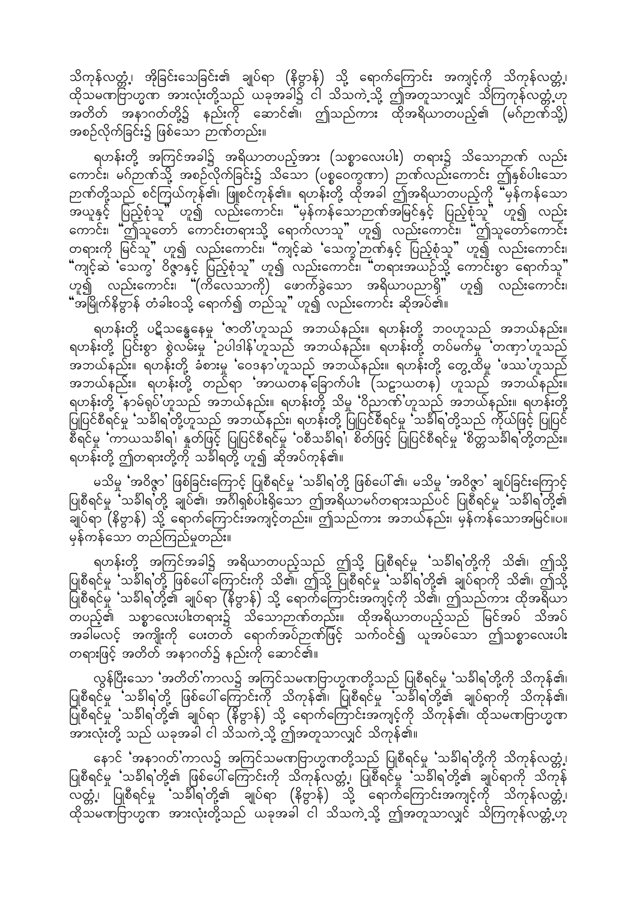သိကုန်လတ္တံ့၊ အိုခြင်းသေခြင်း၏ ချုပ်ရာ (နိဗ္ဗာန်) သို့ ရောက်ကြောင်း အကျင့်ကို သိကုန်လတ္တံ့၊ ထိုသမဏဗြာဟ္မဏ အားလုံးတို့သည် ယခုအခါ၌ ငါ သိသကဲ့သို့ ဤအတူသာလျှင် သိကြကုန်လတ္တံ့ဟု အတိတ် အနာဂတ်တို့၌ နည်းကို ဆောင်၏၊ ဤသည်ကား ထိုအရိယာတပည့်၏ (မဂ်ဉာဏ်သို့) အစဉ်လိုက်ခြင်း၌ ဖြစ်သော ဉာဏ်တည်း။

ရဟန်းတို့ အကြင်အခါ၌ အရိယာတပည့်အား (သစ္စာလေးပါး) တရား၌ သိသောဉာဏ် လည်းကောင်း၊ မဂ်ဉာဏ်သို့ အစဉ်လိုက်ခြင်း၌ သိသော (ပစ္စဝေက္ခဏာ) ဉာဏ်လည်းကောင်း ဤနှစ်ပါးသော ဉာဏ်တို့သည် စင်ကြယ်ကုန်၏၊ ဖြူစင်ကုန်၏။ ရဟန်းတို့ ထိုအခါ ဤအရိယာတပည့်ကို "မှန်ကန်သော အယူနှင့် ပြည့်စုံသူ" ဟူ၍ လည်းကောင်း၊ "မှန်ကန်သောဉာဏ်အမြင်နှင့် ပြည့်စုံသူ" ဟူ၍ လည်းကောင်း၊ "ဤသူတော် ကောင်းတရားသို့ ရောက်လာသူ" ဟူ၍ လည်းကောင်း၊ "ဤသူတော်ကောင်း တရားကို မြင်သူ" ဟူ၍ လည်းကောင်း၊ "ကျင့်ဆဲ 'သေက္ခ'ဉာဏ်နှင့် ပြည့်စုံသူ" ဟူ၍ လည်းကောင်း၊ "ကျင့်ဆဲ 'သေက္ခ' ဝိဇ္ဇာနှင့် ပြည့်စုံသူ" ဟူ၍ လည်းကောင်း၊ "တရားအယဉ်သို့ ကောင်းစွာ ရောက်သူ" ဟူ၍ လည်းကောင်း၊ "(ကိလေသာကို) ဖောက်ခွဲသော အရိယာပညာရှိ" ဟူ၍ လည်းကောင်း၊ "အမြိုက်နိဗ္ဗာန် တံခါးဝသို့ ရောက်၍ တည်သူ" ဟူ၍ လည်းကောင်း ဆိုအပ်၏။

ရဟန်းတို့ ပဋိသန္ဓေနေမှု 'ဇာတိ'ဟူသည် အဘယ်နည်း။ ရဟန်းတို့ ဘဝဟူသည် အဘယ်နည်း။ ရဟန်းတို့ ပြင်းစွာ စွဲလမ်းမှု 'ဥပါဒါန်'ဟူသည် အဘယ်နည်း။ ရဟန်းတို့ တပ်မက်မှု 'တဏှာ'ဟူသည် အဘယ်နည်း။ ရဟန်းတို့ ခံစားမှု 'ဝေဒနာ'ဟူသည် အဘယ်နည်း။ ရဟန်းတို့ တွေ့ထိမှု 'ဖဿ'ဟူသည် အဘယ်နည်း။ ရဟန်းတို့ တည်ရာ 'အာယတန ခြောက်ပါး (သဠာယတန) ဟူသည် အဘယ်နည်း။ ရဟန်းတို့ 'နာမ်ရုပ်'ဟူသည် အဘယ်နည်း။ ရဟန်းတို့ သိမှု 'ဝိညာဏ်'ဟူသည် အဘယ်နည်း။ ရဟန်းတို့ ပြုပြင်စီရင်မှု 'သင်္ခါရ'တို့ဟူသည် အဘယ်နည်း၊ ရဟန်းတို့ ပြုပြင်စီရင်မှု 'သင်္ခါရ'တို့သည် ကိုယ်ဖြင့် ပြုပြင်စီရင်မှု 'ကာယသင်္ခါရ'၊ နှုတ်ဖြင့် ပြုပြင်စီရင်မှု 'ဝစီသင်္ခါရ'၊ စိတ်ဖြင့် ပြုပြင်စီရင်မှု 'စိတ္တသင်္ခါရ'တို့တည်း။ ရဟန်းတို့ ဤတရားတို့ကို သင်္ခါရတို့ ဟူ၍ ဆိုအပ်ကုန်၏။

မသိမှု 'အဝိဇ္ဇာ' ဖြစ်ခြင်းကြောင့် ပြုစီရင်မှု 'သင်္ခါရ'တို့ ဖြစ်ပေါ်၏၊ မသိမှု 'အဝိဇ္ဇာ' ချုပ်ခြင်းကြောင့် ပြုစီရင်မှု 'သင်္ခါရ'တို့ ချုပ်၏၊ အင်္ဂါရှစ်ပါးရှိသော ဤအရိယာမဂ်တရားသည်ပင် ပြုစီရင်မှု 'သင်္ခါရ'တို့၏ ချုပ်ရာ (နိဗ္ဗာန်) သို့ ရောက်ကြောင်းအကျင့်တည်း။ ဤသည်ကား အဘယ်နည်း၊ မှန်ကန်သောအမြင်။ပ။ မှန်ကန်သော တည်ကြည်မှုတည်း။

ရဟန်းတို့ အကြင်အခါ၌ အရိယာတပည့်သည် ဤသို့ ပြုစီရင်မှု 'သင်္ခါရ'တို့ကို သိ၏၊ ဤသို့ ပြုစီရင်မှု 'သင်္ခါရ'တို့ ဖြစ်ပေါ်ကြောင်းကို သိ၏၊ ဤသို့ ပြုစီရင်မှု 'သင်္ခါရ'တို့၏ ချုပ်ရာကို သိ၏၊ ဤသို့ ပြုစီရင်မှု 'သင်္ခါရ'တို့၏ ချုပ်ရာ (နိဗ္ဗာန်) သို့ ရောက်ကြောင်းအကျင့်ကို သိ၏၊ ဤသည်ကား ထိုအရိယာတပည့်၏ သစ္စာလေးပါးတရား၌ သိသောဉာဏ်တည်း။ ထိုအရိယာတပည့်သည် မြင်အပ် သိအပ် အခါမလင့် အကျိုးကို ပေးတတ် ရောက်အပ်ဉာဏ်ဖြင့် သက်ဝင်၍ ယူအပ်သော ဤသစ္စာလေးပါး တရားဖြင့် အတိတ် အနာဂတ်၌ နည်းကို ဆောင်၏။

လွန်ပြီးသော 'အတိတ်'ကာလ၌ အကြင်သမဏဗြာဟ္မဏတို့သည် ပြုစီရင်မှု 'သင်္ခါရ'တို့ကို သိကုန်၏၊ ပြုစီရင်မှု 'သင်္ခါရ'တို့ ဖြစ်ပေါ်ကြောင်းကို သိကုန်၏၊ ပြုစီရင်မှု 'သင်္ခါရ'တို့၏ ချုပ်ရာကို သိကုန်၏၊ ပြုစီရင်မှု 'သင်္ခါရ'တို့၏ ချုပ်ရာ (နိဗ္ဗာန်) သို့ ရောက်ကြောင်းအကျင့်ကို သိကုန်၏၊ ထိုသမဏဗြာဟ္မဏ အားလုံးတို့ သည် ယခုအခါ ငါ သိသကဲ့သို့ ဤအတူသာလျှင် သိကုန်၏။

နောင် 'အနာဂတ်'ကာလ၌ အကြင်သမဏဗြာဟ္မဏတို့သည် ပြုစီရင်မှု 'သင်္ခါရ'တို့ကို သိကုန်လတ္တံ့၊ ပြုစီရင်မှု 'သင်္ခါရ'တို့၏ ဖြစ်ပေါ်ကြောင်းကို သိကုန်လတ္တံ့၊ ပြုစီရင်မှု 'သင်္ခါရ'တို့၏ ချုပ်ရာကို သိကုန်လတ္တံ့၊ ပြုစီရင်မှု 'သင်္ခါရ'တို့၏ ချုပ်ရာ (နိဗ္ဗာန်) သို့ ရောက်ကြောင်းအကျင့်ကို သိကုန်လတ္တံ့၊ ထိုသမဏဗြာဟ္မဏ အားလုံးတို့သည် ယခုအခါ ငါ သိသကဲ့သို့ ဤအတူသာလျှင် သိကြကုန်လတ္တံ့ဟု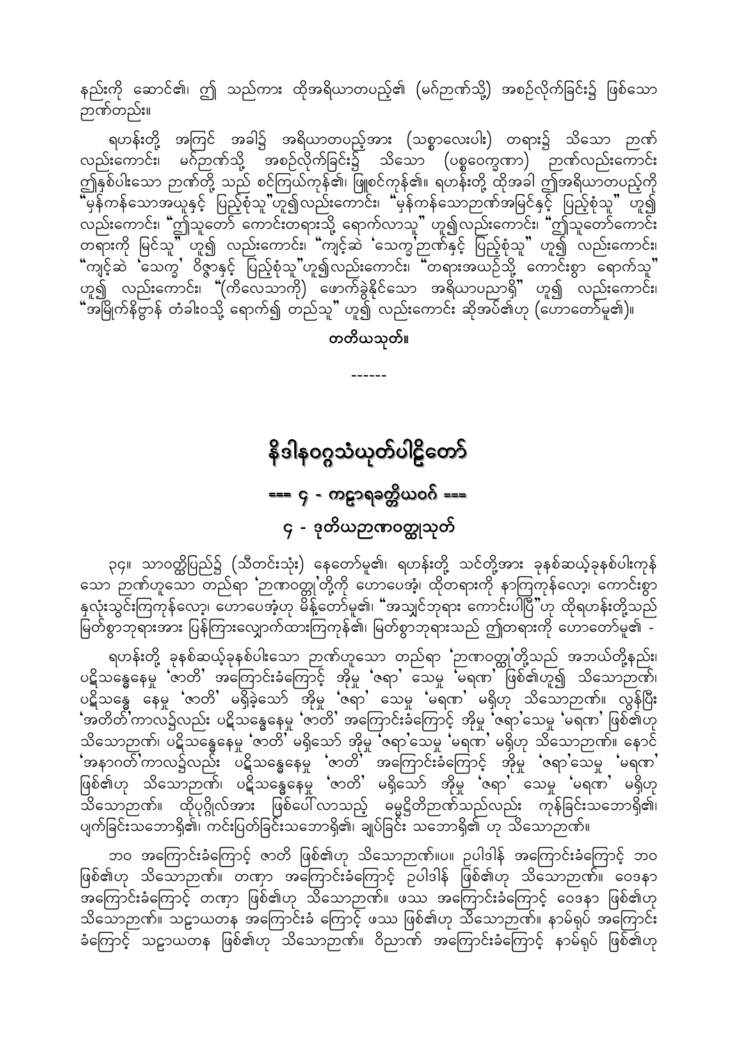နည်းကို ဆောင်၏၊ ဤ သည်ကား ထိုအရိယာတပည့်၏ (မဂ်ဉာဏ်သို့) အစဉ်လိုက်ခြင်း၌ ဖြစ်သော ဉာဏ်တည်း။

ရဟန်းတို့ အကြင် အခါ၌ အရိယာတပည့်အား (သစ္စာလေးပါး) တရား၌ သိသော ဉာဏ်လည်းကောင်း၊ မဂ်ဉာဏ်သို့ အစဉ်လိုက်ခြင်း၌ သိသော (ပစ္စဝေက္ခဏာ) ဉာဏ်လည်းကောင်း ဤနှစ်ပါးသော ဉာဏ်တို့ သည် စင်ကြယ်ကုန်၏၊ ဖြူစင်ကုန်၏။ ရဟန်းတို့ ထိုအခါ ဤအရိယာတပည့်ကို "မှန်ကန်သောအယူနှင့် ပြည့်စုံသူ"ဟူ၍လည်းကောင်း၊ "မှန်ကန်သောဉာဏ်အမြင်နှင့် ပြည့်စုံသူ" ဟူ၍လည်းကောင်း၊ "ဤသူတော် ကောင်းတရားသို့ ရောက်လာသူ" ဟူ၍လည်းကောင်း၊ "ဤသူတော်ကောင်းတရားကို မြင်သူ" ဟူ၍ လည်းကောင်း၊ "ကျင့်ဆဲ 'သေက္ခ'ဉာဏ်နှင့် ပြည့်စုံသူ" ဟူ၍ လည်းကောင်း၊ "ကျင့်ဆဲ 'သေက္ခ' ဝိဇ္ဇာနှင့် ပြည့်စုံသူ"ဟူ၍လည်းကောင်း၊ "တရားအယဉ်သို့ ကောင်းစွာ ရောက်သူ" ဟူ၍ လည်းကောင်း၊ "(ကိလေသာကို) ဖောက်ခွဲနိုင်သော အရိယာပညာရှိ" ဟူ၍ လည်းကောင်း၊ "အမြိုက်နိဗ္ဗာန် တံခါးဝသို့ ရောက်၍ တည်သူ" ဟူ၍ လည်းကောင်း ဆိုအပ်၏ဟု (ဟောတော်မူ၏)။

**တတိယသုတ်။**

------

# နိဒါနဝဂ္ဂသံယုတ်ပါဠိတော်

## === ၄ - ကဋာရခတ္တိယဝဂ် ===

### ၄ - ဒုတိယဉာဏဝတ္ထုသုတ်

၃၄။ သာဝတ္ထိပြည်၌ (သီတင်းသုံး) နေတော်မူ၏၊ ရဟန်းတို့ သင်တို့အား ခုနစ်ဆယ့်ခုနစ်ပါးကုန်သော ဉာဏ်ဟူသော တည်ရာ 'ဉာဏဝတ္ထု'တို့ကို ဟောပေအံ့၊ ထိုတရားကို နာကြကုန်လော့၊ ကောင်းစွာ နှလုံးသွင်းကြကုန်လော့၊ ဟောပေအံ့ဟု မိန့်တော်မူ၏။ "အသျှင်ဘုရား ကောင်းပါပြီ"ဟု ထိုရဟန်းတို့သည် မြတ်စွာဘုရားအား ပြန်ကြားလျှောက်ထားကြကုန်၏၊ မြတ်စွာဘုရားသည် ဤတရားကို ဟောတော်မူ၏ -

ရဟန်းတို့ ခုနစ်ဆယ့်ခုနစ်ပါးသော ဉာဏ်ဟူသော တည်ရာ 'ဉာဏဝတ္ထု'တို့သည် အဘယ်တို့နည်း၊ ပဋိသန္ဓေနေမှု 'ဇာတိ' အကြောင်းခံကြောင့် အိုမှု 'ဇရာ' သေမှု 'မရဏ' ဖြစ်၏ဟူ၍ သိသောဉာဏ်၊ ပဋိသန္ဓေ နေမှု 'ဇာတိ' မရှိခဲ့သော် အိုမှု 'ဇရာ' သေမှု 'မရဏ' မရှိဟု သိသောဉာဏ်။ လွန်ပြီး 'အတိတ်'ကာလ၌လည်း ပဋိသန္ဓေနေမှု 'ဇာတိ' အကြောင်းခံကြောင့် အိုမှု 'ဇရာ'သေမှု 'မရဏ' ဖြစ်၏ဟု သိသောဉာဏ်၊ ပဋိသန္ဓေနေမှု 'ဇာတိ' မရှိသော် အိုမှု 'ဇရာ'သေမှု 'မရဏ' မရှိဟု သိသောဉာဏ်။ နောင် 'အနာဂတ်'ကာလ၌လည်း ပဋိသန္ဓေနေမှု 'ဇာတိ' အကြောင်းခံကြောင့် အိုမှု 'ဇရာ'သေမှု 'မရဏ' ဖြစ်၏ဟု သိသောဉာဏ်၊ ပဋိသန္ဓေနေမှု 'ဇာတိ' မရှိသော် အိုမှု 'ဇရာ' သေမှု 'မရဏ' မရှိဟု သိသောဉာဏ်။ ထိုပုဂ္ဂိုလ်အား ဖြစ်ပေါ်လာသည့် ဓမ္မဋ္ဌိတိဉာဏ်သည်လည်း ကုန်ခြင်းသဘောရှိ၏၊ ပျက်ခြင်းသဘောရှိ၏၊ ကင်းပြတ်ခြင်းသဘောရှိ၏၊ ချုပ်ခြင်း သဘောရှိ၏ ဟု သိသောဉာဏ်။

ဘဝ အကြောင်းခံကြောင့် ဇာတိ ဖြစ်၏ဟု သိသောဉာဏ်။ပ။ ဥပါဒါန် အကြောင်းခံကြောင့် ဘဝ ဖြစ်၏ဟု သိသောဉာဏ်။ တဏှာ အကြောင်းခံကြောင့် ဥပါဒါန် ဖြစ်၏ဟု သိသောဉာဏ်။ ဝေဒနာ အကြောင်းခံကြောင့် တဏှာ ဖြစ်၏ဟု သိသောဉာဏ်။ ဖဿ အကြောင်းခံကြောင့် ဝေဒနာ ဖြစ်၏ဟု သိသောဉာဏ်။ သဠာယတန အကြောင်းခံ ကြောင့် ဖဿ ဖြစ်၏ဟု သိသောဉာဏ်။ နာမ်ရုပ် အကြောင်းခံကြောင့် သဠာယတန ဖြစ်၏ဟု သိသောဉာဏ်။ ဝိညာဏ် အကြောင်းခံကြောင့် နာမ်ရုပ် ဖြစ်၏ဟု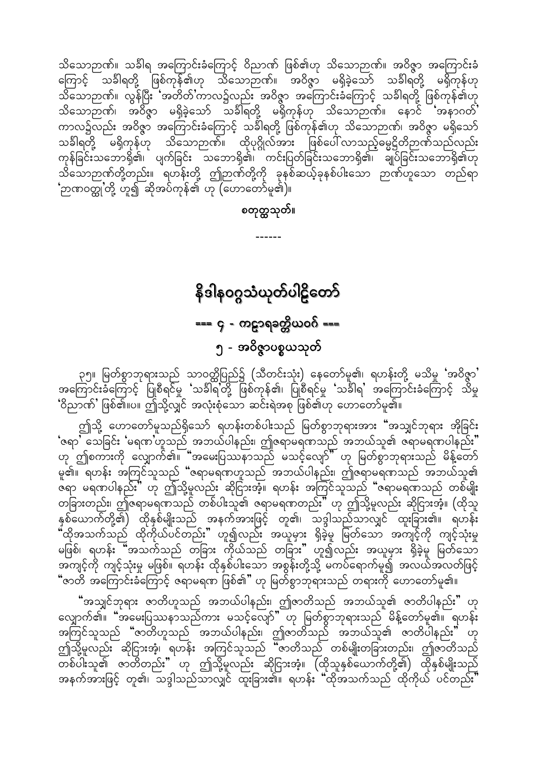သိသောဉာဏ်။ သင်္ခါရ အကြောင်းခံကြောင့် ဝိညာဏ် ဖြစ်၏ဟု သိသောဉာဏ်။ အဝိဇ္ဇာ အကြောင်းခံကြောင့် သင်္ခါရတို့ ဖြစ်ကုန်၏ဟု သိသောဉာဏ်။ အဝိဇ္ဇာ မရှိခဲ့သော် သင်္ခါရတို့ မရှိကုန်ဟု သိသောဉာဏ်။ လွန်ပြီး 'အတိတ်'ကာလ၌လည်း အဝိဇ္ဇာ အကြောင်းခံကြောင့် သင်္ခါရတို့ ဖြစ်ကုန်၏ဟု သိသောဉာဏ်၊ အဝိဇ္ဇာ မရှိခဲ့သော် သင်္ခါရတို့ မရှိကုန်ဟု သိသောဉာဏ်။ နောင် 'အနာဂတ်' ကာလ၌လည်း အဝိဇ္ဇာ အကြောင်းခံကြောင့် သင်္ခါရတို့ ဖြစ်ကုန်၏ဟု သိသောဉာဏ်၊ အဝိဇ္ဇာ မရှိသော် သင်္ခါရတို့ မရှိကုန်ဟု သိသောဉာဏ်။ ထိုပုဂ္ဂိုလ်အား ဖြစ်ပေါ်လာသည့်ဓမ္မဋ္ဌိတိဉာဏ်သည်လည်း ကုန်ခြင်းသဘောရှိ၏၊ ပျက်ခြင်း သဘောရှိ၏၊ ကင်းပြတ်ခြင်းသဘောရှိ၏၊ ချုပ်ခြင်းသဘောရှိ၏ဟု သိသောဉာဏ်တို့တည်း။ ရဟန်းတို့ ဤဉာဏ်တို့ကို ခုနစ်ဆယ့်ခုနစ်ပါးသော ဉာဏ်ဟူသော တည်ရာ 'ဉာဏဝတ္ထု'တို့ ဟူ၍ ဆိုအပ်ကုန်၏ ဟု (ဟောတော်မူ၏)။

**စတုတ္ထသုတ်။**

------

# နိဒါနဝဂ္ဂသံယုတ်ပါဠိတော်

## === ၄ - ကဠာရခတ္တိယဝဂ် ===

### ၅ - အဝိဇ္ဇာပစ္စယသုတ်

၃၅။ မြတ်စွာဘုရားသည် သာဝတ္ထိပြည်၌ (သီတင်းသုံး) နေတော်မူ၏၊ ရဟန်းတို့ မသိမှု 'အဝိဇ္ဇာ' အကြောင်းခံကြောင့် ပြုစီရင်မှု 'သင်္ခါရ'တို့ ဖြစ်ကုန်၏၊ ပြုစီရင်မှု 'သင်္ခါရ' အကြောင်းခံကြောင့် သိမှု 'ဝိညာဏ်' ဖြစ်၏။ပ။ ဤသို့လျှင် အလုံးစုံသော ဆင်းရဲအစု ဖြစ်၏ဟု ဟောတော်မူ၏။

ဤသို့ ဟောတော်မူသည်ရှိသော် ရဟန်းတစ်ပါးသည် မြတ်စွာဘုရားအား "အသျှင်ဘုရား အိုခြင်း 'ဇရာ' သေခြင်း 'မရဏ'ဟူသည် အဘယ်ပါနည်း၊ ဤဇရာမရဏသည် အဘယ်သူ၏ ဇရာမရဏပါနည်း" ဟု ဤစကားကို လျှောက်၏။ "အမေးပြဿနာသည် မသင့်လျော်" ဟု မြတ်စွာဘုရားသည် မိန့်တော်မူ၏။ ရဟန်း အကြင်သူသည် "ဇရာမရဏဟူသည် အဘယ်ပါနည်း၊ ဤဇရာမရဏသည် အဘယ်သူ၏ ဇရာ မရဏပါနည်း" ဟု ဤသို့မူလည်း ဆိုငြားအံ့။ ရဟန်း အကြင်သူသည် "ဇရာမရဏသည် တစ်မျိုး တခြားတည်း၊ ဤဇရာမရဏသည် တစ်ပါးသူ၏ ဇရာမရဏတည်း" ဟု ဤသို့မူလည်း ဆိုငြားအံ့။ (ထိုသူ နှစ်ယောက်တို့၏) ထိုနှစ်မျိုးသည် အနက်အားဖြင့် တူ၏၊ သဒ္ဒါသည်သာလျှင် ထူးခြား၏။ ရဟန်း "ထိုအသက်သည် ထိုကိုယ်ပင်တည်း" ဟူ၍လည်း အယူမှား ရှိခဲ့မူ မြတ်သော အကျင့်ကို ကျင့်သုံးမှု မဖြစ်၊ ရဟန်း "အသက်သည် တခြား ကိုယ်သည် တခြား" ဟူ၍လည်း အယူမှား ရှိခဲ့မူ မြတ်သော အကျင့်ကို ကျင့်သုံးမှု မဖြစ်။ ရဟန်း ထိုနှစ်ပါးသော အစွန်းတို့သို့ မကပ်ရောက်မူ၍ အလယ်အလတ်ဖြင့် "ဇာတိ အကြောင်းခံကြောင့် ဇရာမရဏ ဖြစ်၏" ဟု မြတ်စွာဘုရားသည် တရားကို ဟောတော်မူ၏။

"အသျှင်ဘုရား ဇာတိဟူသည် အဘယ်ပါနည်း၊ ဤဇာတိသည် အဘယ်သူ၏ ဇာတိပါနည်း" ဟု လျှောက်၏။ "အမေးပြဿနာသည်ကား မသင့်လျော်" ဟု မြတ်စွာဘုရားသည် မိန့်တော်မူ၏။ ရဟန်း အကြင်သူသည် "ဇာတိဟူသည် အဘယ်ပါနည်း၊ ဤဇာတိသည် အဘယ်သူ၏ ဇာတိပါနည်း" ဟု ဤသို့မူလည်း ဆိုငြားအံ့၊ ရဟန်း အကြင်သူသည် "ဇာတိသည် တစ်မျိုးတခြားတည်း၊ ဤဇာတိသည် တစ်ပါးသူ၏ ဇာတိတည်း" ဟု ဤသို့မူလည်း ဆိုငြားအံ့။ (ထိုသူနှစ်ယောက်တို့၏) ထိုနှစ်မျိုးသည် အနက်အားဖြင့် တူ၏၊ သဒ္ဒါသည်သာလျှင် ထူးခြား၏။ ရဟန်း "ထိုအသက်သည် ထိုကိုယ် ပင်တည်း"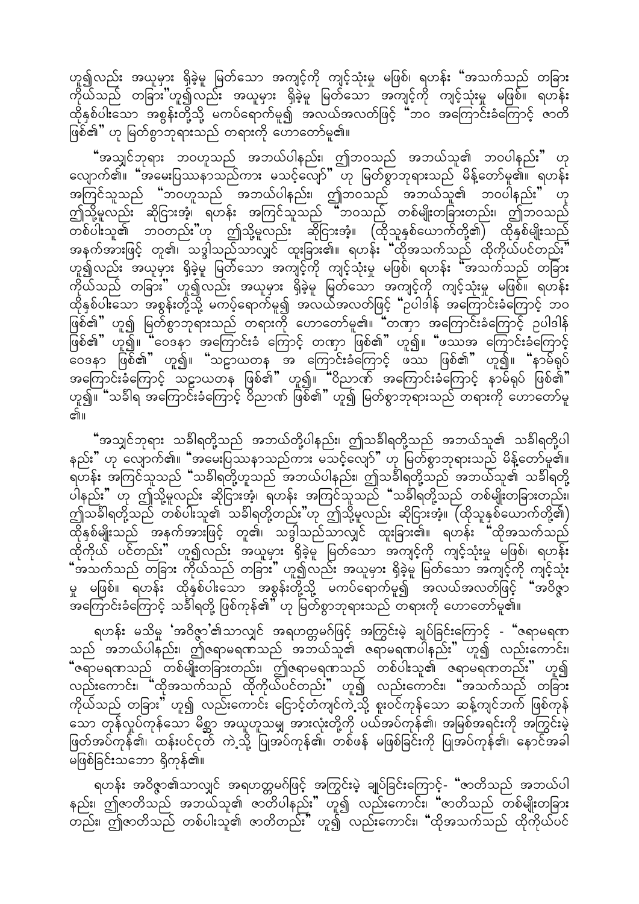ဟူ၍လည်း အယူမှား ရှိခဲ့မှု မြတ်သော အကျင့်ကို ကျင့်သုံးမှု မဖြစ်၊ ရဟန်း "အသက်သည် တခြား ကိုယ်သည် တခြား"ဟူ၍လည်း အယူမှား ရှိခဲ့မှု မြတ်သော အကျင့်ကို ကျင့်သုံးမှု မဖြစ်။ ရဟန်း ထိုနှစ်ပါးသော အစွန်းတို့သို့ မကပ်ရောက်မူ၍ အလယ်အလတ်ဖြင့် "ဘဝ အကြောင်းခံကြောင့် ဇာတိ ဖြစ်၏" ဟု မြတ်စွာဘုရားသည် တရားကို ဟောတော်မူ၏။

"အသျှင်ဘုရား ဘဝဟူသည် အဘယ်ပါနည်း၊ ဤဘဝသည် အဘယ်သူ၏ ဘဝပါနည်း" ဟု လျှောက်၏။ "အမေးပြဿနာသည်ကား မသင့်လျော်" ဟု မြတ်စွာဘုရားသည် မိန့်တော်မူ၏။ ရဟန်း အကြင်သူသည် "ဘဝဟူသည် အဘယ်ပါနည်း၊ ဤဘဝသည် အဘယ်သူ၏ ဘဝပါနည်း" ဟု ဤသို့မူလည်း ဆိုငြားအံ့၊ ရဟန်း အကြင်သူသည် "ဘဝသည် တစ်မျိုးတခြားတည်း၊ ဤဘဝသည် တစ်ပါးသူ၏ ဘဝတည်း"ဟု ဤသို့မူလည်း ဆိုငြားအံ့။ (ထိုသူနှစ်ယောက်တို့၏) ထိုနှစ်မျိုးသည် အနက်အားဖြင့် တူ၏၊ သဒ္ဒါသည်သာလျှင် ထူးခြား၏။ ရဟန်း "ထိုအသက်သည် ထိုကိုယ်ပင်တည်း" ဟူ၍လည်း အယူမှား ရှိခဲ့မှု မြတ်သော အကျင့်ကို ကျင့်သုံးမှု မဖြစ်၊ ရဟန်း "အသက်သည် တခြား ကိုယ်သည် တခြား" ဟူ၍လည်း အယူမှား ရှိခဲ့မှု မြတ်သော အကျင့်ကို ကျင့်သုံးမှု မဖြစ်။ ရဟန်း ထိုနှစ်ပါးသော အစွန်းတို့သို့ မကပ်ရောက်မူ၍ အလယ်အလတ်ဖြင့် "ဥပါဒါန် အကြောင်းခံကြောင့် ဘဝ ဖြစ်၏" ဟူ၍ မြတ်စွာဘုရားသည် တရားကို ဟောတော်မူ၏။ "တဏှာ အကြောင်းခံကြောင့် ဥပါဒါန် ဖြစ်၏" ဟူ၍။ "ဝေဒနာ အကြောင်းခံ ကြောင့် တဏှာ ဖြစ်၏" ဟူ၍။ "ဖဿအ ကြောင်းခံကြောင့် ဝေဒနာ ဖြစ်၏" ဟူ၍။ "သဠာယတန အ ကြောင်းခံကြောင့် ဖဿ ဖြစ်၏" ဟူ၍။ "နာမ်ရုပ် အကြောင်းခံကြောင့် သဠာယတန ဖြစ်၏" ဟူ၍။ "ဝိညာဏ် အကြောင်းခံကြောင့် နာမ်ရုပ် ဖြစ်၏" ဟူ၍။ "သင်္ခါရ အကြောင်းခံကြောင့် ဝိညာဏ် ဖြစ်၏" ဟူ၍ မြတ်စွာဘုရားသည် တရားကို ဟောတော်မူ၏။

"အသျှင်ဘုရား သင်္ခါရတို့သည် အဘယ်တို့ပါနည်း၊ ဤသင်္ခါရတို့သည် အဘယ်သူ၏ သင်္ခါရတို့ပါနည်း" ဟု လျှောက်၏။ "အမေးပြဿနာသည်ကား မသင့်လျော်" ဟု မြတ်စွာဘုရားသည် မိန့်တော်မူ၏။ ရဟန်း အကြင်သူသည် "သင်္ခါရတို့ဟူသည် အဘယ်ပါနည်း၊ ဤသင်္ခါရတို့သည် အဘယ်သူ၏ သင်္ခါရတို့ ပါနည်း" ဟု ဤသို့မူလည်း ဆိုငြားအံ့၊ ရဟန်း အကြင်သူသည် "သင်္ခါရတို့သည် တစ်မျိုးတခြားတည်း၊ ဤသင်္ခါရတို့သည် တစ်ပါးသူ၏ သင်္ခါရတို့တည်း"ဟု ဤသို့မူလည်း ဆိုငြားအံ့။ (ထိုသူနှစ်ယောက်တို့၏) ထိုနှစ်မျိုးသည် အနက်အားဖြင့် တူ၏၊ သဒ္ဒါသည်သာလျှင် ထူးခြား၏။ ရဟန်း "ထိုအသက်သည် ထိုကိုယ် ပင်တည်း" ဟူ၍လည်း အယူမှား ရှိခဲ့မှု မြတ်သော အကျင့်ကို ကျင့်သုံးမှု မဖြစ်၊ ရဟန်း "အသက်သည် တခြား ကိုယ်သည် တခြား" ဟူ၍လည်း အယူမှား ရှိခဲ့မှု မြတ်သော အကျင့်ကို ကျင့်သုံးမှု မဖြစ်။ ရဟန်း ထိုနှစ်ပါးသော အစွန်းတို့သို့ မကပ်ရောက်မူ၍ အလယ်အလတ်ဖြင့် "အဝိဇ္ဇာ အကြောင်းခံကြောင့် သင်္ခါရတို့ ဖြစ်ကုန်၏" ဟု မြတ်စွာဘုရားသည် တရားကို ဟောတော်မူ၏။

ရဟန်း မသိမှု 'အဝိဇ္ဇာ'၏သာလျှင် အရဟတ္တမဂ်ဖြင့် အကြွင်းမဲ့ ချုပ်ခြင်းကြောင့် - "ဇရာမရဏ သည် အဘယ်ပါနည်း၊ ဤဇရာမရဏသည် အဘယ်သူ၏ ဇရာမရဏပါနည်း" ဟူ၍ လည်းကောင်း၊ "ဇရာမရဏသည် တစ်မျိုးတခြားတည်း၊ ဤဇရာမရဏသည် တစ်ပါးသူ၏ ဇရာမရဏတည်း" ဟူ၍ လည်းကောင်း၊ "ထိုအသက်သည် ထိုကိုယ်ပင်တည်း" ဟူ၍ လည်းကောင်း၊ "အသက်သည် တခြား ကိုယ်သည် တခြား" ဟူ၍ လည်းကောင်း ငြောင့်တံကျင်ကဲ့သို့ စူးဝင်ကုန်သော ဆန့်ကျင်ဘက် ဖြစ်ကုန်သော တုန်လှုပ်ကုန်သော မိစ္ဆာ အယူဟူသမျှ အားလုံးတို့ကို ပယ်အပ်ကုန်၏၊ အမြစ်အရင်းကို အကြွင်းမဲ့ ဖြတ်အပ်ကုန်၏၊ ထန်းပင်ငုတ် ကဲ့သို့ ပြုအပ်ကုန်၏၊ တစ်ဖန် မဖြစ်ခြင်းကို ပြုအပ်ကုန်၏၊ နောင်အခါ မဖြစ်ခြင်းသဘော ရှိကုန်၏။

ရဟန်း အဝိဇ္ဇာ၏သာလျှင် အရဟတ္တမဂ်ဖြင့် အကြွင်းမဲ့ ချုပ်ခြင်းကြောင့်- "ဇာတိသည် အဘယ်ပါ နည်း၊ ဤဇာတိသည် အဘယ်သူ၏ ဇာတိပါနည်း" ဟူ၍ လည်းကောင်း၊ "ဇာတိသည် တစ်မျိုးတခြား တည်း၊ ဤဇာတိသည် တစ်ပါးသူ၏ ဇာတိတည်း" ဟူ၍ လည်းကောင်း၊ "ထိုအသက်သည် ထိုကိုယ်ပင်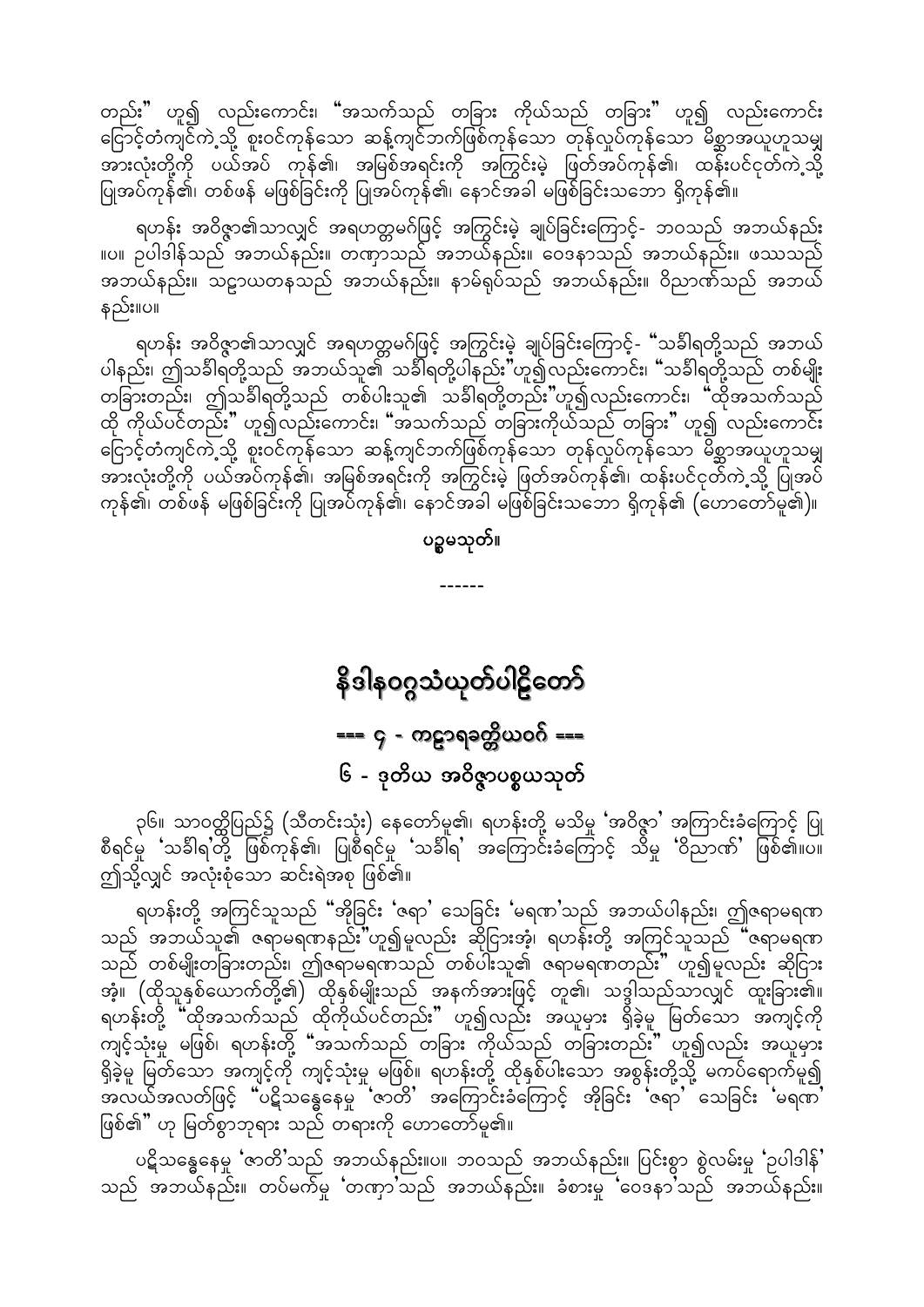တည်း" ဟူ၍ လည်းကောင်း၊ "အသက်သည် တခြား ကိုယ်သည် တခြား" ဟူ၍ လည်းကောင်း ပြောင့်တံကျင်ကဲ့သို့ စူးဝင်ကုန်သော ဆန့်ကျင်ဘက်ဖြစ်ကုန်သော တုန်လှုပ်ကုန်သော မိစ္ဆာအယူဟူသမျှ အားလုံးတို့ကို ပယ်အပ် ကုန်၏၊ အမြစ်အရင်းကို အကြွင်းမဲ့ ဖြတ်အပ်ကုန်၏၊ ထန်းပင်ငုတ်ကဲ့သို့ ပြုအပ်ကုန်၏၊ တစ်ဖန် မဖြစ်ခြင်းကို ပြုအပ်ကုန်၏၊ နောင်အခါ မဖြစ်ခြင်းသဘော ရှိကုန်၏။

ရဟန်း အဝိဇ္ဇာ၏သာလျှင် အရဟတ္တမဂ်ဖြင့် အကြွင်းမဲ့ ချုပ်ခြင်းကြောင့်- ဘဝသည် အဘယ်နည်း ။ပ။ ဥပါဒါန်သည် အဘယ်နည်း။ တဏှာသည် အဘယ်နည်း။ ဝေဒနာသည် အဘယ်နည်း။ ဖဿသည် အဘယ်နည်း။ သဠာယတနသည် အဘယ်နည်း။ နာမ်ရုပ်သည် အဘယ်နည်း။ ဝိညာဏ်သည် အဘယ် နည်း။ပ။

ရဟန်း အဝိဇ္ဇာ၏သာလျှင် အရဟတ္တမဂ်ဖြင့် အကြွင်းမဲ့ ချုပ်ခြင်းကြောင့်- "သင်္ခါရတို့သည် အဘယ် ပါနည်း၊ ဤသင်္ခါရတို့သည် အဘယ်သူ၏ သင်္ခါရတို့ပါနည်း" ဟူ၍လည်းကောင်း၊ "သင်္ခါရတို့သည် တစ်မျိုး တခြားတည်း၊ ဤသင်္ခါရတို့သည် တစ်ပါးသူ၏ သင်္ခါရတို့တည်း" ဟူ၍လည်းကောင်း၊ "ထိုအသက်သည် ထို ကိုယ်ပင်တည်း" ဟူ၍လည်းကောင်း၊ "အသက်သည် တခြားကိုယ်သည် တခြား" ဟူ၍ လည်းကောင်း ပြောင့်တံကျင်ကဲ့သို့ စူးဝင်ကုန်သော ဆန့်ကျင်ဘက်ဖြစ်ကုန်သော တုန်လှုပ်ကုန်သော မိစ္ဆာအယူဟူသမျှ အားလုံးတို့ကို ပယ်အပ်ကုန်၏၊ အမြစ်အရင်းကို အကြွင်းမဲ့ ဖြတ်အပ်ကုန်၏၊ ထန်းပင်ငုတ်ကဲ့သို့ ပြုအပ် ကုန်၏၊ တစ်ဖန် မဖြစ်ခြင်းကို ပြုအပ်ကုန်၏၊ နောင်အခါ မဖြစ်ခြင်းသဘော ရှိကုန်၏ (ဟောတော်မူ၏)။

ပဌမသုတ်။

------

# နိဒါနဝဂ္ဂသံယုတ်ပါဠိတော်

## === ၄ - ကဠာရခတ္တိယဝဂ် ===

### ၆ - ဒုတိယ အဝိဇ္ဇာပစ္စယသုတ်

၃၆။ သာဝတ္ထိပြည်၌ (သီတင်းသုံး) နေတော်မူ၏၊ ရဟန်းတို့ မသိမှု 'အဝိဇ္ဇာ' အကြောင်းခံကြောင့် ပြု စီရင်မှု 'သင်္ခါရ'တို့ ဖြစ်ကုန်၏၊ ပြုစီရင်မှု 'သင်္ခါရ' အကြောင်းခံကြောင့် သိမှု 'ဝိညာဏ်' ဖြစ်၏။ပ။ ဤသို့လျှင် အလုံးစုံသော ဆင်းရဲအစု ဖြစ်၏။

ရဟန်းတို့ အကြင်သူသည် "အိုခြင်း 'ဇရာ' သေခြင်း 'မရဏ'သည် အဘယ်ပါနည်း၊ ဤဇရာမရဏ သည် အဘယ်သူ၏ ဇရာမရဏနည်း" ဟူ၍မူလည်း ဆိုငြားအံ့၊ ရဟန်းတို့ အကြင်သူသည် "ဇရာမရဏ သည် တစ်မျိုးတခြားတည်း၊ ဤဇရာမရဏသည် တစ်ပါးသူ၏ ဇရာမရဏတည်း" ဟူ၍မူလည်း ဆိုငြား အံ့၊ (ထိုသူနှစ်ယောက်တို့၏) ထိုနှစ်မျိုးသည် အနက်အားဖြင့် တူ၏၊ သဒ္ဒါသည်သာလျှင် ထူးခြား၏။ ရဟန်းတို့ "ထိုအသက်သည် ထိုကိုယ်ပင်တည်း" ဟူ၍လည်း အယူမှား ရှိခဲ့မူ မြတ်သော အကျင့်ကို ကျင့်သုံးမှု မဖြစ်၊ ရဟန်းတို့ "အသက်သည် တခြား ကိုယ်သည် တခြားတည်း" ဟူ၍လည်း အယူမှား ရှိခဲ့မူ မြတ်သော အကျင့်ကို ကျင့်သုံးမှု မဖြစ်။ ရဟန်းတို့ ထိုနှစ်ပါးသော အစွန်းတို့သို့ မကပ်ရောက်မူ၍ အလယ်အလတ်ဖြင့် "ပဋိသန္ဓေနေမှု 'ဇာတိ' အကြောင်းခံကြောင့် အိုခြင်း 'ဇရာ' သေခြင်း 'မရဏ' ဖြစ်၏" ဟု မြတ်စွာဘုရား သည် တရားကို ဟောတော်မူ၏။

ပဋိသန္ဓေနေမှု 'ဇာတိ'သည် အဘယ်နည်း။ပ။ ဘဝသည် အဘယ်နည်း။ ပြင်းစွာ စွဲလမ်းမှု 'ဥပါဒါန်' သည် အဘယ်နည်း။ တပ်မက်မှု 'တဏှာ'သည် အဘယ်နည်း။ ခံစားမှု 'ဝေဒနာ'သည် အဘယ်နည်း။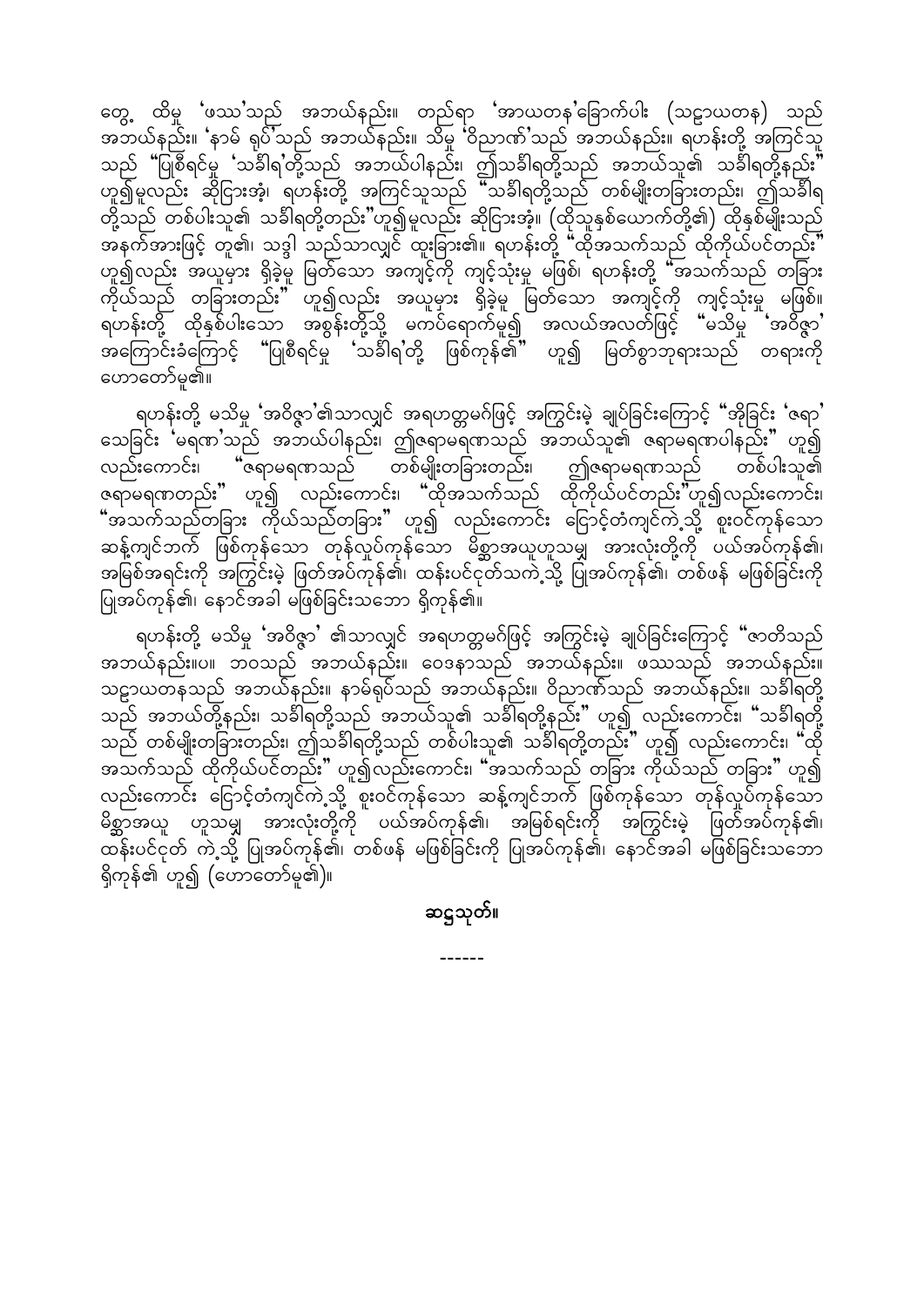တွေ့ ထိုမှ 'ဖဿ'သည် အဘယ်နည်း။ တည်ရာ 'အာယတန'ခြောက်ပါး (သဠာယတန) သည် အဘယ်နည်း။ 'နာမ် ရုပ်'သည် အဘယ်နည်း။ သို့မှ 'ဝိညာဏ်'သည် အဘယ်နည်း။ ရဟန်းတို့ အကြင်သူသည် "ပြုစီရင်မှု 'သင်္ခါရ'တို့သည် အဘယ်ပါနည်း၊ ဤသင်္ခါရတို့သည် အဘယ်သူ၏ သင်္ခါရတို့နည်း" ဟူ၍မူလည်း ဆိုငြားအံ့၊ ရဟန်းတို့ အကြင်သူသည် "သင်္ခါရတို့သည် တစ်မျိုးတခြားတည်း၊ ဤသင်္ခါရတို့သည် တစ်ပါးသူ၏ သင်္ခါရတို့တည်း"ဟူ၍မူလည်း ဆိုငြားအံ့။ (ထိုသူနှစ်ယောက်တို့၏) ထိုနှစ်မျိုးသည် အနက်အားဖြင့် တူ၏၊ သဒ္ဒါ သည်သာလျှင် ထူးခြား၏။ ရဟန်းတို့ "ထိုအသက်သည် ထိုကိုယ်ပင်တည်း" ဟူ၍လည်း အယူမှား ရှိခဲ့မူ မြတ်သော အကျင့်ကို ကျင့်သုံးမှု မဖြစ်၊ ရဟန်းတို့ "အသက်သည် တခြား ကိုယ်သည် တခြားတည်း" ဟူ၍လည်း အယူမှား ရှိခဲ့မူ မြတ်သော အကျင့်ကို ကျင့်သုံးမှု မဖြစ်။ ရဟန်းတို့ ထိုနှစ်ပါးသော အစွန်းတို့သို့ မကပ်ရောက်မူ၍ အလယ်အလတ်ဖြင့် "မသိမှု 'အဝိဇ္ဇာ' အကြောင်းခံကြောင့် "ပြုစီရင်မှု 'သင်္ခါရ'တို့ ဖြစ်ကုန်၏" ဟူ၍ မြတ်စွာဘုရားသည် တရားကို ဟောတော်မူ၏။

ရဟန်းတို့ မသိမှု 'အဝိဇ္ဇာ'၏သာလျှင် အရဟတ္တမဂ်ဖြင့် အကြွင်းမဲ့ ချုပ်ခြင်းကြောင့် "အိုခြင်း 'ဇရာ' သေခြင်း 'မရဏ'သည် အဘယ်ပါနည်း၊ ဤဇရာမရဏသည် အဘယ်သူ၏ ဇရာမရဏပါနည်း" ဟူ၍ လည်းကောင်း၊ "ဇရာမရဏသည် တစ်မျိုးတခြားတည်း၊ ဤဇရာမရဏသည် တစ်ပါးသူ၏ ဇရာမရဏတည်း" ဟူ၍ လည်းကောင်း၊ "ထိုအသက်သည် ထိုကိုယ်ပင်တည်း"ဟူ၍လည်းကောင်း၊ "အသက်သည်တခြား ကိုယ်သည်တခြား" ဟူ၍ လည်းကောင်း ငြောင့်တံကျင်ကဲ့သို့ စူးဝင်ကုန်သော ဆန့်ကျင်ဘက် ဖြစ်ကုန်သော တုန်လှုပ်ကုန်သော မိစ္ဆာအယူဟူသမျှ အားလုံးတို့ကို ပယ်အပ်ကုန်၏၊ အမြစ်အရင်းကို အကြွင်းမဲ့ ဖြတ်အပ်ကုန်၏၊ ထန်းပင်ငုတ်သကဲ့သို့ ပြုအပ်ကုန်၏၊ တစ်ဖန် မဖြစ်ခြင်းကို ပြုအပ်ကုန်၏၊ နောင်အခါ မဖြစ်ခြင်းသဘော ရှိကုန်၏။

ရဟန်းတို့ မသိမှု 'အဝိဇ္ဇာ' ၏သာလျှင် အရဟတ္တမဂ်ဖြင့် အကြွင်းမဲ့ ချုပ်ခြင်းကြောင့် "ဇာတိသည် အဘယ်နည်း။ပ။ ဘဝသည် အဘယ်နည်း။ ဝေဒနာသည် အဘယ်နည်း။ ဖဿသည် အဘယ်နည်း။ သဠာယတနသည် အဘယ်နည်း။ နာမ်ရုပ်သည် အဘယ်နည်း။ ဝိညာဏ်သည် အဘယ်နည်း။ သင်္ခါရတို့သည် အဘယ်တို့နည်း၊ သင်္ခါရတို့သည် အဘယ်သူ၏ သင်္ခါရတို့နည်း" ဟူ၍ လည်းကောင်း၊ "သင်္ခါရတို့သည် တစ်မျိုးတခြားတည်း၊ ဤသင်္ခါရတို့သည် တစ်ပါးသူ၏ သင်္ခါရတို့တည်း" ဟူ၍ လည်းကောင်း၊ "ထိုအသက်သည် ထိုကိုယ်ပင်တည်း" ဟူ၍လည်းကောင်း၊ "အသက်သည် တခြား ကိုယ်သည် တခြား" ဟူ၍ လည်းကောင်း ငြောင့်တံကျင်ကဲ့သို့ စူးဝင်ကုန်သော ဆန့်ကျင်ဘက် ဖြစ်ကုန်သော တုန်လှုပ်ကုန်သော မိစ္ဆာအယူ ဟူသမျှ အားလုံးတို့ကို ပယ်အပ်ကုန်၏၊ အမြစ်ရင်းကို အကြွင်းမဲ့ ဖြတ်အပ်ကုန်၏၊ ထန်းပင်ငုတ် ကဲ့သို့ ပြုအပ်ကုန်၏၊ တစ်ဖန် မဖြစ်ခြင်းကို ပြုအပ်ကုန်၏၊ နောင်အခါ မဖြစ်ခြင်းသဘော ရှိကုန်၏ ဟူ၍ (ဟောတော်မူ၏)။

**ဆဋ္ဌသုတ်။**

------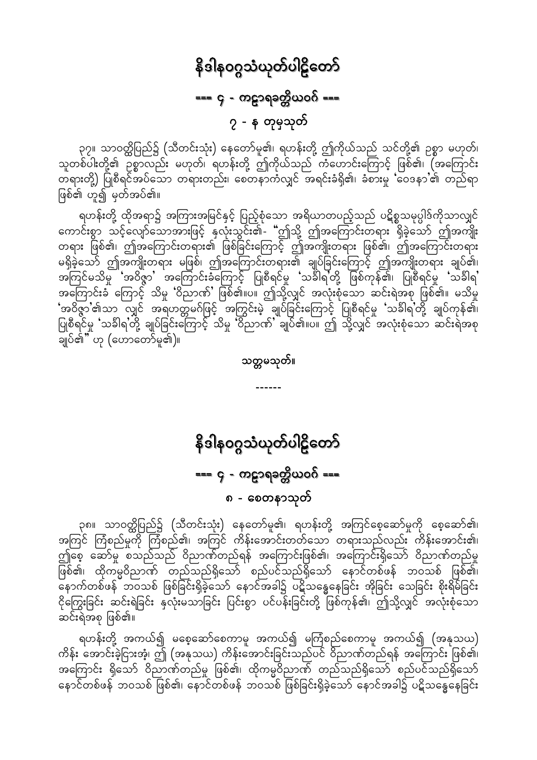# နိဒါနဝဂ္ဂသံယုတ်ပါဠိတော်

## === ၄ - ကဠာရခတ္တိယဝဂ် ===

### ၇ - န တုမှသုတ်

၃၇။ သာဝတ္ထိပြည်၌ (သီတင်းသုံး) နေတော်မူ၏၊ ရဟန်းတို့ ဤကိုယ်သည် သင်တို့၏ ဥစ္စာ မဟုတ်၊ သူတစ်ပါးတို့၏ ဥစ္စာလည်း မဟုတ်၊ ရဟန်းတို့ ဤကိုယ်သည် ကံဟောင်းကြောင့် ဖြစ်၏၊ (အကြောင်းတရားတို့) ပြုစီရင်အပ်သော တရားတည်း၊ စေတနာကံလျှင် အရင်းခံရှိ၏၊ ခံစားမှု 'ဝေဒနာ'၏ တည်ရာ ဖြစ်၏ ဟူ၍ မှတ်အပ်၏။

ရဟန်းတို့ ထိုအရာ၌ အကြားအမြင်နှင့် ပြည့်စုံသော အရိယာတပည့်သည် ပဋိစ္စသမုပ္ပါဒ်ကိုသာလျှင် ကောင်းစွာ သင့်လျော်သောအားဖြင့် နှလုံးသွင်း၏- "ဤသို့ ဤအကြောင်းတရား ရှိခဲ့သော် ဤအကျိုးတရား ဖြစ်၏၊ ဤအကြောင်းတရား၏ ဖြစ်ခြင်းကြောင့် ဤအကျိုးတရား ဖြစ်၏၊ ဤအကြောင်းတရား မရှိခဲ့သော် ဤအကျိုးတရား မဖြစ်၊ ဤအကြောင်းတရား၏ ချုပ်ခြင်းကြောင့် ဤအကျိုးတရား ချုပ်၏၊ အကြင်မသိမှု 'အဝိဇ္ဇာ' အကြောင်းခံကြောင့် ပြုစီရင်မှု 'သင်္ခါရ'တို့ ဖြစ်ကုန်၏၊ ပြုစီရင်မှု 'သင်္ခါရ' အကြောင်းခံ ကြောင့် သိမှု 'ဝိညာဏ်' ဖြစ်၏။ပ။ ဤသို့လျှင် အလုံးစုံသော ဆင်းရဲအစု ဖြစ်၏။ မသိမှု 'အဝိဇ္ဇာ'၏သာ လျှင် အရဟတ္တမဂ်ဖြင့် အကြွင်းမဲ့ ချုပ်ခြင်းကြောင့် ပြုစီရင်မှု 'သင်္ခါရ'တို့ ချုပ်ကုန်၏၊ ပြုစီရင်မှု 'သင်္ခါရ'တို့ ချုပ်ခြင်းကြောင့် သိမှု 'ဝိညာဏ်' ချုပ်၏။ပ။ ဤ သို့လျှင် အလုံးစုံသော ဆင်းရဲအစု ချုပ်၏" ဟု (ဟောတော်မူ၏)။

သတ္တမသုတ်။

------

# နိဒါနဝဂ္ဂသံယုတ်ပါဠိတော်

## === ၄ - ကဠာရခတ္တိယဝဂ် ===

### ၈ - စေတနာသုတ်

၃၈။ သာဝတ္ထိပြည်၌ (သီတင်းသုံး) နေတော်မူ၏၊ ရဟန်းတို့ အကြင်စေ့ဆော်မှုကို စေ့ဆော်၏၊ အကြင် ကြံစည်မှုကို ကြံစည်၏၊ အကြင် ကိန်းအောင်းတတ်သော တရားသည်လည်း ကိန်းအောင်း၏၊ ဤစေ့ ဆော်မှု စသည်သည် ဝိညာဏ်တည်ရန် အကြောင်းဖြစ်၏၊ အကြောင်းရှိသော် ဝိညာဏ်တည်မှု ဖြစ်၏၊ ထိုကမ္မဝိညာဏ် တည်သည်ရှိသော် စည်ပင်သည်ရှိသော် နောင်တစ်ဖန် ဘဝသစ် ဖြစ်၏၊ နောက်တစ်ဖန် ဘဝသစ် ဖြစ်ခြင်းရှိခဲ့သော် နောင်အခါ၌ ပဋိသန္ဓေနေခြင်း အိုခြင်း သေခြင်း စိုးရိမ်ခြင်း ငိုကြွေးခြင်း ဆင်းရဲခြင်း နှလုံးမသာခြင်း ပြင်းစွာ ပင်ပန်းခြင်းတို့ ဖြစ်ကုန်၏၊ ဤသို့လျှင် အလုံးစုံသော ဆင်းရဲအစု ဖြစ်၏။

ရဟန်းတို့ အကယ်၍ မစေ့ဆော်စေကာမူ အကယ်၍ မကြံစည်စေကာမူ အကယ်၍ (အနုသယ) ကိန်း အောင်းခဲ့ငြားအံ့၊ ဤ (အနုသယ) ကိန်းအောင်းခြင်းသည်ပင် ဝိညာဏ်တည်ရန် အကြောင်း ဖြစ်၏၊ အကြောင်း ရှိသော် ဝိညာဏ်တည်မှု ဖြစ်၏၊ ထိုကမ္မဝိညာဏ် တည်သည်ရှိသော် စည်ပင်သည်ရှိသော် နောင်တစ်ဖန် ဘဝသစ် ဖြစ်၏၊ နောင်တစ်ဖန် ဘဝသစ် ဖြစ်ခြင်းရှိခဲ့သော် နောင်အခါ၌ ပဋိသန္ဓေနေခြင်း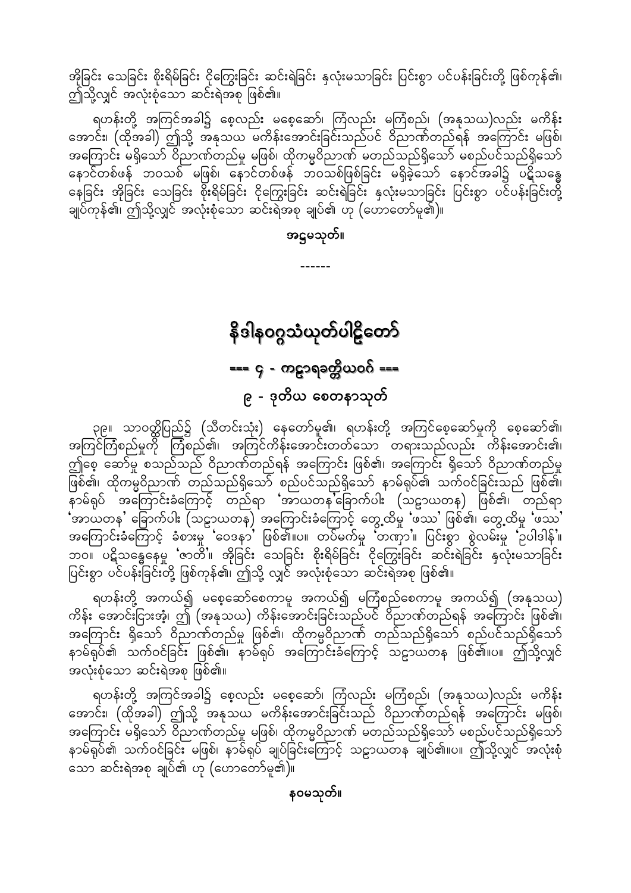အိုခြင်း သေခြင်း စိုးရိမ်ခြင်း ငိုကြွေးခြင်း ဆင်းရဲခြင်း နှလုံးမသာခြင်း ပြင်းစွာ ပင်ပန်းခြင်းတို့ ဖြစ်ကုန်၏၊ ဤသို့လျှင် အလုံးစုံသော ဆင်းရဲအစု ဖြစ်၏။

ရဟန်းတို့ အကြင်အခါ၌ စေ့လည်း မစေ့ဆော်၊ ကြံလည်း မကြံစည်၊ (အနုသယ)လည်း မကိန်းအောင်း၊ (ထိုအခါ) ဤသို့ အနုသယ မကိန်းအောင်းခြင်းသည်ပင် ဝိညာဏ်တည်ရန် အကြောင်း မဖြစ်၊ အကြောင်း မရှိသော် ဝိညာဏ်တည်မှု မဖြစ်၊ ထိုကမ္မဝိညာဏ် မတည်သည်ရှိသော် မစည်ပင်သည်ရှိသော် နောင်တစ်ဖန် ဘဝသစ် မဖြစ်၊ နောင်တစ်ဖန် ဘဝသစ်ဖြစ်ခြင်း မရှိခဲ့သော် နောင်အခါ၌ ပဋိသန္ဓေနေခြင်း အိုခြင်း သေခြင်း စိုးရိမ်ခြင်း ငိုကြွေးခြင်း ဆင်းရဲခြင်း နှလုံးမသာခြင်း ပြင်းစွာ ပင်ပန်းခြင်းတို့ ချုပ်ကုန်၏၊ ဤသို့လျှင် အလုံးစုံသော ဆင်းရဲအစု ချုပ်၏ ဟု (ဟောတော်မူ၏)။

**အဋ္ဌမသုတ်။**

------

# နိဒါနဝဂ္ဂသံယုတ်ပါဠိတော်

## === ၄ - ကဠာရခတ္တိယဝဂ် ===

## ၉ - ဒုတိယ စေတနာသုတ်

၃၉။ သာဝတ္ထိပြည်၌ (သီတင်းသုံး) နေတော်မူ၏၊ ရဟန်းတို့ အကြင်စေ့ဆော်မှုကို စေ့ဆော်၏၊ အကြင်ကြံစည်မှုကို ကြံစည်၏၊ အကြင်ကိန်းအောင်းတတ်သော တရားသည်လည်း ကိန်းအောင်း၏၊ ဤစေ့ ဆော်မှု စသည်သည် ဝိညာဏ်တည်ရန် အကြောင်း ဖြစ်၏၊ အကြောင်း ရှိသော် ဝိညာဏ်တည်မှု ဖြစ်၏၊ ထိုကမ္မဝိညာဏ် တည်သည်ရှိသော် စည်ပင်သည်ရှိသော် နာမ်ရုပ်၏ သက်ဝင်ခြင်းသည် ဖြစ်၏၊ နာမ်ရုပ် အကြောင်းခံကြောင့် တည်ရာ 'အာယတန'ခြောက်ပါး (သဠာယတန) ဖြစ်၏၊ တည်ရာ 'အာယတန' ခြောက်ပါး (သဠာယတန) အကြောင်းခံကြောင့် တွေ့ထိမှု 'ဖဿ' ဖြစ်၏၊ တွေ့ထိမှု 'ဖဿ' အကြောင်းခံကြောင့် ခံစားမှု 'ဝေဒနာ' ဖြစ်၏။ပ။ တပ်မက်မှု 'တဏှာ'။ ပြင်းစွာ စွဲလမ်းမှု 'ဥပါဒါန်'။ ဘဝ။ ပဋိသန္ဓေနေမှု 'ဇာတိ'။ အိုခြင်း သေခြင်း စိုးရိမ်ခြင်း ငိုကြွေးခြင်း ဆင်းရဲခြင်း နှလုံးမသာခြင်း ပြင်းစွာ ပင်ပန်းခြင်းတို့ ဖြစ်ကုန်၏၊ ဤသို့ လျှင် အလုံးစုံသော ဆင်းရဲအစု ဖြစ်၏။

ရဟန်းတို့ အကယ်၍ မစေ့ဆော်စေကာမူ အကယ်၍ မကြံစည်စေကာမူ အကယ်၍ (အနုသယ) ကိန်း အောင်းငြားအံ့၊ ဤ (အနုသယ) ကိန်းအောင်းခြင်းသည်ပင် ဝိညာဏ်တည်ရန် အကြောင်း ဖြစ်၏၊ အကြောင်း ရှိသော် ဝိညာဏ်တည်မှု ဖြစ်၏၊ ထိုကမ္မဝိညာဏ် တည်သည်ရှိသော် စည်ပင်သည်ရှိသော် နာမ်ရုပ်၏ သက်ဝင်ခြင်း ဖြစ်၏၊ နာမ်ရုပ် အကြောင်းခံကြောင့် သဠာယတန ဖြစ်၏။ပ။ ဤသို့လျှင် အလုံးစုံသော ဆင်းရဲအစု ဖြစ်၏။

ရဟန်းတို့ အကြင်အခါ၌ စေ့လည်း မစေ့ဆော်၊ ကြံလည်း မကြံစည်၊ (အနုသယ)လည်း မကိန်းအောင်း၊ (ထိုအခါ) ဤသို့ အနုသယ မကိန်းအောင်းခြင်းသည် ဝိညာဏ်တည်ရန် အကြောင်း မဖြစ်၊ အကြောင်း မရှိသော် ဝိညာဏ်တည်မှု မဖြစ်၊ ထိုကမ္မဝိညာဏ် မတည်သည်ရှိသော် မစည်ပင်သည်ရှိသော် နာမ်ရုပ်၏ သက်ဝင်ခြင်း မဖြစ်၊ နာမ်ရုပ် ချုပ်ခြင်းကြောင့် သဠာယတန ချုပ်၏။ပ။ ဤသို့လျှင် အလုံးစုံသော ဆင်းရဲအစု ချုပ်၏ ဟု (ဟောတော်မူ၏)။

**နဝမသုတ်။**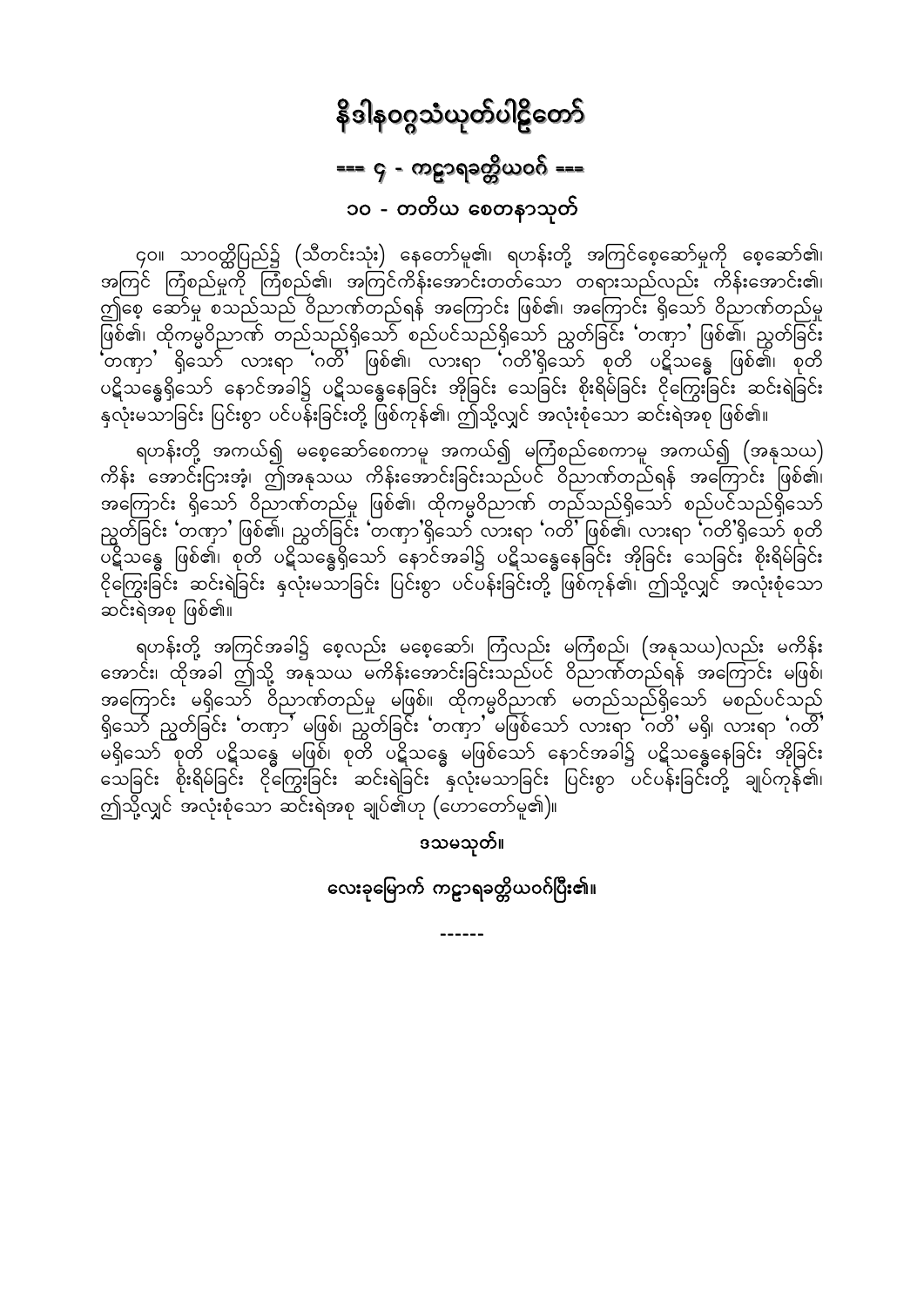# နိဒါနဝဂ္ဂသံယုတ်ပါဠိတော်

## === ၄ - ကဠာရခတ္တိယဝဂ် ===

### ၁၀ - တတိယ စေတနာသုတ်

၄၀။ သာဝတ္ထိပြည်၌ (သီတင်းသုံး) နေတော်မူ၏၊ ရဟန်းတို့ အကြင်စေ့ဆော်မှုကို စေ့ဆော်၏၊ အကြင် ကြံစည်မှုကို ကြံစည်၏၊ အကြင်ကိန်းအောင်းတတ်သော တရားသည်လည်း ကိန်းအောင်း၏၊ ဤစေ့ ဆော်မှု စသည်သည် ဝိညာဏ်တည်ရန် အကြောင်း ဖြစ်၏၊ အကြောင်း ရှိသော် ဝိညာဏ်တည်မှု ဖြစ်၏၊ ထိုကမ္မဝိညာဏ် တည်သည်ရှိသော် စည်ပင်သည်ရှိသော် ညွတ်ခြင်း 'တဏှာ' ဖြစ်၏၊ ညွတ်ခြင်း 'တဏှာ' ရှိသော် လားရာ 'ဂတိ' ဖြစ်၏၊ လားရာ 'ဂတိ'ရှိသော် စုတိ ပဋိသန္ဓေ ဖြစ်၏၊ စုတိ ပဋိသန္ဓေရှိသော် နောင်အခါ၌ ပဋိသန္ဓေနေခြင်း အိုခြင်း သေခြင်း စိုးရိမ်ခြင်း ငိုကြွေးခြင်း ဆင်းရဲခြင်း နှလုံးမသာခြင်း ပြင်းစွာ ပင်ပန်းခြင်းတို့ ဖြစ်ကုန်၏၊ ဤသို့လျှင် အလုံးစုံသော ဆင်းရဲအစု ဖြစ်၏။

ရဟန်းတို့ အကယ်၍ မစေ့ဆော်စေကာမူ အကယ်၍ မကြံစည်စေကာမူ အကယ်၍ (အနုသယ) ကိန်း အောင်းငြားအံ့၊ ဤအနုသယ ကိန်းအောင်းခြင်းသည်ပင် ဝိညာဏ်တည်ရန် အကြောင်း ဖြစ်၏၊ အကြောင်း ရှိသော် ဝိညာဏ်တည်မှု ဖြစ်၏၊ ထိုကမ္မဝိညာဏ် တည်သည်ရှိသော် စည်ပင်သည်ရှိသော် ညွတ်ခြင်း 'တဏှာ' ဖြစ်၏၊ ညွတ်ခြင်း 'တဏှာ'ရှိသော် လားရာ 'ဂတိ' ဖြစ်၏၊ လားရာ 'ဂတိ'ရှိသော် စုတိ ပဋိသန္ဓေ ဖြစ်၏၊ စုတိ ပဋိသန္ဓေရှိသော် နောင်အခါ၌ ပဋိသန္ဓေနေခြင်း အိုခြင်း သေခြင်း စိုးရိမ်ခြင်း ငိုကြွေးခြင်း ဆင်းရဲခြင်း နှလုံးမသာခြင်း ပြင်းစွာ ပင်ပန်းခြင်းတို့ ဖြစ်ကုန်၏၊ ဤသို့လျှင် အလုံးစုံသော ဆင်းရဲအစု ဖြစ်၏။

ရဟန်းတို့ အကြင်အခါ၌ စေ့လည်း မစေ့ဆော်၊ ကြံလည်း မကြံစည်၊ (အနုသယ)လည်း မကိန်း အောင်း၊ ထိုအခါ ဤသို့ အနုသယ မကိန်းအောင်းခြင်းသည်ပင် ဝိညာဏ်တည်ရန် အကြောင်း မဖြစ်၊ အကြောင်း မရှိသော် ဝိညာဏ်တည်မှု မဖြစ်။ ထိုကမ္မဝိညာဏ် မတည်သည်ရှိသော် မစည်ပင်သည် ရှိသော် ညွတ်ခြင်း 'တဏှာ' မဖြစ်၊ ညွတ်ခြင်း 'တဏှာ' မဖြစ်သော် လားရာ 'ဂတိ' မရှိ၊ လားရာ 'ဂတိ' မရှိသော် စုတိ ပဋိသန္ဓေ မဖြစ်၊ စုတိ ပဋိသန္ဓေ မဖြစ်သော် နောင်အခါ၌ ပဋိသန္ဓေနေခြင်း အိုခြင်း သေခြင်း စိုးရိမ်ခြင်း ငိုကြွေးခြင်း ဆင်းရဲခြင်း နှလုံးမသာခြင်း ပြင်းစွာ ပင်ပန်းခြင်းတို့ ချုပ်ကုန်၏၊ ဤသို့လျှင် အလုံးစုံသော ဆင်းရဲအစု ချုပ်၏ဟု (ဟောတော်မူ၏)။

**ဒသမသုတ်။**

**လေးခုမြောက် ကဠာရခတ္တိယဝဂ်ပြီး၏။**

------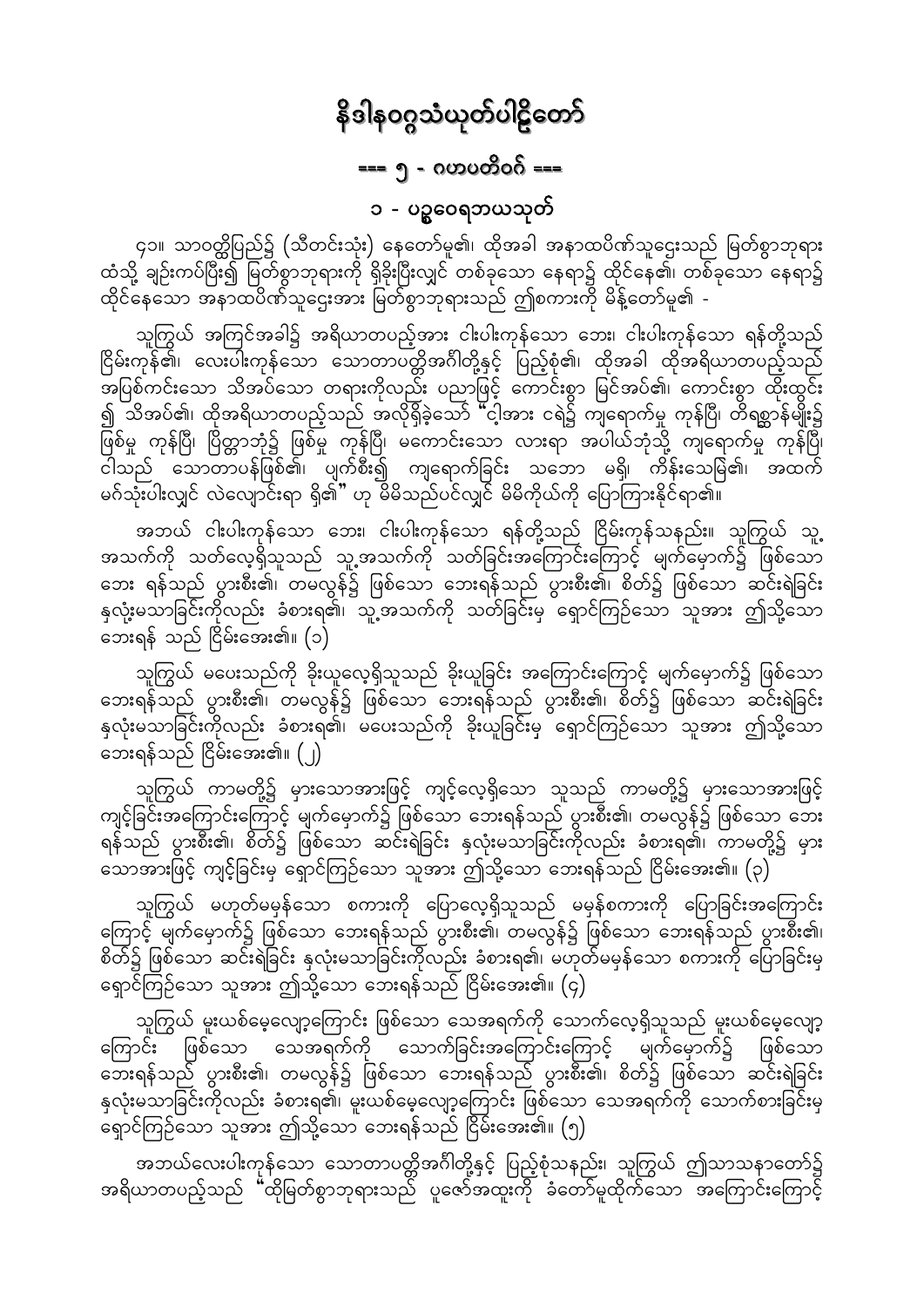# နိဒါနဝဂ္ဂသံယုတ်ပါဠိတော်

## === ၅ - ဂဟပတိဝဂ် ===

### ၁ - ပဥ္စဝေရဘယသုတ်

၄၁။ သာဝတ္ထိပြည်၌ (သီတင်းသုံး) နေတော်မူ၏၊ ထိုအခါ အနာထပိဏ်သူဌေးသည် မြတ်စွာဘုရား ထံသို့ ချဉ်းကပ်ပြီး၍ မြတ်စွာဘုရားကို ရှိခိုးပြီးလျှင် တစ်ခုသော နေရာ၌ ထိုင်နေ၏၊ တစ်ခုသော နေရာ၌ ထိုင်နေသော အနာထပိဏ်သူဌေးအား မြတ်စွာဘုရားသည် ဤစကားကို မိန့်တော်မူ၏ -

သူကြွယ် အကြင်အခါ၌ အရိယာတပည့်အား ငါးပါးကုန်သော ဘေး၊ ငါးပါးကုန်သော ရန်တို့သည် ငြိမ်းကုန်၏၊ လေးပါးကုန်သော သောတာပတ္တိအင်္ဂါတို့နှင့် ပြည့်စုံ၏၊ ထိုအခါ ထိုအရိယာတပည့်သည် အပြစ်ကင်းသော သိအပ်သော တရားကိုလည်း ပညာဖြင့် ကောင်းစွာ မြင်အပ်၏၊ ကောင်းစွာ ထိုးထွင်း၍ သိအပ်၏၊ ထိုအရိယာတပည့်သည် အလိုရှိခဲ့သော် "ငါ့အား ငရဲ၌ ကျရောက်မှု ကုန်ပြီ၊ တိရစ္ဆာန်မျိုး၌ ဖြစ်မှု ကုန်ပြီ၊ ပြိတ္တာဘုံ၌ ဖြစ်မှု ကုန်ပြီ၊ မကောင်းသော လားရာ အပါယ်ဘုံသို့ ကျရောက်မှု ကုန်ပြီ၊ ငါသည် သောတာပန်ဖြစ်၏၊ ပျက်စီး၍ ကျရောက်ခြင်း သဘော မရှိ၊ ကိန်းသေမြဲ၏၊ အထက် မဂ်သုံးပါးလျှင် လဲလျောင်းရာ ရှိ၏" ဟု မိမိသည်ပင်လျှင် မိမိကိုယ်ကို ပြောကြားနိုင်ရာ၏။

အဘယ် ငါးပါးကုန်သော ဘေး၊ ငါးပါးကုန်သော ရန်တို့သည် ငြိမ်းကုန်သနည်း။ သူကြွယ် သူ့အသက်ကို သတ်လေ့ရှိသူသည် သူ့အသက်ကို သတ်ခြင်းအကြောင်းကြောင့် မျက်မှောက်၌ ဖြစ်သော ဘေး ရန်သည် ပွားစီး၏၊ တမလွန်၌ ဖြစ်သော ဘေးရန်သည် ပွားစီး၏၊ စိတ်၌ ဖြစ်သော ဆင်းရဲခြင်း နှလုံးမသာခြင်းကိုလည်း ခံစားရ၏၊ သူ့အသက်ကို သတ်ခြင်းမှ ရှောင်ကြဉ်သော သူအား ဤသို့သော ဘေးရန် သည် ငြိမ်းအေး၏။ (၁)

သူကြွယ် မပေးသည်ကို ခိုးယူလေ့ရှိသူသည် ခိုးယူခြင်း အကြောင်းကြောင့် မျက်မှောက်၌ ဖြစ်သော ဘေးရန်သည် ပွားစီး၏၊ တမလွန်၌ ဖြစ်သော ဘေးရန်သည် ပွားစီး၏၊ စိတ်၌ ဖြစ်သော ဆင်းရဲခြင်း နှလုံးမသာခြင်းကိုလည်း ခံစားရ၏၊ မပေးသည်ကို ခိုးယူခြင်းမှ ရှောင်ကြဉ်သော သူအား ဤသို့သော ဘေးရန်သည် ငြိမ်းအေး၏။ (၂)

သူကြွယ် ကာမတို့၌ မှားသောအားဖြင့် ကျင့်လေ့ရှိသော သူသည် ကာမတို့၌ မှားသောအားဖြင့် ကျင့်ခြင်းအကြောင်းကြောင့် မျက်မှောက်၌ ဖြစ်သော ဘေးရန်သည် ပွားစီး၏၊ တမလွန်၌ ဖြစ်သော ဘေး ရန်သည် ပွားစီး၏၊ စိတ်၌ ဖြစ်သော ဆင်းရဲခြင်း နှလုံးမသာခြင်းကိုလည်း ခံစားရ၏၊ ကာမတို့၌ မှား သောအားဖြင့် ကျင့်ခြင်းမှ ရှောင်ကြဉ်သော သူအား ဤသို့သော ဘေးရန်သည် ငြိမ်းအေး၏။ (၃)

သူကြွယ် မဟုတ်မမှန်သော စကားကို ပြောလေ့ရှိသူသည် မမှန်စကားကို ပြောခြင်းအကြောင်း ကြောင့် မျက်မှောက်၌ ဖြစ်သော ဘေးရန်သည် ပွားစီး၏၊ တမလွန်၌ ဖြစ်သော ဘေးရန်သည် ပွားစီး၏၊ စိတ်၌ ဖြစ်သော ဆင်းရဲခြင်း နှလုံးမသာခြင်းကိုလည်း ခံစားရ၏၊ မဟုတ်မမှန်သော စကားကို ပြောခြင်းမှ ရှောင်ကြဉ်သော သူအား ဤသို့သော ဘေးရန်သည် ငြိမ်းအေး၏။ (၄)

သူကြွယ် မူးယစ်မေ့လျော့ကြောင်း ဖြစ်သော သေအရက်ကို သောက်လေ့ရှိသူသည် မူးယစ်မေ့လျော့ ကြောင်း ဖြစ်သော သေအရက်ကို သောက်ခြင်းအကြောင်းကြောင့် မျက်မှောက်၌ ဖြစ်သော ဘေးရန်သည် ပွားစီး၏၊ တမလွန်၌ ဖြစ်သော ဘေးရန်သည် ပွားစီး၏၊ စိတ်၌ ဖြစ်သော ဆင်းရဲခြင်း နှလုံးမသာခြင်းကိုလည်း ခံစားရ၏၊ မူးယစ်မေ့လျော့ကြောင်း ဖြစ်သော သေအရက်ကို သောက်စားခြင်းမှ ရှောင်ကြဉ်သော သူအား ဤသို့သော ဘေးရန်သည် ငြိမ်းအေး၏။ (၅)

အဘယ်လေးပါးကုန်သော သောတာပတ္တိအင်္ဂါတို့နှင့် ပြည့်စုံသနည်း၊ သူကြွယ် ဤသာသနာတော်၌ အရိယာတပည့်သည် "ထိုမြတ်စွာဘုရားသည် ပူဇော်အထူးကို ခံတော်မူထိုက်သော အကြောင်းကြောင့်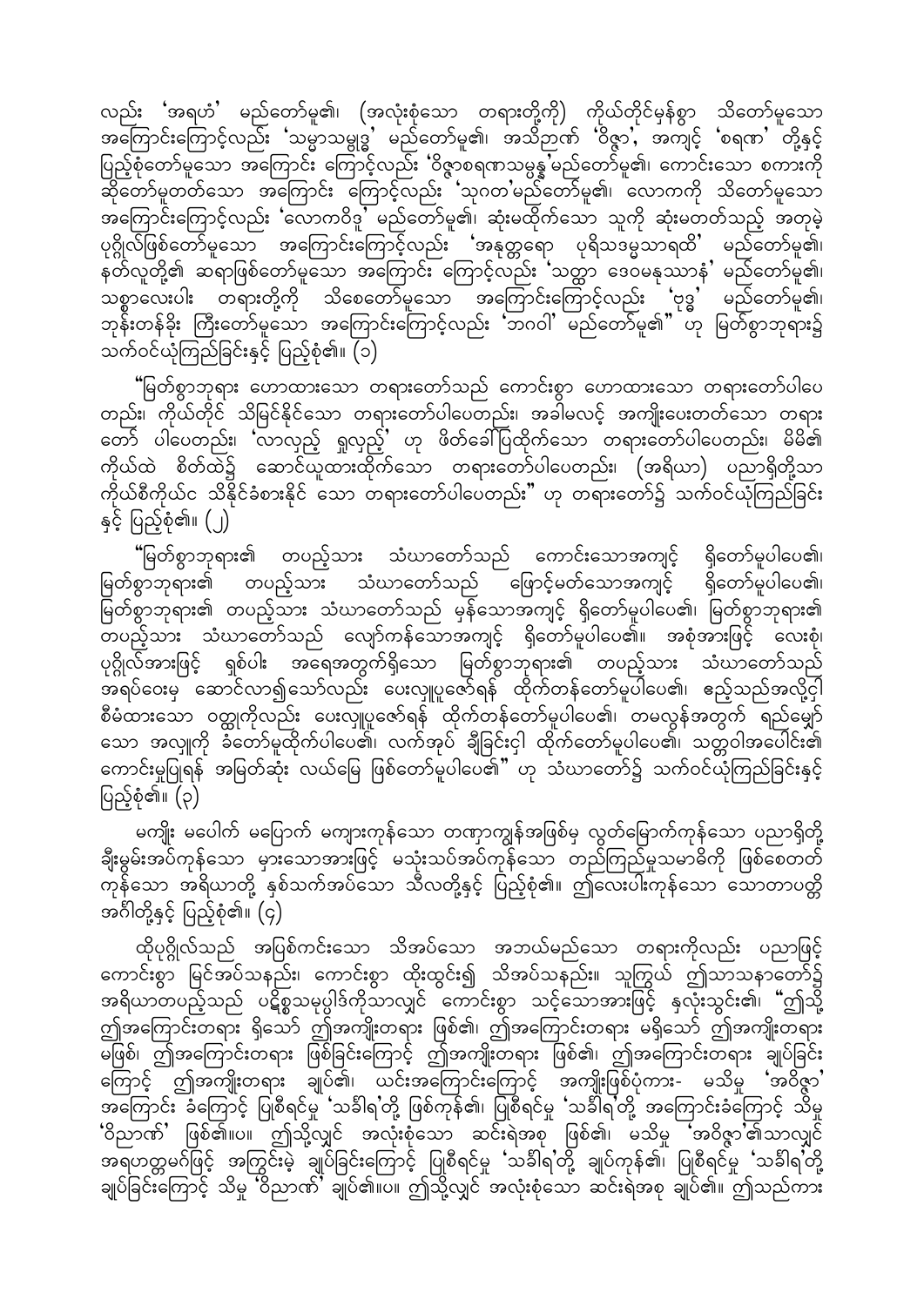လည်း 'အရဟံ' မည်တော်မူ၏၊ (အလုံးစုံသော တရားတို့ကို) ကိုယ်တိုင်မှန်စွာ သိတော်မူသော အကြောင်းကြောင့်လည်း 'သမ္မာသမ္ဗုဒ္ဓ' မည်တော်မူ၏၊ အသိဉာဏ် 'ဝိဇ္ဇာ'၊ အကျင့် 'စရဏ' တို့နှင့် ပြည့်စုံတော်မူသော အကြောင်း ကြောင့်လည်း 'ဝိဇ္ဇာစရဏသမ္ပန္န'မည်တော်မူ၏၊ ကောင်းသော စကားကို ဆိုတော်မူတတ်သော အကြောင်း ကြောင့်လည်း 'သုဂတ'မည်တော်မူ၏၊ လောကကို သိတော်မူသော အကြောင်းကြောင့်လည်း 'လောကဝိဒူ' မည်တော်မူ၏၊ ဆုံးမထိုက်သော သူကို ဆုံးမတတ်သည့် အတုမဲ့ ပုဂ္ဂိုလ်ဖြစ်တော်မူသော အကြောင်းကြောင့်လည်း 'အနုတ္တရော ပုရိသဒမ္မသာရထိ' မည်တော်မူ၏၊ နတ်လူတို့၏ ဆရာဖြစ်တော်မူသော အကြောင်း ကြောင့်လည်း 'သတ္ထာ ဒေဝမနုဿာနံ' မည်တော်မူ၏၊ သစ္စာလေးပါး တရားတို့ကို သိစေတော်မူသော အကြောင်းကြောင့်လည်း 'ဗုဒ္ဓ' မည်တော်မူ၏၊ ဘုန်းတန်ခိုး ကြီးတော်မူသော အကြောင်းကြောင့်လည်း 'ဘဂဝါ' မည်တော်မူ၏" ဟု မြတ်စွာဘုရား၌ သက်ဝင်ယုံကြည်ခြင်းနှင့် ပြည့်စုံ၏။ (၁)

"မြတ်စွာဘုရား ဟောထားသော တရားတော်သည် ကောင်းစွာ ဟောထားသော တရားတော်ပါပေ တည်း၊ ကိုယ်တိုင် သိမြင်နိုင်သော တရားတော်ပါပေတည်း၊ အခါမလင့် အကျိုးပေးတတ်သော တရား တော် ပါပေတည်း၊ 'လာလှည့် ရှုလှည့်' ဟု ဖိတ်ခေါ်ပြထိုက်သော တရားတော်ပါပေတည်း၊ မိမိ၏ ကိုယ်ထဲ စိတ်ထဲ၌ ဆောင်ယူထားထိုက်သော တရားတော်ပါပေတည်း၊ (အရိယာ) ပညာရှိတို့သာ ကိုယ်စီကိုယ်င သိနိုင်ခံစားနိုင် သော တရားတော်ပါပေတည်း" ဟု တရားတော်၌ သက်ဝင်ယုံကြည်ခြင်း နှင့် ပြည့်စုံ၏။ (၂)

"မြတ်စွာဘုရား၏ တပည့်သား သံဃာတော်သည် ကောင်းသောအကျင့် ရှိတော်မူပါပေ၏၊ မြတ်စွာဘုရား၏ တပည့်သား သံဃာတော်သည် ဖြောင့်မတ်သောအကျင့် ရှိတော်မူပါပေ၏၊ မြတ်စွာဘုရား၏ တပည့်သား သံဃာတော်သည် မှန်သောအကျင့် ရှိတော်မူပါပေ၏၊ မြတ်စွာဘုရား၏ တပည့်သား သံဃာတော်သည် လျော်ကန်သောအကျင့် ရှိတော်မူပါပေ၏။ အစုံအားဖြင့် လေးစုံ၊ ပုဂ္ဂိုလ်အားဖြင့် ရှစ်ပါး အရေအတွက်ရှိသော မြတ်စွာဘုရား၏ တပည့်သား သံဃာတော်သည် အရပ်ဝေးမှ ဆောင်လာ၍သော်လည်း ပေးလှူပူဇော်ရန် ထိုက်တန်တော်မူပါပေ၏၊ ဧည့်သည်အလို့ငှါ စီမံထားသော ဝတ္ထုကိုလည်း ပေးလှူပူဇော်ရန် ထိုက်တန်တော်မူပါပေ၏၊ တမလွန်အတွက် ရည်မျှော် သော အလှူကို ခံတော်မူထိုက်ပါပေ၏၊ လက်အုပ် ချီခြင်းငှါ ထိုက်တော်မူပါပေ၏၊ သတ္တဝါအပေါင်း၏ ကောင်းမှုပြုရန် အမြတ်ဆုံး လယ်မြေ ဖြစ်တော်မူပါပေ၏" ဟု သံဃာတော်၌ သက်ဝင်ယုံကြည်ခြင်းနှင့် ပြည့်စုံ၏။ (၃)

မကျိုး မပေါက် မပြောက် မကျားကုန်သော တဏှာကျွန်အဖြစ်မှ လွတ်မြောက်ကုန်သော ပညာရှိတို့ ချီးမွမ်းအပ်ကုန်သော မှားသောအားဖြင့် မသုံးသပ်အပ်ကုန်သော တည်ကြည်မှုသမာဓိကို ဖြစ်စေတတ် ကုန်သော အရိယာတို့ နှစ်သက်အပ်သော သီလတို့နှင့် ပြည့်စုံ၏။ ဤလေးပါးကုန်သော သောတာပတ္တိ အင်္ဂါတို့နှင့် ပြည့်စုံ၏။ (၄)

ထိုပုဂ္ဂိုလ်သည် အပြစ်ကင်းသော သိအပ်သော အဘယ်မည်သော တရားကိုလည်း ပညာဖြင့် ကောင်းစွာ မြင်အပ်သနည်း၊ ကောင်းစွာ ထိုးထွင်း၍ သိအပ်သနည်း။ သူကြွယ် ဤသာသနာတော်၌ အရိယာတပည့်သည် ပဋိစ္စသမုပ္ပါဒ်ကိုသာလျှင် ကောင်းစွာ သင့်သောအားဖြင့် နှလုံးသွင်း၏။ "ဤသို့ ဤအကြောင်းတရား ရှိသော် ဤအကျိုးတရား ဖြစ်၏၊ ဤအကြောင်းတရား မရှိသော် ဤအကျိုးတရား မဖြစ်၊ ဤအကြောင်းတရား ဖြစ်ခြင်းကြောင့် ဤအကျိုးတရား ဖြစ်၏၊ ဤအကြောင်းတရား ချုပ်ခြင်း ကြောင့် ဤအကျိုးတရား ချုပ်၏၊ ယင်းအကြောင်းကြောင့် အကျိုးဖြစ်ပုံကား- မသိမှု 'အဝိဇ္ဇာ' အကြောင်း ခံကြောင့် ပြုစီရင်မှု 'သင်္ခါရ'တို့ ဖြစ်ကုန်၏၊ ပြုစီရင်မှု 'သင်္ခါရ'တို့ အကြောင်းခံကြောင့် သိမှု 'ဝိညာဏ်' ဖြစ်၏။ပ။ ဤသို့လျှင် အလုံးစုံသော ဆင်းရဲအစု ဖြစ်၏၊ မသိမှု 'အဝိဇ္ဇာ'၏သာလျှင် အရဟတ္တမဂ်ဖြင့် အကြွင်းမဲ့ ချုပ်ခြင်းကြောင့် ပြုစီရင်မှု 'သင်္ခါရ'တို့ ချုပ်ကုန်၏၊ ပြုစီရင်မှု 'သင်္ခါရ'တို့ ချုပ်ခြင်းကြောင့် သိမှု 'ဝိညာဏ်' ချုပ်၏။ပ။ ဤသို့လျှင် အလုံးစုံသော ဆင်းရဲအစု ချုပ်၏။ ဤသည်ကား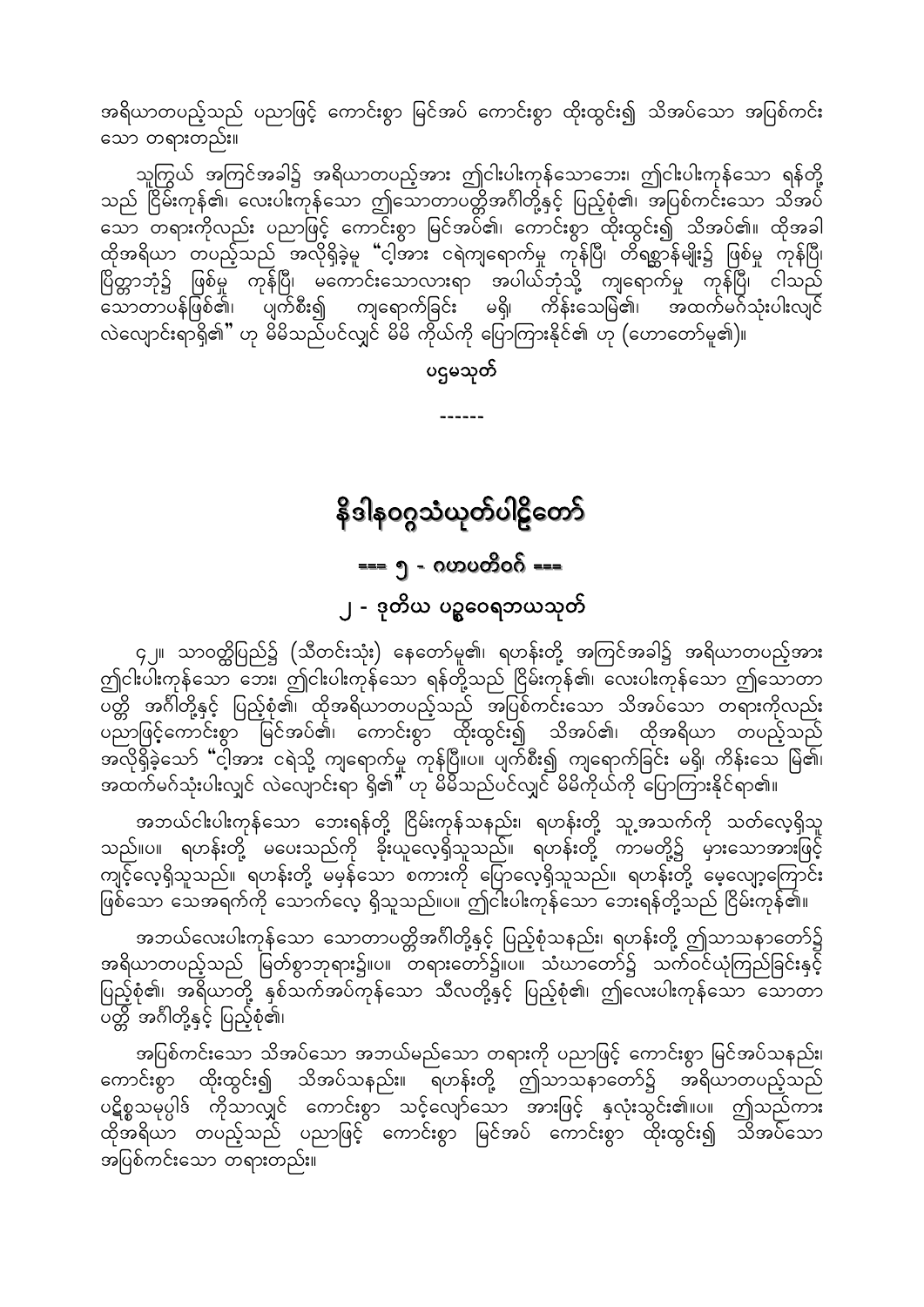အရိယာတပည့်သည် ပညာဖြင့် ကောင်းစွာ မြင်အပ် ကောင်းစွာ ထိုးထွင်း၍ သိအပ်သော အပြစ်ကင်းသော တရားတည်း။

သူကြွယ် အကြင်အခါ၌ အရိယာတပည့်အား ဤငါးပါးကုန်သောဘေး၊ ဤငါးပါးကုန်သော ရန်တို့သည် ငြိမ်းကုန်၏၊ လေးပါးကုန်သော ဤသောတာပတ္တိအင်္ဂါတို့နှင့် ပြည့်စုံ၏၊ အပြစ်ကင်းသော သိအပ်သော တရားကိုလည်း ပညာဖြင့် ကောင်းစွာ မြင်အပ်၏၊ ကောင်းစွာ ထိုးထွင်း၍ သိအပ်၏။ ထိုအခါ ထိုအရိယာ တပည့်သည် အလိုရှိခဲ့မူ "ငါ့အား ငရဲကျရောက်မှု ကုန်ပြီ၊ တိရစ္ဆာန်မျိုး၌ ဖြစ်မှု ကုန်ပြီ၊ ပြိတ္တာဘုံ၌ ဖြစ်မှု ကုန်ပြီ၊ မကောင်းသောလားရာ အပါယ်ဘုံသို့ ကျရောက်မှု ကုန်ပြီ၊ ငါသည် သောတာပန်ဖြစ်၏၊ ပျက်စီး၍ ကျရောက်ခြင်း မရှိ၊ ကိန်းသေမြဲ၏၊ အထက်မဂ်သုံးပါးလျှင် လဲလျောင်းရာရှိ၏" ဟု မိမိသည်ပင်လျှင် မိမိ ကိုယ်ကို ပြောကြားနိုင်၏ ဟု (ဟောတော်မူ၏)။

ပဌမသုတ်

------

# နိဒါနဝဂ္ဂသံယုတ်ပါဠိတော်

## === ၅ - ဂဟပတိဝဂ် ===

### ၂ - ဒုတိယ ပဉ္စဝေရဘယသုတ်

၄၂။ သာဝတ္ထိပြည်၌ (သီတင်းသုံး) နေတော်မူ၏၊ ရဟန်းတို့ အကြင်အခါ၌ အရိယာတပည့်အား ဤငါးပါးကုန်သော ဘေး၊ ဤငါးပါးကုန်သော ရန်တို့သည် ငြိမ်းကုန်၏၊ လေးပါးကုန်သော ဤသောတာပတ္တိ အင်္ဂါတို့နှင့် ပြည့်စုံ၏၊ ထိုအရိယာတပည့်သည် အပြစ်ကင်းသော သိအပ်သော တရားကိုလည်း ပညာဖြင့်ကောင်းစွာ မြင်အပ်၏၊ ကောင်းစွာ ထိုးထွင်း၍ သိအပ်၏၊ ထိုအရိယာ တပည့်သည် အလိုရှိခဲ့သော် "ငါ့အား ငရဲသို့ ကျရောက်မှု ကုန်ပြီ။ပ။ ပျက်စီး၍ ကျရောက်ခြင်း မရှိ၊ ကိန်းသေ မြဲ၏၊ အထက်မဂ်သုံးပါးလျှင် လဲလျောင်းရာ ရှိ၏" ဟု မိမိသည်ပင်လျှင် မိမိကိုယ်ကို ပြောကြားနိုင်ရာ၏။

အဘယ်ငါးပါးကုန်သော ဘေးရန်တို့ ငြိမ်းကုန်သနည်း၊ ရဟန်းတို့ သူ့အသက်ကို သတ်လေ့ရှိသူသည်။ပ။ ရဟန်းတို့ မပေးသည်ကို ခိုးယူလေ့ရှိသူသည်။ ရဟန်းတို့ ကာမတို့၌ မှားသောအားဖြင့် ကျင့်လေ့ရှိသူသည်။ ရဟန်းတို့ မမှန်သော စကားကို ပြောလေ့ရှိသူသည်။ ရဟန်းတို့ မေ့လျော့ကြောင်း ဖြစ်သော သေအရက်ကို သောက်လေ့ ရှိသူသည်။ပ။ ဤငါးပါးကုန်သော ဘေးရန်တို့သည် ငြိမ်းကုန်၏။

အဘယ်လေးပါးကုန်သော သောတာပတ္တိအင်္ဂါတို့နှင့် ပြည့်စုံသနည်း၊ ရဟန်းတို့ ဤသာသနာတော်၌ အရိယာတပည့်သည် မြတ်စွာဘုရား၌။ပ။ တရားတော်၌။ပ။ သံဃာတော်၌ သက်ဝင်ယုံကြည်ခြင်းနှင့် ပြည့်စုံ၏၊ အရိယာတို့ နှစ်သက်အပ်ကုန်သော သီလတို့နှင့် ပြည့်စုံ၏၊ ဤလေးပါးကုန်သော သောတာပတ္တိ အင်္ဂါတို့နှင့် ပြည့်စုံ၏၊

အပြစ်ကင်းသော သိအပ်သော အဘယ်မည်သော တရားကို ပညာဖြင့် ကောင်းစွာ မြင်အပ်သနည်း၊ ကောင်းစွာ ထိုးထွင်း၍ သိအပ်သနည်း။ ရဟန်းတို့ ဤသာသနာတော်၌ အရိယာတပည့်သည် ပဋိစ္စသမုပ္ပါဒ် ကိုသာလျှင် ကောင်းစွာ သင့်လျော်သော အားဖြင့် နှလုံးသွင်း၏။ပ။ ဤသည်ကား ထိုအရိယာ တပည့်သည် ပညာဖြင့် ကောင်းစွာ မြင်အပ် ကောင်းစွာ ထိုးထွင်း၍ သိအပ်သော အပြစ်ကင်းသော တရားတည်း။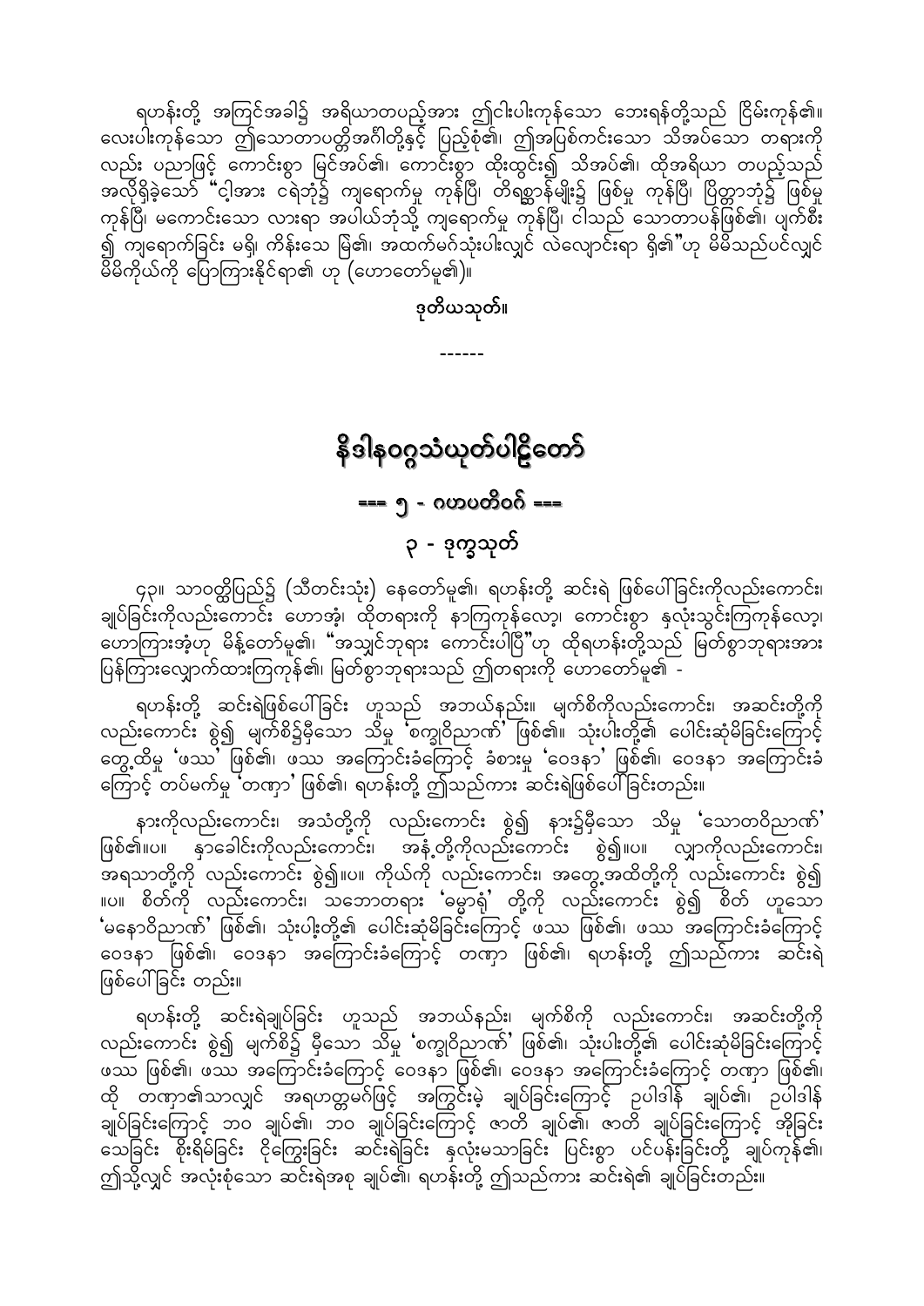ရဟန်းတို့ အကြင်အခါ၌ အရိယာတပည့်အား ဤငါးပါးကုန်သော ဘေးရန်တို့သည် ငြိမ်းကုန်၏။ လေးပါးကုန်သော ဤသောတာပတ္တိအင်္ဂါတို့နှင့် ပြည့်စုံ၏၊ ဤအပြစ်ကင်းသော သိအပ်သော တရားကို လည်း ပညာဖြင့် ကောင်းစွာ မြင်အပ်၏၊ ကောင်းစွာ ထိုးထွင်း၍ သိအပ်၏၊ ထိုအရိယာ တပည့်သည် အလိုရှိခဲ့သော် "ငါ့အား ငရဲဘုံ၌ ကျရောက်မှု ကုန်ပြီ၊ တိရစ္ဆာန်မျိုး၌ ဖြစ်မှု ကုန်ပြီ၊ ပြိတ္တာဘုံ၌ ဖြစ်မှု ကုန်ပြီ၊ မကောင်းသော လားရာ အပါယ်ဘုံသို့ ကျရောက်မှု ကုန်ပြီ၊ ငါသည် သောတာပန်ဖြစ်၏၊ ပျက်စီး ၍ ကျရောက်ခြင်း မရှိ၊ ကိန်းသေ မြဲ၏၊ အထက်မဂ်သုံးပါးလျှင် လဲလျောင်းရာ ရှိ၏"ဟု မိမိသည်ပင်လျှင် မိမိကိုယ်ကို ပြောကြားနိုင်ရာ၏ ဟု (ဟောတော်မူ၏)။

**ဒုတိယသုတ်။**

------

# နိဒါနဝဂ္ဂသံယုတ်ပါဠိတော်

## === ၅ - ဂဟပတိဝဂ် ===

### ၃ - ဒုက္ခသုတ်

၄၃။ သာဝတ္ထိပြည်၌ (သီတင်းသုံး) နေတော်မူ၏၊ ရဟန်းတို့ ဆင်းရဲ ဖြစ်ပေါ်ခြင်းကိုလည်းကောင်း၊ ချုပ်ခြင်းကိုလည်းကောင်း ဟောအံ့၊ ထိုတရားကို နာကြကုန်လော့၊ ကောင်းစွာ နှလုံးသွင်းကြကုန်လော့၊ ဟောကြားအံ့ဟု မိန့်တော်မူ၏၊ "အသျှင်ဘုရား ကောင်းပါပြီ"ဟု ထိုရဟန်းတို့သည် မြတ်စွာဘုရားအား ပြန်ကြားလျှောက်ထားကြကုန်၏၊ မြတ်စွာဘုရားသည် ဤတရားကို ဟောတော်မူ၏ -

ရဟန်းတို့ ဆင်းရဲဖြစ်ပေါ်ခြင်း ဟူသည် အဘယ်နည်း။ မျက်စိကိုလည်းကောင်း၊ အဆင်းတို့ကို လည်းကောင်း စွဲ၍ မျက်စိ၌မှီသော သိမှု 'စက္ခုဝိညာဏ်' ဖြစ်၏။ သုံးပါးတို့၏ ပေါင်းဆုံမိခြင်းကြောင့် တွေ့ထိမှု 'ဖဿ' ဖြစ်၏၊ ဖဿ အကြောင်းခံကြောင့် ခံစားမှု 'ဝေဒနာ' ဖြစ်၏၊ ဝေဒနာ အကြောင်းခံ ကြောင့် တပ်မက်မှု 'တဏှာ' ဖြစ်၏၊ ရဟန်းတို့ ဤသည်ကား ဆင်းရဲဖြစ်ပေါ်ခြင်းတည်း။

နားကိုလည်းကောင်း၊ အသံတို့ကို လည်းကောင်း စွဲ၍ နား၌မှီသော သိမှု 'သောတဝိညာဏ်' ဖြစ်၏။ပ။ နှာခေါင်းကိုလည်းကောင်း၊ အနံ့တို့ကိုလည်းကောင်း စွဲ၍။ပ။ လျှာကိုလည်းကောင်း၊ အရသာတို့ကို လည်းကောင်း စွဲ၍။ပ။ ကိုယ်ကို လည်းကောင်း၊ အတွေ့အထိတို့ကို လည်းကောင်း စွဲ၍ ။ပ။ စိတ်ကို လည်းကောင်း၊ သဘောတရား 'ဓမ္မာရုံ' တို့ကို လည်းကောင်း စွဲ၍ စိတ် ဟူသော 'မနောဝိညာဏ်' ဖြစ်၏၊ သုံးပါးတို့၏ ပေါင်းဆုံမိခြင်းကြောင့် ဖဿ ဖြစ်၏၊ ဖဿ အကြောင်းခံကြောင့် ဝေဒနာ ဖြစ်၏၊ ဝေဒနာ အကြောင်းခံကြောင့် တဏှာ ဖြစ်၏၊ ရဟန်းတို့ ဤသည်ကား ဆင်းရဲ ဖြစ်ပေါ်ခြင်း တည်း။

ရဟန်းတို့ ဆင်းရဲချုပ်ခြင်း ဟူသည် အဘယ်နည်း၊ မျက်စိကို လည်းကောင်း၊ အဆင်းတို့ကို လည်းကောင်း စွဲ၍ မျက်စိ၌ မှီသော သိမှု 'စက္ခုဝိညာဏ်' ဖြစ်၏၊ သုံးပါးတို့၏ ပေါင်းဆုံမိခြင်းကြောင့် ဖဿ ဖြစ်၏၊ ဖဿ အကြောင်းခံကြောင့် ဝေဒနာ ဖြစ်၏၊ ဝေဒနာ အကြောင်းခံကြောင့် တဏှာ ဖြစ်၏၊ ထို တဏှာ၏သာလျှင် အရဟတ္တမဂ်ဖြင့် အကြွင်းမဲ့ ချုပ်ခြင်းကြောင့် ဥပါဒါန် ချုပ်၏၊ ဥပါဒါန် ချုပ်ခြင်းကြောင့် ဘဝ ချုပ်၏၊ ဘဝ ချုပ်ခြင်းကြောင့် ဇာတိ ချုပ်၏၊ ဇာတိ ချုပ်ခြင်းကြောင့် အိုခြင်း သေခြင်း စိုးရိမ်ခြင်း ငိုကြွေးခြင်း ဆင်းရဲခြင်း နှလုံးမသာခြင်း ပြင်းစွာ ပင်ပန်းခြင်းတို့ ချုပ်ကုန်၏၊ ဤသို့လျှင် အလုံးစုံသော ဆင်းရဲအစု ချုပ်၏၊ ရဟန်းတို့ ဤသည်ကား ဆင်းရဲ၏ ချုပ်ခြင်းတည်း။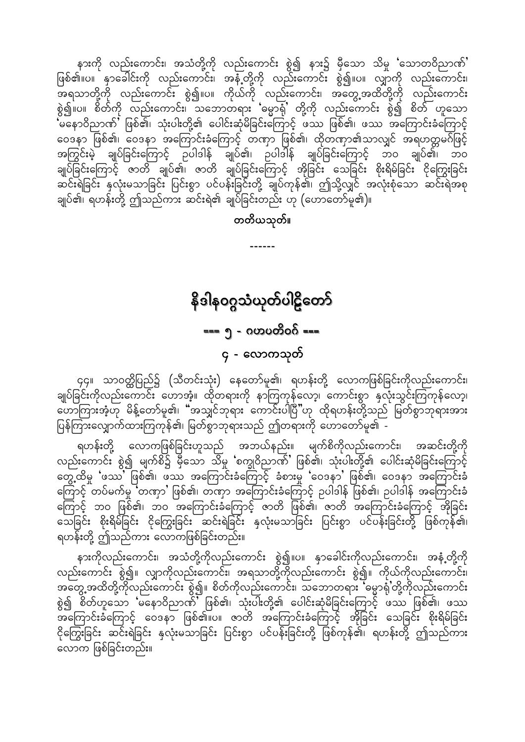နားကို လည်းကောင်း၊ အသံတို့ကို လည်းကောင်း စွဲ၍ နား၌ မှီသော သိမှု 'သောတဝိညာဏ်' ဖြစ်၏။ပ။ နှာခေါင်းကို လည်းကောင်း၊ အနံ့တို့ကို လည်းကောင်း စွဲ၍။ပ။ လျှာကို လည်းကောင်း၊ အရသာတို့ကို လည်းကောင်း စွဲ၍။ပ။ ကိုယ်ကို လည်းကောင်း၊ အတွေ့အထိတို့ကို လည်းကောင်း စွဲ၍။ပ။ စိတ်ကို လည်းကောင်း၊ သဘောတရား 'ဓမ္မာရုံ' တို့ကို လည်းကောင်း စွဲ၍ စိတ် ဟူသော 'မနောဝိညာဏ်' ဖြစ်၏၊ သုံးပါးတို့၏ ပေါင်းဆုံမိခြင်းကြောင့် ဖဿ ဖြစ်၏၊ ဖဿ အကြောင်းခံကြောင့် ဝေဒနာ ဖြစ်၏၊ ဝေဒနာ အကြောင်းခံကြောင့် တဏှာ ဖြစ်၏၊ ထိုတဏှာ၏သာလျှင် အရဟတ္တမဂ်ဖြင့် အကြွင်းမဲ့ ချုပ်ခြင်းကြောင့် ဥပါဒါန် ချုပ်၏၊ ဥပါဒါန် ချုပ်ခြင်းကြောင့် ဘဝ ချုပ်၏၊ ဘဝ ချုပ်ခြင်းကြောင့် ဇာတိ ချုပ်၏၊ ဇာတိ ချုပ်ခြင်းကြောင့် အိုခြင်း သေခြင်း စိုးရိမ်ခြင်း ငိုကြွေးခြင်း ဆင်းရဲခြင်း နှလုံးမသာခြင်း ပြင်းစွာ ပင်ပန်းခြင်းတို့ ချုပ်ကုန်၏၊ ဤသို့လျှင် အလုံးစုံသော ဆင်းရဲအစု ချုပ်၏၊ ရဟန်းတို့ ဤသည်ကား ဆင်းရဲ၏ ချုပ်ခြင်းတည်း ဟု (ဟောတော်မူ၏)။

**တတိယသုတ်။**

------

# နိဒါနဝဂ္ဂသံယုတ်ပါဠိတော်

## === ၅ - ဂဟပတိဝဂ် ===

## ၄ - လောကသုတ်

၄၄။ သာဝတ္ထိပြည်၌ (သီတင်းသုံး) နေတော်မူ၏၊ ရဟန်းတို့ လောကဖြစ်ခြင်းကိုလည်းကောင်း၊ ချုပ်ခြင်းကိုလည်းကောင်း ဟောအံ့။ ထိုတရားကို နာကြကုန်လော့၊ ကောင်းစွာ နှလုံးသွင်းကြကုန်လော့၊ ဟောကြားအံ့ဟု မိန့်တော်မူ၏၊ "အသျှင်ဘုရား ကောင်းပါပြီ"ဟု ထိုရဟန်းတို့သည် မြတ်စွာဘုရားအား ပြန်ကြားလျှောက်ထားကြကုန်၏၊ မြတ်စွာဘုရားသည် ဤတရားကို ဟောတော်မူ၏ -

ရဟန်းတို့ လောကဖြစ်ခြင်းဟူသည် အဘယ်နည်း။ မျက်စိကိုလည်းကောင်း၊ အဆင်းတို့ကို လည်းကောင်း စွဲ၍ မျက်စိ၌ မှီသော သိမှု 'စက္ခုဝိညာဏ်' ဖြစ်၏၊ သုံးပါးတို့၏ ပေါင်းဆုံမိခြင်းကြောင့် တွေ့ထိမှု 'ဖဿ' ဖြစ်၏၊ ဖဿ အကြောင်းခံကြောင့် ခံစားမှု 'ဝေဒနာ' ဖြစ်၏၊ ဝေဒနာ အကြောင်းခံကြောင့် တပ်မက်မှု 'တဏှာ' ဖြစ်၏၊ တဏှာ အကြောင်းခံကြောင့် ဥပါဒါန် ဖြစ်၏၊ ဥပါဒါန် အကြောင်းခံကြောင့် ဘဝ ဖြစ်၏၊ ဘဝ အကြောင်းခံကြောင့် ဇာတိ ဖြစ်၏၊ ဇာတိ အကြောင်းခံကြောင့် အိုခြင်း သေခြင်း စိုးရိမ်ခြင်း ငိုကြွေးခြင်း ဆင်းရဲခြင်း နှလုံးမသာခြင်း ပြင်းစွာ ပင်ပန်းခြင်းတို့ ဖြစ်ကုန်၏၊ ရဟန်းတို့ ဤသည်ကား လောကဖြစ်ခြင်းတည်း။

နားကိုလည်းကောင်း၊ အသံတို့ကိုလည်းကောင်း စွဲ၍။ပ။ နှာခေါင်းကိုလည်းကောင်း၊ အနံ့တို့ကို လည်းကောင်း စွဲ၍။ လျှာကိုလည်းကောင်း၊ အရသာတို့ကိုလည်းကောင်း စွဲ၍။ ကိုယ်ကိုလည်းကောင်း၊ အတွေ့အထိတို့ကိုလည်းကောင်း စွဲ၍။ စိတ်ကိုလည်းကောင်း၊ သဘောတရား 'ဓမ္မာရုံ'တို့ကိုလည်းကောင်း စွဲ၍ စိတ်ဟူသော 'မနောဝိညာဏ်' ဖြစ်၏၊ သုံးပါးတို့၏ ပေါင်းဆုံမိခြင်းကြောင့် ဖဿ ဖြစ်၏၊ ဖဿ အကြောင်းခံကြောင့် ဝေဒနာ ဖြစ်၏။ပ။ ဇာတိ အကြောင်းခံကြောင့် အိုခြင်း သေခြင်း စိုးရိမ်ခြင်း ငိုကြွေးခြင်း ဆင်းရဲခြင်း နှလုံးမသာခြင်း ပြင်းစွာ ပင်ပန်းခြင်းတို့ ဖြစ်ကုန်၏၊ ရဟန်းတို့ ဤသည်ကား လောက ဖြစ်ခြင်းတည်း။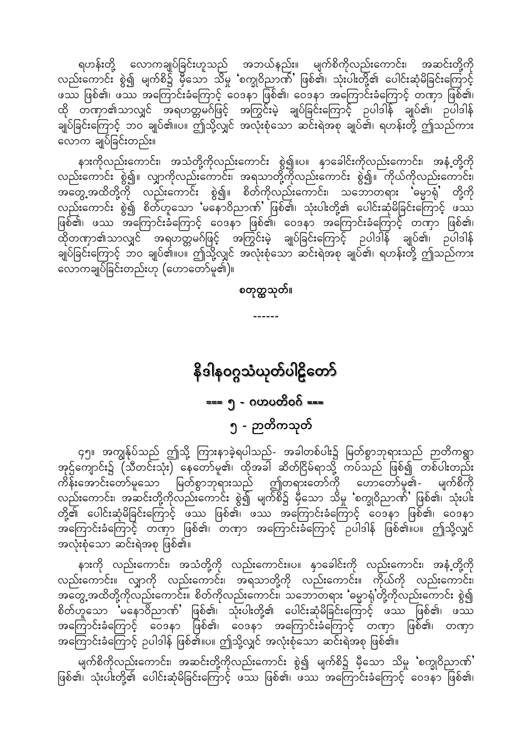ရဟန်းတို့ လောကချုပ်ခြင်းဟူသည် အဘယ်နည်း။ မျက်စိကိုလည်းကောင်း၊ အဆင်းတို့ကိုလည်းကောင်း စွဲ၍ မျက်စိ၌ မှီသော သိမှု 'စက္ခုဝိညာဏ်' ဖြစ်၏၊ သုံးပါးတို့၏ ပေါင်းဆုံမိခြင်းကြောင့် ဖဿ ဖြစ်၏၊ ဖဿ အကြောင်းခံကြောင့် ဝေဒနာ ဖြစ်၏၊ ဝေဒနာ အကြောင်းခံကြောင့် တဏှာ ဖြစ်၏၊ ထို တဏှာ၏သာလျှင် အရဟတ္တမဂ်ဖြင့် အကြွင်းမဲ့ ချုပ်ခြင်းကြောင့် ဉပါဒါန် ချုပ်၏၊ ဉပါဒါန် ချုပ်ခြင်းကြောင့် ဘဝ ချုပ်၏။ပ။ ဤသို့လျှင် အလုံးစုံသော ဆင်းရဲအစု ချုပ်၏၊ ရဟန်းတို့ ဤသည်ကား လောက ချုပ်ခြင်းတည်း။

နားကိုလည်းကောင်း၊ အသံတို့ကိုလည်းကောင်း စွဲ၍။ပ။ နှာခေါင်းကိုလည်းကောင်း၊ အနံ့တို့ကိုလည်းကောင်း စွဲ၍။ လျှာကိုလည်းကောင်း၊ အရသာတို့ကိုလည်းကောင်း စွဲ၍။ ကိုယ်ကိုလည်းကောင်း၊ အတွေ့အထိတို့ကို လည်းကောင်း စွဲ၍။ စိတ်ကိုလည်းကောင်း၊ သဘောတရား 'ဓမ္မာရုံ' တို့ကိုလည်းကောင်း စွဲ၍ စိတ်ဟူသော 'မနောဝိညာဏ်' ဖြစ်၏၊ သုံးပါးတို့၏ ပေါင်းဆုံမိခြင်းကြောင့် ဖဿ ဖြစ်၏၊ ဖဿ အကြောင်းခံကြောင့် ဝေဒနာ ဖြစ်၏၊ ဝေဒနာ အကြောင်းခံကြောင့် တဏှာ ဖြစ်၏၊ ထိုတဏှာ၏သာလျှင် အရဟတ္တမဂ်ဖြင့် အကြွင်းမဲ့ ချုပ်ခြင်းကြောင့် ဉပါဒါန် ချုပ်၏၊ ဉပါဒါန် ချုပ်ခြင်းကြောင့် ဘဝ ချုပ်၏။ပ။ ဤသို့လျှင် အလုံးစုံသော ဆင်းရဲအစု ချုပ်၏၊ ရဟန်းတို့ ဤသည်ကား လောကချုပ်ခြင်းတည်းဟု (ဟောတော်မူ၏)။

**စတုတ္ထသုတ်။**

------

# နိဒါနဝဂ္ဂသံယုတ်ပါဠိတော်

## === ၅ - ဂဟပတိဝဂ် ===

## ၅ - ဉာတိကသုတ်

၄၅။ အကျွန်ုပ်သည် ဤသို့ ကြားနာခဲ့ရပါသည်- အခါတစ်ပါး၌ မြတ်စွာဘုရားသည် ဉာတိကရွာ အုဋ်ကျောင်း၌ (သီတင်းသုံး) နေတော်မူ၏၊ ထိုအခါ ဆိတ်ငြိမ်ရာသို့ ကပ်သည် ဖြစ်၍ တစ်ပါးတည်း ကိန်းအောင်းတော်မူသော မြတ်စွာဘုရားသည် ဤတရားတော်ကို ဟောတော်မူ၏- မျက်စိကိုလည်းကောင်း၊ အဆင်းတို့ကိုလည်းကောင်း စွဲ၍ မျက်စိ၌ မှီသော သိမှု 'စက္ခုဝိညာဏ်' ဖြစ်၏၊ သုံးပါးတို့၏ ပေါင်းဆုံမိခြင်းကြောင့် ဖဿ ဖြစ်၏၊ ဖဿ အကြောင်းခံကြောင့် ဝေဒနာ ဖြစ်၏၊ ဝေဒနာ အကြောင်းခံကြောင့် တဏှာ ဖြစ်၏၊ တဏှာ အကြောင်းခံကြောင့် ဉပါဒါန် ဖြစ်၏။ပ။ ဤသို့လျှင် အလုံးစုံသော ဆင်းရဲအစု ဖြစ်၏။

နားကို လည်းကောင်း၊ အသံတို့ကို လည်းကောင်း။ပ။ နှာခေါင်းကို လည်းကောင်း၊ အနံ့တို့ကို လည်းကောင်း။ လျှာကို လည်းကောင်း၊ အရသာတို့ကို လည်းကောင်း။ ကိုယ်ကို လည်းကောင်း၊ အတွေ့အထိတို့ကိုလည်းကောင်း။ စိတ်ကိုလည်းကောင်း၊ သဘောတရား 'ဓမ္မာရုံ'တို့ကိုလည်းကောင်း စွဲ၍ စိတ်ဟူသော 'မနောဝိညာဏ်' ဖြစ်၏၊ သုံးပါးတို့၏ ပေါင်းဆုံမိခြင်းကြောင့် ဖဿ ဖြစ်၏၊ ဖဿ အကြောင်းခံကြောင့် ဝေဒနာ ဖြစ်၏၊ ဝေဒနာ အကြောင်းခံကြောင့် တဏှာ ဖြစ်၏၊ တဏှာ အကြောင်းခံကြောင့် ဉပါဒါန် ဖြစ်၏။ပ။ ဤသို့လျှင် အလုံးစုံသော ဆင်းရဲအစု ဖြစ်၏။

မျက်စိကိုလည်းကောင်း၊ အဆင်းတို့ကိုလည်းကောင်း စွဲ၍ မျက်စိ၌ မှီသော သိမှု 'စက္ခုဝိညာဏ်' ဖြစ်၏၊ သုံးပါးတို့၏ ပေါင်းဆုံမိခြင်းကြောင့် ဖဿ ဖြစ်၏၊ ဖဿ အကြောင်းခံကြောင့် ဝေဒနာ ဖြစ်၏၊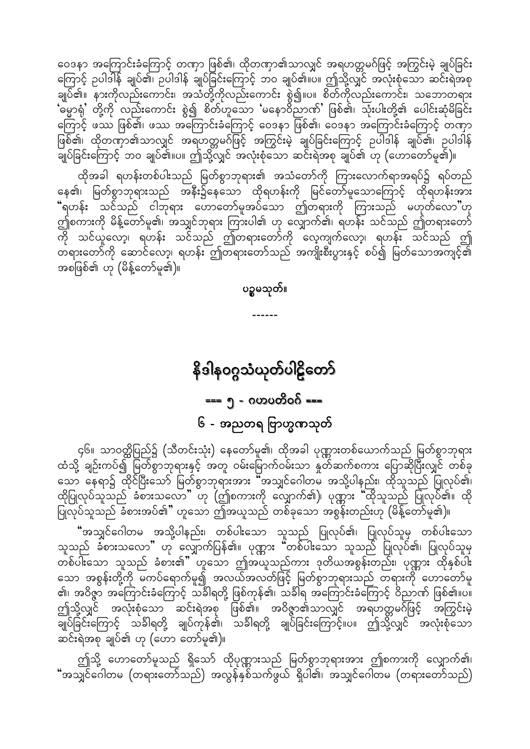ဝေဒနာ အကြောင်းခံကြောင့် တဏှာ ဖြစ်၏၊ ထိုတဏှာ၏သာလျှင် အရဟတ္တမဂ်ဖြင့် အကြွင်းမဲ့ ချုပ်ခြင်းကြောင့် ဥပါဒါန် ချုပ်၏၊ ဥပါဒါန် ချုပ်ခြင်းကြောင့် ဘဝ ချုပ်၏။ပ။ ဤသို့လျှင် အလုံးစုံသော ဆင်းရဲအစု ချုပ်၏။ နားကိုလည်းကောင်း၊ အသံတို့ကိုလည်းကောင်း စွဲ၍။ပ။ စိတ်ကိုလည်းကောင်း၊ သဘောတရား 'ဓမ္မာရုံ' တို့ကို လည်းကောင်း စွဲ၍ စိတ်ဟူသော 'မနောဝိညာဏ်' ဖြစ်၏၊ သုံးပါးတို့၏ ပေါင်းဆုံမိခြင်းကြောင့် ဖဿ ဖြစ်၏၊ ဖဿ အကြောင်းခံကြောင့် ဝေဒနာ ဖြစ်၏၊ ဝေဒနာ အကြောင်းခံကြောင့် တဏှာ ဖြစ်၏၊ ထိုတဏှာ၏သာလျှင် အရဟတ္တမဂ်ဖြင့် အကြွင်းမဲ့ ချုပ်ခြင်းကြောင့် ဥပါဒါန် ချုပ်၏၊ ဥပါဒါန် ချုပ်ခြင်းကြောင့် ဘဝ ချုပ်၏။ပ။ ဤသို့လျှင် အလုံးစုံသော ဆင်းရဲအစု ချုပ်၏ ဟု (ဟောတော်မူ၏)။

ထိုအခါ ရဟန်းတစ်ပါးသည် မြတ်စွာဘုရား၏ အသံတော်ကို ကြားလောက်ရာအရပ်၌ ရပ်တည်နေ၏၊ မြတ်စွာဘုရားသည် အနီး၌နေသော ထိုရဟန်းကို မြင်တော်မူသောကြောင့် ထိုရဟန်းအား "ရဟန်း သင်သည် ငါဘုရား ဟောတော်မူအပ်သော ဤတရားကို ကြားသည် မဟုတ်လော"ဟု ဤစကားကို မိန့်တော်မူ၏၊ အသျှင်ဘုရား ကြားပါ၏ ဟု လျှောက်၏၊ ရဟန်း သင်သည် ဤတရားတော်ကို သင်ယူလော့၊ ရဟန်း သင်သည် ဤတရားတော်ကို လေ့ကျက်လော့၊ ရဟန်း သင်သည် ဤတရားတော်ကို ဆောင်လော့၊ ရဟန်း ဤတရားတော်သည် အကျိုးစီးပွားနှင့် စပ်၍ မြတ်သောအကျင့်၏ အစဖြစ်၏ ဟု (မိန့်တော်မူ၏)။

**ပဉ္စမသုတ်။**

------

# နိဒါနဝဂ္ဂသံယုတ်ပါဠိတော်

## === ၅ - ဂဟပတိဝဂ် ===

### ၆ - အညတရ ဗြာဟ္မဏသုတ်

၄၆။ သာဝတ္ထိပြည်၌ (သီတင်းသုံး) နေတော်မူ၏၊ ထိုအခါ ပုဏ္ဏားတစ်ယောက်သည် မြတ်စွာဘုရားထံသို့ ချဉ်းကပ်၍ မြတ်စွာဘုရားနှင့် အတူ ဝမ်းမြောက်ဝမ်းသာ နှုတ်ဆက်စကား ပြောဆိုပြီးလျှင် တစ်ခုသော နေရာ၌ ထိုင်ပြီးသော် မြတ်စွာဘုရားအား "အသျှင်ဂေါတမ အသို့ပါနည်း၊ ထိုသူသည် ပြုလုပ်၏၊ ထိုပြုလုပ်သူသည် ခံစားသလော" ဟု (ဤစကားကို လျှောက်၏)၊ ပုဏ္ဏား "ထိုသူသည် ပြုလုပ်၏။ ထိုပြုလုပ်သူသည် ခံစားအပ်၏" ဟူသော ဤအယူသည် တစ်ခုသော အစွန်းတည်းဟု (မိန့်တော်မူ၏)။

"အသျှင်ဂေါတမ အသို့ပါနည်း၊ တစ်ပါးသော သူသည် ပြုလုပ်၏၊ ပြုလုပ်သူမှ တစ်ပါးသော သူသည် ခံစားသလော" ဟု လျှောက်ပြန်၏။ ပုဏ္ဏား "တစ်ပါးသော သူသည် ပြုလုပ်၏၊ ပြုလုပ်သူမှ တစ်ပါးသော သူသည် ခံစား၏" ဟူသော ဤအယူသည်ကား ဒုတိယအစွန်းတည်း၊ ပုဏ္ဏား ထိုနှစ်ပါးသော အစွန်းတို့ကို မကပ်ရောက်မူ၍ အလယ်အလတ်ဖြင့် မြတ်စွာဘုရားသည် တရားကို ဟောတော်မူ၏၊ အဝိဇ္ဇာ အကြောင်းခံကြောင့် သင်္ခါရတို့ ဖြစ်ကုန်၏၊ သင်္ခါရ အကြောင်းခံကြောင့် ဝိညာဏ် ဖြစ်၏။ပ။ ဤသို့လျှင် အလုံးစုံသော ဆင်းရဲအစု ဖြစ်၏။ အဝိဇ္ဇာ၏သာလျှင် အရဟတ္တမဂ်ဖြင့် အကြွင်းမဲ့ ချုပ်ခြင်းကြောင့် သင်္ခါရတို့ ချုပ်ကုန်၏၊ သင်္ခါရတို့ ချုပ်ခြင်းကြောင့်။ပ။ ဤသို့လျှင် အလုံးစုံသော ဆင်းရဲအစု ချုပ်၏ ဟု (ဟော တော်မူ၏)။

ဤသို့ ဟောတော်မူသည် ရှိသော် ထိုပုဏ္ဏားသည် မြတ်စွာဘုရားအား ဤစကားကို လျှောက်၏၊ "အသျှင်ဂေါတမ (တရားတော်သည်) အလွန်နှစ်သက်ဖွယ် ရှိပါ၏၊ အသျှင်ဂေါတမ (တရားတော်သည်)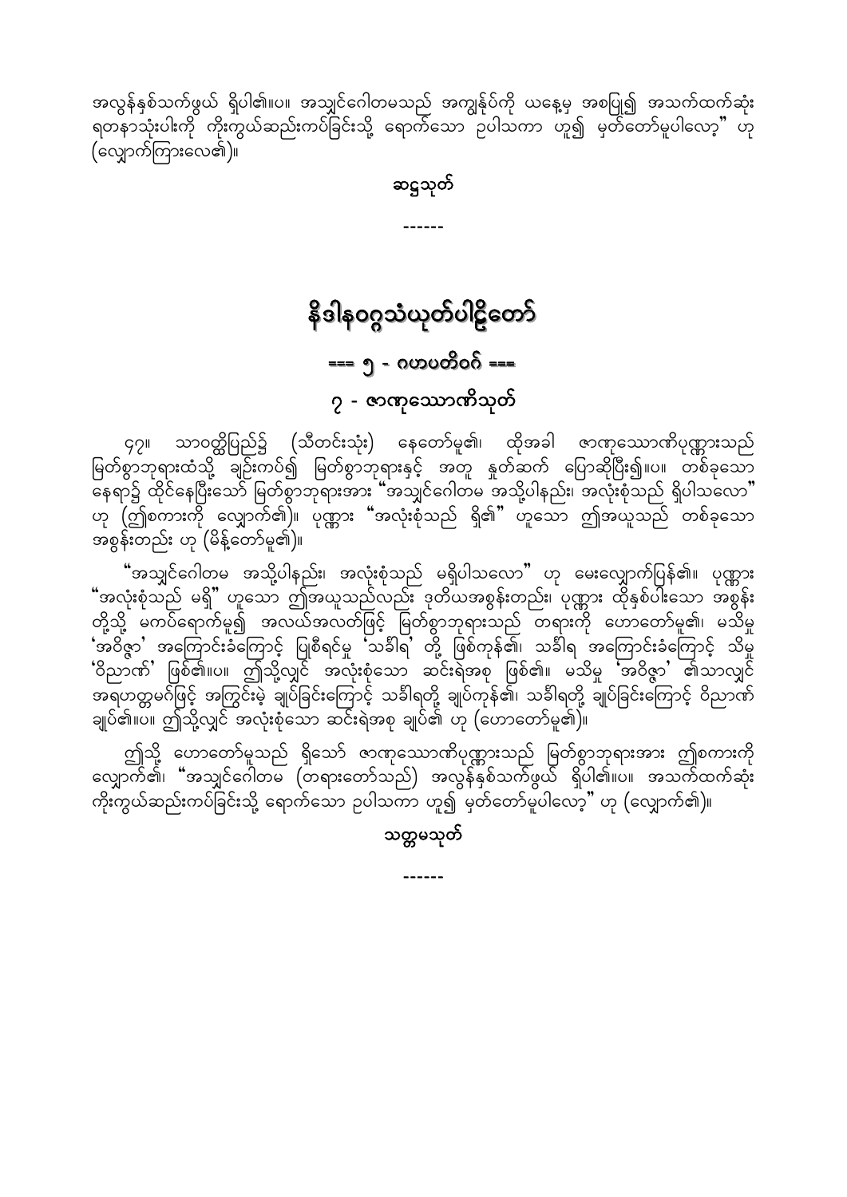အလွန်နှစ်သက်ဖွယ် ရှိပါ၏။ပ။ အသျှင်ဂေါတမသည် အကျွန်ုပ်ကို ယနေ့မှ အစပြု၍ အသက်ထက်ဆုံး ရတနာသုံးပါးကို ကိုးကွယ်ဆည်းကပ်ခြင်းသို့ ရောက်သော ဥပါသကာ ဟူ၍ မှတ်တော်မူပါလော့" ဟု (လျှောက်ကြားလေ၏)။

**ဆဋ္ဌသုတ်**

------

# နိဒါနဝဂ္ဂသံယုတ်ပါဠိတော်

## === ၅ - ဂဟပတိဝဂ် ===

### ၇ - ဇာဏုသောဏိသုတ်

၄၇။ သာဝတ္ထိပြည်၌ (သီတင်းသုံး) နေတော်မူ၏၊ ထိုအခါ ဇာဏုသောဏိပုဏ္ဏားသည် မြတ်စွာဘုရားထံသို့ ချဉ်းကပ်၍ မြတ်စွာဘုရားနှင့် အတူ နှုတ်ဆက် ပြောဆိုပြီး၍။ပ။ တစ်ခုသော နေရာ၌ ထိုင်နေပြီးသော် မြတ်စွာဘုရားအား "အသျှင်ဂေါတမ အသို့ပါနည်း၊ အလုံးစုံသည် ရှိပါသလော" ဟု (ဤစကားကို လျှောက်၏)။ ပုဏ္ဏား "အလုံးစုံသည် ရှိ၏" ဟူသော ဤအယူသည် တစ်ခုသော အစွန်းတည်း ဟု (မိန့်တော်မူ၏)။

"အသျှင်ဂေါတမ အသို့ပါနည်း၊ အလုံးစုံသည် မရှိပါသလော" ဟု မေးလျှောက်ပြန်၏။ ပုဏ္ဏား "အလုံးစုံသည် မရှိ" ဟူသော ဤအယူသည်လည်း ဒုတိယအစွန်းတည်း၊ ပုဏ္ဏား ထိုနှစ်ပါးသော အစွန်းတို့သို့ မကပ်ရောက်မူ၍ အလယ်အလတ်ဖြင့် မြတ်စွာဘုရားသည် တရားကို ဟောတော်မူ၏၊ မသိမှု 'အဝိဇ္ဇာ' အကြောင်းခံကြောင့် ပြုစီရင်မှု 'သင်္ခါရ' တို့ ဖြစ်ကုန်၏၊ သင်္ခါရ အကြောင်းခံကြောင့် သိမှု 'ဝိညာဏ်' ဖြစ်၏။ပ။ ဤသို့လျှင် အလုံးစုံသော ဆင်းရဲအစု ဖြစ်၏။ မသိမှု 'အဝိဇ္ဇာ' ၏သာလျှင် အရဟတ္တမဂ်ဖြင့် အကြွင်းမဲ့ ချုပ်ခြင်းကြောင့် သင်္ခါရတို့ ချုပ်ကုန်၏၊ သင်္ခါရတို့ ချုပ်ခြင်းကြောင့် ဝိညာဏ် ချုပ်၏။ပ။ ဤသို့လျှင် အလုံးစုံသော ဆင်းရဲအစု ချုပ်၏ ဟု (ဟောတော်မူ၏)။

ဤသို့ ဟောတော်မူသည် ရှိသော် ဇာဏုသောဏိပုဏ္ဏားသည် မြတ်စွာဘုရားအား ဤစကားကို လျှောက်၏၊ "အသျှင်ဂေါတမ (တရားတော်သည်) အလွန်နှစ်သက်ဖွယ် ရှိပါ၏။ပ။ အသက်ထက်ဆုံး ကိုးကွယ်ဆည်းကပ်ခြင်းသို့ ရောက်သော ဥပါသကာ ဟူ၍ မှတ်တော်မူပါလော့" ဟု (လျှောက်၏)။

**သတ္တမသုတ်**

------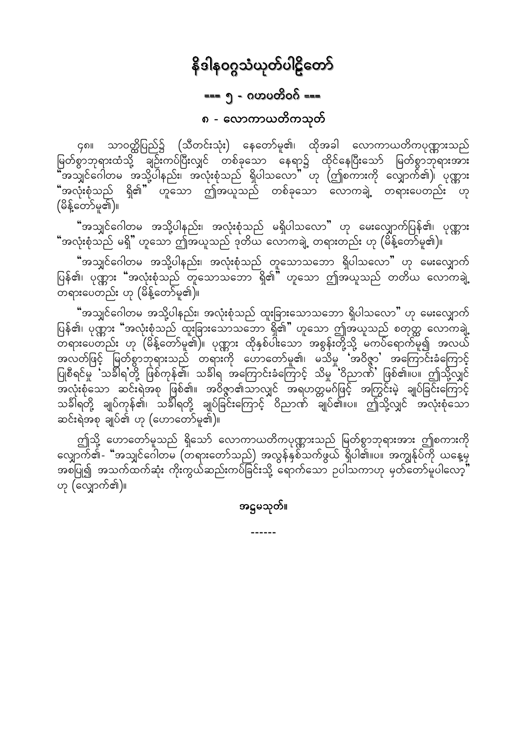# နိဒါနဝဂ္ဂသံယုတ်ပါဠိတော်

## === ၅ - ဂဟပတိဝဂ် ===

### ၈ - လောကာယတိကသုတ်

၄၈။ သာဝတ္ထိပြည်၌ (သီတင်းသုံး) နေတော်မူ၏၊ ထိုအခါ လောကာယတိကပုဏ္ဏားသည် မြတ်စွာဘုရားထံသို့ ချဉ်းကပ်ပြီးလျှင် တစ်ခုသော နေရာ၌ ထိုင်နေပြီးသော် မြတ်စွာဘုရားအား "အသျှင်ဂေါတမ အသို့ပါနည်း၊ အလုံးစုံသည် ရှိပါသလော" ဟု (ဤစကားကို လျှောက်၏)၊ ပုဏ္ဏား "အလုံးစုံသည် ရှိ၏" ဟူသော ဤအယူသည် တစ်ခုသော လောကချဲ့ တရားပေတည်း ဟု (မိန့်တော်မူ၏)။

"အသျှင်ဂေါတမ အသို့ပါနည်း၊ အလုံးစုံသည် မရှိပါသလော" ဟု မေးလျှောက်ပြန်၏၊ ပုဏ္ဏား "အလုံးစုံသည် မရှိ" ဟူသော ဤအယူသည် ဒုတိယ လောကချဲ့ တရားတည်း ဟု (မိန့်တော်မူ၏)။

"အသျှင်ဂေါတမ အသို့ပါနည်း၊ အလုံးစုံသည် တူသောသဘော ရှိပါသလော" ဟု မေးလျှောက်ပြန်၏၊ ပုဏ္ဏား "အလုံးစုံသည် တူသောသဘော ရှိ၏" ဟူသော ဤအယူသည် တတိယ လောကချဲ့ တရားပေတည်း ဟု (မိန့်တော်မူ၏)။

"အသျှင်ဂေါတမ အသို့ပါနည်း၊ အလုံးစုံသည် ထူးခြားသောသဘော ရှိပါသလော" ဟု မေးလျှောက်ပြန်၏၊ ပုဏ္ဏား "အလုံးစုံသည် ထူးခြားသောသဘော ရှိ၏" ဟူသော ဤအယူသည် စတုတ္ထ လောကချဲ့ တရားပေတည်း ဟု (မိန့်တော်မူ၏)။ ပုဏ္ဏား ထိုနှစ်ပါးသော အစွန်းတို့သို့ မကပ်ရောက်မူ၍ အလယ် အလတ်ဖြင့် မြတ်စွာဘုရားသည် တရားကို ဟောတော်မူ၏၊ မသိမှု 'အဝိဇ္ဇာ' အကြောင်းခံကြောင့် ပြုစီရင်မှု 'သင်္ခါရ'တို့ ဖြစ်ကုန်၏၊ သင်္ခါရ အကြောင်းခံကြောင့် သိမှု 'ဝိညာဏ်' ဖြစ်၏။ပ။ ဤသို့လျှင် အလုံးစုံသော ဆင်းရဲအစု ဖြစ်၏။ အဝိဇ္ဇာ၏သာလျှင် အရဟတ္တမဂ်ဖြင့် အကြွင်းမဲ့ ချုပ်ခြင်းကြောင့် သင်္ခါရတို့ ချုပ်ကုန်၏၊ သင်္ခါရတို့ ချုပ်ခြင်းကြောင့် ဝိညာဏ် ချုပ်၏။ပ။ ဤသို့လျှင် အလုံးစုံသော ဆင်းရဲအစု ချုပ်၏ ဟု (ဟောတော်မူ၏)။

ဤသို့ ဟောတော်မူသည် ရှိသော် လောကာယတိကပုဏ္ဏားသည် မြတ်စွာဘုရားအား ဤစကားကို လျှောက်၏- "အသျှင်ဂေါတမ (တရားတော်သည်) အလွန်နှစ်သက်ဖွယ် ရှိပါ၏။ပ။ အကျွန်ုပ်ကို ယနေ့မှ အစပြု၍ အသက်ထက်ဆုံး ကိုးကွယ်ဆည်းကပ်ခြင်းသို့ ရောက်သော ဥပါသကာဟု မှတ်တော်မူပါလော့" ဟု (လျှောက်၏)။

**အဋ္ဌမသုတ်။**

------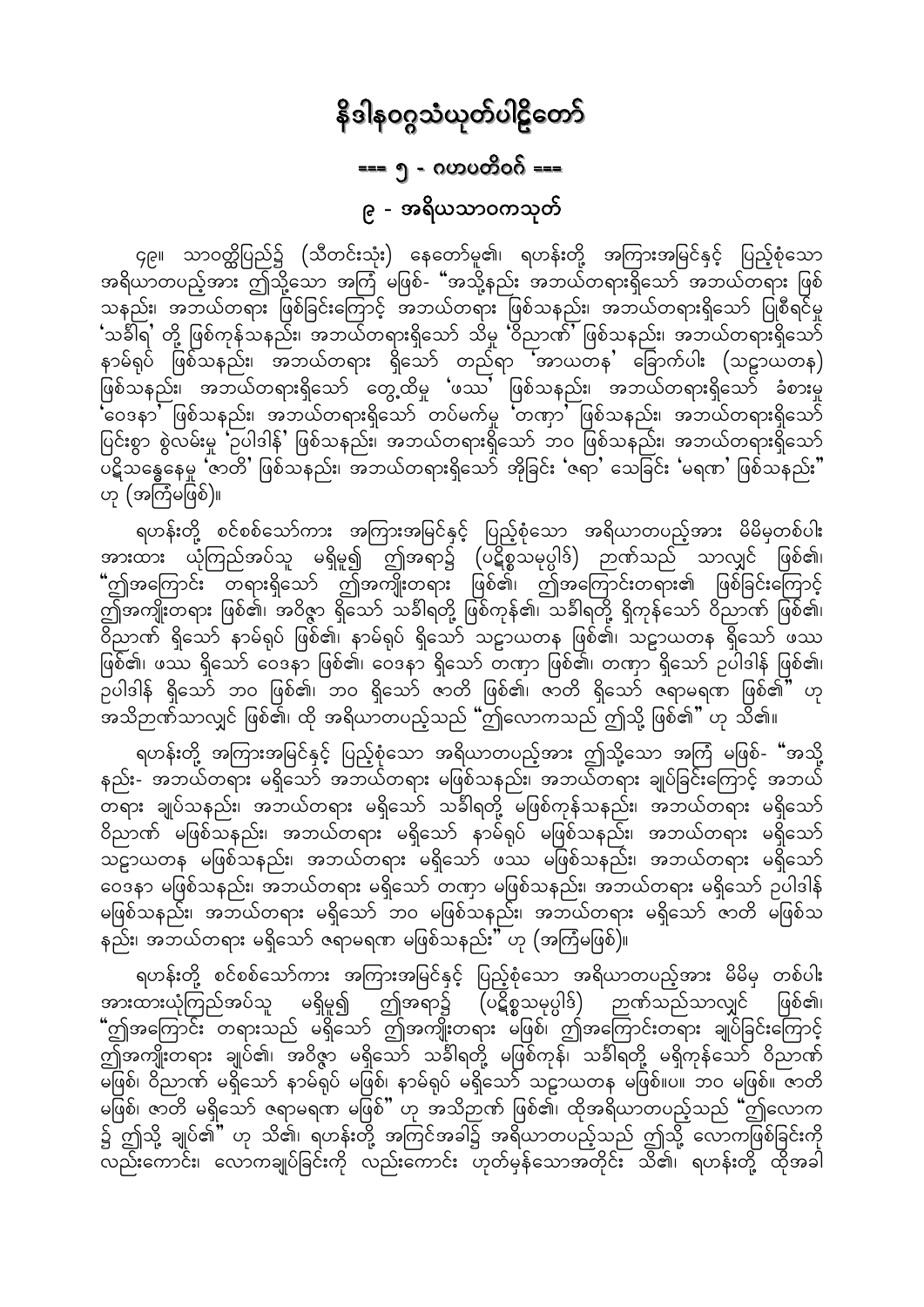# နိဒါနဝဂ္ဂသံယုတ်ပါဠိတော်

## === ၅ - ဂဟပတိဝဂ် ===

### ၉ - အရိယသာဝကသုတ်

၄၉။ သာဝတ္ထိပြည်၌ (သီတင်းသုံး) နေတော်မူ၏၊ ရဟန်းတို့ အကြားအမြင်နှင့် ပြည့်စုံသော အရိယာတပည့်အား ဤသို့သော အကြံ မဖြစ်- "အသို့နည်း အဘယ်တရားရှိသော် အဘယ်တရား ဖြစ်သနည်း၊ အဘယ်တရား ဖြစ်ခြင်းကြောင့် အဘယ်တရား ဖြစ်သနည်း၊ အဘယ်တရားရှိသော် ပြုစီရင်မှု 'သင်္ခါရ' တို့ ဖြစ်ကုန်သနည်း၊ အဘယ်တရားရှိသော် သိမှု 'ဝိညာဏ်' ဖြစ်သနည်း၊ အဘယ်တရားရှိသော် နာမ်ရုပ် ဖြစ်သနည်း၊ အဘယ်တရား ရှိသော် တည်ရာ 'အာယတန' ခြောက်ပါး (သဠာယတန) ဖြစ်သနည်း၊ အဘယ်တရားရှိသော် တွေ့ထိမှု 'ဖဿ' ဖြစ်သနည်း၊ အဘယ်တရားရှိသော် ခံစားမှု 'ဝေဒနာ' ဖြစ်သနည်း၊ အဘယ်တရားရှိသော် တပ်မက်မှု 'တဏှာ' ဖြစ်သနည်း၊ အဘယ်တရားရှိသော် ပြင်းစွာ စွဲလမ်းမှု 'ဥပါဒါန်' ဖြစ်သနည်း၊ အဘယ်တရားရှိသော် ဘဝ ဖြစ်သနည်း၊ အဘယ်တရားရှိသော် ပဋိသန္ဓေနေမှု 'ဇာတိ' ဖြစ်သနည်း၊ အဘယ်တရားရှိသော် အိုခြင်း 'ဇရာ' သေခြင်း 'မရဏ' ဖြစ်သနည်း" ဟု (အကြံမဖြစ်)။

ရဟန်းတို့ စင်စစ်သော်ကား အကြားအမြင်နှင့် ပြည့်စုံသော အရိယာတပည့်အား မိမိမှတစ်ပါး အားထား ယုံကြည်အပ်သူ မရှိမူ၍ ဤအရာ၌ (ပဋိစ္စသမုပ္ပါဒ်) ဉာဏ်သည် သာလျှင် ဖြစ်၏၊ "ဤအကြောင်း တရားရှိသော် ဤအကျိုးတရား ဖြစ်၏၊ ဤအကြောင်းတရား၏ ဖြစ်ခြင်းကြောင့် ဤအကျိုးတရား ဖြစ်၏၊ အဝိဇ္ဇာ ရှိသော် သင်္ခါရတို့ ဖြစ်ကုန်၏၊ သင်္ခါရတို့ ရှိကုန်သော် ဝိညာဏ် ဖြစ်၏၊ ဝိညာဏ် ရှိသော် နာမ်ရုပ် ဖြစ်၏၊ နာမ်ရုပ် ရှိသော် သဠာယတန ဖြစ်၏၊ သဠာယတန ရှိသော် ဖဿ ဖြစ်၏၊ ဖဿ ရှိသော် ဝေဒနာ ဖြစ်၏၊ ဝေဒနာ ရှိသော် တဏှာ ဖြစ်၏၊ တဏှာ ရှိသော် ဥပါဒါန် ဖြစ်၏၊ ဥပါဒါန် ရှိသော် ဘဝ ဖြစ်၏၊ ဘဝ ရှိသော် ဇာတိ ဖြစ်၏၊ ဇာတိ ရှိသော် ဇရာမရဏ ဖြစ်၏" ဟု အသိဉာဏ်သာလျှင် ဖြစ်၏၊ ထို အရိယာတပည့်သည် "ဤလောကသည် ဤသို့ ဖြစ်၏" ဟု သိ၏။

ရဟန်းတို့ အကြားအမြင်နှင့် ပြည့်စုံသော အရိယာတပည့်အား ဤသို့သော အကြံ မဖြစ်- "အသို့နည်း- အဘယ်တရား မရှိသော် အဘယ်တရား မဖြစ်သနည်း၊ အဘယ်တရား ချုပ်ခြင်းကြောင့် အဘယ်တရား ချုပ်သနည်း၊ အဘယ်တရား မရှိသော် သင်္ခါရတို့ မဖြစ်ကုန်သနည်း၊ အဘယ်တရား မရှိသော် ဝိညာဏ် မဖြစ်သနည်း၊ အဘယ်တရား မရှိသော် နာမ်ရုပ် မဖြစ်သနည်း၊ အဘယ်တရား မရှိသော် သဠာယတန မဖြစ်သနည်း၊ အဘယ်တရား မရှိသော် ဖဿ မဖြစ်သနည်း၊ အဘယ်တရား မရှိသော် ဝေဒနာ မဖြစ်သနည်း၊ အဘယ်တရား မရှိသော် တဏှာ မဖြစ်သနည်း၊ အဘယ်တရား မရှိသော် ဥပါဒါန် မဖြစ်သနည်း၊ အဘယ်တရား မရှိသော် ဘဝ မဖြစ်သနည်း၊ အဘယ်တရား မရှိသော် ဇာတိ မဖြစ်သနည်း၊ အဘယ်တရား မရှိသော် ဇရာမရဏ မဖြစ်သနည်း" ဟု (အကြံမဖြစ်)။

ရဟန်းတို့ စင်စစ်သော်ကား အကြားအမြင်နှင့် ပြည့်စုံသော အရိယာတပည့်အား မိမိမှ တစ်ပါး အားထားယုံကြည်အပ်သူ မရှိမူ၍ ဤအရာ၌ (ပဋိစ္စသမုပ္ပါဒ်) ဉာဏ်သည်သာလျှင် ဖြစ်၏၊ "ဤအကြောင်း တရားသည် မရှိသော် ဤအကျိုးတရား မဖြစ်၊ ဤအကြောင်းတရား ချုပ်ခြင်းကြောင့် ဤအကျိုးတရား ချုပ်၏၊ အဝိဇ္ဇာ မရှိသော် သင်္ခါရတို့ မဖြစ်ကုန်၊ သင်္ခါရတို့ မရှိကုန်သော် ဝိညာဏ် မဖြစ်၊ ဝိညာဏ် မရှိသော် နာမ်ရုပ် မဖြစ်၊ နာမ်ရုပ် မရှိသော် သဠာယတန မဖြစ်။ပ။ ဘဝ မဖြစ်။ ဇာတိ မဖြစ်၊ ဇာတိ မရှိသော် ဇရာမရဏ မဖြစ်" ဟု အသိဉာဏ် ဖြစ်၏၊ ထိုအရိယာတပည့်သည် "ဤလောက၌ ဤသို့ ချုပ်၏" ဟု သိ၏၊ ရဟန်းတို့ အကြင်အခါ၌ အရိယာတပည့်သည် ဤသို့ လောကဖြစ်ခြင်းကို လည်းကောင်း၊ လောကချုပ်ခြင်းကို လည်းကောင်း ဟုတ်မှန်သောအတိုင်း သိ၏၊ ရဟန်းတို့ ထိုအခါ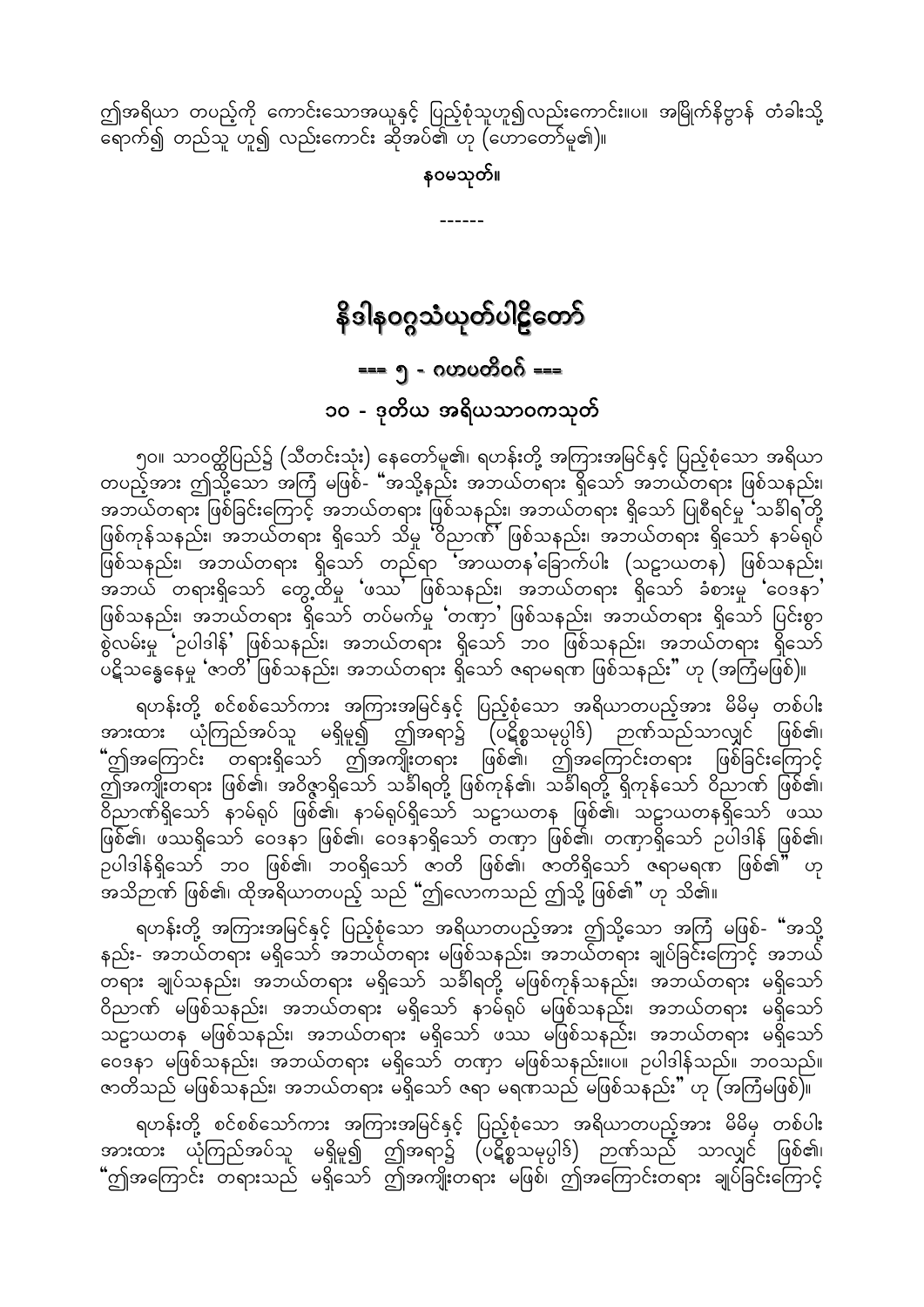ဤအရိယာ တပည့်ကို ကောင်းသောအယူနှင့် ပြည့်စုံသူဟူ၍လည်းကောင်း။ပ။ အမြိုက်နိဗ္ဗာန် တံခါးသို့ ရောက်၍ တည်သူ ဟူ၍ လည်းကောင်း ဆိုအပ်၏ ဟု (ဟောတော်မူ၏)။

**နဝမသုတ်။**

------

# နိဒါနဝဂ္ဂသံယုတ်ပါဠိတော်

## === ၅ - ဂဟပတိဝဂ် ===

### ၁၀ - ဒုတိယ အရိယသာဝကသုတ်

၅၀။ သာဝတ္ထိပြည်၌ (သီတင်းသုံး) နေတော်မူ၏၊ ရဟန်းတို့ အကြားအမြင်နှင့် ပြည့်စုံသော အရိယာ တပည့်အား ဤသို့သော အကြံ မဖြစ်- "အသို့နည်း အဘယ်တရား ရှိသော် အဘယ်တရား ဖြစ်သနည်း၊ အဘယ်တရား ဖြစ်ခြင်းကြောင့် အဘယ်တရား ဖြစ်သနည်း၊ အဘယ်တရား ရှိသော် ပြုစီရင်မှု 'သင်္ခါရ'တို့ ဖြစ်ကုန်သနည်း၊ အဘယ်တရား ရှိသော် သိမှု 'ဝိညာဏ်' ဖြစ်သနည်း၊ အဘယ်တရား ရှိသော် နာမ်ရုပ် ဖြစ်သနည်း၊ အဘယ်တရား ရှိသော် တည်ရာ 'အာယတန'ခြောက်ပါး (သဠာယတန) ဖြစ်သနည်း၊ အဘယ် တရားရှိသော် တွေ့ထိမှု 'ဖဿ' ဖြစ်သနည်း၊ အဘယ်တရား ရှိသော် ခံစားမှု 'ဝေဒနာ' ဖြစ်သနည်း၊ အဘယ်တရား ရှိသော် တပ်မက်မှု 'တဏှာ' ဖြစ်သနည်း၊ အဘယ်တရား ရှိသော် ပြင်းစွာ စွဲလမ်းမှု 'ဥပါဒါန်' ဖြစ်သနည်း၊ အဘယ်တရား ရှိသော် ဘဝ ဖြစ်သနည်း၊ အဘယ်တရား ရှိသော် ပဋိသန္ဓေနေမှု 'ဇာတိ' ဖြစ်သနည်း၊ အဘယ်တရား ရှိသော် ဇရာမရဏ ဖြစ်သနည်း" ဟု (အကြံမဖြစ်)။

ရဟန်းတို့ စင်စစ်သော်ကား အကြားအမြင်နှင့် ပြည့်စုံသော အရိယာတပည့်အား မိမိမှ တစ်ပါး အားထား ယုံကြည်အပ်သူ မရှိမူ၍ ဤအရာ၌ (ပဋိစ္စသမုပ္ပါဒ်) ဉာဏ်သည်သာလျှင် ဖြစ်၏၊ "ဤအကြောင်း တရားရှိသော် ဤအကျိုးတရား ဖြစ်၏၊ ဤအကြောင်းတရား ဖြစ်ခြင်းကြောင့် ဤအကျိုးတရား ဖြစ်၏၊ အဝိဇ္ဇာရှိသော် သင်္ခါရတို့ ဖြစ်ကုန်၏၊ သင်္ခါရတို့ ရှိကုန်သော် ဝိညာဏ် ဖြစ်၏၊ ဝိညာဏ်ရှိသော် နာမ်ရုပ် ဖြစ်၏၊ နာမ်ရုပ်ရှိသော် သဠာယတန ဖြစ်၏၊ သဠာယတနရှိသော် ဖဿ ဖြစ်၏၊ ဖဿရှိသော် ဝေဒနာ ဖြစ်၏၊ ဝေဒနာရှိသော် တဏှာ ဖြစ်၏၊ တဏှာရှိသော် ဥပါဒါန် ဖြစ်၏၊ ဥပါဒါန်ရှိသော် ဘဝ ဖြစ်၏၊ ဘဝရှိသော် ဇာတိ ဖြစ်၏၊ ဇာတိရှိသော် ဇရာမရဏ ဖြစ်၏" ဟု အသိဉာဏ် ဖြစ်၏၊ ထိုအရိယာတပည့် သည် "ဤလောကသည် ဤသို့ ဖြစ်၏" ဟု သိ၏။

ရဟန်းတို့ အကြားအမြင်နှင့် ပြည့်စုံသော အရိယာတပည့်အား ဤသို့သော အကြံ မဖြစ်- "အသို့ နည်း- အဘယ်တရား မရှိသော် အဘယ်တရား မဖြစ်သနည်း၊ အဘယ်တရား ချုပ်ခြင်းကြောင့် အဘယ် တရား ချုပ်သနည်း၊ အဘယ်တရား မရှိသော် သင်္ခါရတို့ မဖြစ်ကုန်သနည်း၊ အဘယ်တရား မရှိသော် ဝိညာဏ် မဖြစ်သနည်း၊ အဘယ်တရား မရှိသော် နာမ်ရုပ် မဖြစ်သနည်း၊ အဘယ်တရား မရှိသော် သဠာယတန မဖြစ်သနည်း၊ အဘယ်တရား မရှိသော် ဖဿ မဖြစ်သနည်း၊ အဘယ်တရား မရှိသော် ဝေဒနာ မဖြစ်သနည်း၊ အဘယ်တရား မရှိသော် တဏှာ မဖြစ်သနည်း။ပ။ ဥပါဒါန်သည်။ ဘဝသည်။ ဇာတိသည် မဖြစ်သနည်း၊ အဘယ်တရား မရှိသော် ဇရာ မရဏသည် မဖြစ်သနည်း" ဟု (အကြံမဖြစ်)။

ရဟန်းတို့ စင်စစ်သော်ကား အကြားအမြင်နှင့် ပြည့်စုံသော အရိယာတပည့်အား မိမိမှ တစ်ပါး အားထား ယုံကြည်အပ်သူ မရှိမူ၍ ဤအရာ၌ (ပဋိစ္စသမုပ္ပါဒ်) ဉာဏ်သည် သာလျှင် ဖြစ်၏၊ "ဤအကြောင်း တရားသည် မရှိသော် ဤအကျိုးတရား မဖြစ်၊ ဤအကြောင်းတရား ချုပ်ခြင်းကြောင့်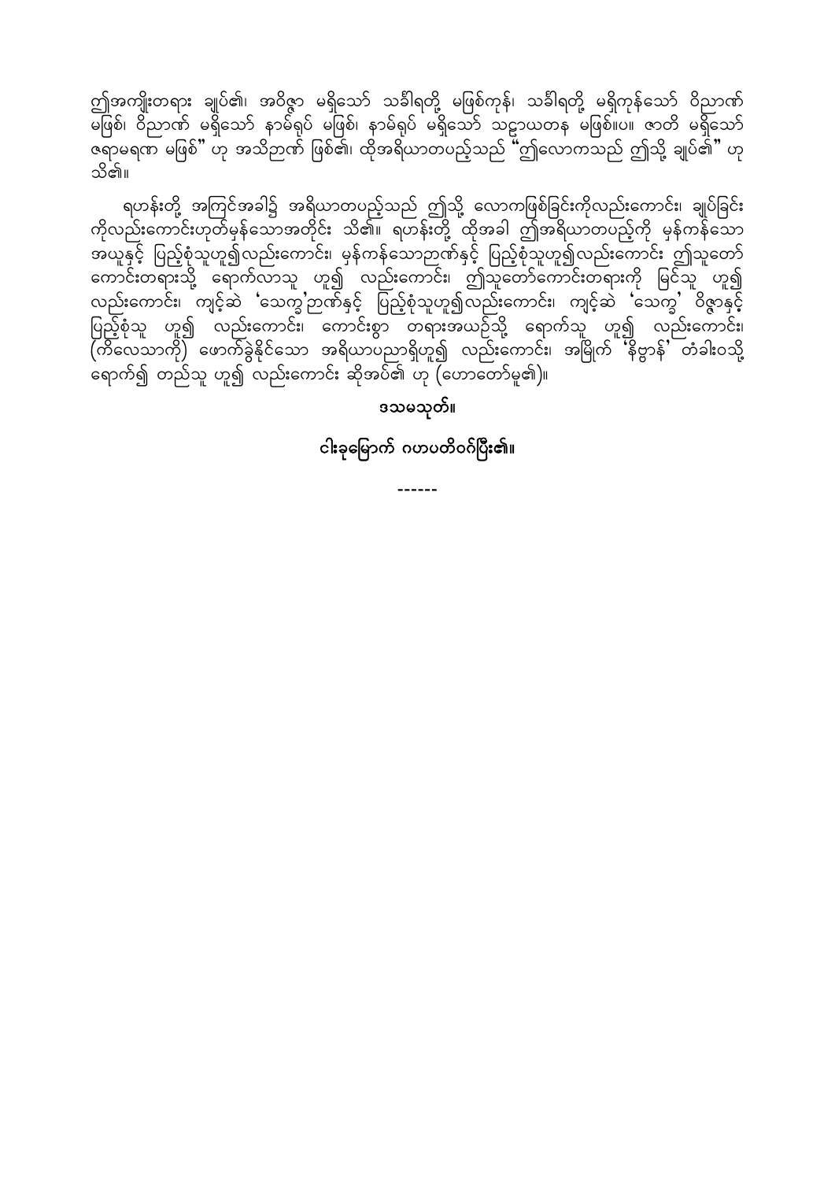ဤအကျိုးတရား ချုပ်၏၊ အဝိဇ္ဇာ မရှိသော် သင်္ခါရတို့ မဖြစ်ကုန်၊ သင်္ခါရတို့ မရှိကုန်သော် ဝိညာဏ် မဖြစ်၊ ဝိညာဏ် မရှိသော် နာမ်ရုပ် မဖြစ်၊ နာမ်ရုပ် မရှိသော် သဠာယတန မဖြစ်။ပ။ ဇာတိ မရှိသော် ဇရာမရဏ မဖြစ်" ဟု အသိဉာဏ် ဖြစ်၏၊ ထိုအရိယာတပည့်သည် "ဤလောကသည် ဤသို့ ချုပ်၏" ဟု သိ၏။

ရဟန်းတို့ အကြင်အခါ၌ အရိယာတပည့်သည် ဤသို့ လောကဖြစ်ခြင်းကိုလည်းကောင်း၊ ချုပ်ခြင်းကိုလည်းကောင်းဟုတ်မှန်သောအတိုင်း သိ၏။ ရဟန်းတို့ ထိုအခါ ဤအရိယာတပည့်ကို မှန်ကန်သော အယူနှင့် ပြည့်စုံသူဟူ၍လည်းကောင်း၊ မှန်ကန်သောဉာဏ်နှင့် ပြည့်စုံသူဟူ၍လည်းကောင်း ဤသူတော်ကောင်းတရားသို့ ရောက်လာသူ ဟူ၍ လည်းကောင်း၊ ဤသူတော်ကောင်းတရားကို မြင်သူ ဟူ၍ လည်းကောင်း၊ ကျင့်ဆဲ 'သေက္ခ'ဉာဏ်နှင့် ပြည့်စုံသူဟူ၍လည်းကောင်း၊ ကျင့်ဆဲ 'သေက္ခ' ဝိဇ္ဇာနှင့် ပြည့်စုံသူ ဟူ၍ လည်းကောင်း၊ ကောင်းစွာ တရားအယဉ်သို့ ရောက်သူ ဟူ၍ လည်းကောင်း၊ (ကိလေသာကို) ဖောက်ခွဲနိုင်သော အရိယာပညာရှိဟူ၍ လည်းကောင်း၊ အမြိုက် 'နိဗ္ဗာန်' တံခါးဝသို့ ရောက်၍ တည်သူ ဟူ၍ လည်းကောင်း ဆိုအပ်၏ ဟု (ဟောတော်မူ၏)။

ဒသမသုတ်။

**ငါးခုမြောက် ဂဟပတိဝဂ်ပြီး၏။**

------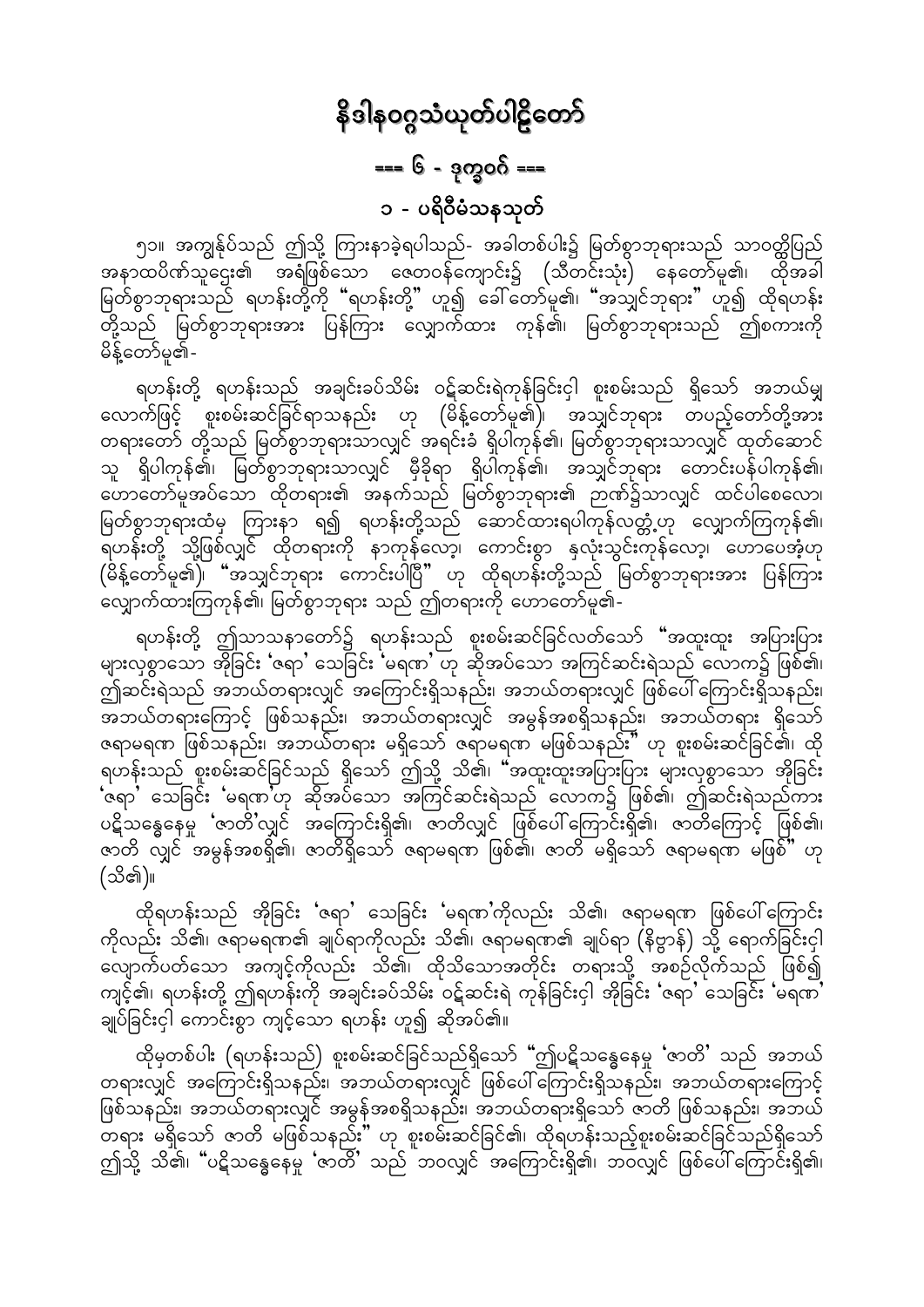# နိဒါနဝဂ္ဂသံယုတ်ပါဠိတော်

## === ၆ - ဒုက္ခဝဂ် ===

### ၁ - ပရိဝီမံသနသုတ်

၅၁။ အကျွန်ုပ်သည် ဤသို့ ကြားနာခဲ့ရပါသည်- အခါတစ်ပါး၌ မြတ်စွာဘုရားသည် သာဝတ္ထိပြည် အနာထပိဏ်သူဌေး၏ အရံဖြစ်သော ဇေတဝန်ကျောင်း၌ (သီတင်းသုံး) နေတော်မူ၏၊ ထိုအခါ မြတ်စွာဘုရားသည် ရဟန်းတို့ကို "ရဟန်းတို့" ဟူ၍ ခေါ်တော်မူ၏၊ "အသျှင်ဘုရား" ဟူ၍ ထိုရဟန်းတို့သည် မြတ်စွာဘုရားအား ပြန်ကြား လျှောက်ထား ကုန်၏၊ မြတ်စွာဘုရားသည် ဤစကားကို မိန့်တော်မူ၏-

ရဟန်းတို့ ရဟန်းသည် အချင်းခပ်သိမ်း ဝဋ်ဆင်းရဲကုန်ခြင်းငှါ စူးစမ်းသည် ရှိသော် အဘယ်မျှ လောက်ဖြင့် စူးစမ်းဆင်ခြင်ရာသနည်း ဟု (မိန့်တော်မူ၏)၊ အသျှင်ဘုရား တပည့်တော်တို့အား တရားတော် တို့သည် မြတ်စွာဘုရားသာလျှင် အရင်းခံ ရှိပါကုန်၏၊ မြတ်စွာဘုရားသာလျှင် ထုတ်ဆောင်သူ ရှိပါကုန်၏၊ မြတ်စွာဘုရားသာလျှင် မှီခိုရာ ရှိပါကုန်၏၊ အသျှင်ဘုရား တောင်းပန်ပါကုန်၏၊ ဟောတော်မူအပ်သော ထိုတရား၏ အနက်သည် မြတ်စွာဘုရား၏ ဉာဏ်၌သာလျှင် ထင်ပါစေလော၊ မြတ်စွာဘုရားထံမှ ကြားနာ ရ၍ ရဟန်းတို့သည် ဆောင်ထားရပါကုန်လတ္တံ့ဟု လျှောက်ကြကုန်၏၊ ရဟန်းတို့ သို့ဖြစ်လျှင် ထိုတရားကို နာကုန်လော့၊ ကောင်းစွာ နှလုံးသွင်းကုန်လော့၊ ဟောပေအံ့ဟု (မိန့်တော်မူ၏)၊ "အသျှင်ဘုရား ကောင်းပါပြီ" ဟု ထိုရဟန်းတို့သည် မြတ်စွာဘုရားအား ပြန်ကြား လျှောက်ထားကြကုန်၏၊ မြတ်စွာဘုရား သည် ဤတရားကို ဟောတော်မူ၏-

ရဟန်းတို့ ဤသာသနာတော်၌ ရဟန်းသည် စူးစမ်းဆင်ခြင်လတ်သော် "အထူးထူး အပြားပြား များလှစွာသော အိုခြင်း 'ဇရာ' သေခြင်း 'မရဏ' ဟု ဆိုအပ်သော အကြင်ဆင်းရဲသည် လောက၌ ဖြစ်၏၊ ဤဆင်းရဲသည် အဘယ်တရားလျှင် အကြောင်းရှိသနည်း၊ အဘယ်တရားလျှင် ဖြစ်ပေါ်ကြောင်းရှိသနည်း၊ အဘယ်တရားကြောင့် ဖြစ်သနည်း၊ အဘယ်တရားလျှင် အမွန်အစရှိသနည်း၊ အဘယ်တရား ရှိသော် ဇရာမရဏ ဖြစ်သနည်း၊ အဘယ်တရား မရှိသော် ဇရာမရဏ မဖြစ်သနည်း" ဟု စူးစမ်းဆင်ခြင်၏၊ ထို ရဟန်းသည် စူးစမ်းဆင်ခြင်သည် ရှိသော် ဤသို့ သိ၏၊ "အထူးထူးအပြားပြား များလှစွာသော အိုခြင်း 'ဇရာ' သေခြင်း 'မရဏ'ဟု ဆိုအပ်သော အကြင်ဆင်းရဲသည် လောက၌ ဖြစ်၏၊ ဤဆင်းရဲသည်ကား ပဋိသန္ဓေနေမှု 'ဇာတိ'လျှင် အကြောင်းရှိ၏၊ ဇာတိလျှင် ဖြစ်ပေါ်ကြောင်းရှိ၏၊ ဇာတိကြောင့် ဖြစ်၏၊ ဇာတိ လျှင် အမွန်အစရှိ၏၊ ဇာတိရှိသော် ဇရာမရဏ ဖြစ်၏၊ ဇာတိ မရှိသော် ဇရာမရဏ မဖြစ်" ဟု (သိ၏)။

ထိုရဟန်းသည် အိုခြင်း 'ဇရာ' သေခြင်း 'မရဏ'ကိုလည်း သိ၏၊ ဇရာမရဏ ဖြစ်ပေါ်ကြောင်း ကိုလည်း သိ၏၊ ဇရာမရဏ၏ ချုပ်ရာကိုလည်း သိ၏၊ ဇရာမရဏ၏ ချုပ်ရာ (နိဗ္ဗာန်) သို့ ရောက်ခြင်းငှါ လျောက်ပတ်သော အကျင့်ကိုလည်း သိ၏၊ ထိုသိသောအတိုင်း တရားသို့ အစဉ်လိုက်သည် ဖြစ်၍ ကျင့်၏၊ ရဟန်းတို့ ဤရဟန်းကို အချင်းခပ်သိမ်း ဝဋ်ဆင်းရဲ ကုန်ခြင်းငှါ အိုခြင်း 'ဇရာ' သေခြင်း 'မရဏ' ချုပ်ခြင်းငှါ ကောင်းစွာ ကျင့်သော ရဟန်း ဟူ၍ ဆိုအပ်၏။

ထိုမှတစ်ပါး (ရဟန်းသည်) စူးစမ်းဆင်ခြင်သည်ရှိသော် "ဤပဋိသန္ဓေနေမှု 'ဇာတိ' သည် အဘယ် တရားလျှင် အကြောင်းရှိသနည်း၊ အဘယ်တရားလျှင် ဖြစ်ပေါ်ကြောင်းရှိသနည်း၊ အဘယ်တရားကြောင့် ဖြစ်သနည်း၊ အဘယ်တရားလျှင် အမွန်အစရှိသနည်း၊ အဘယ်တရားရှိသော် ဇာတိ ဖြစ်သနည်း၊ အဘယ် တရား မရှိသော် ဇာတိ မဖြစ်သနည်း" ဟု စူးစမ်းဆင်ခြင်၏၊ ထိုရဟန်းသည်စူးစမ်းဆင်ခြင်သည်ရှိသော် ဤသို့ သိ၏၊ "ပဋိသန္ဓေနေမှု 'ဇာတိ' သည် ဘဝလျှင် အကြောင်းရှိ၏၊ ဘဝလျှင် ဖြစ်ပေါ်ကြောင်းရှိ၏၊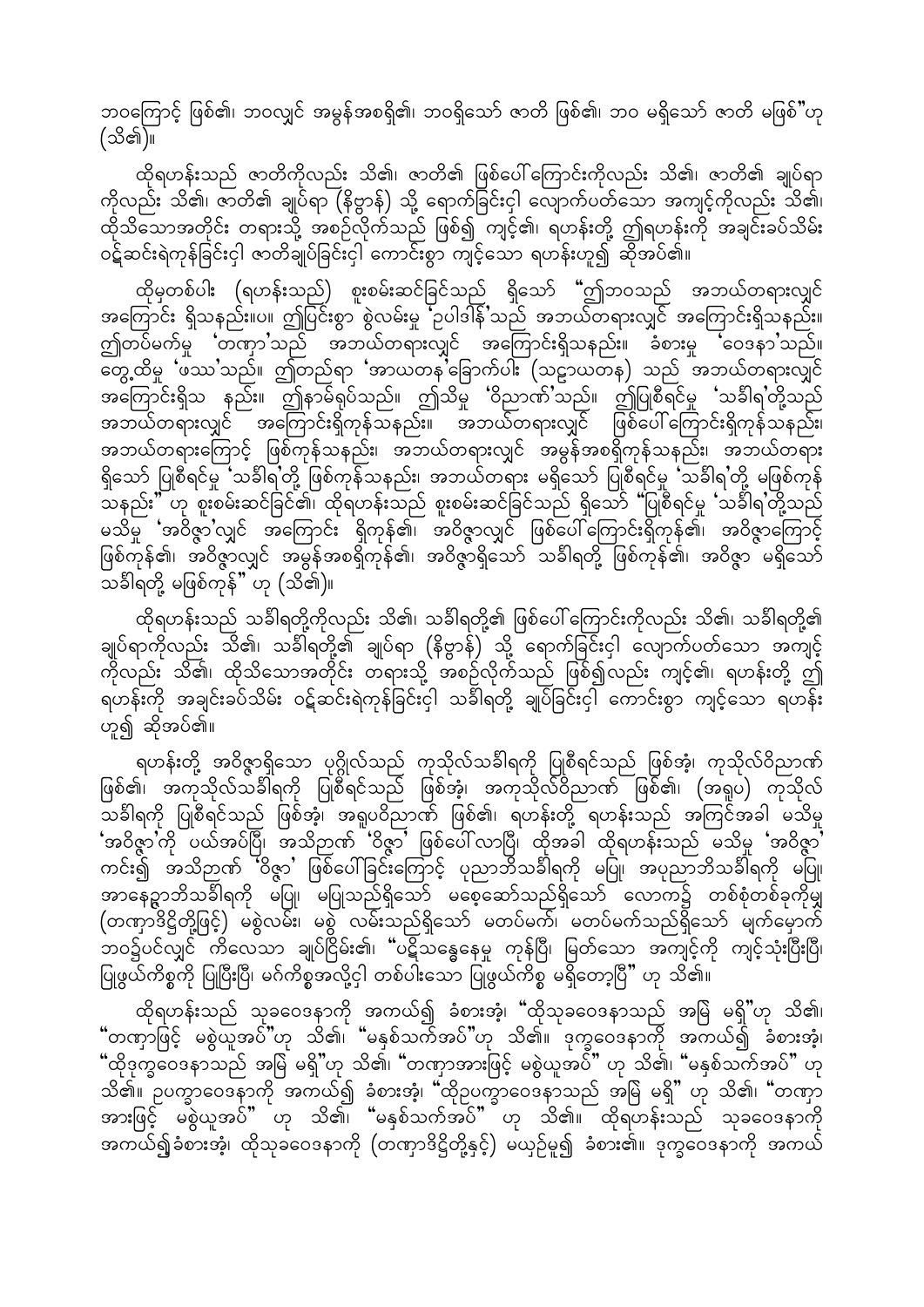ဘဝကြောင့် ဖြစ်၏၊ ဘဝလျှင် အမွန်အစရှိ၏၊ ဘဝရှိသော် ဇာတိ ဖြစ်၏၊ ဘဝ မရှိသော် ဇာတိ မဖြစ်”ဟု (သိ၏)။

ထိုရဟန်းသည် ဇာတိကိုလည်း သိ၏၊ ဇာတိ၏ ဖြစ်ပေါ်ကြောင်းကိုလည်း သိ၏၊ ဇာတိ၏ ချုပ်ရာကိုလည်း သိ၏၊ ဇာတိ၏ ချုပ်ရာ (နိဗ္ဗာန်) သို့ ရောက်ခြင်းငှါ လျောက်ပတ်သော အကျင့်ကိုလည်း သိ၏၊ ထိုသိသောအတိုင်း တရားသို့ အစဉ်လိုက်သည် ဖြစ်၍ ကျင့်၏၊ ရဟန်းတို့ ဤရဟန်းကို အချင်းခပ်သိမ်း ဝဋ်ဆင်းရဲကုန်ခြင်းငှါ ဇာတိချုပ်ခြင်းငှါ ကောင်းစွာ ကျင့်သော ရဟန်းဟူ၍ ဆိုအပ်၏။

ထို့မှတစ်ပါး (ရဟန်းသည်) စူးစမ်းဆင်ခြင်သည် ရှိသော် “ဤဘဝသည် အဘယ်တရားလျှင် အကြောင်း ရှိသနည်း။ပ။ ဤပြင်းစွာ စွဲလမ်းမှု ‘ဥပါဒါန်’သည် အဘယ်တရားလျှင် အကြောင်းရှိသနည်း။ ဤတပ်မက်မှု ‘တဏှာ’သည် အဘယ်တရားလျှင် အကြောင်းရှိသနည်း။ ခံစားမှု ‘ဝေဒနာ’သည်။ တွေ့ထိမှု ‘ဖဿ’သည်။ ဤတည်ရာ ‘အာယတန’ခြောက်ပါး (သဠာယတန) သည် အဘယ်တရားလျှင် အကြောင်းရှိသ နည်း။ ဤနာမ်ရုပ်သည်။ ဤသိမှု ‘ဝိညာဏ်’သည်။ ဤပြုစီရင်မှု ‘သင်္ခါရ’တို့သည် အဘယ်တရားလျှင် အကြောင်းရှိကုန်သနည်း။ အဘယ်တရားလျှင် ဖြစ်ပေါ်ကြောင်းရှိကုန်သနည်း၊ အဘယ်တရားကြောင့် ဖြစ်ကုန်သနည်း၊ အဘယ်တရားလျှင် အမွန်အစရှိကုန်သနည်း၊ အဘယ်တရား ရှိသော် ပြုစီရင်မှု ‘သင်္ခါရ’တို့ ဖြစ်ကုန်သနည်း၊ အဘယ်တရား မရှိသော် ပြုစီရင်မှု ‘သင်္ခါရ’တို့ မဖြစ်ကုန်သနည်း” ဟု စူးစမ်းဆင်ခြင်၏၊ ထိုရဟန်းသည် စူးစမ်းဆင်ခြင်သည် ရှိသော် “ပြုစီရင်မှု ‘သင်္ခါရ’တို့သည် မသိမှု ‘အဝိဇ္ဇာ’လျှင် အကြောင်း ရှိကုန်၏၊ အဝိဇ္ဇာလျှင် ဖြစ်ပေါ်ကြောင်းရှိကုန်၏၊ အဝိဇ္ဇာကြောင့် ဖြစ်ကုန်၏၊ အဝိဇ္ဇာလျှင် အမွန်အစရှိကုန်၏၊ အဝိဇ္ဇာရှိသော် သင်္ခါရတို့ ဖြစ်ကုန်၏၊ အဝိဇ္ဇာ မရှိသော် သင်္ခါရတို့ မဖြစ်ကုန်” ဟု (သိ၏)။

ထိုရဟန်းသည် သင်္ခါရတို့ကိုလည်း သိ၏၊ သင်္ခါရတို့၏ ဖြစ်ပေါ်ကြောင်းကိုလည်း သိ၏၊ သင်္ခါရတို့၏ ချုပ်ရာကိုလည်း သိ၏၊ သင်္ခါရတို့၏ ချုပ်ရာ (နိဗ္ဗာန်) သို့ ရောက်ခြင်းငှါ လျောက်ပတ်သော အကျင့်ကိုလည်း သိ၏၊ ထိုသိသောအတိုင်း တရားသို့ အစဉ်လိုက်သည် ဖြစ်၍လည်း ကျင့်၏၊ ရဟန်းတို့ ဤရဟန်းကို အချင်းခပ်သိမ်း ဝဋ်ဆင်းရဲကုန်ခြင်းငှါ သင်္ခါရတို့ ချုပ်ခြင်းငှါ ကောင်းစွာ ကျင့်သော ရဟန်း ဟူ၍ ဆိုအပ်၏။

ရဟန်းတို့ အဝိဇ္ဇာရှိသော ပုဂ္ဂိုလ်သည် ကုသိုလ်သင်္ခါရကို ပြုစီရင်သည် ဖြစ်အံ့၊ ကုသိုလ်ဝိညာဏ် ဖြစ်၏၊ အကုသိုလ်သင်္ခါရကို ပြုစီရင်သည် ဖြစ်အံ့၊ အကုသိုလ်ဝိညာဏ် ဖြစ်၏၊ (အရူပ) ကုသိုလ် သင်္ခါရကို ပြုစီရင်သည် ဖြစ်အံ့၊ အရူပဝိညာဏ် ဖြစ်၏၊ ရဟန်းတို့ ရဟန်းသည် အကြင်အခါ မသိမှု ‘အဝိဇ္ဇာ’ကို ပယ်အပ်ပြီ၊ အသိဉာဏ် ‘ဝိဇ္ဇာ’ ဖြစ်ပေါ်လာပြီ၊ ထိုအခါ ထိုရဟန်းသည် မသိမှု ‘အဝိဇ္ဇာ’ ကင်း၍ အသိဉာဏ် ‘ဝိဇ္ဇာ’ ဖြစ်ပေါ်ခြင်းကြောင့် ပုညာဘိသင်္ခါရကို မပြု၊ အပုညာဘိသင်္ခါရကို မပြု၊ အာနေဉ္ဇာဘိသင်္ခါရကို မပြု၊ မပြုသည်ရှိသော် မစေ့ဆော်သည်ရှိသော် လောက၌ တစ်စုံတစ်ခုကိုမျှ (တဏှာဒိဋ္ဌိတို့ဖြင့်) မစွဲလမ်း၊ မစွဲ လမ်းသည်ရှိသော် မတပ်မက်၊ မတပ်မက်သည်ရှိသော် မျက်မှောက် ဘဝ၌ပင်လျှင် ကိလေသာ ချုပ်ငြိမ်း၏၊ “ပဋိသန္ဓေနေမှု ကုန်ပြီ၊ မြတ်သော အကျင့်ကို ကျင့်သုံးပြီးပြီ၊ ပြုဖွယ်ကိစ္စကို ပြုပြီးပြီ၊ မဂ်ကိစ္စအလို့ငှါ တစ်ပါးသော ပြုဖွယ်ကိစ္စ မရှိတော့ပြီ” ဟု သိ၏။

ထိုရဟန်းသည် သုခဝေဒနာကို အကယ်၍ ခံစားအံ့၊ “ထိုသုခဝေဒနာသည် အမြဲ မရှိ”ဟု သိ၏၊ “တဏှာဖြင့် မစွဲယူအပ်”ဟု သိ၏၊ “မနှစ်သက်အပ်”ဟု သိ၏။ ဒုက္ခဝေဒနာကို အကယ်၍ ခံစားအံ့၊ “ထိုဒုက္ခဝေဒနာသည် အမြဲ မရှိ”ဟု သိ၏၊ “တဏှာအားဖြင့် မစွဲယူအပ်” ဟု သိ၏၊ “မနှစ်သက်အပ်” ဟု သိ၏။ ဥပေက္ခာဝေဒနာကို အကယ်၍ ခံစားအံ့၊ “ထိုဥပေက္ခာဝေဒနာသည် အမြဲ မရှိ” ဟု သိ၏၊ “တဏှာ အားဖြင့် မစွဲယူအပ်” ဟု သိ၏၊ “မနှစ်သက်အပ်” ဟု သိ၏။ ထိုရဟန်းသည် သုခဝေဒနာကို အကယ်၍ခံစားအံ့၊ ထိုသုခဝေဒနာကို (တဏှာဒိဋ္ဌိတို့နှင့်) မယှဉ်မူ၍ ခံစား၏။ ဒုက္ခဝေဒနာကို အကယ်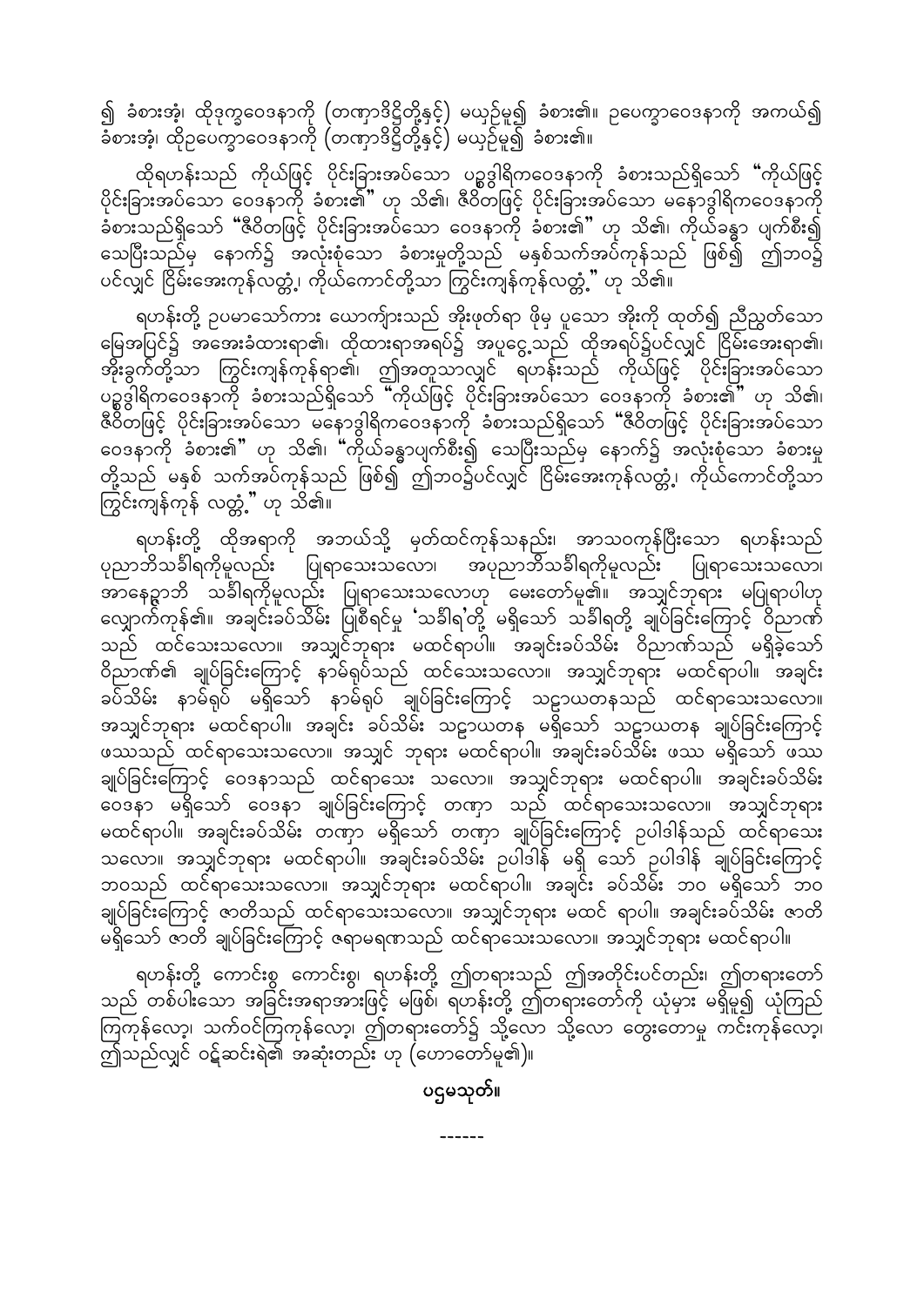၍ ခံစားအံ့၊ ထိုဒုက္ခဝေဒနာကို (တဏှာဒိဋ္ဌိတို့နှင့်) မယှဉ်မူ၍ ခံစား၏။ ဥပေက္ခာဝေဒနာကို အကယ်၍ ခံစားအံ့၊ ထိုဥပေက္ခာဝေဒနာကို (တဏှာဒိဋ္ဌိတို့နှင့်) မယှဉ်မူ၍ ခံစား၏။

ထိုရဟန်းသည် ကိုယ်ဖြင့် ပိုင်းခြားအပ်သော ပဉ္စဒွါရိကဝေဒနာကို ခံစားသည်ရှိသော် "ကိုယ်ဖြင့် ပိုင်းခြားအပ်သော ဝေဒနာကို ခံစား၏" ဟု သိ၏၊ ဇီဝိတဖြင့် ပိုင်းခြားအပ်သော မနောဒွါရိကဝေဒနာကို ခံစားသည်ရှိသော် "ဇီဝိတဖြင့် ပိုင်းခြားအပ်သော ဝေဒနာကို ခံစား၏" ဟု သိ၏၊ ကိုယ်ခန္ဓာ ပျက်စီး၍ သေပြီးသည်မှ နောက်၌ အလုံးစုံသော ခံစားမှုတို့သည် မနှစ်သက်အပ်ကုန်သည် ဖြစ်၍ ဤဘဝ၌ ပင်လျှင် ငြိမ်းအေးကုန်လတ္တံ့၊ ကိုယ်ကောင်တို့သာ ကြွင်းကျန်ကုန်လတ္တံ့" ဟု သိ၏။

ရဟန်းတို့ ဥပမာသော်ကား ယောကျ်ားသည် အိုးဖုတ်ရာ ဖိုမှ ပူသော အိုးကို ထုတ်၍ ညီညွတ်သော မြေအပြင်၌ အအေးခံထားရာ၏၊ ထိုထားရာအရပ်၌ အပူငွေ့သည် ထိုအရပ်၌ပင်လျှင် ငြိမ်းအေးရာ၏၊ အိုးခွက်တို့သာ ကြွင်းကျန်ကုန်ရာ၏၊ ဤအတူသာလျှင် ရဟန်းသည် ကိုယ်ဖြင့် ပိုင်းခြားအပ်သော ပဉ္စဒွါရိကဝေဒနာကို ခံစားသည်ရှိသော် "ကိုယ်ဖြင့် ပိုင်းခြားအပ်သော ဝေဒနာကို ခံစား၏" ဟု သိ၏၊ ဇီဝိတဖြင့် ပိုင်းခြားအပ်သော မနောဒွါရိကဝေဒနာကို ခံစားသည်ရှိသော် "ဇီဝိတဖြင့် ပိုင်းခြားအပ်သော ဝေဒနာကို ခံစား၏" ဟု သိ၏၊ "ကိုယ်ခန္ဓာပျက်စီး၍ သေပြီးသည်မှ နောက်၌ အလုံးစုံသော ခံစားမှုတို့သည် မနှစ် သက်အပ်ကုန်သည် ဖြစ်၍ ဤဘဝ၌ပင်လျှင် ငြိမ်းအေးကုန်လတ္တံ့၊ ကိုယ်ကောင်တို့သာ ကြွင်းကျန်ကုန် လတ္တံ့" ဟု သိ၏။

ရဟန်းတို့ ထိုအရာကို အဘယ်သို့ မှတ်ထင်ကုန်သနည်း၊ အာသဝကုန်ပြီးသော ရဟန်းသည် ပုညာဘိသင်္ခါရကိုမူလည်း ပြုရာသေးသလော၊ အပုညာဘိသင်္ခါရကိုမူလည်း ပြုရာသေးသလော၊ အာနေဉ္ဇာဘိ သင်္ခါရကိုမူလည်း ပြုရာသေးသလောဟု မေးတော်မူ၏။ အသျှင်ဘုရား မပြုရာပါဟု လျှောက်ကုန်၏။ အချင်းခပ်သိမ်း ပြစ်ရင်မူ 'သင်္ခါရ'တို့ မရှိသော် သင်္ခါရတို့ ချုပ်ခြင်းကြောင့် ဝိညာဏ် သည် ထင်သေးသလော။ အသျှင်ဘုရား မထင်ရာပါ။ အချင်းခပ်သိမ်း ဝိညာဏ်သည် မရှိခဲ့သော် ဝိညာဏ်၏ ချုပ်ခြင်းကြောင့် နာမ်ရုပ်သည် ထင်သေးသလော။ အသျှင်ဘုရား မထင်ရာပါ။ အချင်း ခပ်သိမ်း နာမ်ရုပ် မရှိသော် နာမ်ရုပ် ချုပ်ခြင်းကြောင့် သဠာယတနသည် ထင်ရာသေးသလော။ အသျှင်ဘုရား မထင်ရာပါ။ အချင်း ခပ်သိမ်း သဠာယတန မရှိသော် သဠာယတန ချုပ်ခြင်းကြောင့် ဖဿသည် ထင်ရာသေးသလော။ အသျှင် ဘုရား မထင်ရာပါ။ အချင်းခပ်သိမ်း ဖဿ မရှိသော် ဖဿ ချုပ်ခြင်းကြောင့် ဝေဒနာသည် ထင်ရာသေး သလော။ အသျှင်ဘုရား မထင်ရာပါ။ အချင်းခပ်သိမ်း ဝေဒနာ မရှိသော် ဝေဒနာ ချုပ်ခြင်းကြောင့် တဏှာ သည် ထင်ရာသေးသလော။ အသျှင်ဘုရား မထင်ရာပါ။ အချင်းခပ်သိမ်း တဏှာ မရှိသော် တဏှာ ချုပ်ခြင်းကြောင့် ဥပါဒါန်သည် ထင်ရာသေး သလော။ အသျှင်ဘုရား မထင်ရာပါ။ အချင်းခပ်သိမ်း ဥပါဒါန် မရှိ သော် ဥပါဒါန် ချုပ်ခြင်းကြောင့် ဘဝသည် ထင်ရာသေးသလော။ အသျှင်ဘုရား မထင်ရာပါ။ အချင်း ခပ်သိမ်း ဘဝ မရှိသော် ဘဝ ချုပ်ခြင်းကြောင့် ဇာတိသည် ထင်ရာသေးသလော။ အသျှင်ဘုရား မထင် ရာပါ။ အချင်းခပ်သိမ်း ဇာတိ မရှိသော် ဇာတိ ချုပ်ခြင်းကြောင့် ဇရာမရဏသည် ထင်ရာသေးသလော။ အသျှင်ဘုရား မထင်ရာပါ။

ရဟန်းတို့ ကောင်းစွ ကောင်းစွ၊ ရဟန်းတို့ ဤတရားသည် ဤအတိုင်းပင်တည်း၊ ဤတရားတော် သည် တစ်ပါးသော အခြင်းအရာအားဖြင့် မဖြစ်၊ ရဟန်းတို့ ဤတရားတော်ကို ယုံမှား မရှိမူ၍ ယုံကြည် ကြကုန်လော့၊ သက်ဝင်ကြကုန်လော့၊ ဤတရားတော်၌ သို့လော သို့လော တွေးတောမှု ကင်းကုန်လော့၊ ဤသည်လျှင် ဝဋ်ဆင်းရဲ၏ အဆုံးတည်း ဟု (ဟောတော်မူ၏)။

**ပဌမသုတ်။**

------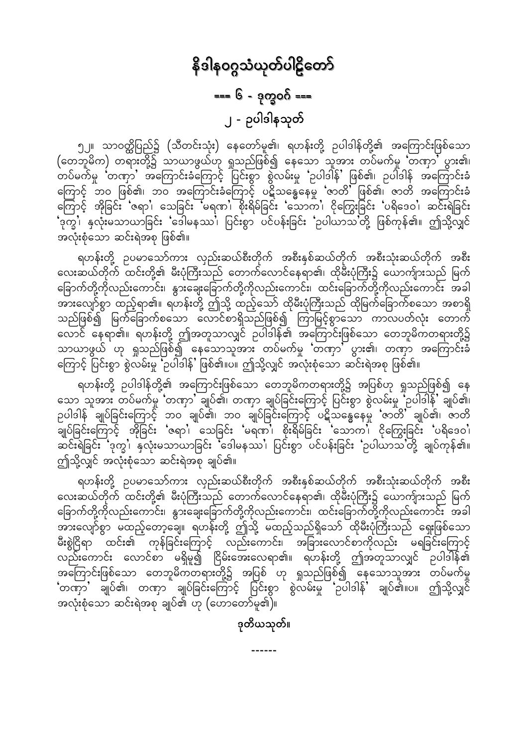# နိဒါနဝဂ္ဂသံယုတ်ပါဠိတော်

## === ၆ - ဒုက္ခဝဂ် ===

## ၂ - ဥပါဒါနသုတ်

၅၂။ သာဝတ္ထိပြည်၌ (သီတင်းသုံး) နေတော်မူ၏၊ ရဟန်းတို့ ဥပါဒါန်တို့၏ အကြောင်းဖြစ်သော (တေဘူမိက) တရားတို့၌ သာယာဖွယ်ဟု ရှုသည်ဖြစ်၍ နေသော သူအား တပ်မက်မှု 'တဏှာ' ပွား၏၊ တပ်မက်မှု 'တဏှာ' အကြောင်းခံကြောင့် ပြင်းစွာ စွဲလမ်းမှု 'ဥပါဒါန်' ဖြစ်၏၊ ဥပါဒါန် အကြောင်းခံကြောင့် ဘဝ ဖြစ်၏၊ ဘဝ အကြောင်းခံကြောင့် ပဋိသန္ဓေနေမှု 'ဇာတိ' ဖြစ်၏၊ ဇာတိ အကြောင်းခံကြောင့် အိုခြင်း 'ဇရာ'၊ သေခြင်း 'မရဏ'၊ စိုးရိမ်ခြင်း 'သောက'၊ ငိုကြွေးခြင်း 'ပရိဒေဝ'၊ ဆင်းရဲခြင်း 'ဒုက္ခ'၊ နှလုံးမသာယာခြင်း 'ဒေါမနဿ'၊ ပြင်းစွာ ပင်ပန်းခြင်း 'ဥပါယာသ'တို့ ဖြစ်ကုန်၏။ ဤသို့လျှင် အလုံးစုံသော ဆင်းရဲအစု ဖြစ်၏။

ရဟန်းတို့ ဥပမာသော်ကား လှည်းဆယ်စီးတိုက် အစီးနှစ်ဆယ်တိုက် အစီးသုံးဆယ်တိုက် အစီးလေးဆယ်တိုက် ထင်းတို့၏ မီးပုံကြီးသည် တောက်လောင်နေရာ၏၊ ထိုမီးပုံကြီး၌ ယောကျာ်းသည် မြက်ခြောက်တို့ကိုလည်းကောင်း၊ နွားချေးခြောက်တို့ကိုလည်းကောင်း၊ ထင်းခြောက်တို့ကိုလည်းကောင်း အခါအားလျော်စွာ ထည့်ရာ၏။ ရဟန်းတို့ ဤသို့ ထည့်သော် ထိုမီးပုံကြီးသည် ထိုမြက်ခြောက်စသော အစာရှိသည်ဖြစ်၍ မြက်ခြောက်စသော လောင်စာရှိသည်ဖြစ်၍ ကြာမြင့်စွာသော ကာလပတ်လုံး တောက်လောင် နေရာ၏။ ရဟန်းတို့ ဤအတူသာလျှင် ဥပါဒါန်၏ အကြောင်းဖြစ်သော တေဘူမိကတရားတို့၌ သာယာဖွယ် ဟု ရှုသည်ဖြစ်၍ နေသောသူအား တပ်မက်မှု 'တဏှာ' ပွား၏၊ တဏှာ အကြောင်းခံကြောင့် ပြင်းစွာ စွဲလမ်းမှု 'ဥပါဒါန်' ဖြစ်၏။ပ။ ဤသို့လျှင် အလုံးစုံသော ဆင်းရဲအစု ဖြစ်၏။

ရဟန်းတို့ ဥပါဒါန်တို့၏ အကြောင်းဖြစ်သော တေဘူမိကတရားတို့၌ အပြစ်ဟု ရှုသည်ဖြစ်၍ နေသော သူအား တပ်မက်မှု 'တဏှာ' ချုပ်၏၊ တဏှာ ချုပ်ခြင်းကြောင့် ပြင်းစွာ စွဲလမ်းမှု 'ဥပါဒါန်' ချုပ်၏၊ ဥပါဒါန် ချုပ်ခြင်းကြောင့် ဘဝ ချုပ်၏၊ ဘဝ ချုပ်ခြင်းကြောင့် ပဋိသန္ဓေနေမှု 'ဇာတိ' ချုပ်၏၊ ဇာတိ ချုပ်ခြင်းကြောင့် အိုခြင်း 'ဇရာ'၊ သေခြင်း 'မရဏ'၊ စိုးရိမ်ခြင်း 'သောက'၊ ငိုကြွေးခြင်း 'ပရိဒေဝ'၊ ဆင်းရဲခြင်း 'ဒုက္ခ'၊ နှလုံးမသာယာခြင်း 'ဒေါမနဿ'၊ ပြင်းစွာ ပင်ပန်းခြင်း 'ဥပါယာသ'တို့ ချုပ်ကုန်၏။ ဤသို့လျှင် အလုံးစုံသော ဆင်းရဲအစု ချုပ်၏။

ရဟန်းတို့ ဥပမာသော်ကား လှည်းဆယ်စီးတိုက် အစီးနှစ်ဆယ်တိုက် အစီးသုံးဆယ်တိုက် အစီးလေးဆယ်တိုက် ထင်းတို့၏ မီးပုံကြီးသည် တောက်လောင်နေရာ၏၊ ထိုမီးပုံကြီး၌ ယောကျာ်းသည် မြက်ခြောက်တို့ကိုလည်းကောင်း၊ နွားချေးခြောက်တို့ကိုလည်းကောင်း၊ ထင်းခြောက်တို့ကိုလည်းကောင်း အခါအားလျော်စွာ မထည့်တော့ချေ။ ရဟန်းတို့ ဤသို့ မထည့်သည်ရှိသော် ထိုမီးပုံကြီးသည် ရှေးဖြစ်သော မီးစွဲငြိရာ ထင်း၏ ကုန်ခြင်းကြောင့် လည်းကောင်း၊ အခြားလောင်စာကိုလည်း မရခြင်းကြောင့် လည်းကောင်း လောင်စာ မရှိမူ၍ ငြိမ်းအေးလေရာ၏။ ရဟန်းတို့ ဤအတူသာလျှင် ဥပါဒါန်၏ အကြောင်းဖြစ်သော တေဘူမိကတရားတို့၌ အပြစ် ဟု ရှုသည်ဖြစ်၍ နေသောသူအား တပ်မက်မှု 'တဏှာ' ချုပ်၏၊ တဏှာ ချုပ်ခြင်းကြောင့် ပြင်းစွာ စွဲလမ်းမှု 'ဥပါဒါန်' ချုပ်၏။ပ။ ဤသို့လျှင် အလုံးစုံသော ဆင်းရဲအစု ချုပ်၏ ဟု (ဟောတော်မူ၏)။

**ဒုတိယသုတ်။**

------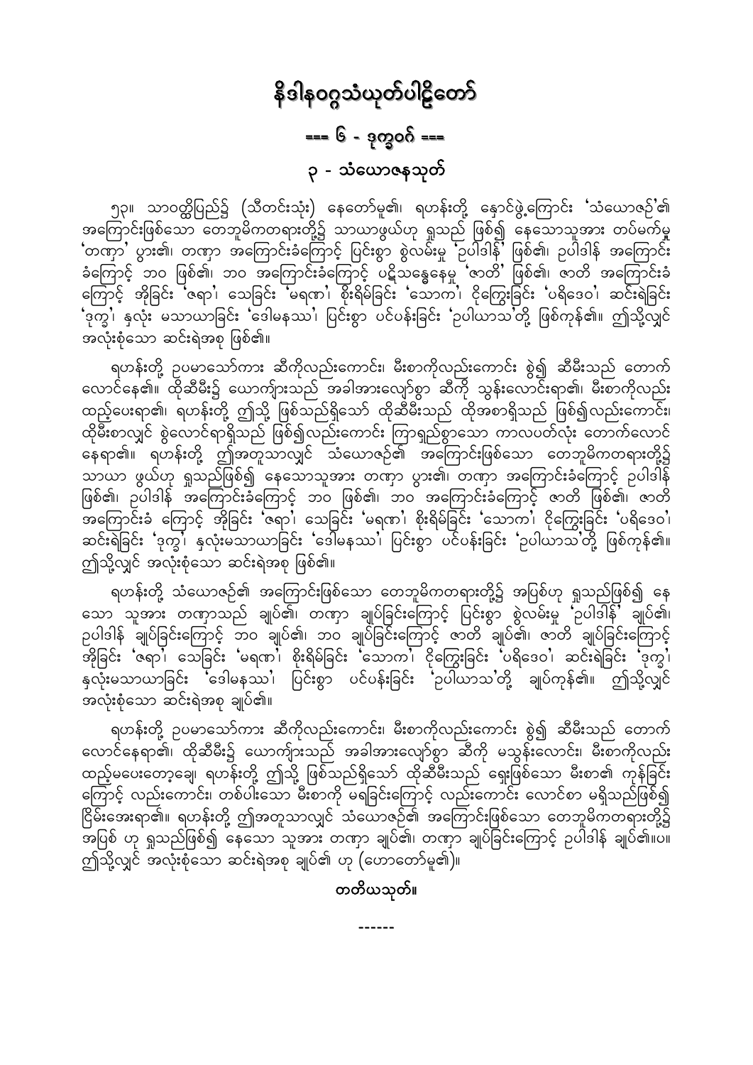# နိဒါနဝဂ္ဂသံယုတ်ပါဠိတော်

## === ၆ - ဒုက္ခဝဂ် ===

### ၃ - သံယောဇနသုတ်

၅၃။ သာဝတ္ထိပြည်၌ (သီတင်းသုံး) နေတော်မူ၏၊ ရဟန်းတို့ နှောင်ဖွဲ့ကြောင်း 'သံယောဇဉ်'၏ အကြောင်းဖြစ်သော တေဘူမိကတရားတို့၌ သာယာဖွယ်ဟု ရှုသည် ဖြစ်၍ နေသောသူအား တပ်မက်မှု 'တဏှာ' ပွား၏၊ တဏှာ အကြောင်းခံကြောင့် ပြင်းစွာ စွဲလမ်းမှု 'ဥပါဒါန်' ဖြစ်၏၊ ဥပါဒါန် အကြောင်းခံကြောင့် ဘဝ ဖြစ်၏၊ ဘဝ အကြောင်းခံကြောင့် ပဋိသန္ဓေနေမှု 'ဇာတိ' ဖြစ်၏၊ ဇာတိ အကြောင်းခံကြောင့် အိုခြင်း 'ဇရာ'၊ သေခြင်း 'မရဏ'၊ စိုးရိမ်ခြင်း 'သောက'၊ ငိုကြွေးခြင်း 'ပရိဒေဝ'၊ ဆင်းရဲခြင်း 'ဒုက္ခ'၊ နှလုံး မသာယာခြင်း 'ဒေါမနဿ'၊ ပြင်းစွာ ပင်ပန်းခြင်း 'ဥပါယာသ'တို့ ဖြစ်ကုန်၏။ ဤသို့လျှင် အလုံးစုံသော ဆင်းရဲအစု ဖြစ်၏။

ရဟန်းတို့ ဥပမာသော်ကား ဆီကိုလည်းကောင်း၊ မီးစာကိုလည်းကောင်း စွဲ၍ ဆီမီးသည် တောက်လောင်နေ၏။ ထိုဆီမီး၌ ယောကျ်ားသည် အခါအားလျော်စွာ ဆီကို သွန်းလောင်းရာ၏၊ မီးစာကိုလည်း ထည့်ပေးရာ၏၊ ရဟန်းတို့ ဤသို့ ဖြစ်သည်ရှိသော် ထိုဆီမီးသည် ထိုအစာရှိသည် ဖြစ်၍လည်းကောင်း၊ ထိုမီးစာလျှင် စွဲလောင်ရာရှိသည် ဖြစ်၍လည်းကောင်း ကြာရှည်စွာသော ကာလပတ်လုံး တောက်လောင်နေရာ၏။ ရဟန်းတို့ ဤအတူသာလျှင် သံယောဇဉ်၏ အကြောင်းဖြစ်သော တေဘူမိကတရားတို့၌ သာယာ ဖွယ်ဟု ရှုသည်ဖြစ်၍ နေသောသူအား တဏှာ ပွား၏၊ တဏှာ အကြောင်းခံကြောင့် ဥပါဒါန် ဖြစ်၏၊ ဥပါဒါန် အကြောင်းခံကြောင့် ဘဝ ဖြစ်၏၊ ဘဝ အကြောင်းခံကြောင့် ဇာတိ ဖြစ်၏၊ ဇာတိ အကြောင်းခံ ကြောင့် အိုခြင်း 'ဇရာ'၊ သေခြင်း 'မရဏ'၊ စိုးရိမ်ခြင်း 'သောက'၊ ငိုကြွေးခြင်း 'ပရိဒေဝ'၊ ဆင်းရဲခြင်း 'ဒုက္ခ'၊ နှလုံးမသာယာခြင်း 'ဒေါမနဿ'၊ ပြင်းစွာ ပင်ပန်းခြင်း 'ဥပါယာသ'တို့ ဖြစ်ကုန်၏။ ဤသို့လျှင် အလုံးစုံသော ဆင်းရဲအစု ဖြစ်၏။

ရဟန်းတို့ သံယောဇဉ်၏ အကြောင်းဖြစ်သော တေဘူမိကတရားတို့၌ အပြစ်ဟု ရှုသည်ဖြစ်၍ နေသော သူအား တဏှာသည် ချုပ်၏၊ တဏှာ ချုပ်ခြင်းကြောင့် ပြင်းစွာ စွဲလမ်းမှု 'ဥပါဒါန်' ချုပ်၏၊ ဥပါဒါန် ချုပ်ခြင်းကြောင့် ဘဝ ချုပ်၏၊ ဘဝ ချုပ်ခြင်းကြောင့် ဇာတိ ချုပ်၏၊ ဇာတိ ချုပ်ခြင်းကြောင့် အိုခြင်း 'ဇရာ'၊ သေခြင်း 'မရဏ'၊ စိုးရိမ်ခြင်း 'သောက'၊ ငိုကြွေးခြင်း 'ပရိဒေဝ'၊ ဆင်းရဲခြင်း 'ဒုက္ခ'၊ နှလုံးမသာယာခြင်း 'ဒေါမနဿ'၊ ပြင်းစွာ ပင်ပန်းခြင်း 'ဥပါယာသ'တို့ ချုပ်ကုန်၏။ ဤသို့လျှင် အလုံးစုံသော ဆင်းရဲအစု ချုပ်၏။

ရဟန်းတို့ ဥပမာသော်ကား ဆီကိုလည်းကောင်း၊ မီးစာကိုလည်းကောင်း စွဲ၍ ဆီမီးသည် တောက်လောင်နေရာ၏၊ ထိုဆီမီး၌ ယောကျ်ားသည် အခါအားလျော်စွာ ဆီကို မသွန်းလောင်း၊ မီးစာကိုလည်း ထည့်မပေးတော့ချေ၊ ရဟန်းတို့ ဤသို့ ဖြစ်သည်ရှိသော် ထိုဆီမီးသည် ရှေးဖြစ်သော မီးစာ၏ ကုန်ခြင်းကြောင့် လည်းကောင်း၊ တစ်ပါးသော မီးစာကို မရခြင်းကြောင့် လည်းကောင်း လောင်စာ မရှိသည်ဖြစ်၍ ငြိမ်းအေးရာ၏။ ရဟန်းတို့ ဤအတူသာလျှင် သံယောဇဉ်၏ အကြောင်းဖြစ်သော တေဘူမိကတရားတို့၌ အပြစ် ဟု ရှုသည်ဖြစ်၍ နေသော သူအား တဏှာ ချုပ်၏၊ တဏှာ ချုပ်ခြင်းကြောင့် ဥပါဒါန် ချုပ်၏။ပ။ ဤသို့လျှင် အလုံးစုံသော ဆင်းရဲအစု ချုပ်၏ ဟု (ဟောတော်မူ၏)။

**တတိယသုတ်။**

------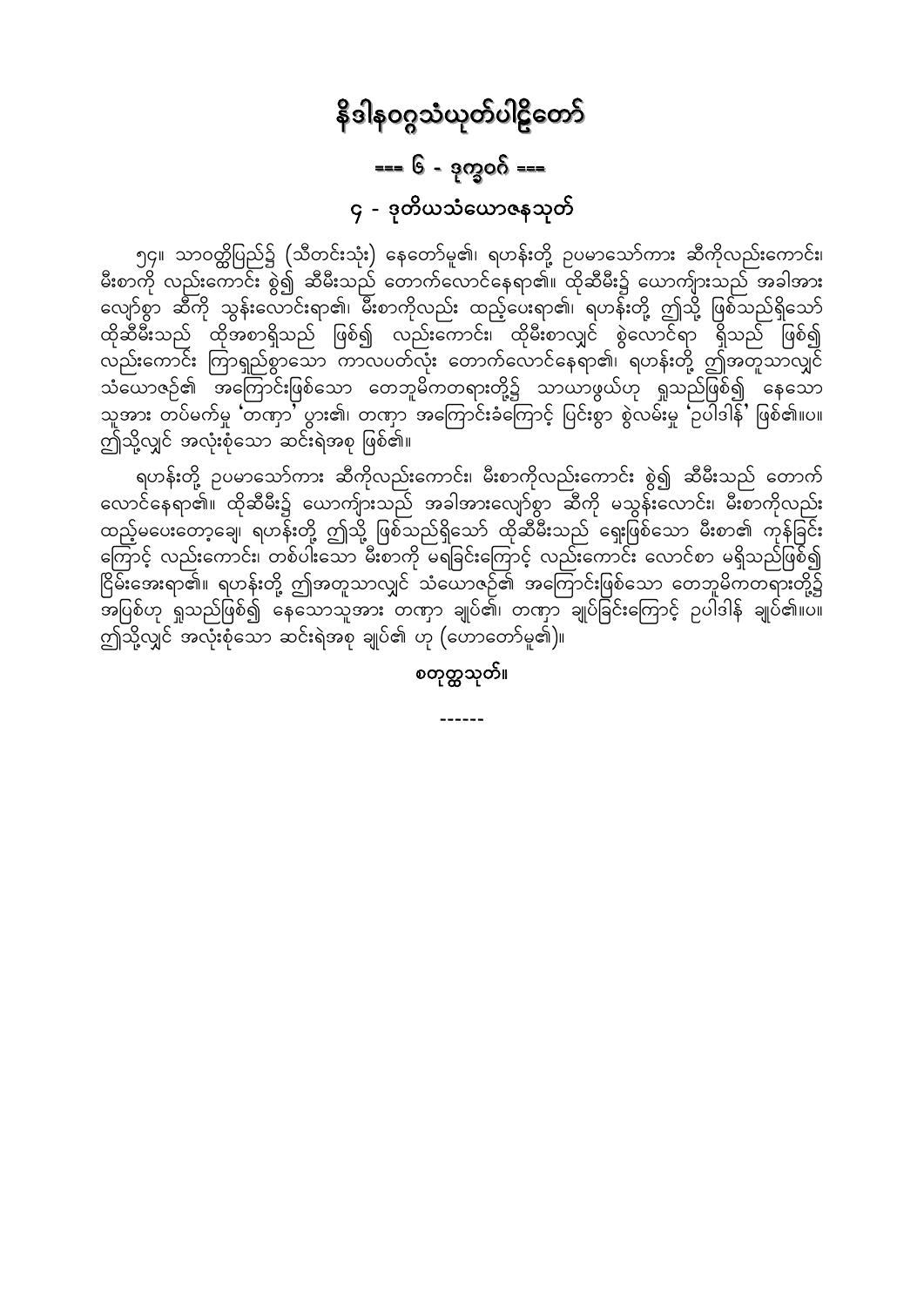# နိဒါနဝဂ္ဂသံယုတ်ပါဠိတော်

## === ၆ - ဒုက္ခဝဂ် ===

### ၄ - ဒုတိယသံယောဇနသုတ်

၅၄။ သာဝတ္ထိပြည်၌ (သီတင်းသုံး) နေတော်မူ၏၊ ရဟန်းတို့ ဥပမာသော်ကား ဆီကိုလည်းကောင်း၊ မီးစာကို လည်းကောင်း စွဲ၍ ဆီမီးသည် တောက်လောင်နေရာ၏။ ထိုဆီမီး၌ ယောကျ်ားသည် အခါအားလျော်စွာ ဆီကို သွန်းလောင်းရာ၏၊ မီးစာကိုလည်း ထည့်ပေးရာ၏၊ ရဟန်းတို့ ဤသို့ ဖြစ်သည်ရှိသော် ထိုဆီမီးသည် ထိုအစာရှိသည် ဖြစ်၍ လည်းကောင်း၊ ထိုမီးစာလျှင် စွဲလောင်ရာ ရှိသည် ဖြစ်၍ လည်းကောင်း ကြာရှည်စွာသော ကာလပတ်လုံး တောက်လောင်နေရာ၏၊ ရဟန်းတို့ ဤအတူသာလျှင် သံယောဇဉ်၏ အကြောင်းဖြစ်သော တေဘူမိကတရားတို့၌ သာယာဖွယ်ဟု ရှုသည်ဖြစ်၍ နေသော သူအား တပ်မက်မှု 'တဏှာ' ပွား၏၊ တဏှာ အကြောင်းခံကြောင့် ပြင်းစွာ စွဲလမ်းမှု 'ဥပါဒါန်' ဖြစ်၏။ပ။ ဤသို့လျှင် အလုံးစုံသော ဆင်းရဲအစု ဖြစ်၏။

ရဟန်းတို့ ဥပမာသော်ကား ဆီကိုလည်းကောင်း၊ မီးစာကိုလည်းကောင်း စွဲ၍ ဆီမီးသည် တောက်လောင်နေရာ၏။ ထိုဆီမီး၌ ယောကျ်ားသည် အခါအားလျော်စွာ ဆီကို မသွန်းလောင်း၊ မီးစာကိုလည်း ထည့်မပေးတော့ချေ၊ ရဟန်းတို့ ဤသို့ ဖြစ်သည်ရှိသော် ထိုဆီမီးသည် ရှေးဖြစ်သော မီးစာ၏ ကုန်ခြင်းကြောင့် လည်းကောင်း၊ တစ်ပါးသော မီးစာကို မရခြင်းကြောင့် လည်းကောင်း လောင်စာ မရှိသည်ဖြစ်၍ ငြိမ်းအေးရာ၏။ ရဟန်းတို့ ဤအတူသာလျှင် သံယောဇဉ်၏ အကြောင်းဖြစ်သော တေဘူမိကတရားတို့၌ အပြစ်ဟု ရှုသည်ဖြစ်၍ နေသောသူအား တဏှာ ချုပ်၏၊ တဏှာ ချုပ်ခြင်းကြောင့် ဥပါဒါန် ချုပ်၏။ပ။ ဤသို့လျှင် အလုံးစုံသော ဆင်းရဲအစု ချုပ်၏ ဟု (ဟောတော်မူ၏)။

**စတုတ္ထသုတ်။**

------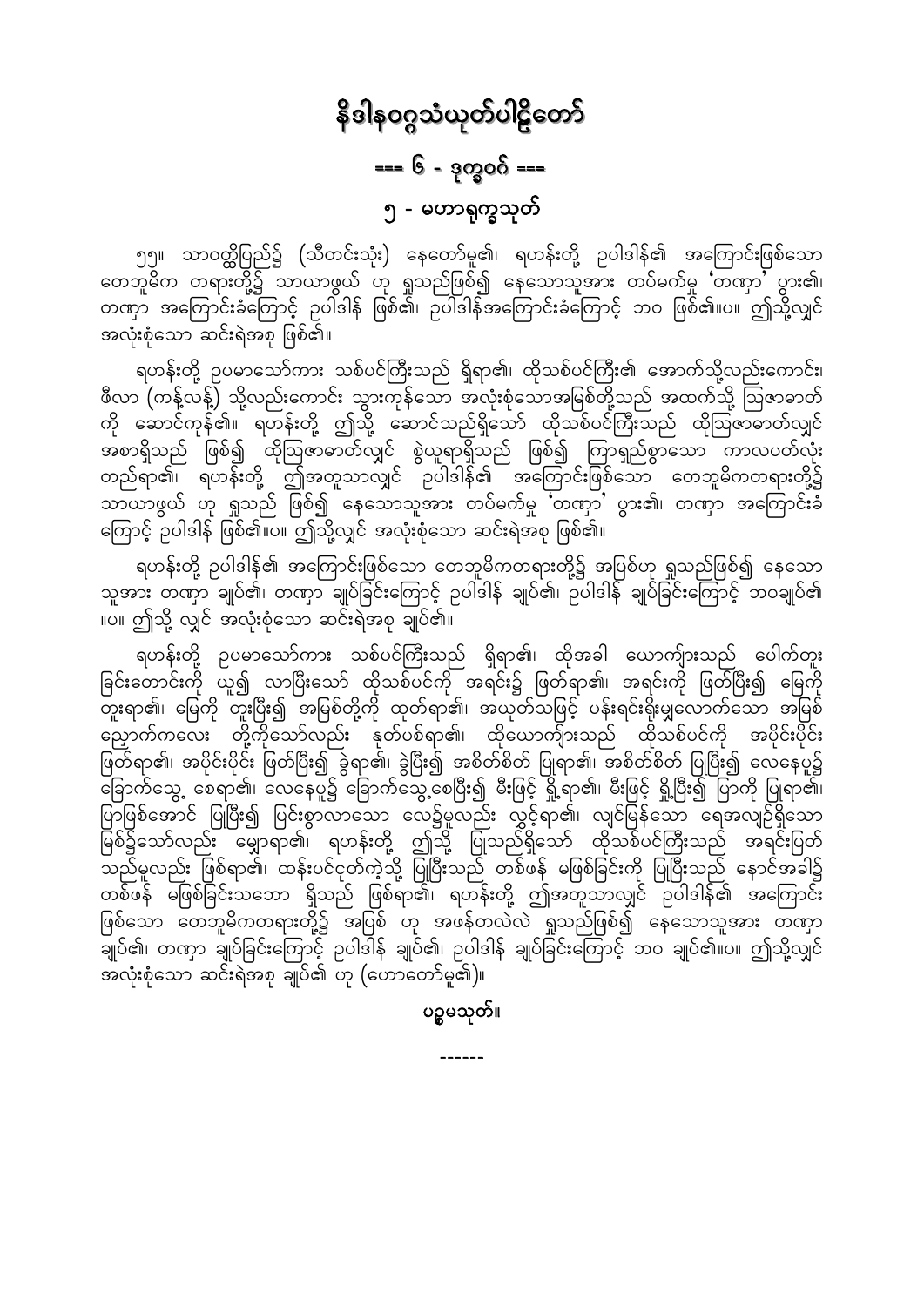# နိဒါနဝဂ္ဂသံယုတ်ပါဠိတော်

## === ၆ - ဒုက္ခဝဂ် ===

### ၅ - မဟာရုက္ခသုတ်

၅၅။ သာဝတ္ထိပြည်၌ (သီတင်းသုံး) နေတော်မူ၏၊ ရဟန်းတို့ ဥပါဒါန်၏ အကြောင်းဖြစ်သော တေဘူမိက တရားတို့၌ သာယာဖွယ် ဟု ရှုသည်ဖြစ်၍ နေသောသူအား တပ်မက်မှု 'တဏှာ' ပွား၏၊ တဏှာ အကြောင်းခံကြောင့် ဥပါဒါန် ဖြစ်၏၊ ဥပါဒါန်အကြောင်းခံကြောင့် ဘဝ ဖြစ်၏။ပ။ ဤသို့လျှင် အလုံးစုံသော ဆင်းရဲအစု ဖြစ်၏။

ရဟန်းတို့ ဥပမာသော်ကား သစ်ပင်ကြီးသည် ရှိရာ၏၊ ထိုသစ်ပင်ကြီး၏ အောက်သို့လည်းကောင်း၊ ဖီလာ (ကန့်လန့်) သို့လည်းကောင်း သွားကုန်သော အလုံးစုံသောအမြစ်တို့သည် အထက်သို့ ဩဇာဓာတ်ကို ဆောင်ကုန်၏။ ရဟန်းတို့ ဤသို့ ဆောင်သည်ရှိသော် ထိုသစ်ပင်ကြီးသည် ထိုဩဇာဓာတ်လျှင် အစာရှိသည် ဖြစ်၍ ထိုဩဇာဓာတ်လျှင် စွဲယူရာရှိသည် ဖြစ်၍ ကြာရှည်စွာသော ကာလပတ်လုံး တည်ရာ၏၊ ရဟန်းတို့ ဤအတူသာလျှင် ဥပါဒါန်၏ အကြောင်းဖြစ်သော တေဘူမိကတရားတို့၌ သာယာဖွယ် ဟု ရှုသည် ဖြစ်၍ နေသောသူအား တပ်မက်မှု 'တဏှာ' ပွား၏၊ တဏှာ အကြောင်းခံကြောင့် ဥပါဒါန် ဖြစ်၏။ပ။ ဤသို့လျှင် အလုံးစုံသော ဆင်းရဲအစု ဖြစ်၏။

ရဟန်းတို့ ဥပါဒါန်၏ အကြောင်းဖြစ်သော တေဘူမိကတရားတို့၌ အပြစ်ဟု ရှုသည်ဖြစ်၍ နေသော သူအား တဏှာ ချုပ်၏၊ တဏှာ ချုပ်ခြင်းကြောင့် ဥပါဒါန် ချုပ်၏၊ ဥပါဒါန် ချုပ်ခြင်းကြောင့် ဘဝချုပ်၏ ။ပ။ ဤသို့ လျှင် အလုံးစုံသော ဆင်းရဲအစု ချုပ်၏။

ရဟန်းတို့ ဥပမာသော်ကား သစ်ပင်ကြီးသည် ရှိရာ၏၊ ထိုအခါ ယောကျ်ားသည် ပေါက်တူး ခြင်းတောင်းကို ယူ၍ လာပြီးသော် ထိုသစ်ပင်ကို အရင်း၌ ဖြတ်ရာ၏၊ အရင်းကို ဖြတ်ပြီး၍ မြေကို တူးရာ၏၊ မြေကို တူးပြီး၍ အမြစ်တို့ကို ထုတ်ရာ၏၊ အယုတ်သဖြင့် ပန်းရင်းရိုးမျှလောက်သော အမြစ် ညှောက်ကလေး တို့ကိုသော်လည်း နုတ်ပစ်ရာ၏၊ ထိုယောကျ်ားသည် ထိုသစ်ပင်ကို အပိုင်းပိုင်း ဖြတ်ရာ၏၊ အပိုင်းပိုင်း ဖြတ်ပြီး၍ ခွဲရာ၏၊ ခွဲပြီး၍ အစိတ်စိတ် ပြုရာ၏၊ အစိတ်စိတ် ပြုပြီး၍ လေနေပူ၌ ခြောက်သွေ့ စေရာ၏၊ လေနေပူ၌ ခြောက်သွေ့စေပြီး၍ မီးဖြင့် ရှို့ရာ၏၊ မီးဖြင့် ရှို့ပြီး၍ ပြာကို ပြုရာ၏၊ ပြာဖြစ်အောင် ပြုပြီး၍ ပြင်းစွာလာသော လေ၌မူလည်း လွှင့်ရာ၏၊ လျင်မြန်သော ရေအလျဉ်ရှိသော မြစ်၌သော်လည်း မျှောရာ၏၊ ရဟန်းတို့ ဤသို့ ပြုသည်ရှိသော် ထိုသစ်ပင်ကြီးသည် အရင်းပြတ် သည်မူလည်း ဖြစ်ရာ၏၊ ထန်းပင်ငုတ်ကဲ့သို့ ပြုပြီးသည် တစ်ဖန် မဖြစ်ခြင်းကို ပြုပြီးသည် နောင်အခါ၌ တစ်ဖန် မဖြစ်ခြင်းသဘော ရှိသည် ဖြစ်ရာ၏၊ ရဟန်းတို့ ဤအတူသာလျှင် ဥပါဒါန်၏ အကြောင်း ဖြစ်သော တေဘူမိကတရားတို့၌ အပြစ် ဟု အဖန်တလဲလဲ ရှုသည်ဖြစ်၍ နေသောသူအား တဏှာ ချုပ်၏၊ တဏှာ ချုပ်ခြင်းကြောင့် ဥပါဒါန် ချုပ်၏၊ ဥပါဒါန် ချုပ်ခြင်းကြောင့် ဘဝ ချုပ်၏။ပ။ ဤသို့လျှင် အလုံးစုံသော ဆင်းရဲအစု ချုပ်၏ ဟု (ဟောတော်မူ၏)။

**ပဉ္စမသုတ်။**

------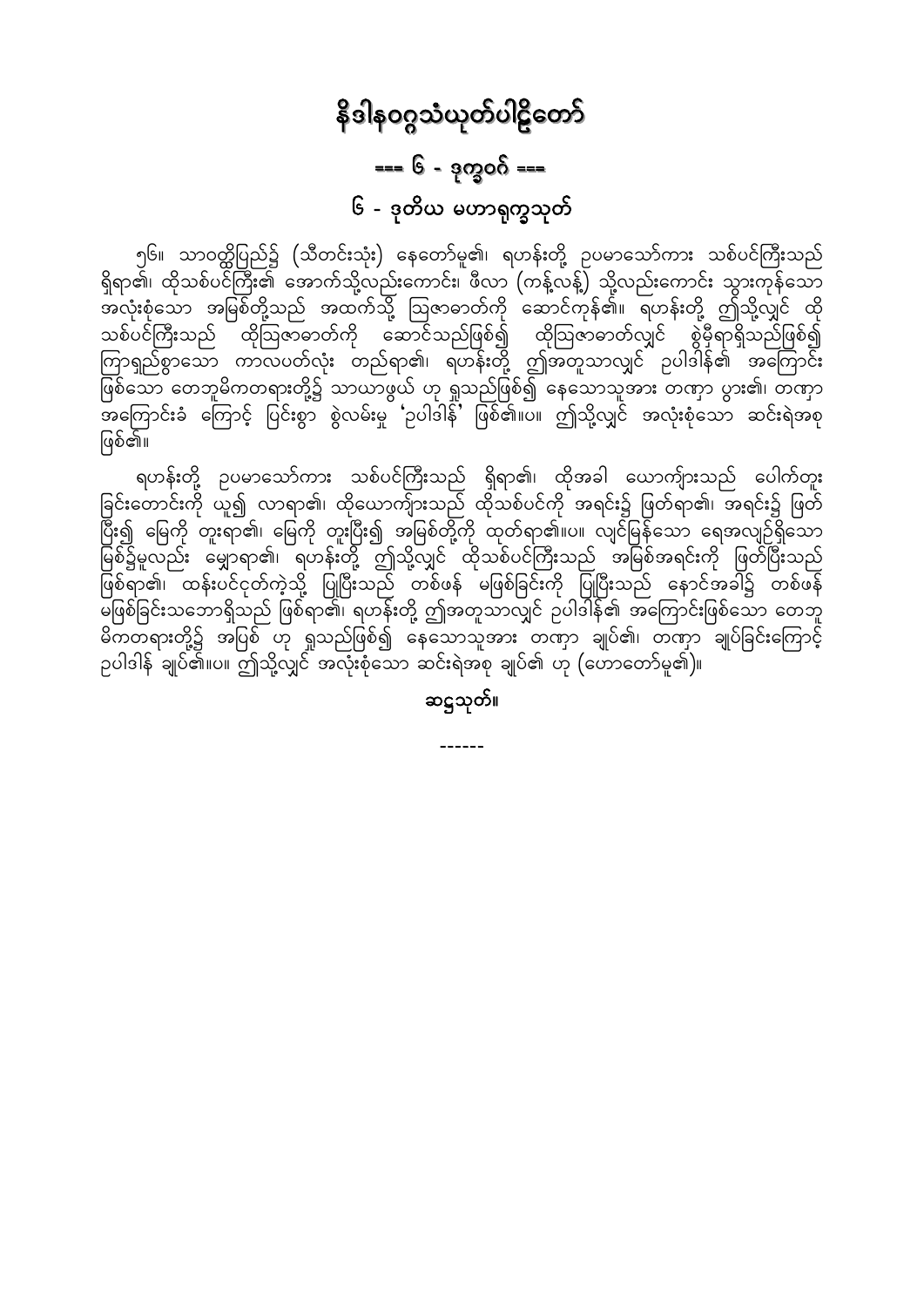# နိဒါနဝဂ္ဂသံယုတ်ပါဠိတော်

## === ၆ - ဒုက္ခဝဂ် ===

### ၆ - ဒုတိယ မဟာရုက္ခသုတ်

၅၆။ သာဝတ္ထိပြည်၌ (သီတင်းသုံး) နေတော်မူ၏၊ ရဟန်းတို့ ဥပမာသော်ကား သစ်ပင်ကြီးသည် ရှိရာ၏၊ ထိုသစ်ပင်ကြီး၏ အောက်သို့လည်းကောင်း၊ ဖီလာ (ကန့်လန့်) သို့လည်းကောင်း သွားကုန်သော အလုံးစုံသော အမြစ်တို့သည် အထက်သို့ ဩဇာဓာတ်ကို ဆောင်ကုန်၏။ ရဟန်းတို့ ဤသို့လျှင် ထို သစ်ပင်ကြီးသည် ထိုဩဇာဓာတ်ကို ဆောင်သည်ဖြစ်၍ ထိုဩဇာဓာတ်လျှင် စွဲမှီရာရှိသည်ဖြစ်၍ ကြာရှည်စွာသော ကာလပတ်လုံး တည်ရာ၏၊ ရဟန်းတို့ ဤအတူသာလျှင် ဥပါဒါန်၏ အကြောင်း ဖြစ်သော တေဘူမိကတရားတို့၌ သာယာဖွယ် ဟု ရှုသည်ဖြစ်၍ နေသောသူအား တဏှာ ပွား၏၊ တဏှာ အကြောင်းခံ ကြောင့် ပြင်းစွာ စွဲလမ်းမှု 'ဥပါဒါန်' ဖြစ်၏။ပ။ ဤသို့လျှင် အလုံးစုံသော ဆင်းရဲအစု ဖြစ်၏။

ရဟန်းတို့ ဥပမာသော်ကား သစ်ပင်ကြီးသည် ရှိရာ၏၊ ထိုအခါ ယောကျ်ားသည် ပေါက်တူး ခြင်းတောင်းကို ယူ၍ လာရာ၏၊ ထိုယောကျ်ားသည် ထိုသစ်ပင်ကို အရင်း၌ ဖြတ်ရာ၏၊ အရင်း၌ ဖြတ် ပြီး၍ မြေကို တူးရာ၏၊ မြေကို တူးပြီး၍ အမြစ်တို့ကို ထုတ်ရာ၏။ပ။ လျှင်မြန်သော ရေအလျဉ်ရှိသော မြစ်၌မူလည်း မျှောရာ၏၊ ရဟန်းတို့ ဤသို့လျှင် ထိုသစ်ပင်ကြီးသည် အမြစ်အရင်းကို ဖြတ်ပြီးသည် ဖြစ်ရာ၏၊ ထန်းပင်ငုတ်ကဲ့သို့ ပြုပြီးသည် တစ်ဖန် မဖြစ်ခြင်းကို ပြုပြီးသည် နောင်အခါ၌ တစ်ဖန် မဖြစ်ခြင်းသဘောရှိသည် ဖြစ်ရာ၏၊ ရဟန်းတို့ ဤအတူသာလျှင် ဥပါဒါန်၏ အကြောင်းဖြစ်သော တေဘူ မိကတရားတို့၌ အပြစ် ဟု ရှုသည်ဖြစ်၍ နေသောသူအား တဏှာ ချုပ်၏၊ တဏှာ ချုပ်ခြင်းကြောင့် ဥပါဒါန် ချုပ်၏။ပ။ ဤသို့လျှင် အလုံးစုံသော ဆင်းရဲအစု ချုပ်၏ ဟု (ဟောတော်မူ၏)။

**ဆဋ္ဌသုတ်။**

------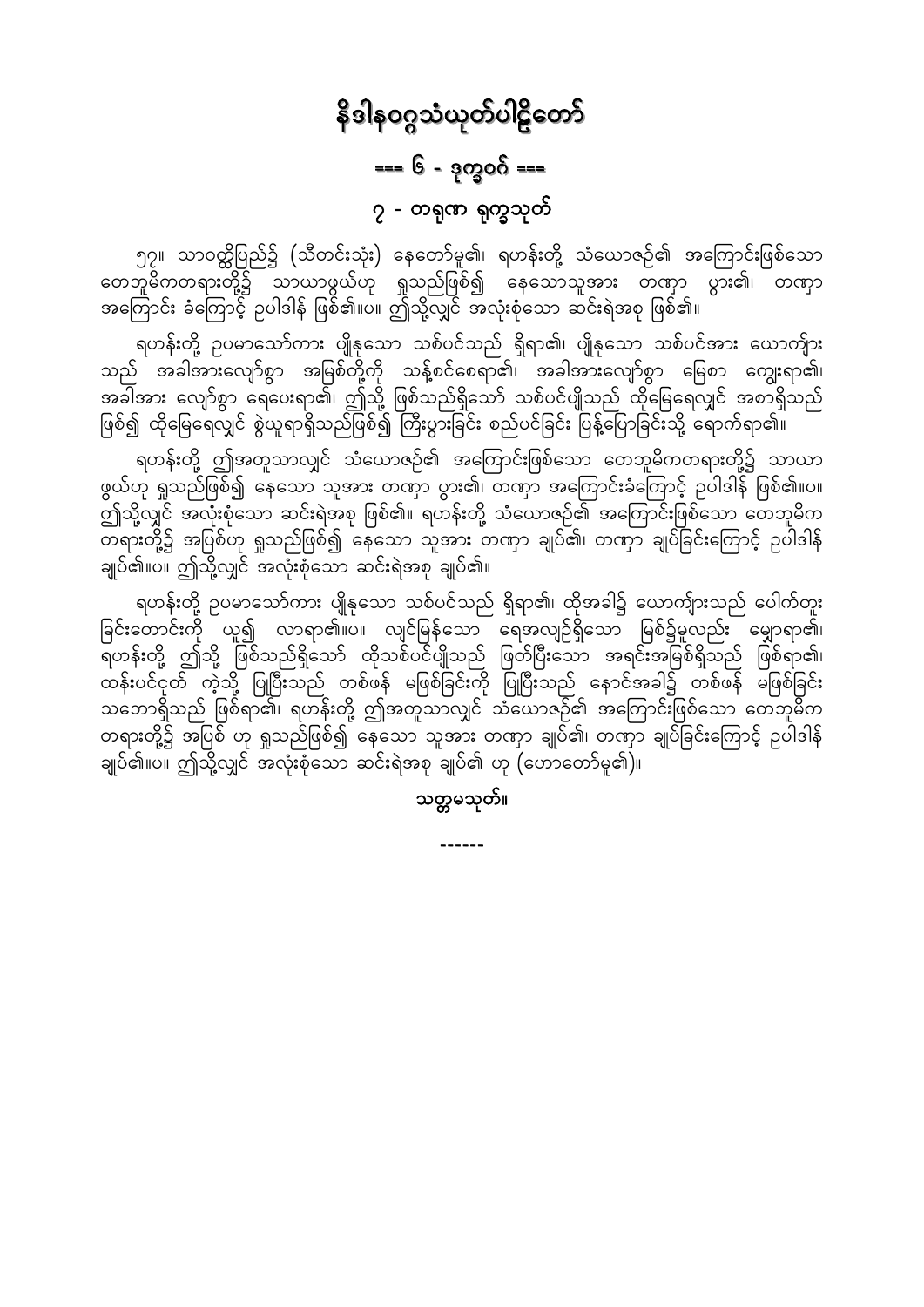# နိဒါနဝဂ္ဂသံယုတ်ပါဠိတော်

## === ၆ - ဒုက္ခဝဂ် ===

### ၇ - တရုဏ ရုက္ခသုတ်

၅၇။ သာဝတ္ထိပြည်၌ (သီတင်းသုံး) နေတော်မူ၏၊ ရဟန်းတို့ သံယောဇဉ်၏ အကြောင်းဖြစ်သော တေဘူမိကတရားတို့၌ သာယာဖွယ်ဟု ရှုသည်ဖြစ်၍ နေသောသူအား တဏှာ ပွား၏၊ တဏှာ အကြောင်း ခံကြောင့် ဥပါဒါန် ဖြစ်၏။ပ။ ဤသို့လျှင် အလုံးစုံသော ဆင်းရဲအစု ဖြစ်၏။

ရဟန်းတို့ ဥပမာသော်ကား ပျိုနုသော သစ်ပင်သည် ရှိရာ၏၊ ပျိုနုသော သစ်ပင်အား ယောက်ျားသည် အခါအားလျော်စွာ အမြစ်တို့ကို သန့်စင်စေရာ၏၊ အခါအားလျော်စွာ မြေစာ ကျွေးရာ၏၊ အခါအား လျော်စွာ ရေပေးရာ၏၊ ဤသို့ ဖြစ်သည်ရှိသော် သစ်ပင်ပျိုသည် ထိုမြေရေလျှင် အစာရှိသည် ဖြစ်၍ ထိုမြေရေလျှင် စွဲယူရာရှိသည်ဖြစ်၍ ကြီးပွားခြင်း စည်ပင်ခြင်း ပြန့်ပြောခြင်းသို့ ရောက်ရာ၏။

ရဟန်းတို့ ဤအတူသာလျှင် သံယောဇဉ်၏ အကြောင်းဖြစ်သော တေဘူမိကတရားတို့၌ သာယာ ဖွယ်ဟု ရှုသည်ဖြစ်၍ နေသော သူအား တဏှာ ပွား၏၊ တဏှာ အကြောင်းခံကြောင့် ဥပါဒါန် ဖြစ်၏။ပ။ ဤသို့လျှင် အလုံးစုံသော ဆင်းရဲအစု ဖြစ်၏။ ရဟန်းတို့ သံယောဇဉ်၏ အကြောင်းဖြစ်သော တေဘူမိက တရားတို့၌ အပြစ်ဟု ရှုသည်ဖြစ်၍ နေသော သူအား တဏှာ ချုပ်၏၊ တဏှာ ချုပ်ခြင်းကြောင့် ဥပါဒါန် ချုပ်၏။ပ။ ဤသို့လျှင် အလုံးစုံသော ဆင်းရဲအစု ချုပ်၏။

ရဟန်းတို့ ဥပမာသော်ကား ပျိုနုသော သစ်ပင်သည် ရှိရာ၏၊ ထိုအခါ၌ ယောက်ျားသည် ပေါက်တူး ခြင်းတောင်းကို ယူ၍ လာရာ၏။ပ။ လျင်မြန်သော ရေအလျဉ်ရှိသော မြစ်၌မူလည်း မျှောရာ၏၊ ရဟန်းတို့ ဤသို့ ဖြစ်သည်ရှိသော် ထိုသစ်ပင်ပျိုသည် ဖြတ်ပြီးသော အရင်းအမြစ်ရှိသည် ဖြစ်ရာ၏၊ ထန်းပင်ငုတ် ကဲ့သို့ ပြုပြီးသည် တစ်ဖန် မဖြစ်ခြင်းကို ပြုပြီးသည် နောင်အခါ၌ တစ်ဖန် မဖြစ်ခြင်း သဘောရှိသည် ဖြစ်ရာ၏၊ ရဟန်းတို့ ဤအတူသာလျှင် သံယောဇဉ်၏ အကြောင်းဖြစ်သော တေဘူမိက တရားတို့၌ အပြစ် ဟု ရှုသည်ဖြစ်၍ နေသော သူအား တဏှာ ချုပ်၏၊ တဏှာ ချုပ်ခြင်းကြောင့် ဥပါဒါန် ချုပ်၏။ပ။ ဤသို့လျှင် အလုံးစုံသော ဆင်းရဲအစု ချုပ်၏ ဟု (ဟောတော်မူ၏)။

**သတ္တမသုတ်။**

------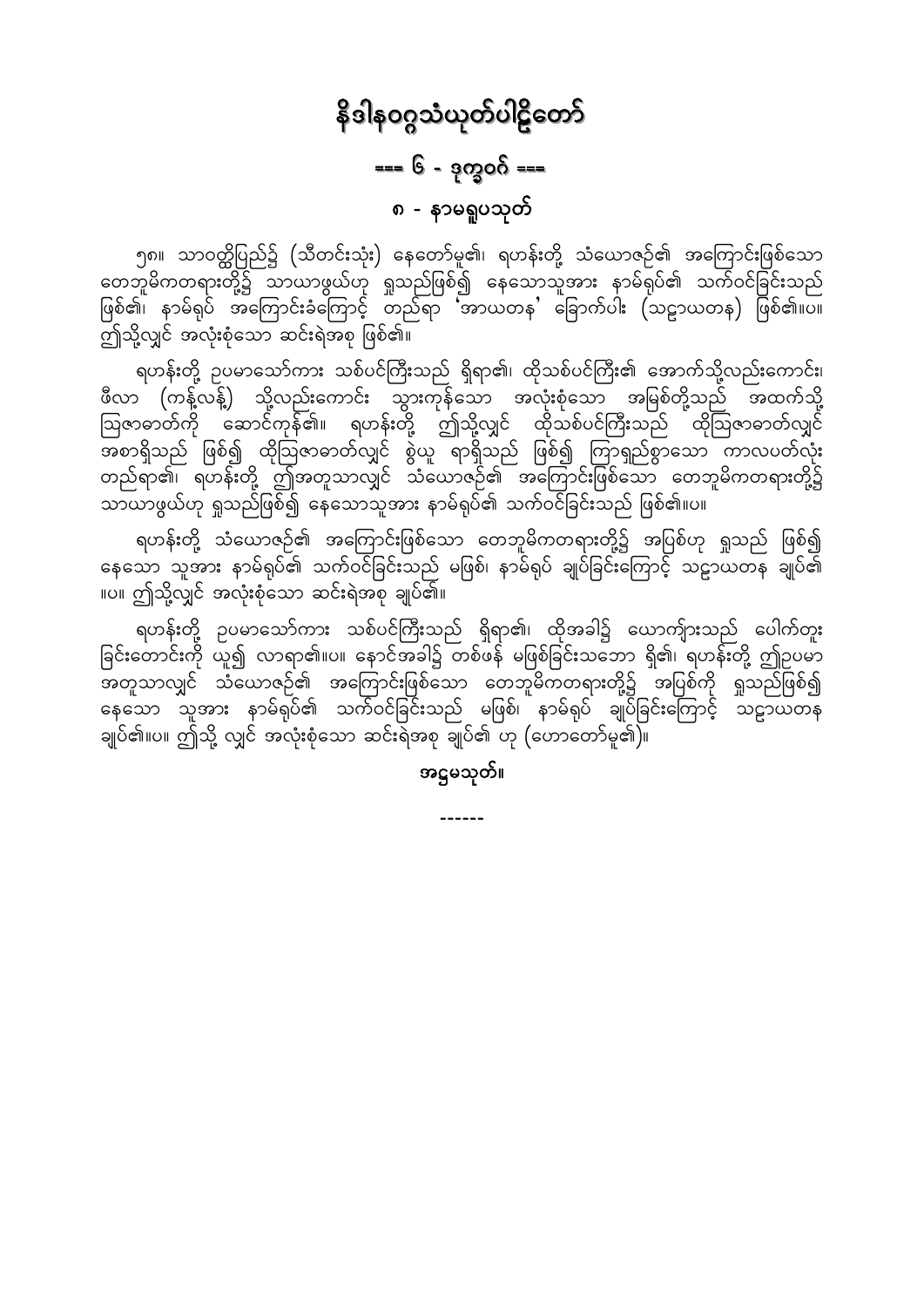# နိဒါနဝဂ္ဂသံယုတ်ပါဠိတော်

## === ၆ - ဒုက္ခဝဂ် ===

### ၈ - နာမရူပသုတ်

၅၈။ သာဝတ္ထိပြည်၌ (သီတင်းသုံး) နေတော်မူ၏၊ ရဟန်းတို့ သံယောဇဉ်၏ အကြောင်းဖြစ်သော တေဘူမိကတရားတို့၌ သာယာဖွယ်ဟု ရှုသည်ဖြစ်၍ နေသောသူအား နာမ်ရုပ်၏ သက်ဝင်ခြင်းသည် ဖြစ်၏၊ နာမ်ရုပ် အကြောင်းခံကြောင့် တည်ရာ 'အာယတန' ခြောက်ပါး (သဠာယတန) ဖြစ်၏။ပ။ ဤသို့လျှင် အလုံးစုံသော ဆင်းရဲအစု ဖြစ်၏။

ရဟန်းတို့ ဥပမာသော်ကား သစ်ပင်ကြီးသည် ရှိရာ၏၊ ထိုသစ်ပင်ကြီး၏ အောက်သို့လည်းကောင်း၊ ဖီလာ (ကန့်လန့်) သို့လည်းကောင်း သွားကုန်သော အလုံးစုံသော အမြစ်တို့သည် အထက်သို့ သြဇာဓာတ်ကို ဆောင်ကုန်၏။ ရဟန်းတို့ ဤသို့လျှင် ထိုသစ်ပင်ကြီးသည် ထိုသြဇာဓာတ်လျှင် အစာရှိသည် ဖြစ်၍ ထိုသြဇာဓာတ်လျှင် စွဲယူ ရာရှိသည် ဖြစ်၍ ကြာရှည်စွာသော ကာလပတ်လုံး တည်ရာ၏၊ ရဟန်းတို့ ဤအတူသာလျှင် သံယောဇဉ်၏ အကြောင်းဖြစ်သော တေဘူမိကတရားတို့၌ သာယာဖွယ်ဟု ရှုသည်ဖြစ်၍ နေသောသူအား နာမ်ရုပ်၏ သက်ဝင်ခြင်းသည် ဖြစ်၏။ပ။

ရဟန်းတို့ သံယောဇဉ်၏ အကြောင်းဖြစ်သော တေဘူမိကတရားတို့၌ အပြစ်ဟု ရှုသည် ဖြစ်၍ နေသော သူအား နာမ်ရုပ်၏ သက်ဝင်ခြင်းသည် မဖြစ်၊ နာမ်ရုပ် ချုပ်ခြင်းကြောင့် သဠာယတန ချုပ်၏ ။ပ။ ဤသို့လျှင် အလုံးစုံသော ဆင်းရဲအစု ချုပ်၏။

ရဟန်းတို့ ဥပမာသော်ကား သစ်ပင်ကြီးသည် ရှိရာ၏၊ ထိုအခါ၌ ယောကျ်ားသည် ပေါက်တူး ခြင်းတောင်းကို ယူ၍ လာရာ၏။ပ။ နောင်အခါ၌ တစ်ဖန် မဖြစ်ခြင်းသဘော ရှိ၏၊ ရဟန်းတို့ ဤဥပမာ အတူသာလျှင် သံယောဇဉ်၏ အကြောင်းဖြစ်သော တေဘူမိကတရားတို့၌ အပြစ်ကို ရှုသည်ဖြစ်၍ နေသော သူအား နာမ်ရုပ်၏ သက်ဝင်ခြင်းသည် မဖြစ်၊ နာမ်ရုပ် ချုပ်ခြင်းကြောင့် သဠာယတန ချုပ်၏။ပ။ ဤသို့ လျှင် အလုံးစုံသော ဆင်းရဲအစု ချုပ်၏ ဟု (ဟောတော်မူ၏)။

**အဋ္ဌမသုတ်။**

------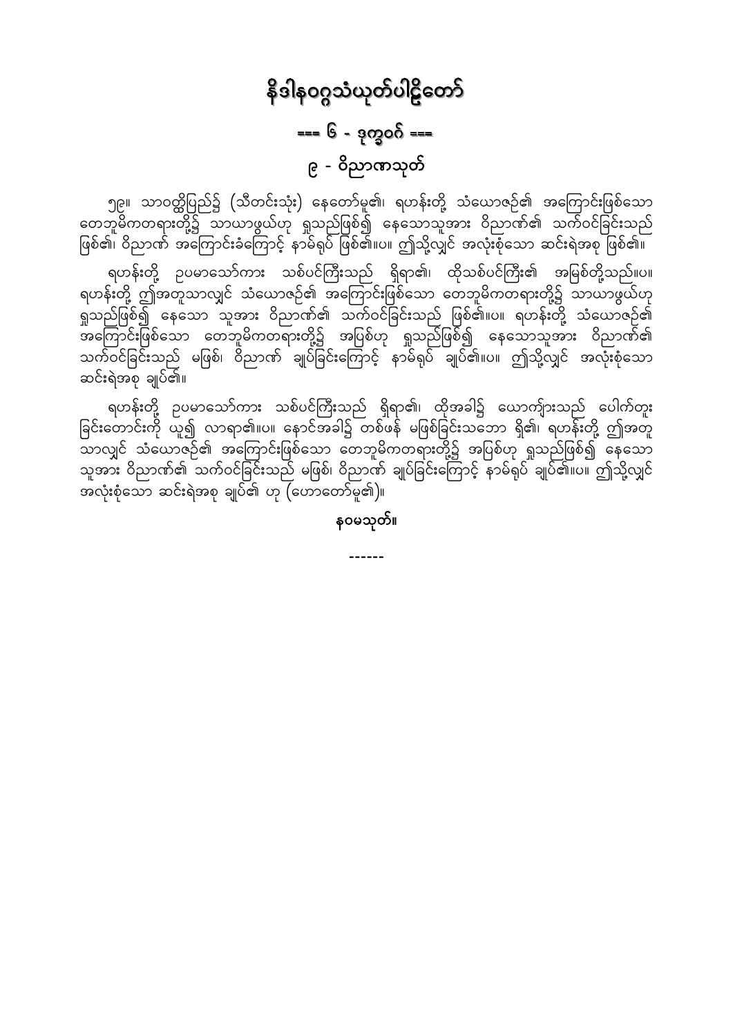# နိဒါနဝဂ္ဂသံယုတ်ပါဠိတော်

## === ၆ - ဒုက္ခဝဂ် ===

### ၉ - ဝိညာဏသုတ်

၅၉။ သာဝတ္ထိပြည်၌ (သီတင်းသုံး) နေတော်မူ၏၊ ရဟန်းတို့ သံယောဇဉ်၏ အကြောင်းဖြစ်သော တေဘူမိကတရားတို့၌ သာယာဖွယ်ဟု ရှုသည်ဖြစ်၍ နေသောသူအား ဝိညာဏ်၏ သက်ဝင်ခြင်းသည် ဖြစ်၏၊ ဝိညာဏ် အကြောင်းခံကြောင့် နာမ်ရုပ် ဖြစ်၏။ပ။ ဤသို့လျှင် အလုံးစုံသော ဆင်းရဲအစု ဖြစ်၏။

ရဟန်းတို့ ဥပမာသော်ကား သစ်ပင်ကြီးသည် ရှိရာ၏၊ ထိုသစ်ပင်ကြီး၏ အမြစ်တို့သည်။ပ။ ရဟန်းတို့ ဤအတူသာလျှင် သံယောဇဉ်၏ အကြောင်းဖြစ်သော တေဘူမိကတရားတို့၌ သာယာဖွယ်ဟု ရှုသည်ဖြစ်၍ နေသော သူအား ဝိညာဏ်၏ သက်ဝင်ခြင်းသည် ဖြစ်၏။ပ။ ရဟန်းတို့ သံယောဇဉ်၏ အကြောင်းဖြစ်သော တေဘူမိကတရားတို့၌ အပြစ်ဟု ရှုသည်ဖြစ်၍ နေသောသူအား ဝိညာဏ်၏ သက်ဝင်ခြင်းသည် မဖြစ်၊ ဝိညာဏ် ချုပ်ခြင်းကြောင့် နာမ်ရုပ် ချုပ်၏။ပ။ ဤသို့လျှင် အလုံးစုံသော ဆင်းရဲအစု ချုပ်၏။

ရဟန်းတို့ ဥပမာသော်ကား သစ်ပင်ကြီးသည် ရှိရာ၏၊ ထိုအခါ၌ ယောကျ်ားသည် ပေါက်တူး ခြင်းတောင်းကို ယူ၍ လာရာ၏။ပ။ နောင်အခါ၌ တစ်ဖန် မဖြစ်ခြင်းသဘော ရှိ၏၊ ရဟန်းတို့ ဤအတူ သာလျှင် သံယောဇဉ်၏ အကြောင်းဖြစ်သော တေဘူမိကတရားတို့၌ အပြစ်ဟု ရှုသည်ဖြစ်၍ နေသော သူအား ဝိညာဏ်၏ သက်ဝင်ခြင်းသည် မဖြစ်၊ ဝိညာဏ် ချုပ်ခြင်းကြောင့် နာမ်ရုပ် ချုပ်၏။ပ။ ဤသို့လျှင် အလုံးစုံသော ဆင်းရဲအစု ချုပ်၏ ဟု (ဟောတော်မူ၏)။

**နဝမသုတ်။**

------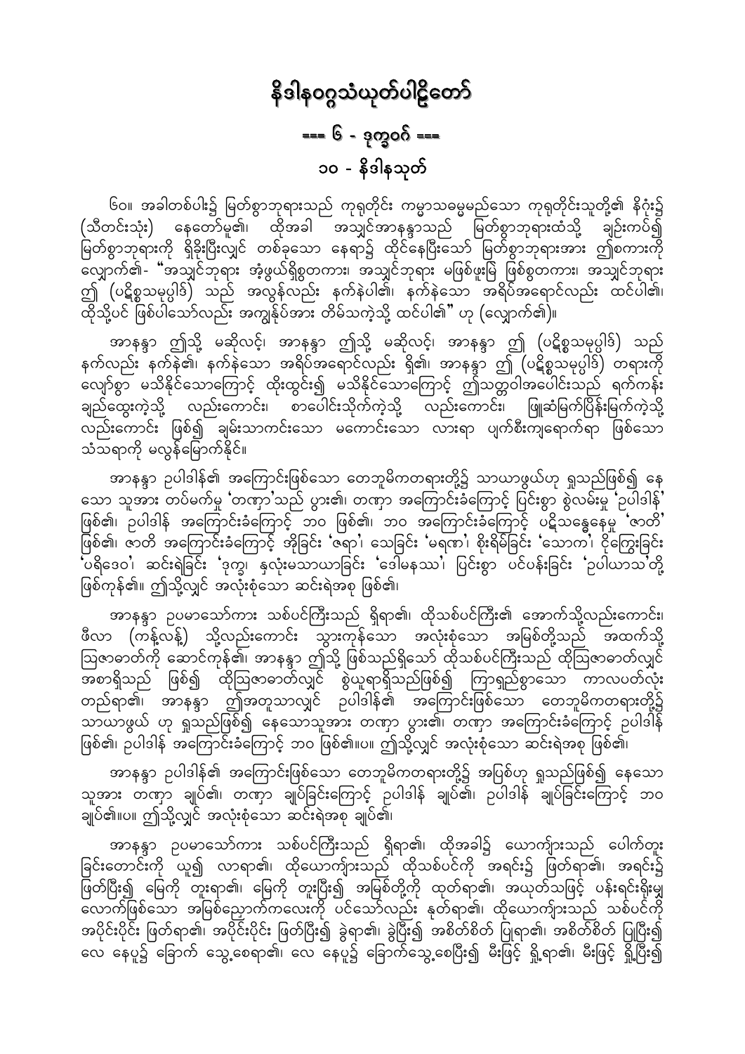# နိဒါနဝဂ္ဂသံယုတ်ပါဠိတော်

## === ၆ - ဒုက္ခဝဂ် ===

### ၁၀ - နိဒါနသုတ်

၆၀။ အခါတစ်ပါး၌ မြတ်စွာဘုရားသည် ကုရုတိုင်း ကမ္မာသဓမ္မမည်သော ကုရုတိုင်းသူတို့၏ နိဂုံး၌ (သီတင်းသုံး) နေတော်မူ၏၊ ထိုအခါ အသျှင်အာနန္ဒာသည် မြတ်စွာဘုရားထံသို့ ချဉ်းကပ်၍ မြတ်စွာဘုရားကို ရှိခိုးပြီးလျှင် တစ်ခုသော နေရာ၌ ထိုင်နေပြီးသော် မြတ်စွာဘုရားအား ဤစကားကို လျှောက်၏- "အသျှင်ဘုရား အံ့ဖွယ်ရှိစွတကား၊ အသျှင်ဘုရား မဖြစ်ဖူးမြဲ ဖြစ်စွတကား၊ အသျှင်ဘုရား ဤ (ပဋိစ္စသမုပ္ပါဒ်) သည် အလွန်လည်း နက်နဲပါ၏၊ နက်နဲသော အရိပ်အရောင်လည်း ထင်ပါ၏၊ ထိုသို့ပင် ဖြစ်ပါသော်လည်း အကျွန်ုပ်အား တိမ်သကဲ့သို့ ထင်ပါ၏" ဟု (လျှောက်၏)။

အာနန္ဒာ ဤသို့ မဆိုလင့်၊ အာနန္ဒာ ဤသို့ မဆိုလင့်၊ အာနန္ဒာ ဤ (ပဋိစ္စသမုပ္ပါဒ်) သည် နက်လည်း နက်နဲ၏၊ နက်နဲသော အရိပ်အရောင်လည်း ရှိ၏၊ အာနန္ဒာ ဤ (ပဋိစ္စသမုပ္ပါဒ်) တရားကို လျော်စွာ မသိနိုင်သောကြောင့် ထိုးထွင်း၍ မသိနိုင်သောကြောင့် ဤသတ္တဝါအပေါင်းသည် ရက်ကန်း ချည်ထွေးကဲ့သို့ လည်းကောင်း၊ စာပေါင်းသိုက်ကဲ့သို့ လည်းကောင်း၊ ဖြူဆံမြက်ပြိန်းမြက်ကဲ့သို့ လည်းကောင်း ဖြစ်၍ ချမ်းသာကင်းသော မကောင်းသော လားရာ ပျက်စီးကျရောက်ရာ ဖြစ်သော သံသရာကို မလွန်မြောက်နိုင်။

အာနန္ဒာ ဥပါဒါန်၏ အကြောင်းဖြစ်သော တေဘူမိကတရားတို့၌ သာယာဖွယ်ဟု ရှုသည်ဖြစ်၍ နေသော သူအား တပ်မက်မှု 'တဏှာ'သည် ပွား၏၊ တဏှာ အကြောင်းခံကြောင့် ပြင်းစွာ စွဲလမ်းမှု 'ဥပါဒါန်' ဖြစ်၏၊ ဥပါဒါန် အကြောင်းခံကြောင့် ဘဝ ဖြစ်၏၊ ဘဝ အကြောင်းခံကြောင့် ပဋိသန္ဓေနေမှု 'ဇာတိ' ဖြစ်၏၊ ဇာတိ အကြောင်းခံကြောင့် အိုခြင်း 'ဇရာ'၊ သေခြင်း 'မရဏ'၊ စိုးရိမ်ခြင်း 'သောက'၊ ငိုကြွေးခြင်း 'ပရိဒေဝ'၊ ဆင်းရဲခြင်း 'ဒုက္ခ'၊ နှလုံးမသာယာခြင်း 'ဒေါမနဿ'၊ ပြင်းစွာ ပင်ပန်းခြင်း 'ဥပါယာသ'တို့ ဖြစ်ကုန်၏။ ဤသို့လျှင် အလုံးစုံသော ဆင်းရဲအစု ဖြစ်၏။

အာနန္ဒာ ဥပမာသော်ကား သစ်ပင်ကြီးသည် ရှိရာ၏၊ ထိုသစ်ပင်ကြီး၏ အောက်သို့လည်းကောင်း၊ ဖီလာ (ကန့်လန့်) သို့လည်းကောင်း သွားကုန်သော အလုံးစုံသော အမြစ်တို့သည် အထက်သို့ ဩဇာဓာတ်ကို ဆောင်ကုန်၏၊ အာနန္ဒာ ဤသို့ ဖြစ်သည်ရှိသော် ထိုသစ်ပင်ကြီးသည် ထိုဩဇာဓာတ်လျှင် အစာရှိသည် ဖြစ်၍ ထိုဩဇာဓာတ်လျှင် စွဲယူရာရှိသည်ဖြစ်၍ ကြာရှည်စွာသော ကာလပတ်လုံး တည်ရာ၏၊ အာနန္ဒာ ဤအတူသာလျှင် ဥပါဒါန်၏ အကြောင်းဖြစ်သော တေဘူမိကတရားတို့၌ သာယာဖွယ် ဟု ရှုသည်ဖြစ်၍ နေသောသူအား တဏှာ ပွား၏၊ တဏှာ အကြောင်းခံကြောင့် ဥပါဒါန် ဖြစ်၏၊ ဥပါဒါန် အကြောင်းခံကြောင့် ဘဝ ဖြစ်၏။ပ။ ဤသို့လျှင် အလုံးစုံသော ဆင်းရဲအစု ဖြစ်၏။

အာနန္ဒာ ဥပါဒါန်၏ အကြောင်းဖြစ်သော တေဘူမိကတရားတို့၌ အပြစ်ဟု ရှုသည်ဖြစ်၍ နေသော သူအား တဏှာ ချုပ်၏၊ တဏှာ ချုပ်ခြင်းကြောင့် ဥပါဒါန် ချုပ်၏၊ ဥပါဒါန် ချုပ်ခြင်းကြောင့် ဘဝ ချုပ်၏။ပ။ ဤသို့လျှင် အလုံးစုံသော ဆင်းရဲအစု ချုပ်၏။

အာနန္ဒာ ဥပမာသော်ကား သစ်ပင်ကြီးသည် ရှိရာ၏၊ ထိုအခါ၌ ယောက်ျားသည် ပေါက်တူး ခြင်းတောင်းကို ယူ၍ လာရာ၏၊ ထိုယောက်ျားသည် ထိုသစ်ပင်ကို အရင်း၌ ဖြတ်ရာ၏၊ အရင်း၌ ဖြတ်ပြီး၍ မြေကို တူးရာ၏၊ မြေကို တူးပြီး၍ အမြစ်တို့ကို ထုတ်ရာ၏၊ အယုတ်သဖြင့် ပန်းရင်းရိုးမျှ လောက်ဖြစ်သော အမြစ်ညှောက်ကလေးကို ပင်သော်လည်း နုတ်ရာ၏၊ ထိုယောက်ျားသည် သစ်ပင်ကို အပိုင်းပိုင်း ဖြတ်ရာ၏၊ အပိုင်းပိုင်း ဖြတ်ပြီး၍ ခွဲရာ၏၊ ခွဲပြီး၍ အစိတ်စိတ် ပြုရာ၏၊ အစိတ်စိတ် ပြုပြီး၍ လေ နေပူ၌ ခြောက် သွေ့စေရာ၏၊ လေ နေပူ၌ ခြောက်သွေ့စေပြီး၍ မီးဖြင့် ရှို့ရာ၏၊ မီးဖြင့် ရှို့ပြီး၍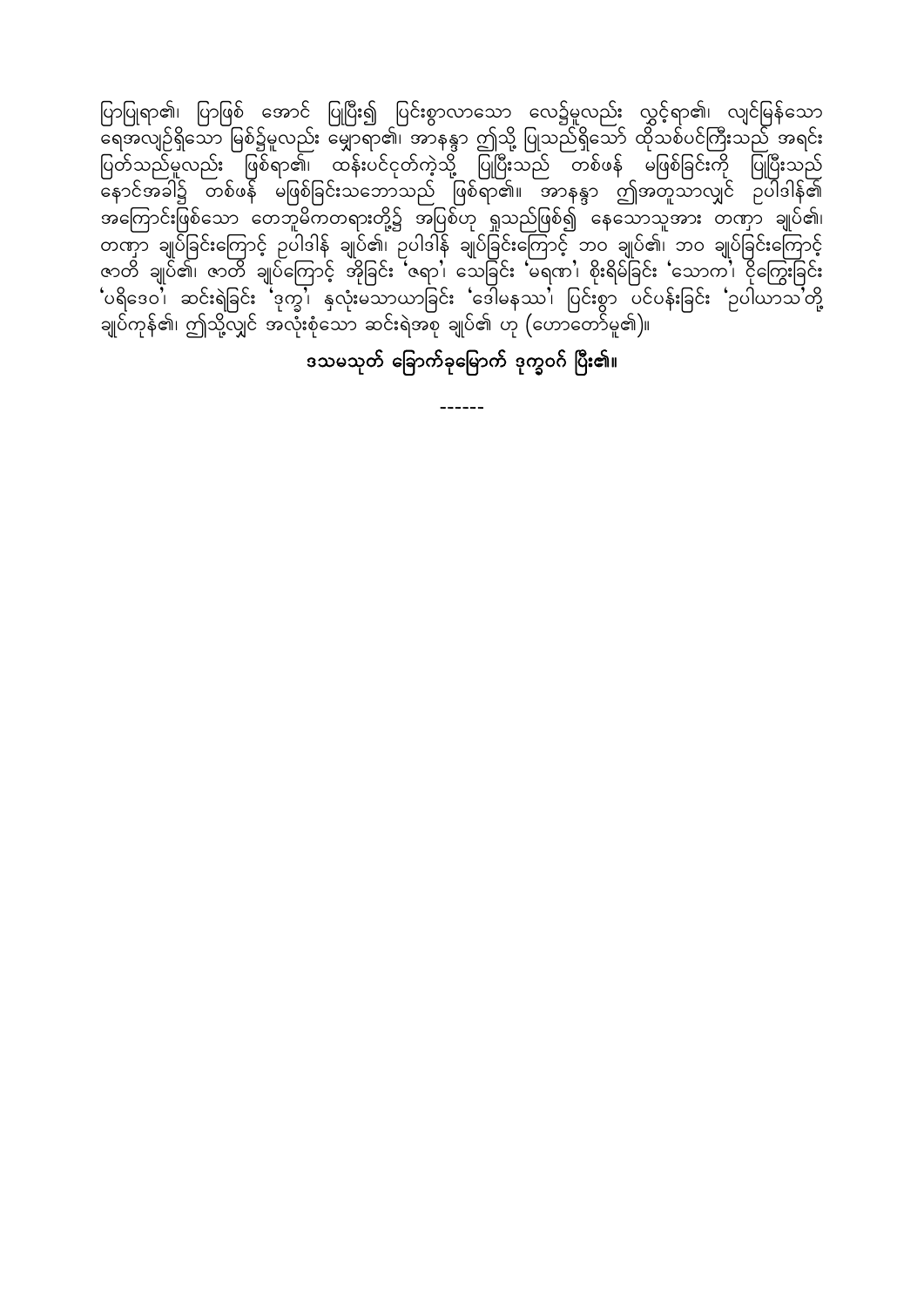ပြာပြုရာ၏၊ ပြာဖြစ် အောင် ပြုပြီး၍ ပြင်းစွာလာသော လေ၌မူလည်း လွင့်ရာ၏၊ လျင်မြန်သော ရေအလျဉ်ရှိသော မြစ်၌မူလည်း မျှောရာ၏၊ အာနန္ဒာ ဤသို့ ပြုသည်ရှိသော် ထိုသစ်ပင်ကြီးသည် အရင်း ပြတ်သည်မူလည်း ဖြစ်ရာ၏၊ ထန်းပင်ငုတ်ကဲ့သို့ ပြုပြီးသည် တစ်ဖန် မဖြစ်ခြင်းကို ပြုပြီးသည် နောင်အခါ၌ တစ်ဖန် မဖြစ်ခြင်းသဘောသည် ဖြစ်ရာ၏။ အာနန္ဒာ ဤအတူသာလျှင် ဥပါဒါန်၏ အကြောင်းဖြစ်သော တေဘူမိကတရားတို့၌ အပြစ်ဟု ရှုသည်ဖြစ်၍ နေသောသူအား တဏှာ ချုပ်၏၊ တဏှာ ချုပ်ခြင်းကြောင့် ဥပါဒါန် ချုပ်၏၊ ဥပါဒါန် ချုပ်ခြင်းကြောင့် ဘဝ ချုပ်၏၊ ဘဝ ချုပ်ခြင်းကြောင့် ဇာတိ ချုပ်၏၊ ဇာတိ ချုပ်ကြောင့် အိုခြင်း 'ဇရာ'၊ သေခြင်း 'မရဏ'၊ စိုးရိမ်ခြင်း 'သောက'၊ ငိုကြွေးခြင်း 'ပရိဒေဝ'၊ ဆင်းရဲခြင်း 'ဒုက္ခ'၊ နှလုံးမသာယာခြင်း 'ဒေါမနဿ'၊ ပြင်းစွာ ပင်ပန်းခြင်း 'ဥပါယာသ'တို့ ချုပ်ကုန်၏၊ ဤသို့လျှင် အလုံးစုံသော ဆင်းရဲအစု ချုပ်၏ ဟု (ဟောတော်မူ၏)။

**ဒသမသုတ် ခြောက်ခုမြောက် ဒုက္ခဝဂ် ပြီး၏။**

------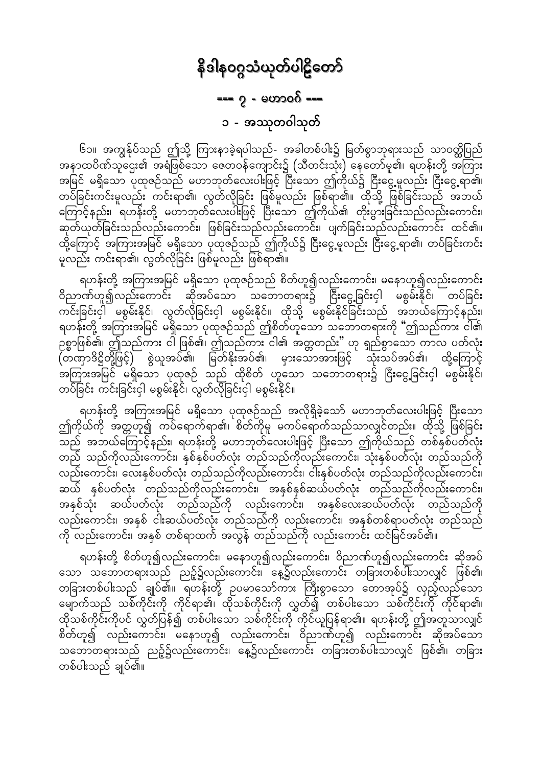# နိဒါနဝဂ္ဂသံယုတ်ပါဠိတော်

## === ၇ - မဟာဝဂ် ===

### ၁ - အဿုတဝါသုတ်

၆၁။ အကျွန်ုပ်သည် ဤသို့ ကြားနာခဲ့ရပါသည်- အခါတစ်ပါး၌ မြတ်စွာဘုရားသည် သာဝတ္ထိပြည် အနာထပိဏ်သူဌေး၏ အရံဖြစ်သော ဇေတဝန်ကျောင်း၌ (သီတင်းသုံး) နေတော်မူ၏၊ ရဟန်းတို့ အကြား အမြင် မရှိသော ပုထုဇဉ်သည် မဟာဘုတ်လေးပါးဖြင့် ပြီးသော ဤကိုယ်၌ ငြီးငွေ့မှုလည်း ငြီးငွေ့ရာ၏၊ တပ်ခြင်းကင်းမှုလည်း ကင်းရာ၏၊ လွတ်လိုခြင်း ဖြစ်မှုလည်း ဖြစ်ရာ၏။ ထိုသို့ ဖြစ်ခြင်းသည် အဘယ် ကြောင့်နည်း၊ ရဟန်းတို့ မဟာဘုတ်လေးပါးဖြင့် ပြီးသော ဤကိုယ်၏ တိုးပွားခြင်းသည်လည်းကောင်း၊ ဆုတ်ယုတ်ခြင်းသည်လည်းကောင်း၊ ဖြစ်ခြင်းသည်လည်းကောင်း၊ ပျက်ခြင်းသည်လည်းကောင်း ထင်၏။ ထို့ကြောင့် အကြားအမြင် မရှိသော ပုထုဇဉ်သည် ဤကိုယ်၌ ငြီးငွေ့မှုလည်း ငြီးငွေ့ရာ၏၊ တပ်ခြင်းကင်း မှုလည်း ကင်းရာ၏၊ လွတ်လိုခြင်း ဖြစ်မှုလည်း ဖြစ်ရာ၏။

ရဟန်းတို့ အကြားအမြင် မရှိသော ပုထုဇဉ်သည် စိတ်ဟူ၍လည်းကောင်း၊ မနောဟူ၍လည်းကောင်း ဝိညာဏ်ဟူ၍လည်းကောင်း ဆိုအပ်သော သဘောတရား၌ ငြီးငွေ့ခြင်းငှါ မစွမ်းနိုင်၊ တပ်ခြင်း ကင်းခြင်းငှါ မစွမ်းနိုင်၊ လွတ်လိုခြင်းငှါ မစွမ်းနိုင်။ ထိုသို့ မစွမ်းနိုင်ခြင်းသည် အဘယ်ကြောင့်နည်း၊ ရဟန်းတို့ အကြားအမြင် မရှိသော ပုထုဇဉ်သည် ဤစိတ်ဟူသော သဘောတရားကို "ဤသည်ကား ငါ၏ ဥစ္စာဖြစ်၏၊ ဤသည်ကား ငါ ဖြစ်၏၊ ဤသည်ကား ငါ၏ အတ္တတည်း" ဟု ရှည်စွာသော ကာလ ပတ်လုံး (တဏှာဒိဋ္ဌိတို့ဖြင့်) စွဲယူအပ်၏၊ မြတ်နိုးအပ်၏၊ မှားသောအားဖြင့် သုံးသပ်အပ်၏၊ ထို့ကြောင့် အကြားအမြင် မရှိသော ပုထုဇဉ် သည် ထိုစိတ် ဟူသော သဘောတရား၌ ငြီးငွေ့ခြင်းငှါ မစွမ်းနိုင်၊ တပ်ခြင်း ကင်းခြင်းငှါ မစွမ်းနိုင်၊ လွတ်လိုခြင်းငှါ မစွမ်းနိုင်။

ရဟန်းတို့ အကြားအမြင် မရှိသော ပုထုဇဉ်သည် အလိုရှိခဲ့သော် မဟာဘုတ်လေးပါးဖြင့် ပြီးသော ဤကိုယ်ကို အတ္တဟူ၍ ကပ်ရောက်ရာ၏၊ စိတ်ကိုမူ မကပ်ရောက်သည်သာလျှင်တည်း။ ထိုသို့ ဖြစ်ခြင်း သည် အဘယ်ကြောင့်နည်း၊ ရဟန်းတို့ မဟာဘုတ်လေးပါးဖြင့် ပြီးသော ဤကိုယ်သည် တစ်နှစ်ပတ်လုံး တည် သည်ကိုလည်းကောင်း၊ နှစ်နှစ်ပတ်လုံး တည်သည်ကိုလည်းကောင်း၊ သုံးနှစ်ပတ်လုံး တည်သည်ကို လည်းကောင်း၊ လေးနှစ်ပတ်လုံး တည်သည်ကိုလည်းကောင်း၊ ငါးနှစ်ပတ်လုံး တည်သည်ကိုလည်းကောင်း၊ ဆယ် နှစ်ပတ်လုံး တည်သည်ကိုလည်းကောင်း၊ အနှစ်နှစ်ဆယ်ပတ်လုံး တည်သည်ကိုလည်းကောင်း၊ အနှစ်သုံး ဆယ်ပတ်လုံး တည်သည်ကို လည်းကောင်း၊ အနှစ်လေးဆယ်ပတ်လုံး တည်သည်ကို လည်းကောင်း၊ အနှစ် ငါးဆယ်ပတ်လုံး တည်သည်ကို လည်းကောင်း၊ အနှစ်တစ်ရာပတ်လုံး တည်သည် ကို လည်းကောင်း၊ အနှစ် တစ်ရာထက် အလွန် တည်သည်ကို လည်းကောင်း ထင်မြင်အပ်၏။

ရဟန်းတို့ စိတ်ဟူ၍လည်းကောင်း၊ မနောဟူ၍လည်းကောင်း၊ ဝိညာဏ်ဟူ၍လည်းကောင်း ဆိုအပ် သော သဘောတရားသည် ညဉ့်၌လည်းကောင်း၊ နေ့၌လည်းကောင်း တခြားတစ်ပါးသာလျှင် ဖြစ်၏၊ တခြားတစ်ပါးသည် ချုပ်၏။ ရဟန်းတို့ ဥပမာသော်ကား ကြီးစွာသော တောအုပ်၌ လှည့်လည်သော မျောက်သည် သစ်ကိုင်းကို ကိုင်ရာ၏၊ ထိုသစ်ကိုင်းကို လွှတ်၍ တစ်ပါးသော သစ်ကိုင်းကို ကိုင်ရာ၏၊ ထိုသစ်ကိုင်းကိုပင် လွှတ်ပြန်၍ တစ်ပါးသော သစ်ကိုင်းကို ကိုင်ယူပြန်ရာ၏။ ရဟန်းတို့ ဤအတူသာလျှင် စိတ်ဟူ၍ လည်းကောင်း၊ မနောဟူ၍ လည်းကောင်း၊ ဝိညာဏ်ဟူ၍ လည်းကောင်း ဆိုအပ်သော သဘောတရားသည် ညဉ့်၌လည်းကောင်း၊ နေ့၌လည်းကောင်း တခြားတစ်ပါးသာလျှင် ဖြစ်၏၊ တခြား တစ်ပါးသည် ချုပ်၏။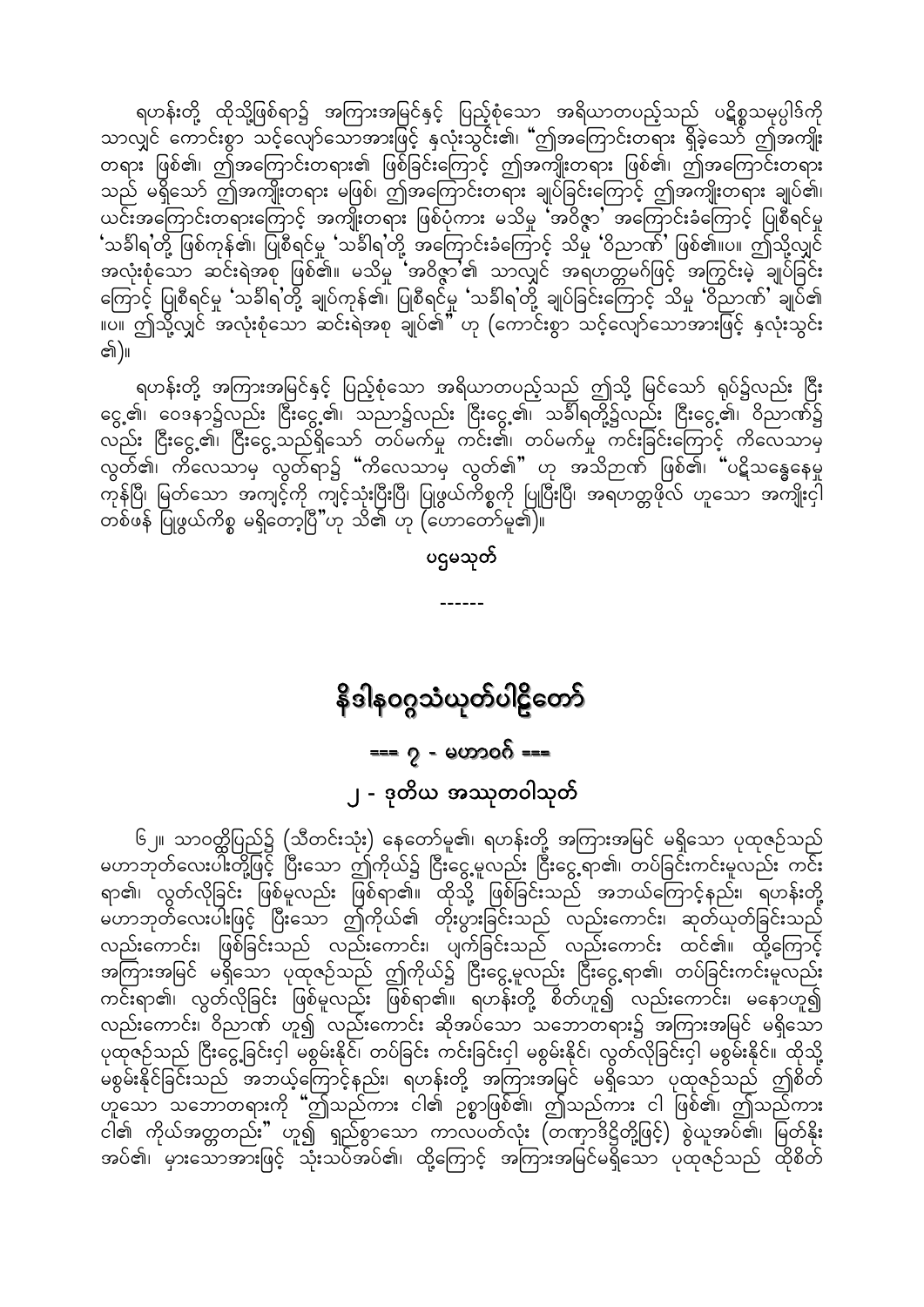ရဟန်းတို့ ထိုသို့ဖြစ်ရာ၌ အကြားအမြင်နှင့် ပြည့်စုံသော အရိယာတပည့်သည် ပဋိစ္စသမုပ္ပါဒ်ကို သာလျှင် ကောင်းစွာ သင့်လျော်သောအားဖြင့် နှလုံးသွင်း၏၊ "ဤအကြောင်းတရား ရှိခဲ့သော် ဤအကျိုး တရား ဖြစ်၏၊ ဤအကြောင်းတရား၏ ဖြစ်ခြင်းကြောင့် ဤအကျိုးတရား ဖြစ်၏၊ ဤအကြောင်းတရား သည် မရှိသော် ဤအကျိုးတရား မဖြစ်၊ ဤအကြောင်းတရား ချုပ်ခြင်းကြောင့် ဤအကျိုးတရား ချုပ်၏၊ ယင်းအကြောင်းတရားကြောင့် အကျိုးတရား ဖြစ်ပုံကား မသိမှု 'အဝိဇ္ဇာ' အကြောင်းခံကြောင့် ပြုစီရင်မှု 'သင်္ခါရ'တို့ ဖြစ်ကုန်၏၊ ပြုစီရင်မှု 'သင်္ခါရ'တို့ အကြောင်းခံကြောင့် သိမှု 'ဝိညာဏ်' ဖြစ်၏။ပ။ ဤသို့လျှင် အလုံးစုံသော ဆင်းရဲအစု ဖြစ်၏။ မသိမှု 'အဝိဇ္ဇာ'၏ သာလျှင် အရဟတ္တမဂ်ဖြင့် အကြွင်းမဲ့ ချုပ်ခြင်း ကြောင့် ပြုစီရင်မှု 'သင်္ခါရ'တို့ ချုပ်ကုန်၏၊ ပြုစီရင်မှု 'သင်္ခါရ'တို့ ချုပ်ခြင်းကြောင့် သိမှု 'ဝိညာဏ်' ချုပ်၏ ။ပ။ ဤသို့လျှင် အလုံးစုံသော ဆင်းရဲအစု ချုပ်၏" ဟု (ကောင်းစွာ သင့်လျော်သောအားဖြင့် နှလုံးသွင်း ၏)။

ရဟန်းတို့ အကြားအမြင်နှင့် ပြည့်စုံသော အရိယာတပည့်သည် ဤသို့ မြင်သော် ရုပ်၌လည်း ငြီး ငွေ့၏၊ ဝေဒနာ၌လည်း ငြီးငွေ့၏၊ သညာ၌လည်း ငြီးငွေ့၏၊ သင်္ခါရတို့၌လည်း ငြီးငွေ့၏၊ ဝိညာဏ်၌ လည်း ငြီးငွေ့၏၊ ငြီးငွေ့သည်ရှိသော် တပ်မက်မှု ကင်း၏၊ တပ်မက်မှု ကင်းခြင်းကြောင့် ကိလေသာမှ လွတ်၏၊ ကိလေသာမှ လွတ်ရာ၌ "ကိလေသာမှ လွတ်၏" ဟု အသိဉာဏ် ဖြစ်၏၊ "ပဋိသန္ဓေနေမှု ကုန်ပြီ၊ မြတ်သော အကျင့်ကို ကျင့်သုံးပြီးပြီ၊ ပြုဖွယ်ကိစ္စကို ပြုပြီးပြီ၊ အရဟတ္တဖိုလ် ဟူသော အကျိုးငှါ တစ်ဖန် ပြုဖွယ်ကိစ္စ မရှိတော့ပြီ"ဟု သိ၏ ဟု (ဟောတော်မူ၏)။

ပဥ္စမသုတ်

------

# နိဒါနဝဂ္ဂသံယုတ်ပါဠိတော်

## === ၇ - မဟာဝဂ် ===

## ၂ - ဒုတိယ အဿုတဝါသုတ်

၆၂။ သာဝတ္ထိပြည်၌ (သီတင်းသုံး) နေတော်မူ၏၊ ရဟန်းတို့ အကြားအမြင် မရှိသော ပုထုဇဉ်သည် မဟာဘုတ်လေးပါးတို့ဖြင့် ပြီးသော ဤကိုယ်၌ ငြီးငွေ့မှုလည်း ငြီးငွေ့ရာ၏၊ တပ်ခြင်းကင်းမှုလည်း ကင်း ရာ၏၊ လွတ်လိုခြင်း ဖြစ်မှုလည်း ဖြစ်ရာ၏။ ထိုသို့ ဖြစ်ခြင်းသည် အဘယ်ကြောင့်နည်း၊ ရဟန်းတို့ မဟာဘုတ်လေးပါးဖြင့် ပြီးသော ဤကိုယ်၏ တိုးပွားခြင်းသည် လည်းကောင်း၊ ဆုတ်ယုတ်ခြင်းသည် လည်းကောင်း၊ ဖြစ်ခြင်းသည် လည်းကောင်း၊ ပျက်ခြင်းသည် လည်းကောင်း ထင်၏။ ထို့ကြောင့် အကြားအမြင် မရှိသော ပုထုဇဉ်သည် ဤကိုယ်၌ ငြီးငွေ့မှုလည်း ငြီးငွေ့ရာ၏၊ တပ်ခြင်းကင်းမှုလည်း ကင်းရာ၏၊ လွတ်လိုခြင်း ဖြစ်မှုလည်း ဖြစ်ရာ၏။ ရဟန်းတို့ စိတ်ဟူ၍ လည်းကောင်း၊ မနောဟူ၍ လည်းကောင်း၊ ဝိညာဏ် ဟူ၍ လည်းကောင်း ဆိုအပ်သော သဘောတရား၌ အကြားအမြင် မရှိသော ပုထုဇဉ်သည် ငြီးငွေ့ခြင်းငှါ မစွမ်းနိုင်၊ တပ်ခြင်း ကင်းခြင်းငှါ မစွမ်းနိုင်၊ လွတ်လိုခြင်းငှါ မစွမ်းနိုင်။ ထိုသို့ မစွမ်းနိုင်ခြင်းသည် အဘယ့်ကြောင့်နည်း၊ ရဟန်းတို့ အကြားအမြင် မရှိသော ပုထုဇဉ်သည် ဤစိတ် ဟူသော သဘောတရားကို "ဤသည်ကား ငါ၏ ဥစ္စာဖြစ်၏၊ ဤသည်ကား ငါ ဖြစ်၏၊ ဤသည်ကား ငါ၏ ကိုယ်အတ္တတည်း" ဟူ၍ ရှည်စွာသော ကာလပတ်လုံး (တဏှာဒိဋ္ဌိတို့ဖြင့်) စွဲယူအပ်၏၊ မြတ်နိုး အပ်၏၊ မှားသောအားဖြင့် သုံးသပ်အပ်၏၊ ထို့ကြောင့် အကြားအမြင်မရှိသော ပုထုဇဉ်သည် ထိုစိတ်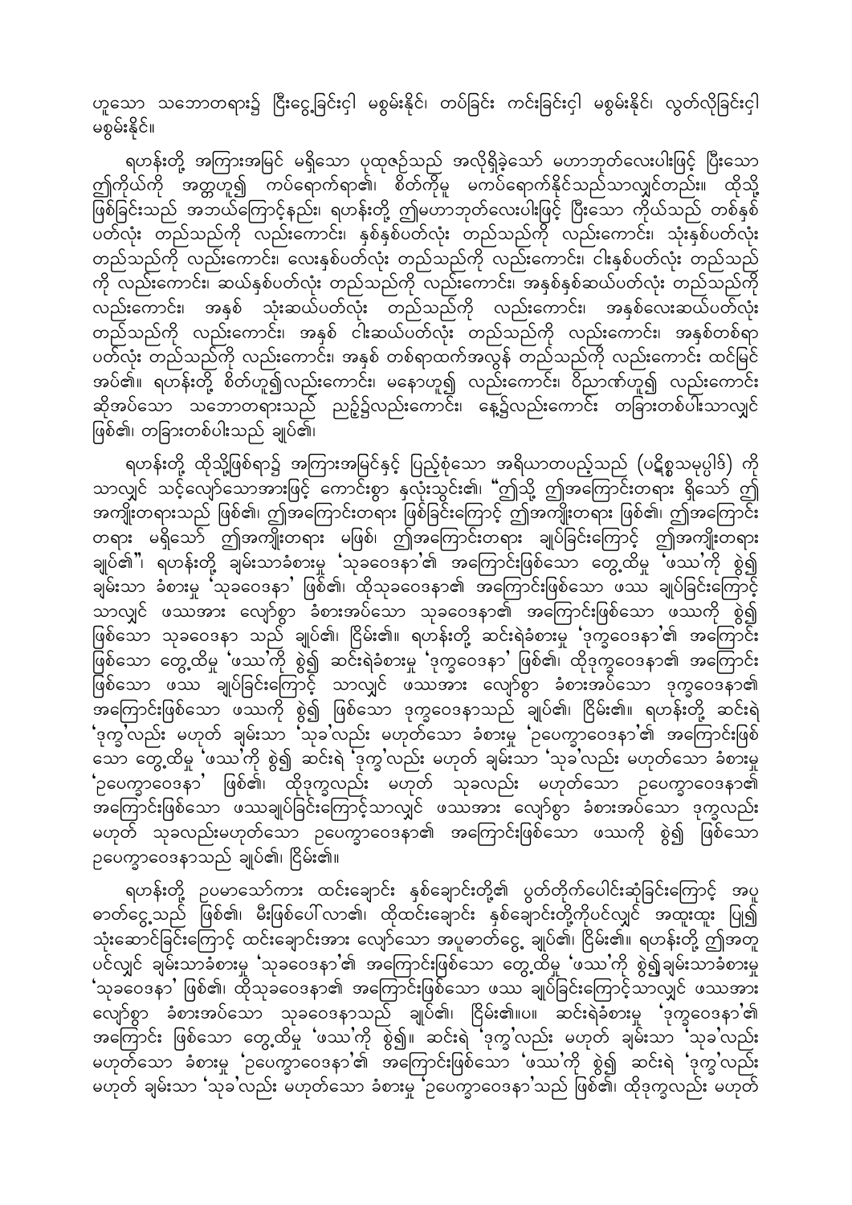ဟူသော သဘောတရား၌ ငြီးငွေ့ခြင်းငှါ မစွမ်းနိုင်၊ တပ်ခြင်း ကင်းခြင်းငှါ မစွမ်းနိုင်၊ လွတ်လိုခြင်းငှါ မစွမ်းနိုင်။

ရဟန်းတို့ အကြားအမြင် မရှိသော ပုထုဇဉ်သည် အလိုရှိခဲ့သော် မဟာဘုတ်လေးပါးဖြင့် ပြီးသော ဤကိုယ်ကို အတ္တဟူ၍ ကပ်ရောက်ရာ၏၊ စိတ်ကိုမူ မကပ်ရောက်နိုင်သည်သာလျှင်တည်း။ ထိုသို့ ဖြစ်ခြင်းသည် အဘယ်ကြောင့်နည်း၊ ရဟန်းတို့ ဤမဟာဘုတ်လေးပါးဖြင့် ပြီးသော ကိုယ်သည် တစ်နှစ်ပတ်လုံး တည်သည်ကို လည်းကောင်း၊ နှစ်နှစ်ပတ်လုံး တည်သည်ကို လည်းကောင်း၊ သုံးနှစ်ပတ်လုံး တည်သည်ကို လည်းကောင်း၊ လေးနှစ်ပတ်လုံး တည်သည်ကို လည်းကောင်း၊ ငါးနှစ်ပတ်လုံး တည်သည်ကို လည်းကောင်း၊ ဆယ်နှစ်ပတ်လုံး တည်သည်ကို လည်းကောင်း၊ အနှစ်နှစ်ဆယ်ပတ်လုံး တည်သည်ကို လည်းကောင်း၊ အနှစ် သုံးဆယ်ပတ်လုံး တည်သည်ကို လည်းကောင်း၊ အနှစ်လေးဆယ်ပတ်လုံး တည်သည်ကို လည်းကောင်း၊ အနှစ် ငါးဆယ်ပတ်လုံး တည်သည်ကို လည်းကောင်း၊ အနှစ်တစ်ရာပတ်လုံး တည်သည်ကို လည်းကောင်း၊ အနှစ် တစ်ရာထက်အလွန် တည်သည်ကို လည်းကောင်း ထင်မြင်အပ်၏။ ရဟန်းတို့ စိတ်ဟူ၍လည်းကောင်း၊ မနောဟူ၍ လည်းကောင်း၊ ဝိညာဏ်ဟူ၍ လည်းကောင်း ဆိုအပ်သော သဘောတရားသည် ညဉ့်၌လည်းကောင်း၊ နေ့၌လည်းကောင်း တခြားတစ်ပါးသာလျှင် ဖြစ်၏၊ တခြားတစ်ပါးသည် ချုပ်၏၊

ရဟန်းတို့ ထိုသို့ဖြစ်ရာ၌ အကြားအမြင်နှင့် ပြည့်စုံသော အရိယာတပည့်သည် (ပဋိစ္စသမုပ္ပါဒ်) ကို သာလျှင် သင့်လျော်သောအားဖြင့် ကောင်းစွာ နှလုံးသွင်း၏၊ "ဤသို့ ဤအကြောင်းတရား ရှိသော် ဤအကျိုးတရားသည် ဖြစ်၏၊ ဤအကြောင်းတရား ဖြစ်ခြင်းကြောင့် ဤအကျိုးတရား ဖြစ်၏၊ ဤအကြောင်းတရား မရှိသော် ဤအကျိုးတရား မဖြစ်၊ ဤအကြောင်းတရား ချုပ်ခြင်းကြောင့် ဤအကျိုးတရား ချုပ်၏"၊ ရဟန်းတို့ ချမ်းသာခံစားမှု 'သုခဝေဒနာ'၏ အကြောင်းဖြစ်သော တွေ့ထိမှု 'ဖဿ'ကို စွဲ၍ ချမ်းသာ ခံစားမှု 'သုခဝေဒနာ' ဖြစ်၏၊ ထိုသုခဝေဒနာ၏ အကြောင်းဖြစ်သော ဖဿ ချုပ်ခြင်းကြောင့် သာလျှင် ဖဿအား လျော်စွာ ခံစားအပ်သော သုခဝေဒနာ၏ အကြောင်းဖြစ်သော ဖဿကို စွဲ၍ ဖြစ်သော သုခဝေဒနာ သည် ချုပ်၏၊ ငြိမ်း၏။ ရဟန်းတို့ ဆင်းရဲခံစားမှု 'ဒုက္ခဝေဒနာ'၏ အကြောင်းဖြစ်သော တွေ့ထိမှု 'ဖဿ'ကို စွဲ၍ ဆင်းရဲခံစားမှု 'ဒုက္ခဝေဒနာ' ဖြစ်၏၊ ထိုဒုက္ခဝေဒနာ၏ အကြောင်းဖြစ်သော ဖဿ ချုပ်ခြင်းကြောင့် သာလျှင် ဖဿအား လျော်စွာ ခံစားအပ်သော ဒုက္ခဝေဒနာ၏ အကြောင်းဖြစ်သော ဖဿကို စွဲ၍ ဖြစ်သော ဒုက္ခဝေဒနာသည် ချုပ်၏၊ ငြိမ်း၏။ ရဟန်းတို့ ဆင်းရဲ 'ဒုက္ခ'လည်း မဟုတ် ချမ်းသာ 'သုခ'လည်း မဟုတ်သော ခံစားမှု 'ဥပေက္ခာဝေဒနာ'၏ အကြောင်းဖြစ်သော တွေ့ထိမှု 'ဖဿ'ကို စွဲ၍ ဆင်းရဲ 'ဒုက္ခ'လည်း မဟုတ် ချမ်းသာ 'သုခ'လည်း မဟုတ်သော ခံစားမှု 'ဥပေက္ခာဝေဒနာ' ဖြစ်၏၊ ထိုဒုက္ခလည်း မဟုတ် သုခလည်း မဟုတ်သော ဥပေက္ခာဝေဒနာ၏ အကြောင်းဖြစ်သော ဖဿချုပ်ခြင်းကြောင့်သာလျှင် ဖဿအား လျော်စွာ ခံစားအပ်သော ဒုက္ခလည်း မဟုတ် သုခလည်းမဟုတ်သော ဥပေက္ခာဝေဒနာ၏ အကြောင်းဖြစ်သော ဖဿကို စွဲ၍ ဖြစ်သော ဥပေက္ခာဝေဒနာသည် ချုပ်၏၊ ငြိမ်း၏။

ရဟန်းတို့ ဥပမာသော်ကား ထင်းချောင်း နှစ်ချောင်းတို့၏ ပွတ်တိုက်ပေါင်းဆုံခြင်းကြောင့် အပူဓာတ်ငွေ့သည် ဖြစ်၏၊ မီးဖြစ်ပေါ်လာ၏၊ ထိုထင်းချောင်း နှစ်ချောင်းတို့ကိုပင်လျှင် အထူးထူး ပြု၍ သုံးဆောင်ခြင်းကြောင့် ထင်းချောင်းအား လျော်သော အပူဓာတ်ငွေ့ ချုပ်၏၊ ငြိမ်း၏။ ရဟန်းတို့ ဤအတူ ပင်လျှင် ချမ်းသာခံစားမှု 'သုခဝေဒနာ'၏ အကြောင်းဖြစ်သော တွေ့ထိမှု 'ဖဿ'ကို စွဲ၍ချမ်းသာခံစားမှု 'သုခဝေဒနာ' ဖြစ်၏၊ ထိုသုခဝေဒနာ၏ အကြောင်းဖြစ်သော ဖဿ ချုပ်ခြင်းကြောင့်သာလျှင် ဖဿအား လျော်စွာ ခံစားအပ်သော သုခဝေဒနာသည် ချုပ်၏၊ ငြိမ်း၏။ပ။ ဆင်းရဲခံစားမှု 'ဒုက္ခဝေဒနာ'၏ အကြောင်း ဖြစ်သော တွေ့ထိမှု 'ဖဿ'ကို စွဲ၍။ ဆင်းရဲ 'ဒုက္ခ'လည်း မဟုတ် ချမ်းသာ 'သုခ'လည်း မဟုတ်သော ခံစားမှု 'ဥပေက္ခာဝေဒနာ'၏ အကြောင်းဖြစ်သော 'ဖဿ'ကို စွဲ၍ ဆင်းရဲ 'ဒုက္ခ'လည်း မဟုတ် ချမ်းသာ 'သုခ'လည်း မဟုတ်သော ခံစားမှု 'ဥပေက္ခာဝေဒနာ'သည် ဖြစ်၏၊ ထိုဒုက္ခလည်း မဟုတ်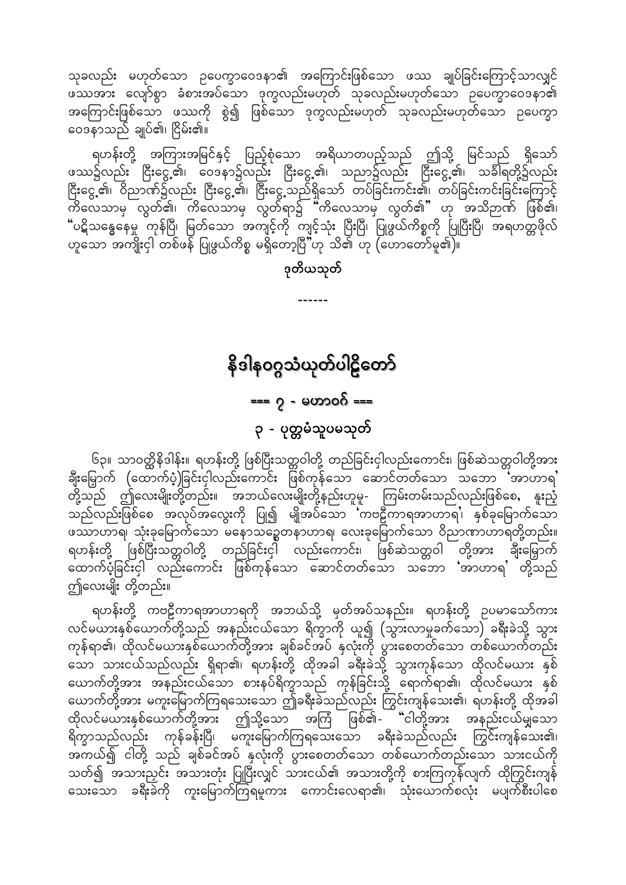သုခလည်း မဟုတ်သော ဥပေက္ခာဝေဒနာ၏ အကြောင်းဖြစ်သော ဖဿ ချုပ်ခြင်းကြောင့်သာလျှင် ဖဿအား လျော်စွာ ခံစားအပ်သော ဒုက္ခလည်းမဟုတ် သုခလည်းမဟုတ်သော ဥပေက္ခာဝေဒနာ၏ အကြောင်းဖြစ်သော ဖဿကို စွဲ၍ ဖြစ်သော ဒုက္ခလည်းမဟုတ် သုခလည်းမဟုတ်သော ဥပေက္ခာဝေဒနာသည် ချုပ်၏၊ ငြိမ်း၏။

ရဟန်းတို့ အကြားအမြင်နှင့် ပြည့်စုံသော အရိယာတပည့်သည် ဤသို့ မြင်သည် ရှိသော် ဖဿ၌လည်း ငြီးငွေ့၏၊ ဝေဒနာ၌လည်း ငြီးငွေ့၏၊ သညာ၌လည်း ငြီးငွေ့၏၊ သင်္ခါရတို့၌လည်း ငြီးငွေ့၏၊ ဝိညာဏ်၌လည်း ငြီးငွေ့၏၊ ငြီးငွေ့သည်ရှိသော် တပ်ခြင်းကင်း၏၊ တပ်ခြင်းကင်းခြင်းကြောင့် ကိလေသာမှ လွတ်၏၊ ကိလေသာမှ လွတ်ရာ၌ "ကိလေသာမှ လွတ်၏" ဟု အသိဉာဏ် ဖြစ်၏၊ "ပဋိသန္ဓေနေမှု ကုန်ပြီ၊ မြတ်သော အကျင့်ကို ကျင့်သုံး ပြီးပြီ၊ ပြုဖွယ်ကိစ္စကို ပြုပြီးပြီ၊ အရဟတ္တဖိုလ်ဟူသော အကျိုးငှါ တစ်ဖန် ပြုဖွယ်ကိစ္စ မရှိတော့ပြီ"ဟု သိ၏ ဟု (ဟောတော်မူ၏)။

**ဒုတိယသုတ်**

------

# နိဒါနဝဂ္ဂသံယုတ်ပါဠိတော်

## === ၇ - မဟာဝဂ် ===

## ၃ - ပုတ္တမံသူပမသုတ်

၆၃။ သာဝတ္ထိနိဒါန်း။ ရဟန်းတို့ ဖြစ်ပြီးသတ္တဝါတို့ တည်ခြင်းငှါလည်းကောင်း၊ ဖြစ်ဆဲသတ္တဝါတို့အား ချီးမြှောက် (ထောက်ပံ့)ခြင်းငှါလည်းကောင်း ဖြစ်ကုန်သော ဆောင်တတ်သော သဘော 'အာဟာရ' တို့သည် ဤလေးမျိုးတို့တည်း။ အဘယ်လေးမျိုးတို့နည်းဟူမူ- ကြမ်းတမ်းသည်လည်းဖြစ်စေ၊ နူးညံ့သည်လည်းဖြစ်စေ အလုပ်အလွေးကို ပြု၍ မျိုအပ်သော 'ကဗဠီကာရအာဟာရ'၊ နှစ်ခုမြောက်သော ဖဿာဟာရ၊ သုံးခုမြောက်သော မနောသဉ္စေတနာဟာရ၊ လေးခုမြောက်သော ဝိညာဏာဟာရတို့တည်း။ ရဟန်းတို့ ဖြစ်ပြီးသတ္တဝါတို့ တည်ခြင်းငှါ လည်းကောင်း၊ ဖြစ်ဆဲသတ္တဝါ တို့အား ချီးမြှောက် ထောက်ပံ့ခြင်းငှါ လည်းကောင်း ဖြစ်ကုန်သော ဆောင်တတ်သော သဘော 'အာဟာရ' တို့သည် ဤလေးမျိုး တို့တည်း။

ရဟန်းတို့ ကဗဠီကာရအာဟာရကို အဘယ်သို့ မှတ်အပ်သနည်း။ ရဟန်းတို့ ဥပမာသော်ကား လင်မယားနှစ်ယောက်တို့သည် အနည်းငယ်သော ရိက္ခာကို ယူ၍ (သွားလာမှုခက်သော) ခရီးခဲသို့ သွားကုန်ရာ၏၊ ထိုလင်မယားနှစ်ယောက်တို့အား ချစ်ခင်အပ် နှလုံးကို ပွားစေတတ်သော တစ်ယောက်တည်းသော သားငယ်သည်လည်း ရှိရာ၏၊ ရဟန်းတို့ ထိုအခါ ခရီးခဲသို့ သွားကုန်သော ထိုလင်မယား နှစ်ယောက်တို့အား အနည်းငယ်သော စားနပ်ရိက္ခာသည် ကုန်ခြင်းသို့ ရောက်ရာ၏၊ ထိုလင်မယား နှစ်ယောက်တို့အား မကူးမြောက်ကြရသေးသော ဤခရီးခဲသည်လည်း ကြွင်းကျန်သေး၏၊ ရဟန်းတို့ ထိုအခါ ထိုလင်မယားနှစ်ယောက်တို့အား ဤသို့သော အကြံ ဖြစ်၏- "ငါတို့အား အနည်းငယ်မျှသော ရိက္ခာသည်လည်း ကုန်ခန်းပြီ၊ မကူးမြောက်ကြရသေးသော ခရီးခဲသည်လည်း ကြွင်းကျန်သေး၏၊ အကယ်၍ ငါတို့ သည် ချစ်ခင်အပ် နှလုံးကို ပွားစေတတ်သော တစ်ယောက်တည်းသော သားငယ်ကို သတ်၍ အသားညှင်း အသားတုံး ပြုပြီးလျှင် သားငယ်၏ အသားတို့ကို စားကြကုန်လျက် ထိုကြွင်းကျန်သေးသော ခရီးခဲကို ကူးမြောက်ကြရမူကား ကောင်းလေရာ၏၊ သုံးယောက်စလုံး မပျက်စီးပါစေ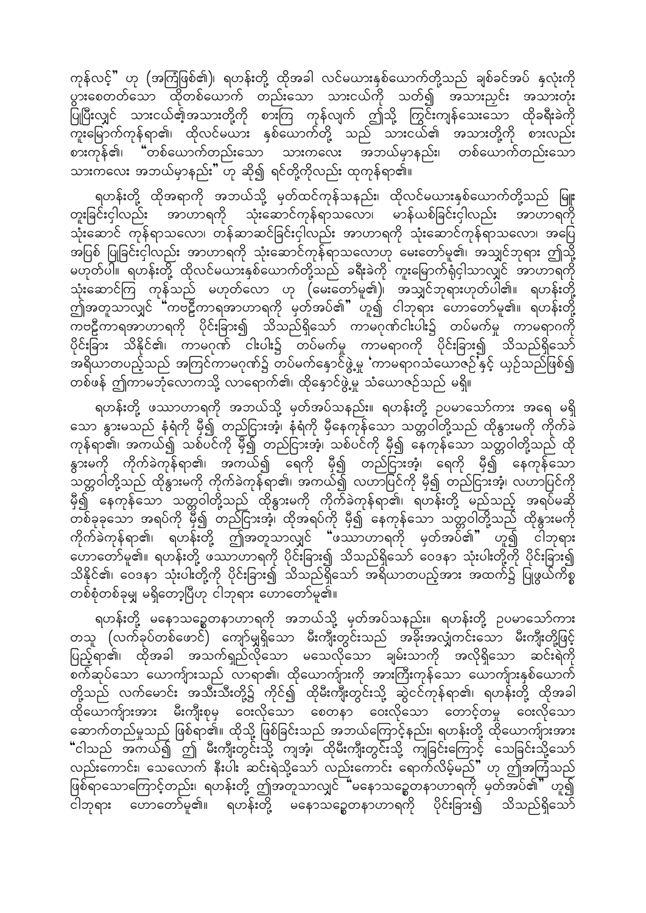ကုန်လင့်" ဟု (အကြံဖြစ်၏)၊ ရဟန်းတို့ ထိုအခါ လင်မယားနှစ်ယောက်တို့သည် ချစ်ခင်အပ် နှလုံးကို ပွားစေတတ်သော ထိုတစ်ယောက် တည်းသော သားငယ်ကို သတ်၍ အသားညှင်း အသားတုံး ပြုပြီးလျှင် သားငယ်၏အသားတို့ကို စားကြ ကုန်လျက် ဤသို့ ကြွင်းကျန်သေးသော ထိုခရီးခဲကို ကူးမြောက်ကုန်ရာ၏၊ ထိုလင်မယား နှစ်ယောက်တို့ သည် သားငယ်၏ အသားတို့ကို စားလည်း စားကုန်၏၊ "တစ်ယောက်တည်းသော သားကလေး အဘယ်မှာနည်း၊ တစ်ယောက်တည်းသော သားကလေး အဘယ်မှာနည်း" ဟု ဆို၍ ရင်တို့ကိုလည်း ထုကုန်ရာ၏။

ရဟန်းတို့ ထိုအရာကို အဘယ်သို့ မှတ်ထင်ကုန်သနည်း၊ ထိုလင်မယားနှစ်ယောက်တို့သည် မြူးတူးခြင်းငှါလည်း အာဟာရကို သုံးဆောင်ကုန်ရာသလော၊ မာန်ယစ်ခြင်းငှါလည်း အာဟာရကို သုံးဆောင် ကုန်ရာသလော၊ တန်ဆာဆင်ခြင်းငှါလည်း အာဟာရကို သုံးဆောင်ကုန်ရာသလော၊ အပြေအပြစ် ပြုခြင်းငှါလည်း အာဟာရကို သုံးဆောင်ကုန်ရာသလောဟု မေးတော်မူ၏၊ အသျှင်ဘုရား ဤသို့ မဟုတ်ပါ။ ရဟန်းတို့ ထိုလင်မယားနှစ်ယောက်တို့သည် ခရီးခဲကို ကူးမြောက်ရုံငှါသာလျှင် အာဟာရကို သုံးဆောင်ကြ ကုန်သည် မဟုတ်လော ဟု (မေးတော်မူ၏)၊ အသျှင်ဘုရားဟုတ်ပါ၏။ ရဟန်းတို့ ဤအတူသာလျှင် "ကဗဠီကာရအာဟာရကို မှတ်အပ်၏" ဟူ၍ ငါဘုရား ဟောတော်မူ၏။ ရဟန်းတို့ ကဗဠီကာရအာဟာရကို ပိုင်းခြား၍ သိသည်ရှိသော် ကာမဂုဏ်ငါးပါး၌ တပ်မက်မှု ကာမရာဂကို ပိုင်းခြား သိနိုင်၏၊ ကာမဂုဏ် ငါးပါး၌ တပ်မက်မှု ကာမရာဂကို ပိုင်းခြား၍ သိသည်ရှိသော် အရိယာတပည့်သည် အကြင်ကာမဂုဏ်၌ တပ်မက်နှောင်ဖွဲ့မှု 'ကာမရာဂသံယောဇဉ်'နှင့် ယှဉ်သည်ဖြစ်၍ တစ်ဖန် ဤကာမဘုံလောကသို့ လာရောက်၏၊ ထိုနှောင်ဖွဲ့မှု သံယောဇဉ်သည် မရှိ။

ရဟန်းတို့ ဖဿာဟာရကို အဘယ်သို့ မှတ်အပ်သနည်း။ ရဟန်းတို့ ဥပမာသော်ကား အရေ မရှိသော နွားမသည် နံရံကို မှီ၍ တည်ငြားအံ့၊ နံရံကို မှီနေကုန်သော သတ္တဝါတို့သည် ထိုနွားမကို ကိုက်ခဲကုန်ရာ၏၊ အကယ်၍ သစ်ပင်ကို မှီ၍ တည်ငြားအံ့၊ သစ်ပင်ကို မှီ၍ နေကုန်သော သတ္တဝါတို့သည် ထိုနွားမကို ကိုက်ခဲကုန်ရာ၏၊ အကယ်၍ ရေကို မှီ၍ တည်ငြားအံ့၊ ရေကို မှီ၍ နေကုန်သော သတ္တဝါတို့သည် ထိုနွားမကို ကိုက်ခဲကုန်ရာ၏၊ အကယ်၍ လဟာပြင်ကို မှီ၍ တည်ငြားအံ့၊ လဟာပြင်ကို မှီ၍ နေကုန်သော သတ္တဝါတို့သည် ထိုနွားမကို ကိုက်ခဲကုန်ရာ၏၊ ရဟန်းတို့ မည်သည့် အရပ်မဆို တစ်ခုခုသော အရပ်ကို မှီ၍ တည်ငြားအံ့၊ ထိုအရပ်ကို မှီ၍ နေကုန်သော သတ္တဝါတို့သည် ထိုနွားမကို ကိုက်ခဲကုန်ရာ၏၊ ရဟန်းတို့ ဤအတူသာလျှင် "ဖဿာဟာရကို မှတ်အပ်၏" ဟူ၍ ငါဘုရား ဟောတော်မူ၏။ ရဟန်းတို့ ဖဿာဟာရကို ပိုင်းခြား၍ သိသည်ရှိသော် ဝေဒနာ သုံးပါးတို့ကို ပိုင်းခြား၍ သိနိုင်၏၊ ဝေဒနာ သုံးပါးတို့ကို ပိုင်းခြား၍ သိသည်ရှိသော် အရိယာတပည့်အား အထက်၌ ပြုဖွယ်ကိစ္စ တစ်စုံတစ်ခုမျှ မရှိတော့ပြီဟု ငါဘုရား ဟောတော်မူ၏။

ရဟန်းတို့ မနောသဉ္စေတနာဟာရကို အဘယ်သို့ မှတ်အပ်သနည်း။ ရဟန်းတို့ ဥပမာသော်ကား တသူ (လက်ခုပ်တစ်ဖောင်) ကျော်မျှရှိသော မီးကျီးတွင်းသည် အခိုးအလျှံကင်းသော မီးကျီးတို့ဖြင့် ပြည့်ရာ၏၊ ထိုအခါ အသက်ရှည်လိုသော မသေလိုသော ချမ်းသာကို အလိုရှိသော ဆင်းရဲကို စက်ဆုပ်သော ယောကျ်ားသည် လာရာ၏၊ ထိုယောကျ်ားကို အားကြီးကုန်သော ယောကျ်ားနှစ်ယောက်တို့သည် လက်မောင်း အသီးသီးတို့၌ ကိုင်၍ ထိုမီးကျီးတွင်းသို့ ဆွဲငင်ကုန်ရာ၏၊ ရဟန်းတို့ ထိုအခါ ထိုယောကျ်ားအား မီးကျီးစုမှ ဝေးလိုသော စေတနာ ဝေးလိုသော တောင့်တမှု ဝေးလိုသော ဆောက်တည်မှုသည် ဖြစ်ရာ၏။ ထိုသို့ ဖြစ်ခြင်းသည် အဘယ်ကြောင့်နည်း၊ ရဟန်းတို့ ထိုယောကျ်ားအား "ငါသည် အကယ်၍ ဤ မီးကျီးတွင်းသို့ ကျအံ့၊ ထိုမီးကျီးတွင်းသို့ ကျခြင်းကြောင့် သေခြင်းသို့သော်လည်းကောင်း၊ သေလောက် နီးပါး ဆင်းရဲသို့သော် လည်းကောင်း ရောက်လိမ့်မည်" ဟု ဤအကြံသည် ဖြစ်ရာသောကြောင့်တည်း၊ ရဟန်းတို့ ဤအတူသာလျှင် "မနောသဉ္စေတနာဟာရကို မှတ်အပ်၏" ဟူ၍ ငါဘုရား ဟောတော်မူ၏။ ရဟန်းတို့ မနောသဉ္စေတနာဟာရကို ပိုင်းခြား၍ သိသည်ရှိသော်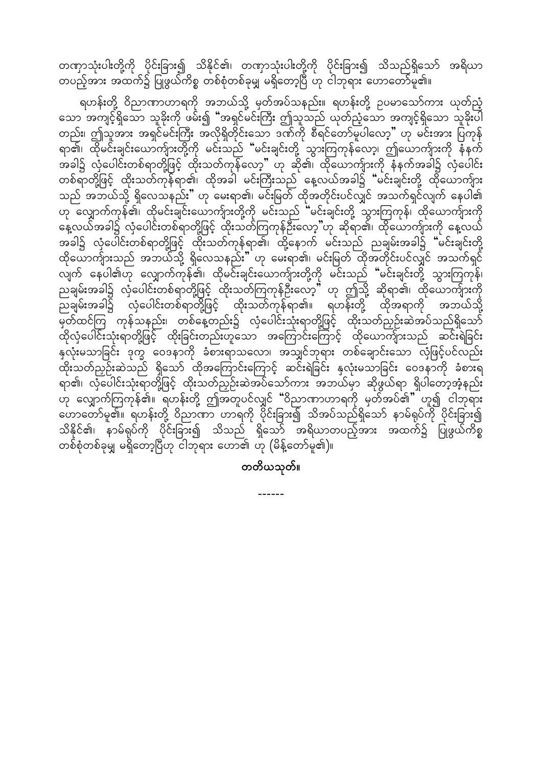တဏှာသုံးပါးတို့ကို ပိုင်းခြား၍ သိနိုင်၏၊ တဏှာသုံးပါးတို့ကို ပိုင်းခြား၍ သိသည်ရှိသော် အရိယာတပည့်အား အထက်၌ ပြုဖွယ်ကိစ္စ တစ်စုံတစ်ခုမျှ မရှိတော့ပြီ ဟု ငါဘုရား ဟောတော်မူ၏။

ရဟန်းတို့ ဝိညာဏာဟာရကို အဘယ်သို့ မှတ်အပ်သနည်း။ ရဟန်းတို့ ဥပမာသော်ကား ယုတ်ညံ့သော အကျင့်ရှိသော သူခိုးကို ဖမ်း၍ "အရှင်မင်းကြီး ဤသူသည် ယုတ်ညံ့သော အကျင့်ရှိသော သူခိုးပါတည်း၊ ဤသူအား အရှင်မင်းကြီး အလိုရှိတိုင်းသော ဒဏ်ကို စီရင်တော်မူပါလော့" ဟု မင်းအား ပြကုန်ရာ၏၊ ထိုမင်းချင်းယောကျ်ားတို့ကို မင်းသည် "မင်းချင်းတို့ သွားကြကုန်လော့၊ ဤယောကျ်ားကို နံနက်အခါ၌ လှံပေါင်းတစ်ရာတို့ဖြင့် ထိုးသတ်ကုန်လော့" ဟု ဆို၏၊ ထိုယောကျ်ားကို နံနက်အခါ၌ လှံပေါင်းတစ်ရာတို့ဖြင့် ထိုးသတ်ကုန်ရာ၏၊ ထိုအခါ မင်းကြီးသည် နေ့လယ်အခါ၌ "မင်းချင်းတို့ ထိုယောကျ်ားသည် အဘယ်သို့ ရှိလေသနည်း" ဟု မေးရာ၏၊ မင်းမြတ် ထိုအတိုင်းပင်လျှင် အသက်ရှင်လျက် နေပါ၏ ဟု လျှောက်ကုန်၏၊ ထိုမင်းချင်းယောကျ်ားတို့ကို မင်းသည် "မင်းချင်းတို့ သွားကြကုန်၊ ထိုယောကျ်ားကို နေ့လယ်အခါ၌ လှံပေါင်းတစ်ရာတို့ဖြင့် ထိုးသတ်ကြကုန်ဦးလော့"ဟု ဆိုရာ၏၊ ထိုယောကျ်ားကို နေ့လယ်အခါ၌ လှံပေါင်းတစ်ရာတို့ဖြင့် ထိုးသတ်ကုန်ရာ၏၊ ထို့နောက် မင်းသည် ညချမ်းအခါ၌ "မင်းချင်းတို့ ထိုယောကျ်ားသည် အဘယ်သို့ ရှိလေသနည်း" ဟု မေးရာ၏၊ မင်းမြတ် ထိုအတိုင်းပင်လျှင် အသက်ရှင်လျက် နေပါ၏ဟု လျှောက်ကုန်၏၊ ထိုမင်းချင်းယောကျ်ားတို့ကို မင်းသည် "မင်းချင်းတို့ သွားကြကုန်၊ ညချမ်းအခါ၌ လှံပေါင်းတစ်ရာတို့ဖြင့် ထိုးသတ်ကြကုန်ဦးလော့" ဟု ဤသို့ ဆိုရာ၏၊ ထိုယောကျ်ားကို ညချမ်းအခါ၌ လှံပေါင်းတစ်ရာတို့ဖြင့် ထိုးသတ်ကုန်ရာ၏။ ရဟန်းတို့ ထိုအရာကို အဘယ်သို့ မှတ်ထင်ကြ ကုန်သနည်း၊ တစ်နေ့တည်း၌ လှံပေါင်းသုံးရာတို့ဖြင့် ထိုးသတ်ညှဉ်းဆဲအပ်သည်ရှိသော် ထိုလှံပေါင်းသုံးရာတို့ဖြင့် ထိုးခြင်းတည်းဟူသော အကြောင်းကြောင့် ထိုယောကျ်ားသည် ဆင်းရဲခြင်း နှလုံးမသာခြင်း ဒုက္ခ ဝေဒနာကို ခံစားရာသလော၊ အသျှင်ဘုရား တစ်ချောင်းသော လှံဖြင့်ပင်လည်း ထိုးသတ်ညှဉ်းဆဲသည် ရှိသော် ထိုအကြောင်းကြောင့် ဆင်းရဲခြင်း နှလုံးမသာခြင်း ဝေဒနာကို ခံစားရရာ၏၊ လှံပေါင်းသုံးရာတို့ဖြင့် ထိုးသတ်ညှဉ်းဆဲအပ်သော်ကား အဘယ်မှာ ဆိုဖွယ်ရာ ရှိပါတော့အံ့နည်း ဟု လျှောက်ကြကုန်၏။ ရဟန်းတို့ ဤအတူပင်လျှင် "ဝိညာဏာဟာရကို မှတ်အပ်၏" ဟူ၍ ငါဘုရား ဟောတော်မူ၏။ ရဟန်းတို့ ဝိညာဏာ ဟာရကို ပိုင်းခြား၍ သိအပ်သည်ရှိသော် နာမ်ရုပ်ကို ပိုင်းခြား၍ သိနိုင်၏၊ နာမ်ရုပ်ကို ပိုင်းခြား၍ သိသည် ရှိသော် အရိယာတပည့်အား အထက်၌ ပြုဖွယ်ကိစ္စ တစ်စုံတစ်ခုမျှ မရှိတော့ပြီဟု ငါဘုရား ဟော၏ ဟု (မိန့်တော်မူ၏)။

**တတိယသုတ်။**

------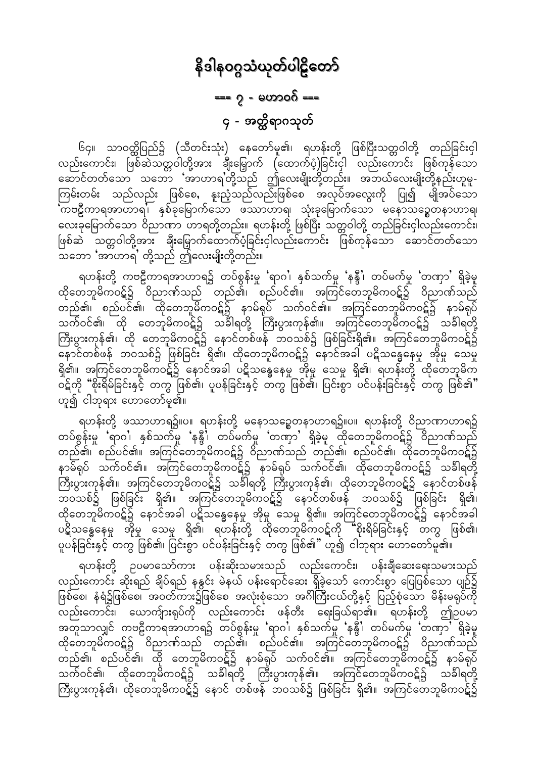# နိဒါနဝဂ္ဂသံယုတ်ပါဠိတော်

## === ၇ - မဟာဝဂ် ===

### ၄ - အတ္ထိရာဂသုတ်

၆၄။ သာဝတ္ထိပြည်၌ (သီတင်းသုံး) နေတော်မူ၏၊ ရဟန်းတို့ ဖြစ်ပြီးသတ္တဝါတို့ တည်ခြင်းငှါ လည်းကောင်း၊ ဖြစ်ဆဲသတ္တဝါတို့အား ချီးမြှောက် (ထောက်ပံ့)ခြင်းငှါ လည်းကောင်း ဖြစ်ကုန်သော ဆောင်တတ်သော သဘော 'အာဟာရ'တို့သည် ဤလေးမျိုးတို့တည်း။ အဘယ်လေးမျိုးတို့နည်းဟူမူ- ကြမ်းတမ်း သည်လည်း ဖြစ်စေ, နူးညံ့သည်လည်းဖြစ်စေ အလုပ်အလွေးကို ပြု၍ မျိုအပ်သော 'ကဗဠီကာရအာဟာရ'၊ နှစ်ခုမြောက်သော ဖဿာဟာရ၊ သုံးခုမြောက်သော မနောသဉ္စေတနာဟာရ၊ လေးခုမြောက်သော ဝိညာဏာ ဟာရတို့တည်း။ ရဟန်းတို့ ဖြစ်ပြီး သတ္တဝါတို့ တည်ခြင်းငှါလည်းကောင်း၊ ဖြစ်ဆဲ သတ္တဝါတို့အား ချီးမြှောက်ထောက်ပံ့ခြင်းငှါလည်းကောင်း ဖြစ်ကုန်သော ဆောင်တတ်သော သဘော 'အာဟာရ' တို့သည် ဤလေးမျိုးတို့တည်း။

ရဟန်းတို့ ကဗဠီကာရအာဟာရ၌ တပ်စွန်းမှု 'ရာဂ'၊ နှစ်သက်မှု 'နန္ဒီ'၊ တပ်မက်မှု 'တဏှာ' ရှိခဲ့မူ ထိုတေဘူမိကဝဋ်၌ ဝိညာဏ်သည် တည်၏၊ စည်ပင်၏။ အကြင်တေဘူမိကဝဋ်၌ ဝိညာဏ်သည် တည်၏၊ စည်ပင်၏၊ ထိုတေဘူမိကဝဋ်၌ နာမ်ရုပ် သက်ဝင်၏။ အကြင်တေဘူမိကဝဋ်၌ နာမ်ရုပ် သက်ဝင်၏၊ ထို တေဘူမိကဝဋ်၌ သင်္ခါရတို့ ကြီးပွားကုန်၏။ အကြင်တေဘူမိကဝဋ်၌ သင်္ခါရတို့ ကြီးပွားကုန်၏၊ ထို တေဘူမိကဝဋ်၌ နောင်တစ်ဖန် ဘဝသစ်၌ ဖြစ်ခြင်းရှိ၏။ အကြင်တေဘူမိကဝဋ်၌ နောင်တစ်ဖန် ဘဝသစ်၌ ဖြစ်ခြင်း ရှိ၏၊ ထိုတေဘူမိကဝဋ်၌ နောင်အခါ ပဋိသန္ဓေနေမှု အိုမှု သေမှု ရှိ၏။ အကြင်တေဘူမိကဝဋ်၌ နောင်အခါ ပဋိသန္ဓေနေမှု အိုမှု သေမှု ရှိ၏၊ ရဟန်းတို့ ထိုတေဘူမိက ဝဋ်ကို "စိုးရိမ်ခြင်းနှင့် တကွ ဖြစ်၏၊ ပူပန်ခြင်းနှင့် တကွ ဖြစ်၏၊ ပြင်းစွာ ပင်ပန်းခြင်းနှင့် တကွ ဖြစ်၏" ဟူ၍ ငါဘုရား ဟောတော်မူ၏။

ရဟန်းတို့ ဖဿာဟာရ၌။ပ။ ရဟန်းတို့ မနောသဉ္စေတနာဟာရ၌။ပ။ ရဟန်းတို့ ဝိညာဏာဟာရ၌ တပ်စွန်းမှု 'ရာဂ'၊ နှစ်သက်မှု 'နန္ဒီ'၊ တပ်မက်မှု 'တဏှာ' ရှိခဲ့မူ ထိုတေဘူမိကဝဋ်၌ ဝိညာဏ်သည် တည်၏၊ စည်ပင်၏။ အကြင်တေဘူမိကဝဋ်၌ ဝိညာဏ်သည် တည်၏၊ စည်ပင်၏၊ ထိုတေဘူမိကဝဋ်၌ နာမ်ရုပ် သက်ဝင်၏။ အကြင်တေဘူမိကဝဋ်၌ နာမ်ရုပ် သက်ဝင်၏၊ ထိုတေဘူမိကဝဋ်၌ သင်္ခါရတို့ ကြီးပွားကုန်၏။ အကြင်တေဘူမိကဝဋ်၌ သင်္ခါရတို့ ကြီးပွားကုန်၏၊ ထိုတေဘူမိကဝဋ်၌ နောင်တစ်ဖန် ဘဝသစ်၌ ဖြစ်ခြင်း ရှိ၏။ အကြင်တေဘူမိကဝဋ်၌ နောင်တစ်ဖန် ဘဝသစ်၌ ဖြစ်ခြင်း ရှိ၏၊ ထိုတေဘူမိကဝဋ်၌ နောင်အခါ ပဋိသန္ဓေနေမှု အိုမှု သေမှု ရှိ၏။ အကြင်တေဘူမိကဝဋ်၌ နောင်အခါ ပဋိသန္ဓေနေမှု အိုမှု သေမှု ရှိ၏၊ ရဟန်းတို့ ထိုတေဘူမိကဝဋ်ကို "စိုးရိမ်ခြင်းနှင့် တကွ ဖြစ်၏၊ ပူပန်ခြင်းနှင့် တကွ ဖြစ်၏၊ ပြင်းစွာ ပင်ပန်းခြင်းနှင့် တကွ ဖြစ်၏" ဟူ၍ ငါဘုရား ဟောတော်မူ၏။

ရဟန်းတို့ ဥပမာသော်ကား ပန်းဆိုးသမားသည် လည်းကောင်း၊ ပန်းချီဆေးရေးသမားသည် လည်းကောင်း ဆိုးရည် ချိပ်ရည် နနွင်း မဲနယ် ပန်းရောင်ဆေး ရှိခဲ့သော် ကောင်းစွာ ပြေပြစ်သော ပျဉ်၌ ဖြစ်စေ၊ နံရံ၌ဖြစ်စေ၊ အဝတ်ကား၌ဖြစ်စေ အလုံးစုံသော အင်္ဂါကြီးငယ်တို့နှင့် ပြည့်စုံသော မိန်းမရုပ်ကို လည်းကောင်း၊ ယောကျ်ားရုပ်ကို လည်းကောင်း ဖန်တီး ရေးခြယ်ရာ၏။ ရဟန်းတို့ ဤဥပမာ အတူသာလျှင် ကဗဠီကာရအာဟာရ၌ တပ်စွန်းမှု 'ရာဂ'၊ နှစ်သက်မှု 'နန္ဒီ'၊ တပ်မက်မှု 'တဏှာ' ရှိခဲ့မူ ထိုတေဘူမိကဝဋ်၌ ဝိညာဏ်သည် တည်၏၊ စည်ပင်၏။ အကြင်တေဘူမိကဝဋ်၌ ဝိညာဏ်သည် တည်၏၊ စည်ပင်၏၊ ထို တေဘူမိကဝဋ်၌ နာမ်ရုပ် သက်ဝင်၏။ အကြင်တေဘူမိကဝဋ်၌ နာမ်ရုပ် သက်ဝင်၏၊ ထိုတေဘူမိကဝဋ်၌ သင်္ခါရတို့ ကြီးပွားကုန်၏။ အကြင်တေဘူမိကဝဋ်၌ သင်္ခါရတို့ ကြီးပွားကုန်၏၊ ထိုတေဘူမိကဝဋ်၌ နောင် တစ်ဖန် ဘဝသစ်၌ ဖြစ်ခြင်း ရှိ၏။ အကြင်တေဘူမိကဝဋ်၌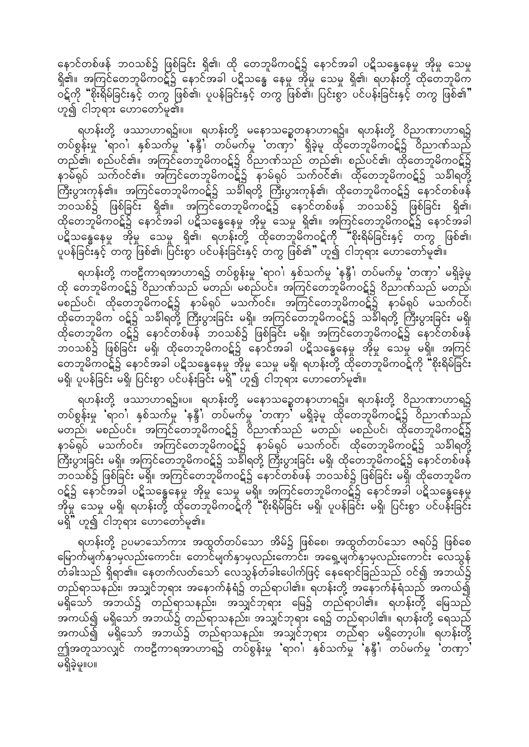နောင်တစ်ဖန် ဘဝသစ်၌ ဖြစ်ခြင်း ရှိ၏၊ ထို တေဘူမိကဝ၌ နောင်အခါ ပဋိသန္ဓေနေမှု အိုမှု သေမှု ရှိ၏။ အကြင်တေဘူမိကဝ၌ နောင်အခါ ပဋိသန္ဓေ နေမှု အိုမှု သေမှု ရှိ၏၊ ရဟန်းတို့ ထိုတေဘူမိက ဝဋ်ကို "စိုးရိမ်ခြင်းနှင့် တကွ ဖြစ်၏၊ ပူပန်ခြင်းနှင့် တကွ ဖြစ်၏၊ ပြင်းစွာ ပင်ပန်းခြင်းနှင့် တကွ ဖြစ်၏" ဟူ၍ ငါဘုရား ဟောတော်မူ၏။

ရဟန်းတို့ ဖဿာဟာရ၌။ပ။ ရဟန်းတို့ မနောသဉ္စေတနာဟာရ၌။ ရဟန်းတို့ ဝိညာဏာဟာရ၌ တပ်စွန်းမှု 'ရာဂ'၊ နှစ်သက်မှု 'နန္ဒီ'၊ တပ်မက်မှု 'တဏှာ' ရှိခဲ့မူ ထိုတေဘူမိကဝ၌ ဝိညာဏ်သည် တည်၏၊ စည်ပင်၏။ အကြင်တေဘူမိကဝ၌ ဝိညာဏ်သည် တည်၏၊ စည်ပင်၏၊ ထိုတေဘူမိကဝ၌ နာမ်ရုပ် သက်ဝင်၏။ အကြင်တေဘူမိကဝ၌ နာမ်ရုပ် သက်ဝင်၏၊ ထိုတေဘူမိကဝ၌ သင်္ခါရတို့ ကြီးပွားကုန်၏။ အကြင်တေဘူမိကဝ၌ သင်္ခါရတို့ ကြီးပွားကုန်၏၊ ထိုတေဘူမိကဝ၌ နောင်တစ်ဖန် ဘဝသစ်၌ ဖြစ်ခြင်း ရှိ၏။ အကြင်တေဘူမိကဝ၌ နောင်တစ်ဖန် ဘဝသစ်၌ ဖြစ်ခြင်း ရှိ၏၊ ထိုတေဘူမိကဝ၌ နောင်အခါ ပဋိသန္ဓေနေမှု အိုမှု သေမှု ရှိ၏။ အကြင်တေဘူမိကဝ၌ နောင်အခါ ပဋိသန္ဓေနေမှု အိုမှု သေမှု ရှိ၏၊ ရဟန်းတို့ ထိုတေဘူမိကဝဋ်ကို "စိုးရိမ်ခြင်းနှင့် တကွ ဖြစ်၏၊ ပူပန်ခြင်းနှင့် တကွ ဖြစ်၏၊ ပြင်းစွာ ပင်ပန်းခြင်းနှင့် တကွ ဖြစ်၏" ဟူ၍ ငါဘုရား ဟောတော်မူ၏။

ရဟန်းတို့ ကဗဠီကာရအာဟာရ၌ တပ်စွန်းမှု 'ရာဂ'၊ နှစ်သက်မှု 'နန္ဒီ'၊ တပ်မက်မှု 'တဏှာ' မရှိခဲ့မူ ထို တေဘူမိကဝ၌ ဝိညာဏ်သည် မတည်၊ မစည်ပင်။ အကြင်တေဘူမိကဝ၌ ဝိညာဏ်သည် မတည်၊ မစည်ပင်၊ ထိုတေဘူမိကဝ၌ နာမ်ရုပ် မသက်ဝင်။ အကြင်တေဘူမိကဝ၌ နာမ်ရုပ် မသက်ဝင်၊ ထိုတေဘူမိက ဝဋ်၌ သင်္ခါရတို့ ကြီးပွားခြင်း မရှိ။ အကြင်တေဘူမိကဝ၌ သင်္ခါရတို့ ကြီးပွားခြင်း မရှိ၊ ထိုတေဘူမိက ဝဋ်၌ နောင်တစ်ဖန် ဘဝသစ်၌ ဖြစ်ခြင်း မရှိ။ အကြင်တေဘူမိကဝ၌ နောင်တစ်ဖန် ဘဝသစ်၌ ဖြစ်ခြင်း မရှိ၊ ထိုတေဘူမိကဝ၌ နောင်အခါ ပဋိသန္ဓေနေမှု အိုမှု သေမှု မရှိ။ အကြင် တေဘူမိကဝ၌ နောင်အခါ ပဋိသန္ဓေနေမှု အိုမှု သေမှု မရှိ၊ ရဟန်းတို့ ထိုတေဘူမိကဝဋ်ကို "စိုးရိမ်ခြင်း မရှိ၊ ပူပန်ခြင်း မရှိ၊ ပြင်းစွာ ပင်ပန်းခြင်း မရှိ" ဟူ၍ ငါဘုရား ဟောတော်မူ၏။

ရဟန်းတို့ ဖဿာဟာရ၌။ပ။ ရဟန်းတို့ မနောသဉ္စေတနာဟာရ၌။ ရဟန်းတို့ ဝိညာဏာဟာရ၌ တပ်စွန်းမှု 'ရာဂ'၊ နှစ်သက်မှု 'နန္ဒီ'၊ တပ်မက်မှု 'တဏှာ' မရှိခဲ့မူ ထိုတေဘူမိကဝ၌ ဝိညာဏ်သည် မတည်၊ မစည်ပင်။ အကြင်တေဘူမိကဝ၌ ဝိညာဏ်သည် မတည်၊ မစည်ပင်၊ ထိုတေဘူမိကဝ၌ နာမ်ရုပ် မသက်ဝင်။ အကြင်တေဘူမိကဝ၌ နာမ်ရုပ် မသက်ဝင်၊ ထိုတေဘူမိကဝ၌ သင်္ခါရတို့ ကြီးပွားခြင်း မရှိ။ အကြင်တေဘူမိကဝ၌ သင်္ခါရတို့ ကြီးပွားခြင်း မရှိ၊ ထိုတေဘူမိကဝ၌ နောင်တစ်ဖန် ဘဝသစ်၌ ဖြစ်ခြင်း မရှိ။ အကြင်တေဘူမိကဝ၌ နောင်တစ်ဖန် ဘဝသစ်၌ ဖြစ်ခြင်း မရှိ၊ ထိုတေဘူမိက ဝဋ်၌ နောင်အခါ ပဋိသန္ဓေနေမှု အိုမှု သေမှု မရှိ။ အကြင်တေဘူမိကဝ၌ နောင်အခါ ပဋိသန္ဓေနေမှု အိုမှု သေမှု မရှိ၊ ရဟန်းတို့ ထိုတေဘူမိကဝဋ်ကို "စိုးရိမ်ခြင်း မရှိ၊ ပူပန်ခြင်း မရှိ၊ ပြင်းစွာ ပင်ပန်းခြင်း မရှိ" ဟူ၍ ငါဘုရား ဟောတော်မူ၏။

ရဟန်းတို့ ဥပမာသော်ကား အထွတ်တပ်သော အိမ်၌ ဖြစ်စေ၊ အထွတ်တပ်သော ဇရပ်၌ ဖြစ်စေ မြောက်မျက်နှာမှလည်းကောင်း၊ တောင်မျက်နှာမှလည်းကောင်း၊ အရှေ့မျက်နှာမှလည်းကောင်း လေသွန် တံခါးသည် ရှိရာ၏။ နေတက်လတ်သော် လေသွန်တံခါးပေါက်ဖြင့် နေရောင်ခြည်သည် ဝင်၍ အဘယ်၌ တည်ရာသနည်း၊ အသျှင်ဘုရား အနောက်နံရံ၌ တည်ရာပါ၏။ ရဟန်းတို့ အနောက်နံရံသည် အကယ်၍ မရှိသော် အဘယ်၌ တည်ရာသနည်း၊ အသျှင်ဘုရား မြေ၌ တည်ရာပါ၏။ ရဟန်းတို့ မြေသည် အကယ်၍ မရှိသော် အဘယ်၌ တည်ရာသနည်း၊ အသျှင်ဘုရား ရေ၌ တည်ရာပါ၏။ ရဟန်းတို့ ရေသည် အကယ်၍ မရှိသော် အဘယ်၌ တည်ရာသနည်း၊ အသျှင်ဘုရား တည်ရာ မရှိတော့ပါ။ ရဟန်းတို့ ဤအတူသာလျှင် ကဗဠီကာရအာဟာရ၌ တပ်စွန်းမှု 'ရာဂ'၊ နှစ်သက်မှု 'နန္ဒီ'၊ တပ်မက်မှု 'တဏှာ' မရှိခဲ့မူ။ပ။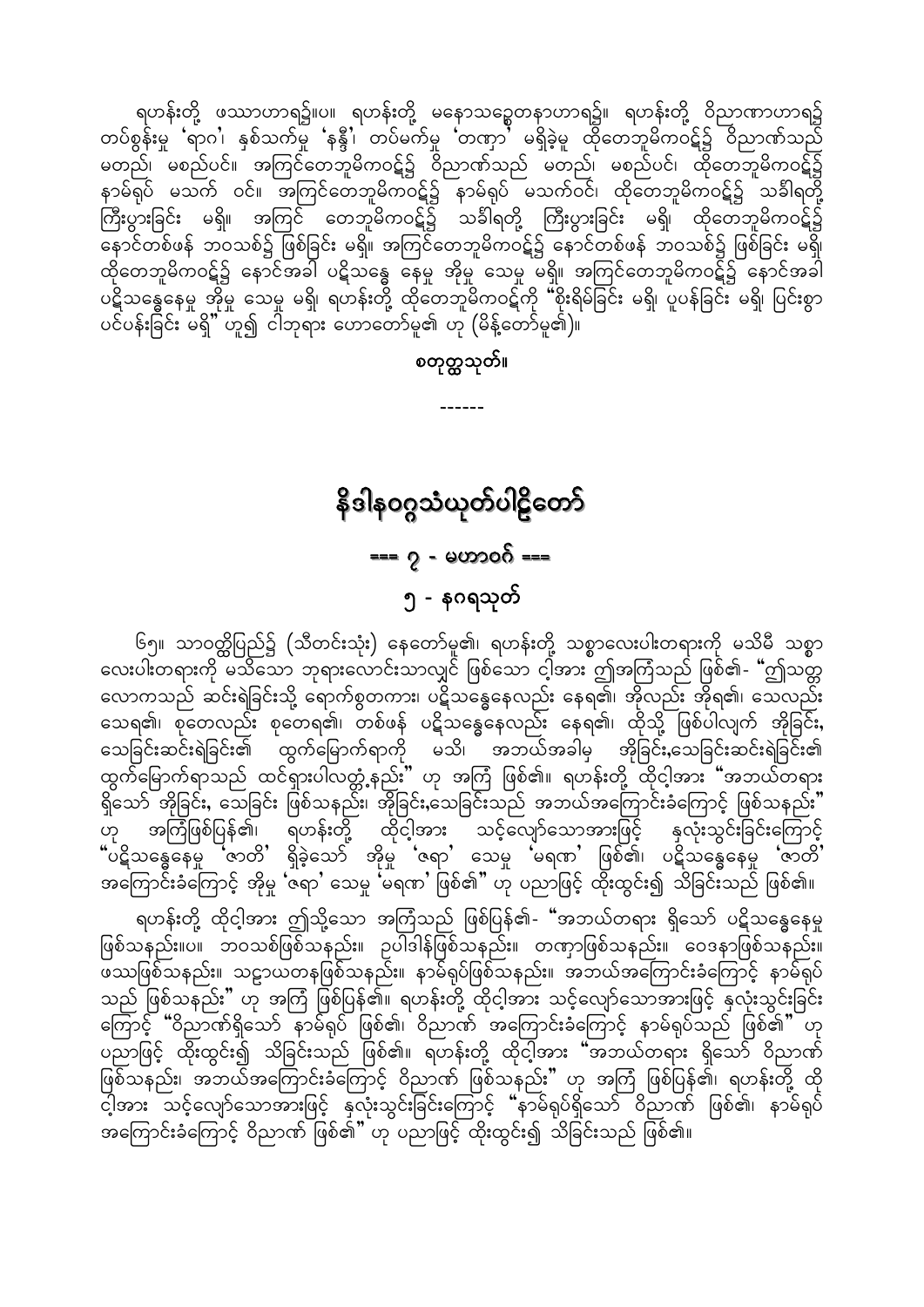ရဟန်းတို့ ဖဿာဟာရ၌။ပ။ ရဟန်းတို့ မနောသဉ္စေတနာဟာရ၌။ ရဟန်းတို့ ဝိညာဏာဟာရ၌ တပ်စွန်းမှု 'ရာဂ'၊ နှစ်သက်မှု 'နန္ဒီ'၊ တပ်မက်မှု 'တဏှာ' မရှိခဲ့မူ ထိုတောဘုမိကဝင့်၌ ဝိညာဏ်သည် မတည်၊ မစည်ပင်။ အကြင်တောဘုမိကဝင့်၌ ဝိညာဏ်သည် မတည်၊ မစည်ပင်၊ ထိုတောဘုမိကဝင့်၌ နာမ်ရုပ် မသက် ဝင်။ အကြင်တောဘုမိကဝင့်၌ နာမ်ရုပ် မသက်ဝင်၊ ထိုတောဘုမိကဝင့်၌ သင်္ခါရတို့ ကြီးပွားခြင်း မရှိ။ အကြင် တောဘုမိကဝင့်၌ သင်္ခါရတို့ ကြီးပွားခြင်း မရှိ၊ ထိုတောဘုမိကဝင့်၌ နောင်တစ်ဖန် ဘဝသစ်၌ ဖြစ်ခြင်း မရှိ။ အကြင်တောဘုမိကဝင့်၌ နောင်တစ်ဖန် ဘဝသစ်၌ ဖြစ်ခြင်း မရှိ၊ ထိုတောဘုမိကဝင့်၌ နောင်အခါ ပဋိသန္ဓေ နေမှု အိုမှု သေမှု မရှိ။ အကြင်တောဘုမိကဝင့်၌ နောင်အခါ ပဋိသန္ဓေနေမှု အိုမှု သေမှု မရှိ၊ ရဟန်းတို့ ထိုတောဘုမိကဝင့်ကို "စိုးရိမ်ခြင်း မရှိ၊ ပူပန်ခြင်း မရှိ၊ ပြင်းစွာ ပင်ပန်းခြင်း မရှိ" ဟူ၍ ငါဘုရား ဟောတော်မူ၏ ဟု (မိန့်တော်မူ၏)။

စတုတ္ထသုတ်။

------

# နိဒါနဝဂ္ဂသံယုတ်ပါဠိတော်

## === ၇ - မဟာဝဂ် ===

### ၅ - နဂရသုတ်

၆၅။ သာဝတ္ထိပြည်၌ (သီတင်းသုံး) နေတော်မူ၏၊ ရဟန်းတို့ သစ္စာလေးပါးတရားကို မသိမီ သစ္စာလေးပါးတရားကို မသိသော ဘုရားလောင်းသာလျှင် ဖြစ်သော ငါ့အား ဤအကြံသည် ဖြစ်၏- "ဤသတ္တလောကသည် ဆင်းရဲခြင်းသို့ ရောက်စွတကား၊ ပဋိသန္ဓေနေလည်း နေရ၏၊ အိုလည်း အိုရ၏၊ သေလည်း သေရ၏၊ စုတေလည်း စုတေရ၏၊ တစ်ဖန် ပဋိသန္ဓေနေလည်း နေရ၏၊ ထိုသို့ ဖြစ်ပါလျက် အိုခြင်း,သေခြင်းဆင်းရဲခြင်း၏ ထွက်မြောက်ရာကို မသိ၊ အဘယ်အခါမှ အိုခြင်း,သေခြင်းဆင်းရဲခြင်း၏ ထွက်မြောက်ရာသည် ထင်ရှားပါလတ္တံ့နည်း" ဟု အကြံ ဖြစ်၏။ ရဟန်းတို့ ထိုငါ့အား "အဘယ်တရား ရှိသော် အိုခြင်း, သေခြင်း ဖြစ်သနည်း၊ အိုခြင်း,သေခြင်းသည် အဘယ်အကြောင်းခံကြောင့် ဖြစ်သနည်း" ဟု အကြံဖြစ်ပြန်၏၊ ရဟန်းတို့ ထိုငါ့အား သင့်လျော်သောအားဖြင့် နှလုံးသွင်းခြင်းကြောင့် "ပဋိသန္ဓေနေမှု 'ဇာတိ' ရှိခဲ့သော် အိုမှု 'ဇရာ' သေမှု 'မရဏ' ဖြစ်၏၊ ပဋိသန္ဓေနေမှု 'ဇာတိ' အကြောင်းခံကြောင့် အိုမှု 'ဇရာ' သေမှု 'မရဏ' ဖြစ်၏" ဟု ပညာဖြင့် ထိုးထွင်း၍ သိခြင်းသည် ဖြစ်၏။

ရဟန်းတို့ ထိုငါ့အား ဤသို့သော အကြံသည် ဖြစ်ပြန်၏- "အဘယ်တရား ရှိသော် ပဋိသန္ဓေနေမှု ဖြစ်သနည်း။ပ။ ဘဝသစ်ဖြစ်သနည်း။ ဥပါဒါန်ဖြစ်သနည်း။ တဏှာဖြစ်သနည်း။ ဝေဒနာဖြစ်သနည်း။ ဖဿဖြစ်သနည်း။ သဠာယတနဖြစ်သနည်း။ နာမ်ရုပ်ဖြစ်သနည်း။ အဘယ်အကြောင်းခံကြောင့် နာမ်ရုပ်သည် ဖြစ်သနည်း" ဟု အကြံ ဖြစ်ပြန်၏။ ရဟန်းတို့ ထိုငါ့အား သင့်လျော်သောအားဖြင့် နှလုံးသွင်းခြင်းကြောင့် "ဝိညာဏ်ရှိသော် နာမ်ရုပ် ဖြစ်၏၊ ဝိညာဏ် အကြောင်းခံကြောင့် နာမ်ရုပ်သည် ဖြစ်၏" ဟု ပညာဖြင့် ထိုးထွင်း၍ သိခြင်းသည် ဖြစ်၏။ ရဟန်းတို့ ထိုငါ့အား "အဘယ်တရား ရှိသော် ဝိညာဏ် ဖြစ်သနည်း၊ အဘယ်အကြောင်းခံကြောင့် ဝိညာဏ် ဖြစ်သနည်း" ဟု အကြံ ဖြစ်ပြန်၏၊ ရဟန်းတို့ ထိုငါ့အား သင့်လျော်သောအားဖြင့် နှလုံးသွင်းခြင်းကြောင့် "နာမ်ရုပ်ရှိသော် ဝိညာဏ် ဖြစ်၏၊ နာမ်ရုပ် အကြောင်းခံကြောင့် ဝိညာဏ် ဖြစ်၏" ဟု ပညာဖြင့် ထိုးထွင်း၍ သိခြင်းသည် ဖြစ်၏။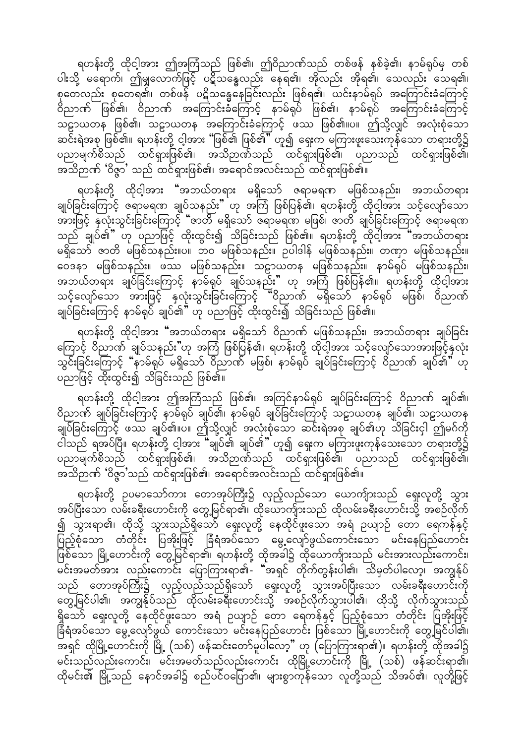ရဟန်းတို့ ထိုင့်အား ဤအကြံသည် ဖြစ်၏၊ ဤဝိညာဏ်သည် တစ်ဖန် နစ်ခဲ့၏၊ နာမ်ရုပ်မှ တစ်ပါးသို့ မရောက်၊ ဤမျှလောက်ဖြင့် ပဋိသန္ဓေလည်း နေရ၏၊ အိုလည်း အိုရ၏၊ သေလည်း သေရ၏၊ စုတေလည်း စုတေရ၏၊ တစ်ဖန် ပဋိသန္ဓေနေခြင်းလည်း ဖြစ်ရ၏၊ ယင်းနာမ်ရုပ် အကြောင်းခံကြောင့် ဝိညာဏ် ဖြစ်၏၊ ဝိညာဏ် အကြောင်းခံကြောင့် နာမ်ရုပ် ဖြစ်၏၊ နာမ်ရုပ် အကြောင်းခံကြောင့် သဠာယတန ဖြစ်၏၊ သဠာယတန အကြောင်းခံကြောင့် ဖဿ ဖြစ်၏။ပ။ ဤသို့လျှင် အလုံးစုံသော ဆင်းရဲအစု ဖြစ်၏။ ရဟန်းတို့ ငါ့အား "ဖြစ်၏ ဖြစ်၏" ဟူ၍ ရှေးက မကြားဖူးသေးကုန်သော တရားတို့၌ ပညာမျက်စိသည် ထင်ရှားဖြစ်၏၊ အသိဉာဏ်သည် ထင်ရှားဖြစ်၏၊ ပညာသည် ထင်ရှားဖြစ်၏၊ အသိဉာဏ် 'ဝိဇ္ဇာ' သည် ထင်ရှားဖြစ်၏၊ အရောင်အလင်းသည် ထင်ရှားဖြစ်၏။

ရဟန်းတို့ ထိုင့်အား "အဘယ်တရား မရှိသော် ဇရာမရဏ မဖြစ်သနည်း၊ အဘယ်တရား ချုပ်ခြင်းကြောင့် ဇရာမရဏ ချုပ်သနည်း" ဟု အကြံ ဖြစ်ပြန်၏၊ ရဟန်းတို့ ထိုင့်အား သင့်လျော်သော အားဖြင့် နှလုံးသွင်းခြင်းကြောင့် "ဇာတိ မရှိသော် ဇရာမရဏ မဖြစ်၊ ဇာတိ ချုပ်ခြင်းကြောင့် ဇရာမရဏ သည် ချုပ်၏" ဟု ပညာဖြင့် ထိုးထွင်း၍ သိခြင်းသည် ဖြစ်၏။ ရဟန်းတို့ ထိုင့်အား "အဘယ်တရား မရှိသော် ဇာတိ မဖြစ်သနည်း။ပ။ ဘဝ မဖြစ်သနည်း။ ဥပါဒါန် မဖြစ်သနည်း။ တဏှာ မဖြစ်သနည်း။ ဝေဒနာ မဖြစ်သနည်း။ ဖဿ မဖြစ်သနည်း။ သဠာယတန မဖြစ်သနည်း။ နာမ်ရုပ် မဖြစ်သနည်း၊ အဘယ်တရား ချုပ်ခြင်းကြောင့် နာမ်ရုပ် ချုပ်သနည်း" ဟု အကြံ ဖြစ်ပြန်၏။ ရဟန်းတို့ ထိုင့်အား သင့်လျော်သော အားဖြင့် နှလုံးသွင်းခြင်းကြောင့် "ဝိညာဏ် မရှိသော် နာမ်ရုပ် မဖြစ်၊ ဝိညာဏ် ချုပ်ခြင်းကြောင့် နာမ်ရုပ် ချုပ်၏" ဟု ပညာဖြင့် ထိုးထွင်း၍ သိခြင်းသည် ဖြစ်၏။

ရဟန်းတို့ ထိုင့်အား "အဘယ်တရား မရှိသော် ဝိညာဏ် မဖြစ်သနည်း၊ အဘယ်တရား ချုပ်ခြင်းကြောင့် ဝိညာဏ် ချုပ်သနည်း"ဟု အကြံ ဖြစ်ပြန်၏၊ ရဟန်းတို့ ထိုင့်အား သင့်လျော်သောအားဖြင့်နှလုံးသွင်းခြင်းကြောင့် "နာမ်ရုပ် မရှိသော် ဝိညာဏ် မဖြစ်၊ နာမ်ရုပ် ချုပ်ခြင်းကြောင့် ဝိညာဏ် ချုပ်၏" ဟု ပညာဖြင့် ထိုးထွင်း၍ သိခြင်းသည် ဖြစ်၏။

ရဟန်းတို့ ထိုင့်အား ဤအကြံသည် ဖြစ်၏၊ အကြင်နာမ်ရုပ် ချုပ်ခြင်းကြောင့် ဝိညာဏ် ချုပ်၏၊ ဝိညာဏ် ချုပ်ခြင်းကြောင့် နာမ်ရုပ် ချုပ်၏၊ နာမ်ရုပ် ချုပ်ခြင်းကြောင့် သဠာယတန ချုပ်၏၊ သဠာယတန ချုပ်ခြင်းကြောင့် ဖဿ ချုပ်၏။ပ။ ဤသို့လျှင် အလုံးစုံသော ဆင်းရဲအစု ချုပ်၏ဟု သိခြင်းငှါ ဤမဂ်ကို ငါသည် ရအပ်ပြီ။ ရဟန်းတို့ ငါ့အား "ချုပ်၏ ချုပ်၏" ဟူ၍ ရှေးက မကြားဖူးကုန်သေးသော တရားတို့၌ ပညာမျက်စိသည် ထင်ရှားဖြစ်၏၊ အသိဉာဏ်သည် ထင်ရှားဖြစ်၏၊ ပညာသည် ထင်ရှားဖြစ်၏၊ အသိဉာဏ် 'ဝိဇ္ဇာ'သည် ထင်ရှားဖြစ်၏၊ အရောင်အလင်းသည် ထင်ရှားဖြစ်၏။

ရဟန်းတို့ ဥပမာသော်ကား တောအုပ်ကြီး၌ လှည့်လည်သော ယောက်ျားသည် ရှေးလူတို့ သွားအပ်ပြီးသော လမ်းခရီးဟောင်းကို တွေ့မြင်ရာ၏၊ ထိုယောက်ျားသည် ထိုလမ်းခရီးဟောင်းသို့ အစဉ်လိုက်၍ သွားရာ၏၊ ထိုသို့ သွားသည်ရှိသော် ရှေးလူတို့ နေထိုင်ဖူးသော အရံ ဥယျာဉ် တော ရေကန်နှင့် ပြည့်စုံသော တံတိုင်း ပြအိုးဖြင့် ခြံရံအပ်သော မွေ့လျော်ဖွယ်ကောင်းသော မင်းနေပြည်ဟောင်း ဖြစ်သော မြို့ဟောင်းကို တွေ့မြင်ရာ၏၊ ရဟန်းတို့ ထိုအခါ၌ ထိုယောက်ျားသည် မင်းအားလည်းကောင်း၊ မင်းအမတ်အား လည်းကောင်း ပြောကြားရာ၏- "အရှင် တိုက်တွန်းပါ၏၊ သိမှတ်ပါလော့၊ အကျွန်ုပ်သည် တောအုပ်ကြီး၌ လှည့်လည်သည်ရှိသော် ရှေးလူတို့ သွားအပ်ပြီးသော လမ်းခရီးဟောင်းကို တွေ့မြင်ပါ၏၊ အကျွန်ုပ်သည် ထိုလမ်းခရီးဟောင်းသို့ အစဉ်လိုက်သွားပါ၏၊ ထိုသို့ လိုက်သွားသည်ရှိသော် ရှေးလူတို့ နေထိုင်ဖူးသော အရံ ဥယျာဉ် တော ရေကန်နှင့် ပြည့်စုံသော တံတိုင်း ပြအိုးဖြင့် ခြံရံအပ်သော မွေ့လျော်ဖွယ် ကောင်းသော မင်းနေပြည်ဟောင်း ဖြစ်သော မြို့ဟောင်းကို တွေ့မြင်ပါ၏၊ အရှင် ထိုမြို့ဟောင်းကို မြို့ (သစ်) ဖန်ဆင်းတော်မူပါလော့" ဟု (ပြောကြားရာ၏)။ ရဟန်းတို့ ထိုအခါ၌ မင်းသည်လည်းကောင်း၊ မင်းအမတ်သည်လည်းကောင်း ထိုမြို့ဟောင်းကို မြို့ (သစ်) ဖန်ဆင်းရာ၏၊ ထိုမင်း၏ မြို့သည် နောင်အခါ၌ စည်ပင်ဝပြော၏၊ များစွာကုန်သော လူတို့သည် သိအပ်၏၊ လူတို့ဖြင့်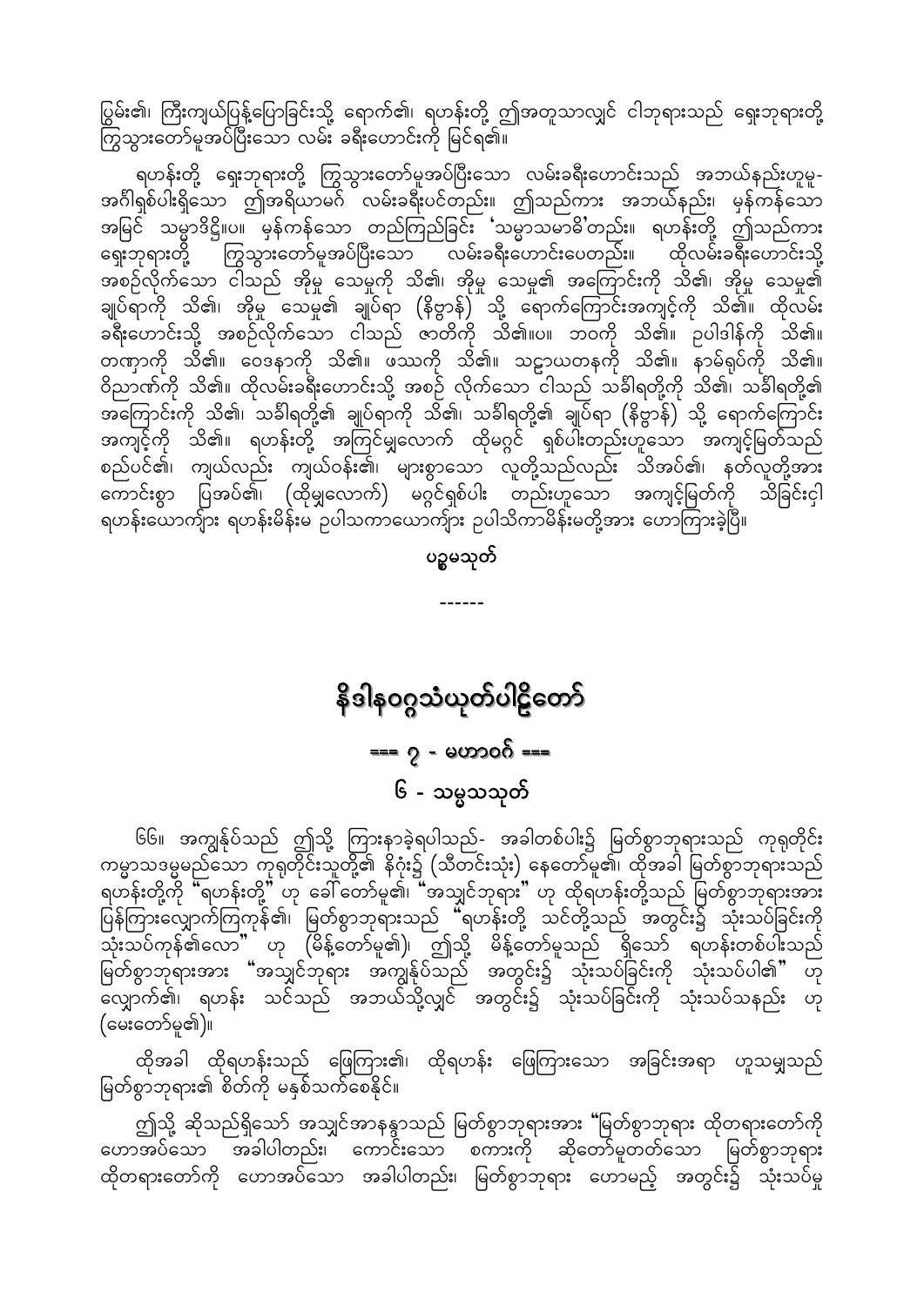ပြွမ်း၏၊ ကြီးကျယ်ပြန့်ပြောခြင်းသို့ ရောက်၏၊ ရဟန်းတို့ ဤအတူသာလျှင် ငါဘုရားသည် ရှေးဘုရားတို့ ကြွသွားတော်မူအပ်ပြီးသော လမ်း ခရီးဟောင်းကို မြင်ရ၏။

ရဟန်းတို့ ရှေးဘုရားတို့ ကြွသွားတော်မူအပ်ပြီးသော လမ်းခရီးဟောင်းသည် အဘယ်နည်းဟူမူ- အင်္ဂါရှစ်ပါးရှိသော ဤအရိယာမဂ် လမ်းခရီးပင်တည်း။ ဤသည်ကား အဘယ်နည်း၊ မှန်ကန်သော အမြင် သမ္မာဒိဋ္ဌိ။ပ။ မှန်ကန်သော တည်ကြည်ခြင်း 'သမ္မာသမာဓိ'တည်း။ ရဟန်းတို့ ဤသည်ကား ရှေးဘုရားတို့ ကြွသွားတော်မူအပ်ပြီးသော လမ်းခရီးဟောင်းပေတည်း။ ထိုလမ်းခရီးဟောင်းသို့ အစဉ်လိုက်သော ငါသည် အိုမှု သေမှုကို သိ၏၊ အိုမှု သေမှု၏ အကြောင်းကို သိ၏၊ အိုမှု သေမှု၏ ချုပ်ရာကို သိ၏၊ အိုမှု သေမှု၏ ချုပ်ရာ (နိဗ္ဗာန်) သို့ ရောက်ကြောင်းအကျင့်ကို သိ၏။ ထိုလမ်း ခရီးဟောင်းသို့ အစဉ်လိုက်သော ငါသည် ဇာတိကို သိ၏။ပ။ ဘဝကို သိ၏။ ဥပါဒါန်ကို သိ၏။ တဏှာကို သိ၏။ ဝေဒနာကို သိ၏။ ဖဿကို သိ၏။ သဠာယတနကို သိ၏။ နာမ်ရုပ်ကို သိ၏။ ဝိညာဏ်ကို သိ၏။ ထိုလမ်းခရီးဟောင်းသို့ အစဉ် လိုက်သော ငါသည် သင်္ခါရတို့ကို သိ၏၊ သင်္ခါရတို့၏ အကြောင်းကို သိ၏၊ သင်္ခါရတို့၏ ချုပ်ရာကို သိ၏၊ သင်္ခါရတို့၏ ချုပ်ရာ (နိဗ္ဗာန်) သို့ ရောက်ကြောင်း အကျင့်ကို သိ၏။ ရဟန်းတို့ အကြင်မျှလောက် ထိုမဂ္ဂင် ရှစ်ပါးတည်းဟူသော အကျင့်မြတ်သည် စည်ပင်၏၊ ကျယ်လည်း ကျယ်ဝန်း၏၊ များစွာသော လူတို့သည်လည်း သိအပ်၏၊ နတ်လူတို့အား ကောင်းစွာ ပြအပ်၏၊ (ထိုမျှလောက်) မဂ္ဂင်ရှစ်ပါး တည်းဟူသော အကျင့်မြတ်ကို သိခြင်းငှါ ရဟန်းယောကျ်ား ရဟန်းမိန်းမ ဥပါသကာယောကျ်ား ဥပါသိကာမိန်းမတို့အား ဟောကြားခဲ့ပြီ။

**ပဉ္စမသုတ်**

------

# နိဒါနဝဂ္ဂသံယုတ်ပါဠိတော်

## === ၇ - မဟာဝဂ် ===

### ၆ - သမ္မသသုတ်

၆၆။ အကျွန်ုပ်သည် ဤသို့ ကြားနာခဲ့ရပါသည်- အခါတစ်ပါး၌ မြတ်စွာဘုရားသည် ကုရုတိုင်း ကမ္မာသဒမ္မမည်သော ကုရုတိုင်းသူတို့၏ နိဂုံး၌ (သီတင်းသုံး) နေတော်မူ၏၊ ထိုအခါ မြတ်စွာဘုရားသည် ရဟန်းတို့ကို "ရဟန်းတို့" ဟု ခေါ်တော်မူ၏၊ "အသျှင်ဘုရား" ဟု ထိုရဟန်းတို့သည် မြတ်စွာဘုရားအား ပြန်ကြားလျှောက်ကြကုန်၏၊ မြတ်စွာဘုရားသည် "ရဟန်းတို့ သင်တို့သည် အတွင်း၌ သုံးသပ်ခြင်းကို သုံးသပ်ကုန်၏လော" ဟု (မိန့်တော်မူ၏)၊ ဤသို့ မိန့်တော်မူသည် ရှိသော် ရဟန်းတစ်ပါးသည် မြတ်စွာဘုရားအား "အသျှင်ဘုရား အကျွန်ုပ်သည် အတွင်း၌ သုံးသပ်ခြင်းကို သုံးသပ်ပါ၏" ဟု လျှောက်၏၊ ရဟန်း သင်သည် အဘယ်သို့လျှင် အတွင်း၌ သုံးသပ်ခြင်းကို သုံးသပ်သနည်း ဟု (မေးတော်မူ၏)။

ထိုအခါ ထိုရဟန်းသည် ဖြေကြား၏၊ ထိုရဟန်း ဖြေကြားသော အခြင်းအရာ ဟူသမျှသည် မြတ်စွာဘုရား၏ စိတ်ကို မနှစ်သက်စေနိုင်။

ဤသို့ ဆိုသည်ရှိသော် အသျှင်အာနန္ဒာသည် မြတ်စွာဘုရားအား "မြတ်စွာဘုရား ထိုတရားတော်ကို ဟောအပ်သော အခါပါတည်း၊ ကောင်းသော စကားကို ဆိုတော်မူတတ်သော မြတ်စွာဘုရား ထိုတရားတော်ကို ဟောအပ်သော အခါပါတည်း၊ မြတ်စွာဘုရား ဟောမည့် အတွင်း၌ သုံးသပ်မှု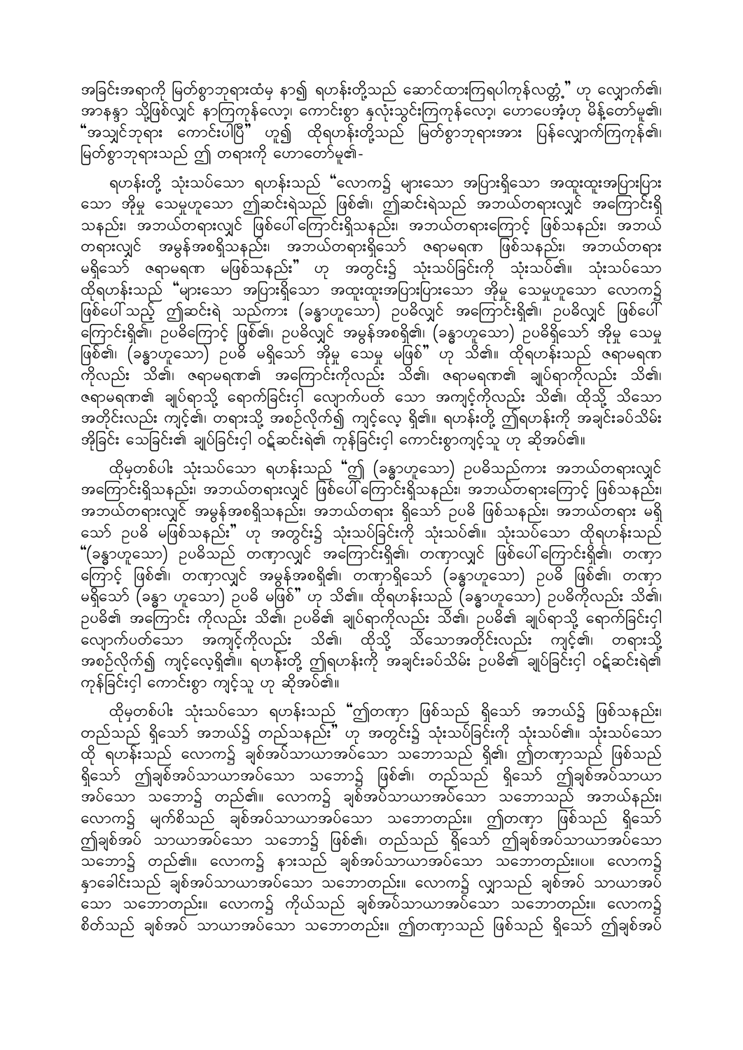အခြင်းအရာကို မြတ်စွာဘုရားထံမှ နာ၍ ရဟန်းတို့သည် ဆောင်ထားကြရပါကုန်လတ္တံ့" ဟု လျှောက်၏၊ အာနန္ဒာ သို့ဖြစ်လျှင် နာကြကုန်လော့၊ ကောင်းစွာ နှလုံးသွင်းကြကုန်လော့၊ ဟောပေအံ့ဟု မိန့်တော်မူ၏၊ "အသျှင်ဘုရား ကောင်းပါပြီ" ဟူ၍ ထိုရဟန်းတို့သည် မြတ်စွာဘုရားအား ပြန်လျှောက်ကြကုန်၏၊ မြတ်စွာဘုရားသည် ဤ တရားကို ဟောတော်မူ၏-

ရဟန်းတို့ သုံးသပ်သော ရဟန်းသည် "လောက၌ များသော အပြားရှိသော အထူးထူးအပြားပြား သော အိုမှု သေမှုဟူသော ဤဆင်းရဲသည် ဖြစ်၏၊ ဤဆင်းရဲသည် အဘယ်တရားလျှင် အကြောင်းရှိသနည်း၊ အဘယ်တရားလျှင် ဖြစ်ပေါ်ကြောင်းရှိသနည်း၊ အဘယ်တရားကြောင့် ဖြစ်သနည်း၊ အဘယ်တရားလျှင် အမွန်အစရှိသနည်း၊ အဘယ်တရားရှိသော် ဇရာမရဏ ဖြစ်သနည်း၊ အဘယ်တရား မရှိသော် ဇရာမရဏ မဖြစ်သနည်း" ဟု အတွင်း၌ သုံးသပ်ခြင်းကို သုံးသပ်၏။ သုံးသပ်သော ထိုရဟန်းသည် "များသော အပြားရှိသော အထူးထူးအပြားပြားသော အိုမှု သေမှုဟူသော လောက၌ ဖြစ်ပေါ်သည့် ဤဆင်းရဲ သည်ကား (ခန္ဓာဟူသော) ဥပဓိလျှင် အကြောင်းရှိ၏၊ ဥပဓိလျှင် ဖြစ်ပေါ်ကြောင်းရှိ၏၊ ဥပဓိကြောင့် ဖြစ်၏၊ ဥပဓိလျှင် အမွန်အစရှိ၏၊ (ခန္ဓာဟူသော) ဥပဓိရှိသော် အိုမှု သေမှု ဖြစ်၏၊ (ခန္ဓာဟူသော) ဥပဓိ မရှိသော် အိုမှု သေမှု မဖြစ်" ဟု သိ၏။ ထိုရဟန်းသည် ဇရာမရဏ ကိုလည်း သိ၏၊ ဇရာမရဏ၏ အကြောင်းကိုလည်း သိ၏၊ ဇရာမရဏ၏ ချုပ်ရာကိုလည်း သိ၏၊ ဇရာမရဏ၏ ချုပ်ရာသို့ ရောက်ခြင်းငှါ လျောက်ပတ် သော အကျင့်ကိုလည်း သိ၏၊ ထိုသို့ သိသော အတိုင်းလည်း ကျင့်၏၊ တရားသို့ အစဉ်လိုက်၍ ကျင့်လေ့ ရှိ၏။ ရဟန်းတို့ ဤရဟန်းကို အချင်းခပ်သိမ်း အိုခြင်း သေခြင်း၏ ချုပ်ခြင်းငှါ ဝဋ်ဆင်းရဲ၏ ကုန်ခြင်းငှါ ကောင်းစွာကျင့်သူ ဟု ဆိုအပ်၏။

ထို့မှတစ်ပါး သုံးသပ်သော ရဟန်းသည် "ဤ (ခန္ဓာဟူသော) ဥပဓိသည်ကား အဘယ်တရားလျှင် အကြောင်းရှိသနည်း၊ အဘယ်တရားလျှင် ဖြစ်ပေါ်ကြောင်းရှိသနည်း၊ အဘယ်တရားကြောင့် ဖြစ်သနည်း၊ အဘယ်တရားလျှင် အမွန်အစရှိသနည်း၊ အဘယ်တရား ရှိသော် ဥပဓိ ဖြစ်သနည်း၊ အဘယ်တရား မရှိသော် ဥပဓိ မဖြစ်သနည်း" ဟု အတွင်း၌ သုံးသပ်ခြင်းကို သုံးသပ်၏။ သုံးသပ်သော ထိုရဟန်းသည် "(ခန္ဓာဟူသော) ဥပဓိသည် တဏှာလျှင် အကြောင်းရှိ၏၊ တဏှာလျှင် ဖြစ်ပေါ်ကြောင်းရှိ၏၊ တဏှာ ကြောင့် ဖြစ်၏၊ တဏှာလျှင် အမွန်အစရှိ၏၊ တဏှာရှိသော် (ခန္ဓာဟူသော) ဥပဓိ ဖြစ်၏၊ တဏှာ မရှိသော် (ခန္ဓာ ဟူသော) ဥပဓိ မဖြစ်" ဟု သိ၏။ ထိုရဟန်းသည် (ခန္ဓာဟူသော) ဥပဓိကိုလည်း သိ၏၊ ဥပဓိ၏ အကြောင်း ကိုလည်း သိ၏၊ ဥပဓိ၏ ချုပ်ရာကိုလည်း သိ၏၊ ဥပဓိ၏ ချုပ်ရာသို့ ရောက်ခြင်းငှါ လျောက်ပတ်သော အကျင့်ကိုလည်း သိ၏၊ ထိုသို့ သိသောအတိုင်းလည်း ကျင့်၏၊ တရားသို့ အစဉ်လိုက်၍ ကျင့်လေ့ရှိ၏။ ရဟန်းတို့ ဤရဟန်းကို အချင်းခပ်သိမ်း ဥပဓိ၏ ချုပ်ခြင်းငှါ ဝဋ်ဆင်းရဲ၏ ကုန်ခြင်းငှါ ကောင်းစွာ ကျင့်သူ ဟု ဆိုအပ်၏။

ထို့မှတစ်ပါး သုံးသပ်သော ရဟန်းသည် "ဤတဏှာ ဖြစ်သည် ရှိသော် အဘယ်၌ ဖြစ်သနည်း၊ တည်သည် ရှိသော် အဘယ်၌ တည်သနည်း" ဟု အတွင်း၌ သုံးသပ်ခြင်းကို သုံးသပ်၏။ သုံးသပ်သော ထို ရဟန်းသည် လောက၌ ချစ်အပ်သာယာအပ်သော သဘောသည် ရှိ၏၊ ဤတဏှာသည် ဖြစ်သည် ရှိသော် ဤချစ်အပ်သာယာအပ်သော သဘော၌ ဖြစ်၏၊ တည်သည် ရှိသော် ဤချစ်အပ်သာယာ အပ်သော သဘော၌ တည်၏။ လောက၌ ချစ်အပ်သာယာအပ်သော သဘောသည် အဘယ်နည်း၊ လောက၌ မျက်စိသည် ချစ်အပ်သာယာအပ်သော သဘောတည်း။ ဤတဏှာ ဖြစ်သည် ရှိသော် ဤချစ်အပ် သာယာအပ်သော သဘော၌ ဖြစ်၏၊ တည်သည် ရှိသော် ဤချစ်အပ်သာယာအပ်သော သဘော၌ တည်၏။ လောက၌ နားသည် ချစ်အပ်သာယာအပ်သော သဘောတည်း။ပ။ လောက၌ နှာခေါင်းသည် ချစ်အပ်သာယာအပ်သော သဘောတည်း။ လောက၌ လျှာသည် ချစ်အပ် သာယာအပ် သော သဘောတည်း။ လောက၌ ကိုယ်သည် ချစ်အပ်သာယာအပ်သော သဘောတည်း။ လောက၌ စိတ်သည် ချစ်အပ် သာယာအပ်သော သဘောတည်း။ ဤတဏှာသည် ဖြစ်သည် ရှိသော် ဤချစ်အပ်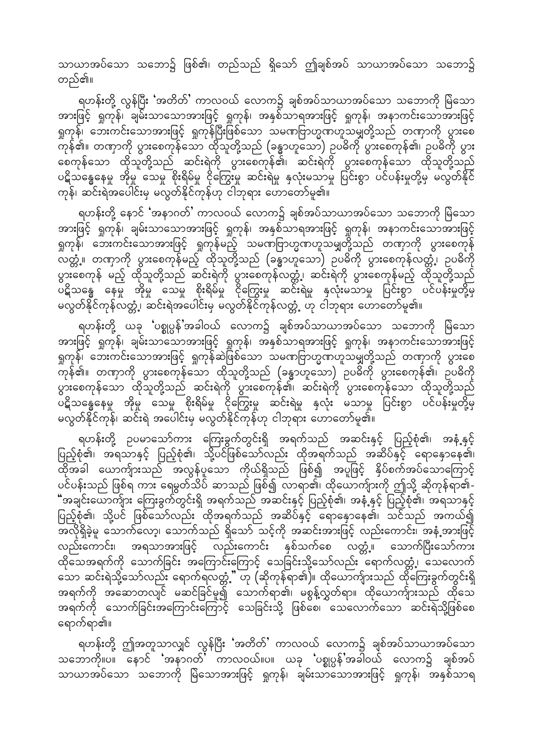သာယာအပ်သော သဘော၌ ဖြစ်၏၊ တည်သည် ရှိသော် ဤချစ်အပ် သာယာအပ်သော သဘော၌ တည်၏။

ရဟန်းတို့ လွန်ပြီး 'အတိတ်' ကာလ၀ယ် လောက၌ ချစ်အပ်သာယာအပ်သော သဘောကို မြဲသော အားဖြင့် ရှုကုန်၊ ချမ်းသာသောအားဖြင့် ရှုကုန်၊ အနှစ်သာရအားဖြင့် ရှုကုန်၊ အနာကင်းသောအားဖြင့် ရှုကုန်၊ ဘေးကင်းသောအားဖြင့် ရှုကုန်ပြီးဖြစ်သော သမဏဗြာဟ္မဏဟူသမျှတို့သည် တဏှာကို ပွားစေကုန်၏။ တဏှာကို ပွားစေကုန်သော ထိုသူတို့သည် (ခန္ဓာဟူသော) ဥပဓိကို ပွားစေကုန်၏၊ ဥပဓိကို ပွားစေကုန်သော ထိုသူတို့သည် ဆင်းရဲကို ပွားစေကုန်၏၊ ဆင်းရဲကို ပွားစေကုန်သော ထိုသူတို့သည် ပဋိသန္ဓေနေမှု အိုမှု သေမှု စိုးရိမ်မှု ငိုကြွေးမှု ဆင်းရဲမှု နှလုံးမသာမှု ပြင်းစွာ ပင်ပန်းမှုတို့မှ မလွတ်နိုင်ကုန်၊ ဆင်းရဲအပေါင်းမှ မလွတ်နိုင်ကုန်ဟု ငါဘုရား ဟောတော်မူ၏။

ရဟန်းတို့ နောင် 'အနာဂတ်' ကာလ၀ယ် လောက၌ ချစ်အပ်သာယာအပ်သော သဘောကို မြဲသော အားဖြင့် ရှုကုန်၊ ချမ်းသာသောအားဖြင့် ရှုကုန်၊ အနှစ်သာရအားဖြင့် ရှုကုန်၊ အနာကင်းသောအားဖြင့် ရှုကုန်၊ ဘေးကင်းသောအားဖြင့် ရှုကုန်မည့် သမဏဗြာဟ္မဏဟူသမျှတို့သည် တဏှာကို ပွားစေကုန်လတ္တံ့။ တဏှာကို ပွားစေကုန်မည့် ထိုသူတို့သည် (ခန္ဓာဟူသော) ဥပဓိကို ပွားစေကုန်လတ္တံ့၊ ဥပဓိကို ပွားစေကုန် မည့် ထိုသူတို့သည် ဆင်းရဲကို ပွားစေကုန်လတ္တံ့၊ ဆင်းရဲကို ပွားစေကုန်မည့် ထိုသူတို့သည် ပဋိသန္ဓေ နေမှု အိုမှု သေမှု စိုးရိမ်မှု ငိုကြွေးမှု ဆင်းရဲမှု နှလုံးမသာမှု ပြင်းစွာ ပင်ပန်းမှုတို့မှ မလွတ်နိုင်ကုန်လတ္တံ့၊ ဆင်းရဲအပေါင်းမှ မလွတ်နိုင်ကုန်လတ္တံ့ ဟု ငါဘုရား ဟောတော်မူ၏။

ရဟန်းတို့ ယခု 'ပစ္စုပ္ပန်'အခါ၀ယ် လောက၌ ချစ်အပ်သာယာအပ်သော သဘောကို မြဲသော အားဖြင့် ရှုကုန်၊ ချမ်းသာသောအားဖြင့် ရှုကုန်၊ အနှစ်သာရအားဖြင့် ရှုကုန်၊ အနာကင်းသောအားဖြင့် ရှုကုန်၊ ဘေးကင်းသောအားဖြင့် ရှုကုန်ဆဲဖြစ်သော သမဏဗြာဟ္မဏဟူသမျှတို့သည် တဏှာကို ပွားစေကုန်၏။ တဏှာကို ပွားစေကုန်သော ထိုသူတို့သည် (ခန္ဓာဟူသော) ဥပဓိကို ပွားစေကုန်၏၊ ဥပဓိကို ပွားစေကုန်သော ထိုသူတို့သည် ဆင်းရဲကို ပွားစေကုန်၏၊ ဆင်းရဲကို ပွားစေကုန်သော ထိုသူတို့သည် ပဋိသန္ဓေနေမှု အိုမှု သေမှု စိုးရိမ်မှု ငိုကြွေးမှု ဆင်းရဲမှု နှလုံး မသာမှု ပြင်းစွာ ပင်ပန်းမှုတို့မှ မလွတ်နိုင်ကုန်၊ ဆင်းရဲ အပေါင်းမှ မလွတ်နိုင်ကုန်ဟု ငါဘုရား ဟောတော်မူ၏။

ရဟန်းတို့ ဥပမာသော်ကား ကြေးခွက်တွင်းရှိ အရက်သည် အဆင်းနှင့် ပြည့်စုံ၏၊ အနံ့နှင့် ပြည့်စုံ၏၊ အရသာနှင့် ပြည့်စုံ၏၊ သို့ပင်ဖြစ်သော်လည်း ထိုအရက်သည် အဆိပ်နှင့် ရောနှောနေ၏၊ ထိုအခါ ယောကျ်ားသည် အလွန်ပူသော ကိုယ်ရှိသည် ဖြစ်၍ အပူဖြင့် နှိပ်စက်အပ်သောကြောင့် ပင်ပန်းသည် ဖြစ်ရ ကား ရေမွတ်သိပ် ဆာသည် ဖြစ်၍ လာရာ၏၊ ထိုယောကျ်ားကို ဤသို့ ဆိုကုန်ရာ၏- "အချင်းယောကျ်ား ကြေးခွက်တွင်းရှိ အရက်သည် အဆင်းနှင့် ပြည့်စုံ၏၊ အနံ့နှင့် ပြည့်စုံ၏၊ အရသာနှင့် ပြည့်စုံ၏၊ သို့ပင် ဖြစ်သော်လည်း ထိုအရက်သည် အဆိပ်နှင့် ရောနှောနေ၏၊ သင်သည် အကယ်၍ အလိုရှိခဲ့မူ သောက်လော့၊ သောက်သည် ရှိသော် သင့်ကို အဆင်းအားဖြင့် လည်းကောင်း၊ အနံ့အားဖြင့် လည်းကောင်း၊ အရသာအားဖြင့် လည်းကောင်း နှစ်သက်စေ လတ္တံ့။ သောက်ပြီးသော်ကား ထိုသေအရက်ကို သောက်ခြင်း အကြောင်းကြောင့် သေခြင်းသို့သော်လည်း ရောက်လတ္တံ့၊ သေလောက်သော ဆင်းရဲသို့သော်လည်း ရောက်ရလတ္တံ့" ဟု (ဆိုကုန်ရာ၏)။ ထိုယောကျ်ားသည် ထိုကြေးခွက်တွင်းရှိ အရက်ကို အဆောတလျင် မဆင်ခြင်မူ၍ သောက်ရာ၏၊ မစွန့်လွှတ်ရာ။ ထိုယောကျ်ားသည် ထိုသေအရက်ကို သောက်ခြင်းအကြောင်းကြောင့် သေခြင်းသို့ ဖြစ်စေ၊ သေလောက်သော ဆင်းရဲသို့ဖြစ်စေ ရောက်ရာ၏။

ရဟန်းတို့ ဤအတူသာလျှင် လွန်ပြီး 'အတိတ်' ကာလ၀ယ် လောက၌ ချစ်အပ်သာယာအပ်သော သဘောကို။ပ။ နောင် 'အနာဂတ်' ကာလ၀ယ်။ပ။ ယခု 'ပစ္စုပ္ပန်'အခါ၀ယ် လောက၌ ချစ်အပ် သာယာအပ်သော သဘောကို မြဲသောအားဖြင့် ရှုကုန်၊ ချမ်းသာသောအားဖြင့် ရှုကုန်၊ အနှစ်သာရ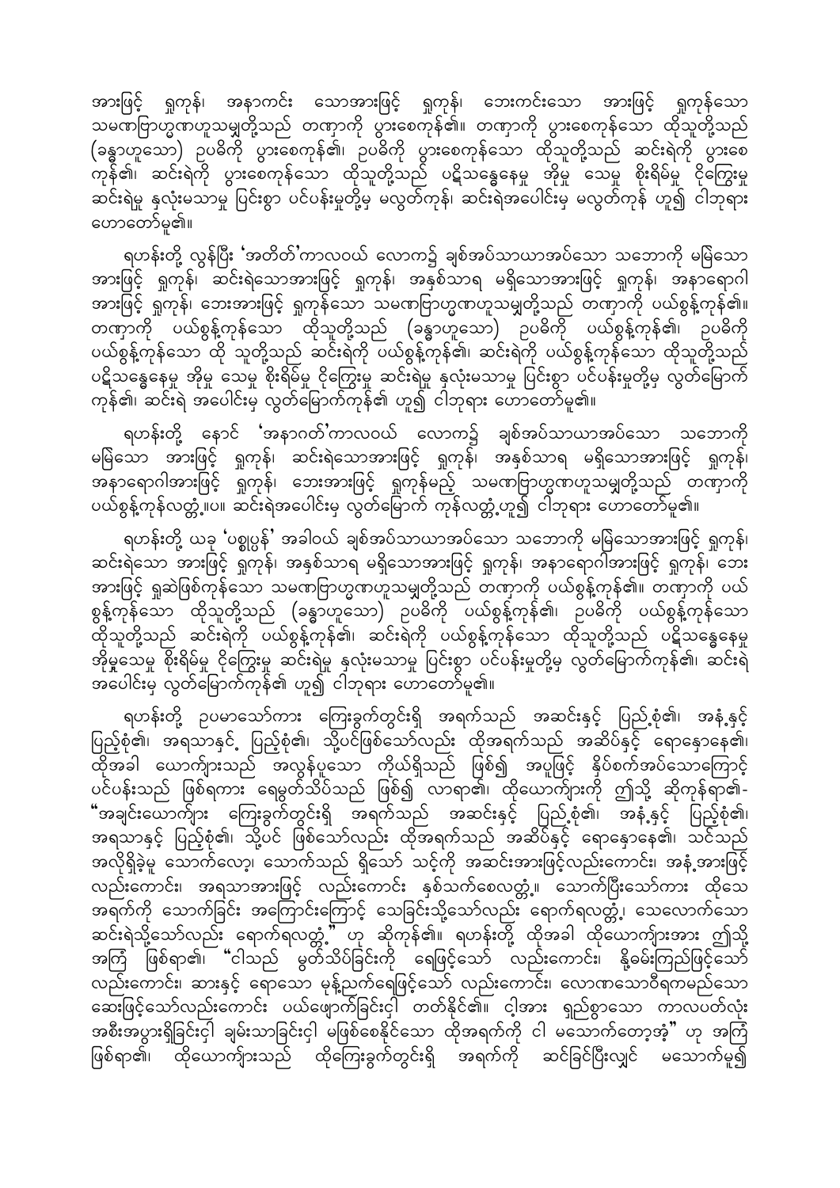အားဖြင့် ရှုကုန်၊ အနာကင်း သောအားဖြင့် ရှုကုန်၊ ဘေးကင်းသော အားဖြင့် ရှုကုန်သော သမဏဗြာဟ္မဏဟူသမျှတို့သည် တဏှာကို ပွားစေကုန်၏။ တဏှာကို ပွားစေကုန်သော ထိုသူတို့သည် (ခန္ဓာဟူသော) ဥပဓိကို ပွားစေကုန်၏၊ ဥပဓိကို ပွားစေကုန်သော ထိုသူတို့သည် ဆင်းရဲကို ပွားစေကုန်၏၊ ဆင်းရဲကို ပွားစေကုန်သော ထိုသူတို့သည် ပဋိသန္ဓေနေမှု အိုမှု သေမှု စိုးရိမ်မှု ငိုကြွေးမှု ဆင်းရဲမှု နှလုံးမသာမှု ပြင်းစွာ ပင်ပန်းမှုတို့မှ မလွတ်ကုန်၊ ဆင်းရဲအပေါင်းမှ မလွတ်ကုန် ဟူ၍ ငါဘုရား ဟောတော်မူ၏။

ရဟန်းတို့ လွန်ပြီး 'အတိတ်'ကာလ၀ယ် လောက၌ ချစ်အပ်သာယာအပ်သော သဘောကို မမြဲသော အားဖြင့် ရှုကုန်၊ ဆင်းရဲသောအားဖြင့် ရှုကုန်၊ အနှစ်သာရ မရှိသောအားဖြင့် ရှုကုန်၊ အနာရောဂါ အားဖြင့် ရှုကုန်၊ ဘေးအားဖြင့် ရှုကုန်သော သမဏဗြာဟ္မဏဟူသမျှတို့သည် တဏှာကို ပယ်စွန့်ကုန်၏။ တဏှာကို ပယ်စွန့်ကုန်သော ထိုသူတို့သည် (ခန္ဓာဟူသော) ဥပဓိကို ပယ်စွန့်ကုန်၏၊ ဥပဓိကို ပယ်စွန့်ကုန်သော ထို သူတို့သည် ဆင်းရဲကို ပယ်စွန့်ကုန်၏၊ ဆင်းရဲကို ပယ်စွန့်ကုန်သော ထိုသူတို့သည် ပဋိသန္ဓေနေမှု အိုမှု သေမှု စိုးရိမ်မှု ငိုကြွေးမှု ဆင်းရဲမှု နှလုံးမသာမှု ပြင်းစွာ ပင်ပန်းမှုတို့မှ လွတ်မြောက်ကုန်၏၊ ဆင်းရဲ အပေါင်းမှ လွတ်မြောက်ကုန်၏ ဟူ၍ ငါဘုရား ဟောတော်မူ၏။

ရဟန်းတို့ နောင် 'အနာဂတ်'ကာလ၀ယ် လောက၌ ချစ်အပ်သာယာအပ်သော သဘောကို မမြဲသော အားဖြင့် ရှုကုန်၊ ဆင်းရဲသောအားဖြင့် ရှုကုန်၊ အနှစ်သာရ မရှိသောအားဖြင့် ရှုကုန်၊ အနာရောဂါအားဖြင့် ရှုကုန်၊ ဘေးအားဖြင့် ရှုကုန်မည့် သမဏဗြာဟ္မဏဟူသမျှတို့သည် တဏှာကို ပယ်စွန့်ကုန်လတ္တံ့။ပ။ ဆင်းရဲအပေါင်းမှ လွတ်မြောက် ကုန်လတ္တံ့ဟူ၍ ငါဘုရား ဟောတော်မူ၏။

ရဟန်းတို့ ယခု 'ပစ္စုပ္ပန်' အခါ၀ယ် ချစ်အပ်သာယာအပ်သော သဘောကို မမြဲသောအားဖြင့် ရှုကုန်၊ ဆင်းရဲသော အားဖြင့် ရှုကုန်၊ အနှစ်သာရ မရှိသောအားဖြင့် ရှုကုန်၊ အနာရောဂါအားဖြင့် ရှုကုန်၊ ဘေး အားဖြင့် ရှုဆဲဖြစ်ကုန်သော သမဏဗြာဟ္မဏဟူသမျှတို့သည် တဏှာကို ပယ်စွန့်ကုန်၏။ တဏှာကို ပယ် စွန့်ကုန်သော ထိုသူတို့သည် (ခန္ဓာဟူသော) ဥပဓိကို ပယ်စွန့်ကုန်၏၊ ဥပဓိကို ပယ်စွန့်ကုန်သော ထိုသူတို့သည် ဆင်းရဲကို ပယ်စွန့်ကုန်၏၊ ဆင်းရဲကို ပယ်စွန့်ကုန်သော ထိုသူတို့သည် ပဋိသန္ဓေနေမှု အိုမှုသေမှု စိုးရိမ်မှု ငိုကြွေးမှု ဆင်းရဲမှု နှလုံးမသာမှု ပြင်းစွာ ပင်ပန်းမှုတို့မှ လွတ်မြောက်ကုန်၏၊ ဆင်းရဲ အပေါင်းမှ လွတ်မြောက်ကုန်၏ ဟူ၍ ငါဘုရား ဟောတော်မူ၏။

ရဟန်းတို့ ဥပမာသော်ကား ကြေးခွက်တွင်းရှိ အရက်သည် အဆင်းနှင့် ပြည့်စုံ၏၊ အနံ့နှင့် ပြည့်စုံ၏၊ အရသာနှင့် ပြည့်စုံ၏၊ သို့ပင်ဖြစ်သော်လည်း ထိုအရက်သည် အဆိပ်နှင့် ရောနှောနေ၏၊ ထိုအခါ ယောကျ်ားသည် အလွန်ပူသော ကိုယ်ရှိသည် ဖြစ်၍ အပူဖြင့် နှိပ်စက်အပ်သောကြောင့် ပင်ပန်းသည် ဖြစ်ရကား ရေမွတ်သိပ်သည် ဖြစ်၍ လာရာ၏၊ ထိုယောကျ်ားကို ဤသို့ ဆိုကုန်ရာ၏- "အချင်းယောကျ်ား ကြေးခွက်တွင်းရှိ အရက်သည် အဆင်းနှင့် ပြည့်စုံ၏၊ အနံ့နှင့် ပြည့်စုံ၏၊ အရသာနှင့် ပြည့်စုံ၏၊ သို့ပင် ဖြစ်သော်လည်း ထိုအရက်သည် အဆိပ်နှင့် ရောနှောနေ၏၊ သင်သည် အလိုရှိခဲ့မူ သောက်လော့၊ သောက်သည် ရှိသော် သင့်ကို အဆင်းအားဖြင့်လည်းကောင်း၊ အနံ့အားဖြင့် လည်းကောင်း၊ အရသာအားဖြင့် လည်းကောင်း နှစ်သက်စေလတ္တံ့။ သောက်ပြီးသော်ကား ထိုသေ အရက်ကို သောက်ခြင်း အကြောင်းကြောင့် သေခြင်းသို့သော်လည်း ရောက်ရလတ္တံ့၊ သေလောက်သော ဆင်းရဲသို့သော်လည်း ရောက်ရလတ္တံ့" ဟု ဆိုကုန်၏။ ရဟန်းတို့ ထိုအခါ ထိုယောကျ်ားအား ဤသို့ အကြံ ဖြစ်ရာ၏၊ "ငါသည် မွတ်သိပ်ခြင်းကို ရေဖြင့်သော် လည်းကောင်း၊ နို့ဓမ်းကြည်ဖြင့်သော် လည်းကောင်း၊ ဆားနှင့် ရောသော မုန့်ညက်ရေဖြင့်သော် လည်းကောင်း၊ လောဏသောဝီရကမည်သော ဆေးဖြင့်သော်လည်းကောင်း ပယ်ဖျောက်ခြင်းငှါ တတ်နိုင်၏။ ငါ့အား ရှည်စွာသော ကာလပတ်လုံး အစီးအပွားရှိခြင်းငှါ ချမ်းသာခြင်းငှါ မဖြစ်စေနိုင်သော ထိုအရက်ကို ငါ မသောက်တော့အံ့" ဟု အကြံ ဖြစ်ရာ၏၊ ထိုယောကျ်ားသည် ထိုကြေးခွက်တွင်းရှိ အရက်ကို ဆင်ခြင်ပြီးလျှင် မသောက်မူ၍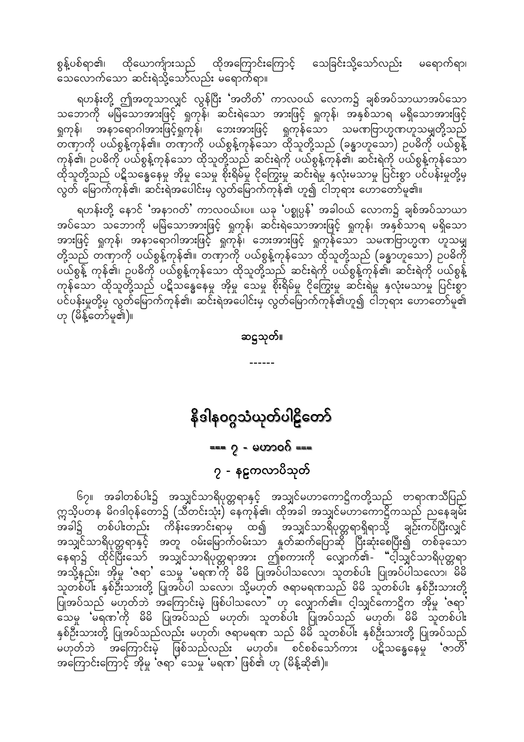စွန့်ပစ်ရာ၏၊ ထိုယောက်ျားသည် ထိုအကြောင်းကြောင့် သေခြင်းသို့သော်လည်း မရောက်ရာ၊ သေလောက်သော ဆင်းရဲသို့သော်လည်း မရောက်ရာ။

ရဟန်းတို့ ဤအတူသာလျှင် လွန်ပြီး 'အတိတ်' ကာလဝယ် လောက၌ ချစ်အပ်သာယာအပ်သော သဘောကို မမြဲသောအားဖြင့် ရှုကုန်၊ ဆင်းရဲသော အားဖြင့် ရှုကုန်၊ အနှစ်သာရ မရှိသောအားဖြင့် ရှုကုန်၊ အနာရောဂါအားဖြင့်ရှုကုန်၊ ဘေးအားဖြင့် ရှုကုန်သော သမဏဗြာဟ္မဏဟူသမျှတို့သည် တဏှာကို ပယ်စွန့်ကုန်၏။ တဏှာကို ပယ်စွန့်ကုန်သော ထိုသူတို့သည် (ခန္ဓာဟူသော) ဥပဓိကို ပယ်စွန့်ကုန်၏၊ ဥပဓိကို ပယ်စွန့်ကုန်သော ထိုသူတို့သည် ဆင်းရဲကို ပယ်စွန့်ကုန်၏၊ ဆင်းရဲကို ပယ်စွန့်ကုန်သော ထိုသူတို့သည် ပဋိသန္ဓေနေမှု အိုမှု သေမှု စိုးရိမ်မှု ငိုကြွေးမှု ဆင်းရဲမှု နှလုံးမသာမှု ပြင်းစွာ ပင်ပန်းမှုတို့မှ လွတ် မြောက်ကုန်၏၊ ဆင်းရဲအပေါင်းမှ လွတ်မြောက်ကုန်၏ ဟူ၍ ငါဘုရား ဟောတော်မူ၏။

ရဟန်းတို့ နောင် 'အနာဂတ်' ကာလဝယ်။ပ။ ယခု 'ပစ္စုပ္ပန်' အခါဝယ် လောက၌ ချစ်အပ်သာယာအပ်သော သဘောကို မမြဲသောအားဖြင့် ရှုကုန်၊ ဆင်းရဲသောအားဖြင့် ရှုကုန်၊ အနှစ်သာရ မရှိသော အားဖြင့် ရှုကုန်၊ အနာရောဂါအားဖြင့် ရှုကုန်၊ ဘေးအားဖြင့် ရှုကုန်သော သမဏဗြာဟ္မဏ ဟူသမျှ တို့သည် တဏှာကို ပယ်စွန့်ကုန်၏။ တဏှာကို ပယ်စွန့်ကုန်သော ထိုသူတို့သည် (ခန္ဓာဟူသော) ဥပဓိကို ပယ်စွန့် ကုန်၏၊ ဥပဓိကို ပယ်စွန့်ကုန်သော ထိုသူတို့သည် ဆင်းရဲကို ပယ်စွန့်ကုန်၏၊ ဆင်းရဲကို ပယ်စွန့် ကုန်သော ထိုသူတို့သည် ပဋိသန္ဓေနေမှု အိုမှု သေမှု စိုးရိမ်မှု ငိုကြွေးမှု ဆင်းရဲမှု နှလုံးမသာမှု ပြင်းစွာ ပင်ပန်းမှုတို့မှ လွတ်မြောက်ကုန်၏၊ ဆင်းရဲအပေါင်းမှ လွတ်မြောက်ကုန်၏ဟူ၍ ငါဘုရား ဟောတော်မူ၏ ဟု (မိန့်တော်မူ၏)။

**ဆဋ္ဌသုတ်။**

------

# နိဒါနဝဂ္ဂသံယုတ်ပါဠိတော်

## === ၇ - မဟာဝဂ် ===

### ၇ - နဠကလာပိသုတ်

၆၇။ အခါတစ်ပါး၌ အသျှင်သာရိပုတ္တရာနှင့် အသျှင်မဟာကောဋ္ဌိကတို့သည် ဗာရာဏသီပြည် ဣသိပတန မိဂဒါဝုန်တော၌ (သီတင်းသုံး) နေကုန်၏၊ ထိုအခါ အသျှင်မဟာကောဋ္ဌိကသည် ညနေချမ်း အခါ၌ တစ်ပါးတည်း ကိန်းအောင်းရာမှ ထ၍ အသျှင်သာရိပုတ္တရာရှိရာသို့ ချဉ်းကပ်ပြီးလျှင် အသျှင်သာရိပုတ္တရာနှင့် အတူ ဝမ်းမြောက်ဝမ်းသာ နှုတ်ဆက်ပြောဆို ပြီးဆုံးစေပြီး၍ တစ်ခုသော နေရာ၌ ထိုင်ပြီးသော် အသျှင်သာရိပုတ္တရာအား ဤစကားကို လျှောက်၏- "ငါ့သျှင်သာရိပုတ္တရာ အသို့နည်း၊ အိုမှု 'ဇရာ' သေမှု 'မရဏ'ကို မိမိ ပြုအပ်ပါသလော၊ သူတစ်ပါး ပြုအပ်ပါသလော၊ မိမိ သူတစ်ပါး နှစ်ဦးသားတို့ ပြုအပ်ပါ သလော၊ သို့မဟုတ် ဇရာမရဏသည် မိမိ သူတစ်ပါး နှစ်ဦးသားတို့ ပြုအပ်သည် မဟုတ်ဘဲ အကြောင်းမဲ့ ဖြစ်ပါသလော" ဟု လျှောက်၏။ ငါ့သျှင်ကောဋ္ဌိက အိုမှု 'ဇရာ' သေမှု 'မရဏ'ကို မိမိ ပြုအပ်သည် မဟုတ်၊ သူတစ်ပါး ပြုအပ်သည် မဟုတ်၊ မိမိ သူတစ်ပါး နှစ်ဦးသားတို့ ပြုအပ်သည်လည်း မဟုတ်၊ ဇရာမရဏ သည် မိမိ သူတစ်ပါး နှစ်ဦးသားတို့ ပြုအပ်သည် မဟုတ်ဘဲ အကြောင်းမဲ့ ဖြစ်သည်လည်း မဟုတ်။ စင်စစ်သော်ကား ပဋိသန္ဓေနေမှု 'ဇာတိ' အကြောင်းကြောင့် အိုမှု 'ဇရာ' သေမှု 'မရဏ' ဖြစ်၏ ဟု (မိန့်ဆို၏)။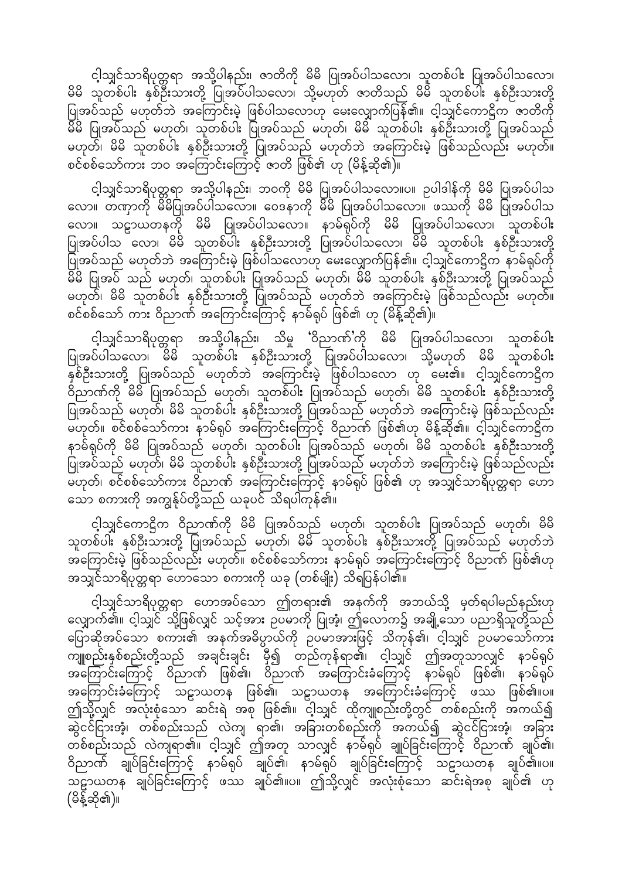ငါ့သျှင်သာရိပုတ္တရာ အသို့ပါနည်း၊ ဇာတိကို မိမိ ပြုအပ်ပါသလော၊ သူတစ်ပါး ပြုအပ်ပါသလော၊ မိမိ သူတစ်ပါး နှစ်ဦးသားတို့ ပြုအပ်ပါသလော၊ သို့မဟုတ် ဇာတိသည် မိမိ သူတစ်ပါး နှစ်ဦးသားတို့ ပြုအပ်သည် မဟုတ်ဘဲ အကြောင်းမဲ့ ဖြစ်ပါသလောဟု မေးလျှောက်ပြန်၏။ ငါ့သျှင်ကောဋ္ဌိက ဇာတိကို မိမိ ပြုအပ်သည် မဟုတ်၊ သူတစ်ပါး ပြုအပ်သည် မဟုတ်၊ မိမိ သူတစ်ပါး နှစ်ဦးသားတို့ ပြုအပ်သည် မဟုတ်၊ မိမိ သူတစ်ပါး နှစ်ဦးသားတို့ ပြုအပ်သည် မဟုတ်ဘဲ အကြောင်းမဲ့ ဖြစ်သည်လည်း မဟုတ်။ စင်စစ်သော်ကား ဘဝ အကြောင်းကြောင့် ဇာတိ ဖြစ်၏ ဟု (မိန့်ဆို၏)။

ငါ့သျှင်သာရိပုတ္တရာ အသို့ပါနည်း၊ ဘဝကို မိမိ ပြုအပ်ပါသလော။ပ။ ဥပါဒါန်ကို မိမိ ပြုအပ်ပါသလော။ တဏှာကို မိမိပြုအပ်ပါသလော။ ဝေဒနာကို မိမိ ပြုအပ်ပါသလော။ ဖဿကို မိမိ ပြုအပ်ပါသလော။ သဠာယတနကို မိမိ ပြုအပ်ပါသလော။ နာမ်ရုပ်ကို မိမိ ပြုအပ်ပါသလော၊ သူတစ်ပါး ပြုအပ်ပါသ လော၊ မိမိ သူတစ်ပါး နှစ်ဦးသားတို့ ပြုအပ်ပါသလော၊ မိမိ သူတစ်ပါး နှစ်ဦးသားတို့ ပြုအပ်သည် မဟုတ်ဘဲ အကြောင်းမဲ့ ဖြစ်ပါသလောဟု မေးလျှောက်ပြန်၏။ ငါ့သျှင်ကောဋ္ဌိက နာမ်ရုပ်ကို မိမိ ပြုအပ် သည် မဟုတ်၊ သူတစ်ပါး ပြုအပ်သည် မဟုတ်၊ မိမိ သူတစ်ပါး နှစ်ဦးသားတို့ ပြုအပ်သည် မဟုတ်၊ မိမိ သူတစ်ပါး နှစ်ဦးသားတို့ ပြုအပ်သည် မဟုတ်ဘဲ အကြောင်းမဲ့ ဖြစ်သည်လည်း မဟုတ်။ စင်စစ်သော် ကား ဝိညာဏ် အကြောင်းကြောင့် နာမ်ရုပ် ဖြစ်၏ ဟု (မိန့်ဆို၏)။

ငါ့သျှင်သာရိပုတ္တရာ အသို့ပါနည်း၊ သိမှု 'ဝိညာဏ်'ကို မိမိ ပြုအပ်ပါသလော၊ သူတစ်ပါး ပြုအပ်ပါသလော၊ မိမိ သူတစ်ပါး နှစ်ဦးသားတို့ ပြုအပ်ပါသလော၊ သို့မဟုတ် မိမိ သူတစ်ပါး နှစ်ဦးသားတို့ ပြုအပ်သည် မဟုတ်ဘဲ အကြောင်းမဲ့ ဖြစ်ပါသလော ဟု မေး၏။ ငါ့သျှင်ကောဋ္ဌိက ဝိညာဏ်ကို မိမိ ပြုအပ်သည် မဟုတ်၊ သူတစ်ပါး ပြုအပ်သည် မဟုတ်၊ မိမိ သူတစ်ပါး နှစ်ဦးသားတို့ ပြုအပ်သည် မဟုတ်၊ မိမိ သူတစ်ပါး နှစ်ဦးသားတို့ ပြုအပ်သည် မဟုတ်ဘဲ အကြောင်းမဲ့ ဖြစ်သည်လည်း မဟုတ်။ စင်စစ်သော်ကား နာမ်ရုပ် အကြောင်းကြောင့် ဝိညာဏ် ဖြစ်၏ဟု မိန့်ဆို၏။ ငါ့သျှင်ကောဋ္ဌိက နာမ်ရုပ်ကို မိမိ ပြုအပ်သည် မဟုတ်၊ သူတစ်ပါး ပြုအပ်သည် မဟုတ်၊ မိမိ သူတစ်ပါး နှစ်ဦးသားတို့ ပြုအပ်သည် မဟုတ်၊ မိမိ သူတစ်ပါး နှစ်ဦးသားတို့ ပြုအပ်သည် မဟုတ်ဘဲ အကြောင်းမဲ့ ဖြစ်သည်လည်း မဟုတ်၊ စင်စစ်သော်ကား ဝိညာဏ် အကြောင်းကြောင့် နာမ်ရုပ် ဖြစ်၏ ဟု အသျှင်သာရိပုတ္တရာ ဟောသော စကားကို အကျွန်ုပ်တို့သည် ယခုပင် သိရပါကုန်၏။

ငါ့သျှင်ကောဋ္ဌိက ဝိညာဏ်ကို မိမိ ပြုအပ်သည် မဟုတ်၊ သူတစ်ပါး ပြုအပ်သည် မဟုတ်၊ မိမိ သူတစ်ပါး နှစ်ဦးသားတို့ ပြုအပ်သည် မဟုတ်၊ မိမိ သူတစ်ပါး နှစ်ဦးသားတို့ ပြုအပ်သည် မဟုတ်ဘဲ အကြောင်းမဲ့ ဖြစ်သည်လည်း မဟုတ်။ စင်စစ်သော်ကား နာမ်ရုပ် အကြောင်းကြောင့် ဝိညာဏ် ဖြစ်၏ဟု အသျှင်သာရိပုတ္တရာ ဟောသော စကားကို ယခု (တစ်မျိုး) သိရပြန်ပါ၏။

ငါ့သျှင်သာရိပုတ္တရာ ဟောအပ်သော ဤတရား၏ အနက်ကို အဘယ်သို့ မှတ်ရပါမည်နည်းဟု လျှောက်၏။ ငါ့သျှင် သို့ဖြစ်လျှင် သင့်အား ဥပမာကို ပြုအံ့၊ ဤလောက၌ အချို့သော ပညာရှိသူတို့သည် ပြောဆိုအပ်သော စကား၏ အနက်အဓိပ္ပာယ်ကို ဥပမာအားဖြင့် သိကုန်၏၊ ငါ့သျှင် ဥပမာသော်ကား ကျူစည်းနှစ်စည်းတို့သည် အချင်းချင်း မှီ၍ တည်ကုန်ရာ၏၊ ငါ့သျှင် ဤအတူသာလျှင် နာမ်ရုပ် အကြောင်းကြောင့် ဝိညာဏ် ဖြစ်၏၊ ဝိညာဏ် အကြောင်းခံကြောင့် နာမ်ရုပ် ဖြစ်၏၊ နာမ်ရုပ် အကြောင်းခံကြောင့် သဠာယတန ဖြစ်၏၊ သဠာယတန အကြောင်းခံကြောင့် ဖဿ ဖြစ်၏။ပ။ ဤသို့လျှင် အလုံးစုံသော ဆင်းရဲ အစု ဖြစ်၏။ ငါ့သျှင် ထိုကျူစည်းတို့တွင် တစ်စည်းကို အကယ်၍ ဆွဲငင်ငြားအံ့၊ တစ်စည်းသည် လဲကျ ရာ၏၊ အခြားတစ်စည်းကို အကယ်၍ ဆွဲငင်ငြားအံ့၊ အခြား တစ်စည်းသည် လဲကျရာ၏။ ငါ့သျှင် ဤအတူ သာလျှင် နာမ်ရုပ် ချုပ်ခြင်းကြောင့် ဝိညာဏ် ချုပ်၏၊ ဝိညာဏ် ချုပ်ခြင်းကြောင့် နာမ်ရုပ် ချုပ်၏၊ နာမ်ရုပ် ချုပ်ခြင်းကြောင့် သဠာယတန ချုပ်၏။ပ။ သဠာယတန ချုပ်ခြင်းကြောင့် ဖဿ ချုပ်၏။ပ။ ဤသို့လျှင် အလုံးစုံသော ဆင်းရဲအစု ချုပ်၏ ဟု (မိန့်ဆို၏)။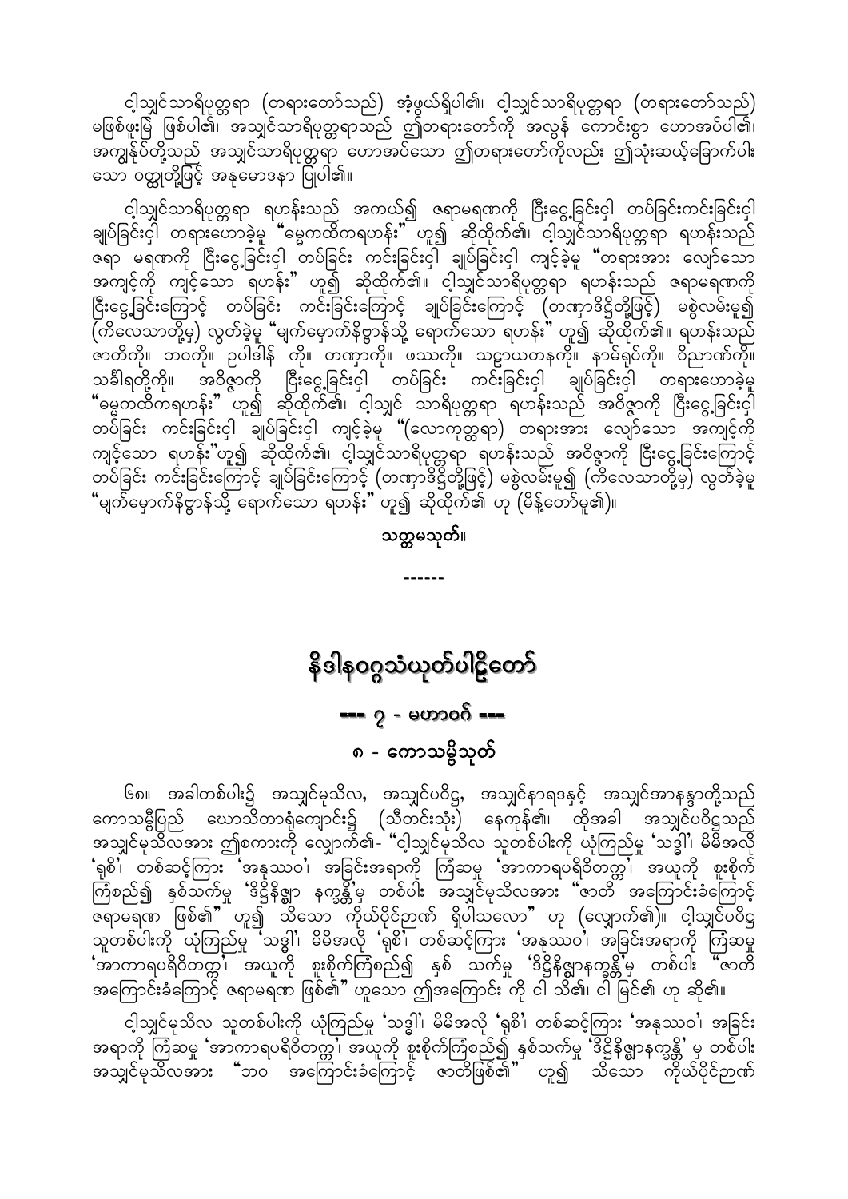ငါ့သျှင်သာရိပုတ္တရာ (တရားတော်သည်) အံ့ဖွယ်ရှိပါ၏၊ ငါ့သျှင်သာရိပုတ္တရာ (တရားတော်သည်) မဖြစ်ဖူးမြဲ ဖြစ်ပါ၏၊ အသျှင်သာရိပုတ္တရာသည် ဤတရားတော်ကို အလွန် ကောင်းစွာ ဟောအပ်ပါ၏၊ အကျွန်ုပ်တို့သည် အသျှင်သာရိပုတ္တရာ ဟောအပ်သော ဤတရားတော်ကိုလည်း ဤသုံးဆယ့်ခြောက်ပါးသော ဝတ္ထုတို့ဖြင့် အနုမောဒနာ ပြုပါ၏။

ငါ့သျှင်သာရိပုတ္တရာ ရဟန်းသည် အကယ်၍ ဇရာမရဏကို ငြီးငွေ့ခြင်းငှါ တပ်ခြင်းကင်းခြင်းငှါ ချုပ်ခြင်းငှါ တရားဟောခဲ့မူ "ဓမ္မကထိကရဟန်း" ဟူ၍ ဆိုထိုက်၏၊ ငါ့သျှင်သာရိပုတ္တရာ ရဟန်းသည် ဇရာ မရဏကို ငြီးငွေ့ခြင်းငှါ တပ်ခြင်း ကင်းခြင်းငှါ ချုပ်ခြင်းငှါ ကျင့်ခဲ့မူ "တရားအား လျော်သော အကျင့်ကို ကျင့်သော ရဟန်း" ဟူ၍ ဆိုထိုက်၏။ ငါ့သျှင်သာရိပုတ္တရာ ရဟန်းသည် ဇရာမရဏကို ငြီးငွေ့ခြင်းကြောင့် တပ်ခြင်း ကင်းခြင်းကြောင့် ချုပ်ခြင်းကြောင့် (တဏှာဒိဋ္ဌိတို့ဖြင့်) မစွဲလမ်းမူ၍ (ကိလေသာတို့မှ) လွတ်ခဲ့မူ "မျက်မှောက်နိဗ္ဗာန်သို့ ရောက်သော ရဟန်း" ဟူ၍ ဆိုထိုက်၏။ ရဟန်းသည် ဇာတိကို။ ဘဝကို။ ဥပါဒါန် ကို။ တဏှာကို။ ဖဿကို။ သဠာယတနကို။ နာမ်ရုပ်ကို။ ဝိညာဏ်ကို။ သင်္ခါရတို့ကို။ အဝိဇ္ဇာကို ငြီးငွေ့ခြင်းငှါ တပ်ခြင်း ကင်းခြင်းငှါ ချုပ်ခြင်းငှါ တရားဟောခဲ့မူ "ဓမ္မကထိကရဟန်း" ဟူ၍ ဆိုထိုက်၏၊ ငါ့သျှင် သာရိပုတ္တရာ ရဟန်းသည် အဝိဇ္ဇာကို ငြီးငွေ့ခြင်းငှါ တပ်ခြင်း ကင်းခြင်းငှါ ချုပ်ခြင်းငှါ ကျင့်ခဲ့မူ "(လောကုတ္တရာ) တရားအား လျော်သော အကျင့်ကို ကျင့်သော ရဟန်း"ဟူ၍ ဆိုထိုက်၏၊ ငါ့သျှင်သာရိပုတ္တရာ ရဟန်းသည် အဝိဇ္ဇာကို ငြီးငွေ့ခြင်းကြောင့် တပ်ခြင်း ကင်းခြင်းကြောင့် ချုပ်ခြင်းကြောင့် (တဏှာဒိဋ္ဌိတို့ဖြင့်) မစွဲလမ်းမူ၍ (ကိလေသာတို့မှ) လွတ်ခဲ့မူ "မျက်မှောက်နိဗ္ဗာန်သို့ ရောက်သော ရဟန်း" ဟူ၍ ဆိုထိုက်၏ ဟု (မိန့်တော်မူ၏)။

**သတ္တမသုတ်။**

------

# နိဒါနဝဂ္ဂသံယုတ်ပါဠိတော်

## === ၇ - မဟာဝဂ် ===

### ၈ - ကောသမ္ဗိသုတ်

၆၈။ အခါတစ်ပါး၌ အသျှင်မုသိလ, အသျှင်ပဝိဋ္ဌ, အသျှင်နာရဒနှင့် အသျှင်အာနန္ဒာတို့သည် ကောသမ္ဗီပြည် ဃောသိတာရုံကျောင်း၌ (သီတင်းသုံး) နေကုန်၏၊ ထိုအခါ အသျှင်ပဝိဋ္ဌသည် အသျှင်မုသိလအား ဤစကားကို လျှောက်၏- "ငါ့သျှင်မုသိလ သူတစ်ပါးကို ယုံကြည်မှု 'သဒ္ဓါ'၊ မိမိအလို 'ရုစိ'၊ တစ်ဆင့်ကြား 'အနုဿဝ'၊ အခြင်းအရာကို ကြံဆမှု 'အာကာရပရိဝိတက္က'၊ အယူကို စူးစိုက်ကြံစည်၍ နှစ်သက်မှု 'ဒိဋ္ဌိနိဇ္ဈာ နက္ခန္တိ'မှ တစ်ပါး အသျှင်မုသိလအား "ဇာတိ အကြောင်းခံကြောင့် ဇရာမရဏ ဖြစ်၏" ဟူ၍ သိသော ကိုယ်ပိုင်ဉာဏ် ရှိပါသလော" ဟု (လျှောက်၏)။ ငါ့သျှင်ပဝိဋ္ဌ သူတစ်ပါးကို ယုံကြည်မှု 'သဒ္ဓါ'၊ မိမိအလို 'ရုစိ'၊ တစ်ဆင့်ကြား 'အနုဿဝ'၊ အခြင်းအရာကို ကြံဆမှု 'အာကာရပရိဝိတက္က'၊ အယူကို စူးစိုက်ကြံစည်၍ နှစ် သက်မှု 'ဒိဋ္ဌိနိဇ္ဈာနက္ခန္တိ'မှ တစ်ပါး "ဇာတိ အကြောင်းခံကြောင့် ဇရာမရဏ ဖြစ်၏" ဟူသော ဤအကြောင်း ကို ငါ သိ၏၊ ငါ မြင်၏ ဟု ဆို၏။

ငါ့သျှင်မုသိလ သူတစ်ပါးကို ယုံကြည်မှု 'သဒ္ဓါ'၊ မိမိအလို 'ရုစိ'၊ တစ်ဆင့်ကြား 'အနုဿဝ'၊ အခြင်း အရာကို ကြံဆမှု 'အာကာရပရိဝိတက္က'၊ အယူကို စူးစိုက်ကြံစည်၍ နှစ်သက်မှု 'ဒိဋ္ဌိနိဇ္ဈာနက္ခန္တိ' မှ တစ်ပါး အသျှင်မုသိလအား "ဘဝ အကြောင်းခံကြောင့် ဇာတိဖြစ်၏" ဟူ၍ သိသော ကိုယ်ပိုင်ဉာဏ်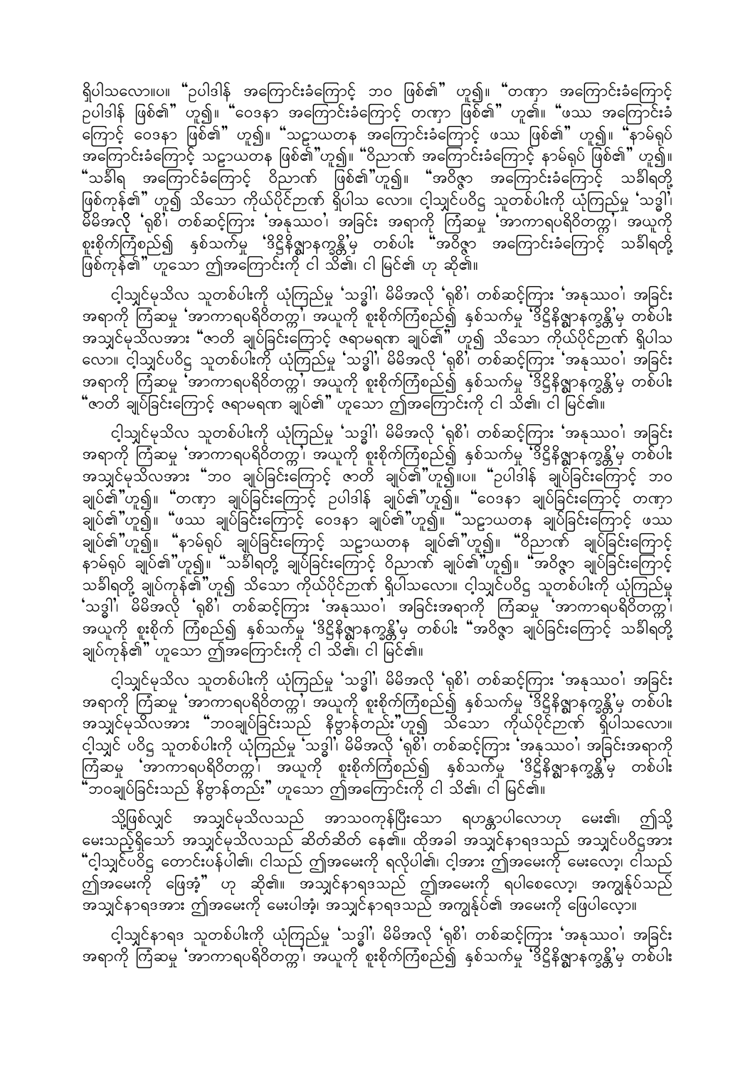ရှိပါသလော။ပ။ "ဥပါဒါန် အကြောင်းခံကြောင့် ဘဝ ဖြစ်၏" ဟူ၍။ "တဏှာ အကြောင်းခံကြောင့် ဥပါဒါန် ဖြစ်၏" ဟူ၍။ "ဝေဒနာ အကြောင်းခံကြောင့် တဏှာ ဖြစ်၏" ဟူ၏။ "ဖဿ အကြောင်းခံကြောင့် ဝေဒနာ ဖြစ်၏" ဟူ၍။ "သဠာယတန အကြောင်းခံကြောင့် ဖဿ ဖြစ်၏" ဟူ၍။ "နာမ်ရုပ် အကြောင်းခံကြောင့် သဠာယတန ဖြစ်၏"ဟူ၍။ "ဝိညာဏ် အကြောင်းခံကြောင့် နာမ်ရုပ် ဖြစ်၏" ဟူ၍။ "သင်္ခါရ အကြောင်းခံကြောင့် ဝိညာဏ် ဖြစ်၏"ဟူ၍။ "အဝိဇ္ဇာ အကြောင်းခံကြောင့် သင်္ခါရတို့ ဖြစ်ကုန်၏" ဟူ၍ သိသော ကိုယ်ပိုင်ဉာဏ် ရှိပါသ လော။ ငါ့သျှင်ပဝိဋ္ဌ သူတစ်ပါးကို ယုံကြည်မှု 'သဒ္ဓါ'၊ မိမိအလို 'ရုစိ'၊ တစ်ဆင့်ကြား 'အနုဿဝ'၊ အခြင်း အရာကို ကြံဆမှု 'အာကာရပရိဝိတက္က'၊ အယူကို စူးစိုက်ကြံစည်၍ နှစ်သက်မှု 'ဒိဋ္ဌိနိဇ္ဈာနက္ခန္တိ'မှ တစ်ပါး "အဝိဇ္ဇာ အကြောင်းခံကြောင့် သင်္ခါရတို့ ဖြစ်ကုန်၏" ဟူသော ဤအကြောင်းကို ငါ သိ၏၊ ငါ မြင်၏ ဟု ဆို၏။

ငါ့သျှင်မုသိလ သူတစ်ပါးကို ယုံကြည်မှု 'သဒ္ဓါ'၊ မိမိအလို 'ရုစိ'၊ တစ်ဆင့်ကြား 'အနုဿဝ'၊ အခြင်း အရာကို ကြံဆမှု 'အာကာရပရိဝိတက္က'၊ အယူကို စူးစိုက်ကြံစည်၍ နှစ်သက်မှု 'ဒိဋ္ဌိနိဇ္ဈာနက္ခန္တိ'မှ တစ်ပါး အသျှင်မုသိလအား "ဇာတိ ချုပ်ခြင်းကြောင့် ဇရာမရဏ ချုပ်၏" ဟူ၍ သိသော ကိုယ်ပိုင်ဉာဏ် ရှိပါသ လော။ ငါ့သျှင်ပဝိဋ္ဌ သူတစ်ပါးကို ယုံကြည်မှု 'သဒ္ဓါ'၊ မိမိအလို 'ရုစိ'၊ တစ်ဆင့်ကြား 'အနုဿဝ'၊ အခြင်း အရာကို ကြံဆမှု 'အာကာရပရိဝိတက္က'၊ အယူကို စူးစိုက်ကြံစည်၍ နှစ်သက်မှု 'ဒိဋ္ဌိနိဇ္ဈာနက္ခန္တိ'မှ တစ်ပါး "ဇာတိ ချုပ်ခြင်းကြောင့် ဇရာမရဏ ချုပ်၏" ဟူသော ဤအကြောင်းကို ငါ သိ၏၊ ငါ မြင်၏။

ငါ့သျှင်မုသိလ သူတစ်ပါးကို ယုံကြည်မှု 'သဒ္ဓါ'၊ မိမိအလို 'ရုစိ'၊ တစ်ဆင့်ကြား 'အနုဿဝ'၊ အခြင်း အရာကို ကြံဆမှု 'အာကာရပရိဝိတက္က'၊ အယူကို စူးစိုက်ကြံစည်၍ နှစ်သက်မှု 'ဒိဋ္ဌိနိဇ္ဈာနက္ခန္တိ'မှ တစ်ပါး အသျှင်မုသိလအား "ဘဝ ချုပ်ခြင်းကြောင့် ဇာတိ ချုပ်၏"ဟူ၍။ပ။ "ဥပါဒါန် ချုပ်ခြင်းကြောင့် ဘဝ ချုပ်၏"ဟူ၍။ "တဏှာ ချုပ်ခြင်းကြောင့် ဥပါဒါန် ချုပ်၏"ဟူ၍။ "ဝေဒနာ ချုပ်ခြင်းကြောင့် တဏှာ ချုပ်၏"ဟူ၍။ "ဖဿ ချုပ်ခြင်းကြောင့် ဝေဒနာ ချုပ်၏"ဟူ၍။ "သဠာယတန ချုပ်ခြင်းကြောင့် ဖဿ ချုပ်၏"ဟူ၍။ "နာမ်ရုပ် ချုပ်ခြင်းကြောင့် သဠာယတန ချုပ်၏"ဟူ၍။ "ဝိညာဏ် ချုပ်ခြင်းကြောင့် နာမ်ရုပ် ချုပ်၏"ဟူ၍။ "သင်္ခါရတို့ ချုပ်ခြင်းကြောင့် ဝိညာဏ် ချုပ်၏"ဟူ၍။ "အဝိဇ္ဇာ ချုပ်ခြင်းကြောင့် သင်္ခါရတို့ ချုပ်ကုန်၏"ဟူ၍ သိသော ကိုယ်ပိုင်ဉာဏ် ရှိပါသလော။ ငါ့သျှင်ပဝိဋ္ဌ သူတစ်ပါးကို ယုံကြည်မှု 'သဒ္ဓါ'၊ မိမိအလို 'ရုစိ'၊ တစ်ဆင့်ကြား 'အနုဿဝ'၊ အခြင်းအရာကို ကြံဆမှု 'အာကာရပရိဝိတက္က'၊ အယူကို စူးစိုက် ကြံစည်၍ နှစ်သက်မှု 'ဒိဋ္ဌိနိဇ္ဈာနက္ခန္တိ'မှ တစ်ပါး "အဝိဇ္ဇာ ချုပ်ခြင်းကြောင့် သင်္ခါရတို့ ချုပ်ကုန်၏" ဟူသော ဤအကြောင်းကို ငါ သိ၏၊ ငါ မြင်၏။

ငါ့သျှင်မုသိလ သူတစ်ပါးကို ယုံကြည်မှု 'သဒ္ဓါ'၊ မိမိအလို 'ရုစိ'၊ တစ်ဆင့်ကြား 'အနုဿဝ'၊ အခြင်း အရာကို ကြံဆမှု 'အာကာရပရိဝိတက္က'၊ အယူကို စူးစိုက်ကြံစည်၍ နှစ်သက်မှု 'ဒိဋ္ဌိနိဇ္ဈာနက္ခန္တိ'မှ တစ်ပါး အသျှင်မုသိလအား "ဘဝချုပ်ခြင်းသည် နိဗ္ဗာန်တည်း"ဟူ၍ သိသော ကိုယ်ပိုင်ဉာဏ် ရှိပါသလော။ ငါ့သျှင် ပဝိဋ္ဌ သူတစ်ပါးကို ယုံကြည်မှု 'သဒ္ဓါ'၊ မိမိအလို 'ရုစိ'၊ တစ်ဆင့်ကြား 'အနုဿဝ'၊ အခြင်းအရာကို ကြံဆမှု 'အာကာရပရိဝိတက္က'၊ အယူကို စူးစိုက်ကြံစည်၍ နှစ်သက်မှု 'ဒိဋ္ဌိနိဇ္ဈာနက္ခန္တိ'မှ တစ်ပါး "ဘဝချုပ်ခြင်းသည် နိဗ္ဗာန်တည်း" ဟူသော ဤအကြောင်းကို ငါ သိ၏၊ ငါ မြင်၏။

သို့ဖြစ်လျှင် အသျှင်မုသိလသည် အာသဝကုန်ပြီးသော ရဟန္တာပါလောဟု မေး၏၊ ဤသို့ မေးသည့်ရှိသော် အသျှင်မုသိလသည် ဆိတ်ဆိတ် နေ၏။ ထိုအခါ အသျှင်နာရဒသည် အသျှင်ပဝိဋ္ဌအား "ငါ့သျှင်ပဝိဋ္ဌ တောင်းပန်ပါ၏၊ ငါသည် ဤအမေးကို ရလိုပါ၏၊ ငါ့အား ဤအမေးကို မေးလော့၊ ငါသည် ဤအမေးကို ဖြေအံ့" ဟု ဆို၏။ အသျှင်နာရဒသည် ဤအမေးကို ရပါစေလော့၊ အကျွန်ုပ်သည် အသျှင်နာရဒအား ဤအမေးကို မေးပါအံ့၊ အသျှင်နာရဒသည် အကျွန်ုပ်၏ အမေးကို ဖြေပါလော့။

ငါ့သျှင်နာရဒ သူတစ်ပါးကို ယုံကြည်မှု 'သဒ္ဓါ'၊ မိမိအလို 'ရုစိ'၊ တစ်ဆင့်ကြား 'အနုဿဝ'၊ အခြင်း အရာကို ကြံဆမှု 'အာကာရပရိဝိတက္က'၊ အယူကို စူးစိုက်ကြံစည်၍ နှစ်သက်မှု 'ဒိဋ္ဌိနိဇ္ဈာနက္ခန္တိ'မှ တစ်ပါး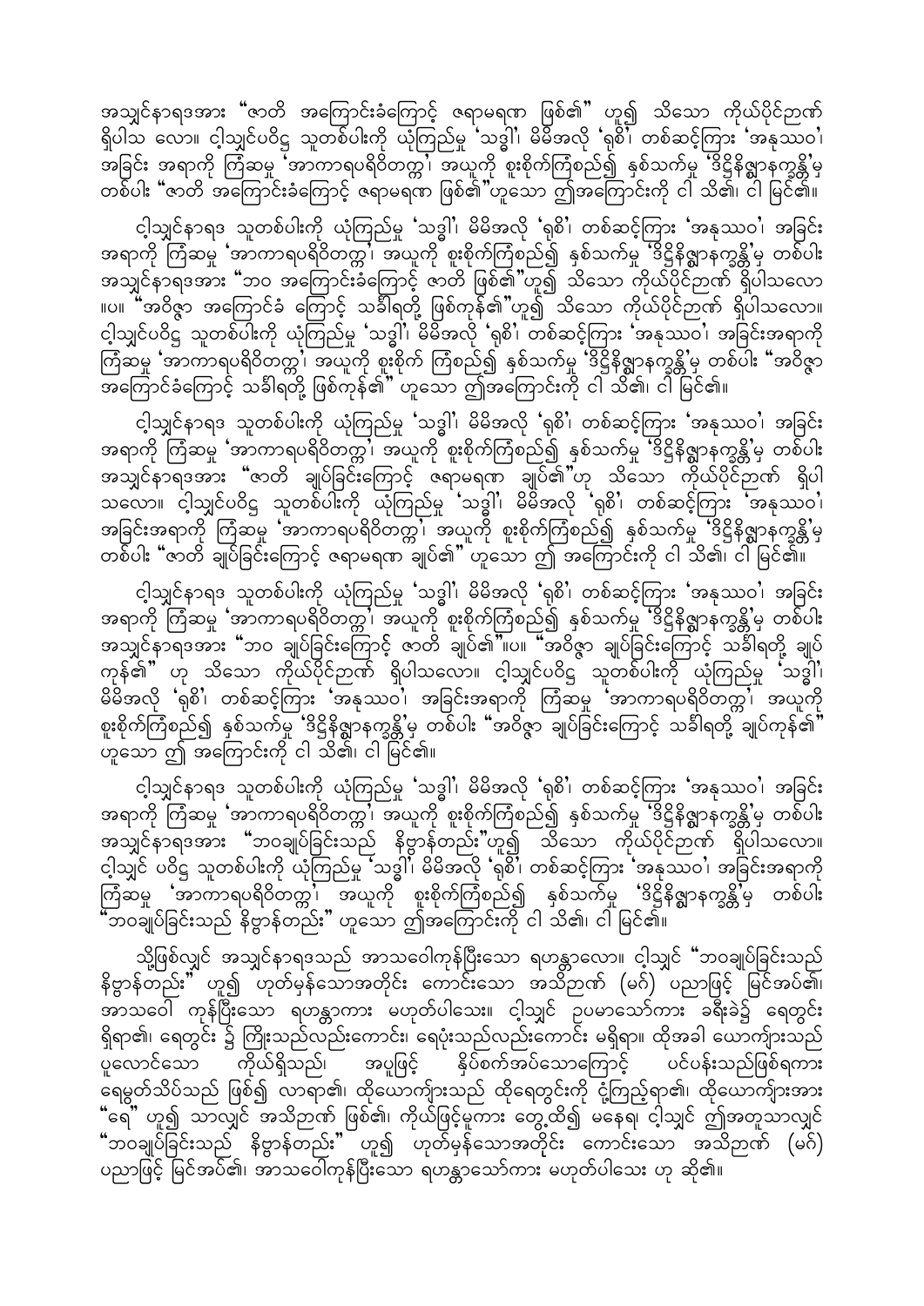အသျှင်နာရဒအား "ဇာတိ အကြောင်းခံကြောင့် ဇရာမရဏ ဖြစ်၏" ဟူ၍ သိသော ကိုယ်ပိုင်ဉာဏ် ရှိပါသ လော။ ငါ့သျှင်ပဝိဋ္ဌ သူတစ်ပါးကို ယုံကြည်မှု 'သဒ္ဓါ'၊ မိမိအလို 'ရုစိ'၊ တစ်ဆင့်ကြား 'အနုဿဝ'၊ အခြင်း အရာကို ကြံဆမှု 'အာကာရပရိဝိတက္က'၊ အယူကို စူးစိုက်ကြံစည်၍ နှစ်သက်မှု 'ဒိဋ္ဌိနိဇ္ဈာနက္ခန္တိ'မှ တစ်ပါး "ဇာတိ အကြောင်းခံကြောင့် ဇရာမရဏ ဖြစ်၏"ဟူသော ဤအကြောင်းကို ငါ သိ၏၊ ငါ မြင်၏။

ငါ့သျှင်နာရဒ သူတစ်ပါးကို ယုံကြည်မှု 'သဒ္ဓါ'၊ မိမိအလို 'ရုစိ'၊ တစ်ဆင့်ကြား 'အနုဿဝ'၊ အခြင်း အရာကို ကြံဆမှု 'အာကာရပရိဝိတက္က'၊ အယူကို စူးစိုက်ကြံစည်၍ နှစ်သက်မှု 'ဒိဋ္ဌိနိဇ္ဈာနက္ခန္တိ'မှ တစ်ပါး အသျှင်နာရဒအား "ဘဝ အကြောင်းခံကြောင့် ဇာတိ ဖြစ်၏"ဟူ၍ သိသော ကိုယ်ပိုင်ဉာဏ် ရှိပါသလော ။ပ။ "အဝိဇ္ဇာ အကြောင်းခံ ကြောင့် သင်္ခါရတို့ ဖြစ်ကုန်၏"ဟူ၍ သိသော ကိုယ်ပိုင်ဉာဏ် ရှိပါသလော။ ငါ့သျှင်ပဝိဋ္ဌ သူတစ်ပါးကို ယုံကြည်မှု 'သဒ္ဓါ'၊ မိမိအလို 'ရုစိ'၊ တစ်ဆင့်ကြား 'အနုဿဝ'၊ အခြင်းအရာကို ကြံဆမှု 'အာကာရပရိဝိတက္က'၊ အယူကို စူးစိုက် ကြံစည်၍ နှစ်သက်မှု 'ဒိဋ္ဌိနိဇ္ဈာနက္ခန္တိ'မှ တစ်ပါး "အဝိဇ္ဇာ အကြောင်းခံကြောင့် သင်္ခါရတို့ ဖြစ်ကုန်၏" ဟူသော ဤအကြောင်းကို ငါ သိ၏၊ ငါ မြင်၏။

ငါ့သျှင်နာရဒ သူတစ်ပါးကို ယုံကြည်မှု 'သဒ္ဓါ'၊ မိမိအလို 'ရုစိ'၊ တစ်ဆင့်ကြား 'အနုဿဝ'၊ အခြင်း အရာကို ကြံဆမှု 'အာကာရပရိဝိတက္က'၊ အယူကို စူးစိုက်ကြံစည်၍ နှစ်သက်မှု 'ဒိဋ္ဌိနိဇ္ဈာနက္ခန္တိ'မှ တစ်ပါး အသျှင်နာရဒအား "ဇာတိ ချုပ်ခြင်းကြောင့် ဇရာမရဏ ချုပ်၏"ဟု သိသော ကိုယ်ပိုင်ဉာဏ် ရှိပါ သလော။ ငါ့သျှင်ပဝိဋ္ဌ သူတစ်ပါးကို ယုံကြည်မှု 'သဒ္ဓါ'၊ မိမိအလို 'ရုစိ'၊ တစ်ဆင့်ကြား 'အနုဿဝ'၊ အခြင်းအရာကို ကြံဆမှု 'အာကာရပရိဝိတက္က'၊ အယူကို စူးစိုက်ကြံစည်၍ နှစ်သက်မှု 'ဒိဋ္ဌိနိဇ္ဈာနက္ခန္တိ'မှ တစ်ပါး "ဇာတိ ချုပ်ခြင်းကြောင့် ဇရာမရဏ ချုပ်၏" ဟူသော ဤ အကြောင်းကို ငါ သိ၏၊ ငါ မြင်၏။

ငါ့သျှင်နာရဒ သူတစ်ပါးကို ယုံကြည်မှု 'သဒ္ဓါ'၊ မိမိအလို 'ရုစိ'၊ တစ်ဆင့်ကြား 'အနုဿဝ'၊ အခြင်း အရာကို ကြံဆမှု 'အာကာရပရိဝိတက္က'၊ အယူကို စူးစိုက်ကြံစည်၍ နှစ်သက်မှု 'ဒိဋ္ဌိနိဇ္ဈာနက္ခန္တိ'မှ တစ်ပါး အသျှင်နာရဒအား "ဘဝ ချုပ်ခြင်းကြောင့် ဇာတိ ချုပ်၏"။ပ။ "အဝိဇ္ဇာ ချုပ်ခြင်းကြောင့် သင်္ခါရတို့ ချုပ် ကုန်၏" ဟု သိသော ကိုယ်ပိုင်ဉာဏ် ရှိပါသလော။ ငါ့သျှင်ပဝိဋ္ဌ သူတစ်ပါးကို ယုံကြည်မှု 'သဒ္ဓါ'၊ မိမိအလို 'ရုစိ'၊ တစ်ဆင့်ကြား 'အနုဿဝ'၊ အခြင်းအရာကို ကြံဆမှု 'အာကာရပရိဝိတက္က'၊ အယူကို စူးစိုက်ကြံစည်၍ နှစ်သက်မှု 'ဒိဋ္ဌိနိဇ္ဈာနက္ခန္တိ'မှ တစ်ပါး "အဝိဇ္ဇာ ချုပ်ခြင်းကြောင့် သင်္ခါရတို့ ချုပ်ကုန်၏" ဟူသော ဤ အကြောင်းကို ငါ သိ၏၊ ငါ မြင်၏။

ငါ့သျှင်နာရဒ သူတစ်ပါးကို ယုံကြည်မှု 'သဒ္ဓါ'၊ မိမိအလို 'ရုစိ'၊ တစ်ဆင့်ကြား 'အနုဿဝ'၊ အခြင်း အရာကို ကြံဆမှု 'အာကာရပရိဝိတက္က'၊ အယူကို စူးစိုက်ကြံစည်၍ နှစ်သက်မှု 'ဒိဋ္ဌိနိဇ္ဈာနက္ခန္တိ'မှ တစ်ပါး အသျှင်နာရဒအား "ဘဝချုပ်ခြင်းသည် နိဗ္ဗာန်တည်း"ဟူ၍ သိသော ကိုယ်ပိုင်ဉာဏ် ရှိပါသလော။ ငါ့သျှင် ပဝိဋ္ဌ သူတစ်ပါးကို ယုံကြည်မှု 'သဒ္ဓါ'၊ မိမိအလို 'ရုစိ'၊ တစ်ဆင့်ကြား 'အနုဿဝ'၊ အခြင်းအရာကို ကြံဆမှု 'အာကာရပရိဝိတက္က'၊ အယူကို စူးစိုက်ကြံစည်၍ နှစ်သက်မှု 'ဒိဋ္ဌိနိဇ္ဈာနက္ခန္တိ'မှ တစ်ပါး "ဘဝချုပ်ခြင်းသည် နိဗ္ဗာန်တည်း" ဟူသော ဤအကြောင်းကို ငါ သိ၏၊ ငါ မြင်၏။

သို့ဖြစ်လျှင် အသျှင်နာရဒသည် အာသဝေါကုန်ပြီးသော ရဟန္တာလော။ ငါ့သျှင် "ဘဝချုပ်ခြင်းသည် နိဗ္ဗာန်တည်း" ဟူ၍ ဟုတ်မှန်သောအတိုင်း ကောင်းသော အသိဉာဏ် (မဂ်) ပညာဖြင့် မြင်အပ်၏၊ အာသဝေါ ကုန်ပြီးသော ရဟန္တာကား မဟုတ်ပါသေး။ ငါ့သျှင် ဥပမာသော်ကား ခရီးခဲ၌ ရေတွင်း ရှိရာ၏၊ ရေတွင်း ၌ ကြိုးသည်လည်းကောင်း၊ ရေပုံးသည်လည်းကောင်း မရှိရာ။ ထိုအခါ ယောက်ျားသည် ပူလောင်သော ကိုယ်ရှိသည်၊ အပူဖြင့် နှိပ်စက်အပ်သောကြောင့် ပင်ပန်းသည်ဖြစ်ရကား ရေမွတ်သိပ်သည် ဖြစ်၍ လာရာ၏၊ ထိုယောက်ျားသည် ထိုရေတွင်းကို ငုံ့ကြည့်ရာ၏၊ ထိုယောက်ျားအား "ရေ" ဟူ၍ သာလျှင် အသိဉာဏ် ဖြစ်၏၊ ကိုယ်ဖြင့်မူကား တွေ့ထိ၍ မနေရ၊ ငါ့သျှင် ဤအတူသာလျှင် "ဘဝချုပ်ခြင်းသည် နိဗ္ဗာန်တည်း" ဟူ၍ ဟုတ်မှန်သောအတိုင်း ကောင်းသော အသိဉာဏ် (မဂ်) ပညာဖြင့် မြင်အပ်၏၊ အာသဝေါကုန်ပြီးသော ရဟန္တာသော်ကား မဟုတ်ပါသေး ဟု ဆို၏။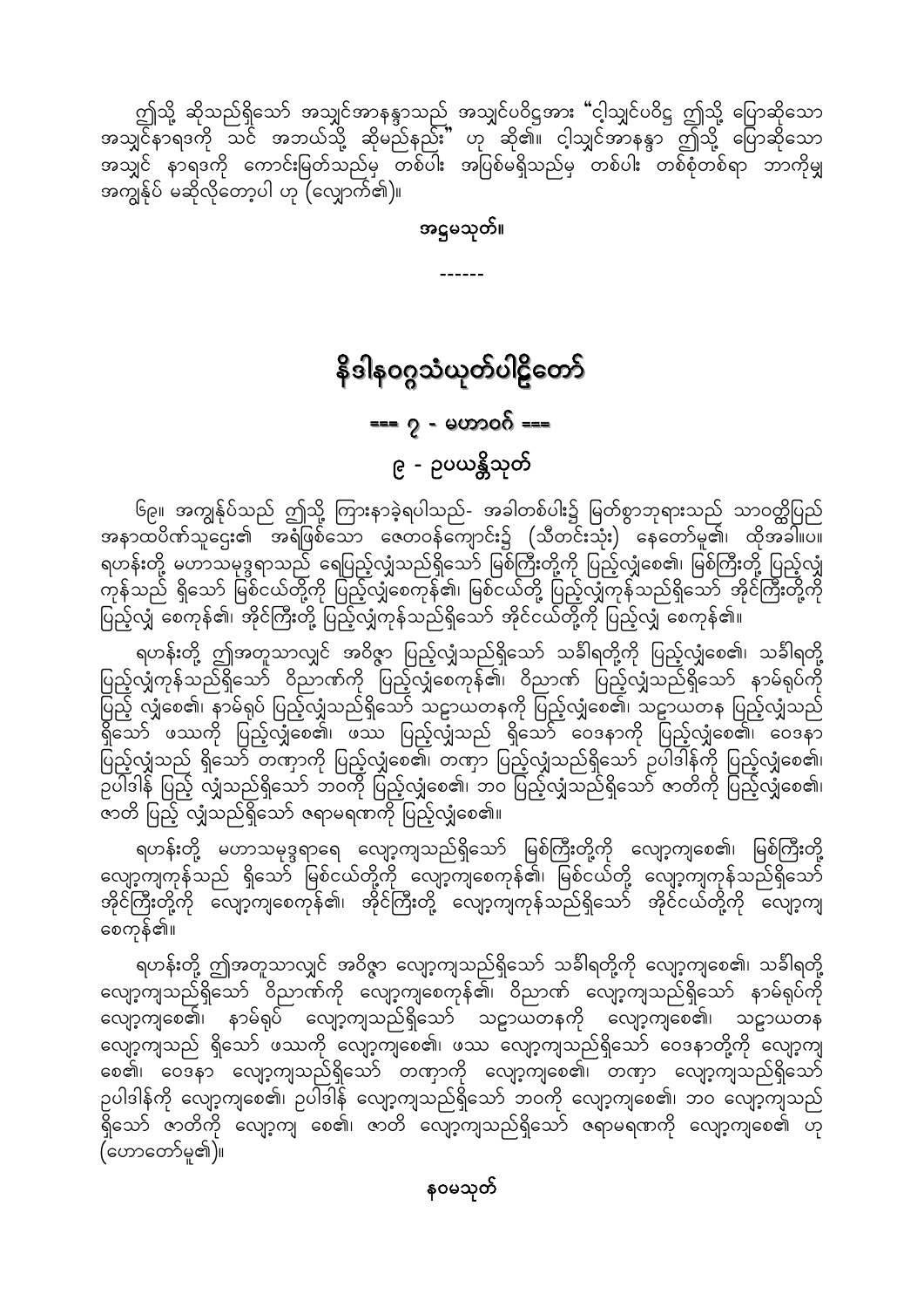ဤသို့ ဆိုသည်ရှိသော် အသျှင်အာနန္ဒာသည် အသျှင်ပဝိဋ္ဌအား "ငါ့သျှင်ပဝိဋ္ဌ ဤသို့ ပြောဆိုသော အသျှင်နာရဒကို သင် အဘယ်သို့ ဆိုမည်နည်း" ဟု ဆို၏။ ငါ့သျှင်အာနန္ဒာ ဤသို့ ပြောဆိုသော အသျှင် နာရဒကို ကောင်းမြတ်သည်မှ တစ်ပါး အပြစ်မရှိသည်မှ တစ်ပါး တစ်စုံတစ်ရာ ဘာကိုမျှ အကျွန်ုပ် မဆိုလိုတော့ပါ ဟု (လျှောက်၏)။

**အဋ္ဌမသုတ်။**

------

# နိဒါနဝဂ္ဂသံယုတ်ပါဠိတော်

## === ၇ - မဟာဝဂ် ===

## ၉ - ဥပယန္တိသုတ်

၆၉။ အကျွန်ုပ်သည် ဤသို့ ကြားနာခဲ့ရပါသည်- အခါတစ်ပါး၌ မြတ်စွာဘုရားသည် သာဝတ္ထိပြည် အနာထပိဏ်သူဌေး၏ အရံဖြစ်သော ဇေတဝန်ကျောင်း၌ (သီတင်းသုံး) နေတော်မူ၏၊ ထိုအခါ။ပ။ ရဟန်းတို့ မဟာသမုဒ္ဒရာသည် ရေပြည့်လျှံသည်ရှိသော် မြစ်ကြီးတို့ကို ပြည့်လျှံစေ၏၊ မြစ်ကြီးတို့ ပြည့်လျှံကုန်သည် ရှိသော် မြစ်ငယ်တို့ကို ပြည့်လျှံစေကုန်၏၊ မြစ်ငယ်တို့ ပြည့်လျှံကုန်သည်ရှိသော် အိုင်ကြီးတို့ကို ပြည့်လျှံ စေကုန်၏၊ အိုင်ကြီးတို့ ပြည့်လျှံကုန်သည်ရှိသော် အိုင်ငယ်တို့ကို ပြည့်လျှံ စေကုန်၏။

ရဟန်းတို့ ဤအတူသာလျှင် အဝိဇ္ဇာ ပြည့်လျှံသည်ရှိသော် သင်္ခါရတို့ကို ပြည့်လျှံစေ၏၊ သင်္ခါရတို့ ပြည့်လျှံကုန်သည်ရှိသော် ဝိညာဏ်ကို ပြည့်လျှံစေကုန်၏၊ ဝိညာဏ် ပြည့်လျှံသည်ရှိသော် နာမ်ရုပ်ကို ပြည့် လျှံစေ၏၊ နာမ်ရုပ် ပြည့်လျှံသည်ရှိသော် သဠာယတနကို ပြည့်လျှံစေ၏၊ သဠာယတန ပြည့်လျှံသည် ရှိသော် ဖဿကို ပြည့်လျှံစေ၏၊ ဖဿ ပြည့်လျှံသည် ရှိသော် ဝေဒနာကို ပြည့်လျှံစေ၏၊ ဝေဒနာ ပြည့်လျှံသည် ရှိသော် တဏှာကို ပြည့်လျှံစေ၏၊ တဏှာ ပြည့်လျှံသည်ရှိသော် ဥပါဒါန်ကို ပြည့်လျှံစေ၏၊ ဥပါဒါန် ပြည့် လျှံသည်ရှိသော် ဘဝကို ပြည့်လျှံစေ၏၊ ဘဝ ပြည့်လျှံသည်ရှိသော် ဇာတိကို ပြည့်လျှံစေ၏၊ ဇာတိ ပြည့် လျှံသည်ရှိသော် ဇရာမရဏကို ပြည့်လျှံစေ၏။

ရဟန်းတို့ မဟာသမုဒ္ဒရာရေ လျော့ကျသည်ရှိသော် မြစ်ကြီးတို့ကို လျော့ကျစေ၏၊ မြစ်ကြီးတို့ လျော့ကျကုန်သည် ရှိသော် မြစ်ငယ်တို့ကို လျော့ကျစေကုန်၏၊ မြစ်ငယ်တို့ လျော့ကျကုန်သည်ရှိသော် အိုင်ကြီးတို့ကို လျော့ကျစေကုန်၏၊ အိုင်ကြီးတို့ လျော့ကျကုန်သည်ရှိသော် အိုင်ငယ်တို့ကို လျော့ကျ စေကုန်၏။

ရဟန်းတို့ ဤအတူသာလျှင် အဝိဇ္ဇာ လျော့ကျသည်ရှိသော် သင်္ခါရတို့ကို လျော့ကျစေ၏၊ သင်္ခါရတို့ လျော့ကျသည်ရှိသော် ဝိညာဏ်ကို လျော့ကျစေကုန်၏၊ ဝိညာဏ် လျော့ကျသည်ရှိသော် နာမ်ရုပ်ကို လျော့ကျစေ၏၊ နာမ်ရုပ် လျော့ကျသည်ရှိသော် သဠာယတနကို လျော့ကျစေ၏၊ သဠာယတန လျော့ကျသည် ရှိသော် ဖဿကို လျော့ကျစေ၏၊ ဖဿ လျော့ကျသည်ရှိသော် ဝေဒနာတို့ကို လျော့ကျ စေ၏၊ ဝေဒနာ လျော့ကျသည်ရှိသော် တဏှာကို လျော့ကျစေ၏၊ တဏှာ လျော့ကျသည်ရှိသော် ဥပါဒါန်ကို လျော့ကျစေ၏၊ ဥပါဒါန် လျော့ကျသည်ရှိသော် ဘဝကို လျော့ကျစေ၏၊ ဘဝ လျော့ကျသည် ရှိသော် ဇာတိကို လျော့ကျ စေ၏၊ ဇာတိ လျော့ကျသည်ရှိသော် ဇရာမရဏကို လျော့ကျစေ၏ ဟု (ဟောတော်မူ၏)။

**နဝမသုတ်**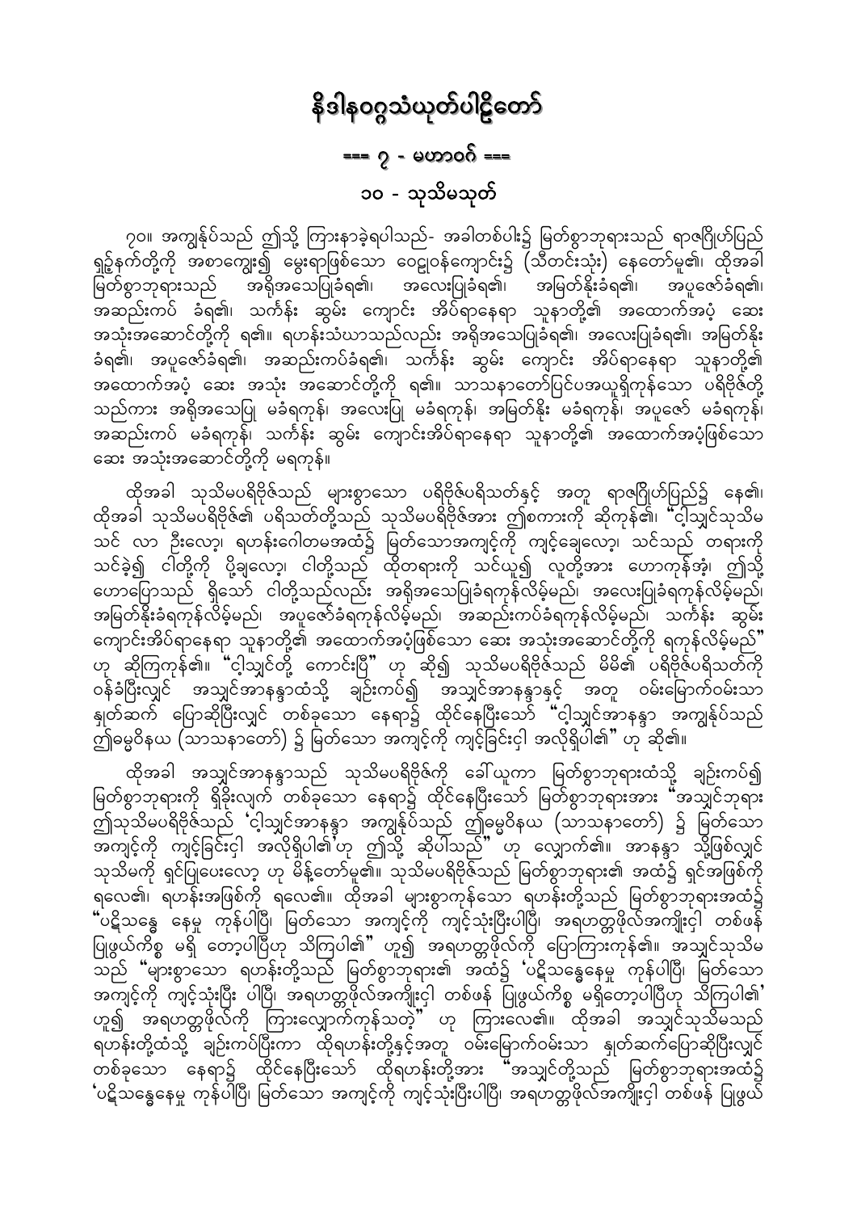# နိဒါနဝဂ္ဂသံယုတ်ပါဠိတော်

## === ၇ - မဟာဝဂ် ===

### ၁၀ - သုသိမသုတ်

၇၀။ အကျွန်ုပ်သည် ဤသို့ ကြားနာခဲ့ရပါသည်- အခါတစ်ပါး၌ မြတ်စွာဘုရားသည် ရာဇဂြိုဟ်ပြည် ရှဉ့်နက်တို့ကို အစာကျွေး၍ မွေးရာဖြစ်သော ဝေဠုဝန်ကျောင်း၌ (သီတင်းသုံး) နေတော်မူ၏၊ ထိုအခါ မြတ်စွာဘုရားသည် အရိုအသေပြုခံရ၏၊ အလေးပြုခံရ၏၊ အမြတ်နိုးခံရ၏၊ အပူဇော်ခံရ၏၊ အဆည်းကပ် ခံရ၏၊ သင်္ကန်း ဆွမ်း ကျောင်း အိပ်ရာနေရာ သူနာတို့၏ အထောက်အပံ့ ဆေး အသုံးအဆောင်တို့ကို ရ၏။ ရဟန်းသံဃာသည်လည်း အရိုအသေပြုခံရ၏၊ အလေးပြုခံရ၏၊ အမြတ်နိုး ခံရ၏၊ အပူဇော်ခံရ၏၊ အဆည်းကပ်ခံရ၏၊ သင်္ကန်း ဆွမ်း ကျောင်း အိပ်ရာနေရာ သူနာတို့၏ အထောက်အပံ့ ဆေး အသုံး အဆောင်တို့ကို ရ၏။ သာသနာတော်ပြင်ပအယူရှိကုန်သော ပရိဗိုဇ်တို့ သည်ကား အရိုအသေပြု မခံရကုန်၊ အလေးပြု မခံရကုန်၊ အမြတ်နိုး မခံရကုန်၊ အပူဇော် မခံရကုန်၊ အဆည်းကပ် မခံရကုန်၊ သင်္ကန်း ဆွမ်း ကျောင်းအိပ်ရာနေရာ သူနာတို့၏ အထောက်အပံ့ဖြစ်သော ဆေး အသုံးအဆောင်တို့ကို မရကုန်။

ထိုအခါ သုသိမပရိဗိုဇ်သည် များစွာသော ပရိဗိုဇ်ပရိသတ်နှင့် အတူ ရာဇဂြိုဟ်ပြည်၌ နေ၏၊ ထိုအခါ သုသိမပရိဗိုဇ်၏ ပရိသတ်တို့သည် သုသိမပရိဗိုဇ်အား ဤစကားကို ဆိုကုန်၏၊ "ငါ့သျှင်သုသိမ သင် လာ ဦးလော့၊ ရဟန်းဂေါတမအထံ၌ မြတ်သောအကျင့်ကို ကျင့်ချေလော့၊ သင်သည် တရားကို သင်ခဲ့၍ ငါတို့ကို ပို့ချလော့၊ ငါတို့သည် ထိုတရားကို သင်ယူ၍ လူတို့အား ဟောကုန်အံ့၊ ဤသို့ ဟောပြောသည် ရှိသော် ငါတို့သည်လည်း အရိုအသေပြုခံရကုန်လိမ့်မည်၊ အလေးပြုခံရကုန်လိမ့်မည်၊ အမြတ်နိုးခံရကုန်လိမ့်မည်၊ အပူဇော်ခံရကုန်လိမ့်မည်၊ အဆည်းကပ်ခံရကုန်လိမ့်မည်၊ သင်္ကန်း ဆွမ်း ကျောင်းအိပ်ရာနေရာ သူနာတို့၏ အထောက်အပံ့ဖြစ်သော ဆေး အသုံးအဆောင်တို့ကို ရကုန်လိမ့်မည်" ဟု ဆိုကြကုန်၏။ "ငါ့သျှင်တို့ ကောင်းပြီ" ဟု ဆို၍ သုသိမပရိဗိုဇ်သည် မိမိ၏ ပရိဗိုဇ်ပရိသတ်ကို ဝန်ခံပြီးလျှင် အသျှင်အာနန္ဒာထံသို့ ချဉ်းကပ်၍ အသျှင်အာနန္ဒာနှင့် အတူ ဝမ်းမြောက်ဝမ်းသာ နှုတ်ဆက် ပြောဆိုပြီးလျှင် တစ်ခုသော နေရာ၌ ထိုင်နေပြီးသော် "ငါ့သျှင်အာနန္ဒာ အကျွန်ုပ်သည် ဤဓမ္မဝိနယ (သာသနာတော်) ၌ မြတ်သော အကျင့်ကို ကျင့်ခြင်းငှါ အလိုရှိပါ၏" ဟု ဆို၏။

ထိုအခါ အသျှင်အာနန္ဒာသည် သုသိမပရိဗိုဇ်ကို ခေါ်ယူကာ မြတ်စွာဘုရားထံသို့ ချဉ်းကပ်၍ မြတ်စွာဘုရားကို ရှိခိုးလျက် တစ်ခုသော နေရာ၌ ထိုင်နေပြီးသော် မြတ်စွာဘုရားအား "အသျှင်ဘုရား ဤသုသိမပရိဗိုဇ်သည် 'ငါ့သျှင်အာနန္ဒာ အကျွန်ုပ်သည် ဤဓမ္မဝိနယ (သာသနာတော်) ၌ မြတ်သော အကျင့်ကို ကျင့်ခြင်းငှါ အလိုရှိပါ၏'ဟု ဤသို့ ဆိုပါသည်" ဟု လျှောက်၏။ အာနန္ဒာ သို့ဖြစ်လျှင် သုသိမကို ရှင်ပြုပေးလော့ ဟု မိန့်တော်မူ၏။ သုသိမပရိဗိုဇ်သည် မြတ်စွာဘုရား၏ အထံ၌ ရှင်အဖြစ်ကို ရလေ၏၊ ရဟန်းအဖြစ်ကို ရလေ၏။ ထိုအခါ များစွာကုန်သော ရဟန်းတို့သည် မြတ်စွာဘုရားအထံ၌ "ပဋိသန္ဓေ နေမှု ကုန်ပါပြီ၊ မြတ်သော အကျင့်ကို ကျင့်သုံးပြီးပါပြီ၊ အရဟတ္တဖိုလ်အကျိုးငှါ တစ်ဖန် ပြုဖွယ်ကိစ္စ မရှိ တော့ပါပြီဟု သိကြပါ၏" ဟူ၍ အရဟတ္တဖိုလ်ကို ပြောကြားကုန်၏။ အသျှင်သုသိမ သည် "များစွာသော ရဟန်းတို့သည် မြတ်စွာဘုရား၏ အထံ၌ 'ပဋိသန္ဓေနေမှု ကုန်ပါပြီ၊ မြတ်သော အကျင့်ကို ကျင့်သုံးပြီး ပါပြီ၊ အရဟတ္တဖိုလ်အကျိုးငှါ တစ်ဖန် ပြုဖွယ်ကိစ္စ မရှိတော့ပါပြီဟု သိကြပါ၏' ဟူ၍ အရဟတ္တဖိုလ်ကို ကြားလျှောက်ကုန်သတဲ့" ဟု ကြားလေ၏။ ထိုအခါ အသျှင်သုသိမသည် ရဟန်းတို့ထံသို့ ချဉ်းကပ်ပြီးကာ ထိုရဟန်းတို့နှင့်အတူ ဝမ်းမြောက်ဝမ်းသာ နှုတ်ဆက်ပြောဆိုပြီးလျှင် တစ်ခုသော နေရာ၌ ထိုင်နေပြီးသော် ထိုရဟန်းတို့အား "အသျှင်တို့သည် မြတ်စွာဘုရားအထံ၌ 'ပဋိသန္ဓေနေမှု ကုန်ပါပြီ၊ မြတ်သော အကျင့်ကို ကျင့်သုံးပြီးပါပြီ၊ အရဟတ္တဖိုလ်အကျိုးငှါ တစ်ဖန် ပြုဖွယ်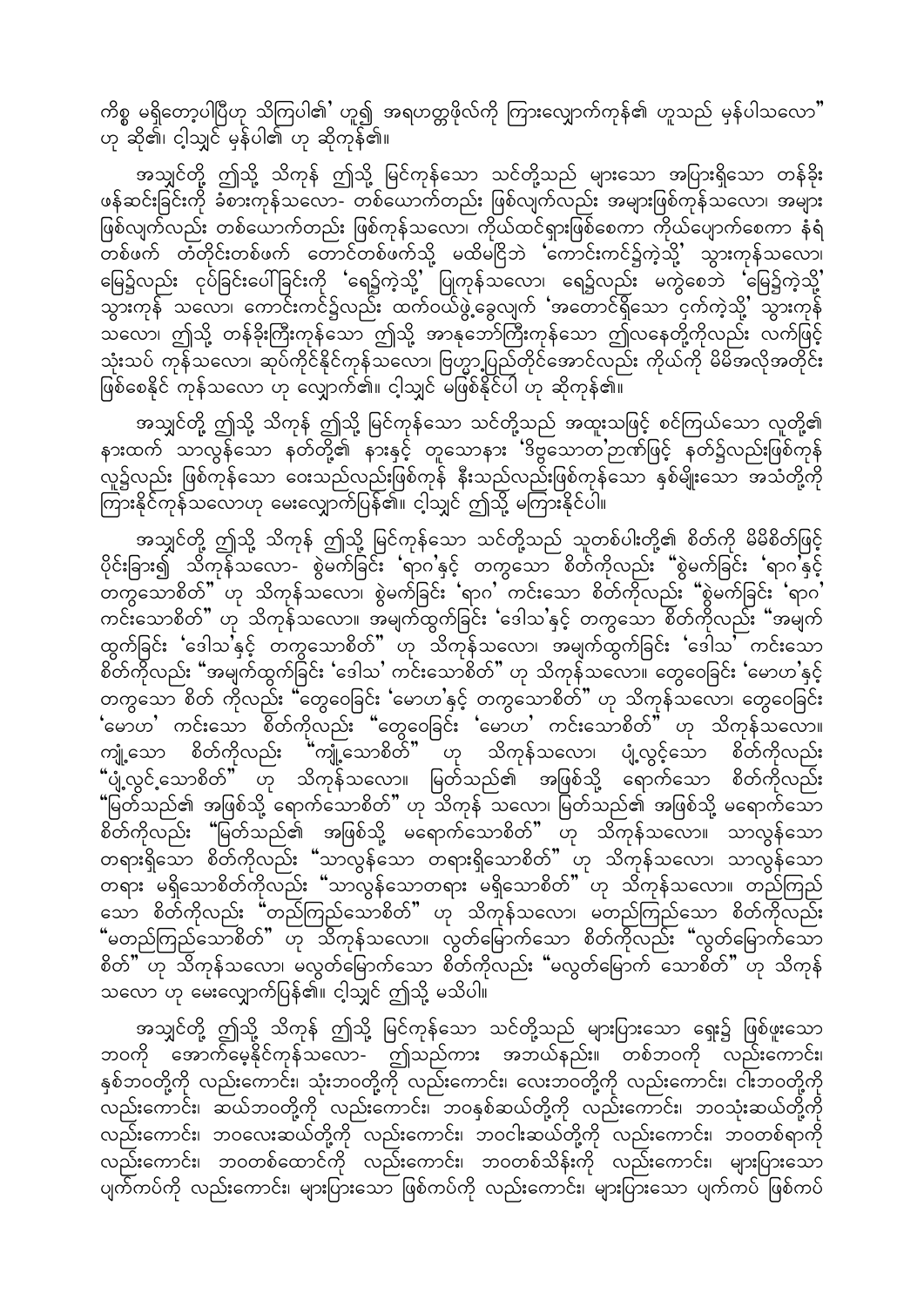ကိစ္စ မရှိတော့ပါပြီဟု သိကြပါ၏' ဟူ၍ အရဟတ္တဖိုလ်ကို ကြားလျှောက်ကုန်၏ ဟူသည် မှန်ပါသလော" ဟု ဆို၏၊ ငါ့သျှင် မှန်ပါ၏ ဟု ဆိုကုန်၏။

အသျှင်တို့ ဤသို့ သိကုန် ဤသို့ မြင်ကုန်သော သင်တို့သည် များသော အပြားရှိသော တန်ခိုး ဖန်ဆင်းခြင်းကို ခံစားကုန်သလော- တစ်ယောက်တည်း ဖြစ်လျက်လည်း အများဖြစ်ကုန်သလော၊ အများ ဖြစ်လျက်လည်း တစ်ယောက်တည်း ဖြစ်ကုန်သလော၊ ကိုယ်ထင်ရှားဖြစ်စေကာ ကိုယ်ပျောက်စေကာ နံရံ တစ်ဖက် တံတိုင်းတစ်ဖက် တောင်တစ်ဖက်သို့ မထိမငြိဘဲ 'ကောင်းကင်၌ကဲ့သို့' သွားကုန်သလော၊ မြေ၌လည်း ငုပ်ခြင်းပေါ်ခြင်းကို 'ရေ၌ကဲ့သို့' ပြုကုန်သလော၊ ရေ၌လည်း မကွဲစေဘဲ 'မြေ၌ကဲ့သို့' သွားကုန် သလော၊ ကောင်းကင်၌လည်း ထက်ဝယ်ဖွဲ့ခွေလျက် 'အတောင်ရှိသော ငှက်ကဲ့သို့' သွားကုန် သလော၊ ဤသို့ တန်ခိုးကြီးကုန်သော ဤသို့ အာနုဘော်ကြီးကုန်သော ဤလနေတို့ကိုလည်း လက်ဖြင့် သုံးသပ် ကုန်သလော၊ ဆုပ်ကိုင်နိုင်ကုန်သလော၊ ဗြဟ္မာ့ပြည်တိုင်အောင်လည်း ကိုယ်ကို မိမိအလိုအတိုင်း ဖြစ်စေနိုင် ကုန်သလော ဟု လျှောက်၏။ ငါ့သျှင် မဖြစ်နိုင်ပါ ဟု ဆိုကုန်၏။

အသျှင်တို့ ဤသို့ သိကုန် ဤသို့ မြင်ကုန်သော သင်တို့သည် အထူးသဖြင့် စင်ကြယ်သော လူတို့၏ နားထက် သာလွန်သော နတ်တို့၏ နားနှင့် တူသောနား 'ဒိဗ္ဗသောတ'ဉာဏ်ဖြင့် နတ်၌လည်းဖြစ်ကုန် လူ၌လည်း ဖြစ်ကုန်သော ဝေးသည်လည်းဖြစ်ကုန် နီးသည်လည်းဖြစ်ကုန်သော နှစ်မျိုးသော အသံတို့ကို ကြားနိုင်ကုန်သလောဟု မေးလျှောက်ပြန်၏။ ငါ့သျှင် ဤသို့ မကြားနိုင်ပါ။

အသျှင်တို့ ဤသို့ သိကုန် ဤသို့ မြင်ကုန်သော သင်တို့သည် သူတစ်ပါးတို့၏ စိတ်ကို မိမိစိတ်ဖြင့် ပိုင်းခြား၍ သိကုန်သလော- စွဲမက်ခြင်း 'ရာဂ'နှင့် တကွသော စိတ်ကိုလည်း "စွဲမက်ခြင်း 'ရာဂ'နှင့် တကွသောစိတ်" ဟု သိကုန်သလော၊ စွဲမက်ခြင်း 'ရာဂ' ကင်းသော စိတ်ကိုလည်း "စွဲမက်ခြင်း 'ရာဂ' ကင်းသောစိတ်" ဟု သိကုန်သလော။ အမျက်ထွက်ခြင်း 'ဒေါသ'နှင့် တကွသော စိတ်ကိုလည်း "အမျက် ထွက်ခြင်း 'ဒေါသ'နှင့် တကွသောစိတ်" ဟု သိကုန်သလော၊ အမျက်ထွက်ခြင်း 'ဒေါသ' ကင်းသော စိတ်ကိုလည်း "အမျက်ထွက်ခြင်း 'ဒေါသ' ကင်းသောစိတ်" ဟု သိကုန်သလော။ တွေဝေခြင်း 'မောဟ'နှင့် တကွသော စိတ် ကိုလည်း "တွေဝေခြင်း 'မောဟ'နှင့် တကွသောစိတ်" ဟု သိကုန်သလော၊ တွေဝေခြင်း 'မောဟ' ကင်းသော စိတ်ကိုလည်း "တွေဝေခြင်း 'မောဟ' ကင်းသောစိတ်" ဟု သိကုန်သလော။ ကျုံ့သော စိတ်ကိုလည်း "ကျုံ့သောစိတ်" ဟု သိကုန်သလော၊ ပျံ့လွင့်သော စိတ်ကိုလည်း "ပျံ့လွင့်သောစိတ်" ဟု သိကုန်သလော။ မြတ်သည်၏ အဖြစ်သို့ ရောက်သော စိတ်ကိုလည်း "မြတ်သည်၏ အဖြစ်သို့ ရောက်သောစိတ်" ဟု သိကုန် သလော၊ မြတ်သည်၏ အဖြစ်သို့ မရောက်သော စိတ်ကိုလည်း "မြတ်သည်၏ အဖြစ်သို့ မရောက်သောစိတ်" ဟု သိကုန်သလော။ သာလွန်သော တရားရှိသော စိတ်ကိုလည်း "သာလွန်သော တရားရှိသောစိတ်" ဟု သိကုန်သလော၊ သာလွန်သော တရား မရှိသောစိတ်ကိုလည်း "သာလွန်သောတရား မရှိသောစိတ်" ဟု သိကုန်သလော။ တည်ကြည် သော စိတ်ကိုလည်း "တည်ကြည်သောစိတ်" ဟု သိကုန်သလော၊ မတည်ကြည်သော စိတ်ကိုလည်း "မတည်ကြည်သောစိတ်" ဟု သိကုန်သလော။ လွတ်မြောက်သော စိတ်ကိုလည်း "လွတ်မြောက်သော စိတ်" ဟု သိကုန်သလော၊ မလွတ်မြောက်သော စိတ်ကိုလည်း "မလွတ်မြောက် သောစိတ်" ဟု သိကုန် သလော ဟု မေးလျှောက်ပြန်၏။ ငါ့သျှင် ဤသို့ မသိပါ။

အသျှင်တို့ ဤသို့ သိကုန် ဤသို့ မြင်ကုန်သော သင်တို့သည် များပြားသော ရှေး၌ ဖြစ်ဖူးသော ဘဝကို အောက်မေ့နိုင်ကုန်သလော- ဤသည်ကား အဘယ်နည်း။ တစ်ဘဝကို လည်းကောင်း၊ နှစ်ဘဝတို့ကို လည်းကောင်း၊ သုံးဘဝတို့ကို လည်းကောင်း၊ လေးဘဝတို့ကို လည်းကောင်း၊ ငါးဘဝတို့ကို လည်းကောင်း၊ ဆယ်ဘဝတို့ကို လည်းကောင်း၊ ဘဝနှစ်ဆယ်တို့ကို လည်းကောင်း၊ ဘဝသုံးဆယ်တို့ကို လည်းကောင်း၊ ဘဝလေးဆယ်တို့ကို လည်းကောင်း၊ ဘဝငါးဆယ်တို့ကို လည်းကောင်း၊ ဘဝတစ်ရာကို လည်းကောင်း၊ ဘဝတစ်ထောင်ကို လည်းကောင်း၊ ဘဝတစ်သိန်းကို လည်းကောင်း၊ များပြားသော ပျက်ကပ်ကို လည်းကောင်း၊ များပြားသော ဖြစ်ကပ်ကို လည်းကောင်း၊ များပြားသော ပျက်ကပ် ဖြစ်ကပ်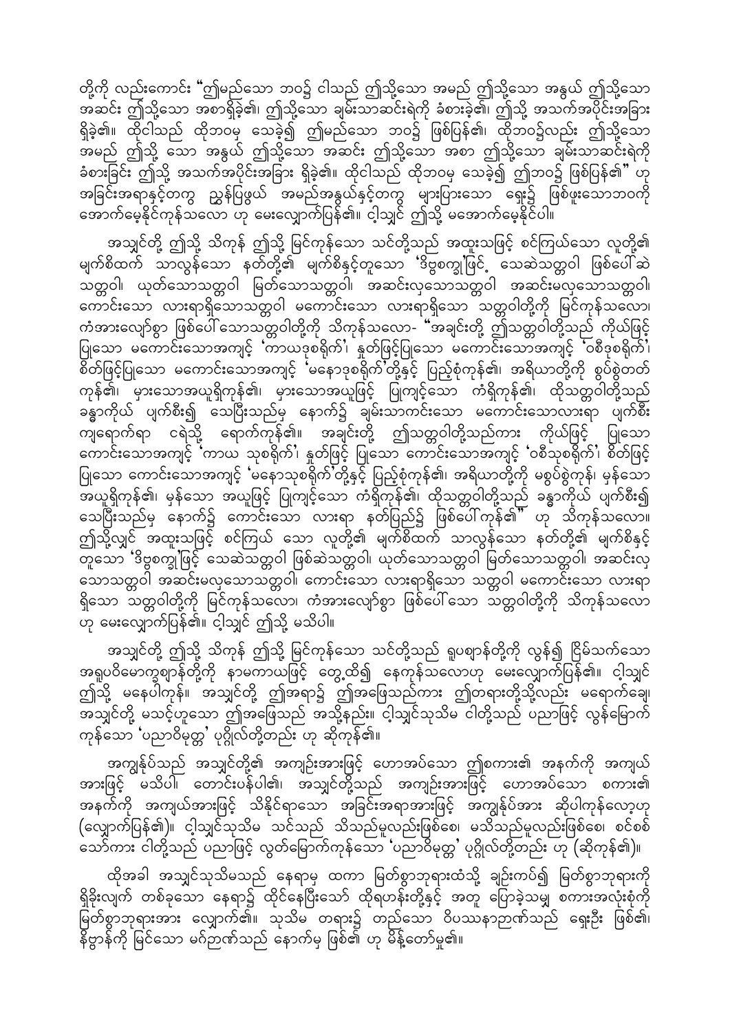တို့ကို လည်းကောင်း "ဤမည်သော ဘဝ၌ ငါသည် ဤသို့သော အမည် ဤသို့သော အနွယ် ဤသို့သော အဆင်း ဤသို့သော အစာရှိခဲ့၏၊ ဤသို့သော ချမ်းသာဆင်းရဲကို ခံစားခဲ့၏၊ ဤသို့ အသက်အပိုင်းအခြား ရှိခဲ့၏။ ထိုငါသည် ထိုဘဝမှ သေခဲ့၍ ဤမည်သော ဘဝ၌ ဖြစ်ပြန်၏၊ ထိုဘဝ၌လည်း ဤသို့သော အမည် ဤသို့ သော အနွယ် ဤသို့သော အဆင်း ဤသို့သော အစာ ဤသို့သော ချမ်းသာဆင်းရဲကို ခံစားခြင်း ဤသို့ အသက်အပိုင်းအခြား ရှိခဲ့၏။ ထိုငါသည် ထိုဘဝမှ သေခဲ့၍ ဤဘဝ၌ ဖြစ်ပြန်၏" ဟု အခြင်းအရာနှင့်တကွ ညွှန်ပြဖွယ် အမည်အနွယ်နှင့်တကွ များပြားသော ရှေး၌ ဖြစ်ဖူးသောဘဝကို အောက်မေ့နိုင်ကုန်သလော ဟု မေးလျှောက်ပြန်၏။ ငါ့သျှင် ဤသို့ မအောက်မေ့နိုင်ပါ။

အသျှင်တို့ ဤသို့ သိကုန် ဤသို့ မြင်ကုန်သော သင်တို့သည် အထူးသဖြင့် စင်ကြယ်သော လူတို့၏ မျက်စိထက် သာလွန်သော နတ်တို့၏ မျက်စိနှင့်တူသော 'ဒိဗ္ဗစက္ခု'ဖြင့် သေဆဲသတ္တဝါ ဖြစ်ပေါ်ဆဲ သတ္တဝါ၊ ယုတ်သောသတ္တဝါ မြတ်သောသတ္တဝါ၊ အဆင်းလှသောသတ္တဝါ အဆင်းမလှသောသတ္တဝါ၊ ကောင်းသော လားရာရှိသောသတ္တဝါ မကောင်းသော လားရာရှိသော သတ္တဝါတို့ကို မြင်ကုန်သလော၊ ကံအားလျော်စွာ ဖြစ်ပေါ်သောသတ္တဝါတို့ကို သိကုန်သလော- "အချင်းတို့ ဤသတ္တဝါတို့သည် ကိုယ်ဖြင့် ပြုသော မကောင်းသောအကျင့် 'ကာယဒုစရိုက်'၊ နှုတ်ဖြင့်ပြုသော မကောင်းသောအကျင့် 'ဝစီဒုစရိုက်'၊ စိတ်ဖြင့်ပြုသော မကောင်းသောအကျင့် 'မနောဒုစရိုက်'တို့နှင့် ပြည့်စုံကုန်၏၊ အရိယာတို့ကို စွပ်စွဲတတ်ကုန်၏၊ မှားသောအယူရှိကုန်၏၊ မှားသောအယူဖြင့် ပြုကျင့်သော ကံရှိကုန်၏၊ ထိုသတ္တဝါတို့သည် ခန္ဓာကိုယ် ပျက်စီး၍ သေပြီးသည်မှ နောက်၌ ချမ်းသာကင်းသော မကောင်းသောလားရာ ပျက်စီးကျရောက်ရာ ငရဲသို့ ရောက်ကုန်၏။ အချင်းတို့ ဤသတ္တဝါတို့သည်ကား ကိုယ်ဖြင့် ပြုသော ကောင်းသောအကျင့် 'ကာယ သုစရိုက်'၊ နှုတ်ဖြင့် ပြုသော ကောင်းသောအကျင့် 'ဝစီသုစရိုက်'၊ စိတ်ဖြင့် ပြုသော ကောင်းသောအကျင့် 'မနောသုစရိုက်'တို့နှင့် ပြည့်စုံကုန်၏၊ အရိယာတို့ကို မစွပ်စွဲကုန်၊ မှန်သော အယူရှိကုန်၏၊ မှန်သော အယူဖြင့် ပြုကျင့်သော ကံရှိကုန်၏၊ ထိုသတ္တဝါတို့သည် ခန္ဓာကိုယ် ပျက်စီး၍ သေပြီးသည်မှ နောက်၌ ကောင်းသော လားရာ နတ်ပြည်၌ ဖြစ်ပေါ်ကုန်၏" ဟု သိကုန်သလော။ ဤသို့လျှင် အထူးသဖြင့် စင်ကြယ် သော လူတို့၏ မျက်စိထက် သာလွန်သော နတ်တို့၏ မျက်စိနှင့်တူသော 'ဒိဗ္ဗစက္ခု'ဖြင့် သေဆဲသတ္တဝါ ဖြစ်ဆဲသတ္တဝါ၊ ယုတ်သောသတ္တဝါ မြတ်သောသတ္တဝါ၊ အဆင်းလှသောသတ္တဝါ အဆင်းမလှသောသတ္တဝါ၊ ကောင်းသော လားရာရှိသော သတ္တဝါ မကောင်းသော လားရာရှိသော သတ္တဝါတို့ကို မြင်ကုန်သလော၊ ကံအားလျော်စွာ ဖြစ်ပေါ်သော သတ္တဝါတို့ကို သိကုန်သလော ဟု မေးလျှောက်ပြန်၏။ ငါ့သျှင် ဤသို့ မသိပါ။

အသျှင်တို့ ဤသို့ သိကုန် ဤသို့ မြင်ကုန်သော သင်တို့သည် ရူပဈာန်တို့ကို လွန်၍ ငြိမ်သက်သော အရူပဝိမောက္ခဈာန်တို့ကို နာမကာယဖြင့် တွေ့ထိ၍ နေကုန်သလောဟု မေးလျှောက်ပြန်၏။ ငါ့သျှင် ဤသို့ မနေပါကုန်။ အသျှင်တို့ ဤအရာ၌ ဤအဖြေသည်ကား ဤတရားတို့သို့လည်း မရောက်ချေ၊ အသျှင်တို့ မသင့်ဟူသော ဤအဖြေသည် အသို့နည်း။ ငါ့သျှင်သုသိမ ငါတို့သည် ပညာဖြင့် လွန်မြောက်ကုန်သော 'ပညာဝိမုတ္တ' ပုဂ္ဂိုလ်တို့တည်း ဟု ဆိုကုန်၏။

အကျွန်ုပ်သည် အသျှင်တို့၏ အကျဉ်းအားဖြင့် ဟောအပ်သော ဤစကား၏ အနက်ကို အကျယ်အားဖြင့် မသိပါ၊ တောင်းပန်ပါ၏၊ အသျှင်တို့သည် အကျဉ်းအားဖြင့် ဟောအပ်သော စကား၏ အနက်ကို အကျယ်အားဖြင့် သိနိုင်ရာသော အခြင်းအရာအားဖြင့် အကျွန်ုပ်အား ဆိုပါကုန်လော့ဟု (လျှောက်ပြန်၏)။ ငါ့သျှင်သုသိမ သင်သည် သိသည်မူလည်းဖြစ်စေ၊ မသိသည်မူလည်းဖြစ်စေ၊ စင်စစ်သော်ကား ငါတို့သည် ပညာဖြင့် လွတ်မြောက်ကုန်သော 'ပညာဝိမုတ္တ' ပုဂ္ဂိုလ်တို့တည်း ဟု (ဆိုကုန်၏)။

ထိုအခါ အသျှင်သုသိမသည် နေရာမှ ထကာ မြတ်စွာဘုရားထံသို့ ချဉ်းကပ်၍ မြတ်စွာဘုရားကို ရှိခိုးလျက် တစ်ခုသော နေရာ၌ ထိုင်နေပြီးသော် ထိုရဟန်းတို့နှင့် အတူ ပြောခဲ့သမျှ စကားအလုံးစုံကို မြတ်စွာဘုရားအား လျှောက်၏။ သုသိမ တရား၌ တည်သော ဝိပဿနာဉာဏ်သည် ရှေးဦး ဖြစ်၏၊ နိဗ္ဗာန်ကို မြင်သော မဂ်ဉာဏ်သည် နောက်မှ ဖြစ်၏ ဟု မိန့်တော်မူ၏။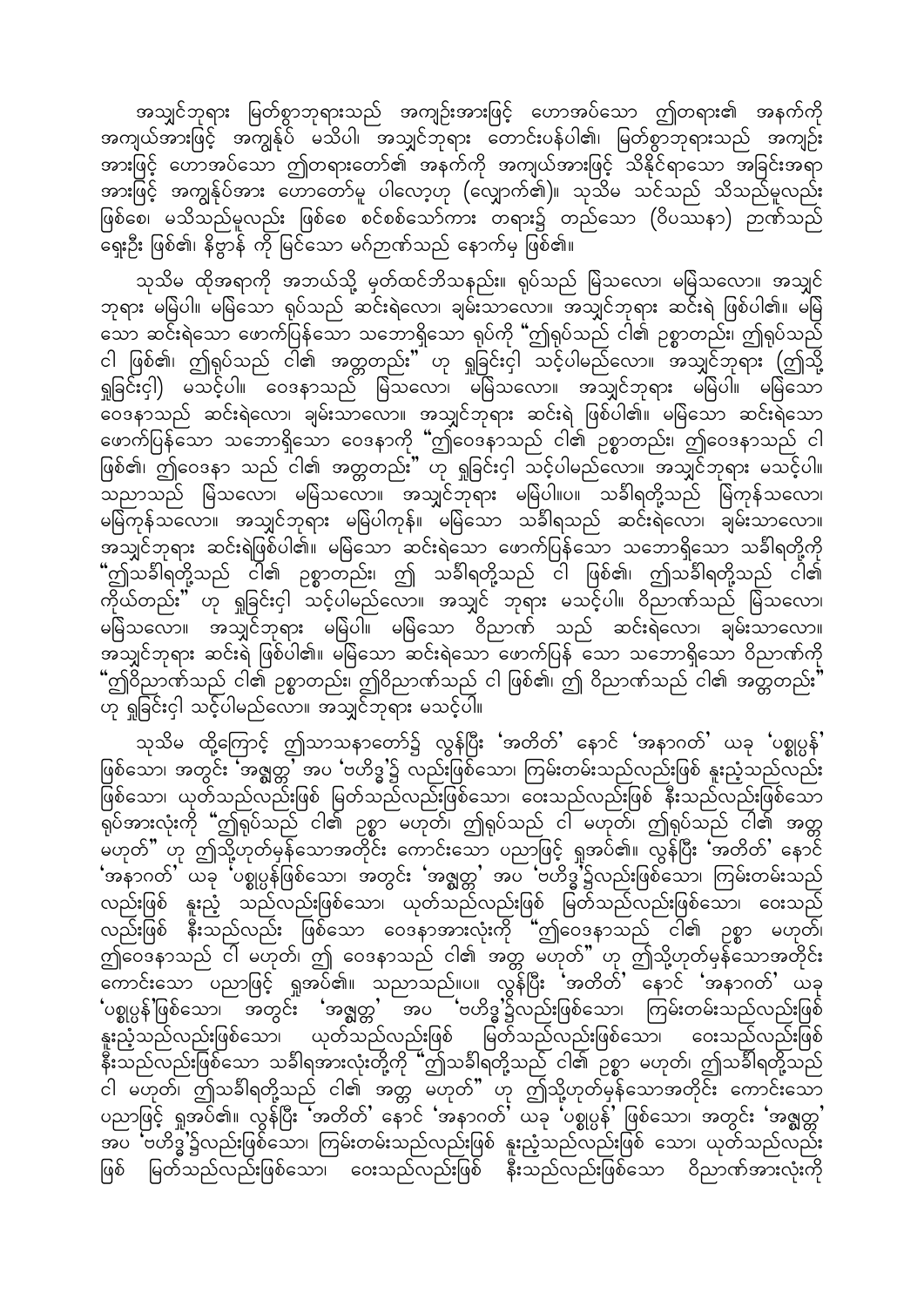အသျှင်ဘုရား မြတ်စွာဘုရားသည် အကျဉ်းအားဖြင့် ဟောအပ်သော ဤတရား၏ အနက်ကို အကျယ်အားဖြင့် အကျွန်ုပ် မသိပါ၊ အသျှင်ဘုရား တောင်းပန်ပါ၏၊ မြတ်စွာဘုရားသည် အကျဉ်း အားဖြင့် ဟောအပ်သော ဤတရားတော်၏ အနက်ကို အကျယ်အားဖြင့် သိနိုင်ရာသော အခြင်းအရာ အားဖြင့် အကျွန်ုပ်အား ဟောတော်မူ ပါလော့ဟု (လျှောက်၏)။ သုသိမ သင်သည် သိသည်မူလည်း ဖြစ်စေ၊ မသိသည်မူလည်း ဖြစ်စေ စင်စစ်သော်ကား တရား၌ တည်သော (ဝိပဿနာ) ဉာဏ်သည် ရှေးဦး ဖြစ်၏၊ နိဗ္ဗာန် ကို မြင်သော မဂ်ဉာဏ်သည် နောက်မှ ဖြစ်၏။

သုသိမ ထိုအရာကို အဘယ်သို့ မှတ်ထင်ဘိသနည်း။ ရုပ်သည် မြဲသလော၊ မမြဲသလော။ အသျှင် ဘုရား မမြဲပါ။ မမြဲသော ရုပ်သည် ဆင်းရဲလော၊ ချမ်းသာလော။ အသျှင်ဘုရား ဆင်းရဲ ဖြစ်ပါ၏။ မမြဲ သော ဆင်းရဲသော ဖောက်ပြန်သော သဘောရှိသော ရုပ်ကို "ဤရုပ်သည် ငါ၏ ဥစ္စာတည်း၊ ဤရုပ်သည် ငါ ဖြစ်၏၊ ဤရုပ်သည် ငါ၏ အတ္တတည်း" ဟု ရှုခြင်းငှါ သင့်ပါမည်လော။ အသျှင်ဘုရား (ဤသို့ ရှုခြင်းငှါ) မသင့်ပါ။ ဝေဒနာသည် မြဲသလော၊ မမြဲသလော။ အသျှင်ဘုရား မမြဲပါ။ မမြဲသော ဝေဒနာသည် ဆင်းရဲလော၊ ချမ်းသာလော။ အသျှင်ဘုရား ဆင်းရဲ ဖြစ်ပါ၏။ မမြဲသော ဆင်းရဲသော ဖောက်ပြန်သော သဘောရှိသော ဝေဒနာကို "ဤဝေဒနာသည် ငါ၏ ဥစ္စာတည်း၊ ဤဝေဒနာသည် ငါ ဖြစ်၏၊ ဤဝေဒနာ သည် ငါ၏ အတ္တတည်း" ဟု ရှုခြင်းငှါ သင့်ပါမည်လော။ အသျှင်ဘုရား မသင့်ပါ။ သညာသည် မြဲသလော၊ မမြဲသလော။ အသျှင်ဘုရား မမြဲပါ။ပ။ သင်္ခါရတို့သည် မြဲကုန်သလော၊ မမြဲကုန်သလော။ အသျှင်ဘုရား မမြဲပါကုန်။ မမြဲသော သင်္ခါရသည် ဆင်းရဲလော၊ ချမ်းသာလော။ အသျှင်ဘုရား ဆင်းရဲဖြစ်ပါ၏။ မမြဲသော ဆင်းရဲသော ဖောက်ပြန်သော သဘောရှိသော သင်္ခါရတို့ကို "ဤသင်္ခါရတို့သည် ငါ၏ ဥစ္စာတည်း၊ ဤ သင်္ခါရတို့သည် ငါ ဖြစ်၏၊ ဤသင်္ခါရတို့သည် ငါ၏ ကိုယ်တည်း" ဟု ရှုခြင်းငှါ သင့်ပါမည်လော။ အသျှင် ဘုရား မသင့်ပါ။ ဝိညာဏ်သည် မြဲသလော၊ မမြဲသလော။ အသျှင်ဘုရား မမြဲပါ။ မမြဲသော ဝိညာဏ် သည် ဆင်းရဲလော၊ ချမ်းသာလော။ အသျှင်ဘုရား ဆင်းရဲ ဖြစ်ပါ၏။ မမြဲသော ဆင်းရဲသော ဖောက်ပြန် သော သဘောရှိသော ဝိညာဏ်ကို "ဤဝိညာဏ်သည် ငါ၏ ဥစ္စာတည်း၊ ဤဝိညာဏ်သည် ငါ ဖြစ်၏၊ ဤ ဝိညာဏ်သည် ငါ၏ အတ္တတည်း" ဟု ရှုခြင်းငှါ သင့်ပါမည်လော။ အသျှင်ဘုရား မသင့်ပါ။

သုသိမ ထို့ကြောင့် ဤသာသနာတော်၌ လွန်ပြီး 'အတိတ်' နောင် 'အနာဂတ်' ယခု 'ပစ္စုပ္ပန်' ဖြစ်သော၊ အတွင်း 'အဇ္ဈတ္တ' အပ 'ဗဟိဒ္ဓ'၌ လည်းဖြစ်သော၊ ကြမ်းတမ်းသည်လည်းဖြစ် နူးညံ့သည်လည်း ဖြစ်သော၊ ယုတ်သည်လည်းဖြစ် မြတ်သည်လည်းဖြစ်သော၊ ဝေးသည်လည်းဖြစ် နီးသည်လည်းဖြစ်သော ရုပ်အားလုံးကို "ဤရုပ်သည် ငါ၏ ဥစ္စာ မဟုတ်၊ ဤရုပ်သည် ငါ မဟုတ်၊ ဤရုပ်သည် ငါ၏ အတ္တ မဟုတ်" ဟု ဤသို့ဟုတ်မှန်သောအတိုင်း ကောင်းသော ပညာဖြင့် ရှုအပ်၏။ လွန်ပြီး 'အတိတ်' နောင် 'အနာဂတ်' ယခု 'ပစ္စုပ္ပန်ဖြစ်သော၊ အတွင်း 'အဇ္ဈတ္တ' အပ 'ဗဟိဒ္ဓ'၌လည်းဖြစ်သော၊ ကြမ်းတမ်းသည် လည်းဖြစ် နူးညံ့ သည်လည်းဖြစ်သော၊ ယုတ်သည်လည်းဖြစ် မြတ်သည်လည်းဖြစ်သော၊ ဝေးသည် လည်းဖြစ် နီးသည်လည်း ဖြစ်သော ဝေဒနာအားလုံးကို "ဤဝေဒနာသည် ငါ၏ ဥစ္စာ မဟုတ်၊ ဤဝေဒနာသည် ငါ မဟုတ်၊ ဤ ဝေဒနာသည် ငါ၏ အတ္တ မဟုတ်" ဟု ဤသို့ဟုတ်မှန်သောအတိုင်း ကောင်းသော ပညာဖြင့် ရှုအပ်၏။ သညာသည်။ပ။ လွန်ပြီး 'အတိတ်' နောင် 'အနာဂတ်' ယခု 'ပစ္စုပ္ပန်'ဖြစ်သော၊ အတွင်း 'အဇ္ဈတ္တ' အပ 'ဗဟိဒ္ဓ'၌လည်းဖြစ်သော၊ ကြမ်းတမ်းသည်လည်းဖြစ် နူးညံ့သည်လည်းဖြစ်သော၊ ယုတ်သည်လည်းဖြစ် မြတ်သည်လည်းဖြစ်သော၊ ဝေးသည်လည်းဖြစ် နီးသည်လည်းဖြစ်သော သင်္ခါရအားလုံးတို့ကို "ဤသင်္ခါရတို့သည် ငါ၏ ဥစ္စာ မဟုတ်၊ ဤသင်္ခါရတို့သည် ငါ မဟုတ်၊ ဤသင်္ခါရတို့သည် ငါ၏ အတ္တ မဟုတ်" ဟု ဤသို့ဟုတ်မှန်သောအတိုင်း ကောင်းသော ပညာဖြင့် ရှုအပ်၏။ လွန်ပြီး 'အတိတ်' နောင် 'အနာဂတ်' ယခု 'ပစ္စုပ္ပန်' ဖြစ်သော၊ အတွင်း 'အဇ္ဈတ္တ' အပ 'ဗဟိဒ္ဓ'၌လည်းဖြစ်သော၊ ကြမ်းတမ်းသည်လည်းဖြစ် နူးညံ့သည်လည်းဖြစ် သော၊ ယုတ်သည်လည်း ဖြစ် မြတ်သည်လည်းဖြစ်သော၊ ဝေးသည်လည်းဖြစ် နီးသည်လည်းဖြစ်သော ဝိညာဏ်အားလုံးကို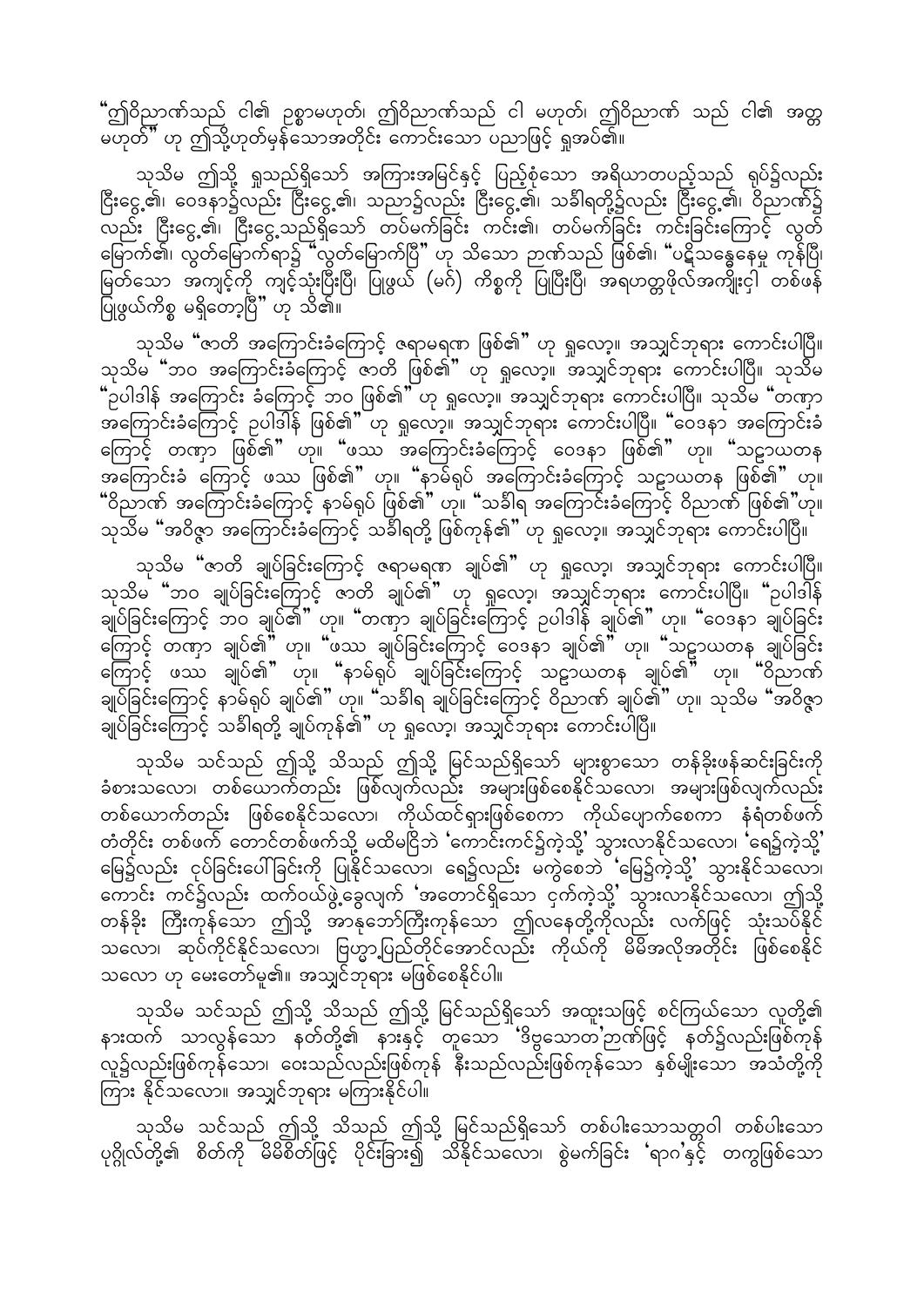"ဤဝိညာဏ်သည် ငါ၏ ဥစ္စာမဟုတ်၊ ဤဝိညာဏ်သည် ငါ မဟုတ်၊ ဤဝိညာဏ် သည် ငါ၏ အတ္တ မဟုတ်" ဟု ဤသို့ဟုတ်မှန်သောအတိုင်း ကောင်းသော ပညာဖြင့် ရှုအပ်၏။

သုသိမ ဤသို့ ရှုသည်ရှိသော် အကြားအမြင်နှင့် ပြည့်စုံသော အရိယာတပည့်သည် ရုပ်၌လည်း ငြီးငွေ့၏၊ ဝေဒနာ၌လည်း ငြီးငွေ့၏၊ သညာ၌လည်း ငြီးငွေ့၏၊ သင်္ခါရတို့၌လည်း ငြီးငွေ့၏၊ ဝိညာဏ်၌လည်း ငြီးငွေ့၏၊ ငြီးငွေ့သည်ရှိသော် တပ်မက်ခြင်း ကင်း၏၊ တပ်မက်ခြင်း ကင်းခြင်းကြောင့် လွတ်မြောက်၏၊ လွတ်မြောက်ရာ၌ "လွတ်မြောက်ပြီ" ဟု သိသော ဉာဏ်သည် ဖြစ်၏၊ "ပဋိသန္ဓေနေမှု ကုန်ပြီ၊ မြတ်သော အကျင့်ကို ကျင့်သုံးပြီးပြီ၊ ပြုဖွယ် (မဂ်) ကိစ္စကို ပြုပြီးပြီ၊ အရဟတ္တဖိုလ်အကျိုးငှါ တစ်ဖန် ပြုဖွယ်ကိစ္စ မရှိတော့ပြီ" ဟု သိ၏။

သုသိမ "ဇာတိ အကြောင်းခံကြောင့် ဇရာမရဏ ဖြစ်၏" ဟု ရှုလော့၊ အသျှင်ဘုရား ကောင်းပါပြီ။ သုသိမ "ဘဝ အကြောင်းခံကြောင့် ဇာတိ ဖြစ်၏" ဟု ရှုလော့၊ အသျှင်ဘုရား ကောင်းပါပြီ။ သုသိမ "ဥပါဒါန် အကြောင်း ခံကြောင့် ဘဝ ဖြစ်၏" ဟု ရှုလော့၊ အသျှင်ဘုရား ကောင်းပါပြီ။ သုသိမ "တဏှာ အကြောင်းခံကြောင့် ဥပါဒါန် ဖြစ်၏" ဟု ရှုလော့၊ အသျှင်ဘုရား ကောင်းပါပြီ။ "ဝေဒနာ အကြောင်းခံ ကြောင့် တဏှာ ဖြစ်၏" ဟု၊ "ဖဿ အကြောင်းခံကြောင့် ဝေဒနာ ဖြစ်၏" ဟု၊ "သဠာယတန အကြောင်းခံ ကြောင့် ဖဿ ဖြစ်၏" ဟု၊ "နာမ်ရုပ် အကြောင်းခံကြောင့် သဠာယတန ဖြစ်၏" ဟု၊ "ဝိညာဏ် အကြောင်းခံကြောင့် နာမ်ရုပ် ဖြစ်၏" ဟု၊ "သင်္ခါရ အကြောင်းခံကြောင့် ဝိညာဏ် ဖြစ်၏" ဟု၊ သုသိမ "အဝိဇ္ဇာ အကြောင်းခံကြောင့် သင်္ခါရတို့ ဖြစ်ကုန်၏" ဟု ရှုလော့၊ အသျှင်ဘုရား ကောင်းပါပြီ။

သုသိမ "ဇာတိ ချုပ်ခြင်းကြောင့် ဇရာမရဏ ချုပ်၏" ဟု ရှုလော့၊ အသျှင်ဘုရား ကောင်းပါပြီ။ သုသိမ "ဘဝ ချုပ်ခြင်းကြောင့် ဇာတိ ချုပ်၏" ဟု ရှုလော့၊ အသျှင်ဘုရား ကောင်းပါပြီ။ "ဥပါဒါန် ချုပ်ခြင်းကြောင့် ဘဝ ချုပ်၏" ဟု၊ "တဏှာ ချုပ်ခြင်းကြောင့် ဥပါဒါန် ချုပ်၏" ဟု၊ "ဝေဒနာ ချုပ်ခြင်း ကြောင့် တဏှာ ချုပ်၏" ဟု၊ "ဖဿ ချုပ်ခြင်းကြောင့် ဝေဒနာ ချုပ်၏" ဟု၊ "သဠာယတန ချုပ်ခြင်း ကြောင့် ဖဿ ချုပ်၏" ဟု၊ "နာမ်ရုပ် ချုပ်ခြင်းကြောင့် သဠာယတန ချုပ်၏" ဟု၊ "ဝိညာဏ် ချုပ်ခြင်းကြောင့် နာမ်ရုပ် ချုပ်၏" ဟု၊ "သင်္ခါရ ချုပ်ခြင်းကြောင့် ဝိညာဏ် ချုပ်၏" ဟု၊ သုသိမ "အဝိဇ္ဇာ ချုပ်ခြင်းကြောင့် သင်္ခါရတို့ ချုပ်ကုန်၏" ဟု ရှုလော့၊ အသျှင်ဘုရား ကောင်းပါပြီ။

သုသိမ သင်သည် ဤသို့ သိသည် ဤသို့ မြင်သည်ရှိသော် များစွာသော တန်ခိုးဖန်ဆင်းခြင်းကို ခံစားသလော၊ တစ်ယောက်တည်း ဖြစ်လျက်လည်း အများဖြစ်စေနိုင်သလော၊ အများဖြစ်လျက်လည်း တစ်ယောက်တည်း ဖြစ်စေနိုင်သလော၊ ကိုယ်ထင်ရှားဖြစ်စေကာ ကိုယ်ပျောက်စေကာ နံရံတစ်ဖက် တံတိုင်း တစ်ဖက် တောင်တစ်ဖက်သို့ မထိမငြိဘဲ 'ကောင်းကင်၌ကဲ့သို့' သွားလာနိုင်သလော၊ 'ရေ၌ကဲ့သို့' မြေ၌လည်း ငုပ်ခြင်းပေါ်ခြင်းကို ပြုနိုင်သလော၊ ရေ၌လည်း မကွဲစေဘဲ 'မြေ၌ကဲ့သို့' သွားနိုင်သလော၊ ကောင်း ကင်၌လည်း ထက်ဝယ်ဖွဲ့ခွေလျက် 'အတောင်ရှိသော ငှက်ကဲ့သို့' သွားလာနိုင်သလော၊ ဤသို့ တန်ခိုး ကြီးကုန်သော ဤသို့ အာနုဘော်ကြီးကုန်သော ဤလနေတို့ကိုလည်း လက်ဖြင့် သုံးသပ်နိုင် သလော၊ ဆုပ်ကိုင်နိုင်သလော၊ ဗြဟ္မာ့ပြည်တိုင်အောင်လည်း ကိုယ်ကို မိမိအလိုအတိုင်း ဖြစ်စေနိုင် သလော ဟု မေးတော်မူ၏။ အသျှင်ဘုရား မဖြစ်စေနိုင်ပါ။

သုသိမ သင်သည် ဤသို့ သိသည် ဤသို့ မြင်သည်ရှိသော် အထူးသဖြင့် စင်ကြယ်သော လူတို့၏ နားထက် သာလွန်သော နတ်တို့၏ နားနှင့် တူသော 'ဒိဗ္ဗသောတ'ဉာဏ်ဖြင့် နတ်၌လည်းဖြစ်ကုန် လူ၌လည်းဖြစ်ကုန်သော၊ ဝေးသည်လည်းဖြစ်ကုန် နီးသည်လည်းဖြစ်ကုန်သော နှစ်မျိုးသော အသံတို့ကို ကြား နိုင်သလော။ အသျှင်ဘုရား မကြားနိုင်ပါ။

သုသိမ သင်သည် ဤသို့ သိသည် ဤသို့ မြင်သည်ရှိသော် တစ်ပါးသောသတ္တဝါ တစ်ပါးသော ပုဂ္ဂိုလ်တို့၏ စိတ်ကို မိမိစိတ်ဖြင့် ပိုင်းခြား၍ သိနိုင်သလော၊ စွဲမက်ခြင်း 'ရာဂ'နှင့် တကွဖြစ်သော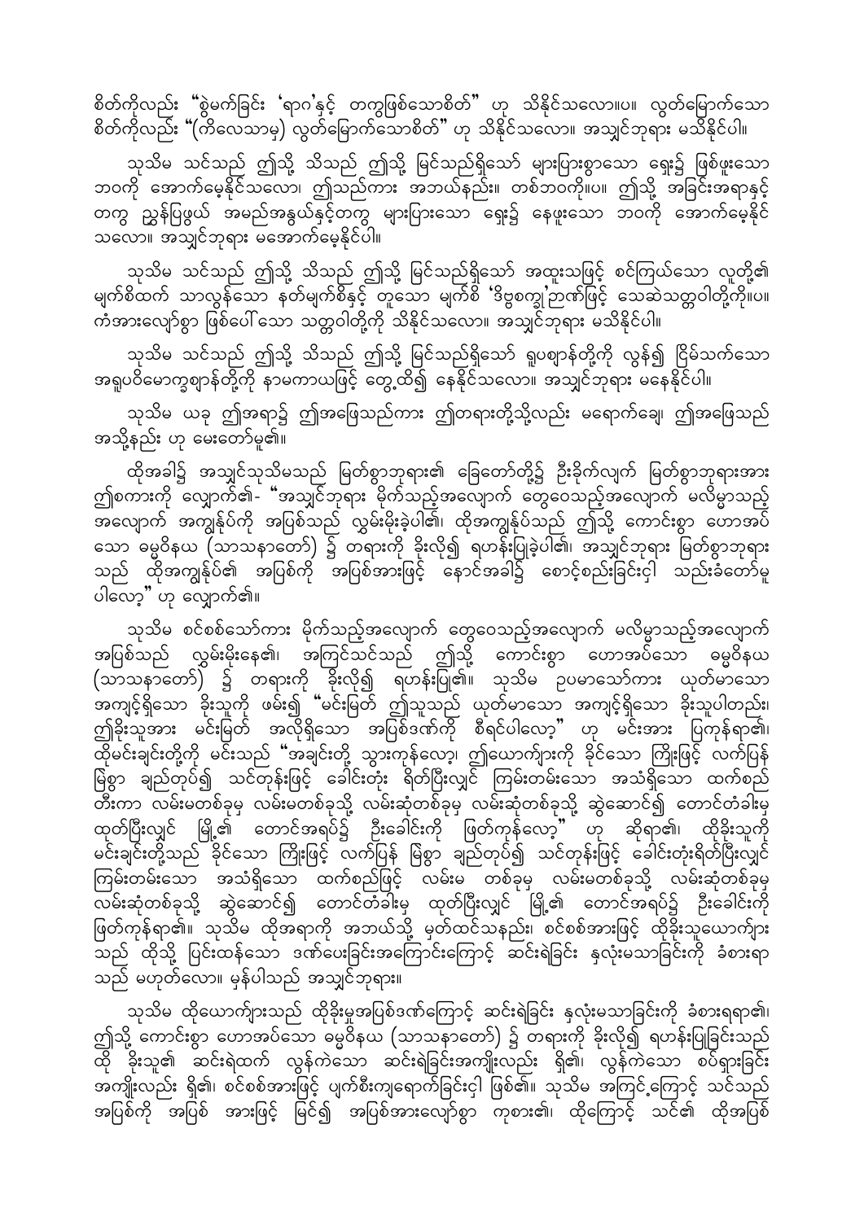စိတ်ကိုလည်း "စွဲမက်ခြင်း 'ရာဂ'နှင့် တကွဖြစ်သောစိတ်" ဟု သိနိုင်သလော။ပ။ လွတ်မြောက်သော စိတ်ကိုလည်း "(ကိလေသာမှ) လွတ်မြောက်သောစိတ်" ဟု သိနိုင်သလော။ အသျှင်ဘုရား မသိနိုင်ပါ။

သုသိမ သင်သည် ဤသို့ သိသည် ဤသို့ မြင်သည်ရှိသော် များပြားစွာသော ရှေး၌ ဖြစ်ဖူးသော ဘဝကို အောက်မေ့နိုင်သလော၊ ဤသည်ကား အဘယ်နည်း။ တစ်ဘဝကို။ပ။ ဤသို့ အခြင်းအရာနှင့် တကွ ညွှန်ပြဖွယ် အမည်အနွယ်နှင့်တကွ များပြားသော ရှေး၌ နေဖူးသော ဘဝကို အောက်မေ့နိုင်သလော။ အသျှင်ဘုရား မအောက်မေ့နိုင်ပါ။

သုသိမ သင်သည် ဤသို့ သိသည် ဤသို့ မြင်သည်ရှိသော် အထူးသဖြင့် စင်ကြယ်သော လူတို့၏ မျက်စိထက် သာလွန်သော နတ်မျက်စိနှင့် တူသော မျက်စိ 'ဒိဗ္ဗစက္ခု'ဉာဏ်ဖြင့် သေဆဲသတ္တဝါတို့ကို။ပ။ ကံအားလျော်စွာ ဖြစ်ပေါ်သော သတ္တဝါတို့ကို သိနိုင်သလော။ အသျှင်ဘုရား မသိနိုင်ပါ။

သုသိမ သင်သည် ဤသို့ သိသည် ဤသို့ မြင်သည်ရှိသော် ရူပဈာန်တို့ကို လွန်၍ ငြိမ်သက်သော အရူပဝိမောက္ခဈာန်တို့ကို နာမကာယဖြင့် တွေ့ထိ၍ နေနိုင်သလော။ အသျှင်ဘုရား မနေနိုင်ပါ။

သုသိမ ယခု ဤအရာ၌ ဤအဖြေသည်ကား ဤတရားတို့သို့လည်း မရောက်ချေ၊ ဤအဖြေသည် အသို့နည်း ဟု မေးတော်မူ၏။

ထိုအခါ၌ အသျှင်သုသိမသည် မြတ်စွာဘုရား၏ ခြေတော်တို့၌ ဦးခိုက်လျက် မြတ်စွာဘုရားအား ဤစကားကို လျှောက်၏- "အသျှင်ဘုရား မိုက်သည့်အလျောက် တွေဝေသည့်အလျောက် မလိမ္မာသည့် အလျောက် အကျွန်ုပ်ကို အပြစ်သည် လွှမ်းမိုးခဲ့ပါ၏၊ ထိုအကျွန်ုပ်သည် ဤသို့ ကောင်းစွာ ဟောအပ်သော ဓမ္မဝိနယ (သာသနာတော်) ၌ တရားကို ခိုးလို၍ ရဟန်းပြုခဲ့ပါ၏၊ အသျှင်ဘုရား မြတ်စွာဘုရား သည် ထိုအကျွန်ုပ်၏ အပြစ်ကို အပြစ်အားဖြင့် နောင်အခါ၌ စောင့်စည်းခြင်းငှါ သည်းခံတော်မူ ပါလော့" ဟု လျှောက်၏။

သုသိမ စင်စစ်သော်ကား မိုက်သည့်အလျောက် တွေဝေသည့်အလျောက် မလိမ္မာသည့်အလျောက် အပြစ်သည် လွှမ်းမိုးနေ၏၊ အကြင်သင်သည် ဤသို့ ကောင်းစွာ ဟောအပ်သော ဓမ္မဝိနယ (သာသနာတော်) ၌ တရားကို ခိုးလို၍ ရဟန်းပြု၏။ သုသိမ ဥပမာသော်ကား ယုတ်မာသော အကျင့်ရှိသော ခိုးသူကို ဖမ်း၍ "မင်းမြတ် ဤသူသည် ယုတ်မာသော အကျင့်ရှိသော ခိုးသူပါတည်း၊ ဤခိုးသူအား မင်းမြတ် အလိုရှိသော အပြစ်ဒဏ်ကို စီရင်ပါလော့" ဟု မင်းအား ပြကုန်ရာ၏၊ ထိုမင်းချင်းတို့ကို မင်းသည် "အချင်းတို့ သွားကုန်လော့၊ ဤယောကျ်ားကို ခိုင်သော ကြိုးဖြင့် လက်ပြန် မြဲစွာ ချည်တုပ်၍ သင်တုန်းဖြင့် ခေါင်းတုံး ရိတ်ပြီးလျှင် ကြမ်းတမ်းသော အသံရှိသော ထက်စည် တီးကာ လမ်းမတစ်ခုမှ လမ်းမတစ်ခုသို့ လမ်းဆုံတစ်ခုမှ လမ်းဆုံတစ်ခုသို့ ဆွဲဆောင်၍ တောင်တံခါးမှ ထုတ်ပြီးလျှင် မြို့၏ တောင်အရပ်၌ ဦးခေါင်းကို ဖြတ်ကုန်လော့" ဟု ဆိုရာ၏၊ ထိုခိုးသူကို မင်းချင်းတို့သည် ခိုင်သော ကြိုးဖြင့် လက်ပြန် မြဲစွာ ချည်တုပ်၍ သင်တုန်းဖြင့် ခေါင်းတုံးရိတ်ပြီးလျှင် ကြမ်းတမ်းသော အသံရှိသော ထက်စည်ဖြင့် လမ်းမ တစ်ခုမှ လမ်းမတစ်ခုသို့ လမ်းဆုံတစ်ခုမှ လမ်းဆုံတစ်ခုသို့ ဆွဲဆောင်၍ တောင်တံခါးမှ ထုတ်ပြီးလျှင် မြို့၏ တောင်အရပ်၌ ဦးခေါင်းကို ဖြတ်ကုန်ရာ၏။ သုသိမ ထိုအရာကို အဘယ်သို့ မှတ်ထင်သနည်း၊ စင်စစ်အားဖြင့် ထိုခိုးသူယောကျ်ား သည် ထိုသို့ ပြင်းထန်သော ဒဏ်ပေးခြင်းအကြောင်းကြောင့် ဆင်းရဲခြင်း နှလုံးမသာခြင်းကို ခံစားရာ သည် မဟုတ်လော။ မှန်ပါသည် အသျှင်ဘုရား။

သုသိမ ထိုယောကျ်ားသည် ထိုခိုးမှုအပြစ်ဒဏ်ကြောင့် ဆင်းရဲခြင်း နှလုံးမသာခြင်းကို ခံစားရရာ၏၊ ဤသို့ ကောင်းစွာ ဟောအပ်သော ဓမ္မဝိနယ (သာသနာတော်) ၌ တရားကို ခိုးလို၍ ရဟန်းပြုခြင်းသည် ထို ခိုးသူ၏ ဆင်းရဲထက် လွန်ကဲသော ဆင်းရဲခြင်းအကျိုးလည်း ရှိ၏၊ လွန်ကဲသော စပ်ရှားခြင်း အကျိုးလည်း ရှိ၏၊ စင်စစ်အားဖြင့် ပျက်စီးကျရောက်ခြင်းငှါ ဖြစ်၏။ သုသိမ အကြင့်ကြောင့် သင်သည် အပြစ်ကို အပြစ် အားဖြင့် မြင်၍ အပြစ်အားလျော်စွာ ကုစား၏၊ ထိုကြောင့် သင်၏ ထိုအပြစ်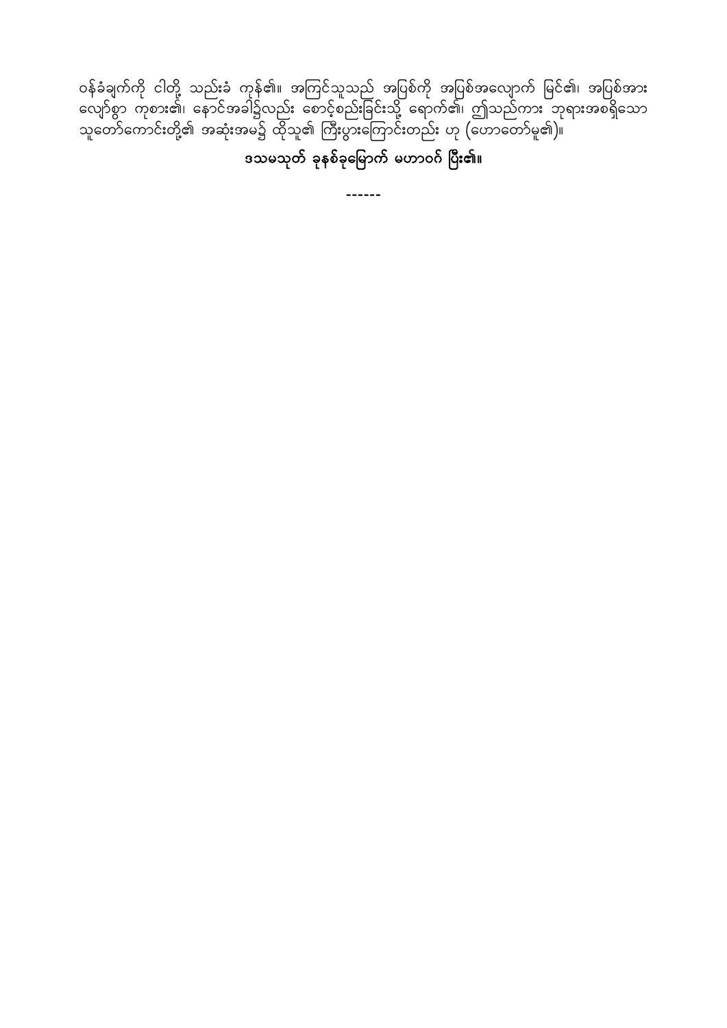ဝန်ခံချက်ကို ငါတို့ သည်းခံ ကုန်၏။ အကြင်သူသည် အပြစ်ကို အပြစ်အလျောက် မြင်၏၊ အပြစ်အား လျော်စွာ ကုစား၏၊ နောင်အခါ၌လည်း စောင့်စည်းခြင်းသို့ ရောက်၏၊ ဤသည်ကား ဘုရားအစရှိသော သူတော်ကောင်းတို့၏ အဆုံးအမ၌ ထိုသူ၏ ကြီးပွားကြောင်းတည်း ဟု (ဟောတော်မူ၏)။

**ဒသမသုတ် ခုနစ်ခုမြောက် မဟာဝဂ် ပြီး၏။**

------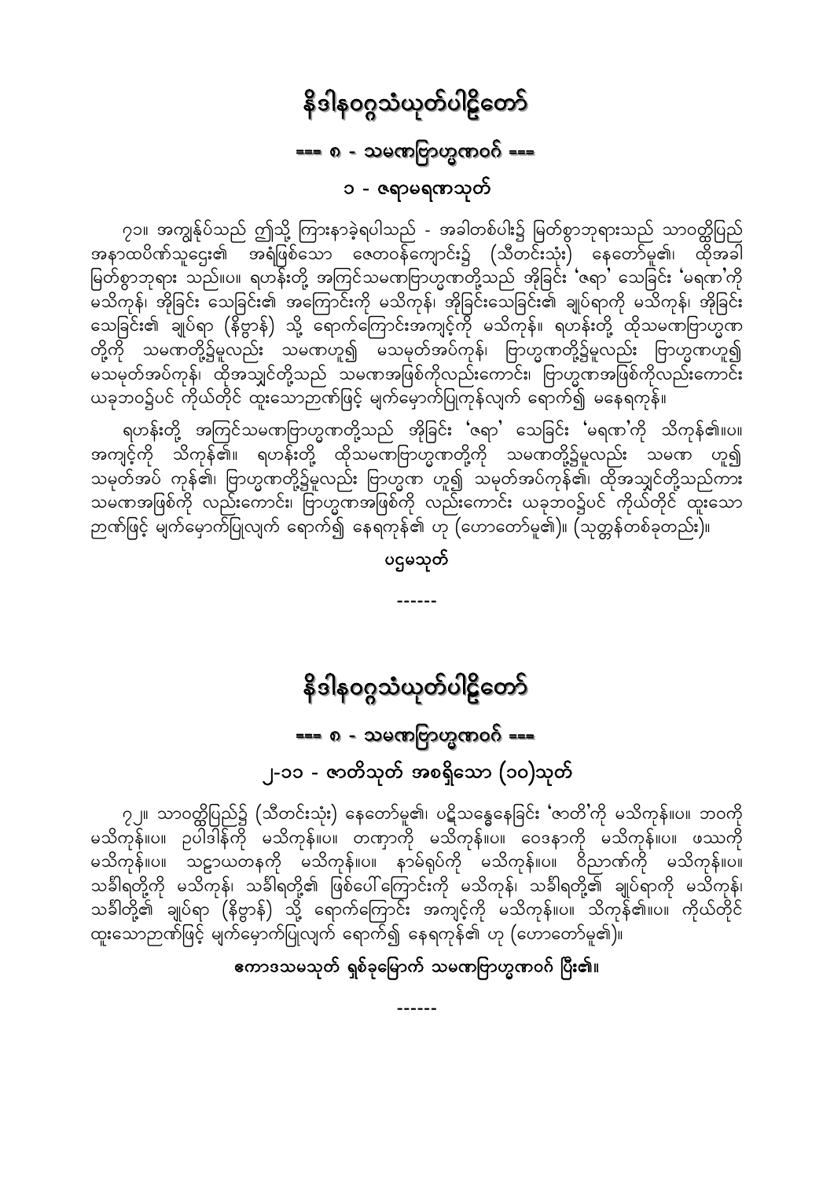# နိဒါနဝဂ္ဂသံယုတ်ပါဠိတော်

## === ၈ - သမဏဗြာဟ္မဏဝဂ် ===

### ၁ - ဇရာမရဏသုတ်

၇၁။ အကျွန်ုပ်သည် ဤသို့ ကြားနာခဲ့ရပါသည် - အခါတစ်ပါး၌ မြတ်စွာဘုရားသည် သာဝတ္ထိပြည် အနာထပိဏ်သူဌေး၏ အရံဖြစ်သော ဇေတဝန်ကျောင်း၌ (သီတင်းသုံး) နေတော်မူ၏၊ ထိုအခါ မြတ်စွာဘုရား သည်။ပ။ ရဟန်းတို့ အကြင်သမဏဗြာဟ္မဏတို့သည် အိုခြင်း 'ဇရာ' သေခြင်း 'မရဏ'ကို မသိကုန်၊ အိုခြင်း သေခြင်း၏ အကြောင်းကို မသိကုန်၊ အိုခြင်းသေခြင်း၏ ချုပ်ရာကို မသိကုန်၊ အိုခြင်း သေခြင်း၏ ချုပ်ရာ (နိဗ္ဗာန်) သို့ ရောက်ကြောင်းအကျင့်ကို မသိကုန်။ ရဟန်းတို့ ထိုသမဏဗြာဟ္မဏ တို့ကို သမဏတို့၌မူလည်း သမဏဟူ၍ မသမုတ်အပ်ကုန်၊ ဗြာဟ္မဏတို့၌မူလည်း ဗြာဟ္မဏဟူ၍ မသမုတ်အပ်ကုန်၊ ထိုအသျှင်တို့သည် သမဏအဖြစ်ကိုလည်းကောင်း၊ ဗြာဟ္မဏအဖြစ်ကိုလည်းကောင်း ယခုဘဝ၌ပင် ကိုယ်တိုင် ထူးသောဉာဏ်ဖြင့် မျက်မှောက်ပြုကုန်လျက် ရောက်၍ မနေရကုန်။

ရဟန်းတို့ အကြင်သမဏဗြာဟ္မဏတို့သည် အိုခြင်း 'ဇရာ' သေခြင်း 'မရဏ'ကို သိကုန်၏။ပ။ အကျင့်ကို သိကုန်၏။ ရဟန်းတို့ ထိုသမဏဗြာဟ္မဏတို့ကို သမဏတို့၌မူလည်း သမဏ ဟူ၍ သမုတ်အပ် ကုန်၏၊ ဗြာဟ္မဏတို့၌မူလည်း ဗြာဟ္မဏ ဟူ၍ သမုတ်အပ်ကုန်၏၊ ထိုအသျှင်တို့သည်ကား သမဏအဖြစ်ကို လည်းကောင်း၊ ဗြာဟ္မဏအဖြစ်ကို လည်းကောင်း ယခုဘဝ၌ပင် ကိုယ်တိုင် ထူးသော ဉာဏ်ဖြင့် မျက်မှောက်ပြုလျက် ရောက်၍ နေရကုန်၏ ဟု (ဟောတော်မူ၏)။ (သုတ္တန်တစ်ခုတည်း)။

ပဌမသုတ်

------

# နိဒါနဝဂ္ဂသံယုတ်ပါဠိတော်

## === ၈ - သမဏဗြာဟ္မဏဝဂ် ===

### ၂-၁၁ - ဇာတိသုတ် အစရှိသော (၁၀)သုတ်

၇၂။ သာဝတ္ထိပြည်၌ (သီတင်းသုံး) နေတော်မူ၏၊ ပဋိသန္ဓေနေခြင်း 'ဇာတိ'ကို မသိကုန်။ပ။ ဘဝကို မသိကုန်။ပ။ ဥပါဒါန်ကို မသိကုန်။ပ။ တဏှာကို မသိကုန်။ပ။ ဝေဒနာကို မသိကုန်။ပ။ ဖဿကို မသိကုန်။ပ။ သဠာယတနကို မသိကုန်။ပ။ နာမ်ရုပ်ကို မသိကုန်။ပ။ ဝိညာဏ်ကို မသိကုန်။ပ။ သင်္ခါရတို့ကို မသိကုန်၊ သင်္ခါရတို့၏ ဖြစ်ပေါ်ကြောင်းကို မသိကုန်၊ သင်္ခါရတို့၏ ချုပ်ရာကို မသိကုန်၊ သင်္ခါတို့၏ ချုပ်ရာ (နိဗ္ဗာန်) သို့ ရောက်ကြောင်း အကျင့်ကို မသိကုန်။ပ။ သိကုန်၏။ပ။ ကိုယ်တိုင် ထူးသောဉာဏ်ဖြင့် မျက်မှောက်ပြုလျက် ရောက်၍ နေရကုန်၏ ဟု (ဟောတော်မူ၏)။

**ကောဒသမသုတ် ရှစ်ခုမြောက် သမဏဗြာဟ္မဏဝဂ် ပြီး၏။**

------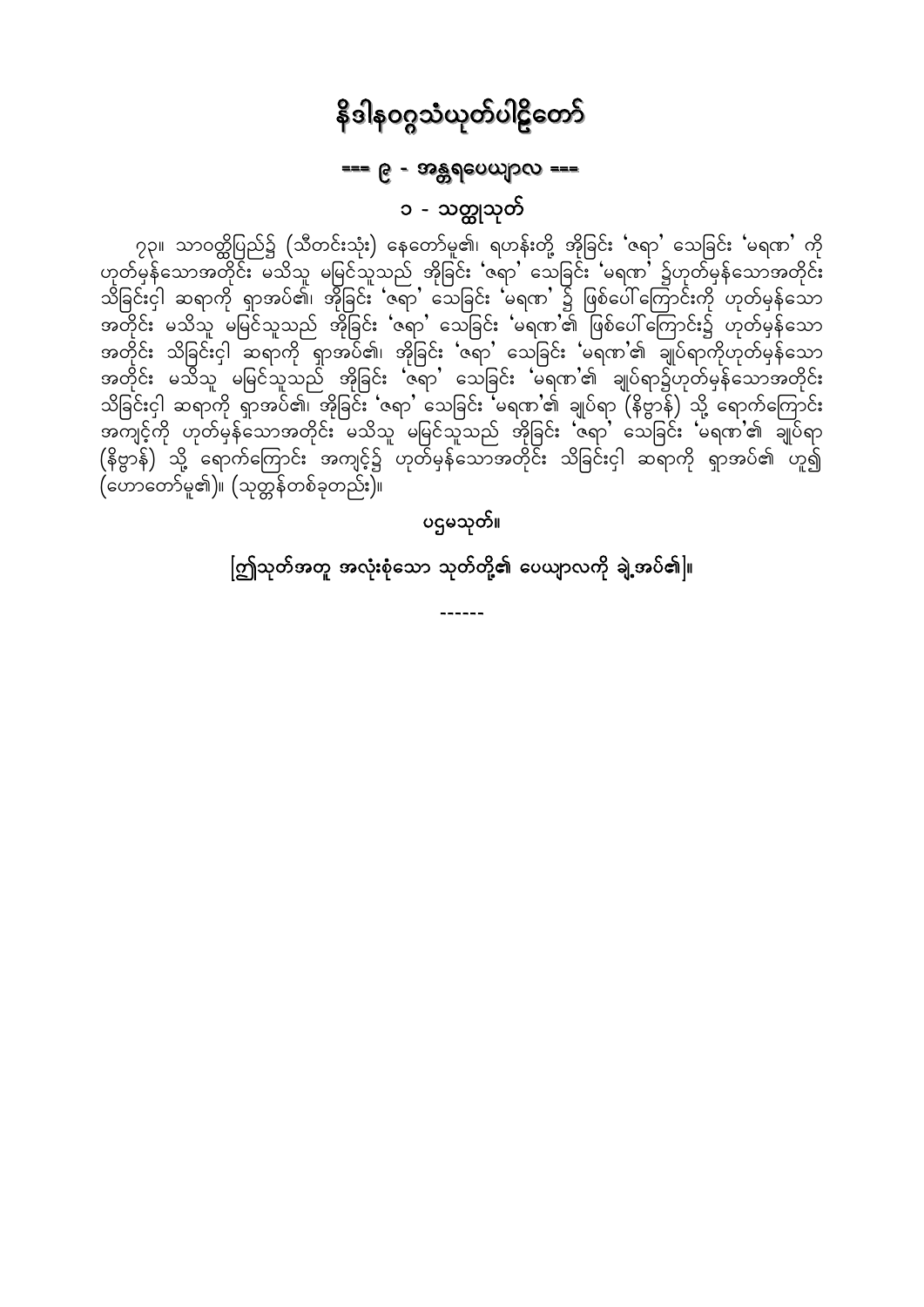# နိဒါနဝဂ္ဂသံယုတ်ပါဠိတော်

## === ၉ - အန္တရပေယျာလ ===

### ၁ - သတ္ထုသုတ်

၇၃။ သာဝတ္ထိပြည်၌ (သီတင်းသုံး) နေတော်မူ၏၊ ရဟန်းတို့ အိုခြင်း 'ဇရာ' သေခြင်း 'မရဏ' ကို ဟုတ်မှန်သောအတိုင်း မသိသူ မမြင်သူသည် အိုခြင်း 'ဇရာ' သေခြင်း 'မရဏ' ၌ဟုတ်မှန်သောအတိုင်း သိခြင်းငှါ ဆရာကို ရှာအပ်၏၊ အိုခြင်း 'ဇရာ' သေခြင်း 'မရဏ' ၌ ဖြစ်ပေါ်ကြောင်းကို ဟုတ်မှန်သော အတိုင်း မသိသူ မမြင်သူသည် အိုခြင်း 'ဇရာ' သေခြင်း 'မရဏ'၏ ဖြစ်ပေါ်ကြောင်း၌ ဟုတ်မှန်သော အတိုင်း သိခြင်းငှါ ဆရာကို ရှာအပ်၏၊ အိုခြင်း 'ဇရာ' သေခြင်း 'မရဏ'၏ ချုပ်ရာကိုဟုတ်မှန်သော အတိုင်း မသိသူ မမြင်သူသည် အိုခြင်း 'ဇရာ' သေခြင်း 'မရဏ'၏ ချုပ်ရာ၌ဟုတ်မှန်သောအတိုင်း သိခြင်းငှါ ဆရာကို ရှာအပ်၏၊ အိုခြင်း 'ဇရာ' သေခြင်း 'မရဏ'၏ ချုပ်ရာ (နိဗ္ဗာန်) သို့ ရောက်ကြောင်း အကျင့်ကို ဟုတ်မှန်သောအတိုင်း မသိသူ မမြင်သူသည် အိုခြင်း 'ဇရာ' သေခြင်း 'မရဏ'၏ ချုပ်ရာ (နိဗ္ဗာန်) သို့ ရောက်ကြောင်း အကျင့်၌ ဟုတ်မှန်သောအတိုင်း သိခြင်းငှါ ဆရာကို ရှာအပ်၏ ဟူ၍ (ဟောတော်မူ၏)။ (သုတ္တန်တစ်ခုတည်း)။

ပဌမသုတ်။

[ဤသုတ်အတူ အလုံးစုံသော သုတ်တို့၏ ပေယျာလကို ချဲ့အပ်၏]။

------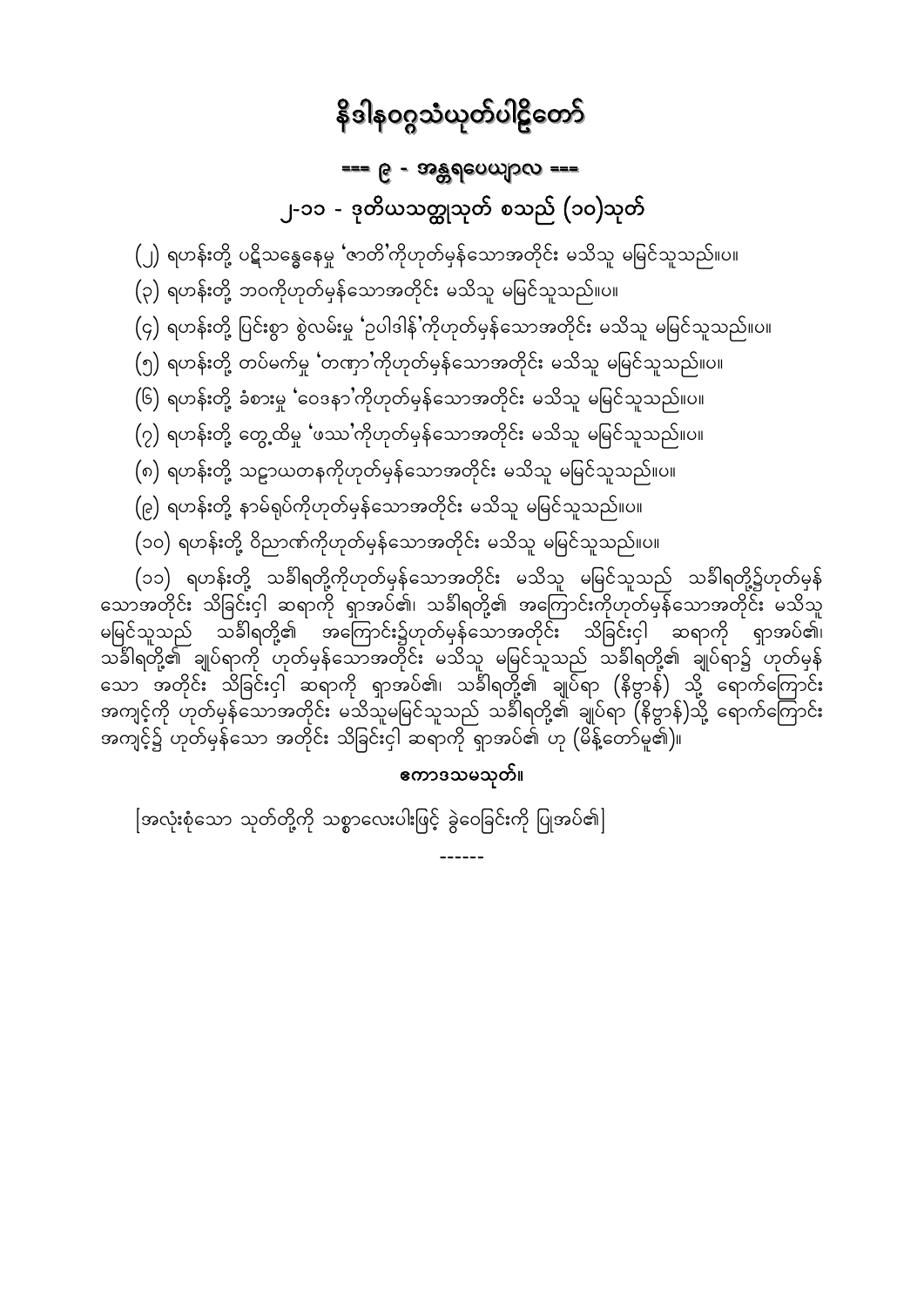# နိဒါနဝဂ္ဂသံယုတ်ပါဠိတော်

## === ၉ - အန္တရပေယျာလ ===

### ၂-၁၁ - ဒုတိယသတ္ထုသုတ် စသည် (၁၀)သုတ်

(၂) ရဟန်းတို့ ပဋိသန္ဓေနေမှု 'ဇာတိ'ကိုဟုတ်မှန်သောအတိုင်း မသိသူ မမြင်သူသည်။ပ။

(၃) ရဟန်းတို့ ဘဝကိုဟုတ်မှန်သောအတိုင်း မသိသူ မမြင်သူသည်။ပ။

(၄) ရဟန်းတို့ ပြင်းစွာ စွဲလမ်းမှု 'ဥပါဒါန်'ကိုဟုတ်မှန်သောအတိုင်း မသိသူ မမြင်သူသည်။ပ။

(၅) ရဟန်းတို့ တပ်မက်မှု 'တဏှာ'ကိုဟုတ်မှန်သောအတိုင်း မသိသူ မမြင်သူသည်။ပ။

(၆) ရဟန်းတို့ ခံစားမှု 'ဝေဒနာ'ကိုဟုတ်မှန်သောအတိုင်း မသိသူ မမြင်သူသည်။ပ။

(၇) ရဟန်းတို့ တွေ့ထိမှု 'ဖဿ'ကိုဟုတ်မှန်သောအတိုင်း မသိသူ မမြင်သူသည်။ပ။

(၈) ရဟန်းတို့ သဠာယတနကိုဟုတ်မှန်သောအတိုင်း မသိသူ မမြင်သူသည်။ပ။

(၉) ရဟန်းတို့ နာမ်ရုပ်ကိုဟုတ်မှန်သောအတိုင်း မသိသူ မမြင်သူသည်။ပ။

(၁၀) ရဟန်းတို့ ဝိညာဏ်ကိုဟုတ်မှန်သောအတိုင်း မသိသူ မမြင်သူသည်။ပ။

(၁၁) ရဟန်းတို့ သင်္ခါရတို့ကိုဟုတ်မှန်သောအတိုင်း မသိသူ မမြင်သူသည် သင်္ခါရတို့၌ဟုတ်မှန်သောအတိုင်း သိခြင်းငှါ ဆရာကို ရှာအပ်၏၊ သင်္ခါရတို့၏ အကြောင်းကိုဟုတ်မှန်သောအတိုင်း မသိသူ မမြင်သူသည် သင်္ခါရတို့၏ အကြောင်း၌ဟုတ်မှန်သောအတိုင်း သိခြင်းငှါ ဆရာကို ရှာအပ်၏၊ သင်္ခါရတို့၏ ချုပ်ရာကို ဟုတ်မှန်သောအတိုင်း မသိသူ မမြင်သူသည် သင်္ခါရတို့၏ ချုပ်ရာ၌ ဟုတ်မှန်သော အတိုင်း သိခြင်းငှါ ဆရာကို ရှာအပ်၏၊ သင်္ခါရတို့၏ ချုပ်ရာ (နိဗ္ဗာန်) သို့ ရောက်ကြောင်း အကျင့်ကို ဟုတ်မှန်သောအတိုင်း မသိသူမမြင်သူသည် သင်္ခါရတို့၏ ချုပ်ရာ (နိဗ္ဗာန်)သို့ ရောက်ကြောင်း အကျင့်၌ ဟုတ်မှန်သော အတိုင်း သိခြင်းငှါ ဆရာကို ရှာအပ်၏ ဟု (မိန့်တော်မူ၏)။

**ဧကာဒသမသုတ်။**

[အလုံးစုံသော သုတ်တို့ကို သစ္စာလေးပါးဖြင့် ခွဲဝေခြင်းကို ပြုအပ်၏]

------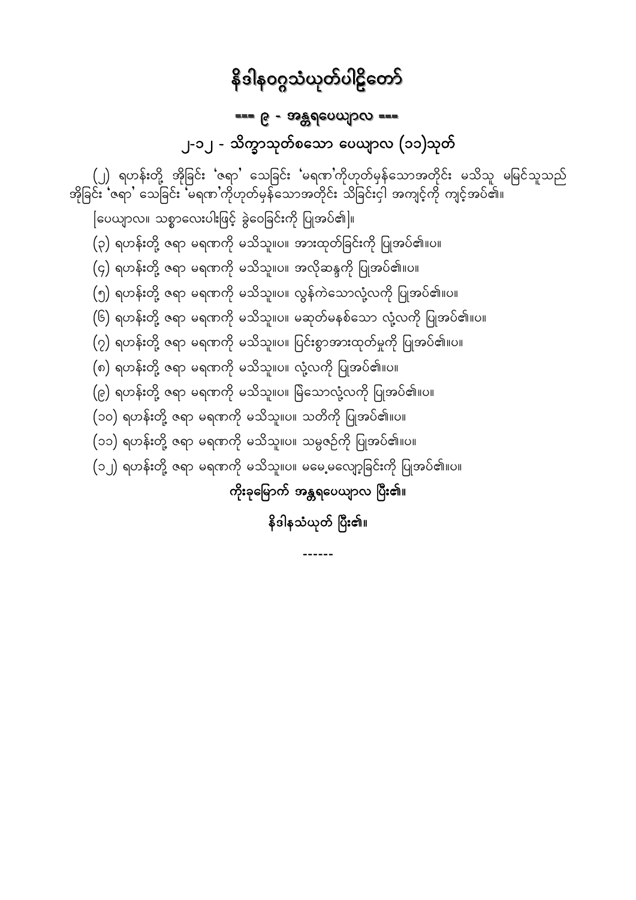# နိဒါနဝဂ္ဂသံယုတ်ပါဠိတော်

## === ၉ - အန္တရပေယျာလ ===

## ၂-၁၂ - သိက္ခာသုတ်စသော ပေယျာလ (၁၁)သုတ်

(၂) ရဟန်းတို့ အိုခြင်း 'ဇရာ' သေခြင်း 'မရဏ'ကိုဟုတ်မှန်သောအတိုင်း မသိသူ မမြင်သူသည် အိုခြင်း 'ဇရာ' သေခြင်း 'မရဏ'ကိုဟုတ်မှန်သောအတိုင်း သိခြင်းငှါ အကျင့်ကို ကျင့်အပ်၏။

[ပေယျာလ။ သစ္စာလေးပါးဖြင့် ခွဲဝေခြင်းကို ပြုအပ်၏]။

(၃) ရဟန်းတို့ ဇရာ မရဏကို မသိသူ။ပ။ အားထုတ်ခြင်းကို ပြုအပ်၏။ပ။

(၄) ရဟန်းတို့ ဇရာ မရဏကို မသိသူ။ပ။ အလိုဆန္ဒကို ပြုအပ်၏။ပ။

(၅) ရဟန်းတို့ ဇရာ မရဏကို မသိသူ။ပ။ လွန်ကဲသောလုံ့လကို ပြုအပ်၏။ပ။

(၆) ရဟန်းတို့ ဇရာ မရဏကို မသိသူ။ပ။ မဆုတ်မနစ်သော လုံ့လကို ပြုအပ်၏။ပ။

(၇) ရဟန်းတို့ ဇရာ မရဏကို မသိသူ။ပ။ ပြင်းစွာအားထုတ်မှုကို ပြုအပ်၏။ပ။

(၈) ရဟန်းတို့ ဇရာ မရဏကို မသိသူ။ပ။ လုံ့လကို ပြုအပ်၏။ပ။

(၉) ရဟန်းတို့ ဇရာ မရဏကို မသိသူ။ပ။ မြဲသောလုံ့လကို ပြုအပ်၏။ပ။

(၁၀) ရဟန်းတို့ ဇရာ မရဏကို မသိသူ။ပ။ သတိကို ပြုအပ်၏။ပ။

(၁၁) ရဟန်းတို့ ဇရာ မရဏကို မသိသူ။ပ။ သမ္ပဇဉ်ကို ပြုအပ်၏။ပ။

(၁၂) ရဟန်းတို့ ဇရာ မရဏကို မသိသူ။ပ။ မမေ့မလျော့ခြင်းကို ပြုအပ်၏။ပ။

**ကိုးခုမြောက် အန္တရပေယျာလ ပြီး၏။**

**နိဒါနသံယုတ် ပြီး၏။**

------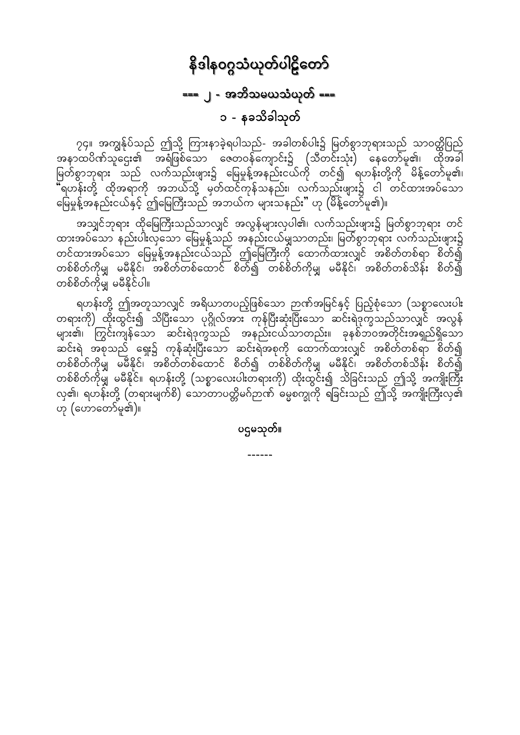# နိဒါနဝဂ္ဂသံယုတ်ပါဠိတော်

## === ၂ - အဘိသမယသံယုတ် ===

### ၁ - နခသိခါသုတ်

၇၄။ အကျွန်ုပ်သည် ဤသို့ ကြားနာခဲ့ရပါသည်- အခါတစ်ပါး၌ မြတ်စွာဘုရားသည် သာဝတ္ထိပြည် အနာထပိဏ်သူဌေး၏ အရံဖြစ်သော ဇေတဝန်ကျောင်း၌ (သီတင်းသုံး) နေတော်မူ၏၊ ထိုအခါ မြတ်စွာဘုရား သည် လက်သည်းဖျား၌ မြေမှုန့်အနည်းငယ်ကို တင်၍ ရဟန်းတို့ကို မိန့်တော်မူ၏၊ "ရဟန်းတို့ ထိုအရာကို အဘယ်သို့ မှတ်ထင်ကုန်သနည်း၊ လက်သည်းဖျား၌ ငါ တင်ထားအပ်သော မြေမှုန့်အနည်းငယ်နှင့် ဤမြေကြီးသည် အဘယ်က များသနည်း" ဟု (မိန့်တော်မူ၏)။

အသျှင်ဘုရား ထိုမြေကြီးသည်သာလျှင် အလွန်များလှပါ၏၊ လက်သည်းဖျား၌ မြတ်စွာဘုရား တင်ထားအပ်သော နည်းပါးလှသော မြေမှုန့်သည် အနည်းငယ်မျှသာတည်း၊ မြတ်စွာဘုရား လက်သည်းဖျား၌ တင်ထားအပ်သော မြေမှုန့်အနည်းငယ်သည် ဤမြေကြီးကို ထောက်ထားလျှင် အစိတ်တစ်ရာ စိတ်၍ တစ်စိတ်ကိုမျှ မမီနိုင်၊ အစိတ်တစ်ထောင် စိတ်၍ တစ်စိတ်ကိုမျှ မမီနိုင်၊ အစိတ်တစ်သိန်း စိတ်၍ တစ်စိတ်ကိုမျှ မမီနိုင်ပါ။

ရဟန်းတို့ ဤအတူသာလျှင် အရိယာတပည့်ဖြစ်သော ဉာဏ်အမြင်နှင့် ပြည့်စုံသော (သစ္စာလေးပါး တရားကို) ထိုးထွင်း၍ သိပြီးသော ပုဂ္ဂိုလ်အား ကုန်ပြီးဆုံးပြီးသော ဆင်းရဲဒုက္ခသည်သာလျှင် အလွန်များ၏၊ ကြွင်းကျန်သော ဆင်းရဲဒုက္ခသည် အနည်းငယ်သာတည်း။ ခုနစ်ဘဝအတိုင်းအရှည်ရှိသော ဆင်းရဲ အစုသည် ရှေး၌ ကုန်ဆုံးပြီးသော ဆင်းရဲအစုကို ထောက်ထားလျှင် အစိတ်တစ်ရာ စိတ်၍ တစ်စိတ်ကိုမျှ မမီနိုင်၊ အစိတ်တစ်ထောင် စိတ်၍ တစ်စိတ်ကိုမျှ မမီနိုင်၊ အစိတ်တစ်သိန်း စိတ်၍ တစ်စိတ်ကိုမျှ မမီနိုင်။ ရဟန်းတို့ (သစ္စာလေးပါးတရားကို) ထိုးထွင်း၍ သိခြင်းသည် ဤသို့ အကျိုးကြီးလှ၏၊ ရဟန်းတို့ (တရားမျက်စိ) သောတာပတ္တိမဂ်ဉာဏ် ဓမ္မစက္ခုကို ရခြင်းသည် ဤသို့ အကျိုးကြီးလှ၏ ဟု (ဟောတော်မူ၏)။

ပဌမသုတ်။

------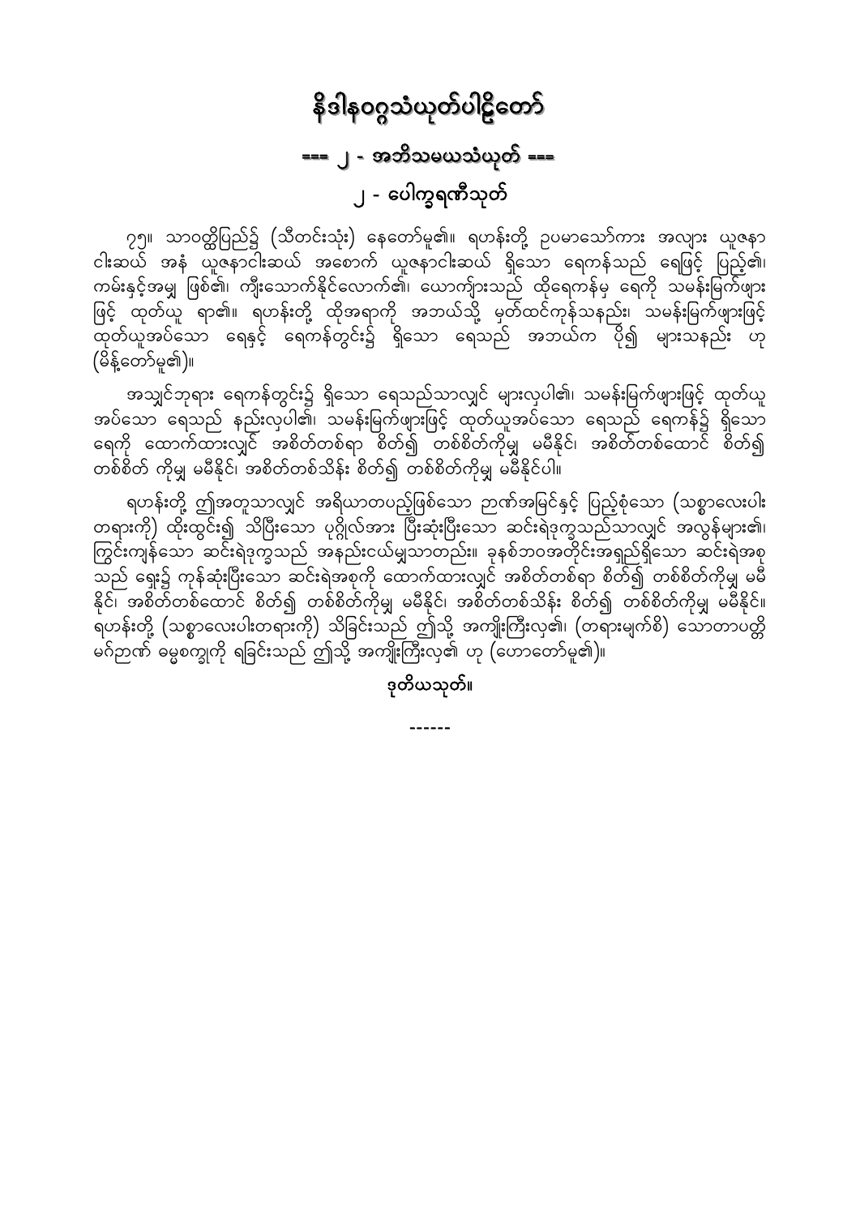# နိဒါနဝဂ္ဂသံယုတ်ပါဠိတော်

## === ၂ - အဘိသမယသံယုတ် ===

## ၂ - ပေါက္ခရဏီသုတ်

၇၅။ သာဝတ္ထိပြည်၌ (သီတင်းသုံး) နေတော်မူ၏။ ရဟန်းတို့ ဥပမာသော်ကား အလျား ယူဇနာ ငါးဆယ် အနံ ယူဇနာငါးဆယ် အစောက် ယူဇနာငါးဆယ် ရှိသော ရေကန်သည် ရေဖြင့် ပြည့်၏၊ ကမ်းနှင့်အမျှ ဖြစ်၏၊ ကျီးသောက်နိုင်လောက်၏။ ယောကျ်ားသည် ထိုရေကန်မှ ရေကို သမန်းမြက်ဖျား ဖြင့် ထုတ်ယူ ရာ၏။ ရဟန်းတို့ ထိုအရာကို အဘယ်သို့ မှတ်ထင်ကုန်သနည်း၊ သမန်းမြက်ဖျားဖြင့် ထုတ်ယူအပ်သော ရေနှင့် ရေကန်တွင်း၌ ရှိသော ရေသည် အဘယ်က ပို၍ များသနည်း ဟု (မိန့်တော်မူ၏)။

အသျှင်ဘုရား ရေကန်တွင်း၌ ရှိသော ရေသည်သာလျှင် များလှပါ၏၊ သမန်းမြက်ဖျားဖြင့် ထုတ်ယူ အပ်သော ရေသည် နည်းလှပါ၏၊ သမန်းမြက်ဖျားဖြင့် ထုတ်ယူအပ်သော ရေသည် ရေကန်၌ ရှိသော ရေကို ထောက်ထားလျှင် အစိတ်တစ်ရာ စိတ်၍ တစ်စိတ်ကိုမျှ မမီနိုင်၊ အစိတ်တစ်ထောင် စိတ်၍ တစ်စိတ် ကိုမျှ မမီနိုင်၊ အစိတ်တစ်သိန်း စိတ်၍ တစ်စိတ်ကိုမျှ မမီနိုင်ပါ။

ရဟန်းတို့ ဤအတူသာလျှင် အရိယာတပည့်ဖြစ်သော ဉာဏ်အမြင်နှင့် ပြည့်စုံသော (သစ္စာလေးပါး တရားကို) ထိုးထွင်း၍ သိပြီးသော ပုဂ္ဂိုလ်အား ပြီးဆုံးပြီးသော ဆင်းရဲဒုက္ခသည်သာလျှင် အလွန်များ၏၊ ကြွင်းကျန်သော ဆင်းရဲဒုက္ခသည် အနည်းငယ်မျှသာတည်း။ ခုနစ်ဘဝအတိုင်းအရှည်ရှိသော ဆင်းရဲအစု သည် ရှေး၌ ကုန်ဆုံးပြီးသော ဆင်းရဲအစုကို ထောက်ထားလျှင် အစိတ်တစ်ရာ စိတ်၍ တစ်စိတ်ကိုမျှ မမီ နိုင်၊ အစိတ်တစ်ထောင် စိတ်၍ တစ်စိတ်ကိုမျှ မမီနိုင်၊ အစိတ်တစ်သိန်း စိတ်၍ တစ်စိတ်ကိုမျှ မမီနိုင်။ ရဟန်းတို့ (သစ္စာလေးပါးတရားကို) သိခြင်းသည် ဤသို့ အကျိုးကြီးလှ၏၊ (တရားမျက်စိ) သောတာပတ္တိ မဂ်ဉာဏ် ဓမ္မစက္ခုကို ရခြင်းသည် ဤသို့ အကျိုးကြီးလှ၏ ဟု (ဟောတော်မူ၏)။

ဒုတိယသုတ်။

------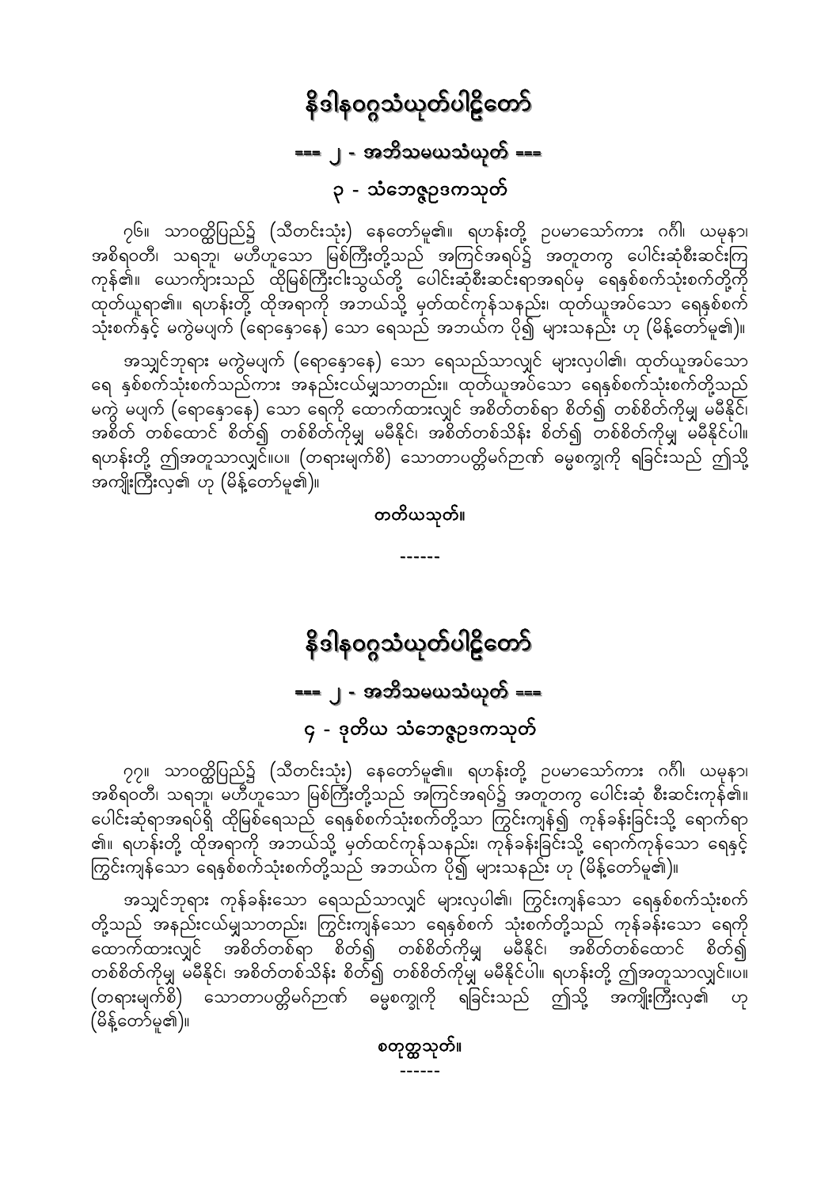# နိဒါနဝဂ္ဂသံယုတ်ပါဠိတော်

## === ၂ - အဘိသမယသံယုတ် ===

### ၃ - သံဘေဇ္ဇဥဒကသုတ်

၇၆။ သာဝတ္ထိပြည်၌ (သီတင်းသုံး) နေတော်မူ၏။ ရဟန်းတို့ ဥပမာသော်ကား ဂင်္ဂါ၊ ယမုနာ၊ အစိရဝတီ၊ သရဘူ၊ မဟီဟူသော မြစ်ကြီးတို့သည် အကြင်အရပ်၌ အတူတကွ ပေါင်းဆုံစီးဆင်းကြကုန်၏။ ယောကျ်ားသည် ထိုမြစ်ကြီးငါးသွယ်တို့ ပေါင်းဆုံစီးဆင်းရာအရပ်မှ ရေနှစ်စက်သုံးစက်တို့ကို ထုတ်ယူရာ၏။ ရဟန်းတို့ ထိုအရာကို အဘယ်သို့ မှတ်ထင်ကုန်သနည်း၊ ထုတ်ယူအပ်သော ရေနှစ်စက်သုံးစက်နှင့် မကွဲမပျက် (ရောနှောနေ) သော ရေသည် အဘယ်က ပို၍ များသနည်း ဟု (မိန့်တော်မူ၏)။

အသျှင်ဘုရား မကွဲမပျက် (ရောနှောနေ) သော ရေသည်သာလျှင် များလှပါ၏၊ ထုတ်ယူအပ်သော ရေ နှစ်စက်သုံးစက်သည်ကား အနည်းငယ်မျှသာတည်း။ ထုတ်ယူအပ်သော ရေနှစ်စက်သုံးစက်တို့သည် မကွဲ မပျက် (ရောနှောနေ) သော ရေကို ထောက်ထားလျှင် အစိတ်တစ်ရာ စိတ်၍ တစ်စိတ်ကိုမျှ မမီနိုင်၊ အစိတ် တစ်ထောင် စိတ်၍ တစ်စိတ်ကိုမျှ မမီနိုင်၊ အစိတ်တစ်သိန်း စိတ်၍ တစ်စိတ်ကိုမျှ မမီနိုင်ပါ။ ရဟန်းတို့ ဤအတူသာလျှင်။ပ။ (တရားမျက်စိ) သောတာပတ္တိမဂ်ဉာဏ် ဓမ္မစက္ခုကို ရခြင်းသည် ဤသို့ အကျိုးကြီးလှ၏ ဟု (မိန့်တော်မူ၏)။

**တတိယသုတ်။**

------

# နိဒါနဝဂ္ဂသံယုတ်ပါဠိတော်

## === ၂ - အဘိသမယသံယုတ် ===

### ၄ - ဒုတိယ သံဘေဇ္ဇဥဒကသုတ်

၇၇။ သာဝတ္ထိပြည်၌ (သီတင်းသုံး) နေတော်မူ၏။ ရဟန်းတို့ ဥပမာသော်ကား ဂင်္ဂါ၊ ယမုနာ၊ အစိရဝတီ၊ သရဘူ၊ မဟီဟူသော မြစ်ကြီးတို့သည် အကြင်အရပ်၌ အတူတကွ ပေါင်းဆုံ စီးဆင်းကုန်၏။ ပေါင်းဆုံရာအရပ်ရှိ ထိုမြစ်ရေသည် ရေနှစ်စက်သုံးစက်တို့သာ ကြွင်းကျန်၍ ကုန်ခန်းခြင်းသို့ ရောက်ရာ၏။ ရဟန်းတို့ ထိုအရာကို အဘယ်သို့ မှတ်ထင်ကုန်သနည်း၊ ကုန်ခန်းခြင်းသို့ ရောက်ကုန်သော ရေနှင့် ကြွင်းကျန်သော ရေနှစ်စက်သုံးစက်တို့သည် အဘယ်က ပို၍ များသနည်း ဟု (မိန့်တော်မူ၏)။

အသျှင်ဘုရား ကုန်ခန်းသော ရေသည်သာလျှင် များလှပါ၏၊ ကြွင်းကျန်သော ရေနှစ်စက်သုံးစက်တို့သည် အနည်းငယ်မျှသာတည်း၊ ကြွင်းကျန်သော ရေနှစ်စက် သုံးစက်တို့သည် ကုန်ခန်းသော ရေကို ထောက်ထားလျှင် အစိတ်တစ်ရာ စိတ်၍ တစ်စိတ်ကိုမျှ မမီနိုင်၊ အစိတ်တစ်ထောင် စိတ်၍ တစ်စိတ်ကိုမျှ မမီနိုင်၊ အစိတ်တစ်သိန်း စိတ်၍ တစ်စိတ်ကိုမျှ မမီနိုင်ပါ။ ရဟန်းတို့ ဤအတူသာလျှင်။ပ။ (တရားမျက်စိ) သောတာပတ္တိမဂ်ဉာဏ် ဓမ္မစက္ခုကို ရခြင်းသည် ဤသို့ အကျိုးကြီးလှ၏ ဟု (မိန့်တော်မူ၏)။

**စတုတ္ထသုတ်။**

------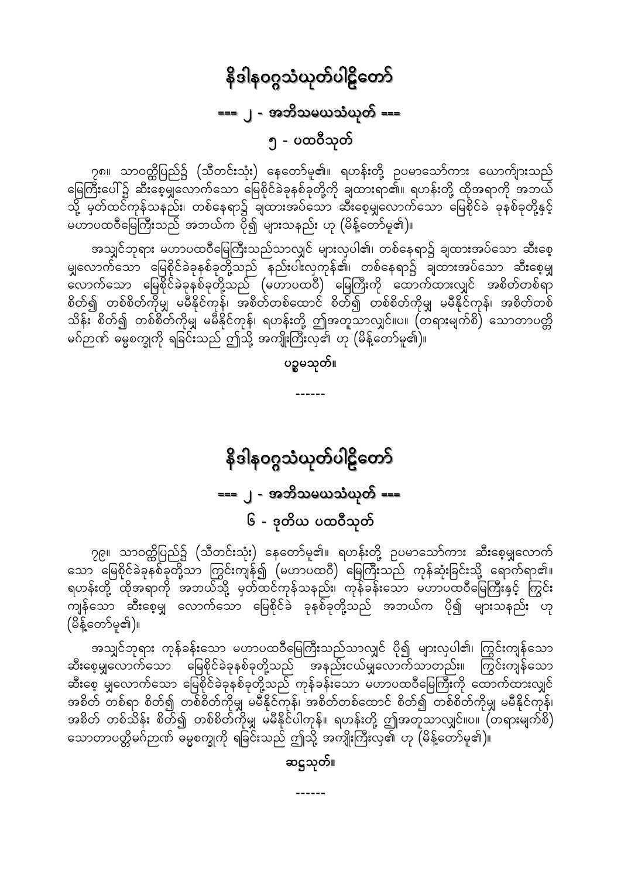# နိဒါနဝဂ္ဂသံယုတ်ပါဠိတော်

## === ၂ - အဘိသမယသံယုတ် ===

### ၅ - ပထဝီသုတ်

၇၈။ သာဝတ္ထိပြည်၌ (သီတင်းသုံး) နေတော်မူ၏။ ရဟန်းတို့ ဥပမာသော်ကား ယောကျ်ားသည် မြေကြီးပေါ်၌ ဆီးစေ့မျှလောက်သော မြေစိုင်ခဲခုနစ်ခုတို့ကို ချထားရာ၏။ ရဟန်းတို့ ထိုအရာကို အဘယ်သို့ မှတ်ထင်ကုန်သနည်း၊ တစ်နေရာ၌ ချထားအပ်သော ဆီးစေ့မျှလောက်သော မြေစိုင်ခဲ ခုနစ်ခုတို့နှင့် မဟာပထဝီမြေကြီးသည် အဘယ်က ပို၍ များသနည်း ဟု (မိန့်တော်မူ၏)။

အသျှင်ဘုရား မဟာပထဝီမြေကြီးသည်သာလျှင် များလှပါ၏၊ တစ်နေရာ၌ ချထားအပ်သော ဆီးစေ့မျှလောက်သော မြေစိုင်ခဲခုနစ်ခုတို့သည် နည်းပါးလှကုန်၏၊ တစ်နေရာ၌ ချထားအပ်သော ဆီးစေ့မျှလောက်သော မြေစိုင်ခဲခုနစ်ခုတို့သည် (မဟာပထဝီ) မြေကြီးကို ထောက်ထားလျှင် အစိတ်တစ်ရာ စိတ်၍ တစ်စိတ်ကိုမျှ မမီနိုင်ကုန်၊ အစိတ်တစ်ထောင် စိတ်၍ တစ်စိတ်ကိုမျှ မမီနိုင်ကုန်၊ အစိတ်တစ်သိန်း စိတ်၍ တစ်စိတ်ကိုမျှ မမီနိုင်ကုန်၊ ရဟန်းတို့ ဤအတူသာလျှင်။ပ။ (တရားမျက်စိ) သောတာပတ္တိမဂ်ဉာဏ် ဓမ္မစက္ခုကို ရခြင်းသည် ဤသို့ အကျိုးကြီးလှ၏ ဟု (မိန့်တော်မူ၏)။

ပဉ္စမသုတ်။

------

# နိဒါနဝဂ္ဂသံယုတ်ပါဠိတော်

## === ၂ - အဘိသမယသံယုတ် ===

### ၆ - ဒုတိယ ပထဝီသုတ်

၇၉။ သာဝတ္ထိပြည်၌ (သီတင်းသုံး) နေတော်မူ၏။ ရဟန်းတို့ ဥပမာသော်ကား ဆီးစေ့မျှလောက်သော မြေစိုင်ခဲခုနစ်ခုတို့သာ ကြွင်းကျန်၍ (မဟာပထဝီ) မြေကြီးသည် ကုန်ဆုံးခြင်းသို့ ရောက်ရာ၏။ ရဟန်းတို့ ထိုအရာကို အဘယ်သို့ မှတ်ထင်ကုန်သနည်း၊ ကုန်ခန်းသော မဟာပထဝီမြေကြီးနှင့် ကြွင်းကျန်သော ဆီးစေ့မျှ လောက်သော မြေစိုင်ခဲ ခုနစ်ခုတို့သည် အဘယ်က ပို၍ များသနည်း ဟု (မိန့်တော်မူ၏)။

အသျှင်ဘုရား ကုန်ခန်းသော မဟာပထဝီမြေကြီးသည်သာလျှင် ပို၍ များလှပါ၏၊ ကြွင်းကျန်သော ဆီးစေ့မျှလောက်သော မြေစိုင်ခဲခုနစ်ခုတို့သည် အနည်းငယ်မျှလောက်သာတည်း။ ကြွင်းကျန်သော ဆီးစေ့ မျှလောက်သော မြေစိုင်ခဲခုနစ်ခုတို့သည် ကုန်ခန်းသော မဟာပထဝီမြေကြီးကို ထောက်ထားလျှင် အစိတ် တစ်ရာ စိတ်၍ တစ်စိတ်ကိုမျှ မမီနိုင်ကုန်၊ အစိတ်တစ်ထောင် စိတ်၍ တစ်စိတ်ကိုမျှ မမီနိုင်ကုန်၊ အစိတ် တစ်သိန်း စိတ်၍ တစ်စိတ်ကိုမျှ မမီနိုင်ပါကုန်။ ရဟန်းတို့ ဤအတူသာလျှင်။ပ။ (တရားမျက်စိ) သောတာပတ္တိမဂ်ဉာဏ် ဓမ္မစက္ခုကို ရခြင်းသည် ဤသို့ အကျိုးကြီးလှ၏ ဟု (မိန့်တော်မူ၏)။

ဆဋ္ဌသုတ်။

------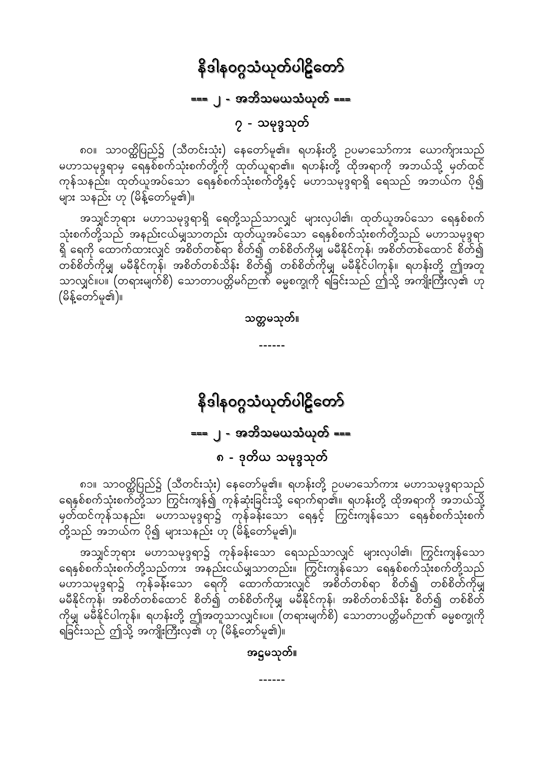# နိဒါနဝဂ္ဂသံယုတ်ပါဠိတော်

## === ၂ - အဘိသမယသံယုတ် ===

### ၇ - သမုဒ္ဒသုတ်

၈၀။ သာဝတ္ထိပြည်၌ (သီတင်းသုံး) နေတော်မူ၏။ ရဟန်းတို့ ဥပမာသော်ကား ယောကျ်ားသည် မဟာသမုဒ္ဒရာမှ ရေနှစ်စက်သုံးစက်တို့ကို ထုတ်ယူရာ၏။ ရဟန်းတို့ ထိုအရာကို အဘယ်သို့ မှတ်ထင်ကုန်သနည်း၊ ထုတ်ယူအပ်သော ရေနှစ်စက်သုံးစက်တို့နှင့် မဟာသမုဒ္ဒရာရှိ ရေသည် အဘယ်က ပို၍ များ သနည်း ဟု (မိန့်တော်မူ၏)။

အသျှင်ဘုရား မဟာသမုဒ္ဒရာရှိ ရေတို့သည်သာလျှင် များလှပါ၏၊ ထုတ်ယူအပ်သော ရေနှစ်စက်သုံးစက်တို့သည် အနည်းငယ်မျှသာတည်း ထုတ်ယူအပ်သော ရေနှစ်စက်သုံးစက်တို့သည် မဟာသမုဒ္ဒရာရှိ ရေကို ထောက်ထားလျှင် အစိတ်တစ်ရာ စိတ်၍ တစ်စိတ်ကိုမျှ မမီနိုင်ကုန်၊ အစိတ်တစ်ထောင် စိတ်၍ တစ်စိတ်ကိုမျှ မမီနိုင်ကုန်၊ အစိတ်တစ်သိန်း စိတ်၍ တစ်စိတ်ကိုမျှ မမီနိုင်ပါကုန်။ ရဟန်းတို့ ဤအတူ သာလျှင်။ပ။ (တရားမျက်စိ) သောတာပတ္တိမဂ်ဉာဏ် ဓမ္မစက္ခုကို ရခြင်းသည် ဤသို့ အကျိုးကြီးလှ၏ ဟု (မိန့်တော်မူ၏)။

**သတ္တမသုတ်။**

------

# နိဒါနဝဂ္ဂသံယုတ်ပါဠိတော်

## === ၂ - အဘိသမယသံယုတ် ===

### ၈ - ဒုတိယ သမုဒ္ဒသုတ်

၈၁။ သာဝတ္ထိပြည်၌ (သီတင်းသုံး) နေတော်မူ၏။ ရဟန်းတို့ ဥပမာသော်ကား မဟာသမုဒ္ဒရာသည် ရေနှစ်စက်သုံးစက်တို့သာ ကြွင်းကျန်၍ ကုန်ဆုံးခြင်းသို့ ရောက်ရာ၏။ ရဟန်းတို့ ထိုအရာကို အဘယ်သို့ မှတ်ထင်ကုန်သနည်း၊ မဟာသမုဒ္ဒရာ၌ ကုန်ခန်းသော ရေနှင့် ကြွင်းကျန်သော ရေနှစ်စက်သုံးစက်တို့သည် အဘယ်က ပို၍ များသနည်း ဟု (မိန့်တော်မူ၏)။

အသျှင်ဘုရား မဟာသမုဒ္ဒရာ၌ ကုန်ခန်းသော ရေသည်သာလျှင် များလှပါ၏၊ ကြွင်းကျန်သော ရေနှစ်စက်သုံးစက်တို့သည်ကား အနည်းငယ်မျှသာတည်း။ ကြွင်းကျန်သော ရေနှစ်စက်သုံးစက်တို့သည် မဟာသမုဒ္ဒရာ၌ ကုန်ခန်းသော ရေကို ထောက်ထားလျှင် အစိတ်တစ်ရာ စိတ်၍ တစ်စိတ်ကိုမျှ မမီနိုင်ကုန်၊ အစိတ်တစ်ထောင် စိတ်၍ တစ်စိတ်ကိုမျှ မမီနိုင်ကုန်၊ အစိတ်တစ်သိန်း စိတ်၍ တစ်စိတ်ကိုမျှ မမီနိုင်ပါကုန်။ ရဟန်းတို့ ဤအတူသာလျှင်။ပ။ (တရားမျက်စိ) သောတာပတ္တိမဂ်ဉာဏ် ဓမ္မစက္ခုကို ရခြင်းသည် ဤသို့ အကျိုးကြီးလှ၏ ဟု (မိန့်တော်မူ၏)။

**အဋ္ဌမသုတ်။**

------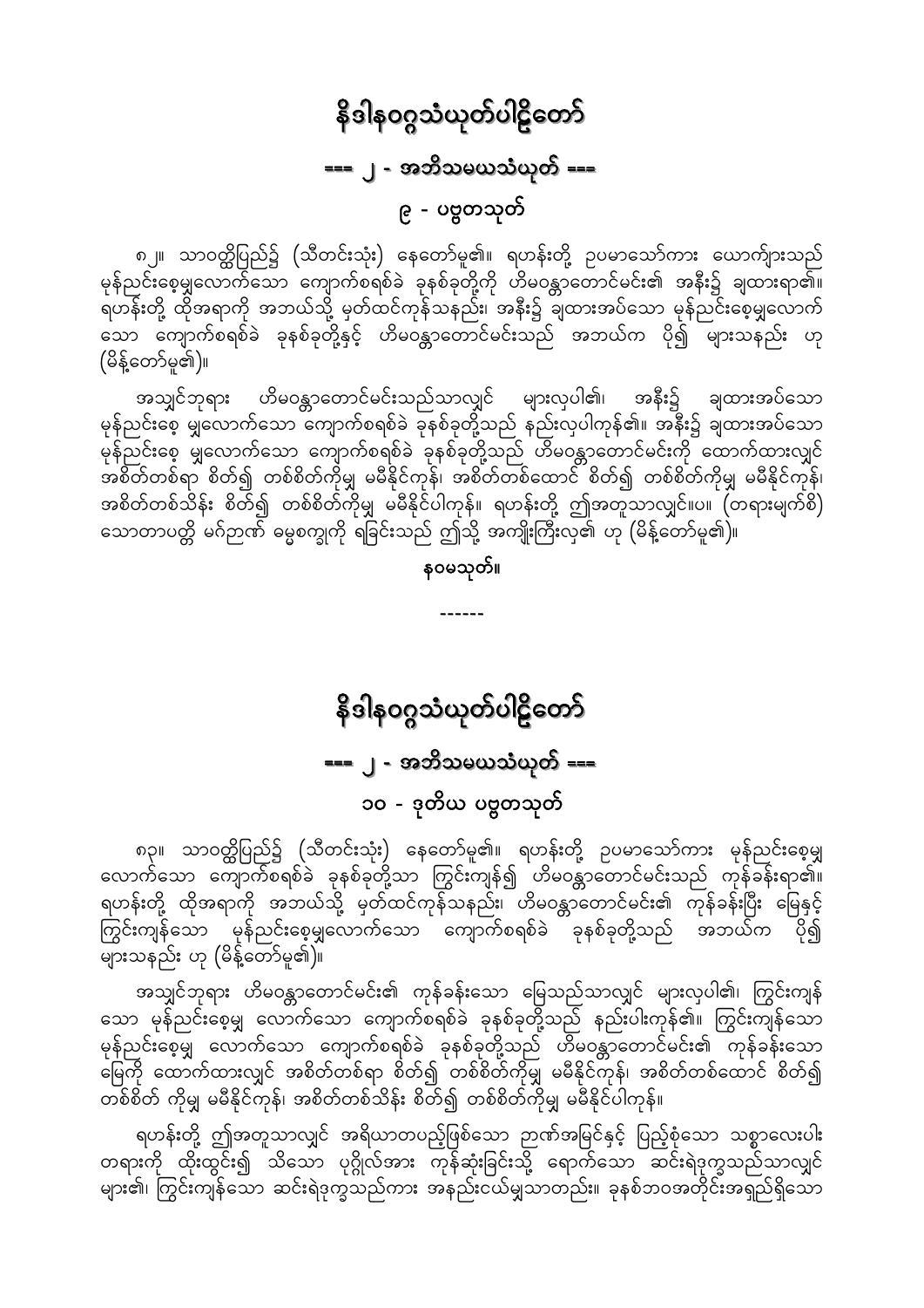# နိဒါနဝဂ္ဂသံယုတ်ပါဠိတော်

## === ၂ - အဘိသမယသံယုတ် ===

### ၉ - ပဗ္ဗတသုတ်

၈၂။ သာဝတ္ထိပြည်၌ (သီတင်းသုံး) နေတော်မူ၏။ ရဟန်းတို့ ဥပမာသော်ကား ယောကျ်ားသည် မုန်ညင်းစေ့မျှလောက်သော ကျောက်စရစ်ခဲ ခုနစ်ခုတို့ကို ဟိမဝန္တာတောင်မင်း၏ အနီး၌ ချထားရာ၏။ ရဟန်းတို့ ထိုအရာကို အဘယ်သို့ မှတ်ထင်ကုန်သနည်း၊ အနီး၌ ချထားအပ်သော မုန်ညင်းစေ့မျှလောက်သော ကျောက်စရစ်ခဲ ခုနစ်ခုတို့နှင့် ဟိမဝန္တာတောင်မင်းသည် အဘယ်က ပို၍ များသနည်း ဟု (မိန့်တော်မူ၏)။

အသျှင်ဘုရား ဟိမဝန္တာတောင်မင်းသည်သာလျှင် များလှပါ၏၊ အနီး၌ ချထားအပ်သော မုန်ညင်းစေ့ မျှလောက်သော ကျောက်စရစ်ခဲ ခုနစ်ခုတို့သည် နည်းလှပါကုန်၏။ အနီး၌ ချထားအပ်သော မုန်ညင်းစေ့ မျှလောက်သော ကျောက်စရစ်ခဲ ခုနစ်ခုတို့သည် ဟိမဝန္တာတောင်မင်းကို ထောက်ထားလျှင် အစိတ်တစ်ရာ စိတ်၍ တစ်စိတ်ကိုမျှ မမီနိုင်ကုန်၊ အစိတ်တစ်ထောင် စိတ်၍ တစ်စိတ်ကိုမျှ မမီနိုင်ကုန်၊ အစိတ်တစ်သိန်း စိတ်၍ တစ်စိတ်ကိုမျှ မမီနိုင်ပါကုန်။ ရဟန်းတို့ ဤအတူသာလျှင်။ပ။ (တရားမျက်စိ) သောတာပတ္တိ မဂ်ဉာဏ် ဓမ္မစက္ခုကို ရခြင်းသည် ဤသို့ အကျိုးကြီးလှ၏ ဟု (မိန့်တော်မူ၏)။

**နဝမသုတ်။**

------

# နိဒါနဝဂ္ဂသံယုတ်ပါဠိတော်

## === ၂ - အဘိသမယသံယုတ် ===

### ၁၀ - ဒုတိယ ပဗ္ဗတသုတ်

၈၃။ သာဝတ္ထိပြည်၌ (သီတင်းသုံး) နေတော်မူ၏။ ရဟန်းတို့ ဥပမာသော်ကား မုန်ညင်းစေ့မျှ လောက်သော ကျောက်စရစ်ခဲ ခုနစ်ခုတို့သာ ကြွင်းကျန်၍ ဟိမဝန္တာတောင်မင်းသည် ကုန်ခန်းရာ၏။ ရဟန်းတို့ ထိုအရာကို အဘယ်သို့ မှတ်ထင်ကုန်သနည်း၊ ဟိမဝန္တာတောင်မင်း၏ ကုန်ခန်းပြီး မြေနှင့် ကြွင်းကျန်သော မုန်ညင်းစေ့မျှလောက်သော ကျောက်စရစ်ခဲ ခုနစ်ခုတို့သည် အဘယ်က ပို၍ များသနည်း ဟု (မိန့်တော်မူ၏)။

အသျှင်ဘုရား ဟိမဝန္တာတောင်မင်း၏ ကုန်ခန်းသော မြေသည်သာလျှင် များလှပါ၏၊ ကြွင်းကျန် သော မုန်ညင်းစေ့မျှ လောက်သော ကျောက်စရစ်ခဲ ခုနစ်ခုတို့သည် နည်းပါးကုန်၏။ ကြွင်းကျန်သော မုန်ညင်းစေ့မျှ လောက်သော ကျောက်စရစ်ခဲ ခုနစ်ခုတို့သည် ဟိမဝန္တာတောင်မင်း၏ ကုန်ခန်းသော မြေကို ထောက်ထားလျှင် အစိတ်တစ်ရာ စိတ်၍ တစ်စိတ်ကိုမျှ မမီနိုင်ကုန်၊ အစိတ်တစ်ထောင် စိတ်၍ တစ်စိတ် ကိုမျှ မမီနိုင်ကုန်၊ အစိတ်တစ်သိန်း စိတ်၍ တစ်စိတ်ကိုမျှ မမီနိုင်ပါကုန်။

ရဟန်းတို့ ဤအတူသာလျှင် အရိယာတပည့်ဖြစ်သော ဉာဏ်အမြင်နှင့် ပြည့်စုံသော သစ္စာလေးပါး တရားကို ထိုးထွင်း၍ သိသော ပုဂ္ဂိုလ်အား ကုန်ဆုံးခြင်းသို့ ရောက်သော ဆင်းရဲဒုက္ခသည်သာလျှင် များ၏၊ ကြွင်းကျန်သော ဆင်းရဲဒုက္ခသည်ကား အနည်းငယ်မျှသာတည်း။ ခုနစ်ဘဝအတိုင်းအရှည်ရှိသော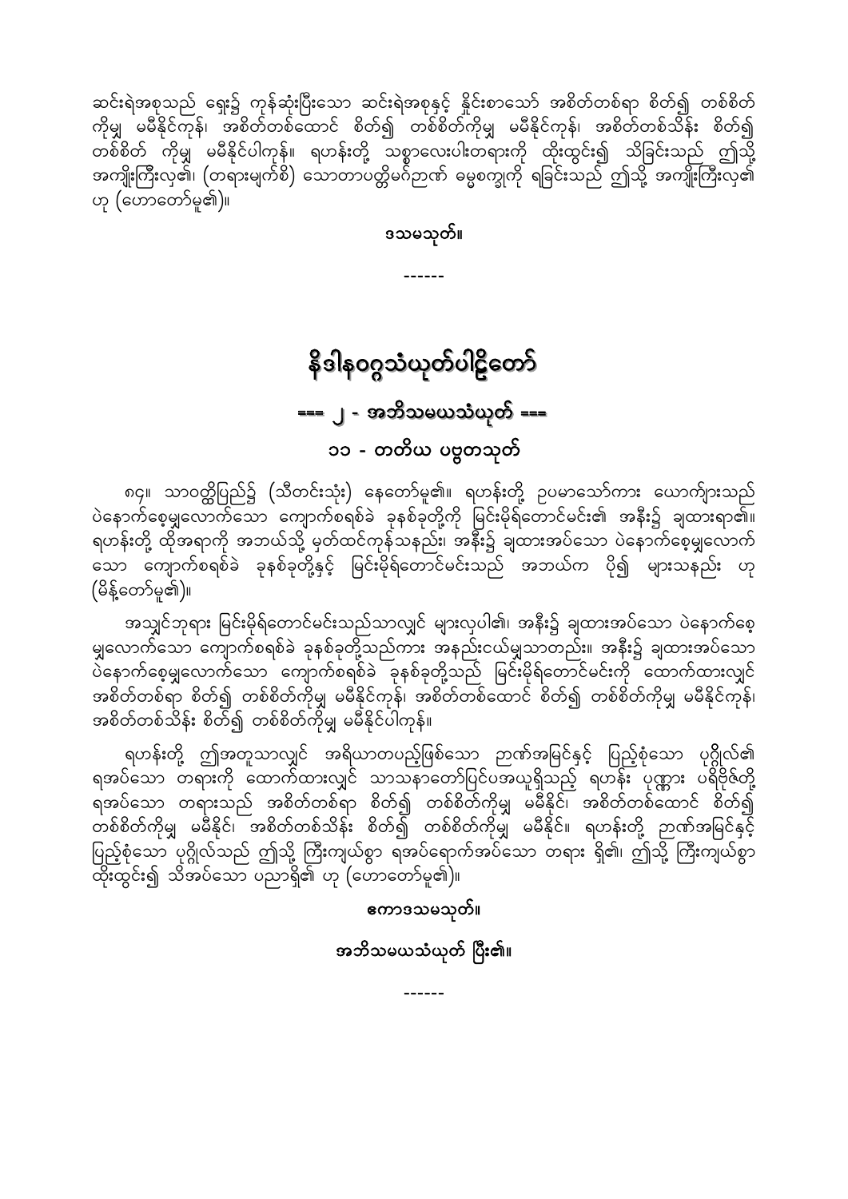ဆင်းရဲအစုသည် ရှေး၌ ကုန်ဆုံးပြီးသော ဆင်းရဲအစုနှင့် နှိုင်းစာသော် အစိတ်တစ်ရာ စိတ်၍ တစ်စိတ်ကိုမျှ မမီနိုင်ကုန်၊ အစိတ်တစ်ထောင် စိတ်၍ တစ်စိတ်ကိုမျှ မမီနိုင်ကုန်၊ အစိတ်တစ်သိန်း စိတ်၍ တစ်စိတ် ကိုမျှ မမီနိုင်ပါကုန်။ ရဟန်းတို့ သစ္စာလေးပါးတရားကို ထိုးထွင်း၍ သိခြင်းသည် ဤသို့ အကျိုးကြီးလှ၏၊ (တရားမျက်စိ) သောတာပတ္တိမဂ်ဉာဏ် ဓမ္မစက္ခုကို ရခြင်းသည် ဤသို့ အကျိုးကြီးလှ၏ ဟု (ဟောတော်မူ၏)။

**ဒသမသုတ်။**

------

# နိဒါနဝဂ္ဂသံယုတ်ပါဠိတော်

## === ၂ - အဘိသမယသံယုတ် ===

### ၁၁ - တတိယ ပဗ္ဗတသုတ်

၈၄။ သာဝတ္ထိပြည်၌ (သီတင်းသုံး) နေတော်မူ၏။ ရဟန်းတို့ ဥပမာသော်ကား ယောကျ်ားသည် ပဲနောက်စေ့မျှလောက်သော ကျောက်စရစ်ခဲ ခုနစ်ခုတို့ကို မြင်းမိုရ်တောင်မင်း၏ အနီး၌ ချထားရာ၏။ ရဟန်းတို့ ထိုအရာကို အဘယ်သို့ မှတ်ထင်ကုန်သနည်း၊ အနီး၌ ချထားအပ်သော ပဲနောက်စေ့မျှလောက် သော ကျောက်စရစ်ခဲ ခုနစ်ခုတို့နှင့် မြင်းမိုရ်တောင်မင်းသည် အဘယ်က ပို၍ များသနည်း ဟု (မိန့်တော်မူ၏)။

အသျှင်ဘုရား မြင်းမိုရ်တောင်မင်းသည်သာလျှင် များလှပါ၏၊ အနီး၌ ချထားအပ်သော ပဲနောက်စေ့မျှလောက်သော ကျောက်စရစ်ခဲ ခုနစ်ခုတို့သည်ကား အနည်းငယ်မျှသာတည်း။ အနီး၌ ချထားအပ်သော ပဲနောက်စေ့မျှလောက်သော ကျောက်စရစ်ခဲ ခုနစ်ခုတို့သည် မြင်းမိုရ်တောင်မင်းကို ထောက်ထားလျှင် အစိတ်တစ်ရာ စိတ်၍ တစ်စိတ်ကိုမျှ မမီနိုင်ကုန်၊ အစိတ်တစ်ထောင် စိတ်၍ တစ်စိတ်ကိုမျှ မမီနိုင်ကုန်၊ အစိတ်တစ်သိန်း စိတ်၍ တစ်စိတ်ကိုမျှ မမီနိုင်ပါကုန်။

ရဟန်းတို့ ဤအတူသာလျှင် အရိယာတပည့်ဖြစ်သော ဉာဏ်အမြင်နှင့် ပြည့်စုံသော ပုဂ္ဂိုလ်၏ ရအပ်သော တရားကို ထောက်ထားလျှင် သာသနာတော်ပြင်ပအယူရှိသည့် ရဟန်း ပုဏ္ဏား ပရိဗိုဇ်တို့ ရအပ်သော တရားသည် အစိတ်တစ်ရာ စိတ်၍ တစ်စိတ်ကိုမျှ မမီနိုင်၊ အစိတ်တစ်ထောင် စိတ်၍ တစ်စိတ်ကိုမျှ မမီနိုင်၊ အစိတ်တစ်သိန်း စိတ်၍ တစ်စိတ်ကိုမျှ မမီနိုင်။ ရဟန်းတို့ ဉာဏ်အမြင်နှင့် ပြည့်စုံသော ပုဂ္ဂိုလ်သည် ဤသို့ ကြီးကျယ်စွာ ရအပ်ရောက်အပ်သော တရား ရှိ၏၊ ဤသို့ ကြီးကျယ်စွာ ထိုးထွင်း၍ သိအပ်သော ပညာရှိ၏ ဟု (ဟောတော်မူ၏)။

**ဧကာဒသမသုတ်။**

**အဘိသမယသံယုတ် ပြီး၏။**

------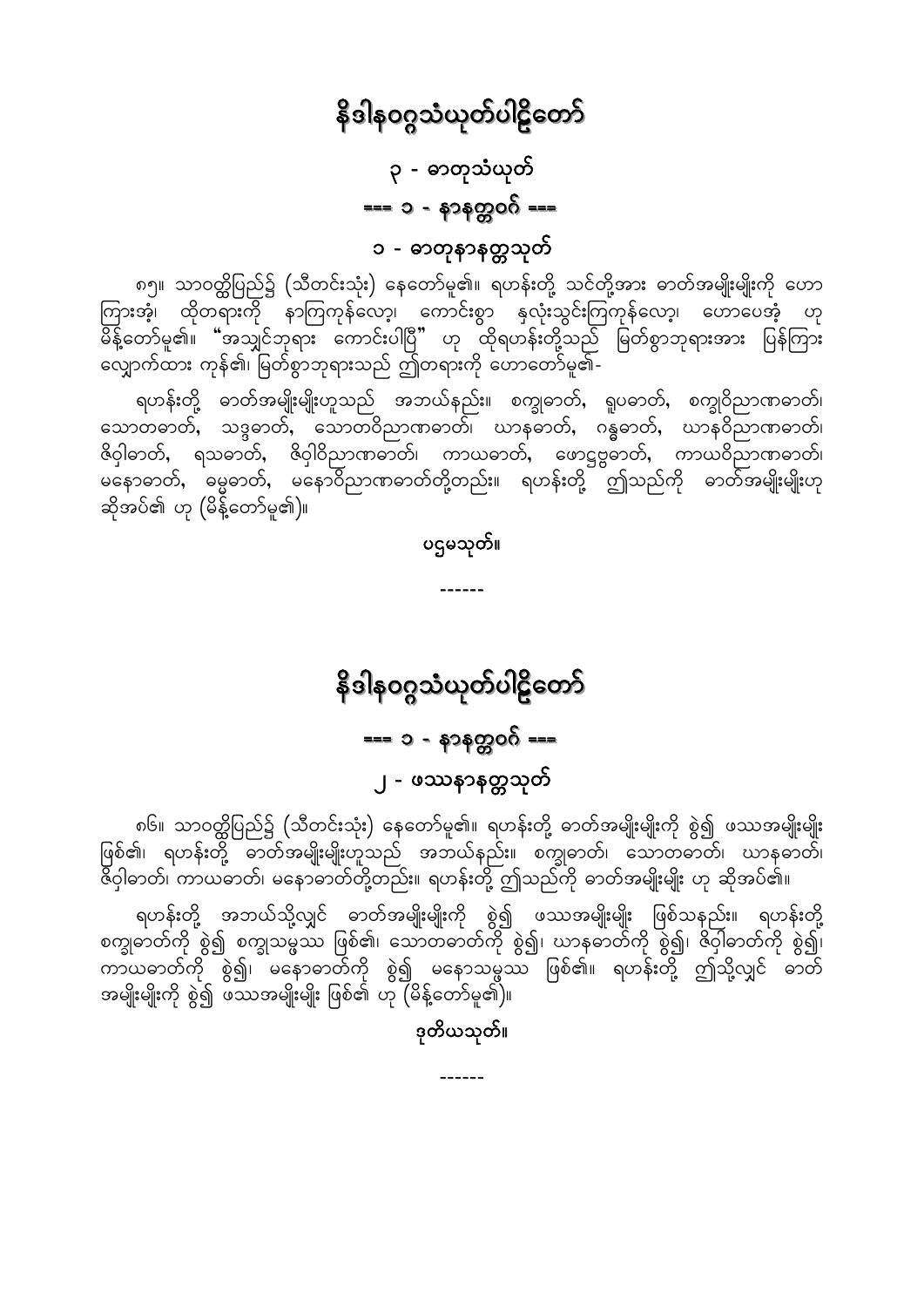# နိဒါနဝဂ္ဂသံယုတ်ပါဠိတော်

## ၃ - ဓာတုသံယုတ်

### === ၁ - နာနတ္တဝဂ် ===

### ၁ - ဓာတုနာနတ္တသုတ်

၈၅။ သာဝတ္ထိပြည်၌ (သီတင်းသုံး) နေတော်မူ၏။ ရဟန်းတို့ သင်တို့အား ဓာတ်အမျိုးမျိုးကို ဟောကြားအံ့၊ ထိုတရားကို နာကြကုန်လော့၊ ကောင်းစွာ နှလုံးသွင်းကြကုန်လော့၊ ဟောပေအံ့ ဟု မိန့်တော်မူ၏။ "အသျှင်ဘုရား ကောင်းပါပြီ" ဟု ထိုရဟန်းတို့သည် မြတ်စွာဘုရားအား ပြန်ကြားလျှောက်ထား ကုန်၏၊ မြတ်စွာဘုရားသည် ဤတရားကို ဟောတော်မူ၏-

ရဟန်းတို့ ဓာတ်အမျိုးမျိုးဟူသည် အဘယ်နည်း။ စက္ခုဓာတ်၊ ရူပဓာတ်၊ စက္ခုဝိညာဏဓာတ်၊ သောတဓာတ်၊ သဒ္ဒဓာတ်၊ သောတဝိညာဏဓာတ်၊ ဃာနဓာတ်၊ ဂန္ဓဓာတ်၊ ဃာနဝိညာဏဓာတ်၊ ဇိဝှါဓာတ်၊ ရသဓာတ်၊ ဇိဝှါဝိညာဏဓာတ်၊ ကာယဓာတ်၊ ဖောဋ္ဌဗ္ဗဓာတ်၊ ကာယဝိညာဏဓာတ်၊ မနောဓာတ်၊ ဓမ္မဓာတ်၊ မနောဝိညာဏဓာတ်တို့တည်း။ ရဟန်းတို့ ဤသည်ကို ဓာတ်အမျိုးမျိုးဟု ဆိုအပ်၏ ဟု (မိန့်တော်မူ၏)။

ပဌမသုတ်။

------

# နိဒါနဝဂ္ဂသံယုတ်ပါဠိတော်

### === ၁ - နာနတ္တဝဂ် ===

### ၂ - ဖဿနာနတ္တသုတ်

၈၆။ သာဝတ္ထိပြည်၌ (သီတင်းသုံး) နေတော်မူ၏။ ရဟန်းတို့ ဓာတ်အမျိုးမျိုးကို စွဲ၍ ဖဿအမျိုးမျိုး ဖြစ်၏၊ ရဟန်းတို့ ဓာတ်အမျိုးမျိုးဟူသည် အဘယ်နည်း။ စက္ခုဓာတ်၊ သောတဓာတ်၊ ဃာနဓာတ်၊ ဇိဝှါဓာတ်၊ ကာယဓာတ်၊ မနောဓာတ်တို့တည်း။ ရဟန်းတို့ ဤသည်ကို ဓာတ်အမျိုးမျိုး ဟု ဆိုအပ်၏။

ရဟန်းတို့ အဘယ်သို့လျှင် ဓာတ်အမျိုးမျိုးကို စွဲ၍ ဖဿအမျိုးမျိုး ဖြစ်သနည်း။ ရဟန်းတို့ စက္ခုဓာတ်ကို စွဲ၍ စက္ခုသမ္ဖဿ ဖြစ်၏၊ သောတဓာတ်ကို စွဲ၍၊ ဃာနဓာတ်ကို စွဲ၍၊ ဇိဝှါဓာတ်ကို စွဲ၍၊ ကာယဓာတ်ကို စွဲ၍၊ မနောဓာတ်ကို စွဲ၍ မနောသမ္ဖဿ ဖြစ်၏။ ရဟန်းတို့ ဤသို့လျှင် ဓာတ်အမျိုးမျိုးကို စွဲ၍ ဖဿအမျိုးမျိုး ဖြစ်၏ ဟု (မိန့်တော်မူ၏)။

ဒုတိယသုတ်။

------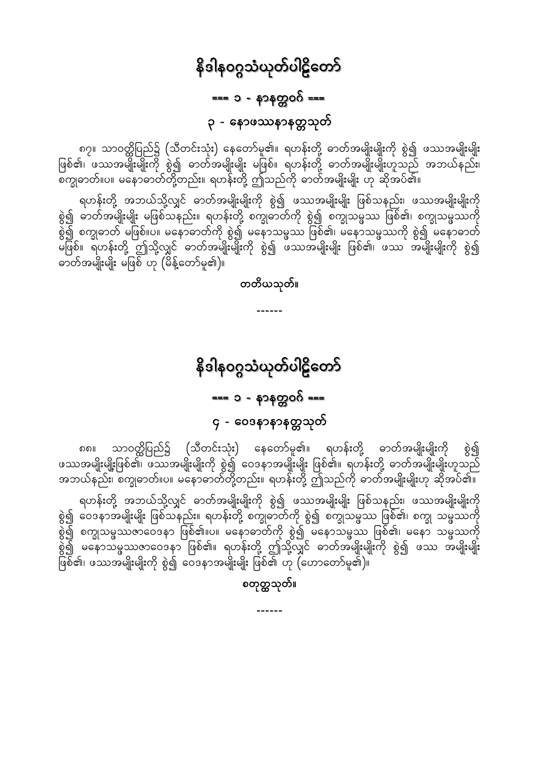# နိဒါနဝဂ္ဂသံယုတ်ပါဠိတော်

## === ၁ - နာနတ္တဝဂ် ===

### ၃ - နောဖဿနာနတ္တသုတ်

၈၇။ သာဝတ္ထိပြည်၌ (သီတင်းသုံး) နေတော်မူ၏။ ရဟန်းတို့ ဓာတ်အမျိုးမျိုးကို စွဲ၍ ဖဿအမျိုးမျိုး ဖြစ်၏၊ ဖဿအမျိုးမျိုးကို စွဲ၍ ဓာတ်အမျိုးမျိုး မဖြစ်။ ရဟန်းတို့ ဓာတ်အမျိုးမျိုးဟူသည် အဘယ်နည်း၊ စက္ခုဓာတ်။ပ။ မနောဓာတ်တို့တည်း။ ရဟန်းတို့ ဤသည်ကို ဓာတ်အမျိုးမျိုး ဟု ဆိုအပ်၏။

ရဟန်းတို့ အဘယ်သို့လျှင် ဓာတ်အမျိုးမျိုးကို စွဲ၍ ဖဿအမျိုးမျိုး ဖြစ်သနည်း၊ ဖဿအမျိုးမျိုးကို စွဲ၍ ဓာတ်အမျိုးမျိုး မဖြစ်သနည်း။ ရဟန်းတို့ စက္ခုဓာတ်ကို စွဲ၍ စက္ခုသမ္ဖဿ ဖြစ်၏၊ စက္ခုသမ္ဖဿကို စွဲ၍ စက္ခုဓာတ် မဖြစ်။ပ။ မနောဓာတ်ကို စွဲ၍ မနောသမ္ဖဿ ဖြစ်၏၊ မနောသမ္ဖဿကို စွဲ၍ မနောဓာတ် မဖြစ်။ ရဟန်းတို့ ဤသို့လျှင် ဓာတ်အမျိုးမျိုးကို စွဲ၍ ဖဿအမျိုးမျိုး ဖြစ်၏၊ ဖဿ အမျိုးမျိုးကို စွဲ၍ ဓာတ်အမျိုးမျိုး မဖြစ် ဟု (မိန့်တော်မူ၏)။

**တတိယသုတ်။**

------

# နိဒါနဝဂ္ဂသံယုတ်ပါဠိတော်

## === ၁ - နာနတ္တဝဂ် ===

### ၄ - ဝေဒနာနာနတ္တသုတ်

၈၈။ သာဝတ္ထိပြည်၌ (သီတင်းသုံး) နေတော်မူ၏။ ရဟန်းတို့ ဓာတ်အမျိုးမျိုးကို စွဲ၍ ဖဿအမျိုးမျိုးဖြစ်၏၊ ဖဿအမျိုးမျိုးကို စွဲ၍ ဝေဒနာအမျိုးမျိုး ဖြစ်၏။ ရဟန်းတို့ ဓာတ်အမျိုးမျိုးဟူသည် အဘယ်နည်း၊ စက္ခုဓာတ်။ပ။ မနောဓာတ်တို့တည်း။ ရဟန်းတို့ ဤသည်ကို ဓာတ်အမျိုးမျိုးဟု ဆိုအပ်၏။

ရဟန်းတို့ အဘယ်သို့လျှင် ဓာတ်အမျိုးမျိုးကို စွဲ၍ ဖဿအမျိုးမျိုး ဖြစ်သနည်း၊ ဖဿအမျိုးမျိုးကို စွဲ၍ ဝေဒနာအမျိုးမျိုး ဖြစ်သနည်း။ ရဟန်းတို့ စက္ခုဓာတ်ကို စွဲ၍ စက္ခုသမ္ဖဿ ဖြစ်၏၊ စက္ခု သမ္ဖဿကို စွဲ၍ စက္ခုသမ္ဖဿဇာဝေဒနာ ဖြစ်၏။ပ။ မနောဓာတ်ကို စွဲ၍ မနောသမ္ဖဿ ဖြစ်၏၊ မနော သမ္ဖဿကို စွဲ၍ မနောသမ္ဖဿဇာဝေဒနာ ဖြစ်၏။ ရဟန်းတို့ ဤသို့လျှင် ဓာတ်အမျိုးမျိုးကို စွဲ၍ ဖဿ အမျိုးမျိုး ဖြစ်၏၊ ဖဿအမျိုးမျိုးကို စွဲ၍ ဝေဒနာအမျိုးမျိုး ဖြစ်၏ ဟု (ဟောတော်မူ၏)။

**စတုတ္ထသုတ်။**

------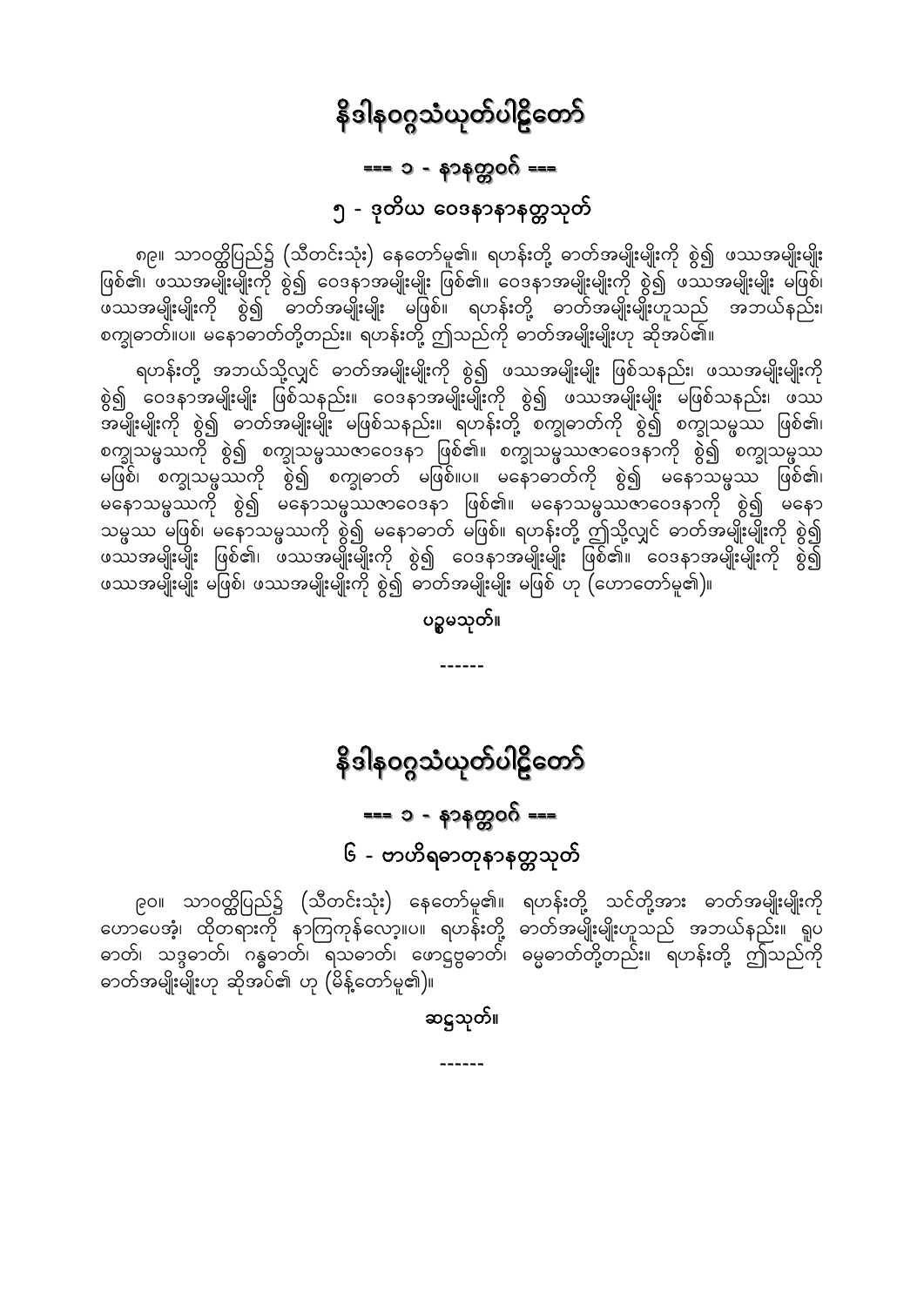# နိဒါနဝဂ္ဂသံယုတ်ပါဠိတော်

### === ၁ - နာနတ္တဝဂ် ===

## ၅ - ဒုတိယ ဝေဒနာနာနတ္တသုတ်

၈၉။ သာဝတ္ထိပြည်၌ (သီတင်းသုံး) နေတော်မူ၏။ ရဟန်းတို့ ဓာတ်အမျိုးမျိုးကို စွဲ၍ ဖဿအမျိုးမျိုး ဖြစ်၏၊ ဖဿအမျိုးမျိုးကို စွဲ၍ ဝေဒနာအမျိုးမျိုး ဖြစ်၏။ ဝေဒနာအမျိုးမျိုးကို စွဲ၍ ဖဿအမျိုးမျိုး မဖြစ်၊ ဖဿအမျိုးမျိုးကို စွဲ၍ ဓာတ်အမျိုးမျိုး မဖြစ်။ ရဟန်းတို့ ဓာတ်အမျိုးမျိုးဟူသည် အဘယ်နည်း၊ စက္ခုဓာတ်။ပ။ မနောဓာတ်တို့တည်း။ ရဟန်းတို့ ဤသည်ကို ဓာတ်အမျိုးမျိုးဟု ဆိုအပ်၏။

ရဟန်းတို့ အဘယ်သို့လျှင် ဓာတ်အမျိုးမျိုးကို စွဲ၍ ဖဿအမျိုးမျိုး ဖြစ်သနည်း၊ ဖဿအမျိုးမျိုးကို စွဲ၍ ဝေဒနာအမျိုးမျိုး ဖြစ်သနည်း။ ဝေဒနာအမျိုးမျိုးကို စွဲ၍ ဖဿအမျိုးမျိုး မဖြစ်သနည်း၊ ဖဿအမျိုးမျိုးကို စွဲ၍ ဓာတ်အမျိုးမျိုး မဖြစ်သနည်း။ ရဟန်းတို့ စက္ခုဓာတ်ကို စွဲ၍ စက္ခုသမ္ဖဿ ဖြစ်၏၊ စက္ခုသမ္ဖဿကို စွဲ၍ စက္ခုသမ္ဖဿဇာဝေဒနာ ဖြစ်၏။ စက္ခုသမ္ဖဿဇာဝေဒနာကို စွဲ၍ စက္ခုသမ္ဖဿ မဖြစ်၊ စက္ခုသမ္ဖဿကို စွဲ၍ စက္ခုဓာတ် မဖြစ်။ပ။ မနောဓာတ်ကို စွဲ၍ မနောသမ္ဖဿ ဖြစ်၏၊ မနောသမ္ဖဿကို စွဲ၍ မနောသမ္ဖဿဇာဝေဒနာ ဖြစ်၏။ မနောသမ္ဖဿဇာဝေဒနာကို စွဲ၍ မနောသမ္ဖဿ မဖြစ်၊ မနောသမ္ဖဿကို စွဲ၍ မနောဓာတ် မဖြစ်။ ရဟန်းတို့ ဤသို့လျှင် ဓာတ်အမျိုးမျိုးကို စွဲ၍ ဖဿအမျိုးမျိုး ဖြစ်၏၊ ဖဿအမျိုးမျိုးကို စွဲ၍ ဝေဒနာအမျိုးမျိုး ဖြစ်၏။ ဝေဒနာအမျိုးမျိုးကို စွဲ၍ ဖဿအမျိုးမျိုး မဖြစ်၊ ဖဿအမျိုးမျိုးကို စွဲ၍ ဓာတ်အမျိုးမျိုး မဖြစ် ဟု (ဟောတော်မူ၏)။

ပဉ္စမသုတ်။

------

# နိဒါနဝဂ္ဂသံယုတ်ပါဠိတော်

### === ၁ - နာနတ္တဝဂ် ===

## ၆ - ဗာဟိရဓာတုနာနတ္တသုတ်

၉၀။ သာဝတ္ထိပြည်၌ (သီတင်းသုံး) နေတော်မူ၏။ ရဟန်းတို့ သင်တို့အား ဓာတ်အမျိုးမျိုးကို ဟောပေအံ့၊ ထိုတရားကို နာကြကုန်လော့။ပ။ ရဟန်းတို့ ဓာတ်အမျိုးမျိုးဟူသည် အဘယ်နည်း။ ရူပဓာတ်၊ သဒ္ဒဓာတ်၊ ဂန္ဓဓာတ်၊ ရသဓာတ်၊ ဖောဋ္ဌဗ္ဗဓာတ်၊ ဓမ္မဓာတ်တို့တည်း။ ရဟန်းတို့ ဤသည်ကို ဓာတ်အမျိုးမျိုးဟု ဆိုအပ်၏ ဟု (မိန့်တော်မူ၏)။

ဆဋ္ဌသုတ်။

------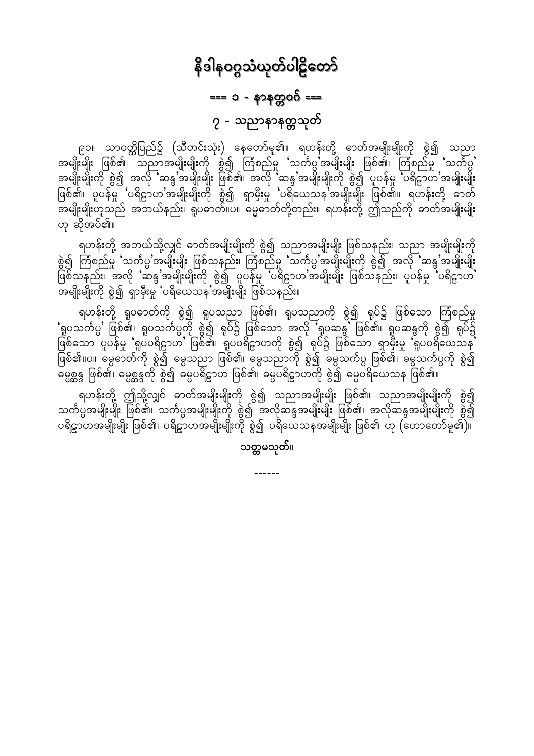# နိဒါနဝဂ္ဂသံယုတ်ပါဠိတော်

## === ၁ - နာနတ္တဝဂ် ===

### ၇ - သညာနာနတ္တသုတ်

၉၁။ သာဝတ္ထိပြည်၌ (သီတင်းသုံး) နေတော်မူ၏။ ရဟန်းတို့ ဓာတ်အမျိုးမျိုးကို စွဲ၍ သညာ အမျိုးမျိုး ဖြစ်၏၊ သညာအမျိုးမျိုးကို စွဲ၍ ကြံစည်မှု 'သင်္ကပ္ပ'အမျိုးမျိုး ဖြစ်၏၊ ကြံစည်မှု 'သင်္ကပ္ပ' အမျိုးမျိုးကို စွဲ၍ အလို 'ဆန္ဒ'အမျိုးမျိုး ဖြစ်၏၊ အလို 'ဆန္ဒ'အမျိုးမျိုးကို စွဲ၍ ပူပန်မှု 'ပရိဠာဟ'အမျိုးမျိုး ဖြစ်၏၊ ပူပန်မှု 'ပရိဠာဟ'အမျိုးမျိုးကို စွဲ၍ ရှာမှီးမှု 'ပရိယေသန'အမျိုးမျိုး ဖြစ်၏။ ရဟန်းတို့ ဓာတ်အမျိုးမျိုးဟူသည် အဘယ်နည်း၊ ရူပဓာတ်။ပ။ ဓမ္မဓာတ်တို့တည်း။ ရဟန်းတို့ ဤသည်ကို ဓာတ်အမျိုးမျိုးဟု ဆိုအပ်၏။

ရဟန်းတို့ အဘယ်သို့လျှင် ဓာတ်အမျိုးမျိုးကို စွဲ၍ သညာအမျိုးမျိုး ဖြစ်သနည်း၊ သညာ အမျိုးမျိုးကို စွဲ၍ ကြံစည်မှု 'သင်္ကပ္ပ'အမျိုးမျိုး ဖြစ်သနည်း၊ ကြံစည်မှု 'သင်္ကပ္ပ'အမျိုးမျိုးကို စွဲ၍ အလို 'ဆန္ဒ'အမျိုးမျိုး ဖြစ်သနည်း၊ အလို 'ဆန္ဒ'အမျိုးမျိုးကို စွဲ၍ ပူပန်မှု 'ပရိဠာဟ'အမျိုးမျိုး ဖြစ်သနည်း၊ ပူပန်မှု 'ပရိဠာဟ' အမျိုးမျိုးကို စွဲ၍ ရှာမှီးမှု 'ပရိယေသန'အမျိုးမျိုး ဖြစ်သနည်း။

ရဟန်းတို့ ရူပဓာတ်ကို စွဲ၍ ရူပသညာ ဖြစ်၏၊ ရူပသညာကို စွဲ၍ ရုပ်၌ ဖြစ်သော ကြံစည်မှု 'ရူပသင်္ကပ္ပ' ဖြစ်၏၊ ရူပသင်္ကပ္ပကို စွဲ၍ ရုပ်၌ ဖြစ်သော အလို 'ရူပဆန္ဒ' ဖြစ်၏၊ ရူပဆန္ဒကို စွဲ၍ ရုပ်၌ ဖြစ်သော ပူပန်မှု 'ရူပပရိဠာဟ' ဖြစ်၏၊ ရူပပရိဠာဟကို စွဲ၍ ရုပ်၌ ဖြစ်သော ရှာမှီးမှု 'ရူပပရိယေသန' ဖြစ်၏။ပ။ ဓမ္မဓာတ်ကို စွဲ၍ ဓမ္မသညာ ဖြစ်၏၊ ဓမ္မသညာကို စွဲ၍ ဓမ္မသင်္ကပ္ပ ဖြစ်၏၊ ဓမ္မသင်္ကပ္ပကို စွဲ၍ ဓမ္မစ္ဆန္ဒ ဖြစ်၏၊ ဓမ္မစ္ဆန္ဒကို စွဲ၍ ဓမ္မပရိဠာဟ ဖြစ်၏၊ ဓမ္မပရိဠာဟကို စွဲ၍ ဓမ္မပရိယေသန ဖြစ်၏။

ရဟန်းတို့ ဤသို့လျှင် ဓာတ်အမျိုးမျိုးကို စွဲ၍ သညာအမျိုးမျိုး ဖြစ်၏၊ သညာအမျိုးမျိုးကို စွဲ၍ သင်္ကပ္ပအမျိုးမျိုး ဖြစ်၏၊ သင်္ကပ္ပအမျိုးမျိုးကို စွဲ၍ အလိုဆန္ဒအမျိုးမျိုး ဖြစ်၏၊ အလိုဆန္ဒအမျိုးမျိုးကို စွဲ၍ ပရိဠာဟအမျိုးမျိုး ဖြစ်၏၊ ပရိဠာဟအမျိုးမျိုးကို စွဲ၍ ပရိယေသနအမျိုးမျိုး ဖြစ်၏ ဟု (ဟောတော်မူ၏)။

**သတ္တမသုတ်။**

------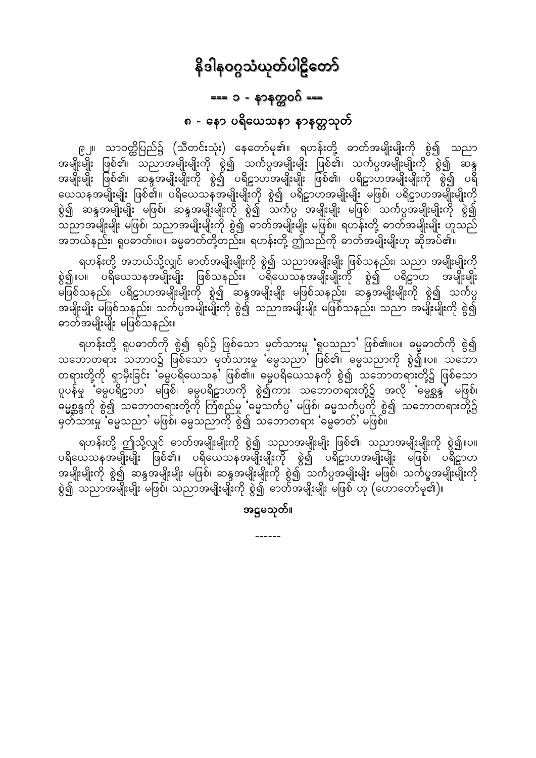# နိဒါနဝဂ္ဂသံယုတ်ပါဠိတော်

## === ၁ - နာနတ္တဝဂ် ===

## ၈ - နော ပရိယေသနာ နာနတ္တသုတ်

၉၂။ သာဝတ္ထိပြည်၌ (သီတင်းသုံး) နေတော်မူ၏။ ရဟန်းတို့ ဓာတ်အမျိုးမျိုးကို စွဲ၍ သညာအမျိုးမျိုး ဖြစ်၏၊ သညာအမျိုးမျိုးကို စွဲ၍ သင်္ကပ္ပအမျိုးမျိုး ဖြစ်၏၊ သင်္ကပ္ပအမျိုးမျိုးကို စွဲ၍ ဆန္ဒအမျိုးမျိုး ဖြစ်၏၊ ဆန္ဒအမျိုးမျိုးကို စွဲ၍ ပရိဠာဟအမျိုးမျိုး ဖြစ်၏၊ ပရိဠာဟအမျိုးမျိုးကို စွဲ၍ ပရိယေသနအမျိုးမျိုး ဖြစ်၏။ ပရိယေသနအမျိုးမျိုးကို စွဲ၍ ပရိဠာဟအမျိုးမျိုး မဖြစ်၊ ပရိဠာဟအမျိုးမျိုးကို စွဲ၍ ဆန္ဒအမျိုးမျိုး မဖြစ်၊ ဆန္ဒအမျိုးမျိုးကို စွဲ၍ သင်္ကပ္ပ အမျိုးမျိုး မဖြစ်၊ သင်္ကပ္ပအမျိုးမျိုးကို စွဲ၍ သညာအမျိုးမျိုး မဖြစ်၊ သညာအမျိုးမျိုးကို စွဲ၍ ဓာတ်အမျိုးမျိုး မဖြစ်။ ရဟန်းတို့ ဓာတ်အမျိုးမျိုး ဟူသည် အဘယ်နည်း၊ ရူပဓာတ်။ပ။ ဓမ္မဓာတ်တို့တည်း။ ရဟန်းတို့ ဤသည်ကို ဓာတ်အမျိုးမျိုးဟု ဆိုအပ်၏။

ရဟန်းတို့ အဘယ်သို့လျှင် ဓာတ်အမျိုးမျိုးကို စွဲ၍ သညာအမျိုးမျိုး ဖြစ်သနည်း၊ သညာ အမျိုးမျိုးကို စွဲ၍။ပ။ ပရိယေသနအမျိုးမျိုး ဖြစ်သနည်း။ ပရိယေသနအမျိုးမျိုးကို စွဲ၍ ပရိဠာဟ အမျိုးမျိုး မဖြစ်သနည်း၊ ပရိဠာဟအမျိုးမျိုးကို စွဲ၍ ဆန္ဒအမျိုးမျိုး မဖြစ်သနည်း၊ ဆန္ဒအမျိုးမျိုးကို စွဲ၍ သင်္ကပ္ပအမျိုးမျိုး မဖြစ်သနည်း၊ သင်္ကပ္ပအမျိုးမျိုးကို စွဲ၍ သညာအမျိုးမျိုး မဖြစ်သနည်း၊ သညာ အမျိုးမျိုးကို စွဲ၍ ဓာတ်အမျိုးမျိုး မဖြစ်သနည်း။

ရဟန်းတို့ ရူပဓာတ်ကို စွဲ၍ ရုပ်၌ ဖြစ်သော မှတ်သားမှု 'ရူပသညာ' ဖြစ်၏။ပ။ ဓမ္မဓာတ်ကို စွဲ၍ သဘောတရား သဘာဝ၌ ဖြစ်သော မှတ်သားမှု 'ဓမ္မသညာ' ဖြစ်၏၊ ဓမ္မသညာကို စွဲ၍။ပ။ သဘောတရားတို့ကို ရှာမှီးခြင်း 'ဓမ္မပရိယေသန' ဖြစ်၏။ ဓမ္မပရိယေသနကို စွဲ၍ သဘောတရားတို့၌ ဖြစ်သော ပူပန်မှု 'ဓမ္မပရိဠာဟ' မဖြစ်၊ ဓမ္မပရိဠာဟကို စွဲ၍ကား သဘောတရားတို့၌ အလို 'ဓမ္မစ္ဆန္ဒ' မဖြစ်၊ ဓမ္မစ္ဆန္ဒကို စွဲ၍ သဘောတရားတို့ကို ကြံစည်မှု 'ဓမ္မသင်္ကပ္ပ' မဖြစ်၊ ဓမ္မသင်္ကပ္ပကို စွဲ၍ သဘောတရားတို့၌ မှတ်သားမှု 'ဓမ္မသညာ' မဖြစ်၊ ဓမ္မသညာကို စွဲ၍ သဘောတရား 'ဓမ္မဓာတ်' မဖြစ်။

ရဟန်းတို့ ဤသို့လျှင် ဓာတ်အမျိုးမျိုးကို စွဲ၍ သညာအမျိုးမျိုး ဖြစ်၏၊ သညာအမျိုးမျိုးကို စွဲ၍။ပ။ ပရိယေသနအမျိုးမျိုး ဖြစ်၏။ ပရိယေသနအမျိုးမျိုးကို စွဲ၍ ပရိဠာဟအမျိုးမျိုး မဖြစ်၊ ပရိဠာဟ အမျိုးမျိုးကို စွဲ၍ ဆန္ဒအမျိုးမျိုး မဖြစ်၊ ဆန္ဒအမျိုးမျိုးကို စွဲ၍ သင်္ကပ္ပအမျိုးမျိုး မဖြစ်၊ သင်္ကပ္ပအမျိုးမျိုးကို စွဲ၍ သညာအမျိုးမျိုး မဖြစ်၊ သညာအမျိုးမျိုးကို စွဲ၍ ဓာတ်အမျိုးမျိုး မဖြစ် ဟု (ဟောတော်မူ၏)။

**အဋ္ဌမသုတ်။**

------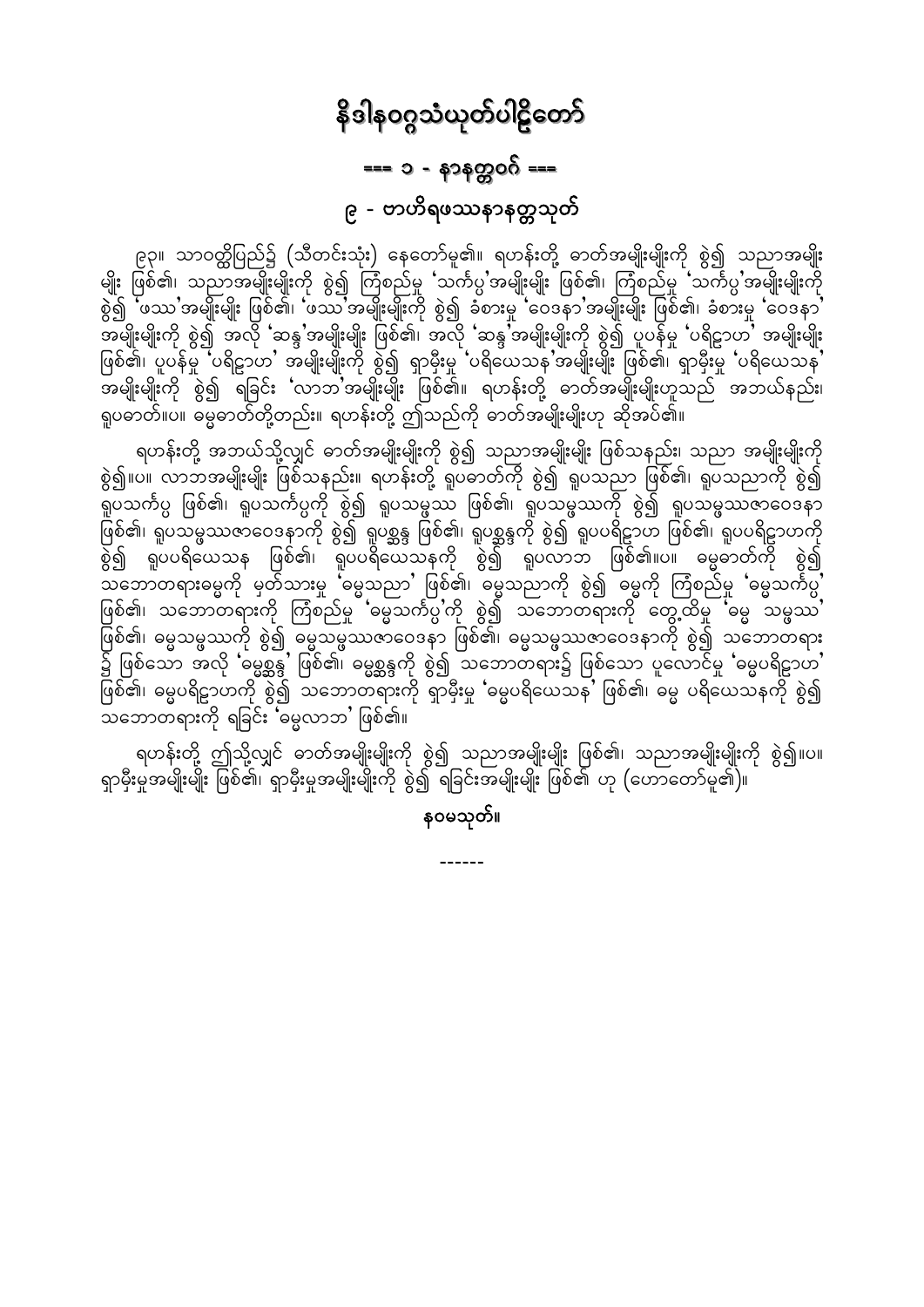# နိဒါနဝဂ္ဂသံယုတ်ပါဠိတော်

## === ၁ - နာနတ္တဝဂ် ===

### ၉ - ဗာဟိရဖဿနာနတ္တသုတ်

၉၃။ သာဝတ္ထိပြည်၌ (သီတင်းသုံး) နေတော်မူ၏။ ရဟန်းတို့ ဓာတ်အမျိုးမျိုးကို စွဲ၍ သညာအမျိုးမျိုး ဖြစ်၏၊ သညာအမျိုးမျိုးကို စွဲ၍ ကြံစည်မှု 'သင်္ကပ္ပ'အမျိုးမျိုး ဖြစ်၏၊ ကြံစည်မှု 'သင်္ကပ္ပ'အမျိုးမျိုးကို စွဲ၍ 'ဖဿ'အမျိုးမျိုး ဖြစ်၏၊ 'ဖဿ'အမျိုးမျိုးကို စွဲ၍ ခံစားမှု 'ဝေဒနာ'အမျိုးမျိုး ဖြစ်၏၊ ခံစားမှု 'ဝေဒနာ' အမျိုးမျိုးကို စွဲ၍ အလို 'ဆန္ဒ'အမျိုးမျိုး ဖြစ်၏၊ အလို 'ဆန္ဒ'အမျိုးမျိုးကို စွဲ၍ ပူပန်မှု 'ပရိဠာဟ' အမျိုးမျိုး ဖြစ်၏၊ ပူပန်မှု 'ပရိဠာဟ' အမျိုးမျိုးကို စွဲ၍ ရှာမှီးမှု 'ပရိယေသန'အမျိုးမျိုး ဖြစ်၏၊ ရှာမှီးမှု 'ပရိယေသန' အမျိုးမျိုးကို စွဲ၍ ရခြင်း 'လာဘ'အမျိုးမျိုး ဖြစ်၏။ ရဟန်းတို့ ဓာတ်အမျိုးမျိုးဟူသည် အဘယ်နည်း၊ ရူပဓာတ်။ပ။ ဓမ္မဓာတ်တို့တည်း။ ရဟန်းတို့ ဤသည်ကို ဓာတ်အမျိုးမျိုးဟု ဆိုအပ်၏။

ရဟန်းတို့ အဘယ်သို့လျှင် ဓာတ်အမျိုးမျိုးကို စွဲ၍ သညာအမျိုးမျိုး ဖြစ်သနည်း၊ သညာ အမျိုးမျိုးကို စွဲ၍။ပ။ လာဘအမျိုးမျိုး ဖြစ်သနည်း။ ရဟန်းတို့ ရူပဓာတ်ကို စွဲ၍ ရူပသညာ ဖြစ်၏၊ ရူပသညာကို စွဲ၍ ရူပသင်္ကပ္ပ ဖြစ်၏၊ ရူပသင်္ကပ္ပကို စွဲ၍ ရူပသမ္ဖဿ ဖြစ်၏၊ ရူပသမ္ဖဿကို စွဲ၍ ရူပသမ္ဖဿဇာဝေဒနာ ဖြစ်၏၊ ရူပသမ္ဖဿဇာဝေဒနာကို စွဲ၍ ရူပစ္ဆန္ဒ ဖြစ်၏၊ ရူပစ္ဆန္ဒကို စွဲ၍ ရူပပရိဠာဟ ဖြစ်၏၊ ရူပပရိဠာဟကို စွဲ၍ ရူပပရိယေသန ဖြစ်၏၊ ရူပပရိယေသနကို စွဲ၍ ရူပလာဘ ဖြစ်၏။ပ။ ဓမ္မဓာတ်ကို စွဲ၍ သဘောတရားဓမ္မကို မှတ်သားမှု 'ဓမ္မသညာ' ဖြစ်၏၊ ဓမ္မသညာကို စွဲ၍ ဓမ္မကို ကြံစည်မှု 'ဓမ္မသင်္ကပ္ပ' ဖြစ်၏၊ သဘောတရားကို ကြံစည်မှု 'ဓမ္မသင်္ကပ္ပ'ကို စွဲ၍ သဘောတရားကို တွေ့ထိမှု 'ဓမ္မ သမ္ဖဿ' ဖြစ်၏၊ ဓမ္မသမ္ဖဿကို စွဲ၍ ဓမ္မသမ္ဖဿဇာဝေဒနာ ဖြစ်၏၊ ဓမ္မသမ္ဖဿဇာဝေဒနာကို စွဲ၍ သဘောတရား၌ ဖြစ်သော အလို 'ဓမ္မစ္ဆန္ဒ' ဖြစ်၏၊ ဓမ္မစ္ဆန္ဒကို စွဲ၍ သဘောတရား၌ ဖြစ်သော ပူလောင်မှု 'ဓမ္မပရိဠာဟ' ဖြစ်၏၊ ဓမ္မပရိဠာဟကို စွဲ၍ သဘောတရားကို ရှာမှီးမှု 'ဓမ္မပရိယေသန' ဖြစ်၏၊ ဓမ္မ ပရိယေသနကို စွဲ၍ သဘောတရားကို ရခြင်း 'ဓမ္မလာဘ' ဖြစ်၏။

ရဟန်းတို့ ဤသို့လျှင် ဓာတ်အမျိုးမျိုးကို စွဲ၍ သညာအမျိုးမျိုး ဖြစ်၏၊ သညာအမျိုးမျိုးကို စွဲ၍။ပ။ ရှာမှီးမှုအမျိုးမျိုး ဖြစ်၏၊ ရှာမှီးမှုအမျိုးမျိုးကို စွဲ၍ ရခြင်းအမျိုးမျိုး ဖြစ်၏ ဟု (ဟောတော်မူ၏)။

**နဝမသုတ်။**

------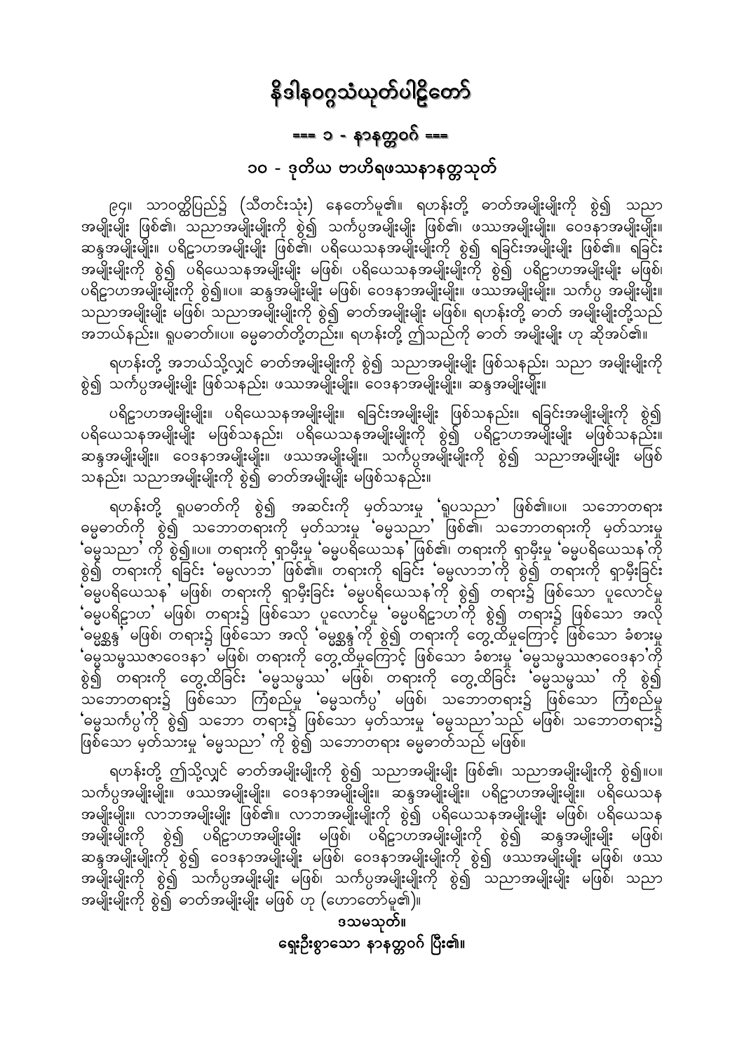# နိဒါနဝဂ္ဂသံယုတ်ပါဠိတော်

## === ၁ - နာနတ္တဝဂ် ===

### ၁၀ - ဒုတိယ ဗာဟိရဖဿနာနတ္တသုတ်

၉၄။ သာဝတ္ထိပြည်၌ (သီတင်းသုံး) နေတော်မူ၏။ ရဟန်းတို့ ဓာတ်အမျိုးမျိုးကို စွဲ၍ သညာအမျိုးမျိုး ဖြစ်၏၊ သညာအမျိုးမျိုးကို စွဲ၍ သင်္ကပ္ပအမျိုးမျိုး ဖြစ်၏၊ ဖဿအမျိုးမျိုး။ ဝေဒနာအမျိုးမျိုး။ ဆန္ဒအမျိုးမျိုး။ ပရိဠာဟအမျိုးမျိုး ဖြစ်၏၊ ပရိယေသနအမျိုးမျိုးကို စွဲ၍ ရခြင်းအမျိုးမျိုး ဖြစ်၏။ ရခြင်းအမျိုးမျိုးကို စွဲ၍ ပရိယေသနအမျိုးမျိုး မဖြစ်၊ ပရိယေသနအမျိုးမျိုးကို စွဲ၍ ပရိဠာဟအမျိုးမျိုး မဖြစ်၊ ပရိဠာဟအမျိုးမျိုးကို စွဲ၍။ပ။ ဆန္ဒအမျိုးမျိုး မဖြစ်၊ ဝေဒနာအမျိုးမျိုး။ ဖဿအမျိုးမျိုး။ သင်္ကပ္ပ အမျိုးမျိုး။ သညာအမျိုးမျိုး မဖြစ်၊ သညာအမျိုးမျိုးကို စွဲ၍ ဓာတ်အမျိုးမျိုး မဖြစ်။ ရဟန်းတို့ ဓာတ် အမျိုးမျိုးတို့သည် အဘယ်နည်း။ ရူပဓာတ်။ပ။ ဓမ္မဓာတ်တို့တည်း။ ရဟန်းတို့ ဤသည်ကို ဓာတ် အမျိုးမျိုး ဟု ဆိုအပ်၏။

ရဟန်းတို့ အဘယ်သို့လျှင် ဓာတ်အမျိုးမျိုးကို စွဲ၍ သညာအမျိုးမျိုး ဖြစ်သနည်း၊ သညာ အမျိုးမျိုးကို စွဲ၍ သင်္ကပ္ပအမျိုးမျိုး ဖြစ်သနည်း၊ ဖဿအမျိုးမျိုး။ ဝေဒနာအမျိုးမျိုး။ ဆန္ဒအမျိုးမျိုး။

ပရိဠာဟအမျိုးမျိုး။ ပရိယေသနအမျိုးမျိုး။ ရခြင်းအမျိုးမျိုး ဖြစ်သနည်း။ ရခြင်းအမျိုးမျိုးကို စွဲ၍ ပရိယေသနအမျိုးမျိုး မဖြစ်သနည်း၊ ပရိယေသနအမျိုးမျိုးကို စွဲ၍ ပရိဠာဟအမျိုးမျိုး မဖြစ်သနည်း။ ဆန္ဒအမျိုးမျိုး။ ဝေဒနာအမျိုးမျိုး။ ဖဿအမျိုးမျိုး။ သင်္ကပ္ပအမျိုးမျိုးကို စွဲ၍ သညာအမျိုးမျိုး မဖြစ်သနည်း၊ သညာအမျိုးမျိုးကို စွဲ၍ ဓာတ်အမျိုးမျိုး မဖြစ်သနည်း။

ရဟန်းတို့ ရူပဓာတ်ကို စွဲ၍ အဆင်းကို မှတ်သားမှု 'ရူပသညာ' ဖြစ်၏။ပ။ သဘောတရား ဓမ္မဓာတ်ကို စွဲ၍ သဘောတရားကို မှတ်သားမှု 'ဓမ္မသညာ' ဖြစ်၏၊ သဘောတရားကို မှတ်သားမှု 'ဓမ္မသညာ' ကို စွဲ၍။ပ။ တရားကို ရှာမှီးမှု 'ဓမ္မပရိယေသန' ဖြစ်၏၊ တရားကို ရှာမှီးမှု 'ဓမ္မပရိယေသန'ကို စွဲ၍ တရားကို ရခြင်း 'ဓမ္မလာဘ' ဖြစ်၏။ တရားကို ရခြင်း 'ဓမ္မလာဘ'ကို စွဲ၍ တရားကို ရှာမှီးခြင်း 'ဓမ္မပရိယေသန' မဖြစ်၊ တရားကို ရှာမှီးခြင်း 'ဓမ္မပရိယေသန'ကို စွဲ၍ တရား၌ ဖြစ်သော ပူလောင်မှု 'ဓမ္မပရိဠာဟ' မဖြစ်၊ တရား၌ ဖြစ်သော ပူလောင်မှု 'ဓမ္မပရိဠာဟ'ကို စွဲ၍ တရား၌ ဖြစ်သော အလို 'ဓမ္မစ္ဆန္ဒ' မဖြစ်၊ တရား၌ ဖြစ်သော အလို 'ဓမ္မစ္ဆန္ဒ'ကို စွဲ၍ တရားကို တွေ့ထိမှုကြောင့် ဖြစ်သော ခံစားမှု 'ဓမ္မသမ္ဖဿဇာဝေဒနာ' မဖြစ်၊ တရားကို တွေ့ထိမှုကြောင့် ဖြစ်သော ခံစားမှု 'ဓမ္မသမ္ဖဿဇာဝေဒနာ'ကို စွဲ၍ တရားကို တွေ့ထိခြင်း 'ဓမ္မသမ္ဖဿ' မဖြစ်၊ တရားကို တွေ့ထိခြင်း 'ဓမ္မသမ္ဖဿ' ကို စွဲ၍ သဘောတရား၌ ဖြစ်သော ကြံစည်မှု 'ဓမ္မသင်္ကပ္ပ' မဖြစ်၊ သဘောတရား၌ ဖြစ်သော ကြံစည်မှု 'ဓမ္မသင်္ကပ္ပ'ကို စွဲ၍ သဘော တရား၌ ဖြစ်သော မှတ်သားမှု 'ဓမ္မသညာ'သည် မဖြစ်၊ သဘောတရား၌ ဖြစ်သော မှတ်သားမှု 'ဓမ္မသညာ' ကို စွဲ၍ သဘောတရား ဓမ္မဓာတ်သည် မဖြစ်။

ရဟန်းတို့ ဤသို့လျှင် ဓာတ်အမျိုးမျိုးကို စွဲ၍ သညာအမျိုးမျိုး ဖြစ်၏၊ သညာအမျိုးမျိုးကို စွဲ၍။ပ။ သင်္ကပ္ပအမျိုးမျိုး။ ဖဿအမျိုးမျိုး။ ဝေဒနာအမျိုးမျိုး။ ဆန္ဒအမျိုးမျိုး။ ပရိဠာဟအမျိုးမျိုး။ ပရိယေသန အမျိုးမျိုး။ လာဘအမျိုးမျိုး ဖြစ်၏။ လာဘအမျိုးမျိုးကို စွဲ၍ ပရိယေသနအမျိုးမျိုး မဖြစ်၊ ပရိယေသန အမျိုးမျိုးကို စွဲ၍ ပရိဠာဟအမျိုးမျိုး မဖြစ်၊ ပရိဠာဟအမျိုးမျိုးကို စွဲ၍ ဆန္ဒအမျိုးမျိုး မဖြစ်၊ ဆန္ဒအမျိုးမျိုးကို စွဲ၍ ဝေဒနာအမျိုးမျိုး မဖြစ်၊ ဝေဒနာအမျိုးမျိုးကို စွဲ၍ ဖဿအမျိုးမျိုး မဖြစ်၊ ဖဿ အမျိုးမျိုးကို စွဲ၍ သင်္ကပ္ပအမျိုးမျိုး မဖြစ်၊ သင်္ကပ္ပအမျိုးမျိုးကို စွဲ၍ သညာအမျိုးမျိုး မဖြစ်၊ သညာ အမျိုးမျိုးကို စွဲ၍ ဓာတ်အမျိုးမျိုး မဖြစ် ဟု (ဟောတော်မူ၏)။

ဒသမသုတ်။

**ရှေးဦးစွာသော နာနတ္တဝဂ် ပြီး၏။**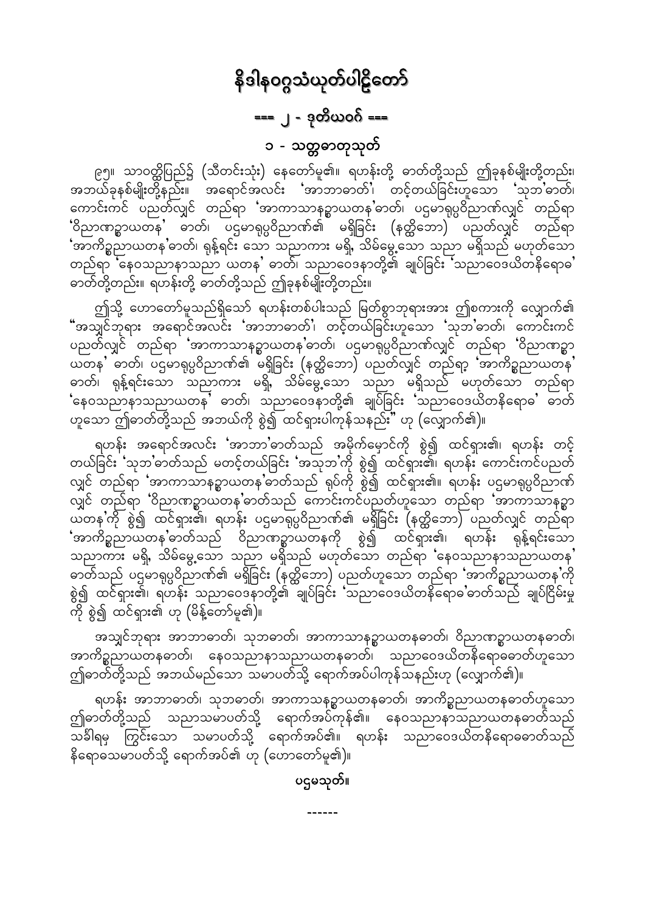# နိဒါနဝဂ္ဂသံယုတ်ပါဠိတော်

## === ၂ - ဒုတိယဝဂ် ===

### ၁ - သတ္တဓာတုသုတ်

၉၅။ သာဝတ္ထိပြည်၌ (သီတင်းသုံး) နေတော်မူ၏။ ရဟန်းတို့ ဓာတ်တို့သည် ဤခုနစ်မျိုးတို့တည်း၊ အဘယ်ခုနစ်မျိုးတို့နည်း။ အရောင်အလင်း 'အာဘာဓာတ်'၊ တင့်တယ်ခြင်းဟူသော 'သုဘ'ဓာတ်၊ ကောင်းကင် ပညတ်လျှင် တည်ရာ 'အာကာသာနဉ္စာယတန'ဓာတ်၊ ပဌမာရုပ္ပဝိညာဏ်လျှင် တည်ရာ 'ဝိညာဏဉ္စာယတန' ဓာတ်၊ ပဌမာရုပ္ပဝိညာဏ်၏ မရှိခြင်း (နတ္ထိဘော) ပညတ်လျှင် တည်ရာ 'အာကိဉ္စညာယတန'ဓာတ်၊ ရုန့်ရင်း သော သညာကား မရှိ၊ သိမ်မွေ့သော သညာ မရှိသည် မဟုတ်သော တည်ရာ 'နေဝသညာနာသညာ ယတန' ဓာတ်၊ သညာဝေဒနာတို့၏ ချုပ်ခြင်း 'သညာဝေဒယိတနိရောဓ' ဓာတ်တို့တည်း။ ရဟန်းတို့ ဓာတ်တို့သည် ဤခုနစ်မျိုးတို့တည်း။

ဤသို့ ဟောတော်မူသည်ရှိသော် ရဟန်းတစ်ပါးသည် မြတ်စွာဘုရားအား ဤစကားကို လျှောက်၏ "အသျှင်ဘုရား အရောင်အလင်း 'အာဘာဓာတ်'၊ တင့်တယ်ခြင်းဟူသော 'သုဘ'ဓာတ်၊ ကောင်းကင် ပညတ်လျှင် တည်ရာ 'အာကာသာနဉ္စာယတန'ဓာတ်၊ ပဌမာရုပ္ပဝိညာဏ်လျှင် တည်ရာ 'ဝိညာဏဉ္စာ ယတန' ဓာတ်၊ ပဌမာရုပ္ပဝိညာဏ်၏ မရှိခြင်း (နတ္ထိဘော) ပညတ်လျှင် တည်ရာ့ 'အာကိဉ္စညာယတန' ဓာတ်၊ ရုန့်ရင်းသော သညာကား မရှိ၊ သိမ်မွေ့သော သညာ မရှိသည် မဟုတ်သော တည်ရာ 'နေဝသညာနာသညာယတန' ဓာတ်၊ သညာဝေဒနာတို့၏ ချုပ်ခြင်း 'သညာဝေဒယိတနိရောဓ' ဓာတ် ဟူသော ဤဓာတ်တို့သည် အဘယ်ကို စွဲ၍ ထင်ရှားပါကုန်သနည်း" ဟု (လျှောက်၏)။

ရဟန်း အရောင်အလင်း 'အာဘာ'ဓာတ်သည် အမိုက်မှောင်ကို စွဲ၍ ထင်ရှား၏၊ ရဟန်း တင့် တယ်ခြင်း 'သုဘ'ဓာတ်သည် မတင့်တယ်ခြင်း 'အသုဘ'ကို စွဲ၍ ထင်ရှား၏၊ ရဟန်း ကောင်းကင်ပညတ် လျှင် တည်ရာ 'အာကာသာနဉ္စာယတန'ဓာတ်သည် ရုပ်ကို စွဲ၍ ထင်ရှား၏။ ရဟန်း ပဌမာရုပ္ပဝိညာဏ် လျှင် တည်ရာ 'ဝိညာဏဉ္စာယတန'ဓာတ်သည် ကောင်းကင်ပညတ်ဟူသော တည်ရာ 'အာကာသာနဉ္စာ ယတန'ကို စွဲ၍ ထင်ရှား၏၊ ရဟန်း ပဌမာရုပ္ပဝိညာဏ်၏ မရှိခြင်း (နတ္ထိဘော) ပညတ်လျှင် တည်ရာ 'အာကိဉ္စညာယတန'ဓာတ်သည် ဝိညာဏဉ္စာယတနကို စွဲ၍ ထင်ရှား၏၊ ရဟန်း ရုန့်ရင်းသော သညာကား မရှိ၊ သိမ်မွေ့သော သညာ မရှိသည် မဟုတ်သော တည်ရာ 'နေဝသညာနာသညာယတန' ဓာတ်သည် ပဌမာရုပ္ပဝိညာဏ်၏ မရှိခြင်း (နတ္ထိဘော) ပညတ်ဟူသော တည်ရာ 'အာကိဉ္စညာယတန'ကို စွဲ၍ ထင်ရှား၏၊ ရဟန်း သညာဝေဒနာတို့၏ ချုပ်ခြင်း 'သညာဝေဒယိတနိရောဓ'ဓာတ်သည် ချုပ်ငြိမ်းမှု ကို စွဲ၍ ထင်ရှား၏ ဟု (မိန့်တော်မူ၏)။

အသျှင်ဘုရား အာဘာဓာတ်၊ သုဘဓာတ်၊ အာကာသာနဉ္စာယတနဓာတ်၊ ဝိညာဏဉ္စာယတနဓာတ်၊ အာကိဉ္စညာယတနဓာတ်၊ နေဝသညာနာသညာယတနဓာတ်၊ သညာဝေဒယိတနိရောဓဓာတ်ဟူသော ဤဓာတ်တို့သည် အဘယ်မည်သော သမာပတ်သို့ ရောက်အပ်ပါကုန်သနည်းဟု (လျှောက်၏)။

ရဟန်း အာဘာဓာတ်၊ သုဘဓာတ်၊ အာကာသနဉ္စာယတနဓာတ်၊ အာကိဉ္စညာယတနဓာတ်ဟူသော ဤဓာတ်တို့သည် သညာသမာပတ်သို့ ရောက်အပ်ကုန်၏။ နေဝသညာနာသညာယတနဓာတ်သည် သင်္ခါရမှ ကြွင်းသော သမာပတ်သို့ ရောက်အပ်၏။ ရဟန်း သညာဝေဒယိတနိရောဓဓာတ်သည် နိရောဓသမာပတ်သို့ ရောက်အပ်၏ ဟု (ဟောတော်မူ၏)။

ပဌမသုတ်။

------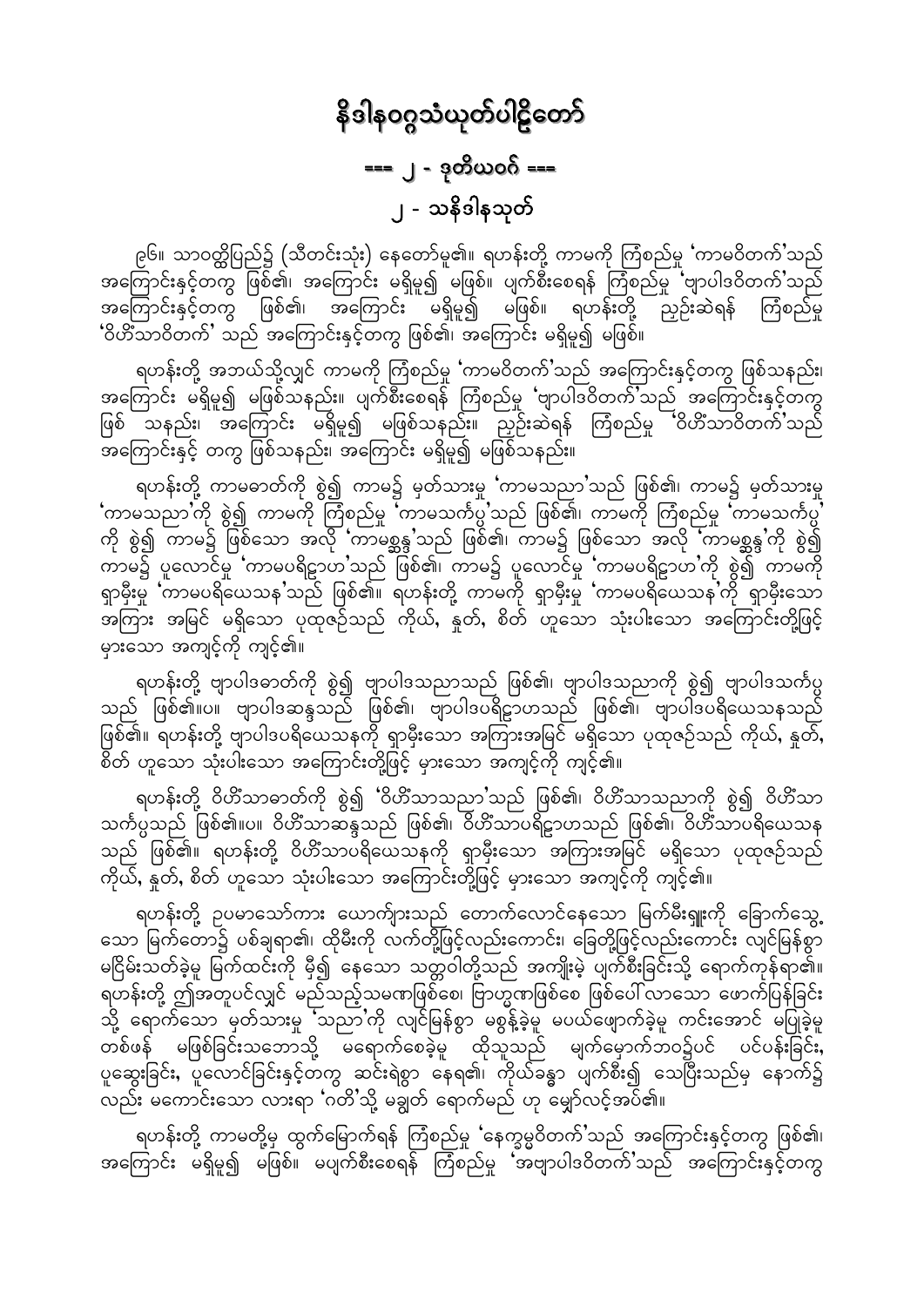# နိဒါနဝဂ္ဂသံယုတ်ပါဠိတော်

## === ၂ - ဒုတိယဝဂ် ===

## ၂ - သနိဒါနသုတ်

၉၆။ သာဝတ္ထိပြည်၌ (သီတင်းသုံး) နေတော်မူ၏။ ရဟန်းတို့ ကာမကို ကြံစည်မှု 'ကာမဝိတက်'သည် အကြောင်းနှင့်တကွ ဖြစ်၏၊ အကြောင်း မရှိမူ၍ မဖြစ်။ ပျက်စီးစေရန် ကြံစည်မှု 'ဗျာပါဒဝိတက်'သည် အကြောင်းနှင့်တကွ ဖြစ်၏၊ အကြောင်း မရှိမူ၍ မဖြစ်။ ရဟန်းတို့ ညှဉ်းဆဲရန် ကြံစည်မှု 'ဝိဟိံသာဝိတက်' သည် အကြောင်းနှင့်တကွ ဖြစ်၏၊ အကြောင်း မရှိမူ၍ မဖြစ်။

ရဟန်းတို့ အဘယ်သို့လျှင် ကာမကို ကြံစည်မှု 'ကာမဝိတက်'သည် အကြောင်းနှင့်တကွ ဖြစ်သနည်း၊ အကြောင်း မရှိမူ၍ မဖြစ်သနည်း။ ပျက်စီးစေရန် ကြံစည်မှု 'ဗျာပါဒဝိတက်'သည် အကြောင်းနှင့်တကွ ဖြစ် သနည်း၊ အကြောင်း မရှိမူ၍ မဖြစ်သနည်း။ ညှဉ်းဆဲရန် ကြံစည်မှု 'ဝိဟိံသာဝိတက်'သည် အကြောင်းနှင့် တကွ ဖြစ်သနည်း၊ အကြောင်း မရှိမူ၍ မဖြစ်သနည်း။

ရဟန်းတို့ ကာမဓာတ်ကို စွဲ၍ ကာမ၌ မှတ်သားမှု 'ကာမသညာ'သည် ဖြစ်၏၊ ကာမ၌ မှတ်သားမှု 'ကာမသညာ'ကို စွဲ၍ ကာမကို ကြံစည်မှု 'ကာမသင်္ကပ္ပ'သည် ဖြစ်၏၊ ကာမကို ကြံစည်မှု 'ကာမသင်္ကပ္ပ' ကို စွဲ၍ ကာမ၌ ဖြစ်သော အလို 'ကာမစ္ဆန္ဒ'သည် ဖြစ်၏၊ ကာမ၌ ဖြစ်သော အလို 'ကာမစ္ဆန္ဒ'ကို စွဲ၍ ကာမ၌ ပူလောင်မှု 'ကာမပရိဠာဟ'သည် ဖြစ်၏၊ ကာမ၌ ပူလောင်မှု 'ကာမပရိဠာဟ'ကို စွဲ၍ ကာမကို ရှာမှီးမှု 'ကာမပရိယေသန'သည် ဖြစ်၏။ ရဟန်းတို့ ကာမကို ရှာမှီးမှု 'ကာမပရိယေသန'ကို ရှာမှီးသော အကြား အမြင် မရှိသော ပုထုဇဉ်သည် ကိုယ်, နှုတ်, စိတ် ဟူသော သုံးပါးသော အကြောင်းတို့ဖြင့် မှားသော အကျင့်ကို ကျင့်၏။

ရဟန်းတို့ ဗျာပါဒဓာတ်ကို စွဲ၍ ဗျာပါဒသညာသည် ဖြစ်၏၊ ဗျာပါဒသညာကို စွဲ၍ ဗျာပါဒသင်္ကပ္ပ သည် ဖြစ်၏။ပ။ ဗျာပါဒဆန္ဒသည် ဖြစ်၏၊ ဗျာပါဒပရိဠာဟသည် ဖြစ်၏၊ ဗျာပါဒပရိယေသနသည် ဖြစ်၏။ ရဟန်းတို့ ဗျာပါဒပရိယေသနကို ရှာမှီးသော အကြားအမြင် မရှိသော ပုထုဇဉ်သည် ကိုယ်, နှုတ်, စိတ် ဟူသော သုံးပါးသော အကြောင်းတို့ဖြင့် မှားသော အကျင့်ကို ကျင့်၏။

ရဟန်းတို့ ဝိဟိံသာဓာတ်ကို စွဲ၍ 'ဝိဟိံသာသညာ'သည် ဖြစ်၏၊ ဝိဟိံသာသညာကို စွဲ၍ ဝိဟိံသာ သင်္ကပ္ပသည် ဖြစ်၏။ပ။ ဝိဟိံသာဆန္ဒသည် ဖြစ်၏၊ ဝိဟိံသာပရိဠာဟသည် ဖြစ်၏၊ ဝိဟိံသာပရိယေသန သည် ဖြစ်၏။ ရဟန်းတို့ ဝိဟိံသာပရိယေသနကို ရှာမှီးသော အကြားအမြင် မရှိသော ပုထုဇဉ်သည် ကိုယ်, နှုတ်, စိတ် ဟူသော သုံးပါးသော အကြောင်းတို့ဖြင့် မှားသော အကျင့်ကို ကျင့်၏။

ရဟန်းတို့ ဥပမာသော်ကား ယောကျ်ားသည် တောက်လောင်နေသော မြက်မီးရှူးကို ခြောက်သွေ့ သော မြက်တော၌ ပစ်ချရာ၏၊ ထိုမီးကို လက်တို့ဖြင့်လည်းကောင်း၊ ခြေတို့ဖြင့်လည်းကောင်း လျင်မြန်စွာ မငြိမ်းသတ်ခဲ့မူ မြက်ထင်းကို မှီ၍ နေသော သတ္တဝါတို့သည် အကျိုးမဲ့ ပျက်စီးခြင်းသို့ ရောက်ကုန်ရာ၏။ ရဟန်းတို့ ဤအတူပင်လျှင် မည်သည့်သမဏဖြစ်စေ၊ ဗြာဟ္မဏဖြစ်စေ ဖြစ်ပေါ်လာသော ဖောက်ပြန်ခြင်း သို့ ရောက်သော မှတ်သားမှု 'သညာ'ကို လျင်မြန်စွာ မစွန့်ခဲ့မူ မပယ်ဖျောက်ခဲ့မူ ကင်းအောင် မပြုခဲ့မူ တစ်ဖန် မဖြစ်ခြင်းသဘောသို့ မရောက်စေခဲ့မူ ထိုသူသည် မျက်မှောက်ဘဝ၌ပင် ပင်ပန်းခြင်း, ပူဆွေးခြင်း, ပူလောင်ခြင်းနှင့်တကွ ဆင်းရဲစွာ နေရ၏၊ ကိုယ်ခန္ဓာ ပျက်စီး၍ သေပြီးသည်မှ နောက်၌ လည်း မကောင်းသော လားရာ 'ဂတိ'သို့ မချွတ် ရောက်မည် ဟု မျှော်လင့်အပ်၏။

ရဟန်းတို့ ကာမတို့မှ ထွက်မြောက်ရန် ကြံစည်မှု 'နေက္ခမ္မဝိတက်'သည် အကြောင်းနှင့်တကွ ဖြစ်၏၊ အကြောင်း မရှိမူ၍ မဖြစ်။ မပျက်စီးစေရန် ကြံစည်မှု 'အဗျာပါဒဝိတက်'သည် အကြောင်းနှင့်တကွ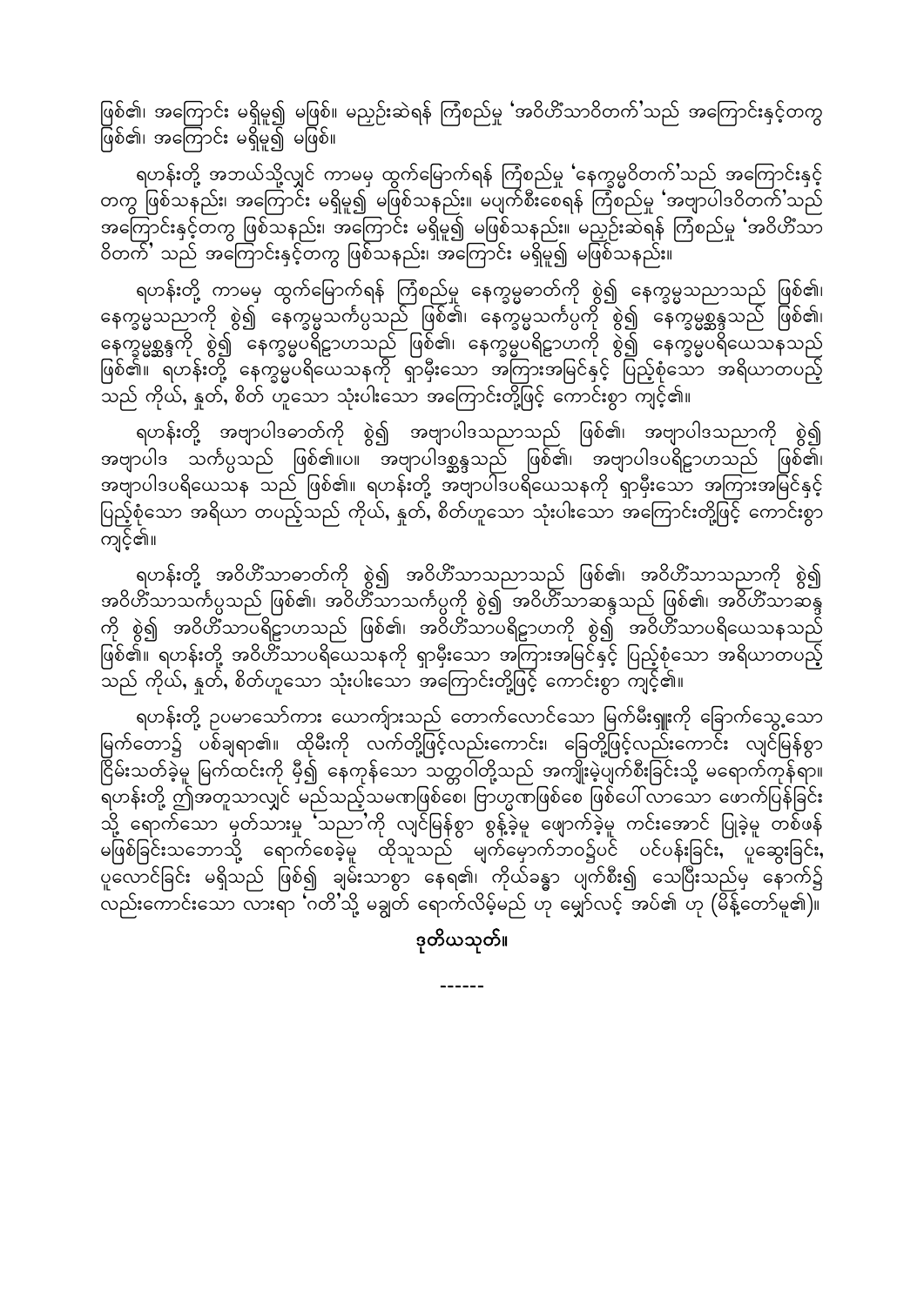ဖြစ်၏၊ အကြောင်း မရှိမူ၍ မဖြစ်။ မညှဉ်းဆဲရန် ကြံစည်မှု 'အဝိဟိံသာဝိတက်'သည် အကြောင်းနှင့်တကွ ဖြစ်၏၊ အကြောင်း မရှိမူ၍ မဖြစ်။

ရဟန်းတို့ အဘယ်သို့လျှင် ကာမမှ ထွက်မြောက်ရန် ကြံစည်မှု 'နေက္ခမ္မဝိတက်'သည် အကြောင်းနှင့်တကွ ဖြစ်သနည်း၊ အကြောင်း မရှိမူ၍ မဖြစ်သနည်း။ မပျက်စီးစေရန် ကြံစည်မှု 'အဗျာပါဒဝိတက်'သည် အကြောင်းနှင့်တကွ ဖြစ်သနည်း၊ အကြောင်း မရှိမူ၍ မဖြစ်သနည်း။ မညှဉ်းဆဲရန် ကြံစည်မှု 'အဝိဟိံသာဝိတက်' သည် အကြောင်းနှင့်တကွ ဖြစ်သနည်း၊ အကြောင်း မရှိမူ၍ မဖြစ်သနည်း။

ရဟန်းတို့ ကာမမှ ထွက်မြောက်ရန် ကြံစည်မှု နေက္ခမ္မဓာတ်ကို စွဲ၍ နေက္ခမ္မသညာသည် ဖြစ်၏၊ နေက္ခမ္မသညာကို စွဲ၍ နေက္ခမ္မသင်္ကပ္ပသည် ဖြစ်၏၊ နေက္ခမ္မသင်္ကပ္ပကို စွဲ၍ နေက္ခမ္မဆန္ဒသည် ဖြစ်၏၊ နေက္ခမ္မဆန္ဒကို စွဲ၍ နေက္ခမ္မပရိဠာဟသည် ဖြစ်၏၊ နေက္ခမ္မပရိဠာဟကို စွဲ၍ နေက္ခမ္မပရိယေသနသည် ဖြစ်၏။ ရဟန်းတို့ နေက္ခမ္မပရိယေသနကို ရှာမှီးသော အကြားအမြင်နှင့် ပြည့်စုံသော အရိယာတပည့်သည် ကိုယ်, နှုတ်, စိတ် ဟူသော သုံးပါးသော အကြောင်းတို့ဖြင့် ကောင်းစွာ ကျင့်၏။

ရဟန်းတို့ အဗျာပါဒဓာတ်ကို စွဲ၍ အဗျာပါဒသညာသည် ဖြစ်၏၊ အဗျာပါဒသညာကို စွဲ၍ အဗျာပါဒ သင်္ကပ္ပသည် ဖြစ်၏။ပ။ အဗျာပါဒဆန္ဒသည် ဖြစ်၏၊ အဗျာပါဒပရိဠာဟသည် ဖြစ်၏၊ အဗျာပါဒပရိယေသန သည် ဖြစ်၏။ ရဟန်းတို့ အဗျာပါဒပရိယေသနကို ရှာမှီးသော အကြားအမြင်နှင့် ပြည့်စုံသော အရိယာ တပည့်သည် ကိုယ်, နှုတ်, စိတ်ဟူသော သုံးပါးသော အကြောင်းတို့ဖြင့် ကောင်းစွာ ကျင့်၏။

ရဟန်းတို့ အဝိဟိံသာဓာတ်ကို စွဲ၍ အဝိဟိံသာသညာသည် ဖြစ်၏၊ အဝိဟိံသာသညာကို စွဲ၍ အဝိဟိံသာသင်္ကပ္ပသည် ဖြစ်၏၊ အဝိဟိံသာသင်္ကပ္ပကို စွဲ၍ အဝိဟိံသာဆန္ဒသည် ဖြစ်၏၊ အဝိဟိံသာဆန္ဒကို စွဲ၍ အဝိဟိံသာပရိဠာဟသည် ဖြစ်၏၊ အဝိဟိံသာပရိဠာဟကို စွဲ၍ အဝိဟိံသာပရိယေသနသည် ဖြစ်၏။ ရဟန်းတို့ အဝိဟိံသာပရိယေသနကို ရှာမှီးသော အကြားအမြင်နှင့် ပြည့်စုံသော အရိယာတပည့်သည် ကိုယ်, နှုတ်, စိတ်ဟူသော သုံးပါးသော အကြောင်းတို့ဖြင့် ကောင်းစွာ ကျင့်၏။

ရဟန်းတို့ ဥပမာသော်ကား ယောကျ်ားသည် တောက်လောင်သော မြက်မီးရှူးကို ခြောက်သွေ့သော မြက်တော၌ ပစ်ချရာ၏။ ထိုမီးကို လက်တို့ဖြင့်လည်းကောင်း၊ ခြေတို့ဖြင့်လည်းကောင်း လျင်မြန်စွာ ငြိမ်းသတ်ခဲ့မူ မြက်ထင်းကို မှီ၍ နေကုန်သော သတ္တဝါတို့သည် အကျိုးမဲ့ပျက်စီးခြင်းသို့ မရောက်ကုန်ရာ။ ရဟန်းတို့ ဤအတူသာလျှင် မည်သည့်သမဏဖြစ်စေ၊ ဗြာဟ္မဏဖြစ်စေ ဖြစ်ပေါ်လာသော ဖောက်ပြန်ခြင်းသို့ ရောက်သော မှတ်သားမှု 'သညာ'ကို လျင်မြန်စွာ စွန့်ခဲ့မူ ဖျောက်ခဲ့မူ ကင်းအောင် ပြုခဲ့မူ တစ်ဖန် မဖြစ်ခြင်းသဘောသို့ ရောက်စေခဲ့မူ ထိုသူသည် မျက်မှောက်ဘဝ၌ပင် ပင်ပန်းခြင်း, ပူဆွေးခြင်း, ပူလောင်ခြင်း မရှိသည် ဖြစ်၍ ချမ်းသာစွာ နေရ၏၊ ကိုယ်ခန္ဓာ ပျက်စီး၍ သေပြီးသည်မှ နောက်၌လည်းကောင်းသော လားရာ 'ဂတိ'သို့ မချွတ် ရောက်လိမ့်မည် ဟု မျှော်လင့် အပ်၏ ဟု (မိန့်တော်မူ၏)။

**ဒုတိယသုတ်။**

------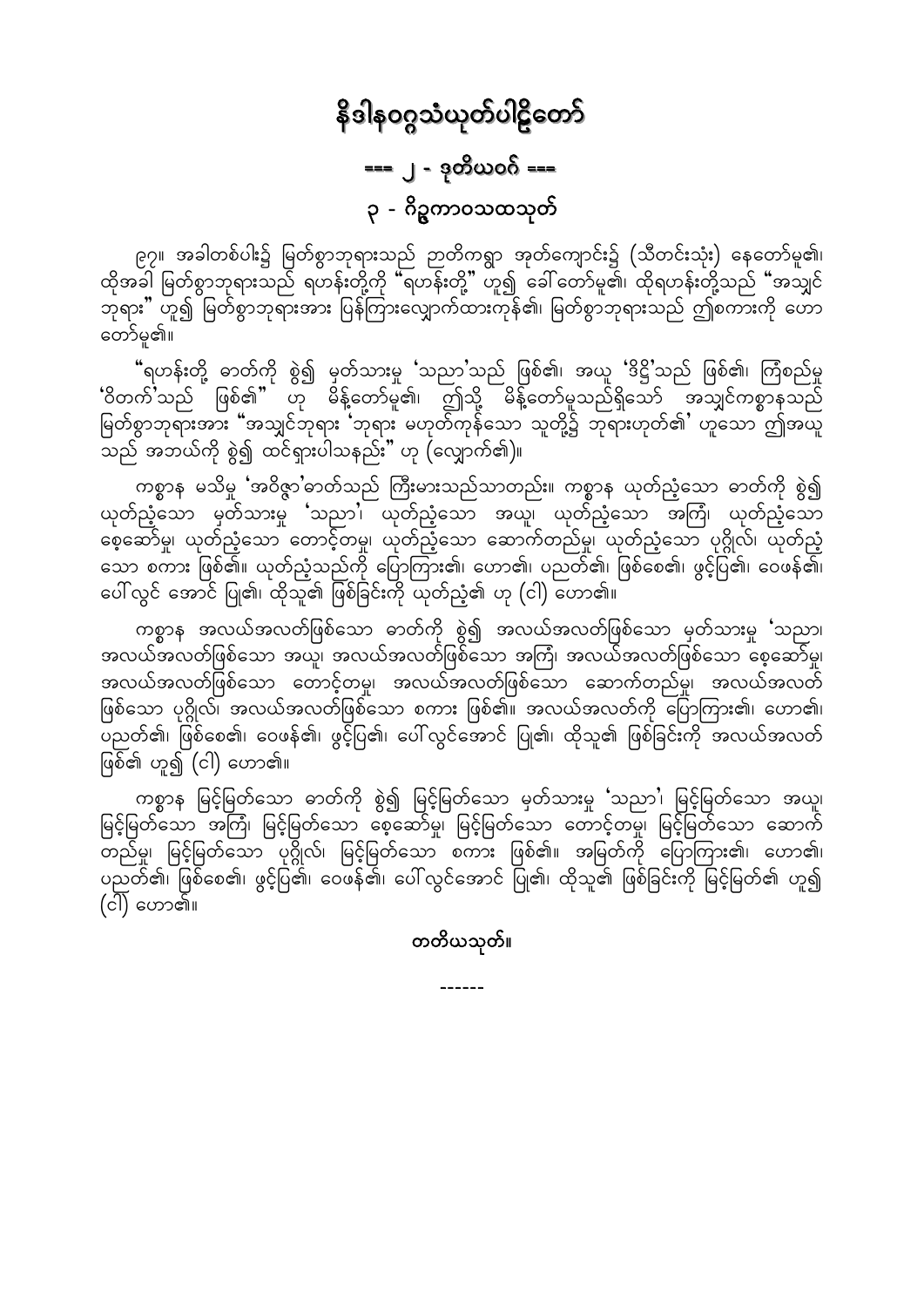# နိဒါနဝဂ္ဂသံယုတ်ပါဠိတော်

## === ၂ - ဒုတိယဝဂ် ===

### ၃ - ဂိဉ္ဇကာဝသထသုတ်

၉၇။ အခါတစ်ပါး၌ မြတ်စွာဘုရားသည် ဉာတိကရွာ အုတ်ကျောင်း၌ (သီတင်းသုံး) နေတော်မူ၏၊ ထိုအခါ မြတ်စွာဘုရားသည် ရဟန်းတို့ကို "ရဟန်းတို့" ဟူ၍ ခေါ်တော်မူ၏၊ ထိုရဟန်းတို့သည် "အသျှင်ဘုရား" ဟူ၍ မြတ်စွာဘုရားအား ပြန်ကြားလျှောက်ထားကုန်၏၊ မြတ်စွာဘုရားသည် ဤစကားကို ဟောတော်မူ၏။

"ရဟန်းတို့ ဓာတ်ကို စွဲ၍ မှတ်သားမှု 'သညာ'သည် ဖြစ်၏၊ အယူ 'ဒိဋ္ဌိ'သည် ဖြစ်၏၊ ကြံစည်မှု 'ဝိတက်'သည် ဖြစ်၏" ဟု မိန့်တော်မူ၏၊ ဤသို့ မိန့်တော်မူသည်ရှိသော် အသျှင်ကစ္စာနသည် မြတ်စွာဘုရားအား "အသျှင်ဘုရား 'ဘုရား မဟုတ်ကုန်သော သူတို့၌ ဘုရားဟုတ်၏' ဟူသော ဤအယူသည် အဘယ်ကို စွဲ၍ ထင်ရှားပါသနည်း" ဟု (လျှောက်၏)။

ကစ္စာန မသိမှု 'အဝိဇ္ဇာ'ဓာတ်သည် ကြီးမားသည်သာတည်း။ ကစ္စာန ယုတ်ညံ့သော ဓာတ်ကို စွဲ၍ ယုတ်ညံ့သော မှတ်သားမှု 'သညာ'၊ ယုတ်ညံ့သော အယူ၊ ယုတ်ညံ့သော အကြံ၊ ယုတ်ညံ့သော စေ့ဆော်မှု၊ ယုတ်ညံ့သော တောင့်တမှု၊ ယုတ်ညံ့သော ဆောက်တည်မှု၊ ယုတ်ညံ့သော ပုဂ္ဂိုလ်၊ ယုတ်ညံ့သော စကား ဖြစ်၏။ ယုတ်ညံ့သည်ကို ပြောကြား၏၊ ဟော၏၊ ပညတ်၏၊ ဖြစ်စေ၏၊ ဖွင့်ပြ၏၊ ဝေဖန်၏၊ ပေါ်လွင် အောင် ပြု၏၊ ထိုသူ၏ ဖြစ်ခြင်းကို ယုတ်ညံ့၏ ဟု (ငါ) ဟော၏။

ကစ္စာန အလယ်အလတ်ဖြစ်သော ဓာတ်ကို စွဲ၍ အလယ်အလတ်ဖြစ်သော မှတ်သားမှု 'သညာ၊ အလယ်အလတ်ဖြစ်သော အယူ၊ အလယ်အလတ်ဖြစ်သော အကြံ၊ အလယ်အလတ်ဖြစ်သော စေ့ဆော်မှု၊ အလယ်အလတ်ဖြစ်သော တောင့်တမှု၊ အလယ်အလတ်ဖြစ်သော ဆောက်တည်မှု၊ အလယ်အလတ်ဖြစ်သော ပုဂ္ဂိုလ်၊ အလယ်အလတ်ဖြစ်သော စကား ဖြစ်၏။ အလယ်အလတ်ကို ပြောကြား၏၊ ဟော၏၊ ပညတ်၏၊ ဖြစ်စေ၏၊ ဝေဖန်၏၊ ဖွင့်ပြ၏၊ ပေါ်လွင်အောင် ပြု၏၊ ထိုသူ၏ ဖြစ်ခြင်းကို အလယ်အလတ်ဖြစ်၏ ဟူ၍ (ငါ) ဟော၏။

ကစ္စာန မြင့်မြတ်သော ဓာတ်ကို စွဲ၍ မြင့်မြတ်သော မှတ်သားမှု 'သညာ'၊ မြင့်မြတ်သော အယူ၊ မြင့်မြတ်သော အကြံ၊ မြင့်မြတ်သော စေ့ဆော်မှု၊ မြင့်မြတ်သော တောင့်တမှု၊ မြင့်မြတ်သော ဆောက်တည်မှု၊ မြင့်မြတ်သော ပုဂ္ဂိုလ်၊ မြင့်မြတ်သော စကား ဖြစ်၏။ အမြတ်ကို ပြောကြား၏၊ ဟော၏၊ ပညတ်၏၊ ဖြစ်စေ၏၊ ဖွင့်ပြ၏၊ ဝေဖန်၏၊ ပေါ်လွင်အောင် ပြု၏၊ ထိုသူ၏ ဖြစ်ခြင်းကို မြင့်မြတ်၏ ဟူ၍ (ငါ) ဟော၏။

**တတိယသုတ်။**

------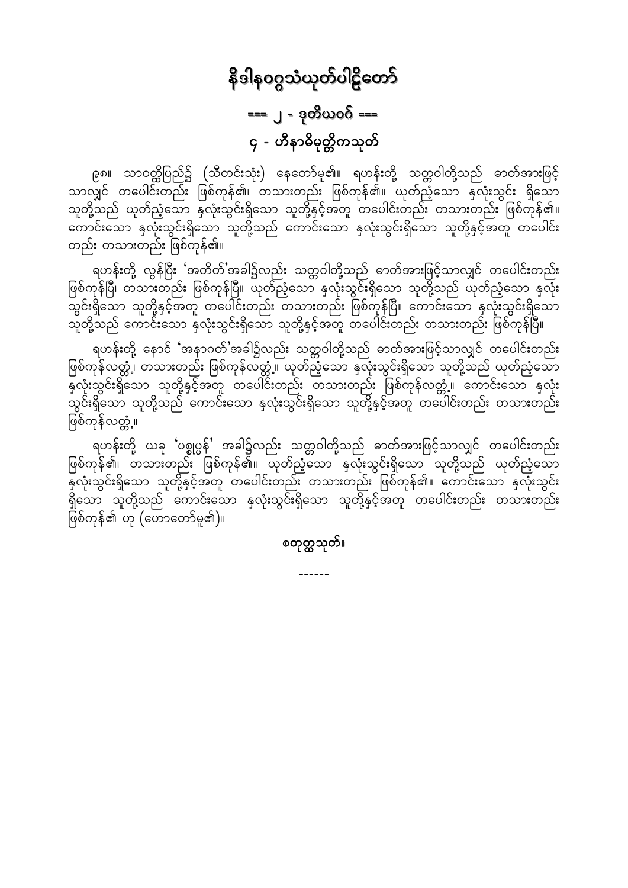# နိဒါနဝဂ္ဂသံယုတ်ပါဠိတော်

## === ၂ - ဒုတိယဝဂ် ===

### ၄ - ဟီနာဓိမုတ္တိကသုတ်

၉၈။ သာဝတ္ထိပြည်၌ (သီတင်းသုံး) နေတော်မူ၏။ ရဟန်းတို့ သတ္တဝါတို့သည် ဓာတ်အားဖြင့်သာလျှင် တပေါင်းတည်း ဖြစ်ကုန်၏၊ တသားတည်း ဖြစ်ကုန်၏။ ယုတ်ညံ့သော နှလုံးသွင်း ရှိသော သူတို့သည် ယုတ်ညံ့သော နှလုံးသွင်းရှိသော သူတို့နှင့်အတူ တပေါင်းတည်း တသားတည်း ဖြစ်ကုန်၏။ ကောင်းသော နှလုံးသွင်းရှိသော သူတို့သည် ကောင်းသော နှလုံးသွင်းရှိသော သူတို့နှင့်အတူ တပေါင်းတည်း တသားတည်း ဖြစ်ကုန်၏။

ရဟန်းတို့ လွန်ပြီး 'အတိတ်'အခါ၌လည်း သတ္တဝါတို့သည် ဓာတ်အားဖြင့်သာလျှင် တပေါင်းတည်း ဖြစ်ကုန်ပြီ၊ တသားတည်း ဖြစ်ကုန်ပြီ။ ယုတ်ညံ့သော နှလုံးသွင်းရှိသော သူတို့သည် ယုတ်ညံ့သော နှလုံးသွင်းရှိသော သူတို့နှင့်အတူ တပေါင်းတည်း တသားတည်း ဖြစ်ကုန်ပြီ။ ကောင်းသော နှလုံးသွင်းရှိသော သူတို့သည် ကောင်းသော နှလုံးသွင်းရှိသော သူတို့နှင့်အတူ တပေါင်းတည်း တသားတည်း ဖြစ်ကုန်ပြီ။

ရဟန်းတို့ နောင် 'အနာဂတ်'အခါ၌လည်း သတ္တဝါတို့သည် ဓာတ်အားဖြင့်သာလျှင် တပေါင်းတည်း ဖြစ်ကုန်လတ္တံ့၊ တသားတည်း ဖြစ်ကုန်လတ္တံ့။ ယုတ်ညံ့သော နှလုံးသွင်းရှိသော သူတို့သည် ယုတ်ညံ့သော နှလုံးသွင်းရှိသော သူတို့နှင့်အတူ တပေါင်းတည်း တသားတည်း ဖြစ်ကုန်လတ္တံ့။ ကောင်းသော နှလုံးသွင်းရှိသော သူတို့သည် ကောင်းသော နှလုံးသွင်းရှိသော သူတို့နှင့်အတူ တပေါင်းတည်း တသားတည်း ဖြစ်ကုန်လတ္တံ့။

ရဟန်းတို့ ယခု 'ပစ္စုပ္ပန်' အခါ၌လည်း သတ္တဝါတို့သည် ဓာတ်အားဖြင့်သာလျှင် တပေါင်းတည်း ဖြစ်ကုန်၏၊ တသားတည်း ဖြစ်ကုန်၏။ ယုတ်ညံ့သော နှလုံးသွင်းရှိသော သူတို့သည် ယုတ်ညံ့သော နှလုံးသွင်းရှိသော သူတို့နှင့်အတူ တပေါင်းတည်း တသားတည်း ဖြစ်ကုန်၏။ ကောင်းသော နှလုံးသွင်းရှိသော သူတို့သည် ကောင်းသော နှလုံးသွင်းရှိသော သူတို့နှင့်အတူ တပေါင်းတည်း တသားတည်း ဖြစ်ကုန်၏ ဟု (ဟောတော်မူ၏)။

**စတုတ္ထသုတ်။**

------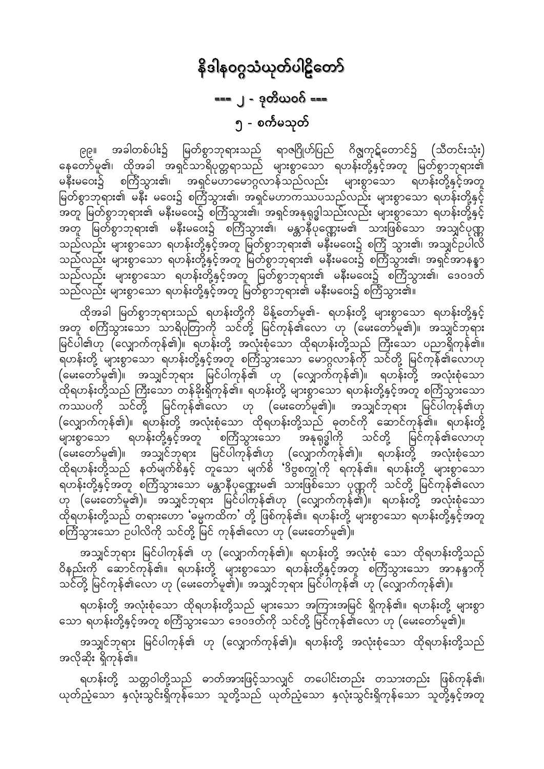# နိဒါနဝဂ္ဂသံယုတ်ပါဠိတော်

## === ၂ - ဒုတိယဝဂ် ===

## ၅ - စင်္ကမသုတ်

၉၉။ အခါတစ်ပါး၌ မြတ်စွာဘုရားသည် ရာဇဂြိုဟ်ပြည် ဂိဇ္ဈကုဋ်တောင်၌ (သီတင်းသုံး) နေတော်မူ၏၊ ထိုအခါ အရှင်သာရိပုတ္တရာသည် များစွာသော ရဟန်းတို့နှင့်အတူ မြတ်စွာဘုရား၏ မနီးမဝေး၌ စင်္ကြံသွား၏၊ အရှင်မဟာမောဂ္ဂလာန်သည်လည်း များစွာသော ရဟန်းတို့နှင့်အတူ မြတ်စွာဘုရား၏ မနီး မဝေး၌ စင်္ကြံသွား၏၊ အရှင်မဟာကဿပသည်လည်း များစွာသော ရဟန်းတို့နှင့် အတူ မြတ်စွာဘုရား၏ မနီးမဝေး၌ စင်္ကြံသွား၏၊ အရှင်အနုရုဒ္ဓါသည်လည်း များစွာသော ရဟန်းတို့နှင့် အတူ မြတ်စွာဘုရား၏ မနီးမဝေး၌ စင်္ကြံသွား၏၊ မန္တာနီပုဏ္ဏေးမ၏ သားဖြစ်သော အသျှင်ပုဏ္ဏ သည်လည်း များစွာသော ရဟန်းတို့နှင့်အတူ မြတ်စွာဘုရား၏ မနီးမဝေး၌ စင်္ကြံ သွား၏၊ အသျှင်ဥပါလိ သည်လည်း များစွာသော ရဟန်းတို့နှင့်အတူ မြတ်စွာဘုရား၏ မနီးမဝေး၌ စင်္ကြံသွား၏၊ အရှင်အာနန္ဒာ သည်လည်း များစွာသော ရဟန်းတို့နှင့်အတူ မြတ်စွာဘုရား၏ မနီးမဝေး၌ စင်္ကြံသွား၏၊ ဒေဝဒတ် သည်လည်း များစွာသော ရဟန်းတို့နှင့်အတူ မြတ်စွာဘုရား၏ မနီးမဝေး၌ စင်္ကြံသွား၏။

ထိုအခါ မြတ်စွာဘုရားသည် ရဟန်းတို့ကို မိန့်တော်မူ၏- ရဟန်းတို့ များစွာသော ရဟန်းတို့နှင့် အတူ စင်္ကြံသွားသော သာရိပုတြာကို သင်တို့ မြင်ကုန်၏လော ဟု (မေးတော်မူ၏)။ အသျှင်ဘုရား မြင်ပါ၏ဟု (လျှောက်ကုန်၏)။ ရဟန်းတို့ အလုံးစုံသော ထိုရဟန်းတို့သည် ကြီးသော ပညာရှိကုန်၏။ ရဟန်းတို့ များစွာသော ရဟန်းတို့နှင့်အတူ စင်္ကြံသွားသော မောဂ္ဂလာန်ကို သင်တို့ မြင်ကုန်၏လောဟု (မေးတော်မူ၏)။ အသျှင်ဘုရား မြင်ပါကုန်၏ ဟု (လျှောက်ကုန်၏)။ ရဟန်းတို့ အလုံးစုံသော ထိုရဟန်းတို့သည် ကြီးသော တန်ခိုးရှိကုန်၏။ ရဟန်းတို့ များစွာသော ရဟန်းတို့နှင့်အတူ စင်္ကြံသွားသော ကဿပကို သင်တို့ မြင်ကုန်၏လော ဟု (မေးတော်မူ၏)။ အသျှင်ဘုရား မြင်ပါကုန်၏ဟု (လျှောက်ကုန်၏)။ ရဟန်းတို့ အလုံးစုံသော ထိုရဟန်းတို့သည် ဓုတင်ကို ဆောင်ကုန်၏။ ရဟန်းတို့ များစွာသော ရဟန်းတို့နှင့်အတူ စင်္ကြံသွားသော အနုရုဒ္ဓါကို သင်တို့ မြင်ကုန်၏လောဟု (မေးတော်မူ၏)။ အသျှင်ဘုရား မြင်ပါကုန်၏ဟု (လျှောက်ကုန်၏)။ ရဟန်းတို့ အလုံးစုံသော ထိုရဟန်းတို့သည် နတ်မျက်စိနှင့် တူသော မျက်စိ 'ဒိဗ္ဗစက္ခု'ကို ရကုန်၏။ ရဟန်းတို့ များစွာသော ရဟန်းတို့နှင့်အတူ စင်္ကြံသွားသော မန္တာနီပုဏ္ဏေးမ၏ သားဖြစ်သော ပုဏ္ဏကို သင်တို့ မြင်ကုန်၏လော ဟု (မေးတော်မူ၏)။ အသျှင်ဘုရား မြင်ပါကုန်၏ဟု (လျှောက်ကုန်၏)။ ရဟန်းတို့ အလုံးစုံသော ထိုရဟန်းတို့သည် တရားဟော 'ဓမ္မကထိက' တို့ ဖြစ်ကုန်၏။ ရဟန်းတို့ များစွာသော ရဟန်းတို့နှင့်အတူ စင်္ကြံသွားသော ဥပါလိကို သင်တို့ မြင် ကုန်၏လော ဟု (မေးတော်မူ၏)။

အသျှင်ဘုရား မြင်ပါကုန်၏ ဟု (လျှောက်ကုန်၏)။ ရဟန်းတို့ အလုံးစုံ သော ထိုရဟန်းတို့သည် ဝိနည်းကို ဆောင်ကုန်၏။ ရဟန်းတို့ များစွာသော ရဟန်းတို့နှင့်အတူ စင်္ကြံသွားသော အာနန္ဒာကို သင်တို့ မြင်ကုန်၏လော ဟု (မေးတော်မူ၏)။ အသျှင်ဘုရား မြင်ပါကုန်၏ ဟု (လျှောက်ကုန်၏)။

ရဟန်းတို့ အလုံးစုံသော ထိုရဟန်းတို့သည် များသော အကြားအမြင် ရှိကုန်၏။ ရဟန်းတို့ များစွာ သော ရဟန်းတို့နှင့်အတူ စင်္ကြံသွားသော ဒေဝဒတ်ကို သင်တို့ မြင်ကုန်၏လော ဟု (မေးတော်မူ၏)။

အသျှင်ဘုရား မြင်ပါကုန်၏ ဟု (လျှောက်ကုန်၏)။ ရဟန်းတို့ အလုံးစုံသော ထိုရဟန်းတို့သည် အလိုဆိုး ရှိကုန်၏။

ရဟန်းတို့ သတ္တဝါတို့သည် ဓာတ်အားဖြင့်သာလျှင် တပေါင်းတည်း တသားတည်း ဖြစ်ကုန်၏၊ ယုတ်ညံ့သော နှလုံးသွင်းရှိကုန်သော သူတို့သည် ယုတ်ညံ့သော နှလုံးသွင်းရှိကုန်သော သူတို့နှင့်အတူ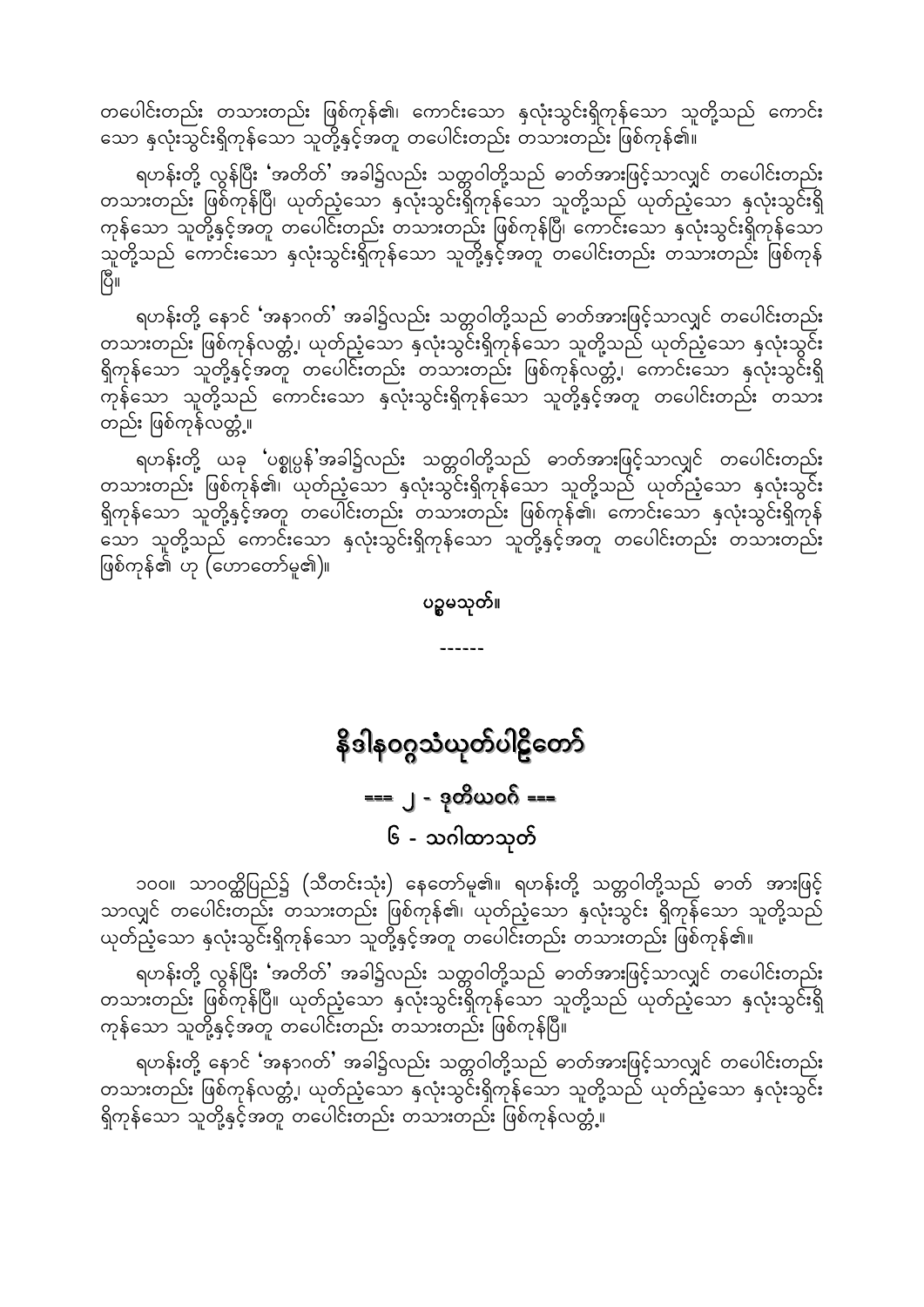တပေါင်းတည်း တသားတည်း ဖြစ်ကုန်၏၊ ကောင်းသော နှလုံးသွင်းရှိကုန်သော သူတို့သည် ကောင်းသော နှလုံးသွင်းရှိကုန်သော သူတို့နှင့်အတူ တပေါင်းတည်း တသားတည်း ဖြစ်ကုန်၏။

ရဟန်းတို့ လွန်ပြီး 'အတိတ်' အခါ၌လည်း သတ္တဝါတို့သည် ဓာတ်အားဖြင့်သာလျှင် တပေါင်းတည်း တသားတည်း ဖြစ်ကုန်ပြီ၊ ယုတ်ညံ့သော နှလုံးသွင်းရှိကုန်သော သူတို့သည် ယုတ်ညံ့သော နှလုံးသွင်းရှိကုန်သော သူတို့နှင့်အတူ တပေါင်းတည်း တသားတည်း ဖြစ်ကုန်ပြီ၊ ကောင်းသော နှလုံးသွင်းရှိကုန်သော သူတို့သည် ကောင်းသော နှလုံးသွင်းရှိကုန်သော သူတို့နှင့်အတူ တပေါင်းတည်း တသားတည်း ဖြစ်ကုန်ပြီ။

ရဟန်းတို့ နောင် 'အနာဂတ်' အခါ၌လည်း သတ္တဝါတို့သည် ဓာတ်အားဖြင့်သာလျှင် တပေါင်းတည်း တသားတည်း ဖြစ်ကုန်လတ္တံ့၊ ယုတ်ညံ့သော နှလုံးသွင်းရှိကုန်သော သူတို့သည် ယုတ်ညံ့သော နှလုံးသွင်းရှိကုန်သော သူတို့နှင့်အတူ တပေါင်းတည်း တသားတည်း ဖြစ်ကုန်လတ္တံ့၊ ကောင်းသော နှလုံးသွင်းရှိကုန်သော သူတို့သည် ကောင်းသော နှလုံးသွင်းရှိကုန်သော သူတို့နှင့်အတူ တပေါင်းတည်း တသားတည်း ဖြစ်ကုန်လတ္တံ့။

ရဟန်းတို့ ယခု 'ပစ္စုပ္ပန်'အခါ၌လည်း သတ္တဝါတို့သည် ဓာတ်အားဖြင့်သာလျှင် တပေါင်းတည်း တသားတည်း ဖြစ်ကုန်၏၊ ယုတ်ညံ့သော နှလုံးသွင်းရှိကုန်သော သူတို့သည် ယုတ်ညံ့သော နှလုံးသွင်းရှိကုန်သော သူတို့နှင့်အတူ တပေါင်းတည်း တသားတည်း ဖြစ်ကုန်၏၊ ကောင်းသော နှလုံးသွင်းရှိကုန်သော သူတို့သည် ကောင်းသော နှလုံးသွင်းရှိကုန်သော သူတို့နှင့်အတူ တပေါင်းတည်း တသားတည်း ဖြစ်ကုန်၏ ဟု (ဟောတော်မူ၏)။

**ပဉ္စမသုတ်။**

------

# နိဒါနဝဂ္ဂသံယုတ်ပါဠိတော်

## === ၂ - ဒုတိယဝဂ် ===

### ၆ - သဂါထာသုတ်

၁၀၀။ သာဝတ္ထိပြည်၌ (သီတင်းသုံး) နေတော်မူ၏။ ရဟန်းတို့ သတ္တဝါတို့သည် ဓာတ် အားဖြင့်သာလျှင် တပေါင်းတည်း တသားတည်း ဖြစ်ကုန်၏၊ ယုတ်ညံ့သော နှလုံးသွင်း ရှိကုန်သော သူတို့သည် ယုတ်ညံ့သော နှလုံးသွင်းရှိကုန်သော သူတို့နှင့်အတူ တပေါင်းတည်း တသားတည်း ဖြစ်ကုန်၏။

ရဟန်းတို့ လွန်ပြီး 'အတိတ်' အခါ၌လည်း သတ္တဝါတို့သည် ဓာတ်အားဖြင့်သာလျှင် တပေါင်းတည်း တသားတည်း ဖြစ်ကုန်ပြီ။ ယုတ်ညံ့သော နှလုံးသွင်းရှိကုန်သော သူတို့သည် ယုတ်ညံ့သော နှလုံးသွင်းရှိကုန်သော သူတို့နှင့်အတူ တပေါင်းတည်း တသားတည်း ဖြစ်ကုန်ပြီ။

ရဟန်းတို့ နောင် 'အနာဂတ်' အခါ၌လည်း သတ္တဝါတို့သည် ဓာတ်အားဖြင့်သာလျှင် တပေါင်းတည်း တသားတည်း ဖြစ်ကုန်လတ္တံ့၊ ယုတ်ညံ့သော နှလုံးသွင်းရှိကုန်သော သူတို့သည် ယုတ်ညံ့သော နှလုံးသွင်း ရှိကုန်သော သူတို့နှင့်အတူ တပေါင်းတည်း တသားတည်း ဖြစ်ကုန်လတ္တံ့။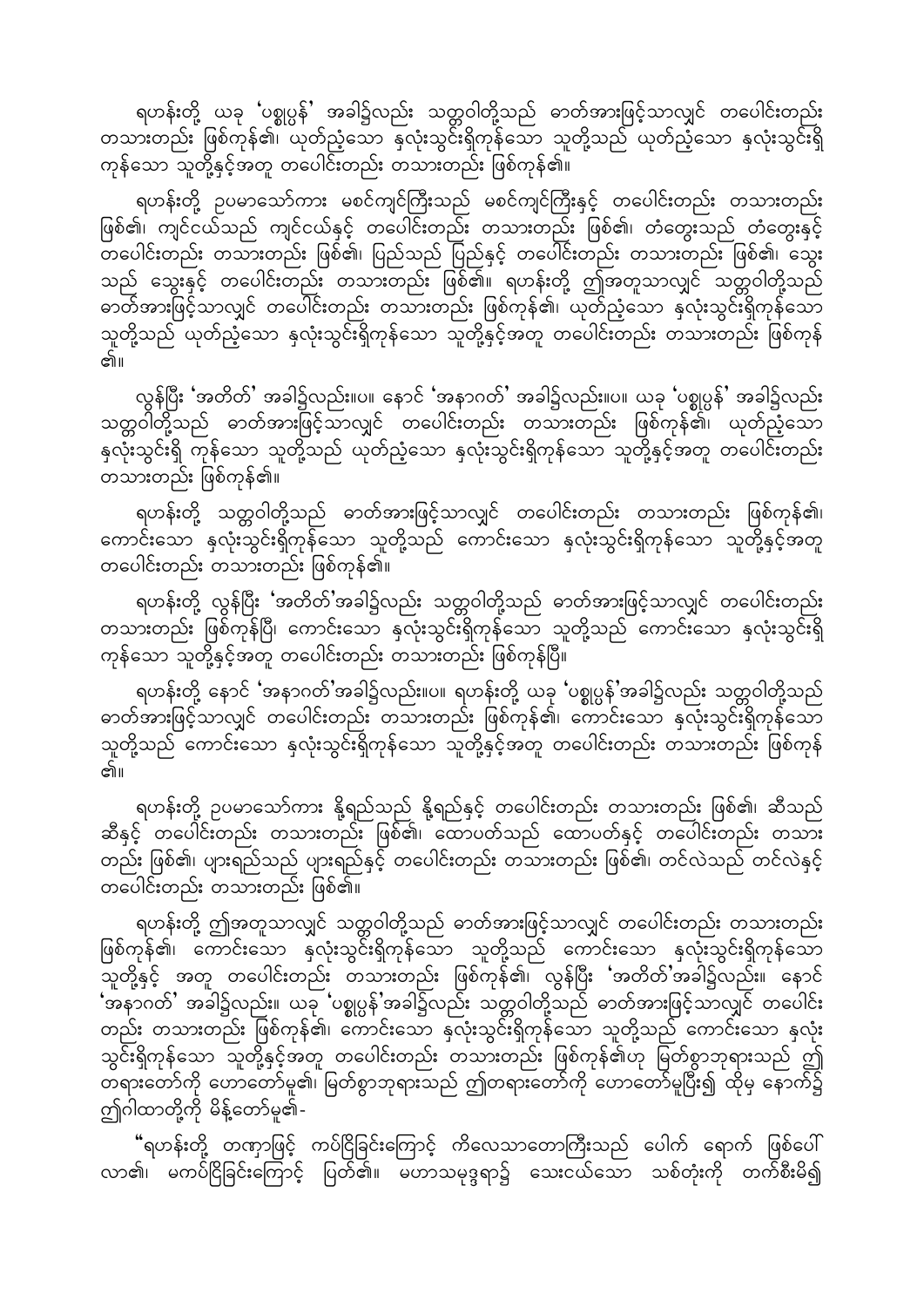ရဟန်းတို့ ယခု 'ပစ္စုပ္ပန်' အခါ၌လည်း သတ္တဝါတို့သည် ဓာတ်အားဖြင့်သာလျှင် တပေါင်းတည်း တသားတည်း ဖြစ်ကုန်၏၊ ယုတ်ညံ့သော နှလုံးသွင်းရှိကုန်သော သူတို့သည် ယုတ်ညံ့သော နှလုံးသွင်းရှိကုန်သော သူတို့နှင့်အတူ တပေါင်းတည်း တသားတည်း ဖြစ်ကုန်၏။

ရဟန်းတို့ ဥပမာသော်ကား မစင်ကျင်ကြီးသည် မစင်ကျင်ကြီးနှင့် တပေါင်းတည်း တသားတည်း ဖြစ်၏၊ ကျင်ငယ်သည် ကျင်ငယ်နှင့် တပေါင်းတည်း တသားတည်း ဖြစ်၏၊ တံတွေးသည် တံတွေးနှင့် တပေါင်းတည်း တသားတည်း ဖြစ်၏၊ ပြည်သည် ပြည်နှင့် တပေါင်းတည်း တသားတည်း ဖြစ်၏၊ သွေးသည် သွေးနှင့် တပေါင်းတည်း တသားတည်း ဖြစ်၏။ ရဟန်းတို့ ဤအတူသာလျှင် သတ္တဝါတို့သည် ဓာတ်အားဖြင့်သာလျှင် တပေါင်းတည်း တသားတည်း ဖြစ်ကုန်၏၊ ယုတ်ညံ့သော နှလုံးသွင်းရှိကုန်သော သူတို့သည် ယုတ်ညံ့သော နှလုံးသွင်းရှိကုန်သော သူတို့နှင့်အတူ တပေါင်းတည်း တသားတည်း ဖြစ်ကုန်၏။

လွန်ပြီး 'အတိတ်' အခါ၌လည်း။ပ။ နောင် 'အနာဂတ်' အခါ၌လည်း။ပ။ ယခု 'ပစ္စုပ္ပန်' အခါ၌လည်း သတ္တဝါတို့သည် ဓာတ်အားဖြင့်သာလျှင် တပေါင်းတည်း တသားတည်း ဖြစ်ကုန်၏၊ ယုတ်ညံ့သော နှလုံးသွင်းရှိ ကုန်သော သူတို့သည် ယုတ်ညံ့သော နှလုံးသွင်းရှိကုန်သော သူတို့နှင့်အတူ တပေါင်းတည်း တသားတည်း ဖြစ်ကုန်၏။

ရဟန်းတို့ သတ္တဝါတို့သည် ဓာတ်အားဖြင့်သာလျှင် တပေါင်းတည်း တသားတည်း ဖြစ်ကုန်၏၊ ကောင်းသော နှလုံးသွင်းရှိကုန်သော သူတို့သည် ကောင်းသော နှလုံးသွင်းရှိကုန်သော သူတို့နှင့်အတူ တပေါင်းတည်း တသားတည်း ဖြစ်ကုန်၏။

ရဟန်းတို့ လွန်ပြီး 'အတိတ်'အခါ၌လည်း သတ္တဝါတို့သည် ဓာတ်အားဖြင့်သာလျှင် တပေါင်းတည်း တသားတည်း ဖြစ်ကုန်ပြီ၊ ကောင်းသော နှလုံးသွင်းရှိကုန်သော သူတို့သည် ကောင်းသော နှလုံးသွင်းရှိကုန်သော သူတို့နှင့်အတူ တပေါင်းတည်း တသားတည်း ဖြစ်ကုန်ပြီ။

ရဟန်းတို့ နောင် 'အနာဂတ်'အခါ၌လည်း။ပ။ ရဟန်းတို့ ယခု 'ပစ္စုပ္ပန်'အခါ၌လည်း သတ္တဝါတို့သည် ဓာတ်အားဖြင့်သာလျှင် တပေါင်းတည်း တသားတည်း ဖြစ်ကုန်၏၊ ကောင်းသော နှလုံးသွင်းရှိကုန်သော သူတို့သည် ကောင်းသော နှလုံးသွင်းရှိကုန်သော သူတို့နှင့်အတူ တပေါင်းတည်း တသားတည်း ဖြစ်ကုန်၏။

ရဟန်းတို့ ဥပမာသော်ကား နို့ရည်သည် နို့ရည်နှင့် တပေါင်းတည်း တသားတည်း ဖြစ်၏၊ ဆီသည် ဆီနှင့် တပေါင်းတည်း တသားတည်း ဖြစ်၏၊ ထောပတ်သည် ထောပတ်နှင့် တပေါင်းတည်း တသားတည်း ဖြစ်၏၊ ပျားရည်သည် ပျားရည်နှင့် တပေါင်းတည်း တသားတည်း ဖြစ်၏၊ တင်လဲသည် တင်လဲနှင့် တပေါင်းတည်း တသားတည်း ဖြစ်၏။

ရဟန်းတို့ ဤအတူသာလျှင် သတ္တဝါတို့သည် ဓာတ်အားဖြင့်သာလျှင် တပေါင်းတည်း တသားတည်း ဖြစ်ကုန်၏၊ ကောင်းသော နှလုံးသွင်းရှိကုန်သော သူတို့သည် ကောင်းသော နှလုံးသွင်းရှိကုန်သော သူတို့နှင့် အတူ တပေါင်းတည်း တသားတည်း ဖြစ်ကုန်၏၊ လွန်ပြီး 'အတိတ်'အခါ၌လည်း။ နောင် 'အနာဂတ်' အခါ၌လည်း။ ယခု 'ပစ္စုပ္ပန်'အခါ၌လည်း သတ္တဝါတို့သည် ဓာတ်အားဖြင့်သာလျှင် တပေါင်းတည်း တသားတည်း ဖြစ်ကုန်၏၊ ကောင်းသော နှလုံးသွင်းရှိကုန်သော သူတို့သည် ကောင်းသော နှလုံးသွင်းရှိကုန်သော သူတို့နှင့်အတူ တပေါင်းတည်း တသားတည်း ဖြစ်ကုန်၏ဟု မြတ်စွာဘုရားသည် ဤတရားတော်ကို ဟောတော်မူ၏၊ မြတ်စွာဘုရားသည် ဤတရားတော်ကို ဟောတော်မူပြီး၍ ထိုမှ နောက်၌ ဤဂါထာတို့ကို မိန့်တော်မူ၏-

"ရဟန်းတို့ တဏှာဖြင့် ကပ်ငြိခြင်းကြောင့် ကိလေသာတောကြီးသည် ပေါက် ရောက် ဖြစ်ပေါ်လာ၏၊ မကပ်ငြိခြင်းကြောင့် ပြတ်၏။ မဟာသမုဒ္ဒရာ၌ သေးငယ်သော သစ်တုံးကို တက်စီးမိ၍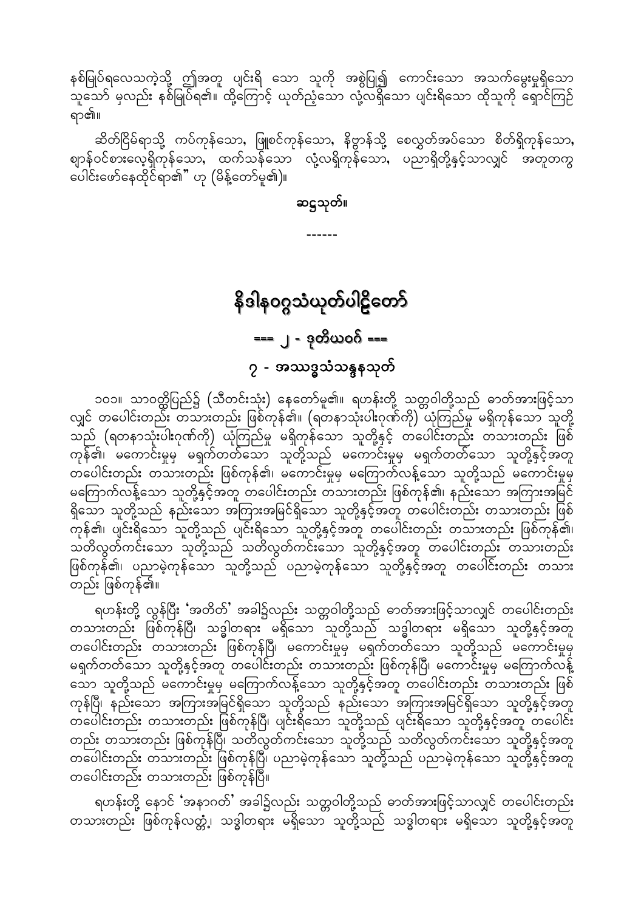နစ်မြုပ်ရလေသကဲ့သို့ ဤအတူ ပျင်းရိ သော သူကို အစွဲပြု၍ ကောင်းသော အသက်မွေးမှုရှိသော သူသော် မှလည်း နစ်မြုပ်ရ၏။ ထို့ကြောင့် ယုတ်ညံ့သော လုံ့လရှိသော ပျင်းရိသော ထိုသူကို ရှောင်ကြဉ်ရာ၏။

ဆိတ်ငြိမ်ရာသို့ ကပ်ကုန်သော, ဖြူစင်ကုန်သော, နိဗ္ဗာန်သို့ စေလွှတ်အပ်သော စိတ်ရှိကုန်သော, ဈာန်ဝင်စားလေ့ရှိကုန်သော, ထက်သန်သော လုံ့လရှိကုန်သော, ပညာရှိတို့နှင့်သာလျှင် အတူတကွ ပေါင်းဖော်နေထိုင်ရာ၏" ဟု (မိန့်တော်မူ၏)။

**ဆဋ္ဌသုတ်။**

------

# နိဒါနဝဂ္ဂသံယုတ်ပါဠိတော်

## === ၂ - ဒုတိယဝဂ် ===

### ၇ - အဿဒ္ဓသံသန္ဒနသုတ်

၁၀၁။ သာဝတ္ထိပြည်၌ (သီတင်းသုံး) နေတော်မူ၏။ ရဟန်းတို့ သတ္တဝါတို့သည် ဓာတ်အားဖြင့်သာလျှင် တပေါင်းတည်း တသားတည်း ဖြစ်ကုန်၏။ (ရတနာသုံးပါးဂုဏ်ကို) ယုံကြည်မှု မရှိကုန်သော သူတို့သည် (ရတနာသုံးပါးဂုဏ်ကို) ယုံကြည်မှု မရှိကုန်သော သူတို့နှင့် တပေါင်းတည်း တသားတည်း ဖြစ်ကုန်၏၊ မကောင်းမှုမှ မရှက်တတ်သော သူတို့သည် မကောင်းမှုမှ မရှက်တတ်သော သူတို့နှင့်အတူ တပေါင်းတည်း တသားတည်း ဖြစ်ကုန်၏၊ မကောင်းမှုမှ မကြောက်လန့်သော သူတို့သည် မကောင်းမှုမှ မကြောက်လန့်သော သူတို့နှင့်အတူ တပေါင်းတည်း တသားတည်း ဖြစ်ကုန်၏၊ နည်းသော အကြားအမြင်ရှိသော သူတို့သည် နည်းသော အကြားအမြင်ရှိသော သူတို့နှင့်အတူ တပေါင်းတည်း တသားတည်း ဖြစ်ကုန်၏၊ ပျင်းရိသော သူတို့သည် ပျင်းရိသော သူတို့နှင့်အတူ တပေါင်းတည်း တသားတည်း ဖြစ်ကုန်၏၊ သတိလွတ်ကင်းသော သူတို့သည် သတိလွတ်ကင်းသော သူတို့နှင့်အတူ တပေါင်းတည်း တသားတည်း ဖြစ်ကုန်၏၊ ပညာမဲ့ကုန်သော သူတို့သည် ပညာမဲ့ကုန်သော သူတို့နှင့်အတူ တပေါင်းတည်း တသားတည်း ဖြစ်ကုန်၏။

ရဟန်းတို့ လွန်ပြီး 'အတိတ်' အခါ၌လည်း သတ္တဝါတို့သည် ဓာတ်အားဖြင့်သာလျှင် တပေါင်းတည်း တသားတည်း ဖြစ်ကုန်ပြီ၊ သဒ္ဓါတရား မရှိသော သူတို့သည် သဒ္ဓါတရား မရှိသော သူတို့နှင့်အတူ တပေါင်းတည်း တသားတည်း ဖြစ်ကုန်ပြီ၊ မကောင်းမှုမှ မရှက်တတ်သော သူတို့သည် မကောင်းမှုမှ မရှက်တတ်သော သူတို့နှင့်အတူ တပေါင်းတည်း တသားတည်း ဖြစ်ကုန်ပြီ၊ မကောင်းမှုမှ မကြောက်လန့်သော သူတို့သည် မကောင်းမှုမှ မကြောက်လန့်သော သူတို့နှင့်အတူ တပေါင်းတည်း တသားတည်း ဖြစ်ကုန်ပြီ၊ နည်းသော အကြားအမြင်ရှိသော သူတို့သည် နည်းသော အကြားအမြင်ရှိသော သူတို့နှင့်အတူ တပေါင်းတည်း တသားတည်း ဖြစ်ကုန်ပြီ၊ ပျင်းရိသော သူတို့သည် ပျင်းရိသော သူတို့နှင့်အတူ တပေါင်းတည်း တသားတည်း ဖြစ်ကုန်ပြီ၊ သတိလွတ်ကင်းသော သူတို့သည် သတိလွတ်ကင်းသော သူတို့နှင့်အတူ တပေါင်းတည်း တသားတည်း ဖြစ်ကုန်ပြီ၊ ပညာမဲ့ကုန်သော သူတို့သည် ပညာမဲ့ကုန်သော သူတို့နှင့်အတူ တပေါင်းတည်း တသားတည်း ဖြစ်ကုန်ပြီ။

ရဟန်းတို့ နောင် 'အနာဂတ်' အခါ၌လည်း သတ္တဝါတို့သည် ဓာတ်အားဖြင့်သာလျှင် တပေါင်းတည်း တသားတည်း ဖြစ်ကုန်လတ္တံ့၊ သဒ္ဓါတရား မရှိသော သူတို့သည် သဒ္ဓါတရား မရှိသော သူတို့နှင့်အတူ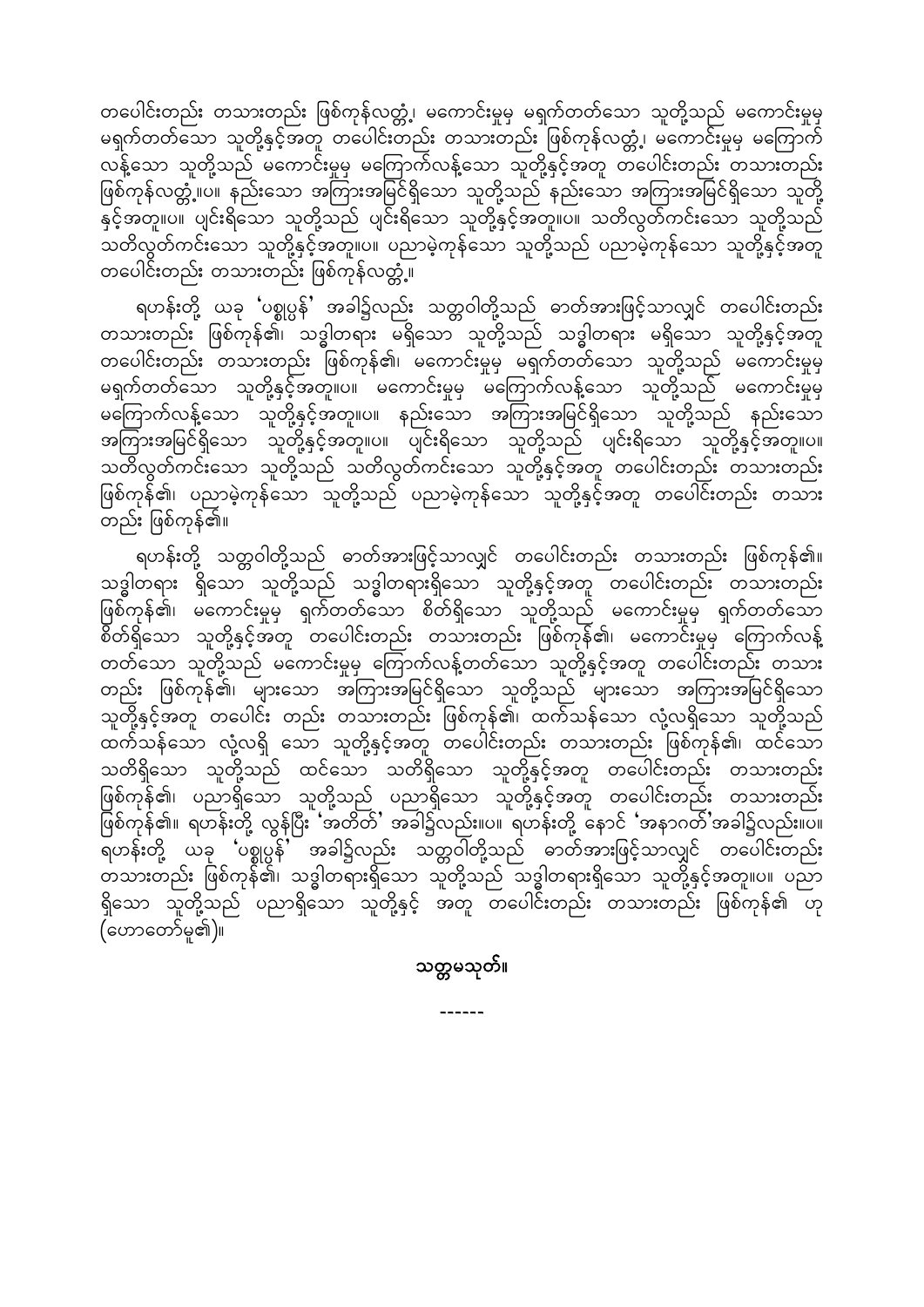တပေါင်းတည်း တသားတည်း ဖြစ်ကုန်လတ္တံ့၊ မကောင်းမှုမှ မရှက်တတ်သော သူတို့သည် မကောင်းမှုမှ မရှက်တတ်သော သူတို့နှင့်အတူ တပေါင်းတည်း တသားတည်း ဖြစ်ကုန်လတ္တံ့၊ မကောင်းမှုမှ မကြောက်လန့်သော သူတို့သည် မကောင်းမှုမှ မကြောက်လန့်သော သူတို့နှင့်အတူ တပေါင်းတည်း တသားတည်း ဖြစ်ကုန်လတ္တံ့။ပ။ နည်းသော အကြားအမြင်ရှိသော သူတို့သည် နည်းသော အကြားအမြင်ရှိသော သူတို့နှင့်အတူ။ပ။ ပျင်းရိသော သူတို့သည် ပျင်းရိသော သူတို့နှင့်အတူ။ပ။ သတိလွတ်ကင်းသော သူတို့သည် သတိလွတ်ကင်းသော သူတို့နှင့်အတူ။ပ။ ပညာမဲ့ကုန်သော သူတို့သည် ပညာမဲ့ကုန်သော သူတို့နှင့်အတူ တပေါင်းတည်း တသားတည်း ဖြစ်ကုန်လတ္တံ့။

ရဟန်းတို့ ယခု 'ပစ္စုပ္ပန်' အခါ၌လည်း သတ္တဝါတို့သည် ဓာတ်အားဖြင့်သာလျှင် တပေါင်းတည်း တသားတည်း ဖြစ်ကုန်၏၊ သဒ္ဓါတရား မရှိသော သူတို့သည် သဒ္ဓါတရား မရှိသော သူတို့နှင့်အတူ တပေါင်းတည်း တသားတည်း ဖြစ်ကုန်၏၊ မကောင်းမှုမှ မရှက်တတ်သော သူတို့သည် မကောင်းမှုမှ မရှက်တတ်သော သူတို့နှင့်အတူ။ပ။ မကောင်းမှုမှ မကြောက်လန့်သော သူတို့သည် မကောင်းမှုမှ မကြောက်လန့်သော သူတို့နှင့်အတူ။ပ။ နည်းသော အကြားအမြင်ရှိသော သူတို့သည် နည်းသော အကြားအမြင်ရှိသော သူတို့နှင့်အတူ။ပ။ ပျင်းရိသော သူတို့သည် ပျင်းရိသော သူတို့နှင့်အတူ။ပ။ သတိလွတ်ကင်းသော သူတို့သည် သတိလွတ်ကင်းသော သူတို့နှင့်အတူ တပေါင်းတည်း တသားတည်း ဖြစ်ကုန်၏၊ ပညာမဲ့ကုန်သော သူတို့သည် ပညာမဲ့ကုန်သော သူတို့နှင့်အတူ တပေါင်းတည်း တသားတည်း ဖြစ်ကုန်၏။

ရဟန်းတို့ သတ္တဝါတို့သည် ဓာတ်အားဖြင့်သာလျှင် တပေါင်းတည်း တသားတည်း ဖြစ်ကုန်၏။ သဒ္ဓါတရား ရှိသော သူတို့သည် သဒ္ဓါတရားရှိသော သူတို့နှင့်အတူ တပေါင်းတည်း တသားတည်း ဖြစ်ကုန်၏၊ မကောင်းမှုမှ ရှက်တတ်သော စိတ်ရှိသော သူတို့သည် မကောင်းမှုမှ ရှက်တတ်သော စိတ်ရှိသော သူတို့နှင့်အတူ တပေါင်းတည်း တသားတည်း ဖြစ်ကုန်၏၊ မကောင်းမှုမှ ကြောက်လန့်တတ်သော သူတို့သည် မကောင်းမှုမှ ကြောက်လန့်တတ်သော သူတို့နှင့်အတူ တပေါင်းတည်း တသားတည်း ဖြစ်ကုန်၏၊ များသော အကြားအမြင်ရှိသော သူတို့သည် များသော အကြားအမြင်ရှိသော သူတို့နှင့်အတူ တပေါင်း တည်း တသားတည်း ဖြစ်ကုန်၏၊ ထက်သန်သော လုံ့လရှိသော သူတို့သည် ထက်သန်သော လုံ့လရှိ သော သူတို့နှင့်အတူ တပေါင်းတည်း တသားတည်း ဖြစ်ကုန်၏၊ ထင်သော သတိရှိသော သူတို့သည် ထင်သော သတိရှိသော သူတို့နှင့်အတူ တပေါင်းတည်း တသားတည်း ဖြစ်ကုန်၏၊ ပညာရှိသော သူတို့သည် ပညာရှိသော သူတို့နှင့်အတူ တပေါင်းတည်း တသားတည်း ဖြစ်ကုန်၏။ ရဟန်းတို့ လွန်ပြီး 'အတိတ်' အခါ၌လည်း။ပ။ ရဟန်းတို့ နောင် 'အနာဂတ်'အခါ၌လည်း။ပ။ ရဟန်းတို့ ယခု 'ပစ္စုပ္ပန်' အခါ၌လည်း သတ္တဝါတို့သည် ဓာတ်အားဖြင့်သာလျှင် တပေါင်းတည်း တသားတည်း ဖြစ်ကုန်၏၊ သဒ္ဓါတရားရှိသော သူတို့သည် သဒ္ဓါတရားရှိသော သူတို့နှင့်အတူ။ပ။ ပညာရှိသော သူတို့သည် ပညာရှိသော သူတို့နှင့် အတူ တပေါင်းတည်း တသားတည်း ဖြစ်ကုန်၏ ဟု (ဟောတော်မူ၏)။

**သတ္တမသုတ်။**

------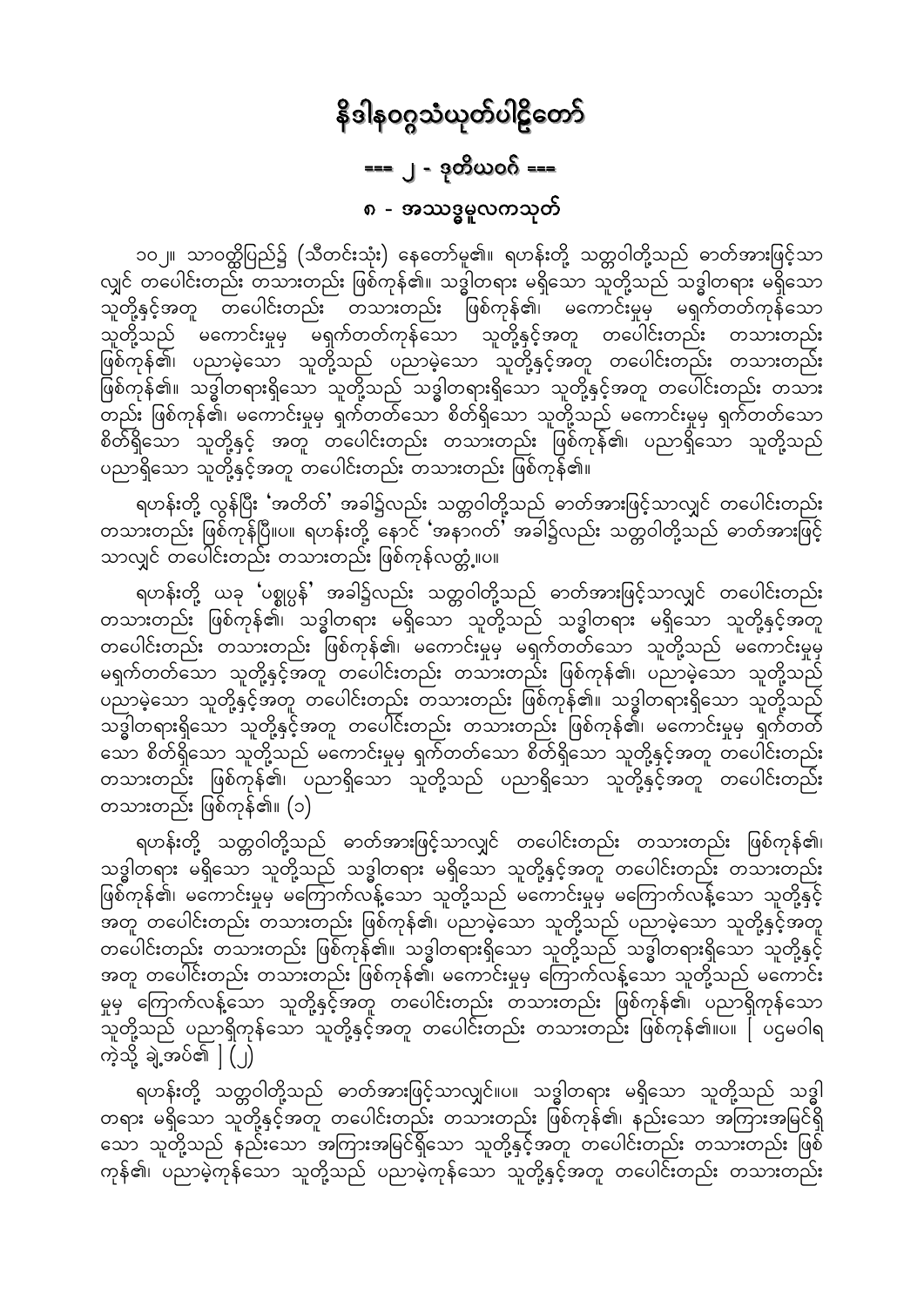# နိဒါနဝဂ္ဂသံယုတ်ပါဠိတော်

## === ၂ - ဒုတိယဝဂ် ===

### ၈ - အဿဒ္ဓမူလကသုတ်

၁၀၂။ သာဝတ္ထိပြည်၌ (သီတင်းသုံး) နေတော်မူ၏။ ရဟန်းတို့ သတ္တဝါတို့သည် ဓာတ်အားဖြင့်သာလျှင် တပေါင်းတည်း တသားတည်း ဖြစ်ကုန်၏။ သဒ္ဓါတရား မရှိသော သူတို့သည် သဒ္ဓါတရား မရှိသော သူတို့နှင့်အတူ တပေါင်းတည်း တသားတည်း ဖြစ်ကုန်၏၊ မကောင်းမှုမှ မရှက်တတ်ကုန်သော သူတို့သည် မကောင်းမှုမှ မရှက်တတ်ကုန်သော သူတို့နှင့်အတူ တပေါင်းတည်း တသားတည်း ဖြစ်ကုန်၏၊ ပညာမဲ့သော သူတို့သည် ပညာမဲ့သော သူတို့နှင့်အတူ တပေါင်းတည်း တသားတည်း ဖြစ်ကုန်၏။ သဒ္ဓါတရားရှိသော သူတို့သည် သဒ္ဓါတရားရှိသော သူတို့နှင့်အတူ တပေါင်းတည်း တသားတည်း ဖြစ်ကုန်၏၊ မကောင်းမှုမှ ရှက်တတ်သော စိတ်ရှိသော သူတို့သည် မကောင်းမှုမှ ရှက်တတ်သော စိတ်ရှိသော သူတို့နှင့် အတူ တပေါင်းတည်း တသားတည်း ဖြစ်ကုန်၏၊ ပညာရှိသော သူတို့သည် ပညာရှိသော သူတို့နှင့်အတူ တပေါင်းတည်း တသားတည်း ဖြစ်ကုန်၏။

ရဟန်းတို့ လွန်ပြီး 'အတိတ်' အခါ၌လည်း သတ္တဝါတို့သည် ဓာတ်အားဖြင့်သာလျှင် တပေါင်းတည်း တသားတည်း ဖြစ်ကုန်ပြီ။ပ။ ရဟန်းတို့ နောင် 'အနာဂတ်' အခါ၌လည်း သတ္တဝါတို့သည် ဓာတ်အားဖြင့်သာလျှင် တပေါင်းတည်း တသားတည်း ဖြစ်ကုန်လတ္တံ့။ပ။

ရဟန်းတို့ ယခု 'ပစ္စုပ္ပန်' အခါ၌လည်း သတ္တဝါတို့သည် ဓာတ်အားဖြင့်သာလျှင် တပေါင်းတည်း တသားတည်း ဖြစ်ကုန်၏၊ သဒ္ဓါတရား မရှိသော သူတို့သည် သဒ္ဓါတရား မရှိသော သူတို့နှင့်အတူ တပေါင်းတည်း တသားတည်း ဖြစ်ကုန်၏၊ မကောင်းမှုမှ မရှက်တတ်သော သူတို့သည် မကောင်းမှုမှ မရှက်တတ်သော သူတို့နှင့်အတူ တပေါင်းတည်း တသားတည်း ဖြစ်ကုန်၏၊ ပညာမဲ့သော သူတို့သည် ပညာမဲ့သော သူတို့နှင့်အတူ တပေါင်းတည်း တသားတည်း ဖြစ်ကုန်၏။ သဒ္ဓါတရားရှိသော သူတို့သည် သဒ္ဓါတရားရှိသော သူတို့နှင့်အတူ တပေါင်းတည်း တသားတည်း ဖြစ်ကုန်၏၊ မကောင်းမှုမှ ရှက်တတ်သော စိတ်ရှိသော သူတို့သည် မကောင်းမှုမှ ရှက်တတ်သော စိတ်ရှိသော သူတို့နှင့်အတူ တပေါင်းတည်း တသားတည်း ဖြစ်ကုန်၏၊ ပညာရှိသော သူတို့သည် ပညာရှိသော သူတို့နှင့်အတူ တပေါင်းတည်း တသားတည်း ဖြစ်ကုန်၏။ (၁)

ရဟန်းတို့ သတ္တဝါတို့သည် ဓာတ်အားဖြင့်သာလျှင် တပေါင်းတည်း တသားတည်း ဖြစ်ကုန်၏၊ သဒ္ဓါတရား မရှိသော သူတို့သည် သဒ္ဓါတရား မရှိသော သူတို့နှင့်အတူ တပေါင်းတည်း တသားတည်း ဖြစ်ကုန်၏၊ မကောင်းမှုမှ မကြောက်လန့်သော သူတို့သည် မကောင်းမှုမှ မကြောက်လန့်သော သူတို့နှင့် အတူ တပေါင်းတည်း တသားတည်း ဖြစ်ကုန်၏၊ ပညာမဲ့သော သူတို့သည် ပညာမဲ့သော သူတို့နှင့်အတူ တပေါင်းတည်း တသားတည်း ဖြစ်ကုန်၏။ သဒ္ဓါတရားရှိသော သူတို့သည် သဒ္ဓါတရားရှိသော သူတို့နှင့် အတူ တပေါင်းတည်း တသားတည်း ဖြစ်ကုန်၏၊ မကောင်းမှုမှ ကြောက်လန့်သော သူတို့သည် မကောင်းမှုမှ ကြောက်လန့်သော သူတို့နှင့်အတူ တပေါင်းတည်း တသားတည်း ဖြစ်ကုန်၏၊ ပညာရှိကုန်သော သူတို့သည် ပညာရှိကုန်သော သူတို့နှင့်အတူ တပေါင်းတည်း တသားတည်း ဖြစ်ကုန်၏။ပ။ [ ပဌမဝါရကဲ့သို့ ချဲ့အပ်၏ ] (၂)

ရဟန်းတို့ သတ္တဝါတို့သည် ဓာတ်အားဖြင့်သာလျှင်။ပ။ သဒ္ဓါတရား မရှိသော သူတို့သည် သဒ္ဓါတရား မရှိသော သူတို့နှင့်အတူ တပေါင်းတည်း တသားတည်း ဖြစ်ကုန်၏၊ နည်းသော အကြားအမြင်ရှိသော သူတို့သည် နည်းသော အကြားအမြင်ရှိသော သူတို့နှင့်အတူ တပေါင်းတည်း တသားတည်း ဖြစ်ကုန်၏၊ ပညာမဲ့ကုန်သော သူတို့သည် ပညာမဲ့ကုန်သော သူတို့နှင့်အတူ တပေါင်းတည်း တသားတည်း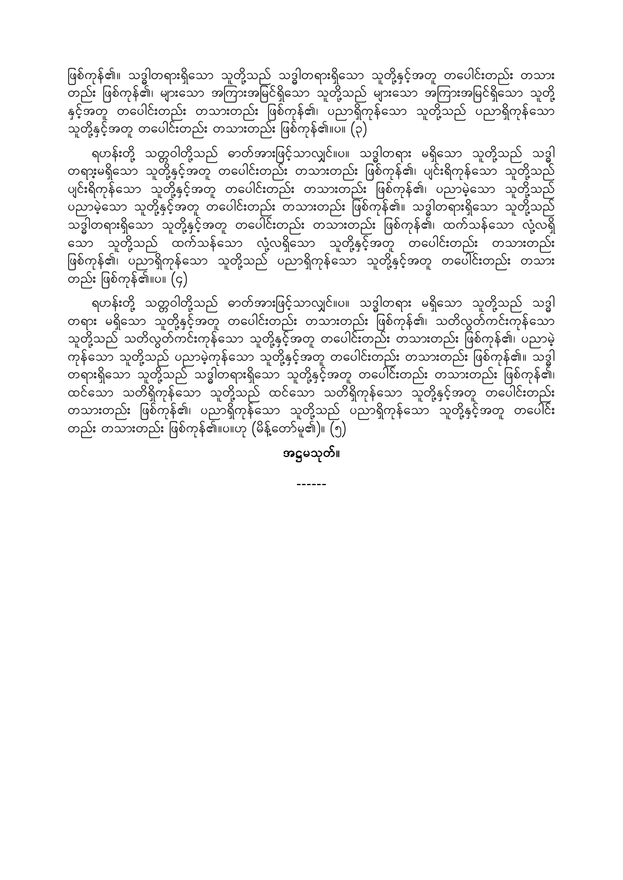ဖြစ်ကုန်၏။ သဒ္ဓါတရားရှိသော သူတို့သည် သဒ္ဓါတရားရှိသော သူတို့နှင့်အတူ တပေါင်းတည်း တသားတည်း ဖြစ်ကုန်၏၊ များသော အကြားအမြင်ရှိသော သူတို့သည် များသော အကြားအမြင်ရှိသော သူတို့နှင့်အတူ တပေါင်းတည်း တသားတည်း ဖြစ်ကုန်၏၊ ပညာရှိကုန်သော သူတို့သည် ပညာရှိကုန်သော သူတို့နှင့်အတူ တပေါင်းတည်း တသားတည်း ဖြစ်ကုန်၏။ပ။ (၃)

ရဟန်းတို့ သတ္တဝါတို့သည် ဓာတ်အားဖြင့်သာလျှင်။ပ။ သဒ္ဓါတရား မရှိသော သူတို့သည် သဒ္ဓါတရားမရှိသော သူတို့နှင့်အတူ တပေါင်းတည်း တသားတည်း ဖြစ်ကုန်၏၊ ပျင်းရိကုန်သော သူတို့သည် ပျင်းရိကုန်သော သူတို့နှင့်အတူ တပေါင်းတည်း တသားတည်း ဖြစ်ကုန်၏၊ ပညာမဲ့သော သူတို့သည် ပညာမဲ့သော သူတို့နှင့်အတူ တပေါင်းတည်း တသားတည်း ဖြစ်ကုန်၏။ သဒ္ဓါတရားရှိသော သူတို့သည် သဒ္ဓါတရားရှိသော သူတို့နှင့်အတူ တပေါင်းတည်း တသားတည်း ဖြစ်ကုန်၏၊ ထက်သန်သော လုံ့လရှိသော သူတို့သည် ထက်သန်သော လုံ့လရှိသော သူတို့နှင့်အတူ တပေါင်းတည်း တသားတည်း ဖြစ်ကုန်၏၊ ပညာရှိကုန်သော သူတို့သည် ပညာရှိကုန်သော သူတို့နှင့်အတူ တပေါင်းတည်း တသားတည်း ဖြစ်ကုန်၏။ပ။ (၄)

ရဟန်းတို့ သတ္တဝါတို့သည် ဓာတ်အားဖြင့်သာလျှင်။ပ။ သဒ္ဓါတရား မရှိသော သူတို့သည် သဒ္ဓါတရား မရှိသော သူတို့နှင့်အတူ တပေါင်းတည်း တသားတည်း ဖြစ်ကုန်၏၊ သတိလွတ်ကင်းကုန်သော သူတို့သည် သတိလွတ်ကင်းကုန်သော သူတို့နှင့်အတူ တပေါင်းတည်း တသားတည်း ဖြစ်ကုန်၏၊ ပညာမဲ့ကုန်သော သူတို့သည် ပညာမဲ့ကုန်သော သူတို့နှင့်အတူ တပေါင်းတည်း တသားတည်း ဖြစ်ကုန်၏။ သဒ္ဓါတရားရှိသော သူတို့သည် သဒ္ဓါတရားရှိသော သူတို့နှင့်အတူ တပေါင်းတည်း တသားတည်း ဖြစ်ကုန်၏၊ ထင်သော သတိရှိကုန်သော သူတို့သည် ထင်သော သတိရှိကုန်သော သူတို့နှင့်အတူ တပေါင်းတည်း တသားတည်း ဖြစ်ကုန်၏၊ ပညာရှိကုန်သော သူတို့သည် ပညာရှိကုန်သော သူတို့နှင့်အတူ တပေါင်းတည်း တသားတည်း ဖြစ်ကုန်၏။ပ။ဟု (မိန့်တော်မူ၏)။ (၅)

**အဋ္ဌမသုတ်။**

------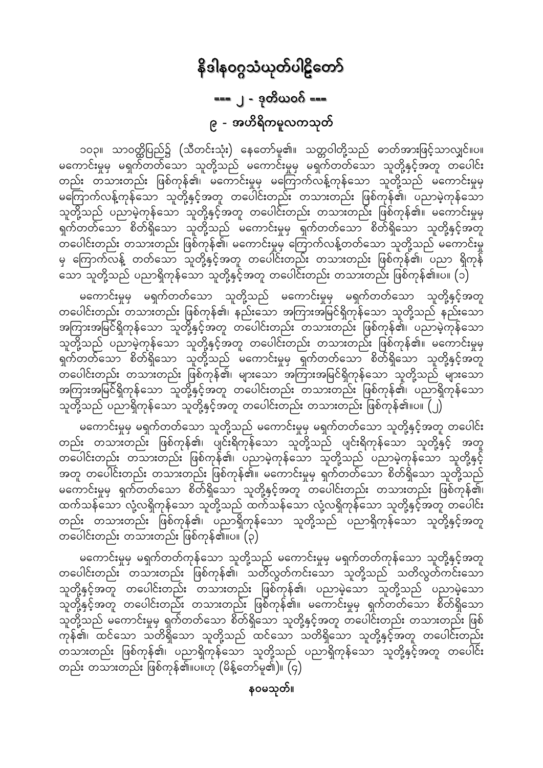# နိဒါနဝဂ္ဂသံယုတ်ပါဠိတော်

## === ၂ - ဒုတိယဝဂ် ===

### ၉ - အဟိရိကမူလကသုတ်

၁၀၃။ သာဝတ္ထိပြည်၌ (သီတင်းသုံး) နေတော်မူ၏။ သတ္တဝါတို့သည် ဓာတ်အားဖြင့်သာလျှင်။ပ။ မကောင်းမှုမှ မရှက်တတ်သော သူတို့သည် မကောင်းမှုမှ မရှက်တတ်သော သူတို့နှင့်အတူ တပေါင်းတည်း တသားတည်း ဖြစ်ကုန်၏၊ မကောင်းမှုမှ မကြောက်လန့်ကုန်သော သူတို့သည် မကောင်းမှုမှ မကြောက်လန့်ကုန်သော သူတို့နှင့်အတူ တပေါင်းတည်း တသားတည်း ဖြစ်ကုန်၏၊ ပညာမဲ့ကုန်သော သူတို့သည် ပညာမဲ့ကုန်သော သူတို့နှင့်အတူ တပေါင်းတည်း တသားတည်း ဖြစ်ကုန်၏။ မကောင်းမှုမှ ရှက်တတ်သော စိတ်ရှိသော သူတို့သည် မကောင်းမှုမှ ရှက်တတ်သော စိတ်ရှိသော သူတို့နှင့်အတူ တပေါင်းတည်း တသားတည်း ဖြစ်ကုန်၏၊ မကောင်းမှုမှ ကြောက်လန့်တတ်သော သူတို့သည် မကောင်းမှုမှ ကြောက်လန့် တတ်သော သူတို့နှင့်အတူ တပေါင်းတည်း တသားတည်း ဖြစ်ကုန်၏၊ ပညာ ရှိကုန်သော သူတို့သည် ပညာရှိကုန်သော သူတို့နှင့်အတူ တပေါင်းတည်း တသားတည်း ဖြစ်ကုန်၏။ပ။ (၁)

မကောင်းမှုမှ မရှက်တတ်သော သူတို့သည် မကောင်းမှုမှ မရှက်တတ်သော သူတို့နှင့်အတူ တပေါင်းတည်း တသားတည်း ဖြစ်ကုန်၏၊ နည်းသော အကြားအမြင်ရှိကုန်သော သူတို့သည် နည်းသော အကြားအမြင်ရှိကုန်သော သူတို့နှင့်အတူ တပေါင်းတည်း တသားတည်း ဖြစ်ကုန်၏၊ ပညာမဲ့ကုန်သော သူတို့သည် ပညာမဲ့ကုန်သော သူတို့နှင့်အတူ တပေါင်းတည်း တသားတည်း ဖြစ်ကုန်၏။ မကောင်းမှုမှ ရှက်တတ်သော စိတ်ရှိသော သူတို့သည် မကောင်းမှုမှ ရှက်တတ်သော စိတ်ရှိသော သူတို့နှင့်အတူ တပေါင်းတည်း တသားတည်း ဖြစ်ကုန်၏၊ များသော အကြားအမြင်ရှိကုန်သော သူတို့သည် များသော အကြားအမြင်ရှိကုန်သော သူတို့နှင့်အတူ တပေါင်းတည်း တသားတည်း ဖြစ်ကုန်၏၊ ပညာရှိကုန်သော သူတို့သည် ပညာရှိကုန်သော သူတို့နှင့်အတူ တပေါင်းတည်း တသားတည်း ဖြစ်ကုန်၏။ပ။ (၂)

မကောင်းမှုမှ မရှက်တတ်သော သူတို့သည် မကောင်းမှုမှ မရှက်တတ်သော သူတို့နှင့်အတူ တပေါင်းတည်း တသားတည်း ဖြစ်ကုန်၏၊ ပျင်းရိကုန်သော သူတို့သည် ပျင်းရိကုန်သော သူတို့နှင့် အတူ တပေါင်းတည်း တသားတည်း ဖြစ်ကုန်၏၊ ပညာမဲ့ကုန်သော သူတို့သည် ပညာမဲ့ကုန်သော သူတို့နှင့် အတူ တပေါင်းတည်း တသားတည်း ဖြစ်ကုန်၏။ မကောင်းမှုမှ ရှက်တတ်သော စိတ်ရှိသော သူတို့သည် မကောင်းမှုမှ ရှက်တတ်သော စိတ်ရှိသော သူတို့နှင့်အတူ တပေါင်းတည်း တသားတည်း ဖြစ်ကုန်၏၊ ထက်သန်သော လုံ့လရှိကုန်သော သူတို့သည် ထက်သန်သော လုံ့လရှိကုန်သော သူတို့နှင့်အတူ တပေါင်းတည်း တသားတည်း ဖြစ်ကုန်၏၊ ပညာရှိကုန်သော သူတို့သည် ပညာရှိကုန်သော သူတို့နှင့်အတူ တပေါင်းတည်း တသားတည်း ဖြစ်ကုန်၏။ပ။ (၃)

မကောင်းမှုမှ မရှက်တတ်ကုန်သော သူတို့သည် မကောင်းမှုမှ မရှက်တတ်ကုန်သော သူတို့နှင့်အတူ တပေါင်းတည်း တသားတည်း ဖြစ်ကုန်၏၊ သတိလွတ်ကင်းသော သူတို့သည် သတိလွတ်ကင်းသော သူတို့နှင့်အတူ တပေါင်းတည်း တသားတည်း ဖြစ်ကုန်၏၊ ပညာမဲ့သော သူတို့သည် ပညာမဲ့သော သူတို့နှင့်အတူ တပေါင်းတည်း တသားတည်း ဖြစ်ကုန်၏။ မကောင်းမှုမှ ရှက်တတ်သော စိတ်ရှိသော သူတို့သည် မကောင်းမှုမှ ရှက်တတ်သော စိတ်ရှိသော သူတို့နှင့်အတူ တပေါင်းတည်း တသားတည်း ဖြစ်ကုန်၏၊ ထင်သော သတိရှိသော သူတို့သည် ထင်သော သတိရှိသော သူတို့နှင့်အတူ တပေါင်းတည်း တသားတည်း ဖြစ်ကုန်၏၊ ပညာရှိကုန်သော သူတို့သည် ပညာရှိကုန်သော သူတို့နှင့်အတူ တပေါင်းတည်း တသားတည်း ဖြစ်ကုန်၏။ပ။ဟု (မိန့်တော်မူ၏)။ (၄)

**နဝမသုတ်။**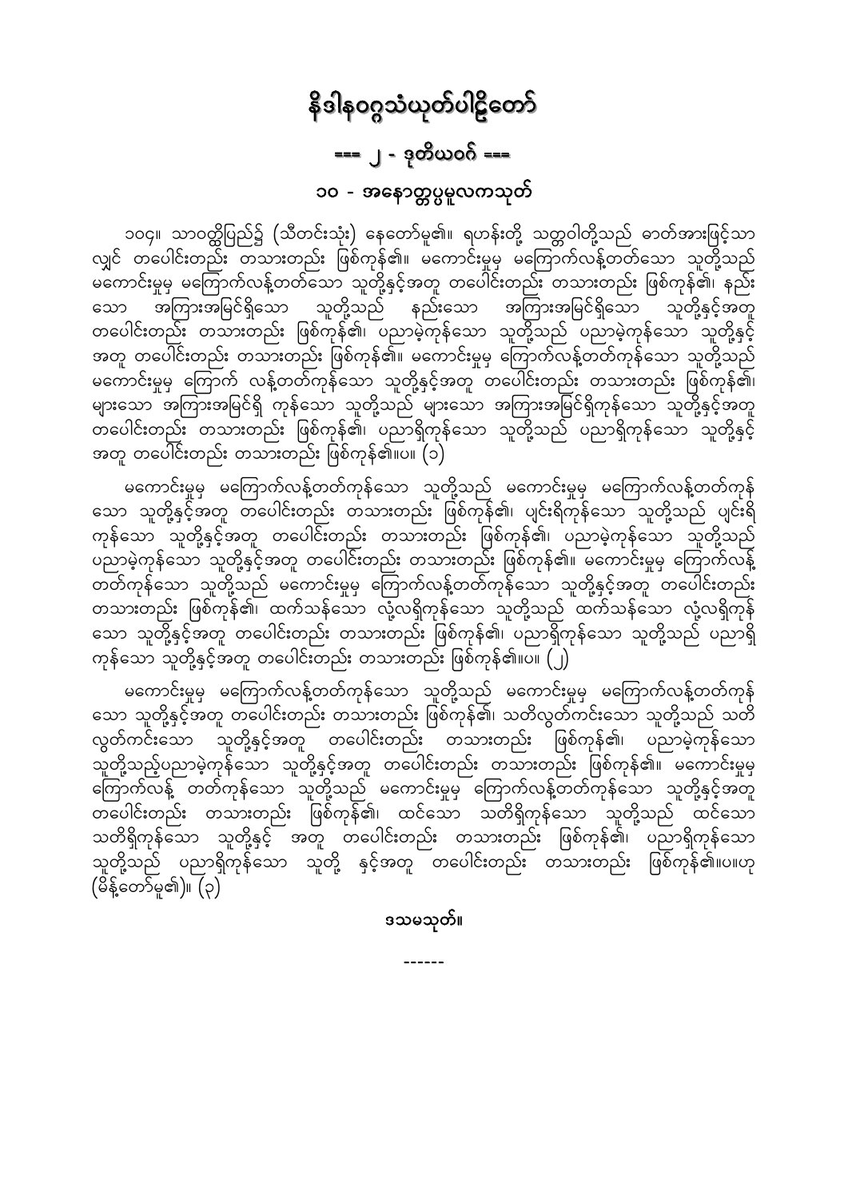# နိဒါနဝဂ္ဂသံယုတ်ပါဠိတော်

## === ၂ - ဒုတိယဝဂ် ===

### ၁၀ - အနောတ္တပ္ပမူလကသုတ်

၁၀၄။ သာဝတ္ထိပြည်၌ (သီတင်းသုံး) နေတော်မူ၏။ ရဟန်းတို့ သတ္တဝါတို့သည် ဓာတ်အားဖြင့်သာလျှင် တပေါင်းတည်း တသားတည်း ဖြစ်ကုန်၏။ မကောင်းမှုမှ မကြောက်လန့်တတ်သော သူတို့သည် မကောင်းမှုမှ မကြောက်လန့်တတ်သော သူတို့နှင့်အတူ တပေါင်းတည်း တသားတည်း ဖြစ်ကုန်၏၊ နည်းသော အကြားအမြင်ရှိသော သူတို့သည် နည်းသော အကြားအမြင်ရှိသော သူတို့နှင့်အတူ တပေါင်းတည်း တသားတည်း ဖြစ်ကုန်၏၊ ပညာမဲ့ကုန်သော သူတို့သည် ပညာမဲ့ကုန်သော သူတို့နှင့်အတူ တပေါင်းတည်း တသားတည်း ဖြစ်ကုန်၏။ မကောင်းမှုမှ ကြောက်လန့်တတ်ကုန်သော သူတို့သည် မကောင်းမှုမှ ကြောက် လန့်တတ်ကုန်သော သူတို့နှင့်အတူ တပေါင်းတည်း တသားတည်း ဖြစ်ကုန်၏၊ များသော အကြားအမြင်ရှိ ကုန်သော သူတို့သည် များသော အကြားအမြင်ရှိကုန်သော သူတို့နှင့်အတူ တပေါင်းတည်း တသားတည်း ဖြစ်ကုန်၏၊ ပညာရှိကုန်သော သူတို့သည် ပညာရှိကုန်သော သူတို့နှင့် အတူ တပေါင်းတည်း တသားတည်း ဖြစ်ကုန်၏။ပ။ (၁)

မကောင်းမှုမှ မကြောက်လန့်တတ်ကုန်သော သူတို့သည် မကောင်းမှုမှ မကြောက်လန့်တတ်ကုန်သော သူတို့နှင့်အတူ တပေါင်းတည်း တသားတည်း ဖြစ်ကုန်၏၊ ပျင်းရိကုန်သော သူတို့သည် ပျင်းရိကုန်သော သူတို့နှင့်အတူ တပေါင်းတည်း တသားတည်း ဖြစ်ကုန်၏၊ ပညာမဲ့ကုန်သော သူတို့သည် ပညာမဲ့ကုန်သော သူတို့နှင့်အတူ တပေါင်းတည်း တသားတည်း ဖြစ်ကုန်၏။ မကောင်းမှုမှ ကြောက်လန့်တတ်ကုန်သော သူတို့သည် မကောင်းမှုမှ ကြောက်လန့်တတ်ကုန်သော သူတို့နှင့်အတူ တပေါင်းတည်း တသားတည်း ဖြစ်ကုန်၏၊ ထက်သန်သော လုံ့လရှိကုန်သော သူတို့သည် ထက်သန်သော လုံ့လရှိကုန်သော သူတို့နှင့်အတူ တပေါင်းတည်း တသားတည်း ဖြစ်ကုန်၏၊ ပညာရှိကုန်သော သူတို့သည် ပညာရှိကုန်သော သူတို့နှင့်အတူ တပေါင်းတည်း တသားတည်း ဖြစ်ကုန်၏။ပ။ (၂)

မကောင်းမှုမှ မကြောက်လန့်တတ်ကုန်သော သူတို့သည် မကောင်းမှုမှ မကြောက်လန့်တတ်ကုန်သော သူတို့နှင့်အတူ တပေါင်းတည်း တသားတည်း ဖြစ်ကုန်၏၊ သတိလွတ်ကင်းသော သူတို့သည် သတိလွတ်ကင်းသော သူတို့နှင့်အတူ တပေါင်းတည်း တသားတည်း ဖြစ်ကုန်၏၊ ပညာမဲ့ကုန်သော သူတို့သည့်ပညာမဲ့ကုန်သော သူတို့နှင့်အတူ တပေါင်းတည်း တသားတည်း ဖြစ်ကုန်၏။ မကောင်းမှုမှ ကြောက်လန့် တတ်ကုန်သော သူတို့သည် မကောင်းမှုမှ ကြောက်လန့်တတ်ကုန်သော သူတို့နှင့်အတူ တပေါင်းတည်း တသားတည်း ဖြစ်ကုန်၏၊ ထင်သော သတိရှိကုန်သော သူတို့သည် ထင်သော သတိရှိကုန်သော သူတို့နှင့် အတူ တပေါင်းတည်း တသားတည်း ဖြစ်ကုန်၏၊ ပညာရှိကုန်သော သူတို့သည် ပညာရှိကုန်သော သူတို့ နှင့်အတူ တပေါင်းတည်း တသားတည်း ဖြစ်ကုန်၏။ပ။ဟု (မိန့်တော်မူ၏)။ (၃)

ဒသမသုတ်။

------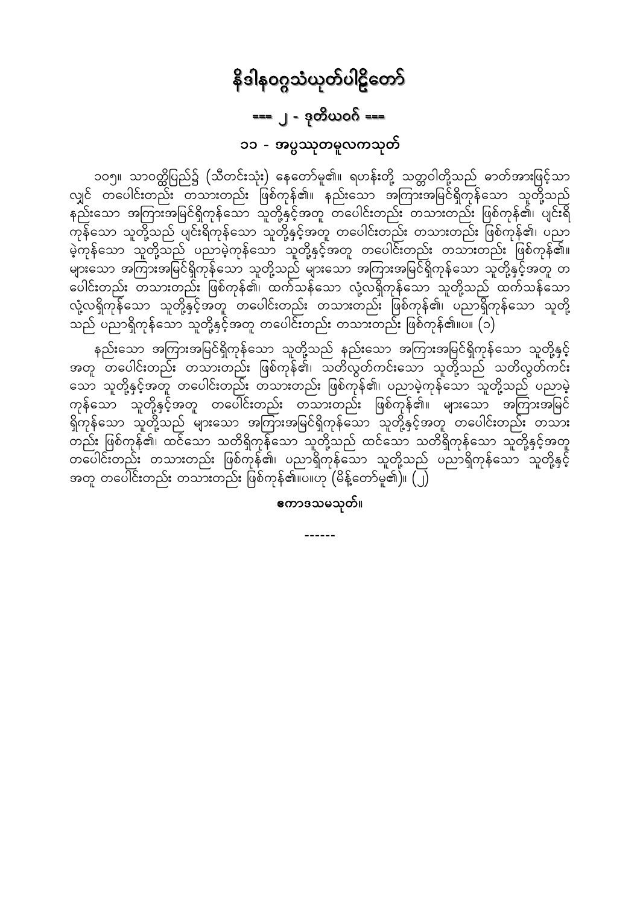# နိဒါနဝဂ္ဂသံယုတ်ပါဠိတော်

## === ၂ - ဒုတိယဝဂ် ===

### ၁၁ - အပ္ပဿုတမူလကသုတ်

၁၀၅။ သာဝတ္ထိပြည်၌ (သီတင်းသုံး) နေတော်မူ၏။ ရဟန်းတို့ သတ္တဝါတို့သည် ဓာတ်အားဖြင့်သာ လျှင် တပေါင်းတည်း တသားတည်း ဖြစ်ကုန်၏။ နည်းသော အကြားအမြင်ရှိကုန်သော သူတို့သည် နည်းသော အကြားအမြင်ရှိကုန်သော သူတို့နှင့်အတူ တပေါင်းတည်း တသားတည်း ဖြစ်ကုန်၏၊ ပျင်းရိ ကုန်သော သူတို့သည် ပျင်းရိကုန်သော သူတို့နှင့်အတူ တပေါင်းတည်း တသားတည်း ဖြစ်ကုန်၏၊ ပညာ မဲ့ကုန်သော သူတို့သည် ပညာမဲ့ကုန်သော သူတို့နှင့်အတူ တပေါင်းတည်း တသားတည်း ဖြစ်ကုန်၏။ များသော အကြားအမြင်ရှိကုန်သော သူတို့သည် များသော အကြားအမြင်ရှိကုန်သော သူတို့နှင့်အတူ တပေါင်းတည်း တသားတည်း ဖြစ်ကုန်၏၊ ထက်သန်သော လုံ့လရှိကုန်သော သူတို့သည် ထက်သန်သော လုံ့လရှိကုန်သော သူတို့နှင့်အတူ တပေါင်းတည်း တသားတည်း ဖြစ်ကုန်၏၊ ပညာရှိကုန်သော သူတို့ သည် ပညာရှိကုန်သော သူတို့နှင့်အတူ တပေါင်းတည်း တသားတည်း ဖြစ်ကုန်၏။ပ။ (၁)

နည်းသော အကြားအမြင်ရှိကုန်သော သူတို့သည် နည်းသော အကြားအမြင်ရှိကုန်သော သူတို့နှင့် အတူ တပေါင်းတည်း တသားတည်း ဖြစ်ကုန်၏၊ သတိလွတ်ကင်းသော သူတို့သည် သတိလွတ်ကင်း သော သူတို့နှင့်အတူ တပေါင်းတည်း တသားတည်း ဖြစ်ကုန်၏၊ ပညာမဲ့ကုန်သော သူတို့သည် ပညာမဲ့ ကုန်သော သူတို့နှင့်အတူ တပေါင်းတည်း တသားတည်း ဖြစ်ကုန်၏။ များသော အကြားအမြင် ရှိကုန်သော သူတို့သည် များသော အကြားအမြင်ရှိကုန်သော သူတို့နှင့်အတူ တပေါင်းတည်း တသား တည်း ဖြစ်ကုန်၏၊ ထင်သော သတိရှိကုန်သော သူတို့သည် ထင်သော သတိရှိကုန်သော သူတို့နှင့်အတူ တပေါင်းတည်း တသားတည်း ဖြစ်ကုန်၏၊ ပညာရှိကုန်သော သူတို့သည် ပညာရှိကုန်သော သူတို့နှင့် အတူ တပေါင်းတည်း တသားတည်း ဖြစ်ကုန်၏။ပ။ဟု (မိန့်တော်မူ၏)။ (၂)

**ဧကာဒသမသုတ်။**

------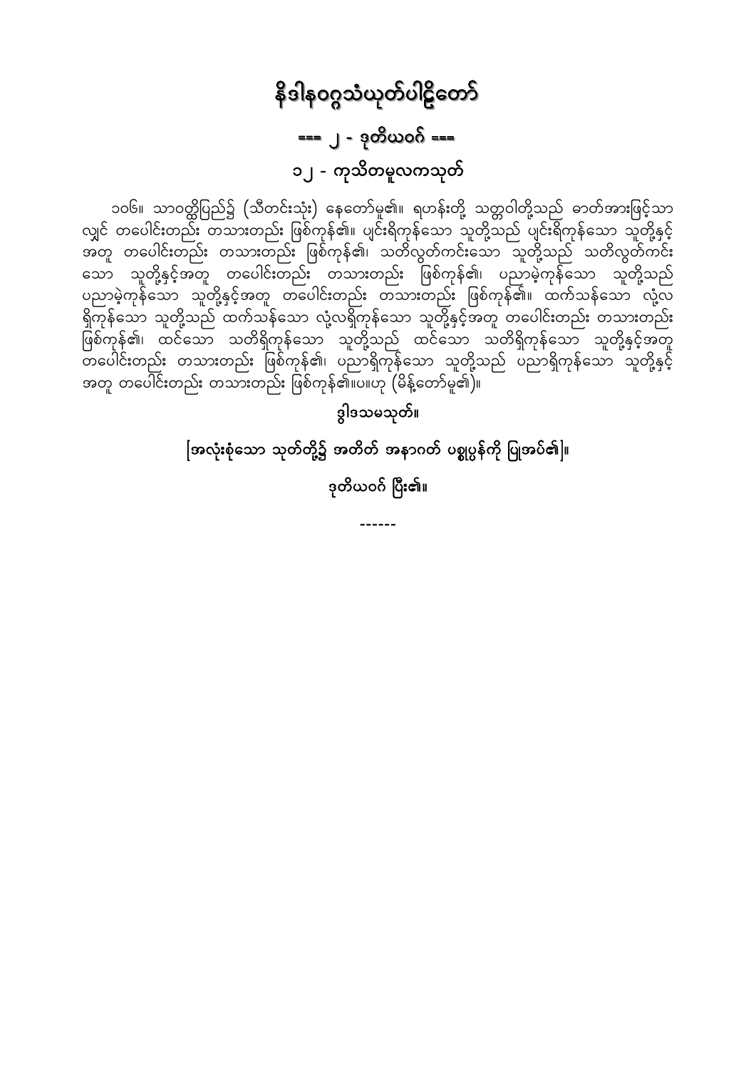# နိဒါနဝဂ္ဂသံယုတ်ပါဠိတော်

## === ၂ - ဒုတိယဝဂ် ===

### ၁၂ - ကုသိတမူလကသုတ်

၁၀၆။ သာဝတ္ထိပြည်၌ (သီတင်းသုံး) နေတော်မူ၏။ ရဟန်းတို့ သတ္တဝါတို့သည် ဓာတ်အားဖြင့်သာလျှင် တပေါင်းတည်း တသားတည်း ဖြစ်ကုန်၏။ ပျင်းရိကုန်သော သူတို့သည် ပျင်းရိကုန်သော သူတို့နှင့်အတူ တပေါင်းတည်း တသားတည်း ဖြစ်ကုန်၏၊ သတိလွတ်ကင်းသော သူတို့သည် သတိလွတ်ကင်းသော သူတို့နှင့်အတူ တပေါင်းတည်း တသားတည်း ဖြစ်ကုန်၏၊ ပညာမဲ့ကုန်သော သူတို့သည် ပညာမဲ့ကုန်သော သူတို့နှင့်အတူ တပေါင်းတည်း တသားတည်း ဖြစ်ကုန်၏။ ထက်သန်သော လုံ့လရှိကုန်သော သူတို့သည် ထက်သန်သော လုံ့လရှိကုန်သော သူတို့နှင့်အတူ တပေါင်းတည်း တသားတည်း ဖြစ်ကုန်၏၊ ထင်သော သတိရှိကုန်သော သူတို့သည် ထင်သော သတိရှိကုန်သော သူတို့နှင့်အတူ တပေါင်းတည်း တသားတည်း ဖြစ်ကုန်၏၊ ပညာရှိကုန်သော သူတို့သည် ပညာရှိကုန်သော သူတို့နှင့်အတူ တပေါင်းတည်း တသားတည်း ဖြစ်ကုန်၏။ပ။ဟု (မိန့်တော်မူ၏)။

ဒွါဒသမသုတ်။

[အလုံးစုံသော သုတ်တို့၌ အတိတ် အနာဂတ် ပစ္စုပ္ပန်ကို ပြုအပ်၏]။

ဒုတိယဝဂ် ပြီး၏။

------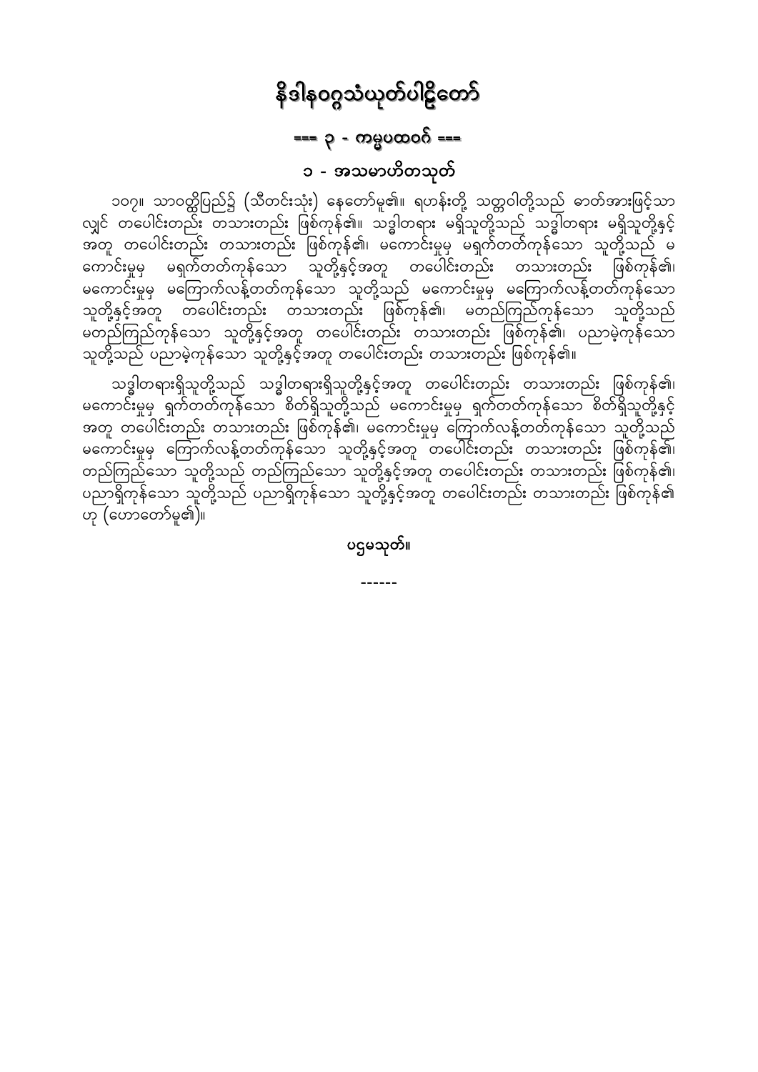# နိဒါနဝဂ္ဂသံယုတ်ပါဠိတော်

## === ၃ - ကမ္မပထဝဂ် ===

### ၁ - အသမာဟိတသုတ်

၁၀၇။ သာဝတ္ထိပြည်၌ (သီတင်းသုံး) နေတော်မူ၏။ ရဟန်းတို့ သတ္တဝါတို့သည် ဓာတ်အားဖြင့်သာလျှင် တပေါင်းတည်း တသားတည်း ဖြစ်ကုန်၏။ သဒ္ဓါတရား မရှိသူတို့သည် သဒ္ဓါတရား မရှိသူတို့နှင့်အတူ တပေါင်းတည်း တသားတည်း ဖြစ်ကုန်၏၊ မကောင်းမှုမှ မရှက်တတ်ကုန်သော သူတို့သည် မကောင်းမှုမှ မရှက်တတ်ကုန်သော သူတို့နှင့်အတူ တပေါင်းတည်း တသားတည်း ဖြစ်ကုန်၏၊ မကောင်းမှုမှ မကြောက်လန့်တတ်ကုန်သော သူတို့သည် မကောင်းမှုမှ မကြောက်လန့်တတ်ကုန်သော သူတို့နှင့်အတူ တပေါင်းတည်း တသားတည်း ဖြစ်ကုန်၏၊ မတည်ကြည်ကုန်သော သူတို့သည် မတည်ကြည်ကုန်သော သူတို့နှင့်အတူ တပေါင်းတည်း တသားတည်း ဖြစ်ကုန်၏၊ ပညာမဲ့ကုန်သော သူတို့သည် ပညာမဲ့ကုန်သော သူတို့နှင့်အတူ တပေါင်းတည်း တသားတည်း ဖြစ်ကုန်၏။

သဒ္ဓါတရားရှိသူတို့သည် သဒ္ဓါတရားရှိသူတို့နှင့်အတူ တပေါင်းတည်း တသားတည်း ဖြစ်ကုန်၏၊ မကောင်းမှုမှ ရှက်တတ်ကုန်သော စိတ်ရှိသူတို့သည် မကောင်းမှုမှ ရှက်တတ်ကုန်သော စိတ်ရှိသူတို့နှင့်အတူ တပေါင်းတည်း တသားတည်း ဖြစ်ကုန်၏၊ မကောင်းမှုမှ ကြောက်လန့်တတ်ကုန်သော သူတို့သည် မကောင်းမှုမှ ကြောက်လန့်တတ်ကုန်သော သူတို့နှင့်အတူ တပေါင်းတည်း တသားတည်း ဖြစ်ကုန်၏၊ တည်ကြည်သော သူတို့သည် တည်ကြည်သော သူတို့နှင့်အတူ တပေါင်းတည်း တသားတည်း ဖြစ်ကုန်၏၊ ပညာရှိကုန်သော သူတို့သည် ပညာရှိကုန်သော သူတို့နှင့်အတူ တပေါင်းတည်း တသားတည်း ဖြစ်ကုန်၏ဟု (ဟောတော်မူ၏)။

ပဌမသုတ်။

------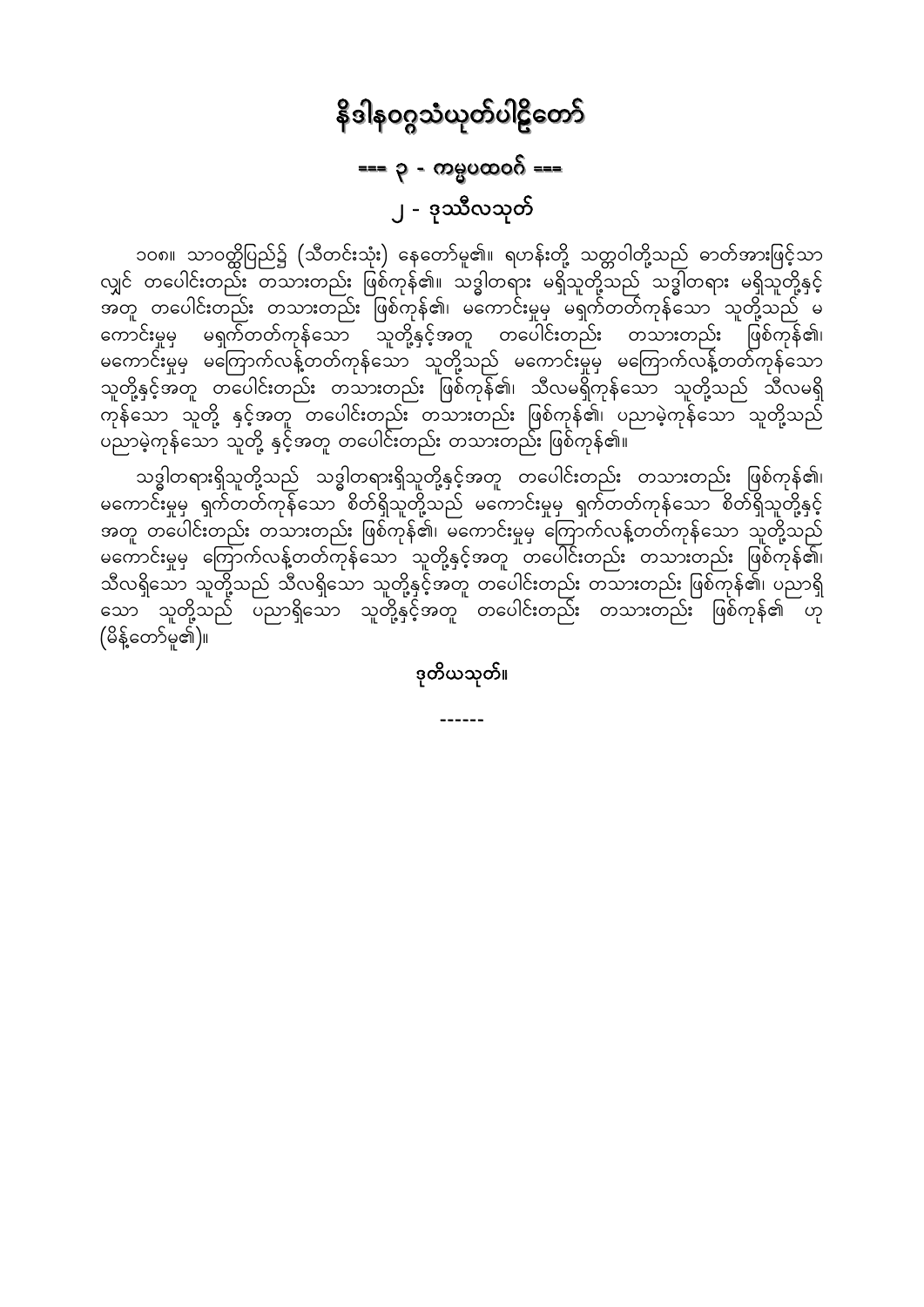# နိဒါနဝဂ္ဂသံယုတ်ပါဠိတော်

## === ၃ - ကမ္မပထဝဂ် ===

### ၂ - ဒုဿီလသုတ်

၁၀၈။ သာဝတ္ထိပြည်၌ (သီတင်းသုံး) နေတော်မူ၏။ ရဟန်းတို့ သတ္တဝါတို့သည် ဓာတ်အားဖြင့်သာလျှင် တပေါင်းတည်း တသားတည်း ဖြစ်ကုန်၏။ သဒ္ဓါတရား မရှိသူတို့သည် သဒ္ဓါတရား မရှိသူတို့နှင့်အတူ တပေါင်းတည်း တသားတည်း ဖြစ်ကုန်၏၊ မကောင်းမှုမှ မရှက်တတ်ကုန်သော သူတို့သည် မကောင်းမှုမှ မရှက်တတ်ကုန်သော သူတို့နှင့်အတူ တပေါင်းတည်း တသားတည်း ဖြစ်ကုန်၏၊ မကောင်းမှုမှ မကြောက်လန့်တတ်ကုန်သော သူတို့သည် မကောင်းမှုမှ မကြောက်လန့်တတ်ကုန်သော သူတို့နှင့်အတူ တပေါင်းတည်း တသားတည်း ဖြစ်ကုန်၏၊ သီလမရှိကုန်သော သူတို့သည် သီလမရှိကုန်သော သူတို့ နှင့်အတူ တပေါင်းတည်း တသားတည်း ဖြစ်ကုန်၏၊ ပညာမဲ့ကုန်သော သူတို့သည် ပညာမဲ့ကုန်သော သူတို့ နှင့်အတူ တပေါင်းတည်း တသားတည်း ဖြစ်ကုန်၏။

သဒ္ဓါတရားရှိသူတို့သည် သဒ္ဓါတရားရှိသူတို့နှင့်အတူ တပေါင်းတည်း တသားတည်း ဖြစ်ကုန်၏၊ မကောင်းမှုမှ ရှက်တတ်ကုန်သော စိတ်ရှိသူတို့သည် မကောင်းမှုမှ ရှက်တတ်ကုန်သော စိတ်ရှိသူတို့နှင့်အတူ တပေါင်းတည်း တသားတည်း ဖြစ်ကုန်၏၊ မကောင်းမှုမှ ကြောက်လန့်တတ်ကုန်သော သူတို့သည် မကောင်းမှုမှ ကြောက်လန့်တတ်ကုန်သော သူတို့နှင့်အတူ တပေါင်းတည်း တသားတည်း ဖြစ်ကုန်၏၊ သီလရှိသော သူတို့သည် သီလရှိသော သူတို့နှင့်အတူ တပေါင်းတည်း တသားတည်း ဖြစ်ကုန်၏၊ ပညာရှိသော သူတို့သည် ပညာရှိသော သူတို့နှင့်အတူ တပေါင်းတည်း တသားတည်း ဖြစ်ကုန်၏ ဟု (မိန့်တော်မူ၏)။

**ဒုတိယသုတ်။**

------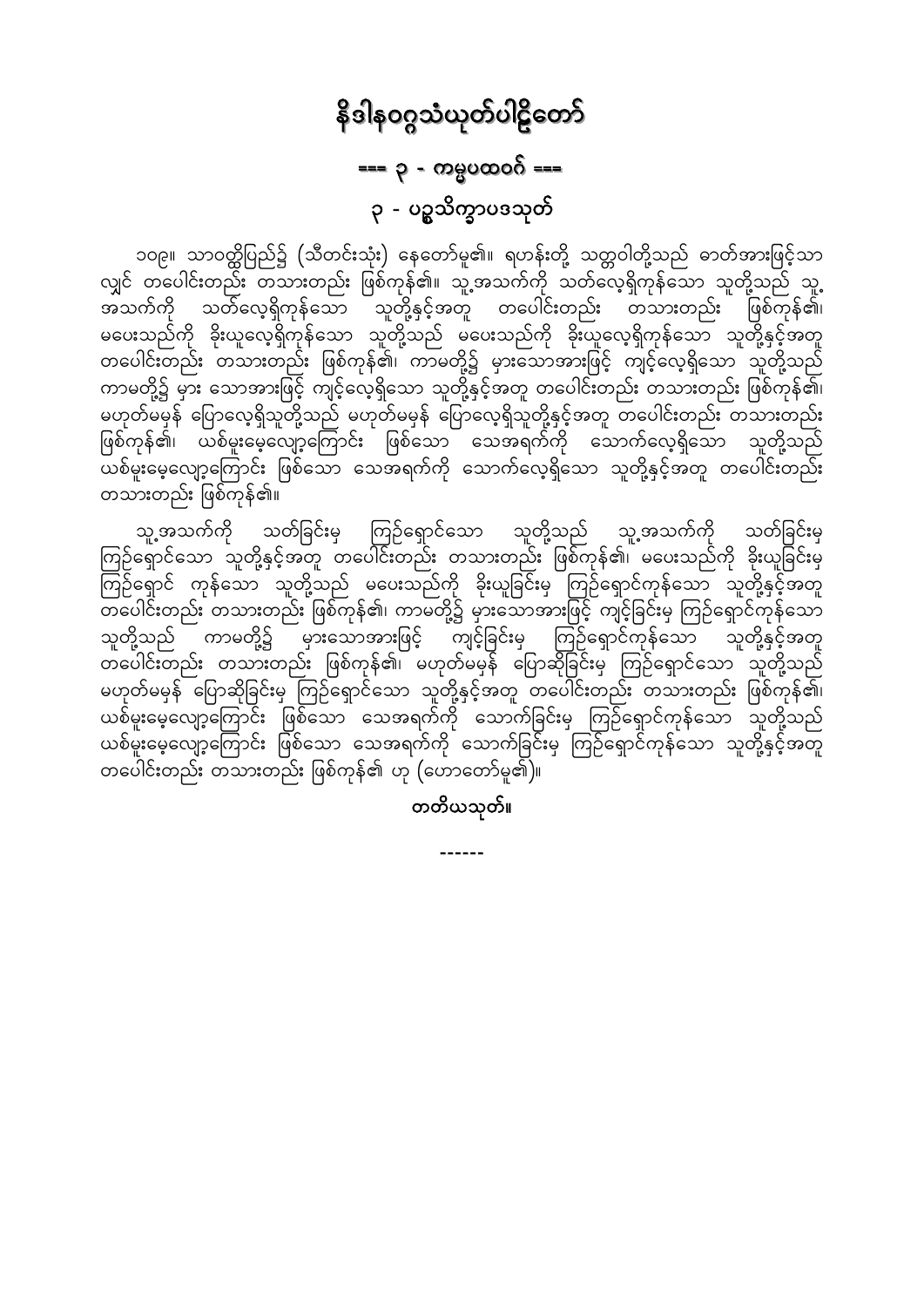# နိဒါနဝဂ္ဂသံယုတ်ပါဠိတော်

## === ၃ - ကမ္မပထဝဂ် ===

## ၃ - ပဉ္စသိက္ခာပဒသုတ်

၁၀၉။ သာဝတ္ထိပြည်၌ (သီတင်းသုံး) နေတော်မူ၏။ ရဟန်းတို့ သတ္တဝါတို့သည် ဓာတ်အားဖြင့်သာလျှင် တပေါင်းတည်း တသားတည်း ဖြစ်ကုန်၏။ သူ့အသက်ကို သတ်လေ့ရှိကုန်သော သူတို့သည် သူ့အသက်ကို သတ်လေ့ရှိကုန်သော သူတို့နှင့်အတူ တပေါင်းတည်း တသားတည်း ဖြစ်ကုန်၏၊ မပေးသည်ကို ခိုးယူလေ့ရှိကုန်သော သူတို့သည် မပေးသည်ကို ခိုးယူလေ့ရှိကုန်သော သူတို့နှင့်အတူ တပေါင်းတည်း တသားတည်း ဖြစ်ကုန်၏၊ ကာမတို့၌ မှားသောအားဖြင့် ကျင့်လေ့ရှိသော သူတို့သည် ကာမတို့၌ မှား သောအားဖြင့် ကျင့်လေ့ရှိသော သူတို့နှင့်အတူ တပေါင်းတည်း တသားတည်း ဖြစ်ကုန်၏၊ မဟုတ်မမှန် ပြောလေ့ရှိသူတို့သည် မဟုတ်မမှန် ပြောလေ့ရှိသူတို့နှင့်အတူ တပေါင်းတည်း တသားတည်း ဖြစ်ကုန်၏၊ ယစ်မူးမေ့လျော့ကြောင်း ဖြစ်သော သေအရက်ကို သောက်လေ့ရှိသော သူတို့သည် ယစ်မူးမေ့လျော့ကြောင်း ဖြစ်သော သေအရက်ကို သောက်လေ့ရှိသော သူတို့နှင့်အတူ တပေါင်းတည်း တသားတည်း ဖြစ်ကုန်၏။

သူ့အသက်ကို သတ်ခြင်းမှ ကြဉ်ရှောင်သော သူတို့သည် သူ့အသက်ကို သတ်ခြင်းမှ ကြဉ်ရှောင်သော သူတို့နှင့်အတူ တပေါင်းတည်း တသားတည်း ဖြစ်ကုန်၏၊ မပေးသည်ကို ခိုးယူခြင်းမှ ကြဉ်ရှောင် ကုန်သော သူတို့သည် မပေးသည်ကို ခိုးယူခြင်းမှ ကြဉ်ရှောင်ကုန်သော သူတို့နှင့်အတူ တပေါင်းတည်း တသားတည်း ဖြစ်ကုန်၏၊ ကာမတို့၌ မှားသောအားဖြင့် ကျင့်ခြင်းမှ ကြဉ်ရှောင်ကုန်သော သူတို့သည် ကာမတို့၌ မှားသောအားဖြင့် ကျင့်ခြင်းမှ ကြဉ်ရှောင်ကုန်သော သူတို့နှင့်အတူ တပေါင်းတည်း တသားတည်း ဖြစ်ကုန်၏၊ မဟုတ်မမှန် ပြောဆိုခြင်းမှ ကြဉ်ရှောင်သော သူတို့သည် မဟုတ်မမှန် ပြောဆိုခြင်းမှ ကြဉ်ရှောင်သော သူတို့နှင့်အတူ တပေါင်းတည်း တသားတည်း ဖြစ်ကုန်၏၊ ယစ်မူးမေ့လျော့ကြောင်း ဖြစ်သော သေအရက်ကို သောက်ခြင်းမှ ကြဉ်ရှောင်ကုန်သော သူတို့သည် ယစ်မူးမေ့လျော့ကြောင်း ဖြစ်သော သေအရက်ကို သောက်ခြင်းမှ ကြဉ်ရှောင်ကုန်သော သူတို့နှင့်အတူ တပေါင်းတည်း တသားတည်း ဖြစ်ကုန်၏ ဟု (ဟောတော်မူ၏)။

**တတိယသုတ်။**

------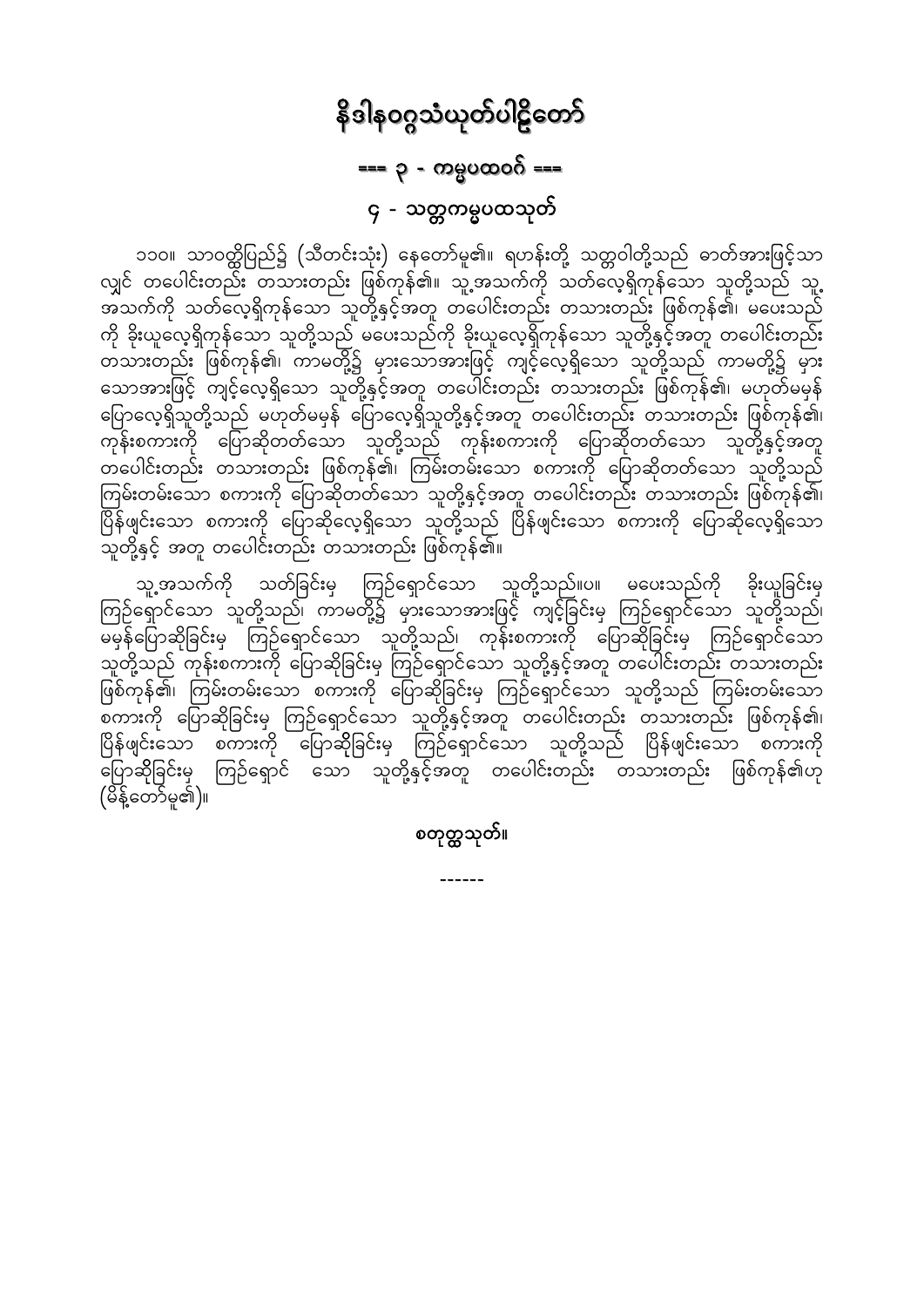# နိဒါနဝဂ္ဂသံယုတ်ပါဠိတော်

## === ၃ - ကမ္မပထဝဂ် ===

### ၄ - သတ္တကမ္မပထသုတ်

၁၁၀။ သာဝတ္ထိပြည်၌ (သီတင်းသုံး) နေတော်မူ၏။ ရဟန်းတို့ သတ္တဝါတို့သည် ဓာတ်အားဖြင့်သာလျှင် တပေါင်းတည်း တသားတည်း ဖြစ်ကုန်၏။ သူ့အသက်ကို သတ်လေ့ရှိကုန်သော သူတို့သည် သူ့အသက်ကို သတ်လေ့ရှိကုန်သော သူတို့နှင့်အတူ တပေါင်းတည်း တသားတည်း ဖြစ်ကုန်၏၊ မပေးသည်ကို ခိုးယူလေ့ရှိကုန်သော သူတို့သည် မပေးသည်ကို ခိုးယူလေ့ရှိကုန်သော သူတို့နှင့်အတူ တပေါင်းတည်း တသားတည်း ဖြစ်ကုန်၏၊ ကာမတို့၌ မှားသောအားဖြင့် ကျင့်လေ့ရှိသော သူတို့သည် ကာမတို့၌ မှားသောအားဖြင့် ကျင့်လေ့ရှိသော သူတို့နှင့်အတူ တပေါင်းတည်း တသားတည်း ဖြစ်ကုန်၏၊ မဟုတ်မမှန် ပြောလေ့ရှိသူတို့သည် မဟုတ်မမှန် ပြောလေ့ရှိသူတို့နှင့်အတူ တပေါင်းတည်း တသားတည်း ဖြစ်ကုန်၏၊ ကုန်းစကားကို ပြောဆိုတတ်သော သူတို့သည် ကုန်းစကားကို ပြောဆိုတတ်သော သူတို့နှင့်အတူ တပေါင်းတည်း တသားတည်း ဖြစ်ကုန်၏၊ ကြမ်းတမ်းသော စကားကို ပြောဆိုတတ်သော သူတို့သည် ကြမ်းတမ်းသော စကားကို ပြောဆိုတတ်သော သူတို့နှင့်အတူ တပေါင်းတည်း တသားတည်း ဖြစ်ကုန်၏၊ ပြိန်ဖျင်းသော စကားကို ပြောဆိုလေ့ရှိသော သူတို့သည် ပြိန်ဖျင်းသော စကားကို ပြောဆိုလေ့ရှိသော သူတို့နှင့် အတူ တပေါင်းတည်း တသားတည်း ဖြစ်ကုန်၏။

သူ့အသက်ကို သတ်ခြင်းမှ ကြဉ်ရှောင်သော သူတို့သည်။ပ။ မပေးသည်ကို ခိုးယူခြင်းမှ ကြဉ်ရှောင်သော သူတို့သည်၊ ကာမတို့၌ မှားသောအားဖြင့် ကျင့်ခြင်းမှ ကြဉ်ရှောင်သော သူတို့သည်၊ မမှန်ပြောဆိုခြင်းမှ ကြဉ်ရှောင်သော သူတို့သည်၊ ကုန်းစကားကို ပြောဆိုခြင်းမှ ကြဉ်ရှောင်သော သူတို့သည် ကုန်းစကားကို ပြောဆိုခြင်းမှ ကြဉ်ရှောင်သော သူတို့နှင့်အတူ တပေါင်းတည်း တသားတည်း ဖြစ်ကုန်၏၊ ကြမ်းတမ်းသော စကားကို ပြောဆိုခြင်းမှ ကြဉ်ရှောင်သော သူတို့သည် ကြမ်းတမ်းသော စကားကို ပြောဆိုခြင်းမှ ကြဉ်ရှောင်သော သူတို့နှင့်အတူ တပေါင်းတည်း တသားတည်း ဖြစ်ကုန်၏၊ ပြိန်ဖျင်းသော စကားကို ပြောဆိုခြင်းမှ ကြဉ်ရှောင်သော သူတို့သည် ပြိန်ဖျင်းသော စကားကို ပြောဆိုခြင်းမှ ကြဉ်ရှောင် သော သူတို့နှင့်အတူ တပေါင်းတည်း တသားတည်း ဖြစ်ကုန်၏ဟု (မိန့်တော်မူ၏)။

**စတုတ္ထသုတ်။**

------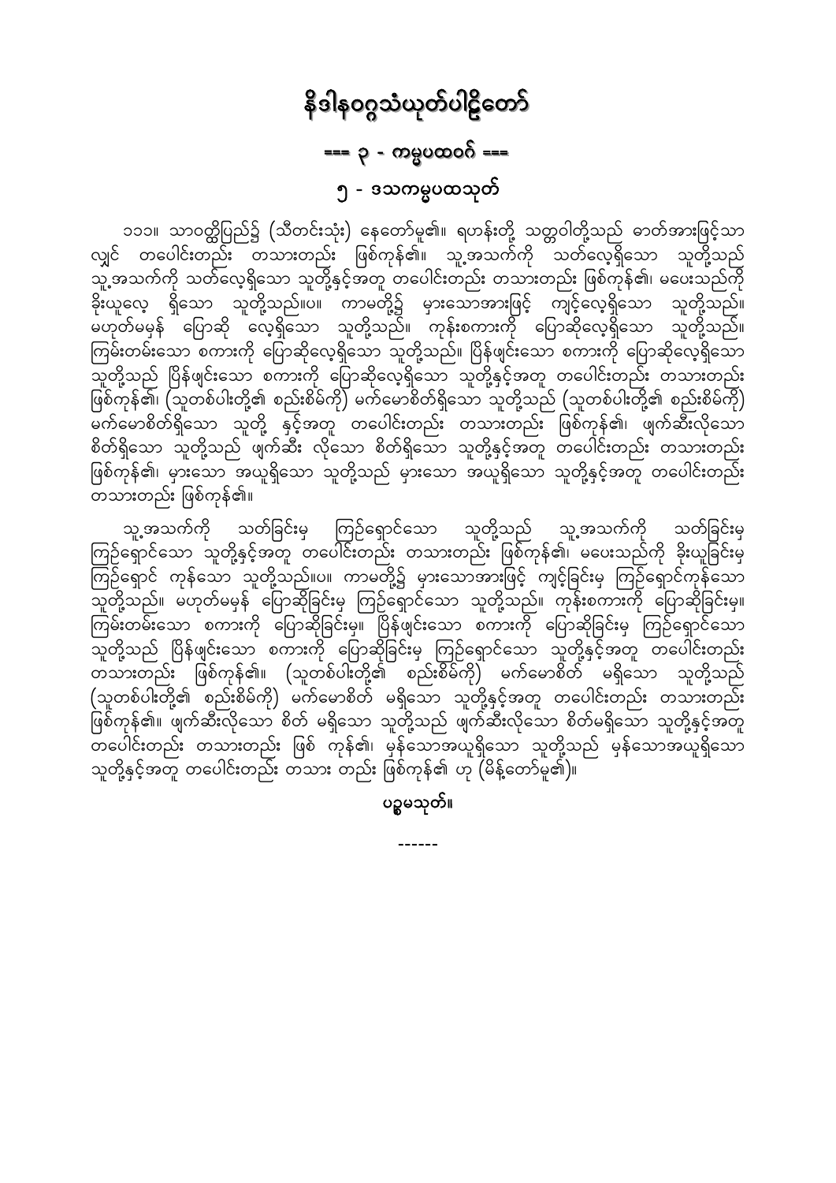# နိဒါနဝဂ္ဂသံယုတ်ပါဠိတော်

## === ၃ - ကမ္မပထဝဂ် ===

### ၅ - ဒသကမ္မပထသုတ်

၁၁၁။ သာဝတ္ထိပြည်၌ (သီတင်းသုံး) နေတော်မူ၏။ ရဟန်းတို့ သတ္တဝါတို့သည် ဓာတ်အားဖြင့်သာ လျှင် တပေါင်းတည်း တသားတည်း ဖြစ်ကုန်၏။ သူ့အသက်ကို သတ်လေ့ရှိသော သူတို့သည် သူ့အသက်ကို သတ်လေ့ရှိသော သူတို့နှင့်အတူ တပေါင်းတည်း တသားတည်း ဖြစ်ကုန်၏၊ မပေးသည်ကို ခိုးယူလေ့ ရှိသော သူတို့သည်။ပ။ ကာမတို့၌ မှားသောအားဖြင့် ကျင့်လေ့ရှိသော သူတို့သည်။ မဟုတ်မမှန် ပြောဆို လေ့ရှိသော သူတို့သည်။ ကုန်းစကားကို ပြောဆိုလေ့ရှိသော သူတို့သည်။ ကြမ်းတမ်းသော စကားကို ပြောဆိုလေ့ရှိသော သူတို့သည်။ ပြိန်ဖျင်းသော စကားကို ပြောဆိုလေ့ရှိသော သူတို့သည် ပြိန်ဖျင်းသော စကားကို ပြောဆိုလေ့ရှိသော သူတို့နှင့်အတူ တပေါင်းတည်း တသားတည်း ဖြစ်ကုန်၏၊ (သူတစ်ပါးတို့၏ စည်းစိမ်ကို) မက်မောစိတ်ရှိသော သူတို့သည် (သူတစ်ပါးတို့၏ စည်းစိမ်ကို) မက်မောစိတ်ရှိသော သူတို့ နှင့်အတူ တပေါင်းတည်း တသားတည်း ဖြစ်ကုန်၏၊ ဖျက်ဆီးလိုသော စိတ်ရှိသော သူတို့သည် ဖျက်ဆီး လိုသော စိတ်ရှိသော သူတို့နှင့်အတူ တပေါင်းတည်း တသားတည်း ဖြစ်ကုန်၏၊ မှားသော အယူရှိသော သူတို့သည် မှားသော အယူရှိသော သူတို့နှင့်အတူ တပေါင်းတည်း တသားတည်း ဖြစ်ကုန်၏။

သူ့အသက်ကို သတ်ခြင်းမှ ကြဉ်ရှောင်သော သူတို့သည် သူ့အသက်ကို သတ်ခြင်းမှ ကြဉ်ရှောင်သော သူတို့နှင့်အတူ တပေါင်းတည်း တသားတည်း ဖြစ်ကုန်၏၊ မပေးသည်ကို ခိုးယူခြင်းမှ ကြဉ်ရှောင် ကုန်သော သူတို့သည်။ပ။ ကာမတို့၌ မှားသောအားဖြင့် ကျင့်ခြင်းမှ ကြဉ်ရှောင်ကုန်သော သူတို့သည်။ မဟုတ်မမှန် ပြောဆိုခြင်းမှ ကြဉ်ရှောင်သော သူတို့သည်။ ကုန်းစကားကို ပြောဆိုခြင်းမှ။ ကြမ်းတမ်းသော စကားကို ပြောဆိုခြင်းမှ။ ပြိန်ဖျင်းသော စကားကို ပြောဆိုခြင်းမှ ကြဉ်ရှောင်သော သူတို့သည် ပြိန်ဖျင်းသော စကားကို ပြောဆိုခြင်းမှ ကြဉ်ရှောင်သော သူတို့နှင့်အတူ တပေါင်းတည်း တသားတည်း ဖြစ်ကုန်၏။ (သူတစ်ပါးတို့၏ စည်းစိမ်ကို) မက်မောစိတ် မရှိသော သူတို့သည် (သူတစ်ပါးတို့၏ စည်းစိမ်ကို) မက်မောစိတ် မရှိသော သူတို့နှင့်အတူ တပေါင်းတည်း တသားတည်း ဖြစ်ကုန်၏။ ဖျက်ဆီးလိုသော စိတ် မရှိသော သူတို့သည် ဖျက်ဆီးလိုသော စိတ်မရှိသော သူတို့နှင့်အတူ တပေါင်းတည်း တသားတည်း ဖြစ် ကုန်၏၊ မှန်သောအယူရှိသော သူတို့သည် မှန်သောအယူရှိသော သူတို့နှင့်အတူ တပေါင်းတည်း တသား တည်း ဖြစ်ကုန်၏ ဟု (မိန့်တော်မူ၏)။

**ပဉ္စမသုတ်။**

------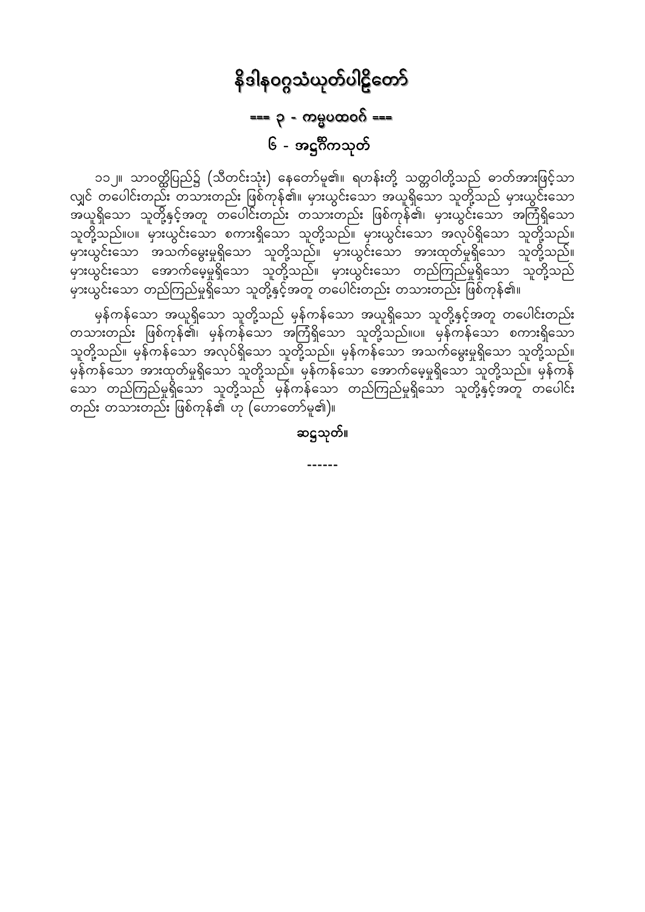# နိဒါနဝဂ္ဂသံယုတ်ပါဠိတော်

## === ၃ - ကမ္မပထဝဂ် ===

## ၆ - အဋ္ဌင်္ဂိကသုတ်

၁၁၂။ သာဝတ္ထိပြည်၌ (သီတင်းသုံး) နေတော်မူ၏။ ရဟန်းတို့ သတ္တဝါတို့သည် ဓာတ်အားဖြင့်သာလျှင် တပေါင်းတည်း တသားတည်း ဖြစ်ကုန်၏။ မှားယွင်းသော အယူရှိသော သူတို့သည် မှားယွင်းသော အယူရှိသော သူတို့နှင့်အတူ တပေါင်းတည်း တသားတည်း ဖြစ်ကုန်၏၊ မှားယွင်းသော အကြံရှိသော သူတို့သည်။ပ။ မှားယွင်းသော စကားရှိသော သူတို့သည်။ မှားယွင်းသော အလုပ်ရှိသော သူတို့သည်။ မှားယွင်းသော အသက်မွေးမှုရှိသော သူတို့သည်။ မှားယွင်းသော အားထုတ်မှုရှိသော သူတို့သည်။ မှားယွင်းသော အောက်မေ့မှုရှိသော သူတို့သည်။ မှားယွင်းသော တည်ကြည်မှုရှိသော သူတို့သည် မှားယွင်းသော တည်ကြည်မှုရှိသော သူတို့နှင့်အတူ တပေါင်းတည်း တသားတည်း ဖြစ်ကုန်၏။

မှန်ကန်သော အယူရှိသော သူတို့သည် မှန်ကန်သော အယူရှိသော သူတို့နှင့်အတူ တပေါင်းတည်း တသားတည်း ဖြစ်ကုန်၏၊ မှန်ကန်သော အကြံရှိသော သူတို့သည်။ပ။ မှန်ကန်သော စကားရှိသော သူတို့သည်။ မှန်ကန်သော အလုပ်ရှိသော သူတို့သည်။ မှန်ကန်သော အသက်မွေးမှုရှိသော သူတို့သည်။ မှန်ကန်သော အားထုတ်မှုရှိသော သူတို့သည်။ မှန်ကန်သော အောက်မေ့မှုရှိသော သူတို့သည်။ မှန်ကန်သော တည်ကြည်မှုရှိသော သူတို့သည် မှန်ကန်သော တည်ကြည်မှုရှိသော သူတို့နှင့်အတူ တပေါင်းတည်း တသားတည်း ဖြစ်ကုန်၏ ဟု (ဟောတော်မူ၏)။

ဆဋ္ဌသုတ်။

------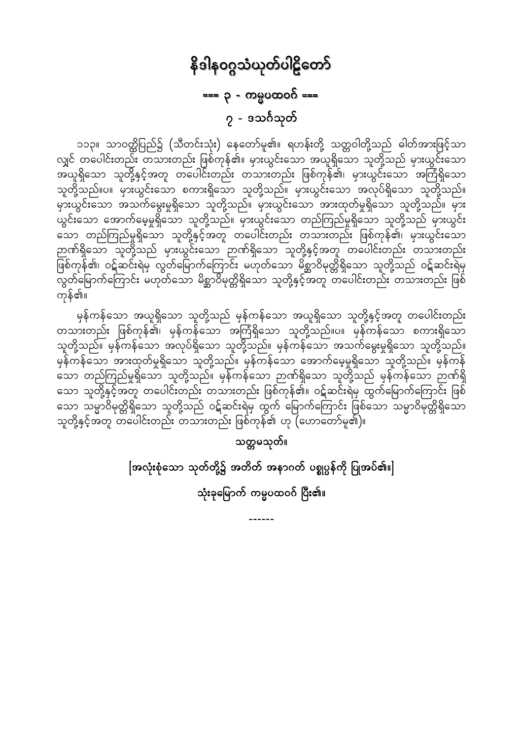# နိဒါနဝဂ္ဂသံယုတ်ပါဠိတော်

## === ၃ - ကမ္မပထဝဂ် ===

### ၇ - ဒသင်္ဂသုတ်

၁၁၃။ သာဝတ္ထိပြည်၌ (သီတင်းသုံး) နေတော်မူ၏။ ရဟန်းတို့ သတ္တဝါတို့သည် ဓါတ်အားဖြင့်သာလျှင် တပေါင်းတည်း တသားတည်း ဖြစ်ကုန်၏။ မှားယွင်းသော အယူရှိသော သူတို့သည် မှားယွင်းသော အယူရှိသော သူတို့နှင့်အတူ တပေါင်းတည်း တသားတည်း ဖြစ်ကုန်၏၊ မှားယွင်းသော အကြံရှိသော သူတို့သည်။ပ။ မှားယွင်းသော စကားရှိသော သူတို့သည်။ မှားယွင်းသော အလုပ်ရှိသော သူတို့သည်။ မှားယွင်းသော အသက်မွေးမှုရှိသော သူတို့သည်။ မှားယွင်းသော အားထုတ်မှုရှိသော သူတို့သည်။ မှားယွင်းသော အောက်မေ့မှုရှိသော သူတို့သည်။ မှားယွင်းသော တည်ကြည်မှုရှိသော သူတို့သည် မှားယွင်းသော တည်ကြည်မှုရှိသော သူတို့နှင့်အတူ တပေါင်းတည်း တသားတည်း ဖြစ်ကုန်၏၊ မှားယွင်းသော ဉာဏ်ရှိသော သူတို့သည် မှားယွင်းသော ဉာဏ်ရှိသော သူတို့နှင့်အတူ တပေါင်းတည်း တသားတည်း ဖြစ်ကုန်၏၊ ဝဋ်ဆင်းရဲမှ လွတ်မြောက်ကြောင်း မဟုတ်သော မိစ္ဆာဝိမုတ္တိရှိသော သူတို့သည် ဝဋ်ဆင်းရဲမှ လွတ်မြောက်ကြောင်း မဟုတ်သော မိစ္ဆာဝိမုတ္တိရှိသော သူတို့နှင့်အတူ တပေါင်းတည်း တသားတည်း ဖြစ်ကုန်၏။

မှန်ကန်သော အယူရှိသော သူတို့သည် မှန်ကန်သော အယူရှိသော သူတို့နှင့်အတူ တပေါင်းတည်း တသားတည်း ဖြစ်ကုန်၏၊ မှန်ကန်သော အကြံရှိသော သူတို့သည်။ပ။ မှန်ကန်သော စကားရှိသော သူတို့သည်။ မှန်ကန်သော အလုပ်ရှိသော သူတို့သည်။ မှန်ကန်သော အသက်မွေးမှုရှိသော သူတို့သည်။ မှန်ကန်သော အားထုတ်မှုရှိသော သူတို့သည်။ မှန်ကန်သော အောက်မေ့မှုရှိသော သူတို့သည်။ မှန်ကန်သော တည်ကြည်မှုရှိသော သူတို့သည်။ မှန်ကန်သော ဉာဏ်ရှိသော သူတို့သည် မှန်ကန်သော ဉာဏ်ရှိသော သူတို့နှင့်အတူ တပေါင်းတည်း တသားတည်း ဖြစ်ကုန်၏။ ဝဋ်ဆင်းရဲမှ ထွက်မြောက်ကြောင်း ဖြစ်သော သမ္မာဝိမုတ္တိရှိသော သူတို့သည် ဝဋ်ဆင်းရဲမှ ထွက် မြောက်ကြောင်း ဖြစ်သော သမ္မာဝိမုတ္တိရှိသော သူတို့နှင့်အတူ တပေါင်းတည်း တသားတည်း ဖြစ်ကုန်၏ ဟု (ဟောတော်မူ၏)။

သတ္တမသုတ်။

[အလုံးစုံသော သုတ်တို့၌ အတိတ် အနာဂတ် ပစ္စုပ္ပန်ကို ပြုအပ်၏။]

သုံးခုမြောက် ကမ္မပထဝဂ် ပြီး၏။

------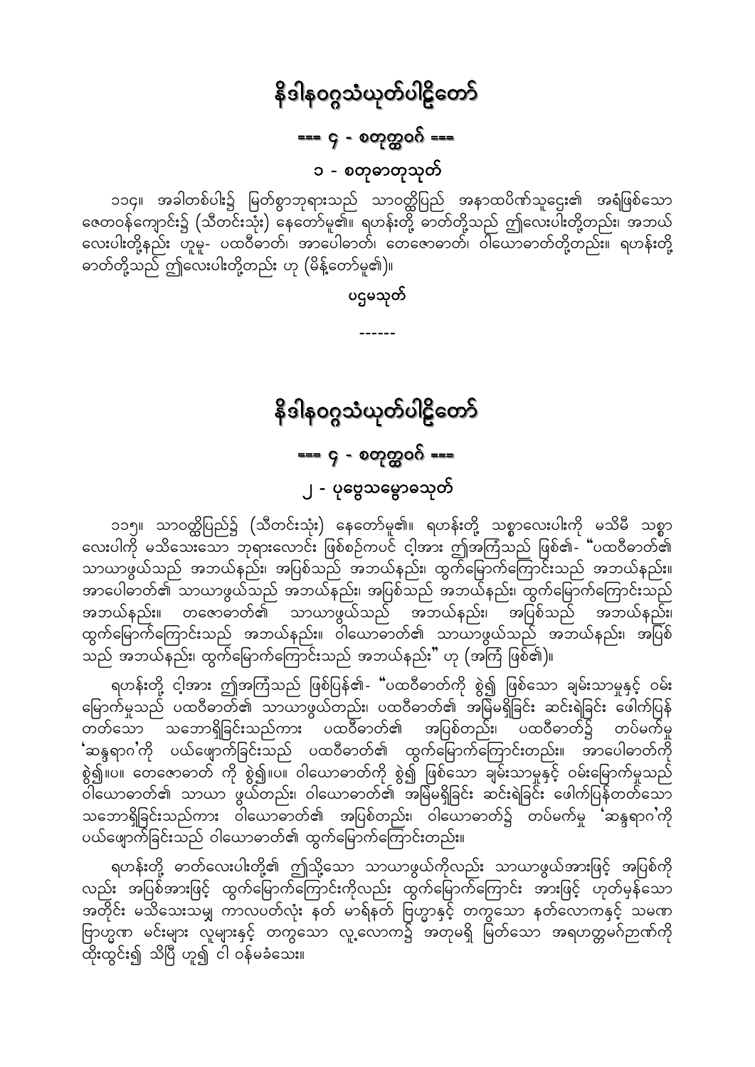# နိဒါနဝဂ္ဂသံယုတ်ပါဠိတော်

## === ၄ - စတုတ္ထဝဂ် ===

### ၁ - စတုဓာတုသုတ်

၁၁၄။ အခါတစ်ပါး၌ မြတ်စွာဘုရားသည် သာဝတ္ထိပြည် အနာထပိဏ်သူဌေး၏ အရံဖြစ်သော ဇေတဝန်ကျောင်း၌ (သီတင်းသုံး) နေတော်မူ၏။ ရဟန်းတို့ ဓာတ်တို့သည် ဤလေးပါးတို့တည်း၊ အဘယ်လေးပါးတို့နည်း ဟူမူ- ပထဝီဓာတ်၊ အာပေါဓာတ်၊ တေဇောဓာတ်၊ ဝါယောဓာတ်တို့တည်း။ ရဟန်းတို့ ဓာတ်တို့သည် ဤလေးပါးတို့တည်း ဟု (မိန့်တော်မူ၏)။

ပဌမသုတ်

------

# နိဒါနဝဂ္ဂသံယုတ်ပါဠိတော်

## === ၄ - စတုတ္ထဝဂ် ===

### ၂ - ပုဗ္ဗေသမ္ဗောဓသုတ်

၁၁၅။ သာဝတ္ထိပြည်၌ (သီတင်းသုံး) နေတော်မူ၏။ ရဟန်းတို့ သစ္စာလေးပါးကို မသိမီ သစ္စာလေးပါးကို မသိသေးသော ဘုရားလောင်း ဖြစ်စဉ်ကပင် ငါ့အား ဤအကြံသည် ဖြစ်၏- "ပထဝီဓာတ်၏ သာယာဖွယ်သည် အဘယ်နည်း၊ အပြစ်သည် အဘယ်နည်း၊ ထွက်မြောက်ကြောင်းသည် အဘယ်နည်း။ အာပေါဓာတ်၏ သာယာဖွယ်သည် အဘယ်နည်း၊ အပြစ်သည် အဘယ်နည်း၊ ထွက်မြောက်ကြောင်းသည် အဘယ်နည်း။ တေဇောဓာတ်၏ သာယာဖွယ်သည် အဘယ်နည်း၊ အပြစ်သည် အဘယ်နည်း၊ ထွက်မြောက်ကြောင်းသည် အဘယ်နည်း။ ဝါယောဓာတ်၏ သာယာဖွယ်သည် အဘယ်နည်း၊ အပြစ်သည် အဘယ်နည်း၊ ထွက်မြောက်ကြောင်းသည် အဘယ်နည်း" ဟု (အကြံ ဖြစ်၏)။

ရဟန်းတို့ ငါ့အား ဤအကြံသည် ဖြစ်ပြန်၏- "ပထဝီဓာတ်ကို စွဲ၍ ဖြစ်သော ချမ်းသာမှုနှင့် ဝမ်းမြောက်မှုသည် ပထဝီဓာတ်၏ သာယာဖွယ်တည်း၊ ပထဝီဓာတ်၏ အမြဲမရှိခြင်း ဆင်းရဲခြင်း ဖေါက်ပြန်တတ်သော သဘောရှိခြင်းသည်ကား ပထဝီဓာတ်၏ အပြစ်တည်း၊ ပထဝီဓာတ်၌ တပ်မက်မှု 'ဆန္ဒရာဂ'ကို ပယ်ဖျောက်ခြင်းသည် ပထဝီဓာတ်၏ ထွက်မြောက်ကြောင်းတည်း။ အာပေါဓာတ်ကို စွဲ၍။ပ။ တေဇောဓာတ် ကို စွဲ၍။ပ။ ဝါယောဓာတ်ကို စွဲ၍ ဖြစ်သော ချမ်းသာမှုနှင့် ဝမ်းမြောက်မှုသည် ဝါယောဓာတ်၏ သာယာ ဖွယ်တည်း၊ ဝါယောဓာတ်၏ အမြဲမရှိခြင်း ဆင်းရဲခြင်း ဖေါက်ပြန်တတ်သော သဘောရှိခြင်းသည်ကား ဝါယောဓာတ်၏ အပြစ်တည်း၊ ဝါယောဓာတ်၌ တပ်မက်မှု 'ဆန္ဒရာဂ'ကို ပယ်ဖျောက်ခြင်းသည် ဝါယောဓာတ်၏ ထွက်မြောက်ကြောင်းတည်း။

ရဟန်းတို့ ဓာတ်လေးပါးတို့၏ ဤသို့သော သာယာဖွယ်ကိုလည်း သာယာဖွယ်အားဖြင့် အပြစ်ကိုလည်း အပြစ်အားဖြင့် ထွက်မြောက်ကြောင်းကိုလည်း ထွက်မြောက်ကြောင်း အားဖြင့် ဟုတ်မှန်သော အတိုင်း မသိသေးသမျှ ကာလပတ်လုံး နတ် မာရ်နတ် ဗြဟ္မာနှင့် တကွသော နတ်လောကနှင့် သမဏ ဗြာဟ္မဏ မင်းများ လူများနှင့် တကွသော လူ့လောက၌ အတုမရှိ မြတ်သော အရဟတ္တမဂ်ဉာဏ်ကို ထိုးထွင်း၍ သိပြီ ဟူ၍ ငါ ဝန်မခံသေး။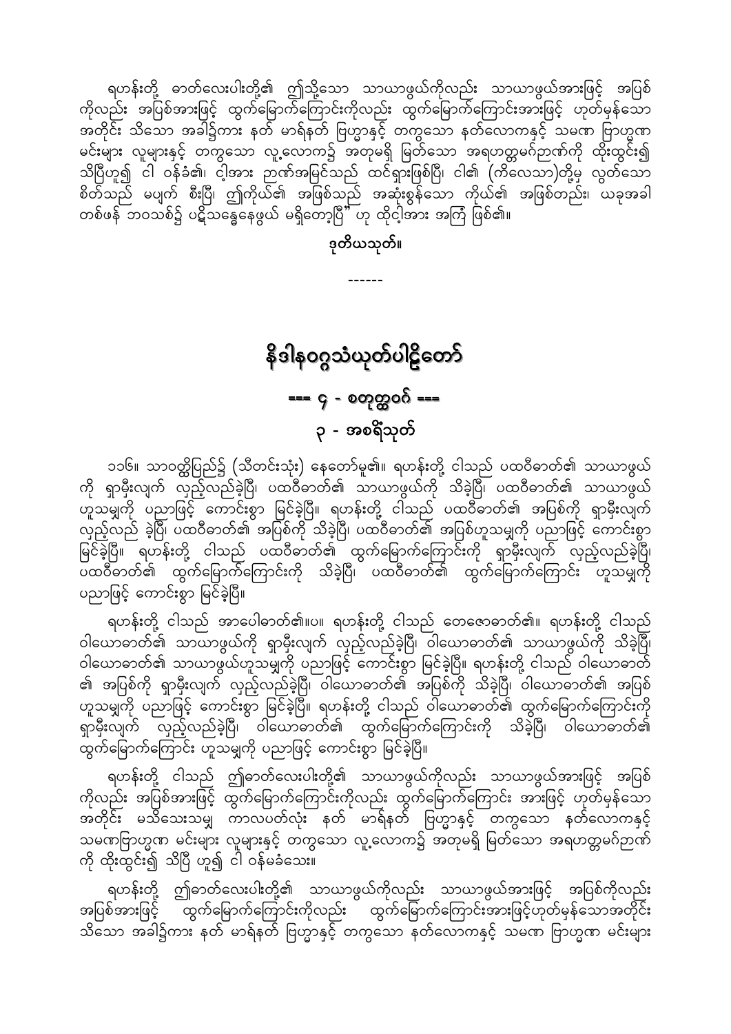ရဟန်းတို့ ဓာတ်လေးပါးတို့၏ ဤသို့သော သာယာဖွယ်ကိုလည်း သာယာဖွယ်အားဖြင့် အပြစ်ကိုလည်း အပြစ်အားဖြင့် ထွက်မြောက်ကြောင်းကိုလည်း ထွက်မြောက်ကြောင်းအားဖြင့် ဟုတ်မှန်သော အတိုင်း သိသော အခါ၌ကား နတ် မာရ်နတ် ဗြဟ္မာနှင့် တကွသော နတ်လောကနှင့် သမဏ ဗြာဟ္မဏ မင်းများ လူများနှင့် တကွသော လူ့လောက၌ အတုမရှိ မြတ်သော အရဟတ္တမဂ်ဉာဏ်ကို ထိုးထွင်း၍ သိပြီဟူ၍ ငါ ဝန်ခံ၏၊ ငါ့အား ဉာဏ်အမြင်သည် ထင်ရှားဖြစ်ပြီ၊ ငါ၏ (ကိလေသာ)တို့မှ လွတ်သော စိတ်သည် မပျက် စီးပြီ၊ ဤကိုယ်၏ အဖြစ်သည် အဆုံးစွန်သော ကိုယ်၏ အဖြစ်တည်း၊ ယခုအခါ တစ်ဖန် ဘဝသစ်၌ ပဋိသန္ဓေနေဖွယ် မရှိတော့ပြီ" ဟု ထိုငါ့အား အကြံ ဖြစ်၏။

**ဒုတိယသုတ်။**

------

# နိဒါနဝဂ္ဂသံယုတ်ပါဠိတော်

## === ၄ - စတုတ္ထဝဂ် ===

### ၃ - အစရိံသုတ်

၁၁၆။ သာဝတ္ထိပြည်၌ (သီတင်းသုံး) နေတော်မူ၏။ ရဟန်းတို့ ငါသည် ပထဝီဓာတ်၏ သာယာဖွယ်ကို ရှာမှီးလျက် လှည့်လည်ခဲ့ပြီ၊ ပထဝီဓာတ်၏ သာယာဖွယ်ကို သိခဲ့ပြီ၊ ပထဝီဓာတ်၏ သာယာဖွယ် ဟူသမျှကို ပညာဖြင့် ကောင်းစွာ မြင်ခဲ့ပြီ။ ရဟန်းတို့ ငါသည် ပထဝီဓာတ်၏ အပြစ်ကို ရှာမှီးလျက် လှည့်လည် ခဲ့ပြီ၊ ပထဝီဓာတ်၏ အပြစ်ကို သိခဲ့ပြီ၊ ပထဝီဓာတ်၏ အပြစ်ဟူသမျှကို ပညာဖြင့် ကောင်းစွာ မြင်ခဲ့ပြီ။ ရဟန်းတို့ ငါသည် ပထဝီဓာတ်၏ ထွက်မြောက်ကြောင်းကို ရှာမှီးလျက် လှည့်လည်ခဲ့ပြီ၊ ပထဝီဓာတ်၏ ထွက်မြောက်ကြောင်းကို သိခဲ့ပြီ၊ ပထဝီဓာတ်၏ ထွက်မြောက်ကြောင်း ဟူသမျှကို ပညာဖြင့် ကောင်းစွာ မြင်ခဲ့ပြီ။

ရဟန်းတို့ ငါသည် အာပေါဓာတ်၏။ပ။ ရဟန်းတို့ ငါသည် တေဇောဓာတ်၏။ ရဟန်းတို့ ငါသည် ဝါယောဓာတ်၏ သာယာဖွယ်ကို ရှာမှီးလျက် လှည့်လည်ခဲ့ပြီ၊ ဝါယောဓာတ်၏ သာယာဖွယ်ကို သိခဲ့ပြီ၊ ဝါယောဓာတ်၏ သာယာဖွယ်ဟူသမျှကို ပညာဖြင့် ကောင်းစွာ မြင်ခဲ့ပြီ။ ရဟန်းတို့ ငါသည် ဝါယောဓာတ်၏ အပြစ်ကို ရှာမှီးလျက် လှည့်လည်ခဲ့ပြီ၊ ဝါယောဓာတ်၏ အပြစ်ကို သိခဲ့ပြီ၊ ဝါယောဓာတ်၏ အပြစ် ဟူသမျှကို ပညာဖြင့် ကောင်းစွာ မြင်ခဲ့ပြီ။ ရဟန်းတို့ ငါသည် ဝါယောဓာတ်၏ ထွက်မြောက်ကြောင်းကို ရှာမှီးလျက် လှည့်လည်ခဲ့ပြီ၊ ဝါယောဓာတ်၏ ထွက်မြောက်ကြောင်းကို သိခဲ့ပြီ၊ ဝါယောဓာတ်၏ ထွက်မြောက်ကြောင်း ဟူသမျှကို ပညာဖြင့် ကောင်းစွာ မြင်ခဲ့ပြီ။

ရဟန်းတို့ ငါသည် ဤဓာတ်လေးပါးတို့၏ သာယာဖွယ်ကိုလည်း သာယာဖွယ်အားဖြင့် အပြစ်ကိုလည်း အပြစ်အားဖြင့် ထွက်မြောက်ကြောင်းကိုလည်း ထွက်မြောက်ကြောင်း အားဖြင့် ဟုတ်မှန်သော အတိုင်း မသိသေးသမျှ ကာလပတ်လုံး နတ် မာရ်နတ် ဗြဟ္မာနှင့် တကွသော နတ်လောကနှင့် သမဏဗြာဟ္မဏ မင်းများ လူများနှင့် တကွသော လူ့လောက၌ အတုမရှိ မြတ်သော အရဟတ္တမဂ်ဉာဏ်ကို ထိုးထွင်း၍ သိပြီ ဟူ၍ ငါ ဝန်မခံသေး။

ရဟန်းတို့ ဤဓာတ်လေးပါးတို့၏ သာယာဖွယ်ကိုလည်း သာယာဖွယ်အားဖြင့် အပြစ်ကိုလည်း အပြစ်အားဖြင့် ထွက်မြောက်ကြောင်းကိုလည်း ထွက်မြောက်ကြောင်းအားဖြင့်ဟုတ်မှန်သောအတိုင်း သိသော အခါ၌ကား နတ် မာရ်နတ် ဗြဟ္မာနှင့် တကွသော နတ်လောကနှင့် သမဏ ဗြာဟ္မဏ မင်းများ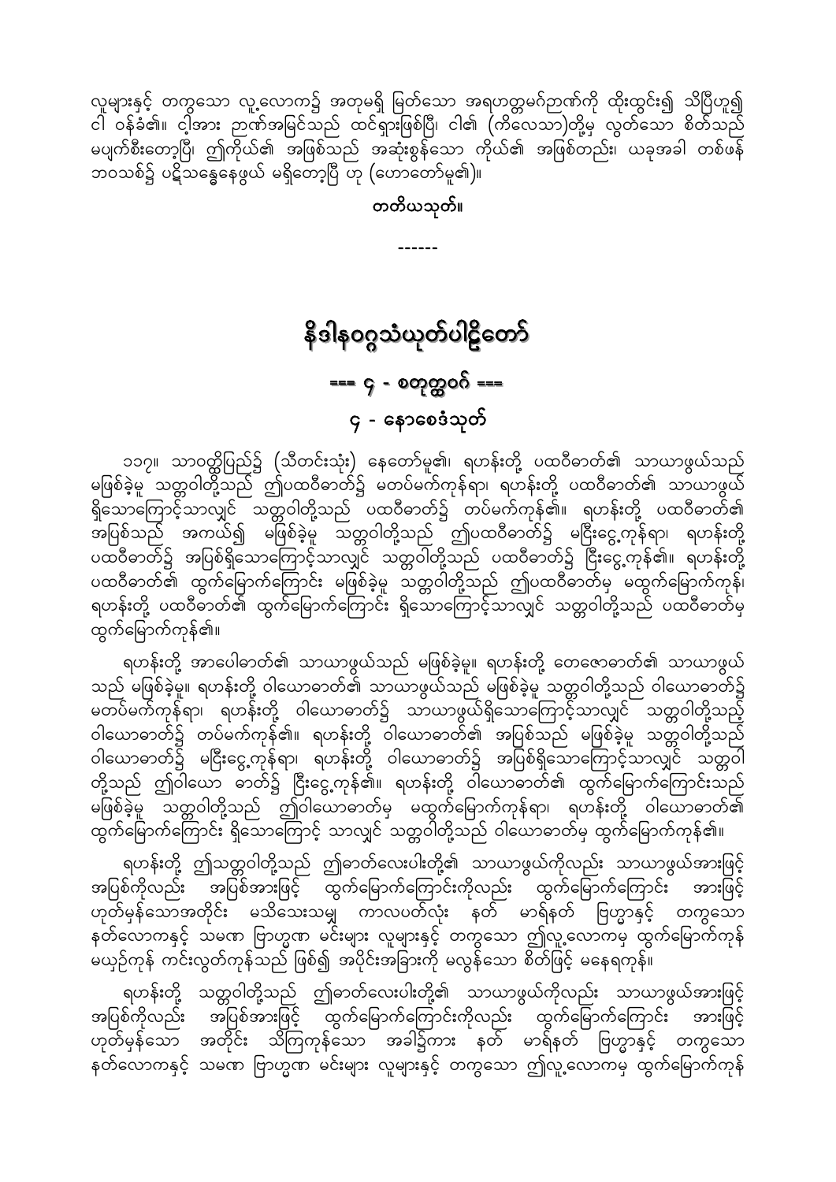လူများနှင့် တကွသော လူ့လောက၌ အတုမရှိ မြတ်သော အရဟတ္တမဂ်ဉာဏ်ကို ထိုးထွင်း၍ သိပြီဟူ၍ ငါ ဝန်ခံ၏။ ငါ့အား ဉာဏ်အမြင်သည် ထင်ရှားဖြစ်ပြီ၊ ငါ၏ (ကိလေသာ)တို့မှ လွတ်သော စိတ်သည် မပျက်စီးတော့ပြီ၊ ဤကိုယ်၏ အဖြစ်သည် အဆုံးစွန်သော ကိုယ်၏ အဖြစ်တည်း၊ ယခုအခါ တစ်ဖန် ဘဝသစ်၌ ပဋိသန္ဓေနေဖွယ် မရှိတော့ပြီ ဟု (ဟောတော်မူ၏)။

**တတိယသုတ်။**

------

# နိဒါနဝဂ္ဂသံယုတ်ပါဠိတော်

## === ၄ - စတုတ္ထဝဂ် ===

### ၄ - နောစေဒံသုတ်

၁၁၇။ သာဝတ္ထိပြည်၌ (သီတင်းသုံး) နေတော်မူ၏၊ ရဟန်းတို့ ပထဝီဓာတ်၏ သာယာဖွယ်သည် မဖြစ်ခဲ့မူ သတ္တဝါတို့သည် ဤပထဝီဓာတ်၌ မတပ်မက်ကုန်ရာ၊ ရဟန်းတို့ ပထဝီဓာတ်၏ သာယာဖွယ် ရှိသောကြောင့်သာလျှင် သတ္တဝါတို့သည် ပထဝီဓာတ်၌ တပ်မက်ကုန်၏။ ရဟန်းတို့ ပထဝီဓာတ်၏ အပြစ်သည် အကယ်၍ မဖြစ်ခဲ့မူ သတ္တဝါတို့သည် ဤပထဝီဓာတ်၌ မငြီးငွေ့ကုန်ရာ၊ ရဟန်းတို့ ပထဝီဓာတ်၌ အပြစ်ရှိသောကြောင့်သာလျှင် သတ္တဝါတို့သည် ပထဝီဓာတ်၌ ငြီးငွေ့ကုန်၏။ ရဟန်းတို့ ပထဝီဓာတ်၏ ထွက်မြောက်ကြောင်း မဖြစ်ခဲ့မူ သတ္တဝါတို့သည် ဤပထဝီဓာတ်မှ မထွက်မြောက်ကုန်၊ ရဟန်းတို့ ပထဝီဓာတ်၏ ထွက်မြောက်ကြောင်း ရှိသောကြောင့်သာလျှင် သတ္တဝါတို့သည် ပထဝီဓာတ်မှ ထွက်မြောက်ကုန်၏။

ရဟန်းတို့ အာပေါဓာတ်၏ သာယာဖွယ်သည် မဖြစ်ခဲ့မူ။ ရဟန်းတို့ တေဇောဓာတ်၏ သာယာဖွယ်သည် မဖြစ်ခဲ့မူ။ ရဟန်းတို့ ဝါယောဓာတ်၏ သာယာဖွယ်သည် မဖြစ်ခဲ့မူ သတ္တဝါတို့သည် ဝါယောဓာတ်၌ မတပ်မက်ကုန်ရာ၊ ရဟန်းတို့ ဝါယောဓာတ်၌ သာယာဖွယ်ရှိသောကြောင့်သာလျှင် သတ္တဝါတို့သည် ဝါယောဓာတ်၌ တပ်မက်ကုန်၏။ ရဟန်းတို့ ဝါယောဓာတ်၏ အပြစ်သည် မဖြစ်ခဲ့မူ သတ္တဝါတို့သည် ဝါယောဓာတ်၌ မငြီးငွေ့ကုန်ရာ၊ ရဟန်းတို့ ဝါယောဓာတ်၌ အပြစ်ရှိသောကြောင့်သာလျှင် သတ္တဝါတို့သည် ဤဝါယော ဓာတ်၌ ငြီးငွေ့ကုန်၏။ ရဟန်းတို့ ဝါယောဓာတ်၏ ထွက်မြောက်ကြောင်းသည် မဖြစ်ခဲ့မူ သတ္တဝါတို့သည် ဤဝါယောဓာတ်မှ မထွက်မြောက်ကုန်ရာ၊ ရဟန်းတို့ ဝါယောဓာတ်၏ ထွက်မြောက်ကြောင်း ရှိသောကြောင့် သာလျှင် သတ္တဝါတို့သည် ဝါယောဓာတ်မှ ထွက်မြောက်ကုန်၏။

ရဟန်းတို့ ဤသတ္တဝါတို့သည် ဤဓာတ်လေးပါးတို့၏ သာယာဖွယ်ကိုလည်း သာယာဖွယ်အားဖြင့် အပြစ်ကိုလည်း အပြစ်အားဖြင့် ထွက်မြောက်ကြောင်းကိုလည်း ထွက်မြောက်ကြောင်း အားဖြင့် ဟုတ်မှန်သောအတိုင်း မသိသေးသမျှ ကာလပတ်လုံး နတ် မာရ်နတ် ဗြဟ္မာနှင့် တကွသော နတ်လောကနှင့် သမဏ ဗြာဟ္မဏ မင်းများ လူများနှင့် တကွသော ဤလူ့လောကမှ ထွက်မြောက်ကုန် မယှဉ်ကုန် ကင်းလွတ်ကုန်သည် ဖြစ်၍ အပိုင်းအခြားကို မလွန်သော စိတ်ဖြင့် မနေရကုန်။

ရဟန်းတို့ သတ္တဝါတို့သည် ဤဓာတ်လေးပါးတို့၏ သာယာဖွယ်ကိုလည်း သာယာဖွယ်အားဖြင့် အပြစ်ကိုလည်း အပြစ်အားဖြင့် ထွက်မြောက်ကြောင်းကိုလည်း ထွက်မြောက်ကြောင်း အားဖြင့် ဟုတ်မှန်သော အတိုင်း သိကြကုန်သော အခါ၌ကား နတ် မာရ်နတ် ဗြဟ္မာနှင့် တကွသော နတ်လောကနှင့် သမဏ ဗြာဟ္မဏ မင်းများ လူများနှင့် တကွသော ဤလူ့လောကမှ ထွက်မြောက်ကုန်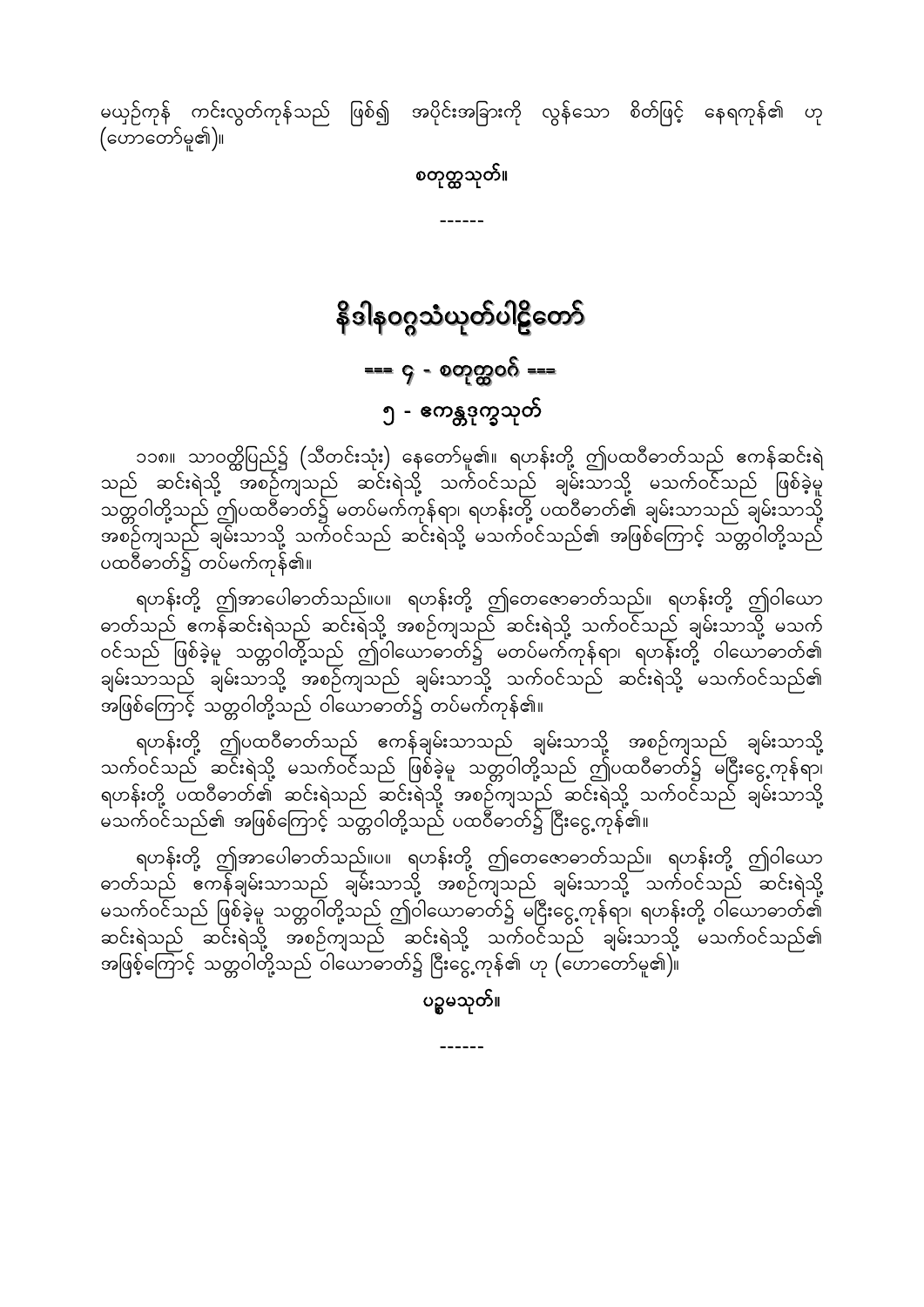မယုဉ်ကုန် ကင်းလွတ်ကုန်သည် ဖြစ်၍ အပိုင်းအခြားကို လွန်သော စိတ်ဖြင့် နေရကုန်၏ ဟု (ဟောတော်မူ၏)။

စတုတ္ထသုတ်။

------

# နိဒါနဝဂ္ဂသံယုတ်ပါဠိတော်

## === ၄ - စတုတ္ထဝဂ် ===

### ၅ - ဧကန္တဒုက္ခသုတ်

၁၁၈။ သာဝတ္ထိပြည်၌ (သီတင်းသုံး) နေတော်မူ၏။ ရဟန်းတို့ ဤပထဝီဓာတ်သည် ဧကန်ဆင်းရဲသည် ဆင်းရဲသို့ အစဉ်ကျသည် ဆင်းရဲသို့ သက်ဝင်သည် ချမ်းသာသို့ မသက်ဝင်သည် ဖြစ်ခဲ့မူ သတ္တဝါတို့သည် ဤပထဝီဓာတ်၌ မတပ်မက်ကုန်ရာ၊ ရဟန်းတို့ ပထဝီဓာတ်၏ ချမ်းသာသည် ချမ်းသာသို့ အစဉ်ကျသည် ချမ်းသာသို့ သက်ဝင်သည် ဆင်းရဲသို့ မသက်ဝင်သည်၏ အဖြစ်ကြောင့် သတ္တဝါတို့သည် ပထဝီဓာတ်၌ တပ်မက်ကုန်၏။

ရဟန်းတို့ ဤအာပေါဓာတ်သည်။ပ။ ရဟန်းတို့ ဤတေဇောဓာတ်သည်။ ရဟန်းတို့ ဤဝါယောဓာတ်သည် ဧကန်ဆင်းရဲသည် ဆင်းရဲသို့ အစဉ်ကျသည် ဆင်းရဲသို့ သက်ဝင်သည် ချမ်းသာသို့ မသက်ဝင်သည် ဖြစ်ခဲ့မူ သတ္တဝါတို့သည် ဤဝါယောဓာတ်၌ မတပ်မက်ကုန်ရာ၊ ရဟန်းတို့ ဝါယောဓာတ်၏ ချမ်းသာသည် ချမ်းသာသို့ အစဉ်ကျသည် ချမ်းသာသို့ သက်ဝင်သည် ဆင်းရဲသို့ မသက်ဝင်သည်၏ အဖြစ်ကြောင့် သတ္တဝါတို့သည် ဝါယောဓာတ်၌ တပ်မက်ကုန်၏။

ရဟန်းတို့ ဤပထဝီဓာတ်သည် ဧကန်ချမ်းသာသည် ချမ်းသာသို့ အစဉ်ကျသည် ချမ်းသာသို့ သက်ဝင်သည် ဆင်းရဲသို့ မသက်ဝင်သည် ဖြစ်ခဲ့မူ သတ္တဝါတို့သည် ဤပထဝီဓာတ်၌ မငြီးငွေ့ကုန်ရာ၊ ရဟန်းတို့ ပထဝီဓာတ်၏ ဆင်းရဲသည် ဆင်းရဲသို့ အစဉ်ကျသည် ဆင်းရဲသို့ သက်ဝင်သည် ချမ်းသာသို့ မသက်ဝင်သည်၏ အဖြစ်ကြောင့် သတ္တဝါတို့သည် ပထဝီဓာတ်၌ ငြီးငွေ့ကုန်၏။

ရဟန်းတို့ ဤအာပေါဓာတ်သည်။ပ။ ရဟန်းတို့ ဤတေဇောဓာတ်သည်။ ရဟန်းတို့ ဤဝါယောဓာတ်သည် ဧကန်ချမ်းသာသည် ချမ်းသာသို့ အစဉ်ကျသည် ချမ်းသာသို့ သက်ဝင်သည် ဆင်းရဲသို့ မသက်ဝင်သည် ဖြစ်ခဲ့မူ သတ္တဝါတို့သည် ဤဝါယောဓာတ်၌ မငြီးငွေ့ကုန်ရာ၊ ရဟန်းတို့ ဝါယောဓာတ်၏ ဆင်းရဲသည် ဆင်းရဲသို့ အစဉ်ကျသည် ဆင်းရဲသို့ သက်ဝင်သည် ချမ်းသာသို့ မသက်ဝင်သည်၏ အဖြစ်ကြောင့် သတ္တဝါတို့သည် ဝါယောဓာတ်၌ ငြီးငွေ့ကုန်၏ ဟု (ဟောတော်မူ၏)။

ပဉ္စမသုတ်။

------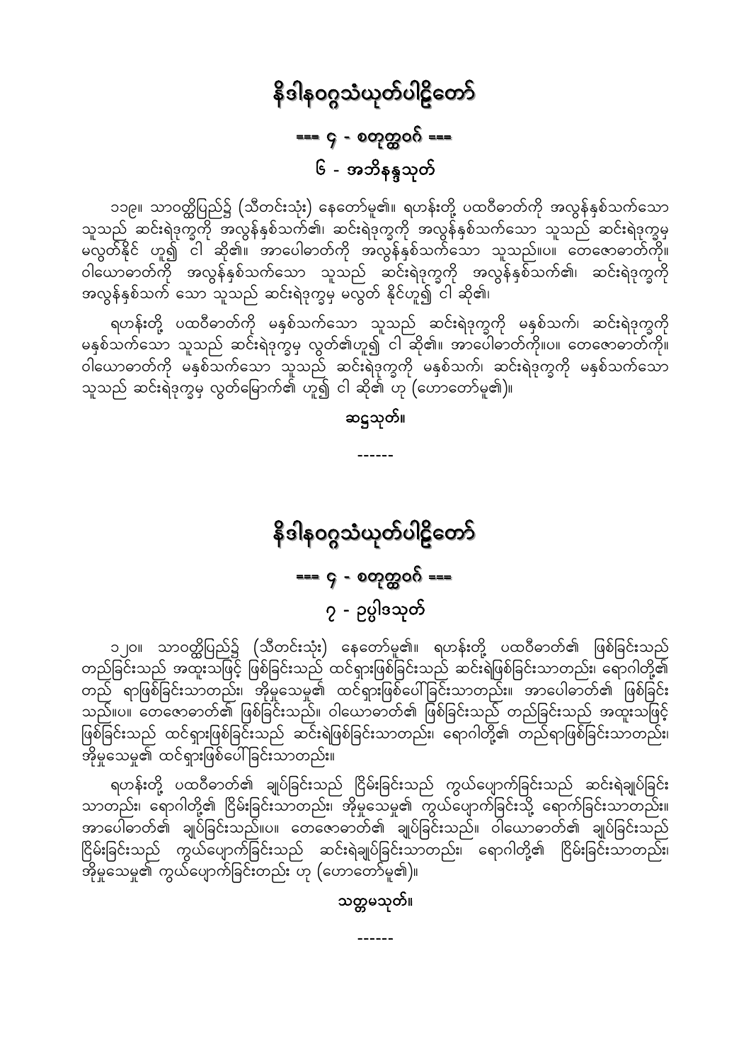# နိဒါနဝဂ္ဂသံယုတ်ပါဠိတော်

## === ၄ - စတုတ္ထဝဂ် ===

### ၆ - အဘိနန္ဒသုတ်

၁၁၉။ သာဝတ္ထိပြည်၌ (သီတင်းသုံး) နေတော်မူ၏။ ရဟန်းတို့ ပထဝီဓာတ်ကို အလွန်နှစ်သက်သော သူသည် ဆင်းရဲဒုက္ခကို အလွန်နှစ်သက်၏၊ ဆင်းရဲဒုက္ခကို အလွန်နှစ်သက်သော သူသည် ဆင်းရဲဒုက္ခမှ မလွတ်နိုင် ဟူ၍ ငါ ဆို၏။ အာပေါဓာတ်ကို အလွန်နှစ်သက်သော သူသည်။ပ။ တေဇောဓာတ်ကို။ ဝါယောဓာတ်ကို အလွန်နှစ်သက်သော သူသည် ဆင်းရဲဒုက္ခကို အလွန်နှစ်သက်၏၊ ဆင်းရဲဒုက္ခကို အလွန်နှစ်သက် သော သူသည် ဆင်းရဲဒုက္ခမှ မလွတ် နိုင်ဟူ၍ ငါ ဆို၏၊

ရဟန်းတို့ ပထဝီဓာတ်ကို မနှစ်သက်သော သူသည် ဆင်းရဲဒုက္ခကို မနှစ်သက်၊ ဆင်းရဲဒုက္ခကို မနှစ်သက်သော သူသည် ဆင်းရဲဒုက္ခမှ လွတ်၏ဟူ၍ ငါ ဆို၏။ အာပေါဓာတ်ကို။ပ။ တေဇောဓာတ်ကို။ ဝါယောဓာတ်ကို မနှစ်သက်သော သူသည် ဆင်းရဲဒုက္ခကို မနှစ်သက်၊ ဆင်းရဲဒုက္ခကို မနှစ်သက်သော သူသည် ဆင်းရဲဒုက္ခမှ လွတ်မြောက်၏ ဟူ၍ ငါ ဆို၏ ဟု (ဟောတော်မူ၏)။

**ဆဋ္ဌသုတ်။**

------

# နိဒါနဝဂ္ဂသံယုတ်ပါဠိတော်

## === ၄ - စတုတ္ထဝဂ် ===

### ၇ - ဥပ္ပါဒသုတ်

၁၂၀။ သာဝတ္ထိပြည်၌ (သီတင်းသုံး) နေတော်မူ၏။ ရဟန်းတို့ ပထဝီဓာတ်၏ ဖြစ်ခြင်းသည် တည်ခြင်းသည် အထူးသဖြင့် ဖြစ်ခြင်းသည် ထင်ရှားဖြစ်ခြင်းသည် ဆင်းရဲဖြစ်ခြင်းသာတည်း၊ ရောဂါတို့၏ တည် ရာဖြစ်ခြင်းသာတည်း၊ အိုမှုသေမှု၏ ထင်ရှားဖြစ်ပေါ်ခြင်းသာတည်း။ အာပေါဓာတ်၏ ဖြစ်ခြင်း သည်။ပ။ တေဇောဓာတ်၏ ဖြစ်ခြင်းသည်။ ဝါယောဓာတ်၏ ဖြစ်ခြင်းသည် တည်ခြင်းသည် အထူးသဖြင့် ဖြစ်ခြင်းသည် ထင်ရှားဖြစ်ခြင်းသည် ဆင်းရဲဖြစ်ခြင်းသာတည်း၊ ရောဂါတို့၏ တည်ရာဖြစ်ခြင်းသာတည်း၊ အိုမှုသေမှု၏ ထင်ရှားဖြစ်ပေါ်ခြင်းသာတည်း။

ရဟန်းတို့ ပထဝီဓာတ်၏ ချုပ်ခြင်းသည် ငြိမ်းခြင်းသည် ကွယ်ပျောက်ခြင်းသည် ဆင်းရဲချုပ်ခြင်း သာတည်း၊ ရောဂါတို့၏ ငြိမ်းခြင်းသာတည်း၊ အိုမှုသေမှု၏ ကွယ်ပျောက်ခြင်းသို့ ရောက်ခြင်းသာတည်း။ အာပေါဓာတ်၏ ချုပ်ခြင်းသည်။ပ။ တေဇောဓာတ်၏ ချုပ်ခြင်းသည်။ ဝါယောဓာတ်၏ ချုပ်ခြင်းသည် ငြိမ်းခြင်းသည် ကွယ်ပျောက်ခြင်းသည် ဆင်းရဲချုပ်ခြင်းသာတည်း၊ ရောဂါတို့၏ ငြိမ်းခြင်းသာတည်း၊ အိုမှုသေမှု၏ ကွယ်ပျောက်ခြင်းတည်း ဟု (ဟောတော်မူ၏)။

**သတ္တမသုတ်။**

------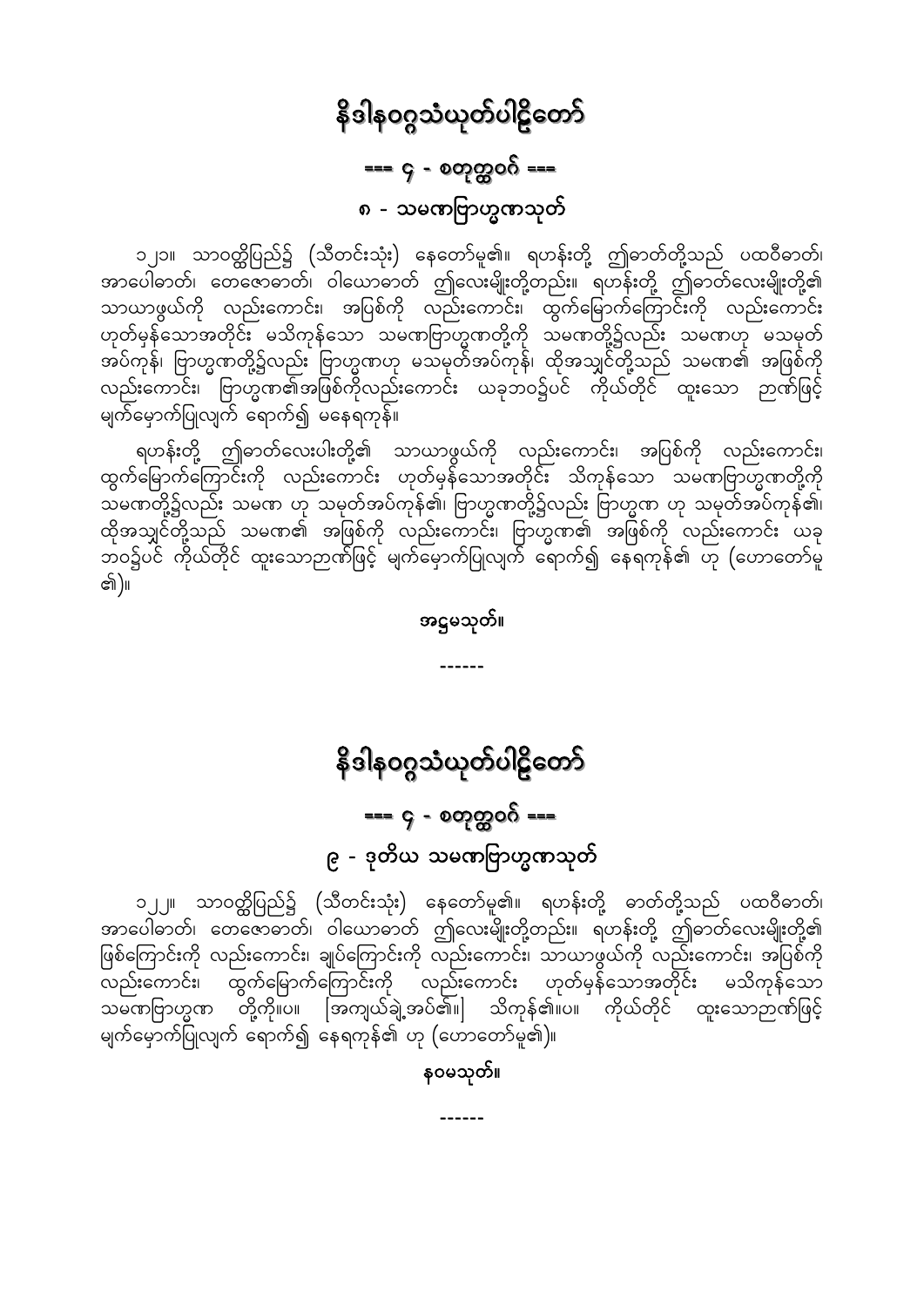# နိဒါနဝဂ္ဂသံယုတ်ပါဠိတော်

## === ၄ - စတုတ္ထဝဂ် ===

### ၈ - သမဏဗြာဟ္မဏသုတ်

၁၂၁။ သာဝတ္ထိပြည်၌ (သီတင်းသုံး) နေတော်မူ၏။ ရဟန်းတို့ ဤဓာတ်တို့သည် ပထဝီဓာတ်၊ အာပေါဓာတ်၊ တေဇောဓာတ်၊ ဝါယောဓာတ် ဤလေးမျိုးတို့တည်း။ ရဟန်းတို့ ဤဓာတ်လေးမျိုးတို့၏ သာယာဖွယ်ကို လည်းကောင်း၊ အပြစ်ကို လည်းကောင်း၊ ထွက်မြောက်ကြောင်းကို လည်းကောင်း ဟုတ်မှန်သောအတိုင်း မသိကုန်သော သမဏဗြာဟ္မဏတို့ကို သမဏတို့၌လည်း သမဏဟု မသမုတ်အပ်ကုန်၊ ဗြာဟ္မဏတို့၌လည်း ဗြာဟ္မဏဟု မသမုတ်အပ်ကုန်၊ ထိုအသျှင်တို့သည် သမဏ၏ အဖြစ်ကို လည်းကောင်း၊ ဗြာဟ္မဏ၏အဖြစ်ကိုလည်းကောင်း ယခုဘဝ၌ပင် ကိုယ်တိုင် ထူးသော ဉာဏ်ဖြင့် မျက်မှောက်ပြုလျက် ရောက်၍ မနေရကုန်။

ရဟန်းတို့ ဤဓာတ်လေးပါးတို့၏ သာယာဖွယ်ကို လည်းကောင်း၊ အပြစ်ကို လည်းကောင်း၊ ထွက်မြောက်ကြောင်းကို လည်းကောင်း ဟုတ်မှန်သောအတိုင်း သိကုန်သော သမဏဗြာဟ္မဏတို့ကို သမဏတို့၌လည်း သမဏ ဟု သမုတ်အပ်ကုန်၏၊ ဗြာဟ္မဏတို့၌လည်း ဗြာဟ္မဏ ဟု သမုတ်အပ်ကုန်၏၊ ထိုအသျှင်တို့သည် သမဏ၏ အဖြစ်ကို လည်းကောင်း၊ ဗြာဟ္မဏ၏ အဖြစ်ကို လည်းကောင်း ယခု ဘဝ၌ပင် ကိုယ်တိုင် ထူးသောဉာဏ်ဖြင့် မျက်မှောက်ပြုလျက် ရောက်၍ နေရကုန်၏ ဟု (ဟောတော်မူ၏)။

**အဋ္ဌမသုတ်။**

------

# နိဒါနဝဂ္ဂသံယုတ်ပါဠိတော်

## === ၄ - စတုတ္ထဝဂ် ===

### ၉ - ဒုတိယ သမဏဗြာဟ္မဏသုတ်

၁၂၂။ သာဝတ္ထိပြည်၌ (သီတင်းသုံး) နေတော်မူ၏။ ရဟန်းတို့ ဓာတ်တို့သည် ပထဝီဓာတ်၊ အာပေါဓာတ်၊ တေဇောဓာတ်၊ ဝါယောဓာတ် ဤလေးမျိုးတို့တည်း။ ရဟန်းတို့ ဤဓာတ်လေးမျိုးတို့၏ ဖြစ်ကြောင်းကို လည်းကောင်း၊ ချုပ်ကြောင်းကို လည်းကောင်း၊ သာယာဖွယ်ကို လည်းကောင်း၊ အပြစ်ကို လည်းကောင်း၊ ထွက်မြောက်ကြောင်းကို လည်းကောင်း ဟုတ်မှန်သောအတိုင်း မသိကုန်သော သမဏဗြာဟ္မဏ တို့ကို။ပ။ [အကျယ်ချဲ့အပ်၏။] သိကုန်၏။ပ။ ကိုယ်တိုင် ထူးသောဉာဏ်ဖြင့် မျက်မှောက်ပြုလျက် ရောက်၍ နေရကုန်၏ ဟု (ဟောတော်မူ၏)။

**နဝမသုတ်။**

------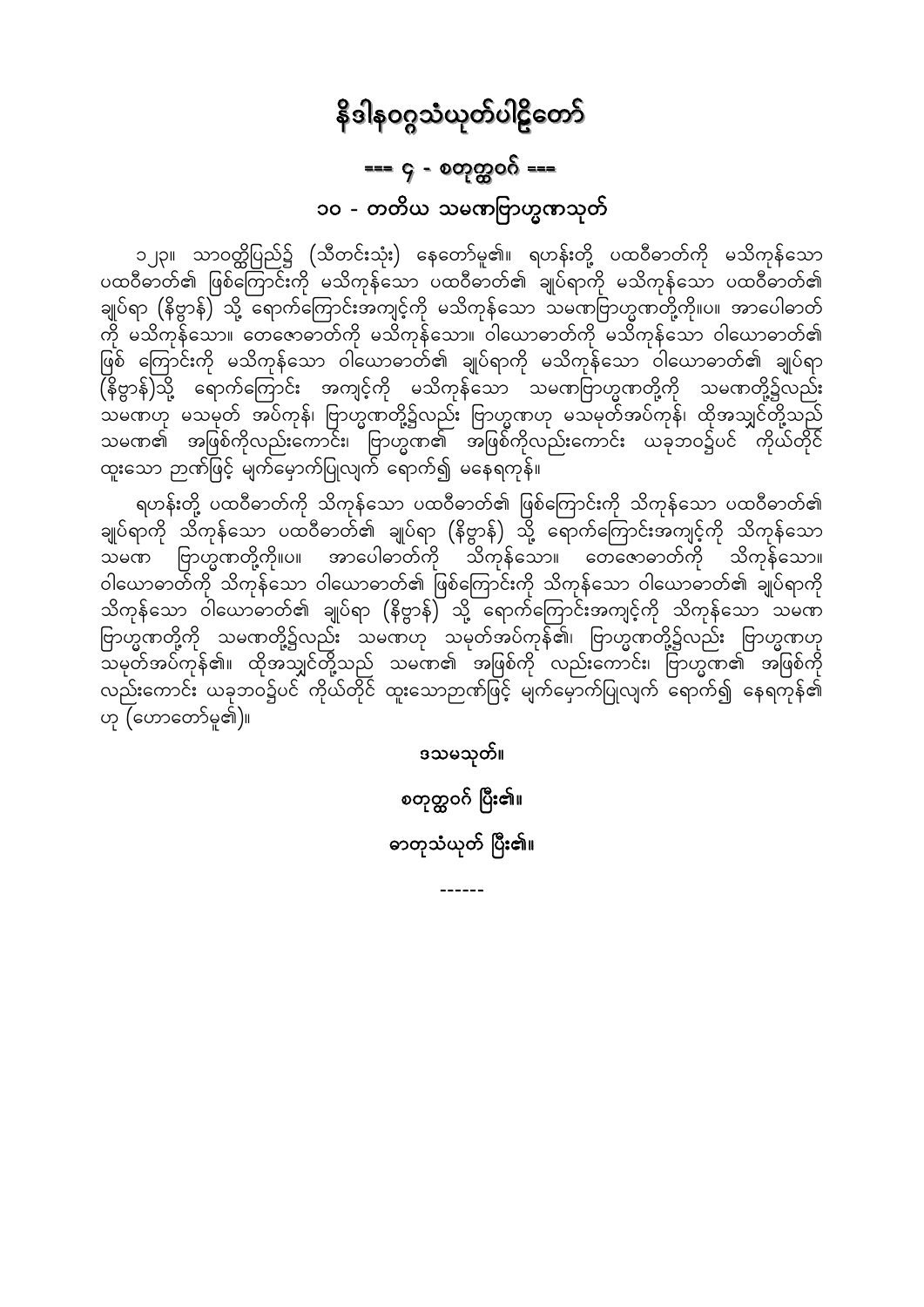# နိဒါနဝဂ္ဂသံယုတ်ပါဠိတော်

## === ၄ - စတုတ္ထဝဂ် ===

## ၁၀ - တတိယ သမဏဗြာဟ္မဏသုတ်

၁၂၃။ သာဝတ္ထိပြည်၌ (သီတင်းသုံး) နေတော်မူ၏။ ရဟန်းတို့ ပထဝီဓာတ်ကို မသိကုန်သော ပထဝီဓာတ်၏ ဖြစ်ကြောင်းကို မသိကုန်သော ပထဝီဓာတ်၏ ချုပ်ရာကို မသိကုန်သော ပထဝီဓာတ်၏ ချုပ်ရာ (နိဗ္ဗာန်) သို့ ရောက်ကြောင်းအကျင့်ကို မသိကုန်သော သမဏဗြာဟ္မဏတို့ကို။ပ။ အာပေါဓာတ်ကို မသိကုန်သော။ တေဇောဓာတ်ကို မသိကုန်သော။ ဝါယောဓာတ်ကို မသိကုန်သော ဝါယောဓာတ်၏ ဖြစ် ကြောင်းကို မသိကုန်သော ဝါယောဓာတ်၏ ချုပ်ရာကို မသိကုန်သော ဝါယောဓာတ်၏ ချုပ်ရာ (နိဗ္ဗာန်)သို့ ရောက်ကြောင်း အကျင့်ကို မသိကုန်သော သမဏဗြာဟ္မဏတို့ကို သမဏတို့၌လည်း သမဏဟု မသမုတ် အပ်ကုန်၊ ဗြာဟ္မဏတို့၌လည်း ဗြာဟ္မဏဟု မသမုတ်အပ်ကုန်၊ ထိုအသျှင်တို့သည် သမဏ၏ အဖြစ်ကိုလည်းကောင်း၊ ဗြာဟ္မဏ၏ အဖြစ်ကိုလည်းကောင်း ယခုဘဝ၌ပင် ကိုယ်တိုင် ထူးသော ဉာဏ်ဖြင့် မျက်မှောက်ပြုလျက် ရောက်၍ မနေရကုန်။

ရဟန်းတို့ ပထဝီဓာတ်ကို သိကုန်သော ပထဝီဓာတ်၏ ဖြစ်ကြောင်းကို သိကုန်သော ပထဝီဓာတ်၏ ချုပ်ရာကို သိကုန်သော ပထဝီဓာတ်၏ ချုပ်ရာ (နိဗ္ဗာန်) သို့ ရောက်ကြောင်းအကျင့်ကို သိကုန်သော သမဏ ဗြာဟ္မဏတို့ကို။ပ။ အာပေါဓာတ်ကို သိကုန်သော။ တေဇောဓာတ်ကို သိကုန်သော။ ဝါယောဓာတ်ကို သိကုန်သော ဝါယောဓာတ်၏ ဖြစ်ကြောင်းကို သိကုန်သော ဝါယောဓာတ်၏ ချုပ်ရာကို သိကုန်သော ဝါယောဓာတ်၏ ချုပ်ရာ (နိဗ္ဗာန်) သို့ ရောက်ကြောင်းအကျင့်ကို သိကုန်သော သမဏ ဗြာဟ္မဏတို့ကို သမဏတို့၌လည်း သမဏဟု သမုတ်အပ်ကုန်၏၊ ဗြာဟ္မဏတို့၌လည်း ဗြာဟ္မဏဟု သမုတ်အပ်ကုန်၏။ ထိုအသျှင်တို့သည် သမဏ၏ အဖြစ်ကို လည်းကောင်း၊ ဗြာဟ္မဏ၏ အဖြစ်ကို လည်းကောင်း ယခုဘဝ၌ပင် ကိုယ်တိုင် ထူးသောဉာဏ်ဖြင့် မျက်မှောက်ပြုလျက် ရောက်၍ နေရကုန်၏ ဟု (ဟောတော်မူ၏)။

**ဒသမသုတ်။**

**စတုတ္ထဝဂ် ပြီး၏။**

**ဓာတုသံယုတ် ပြီး၏။**

------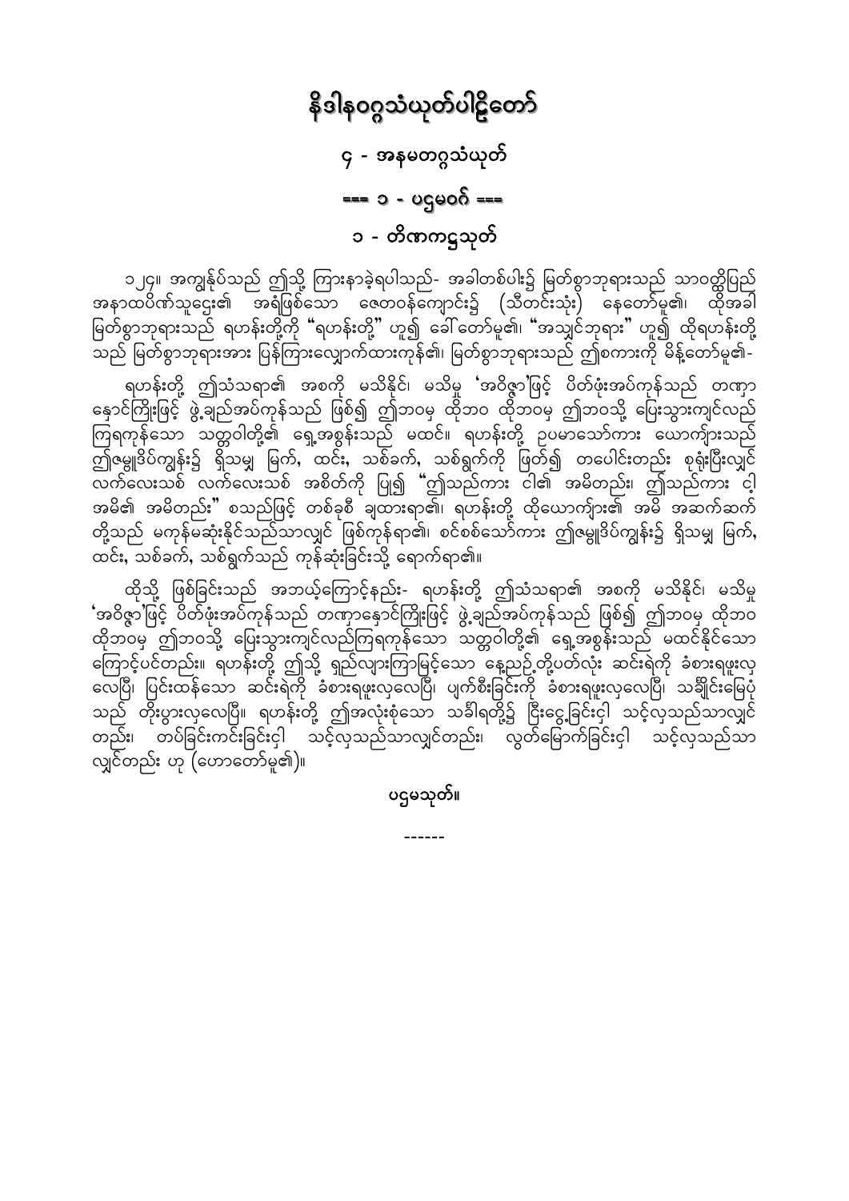# နိဒါနဝဂ္ဂသံယုတ်ပါဠိတော်

## ၄ - အနမတဂ္ဂသံယုတ်

### === ၁ - ပဌမဝဂ် ===

### ၁ - တိဏကဋ္ဌသုတ်

၁၂၄။ အကျွန်ုပ်သည် ဤသို့ ကြားနာခဲ့ရပါသည်- အခါတစ်ပါး၌ မြတ်စွာဘုရားသည် သာဝတ္ထိပြည် အနာထပိဏ်သူဌေး၏ အရံဖြစ်သော ဇေတဝန်ကျောင်း၌ (သီတင်းသုံး) နေတော်မူ၏။ ထိုအခါ မြတ်စွာဘုရားသည် ရဟန်းတို့ကို "ရဟန်းတို့" ဟူ၍ ခေါ်တော်မူ၏။ "အသျှင်ဘုရား" ဟူ၍ ထိုရဟန်းတို့သည် မြတ်စွာဘုရားအား ပြန်ကြားလျှောက်ထားကုန်၏။ မြတ်စွာဘုရားသည် ဤစကားကို မိန့်တော်မူ၏-

ရဟန်းတို့ ဤသံသရာ၏ အစကို မသိနိုင်၊ မသိမှု 'အဝိဇ္ဇာ'ဖြင့် ပိတ်ဖုံးအပ်ကုန်သည် တဏှာ နှောင်ကြိုးဖြင့် ဖွဲ့ချည်အပ်ကုန်သည် ဖြစ်၍ ဤဘဝမှ ထိုဘဝ ထိုဘဝမှ ဤဘဝသို့ ပြေးသွားကျင်လည် ကြရကုန်သော သတ္တဝါတို့၏ ရှေ့အစွန်းသည် မထင်။ ရဟန်းတို့ ဥပမာသော်ကား ယောကျ်ားသည် ဤဇမ္ဗူဒိပ်ကျွန်း၌ ရှိသမျှ မြက်, ထင်း, သစ်ခက်, သစ်ရွက်ကို ဖြတ်၍ တပေါင်းတည်း စုရုံးပြီးလျှင် လက်လေးသစ် လက်လေးသစ် အစိတ်ကို ပြု၍ "ဤသည်ကား ငါ၏ အမိတည်း၊ ဤသည်ကား ငါ့ အမိ၏ အမိတည်း" စသည်ဖြင့် တစ်ခုစီ ချထားရာ၏၊ ရဟန်းတို့ ထိုယောကျ်ား၏ အမိ အဆက်ဆက် တို့သည် မကုန်မဆုံးနိုင်သည်သာလျှင် ဖြစ်ကုန်ရာ၏၊ စင်စစ်သော်ကား ဤဇမ္ဗူဒိပ်ကျွန်း၌ ရှိသမျှ မြက်, ထင်း, သစ်ခက်, သစ်ရွက်သည် ကုန်ဆုံးခြင်းသို့ ရောက်ရာ၏။

ထိုသို့ ဖြစ်ခြင်းသည် အဘယ့်ကြောင့်နည်း- ရဟန်းတို့ ဤသံသရာ၏ အစကို မသိနိုင်၊ မသိမှု 'အဝိဇ္ဇာ'ဖြင့် ပိတ်ဖုံးအပ်ကုန်သည် တဏှာနှောင်ကြိုးဖြင့် ဖွဲ့ချည်အပ်ကုန်သည် ဖြစ်၍ ဤဘဝမှ ထိုဘဝ ထိုဘဝမှ ဤဘဝသို့ ပြေးသွားကျင်လည်ကြရကုန်သော သတ္တဝါတို့၏ ရှေ့အစွန်းသည် မထင်နိုင်သော ကြောင့်ပင်တည်း။ ရဟန်းတို့ ဤသို့ ရှည်လျားကြာမြင့်သော နေ့ညဉ့်တို့ပတ်လုံး ဆင်းရဲကို ခံစားရဖူးလှ လေပြီ၊ ပြင်းထန်သော ဆင်းရဲကို ခံစားရဖူးလှလေပြီ၊ ပျက်စီးခြင်းကို ခံစားရဖူးလှလေပြီ၊ သင်္ချိုင်းမြေပုံ သည် တိုးပွားလှလေပြီ။ ရဟန်းတို့ ဤအလုံးစုံသော သင်္ခါရတို့၌ ငြီးငွေ့ခြင်းငှါ သင့်လှသည်သာလျှင် တည်း၊ တပ်ခြင်းကင်းခြင်းငှါ သင့်လှသည်သာလျှင်တည်း၊ လွတ်မြောက်ခြင်းငှါ သင့်လှသည်သာ လျှင်တည်း ဟု (ဟောတော်မူ၏)။

ပဌမသုတ်။

------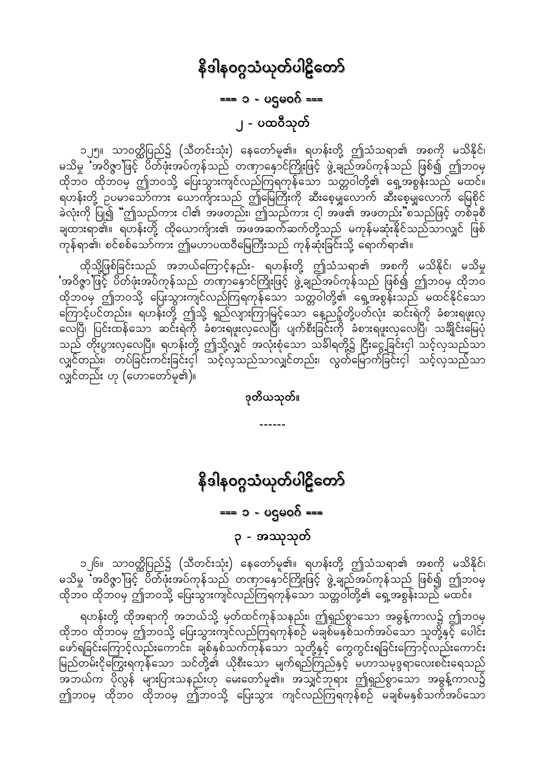# နိဒါနဝဂ္ဂသံယုတ်ပါဠိတော်

## === ၁ - ပဌမဝဂ် ===

### ၂ - ပထဝီသုတ်

၁၂၅။ သာဝတ္ထိပြည်၌ (သီတင်းသုံး) နေတော်မူ၏။ ရဟန်းတို့ ဤသံသရာ၏ အစကို မသိနိုင်၊ မသိမှု 'အဝိဇ္ဇာ'ဖြင့် ပိတ်ဖုံးအပ်ကုန်သည် တဏှာနှောင်ကြိုးဖြင့် ဖွဲ့ချည်အပ်ကုန်သည် ဖြစ်၍ ဤဘဝမှ ထိုဘဝ ထိုဘဝမှ ဤဘဝသို့ ပြေးသွားကျင်လည်ကြရကုန်သော သတ္တဝါတို့၏ ရှေ့အစွန်းသည် မထင်။ ရဟန်းတို့ ဥပမာသော်ကား ယောကျ်ားသည် ဤမြေကြီးကို ဆီးစေ့မျှလောက် ဆီးစေ့မျှလောက် မြေစိုင်ခဲလုံးကို ပြု၍ "ဤသည်ကား ငါ၏ အဖတည်း၊ ဤသည်ကား ငါ့ အဖ၏ အဖတည်း"စသည်ဖြင့် တစ်ခုစီ ချထားရာ၏။ ရဟန်းတို့ ထိုယောကျ်ား၏ အဖအဆက်ဆက်တို့သည် မကုန်မဆုံးနိုင်သည်သာလျှင် ဖြစ်ကုန်ရာ၏၊ စင်စစ်သော်ကား ဤမဟာပထဝီမြေကြီးသည် ကုန်ဆုံးခြင်းသို့ ရောက်ရာ၏။

ထိုသို့ဖြစ်ခြင်းသည် အဘယ်ကြောင့်နည်း- ရဟန်းတို့ ဤသံသရာ၏ အစကို မသိနိုင်၊ မသိမှု 'အဝိဇ္ဇာ'ဖြင့် ပိတ်ဖုံးအပ်ကုန်သည် တဏှာနှောင်ကြိုးဖြင့် ဖွဲ့ချည်အပ်ကုန်သည် ဖြစ်၍ ဤဘဝမှ ထိုဘဝ ထိုဘဝမှ ဤဘဝသို့ ပြေးသွားကျင်လည်ကြရကုန်သော သတ္တဝါတို့၏ ရှေ့အစွန်းသည် မထင်နိုင်သောကြောင့်ပင်တည်း။ ရဟန်းတို့ ဤသို့ ရှည်လျားကြာမြင့်သော နေ့ညဉ့်တို့ပတ်လုံး ဆင်းရဲကို ခံစားရဖူးလှလေပြီ၊ ပြင်းထန်သော ဆင်းရဲကို ခံစားရဖူးလှလေပြီ၊ ပျက်စီးခြင်းကို ခံစားရဖူးလှလေပြီ၊ သင်္ချိုင်းမြေပုံသည် တိုးပွားလှလေပြီ။ ရဟန်းတို့ ဤသို့လျှင် အလုံးစုံသော သင်္ခါရတို့၌ ငြီးငွေ့ခြင်းငှါ သင့်လှသည်သာလျှင်တည်း၊ တပ်ခြင်းကင်းခြင်းငှါ သင့်လှသည်သာလျှင်တည်း၊ လွတ်မြောက်ခြင်းငှါ သင့်လှသည်သာလျှင်တည်း ဟု (ဟောတော်မူ၏)။

**ဒုတိယသုတ်။**

------

# နိဒါနဝဂ္ဂသံယုတ်ပါဠိတော်

## === ၁ - ပဌမဝဂ် ===

### ၃ - အဿုသုတ်

၁၂၆။ သာဝတ္ထိပြည်၌ (သီတင်းသုံး) နေတော်မူ၏။ ရဟန်းတို့ ဤသံသရာ၏ အစကို မသိနိုင်၊ မသိမှု 'အဝိဇ္ဇာ'ဖြင့် ပိတ်ဖုံးအပ်ကုန်သည် တဏှာနှောင်ကြိုးဖြင့် ဖွဲ့ချည်အပ်ကုန်သည် ဖြစ်၍ ဤဘဝမှ ထိုဘဝ ထိုဘဝမှ ဤဘဝသို့ ပြေးသွားကျင်လည်ကြရကုန်သော သတ္တဝါတို့၏ ရှေ့အစွန်းသည် မထင်။

ရဟန်းတို့ ထိုအရာကို အဘယ်သို့ မှတ်ထင်ကုန်သနည်း၊ ဤရှည်စွာသော အခွန့်ကာလ၌ ဤဘဝမှ ထိုဘဝ ထိုဘဝမှ ဤဘဝသို့ ပြေးသွားကျင်လည်ကြရကုန်စဉ် မချစ်မနှစ်သက်အပ်သော သူတို့နှင့် ပေါင်းဖော်ရခြင်းကြောင့်လည်းကောင်း၊ ချစ်နှစ်သက်ကုန်သော သူတို့နှင့် ကွေကွင်းရခြင်းကြောင့်လည်းကောင်း မြည်တမ်းငိုကြွေးရကုန်သော သင်တို့၏ ယိုစီးသော မျက်ရည်ကြည်နှင့် မဟာသမုဒ္ဒရာလေးစင်းရေသည် အဘယ်က ပိုလွန် များပြားသနည်းဟု မေးတော်မူ၏။ အသျှင်ဘုရား ဤရှည်စွာသော အခွန့်ကာလ၌ ဤဘဝမှ ထိုဘဝ ထိုဘဝမှ ဤဘဝသို့ ပြေးသွား ကျင်လည်ကြရကုန်စဉ် မချစ်မနှစ်သက်အပ်သော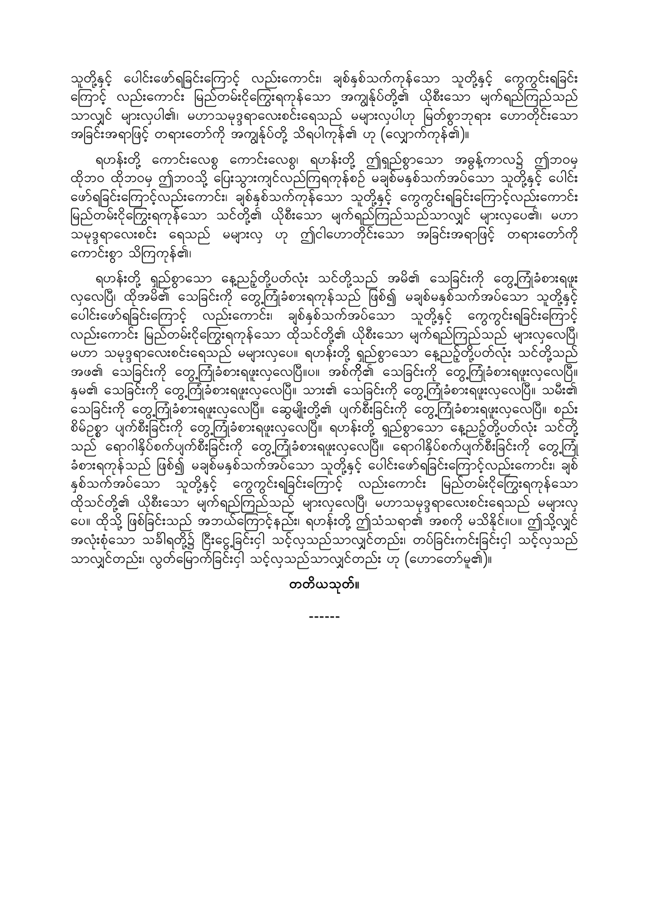သူတို့နှင့် ပေါင်းဖော်ရခြင်းကြောင့် လည်းကောင်း၊ ချစ်နှစ်သက်ကုန်သော သူတို့နှင့် ကွေကွင်းရခြင်းကြောင့် လည်းကောင်း မြည်တမ်းငိုကြွေးရကုန်သော အကျွန်ုပ်တို့၏ ယိုစီးသော မျက်ရည်ကြည်သည် သာလျှင် များလှပါ၏၊ မဟာသမုဒ္ဒရာလေးစင်းရေသည် မများလှပါဟု မြတ်စွာဘုရား ဟောတိုင်းသော အခြင်းအရာဖြင့် တရားတော်ကို အကျွန်ုပ်တို့ သိရပါကုန်၏ ဟု (လျှောက်ကုန်၏)။

ရဟန်းတို့ ကောင်းလေစွ ကောင်းလေစွ၊ ရဟန်းတို့ ဤရှည်စွာသော အခွန့်ကာလ၌ ဤဘဝမှ ထိုဘဝ ထိုဘဝမှ ဤဘဝသို့ ပြေးသွားကျင်လည်ကြရကုန်စဉ် မချစ်မနှစ်သက်အပ်သော သူတို့နှင့် ပေါင်းဖော်ရခြင်းကြောင့်လည်းကောင်း၊ ချစ်နှစ်သက်ကုန်သော သူတို့နှင့် ကွေကွင်းရခြင်းကြောင့်လည်းကောင်း မြည်တမ်းငိုကြွေးရကုန်သော သင်တို့၏ ယိုစီးသော မျက်ရည်ကြည်သည်သာလျှင် များလှပေ၏၊ မဟာသမုဒ္ဒရာလေးစင်း ရေသည် မများလှ ဟု ဤငါဟောတိုင်းသော အခြင်းအရာဖြင့် တရားတော်ကို ကောင်းစွာ သိကြကုန်၏။

ရဟန်းတို့ ရှည်စွာသော နေ့ညဥ့်တို့ပတ်လုံး သင်တို့သည် အမိ၏ သေခြင်းကို တွေ့ကြုံခံစားရဖူးလှလေပြီ၊ ထိုအမိ၏ သေခြင်းကို တွေ့ကြုံခံစားရကုန်သည် ဖြစ်၍ မချစ်မနှစ်သက်အပ်သော သူတို့နှင့် ပေါင်းဖော်ရခြင်းကြောင့် လည်းကောင်း၊ ချစ်နှစ်သက်အပ်သော သူတို့နှင့် ကွေကွင်းရခြင်းကြောင့် လည်းကောင်း မြည်တမ်းငိုကြွေးရကုန်သော ထိုသင်တို့၏ ယိုစီးသော မျက်ရည်ကြည်သည် များလှလေပြီ၊ မဟာ သမုဒ္ဒရာလေးစင်းရေသည် မများလှပေ။ ရဟန်းတို့ ရှည်စွာသော နေ့ညဥ့်တို့ပတ်လုံး သင်တို့သည် အဖ၏ သေခြင်းကို တွေ့ကြုံခံစားရဖူးလှလေပြီ။ပ။ အစ်ကို၏ သေခြင်းကို တွေ့ကြုံခံစားရဖူးလှလေပြီ။ နှမ၏ သေခြင်းကို တွေ့ကြုံခံစားရဖူးလှလေပြီ။ သား၏ သေခြင်းကို တွေ့ကြုံခံစားရဖူးလှလေပြီ။ သမီး၏ သေခြင်းကို တွေ့ကြုံခံစားရဖူးလှလေပြီ။ ဆွေမျိုးတို့၏ ပျက်စီးခြင်းကို တွေ့ကြုံခံစားရဖူးလှလေပြီ။ စည်းစိမ်ဥစ္စာ ပျက်စီးခြင်းကို တွေ့ကြုံခံစားရဖူးလှလေပြီ။ ရဟန်းတို့ ရှည်စွာသော နေ့ညဥ့်တို့ပတ်လုံး သင်တို့သည် ရောဂါနှိပ်စက်ပျက်စီးခြင်းကို တွေ့ကြုံခံစားရဖူးလှလေပြီ။ ရောဂါနှိပ်စက်ပျက်စီးခြင်းကို တွေ့ကြုံခံစားရကုန်သည် ဖြစ်၍ မချစ်မနှစ်သက်အပ်သော သူတို့နှင့် ပေါင်းဖော်ရခြင်းကြောင့်လည်းကောင်း၊ ချစ်နှစ်သက်အပ်သော သူတို့နှင့် ကွေကွင်းရခြင်းကြောင့် လည်းကောင်း မြည်တမ်းငိုကြွေးရကုန်သော ထိုသင်တို့၏ ယိုစီးသော မျက်ရည်ကြည်သည် များလှလေပြီ၊ မဟာသမုဒ္ဒရာလေးစင်းရေသည် မများလှပေ။ ထိုသို့ ဖြစ်ခြင်းသည် အဘယ်ကြောင့်နည်း၊ ရဟန်းတို့ ဤသံသရာ၏ အစကို မသိနိုင်။ပ။ ဤသို့လျှင် အလုံးစုံသော သင်္ခါရတို့၌ ငြီးငွေ့ခြင်းငှါ သင့်လှသည်သာလျှင်တည်း၊ တပ်ခြင်းကင်းခြင်းငှါ သင့်လှသည်သာလျှင်တည်း၊ လွတ်မြောက်ခြင်းငှါ သင့်လှသည်သာလျှင်တည်း ဟု (ဟောတော်မူ၏)။

**တတိယသုတ်။**

------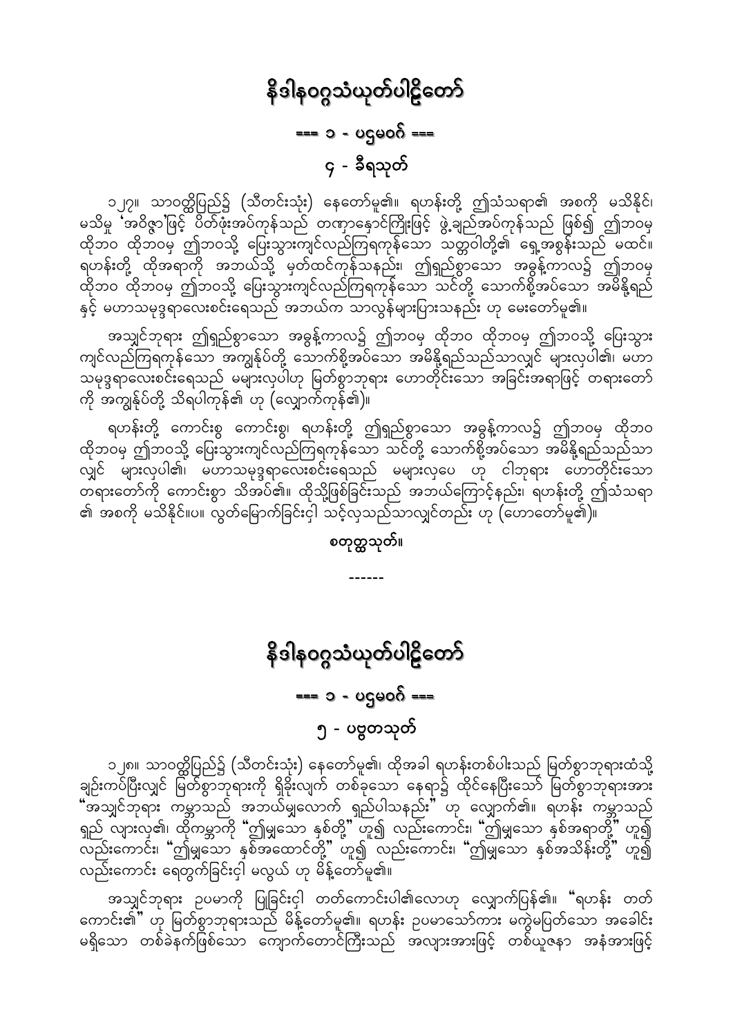# နိဒါနဝဂ္ဂသံယုတ်ပါဠိတော်

## === ၁ - ပဌမဝဂ် ===

### ၄ - ခီရသုတ်

၁၂၇။ သာဝတ္ထိပြည်၌ (သီတင်းသုံး) နေတော်မူ၏။ ရဟန်းတို့ ဤသံသရာ၏ အစကို မသိနိုင်၊ မသိမှု 'အဝိဇ္ဇာ'ဖြင့် ပိတ်ဖုံးအပ်ကုန်သည် တဏှာနှောင်ကြိုးဖြင့် ဖွဲ့ချည်အပ်ကုန်သည် ဖြစ်၍ ဤဘဝမှ ထိုဘဝ ထိုဘဝမှ ဤဘဝသို့ ပြေးသွားကျင်လည်ကြရကုန်သော သတ္တဝါတို့၏ ရှေ့အစွန်းသည် မထင်။ ရဟန်းတို့ ထိုအရာကို အဘယ်သို့ မှတ်ထင်ကုန်သနည်း၊ ဤရှည်စွာသော အခွန့်ကာလ၌ ဤဘဝမှ ထိုဘဝ ထိုဘဝမှ ဤဘဝသို့ ပြေးသွားကျင်လည်ကြရကုန်သော သင်တို့ သောက်စို့အပ်သော အမိနို့ရည်နှင့် မဟာသမုဒ္ဒရာလေးစင်းရေသည် အဘယ်က သာလွန်များပြားသနည်း ဟု မေးတော်မူ၏။

အသျှင်ဘုရား ဤရှည်စွာသော အခွန့်ကာလ၌ ဤဘဝမှ ထိုဘဝ ထိုဘဝမှ ဤဘဝသို့ ပြေးသွားကျင်လည်ကြရကုန်သော အကျွန်ုပ်တို့ သောက်စို့အပ်သော အမိနို့ရည်သည်သာလျှင် များလှပါ၏၊ မဟာသမုဒ္ဒရာလေးစင်းရေသည် မများလှပါဟု မြတ်စွာဘုရား ဟောတိုင်းသော အခြင်းအရာဖြင့် တရားတော်ကို အကျွန်ုပ်တို့ သိရပါကုန်၏ ဟု (လျှောက်ကုန်၏)။

ရဟန်းတို့ ကောင်းစွ ကောင်းစွ၊ ရဟန်းတို့ ဤရှည်စွာသော အခွန့်ကာလ၌ ဤဘဝမှ ထိုဘဝ ထိုဘဝမှ ဤဘဝသို့ ပြေးသွားကျင်လည်ကြရကုန်သော သင်တို့ သောက်စို့အပ်သော အမိနို့ရည်သည်သာလျှင် များလှပါ၏၊ မဟာသမုဒ္ဒရာလေးစင်းရေသည် မများလှပေ ဟု ငါဘုရား ဟောတိုင်းသော တရားတော်ကို ကောင်းစွာ သိအပ်၏။ ထိုသို့ဖြစ်ခြင်းသည် အဘယ်ကြောင့်နည်း၊ ရဟန်းတို့ ဤသံသရာ၏ အစကို မသိနိုင်။ပ။ လွတ်မြောက်ခြင်းငှါ သင့်လှသည်သာလျှင်တည်း ဟု (ဟောတော်မူ၏)။

**စတုတ္ထသုတ်။**

------

# နိဒါနဝဂ္ဂသံယုတ်ပါဠိတော်

## === ၁ - ပဌမဝဂ် ===

### ၅ - ပဗ္ဗတသုတ်

၁၂၈။ သာဝတ္ထိပြည်၌ (သီတင်းသုံး) နေတော်မူ၏၊ ထိုအခါ ရဟန်းတစ်ပါးသည် မြတ်စွာဘုရားထံသို့ ချဉ်းကပ်ပြီးလျှင် မြတ်စွာဘုရားကို ရှိခိုးလျက် တစ်ခုသော နေရာ၌ ထိုင်နေပြီးသော် မြတ်စွာဘုရားအား "အသျှင်ဘုရား ကမ္ဘာသည် အဘယ်မျှလောက် ရှည်ပါသနည်း" ဟု လျှောက်၏။ ရဟန်း ကမ္ဘာသည် ရှည် လျားလှ၏၊ ထိုကမ္ဘာကို "ဤမျှသော နှစ်တို့" ဟူ၍ လည်းကောင်း၊ "ဤမျှသော နှစ်အရာတို့" ဟူ၍ လည်းကောင်း၊ "ဤမျှသော နှစ်အထောင်တို့" ဟူ၍ လည်းကောင်း၊ "ဤမျှသော နှစ်အသိန်းတို့" ဟူ၍ လည်းကောင်း ရေတွက်ခြင်းငှါ မလွယ် ဟု မိန့်တော်မူ၏။

အသျှင်ဘုရား ဥပမာကို ပြုခြင်းငှါ တတ်ကောင်းပါ၏လောဟု လျှောက်ပြန်၏။ "ရဟန်း တတ်ကောင်း၏" ဟု မြတ်စွာဘုရားသည် မိန့်တော်မူ၏။ ရဟန်း ဥပမာသော်ကား မကွဲမပြတ်သော အခေါင်းမရှိသော တစ်ခဲနက်ဖြစ်သော ကျောက်တောင်ကြီးသည် အလျားအားဖြင့် တစ်ယူဇနာ အနံအားဖြင့်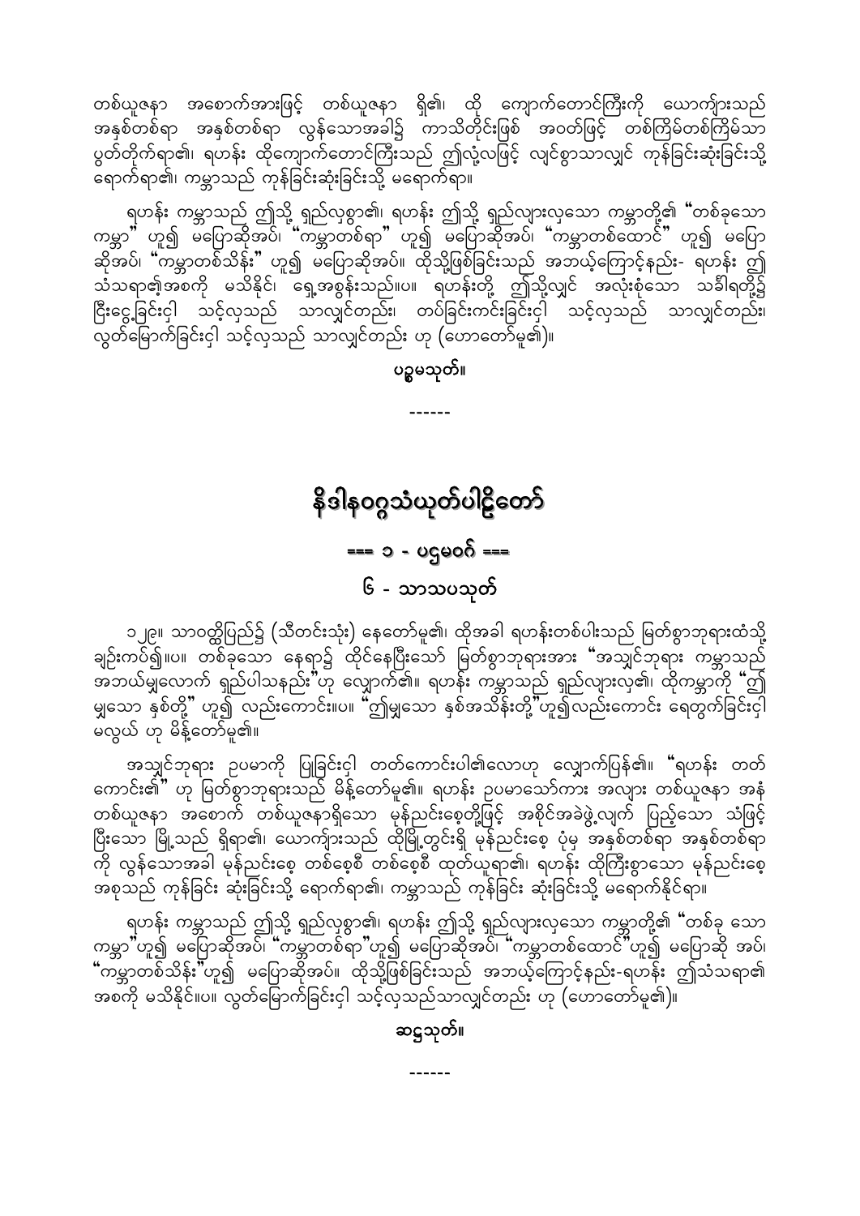တစ်ယူဇနာ အစောက်အားဖြင့် တစ်ယူဇနာ ရှိ၏၊ ထို ကျောက်တောင်ကြီးကို ယောက်ျားသည် အနှစ်တစ်ရာ အနှစ်တစ်ရာ လွန်သောအခါ၌ ကာသိတိုင်းဖြစ် အဝတ်ဖြင့် တစ်ကြိမ်တစ်ကြိမ်သာ ပွတ်တိုက်ရာ၏၊ ရဟန်း ထိုကျောက်တောင်ကြီးသည် ဤလုံ့လဖြင့် လျင်စွာသာလျှင် ကုန်ခြင်းဆုံးခြင်းသို့ ရောက်ရာ၏၊ ကမ္ဘာသည် ကုန်ခြင်းဆုံးခြင်းသို့ မရောက်ရာ။

ရဟန်း ကမ္ဘာသည် ဤသို့ ရှည်လှစွာ၏၊ ရဟန်း ဤသို့ ရှည်လျားလှသော ကမ္ဘာတို့၏ "တစ်ခုသော ကမ္ဘာ" ဟူ၍ မပြောဆိုအပ်၊ "ကမ္ဘာတစ်ရာ" ဟူ၍ မပြောဆိုအပ်၊ "ကမ္ဘာတစ်ထောင်" ဟူ၍ မပြောဆိုအပ်၊ "ကမ္ဘာတစ်သိန်း" ဟူ၍ မပြောဆိုအပ်။ ထိုသို့ဖြစ်ခြင်းသည် အဘယ့်ကြောင့်နည်း- ရဟန်း ဤသံသရာ၏အစကို မသိနိုင်၊ ရှေ့အစွန်းသည်။ပ။ ရဟန်းတို့ ဤသို့လျှင် အလုံးစုံသော သင်္ခါရတို့၌ ငြီးငွေ့ခြင်းငှါ သင့်လှသည် သာလျှင်တည်း၊ တပ်ခြင်းကင်းခြင်းငှါ သင့်လှသည် သာလျှင်တည်း၊ လွတ်မြောက်ခြင်းငှါ သင့်လှသည် သာလျှင်တည်း ဟု (ဟောတော်မူ၏)။

**ပဉ္စမသုတ်။**

------

# နိဒါနဝဂ္ဂသံယုတ်ပါဠိတော်

## === ၁ - ပဌမဝဂ် ===

### ၆ - သာသပသုတ်

၁၂၉။ သာဝတ္ထိပြည်၌ (သီတင်းသုံး) နေတော်မူ၏၊ ထိုအခါ ရဟန်းတစ်ပါးသည် မြတ်စွာဘုရားထံသို့ ချဉ်းကပ်၍။ပ။ တစ်ခုသော နေရာ၌ ထိုင်နေပြီးသော် မြတ်စွာဘုရားအား "အသျှင်ဘုရား ကမ္ဘာသည် အဘယ်မျှလောက် ရှည်ပါသနည်း"ဟု လျှောက်၏။ ရဟန်း ကမ္ဘာသည် ရှည်လျားလှ၏၊ ထိုကမ္ဘာကို "ဤမျှသော နှစ်တို့" ဟူ၍ လည်းကောင်း။ပ။ "ဤမျှသော နှစ်အသိန်းတို့"ဟူ၍လည်းကောင်း ရေတွက်ခြင်းငှါ မလွယ် ဟု မိန့်တော်မူ၏။

အသျှင်ဘုရား ဥပမာကို ပြုခြင်းငှါ တတ်ကောင်းပါ၏လောဟု လျှောက်ပြန်၏။ "ရဟန်း တတ်ကောင်း၏" ဟု မြတ်စွာဘုရားသည် မိန့်တော်မူ၏။ ရဟန်း ဥပမာသော်ကား အလျား တစ်ယူဇနာ အနံ တစ်ယူဇနာ အစောက် တစ်ယူဇနာရှိသော မုန်ညင်းစေ့တို့ဖြင့် အစိုင်အခဲဖွဲ့လျက် ပြည့်သော သံဖြင့်ပြီးသော မြို့သည် ရှိရာ၏၊ ယောက်ျားသည် ထိုမြို့တွင်းရှိ မုန်ညင်းစေ့ ပုံမှ အနှစ်တစ်ရာ အနှစ်တစ်ရာကို လွန်သောအခါ မုန်ညင်းစေ့ တစ်စေ့စီ တစ်စေ့စီ ထုတ်ယူရာ၏၊ ရဟန်း ထိုကြီးစွာသော မုန်ညင်းစေ့ အစုသည် ကုန်ခြင်း ဆုံးခြင်းသို့ ရောက်ရာ၏၊ ကမ္ဘာသည် ကုန်ခြင်း ဆုံးခြင်းသို့ မရောက်နိုင်ရာ။

ရဟန်း ကမ္ဘာသည် ဤသို့ ရှည်လှစွာ၏၊ ရဟန်း ဤသို့ ရှည်လျားလှသော ကမ္ဘာတို့၏ "တစ်ခု သော ကမ္ဘာ"ဟူ၍ မပြောဆိုအပ်၊ "ကမ္ဘာတစ်ရာ"ဟူ၍ မပြောဆိုအပ်၊ "ကမ္ဘာတစ်ထောင်"ဟူ၍ မပြောဆို အပ်၊ "ကမ္ဘာတစ်သိန်း"ဟူ၍ မပြောဆိုအပ်။ ထိုသို့ဖြစ်ခြင်းသည် အဘယ့်ကြောင့်နည်း-ရဟန်း ဤသံသရာ၏ အစကို မသိနိုင်။ပ။ လွတ်မြောက်ခြင်းငှါ သင့်လှသည်သာလျှင်တည်း ဟု (ဟောတော်မူ၏)။

**ဆဋ္ဌသုတ်။**

------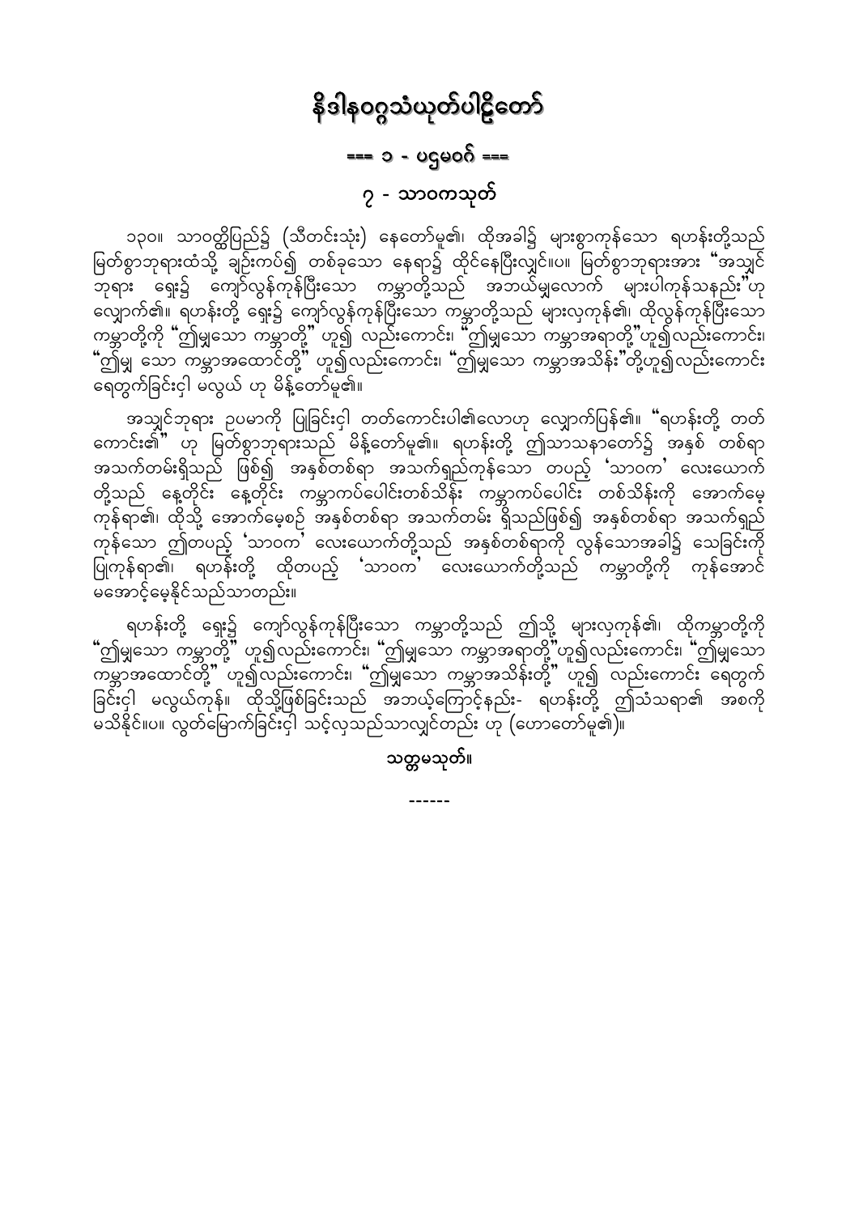# နိဒါနဝဂ္ဂသံယုတ်ပါဠိတော်

## === ၁ - ပဌမဝဂ် ===

### ၇ - သာဝကသုတ်

၁၃၀။ သာဝတ္ထိပြည်၌ (သီတင်းသုံး) နေတော်မူ၏၊ ထိုအခါ၌ များစွာကုန်သော ရဟန်းတို့သည် မြတ်စွာဘုရားထံသို့ ချဉ်းကပ်၍ တစ်ခုသော နေရာ၌ ထိုင်နေပြီးလျှင်။ပ။ မြတ်စွာဘုရားအား "အသျှင်ဘုရား ရှေး၌ ကျော်လွန်ကုန်ပြီးသော ကမ္ဘာတို့သည် အဘယ်မျှလောက် များပါကုန်သနည်း"ဟု လျှောက်၏။ ရဟန်းတို့ ရှေး၌ ကျော်လွန်ကုန်ပြီးသော ကမ္ဘာတို့သည် များလှကုန်၏၊ ထိုလွန်ကုန်ပြီးသော ကမ္ဘာတို့ကို "ဤမျှသော ကမ္ဘာတို့" ဟူ၍ လည်းကောင်း၊ "ဤမျှသော ကမ္ဘာအရာတို့"ဟူ၍လည်းကောင်း၊ "ဤမျှ သော ကမ္ဘာအထောင်တို့" ဟူ၍လည်းကောင်း၊ "ဤမျှသော ကမ္ဘာအသိန်း"တို့ဟူ၍လည်းကောင်း ရေတွက်ခြင်းငှါ မလွယ် ဟု မိန့်တော်မူ၏။

အသျှင်ဘုရား ဥပမာကို ပြုခြင်းငှါ တတ်ကောင်းပါ၏လောဟု လျှောက်ပြန်၏။ "ရဟန်းတို့ တတ်ကောင်း၏" ဟု မြတ်စွာဘုရားသည် မိန့်တော်မူ၏။ ရဟန်းတို့ ဤသာသနာတော်၌ အနှစ် တစ်ရာ အသက်တမ်းရှိသည် ဖြစ်၍ အနှစ်တစ်ရာ အသက်ရှည်ကုန်သော တပည့် 'သာဝက' လေးယောက်တို့သည် နေ့တိုင်း နေ့တိုင်း ကမ္ဘာကပ်ပေါင်းတစ်သိန်း ကမ္ဘာကပ်ပေါင်း တစ်သိန်းကို အောက်မေ့ကုန်ရာ၏၊ ထိုသို့ အောက်မေ့စဉ် အနှစ်တစ်ရာ အသက်တမ်း ရှိသည်ဖြစ်၍ အနှစ်တစ်ရာ အသက်ရှည်ကုန်သော ဤတပည့် 'သာဝက' လေးယောက်တို့သည် အနှစ်တစ်ရာကို လွန်သောအခါ၌ သေခြင်းကို ပြုကုန်ရာ၏၊ ရဟန်းတို့ ထိုတပည့် 'သာဝက' လေးယောက်တို့သည် ကမ္ဘာတို့ကို ကုန်အောင် မအောင့်မေ့နိုင်သည်သာတည်း။

ရဟန်းတို့ ရှေး၌ ကျော်လွန်ကုန်ပြီးသော ကမ္ဘာတို့သည် ဤသို့ များလှကုန်၏၊ ထိုကမ္ဘာတို့ကို "ဤမျှသော ကမ္ဘာတို့" ဟူ၍လည်းကောင်း၊ "ဤမျှသော ကမ္ဘာအရာတို့"ဟူ၍လည်းကောင်း၊ "ဤမျှသော ကမ္ဘာအထောင်တို့" ဟူ၍လည်းကောင်း၊ "ဤမျှသော ကမ္ဘာအသိန်းတို့" ဟူ၍ လည်းကောင်း ရေတွက်ခြင်းငှါ မလွယ်ကုန်။ ထိုသို့ဖြစ်ခြင်းသည် အဘယ့်ကြောင့်နည်း- ရဟန်းတို့ ဤသံသရာ၏ အစကို မသိနိုင်။ပ။ လွတ်မြောက်ခြင်းငှါ သင့်လှသည်သာလျှင်တည်း ဟု (ဟောတော်မူ၏)။

**သတ္တမသုတ်။**

------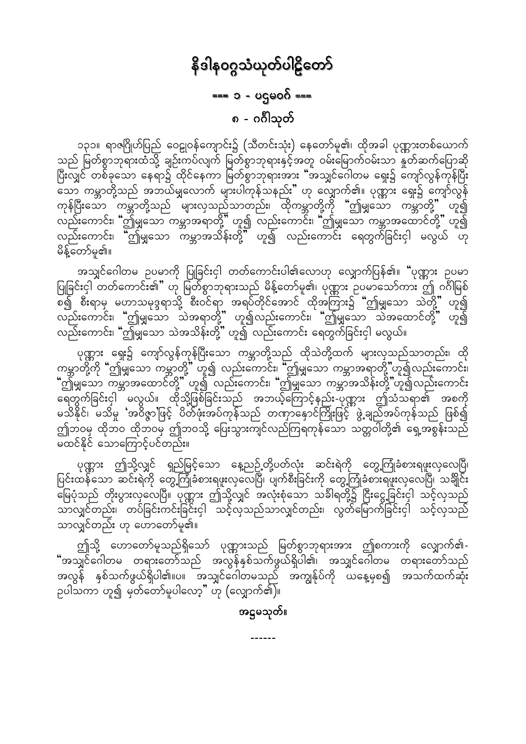# နိဒါနဝဂ္ဂသံယုတ်ပါဠိတော်

## === ၁ - ပဌမဝဂ် ===

### ၈ - ဂင်္ဂါသုတ်

၁၃၁။ ရာဇဂြိုဟ်ပြည် ဝေဠုဝန်ကျောင်း၌ (သီတင်းသုံး) နေတော်မူ၏၊ ထိုအခါ ပုဏ္ဏားတစ်ယောက်သည် မြတ်စွာဘုရားထံသို့ ချဉ်းကပ်လျက် မြတ်စွာဘုရားနှင့်အတူ ဝမ်းမြောက်ဝမ်းသာ နှုတ်ဆက်ပြောဆိုပြီးလျှင် တစ်ခုသော နေရာ၌ ထိုင်နေကာ မြတ်စွာဘုရားအား "အသျှင်ဂေါတမ ရှေး၌ ကျော်လွန်ကုန်ပြီးသော ကမ္ဘာတို့သည် အဘယ်မျှလောက် များပါကုန်သနည်း" ဟု လျှောက်၏။ ပုဏ္ဏား ရှေး၌ ကျော်လွန်ကုန်ပြီးသော ကမ္ဘာတို့သည် များလှသည်သာတည်း၊ ထိုကမ္ဘာတို့ကို "ဤမျှသော ကမ္ဘာတို့" ဟူ၍ လည်းကောင်း၊ "ဤမျှသော ကမ္ဘာအရာတို့" ဟူ၍ လည်းကောင်း၊ "ဤမျှသော ကမ္ဘာအထောင်တို့" ဟူ၍ လည်းကောင်း၊ "ဤမျှသော ကမ္ဘာအသိန်းတို့" ဟူ၍ လည်းကောင်း ရေတွက်ခြင်းငှါ မလွယ် ဟု မိန့်တော်မူ၏။

အသျှင်ဂေါတမ ဥပမာကို ပြုခြင်းငှါ တတ်ကောင်းပါ၏လောဟု လျှောက်ပြန်၏။ "ပုဏ္ဏား ဥပမာ ပြုခြင်းငှါ တတ်ကောင်း၏" ဟု မြတ်စွာဘုရားသည် မိန့်တော်မူ၏၊ ပုဏ္ဏား ဥပမာသော်ကား ဤ ဂင်္ဂါမြစ်စ၍ စီးရာမှ မဟာသမုဒ္ဒရာသို့ စီးဝင်ရာ အရပ်တိုင်အောင် ထိုအကြား၌ "ဤမျှသော သဲတို့" ဟူ၍ လည်းကောင်း၊ "ဤမျှသော သဲအရာတို့" ဟူ၍လည်းကောင်း၊ "ဤမျှသော သဲအထောင်တို့" ဟူ၍ လည်းကောင်း၊ "ဤမျှသော သဲအသိန်းတို့" ဟူ၍ လည်းကောင်း ရေတွက်ခြင်းငှါ မလွယ်။

ပုဏ္ဏား ရှေး၌ ကျော်လွန်ကုန်ပြီးသော ကမ္ဘာတို့သည် ထိုသဲတို့ထက် များလှသည်သာတည်း၊ ထိုကမ္ဘာတို့ကို "ဤမျှသော ကမ္ဘာတို့" ဟူ၍ လည်းကောင်း၊ "ဤမျှသော ကမ္ဘာအရာတို့"ဟူ၍လည်းကောင်း၊ "ဤမျှသော ကမ္ဘာအထောင်တို့" ဟူ၍ လည်းကောင်း၊ "ဤမျှသော ကမ္ဘာအသိန်းတို့"ဟူ၍လည်းကောင်း ရေတွက်ခြင်းငှါ မလွယ်။ ထိုသို့ဖြစ်ခြင်းသည် အဘယ့်ကြောင့်နည်း-ပုဏ္ဏား ဤသံသရာ၏ အစကို မသိနိုင်၊ မသိမှု 'အဝိဇ္ဇာ'ဖြင့် ပိတ်ဖုံးအပ်ကုန်သည် တဏှာနှောင်ကြိုးဖြင့် ဖွဲ့ချည်အပ်ကုန်သည် ဖြစ်၍ ဤဘဝမှ ထိုဘဝ ထိုဘဝမှ ဤဘဝသို့ ပြေးသွားကျင်လည်ကြရကုန်သော သတ္တဝါတို့၏ ရှေ့အစွန်းသည် မထင်နိုင် သောကြောင့်ပင်တည်း။

ပုဏ္ဏား ဤသို့လျှင် ရှည်မြင့်သော နေ့ညဉ့်တို့ပတ်လုံး ဆင်းရဲကို တွေ့ကြုံခံစားရဖူးလှလေပြီ၊ ပြင်းထန်သော ဆင်းရဲကို တွေ့ကြုံခံစားရဖူးလှလေပြီ၊ ပျက်စီးခြင်းကို တွေ့ကြုံခံစားရဖူးလှလေပြီ၊ သင်္ချိုင်းမြေပုံသည် တိုးပွားလှလေပြီ။ ပုဏ္ဏား ဤသို့လျှင် အလုံးစုံသော သင်္ခါရတို့၌ ငြီးငွေ့ခြင်းငှါ သင့်လှသည် သာလျှင်တည်း၊ တပ်ခြင်းကင်းခြင်းငှါ သင့်လှသည်သာလျှင်တည်း၊ လွတ်မြောက်ခြင်းငှါ သင့်လှသည် သာလျှင်တည်း ဟု ဟောတော်မူ၏။

ဤသို့ ဟောတော်မူသည်ရှိသော် ပုဏ္ဏားသည် မြတ်စွာဘုရားအား ဤစကားကို လျှောက်၏- "အသျှင်ဂေါတမ တရားတော်သည် အလွန်နှစ်သက်ဖွယ်ရှိပါ၏၊ အသျှင်ဂေါတမ တရားတော်သည် အလွန် နှစ်သက်ဖွယ်ရှိပါ၏။ပ။ အသျှင်ဂေါတမသည် အကျွန်ုပ်ကို ယနေ့မှစ၍ အသက်ထက်ဆုံး ဥပါသကာ ဟူ၍ မှတ်တော်မူပါလော့" ဟု (လျှောက်၏)။

**အဋ္ဌမသုတ်။**

------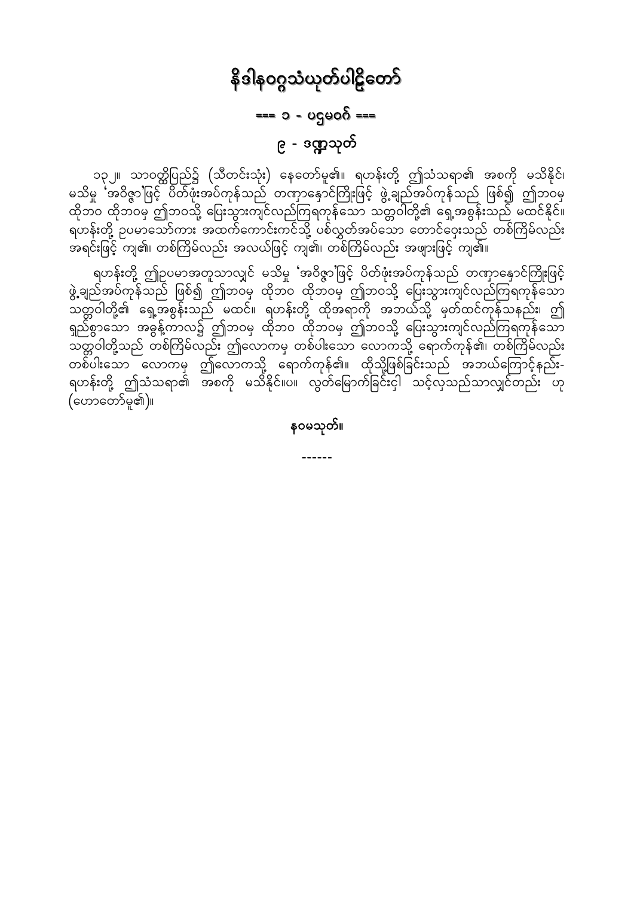# နိဒါနဝဂ္ဂသံယုတ်ပါဠိတော်

## === ၁ - ပဌမဝဂ် ===

### ၉ - ဒဏ္ဍသုတ်

၁၃၂။ သာဝတ္ထိပြည်၌ (သီတင်းသုံး) နေတော်မူ၏။ ရဟန်းတို့ ဤသံသရာ၏ အစကို မသိနိုင်၊ မသိမှု 'အဝိဇ္ဇာ'ဖြင့် ပိတ်ဖုံးအပ်ကုန်သည် တဏှာနှောင်ကြိုးဖြင့် ဖွဲ့ချည်အပ်ကုန်သည် ဖြစ်၍ ဤဘဝမှ ထိုဘဝ ထိုဘဝမှ ဤဘဝသို့ ပြေးသွားကျင်လည်ကြရကုန်သော သတ္တဝါတို့၏ ရှေ့အစွန်းသည် မထင်နိုင်။ ရဟန်းတို့ ဥပမာသော်ကား အထက်ကောင်းကင်သို့ ပစ်လွှတ်အပ်သော တောင်ဝှေးသည် တစ်ကြိမ်လည်း အရင်းဖြင့် ကျ၏၊ တစ်ကြိမ်လည်း အလယ်ဖြင့် ကျ၏၊ တစ်ကြိမ်လည်း အဖျားဖြင့် ကျ၏။

ရဟန်းတို့ ဤဥပမာအတူသာလျှင် မသိမှု 'အဝိဇ္ဇာ'ဖြင့် ပိတ်ဖုံးအပ်ကုန်သည် တဏှာနှောင်ကြိုးဖြင့် ဖွဲ့ချည်အပ်ကုန်သည် ဖြစ်၍ ဤဘဝမှ ထိုဘဝ ထိုဘဝမှ ဤဘဝသို့ ပြေးသွားကျင်လည်ကြရကုန်သော သတ္တဝါတို့၏ ရှေ့အစွန်းသည် မထင်။ ရဟန်းတို့ ထိုအရာကို အဘယ်သို့ မှတ်ထင်ကုန်သနည်း၊ ဤ ရှည်စွာသော အဓွန့်ကာလ၌ ဤဘဝမှ ထိုဘဝ ထိုဘဝမှ ဤဘဝသို့ ပြေးသွားကျင်လည်ကြရကုန်သော သတ္တဝါတို့သည် တစ်ကြိမ်လည်း ဤလောကမှ တစ်ပါးသော လောကသို့ ရောက်ကုန်၏၊ တစ်ကြိမ်လည်း တစ်ပါးသော လောကမှ ဤလောကသို့ ရောက်ကုန်၏။ ထိုသို့ဖြစ်ခြင်းသည် အဘယ်ကြောင့်နည်း- ရဟန်းတို့ ဤသံသရာ၏ အစကို မသိနိုင်။ပ။ လွတ်မြောက်ခြင်းငှါ သင့်လှသည်သာလျှင်တည်း ဟု (ဟောတော်မူ၏)။

**နဝမသုတ်။**

------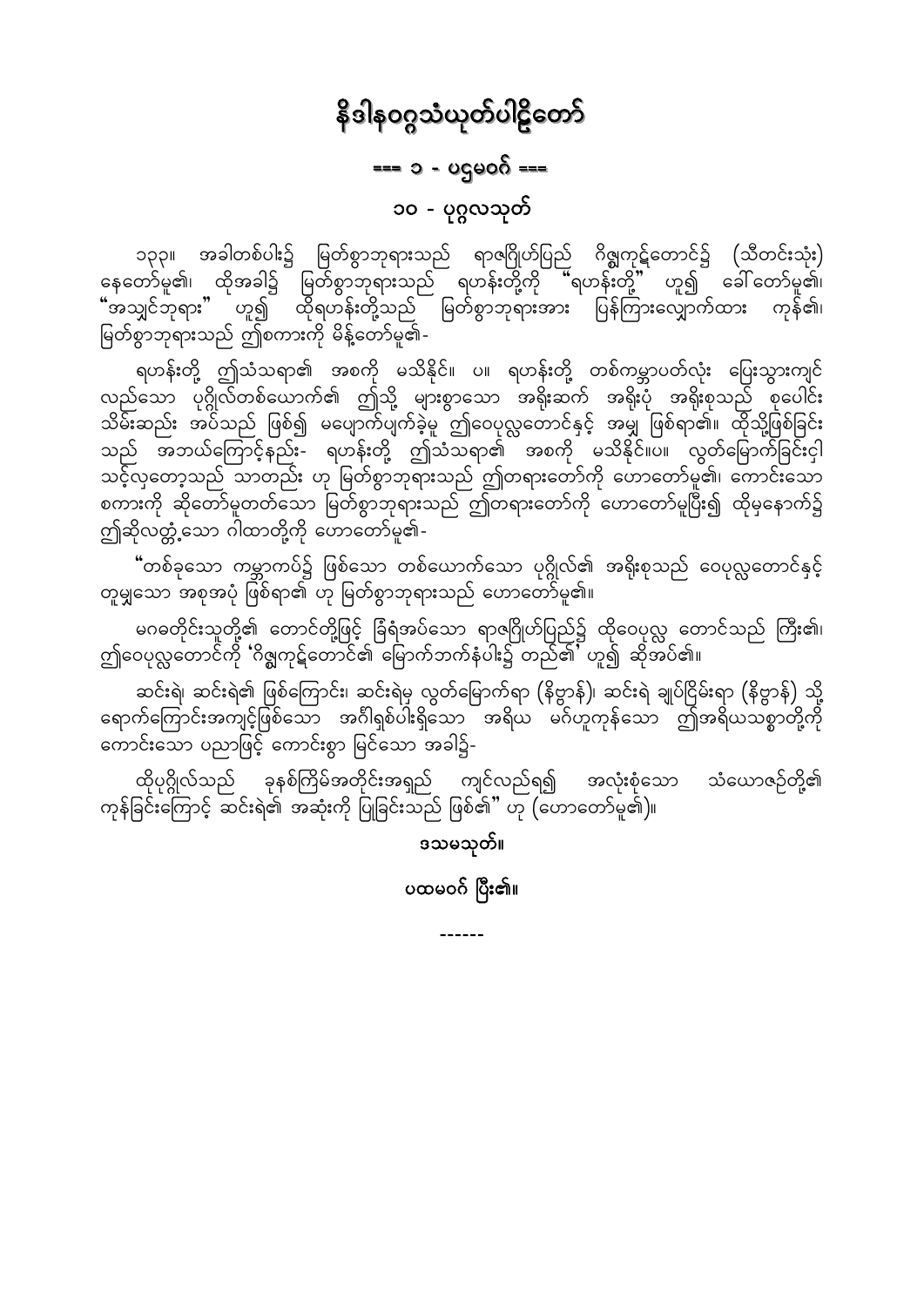# နိဒါနဝဂ္ဂသံယုတ်ပါဠိတော်

## === ၁ - ပဌမဝဂ် ===

## ၁၀ - ပုဂ္ဂလသုတ်

၁၃၃။ အခါတစ်ပါး၌ မြတ်စွာဘုရားသည် ရာဇဂြိုဟ်ပြည် ဂိဇ္ဈကုဋ်တောင်၌ (သီတင်းသုံး) နေတော်မူ၏၊ ထိုအခါ၌ မြတ်စွာဘုရားသည် ရဟန်းတို့ကို "ရဟန်းတို့" ဟူ၍ ခေါ်တော်မူ၏၊ "အသျှင်ဘုရား" ဟူ၍ ထိုရဟန်းတို့သည် မြတ်စွာဘုရားအား ပြန်ကြားလျှောက်ထား ကုန်၏၊ မြတ်စွာဘုရားသည် ဤစကားကို မိန့်တော်မူ၏-

ရဟန်းတို့ ဤသံသရာ၏ အစကို မသိနိုင်။ ပ။ ရဟန်းတို့ တစ်ကမ္ဘာပတ်လုံး ပြေးသွားကျင်လည်သော ပုဂ္ဂိုလ်တစ်ယောက်၏ ဤသို့ များစွာသော အရိုးဆက် အရိုးပုံ အရိုးစုသည် စုပေါင်းသိမ်းဆည်း အပ်သည် ဖြစ်၍ မပျောက်ပျက်ခဲ့မူ ဤဝေပုလ္လတောင်နှင့် အမျှ ဖြစ်ရာ၏။ ထိုသို့ဖြစ်ခြင်းသည် အဘယ်ကြောင့်နည်း- ရဟန်းတို့ ဤသံသရာ၏ အစကို မသိနိုင်။ပ။ လွတ်မြောက်ခြင်းငှါ သင့်လှတော့သည် သာတည်း ဟု မြတ်စွာဘုရားသည် ဤတရားတော်ကို ဟောတော်မူ၏၊ ကောင်းသော စကားကို ဆိုတော်မူတတ်သော မြတ်စွာဘုရားသည် ဤတရားတော်ကို ဟောတော်မူပြီး၍ ထိုမှနောက်၌ ဤဆိုလတ္တံ့သော ဂါထာတို့ကို ဟောတော်မူ၏-

"တစ်ခုသော ကမ္ဘာကပ်၌ ဖြစ်သော တစ်ယောက်သော ပုဂ္ဂိုလ်၏ အရိုးစုသည် ဝေပုလ္လတောင်နှင့် တူမျှသော အစုအပုံ ဖြစ်ရာ၏ ဟု မြတ်စွာဘုရားသည် ဟောတော်မူ၏။

မဂဓတိုင်းသူတို့၏ တောင်တို့ဖြင့် ခြံရံအပ်သော ရာဇဂြိုဟ်ပြည်၌ ထိုဝေပုလ္လ တောင်သည် ကြီး၏၊ ဤဝေပုလ္လတောင်ကို 'ဂိဇ္ဈကုဋ်တောင်၏ မြောက်ဘက်နံပါး၌ တည်၏' ဟူ၍ ဆိုအပ်၏။

ဆင်းရဲ၊ ဆင်းရဲ၏ ဖြစ်ကြောင်း၊ ဆင်းရဲမှ လွတ်မြောက်ရာ (နိဗ္ဗာန်)၊ ဆင်းရဲ ချုပ်ငြိမ်းရာ (နိဗ္ဗာန်) သို့ ရောက်ကြောင်းအကျင့်ဖြစ်သော အင်္ဂါရှစ်ပါးရှိသော အရိယ မဂ်ဟူကုန်သော ဤအရိယသစ္စာတို့ကို ကောင်းသော ပညာဖြင့် ကောင်းစွာ မြင်သော အခါ၌-

ထိုပုဂ္ဂိုလ်သည် ခုနစ်ကြိမ်အတိုင်းအရှည် ကျင်လည်ရ၍ အလုံးစုံသော သံယောဇဉ်တို့၏ ကုန်ခြင်းကြောင့် ဆင်းရဲ၏ အဆုံးကို ပြုခြင်းသည် ဖြစ်၏" ဟု (ဟောတော်မူ၏)။

**ဒသမသုတ်။**

**ပထမဝဂ် ပြီး၏။**

------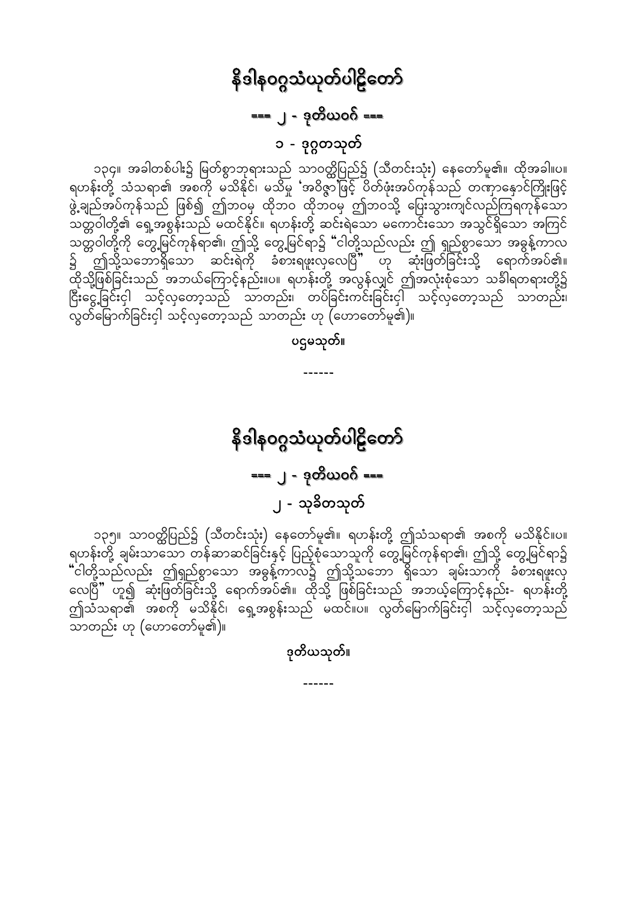# နိဒါနဝဂ္ဂသံယုတ်ပါဠိတော်

## === ၂ - ဒုတိယဝဂ် ===

### ၁ - ဒုဂ္ဂတသုတ်

၁၃၄။ အခါတစ်ပါး၌ မြတ်စွာဘုရားသည် သာဝတ္ထိပြည်၌ (သီတင်းသုံး) နေတော်မူ၏။ ထိုအခါ။ပ။ ရဟန်းတို့ သံသရာ၏ အစကို မသိနိုင်၊ မသိမှု 'အဝိဇ္ဇာ'ဖြင့် ပိတ်ပုံးအပ်ကုန်သည် တဏှာနှောင်ကြိုးဖြင့် ဖွဲ့ချည်အပ်ကုန်သည် ဖြစ်၍ ဤဘဝမှ ထိုဘဝ ထိုဘဝမှ ဤဘဝသို့ ပြေးသွားကျင်လည်ကြရကုန်သော သတ္တဝါတို့၏ ရှေ့အစွန်းသည် မထင်နိုင်။ ရဟန်းတို့ ဆင်းရဲသော မကောင်းသော အသွင်ရှိသော အကြင် သတ္တဝါတို့ကို တွေ့မြင်ကုန်ရာ၏၊ ဤသို့ တွေ့မြင်ရာ၌ "ငါတို့သည်လည်း ဤ ရှည်စွာသော အခွန့်ကာလ ၌ ဤသို့သဘောရှိသော ဆင်းရဲကို ခံစားရဖူးလေပြီ" ဟု ဆုံးဖြတ်ခြင်းသို့ ရောက်အပ်၏။ ထိုသို့ဖြစ်ခြင်းသည် အဘယ်ကြောင့်နည်း။ပ။ ရဟန်းတို့ အလွန်လျှင် ဤအလုံးစုံသော သင်္ခါရတရားတို့၌ ငြီးငွေ့ခြင်းငှါ သင့်လှတော့သည် သာတည်း၊ တပ်ခြင်းကင်းခြင်းငှါ သင့်လှတော့သည် သာတည်း၊ လွတ်မြောက်ခြင်းငှါ သင့်လှတော့သည် သာတည်း ဟု (ဟောတော်မူ၏)။

ပဌမသုတ်။

------

# နိဒါနဝဂ္ဂသံယုတ်ပါဠိတော်

## === ၂ - ဒုတိယဝဂ် ===

### ၂ - သုခိတသုတ်

၁၃၅။ သာဝတ္ထိပြည်၌ (သီတင်းသုံး) နေတော်မူ၏။ ရဟန်းတို့ ဤသံသရာ၏ အစကို မသိနိုင်။ပ။ ရဟန်းတို့ ချမ်းသာသော တန်ဆာဆင်ခြင်းနှင့် ပြည့်စုံသောသူကို တွေ့မြင်ကုန်ရာ၏၊ ဤသို့ တွေ့မြင်ရာ၌ "ငါတို့သည်လည်း ဤရှည်စွာသော အခွန့်ကာလ၌ ဤသို့သဘော ရှိသော ချမ်းသာကို ခံစားရဖူးလေပြီ" ဟူ၍ ဆုံးဖြတ်ခြင်းသို့ ရောက်အပ်၏။ ထိုသို့ ဖြစ်ခြင်းသည် အဘယ့်ကြောင့်နည်း- ရဟန်းတို့ ဤသံသရာ၏ အစကို မသိနိုင်၊ ရှေ့အစွန်းသည် မထင်။ပ။ လွတ်မြောက်ခြင်းငှါ သင့်လှတော့သည် သာတည်း ဟု (ဟောတော်မူ၏)။

ဒုတိယသုတ်။

------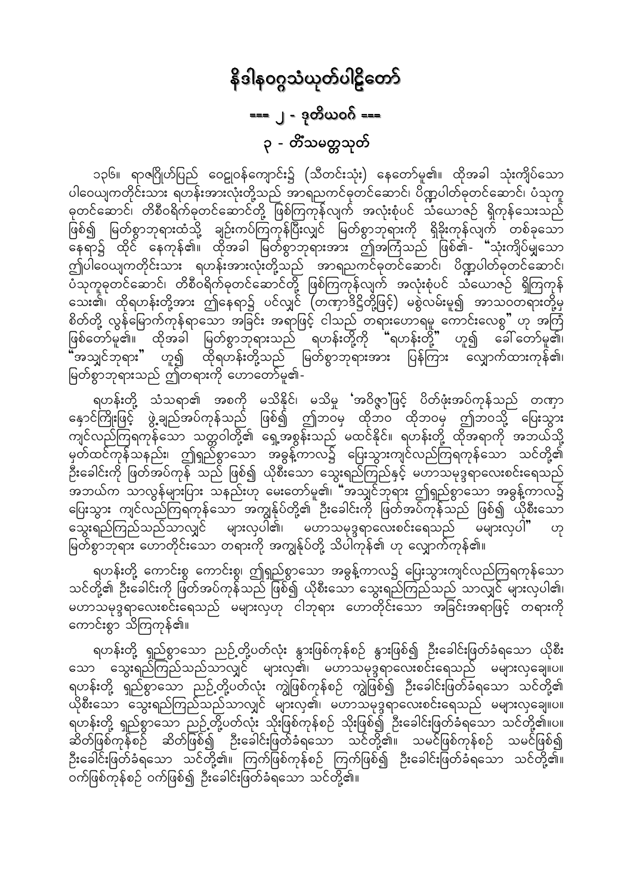# နိဒါနဝဂ္ဂသံယုတ်ပါဠိတော်

## === ၂ - ဒုတိယဝဂ် ===

### ၃ - တိံသမတ္တသုတ်

၁၃၆။ ရာဇဂြိုဟ်ပြည် ဝေဠုဝန်ကျောင်း၌ (သီတင်းသုံး) နေတော်မူ၏။ ထိုအခါ သုံးကျိပ်သော ပါဝေယျကတိုင်းသား ရဟန်းအားလုံးတို့သည် အာရညကင်ခုတင်ဆောင်၊ ပိဏ္ဍပါတ်ခုတင်ဆောင်၊ ပံသုကူခုတင်ဆောင်၊ တိစီဝရိက်ခုတင်ဆောင်တို့ ဖြစ်ကြကုန်လျက် အလုံးစုံပင် သံယောဇဉ် ရှိကုန်သေးသည် ဖြစ်၍ မြတ်စွာဘုရားထံသို့ ချဉ်းကပ်ကြကုန်ပြီးလျှင် မြတ်စွာဘုရားကို ရှိခိုးကုန်လျက် တစ်ခုသော နေရာ၌ ထိုင် နေကုန်၏။ ထိုအခါ မြတ်စွာဘုရားအား ဤအကြံသည် ဖြစ်၏- "သုံးကျိပ်မျှသော ဤပါဝေယျကတိုင်းသား ရဟန်းအားလုံးတို့သည် အာရညကင်ခုတင်ဆောင်၊ ပိဏ္ဍပါတ်ခုတင်ဆောင်၊ ပံသုကူခုတင်ဆောင်၊ တိစီဝရိက်ခုတင်ဆောင်တို့ ဖြစ်ကြကုန်လျက် အလုံးစုံပင် သံယောဇဉ် ရှိကြကုန်သေး၏၊ ထိုရဟန်းတို့အား ဤနေရာ၌ ပင်လျှင် (တဏှာဒိဋ္ဌိတို့ဖြင့်) မစွဲလမ်းမူ၍ အာသဝတရားတို့မှ စိတ်တို့ လွန်မြောက်ကုန်ရာသော အခြင်း အရာဖြင့် ငါသည် တရားဟောရမူ ကောင်းလေစွ" ဟု အကြံ ဖြစ်တော်မူ၏။ ထိုအခါ မြတ်စွာဘုရားသည် ရဟန်းတို့ကို "ရဟန်းတို့" ဟူ၍ ခေါ်တော်မူ၏၊ "အသျှင်ဘုရား" ဟူ၍ ထိုရဟန်းတို့သည် မြတ်စွာဘုရားအား ပြန်ကြား လျှောက်ထားကုန်၏၊ မြတ်စွာဘုရားသည် ဤတရားကို ဟောတော်မူ၏-

ရဟန်းတို့ သံသရာ၏ အစကို မသိနိုင်၊ မသိမှု 'အဝိဇ္ဇာ'ဖြင့် ပိတ်ဖုံးအပ်ကုန်သည် တဏှာ နှောင်ကြိုးဖြင့် ဖွဲ့ချည်အပ်ကုန်သည် ဖြစ်၍ ဤဘဝမှ ထိုဘဝ ထိုဘဝမှ ဤဘဝသို့ ပြေးသွား ကျင်လည်ကြရကုန်သော သတ္တဝါတို့၏ ရှေ့အစွန်းသည် မထင်နိုင်။ ရဟန်းတို့ ထိုအရာကို အဘယ်သို့ မှတ်ထင်ကုန်သနည်း၊ ဤရှည်စွာသော အခွန့်ကာလ၌ ပြေးသွားကျင်လည်ကြရကုန်သော သင်တို့၏ ဦးခေါင်းကို ဖြတ်အပ်ကုန် သည် ဖြစ်၍ ယိုစီးသော သွေးရည်ကြည်နှင့် မဟာသမုဒ္ဒရာလေးစင်းရေသည် အဘယ်က သာလွန်များပြား သနည်းဟု မေးတော်မူ၏၊ "အသျှင်ဘုရား ဤရှည်စွာသော အခွန့်ကာလ၌ ပြေးသွား ကျင်လည်ကြရကုန်သော အကျွန်ုပ်တို့၏ ဦးခေါင်းကို ဖြတ်အပ်ကုန်သည် ဖြစ်၍ ယိုစီးသော သွေးရည်ကြည်သည်သာလျှင် များလှပါ၏၊ မဟာသမုဒ္ဒရာလေးစင်းရေသည် မများလှပါ" ဟု မြတ်စွာဘုရား ဟောတိုင်းသော တရားကို အကျွန်ုပ်တို့ သိပါကုန်၏ ဟု လျှောက်ကုန်၏။

ရဟန်းတို့ ကောင်းစွ ကောင်းစွ၊ ဤရှည်စွာသော အခွန့်ကာလ၌ ပြေးသွားကျင်လည်ကြရကုန်သော သင်တို့၏ ဦးခေါင်းကို ဖြတ်အပ်ကုန်သည် ဖြစ်၍ ယိုစီးသော သွေးရည်ကြည်သည် သာလျှင် များလှပါ၏၊ မဟာသမုဒ္ဒရာလေးစင်းရေသည် မများလှဟု ငါဘုရား ဟောတိုင်းသော အခြင်းအရာဖြင့် တရားကို ကောင်းစွာ သိကြကုန်၏။

ရဟန်းတို့ ရှည်စွာသော ညဉ့်တို့ပတ်လုံး နွားဖြစ်ကုန်စဉ် နွားဖြစ်၍ ဦးခေါင်းဖြတ်ခံရသော ယိုစီးသော သွေးရည်ကြည်သည်သာလျှင် များလှ၏၊ မဟာသမုဒ္ဒရာလေးစင်းရေသည် မများလှချေ။ပ။ ရဟန်းတို့ ရှည်စွာသော ညဉ့်တို့ပတ်လုံး ကျွဲဖြစ်ကုန်စဉ် ကျွဲဖြစ်၍ ဦးခေါင်းဖြတ်ခံရသော သင်တို့၏ ယိုစီးသော သွေးရည်ကြည်သည်သာလျှင် များလှ၏၊ မဟာသမုဒ္ဒရာလေးစင်းရေသည် မများလှချေ။ပ။ ရဟန်းတို့ ရှည်စွာသော ညဉ့်တို့ပတ်လုံး သိုးဖြစ်ကုန်စဉ် သိုးဖြစ်၍ ဦးခေါင်းဖြတ်ခံရသော သင်တို့၏။ပ။ ဆိတ်ဖြစ်ကုန်စဉ် ဆိတ်ဖြစ်၍ ဦးခေါင်းဖြတ်ခံရသော သင်တို့၏။ သမင်ဖြစ်ကုန်စဉ် သမင်ဖြစ်၍ ဦးခေါင်းဖြတ်ခံရသော သင်တို့၏။ ကြက်ဖြစ်ကုန်စဉ် ကြက်ဖြစ်၍ ဦးခေါင်းဖြတ်ခံရသော သင်တို့၏။ ဝက်ဖြစ်ကုန်စဉ် ဝက်ဖြစ်၍ ဦးခေါင်းဖြတ်ခံရသော သင်တို့၏။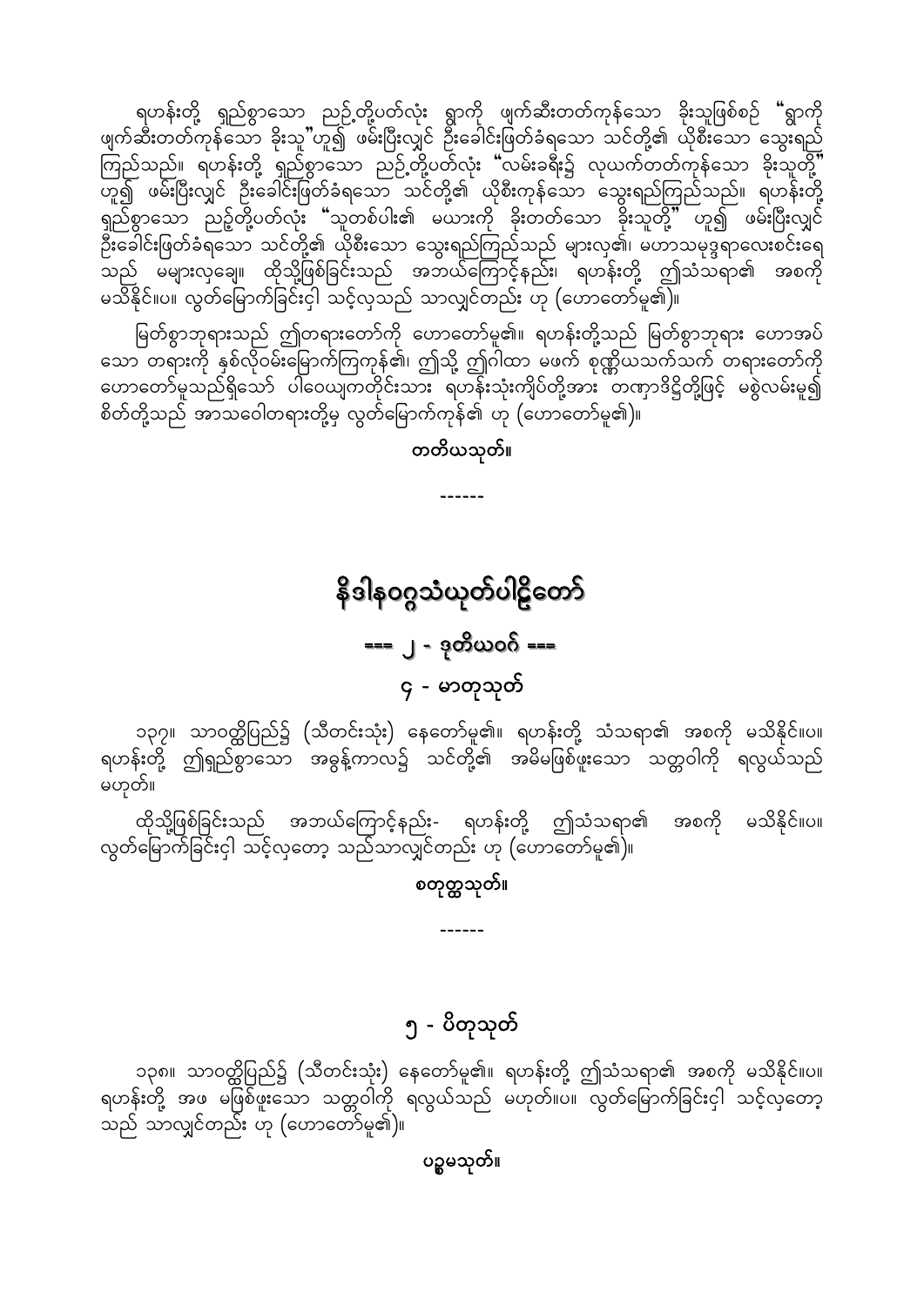ရဟန်းတို့ ရှည်စွာသော ညဉ့်တို့ပတ်လုံး ရွာကို ဖျက်ဆီးတတ်ကုန်သော ခိုးသူဖြစ်စဉ် "ရွာကို ဖျက်ဆီးတတ်ကုန်သော ခိုးသူ"ဟူ၍ ဖမ်းပြီးလျှင် ဦးခေါင်းဖြတ်ခံရသော သင်တို့၏ ယိုစီးသော သွေးရည်ကြည်သည်။ ရဟန်းတို့ ရှည်စွာသော ညဉ့်တို့ပတ်လုံး "လမ်းခရီး၌ လုယက်တတ်ကုန်သော ခိုးသူတို့" ဟူ၍ ဖမ်းပြီးလျှင် ဦးခေါင်းဖြတ်ခံရသော သင်တို့၏ ယိုစီးကုန်သော သွေးရည်ကြည်သည်။ ရဟန်းတို့ ရှည်စွာသော ညဉ့်တို့ပတ်လုံး "သူတစ်ပါး၏ မယားကို ခိုးတတ်သော ခိုးသူတို့" ဟူ၍ ဖမ်းပြီးလျှင် ဦးခေါင်းဖြတ်ခံရသော သင်တို့၏ ယိုစီးသော သွေးရည်ကြည်သည် များလှ၏၊ မဟာသမုဒ္ဒရာလေးစင်းရေသည် မများလှချေ။ ထိုသို့ဖြစ်ခြင်းသည် အဘယ်ကြောင့်နည်း၊ ရဟန်းတို့ ဤသံသရာ၏ အစကို မသိနိုင်။ပ။ လွတ်မြောက်ခြင်းငှါ သင့်လှသည် သာလျှင်တည်း ဟု (ဟောတော်မူ၏)။

မြတ်စွာဘုရားသည် ဤတရားတော်ကို ဟောတော်မူ၏။ ရဟန်းတို့သည် မြတ်စွာဘုရား ဟောအပ်သော တရားကို နှစ်လိုဝမ်းမြောက်ကြကုန်၏၊ ဤသို့ ဤဂါထာ မဖက် စုဏ္ဏိယသက်သက် တရားတော်ကို ဟောတော်မူသည်ရှိသော် ပါဝေယျကတိုင်းသား ရဟန်းသုံးကျိပ်တို့အား တဏှာဒိဋ္ဌိတို့ဖြင့် မစွဲလမ်းမူ၍ စိတ်တို့သည် အာသဝေါတရားတို့မှ လွတ်မြောက်ကုန်၏ ဟု (ဟောတော်မူ၏)။

**တတိယသုတ်။**

------

# နိဒါနဝဂ္ဂသံယုတ်ပါဠိတော်

## === ၂ - ဒုတိယဝဂ် ===

### ၄ - မာတုသုတ်

၁၃၇။ သာဝတ္ထိပြည်၌ (သီတင်းသုံး) နေတော်မူ၏။ ရဟန်းတို့ သံသရာ၏ အစကို မသိနိုင်။ပ။ ရဟန်းတို့ ဤရှည်စွာသော အဓွန့်ကာလ၌ သင်တို့၏ အမိမဖြစ်ဖူးသော သတ္တဝါကို ရလွယ်သည် မဟုတ်။

ထိုသို့ဖြစ်ခြင်းသည် အဘယ်ကြောင့်နည်း- ရဟန်းတို့ ဤသံသရာ၏ အစကို မသိနိုင်။ပ။ လွတ်မြောက်ခြင်းငှါ သင့်လှတော့ သည်သာလျှင်တည်း ဟု (ဟောတော်မူ၏)။

**စတုတ္ထသုတ်။**

------

### ၅ - ပိတုသုတ်

၁၃၈။ သာဝတ္ထိပြည်၌ (သီတင်းသုံး) နေတော်မူ၏။ ရဟန်းတို့ ဤသံသရာ၏ အစကို မသိနိုင်။ပ။ ရဟန်းတို့ အဖ မဖြစ်ဖူးသော သတ္တဝါကို ရလွယ်သည် မဟုတ်။ပ။ လွတ်မြောက်ခြင်းငှါ သင့်လှတော့ သည် သာလျှင်တည်း ဟု (ဟောတော်မူ၏)။

**ပဉ္စမသုတ်။**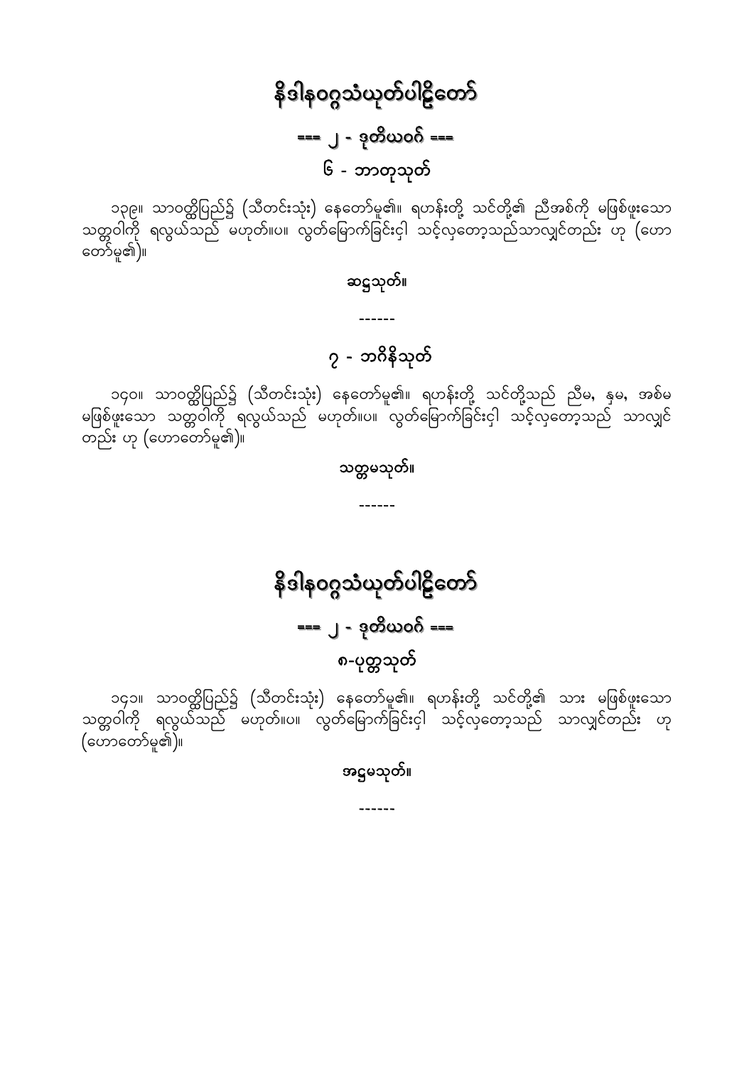# နိဒါနဝဂ္ဂသံယုတ်ပါဠိတော်

## === ၂ - ဒုတိယဝဂ် ===

### ၆ - ဘာတုသုတ်

၁၃၉။ သာဝတ္ထိပြည်၌ (သီတင်းသုံး) နေတော်မူ၏။ ရဟန်းတို့ သင်တို့၏ ညီအစ်ကို မဖြစ်ဖူးသော သတ္တဝါကို ရလွယ်သည် မဟုတ်။ပ။ လွတ်မြောက်ခြင်းငှါ သင့်လှတော့သည်သာလျှင်တည်း ဟု (ဟောတော်မူ၏)။

ဆဋ္ဌသုတ်။

------

### ၇ - ဘဂိနိသုတ်

၁၄၀။ သာဝတ္ထိပြည်၌ (သီတင်းသုံး) နေတော်မူ၏။ ရဟန်းတို့ သင်တို့သည် ညီမ, နှမ, အစ်မ မဖြစ်ဖူးသော သတ္တဝါကို ရလွယ်သည် မဟုတ်။ပ။ လွတ်မြောက်ခြင်းငှါ သင့်လှတော့သည် သာလျှင် တည်း ဟု (ဟောတော်မူ၏)။

သတ္တမသုတ်။

------

# နိဒါနဝဂ္ဂသံယုတ်ပါဠိတော်

## === ၂ - ဒုတိယဝဂ် ===

### ၈-ပုတ္တသုတ်

၁၄၁။ သာဝတ္ထိပြည်၌ (သီတင်းသုံး) နေတော်မူ၏။ ရဟန်းတို့ သင်တို့၏ သား မဖြစ်ဖူးသော သတ္တဝါကို ရလွယ်သည် မဟုတ်။ပ။ လွတ်မြောက်ခြင်းငှါ သင့်လှတော့သည် သာလျှင်တည်း ဟု (ဟောတော်မူ၏)။

အဋ္ဌမသုတ်။

------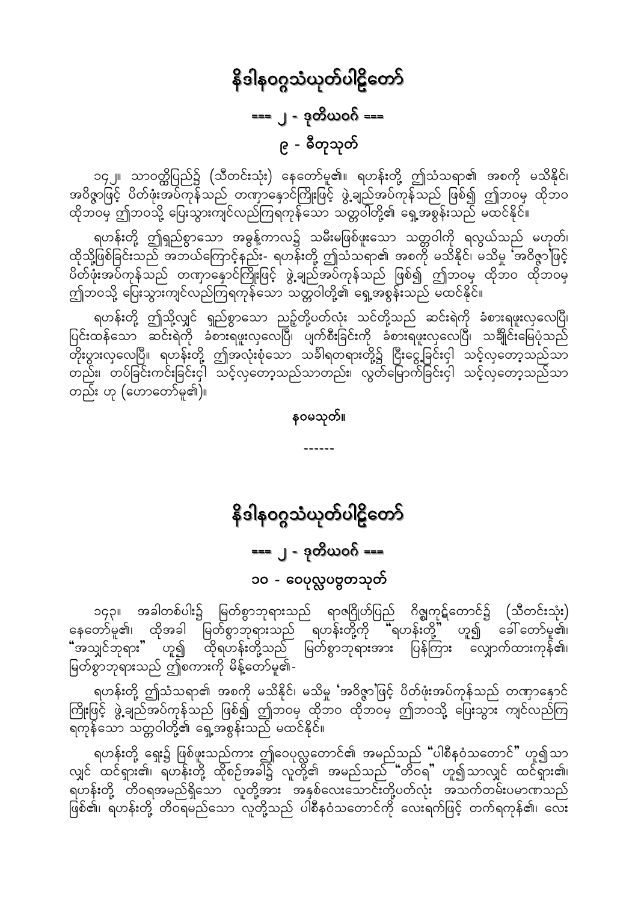# နိဒါနဝဂ္ဂသံယုတ်ပါဠိတော်

## === ၂ - ဒုတိယဝဂ် ===

### ၉ - ဓီတုသုတ်

၁၄၂။ သာဝတ္ထိပြည်၌ (သီတင်းသုံး) နေတော်မူ၏။ ရဟန်းတို့ ဤသံသရာ၏ အစကို မသိနိုင်၊ အဝိဇ္ဇာဖြင့် ပိတ်ဖုံးအပ်ကုန်သည် တဏှာနှောင်ကြိုးဖြင့် ဖွဲ့ချည်အပ်ကုန်သည် ဖြစ်၍ ဤဘဝမှ ထိုဘဝ ထိုဘဝမှ ဤဘဝသို့ ပြေးသွားကျင်လည်ကြရကုန်သော သတ္တဝါတို့၏ ရှေ့အစွန်းသည် မထင်နိုင်။

ရဟန်းတို့ ဤရှည်စွာသော အခွန့်ကာလ၌ သမီးမဖြစ်ဖူးသော သတ္တဝါကို ရလွယ်သည် မဟုတ်၊ ထိုသို့ဖြစ်ခြင်းသည် အဘယ်ကြောင့်နည်း- ရဟန်းတို့ ဤသံသရာ၏ အစကို မသိနိုင်၊ မသိမှု 'အဝိဇ္ဇာ'ဖြင့် ပိတ်ဖုံးအပ်ကုန်သည် တဏှာနှောင်ကြိုးဖြင့် ဖွဲ့ချည်အပ်ကုန်သည် ဖြစ်၍ ဤဘဝမှ ထိုဘဝ ထိုဘဝမှ ဤဘဝသို့ ပြေးသွားကျင်လည်ကြရကုန်သော သတ္တဝါတို့၏ ရှေ့အစွန်းသည် မထင်နိုင်။

ရဟန်းတို့ ဤသို့လျှင် ရှည်စွာသော ညဉ့်တို့ပတ်လုံး သင်တို့သည် ဆင်းရဲကို ခံစားရဖူးလှလေပြီ၊ ပြင်းထန်သော ဆင်းရဲကို ခံစားရဖူးလှလေပြီ၊ ပျက်စီးခြင်းကို ခံစားရဖူးလှလေပြီ၊ သင်္ချိုင်းမြေပုံသည် တိုးပွားလှလေပြီ။ ရဟန်းတို့ ဤအလုံးစုံသော သင်္ခါရတရားတို့၌ ငြီးငွေ့ခြင်းငှါ သင့်လှတော့သည်သာတည်း၊ တပ်ခြင်းကင်းခြင်းငှါ သင့်လှတော့သည်သာတည်း၊ လွတ်မြောက်ခြင်းငှါ သင့်လှတော့သည်သာတည်း ဟု (ဟောတော်မူ၏)။

**နဝမသုတ်။**

------

# နိဒါနဝဂ္ဂသံယုတ်ပါဠိတော်

## === ၂ - ဒုတိယဝဂ် ===

### ၁၀ - ဝေပုလ္လပဗ္ဗတသုတ်

၁၄၃။ အခါတစ်ပါး၌ မြတ်စွာဘုရားသည် ရာဇဂြိုဟ်ပြည် ဂိဇ္ဈကုဋ်တောင်၌ (သီတင်းသုံး) နေတော်မူ၏၊ ထိုအခါ မြတ်စွာဘုရားသည် ရဟန်းတို့ကို "ရဟန်းတို့" ဟူ၍ ခေါ်တော်မူ၏၊ "အသျှင်ဘုရား" ဟူ၍ ထိုရဟန်းတို့သည် မြတ်စွာဘုရားအား ပြန်ကြား လျှောက်ထားကုန်၏၊ မြတ်စွာဘုရားသည် ဤစကားကို မိန့်တော်မူ၏-

ရဟန်းတို့ ဤသံသရာ၏ အစကို မသိနိုင်၊ မသိမှု 'အဝိဇ္ဇာ'ဖြင့် ပိတ်ဖုံးအပ်ကုန်သည် တဏှာနှောင်ကြိုးဖြင့် ဖွဲ့ချည်အပ်ကုန်သည် ဖြစ်၍ ဤဘဝမှ ထိုဘဝ ထိုဘဝမှ ဤဘဝသို့ ပြေးသွား ကျင်လည်ကြရကုန်သော သတ္တဝါတို့၏ ရှေ့အစွန်းသည် မထင်နိုင်။

ရဟန်းတို့ ရှေး၌ ဖြစ်ဖူးသည်ကား ဤဝေပုလ္လတောင်၏ အမည်သည် "ပါစီနဝံသတောင်" ဟူ၍သာလျှင် ထင်ရှား၏၊ ရဟန်းတို့ ထိုစဉ်အခါ၌ လူတို့၏ အမည်သည် "တိဝရ" ဟူ၍သာလျှင် ထင်ရှား၏၊ ရဟန်းတို့ တိဝရအမည်ရှိသော လူတို့အား အနှစ်လေးသောင်းတို့ပတ်လုံး အသက်တမ်းပမာဏသည် ဖြစ်၏၊ ရဟန်းတို့ တိဝရမည်သော လူတို့သည် ပါစီနဝံသတောင်ကို လေးရက်ဖြင့် တက်ရကုန်၏၊ လေး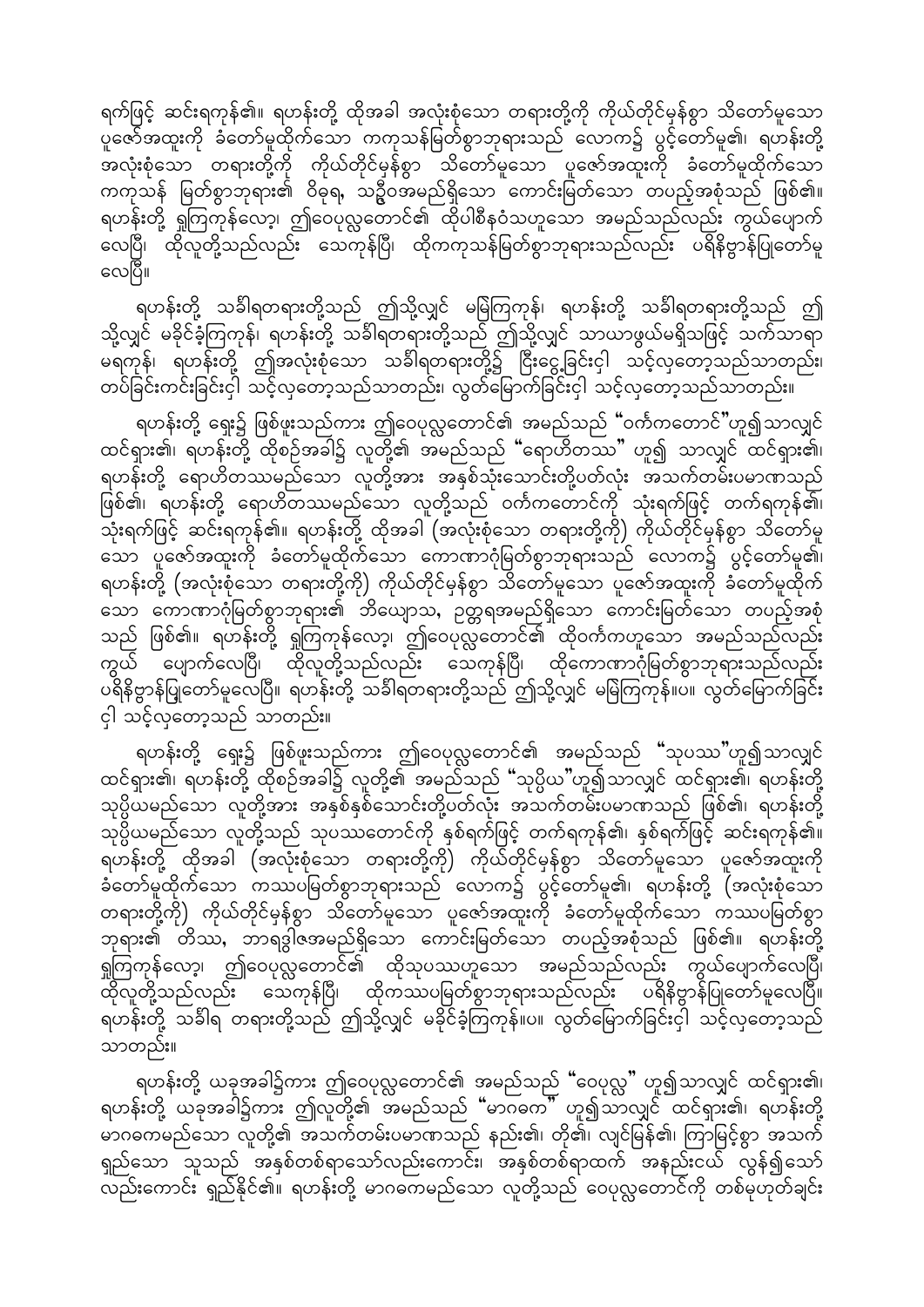ရက်ဖြင့် ဆင်းရကုန်၏။ ရဟန်းတို့ ထိုအခါ အလုံးစုံသော တရားတို့ကို ကိုယ်တိုင်မှန်စွာ သိတော်မူသော ပူဇော်အထူးကို ခံတော်မူထိုက်သော ကကုသန်မြတ်စွာဘုရားသည် လောက၌ ပွင့်တော်မူ၏၊ ရဟန်းတို့ အလုံးစုံသော တရားတို့ကို ကိုယ်တိုင်မှန်စွာ သိတော်မူသော ပူဇော်အထူးကို ခံတော်မူထိုက်သော ကကုသန် မြတ်စွာဘုရား၏ ဝိဓုရ, သဉ္ဇီဝအမည်ရှိသော ကောင်းမြတ်သော တပည့်အစုံသည် ဖြစ်၏။ ရဟန်းတို့ ရှုကြကုန်လော့၊ ဤဝေပုလ္လတောင်၏ ထိုပါစီနဝံသဟူသော အမည်သည်လည်း ကွယ်ပျောက်လေပြီ၊ ထိုလူတို့သည်လည်း သေကုန်ပြီ၊ ထိုကကုသန်မြတ်စွာဘုရားသည်လည်း ပရိနိဗ္ဗာန်ပြုတော်မူလေပြီ။

ရဟန်းတို့ သင်္ခါရတရားတို့သည် ဤသို့လျှင် မမြဲကြကုန်၊ ရဟန်းတို့ သင်္ခါရတရားတို့သည် ဤသို့လျှင် မခိုင်ခံ့ကြကုန်၊ ရဟန်းတို့ သင်္ခါရတရားတို့သည် ဤသို့လျှင် သာယာဖွယ်မရှိသဖြင့် သက်သာရာ မရကုန်၊ ရဟန်းတို့ ဤအလုံးစုံသော သင်္ခါရတရားတို့၌ ငြီးငွေ့ခြင်းငှါ သင့်လှတော့သည်သာတည်း၊ တပ်ခြင်းကင်းခြင်းငှါ သင့်လှတော့သည်သာတည်း၊ လွတ်မြောက်ခြင်းငှါ သင့်လှတော့သည်သာတည်း။

ရဟန်းတို့ ရှေး၌ ဖြစ်ဖူးသည်ကား ဤဝေပုလ္လတောင်၏ အမည်သည် "ဝင်္ကကတောင်"ဟူ၍သာလျှင် ထင်ရှား၏၊ ရဟန်းတို့ ထိုစဉ်အခါ၌ လူတို့၏ အမည်သည် "ရောဟိတဿ" ဟူ၍ သာလျှင် ထင်ရှား၏၊ ရဟန်းတို့ ရောဟိတဿမည်သော လူတို့အား အနှစ်သုံးသောင်းတို့ပတ်လုံး အသက်တမ်းပမာဏသည် ဖြစ်၏၊ ရဟန်းတို့ ရောဟိတဿမည်သော လူတို့သည် ဝင်္ကကတောင်ကို သုံးရက်ဖြင့် တက်ရကုန်၏၊ သုံးရက်ဖြင့် ဆင်းရကုန်၏။ ရဟန်းတို့ ထိုအခါ (အလုံးစုံသော တရားတို့ကို) ကိုယ်တိုင်မှန်စွာ သိတော်မူသော ပူဇော်အထူးကို ခံတော်မူထိုက်သော ကောဏာဂုံမြတ်စွာဘုရားသည် လောက၌ ပွင့်တော်မူ၏၊ ရဟန်းတို့ (အလုံးစုံသော တရားတို့ကို) ကိုယ်တိုင်မှန်စွာ သိတော်မူသော ပူဇော်အထူးကို ခံတော်မူထိုက်သော ကောဏာဂုံမြတ်စွာဘုရား၏ ဘိယျောသ, ဥတ္တရအမည်ရှိသော ကောင်းမြတ်သော တပည့်အစုံသည် ဖြစ်၏။ ရဟန်းတို့ ရှုကြကုန်လော့၊ ဤဝေပုလ္လတောင်၏ ထိုဝင်္ကကဟူသော အမည်သည်လည်း ကွယ် ပျောက်လေပြီ၊ ထိုလူတို့သည်လည်း သေကုန်ပြီ၊ ထိုကောဏာဂုံမြတ်စွာဘုရားသည်လည်း ပရိနိဗ္ဗာန်ပြုတော်မူလေပြီ။ ရဟန်းတို့ သင်္ခါရတရားတို့သည် ဤသို့လျှင် မမြဲကြကုန်။ပ။ လွတ်မြောက်ခြင်းငှါ သင့်လှတော့သည် သာတည်း။

ရဟန်းတို့ ရှေး၌ ဖြစ်ဖူးသည်ကား ဤဝေပုလ္လတောင်၏ အမည်သည် "သုပဿ"ဟူ၍သာလျှင် ထင်ရှား၏၊ ရဟန်းတို့ ထိုစဉ်အခါ၌ လူတို့၏ အမည်သည် "သုပ္ပိယ"ဟူ၍သာလျှင် ထင်ရှား၏၊ ရဟန်းတို့ သုပ္ပိယမည်သော လူတို့အား အနှစ်နှစ်သောင်းတို့ပတ်လုံး အသက်တမ်းပမာဏသည် ဖြစ်၏၊ ရဟန်းတို့ သုပ္ပိယမည်သော လူတို့သည် သုပဿတောင်ကို နှစ်ရက်ဖြင့် တက်ရကုန်၏၊ နှစ်ရက်ဖြင့် ဆင်းရကုန်၏။ ရဟန်းတို့ ထိုအခါ (အလုံးစုံသော တရားတို့ကို) ကိုယ်တိုင်မှန်စွာ သိတော်မူသော ပူဇော်အထူးကို ခံတော်မူထိုက်သော ကဿပမြတ်စွာဘုရားသည် လောက၌ ပွင့်တော်မူ၏၊ ရဟန်းတို့ (အလုံးစုံသော တရားတို့ကို) ကိုယ်တိုင်မှန်စွာ သိတော်မူသော ပူဇော်အထူးကို ခံတော်မူထိုက်သော ကဿပမြတ်စွာ ဘုရား၏ တိဿ, ဘာရဒွါဇအမည်ရှိသော ကောင်းမြတ်သော တပည့်အစုံသည် ဖြစ်၏။ ရဟန်းတို့ ရှုကြကုန်လော့၊ ဤဝေပုလ္လတောင်၏ ထိုသုပဿဟူသော အမည်သည်လည်း ကွယ်ပျောက်လေပြီ၊ ထိုလူတို့သည်လည်း သေကုန်ပြီ၊ ထိုကဿပမြတ်စွာဘုရားသည်လည်း ပရိနိဗ္ဗာန်ပြုတော်မူလေပြီ။ ရဟန်းတို့ သင်္ခါရ တရားတို့သည် ဤသို့လျှင် မခိုင်ခံ့ကြကုန်။ပ။ လွတ်မြောက်ခြင်းငှါ သင့်လှတော့သည် သာတည်း။

ရဟန်းတို့ ယခုအခါ၌ကား ဤဝေပုလ္လတောင်၏ အမည်သည် "ဝေပုလ္လ" ဟူ၍သာလျှင် ထင်ရှား၏၊ ရဟန်းတို့ ယခုအခါ၌ကား ဤလူတို့၏ အမည်သည် "မာဂဓက" ဟူ၍သာလျှင် ထင်ရှား၏၊ ရဟန်းတို့ မာဂဓကမည်သော လူတို့၏ အသက်တမ်းပမာဏသည် နည်း၏၊ တို၏၊ လျင်မြန်၏၊ ကြာမြင့်စွာ အသက် ရှည်သော သူသည် အနှစ်တစ်ရာသော်လည်းကောင်း၊ အနှစ်တစ်ရာထက် အနည်းငယ် လွန်၍သော် လည်းကောင်း ရှည်နိုင်၏။ ရဟန်းတို့ မာဂဓကမည်သော လူတို့သည် ဝေပုလ္လတောင်ကို တစ်မုဟုတ်ချင်း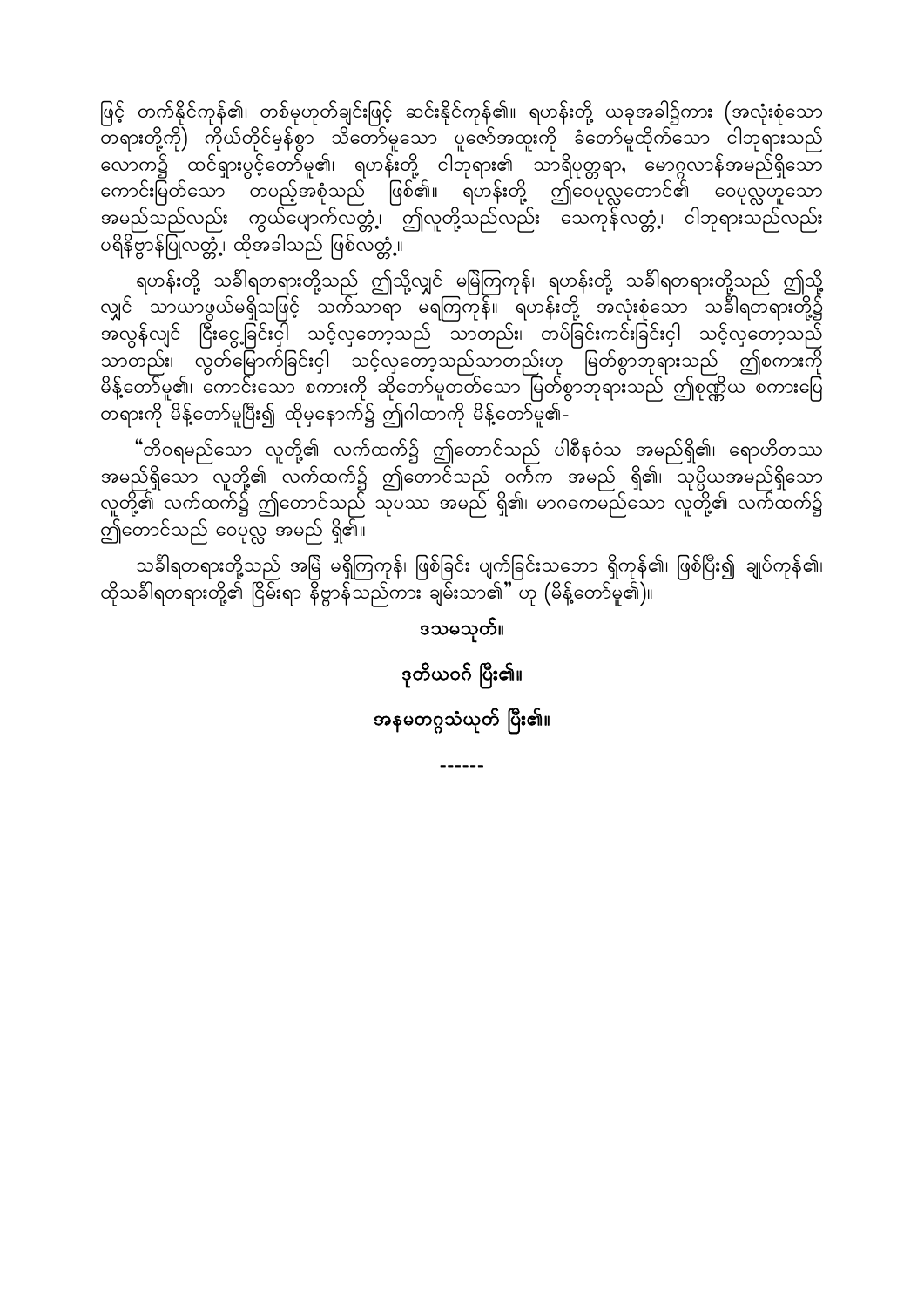ဖြင့် တက်နိုင်ကုန်၏၊ တစ်မုဟုတ်ချင်းဖြင့် ဆင်းနိုင်ကုန်၏။ ရဟန်းတို့ ယခုအခါ၌ကား (အလုံးစုံသော တရားတို့ကို) ကိုယ်တိုင်မှန်စွာ သိတော်မူသော ပူဇော်အထူးကို ခံတော်မူထိုက်သော ငါဘုရားသည် လောက၌ ထင်ရှားပွင့်တော်မူ၏၊ ရဟန်းတို့ ငါဘုရား၏ သာရိပုတ္တရာ, မောဂ္ဂလာန်အမည်ရှိသော ကောင်းမြတ်သော တပည့်အစုံသည် ဖြစ်၏။ ရဟန်းတို့ ဤဝေပုလ္လတောင်၏ ဝေပုလ္လဟူသော အမည်သည်လည်း ကွယ်ပျောက်လတ္တံ့၊ ဤလူတို့သည်လည်း သေကုန်လတ္တံ့၊ ငါဘုရားသည်လည်း ပရိနိဗ္ဗာန်ပြုလတ္တံ့၊ ထိုအခါသည် ဖြစ်လတ္တံ့။

ရဟန်းတို့ သင်္ခါရတရားတို့သည် ဤသို့လျှင် မမြဲကြကုန်၊ ရဟန်းတို့ သင်္ခါရတရားတို့သည် ဤသို့လျှင် သာယာဖွယ်မရှိသဖြင့် သက်သာရာ မရကြကုန်။ ရဟန်းတို့ အလုံးစုံသော သင်္ခါရတရားတို့၌ အလွန်လျှင် ငြီးငွေ့ခြင်းငှါ သင့်လှတော့သည် သာတည်း၊ တပ်ခြင်းကင်းခြင်းငှါ သင့်လှတော့သည် သာတည်း၊ လွတ်မြောက်ခြင်းငှါ သင့်လှတော့သည်သာတည်းဟု မြတ်စွာဘုရားသည် ဤစကားကို မိန့်တော်မူ၏၊ ကောင်းသော စကားကို ဆိုတော်မူတတ်သော မြတ်စွာဘုရားသည် ဤစုဏ္ဏိယ စကားပြေ တရားကို မိန့်တော်မူပြီး၍ ထိုမှနောက်၌ ဤဂါထာကို မိန့်တော်မူ၏-

"တိဝရမည်သော လူတို့၏ လက်ထက်၌ ဤတောင်သည် ပါစီနဝံသ အမည်ရှိ၏၊ ရောဟိတဿ အမည်ရှိသော လူတို့၏ လက်ထက်၌ ဤတောင်သည် ဝင်္ကက အမည် ရှိ၏၊ သုပ္ပိယအမည်ရှိသော လူတို့၏ လက်ထက်၌ ဤတောင်သည် သုပဿ အမည် ရှိ၏၊ မာဂဓမည်သော လူတို့၏ လက်ထက်၌ ဤတောင်သည် ဝေပုလ္လ အမည် ရှိ၏။

သင်္ခါရတရားတို့သည် အမြဲ မရှိကြကုန်၊ ဖြစ်ခြင်း ပျက်ခြင်းသဘော ရှိကုန်၏၊ ဖြစ်ပြီး၍ ချုပ်ကုန်၏၊ ထိုသင်္ခါရတရားတို့၏ ငြိမ်းရာ နိဗ္ဗာန်သည်ကား ချမ်းသာ၏" ဟု (မိန့်တော်မူ၏)။

**ဒသမသုတ်။**

**ဒုတိယဝဂ် ပြီး၏။**

**အနမတဂ္ဂသံယုတ် ပြီး၏။**

------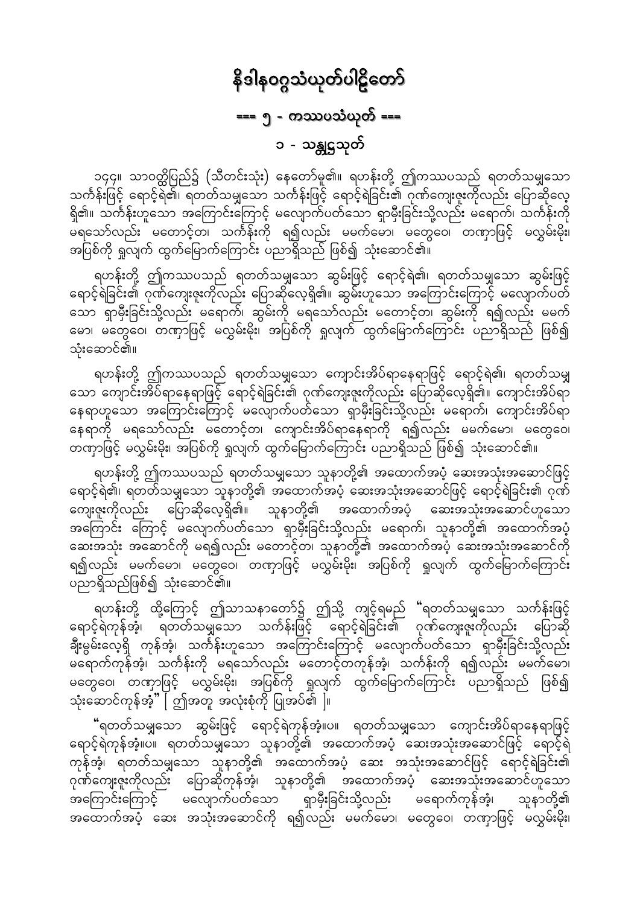# နိဒါနဝဂ္ဂသံယုတ်ပါဠိတော်

## === ၅ - ကဿပသံယုတ် ===

### ၁ - သန္တုဋ္ဌသုတ်

၁၄၄။ သာဝတ္ထိပြည်၌ (သီတင်းသုံး) နေတော်မူ၏။ ရဟန်းတို့ ဤကဿပသည် ရတတ်သမျှသော သင်္ကန်းဖြင့် ရောင့်ရဲ၏၊ ရတတ်သမျှသော သင်္ကန်းဖြင့် ရောင့်ရဲခြင်း၏ ဂုဏ်ကျေးဇူးကိုလည်း ပြောဆိုလေ့ရှိ၏။ သင်္ကန်းဟူသော အကြောင်းကြောင့် မလျောက်ပတ်သော ရှာမှီးခြင်းသို့လည်း မရောက်၊ သင်္ကန်းကို မရသော်လည်း မတောင့်တ၊ သင်္ကန်းကို ရ၍လည်း မမက်မော၊ မတွေဝေ၊ တဏှာဖြင့် မလွှမ်းမိုး၊ အပြစ်ကို ရှုလျက် ထွက်မြောက်ကြောင်း ပညာရှိသည် ဖြစ်၍ သုံးဆောင်၏။

ရဟန်းတို့ ဤကဿပသည် ရတတ်သမျှသော ဆွမ်းဖြင့် ရောင့်ရဲ၏၊ ရတတ်သမျှသော ဆွမ်းဖြင့် ရောင့်ရဲခြင်း၏ ဂုဏ်ကျေးဇူးကိုလည်း ပြောဆိုလေ့ရှိ၏။ ဆွမ်းဟူသော အကြောင်းကြောင့် မလျောက်ပတ်သော ရှာမှီးခြင်းသို့လည်း မရောက်၊ ဆွမ်းကို မရသော်လည်း မတောင့်တ၊ ဆွမ်းကို ရ၍လည်း မမက်မော၊ မတွေဝေ၊ တဏှာဖြင့် မလွှမ်းမိုး၊ အပြစ်ကို ရှုလျက် ထွက်မြောက်ကြောင်း ပညာရှိသည် ဖြစ်၍ သုံးဆောင်၏။

ရဟန်းတို့ ဤကဿပသည် ရတတ်သမျှသော ကျောင်းအိပ်ရာနေရာဖြင့် ရောင့်ရဲ၏၊ ရတတ်သမျှသော ကျောင်းအိပ်ရာနေရာဖြင့် ရောင့်ရဲခြင်း၏ ဂုဏ်ကျေးဇူးကိုလည်း ပြောဆိုလေ့ရှိ၏။ ကျောင်းအိပ်ရာနေရာဟူသော အကြောင်းကြောင့် မလျောက်ပတ်သော ရှာမှီးခြင်းသို့လည်း မရောက်၊ ကျောင်းအိပ်ရာနေရာကို မရသော်လည်း မတောင့်တ၊ ကျောင်းအိပ်ရာနေရာကို ရ၍လည်း မမက်မော၊ မတွေဝေ၊ တဏှာဖြင့် မလွှမ်းမိုး၊ အပြစ်ကို ရှုလျက် ထွက်မြောက်ကြောင်း ပညာရှိသည် ဖြစ်၍ သုံးဆောင်၏။

ရဟန်းတို့ ဤကဿပသည် ရတတ်သမျှသော သူနာတို့၏ အထောက်အပံ့ ဆေးအသုံးအဆောင်ဖြင့် ရောင့်ရဲ၏၊ ရတတ်သမျှသော သူနာတို့၏ အထောက်အပံ့ ဆေးအသုံးအဆောင်ဖြင့် ရောင့်ရဲခြင်း၏ ဂုဏ်ကျေးဇူးကိုလည်း ပြောဆိုလေ့ရှိ၏။ သူနာတို့၏ အထောက်အပံ့ ဆေးအသုံးအဆောင်ဟူသော အကြောင်း ကြောင့် မလျောက်ပတ်သော ရှာမှီးခြင်းသို့လည်း မရောက်၊ သူနာတို့၏ အထောက်အပံ့ ဆေးအသုံး အဆောင်ကို မရ၍လည်း မတောင့်တ၊ သူနာတို့၏ အထောက်အပံ့ ဆေးအသုံးအဆောင်ကို ရ၍လည်း မမက်မော၊ မတွေဝေ၊ တဏှာဖြင့် မလွှမ်းမိုး၊ အပြစ်ကို ရှုလျက် ထွက်မြောက်ကြောင်း ပညာရှိသည်ဖြစ်၍ သုံးဆောင်၏။

ရဟန်းတို့ ထို့ကြောင့် ဤသာသနာတော်၌ ဤသို့ ကျင့်ရမည် "ရတတ်သမျှသော သင်္ကန်းဖြင့် ရောင့်ရဲကုန်အံ့၊ ရတတ်သမျှသော သင်္ကန်းဖြင့် ရောင့်ရဲခြင်း၏ ဂုဏ်ကျေးဇူးကိုလည်း ပြောဆို ချီးမွမ်းလေ့ရှိ ကုန်အံ့၊ သင်္ကန်းဟူသော အကြောင်းကြောင့် မလျောက်ပတ်သော ရှာမှီးခြင်းသို့လည်း မရောက်ကုန်အံ့၊ သင်္ကန်းကို မရသော်လည်း မတောင့်တကုန်အံ့၊ သင်္ကန်းကို ရ၍လည်း မမက်မော၊ မတွေဝေ၊ တဏှာဖြင့် မလွှမ်းမိုး၊ အပြစ်ကို ရှုလျက် ထွက်မြောက်ကြောင်း ပညာရှိသည် ဖြစ်၍ သုံးဆောင်ကုန်အံ့" [ ဤအတူ အလုံးစုံကို ပြုအပ်၏ ]။

"ရတတ်သမျှသော ဆွမ်းဖြင့် ရောင့်ရဲကုန်အံ့။ပ။ ရတတ်သမျှသော ကျောင်းအိပ်ရာနေရာဖြင့် ရောင့်ရဲကုန်အံ့။ပ။ ရတတ်သမျှသော သူနာတို့၏ အထောက်အပံ့ ဆေးအသုံးအဆောင်ဖြင့် ရောင့်ရဲကုန်အံ့၊ ရတတ်သမျှသော သူနာတို့၏ အထောက်အပံ့ ဆေး အသုံးအဆောင်ဖြင့် ရောင့်ရဲခြင်း၏ ဂုဏ်ကျေးဇူးကိုလည်း ပြောဆိုကုန်အံ့၊ သူနာတို့၏ အထောက်အပံ့ ဆေးအသုံးအဆောင်ဟူသော အကြောင်းကြောင့် မလျောက်ပတ်သော ရှာမှီးခြင်းသို့လည်း မရောက်ကုန်အံ့၊ သူနာတို့၏ အထောက်အပံ့ ဆေး အသုံးအဆောင်ကို ရ၍လည်း မမက်မော၊ မတွေဝေ၊ တဏှာဖြင့် မလွှမ်းမိုး၊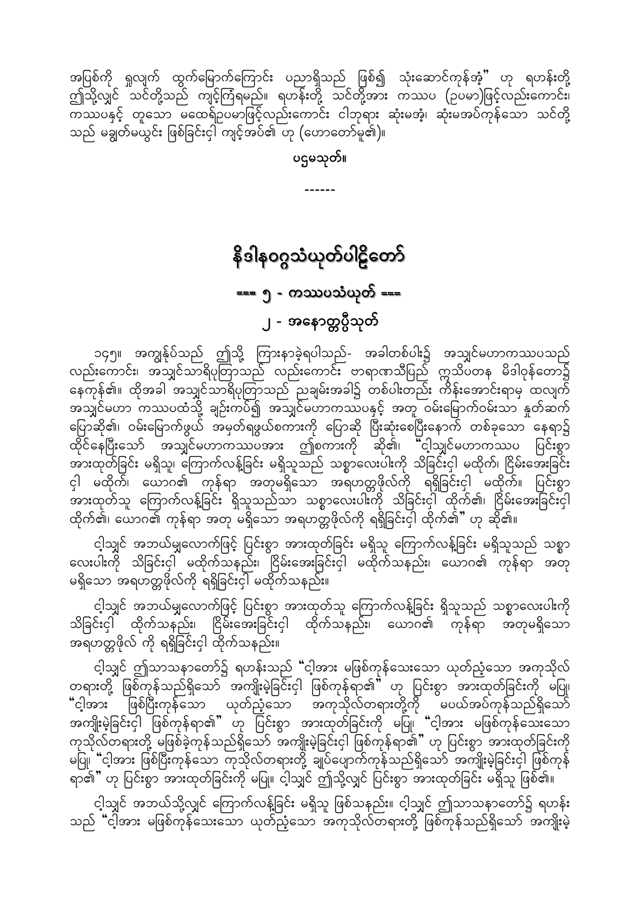အပြစ်ကို ရှုလျက် ထွက်မြောက်ကြောင်း ပညာရှိသည် ဖြစ်၍ သုံးဆောင်ကုန်အံ့" ဟု ရဟန်းတို့ ဤသို့လျှင် သင်တို့သည် ကျင့်ကြံရမည်။ ရဟန်းတို့ သင်တို့အား ကဿပ (ဥပမာ)ဖြင့်လည်းကောင်း၊ ကဿပနှင့် တူသော မထေရ်ဥပမာဖြင့်လည်းကောင်း ငါဘုရား ဆုံးမအံ့၊ ဆုံးမအပ်ကုန်သော သင်တို့သည် မချွတ်မယွင်း ဖြစ်ခြင်းငှါ ကျင့်အပ်၏ ဟု (ဟောတော်မူ၏)။

ပဥ္စမသုတ်။

------

# နိဒါနဝဂ္ဂသံယုတ်ပါဠိတော်

## === ၅ - ကဿပသံယုတ် ===

### ၂ - အနောတ္တပ္ပီသုတ်

၁၄၅။ အကျွန်ုပ်သည် ဤသို့ ကြားနာခဲ့ရပါသည်- အခါတစ်ပါး၌ အသျှင်မဟာကဿပသည် လည်းကောင်း၊ အသျှင်သာရိပုတြာသည် လည်းကောင်း ဗာရာဏသီပြည် ဣသိပတန မိဒါဝုန်တော၌ နေကုန်၏။ ထိုအခါ အသျှင်သာရိပုတြာသည် ညချမ်းအခါ၌ တစ်ပါးတည်း ကိန်းအောင်းရာမှ ထလျက် အသျှင်မဟာ ကဿပထံသို့ ချဉ်းကပ်၍ အသျှင်မဟာကဿပနှင့် အတူ ဝမ်းမြောက်ဝမ်းသာ နှုတ်ဆက် ပြောဆို၏၊ ဝမ်းမြောက်ဖွယ် အမှတ်ရဖွယ်စကားကို ပြောဆို ပြီးဆုံးစေပြီးနောက် တစ်ခုသော နေရာ၌ ထိုင်နေပြီးသော် အသျှင်မဟာကဿပအား ဤစကားကို ဆို၏၊ "ငါ့သျှင်မဟာကဿပ ပြင်းစွာ အားထုတ်ခြင်း မရှိသူ၊ ကြောက်လန့်ခြင်း မရှိသူသည် သစ္စာလေးပါးကို သိခြင်းငှါ မထိုက်၊ ငြိမ်းအေးခြင်း ငှါ မထိုက်၊ ယောဂ၏ ကုန်ရာ အတုမရှိသော အရဟတ္တဖိုလ်ကို ရရှိခြင်းငှါ မထိုက်။ ပြင်းစွာ အားထုတ်သူ ကြောက်လန့်ခြင်း ရှိသူသည်သာ သစ္စာလေးပါးကို သိခြင်းငှါ ထိုက်၏၊ ငြိမ်းအေးခြင်းငှါ ထိုက်၏၊ ယောဂ၏ ကုန်ရာ အတု မရှိသော အရဟတ္တဖိုလ်ကို ရရှိခြင်းငှါ ထိုက်၏" ဟု ဆို၏။

ငါ့သျှင် အဘယ်မျှလောက်ဖြင့် ပြင်းစွာ အားထုတ်ခြင်း မရှိသူ ကြောက်လန့်ခြင်း မရှိသူသည် သစ္စာလေးပါးကို သိခြင်းငှါ မထိုက်သနည်း၊ ငြိမ်းအေးခြင်းငှါ မထိုက်သနည်း၊ ယောဂ၏ ကုန်ရာ အတု မရှိသော အရဟတ္တဖိုလ်ကို ရရှိခြင်းငှါ မထိုက်သနည်း။

ငါ့သျှင် အဘယ်မျှလောက်ဖြင့် ပြင်းစွာ အားထုတ်သူ ကြောက်လန့်ခြင်း ရှိသူသည် သစ္စာလေးပါးကို သိခြင်းငှါ ထိုက်သနည်း၊ ငြိမ်းအေးခြင်းငှါ ထိုက်သနည်း၊ ယောဂ၏ ကုန်ရာ အတုမရှိသော အရဟတ္တဖိုလ် ကို ရရှိခြင်းငှါ ထိုက်သနည်း။

ငါ့သျှင် ဤသာသနာတော်၌ ရဟန်းသည် "ငါ့အား မဖြစ်ကုန်သေးသော ယုတ်ညံ့သော အကုသိုလ် တရားတို့ ဖြစ်ကုန်သည်ရှိသော် အကျိုးမဲ့ခြင်းငှါ ဖြစ်ကုန်ရာ၏" ဟု ပြင်းစွာ အားထုတ်ခြင်းကို မပြု၊ "ငါ့အား ဖြစ်ပြီးကုန်သော ယုတ်ညံ့သော အကုသိုလ်တရားတို့ကို မပယ်အပ်ကုန်သည်ရှိသော် အကျိုးမဲ့ခြင်းငှါ ဖြစ်ကုန်ရာ၏" ဟု ပြင်းစွာ အားထုတ်ခြင်းကို မပြု၊ "ငါ့အား မဖြစ်ကုန်သေးသော ကုသိုလ်တရားတို့ မဖြစ်ခဲ့ကုန်သည်ရှိသော် အကျိုးမဲ့ခြင်းငှါ ဖြစ်ကုန်ရာ၏" ဟု ပြင်းစွာ အားထုတ်ခြင်းကို မပြု၊ "ငါ့အား ဖြစ်ပြီးကုန်သော ကုသိုလ်တရားတို့ ချုပ်ပျောက်ကုန်သည်ရှိသော် အကျိုးမဲ့ခြင်းငှါ ဖြစ်ကုန်ရာ၏" ဟု ပြင်းစွာ အားထုတ်ခြင်းကို မပြု။ ငါ့သျှင် ဤသို့လျှင် ပြင်းစွာ အားထုတ်ခြင်း မရှိသူ ဖြစ်၏။

ငါ့သျှင် အဘယ်သို့လျှင် ကြောက်လန့်ခြင်း မရှိသူ ဖြစ်သနည်း။ ငါ့သျှင် ဤသာသနာတော်၌ ရဟန်းသည် "ငါ့အား မဖြစ်ကုန်သေးသော ယုတ်ညံ့သော အကုသိုလ်တရားတို့ ဖြစ်ကုန်သည်ရှိသော် အကျိုးမဲ့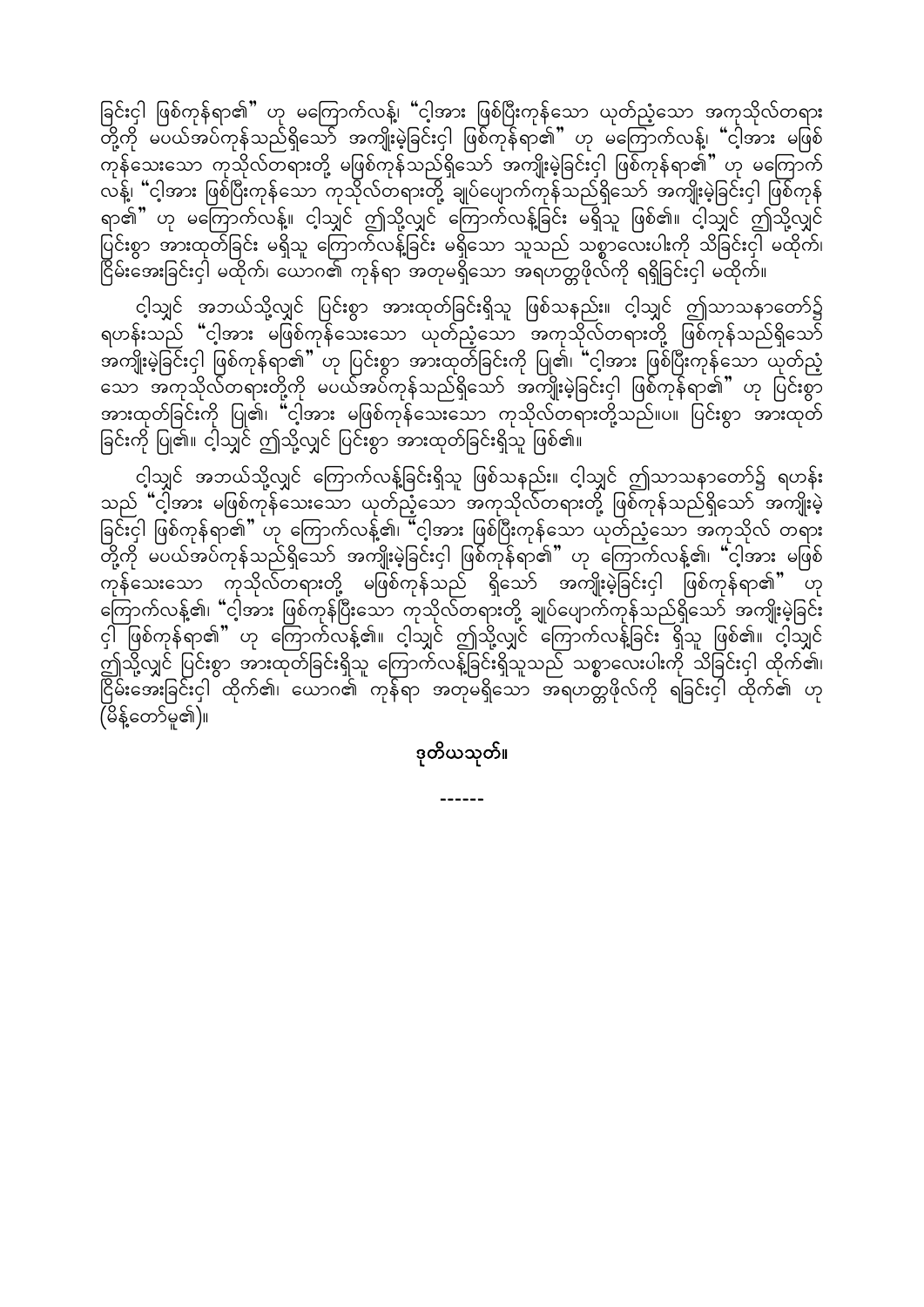ခြင်းငှါ ဖြစ်ကုန်ရာ၏" ဟု မကြောက်လန့်၊ "ငါ့အား ဖြစ်ပြီးကုန်သော ယုတ်ညံ့သော အကုသိုလ်တရားတို့ကို မပယ်အပ်ကုန်သည်ရှိသော် အကျိုးမဲ့ခြင်းငှါ ဖြစ်ကုန်ရာ၏" ဟု မကြောက်လန့်၊ "ငါ့အား မဖြစ်ကုန်သေးသော ကုသိုလ်တရားတို့ မဖြစ်ကုန်သည်ရှိသော် အကျိုးမဲ့ခြင်းငှါ ဖြစ်ကုန်ရာ၏" ဟု မကြောက်လန့်၊ "ငါ့အား ဖြစ်ပြီးကုန်သော ကုသိုလ်တရားတို့ ချုပ်ပျောက်ကုန်သည်ရှိသော် အကျိုးမဲ့ခြင်းငှါ ဖြစ်ကုန်ရာ၏" ဟု မကြောက်လန့်။ ငါ့သျှင် ဤသို့လျှင် ကြောက်လန့်ခြင်း မရှိသူ ဖြစ်၏။ ငါ့သျှင် ဤသို့လျှင် ပြင်းစွာ အားထုတ်ခြင်း မရှိသူ ကြောက်လန့်ခြင်း မရှိသော သူသည် သစ္စာလေးပါးကို သိခြင်းငှါ မထိုက်၊ ငြိမ်းအေးခြင်းငှါ မထိုက်၊ ယောဂ၏ ကုန်ရာ အတုမရှိသော အရဟတ္တဖိုလ်ကို ရရှိခြင်းငှါ မထိုက်။

ငါ့သျှင် အဘယ်သို့လျှင် ပြင်းစွာ အားထုတ်ခြင်းရှိသူ ဖြစ်သနည်း။ ငါ့သျှင် ဤသာသနာတော်၌ ရဟန်းသည် "ငါ့အား မဖြစ်ကုန်သေးသော ယုတ်ညံ့သော အကုသိုလ်တရားတို့ ဖြစ်ကုန်သည်ရှိသော် အကျိုးမဲ့ခြင်းငှါ ဖြစ်ကုန်ရာ၏" ဟု ပြင်းစွာ အားထုတ်ခြင်းကို ပြု၏၊ "ငါ့အား ဖြစ်ပြီးကုန်သော ယုတ်ညံ့သော အကုသိုလ်တရားတို့ကို မပယ်အပ်ကုန်သည်ရှိသော် အကျိုးမဲ့ခြင်းငှါ ဖြစ်ကုန်ရာ၏" ဟု ပြင်းစွာ အားထုတ်ခြင်းကို ပြု၏၊ "ငါ့အား မဖြစ်ကုန်သေးသော ကုသိုလ်တရားတို့သည်။ပ။ ပြင်းစွာ အားထုတ်ခြင်းကို ပြု၏။ ငါ့သျှင် ဤသို့လျှင် ပြင်းစွာ အားထုတ်ခြင်းရှိသူ ဖြစ်၏။

ငါ့သျှင် အဘယ်သို့လျှင် ကြောက်လန့်ခြင်းရှိသူ ဖြစ်သနည်း။ ငါ့သျှင် ဤသာသနာတော်၌ ရဟန်းသည် "ငါ့အား မဖြစ်ကုန်သေးသော ယုတ်ညံ့သော အကုသိုလ်တရားတို့ ဖြစ်ကုန်သည်ရှိသော် အကျိုးမဲ့ခြင်းငှါ ဖြစ်ကုန်ရာ၏" ဟု ကြောက်လန့်၏၊ "ငါ့အား ဖြစ်ပြီးကုန်သော ယုတ်ညံ့သော အကုသိုလ် တရားတို့ကို မပယ်အပ်ကုန်သည်ရှိသော် အကျိုးမဲ့ခြင်းငှါ ဖြစ်ကုန်ရာ၏" ဟု ကြောက်လန့်၏၊ "ငါ့အား မဖြစ်ကုန်သေးသော ကုသိုလ်တရားတို့ မဖြစ်ကုန်သည် ရှိသော် အကျိုးမဲ့ခြင်းငှါ ဖြစ်ကုန်ရာ၏" ဟု ကြောက်လန့်၏၊ "ငါ့အား ဖြစ်ကုန်ပြီးသော ကုသိုလ်တရားတို့ ချုပ်ပျောက်ကုန်သည်ရှိသော် အကျိုးမဲ့ခြင်းငှါ ဖြစ်ကုန်ရာ၏" ဟု ကြောက်လန့်၏။ ငါ့သျှင် ဤသို့လျှင် ကြောက်လန့်ခြင်း ရှိသူ ဖြစ်၏။ ငါ့သျှင် ဤသို့လျှင် ပြင်းစွာ အားထုတ်ခြင်းရှိသူ ကြောက်လန့်ခြင်းရှိသူသည် သစ္စာလေးပါးကို သိခြင်းငှါ ထိုက်၏၊ ငြိမ်းအေးခြင်းငှါ ထိုက်၏၊ ယောဂ၏ ကုန်ရာ အတုမရှိသော အရဟတ္တဖိုလ်ကို ရခြင်းငှါ ထိုက်၏ ဟု (မိန့်တော်မူ၏)။

**ဒုတိယသုတ်။**

------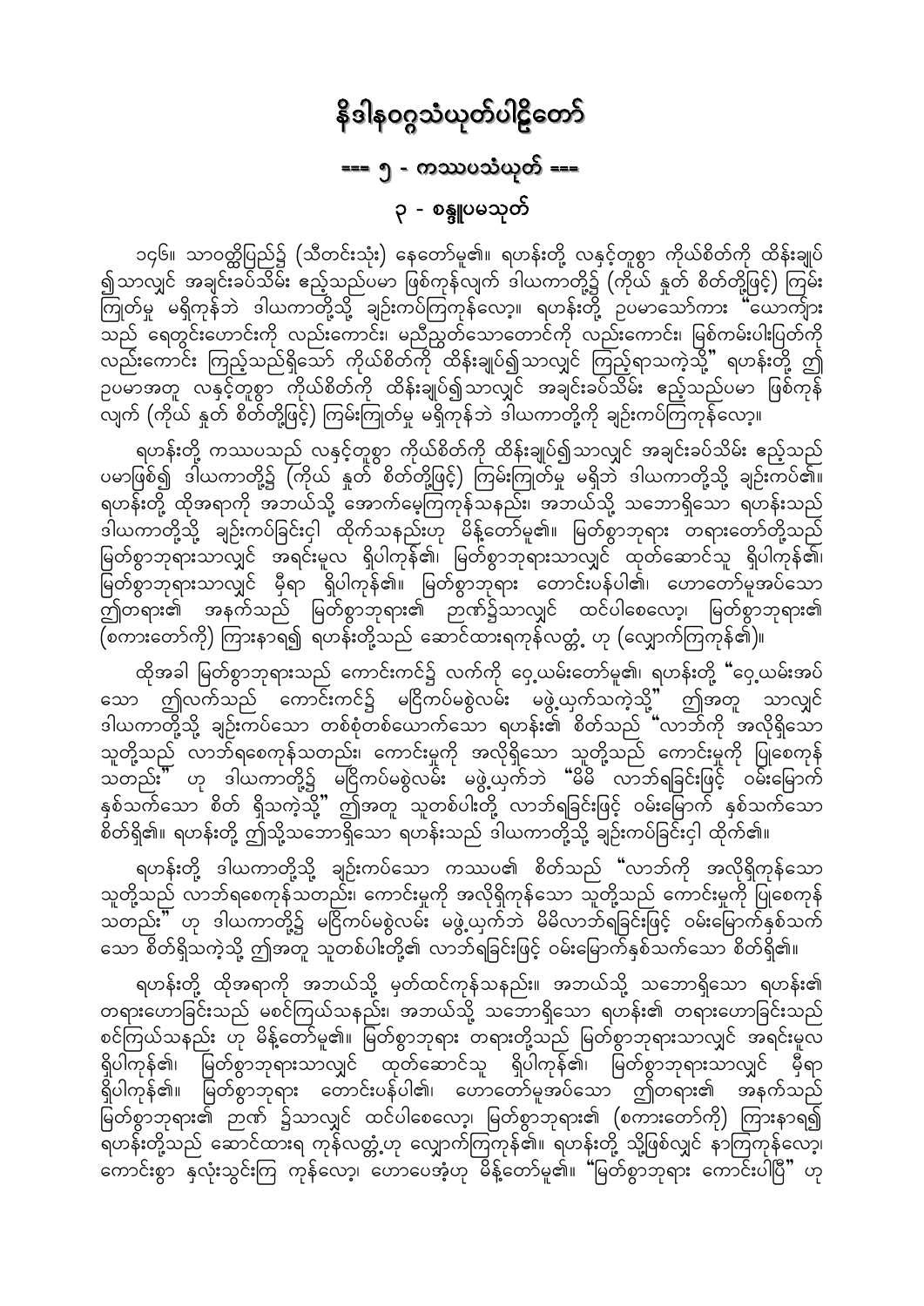# နိဒါနဝဂ္ဂသံယုတ်ပါဠိတော်

## === ၅ - ကဿပသံယုတ် ===

### ၃ - စန္ဒူပမသုတ်

၁၄၆။ သာဝတ္ထိပြည်၌ (သီတင်းသုံး) နေတော်မူ၏။ ရဟန်းတို့ လနှင့်တူစွာ ကိုယ်စိတ်ကို ထိန်းချုပ်၍သာလျှင် အချင်းခပ်သိမ်း ဧည့်သည်ပမာ ဖြစ်ကုန်လျက် ဒါယကာတို့၌ (ကိုယ် နှုတ် စိတ်တို့ဖြင့်) ကြမ်းကြုတ်မှု မရှိကုန်ဘဲ ဒါယကာတို့သို့ ချဉ်းကပ်ကြကုန်လော့။ ရဟန်းတို့ ဥပမာသော်ကား "ယောကျ်ားသည် ရေတွင်းဟောင်းကို လည်းကောင်း၊ မညီညွတ်သောတောင်ကို လည်းကောင်း၊ မြစ်ကမ်းပါးပြတ်ကို လည်းကောင်း ကြည့်သည်ရှိသော် ကိုယ်စိတ်ကို ထိန်းချုပ်၍သာလျှင် ကြည့်ရာသကဲ့သို့" ရဟန်းတို့ ဤဥပမာအတူ လနှင့်တူစွာ ကိုယ်စိတ်ကို ထိန်းချုပ်၍သာလျှင် အချင်းခပ်သိမ်း ဧည့်သည်ပမာ ဖြစ်ကုန်လျက် (ကိုယ် နှုတ် စိတ်တို့ဖြင့်) ကြမ်းကြုတ်မှု မရှိကုန်ဘဲ ဒါယကာတို့ကို ချဉ်းကပ်ကြကုန်လော့။

ရဟန်းတို့ ကဿပသည် လနှင့်တူစွာ ကိုယ်စိတ်ကို ထိန်းချုပ်၍သာလျှင် အချင်းခပ်သိမ်း ဧည့်သည်ပမာဖြစ်၍ ဒါယကာတို့၌ (ကိုယ် နှုတ် စိတ်တို့ဖြင့်) ကြမ်းကြုတ်မှု မရှိဘဲ ဒါယကာတို့သို့ ချဉ်းကပ်၏။ ရဟန်းတို့ ထိုအရာကို အဘယ်သို့ အောက်မေ့ကြကုန်သနည်း၊ အဘယ်သို့ သဘောရှိသော ရဟန်းသည် ဒါယကာတို့သို့ ချဉ်းကပ်ခြင်းငှါ ထိုက်သနည်းဟု မိန့်တော်မူ၏။ မြတ်စွာဘုရား တရားတော်တို့သည် မြတ်စွာဘုရားသာလျှင် အရင်းမူလ ရှိပါကုန်၏၊ မြတ်စွာဘုရားသာလျှင် ထုတ်ဆောင်သူ ရှိပါကုန်၏၊ မြတ်စွာဘုရားသာလျှင် မှီရာ ရှိပါကုန်၏။ မြတ်စွာဘုရား တောင်းပန်ပါ၏၊ ဟောတော်မူအပ်သော ဤတရား၏ အနက်သည် မြတ်စွာဘုရား၏ ဉာဏ်၌သာလျှင် ထင်ပါစေလော့၊ မြတ်စွာဘုရား၏ (စကားတော်ကို) ကြားနာရ၍ ရဟန်းတို့သည် ဆောင်ထားရကုန်လတ္တံ့ ဟု (လျှောက်ကြကုန်၏)။

ထိုအခါ မြတ်စွာဘုရားသည် ကောင်းကင်၌ လက်ကို ဝှေ့ယမ်းတော်မူ၏၊ ရဟန်းတို့ "ဝှေ့ယမ်းအပ်သော ဤလက်သည် ကောင်းကင်၌ မငြိကပ်မစွဲလမ်း မဖွဲ့ယှက်သကဲ့သို့" ဤအတူ သာလျှင် ဒါယကာတို့သို့ ချဉ်းကပ်သော တစ်စုံတစ်ယောက်သော ရဟန်း၏ စိတ်သည် "လာဘ်ကို အလိုရှိသော သူတို့သည် လာဘ်ရစေကုန်သတည်း၊ ကောင်းမှုကို အလိုရှိသော သူတို့သည် ကောင်းမှုကို ပြုစေကုန်သတည်း" ဟု ဒါယကာတို့၌ မငြိကပ်မစွဲလမ်း မဖွဲ့ယှက်ဘဲ "မိမိ လာဘ်ရခြင်းဖြင့် ဝမ်းမြောက်နှစ်သက်သော စိတ် ရှိသကဲ့သို့" ဤအတူ သူတစ်ပါးတို့ လာဘ်ရခြင်းဖြင့် ဝမ်းမြောက် နှစ်သက်သော စိတ်ရှိ၏။ ရဟန်းတို့ ဤသို့သဘောရှိသော ရဟန်းသည် ဒါယကာတို့သို့ ချဉ်းကပ်ခြင်းငှါ ထိုက်၏။

ရဟန်းတို့ ဒါယကာတို့သို့ ချဉ်းကပ်သော ကဿပ၏ စိတ်သည် "လာဘ်ကို အလိုရှိကုန်သော သူတို့သည် လာဘ်ရစေကုန်သတည်း၊ ကောင်းမှုကို အလိုရှိကုန်သော သူတို့သည် ကောင်းမှုကို ပြုစေကုန်သတည်း" ဟု ဒါယကာတို့၌ မငြိကပ်မစွဲလမ်း မဖွဲ့ယှက်ဘဲ မိမိလာဘ်ရခြင်းဖြင့် ဝမ်းမြောက်နှစ်သက်သော စိတ်ရှိသကဲ့သို့ ဤအတူ သူတစ်ပါးတို့၏ လာဘ်ရခြင်းဖြင့် ဝမ်းမြောက်နှစ်သက်သော စိတ်ရှိ၏။

ရဟန်းတို့ ထိုအရာကို အဘယ်သို့ မှတ်ထင်ကုန်သနည်း။ အဘယ်သို့ သဘောရှိသော ရဟန်း၏ တရားဟောခြင်းသည် မစင်ကြယ်သနည်း၊ အဘယ်သို့ သဘောရှိသော ရဟန်း၏ တရားဟောခြင်းသည် စင်ကြယ်သနည်း ဟု မိန့်တော်မူ၏။ မြတ်စွာဘုရား တရားတို့သည် မြတ်စွာဘုရားသာလျှင် အရင်းမူလ ရှိပါကုန်၏၊ မြတ်စွာဘုရားသာလျှင် ထုတ်ဆောင်သူ ရှိပါကုန်၏၊ မြတ်စွာဘုရားသာလျှင် မှီရာ ရှိပါကုန်၏။ မြတ်စွာဘုရား တောင်းပန်ပါ၏၊ ဟောတော်မူအပ်သော ဤတရား၏ အနက်သည် မြတ်စွာဘုရား၏ ဉာဏ် ၌သာလျှင် ထင်ပါစေလော့၊ မြတ်စွာဘုရား၏ (စကားတော်ကို) ကြားနာရ၍ ရဟန်းတို့သည် ဆောင်ထားရ ကုန်လတ္တံ့ဟု လျှောက်ကြကုန်၏။ ရဟန်းတို့ သို့ဖြစ်လျှင် နာကြကုန်လော့၊ ကောင်းစွာ နှလုံးသွင်းကြ ကုန်လော့၊ ဟောပေအံ့ဟု မိန့်တော်မူ၏။ "မြတ်စွာဘုရား ကောင်းပါပြီ" ဟု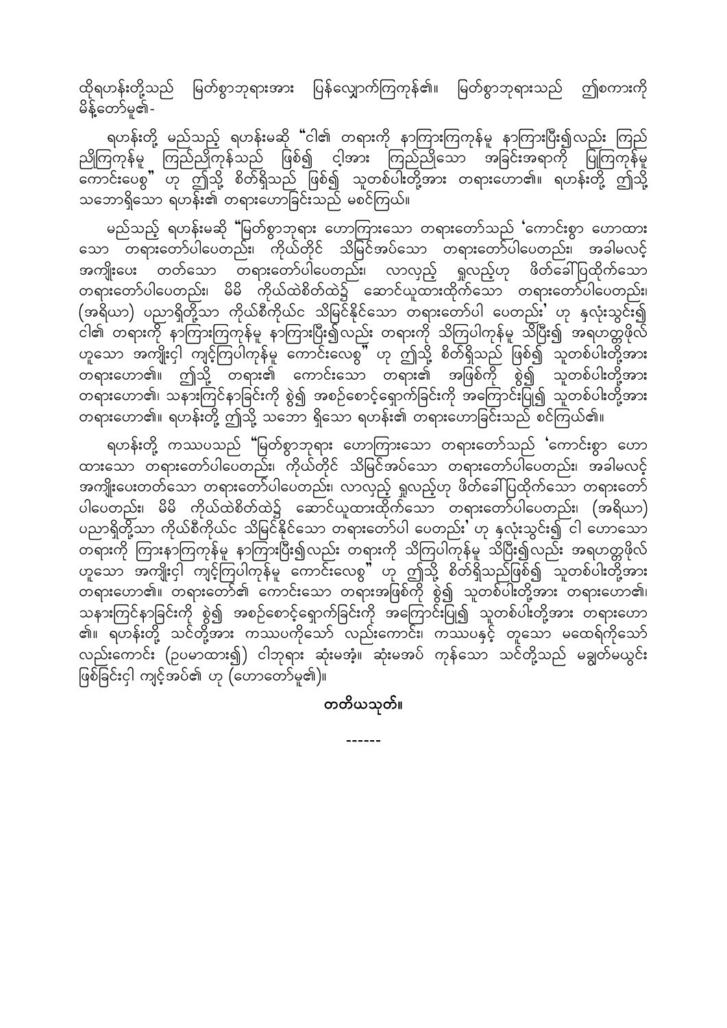ထိုရဟန်းတို့သည် မြတ်စွာဘုရားအား ပြန်လျှောက်ကြကုန်၏။ မြတ်စွာဘုရားသည် ဤစကားကို မိန့်တော်မူ၏-

ရဟန်းတို့ မည်သည့် ရဟန်းမဆို "ငါ၏ တရားကို နာကြားကြကုန်မူ နာကြားပြီး၍လည်း ကြည်ညိုကြကုန်မူ ကြည်ညိုကုန်သည် ဖြစ်၍ ငါ့အား ကြည်ညိုသော အခြင်းအရာကို ပြုကြကုန်မူ ကောင်းပေစွ" ဟု ဤသို့ စိတ်ရှိသည် ဖြစ်၍ သူတစ်ပါးတို့အား တရားဟော၏။ ရဟန်းတို့ ဤသို့ သဘောရှိသော ရဟန်း၏ တရားဟောခြင်းသည် မစင်ကြယ်။

မည်သည့် ရဟန်းမဆို "မြတ်စွာဘုရား ဟောကြားသော တရားတော်သည် 'ကောင်းစွာ ဟောထားသော တရားတော်ပါပေတည်း၊ ကိုယ်တိုင် သိမြင်အပ်သော တရားတော်ပါပေတည်း၊ အခါမလင့် အကျိုးပေး တတ်သော တရားတော်ပါပေတည်း၊ လာလှည့် ရှုလည့်ဟု ဖိတ်ခေါ်ပြထိုက်သော တရားတော်ပါပေတည်း၊ မိမိ ကိုယ်ထဲစိတ်ထဲ၌ ဆောင်ယူထားထိုက်သော တရားတော်ပါပေတည်း၊ (အရိယာ) ပညာရှိတို့သာ ကိုယ်စီကိုယ်င သိမြင်နိုင်သော တရားတော်ပါ ပေတည်း' ဟု နှလုံးသွင်း၍ ငါ၏ တရားကို နာကြားကြကုန်မူ နာကြားပြီး၍လည်း တရားကို သိကြပါကုန်မူ သိပြီး၍ အရဟတ္တဖိုလ် ဟူသော အကျိုးငှါ ကျင့်ကြပါကုန်မူ ကောင်းလေစွ" ဟု ဤသို့ စိတ်ရှိသည် ဖြစ်၍ သူတစ်ပါးတို့အား တရားဟော၏။ ဤသို့ တရား၏ ကောင်းသော တရား၏ အဖြစ်ကို စွဲ၍ သူတစ်ပါးတို့အား တရားဟော၏၊ သနားကြင်နာခြင်းကို စွဲ၍ အစဉ်စောင့်ရှောက်ခြင်းကို အကြောင်းပြု၍ သူတစ်ပါးတို့အား တရားဟော၏။ ရဟန်းတို့ ဤသို့ သဘော ရှိသော ရဟန်း၏ တရားဟောခြင်းသည် စင်ကြယ်၏။

ရဟန်းတို့ ကဿပသည် "မြတ်စွာဘုရား ဟောကြားသော တရားတော်သည် 'ကောင်းစွာ ဟောထားသော တရားတော်ပါပေတည်း၊ ကိုယ်တိုင် သိမြင်အပ်သော တရားတော်ပါပေတည်း၊ အခါမလင့် အကျိုးပေးတတ်သော တရားတော်ပါပေတည်း၊ လာလှည့် ရှုလည့်ဟု ဖိတ်ခေါ်ပြထိုက်သော တရားတော်ပါပေတည်း၊ မိမိ ကိုယ်ထဲစိတ်ထဲ၌ ဆောင်ယူထားထိုက်သော တရားတော်ပါပေတည်း၊ (အရိယာ) ပညာရှိတို့သာ ကိုယ်စီကိုယ်င သိမြင်နိုင်သော တရားတော်ပါ ပေတည်း' ဟု နှလုံးသွင်း၍ ငါ ဟောသော တရားကို ကြားနာကြကုန်မူ နာကြားပြီး၍လည်း တရားကို သိကြပါကုန်မူ သိပြီး၍လည်း အရဟတ္တဖိုလ် ဟူသော အကျိုးငှါ ကျင့်ကြပါကုန်မူ ကောင်းလေစွ" ဟု ဤသို့ စိတ်ရှိသည်ဖြစ်၍ သူတစ်ပါးတို့အား တရားဟော၏။ တရားတော်၏ ကောင်းသော တရားအဖြစ်ကို စွဲ၍ သူတစ်ပါးတို့အား တရားဟော၏၊ သနားကြင်နာခြင်းကို စွဲ၍ အစဉ်စောင့်ရှောက်ခြင်းကို အကြောင်းပြု၍ သူတစ်ပါးတို့အား တရားဟော၏။ ရဟန်းတို့ သင်တို့အား ကဿပကိုသော် လည်းကောင်း၊ ကဿပနှင့် တူသော မထေရ်ကိုသော် လည်းကောင်း (ဥပမာထား၍) ငါဘုရား ဆုံးမအံ့။ ဆုံးမအပ် ကုန်သော သင်တို့သည် မချွတ်မယွင်း ဖြစ်ခြင်းငှါ ကျင့်အပ်၏ ဟု (ဟောတော်မူ၏)။

**တတိယသုတ်။**

------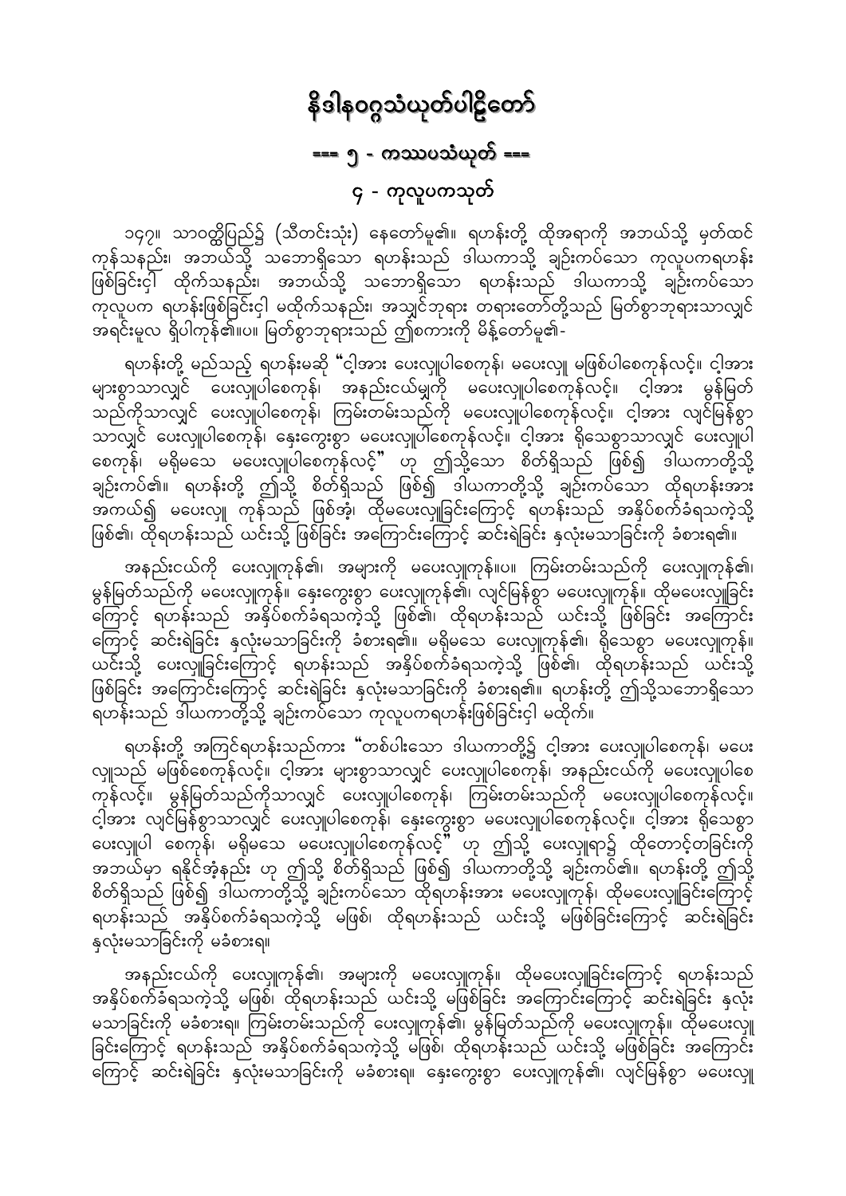# နိဒါနဝဂ္ဂသံယုတ်ပါဠိတော်

## === ၅ - ကဿပသံယုတ် ===

### ၄ - ကုလူပကသုတ်

၁၄၇။ သာဝတ္ထိပြည်၌ (သီတင်းသုံး) နေတော်မူ၏။ ရဟန်းတို့ ထိုအရာကို အဘယ်သို့ မှတ်ထင်ကုန်သနည်း၊ အဘယ်သို့ သဘောရှိသော ရဟန်းသည် ဒါယကာသို့ ချဉ်းကပ်သော ကုလူပကရဟန်း ဖြစ်ခြင်းငှါ ထိုက်သနည်း၊ အဘယ်သို့ သဘောရှိသော ရဟန်းသည် ဒါယကာသို့ ချဉ်းကပ်သော ကုလူပက ရဟန်းဖြစ်ခြင်းငှါ မထိုက်သနည်း၊ အသျှင်ဘုရား တရားတော်တို့သည် မြတ်စွာဘုရားသာလျှင် အရင်းမူလ ရှိပါကုန်၏။ပ။ မြတ်စွာဘုရားသည် ဤစကားကို မိန့်တော်မူ၏-

ရဟန်းတို့ မည်သည့် ရဟန်းမဆို "ငါ့အား ပေးလှူပါစေကုန်၊ မပေးလှူ မဖြစ်ပါစေကုန်လင့်။ ငါ့အား များစွာသာလျှင် ပေးလှူပါစေကုန်၊ အနည်းငယ်မျှကို မပေးလှူပါစေကုန်လင့်။ ငါ့အား မွန်မြတ်သည်ကိုသာလျှင် ပေးလှူပါစေကုန်၊ ကြမ်းတမ်းသည်ကို မပေးလှူပါစေကုန်လင့်။ ငါ့အား လျင်မြန်စွာသာလျှင် ပေးလှူပါစေကုန်၊ နှေးကွေးစွာ မပေးလှူပါစေကုန်လင့်။ ငါ့အား ရိုသေစွာသာလျှင် ပေးလှူပါစေကုန်၊ မရိုမသေ မပေးလှူပါစေကုန်လင့်" ဟု ဤသို့သော စိတ်ရှိသည် ဖြစ်၍ ဒါယကာတို့သို့ ချဉ်းကပ်၏။ ရဟန်းတို့ ဤသို့ စိတ်ရှိသည် ဖြစ်၍ ဒါယကာတို့သို့ ချဉ်းကပ်သော ထိုရဟန်းအား အကယ်၍ မပေးလှူ ကုန်သည် ဖြစ်အံ့၊ ထိုမပေးလှူခြင်းကြောင့် ရဟန်းသည် အနှိပ်စက်ခံရသကဲ့သို့ ဖြစ်၏၊ ထိုရဟန်းသည် ယင်းသို့ ဖြစ်ခြင်း အကြောင်းကြောင့် ဆင်းရဲခြင်း နှလုံးမသာခြင်းကို ခံစားရ၏။

အနည်းငယ်ကို ပေးလှူကုန်၏၊ အများကို မပေးလှူကုန်။ပ။ ကြမ်းတမ်းသည်ကို ပေးလှူကုန်၏၊ မွန်မြတ်သည်ကို မပေးလှူကုန်။ နှေးကွေးစွာ ပေးလှူကုန်၏၊ လျင်မြန်စွာ မပေးလှူကုန်။ ထိုမပေးလှူခြင်းကြောင့် ရဟန်းသည် အနှိပ်စက်ခံရသကဲ့သို့ ဖြစ်၏၊ ထိုရဟန်းသည် ယင်းသို့ ဖြစ်ခြင်း အကြောင်းကြောင့် ဆင်းရဲခြင်း နှလုံးမသာခြင်းကို ခံစားရ၏။ မရိုမသေ ပေးလှူကုန်၏၊ ရိုသေစွာ မပေးလှူကုန်။ ယင်းသို့ ပေးလှူခြင်းကြောင့် ရဟန်းသည် အနှိပ်စက်ခံရသကဲ့သို့ ဖြစ်၏၊ ထိုရဟန်းသည် ယင်းသို့ ဖြစ်ခြင်း အကြောင်းကြောင့် ဆင်းရဲခြင်း နှလုံးမသာခြင်းကို ခံစားရ၏။ ရဟန်းတို့ ဤသို့သဘောရှိသော ရဟန်းသည် ဒါယကာတို့သို့ ချဉ်းကပ်သော ကုလူပကရဟန်းဖြစ်ခြင်းငှါ မထိုက်။

ရဟန်းတို့ အကြင်ရဟန်းသည်ကား "တစ်ပါးသော ဒါယကာတို့၌ ငါ့အား ပေးလှူပါစေကုန်၊ မပေးလှူသည် မဖြစ်စေကုန်လင့်။ ငါ့အား များစွာသာလျှင် ပေးလှူပါစေကုန်၊ အနည်းငယ်ကို မပေးလှူပါစေကုန်လင့်။ မွန်မြတ်သည်ကိုသာလျှင် ပေးလှူပါစေကုန်၊ ကြမ်းတမ်းသည်ကို မပေးလှူပါစေကုန်လင့်။ ငါ့အား လျင်မြန်စွာသာလျှင် ပေးလှူပါစေကုန်၊ နှေးကွေးစွာ မပေးလှူပါစေကုန်လင့်။ ငါ့အား ရိုသေစွာ ပေးလှူပါ စေကုန်၊ မရိုမသေ မပေးလှူပါစေကုန်လင့်" ဟု ဤသို့ ပေးလှူရာ၌ ထိုတောင့်တခြင်းကို အဘယ်မှာ ရနိုင်အံ့နည်း ဟု ဤသို့ စိတ်ရှိသည် ဖြစ်၍ ဒါယကာတို့သို့ ချဉ်းကပ်၏။ ရဟန်းတို့ ဤသို့ စိတ်ရှိသည် ဖြစ်၍ ဒါယကာတို့သို့ ချဉ်းကပ်သော ထိုရဟန်းအား မပေးလှူကုန်၊ ထိုမပေးလှူခြင်းကြောင့် ရဟန်းသည် အနှိပ်စက်ခံရသကဲ့သို့ မဖြစ်၊ ထိုရဟန်းသည် ယင်းသို့ မဖြစ်ခြင်းကြောင့် ဆင်းရဲခြင်း နှလုံးမသာခြင်းကို မခံစားရ။

အနည်းငယ်ကို ပေးလှူကုန်၏၊ အများကို မပေးလှူကုန်။ ထိုမပေးလှူခြင်းကြောင့် ရဟန်းသည် အနှိပ်စက်ခံရသကဲ့သို့ မဖြစ်၊ ထိုရဟန်းသည် ယင်းသို့ မဖြစ်ခြင်း အကြောင်းကြောင့် ဆင်းရဲခြင်း နှလုံးမသာခြင်းကို မခံစားရ။ ကြမ်းတမ်းသည်ကို ပေးလှူကုန်၏၊ မွန်မြတ်သည်ကို မပေးလှူကုန်။ ထိုမပေးလှူခြင်းကြောင့် ရဟန်းသည် အနှိပ်စက်ခံရသကဲ့သို့ မဖြစ်၊ ထိုရဟန်းသည် ယင်းသို့ မဖြစ်ခြင်း အကြောင်းကြောင့် ဆင်းရဲခြင်း နှလုံးမသာခြင်းကို မခံစားရ။ နှေးကွေးစွာ ပေးလှူကုန်၏၊ လျင်မြန်စွာ မပေးလှူ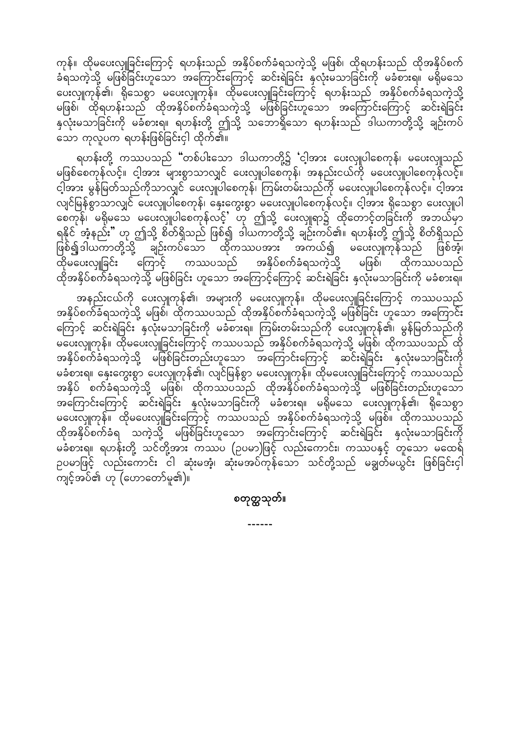ကုန်။ ထိုမပေးလှူခြင်းကြောင့် ရဟန်းသည် အနှိပ်စက်ခံရသကဲ့သို့ မဖြစ်၊ ထိုရဟန်းသည် ထိုအနှိပ်စက်ခံရသကဲ့သို့ မဖြစ်ခြင်းဟူသော အကြောင်းကြောင့် ဆင်းရဲခြင်း နှလုံးမသာခြင်းကို မခံစားရ။ မရှိမသေ ပေးလှူကုန်၏၊ ရိုသေစွာ မပေးလှူကုန်။ ထိုမပေးလှူခြင်းကြောင့် ရဟန်းသည် အနှိပ်စက်ခံရသကဲ့သို့ မဖြစ်၊ ထိုရဟန်းသည် ထိုအနှိပ်စက်ခံရသကဲ့သို့ မဖြစ်ခြင်းဟူသော အကြောင်းကြောင့် ဆင်းရဲခြင်း နှလုံးမသာခြင်းကို မခံစားရ။ ရဟန်းတို့ ဤသို့ သဘောရှိသော ရဟန်းသည် ဒါယကာတို့သို့ ချဉ်းကပ်သော ကုလူပက ရဟန်းဖြစ်ခြင်းငှါ ထိုက်၏။

ရဟန်းတို့ ကဿပသည် "တစ်ပါးသော ဒါယကာတို့၌ 'ငါ့အား ပေးလှူပါစေကုန်၊ မပေးလှူသည် မဖြစ်စေကုန်လင့်။ ငါ့အား များစွာသာလျှင် ပေးလှူပါစေကုန်၊ အနည်းငယ်ကို မပေးလှူပါစေကုန်လင့်။ ငါ့အား မွန်မြတ်သည်ကိုသာလျှင် ပေးလှူပါစေကုန်၊ ကြမ်းတမ်းသည်ကို မပေးလှူပါစေကုန်လင့်။ ငါ့အား လျင်မြန်စွာသာလျှင် ပေးလှူပါစေကုန်၊ နှေးကွေးစွာ မပေးလှူပါစေကုန်လင့်။ ငါ့အား ရိုသေစွာ ပေးလှူပါစေကုန်၊ မရှိမသေ မပေးလှူပါစေကုန်လင့်' ဟု ဤသို့ ပေးလှူရာ၌ ထိုတောင့်တခြင်းကို အဘယ်မှာ ရနိုင် အံ့နည်း" ဟု ဤသို့ စိတ်ရှိသည် ဖြစ်၍ ဒါယကာတို့သို့ ချဉ်းကပ်၏။ ရဟန်းတို့ ဤသို့ စိတ်ရှိသည် ဖြစ်၍ဒါယကာတို့သို့ ချဉ်းကပ်သော ထိုကဿပအား အကယ်၍ မပေးလှူကုန်သည် ဖြစ်အံ့၊ ထိုမပေးလှူခြင်း ကြောင့် ကဿပသည် အနှိပ်စက်ခံရသကဲ့သို့ မဖြစ်၊ ထိုကဿပသည် ထိုအနှိပ်စက်ခံရသကဲ့သို့ မဖြစ်ခြင်း ဟူသော အကြောင်းကြောင့် ဆင်းရဲခြင်း နှလုံးမသာခြင်းကို မခံစားရ။

အနည်းငယ်ကို ပေးလှူကုန်၏၊ အများကို မပေးလှူကုန်။ ထိုမပေးလှူခြင်းကြောင့် ကဿပသည် အနှိပ်စက်ခံရသကဲ့သို့ မဖြစ်၊ ထိုကဿပသည် ထိုအနှိပ်စက်ခံရသကဲ့သို့ မဖြစ်ခြင်း ဟူသော အကြောင်းကြောင့် ဆင်းရဲခြင်း နှလုံးမသာခြင်းကို မခံစားရ။ ကြမ်းတမ်းသည်ကို ပေးလှူကုန်၏၊ မွန်မြတ်သည်ကို မပေးလှူကုန်။ ထိုမပေးလှူခြင်းကြောင့် ကဿပသည် အနှိပ်စက်ခံရသကဲ့သို့ မဖြစ်၊ ထိုကဿပသည် ထိုအနှိပ်စက်ခံရသကဲ့သို့ မဖြစ်ခြင်းတည်းဟူသော အကြောင်းကြောင့် ဆင်းရဲခြင်း နှလုံးမသာခြင်းကို မခံစားရ။ နှေးကွေးစွာ ပေးလှူကုန်၏၊ လျင်မြန်စွာ မပေးလှူကုန်။ ထိုမပေးလှူခြင်းကြောင့် ကဿပသည် အနှိပ် စက်ခံရသကဲ့သို့ မဖြစ်၊ ထိုကဿပသည် ထိုအနှိပ်စက်ခံရသကဲ့သို့ မဖြစ်ခြင်းတည်းဟူသော အကြောင်းကြောင့် ဆင်းရဲခြင်း နှလုံးမသာခြင်းကို မခံစားရ။ မရှိမသေ ပေးလှူကုန်၏၊ ရိုသေစွာ မပေးလှူကုန်။ ထိုမပေးလှူခြင်းကြောင့် ကဿပသည် အနှိပ်စက်ခံရသကဲ့သို့ မဖြစ်၊ ထိုကဿပသည် ထိုအနှိပ်စက်ခံရ သကဲ့သို့ မဖြစ်ခြင်းဟူသော အကြောင်းကြောင့် ဆင်းရဲခြင်း နှလုံးမသာခြင်းကို မခံစားရ။ ရဟန်းတို့ သင်တို့အား ကဿပ (ဥပမာ)ဖြင့် လည်းကောင်း၊ ကဿပနှင့် တူသော မထေရ် ဥပမာဖြင့် လည်းကောင်း ငါ ဆုံးမအံ့၊ ဆုံးမအပ်ကုန်သော သင်တို့သည် မချွတ်မယွင်း ဖြစ်ခြင်းငှါ ကျင့်အပ်၏ ဟု (ဟောတော်မူ၏)။

**စတုတ္ထသုတ်။**

------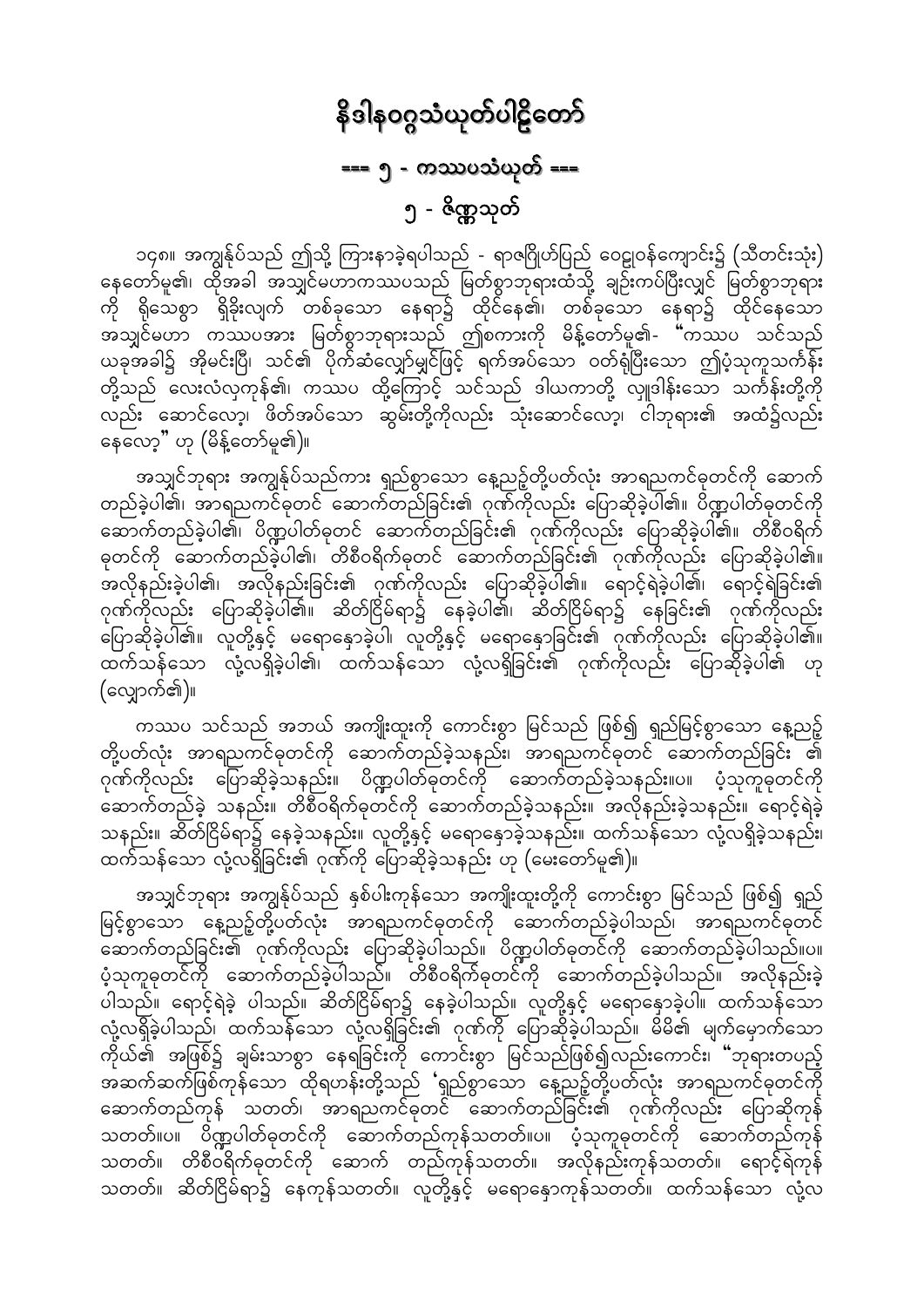# နိဒါနဝဂ္ဂသံယုတ်ပါဠိတော်

## === ၅ - ကဿပသံယုတ် ===

### ၅ - ဇိဏ္ဏသုတ်

၁၄၈။ အကျွန်ုပ်သည် ဤသို့ ကြားနာခဲ့ရပါသည် - ရာဇဂြိုဟ်ပြည် ဝေဠုဝန်ကျောင်း၌ (သီတင်းသုံး) နေတော်မူ၏၊ ထိုအခါ အသျှင်မဟာကဿပသည် မြတ်စွာဘုရားထံသို့ ချဉ်းကပ်ပြီးလျှင် မြတ်စွာဘုရားကို ရှိသေစွာ ရှိခိုးလျက် တစ်ခုသော နေရာ၌ ထိုင်နေ၏၊ တစ်ခုသော နေရာ၌ ထိုင်နေသော အသျှင်မဟာ ကဿပအား မြတ်စွာဘုရားသည် ဤစကားကို မိန့်တော်မူ၏- "ကဿပ သင်သည် ယခုအခါ၌ အိုမင်းပြီ၊ သင်၏ ပိုက်ဆံလျှော်မျှင်ဖြင့် ရက်အပ်သော ဝတ်ရုံပြီးသော ဤပံ့သုကူသင်္ကန်းတို့သည် လေးလံလှကုန်၏၊ ကဿပ ထို့ကြောင့် သင်သည် ဒါယကာတို့ လှူဒါန်းသော သင်္ကန်းတို့ကိုလည်း ဆောင်လော့၊ ဖိတ်အပ်သော ဆွမ်းတို့ကိုလည်း သုံးဆောင်လော့၊ ငါဘုရား၏ အထံ၌လည်း နေလော့" ဟု (မိန့်တော်မူ၏)။

အသျှင်ဘုရား အကျွန်ုပ်သည်ကား ရှည်စွာသော နေ့ညဥ့်တို့ပတ်လုံး အာရညကင်ဓုတင်ကို ဆောက်တည်ခဲ့ပါ၏၊ အာရညကင်ဓုတင် ဆောက်တည်ခြင်း၏ ဂုဏ်ကိုလည်း ပြောဆိုခဲ့ပါ၏၊ ပိဏ္ဍပါတ်ဓုတင်ကို ဆောက်တည်ခဲ့ပါ၏၊ ပိဏ္ဍပါတ်ဓုတင် ဆောက်တည်ခြင်း၏ ဂုဏ်ကိုလည်း ပြောဆိုခဲ့ပါ၏။ တိစီဝရိက်ဓုတင်ကို ဆောက်တည်ခဲ့ပါ၏၊ တိစီဝရိက်ဓုတင် ဆောက်တည်ခြင်း၏ ဂုဏ်ကိုလည်း ပြောဆိုခဲ့ပါ၏။ အလိုနည်းခဲ့ပါ၏၊ အလိုနည်းခြင်း၏ ဂုဏ်ကိုလည်း ပြောဆိုခဲ့ပါ၏။ ရောင့်ရဲခဲ့ပါ၏၊ ရောင့်ရဲခြင်း၏ ဂုဏ်ကိုလည်း ပြောဆိုခဲ့ပါ၏။ ဆိတ်ငြိမ်ရာ၌ နေခဲ့ပါ၏၊ ဆိတ်ငြိမ်ရာ၌ နေခြင်း၏ ဂုဏ်ကိုလည်း ပြောဆိုခဲ့ပါ၏။ လူတို့နှင့် မရောနှောခဲ့ပါ၊ လူတို့နှင့် မရောနှောခြင်း၏ ဂုဏ်ကိုလည်း ပြောဆိုခဲ့ပါ၏။ ထက်သန်သော လုံ့လရှိခဲ့ပါ၏၊ ထက်သန်သော လုံ့လရှိခြင်း၏ ဂုဏ်ကိုလည်း ပြောဆိုခဲ့ပါ၏ ဟု (လျှောက်၏)။

ကဿပ သင်သည် အဘယ် အကျိုးထူးကို ကောင်းစွာ မြင်သည် ဖြစ်၍ ရှည်မြင့်စွာသော နေ့ညဥ့်တို့ပတ်လုံး အာရညကင်ဓုတင်ကို ဆောက်တည်ခဲ့သနည်း၊ အာရညကင်ဓုတင် ဆောက်တည်ခြင်း ၏ ဂုဏ်ကိုလည်း ပြောဆိုခဲ့သနည်း။ ပိဏ္ဍပါတ်ဓုတင်ကို ဆောက်တည်ခဲ့သနည်း။ပ။ ပံ့သုကူဓုတင်ကို ဆောက်တည်ခဲ့ သနည်း။ တိစီဝရိက်ဓုတင်ကို ဆောက်တည်ခဲ့သနည်း။ အလိုနည်းခဲ့သနည်း။ ရောင့်ရဲခဲ့သနည်း။ ဆိတ်ငြိမ်ရာ၌ နေခဲ့သနည်း။ လူတို့နှင့် မရောနှောခဲ့သနည်း။ ထက်သန်သော လုံ့လရှိခဲ့သနည်း၊ ထက်သန်သော လုံ့လရှိခြင်း၏ ဂုဏ်ကို ပြောဆိုခဲ့သနည်း ဟု (မေးတော်မူ၏)။

အသျှင်ဘုရား အကျွန်ုပ်သည် နှစ်ပါးကုန်သော အကျိုးထူးတို့ကို ကောင်းစွာ မြင်သည် ဖြစ်၍ ရှည်မြင့်စွာသော နေ့ညဥ့်တို့ပတ်လုံး အာရညကင်ဓုတင်ကို ဆောက်တည်ခဲ့ပါသည်၊ အာရညကင်ဓုတင် ဆောက်တည်ခြင်း၏ ဂုဏ်ကိုလည်း ပြောဆိုခဲ့ပါသည်။ ပိဏ္ဍပါတ်ဓုတင်ကို ဆောက်တည်ခဲ့ပါသည်။ပ။ ပံ့သုကူဓုတင်ကို ဆောက်တည်ခဲ့ပါသည်။ တိစီဝရိက်ဓုတင်ကို ဆောက်တည်ခဲ့ပါသည်။ အလိုနည်းခဲ့ ပါသည်။ ရောင့်ရဲခဲ့ ပါသည်။ ဆိတ်ငြိမ်ရာ၌ နေခဲ့ပါသည်။ လူတို့နှင့် မရောနှောခဲ့ပါ။ ထက်သန်သော လုံ့လရှိခဲ့ပါသည်၊ ထက်သန်သော လုံ့လရှိခြင်း၏ ဂုဏ်ကို ပြောဆိုခဲ့ပါသည်။ မိမိ၏ မျက်မှောက်သော ကိုယ်၏ အဖြစ်၌ ချမ်းသာစွာ နေရခြင်းကို ကောင်းစွာ မြင်သည်ဖြစ်၍လည်းကောင်း၊ "ဘုရားတပည့် အဆက်ဆက်ဖြစ်ကုန်သော ထိုရဟန်းတို့သည် 'ရှည်စွာသော နေ့ညဥ့်တို့ပတ်လုံး အာရညကင်ဓုတင်ကို ဆောက်တည်ကုန် သတတ်၊ အာရညကင်ဓုတင် ဆောက်တည်ခြင်း၏ ဂုဏ်ကိုလည်း ပြောဆိုကုန် သတတ်။ပ။ ပိဏ္ဍပါတ်ဓုတင်ကို ဆောက်တည်ကုန်သတတ်။ပ။ ပံ့သုကူဓုတင်ကို ဆောက်တည်ကုန် သတတ်။ တိစီဝရိက်ဓုတင်ကို ဆောက် တည်ကုန်သတတ်။ အလိုနည်းကုန်သတတ်။ ရောင့်ရဲကုန် သတတ်။ ဆိတ်ငြိမ်ရာ၌ နေကုန်သတတ်။ လူတို့နှင့် မရောနှောကုန်သတတ်။ ထက်သန်သော လုံ့လ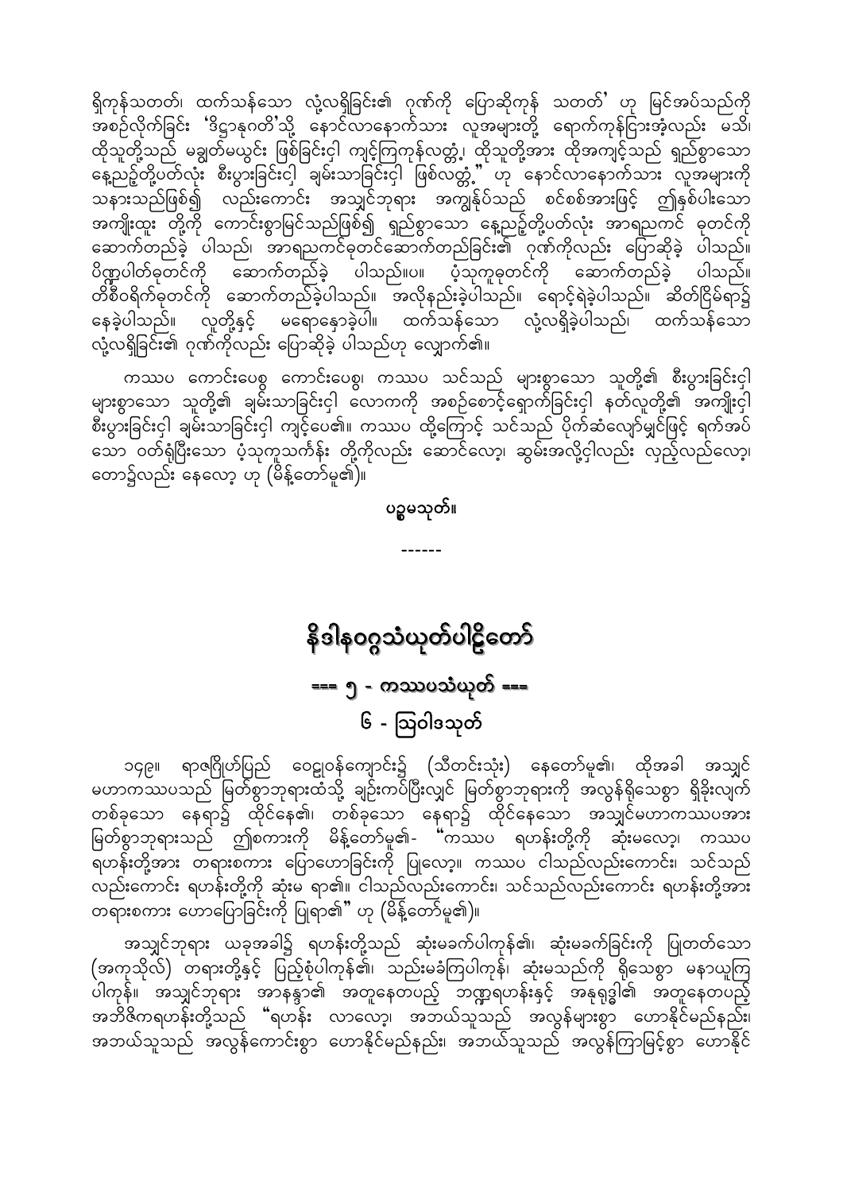ရှိကုန်သတတ်၊ ထက်သန်သော လုံ့လရှိခြင်း၏ ဂုဏ်ကို ပြောဆိုကုန် သတတ်' ဟု မြင်အပ်သည်ကို အစဉ်လိုက်ခြင်း 'ဒိဋ္ဌာနုဂတိ'သို့ နောင်လာနောက်သား လူအများတို့ ရောက်ကုန်ငြားအံ့လည်း မသိ၊ ထိုသူတို့သည် မချွတ်မယွင်း ဖြစ်ခြင်းငှါ ကျင့်ကြကုန်လတ္တံ့၊ ထိုသူတို့အား ထိုအကျင့်သည် ရှည်စွာသော နေ့ညဉ့်တို့ပတ်လုံး စီးပွားခြင်းငှါ ချမ်းသာခြင်းငှါ ဖြစ်လတ္တံ့'' ဟု နောင်လာနောက်သား လူအများကို သနားသည်ဖြစ်၍ လည်းကောင်း အသျှင်ဘုရား အကျွန်ုပ်သည် စင်စစ်အားဖြင့် ဤနှစ်ပါးသော အကျိုးထူး တို့ကို ကောင်းစွာမြင်သည်ဖြစ်၍ ရှည်စွာသော နေ့ညဉ့်တို့ပတ်လုံး အာရညကင် ဓုတင်ကို ဆောက်တည်ခဲ့ ပါသည်၊ အာရညကင်ဓုတင်ဆောက်တည်ခြင်း၏ ဂုဏ်ကိုလည်း ပြောဆိုခဲ့ ပါသည်။ ပိဏ္ဍပါတ်ဓုတင်ကို ဆောက်တည်ခဲ့ ပါသည်။ပ။ ပံ့သုကူဓုတင်ကို ဆောက်တည်ခဲ့ ပါသည်။ တိစီဝရိက်ဓုတင်ကို ဆောက်တည်ခဲ့ပါသည်။ အလိုနည်းခဲ့ပါသည်။ ရောင့်ရဲခဲ့ပါသည်။ ဆိတ်ငြိမ်ရာ၌ နေခဲ့ပါသည်။ လူတို့နှင့် မရောနှောခဲ့ပါ။ ထက်သန်သော လုံ့လရှိခဲ့ပါသည်၊ ထက်သန်သော လုံ့လရှိခြင်း၏ ဂုဏ်ကိုလည်း ပြောဆိုခဲ့ ပါသည်ဟု လျှောက်၏။

ကဿပ ကောင်းပေစွ ကောင်းပေစွ၊ ကဿပ သင်သည် များစွာသော သူတို့၏ စီးပွားခြင်းငှါ များစွာသော သူတို့၏ ချမ်းသာခြင်းငှါ လောကကို အစဉ်စောင့်ရှောက်ခြင်းငှါ နတ်လူတို့၏ အကျိုးငှါ စီးပွားခြင်းငှါ ချမ်းသာခြင်းငှါ ကျင့်ပေ၏။ ကဿပ ထို့ကြောင့် သင်သည် ပိုက်ဆံလျော်မျှင်ဖြင့် ရက်အပ်သော ဝတ်ရုံပြီးသော ပံ့သုကူသင်္ကန်း တို့ကိုလည်း ဆောင်လော့၊ ဆွမ်းအလို့ငှါလည်း လှည့်လည်လော့၊ တော၌လည်း နေလော့ ဟု (မိန့်တော်မူ၏)။

ပဉ္စမသုတ်။

------

# နိဒါနဝဂ္ဂသံယုတ်ပါဠိတော်

## === ၅ - ကဿပသံယုတ် ===

### ၆ - ဩဝါဒသုတ်

၁၄၉။ ရာဇဂြိုဟ်ပြည် ဝေဠုဝန်ကျောင်း၌ (သီတင်းသုံး) နေတော်မူ၏၊ ထိုအခါ အသျှင် မဟာကဿပသည် မြတ်စွာဘုရားထံသို့ ချဉ်းကပ်ပြီးလျှင် မြတ်စွာဘုရားကို အလွန်ရိုသေစွာ ရှိခိုးလျက် တစ်ခုသော နေရာ၌ ထိုင်နေ၏၊ တစ်ခုသော နေရာ၌ ထိုင်နေသော အသျှင်မဟာကဿပအား မြတ်စွာဘုရားသည် ဤစကားကို မိန့်တော်မူ၏- "ကဿပ ရဟန်းတို့ကို ဆုံးမလော့၊ ကဿပ ရဟန်းတို့အား တရားစကား ပြောဟောခြင်းကို ပြုလော့။ ကဿပ ငါသည်လည်းကောင်း၊ သင်သည် လည်းကောင်း ရဟန်းတို့ကို ဆုံးမ ရာ၏။ ငါသည်လည်းကောင်း၊ သင်သည်လည်းကောင်း ရဟန်းတို့အား တရားစကား ဟောပြောခြင်းကို ပြုရာ၏" ဟု (မိန့်တော်မူ၏)။

အသျှင်ဘုရား ယခုအခါ၌ ရဟန်းတို့သည် ဆုံးမခက်ပါကုန်၏၊ ဆုံးမခက်ခြင်းကို ပြုတတ်သော (အကုသိုလ်) တရားတို့နှင့် ပြည့်စုံပါကုန်၏၊ သည်းမခံကြပါကုန်၊ ဆုံးမသည်ကို ရိုသေစွာ မနာယူကြပါကုန်။ အသျှင်ဘုရား အာနန္ဒာ၏ အတူနေတပည့် ဘဏ္ဍရဟန်းနှင့် အနုရုဒ္ဓါ၏ အတူနေတပည့် အဘိဇိကရဟန်းတို့သည် "ရဟန်း လာလော့၊ အဘယ်သူသည် အလွန်များစွာ ဟောနိုင်မည်နည်း၊ အဘယ်သူသည် အလွန်ကောင်းစွာ ဟောနိုင်မည်နည်း၊ အဘယ်သူသည် အလွန်ကြာမြင့်စွာ ဟောနိုင်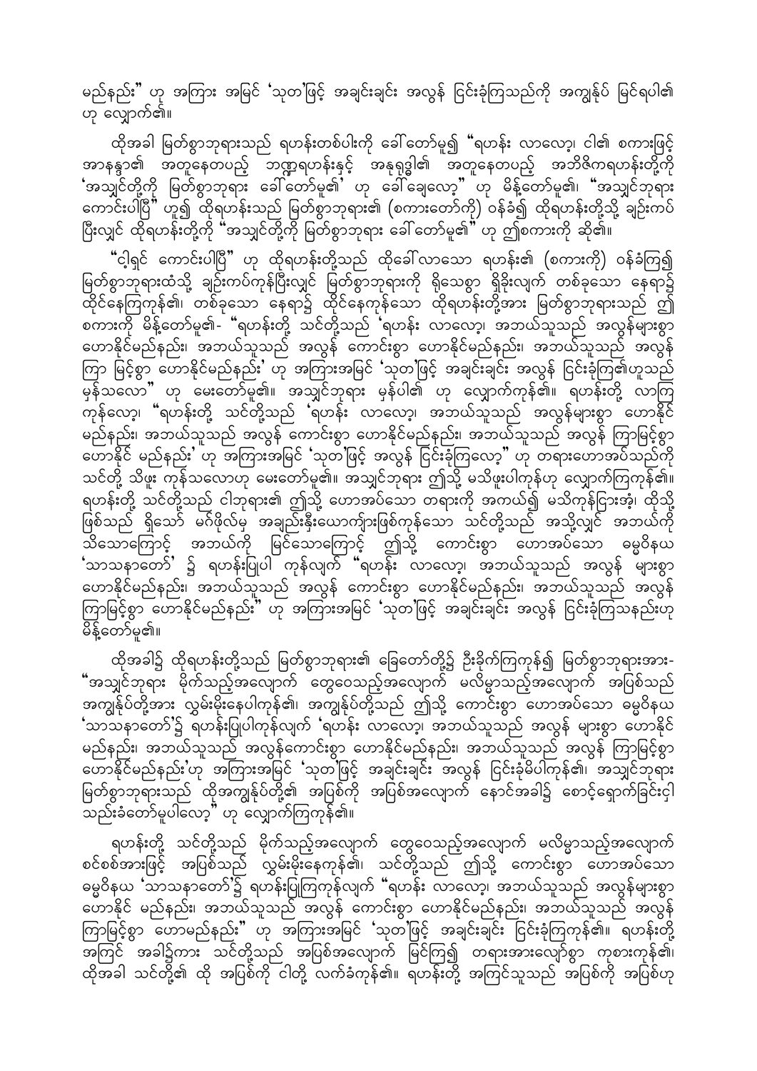မည်နည်း" ဟု အကြား အမြင် 'သုတ'ဖြင့် အချင်းချင်း အလွန် ငြင်းခုံကြသည်ကို အကျွန်ုပ် မြင်ရပါ၏ ဟု လျှောက်၏။

ထိုအခါ မြတ်စွာဘုရားသည် ရဟန်းတစ်ပါးကို ခေါ်တော်မူ၍ "ရဟန်း လာလော့၊ ငါ၏ စကားဖြင့် အာနန္ဒာ၏ အတူနေတပည့် ဘဏ္ဍရဟန်းနှင့် အနုရုဒ္ဓါ၏ အတူနေတပည့် အဘိဇိကရဟန်းတို့ကို 'အသျှင်တို့ကို မြတ်စွာဘုရား ခေါ်တော်မူ၏' ဟု ခေါ်ချေလော့" ဟု မိန့်တော်မူ၏၊ "အသျှင်ဘုရား ကောင်းပါပြီ" ဟူ၍ ထိုရဟန်းသည် မြတ်စွာဘုရား၏ (စကားတော်ကို) ဝန်ခံ၍ ထိုရဟန်းတို့သို့ ချဉ်းကပ်ပြီးလျှင် ထိုရဟန်းတို့ကို "အသျှင်တို့ကို မြတ်စွာဘုရား ခေါ်တော်မူ၏" ဟု ဤစကားကို ဆို၏။

"ငါ့ရှင် ကောင်းပါပြီ" ဟု ထိုရဟန်းတို့သည် ထိုခေါ်လာသော ရဟန်း၏ (စကားကို) ဝန်ခံကြ၍ မြတ်စွာဘုရားထံသို့ ချဉ်းကပ်ကုန်ပြီးလျှင် မြတ်စွာဘုရားကို ရိုသေစွာ ရှိခိုးလျက် တစ်ခုသော နေရာ၌ ထိုင်နေကြကုန်၏၊ တစ်ခုသော နေရာ၌ ထိုင်နေကုန်သော ထိုရဟန်းတို့အား မြတ်စွာဘုရားသည် ဤစကားကို မိန့်တော်မူ၏- "ရဟန်းတို့ သင်တို့သည် 'ရဟန်း လာလော့၊ အဘယ်သူသည် အလွန်များစွာ ဟောနိုင်မည်နည်း၊ အဘယ်သူသည် အလွန် ကောင်းစွာ ဟောနိုင်မည်နည်း၊ အဘယ်သူသည် အလွန်ကြာ မြင့်စွာ ဟောနိုင်မည်နည်း' ဟု အကြားအမြင် 'သုတ'ဖြင့် အချင်းချင်း အလွန် ငြင်းခုံကြ၏ဟူသည် မှန်သလော" ဟု မေးတော်မူ၏။ အသျှင်ဘုရား မှန်ပါ၏ ဟု လျှောက်ကုန်၏။ ရဟန်းတို့ လာကြကုန်လော့၊ "ရဟန်းတို့ သင်တို့သည် 'ရဟန်း လာလော့၊ အဘယ်သူသည် အလွန်များစွာ ဟောနိုင်မည်နည်း၊ အဘယ်သူသည် အလွန် ကောင်းစွာ ဟောနိုင်မည်နည်း၊ အဘယ်သူသည် အလွန် ကြာမြင့်စွာ ဟောနိုင် မည်နည်း' ဟု အကြားအမြင် 'သုတ'ဖြင့် အလွန် ငြင်းခုံကြလော့" ဟု တရားဟောအပ်သည်ကို သင်တို့ သိဖူး ကုန်သလောဟု မေးတော်မူ၏။ အသျှင်ဘုရား ဤသို့ မသိဖူးပါကုန်ဟု လျှောက်ကြကုန်၏။ ရဟန်းတို့ သင်တို့သည် ငါဘုရား၏ ဤသို့ ဟောအပ်သော တရားကို အကယ်၍ မသိကုန်ငြားအံ့၊ ထိုသို့ ဖြစ်သည် ရှိသော် မဂ်ဖိုလ်မှ အချည်းနှီးယောက်ျားဖြစ်ကုန်သော သင်တို့သည် အသို့လျှင် အဘယ်ကို သိသောကြောင့် အဘယ်ကို မြင်သောကြောင့် ဤသို့ ကောင်းစွာ ဟောအပ်သော ဓမ္မဝိနယ 'သာသနာတော်' ၌ ရဟန်းပြုပါ ကုန်လျက် "ရဟန်း လာလော့၊ အဘယ်သူသည် အလွန် များစွာ ဟောနိုင်မည်နည်း၊ အဘယ်သူသည် အလွန် ကောင်းစွာ ဟောနိုင်မည်နည်း၊ အဘယ်သူသည် အလွန် ကြာမြင့်စွာ ဟောနိုင်မည်နည်း" ဟု အကြားအမြင် 'သုတ'ဖြင့် အချင်းချင်း အလွန် ငြင်းခုံကြသနည်းဟု မိန့်တော်မူ၏။

ထိုအခါ၌ ထိုရဟန်းတို့သည် မြတ်စွာဘုရား၏ ခြေတော်တို့၌ ဦးခိုက်ကြကုန်၍ မြတ်စွာဘုရားအား- "အသျှင်ဘုရား မိုက်သည့်အလျောက် တွေဝေသည့်အလျောက် မလိမ္မာသည့်အလျောက် အပြစ်သည် အကျွန်ုပ်တို့အား လွှမ်းမိုးနေပါကုန်၏၊ အကျွန်ုပ်တို့သည် ဤသို့ ကောင်းစွာ ဟောအပ်သော ဓမ္မဝိနယ 'သာသနာတော်'၌ ရဟန်းပြုပါကုန်လျက် 'ရဟန်း လာလော့၊ အဘယ်သူသည် အလွန် များစွာ ဟောနိုင်မည်နည်း၊ အဘယ်သူသည် အလွန်ကောင်းစွာ ဟောနိုင်မည်နည်း၊ အဘယ်သူသည် အလွန် ကြာမြင့်စွာ ဟောနိုင်မည်နည်း'ဟု အကြားအမြင် 'သုတ'ဖြင့် အချင်းချင်း အလွန် ငြင်းခုံမိပါကုန်၏၊ အသျှင်ဘုရား မြတ်စွာဘုရားသည် ထိုအကျွန်ုပ်တို့၏ အပြစ်ကို အပြစ်အလျောက် နောင်အခါ၌ စောင့်ရှောက်ခြင်းငှါ သည်းခံတော်မူပါလော့" ဟု လျှောက်ကြကုန်၏။

ရဟန်းတို့ သင်တို့သည် မိုက်သည့်အလျောက် တွေဝေသည့်အလျောက် မလိမ္မာသည့်အလျောက် စင်စစ်အားဖြင့် အပြစ်သည် လွှမ်းမိုးနေကုန်၏၊ သင်တို့သည် ဤသို့ ကောင်းစွာ ဟောအပ်သော ဓမ္မဝိနယ 'သာသနာတော်'၌ ရဟန်းပြုကြကုန်လျက် "ရဟန်း လာလော့၊ အဘယ်သူသည် အလွန်များစွာ ဟောနိုင် မည်နည်း၊ အဘယ်သူသည် အလွန် ကောင်းစွာ ဟောနိုင်မည်နည်း၊ အဘယ်သူသည် အလွန် ကြာမြင့်စွာ ဟောမည်နည်း" ဟု အကြားအမြင် 'သုတ'ဖြင့် အချင်းချင်း ငြင်းခုံကြကုန်၏။ ရဟန်းတို့ အကြင် အခါ၌ကား သင်တို့သည် အပြစ်အလျောက် မြင်ကြ၍ တရားအားလျော်စွာ ကုစားကုန်၏၊ ထိုအခါ သင်တို့၏ ထို အပြစ်ကို ငါတို့ လက်ခံကုန်၏။ ရဟန်းတို့ အကြင်သူသည် အပြစ်ကို အပြစ်ဟု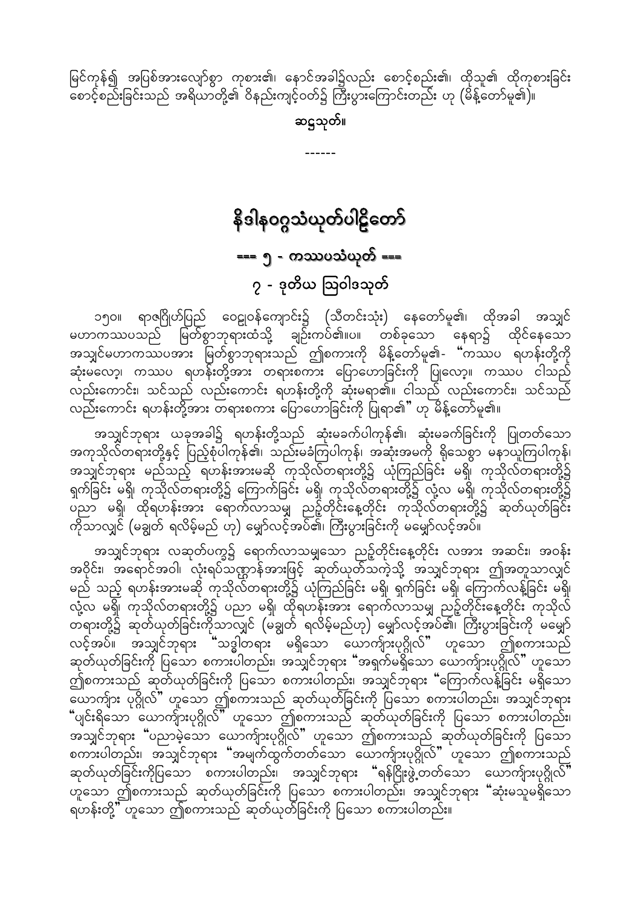မြင်ကုန်၍ အပြစ်အားလျော့စွာ ကုစား၏၊ နောင်အခါ၌လည်း စောင့်စည်း၏၊ ထိုသူ၏ ထိုကုစားခြင်း စောင့်စည်းခြင်းသည် အရိယာတို့၏ ဝိနည်းကျင့်ဝတ်၌ ကြီးပွားကြောင်းတည်း ဟု (မိန့်တော်မူ၏)။

**ဆဋ္ဌသုတ်။**

------

# နိဒါနဝဂ္ဂသံယုတ်ပါဠိတော်

## === ၅ - ကဿပသံယုတ် ===

### ၇ - ဒုတိယ ဩဝါဒသုတ်

၁၅၀။ ရာဇဂြိုဟ်ပြည် ဝေဠုဝန်ကျောင်း၌ (သီတင်းသုံး) နေတော်မူ၏၊ ထိုအခါ အသျှင်မဟာကဿပသည် မြတ်စွာဘုရားထံသို့ ချဉ်းကပ်၏။ပ။ တစ်ခုသော နေရာ၌ ထိုင်နေသော အသျှင်မဟာကဿပအား မြတ်စွာဘုရားသည် ဤစကားကို မိန့်တော်မူ၏- "ကဿပ ရဟန်းတို့ကို ဆုံးမလော့၊ ကဿပ ရဟန်းတို့အား တရားစကား ပြောဟောခြင်းကို ပြုလော့။ ကဿပ ငါသည် လည်းကောင်း၊ သင်သည် လည်းကောင်း ရဟန်းတို့ကို ဆုံးမရာ၏။ ငါသည် လည်းကောင်း၊ သင်သည် လည်းကောင်း ရဟန်းတို့အား တရားစကား ပြောဟောခြင်းကို ပြုရာ၏" ဟု မိန့်တော်မူ၏။

အသျှင်ဘုရား ယခုအခါ၌ ရဟန်းတို့သည် ဆုံးမခက်ပါကုန်၏၊ ဆုံးမခက်ခြင်းကို ပြုတတ်သော အကုသိုလ်တရားတို့နှင့် ပြည့်စုံပါကုန်၏၊ သည်းမခံကြပါကုန်၊ အဆုံးအမကို ရိုသေစွာ မနာယူကြပါကုန်၊ အသျှင်ဘုရား မည်သည့် ရဟန်းအားမဆို ကုသိုလ်တရားတို့၌ ယုံကြည်ခြင်း မရှိ၊ ကုသိုလ်တရားတို့၌ ရှက်ခြင်း မရှိ၊ ကုသိုလ်တရားတို့၌ ကြောက်ခြင်း မရှိ၊ ကုသိုလ်တရားတို့၌ လုံ့လ မရှိ၊ ကုသိုလ်တရားတို့၌ ပညာ မရှိ၊ ထိုရဟန်းအား ရောက်လာသမျှ ညဥ့်တိုင်းနေ့တိုင်း ကုသိုလ်တရားတို့၌ ဆုတ်ယုတ်ခြင်းကိုသာလျှင် (မချွတ် ရလိမ့်မည် ဟု) မျှော်လင့်အပ်၏၊ ကြီးပွားခြင်းကို မမျှော်လင့်အပ်။

အသျှင်ဘုရား လဆုတ်ပက္ခ၌ ရောက်လာသမျှသော ညဥ့်တိုင်းနေ့တိုင်း လအား အဆင်း၊ အဝန်းအဝိုင်း၊ အရောင်အဝါ၊ လုံးရပ်သဏ္ဌာန်အားဖြင့် ဆုတ်ယုတ်သကဲ့သို့ အသျှင်ဘုရား ဤအတူသာလျှင် မည် သည့် ရဟန်းအားမဆို ကုသိုလ်တရားတို့၌ ယုံကြည်ခြင်း မရှိ၊ ရှက်ခြင်း မရှိ၊ ကြောက်လန့်ခြင်း မရှိ၊ လုံ့လ မရှိ၊ ကုသိုလ်တရားတို့၌ ပညာ မရှိ၊ ထိုရဟန်းအား ရောက်လာသမျှ ညဥ့်တိုင်းနေ့တိုင်း ကုသိုလ်တရားတို့၌ ဆုတ်ယုတ်ခြင်းကိုသာလျှင် (မချွတ် ရလိမ့်မည်ဟု) မျှော်လင့်အပ်၏၊ ကြီးပွားခြင်းကို မမျှော်လင့်အပ်။ အသျှင်ဘုရား "သဒ္ဓါတရား မရှိသော ယောကျ်ားပုဂ္ဂိုလ်" ဟူသော ဤစကားသည် ဆုတ်ယုတ်ခြင်းကို ပြသော စကားပါတည်း၊ အသျှင်ဘုရား "အရှက်မရှိသော ယောကျ်ားပုဂ္ဂိုလ်" ဟူသော ဤစကားသည် ဆုတ်ယုတ်ခြင်းကို ပြသော စကားပါတည်း၊ အသျှင်ဘုရား "ကြောက်လန့်ခြင်း မရှိသော ယောကျ်ား ပုဂ္ဂိုလ်" ဟူသော ဤစကားသည် ဆုတ်ယုတ်ခြင်းကို ပြသော စကားပါတည်း၊ အသျှင်ဘုရား "ပျင်းရိသော ယောကျ်ားပုဂ္ဂိုလ်" ဟူသော ဤစကားသည် ဆုတ်ယုတ်ခြင်းကို ပြသော စကားပါတည်း၊ အသျှင်ဘုရား "ပညာမဲ့သော ယောကျ်ားပုဂ္ဂိုလ်" ဟူသော ဤစကားသည် ဆုတ်ယုတ်ခြင်းကို ပြသော စကားပါတည်း၊ အသျှင်ဘုရား "အမျက်ထွက်တတ်သော ယောကျ်ားပုဂ္ဂိုလ်" ဟူသော ဤစကားသည် ဆုတ်ယုတ်ခြင်းကိုပြသော စကားပါတည်း၊ အသျှင်ဘုရား "ရန်ငြိုးဖွဲ့တတ်သော ယောကျ်ားပုဂ္ဂိုလ်" ဟူသော ဤစကားသည် ဆုတ်ယုတ်ခြင်းကို ပြသော စကားပါတည်း၊ အသျှင်ဘုရား "ဆုံးမသူမရှိသော ရဟန်းတို့" ဟူသော ဤစကားသည် ဆုတ်ယုတ်ခြင်းကို ပြသော စကားပါတည်း။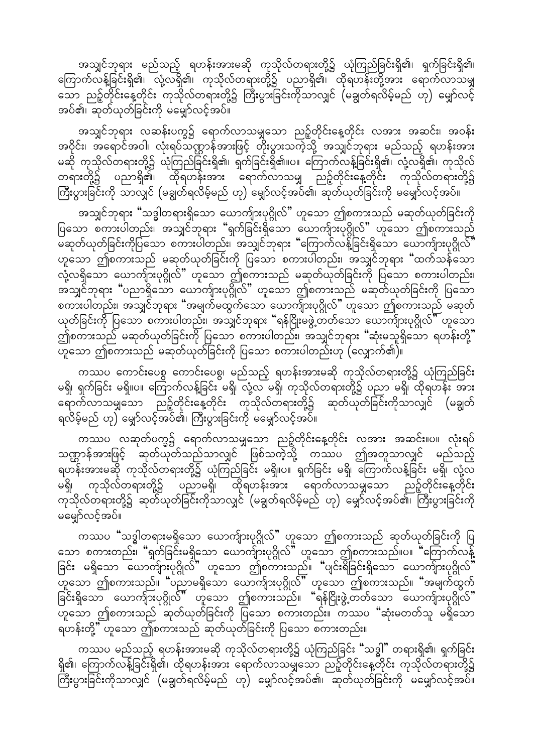အသျှင်ဘုရား မည်သည့် ရဟန်းအားမဆို ကုသိုလ်တရားတို့၌ ယုံကြည်ခြင်းရှိ၏၊ ရှက်ခြင်းရှိ၏၊ ကြောက်လန့်ခြင်းရှိ၏၊ လုံ့လရှိ၏၊ ကုသိုလ်တရားတို့၌ ပညာရှိ၏၊ ထိုရဟန်းတို့အား ရောက်လာသမျှသော ညဥ့်တိုင်းနေ့တိုင်း ကုသိုလ်တရားတို့၌ ကြီးပွားခြင်းကိုသာလျှင် (မချွတ်ရလိမ့်မည် ဟု) မျှော်လင့်အပ်၏၊ ဆုတ်ယုတ်ခြင်းကို မမျှော်လင့်အပ်။

အသျှင်ဘုရား လဆန်းပက္ခ၌ ရောက်လာသမျှသော ညဥ့်တိုင်းနေ့တိုင်း လအား အဆင်း၊ အဝန်းအဝိုင်း၊ အရောင်အဝါ၊ လုံးရပ်သဏ္ဌာန်အားဖြင့် တိုးပွားသကဲ့သို့ အသျှင်ဘုရား မည်သည့် ရဟန်းအားမဆို ကုသိုလ်တရားတို့၌ ယုံကြည်ခြင်းရှိ၏၊ ရှက်ခြင်းရှိ၏။ပ။ ကြောက်လန့်ခြင်းရှိ၏၊ လုံ့လရှိ၏၊ ကုသိုလ်တရားတို့၌ ပညာရှိ၏၊ ထိုရဟန်းအား ရောက်လာသမျှ ညဥ့်တိုင်းနေ့တိုင်း ကုသိုလ်တရားတို့၌ ကြီးပွားခြင်းကို သာလျှင် (မချွတ်ရလိမ့်မည် ဟု) မျှော်လင့်အပ်၏၊ ဆုတ်ယုတ်ခြင်းကို မမျှော်လင့်အပ်။

အသျှင်ဘုရား "သဒ္ဓါတရားရှိသော ယောကျ်ားပုဂ္ဂိုလ်" ဟူသော ဤစကားသည် မဆုတ်ယုတ်ခြင်းကို ပြသော စကားပါတည်း၊ အသျှင်ဘုရား "ရှက်ခြင်းရှိသော ယောကျ်ားပုဂ္ဂိုလ်" ဟူသော ဤစကားသည် မဆုတ်ယုတ်ခြင်းကိုပြသော စကားပါတည်း၊ အသျှင်ဘုရား "ကြောက်လန့်ခြင်းရှိသော ယောကျ်ားပုဂ္ဂိုလ်" ဟူသော ဤစကားသည် မဆုတ်ယုတ်ခြင်းကို ပြသော စကားပါတည်း၊ အသျှင်ဘုရား "ထက်သန်သော လုံ့လရှိသော ယောကျ်ားပုဂ္ဂိုလ်" ဟူသော ဤစကားသည် မဆုတ်ယုတ်ခြင်းကို ပြသော စကားပါတည်း၊ အသျှင်ဘုရား "ပညာရှိသော ယောကျ်ားပုဂ္ဂိုလ်" ဟူသော ဤစကားသည် မဆုတ်ယုတ်ခြင်းကို ပြသော စကားပါတည်း၊ အသျှင်ဘုရား "အမျက်မထွက်သော ယောကျ်ားပုဂ္ဂိုလ်" ဟူသော ဤစကားသည် မဆုတ်ယုတ်ခြင်းကို ပြသော စကားပါတည်း၊ အသျှင်ဘုရား "ရန်ငြိုးမဖွဲ့တတ်သော ယောကျ်ားပုဂ္ဂိုလ်" ဟူသော ဤစကားသည် မဆုတ်ယုတ်ခြင်းကို ပြသော စကားပါတည်း၊ အသျှင်ဘုရား "ဆုံးမသူရှိသော ရဟန်းတို့" ဟူသော ဤစကားသည် မဆုတ်ယုတ်ခြင်းကို ပြသော စကားပါတည်းဟု (လျှောက်၏)။

ကဿပ ကောင်းပေစွ ကောင်းပေစွ၊ မည်သည့် ရဟန်းအားမဆို ကုသိုလ်တရားတို့၌ ယုံကြည်ခြင်း မရှိ၊ ရှက်ခြင်း မရှိ။ပ။ ကြောက်လန့်ခြင်း မရှိ၊ လုံ့လ မရှိ၊ ကုသိုလ်တရားတို့၌ ပညာ မရှိ၊ ထိုရဟန်း အား ရောက်လာသမျှသော ညဥ့်တိုင်းနေ့တိုင်း ကုသိုလ်တရားတို့၌ ဆုတ်ယုတ်ခြင်းကိုသာလျှင် (မချွတ်ရလိမ့်မည် ဟု) မျှော်လင့်အပ်၏၊ ကြီးပွားခြင်းကို မမျှော်လင့်အပ်။

ကဿပ လဆုတ်ပက္ခ၌ ရောက်လာသမျှသော ညဥ့်တိုင်းနေ့တိုင်း လအား အဆင်း။ပ။ လုံးရပ်သဏ္ဌာန်အားဖြင့် ဆုတ်ယုတ်သည်သာလျှင် ဖြစ်သကဲ့သို့ ကဿပ ဤအတူသာလျှင် မည်သည့် ရဟန်းအားမဆို ကုသိုလ်တရားတို့၌ ယုံကြည်ခြင်း မရှိ။ပ။ ရှက်ခြင်း မရှိ၊ ကြောက်လန့်ခြင်း မရှိ၊ လုံ့လ မရှိ၊ ကုသိုလ်တရားတို့၌ ပညာမရှိ၊ ထိုရဟန်းအား ရောက်လာသမျှသော ညဥ့်တိုင်းနေ့တိုင်း ကုသိုလ်တရားတို့၌ ဆုတ်ယုတ်ခြင်းကိုသာလျှင် (မချွတ်ရလိမ့်မည် ဟု) မျှော်လင့်အပ်၏၊ ကြီးပွားခြင်းကို မမျှော်လင့်အပ်။

ကဿပ "သဒ္ဓါတရားမရှိသော ယောကျ်ားပုဂ္ဂိုလ်" ဟူသော ဤစကားသည် ဆုတ်ယုတ်ခြင်းကို ပြသော စကားတည်း၊ "ရှက်ခြင်းမရှိသော ယောကျ်ားပုဂ္ဂိုလ်" ဟူသော ဤစကားသည်။ပ။ "ကြောက်လန့်ခြင်း မရှိသော ယောကျ်ားပုဂ္ဂိုလ်" ဟူသော ဤစကားသည်။ "ပျင်းရိခြင်းရှိသော ယောကျ်ားပုဂ္ဂိုလ်" ဟူသော ဤစကားသည်။ "ပညာမရှိသော ယောကျ်ားပုဂ္ဂိုလ်" ဟူသော ဤစကားသည်။ "အမျက်ထွက်ခြင်းရှိသော ယောကျ်ားပုဂ္ဂိုလ်" ဟူသော ဤစကားသည်။ "ရန်ငြိုးဖွဲ့တတ်သော ယောကျ်ားပုဂ္ဂိုလ်" ဟူသော ဤစကားသည် ဆုတ်ယုတ်ခြင်းကို ပြသော စကားတည်း။ ကဿပ "ဆုံးမတတ်သူ မရှိသော ရဟန်းတို့" ဟူသော ဤစကားသည် ဆုတ်ယုတ်ခြင်းကို ပြသော စကားတည်း။

ကဿပ မည်သည့် ရဟန်းအားမဆို ကုသိုလ်တရားတို့၌ ယုံကြည်ခြင်း "သဒ္ဓါ" တရားရှိ၏၊ ရှက်ခြင်းရှိ၏၊ ကြောက်လန့်ခြင်းရှိ၏၊ ထိုရဟန်းအား ရောက်လာသမျှသော ညဥ့်တိုင်းနေ့တိုင်း ကုသိုလ်တရားတို့၌ ကြီးပွားခြင်းကိုသာလျှင် (မချွတ်ရလိမ့်မည် ဟု) မျှော်လင့်အပ်၏၊ ဆုတ်ယုတ်ခြင်းကို မမျှော်လင့်အပ်။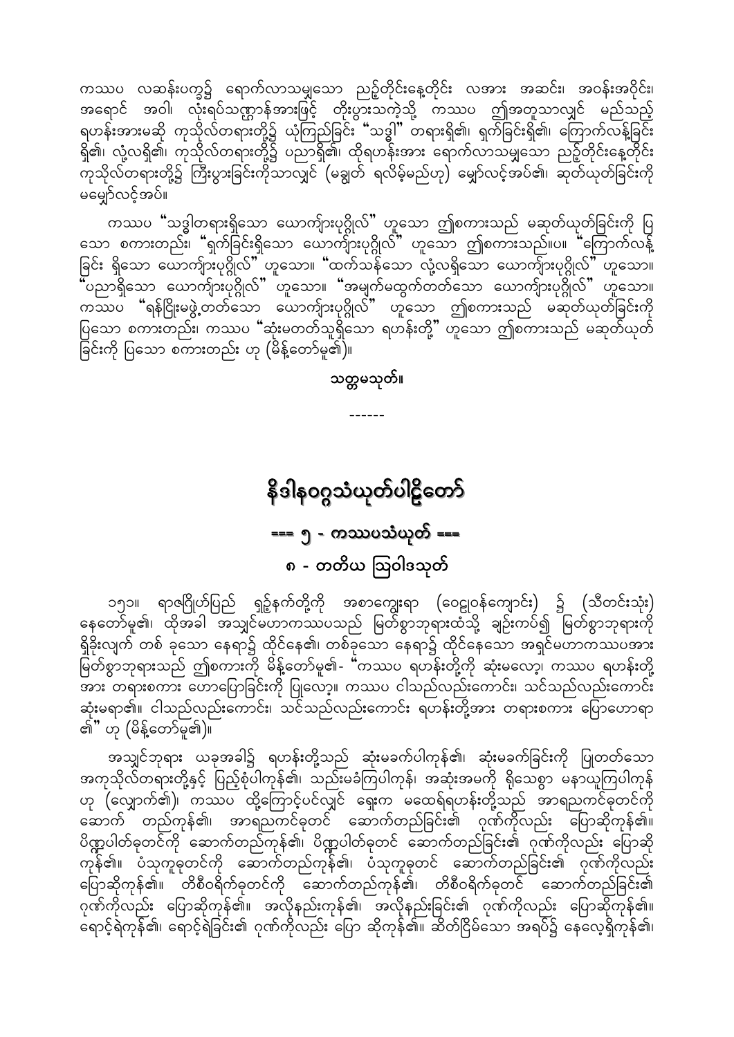ကဿပ လဆန်းပက္ခ၌ ရောက်လာသမျှသော ညဉ့်တိုင်းနေ့တိုင်း လအား အဆင်း၊ အဝန်းအဝိုင်း၊ အရောင် အဝါ၊ လုံးရပ်သဏ္ဍာန်အားဖြင့် တိုးပွားသကဲ့သို့ ကဿပ ဤအတူသာလျှင် မည်သည့် ရဟန်းအားမဆို ကုသိုလ်တရားတို့၌ ယုံကြည်ခြင်း "သဒ္ဓါ" တရားရှိ၏၊ ရှက်ခြင်းရှိ၏၊ ကြောက်လန့်ခြင်း ရှိ၏၊ လုံ့လရှိ၏၊ ကုသိုလ်တရားတို့၌ ပညာရှိ၏၊ ထိုရဟန်းအား ရောက်လာသမျှသော ညဉ့်တိုင်းနေ့တိုင်း ကုသိုလ်တရားတို့၌ ကြီးပွားခြင်းကိုသာလျှင် (မချွတ် ရလိမ့်မည်ဟု) မျှော်လင့်အပ်၏၊ ဆုတ်ယုတ်ခြင်းကို မမျှော်လင့်အပ်။

ကဿပ "သဒ္ဓါတရားရှိသော ယောက်ျားပုဂ္ဂိုလ်" ဟူသော ဤစကားသည် မဆုတ်ယုတ်ခြင်းကို ပြသော စကားတည်း၊ "ရှက်ခြင်းရှိသော ယောက်ျားပုဂ္ဂိုလ်" ဟူသော ဤစကားသည်။ပ။ "ကြောက်လန့်ခြင်း ရှိသော ယောက်ျားပုဂ္ဂိုလ်" ဟူသော။ "ထက်သန်သော လုံ့လရှိသော ယောက်ျားပုဂ္ဂိုလ်" ဟူသော။ "ပညာရှိသော ယောက်ျားပုဂ္ဂိုလ်" ဟူသော။ "အမျက်မထွက်တတ်သော ယောက်ျားပုဂ္ဂိုလ်" ဟူသော။ ကဿပ "ရန်ငြိုးမဖွဲ့တတ်သော ယောက်ျားပုဂ္ဂိုလ်" ဟူသော ဤစကားသည် မဆုတ်ယုတ်ခြင်းကို ပြသော စကားတည်း၊ ကဿပ "ဆုံးမတတ်သူရှိသော ရဟန်းတို့" ဟူသော ဤစကားသည် မဆုတ်ယုတ်ခြင်းကို ပြသော စကားတည်း ဟု (မိန့်တော်မူ၏)။

**သတ္တမသုတ်။**

------

# နိဒါနဝဂ္ဂသံယုတ်ပါဠိတော်

## === ၅ - ကဿပသံယုတ် ===

### ၈ - တတိယ ဩဝါဒသုတ်

၁၅၁။ ရာဇဂြိုဟ်ပြည် ရှဉ့်နက်တို့ကို အစာကျွေးရာ (ဝေဠုဝန်ကျောင်း) ၌ (သီတင်းသုံး) နေတော်မူ၏၊ ထိုအခါ အသျှင်မဟာကဿပသည် မြတ်စွာဘုရားထံသို့ ချဉ်းကပ်၍ မြတ်စွာဘုရားကို ရှိခိုးလျက် တစ် ခုသော နေရာ၌ ထိုင်နေ၏၊ တစ်ခုသော နေရာ၌ ထိုင်နေသော အရှင်မဟာကဿပအား မြတ်စွာဘုရားသည် ဤစကားကို မိန့်တော်မူ၏- "ကဿပ ရဟန်းတို့ကို ဆုံးမလော့၊ ကဿပ ရဟန်းတို့အား တရားစကား ဟောပြောခြင်းကို ပြုလော့။ ကဿပ ငါသည်လည်းကောင်း၊ သင်သည်လည်းကောင်း ဆုံးမရာ၏။ ငါသည်လည်းကောင်း၊ သင်သည်လည်းကောင်း ရဟန်းတို့အား တရားစကား ပြောဟောရာ၏" ဟု (မိန့်တော်မူ၏)။

အသျှင်ဘုရား ယခုအခါ၌ ရဟန်းတို့သည် ဆုံးမခက်ပါကုန်၏၊ ဆုံးမခက်ခြင်းကို ပြုတတ်သော အကုသိုလ်တရားတို့နှင့် ပြည့်စုံပါကုန်၏၊ သည်းမခံကြပါကုန်၊ အဆုံးအမကို ရိုသေစွာ မနာယူကြပါကုန် ဟု (လျှောက်၏)၊ ကဿပ ထို့ကြောင့်ပင်လျှင် ရှေးက မထေရ်ရဟန်းတို့သည် အာရညကင်ခုတင်ကို ဆောက် တည်ကုန်၏၊ အာရညကင်ခုတင် ဆောက်တည်ခြင်း၏ ဂုဏ်ကိုလည်း ပြောဆိုကုန်၏။ ပိဏ္ဍပါတ်ခုတင်ကို ဆောက်တည်ကုန်၏၊ ပိဏ္ဍပါတ်ခုတင် ဆောက်တည်ခြင်း၏ ဂုဏ်ကိုလည်း ပြောဆို ကုန်၏။ ပံသုကူခုတင်ကို ဆောက်တည်ကုန်၏၊ ပံသုကူခုတင် ဆောက်တည်ခြင်း၏ ဂုဏ်ကိုလည်း ပြောဆိုကုန်၏။ တိစီဝရိက်ခုတင်ကို ဆောက်တည်ကုန်၏၊ တိစီဝရိက်ခုတင် ဆောက်တည်ခြင်း၏ ဂုဏ်ကိုလည်း ပြောဆိုကုန်၏။ အလိုနည်းကုန်၏၊ အလိုနည်းခြင်း၏ ဂုဏ်ကိုလည်း ပြောဆိုကုန်၏။ ရောင့်ရဲကုန်၏၊ ရောင့်ရဲခြင်း၏ ဂုဏ်ကိုလည်း ပြော ဆိုကုန်၏။ ဆိတ်ငြိမ်သော အရပ်၌ နေလေ့ရှိကုန်၏၊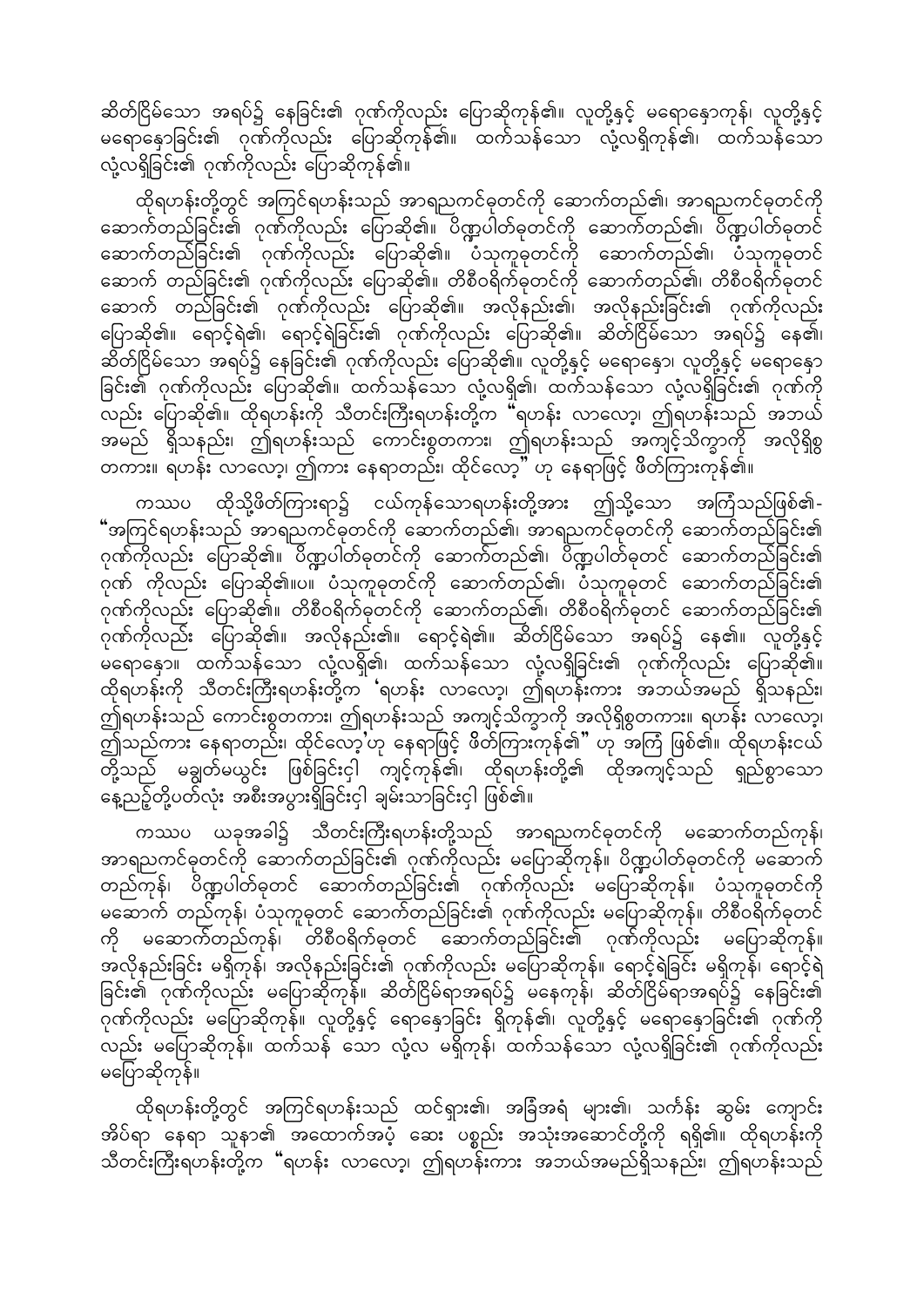ဆိတ်ငြိမ်သော အရပ်၌ နေခြင်း၏ ဂုဏ်ကိုလည်း ပြောဆိုကုန်၏။ လူတို့နှင့် မရောနှောကုန်၊ လူတို့နှင့် မရောနှောခြင်း၏ ဂုဏ်ကိုလည်း ပြောဆိုကုန်၏။ ထက်သန်သော လုံ့လရှိကုန်၏၊ ထက်သန်သော လုံ့လရှိခြင်း၏ ဂုဏ်ကိုလည်း ပြောဆိုကုန်၏။

ထိုရဟန်းတို့တွင် အကြင်ရဟန်းသည် အာရညကင်ဓုတင်ကို ဆောက်တည်၏၊ အာရညကင်ဓုတင်ကို ဆောက်တည်ခြင်း၏ ဂုဏ်ကိုလည်း ပြောဆို၏။ ပိဏ္ဍပါတ်ဓုတင်ကို ဆောက်တည်၏၊ ပိဏ္ဍပါတ်ဓုတင် ဆောက်တည်ခြင်း၏ ဂုဏ်ကိုလည်း ပြောဆို၏။ ပံသုကူဓုတင်ကို ဆောက်တည်၏၊ ပံသုကူဓုတင် ဆောက် တည်ခြင်း၏ ဂုဏ်ကိုလည်း ပြောဆို၏။ တိစီဝရိက်ဓုတင်ကို ဆောက်တည်၏၊ တိစီဝရိက်ဓုတင် ဆောက် တည်ခြင်း၏ ဂုဏ်ကိုလည်း ပြောဆို၏။ အလိုနည်း၏၊ အလိုနည်းခြင်း၏ ဂုဏ်ကိုလည်း ပြောဆို၏။ ရောင့်ရဲ၏၊ ရောင့်ရဲခြင်း၏ ဂုဏ်ကိုလည်း ပြောဆို၏။ ဆိတ်ငြိမ်သော အရပ်၌ နေ၏၊ ဆိတ်ငြိမ်သော အရပ်၌ နေခြင်း၏ ဂုဏ်ကိုလည်း ပြောဆို၏။ လူတို့နှင့် မရောနှော၊ လူတို့နှင့် မရောနှော ခြင်း၏ ဂုဏ်ကိုလည်း ပြောဆို၏။ ထက်သန်သော လုံ့လရှိ၏၊ ထက်သန်သော လုံ့လရှိခြင်း၏ ဂုဏ်ကို လည်း ပြောဆို၏။ ထိုရဟန်းကို သီတင်းကြီးရဟန်းတို့က "ရဟန်း လာလော့၊ ဤရဟန်းသည် အဘယ် အမည် ရှိသနည်း၊ ဤရဟန်းသည် ကောင်းစွတကား၊ ဤရဟန်းသည် အကျင့်သိက္ခာကို အလိုရှိစွ တကား။ ရဟန်း လာလော့၊ ဤကား နေရာတည်း၊ ထိုင်လော့" ဟု နေရာဖြင့် ဖိတ်ကြားကုန်၏။

ကဿပ ထိုသို့ဖိတ်ကြားရာ၌ ငယ်ကုန်သောရဟန်းတို့အား ဤသို့သော အကြံသည်ဖြစ်၏- "အကြင်ရဟန်းသည် အာရညကင်ဓုတင်ကို ဆောက်တည်၏၊ အာရညကင်ဓုတင်ကို ဆောက်တည်ခြင်း၏ ဂုဏ်ကိုလည်း ပြောဆို၏။ ပိဏ္ဍပါတ်ဓုတင်ကို ဆောက်တည်၏၊ ပိဏ္ဍပါတ်ဓုတင် ဆောက်တည်ခြင်း၏ ဂုဏ် ကိုလည်း ပြောဆို၏။ပ။ ပံသုကူဓုတင်ကို ဆောက်တည်၏၊ ပံသုကူဓုတင် ဆောက်တည်ခြင်း၏ ဂုဏ်ကိုလည်း ပြောဆို၏။ တိစီဝရိက်ဓုတင်ကို ဆောက်တည်၏၊ တိစီဝရိက်ဓုတင် ဆောက်တည်ခြင်း၏ ဂုဏ်ကိုလည်း ပြောဆို၏။ အလိုနည်း၏။ ရောင့်ရဲ၏။ ဆိတ်ငြိမ်သော အရပ်၌ နေ၏။ လူတို့နှင့် မရောနှော။ ထက်သန်သော လုံ့လရှိ၏၊ ထက်သန်သော လုံ့လရှိခြင်း၏ ဂုဏ်ကိုလည်း ပြောဆို၏။ ထိုရဟန်းကို သီတင်းကြီးရဟန်းတို့က 'ရဟန်း လာလော့၊ ဤရဟန်းကား အဘယ်အမည် ရှိသနည်း၊ ဤရဟန်းသည် ကောင်းစွတကား၊ ဤရဟန်းသည် အကျင့်သိက္ခာကို အလိုရှိစွတကား။ ရဟန်း လာလော့၊ ဤသည်ကား နေရာတည်း၊ ထိုင်လော့'ဟု နေရာဖြင့် ဖိတ်ကြားကုန်၏" ဟု အကြံ ဖြစ်၏။ ထိုရဟန်းငယ်တို့သည် မချွတ်မယွင်း ဖြစ်ခြင်းငှါ ကျင့်ကုန်၏၊ ထိုရဟန်းတို့၏ ထိုအကျင့်သည် ရှည်စွာသော နေ့ညဥ့်တို့ပတ်လုံး အစီးအပွားရှိခြင်းငှါ ချမ်းသာခြင်းငှါ ဖြစ်၏။

ကဿပ ယခုအခါ၌ သီတင်းကြီးရဟန်းတို့သည် အာရညကင်ဓုတင်ကို မဆောက်တည်ကုန်၊ အာရညကင်ဓုတင်ကို ဆောက်တည်ခြင်း၏ ဂုဏ်ကိုလည်း မပြောဆိုကုန်။ ပိဏ္ဍပါတ်ဓုတင်ကို မဆောက် တည်ကုန်၊ ပိဏ္ဍပါတ်ဓုတင် ဆောက်တည်ခြင်း၏ ဂုဏ်ကိုလည်း မပြောဆိုကုန်။ ပံသုကူဓုတင်ကို မဆောက် တည်ကုန်၊ ပံသုကူဓုတင် ဆောက်တည်ခြင်း၏ ဂုဏ်ကိုလည်း မပြောဆိုကုန်။ တိစီဝရိက်ဓုတင် ကို မဆောက်တည်ကုန်၊ တိစီဝရိက်ဓုတင် ဆောက်တည်ခြင်း၏ ဂုဏ်ကိုလည်း မပြောဆိုကုန်။ အလိုနည်းခြင်း မရှိကုန်၊ အလိုနည်းခြင်း၏ ဂုဏ်ကိုလည်း မပြောဆိုကုန်။ ရောင့်ရဲခြင်း မရှိကုန်၊ ရောင့်ရဲ ခြင်း၏ ဂုဏ်ကိုလည်း မပြောဆိုကုန်။ ဆိတ်ငြိမ်ရာအရပ်၌ မနေကုန်၊ ဆိတ်ငြိမ်ရာအရပ်၌ နေခြင်း၏ ဂုဏ်ကိုလည်း မပြောဆိုကုန်။ လူတို့နှင့် ရောနှောခြင်း ရှိကုန်၏၊ လူတို့နှင့် မရောနှောခြင်း၏ ဂုဏ်ကို လည်း မပြောဆိုကုန်။ ထက်သန် သော လုံ့လ မရှိကုန်၊ ထက်သန်သော လုံ့လရှိခြင်း၏ ဂုဏ်ကိုလည်း မပြောဆိုကုန်။

ထိုရဟန်းတို့တွင် အကြင်ရဟန်းသည် ထင်ရှား၏၊ အခြံအရံ များ၏၊ သင်္ကန်း ဆွမ်း ကျောင်း အိပ်ရာ နေရာ သူနာ၏ အထောက်အပံ့ ဆေး ပစ္စည်း အသုံးအဆောင်တို့ကို ရရှိ၏။ ထိုရဟန်းကို သီတင်းကြီးရဟန်းတို့က "ရဟန်း လာလော့၊ ဤရဟန်းကား အဘယ်အမည်ရှိသနည်း၊ ဤရဟန်းသည်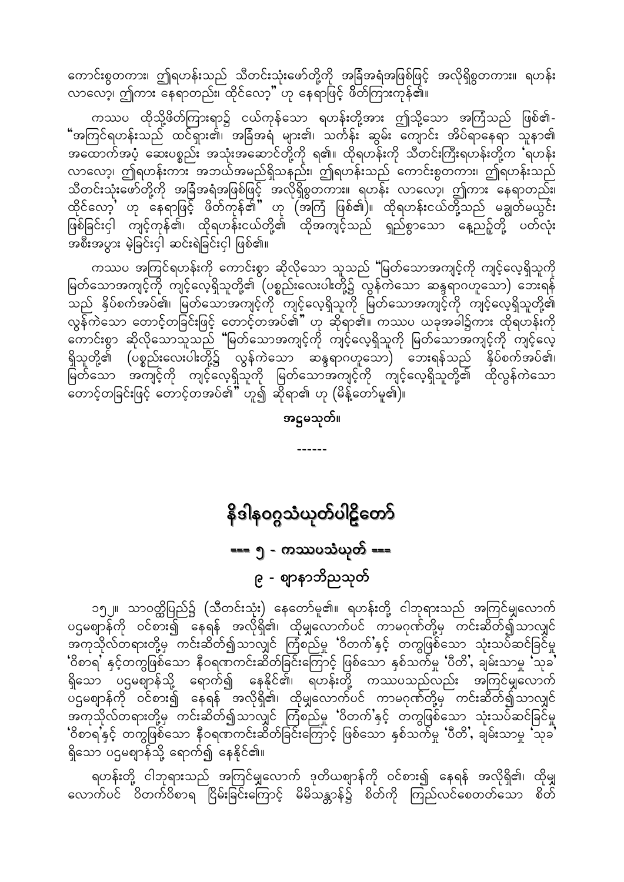ကောင်းစွတကား၊ ဤရဟန်းသည် သီတင်းသုံးဖော်တို့ကို အခြံအရံအဖြစ်ဖြင့် အလိုရှိစွတကား။ ရဟန်းလာလော့၊ ဤကား နေရာတည်း၊ ထိုင်လော့" ဟု နေရာဖြင့် ဖိတ်ကြားကုန်၏။

ကဿပ ထိုသို့ဖိတ်ကြားရာ၌ ငယ်ကုန်သော ရဟန်းတို့အား ဤသို့သော အကြံသည် ဖြစ်၏- "အကြင်ရဟန်းသည် ထင်ရှား၏၊ အခြံအရံ များ၏၊ သင်္ကန်း ဆွမ်း ကျောင်း အိပ်ရာနေရာ သူနာ၏ အထောက်အပံ့ ဆေးပစ္စည်း အသုံးအဆောင်တို့ကို ရ၏။ ထိုရဟန်းကို သီတင်းကြီးရဟန်းတို့က 'ရဟန်းလာလော့၊ ဤရဟန်းကား အဘယ်အမည်ရှိသနည်း၊ ဤရဟန်းသည် ကောင်းစွတကား၊ ဤရဟန်းသည် သီတင်းသုံးဖော်တို့ကို အခြံအရံအဖြစ်ဖြင့် အလိုရှိစွတကား။ ရဟန်း လာလော့၊ ဤကား နေရာတည်း၊ ထိုင်လော့' ဟု နေရာဖြင့် ဖိတ်ကုန်၏" ဟု (အကြံ ဖြစ်၏)။ ထိုရဟန်းငယ်တို့သည် မချွတ်မယွင်း ဖြစ်ခြင်းငှါ ကျင့်ကုန်၏၊ ထိုရဟန်းငယ်တို့၏ ထိုအကျင့်သည် ရှည်စွာသော နေ့ညဥ့်တို့ ပတ်လုံး အစီးအပွား မဲ့ခြင်းငှါ ဆင်းရဲခြင်းငှါ ဖြစ်၏။

ကဿပ အကြင်ရဟန်းကို ကောင်းစွာ ဆိုလိုသော သူသည် "မြတ်သောအကျင့်ကို ကျင့်လေ့ရှိသူကို မြတ်သောအကျင့်ကို ကျင့်လေ့ရှိသူတို့၏ (ပစ္စည်းလေးပါးတို့၌ လွန်ကဲသော ဆန္ဒရာဂဟူသော) ဘေးရန်သည် နှိပ်စက်အပ်၏၊ မြတ်သောအကျင့်ကို ကျင့်လေ့ရှိသူကို မြတ်သောအကျင့်ကို ကျင့်လေ့ရှိသူတို့၏ လွန်ကဲသော တောင့်တခြင်းဖြင့် တောင့်တအပ်၏" ဟု ဆိုရာ၏။ ကဿပ ယခုအခါ၌ကား ထိုရဟန်းကို ကောင်းစွာ ဆိုလိုသောသူသည် "မြတ်သောအကျင့်ကို ကျင့်လေ့ရှိသူကို မြတ်သောအကျင့်ကို ကျင့်လေ့ရှိသူတို့၏ (ပစ္စည်းလေးပါးတို့၌ လွန်ကဲသော ဆန္ဒရာဂဟူသော) ဘေးရန်သည် နှိပ်စက်အပ်၏၊ မြတ်သော အကျင့်ကို ကျင့်လေ့ရှိသူကို မြတ်သောအကျင့်ကို ကျင့်လေ့ရှိသူတို့၏ ထိုလွန်ကဲသော တောင့်တခြင်းဖြင့် တောင့်တအပ်၏" ဟူ၍ ဆိုရာ၏ ဟု (မိန့်တော်မူ၏)။

**အဋ္ဌမသုတ်။**

------

# နိဒါနဝဂ္ဂသံယုတ်ပါဠိတော်

## === ၅ - ကဿပသံယုတ် ===

### ၉ - ဈာနာဘိညသုတ်

၁၅၂။ သာဝတ္ထိပြည်၌ (သီတင်းသုံး) နေတော်မူ၏။ ရဟန်းတို့ ငါဘုရားသည် အကြင်မျှလောက် ပဌမဈာန်ကို ဝင်စား၍ နေရန် အလိုရှိ၏၊ ထိုမျှလောက်ပင် ကာမဂုဏ်တို့မှ ကင်းဆိတ်၍သာလျှင် အကုသိုလ်တရားတို့မှ ကင်းဆိတ်၍သာလျှင် ကြံစည်မှု 'ဝိတက်'နှင့် တကွဖြစ်သော သုံးသပ်ဆင်ခြင်မှု 'ဝိစာရ' နှင့်တကွဖြစ်သော နီဝရဏကင်းဆိတ်ခြင်းကြောင့် ဖြစ်သော နှစ်သက်မှု 'ပီတိ'၊ ချမ်းသာမှု 'သုခ' ရှိသော ပဌမဈာန်သို့ ရောက်၍ နေနိုင်၏၊ ရဟန်းတို့ ကဿပသည်လည်း အကြင်မျှလောက် ပဌမဈာန်ကို ဝင်စား၍ နေရန် အလိုရှိ၏၊ ထိုမျှလောက်ပင် ကာမဂုဏ်တို့မှ ကင်းဆိတ်၍သာလျှင် အကုသိုလ်တရားတို့မှ ကင်းဆိတ်၍သာလျှင် ကြံစည်မှု 'ဝိတက်'နှင့် တကွဖြစ်သော သုံးသပ်ဆင်ခြင်မှု 'ဝိစာရ'နှင့် တကွဖြစ်သော နီဝရဏကင်းဆိတ်ခြင်းကြောင့် ဖြစ်သော နှစ်သက်မှု 'ပီတိ'၊ ချမ်းသာမှု 'သုခ' ရှိသော ပဌမဈာန်သို့ ရောက်၍ နေနိုင်၏။

ရဟန်းတို့ ငါဘုရားသည် အကြင်မျှလောက် ဒုတိယဈာန်ကို ဝင်စား၍ နေရန် အလိုရှိ၏၊ ထိုမျှလောက်ပင် ဝိတက်ဝိစာရ ငြိမ်းခြင်းကြောင့် မိမိသန္တာန်၌ စိတ်ကို ကြည်လင်စေတတ်သော စိတ်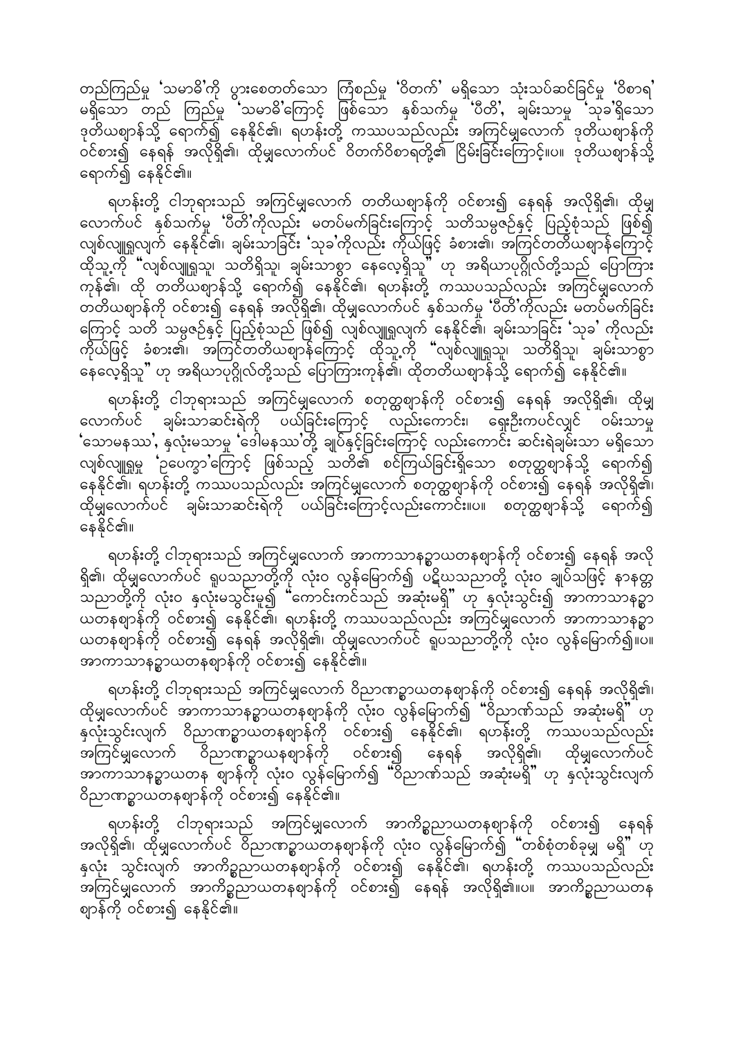တည်ကြည်မှု 'သမာဓိ'ကို ပွားစေတတ်သော ကြံစည်မှု 'ဝိတက်' မရှိသော သုံးသပ်ဆင်ခြင်မှု 'ဝိစာရ' မရှိသော တည် ကြည်မှု 'သမာဓိ'ကြောင့် ဖြစ်သော နှစ်သက်မှု 'ပီတိ', ချမ်းသာမှု 'သုခ'ရှိသော ဒုတိယစျာန်သို့ ရောက်၍ နေနိုင်၏၊ ရဟန်းတို့ ကဿပသည်လည်း အကြင်မျှလောက် ဒုတိယစျာန်ကို ဝင်စား၍ နေရန် အလိုရှိ၏၊ ထိုမျှလောက်ပင် ဝိတက်ဝိစာရတို့၏ ငြိမ်းခြင်းကြောင့်။ပ။ ဒုတိယစျာန်သို့ ရောက်၍ နေနိုင်၏။

ရဟန်းတို့ ငါဘုရားသည် အကြင်မျှလောက် တတိယစျာန်ကို ဝင်စား၍ နေရန် အလိုရှိ၏၊ ထိုမျှလောက်ပင် နှစ်သက်မှု 'ပီတိ'ကိုလည်း မတပ်မက်ခြင်းကြောင့် သတိသမ္ပဇဉ်နှင့် ပြည့်စုံသည် ဖြစ်၍ လျစ်လျူရှုလျက် နေနိုင်၏၊ ချမ်းသာခြင်း 'သုခ'ကိုလည်း ကိုယ်ဖြင့် ခံစား၏၊ အကြင်တတိယစျာန်ကြောင့် ထိုသူ့ကို "လျစ်လျူရှုသူ၊ သတိရှိသူ၊ ချမ်းသာစွာ နေလေ့ရှိသူ" ဟု အရိယာပုဂ္ဂိုလ်တို့သည် ပြောကြား ကုန်၏၊ ထို တတိယစျာန်သို့ ရောက်၍ နေနိုင်၏၊ ရဟန်းတို့ ကဿပသည်လည်း အကြင်မျှလောက် တတိယစျာန်ကို ဝင်စား၍ နေရန် အလိုရှိ၏၊ ထိုမျှလောက်ပင် နှစ်သက်မှု 'ပီတိ'ကိုလည်း မတပ်မက်ခြင်း ကြောင့် သတိ သမ္ပဇဉ်နှင့် ပြည့်စုံသည် ဖြစ်၍ လျစ်လျူရှုလျက် နေနိုင်၏၊ ချမ်းသာခြင်း 'သုခ' ကိုလည်း ကိုယ်ဖြင့် ခံစား၏၊ အကြင်တတိယစျာန်ကြောင့် ထိုသူ့ကို "လျစ်လျူရှုသူ၊ သတိရှိသူ၊ ချမ်းသာစွာ နေလေ့ရှိသူ" ဟု အရိယာပုဂ္ဂိုလ်တို့သည် ပြောကြားကုန်၏၊ ထိုတတိယစျာန်သို့ ရောက်၍ နေနိုင်၏။

ရဟန်းတို့ ငါဘုရားသည် အကြင်မျှလောက် စတုတ္ထစျာန်ကို ဝင်စား၍ နေရန် အလိုရှိ၏၊ ထိုမျှ လောက်ပင် ချမ်းသာဆင်းရဲကို ပယ်ခြင်းကြောင့် လည်းကောင်း၊ ရှေးဦးကပင်လျှင် ဝမ်းသာမှု 'သောမနဿ', နှလုံးမသာမှု 'ဒေါမနဿ'တို့ ချုပ်နှင့်ခြင်းကြောင့် လည်းကောင်း ဆင်းရဲချမ်းသာ မရှိသော လျစ်လျူရှုမှု 'ဥပေက္ခာ'ကြောင့် ဖြစ်သည့် သတိ၏ စင်ကြယ်ခြင်းရှိသော စတုတ္ထစျာန်သို့ ရောက်၍ နေနိုင်၏၊ ရဟန်းတို့ ကဿပသည်လည်း အကြင်မျှလောက် စတုတ္ထစျာန်ကို ဝင်စား၍ နေရန် အလိုရှိ၏၊ ထိုမျှလောက်ပင် ချမ်းသာဆင်းရဲကို ပယ်ခြင်းကြောင့်လည်းကောင်း။ပ။ စတုတ္ထစျာန်သို့ ရောက်၍ နေနိုင်၏။

ရဟန်းတို့ ငါဘုရားသည် အကြင်မျှလောက် အာကာသာနဉ္စာယတနစျာန်ကို ဝင်စား၍ နေရန် အလို ရှိ၏၊ ထိုမျှလောက်ပင် ရူပသညာတို့ကို လုံးဝ လွန်မြောက်၍ ပဋိဃသညာတို့ လုံးဝ ချုပ်သဖြင့် နာနတ္တ သညာတို့ကို လုံးဝ နှလုံးမသွင်းမူ၍ "ကောင်းကင်သည် အဆုံးမရှိ" ဟု နှလုံးသွင်း၍ အာကာသာနဉ္စာ ယတနစျာန်ကို ဝင်စား၍ နေနိုင်၏၊ ရဟန်းတို့ ကဿပသည်လည်း အကြင်မျှလောက် အာကာသာနဉ္စာ ယတနစျာန်ကို ဝင်စား၍ နေရန် အလိုရှိ၏၊ ထိုမျှလောက်ပင် ရူပသညာတို့ကို လုံးဝ လွန်မြောက်၍။ပ။ အာကာသာနဉ္စာယတနစျာန်ကို ဝင်စား၍ နေနိုင်၏။

ရဟန်းတို့ ငါဘုရားသည် အကြင်မျှလောက် ဝိညာဏဉ္စာယတနစျာန်ကို ဝင်စား၍ နေရန် အလိုရှိ၏၊ ထိုမျှလောက်ပင် အာကာသာနဉ္စာယတနစျာန်ကို လုံးဝ လွန်မြောက်၍ "ဝိညာဏ်သည် အဆုံးမရှိ" ဟု နှလုံးသွင်းလျက် ဝိညာဏဉ္စာယတနစျာန်ကို ဝင်စား၍ နေနိုင်၏၊ ရဟန်းတို့ ကဿပသည်လည်း အကြင်မျှလောက် ဝိညာဏဉ္စာယနစျာန်ကို ဝင်စား၍ နေရန် အလိုရှိ၏၊ ထိုမျှလောက်ပင် အာကာသာနဉ္စာယတန စျာန်ကို လုံးဝ လွန်မြောက်၍ "ဝိညာဏ်သည် အဆုံးမရှိ" ဟု နှလုံးသွင်းလျက် ဝိညာဏဉ္စာယတနစျာန်ကို ဝင်စား၍ နေနိုင်၏။

ရဟန်းတို့ ငါဘုရားသည် အကြင်မျှလောက် အာကိဉ္စညာယတနစျာန်ကို ဝင်စား၍ နေရန် အလိုရှိ၏၊ ထိုမျှလောက်ပင် ဝိညာဏဉ္စာယတနစျာန်ကို လုံးဝ လွန်မြောက်၍ "တစ်စုံတစ်ခုမျှ မရှိ" ဟု နှလုံး သွင်းလျက် အာကိဉ္စညာယတနစျာန်ကို ဝင်စား၍ နေနိုင်၏၊ ရဟန်းတို့ ကဿပသည်လည်း အကြင်မျှလောက် အာကိဉ္စညာယတနစျာန်ကို ဝင်စား၍ နေရန် အလိုရှိ၏။ပ။ အာကိဉ္စညာယတန စျာန်ကို ဝင်စား၍ နေနိုင်၏။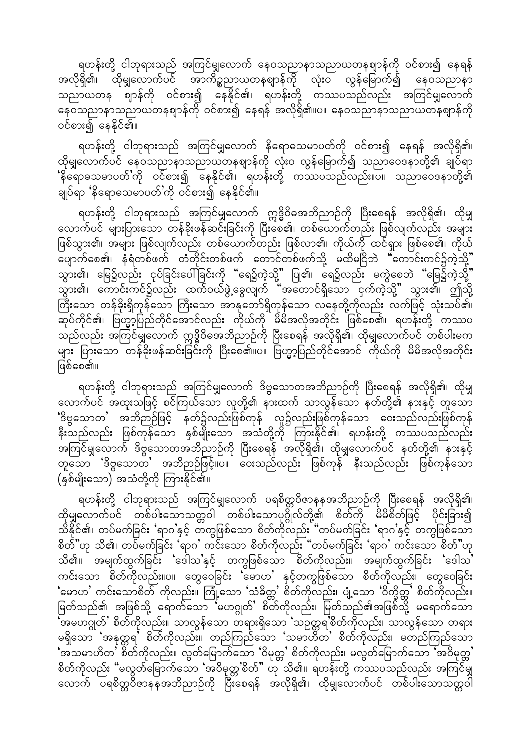ရဟန်းတို့ ငါဘုရားသည် အကြင်မျှလောက် နေဝသညာနာသညာယတနစျာန်ကို ဝင်စား၍ နေရန် အလိုရှိ၏၊ ထိုမျှလောက်ပင် အာကိဉ္စညာယတနစျာန်ကို လုံးဝ လွန်မြောက်၍ နေဝသညာနာသညာယတန စျာန်ကို ဝင်စား၍ နေနိုင်၏၊ ရဟန်းတို့ ကဿပသည်လည်း အကြင်မျှလောက် နေဝသညာနာသညာယတနစျာန်ကို ဝင်စား၍ နေရန် အလိုရှိ၏။ပ။ နေဝသညာနာသညာယတနစျာန်ကို ဝင်စား၍ နေနိုင်၏။

ရဟန်းတို့ ငါဘုရားသည် အကြင်မျှလောက် နိရောဓသမာပတ်ကို ဝင်စား၍ နေရန် အလိုရှိ၏၊ ထိုမျှလောက်ပင် နေဝသညာနာသညာယတနစျာန်ကို လုံးဝ လွန်မြောက်၍ သညာဝေဒနာတို့၏ ချုပ်ရာ 'နိရောဓသမာပတ်'ကို ဝင်စား၍ နေနိုင်၏၊ ရဟန်းတို့ ကဿပသည်လည်း။ပ။ သညာဝေဒနာတို့၏ ချုပ်ရာ 'နိရောဓသမာပတ်'ကို ဝင်စား၍ နေနိုင်၏။

ရဟန်းတို့ ငါဘုရားသည် အကြင်မျှလောက် ဣဒ္ဓိဝိဓအဘိညာဉ်ကို ပြီးစေရန် အလိုရှိ၏၊ ထိုမျှလောက်ပင် များပြားသော တန်ခိုးဖန်ဆင်းခြင်းကို ပြီးစေ၏၊ တစ်ယောက်တည်း ဖြစ်လျက်လည်း အများ ဖြစ်သွား၏၊ အများ ဖြစ်လျက်လည်း တစ်ယောက်တည်း ဖြစ်လာ၏၊ ကိုယ်ကို ထင်ရှား ဖြစ်စေ၏၊ ကိုယ်ပျောက်စေ၏၊ နံရံတစ်ဖက် တံတိုင်းတစ်ဖက် တောင်တစ်ဖက်သို့ မထိမငြိဘဲ "ကောင်းကင်၌ကဲ့သို့" သွား၏၊ မြေ၌လည်း ငုပ်ခြင်းပေါ်ခြင်းကို "ရေ၌ကဲ့သို့" ပြု၏၊ ရေ၌လည်း မကွဲစေဘဲ "မြေ၌ကဲ့သို့" သွား၏၊ ကောင်းကင်၌လည်း ထက်ဝယ်ဖွဲ့ခွေလျက် "အတောင်ရှိသော ငှက်ကဲ့သို့" သွား၏၊ ဤသို့ ကြီးသော တန်ခိုးရှိကုန်သော ကြီးသော အာနုဘော်ရှိကုန်သော လနေတို့ကိုလည်း လက်ဖြင့် သုံးသပ်၏၊ ဆုပ်ကိုင်၏၊ ဗြဟ္မာ့ပြည်တိုင်အောင်လည်း ကိုယ်ကို မိမိအလိုအတိုင်း ဖြစ်စေ၏၊ ရဟန်းတို့ ကဿပသည်လည်း အကြင်မျှလောက် ဣဒ္ဓိဝိဓအဘိညာဉ်ကို ပြီးစေရန် အလိုရှိ၏၊ ထိုမျှလောက်ပင် တစ်ပါးမက များ ပြားသော တန်ခိုးဖန်ဆင်းခြင်းကို ပြီးစေ၏။ပ။ ဗြဟ္မာ့ပြည်တိုင်အောင် ကိုယ်ကို မိမိအလိုအတိုင်း ဖြစ်စေ၏။

ရဟန်းတို့ ငါဘုရားသည် အကြင်မျှလောက် ဒိဗ္ဗသောတအဘိညာဉ်ကို ပြီးစေရန် အလိုရှိ၏၊ ထိုမျှလောက်ပင် အထူးသဖြင့် စင်ကြယ်သော လူတို့၏ နားထက် သာလွန်သော နတ်တို့၏ နားနှင့် တူသော 'ဒိဗ္ဗသောတ' အဘိညာဉ်ဖြင့် နတ်၌လည်းဖြစ်ကုန် လူ၌လည်းဖြစ်ကုန်သော ဝေးသည်လည်းဖြစ်ကုန် နီးသည်လည်း ဖြစ်ကုန်သော နှစ်မျိုးသော အသံတို့ကို ကြားနိုင်၏၊ ရဟန်းတို့ ကဿပသည်လည်း အကြင်မျှလောက် ဒိဗ္ဗသောတအဘိညာဉ်ကို ပြီးစေရန် အလိုရှိ၏၊ ထိုမျှလောက်ပင် နတ်တို့၏ နားနှင့်တူသော 'ဒိဗ္ဗသောတ' အဘိညာဉ်ဖြင့်။ပ။ ဝေးသည်လည်း ဖြစ်ကုန် နီးသည်လည်း ဖြစ်ကုန်သော (နှစ်မျိုးသော) အသံတို့ကို ကြားနိုင်၏။

ရဟန်းတို့ ငါဘုရားသည် အကြင်မျှလောက် ပရစိတ္တဝိဇာနနအဘိညာဉ်ကို ပြီးစေရန် အလိုရှိ၏၊ ထိုမျှလောက်ပင် တစ်ပါးသောသတ္တဝါ တစ်ပါးသောပုဂ္ဂိုလ်တို့၏ စိတ်ကို မိမိစိတ်ဖြင့် ပိုင်းခြား၍ သိနိုင်၏၊ တပ်မက်ခြင်း 'ရာဂ'နှင့် တကွဖြစ်သော စိတ်ကိုလည်း "တပ်မက်ခြင်း 'ရာဂ'နှင့် တကွဖြစ်သော စိတ်"ဟု သိ၏၊ တပ်မက်ခြင်း 'ရာဂ' ကင်းသော စိတ်ကိုလည်း "တပ်မက်ခြင်း 'ရာဂ' ကင်းသော စိတ်"ဟု သိ၏။ အမျက်ထွက်ခြင်း 'ဒေါသ'နှင့် တကွဖြစ်သော စိတ်ကိုလည်း။ အမျက်ထွက်ခြင်း 'ဒေါသ' ကင်းသော စိတ်ကိုလည်း။ပ။ တွေဝေခြင်း 'မောဟ' နှင့်တကွဖြစ်သော စိတ်ကိုလည်း၊ တွေဝေခြင်း 'မောဟ' ကင်းသောစိတ် ကိုလည်း။ ကြုံ့သော 'သံခိတ္တ' စိတ်ကိုလည်း၊ ပျံ့သော 'ဝိက္ခိတ္တ' စိတ်ကိုလည်း။ မြတ်သည်၏ အဖြစ်သို့ ရောက်သော 'မဟဂ္ဂုတ်' စိတ်ကိုလည်း၊ မြတ်သည်၏အဖြစ်သို့ မရောက်သော 'အမဟဂ္ဂုတ်' စိတ်ကိုလည်း။ သာလွန်သော တရားရှိသော 'သဉတ္တရစိတ်'ကိုလည်း၊ သာလွန်သော တရား မရှိသော 'အနုတ္တရ' စိတ်ကိုလည်း။ တည်ကြည်သော 'သမာဟိတ' စိတ်ကိုလည်း၊ မတည်ကြည်သော 'အသမာဟိတ' စိတ်ကိုလည်း။ လွတ်မြောက်သော 'ဝိမုတ္တ' စိတ်ကိုလည်း၊ မလွတ်မြောက်သော 'အဝိမုတ္တ' စိတ်ကိုလည်း "မလွတ်မြောက်သော 'အဝိမုတ္တ'စိတ်" ဟု သိ၏။ ရဟန်းတို့ ကဿပသည်လည်း အကြင်မျှလောက် ပရစိတ္တဝိဇာနနအဘိညာဉ်ကို ပြီးစေရန် အလိုရှိ၏၊ ထိုမျှလောက်ပင် တစ်ပါးသောသတ္တဝါ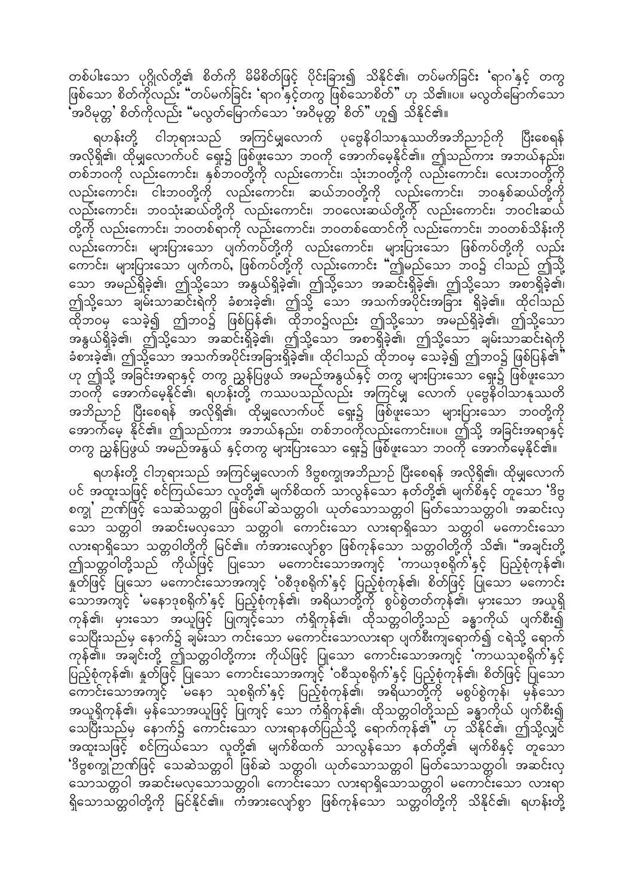တစ်ပါးသော ပုဂ္ဂိုလ်တို့၏ စိတ်ကို မိမိစိတ်ဖြင့် ပိုင်းခြား၍ သိနိုင်၏၊ တပ်မက်ခြင်း 'ရာဂ'နှင့် တကွ ဖြစ်သော စိတ်ကိုလည်း "တပ်မက်ခြင်း 'ရာဂ'နှင့်တကွ ဖြစ်သောစိတ်" ဟု သိ၏။ပ။ မလွတ်မြောက်သော 'အဝိမုတ္တ' စိတ်ကိုလည်း "မလွတ်မြောက်သော 'အဝိမုတ္တ' စိတ်" ဟူ၍ သိနိုင်၏။

ရဟန်းတို့ ငါဘုရားသည် အကြင်မျှလောက် ပုဗ္ဗေနိဝါသာနုဿတိအဘိညာဉ်ကို ပြီးစေရန် အလိုရှိ၏၊ ထိုမျှလောက်ပင် ရှေး၌ ဖြစ်ဖူးသော ဘဝကို အောက်မေ့နိုင်၏။ ဤသည်ကား အဘယ်နည်း၊ တစ်ဘဝကို လည်းကောင်း၊ နှစ်ဘဝတို့ကို လည်းကောင်း၊ သုံးဘဝတို့ကို လည်းကောင်း၊ လေးဘဝတို့ကို လည်းကောင်း၊ ငါးဘဝတို့ကို လည်းကောင်း၊ ဆယ်ဘဝတို့ကို လည်းကောင်း၊ ဘဝနှစ်ဆယ်တို့ကို လည်းကောင်း၊ ဘဝသုံးဆယ်တို့ကို လည်းကောင်း၊ ဘဝလေးဆယ်တို့ကို လည်းကောင်း၊ ဘဝငါးဆယ်တို့ကို လည်းကောင်း၊ ဘဝတစ်ရာကို လည်းကောင်း၊ ဘဝတစ်ထောင်ကို လည်းကောင်း၊ ဘဝတစ်သိန်းကို လည်းကောင်း၊ များပြားသော ပျက်ကပ်တို့ကို လည်းကောင်း၊ များပြားသော ဖြစ်ကပ်တို့ကို လည်းကောင်း၊ များပြားသော ပျက်ကပ်၊ ဖြစ်ကပ်တို့ကို လည်းကောင်း "ဤမည်သော ဘဝ၌ ငါသည် ဤသို့သော အမည်ရှိခဲ့၏၊ ဤသို့သော အနွယ်ရှိခဲ့၏၊ ဤသို့သော အဆင်းရှိခဲ့၏၊ ဤသို့သော အစာရှိခဲ့၏၊ ဤသို့သော ချမ်းသာဆင်းရဲကို ခံစားခဲ့၏၊ ဤသို့ သော အသက်အပိုင်းအခြား ရှိခဲ့၏။ ထိုငါသည် ထိုဘဝမှ သေခဲ့၍ ဤဘဝ၌ ဖြစ်ပြန်၏၊ ထိုဘဝ၌လည်း ဤသို့သော အမည်ရှိခဲ့၏၊ ဤသို့သော အနွယ်ရှိခဲ့၏၊ ဤသို့သော အဆင်းရှိခဲ့၏၊ ဤသို့သော အစာရှိခဲ့၏၊ ဤသို့သော ချမ်းသာဆင်းရဲကို ခံစားခဲ့၏၊ ဤသို့သော အသက်အပိုင်းအခြားရှိခဲ့၏။ ထိုငါသည် ထိုဘဝမှ သေခဲ့၍ ဤဘဝ၌ ဖြစ်ပြန်၏" ဟု ဤသို့ အခြင်းအရာနှင့် တကွ ညွှန်ပြဖွယ် အမည်အနွယ်နှင့် တကွ များပြားသော ရှေး၌ ဖြစ်ဖူးသော ဘဝကို အောက်မေ့နိုင်၏၊ ရဟန်းတို့ ကဿပသည်လည်း အကြင်မျှ လောက် ပုဗ္ဗေနိဝါသာနုဿတိ အဘိညာဉ် ပြီးစေရန် အလိုရှိ၏၊ ထိုမျှလောက်ပင် ရှေး၌ ဖြစ်ဖူးသော များပြားသော ဘဝတို့ကို အောက်မေ့ နိုင်၏။ ဤသည်ကား အဘယ်နည်း၊ တစ်ဘဝကိုလည်းကောင်း။ပ။ ဤသို့ အခြင်းအရာနှင့် တကွ ညွှန်ပြဖွယ် အမည်အနွယ် နှင့်တကွ များပြားသော ရှေး၌ ဖြစ်ဖူးသော ဘဝကို အောက်မေ့နိုင်၏။

ရဟန်းတို့ ငါဘုရားသည် အကြင်မျှလောက် ဒိဗ္ဗစက္ခုအဘိညာဉ် ပြီးစေရန် အလိုရှိ၏၊ ထိုမျှလောက် ပင် အထူးသဖြင့် စင်ကြယ်သော လူတို့၏ မျက်စိထက် သာလွန်သော နတ်တို့၏ မျက်စိနှင့် တူသော 'ဒိဗ္ဗစက္ခု' ဉာဏ်ဖြင့် သေဆဲသတ္တဝါ ဖြစ်ပေါ်ဆဲသတ္တဝါ၊ ယုတ်သောသတ္တဝါ မြတ်သောသတ္တဝါ၊ အဆင်းလှသော သတ္တဝါ အဆင်းမလှသော သတ္တဝါ၊ ကောင်းသော လားရာရှိသော သတ္တဝါ မကောင်းသော လားရာရှိသော သတ္တဝါတို့ကို မြင်၏။ ကံအားလျော်စွာ ဖြစ်ကုန်သော သတ္တဝါတို့ကို သိ၏၊ "အချင်းတို့ ဤသတ္တဝါတို့သည် ကိုယ်ဖြင့် ပြုသော မကောင်းသောအကျင့် 'ကာယဒုစရိုက်'နှင့် ပြည့်စုံကုန်၏၊ နှုတ်ဖြင့် ပြုသော မကောင်းသောအကျင့် 'ဝစီဒုစရိုက်'နှင့် ပြည့်စုံကုန်၏၊ စိတ်ဖြင့် ပြုသော မကောင်း သောအကျင့် 'မနောဒုစရိုက်'နှင့် ပြည့်စုံကုန်၏၊ အရိယာတို့ကို စွပ်စွဲတတ်ကုန်၏၊ မှားသော အယူရှိကုန်၏၊ မှားသော အယူဖြင့် ပြုကျင့်သော ကံရှိကုန်၏၊ ထိုသတ္တဝါတို့သည် ခန္ဓာကိုယ် ပျက်စီး၍ သေပြီးသည်မှ နောက်၌ ချမ်းသာ ကင်းသော မကောင်းသောလားရာ ပျက်စီးကျရောက်၍ ငရဲသို့ ရောက်ကုန်၏။ အချင်းတို့ ဤသတ္တဝါတို့ကား ကိုယ်ဖြင့် ပြုသော ကောင်းသောအကျင့် 'ကာယသုစရိုက်'နှင့် ပြည့်စုံကုန်၏၊ နှုတ်ဖြင့် ပြုသော ကောင်းသောအကျင့် 'ဝစီသုစရိုက်'နှင့် ပြည့်စုံကုန်၏၊ စိတ်ဖြင့် ပြုသော ကောင်းသောအကျင့် 'မနော သုစရိုက်'နှင့် ပြည့်စုံကုန်၏၊ အရိယာတို့ကို မစွပ်စွဲကုန်၊ မှန်သော အယူရှိကုန်၏၊ မှန်သောအယူဖြင့် ပြုကျင့် သော ကံရှိကုန်၏၊ ထိုသတ္တဝါတို့သည် ခန္ဓာကိုယ် ပျက်စီး၍ သေပြီးသည်မှ နောက်၌ ကောင်းသော လားရာနတ်ပြည်သို့ ရောက်ကုန်၏" ဟု သိနိုင်၏၊ ဤသို့လျှင် အထူးသဖြင့် စင်ကြယ်သော လူတို့၏ မျက်စိထက် သာလွန်သော နတ်တို့၏ မျက်စိနှင့် တူသော 'ဒိဗ္ဗစက္ခု'ဉာဏ်ဖြင့် သေဆဲသတ္တဝါ ဖြစ်ဆဲ သတ္တဝါ၊ ယုတ်သောသတ္တဝါ မြတ်သောသတ္တဝါ၊ အဆင်းလှသောသတ္တဝါ အဆင်းမလှသောသတ္တဝါ၊ ကောင်းသော လားရာရှိသောသတ္တဝါ မကောင်းသော လားရာရှိသောသတ္တဝါတို့ကို မြင်နိုင်၏။ ကံအားလျော်စွာ ဖြစ်ကုန်သော သတ္တဝါတို့ကို သိနိုင်၏၊ ရဟန်းတို့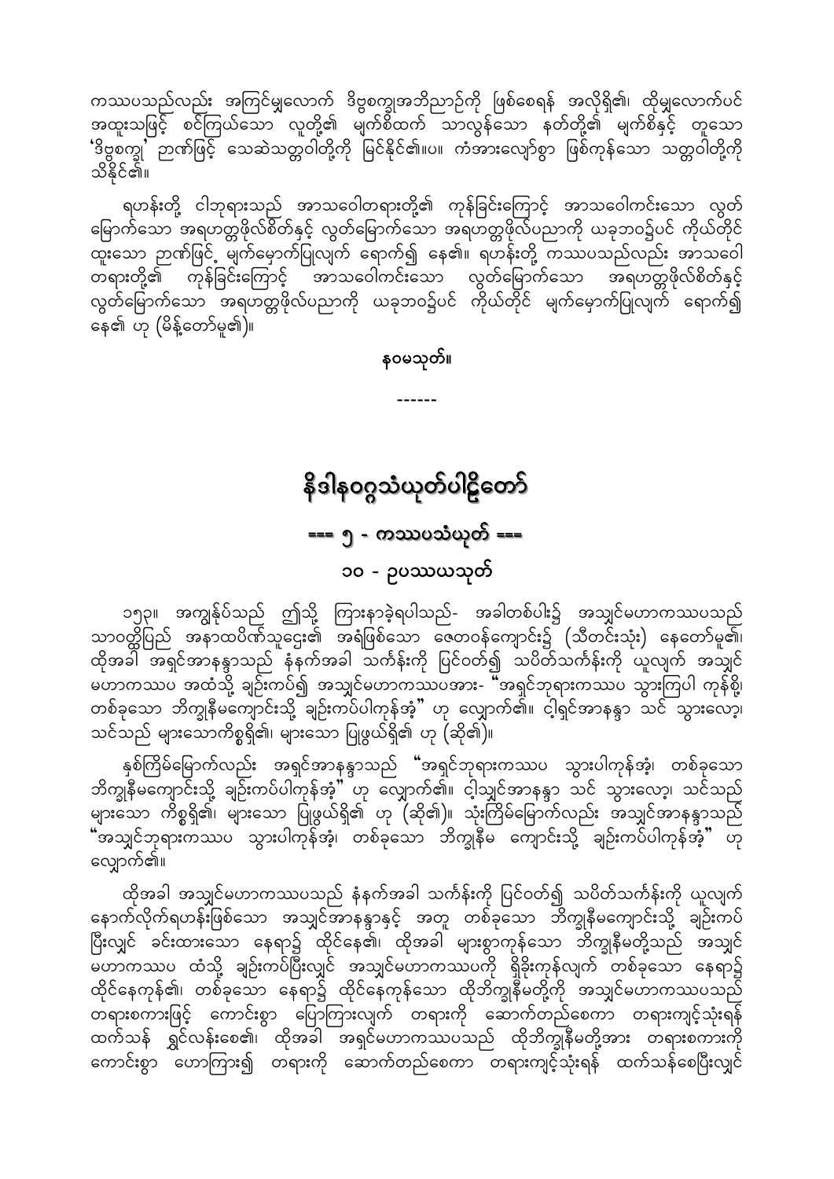ကဿပသည်လည်း အကြင်မျှလောက် ဒိဗ္ဗစက္ခုအဘိညာဉ်ကို ဖြစ်စေရန် အလိုရှိ၏၊ ထိုမျှလောက်ပင် အထူးသဖြင့် စင်ကြယ်သော လူတို့၏ မျက်စိထက် သာလွန်သော နတ်တို့၏ မျက်စိနှင့် တူသော 'ဒိဗ္ဗစက္ခု' ဉာဏ်ဖြင့် သေဆဲသတ္တဝါတို့ကို မြင်နိုင်၏။ပ။ ကံအားလျော်စွာ ဖြစ်ကုန်သော သတ္တဝါတို့ကို သိနိုင်၏။

ရဟန်းတို့ ငါဘုရားသည် အာသဝေါတရားတို့၏ ကုန်ခြင်းကြောင့် အာသဝေါကင်းသော လွတ်မြောက်သော အရဟတ္တဖိုလ်စိတ်နှင့် လွတ်မြောက်သော အရဟတ္တဖိုလ်ပညာကို ယခုဘဝ၌ပင် ကိုယ်တိုင် ထူးသော ဉာဏ်ဖြင့် မျက်မှောက်ပြုလျက် ရောက်၍ နေ၏။ ရဟန်းတို့ ကဿပသည်လည်း အာသဝေါ တရားတို့၏ ကုန်ခြင်းကြောင့် အာသဝေါကင်းသော လွတ်မြောက်သော အရဟတ္တဖိုလ်စိတ်နှင့် လွတ်မြောက်သော အရဟတ္တဖိုလ်ပညာကို ယခုဘဝ၌ပင် ကိုယ်တိုင် မျက်မှောက်ပြုလျက် ရောက်၍ နေ၏ ဟု (မိန့်တော်မူ၏)။

**နဝမသုတ်။**

------

# နိဒါနဝဂ္ဂသံယုတ်ပါဠိတော်

## === ၅ - ကဿပသံယုတ် ===

### ၁၀ - ဥပဿယသုတ်

၁၅၃။ အကျွန်ုပ်သည် ဤသို့ ကြားနာခဲ့ရပါသည်- အခါတစ်ပါး၌ အသျှင်မဟာကဿပသည် သာဝတ္ထိပြည် အနာထပိဏ်သူဌေး၏ အရံဖြစ်သော ဇေတဝန်ကျောင်း၌ (သီတင်းသုံး) နေတော်မူ၏၊ ထိုအခါ အရှင်အာနန္ဒာသည် နံနက်အခါ သင်္ကန်းကို ပြင်ဝတ်၍ သပိတ်သင်္ကန်းကို ယူလျက် အသျှင်မဟာကဿပ အထံသို့ ချဉ်းကပ်၍ အသျှင်မဟာကဿပအား- "အရှင်ဘုရားကဿပ သွားကြပါ ကုန်စို့၊ တစ်ခုသော ဘိက္ခုနီမကျောင်းသို့ ချဉ်းကပ်ပါကုန်အံ့" ဟု လျှောက်၏။ ငါ့ရှင်အာနန္ဒာ သင် သွားလော့၊ သင်သည် များသောကိစ္စရှိ၏၊ များသော ပြုဖွယ်ရှိ၏ ဟု (ဆို၏)။

နှစ်ကြိမ်မြောက်လည်း အရှင်အာနန္ဒာသည် "အရှင်ဘုရားကဿပ သွားပါကုန်အံ့၊ တစ်ခုသော ဘိက္ခုနီမကျောင်းသို့ ချဉ်းကပ်ပါကုန်အံ့" ဟု လျှောက်၏။ ငါ့သျှင်အာနန္ဒာ သင် သွားလော့၊ သင်သည် များသော ကိစ္စရှိ၏၊ များသော ပြုဖွယ်ရှိ၏ ဟု (ဆို၏)။ သုံးကြိမ်မြောက်လည်း အသျှင်အာနန္ဒာသည် "အသျှင်ဘုရားကဿပ သွားပါကုန်အံ့၊ တစ်ခုသော ဘိက္ခုနီမ ကျောင်းသို့ ချဉ်းကပ်ပါကုန်အံ့" ဟု လျှောက်၏။

ထိုအခါ အသျှင်မဟာကဿပသည် နံနက်အခါ သင်္ကန်းကို ပြင်ဝတ်၍ သပိတ်သင်္ကန်းကို ယူလျက် နောက်လိုက်ရဟန်းဖြစ်သော အသျှင်အာနန္ဒာနှင့် အတူ တစ်ခုသော ဘိက္ခုနီမကျောင်းသို့ ချဉ်းကပ်ပြီးလျှင် ခင်းထားသော နေရာ၌ ထိုင်နေ၏၊ ထိုအခါ များစွာကုန်သော ဘိက္ခုနီမတို့သည် အသျှင်မဟာကဿပ ထံသို့ ချဉ်းကပ်ပြီးလျှင် အသျှင်မဟာကဿပကို ရှိခိုးကုန်လျက် တစ်ခုသော နေရာ၌ ထိုင်နေကုန်၏၊ တစ်ခုသော နေရာ၌ ထိုင်နေကုန်သော ထိုဘိက္ခုနီမတို့ကို အသျှင်မဟာကဿပသည် တရားစကားဖြင့် ကောင်းစွာ ပြောကြားလျက် တရားကို ဆောက်တည်စေကာ တရားကျင့်သုံးရန် ထက်သန် ရွှင်လန်းစေ၏၊ ထိုအခါ အရှင်မဟာကဿပသည် ထိုဘိက္ခုနီမတို့အား တရားစကားကို ကောင်းစွာ ဟောကြား၍ တရားကို ဆောက်တည်စေကာ တရားကျင့်သုံးရန် ထက်သန်စေပြီးလျှင်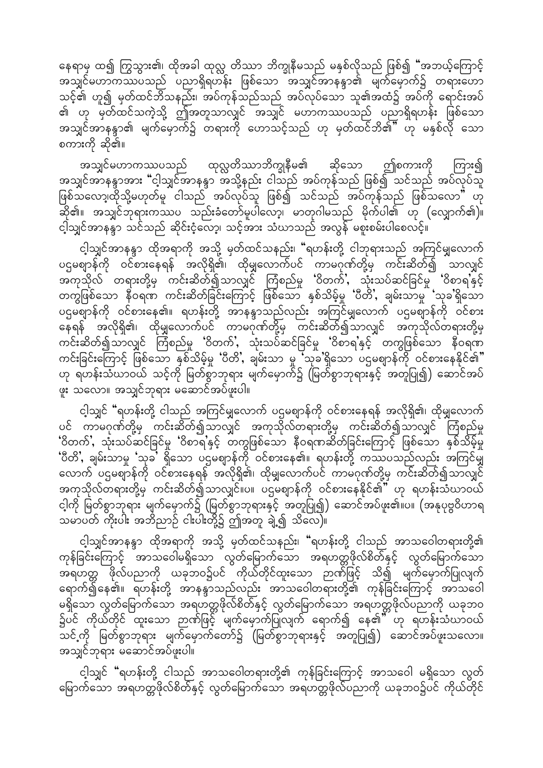နေရာမှ ထ၍ ကြွသွား၏၊ ထိုအခါ ထုလ္လ တိဿာ ဘိက္ခုနီမသည် မနှစ်လိုသည် ဖြစ်၍ "အဘယ့်ကြောင့် အသျှင်မဟာကဿပသည် ပညာရှိရဟန်း ဖြစ်သော အသျှင်အာနန္ဒာ၏ မျက်မှောက်၌ တရားဟော သင့်၏ ဟူ၍ မှတ်ထင်ဘိသနည်း၊ အပ်ကုန်သည်သည် အပ်လုပ်သော သူ၏အထံ၌ အပ်ကို ရောင်းအပ် ၏ ဟု မှတ်ထင်သကဲ့သို့ ဤအတူသာလျှင် အသျှင် မဟာကဿပသည် ပညာရှိရဟန်း ဖြစ်သော အသျှင်အာနန္ဒာ၏ မျက်မှောက်၌ တရားကို ဟောသင့်သည် ဟု မှတ်ထင်ဘိ၏" ဟု မနှစ်လို သော စကားကို ဆို၏။

အသျှင်မဟာကဿပသည် ထုလ္လတိဿာဘိက္ခုနီမ၏ ဆိုသော ဤစကားကို ကြား၍ အသျှင်အာနန္ဒာအား "ငါ့သျှင်အာနန္ဒာ အသို့နည်း ငါသည် အပ်ကုန်သည် ဖြစ်၍ သင်သည် အပ်လုပ်သူ ဖြစ်သလော့၊ထိုသို့မဟုတ်မူ ငါသည် အပ်လုပ်သူ ဖြစ်၍ သင်သည် အပ်ကုန်သည် ဖြစ်သလော" ဟု ဆို၏။ အသျှင်ဘုရားကဿပ သည်းခံတော်မူပါလော့၊ မာတုဂါမသည် မိုက်ပါ၏ ဟု (လျှောက်၏)။ ငါ့သျှင်အာနန္ဒာ သင်သည် ဆိုင်းငံ့လော့၊ သင့်အား သံဃာသည် အလွန် မစူးစမ်းပါစေလင့်။

ငါ့သျှင်အာနန္ဒာ ထိုအရာကို အသို့ မှတ်ထင်သနည်း၊ "ရဟန်းတို့ ငါဘုရားသည် အကြင်မျှလောက် ပဌမဈာန်ကို ဝင်စားနေရန် အလိုရှိ၏၊ ထိုမျှလောက်ပင် ကာမဂုဏ်တို့မှ ကင်းဆိတ်၍ သာလျှင် အကုသိုလ် တရားတို့မှ ကင်းဆိတ်၍သာလျှင် ကြံစည်မှု 'ဝိတက်'၊ သုံးသပ်ဆင်ခြင်မှု 'ဝိစာရ'နှင့် တကွဖြစ်သော နီဝရဏ ကင်းဆိတ်ခြင်းကြောင့် ဖြစ်သော နှစ်သိမ့်မှု 'ပီတိ'၊ ချမ်းသာမှု 'သုခ'ရှိသော ပဌမဈာန်ကို ဝင်စားနေ၏။ ရဟန်းတို့ အာနန္ဒာသည်လည်း အကြင်မျှလောက် ပဌမဈာန်ကို ဝင်စား နေရန် အလိုရှိ၏၊ ထိုမျှလောက်ပင် ကာမဂုဏ်တို့မှ ကင်းဆိတ်၍သာလျှင် အကုသိုလ်တရားတို့မှ ကင်းဆိတ်၍သာလျှင် ကြံစည်မှု 'ဝိတက်'၊ သုံးသပ်ဆင်ခြင်မှု 'ဝိစာရ'နှင့် တကွဖြစ်သော နီဝရဏ ကင်းခြင်းကြောင့် ဖြစ်သော နှစ်သိမ့်မှု 'ပီတိ'၊ ချမ်းသာ မှု 'သုခ'ရှိသော ပဌမဈာန်ကို ဝင်စားနေနိုင်၏" ဟု ရဟန်းသံဃာဝယ် သင့်ကို မြတ်စွာဘုရား မျက်မှောက်၌ (မြတ်စွာဘုရားနှင့် အတူပြု၍) ဆောင်အပ် ဖူး သလော။ အသျှင်ဘုရား မဆောင်အပ်ဖူးပါ။

ငါ့သျှင် "ရဟန်းတို့ ငါသည် အကြင်မျှလောက် ပဌမဈာန်ကို ဝင်စားနေရန် အလိုရှိ၏၊ ထိုမျှလောက် ပင် ကာမဂုဏ်တို့မှ ကင်းဆိတ်၍သာလျှင် အကုသိုလ်တရားတို့မှ ကင်းဆိတ်၍သာလျှင် ကြံစည်မှု 'ဝိတက်'၊ သုံးသပ်ဆင်ခြင်မှု 'ဝိစာရ'နှင့် တကွဖြစ်သော နီဝရဏဆိတ်ခြင်းကြောင့် ဖြစ်သော နှစ်သိမ့်မှု 'ပီတိ'၊ ချမ်းသာမှု 'သုခ' ရှိသော ပဌမဈာန်ကို ဝင်စားနေ၏။ ရဟန်းတို့ ကဿပသည်လည်း အကြင်မျှ လောက် ပဌမဈာန်ကို ဝင်စားနေရန် အလိုရှိ၏၊ ထိုမျှလောက်ပင် ကာမဂုဏ်တို့မှ ကင်းဆိတ်၍သာလျှင် အကုသိုလ်တရားတို့မှ ကင်းဆိတ်၍သာလျှင်။ပ။ ပဌမဈာန်ကို ဝင်စားနေနိုင်၏" ဟု ရဟန်းသံဃာဝယ် ငါ့ကို မြတ်စွာဘုရား မျက်မှောက်၌ (မြတ်စွာဘုရားနှင့် အတူပြု၍) ဆောင်အပ်ဖူး၏။ပ။ (အနုပုဗ္ဗဝိဟာရ သမာပတ် ကိုးပါး အဘိညာဉ် ငါးပါးတို့၌ ဤအတူ ချဲ့၍ သိလေ)။

ငါ့သျှင်အာနန္ဒာ ထိုအရာကို အသို့ မှတ်ထင်သနည်း၊ "ရဟန်းတို့ ငါသည် အာသဝေါတရားတို့၏ ကုန်ခြင်းကြောင့် အာသဝေါမရှိသော လွတ်မြောက်သော အရဟတ္တဖိုလ်စိတ်နှင့် လွတ်မြောက်သော အရဟတ္တ ဖိုလ်ပညာကို ယခုဘဝ၌ပင် ကိုယ်တိုင်ထူးသော ဉာဏ်ဖြင့် သိ၍ မျက်မှောက်ပြုလျက် ရောက်၍နေ၏။ ရဟန်းတို့ အာနန္ဒာသည်လည်း အာသဝေါတရားတို့၏ ကုန်ခြင်းကြောင့် အာသဝေါ မရှိသော လွတ်မြောက်သော အရဟတ္တဖိုလ်စိတ်နှင့် လွတ်မြောက်သော အရဟတ္တဖိုလ်ပညာကို ယခုဘ ဝ၌ပင် ကိုယ်တိုင် ထူးသော ဉာဏ်ဖြင့် မျက်မှောက်ပြုလျက် ရောက်၍ နေ၏" ဟု ရဟန်းသံဃာဝယ် သင့်ကို မြတ်စွာဘုရား မျက်မှောက်တော်၌ (မြတ်စွာဘုရားနှင့် အတူပြု၍) ဆောင်အပ်ဖူးသလော။ အသျှင်ဘုရား မဆောင်အပ်ဖူးပါ။

ငါ့သျှင် "ရဟန်းတို့ ငါသည် အာသဝေါတရားတို့၏ ကုန်ခြင်းကြောင့် အာသဝေါ မရှိသော လွတ် မြောက်သော အရဟတ္တဖိုလ်စိတ်နှင့် လွတ်မြောက်သော အရဟတ္တဖိုလ်ပညာကို ယခုဘဝ၌ပင် ကိုယ်တိုင်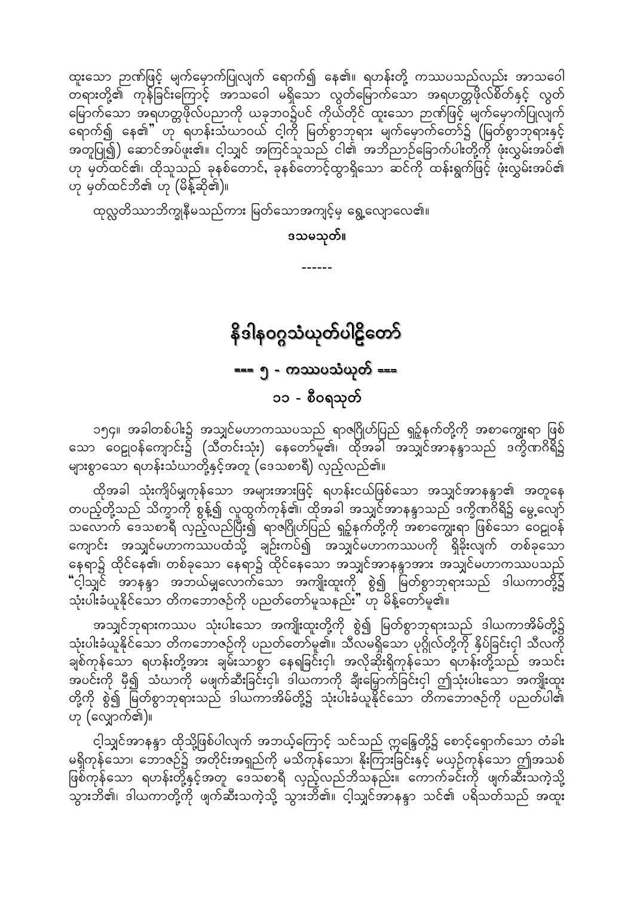ထူးသော ဉာဏ်ဖြင့် မျက်မှောက်ပြုလျက် ရောက်၍ နေ၏။ ရဟန်းတို့ ကဿပသည်လည်း အာသဝေါ တရားတို့၏ ကုန်ခြင်းကြောင့် အာသဝေါ မရှိသော လွတ်မြောက်သော အရဟတ္တဖိုလ်စိတ်နှင့် လွတ်မြောက်သော အရဟတ္တဖိုလ်ပညာကို ယခုဘဝ၌ပင် ကိုယ်တိုင် ထူးသော ဉာဏ်ဖြင့် မျက်မှောက်ပြုလျက် ရောက်၍ နေ၏" ဟု ရဟန်းသံဃာဝယ် ငါ့ကို မြတ်စွာဘုရား မျက်မှောက်တော်၌ (မြတ်စွာဘုရားနှင့် အတူပြု၍) ဆောင်အပ်ဖူး၏။ ငါ့သျှင် အကြင်သူသည် ငါ၏ အဘိညာဉ်ခြောက်ပါးတို့ကို ဖုံးလွှမ်းအပ်၏ ဟု မှတ်ထင်၏၊ ထိုသူသည် ခုနစ်တောင်၊ ခုနစ်တောင့်ထွာရှိသော ဆင်ကို ထန်းရွက်ဖြင့် ဖုံးလွှမ်းအပ်၏ ဟု မှတ်ထင်ဘိ၏ ဟု (မိန့်ဆို၏)။

ထုလ္လတိဿာဘိက္ခုနီမသည်ကား မြတ်သောအကျင့်မှ ရွေ့လျောလေ၏။

**ဒသမသုတ်။**

------

# နိဒါနဝဂ္ဂသံယုတ်ပါဠိတော်

## === ၅ - ကဿပသံယုတ် ===

### ၁၁ - စီဝရသုတ်

၁၅၄။ အခါတစ်ပါး၌ အသျှင်မဟာကဿပသည် ရာဇဂြိုဟ်ပြည် ရှဉ့်နက်တို့ကို အစာကျွေးရာ ဖြစ်သော ဝေဠုဝန်ကျောင်း၌ (သီတင်းသုံး) နေတော်မူ၏၊ ထိုအခါ အသျှင်အာနန္ဒာသည် ဒက္ခိဏာဂိရိ၌ များစွာသော ရဟန်းသံဃာတို့နှင့်အတူ (ဒေသစာရီ) လှည့်လည်၏။

ထိုအခါ သုံးကျိပ်မျှကုန်သော အများအားဖြင့် ရဟန်းငယ်ဖြစ်သော အသျှင်အာနန္ဒာ၏ အတူနေ တပည့်တို့သည် သိက္ခာကို စွန့်၍ လူထွက်ကုန်၏၊ ထိုအခါ အသျှင်အာနန္ဒာသည် ဒက္ခိဏာဂိရိ၌ မွေ့လျော်သလောက် ဒေသစာရီ လှည့်လည်ပြီး၍ ရာဇဂြိုဟ်ပြည် ရှဉ့်နက်တို့ကို အစာကျွေးရာ ဖြစ်သော ဝေဠုဝန် ကျောင်း အသျှင်မဟာကဿပထံသို့ ချဉ်းကပ်၍ အသျှင်မဟာကဿပကို ရှိခိုးလျက် တစ်ခုသော နေရာ၌ ထိုင်နေ၏၊ တစ်ခုသော နေရာ၌ ထိုင်နေသော အသျှင်အာနန္ဒာအား အသျှင်မဟာကဿပသည် "ငါ့သျှင် အာနန္ဒာ အဘယ်မျှလောက်သော အကျိုးထူးကို စွဲ၍ မြတ်စွာဘုရားသည် ဒါယကာတို့၌ သုံးပါးခံယူနိုင်သော တိကဘောဇဉ်ကို ပညတ်တော်မူသနည်း" ဟု မိန့်တော်မူ၏။

အသျှင်ဘုရားကဿပ သုံးပါးသော အကျိုးထူးတို့ကို စွဲ၍ မြတ်စွာဘုရားသည် ဒါယကာအိမ်တို့၌ သုံးပါးခံယူနိုင်သော တိကဘောဇဉ်ကို ပညတ်တော်မူ၏။ သီလမရှိသော ပုဂ္ဂိုလ်တို့ကို နှိပ်ခြင်းငှါ သီလကို ချစ်ကုန်သော ရဟန်းတို့အား ချမ်းသာစွာ နေရခြင်းငှါ၊ အလိုဆိုးရှိကုန်သော ရဟန်းတို့သည် အသင်း အပင်းကို မှီ၍ သံဃာကို မဖျက်ဆီးခြင်းငှါ၊ ဒါယကာကို ချီးမြှောက်ခြင်းငှါ ဤသုံးပါးသော အကျိုးထူး တို့ကို စွဲ၍ မြတ်စွာဘုရားသည် ဒါယကာအိမ်တို့၌ သုံးပါးခံယူနိုင်သော တိကဘောဇဉ်ကို ပညတ်ပါ၏ ဟု (လျှောက်၏)။

ငါ့သျှင်အာနန္ဒာ ထိုသို့ဖြစ်ပါလျက် အဘယ့်ကြောင့် သင်သည် ဣန္ဒြေတို့၌ စောင့်ရှောက်သော တံခါး မရှိကုန်သော၊ ဘောဇဉ်၌ အတိုင်းအရှည်ကို မသိကုန်သော၊ နိုးကြားခြင်းနှင့် မယှဉ်ကုန်သော ဤအသစ် ဖြစ်ကုန်သော ရဟန်းတို့နှင့်အတူ ဒေသစာရီ လှည့်လည်ဘိသနည်း။ ကောက်ခင်းကို ဖျက်ဆီးသကဲ့သို့ သွားဘိ၏၊ ဒါယကာတို့ကို ဖျက်ဆီးသကဲ့သို့ သွားဘိ၏။ ငါ့သျှင်အာနန္ဒာ သင်၏ ပရိသတ်သည် အထူး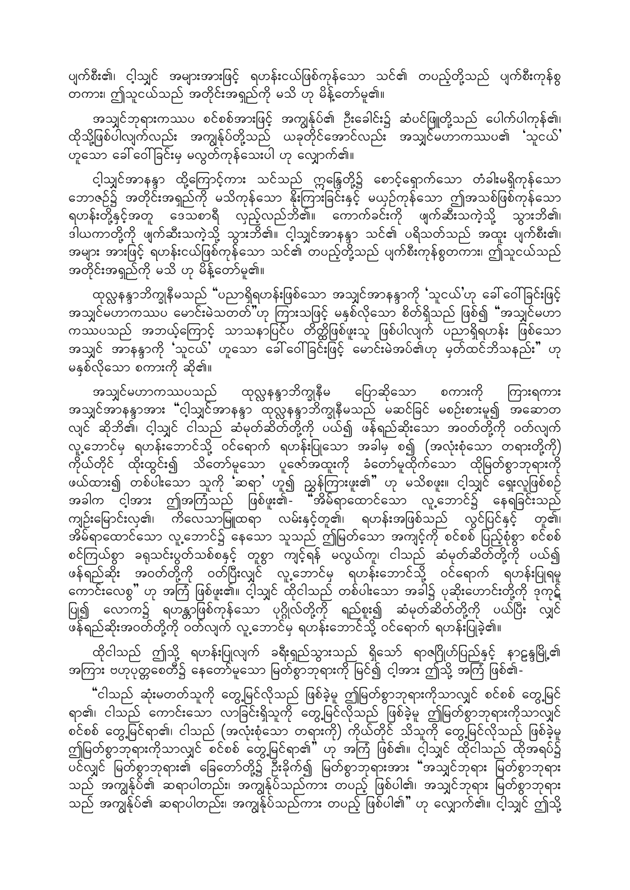ပျက်စီး၏၊ ငါ့သျှင် အများအားဖြင့် ရဟန်းငယ်ဖြစ်ကုန်သော သင်၏ တပည့်တို့သည် ပျက်စီးကုန်စွ တကား၊ ဤသူငယ်သည် အတိုင်းအရှည်ကို မသိ ဟု မိန့်တော်မူ၏။

အသျှင်ဘုရားကဿပ စင်စစ်အားဖြင့် အကျွန်ုပ်၏ ဦးခေါင်း၌ ဆံပင်ဖြူတို့သည် ပေါက်ပါကုန်၏၊ ထိုသို့ဖြစ်ပါလျက်လည်း အကျွန်ုပ်တို့သည် ယခုတိုင်အောင်လည်း အသျှင်မဟာကဿပ၏ 'သူငယ်' ဟူသော ခေါ်ဝေါ်ခြင်းမှ မလွတ်ကုန်သေးပါ ဟု လျှောက်၏။

ငါ့သျှင်အာနန္ဒာ ထို့ကြောင့်ကား သင်သည် ဣန္ဒြေတို့၌ စောင့်ရှောက်သော တံခါးမရှိကုန်သော ဘောဇဉ်၌ အတိုင်းအရှည်ကို မသိကုန်သော နိုးကြားခြင်းနှင့် မယှဉ်ကုန်သော ဤအသစ်ဖြစ်ကုန်သော ရဟန်းတို့နှင့်အတူ ဒေသစာရီ လှည့်လည်ဘိ၏။ ကောက်ခင်းကို ဖျက်ဆီးသကဲ့သို့ သွားဘိ၏၊ ဒါယကာတို့ကို ဖျက်ဆီးသကဲ့သို့ သွားဘိ၏။ ငါ့သျှင်အာနန္ဒာ သင်၏ ပရိသတ်သည် အထူး ပျက်စီး၏၊ အများ အားဖြင့် ရဟန်းငယ်ဖြစ်ကုန်သော သင်၏ တပည့်တို့သည် ပျက်စီးကုန်စွတကား၊ ဤသူငယ်သည် အတိုင်းအရှည်ကို မသိ ဟု မိန့်တော်မူ၏။

ထုလ္လနန္ဒာဘိက္ခုနီမသည် "ပညာရှိရဟန်းဖြစ်သော အသျှင်အာနန္ဒာကို 'သူငယ်'ဟု ခေါ်ဝေါ်ခြင်းဖြင့် အသျှင်မဟာကဿပ မောင်းမဲသတတ်"ဟု ကြားသဖြင့် မနှစ်လိုသော စိတ်ရှိသည် ဖြစ်၍ "အသျှင်မဟာ ကဿပသည် အဘယ့်ကြောင့် သာသနာပြင်ပ တိတ္ထိဖြစ်ဖူးသူ ဖြစ်ပါလျက် ပညာရှိရဟန်း ဖြစ်သော အသျှင် အာနန္ဒာကို 'သူငယ်' ဟူသော ခေါ်ဝေါ်ခြင်းဖြင့် မောင်းမဲအပ်၏ဟု မှတ်ထင်ဘိသနည်း" ဟု မနှစ်လိုသော စကားကို ဆို၏။

အသျှင်မဟာကဿပသည် ထုလ္လနန္ဒာဘိက္ခုနီမ ပြောဆိုသော စကားကို ကြားရကား အသျှင်အာနန္ဒာအား "ငါ့သျှင်အာနန္ဒာ ထုလ္လနန္ဒာဘိက္ခုနီမသည် မဆင်ခြင် မစဉ်းစားမူ၍ အဆောတလျင် ဆိုဘိ၏၊ ငါ့သျှင် ငါသည် ဆံမုတ်ဆိတ်တို့ကို ပယ်၍ ဖန်ရည်ဆိုးသော အဝတ်တို့ကို ဝတ်လျက် လူ့ဘောင်မှ ရဟန်းဘောင်သို့ ဝင်ရောက် ရဟန်းပြုသော အခါမှ စ၍ (အလုံးစုံသော တရားတို့ကို) ကိုယ်တိုင် ထိုးထွင်း၍ သိတော်မူသော ပူဇော်အထူးကို ခံတော်မူထိုက်သော ထိုမြတ်စွာဘုရားကို ဖယ်ထား၍ တစ်ပါးသော သူကို 'ဆရာ' ဟူ၍ ညွှန်ကြားဖူး၏" ဟု မသိစဖူး။ ငါ့သျှင် ရှေးလူဖြစ်စဉ် အခါက ငါ့အား ဤအကြံသည် ဖြစ်ဖူး၏- "အိမ်ရာထောင်သော လူ့ဘောင်၌ နေရခြင်းသည် ကျဉ်းမြောင်းလှ၏၊ ကိလေသာမြူထရာ လမ်းနှင့်တူ၏၊ ရဟန်းအဖြစ်သည် လွင်ပြင်နှင့် တူ၏၊ အိမ်ရာထောင်သော လူ့ဘောင်၌ နေသော သူသည် ဤမြတ်သော အကျင့်ကို စင်စစ် ပြည့်စုံစွာ စင်စစ် စင်ကြယ်စွာ ခရုသင်းပွတ်သစ်စနှင့် တူစွာ ကျင့်ရန် မလွယ်ကူ၊ ငါသည် ဆံမုတ်ဆိတ်တို့ကို ပယ်၍ ဖန်ရည်ဆိုး အဝတ်တို့ကို ဝတ်ပြီးလျှင် လူ့ဘောင်မှ ရဟန်းဘောင်သို့ ဝင်ရောက် ရဟန်းပြုရမူ ကောင်းလေစွ" ဟု အကြံ ဖြစ်ဖူး၏။ ငါ့သျှင် ထိုငါသည် တစ်ပါးသော အခါ၌ ပုဆိုးဟောင်းတို့ကို ဒုကုဋ် ပြု၍ လောက၌ ရဟန္တာဖြစ်ကုန်သော ပုဂ္ဂိုလ်တို့ကို ရည်စူး၍ ဆံမုတ်ဆိတ်တို့ကို ပယ်ပြီး လျှင် ဖန်ရည်ဆိုးအဝတ်တို့ကို ဝတ်လျက် လူ့ဘောင်မှ ရဟန်းဘောင်သို့ ဝင်ရောက် ရဟန်းပြုခဲ့၏။

ထိုငါသည် ဤသို့ ရဟန်းပြုလျက် ခရီးရှည်သွားသည် ရှိသော် ရာဇဂြိုဟ်ပြည်နှင့် နာဠန္ဒမြို့၏ အကြား ဗဟုပုတ္တစေတီ၌ နေတော်မူသော မြတ်စွာဘုရားကို မြင်၍ ငါ့အား ဤသို့ အကြံ ဖြစ်၏-

"ငါသည် ဆုံးမတတ်သူကို တွေ့မြင်လိုသည် ဖြစ်ခဲ့မူ ဤမြတ်စွာဘုရားကိုသာလျှင် စင်စစ် တွေ့မြင်ရာ၏၊ ငါသည် ကောင်းသော လာခြင်းရှိသူကို တွေ့မြင်လိုသည် ဖြစ်ခဲ့မူ ဤမြတ်စွာဘုရားကိုသာလျှင် စင်စစ် တွေ့မြင်ရာ၏၊ ငါသည် (အလုံးစုံသော တရားကို) ကိုယ်တိုင် သိသူကို တွေ့မြင်လိုသည် ဖြစ်ခဲ့မူ ဤမြတ်စွာဘုရားကိုသာလျှင် စင်စစ် တွေ့မြင်ရာ၏" ဟု အကြံ ဖြစ်၏။ ငါ့သျှင် ထိုငါသည် ထိုအရပ်၌ ပင်လျှင် မြတ်စွာဘုရား၏ ခြေတော်တို့၌ ဦးခိုက်၍ မြတ်စွာဘုရားအား "အသျှင်ဘုရား မြတ်စွာဘုရား သည် အကျွန်ုပ်၏ ဆရာပါတည်း၊ အကျွန်ုပ်သည်ကား တပည့် ဖြစ်ပါ၏၊ အသျှင်ဘုရား မြတ်စွာဘုရား သည် အကျွန်ုပ်၏ ဆရာပါတည်း၊ အကျွန်ုပ်သည်ကား တပည့် ဖြစ်ပါ၏" ဟု လျှောက်၏။ ငါ့သျှင် ဤသို့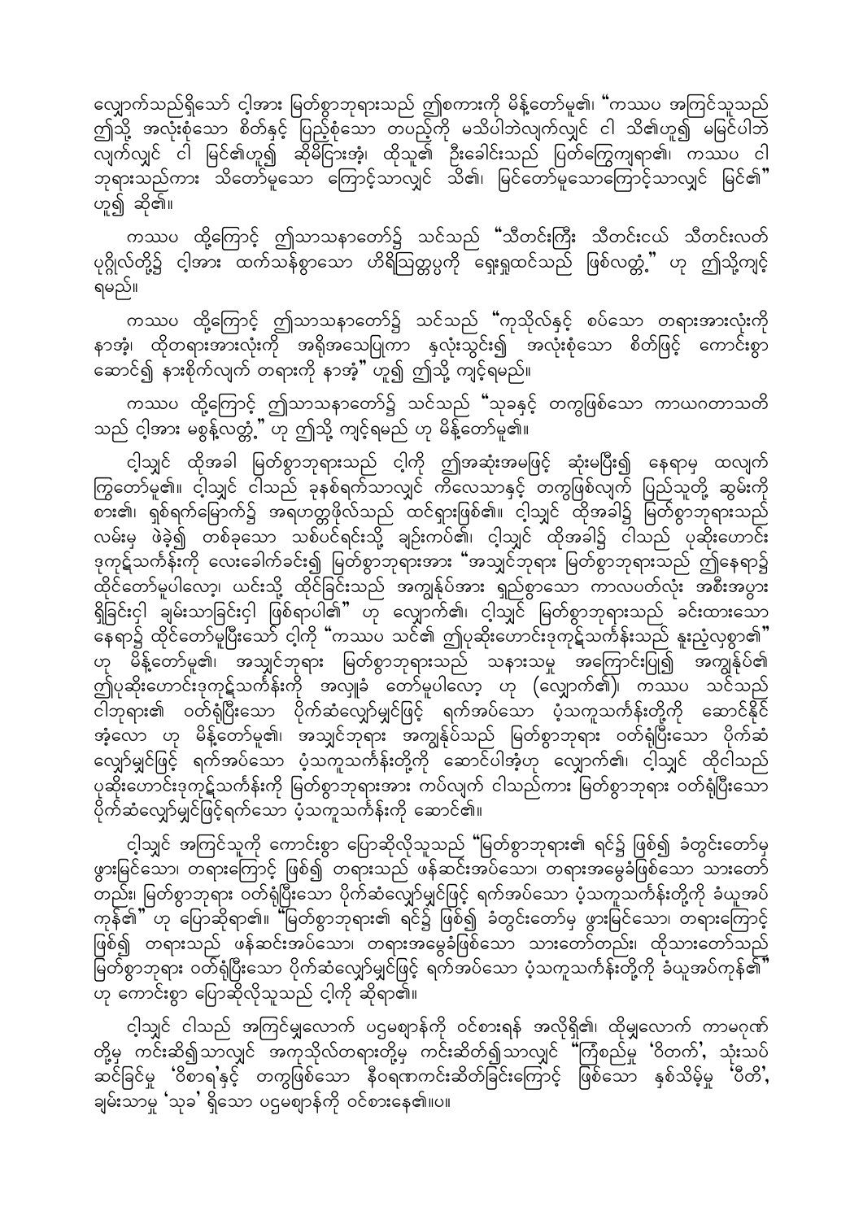လျှောက်သည်ရှိသော် ငါ့အား မြတ်စွာဘုရားသည် ဤစကားကို မိန့်တော်မူ၏၊ "ကဿပ အကြင်သူသည် ဤသို့ အလုံးစုံသော စိတ်နှင့် ပြည့်စုံသော တပည့်ကို မသိပါဘဲလျက်လျှင် ငါ သိ၏ဟူ၍ မမြင်ပါဘဲ လျက်လျှင် ငါ မြင်၏ဟူ၍ ဆိုမြားအံ့၊ ထိုသူ၏ ဦးခေါင်းသည် ပြတ်ကြွေကျရာ၏၊ ကဿပ ငါ ဘုရားသည်ကား သိတော်မူသော ကြောင့်သာလျှင် သိ၏၊ မြင်တော်မူသောကြောင့်သာလျှင် မြင်၏" ဟူ၍ ဆို၏။

ကဿပ ထို့ကြောင့် ဤသာသနာတော်၌ သင်သည် "သီတင်းကြီး သီတင်းငယ် သီတင်းလတ် ပုဂ္ဂိုလ်တို့၌ ငါ့အား ထက်သန်စွာသော ဟိရိဩတ္တပ္ပကို ရှေးရှုထင်သည် ဖြစ်လတ္တံ့" ဟု ဤသို့ကျင့် ရမည်။

ကဿပ ထို့ကြောင့် ဤသာသနာတော်၌ သင်သည် "ကုသိုလ်နှင့် စပ်သော တရားအားလုံးကို နာအံ့၊ ထိုတရားအားလုံးကို အရိုအသေပြုကာ နှလုံးသွင်း၍ အလုံးစုံသော စိတ်ဖြင့် ကောင်းစွာ ဆောင်၍ နားစိုက်လျက် တရားကို နာအံ့" ဟူ၍ ဤသို့ ကျင့်ရမည်။

ကဿပ ထို့ကြောင့် ဤသာသနာတော်၌ သင်သည် "သုခနှင့် တကွဖြစ်သော ကာယဂတာသတိ သည် ငါ့အား မစွန့်လတ္တံ့" ဟု ဤသို့ ကျင့်ရမည် ဟု မိန့်တော်မူ၏။

ငါ့သျှင် ထိုအခါ မြတ်စွာဘုရားသည် ငါ့ကို ဤအဆုံးအမဖြင့် ဆုံးမပြီး၍ နေရာမှ ထလျက် ကြွတော်မူ၏။ ငါ့သျှင် ငါသည် ခုနစ်ရက်သာလျှင် ကိလေသာနှင့် တကွဖြစ်လျက် ပြည်သူတို့ ဆွမ်းကို စား၏၊ ရှစ်ရက်မြောက်၌ အရဟတ္တဖိုလ်သည် ထင်ရှားဖြစ်၏။ ငါ့သျှင် ထိုအခါ၌ မြတ်စွာဘုရားသည် လမ်းမှ ဖဲခဲ့၍ တစ်ခုသော သစ်ပင်ရင်းသို့ ချဉ်းကပ်၏၊ ငါ့သျှင် ထိုအခါ၌ ငါသည် ပုဆိုးဟောင်း ဒုကုဋ်သင်္ကန်းကို လေးခေါက်ခင်း၍ မြတ်စွာဘုရားအား "အသျှင်ဘုရား မြတ်စွာဘုရားသည် ဤနေရာ၌ ထိုင်တော်မူပါလော့၊ ယင်းသို့ ထိုင်ခြင်းသည် အကျွန်ုပ်အား ရှည်စွာသော ကာလပတ်လုံး အစီးအပွား ရှိခြင်းငှါ ချမ်းသာခြင်းငှါ ဖြစ်ရာပါ၏" ဟု လျှောက်၏၊ ငါ့သျှင် မြတ်စွာဘုရားသည် ခင်းထားသော နေရာ၌ ထိုင်တော်မူပြီးသော် ငါ့ကို "ကဿပ သင်၏ ဤပုဆိုးဟောင်းဒုကုဋ်သင်္ကန်းသည် နူးညံ့လှစွာ၏" ဟု မိန့်တော်မူ၏၊ အသျှင်ဘုရား မြတ်စွာဘုရားသည် သနားသမှု အကြောင်းပြု၍ အကျွန်ုပ်၏ ဤပုဆိုးဟောင်းဒုကုဋ်သင်္ကန်းကို အလှူခံ တော်မူပါလော့ ဟု (လျှောက်၏)၊ ကဿပ သင်သည် ငါဘုရား၏ ဝတ်ရုံပြီးသော ပိုက်ဆံလျှော်မျှင်ဖြင့် ရက်အပ်သော ပံ့သကူသင်္ကန်းတို့ကို ဆောင်နိုင် အံ့လော ဟု မိန့်တော်မူ၏၊ အသျှင်ဘုရား အကျွန်ုပ်သည် မြတ်စွာဘုရား ဝတ်ရုံပြီးသော ပိုက်ဆံ လျှော်မျှင်ဖြင့် ရက်အပ်သော ပံ့သကူသင်္ကန်းတို့ကို ဆောင်ပါအံ့ဟု လျှောက်၏၊ ငါ့သျှင် ထိုငါသည် ပုဆိုးဟောင်းဒုကုဋ်သင်္ကန်းကို မြတ်စွာဘုရားအား ကပ်လျက် ငါသည်ကား မြတ်စွာဘုရား ဝတ်ရုံပြီးသော ပိုက်ဆံလျှော်မျှင်ဖြင့်ရက်သော ပံ့သကူသင်္ကန်းကို ဆောင်၏။

ငါ့သျှင် အကြင်သူကို ကောင်းစွာ ပြောဆိုလိုသူသည် "မြတ်စွာဘုရား၏ ရင်၌ ဖြစ်၍ ခံတွင်းတော်မှ ဖွားမြင်သော၊ တရားကြောင့် ဖြစ်၍ တရားသည် ဖန်ဆင်းအပ်သော၊ တရားအမွေခံဖြစ်သော သားတော် တည်း၊ မြတ်စွာဘုရား ဝတ်ရုံပြီးသော ပိုက်ဆံလျှော်မျှင်ဖြင့် ရက်အပ်သော ပံ့သကူသင်္ကန်းတို့ကို ခံယူအပ် ကုန်၏" ဟု ပြောဆိုရာ၏။ "မြတ်စွာဘုရား၏ ရင်၌ ဖြစ်၍ ခံတွင်းတော်မှ ဖွားမြင်သော၊ တရားကြောင့် ဖြစ်၍ တရားသည် ဖန်ဆင်းအပ်သော၊ တရားအမွေခံဖြစ်သော သားတော်တည်း၊ ထိုသားတော်သည် မြတ်စွာဘုရား ဝတ်ရုံပြီးသော ပိုက်ဆံလျှော်မျှင်ဖြင့် ရက်အပ်သော ပံ့သကူသင်္ကန်းတို့ကို ခံယူအပ်ကုန်၏" ဟု ကောင်းစွာ ပြောဆိုလိုသူသည် ငါ့ကို ဆိုရာ၏။

ငါ့သျှင် ငါသည် အကြင်မျှလောက် ပဌမဈာန်ကို ဝင်စားရန် အလိုရှိ၏၊ ထိုမျှလောက် ကာမဂုဏ် တို့မှ ကင်းဆိတ်၍သာလျှင် အကုသိုလ်တရားတို့မှ ကင်းဆိတ်၍သာလျှင် "ကြံစည်မှု 'ဝိတက်', သုံးသပ် ဆင်ခြင်မှု 'ဝိစာရ'နှင့် တကွဖြစ်သော နီဝရဏကင်းဆိတ်ခြင်းကြောင့် ဖြစ်သော နှစ်သိမ့်မှု 'ပီတိ', ချမ်းသာမှု 'သုခ' ရှိသော ပဌမဈာန်ကို ဝင်စားနေ၏။ပ။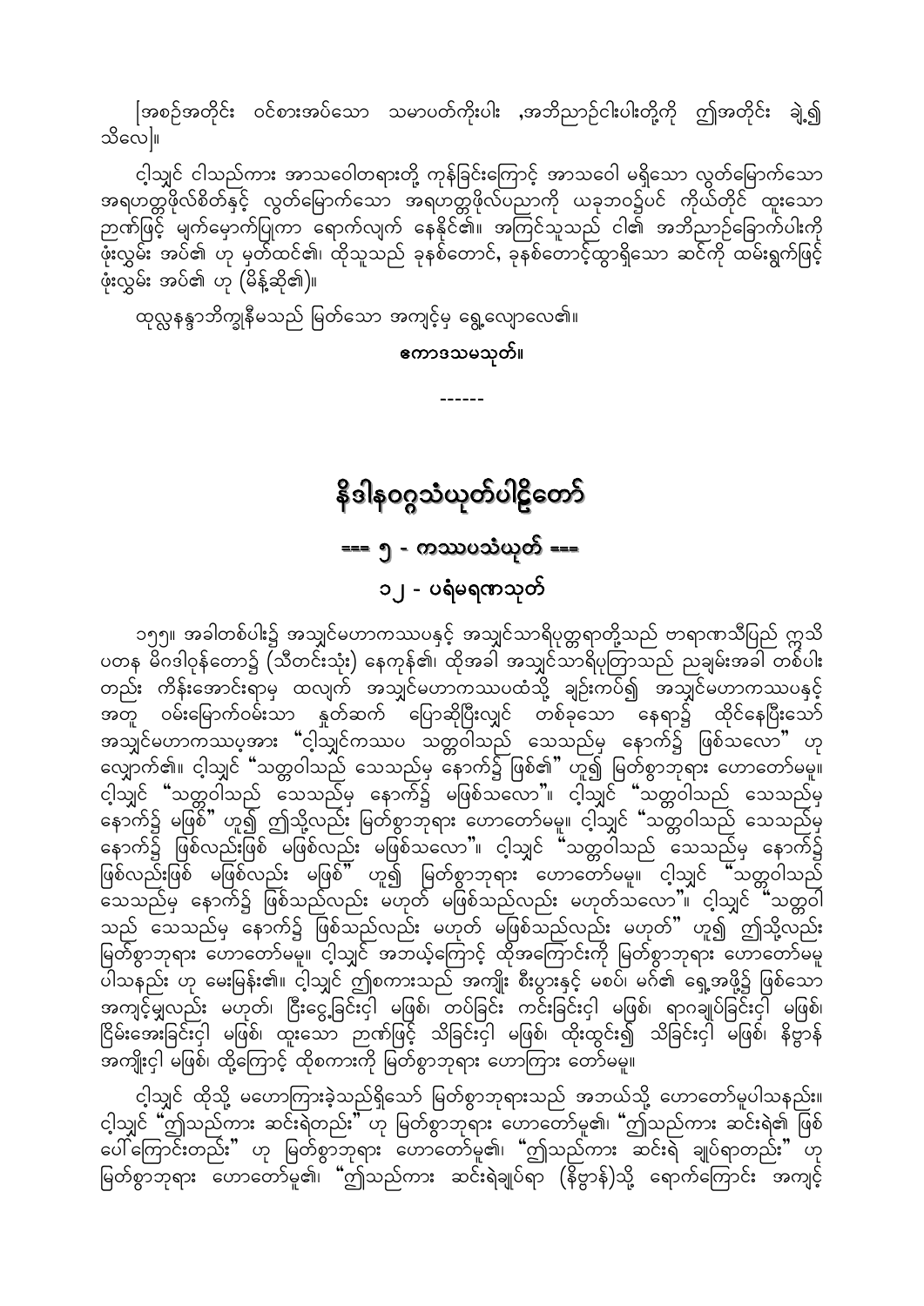[အစဉ်အတိုင်း ဝင်စားအပ်သော သမာပတ်ကိုးပါး ,အဘိညာဉ်ငါးပါးတို့ကို ဤအတိုင်း ချဲ့၍ သိလေ]။

ငါ့သျှင် ငါသည်ကား အာသဝေါတရားတို့ ကုန်ခြင်းကြောင့် အာသဝေါ မရှိသော လွတ်မြောက်သော အရဟတ္တဖိုလ်စိတ်နှင့် လွတ်မြောက်သော အရဟတ္တဖိုလ်ပညာကို ယခုဘဝ၌ပင် ကိုယ်တိုင် ထူးသော ဉာဏ်ဖြင့် မျက်မှောက်ပြုကာ ရောက်လျက် နေနိုင်၏။ အကြင်သူသည် ငါ၏ အဘိညာဉ်ခြောက်ပါးကို ဖုံးလွှမ်း အပ်၏ ဟု မှတ်ထင်၏၊ ထိုသူသည် ခုနစ်တောင်, ခုနစ်တောင့်ထွာရှိသော ဆင်ကို ထမ်းရွက်ဖြင့် ဖုံးလွှမ်း အပ်၏ ဟု (မိန့်ဆို၏)။

ထုလ္လနန္ဒာဘိက္ခုနီမသည် မြတ်သော အကျင့်မှ ရွေ့လျောလေ၏။

**ဧကာဒသမသုတ်။**

------

# နိဒါနဝဂ္ဂသံယုတ်ပါဠိတော်

## === ၅ - ကဿပသံယုတ် ===

## ၁၂ - ပရံမရဏသုတ်

၁၅၅။ အခါတစ်ပါး၌ အသျှင်မဟာကဿပနှင့် အသျှင်သာရိပုတ္တရာတို့သည် ဗာရာဏသီပြည် ဣသိပတန မိဂဒါဝုန်တော၌ (သီတင်းသုံး) နေကုန်၏၊ ထိုအခါ အသျှင်သာရိပုတြာသည် ညချမ်းအခါ တစ်ပါး တည်း ကိန်းအောင်းရာမှ ထလျက် အသျှင်မဟာကဿပထံသို့ ချဉ်းကပ်၍ အသျှင်မဟာကဿပနှင့် အတူ ဝမ်းမြောက်ဝမ်းသာ နှုတ်ဆက် ပြောဆိုပြီးလျှင် တစ်ခုသော နေရာ၌ ထိုင်နေပြီးသော် အသျှင်မဟာကဿပအား "ငါ့သျှင်ကဿပ သတ္တဝါသည် သေသည်မှ နောက်၌ ဖြစ်သလော" ဟု လျှောက်၏။ ငါ့သျှင် "သတ္တဝါသည် သေသည်မှ နောက်၌ ဖြစ်၏" ဟူ၍ မြတ်စွာဘုရား ဟောတော်မမူ။ ငါ့သျှင် "သတ္တဝါသည် သေသည်မှ နောက်၌ မဖြစ်သလော"။ ငါ့သျှင် "သတ္တဝါသည် သေသည်မှ နောက်၌ မဖြစ်" ဟူ၍ ဤသို့လည်း မြတ်စွာဘုရား ဟောတော်မမူ။ ငါ့သျှင် "သတ္တဝါသည် သေသည်မှ နောက်၌ ဖြစ်လည်းဖြစ် မဖြစ်လည်း မဖြစ်သလော"။ ငါ့သျှင် "သတ္တဝါသည် သေသည်မှ နောက်၌ ဖြစ်လည်းဖြစ် မဖြစ်လည်း မဖြစ်" ဟူ၍ မြတ်စွာဘုရား ဟောတော်မမူ။ ငါ့သျှင် "သတ္တဝါသည် သေသည်မှ နောက်၌ ဖြစ်သည်လည်း မဟုတ် မဖြစ်သည်လည်း မဟုတ်သလော"။ ငါ့သျှင် "သတ္တဝါ သည် သေသည်မှ နောက်၌ ဖြစ်သည်လည်း မဟုတ် မဖြစ်သည်လည်း မဟုတ်" ဟူ၍ ဤသို့လည်း မြတ်စွာဘုရား ဟောတော်မမူ။ ငါ့သျှင် အဘယ့်ကြောင့် ထိုအကြောင်းကို မြတ်စွာဘုရား ဟောတော်မမူ ပါသနည်း ဟု မေးမြန်း၏။ ငါ့သျှင် ဤစကားသည် အကျိုး စီးပွားနှင့် မစပ်၊ မဂ်၏ ရှေ့အဖို့၌ ဖြစ်သော အကျင့်မျှလည်း မဟုတ်၊ ငြီးငွေ့ခြင်းငှါ မဖြစ်၊ တပ်ခြင်း ကင်းခြင်းငှါ မဖြစ်၊ ရာဂချုပ်ခြင်းငှါ မဖြစ်၊ ငြိမ်းအေးခြင်းငှါ မဖြစ်၊ ထူးသော ဉာဏ်ဖြင့် သိခြင်းငှါ မဖြစ်၊ ထိုးထွင်း၍ သိခြင်းငှါ မဖြစ်၊ နိဗ္ဗာန် အကျိုးငှါ မဖြစ်၊ ထို့ကြောင့် ထိုစကားကို မြတ်စွာဘုရား ဟောကြား တော်မမူ။

ငါ့သျှင် ထိုသို့ မဟောကြားခဲ့သည်ရှိသော် မြတ်စွာဘုရားသည် အဘယ်သို့ ဟောတော်မူပါသနည်း။ ငါ့သျှင် "ဤသည်ကား ဆင်းရဲတည်း" ဟု မြတ်စွာဘုရား ဟောတော်မူ၏၊ "ဤသည်ကား ဆင်းရဲ၏ ဖြစ် ပေါ်ကြောင်းတည်း" ဟု မြတ်စွာဘုရား ဟောတော်မူ၏၊ "ဤသည်ကား ဆင်းရဲ ချုပ်ရာတည်း" ဟု မြတ်စွာဘုရား ဟောတော်မူ၏၊ "ဤသည်ကား ဆင်းရဲချုပ်ရာ (နိဗ္ဗာန်)သို့ ရောက်ကြောင်း အကျင့်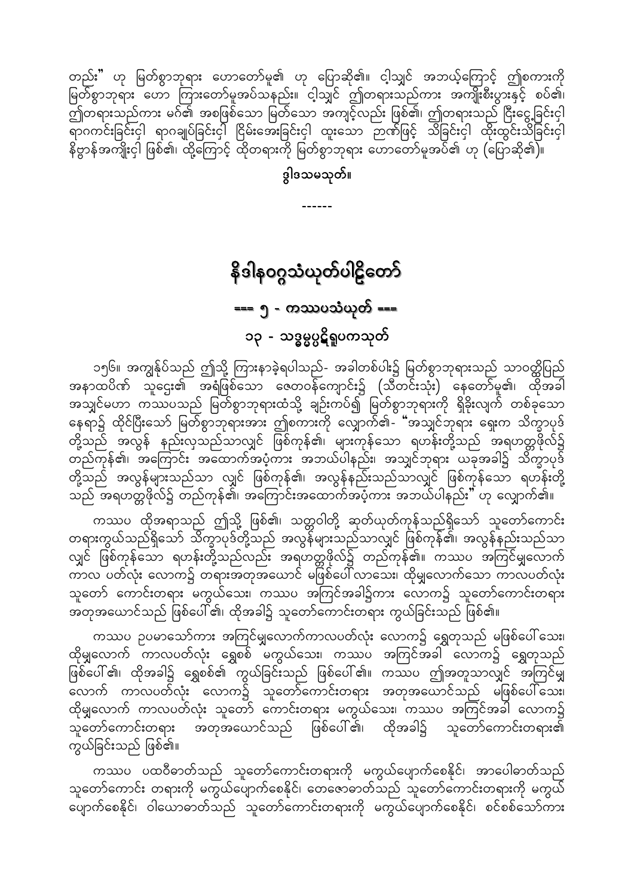တည်း" ဟု မြတ်စွာဘုရား ဟောတော်မူ၏ ဟု ပြောဆို၏။ ငါ့သျှင် အဘယ့်ကြောင့် ဤစကားကို မြတ်စွာဘုရား ဟော ကြားတော်မူအပ်သနည်း။ ငါ့သျှင် ဤတရားသည်ကား အကျိုးစီးပွားနှင့် စပ်၏၊ ဤတရားသည်ကား မဂ်၏ အစဖြစ်သော မြတ်သော အကျင့်လည်း ဖြစ်၏၊ ဤတရားသည် ငြီးငွေ့ခြင်းငှါ ရာဂကင်းခြင်းငှါ ရာဂချုပ်ခြင်းငှါ ငြိမ်းအေးခြင်းငှါ ထူးသော ဉာဏ်ဖြင့် သိခြင်းငှါ ထိုးထွင်းသိခြင်းငှါ နိဗ္ဗာန်အကျိုးငှါ ဖြစ်၏၊ ထို့ကြောင့် ထိုတရားကို မြတ်စွာဘုရား ဟောတော်မူအပ်၏ ဟု (ပြောဆို၏)။

**ဒွါဒသမသုတ်။**

------

# နိဒါနဝဂ္ဂသံယုတ်ပါဠိတော်

## === ၅ - ကဿပသံယုတ် ===

### ၁၃ - သဒ္ဓမ္မပ္ပဋိရူပကသုတ်

၁၅၆။ အကျွန်ုပ်သည် ဤသို့ ကြားနာခဲ့ရပါသည်- အခါတစ်ပါး၌ မြတ်စွာဘုရားသည် သာဝတ္ထိပြည် အနာထပိဏ် သူဌေး၏ အရံဖြစ်သော ဇေတဝန်ကျောင်း၌ (သီတင်းသုံး) နေတော်မူ၏၊ ထိုအခါ အသျှင်မဟာ ကဿပသည် မြတ်စွာဘုရားထံသို့ ချဉ်းကပ်၍ မြတ်စွာဘုရားကို ရှိခိုးလျက် တစ်ခုသော နေရာ၌ ထိုင်ပြီးသော် မြတ်စွာဘုရားအား ဤစကားကို လျှောက်၏- "အသျှင်ဘုရား ရှေးက သိက္ခာပုဒ်တို့သည် အလွန် နည်းလှသည်သာလျှင် ဖြစ်ကုန်၏၊ များကုန်သော ရဟန်းတို့သည် အရဟတ္တဖိုလ်၌ တည်ကုန်၏၊ အကြောင်း အထောက်အပံ့ကား အဘယ်ပါနည်း၊ အသျှင်ဘုရား ယခုအခါ၌ သိက္ခာပုဒ်တို့သည် အလွန်များသည်သာ လျှင် ဖြစ်ကုန်၏၊ အလွန်နည်းသည်သာလျှင် ဖြစ်ကုန်သော ရဟန်းတို့သည် အရဟတ္တဖိုလ်၌ တည်ကုန်၏၊ အကြောင်းအထောက်အပံ့ကား အဘယ်ပါနည်း" ဟု လျှောက်၏။

ကဿပ ထိုအရာသည် ဤသို့ ဖြစ်၏၊ သတ္တဝါတို့ ဆုတ်ယုတ်ကုန်သည်ရှိသော် သူတော်ကောင်း တရားကွယ်သည်ရှိသော် သိက္ခာပုဒ်တို့သည် အလွန်များသည်သာလျှင် ဖြစ်ကုန်၏၊ အလွန်နည်းသည်သာ လျှင် ဖြစ်ကုန်သော ရဟန်းတို့သည်လည်း အရဟတ္တဖိုလ်၌ တည်ကုန်၏။ ကဿပ အကြင်မျှလောက် ကာလ ပတ်လုံး လောက၌ တရားအတုအယောင် မဖြစ်ပေါ်လာသေး၊ ထိုမျှလောက်သော ကာလပတ်လုံး သူတော် ကောင်းတရား မကွယ်သေး၊ ကဿပ အကြင်အခါ၌ကား လောက၌ သူတော်ကောင်းတရား အတုအယောင်သည် ဖြစ်ပေါ်၏၊ ထိုအခါ၌ သူတော်ကောင်းတရား ကွယ်ခြင်းသည် ဖြစ်၏။

ကဿပ ဥပမာသော်ကား အကြင်မျှလောက်ကာလပတ်လုံး လောက၌ ရွှေတုသည် မဖြစ်ပေါ်သေး၊ ထိုမျှလောက် ကာလပတ်လုံး ရွှေစစ် မကွယ်သေး၊ ကဿပ အကြင်အခါ လောက၌ ရွှေတုသည် ဖြစ်ပေါ်၏၊ ထိုအခါ၌ ရွှေစစ်၏ ကွယ်ခြင်းသည် ဖြစ်ပေါ်၏။ ကဿပ ဤအတူသာလျှင် အကြင်မျှ လောက် ကာလပတ်လုံး လောက၌ သူတော်ကောင်းတရား အတုအယောင်သည် မဖြစ်ပေါ်သေး၊ ထိုမျှလောက် ကာလပတ်လုံး သူတော် ကောင်းတရား မကွယ်သေး၊ ကဿပ အကြင်အခါ လောက၌ သူတော်ကောင်းတရား အတုအယောင်သည် ဖြစ်ပေါ်၏၊ ထိုအခါ၌ သူတော်ကောင်းတရား၏ ကွယ်ခြင်းသည် ဖြစ်၏။

ကဿပ ပထဝီဓာတ်သည် သူတော်ကောင်းတရားကို မကွယ်ပျောက်စေနိုင်၊ အာပေါဓာတ်သည် သူတော်ကောင်း တရားကို မကွယ်ပျောက်စေနိုင်၊ တေဇောဓာတ်သည် သူတော်ကောင်းတရားကို မကွယ် ပျောက်စေနိုင်၊ ဝါယောဓာတ်သည် သူတော်ကောင်းတရားကို မကွယ်ပျောက်စေနိုင်၊ စင်စစ်သော်ကား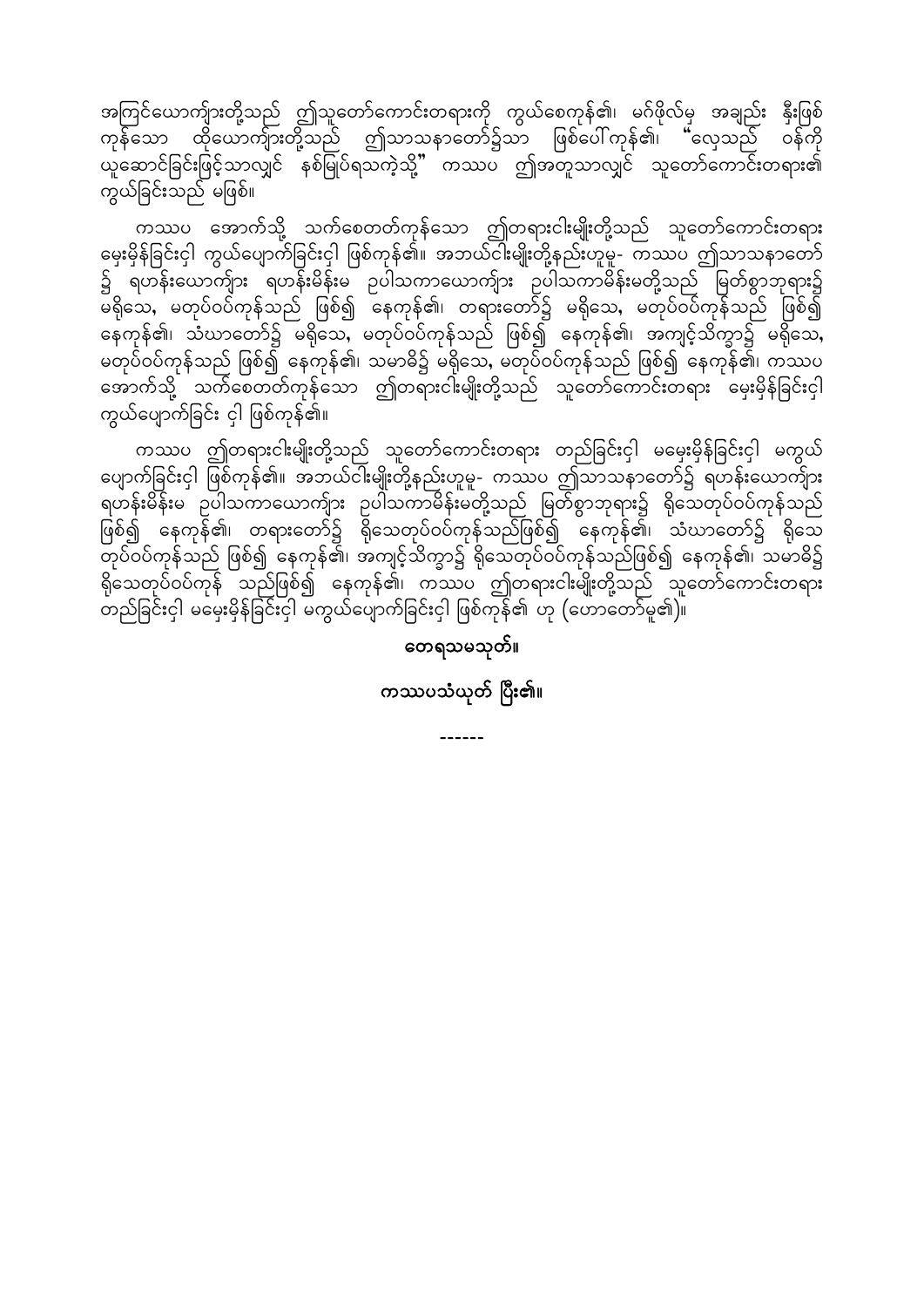အကြင်ယောက်ျားတို့သည် ဤသူတော်ကောင်းတရားကို ကွယ်စေကုန်၏၊ မဂ်ဖိုလ်မှ အချည်း နှီးဖြစ်ကုန်သော ထိုယောက်ျားတို့သည် ဤသာသနာတော်၌သာ ဖြစ်ပေါ်ကုန်၏၊ "လှေသည် ဝန်ကို ယူဆောင်ခြင်းဖြင့်သာလျှင် နစ်မြုပ်ရသကဲ့သို့" ကဿပ ဤအတူသာလျှင် သူတော်ကောင်းတရား၏ ကွယ်ခြင်းသည် မဖြစ်။

ကဿပ အောက်သို့ သက်စေတတ်ကုန်သော ဤတရားငါးမျိုးတို့သည် သူတော်ကောင်းတရား မေ့မိုန်ခြင်းငှါ ကွယ်ပျောက်ခြင်းငှါ ဖြစ်ကုန်၏။ အဘယ်ငါးမျိုးတို့နည်းဟူမူ- ကဿပ ဤသာသနာတော်၌ ရဟန်းယောက်ျား ရဟန်းမိန်းမ ဥပါသကာယောက်ျား ဥပါသကာမိန်းမတို့သည် မြတ်စွာဘုရား၌ မရိုသေ, မတုပ်ဝပ်ကုန်သည် ဖြစ်၍ နေကုန်၏၊ တရားတော်၌ မရိုသေ, မတုပ်ဝပ်ကုန်သည် ဖြစ်၍ နေကုန်၏၊ သံဃာတော်၌ မရိုသေ, မတုပ်ဝပ်ကုန်သည် ဖြစ်၍ နေကုန်၏၊ အကျင့်သိက္ခာ၌ မရိုသေ, မတုပ်ဝပ်ကုန်သည် ဖြစ်၍ နေကုန်၏၊ သမာဓိ၌ မရိုသေ, မတုပ်ဝပ်ကုန်သည် ဖြစ်၍ နေကုန်၏၊ ကဿပ အောက်သို့ သက်စေတတ်ကုန်သော ဤတရားငါးမျိုးတို့သည် သူတော်ကောင်းတရား မေ့မိုန်ခြင်းငှါ ကွယ်ပျောက်ခြင်း ငှါ ဖြစ်ကုန်၏။

ကဿပ ဤတရားငါးမျိုးတို့သည် သူတော်ကောင်းတရား တည်ခြင်းငှါ မမေ့မိုန်ခြင်းငှါ မကွယ်ပျောက်ခြင်းငှါ ဖြစ်ကုန်၏။ အဘယ်ငါးမျိုးတို့နည်းဟူမူ- ကဿပ ဤသာသနာတော်၌ ရဟန်းယောက်ျား ရဟန်းမိန်းမ ဥပါသကာယောက်ျား ဥပါသကာမိန်းမတို့သည် မြတ်စွာဘုရား၌ ရိုသေတုပ်ဝပ်ကုန်သည် ဖြစ်၍ နေကုန်၏၊ တရားတော်၌ ရိုသေတုပ်ဝပ်ကုန်သည်ဖြစ်၍ နေကုန်၏၊ သံဃာတော်၌ ရိုသေ တုပ်ဝပ်ကုန်သည် ဖြစ်၍ နေကုန်၏၊ အကျင့်သိက္ခာ၌ ရိုသေတုပ်ဝပ်ကုန်သည်ဖြစ်၍ နေကုန်၏၊ သမာဓိ၌ ရိုသေတုပ်ဝပ်ကုန် သည်ဖြစ်၍ နေကုန်၏၊ ကဿပ ဤတရားငါးမျိုးတို့သည် သူတော်ကောင်းတရား တည်ခြင်းငှါ မမေ့မိုန်ခြင်းငှါ မကွယ်ပျောက်ခြင်းငှါ ဖြစ်ကုန်၏ ဟု (ဟောတော်မူ၏)။

**တေရသမသုတ်။**

**ကဿပသံယုတ် ပြီး၏။**

------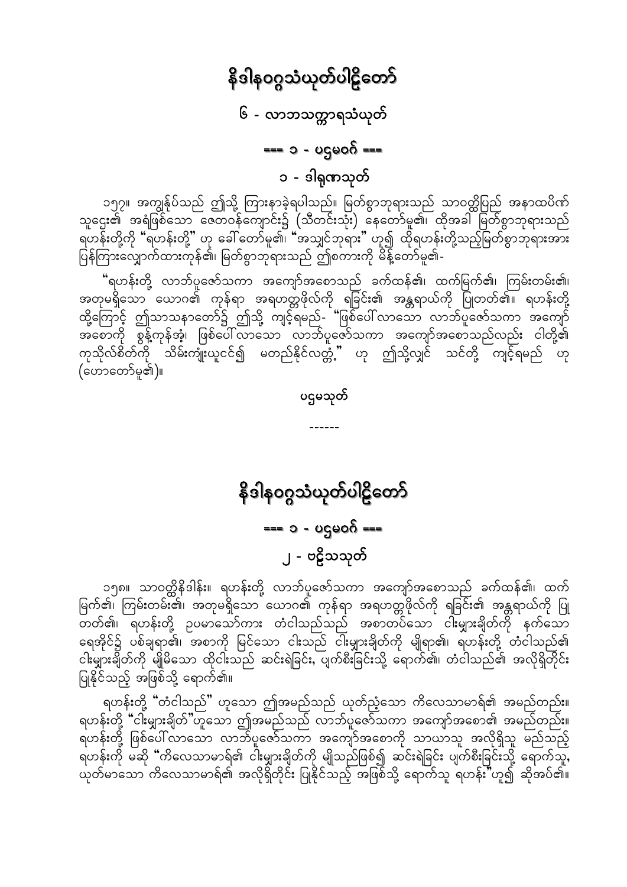# နိဒါနဝဂ္ဂသံယုတ်ပါဠိတော်

## ၆ - လာဘသက္ကာရသံယုတ်

### === ၁ - ပဌမဝဂ် ===

### ၁ - ဒါရုဏသုတ်

၁၅၇။ အကျွန်ုပ်သည် ဤသို့ ကြားနာခဲ့ရပါသည်။ မြတ်စွာဘုရားသည် သာဝတ္ထိပြည် အနာထပိဏ် သူဌေး၏ အရံဖြစ်သော ဇေတဝန်ကျောင်း၌ (သီတင်းသုံး) နေတော်မူ၏၊ ထိုအခါ မြတ်စွာဘုရားသည် ရဟန်းတို့ကို "ရဟန်းတို့" ဟု ခေါ်တော်မူ၏၊ "အသျှင်ဘုရား" ဟူ၍ ထိုရဟန်းတို့သည်မြတ်စွာဘုရားအား ပြန်ကြားလျှောက်ထားကုန်၏၊ မြတ်စွာဘုရားသည် ဤစကားကို မိန့်တော်မူ၏-

"ရဟန်းတို့ လာဘ်ပူဇော်သကာ အကျော်အစောသည် ခက်ထန်၏၊ ထက်မြက်၏၊ ကြမ်းတမ်း၏၊ အတုမရှိသော ယောဂ၏ ကုန်ရာ အရဟတ္တဖိုလ်ကို ရခြင်း၏ အန္တရာယ်ကို ပြုတတ်၏။ ရဟန်းတို့ ထို့ကြောင့် ဤသာသနာတော်၌ ဤသို့ ကျင့်ရမည်- "ဖြစ်ပေါ်လာသော လာဘ်ပူဇော်သကာ အကျော်အစောကို စွန့်ကုန်အံ့၊ ဖြစ်ပေါ်လာသော လာဘ်ပူဇော်သကာ အကျော်အစောသည်လည်း ငါတို့၏ ကုသိုလ်စိတ်ကို သိမ်းကျုံးယူငင်၍ မတည်နိုင်လတ္တံ့." ဟု ဤသို့လျှင် သင်တို့ ကျင့်ရမည် ဟု (ဟောတော်မူ၏)။

ပဌမသုတ်

------

# နိဒါနဝဂ္ဂသံယုတ်ပါဠိတော်

### === ၁ - ပဌမဝဂ် ===

### ၂ - ဗဠိသသုတ်

၁၅၈။ သာဝတ္ထိနိဒါန်း။ ရဟန်းတို့ လာဘ်ပူဇော်သကာ အကျော်အစောသည် ခက်ထန်၏၊ ထက်မြက်၏၊ ကြမ်းတမ်း၏၊ အတုမရှိသော ယောဂ၏ ကုန်ရာ အရဟတ္တဖိုလ်ကို ရခြင်း၏ အန္တရာယ်ကို ပြုတတ်၏၊ ရဟန်းတို့ ဥပမာသော်ကား တံငါသည်သည် အစာတပ်သော ငါးများချိတ်ကို နက်သော ရေအိုင်၌ ပစ်ချရာ၏၊ အစာကို မြင်သော ငါးသည် ငါးများချိတ်ကို မျိုရာ၏၊ ရဟန်းတို့ တံငါသည်၏ ငါးများချိတ်ကို မျိုမိသော ထိုငါးသည် ဆင်းရဲခြင်း, ပျက်စီးခြင်းသို့ ရောက်၏၊ တံငါသည်၏ အလိုရှိတိုင်း ပြုနိုင်သည့် အဖြစ်သို့ ရောက်၏။

ရဟန်းတို့ "တံငါသည်" ဟူသော ဤအမည်သည် ယုတ်ညံ့သော ကိလေသာမာရ်၏ အမည်တည်း။ ရဟန်းတို့ "ငါးများချိတ်"ဟူသော ဤအမည်သည် လာဘ်ပူဇော်သကာ အကျော်အစော၏ အမည်တည်း။ ရဟန်းတို့ ဖြစ်ပေါ်လာသော လာဘ်ပူဇော်သကာ အကျော်အစောကို သာယာသူ အလိုရှိသူ မည်သည့် ရဟန်းကို မဆို "ကိလေသာမာရ်၏ ငါးများချိတ်ကို မျိုသည်ဖြစ်၍ ဆင်းရဲခြင်း ပျက်စီးခြင်းသို့ ရောက်သူ, ယုတ်မာသော ကိလေသာမာရ်၏ အလိုရှိတိုင်း ပြုနိုင်သည့် အဖြစ်သို့ ရောက်သူ ရဟန်း"ဟူ၍ ဆိုအပ်၏။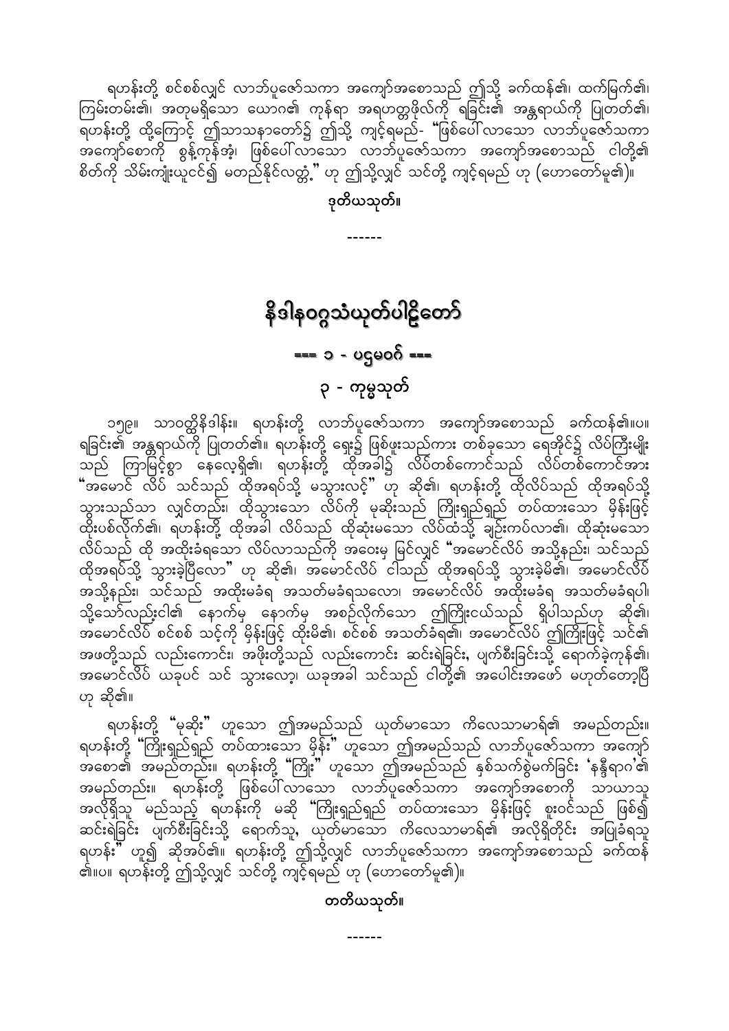ရဟန်းတို့ စင်စစ်လျှင် လာဘ်ပူဇော်သကာ အကျော်အစောသည် ဤသို့ ခက်ထန်၏၊ ထက်မြက်၏၊ ကြမ်းတမ်း၏၊ အတုမရှိသော ယောဂ၏ ကုန်ရာ အရဟတ္တဖိုလ်ကို ရခြင်း၏ အန္တရာယ်ကို ပြုတတ်၏၊ ရဟန်းတို့ ထို့ကြောင့် ဤသာသနာတော်၌ ဤသို့ ကျင့်ရမည်- "ဖြစ်ပေါ်လာသော လာဘ်ပူဇော်သကာ အကျော်စောကို စွန့်ကုန်အံ့၊ ဖြစ်ပေါ်လာသော လာဘ်ပူဇော်သကာ အကျော်အစောသည် ငါတို့၏ စိတ်ကို သိမ်းကျုံးယူငင်၍ မတည်နိုင်လတ္တံ့" ဟု ဤသို့လျှင် သင်တို့ ကျင့်ရမည် ဟု (ဟောတော်မူ၏)။

**ဒုတိယသုတ်။**

------

# နိဒါနဝဂ္ဂသံယုတ်ပါဠိတော်

## === ၁ - ပဌမဝဂ် ===

## ၃ - ကုမ္မသုတ်

၁၅၉။ သာဝတ္ထိနိဒါန်း။ ရဟန်းတို့ လာဘ်ပူဇော်သကာ အကျော်အစောသည် ခက်ထန်၏။ပ။ ရခြင်း၏ အန္တရာယ်ကို ပြုတတ်၏။ ရဟန်းတို့ ရှေး၌ ဖြစ်ဖူးသည်ကား တစ်ခုသော ရေအိုင်၌ လိပ်ကြီးမျိုးသည် ကြာမြင့်စွာ နေလေ့ရှိ၏၊ ရဟန်းတို့ ထိုအခါ၌ လိပ်တစ်ကောင်သည် လိပ်တစ်ကောင်အား "အမောင် လိပ် သင်သည် ထိုအရပ်သို့ မသွားလင့်" ဟု ဆို၏၊ ရဟန်းတို့ ထိုလိပ်သည် ထိုအရပ်သို့ သွားသည်သာ လျှင်တည်း၊ ထိုသွားသော လိပ်ကို မုဆိုးသည် ကြိုးရှည်ရှည် တပ်ထားသော မှိန်းဖြင့် ထိုးပစ်လိုက်၏၊ ရဟန်းတို့ ထိုအခါ လိပ်သည် ထိုဆုံးမသော လိပ်ထံသို့ ချဉ်းကပ်လာ၏၊ ထိုဆုံးမသော လိပ်သည် ထို အထိုးခံရသော လိပ်လာသည်ကို အဝေးမှ မြင်လျှင် "အမောင်လိပ် အသို့နည်း၊ သင်သည် ထိုအရပ်သို့ သွားခဲ့ပြီလော" ဟု ဆို၏၊ အမောင်လိပ် ငါသည် ထိုအရပ်သို့ သွားခဲ့မိ၏၊ အမောင်လိပ် အသို့နည်း၊ သင်သည် အထိုးမခံရ အသတ်မခံရသလော၊ အမောင်လိပ် အထိုးမခံရ အသတ်မခံရပါ၊ သို့သော်လည်းငါ၏ နောက်မှ နောက်မှ အစဉ်လိုက်သော ဤကြိုးငယ်သည် ရှိပါသည်ဟု ဆို၏၊ အမောင်လိပ် စင်စစ် သင့်ကို မှိန်းဖြင့် ထိုးမိ၏၊ စင်စစ် အသတ်ခံရ၏၊ အမောင်လိပ် ဤကြိုးဖြင့် သင်၏ အဖတို့သည် လည်းကောင်း၊ အဖိုးတို့သည် လည်းကောင်း ဆင်းရဲခြင်း၊ ပျက်စီးခြင်းသို့ ရောက်ခဲ့ကုန်၏၊ အမောင်လိပ် ယခုပင် သင် သွားလော့၊ ယခုအခါ သင်သည် ငါတို့၏ အပေါင်းအဖော် မဟုတ်တော့ပြီ ဟု ဆို၏။

ရဟန်းတို့ "မုဆိုး" ဟူသော ဤအမည်သည် ယုတ်မာသော ကိလေသာမာရ်၏ အမည်တည်း။ ရဟန်းတို့ "ကြိုးရှည်ရှည် တပ်ထားသော မှိန်း" ဟူသော ဤအမည်သည် လာဘ်ပူဇော်သကာ အကျော်အစော၏ အမည်တည်း။ ရဟန်းတို့ "ကြိုး" ဟူသော ဤအမည်သည် နှစ်သက်စွဲမက်ခြင်း 'နန္ဒီရာဂ'၏ အမည်တည်း။ ရဟန်းတို့ ဖြစ်ပေါ်လာသော လာဘ်ပူဇော်သကာ အကျော်အစောကို သာယာသူ အလိုရှိသူ မည်သည့် ရဟန်းကို မဆို "ကြိုးရှည်ရှည် တပ်ထားသော မှိန်းဖြင့် စူးဝင်သည် ဖြစ်၍ ဆင်းရဲခြင်း ပျက်စီးခြင်းသို့ ရောက်သူ, ယုတ်မာသော ကိလေသာမာရ်၏ အလိုရှိတိုင်း အပြုခံရသူ ရဟန်း" ဟူ၍ ဆိုအပ်၏။ ရဟန်းတို့ ဤသို့လျှင် လာဘ်ပူဇော်သကာ အကျော်အစောသည် ခက်ထန်၏။ပ။ ရဟန်းတို့ ဤသို့လျှင် သင်တို့ ကျင့်ရမည် ဟု (ဟောတော်မူ၏)။

**တတိယသုတ်။**

------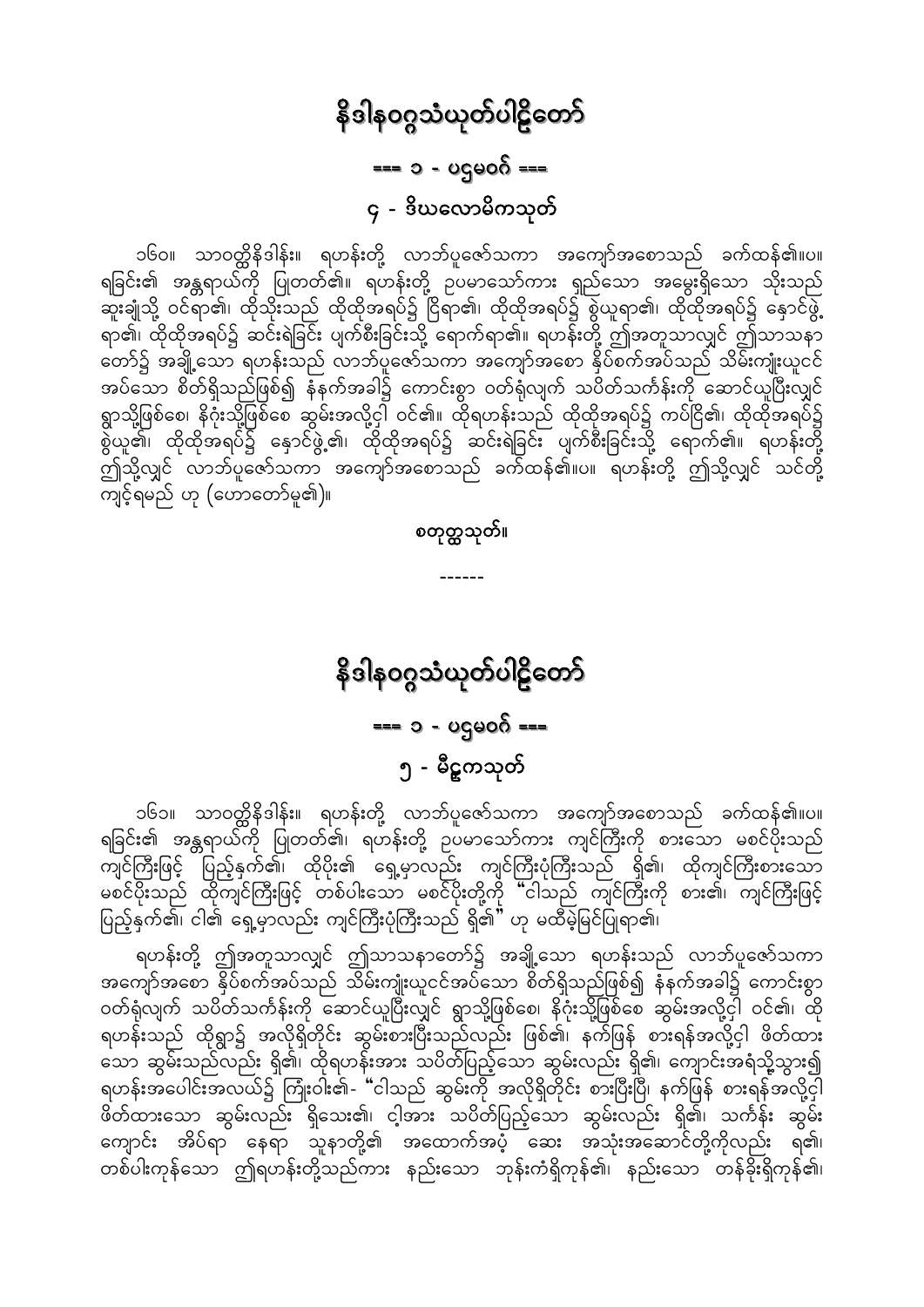# နိဒါနဝဂ္ဂသံယုတ်ပါဠိတော်

## === ၁ - ပဌမဝဂ် ===

### ၄ - ဒီဃလောမိကသုတ်

၁၆၀။ သာဝတ္ထိနိဒါန်း။ ရဟန်းတို့ လာဘ်ပူဇော်သကာ အကျော်အစောသည် ခက်ထန်၏။ပ။ ရခြင်း၏ အန္တရာယ်ကို ပြုတတ်၏။ ရဟန်းတို့ ဥပမာသော်ကား ရှည်သော အမွေးရှိသော သိုးသည် ဆူးချုံသို့ ဝင်ရာ၏၊ ထိုသိုးသည် ထိုထိုအရပ်၌ ငြိရာ၏၊ ထိုထိုအရပ်၌ စွဲယူရာ၏၊ ထိုထိုအရပ်၌ နှောင်ဖွဲ့ရာ၏၊ ထိုထိုအရပ်၌ ဆင်းရဲခြင်း ပျက်စီးခြင်းသို့ ရောက်ရာ၏။ ရဟန်းတို့ ဤအတူသာလျှင် ဤသာသနာတော်၌ အချို့သော ရဟန်းသည် လာဘ်ပူဇော်သကာ အကျော်အစော နှိပ်စက်အပ်သည် သိမ်းကျုံးယူငင်အပ်သော စိတ်ရှိသည်ဖြစ်၍ နံနက်အခါ၌ ကောင်းစွာ ဝတ်ရုံလျက် သပိတ်သင်္ကန်းကို ဆောင်ယူပြီးလျှင် ရွာသို့ဖြစ်စေ၊ နိဂုံးသို့ဖြစ်စေ ဆွမ်းအလို့ငှါ ဝင်၏။ ထိုရဟန်းသည် ထိုထိုအရပ်၌ ကပ်ငြိ၏၊ ထိုထိုအရပ်၌ စွဲယူ၏၊ ထိုထိုအရပ်၌ နှောင်ဖွဲ့၏၊ ထိုထိုအရပ်၌ ဆင်းရဲခြင်း ပျက်စီးခြင်းသို့ ရောက်၏။ ရဟန်းတို့ ဤသို့လျှင် လာဘ်ပူဇော်သကာ အကျော်အစောသည် ခက်ထန်၏။ပ။ ရဟန်းတို့ ဤသို့လျှင် သင်တို့ ကျင့်ရမည် ဟု (ဟောတော်မူ၏)။

**စတုတ္ထသုတ်။**

------

# နိဒါနဝဂ္ဂသံယုတ်ပါဠိတော်

## === ၁ - ပဌမဝဂ် ===

### ၅ - မီဠှကသုတ်

၁၆၁။ သာဝတ္ထိနိဒါန်း။ ရဟန်းတို့ လာဘ်ပူဇော်သကာ အကျော်အစောသည် ခက်ထန်၏။ပ။ ရခြင်း၏ အန္တရာယ်ကို ပြုတတ်၏၊ ရဟန်းတို့ ဥပမာသော်ကား ကျင်ကြီးကို စားသော မစင်ပိုးသည် ကျင်ကြီးဖြင့် ပြည့်နှက်၏၊ ထိုပိုး၏ ရှေ့မှာလည်း ကျင်ကြီးပုံကြီးသည် ရှိ၏၊ ထိုကျင်ကြီးစားသော မစင်ပိုးသည် ထိုကျင်ကြီးဖြင့် တစ်ပါးသော မစင်ပိုးတို့ကို "ငါသည် ကျင်ကြီးကို စား၏၊ ကျင်ကြီးဖြင့် ပြည့်နှက်၏၊ ငါ၏ ရှေ့မှာလည်း ကျင်ကြီးပုံကြီးသည် ရှိ၏" ဟု မထီမဲ့မြင်ပြုရာ၏၊

ရဟန်းတို့ ဤအတူသာလျှင် ဤသာသနာတော်၌ အချို့သော ရဟန်းသည် လာဘ်ပူဇော်သကာ အကျော်အစော နှိပ်စက်အပ်သည် သိမ်းကျုံးယူငင်အပ်သော စိတ်ရှိသည်ဖြစ်၍ နံနက်အခါ၌ ကောင်းစွာ ဝတ်ရုံလျက် သပိတ်သင်္ကန်းကို ဆောင်ယူပြီးလျှင် ရွာသို့ဖြစ်စေ၊ နိဂုံးသို့ဖြစ်စေ ဆွမ်းအလို့ငှါ ဝင်၏၊ ထိုရဟန်းသည် ထိုရွာ၌ အလိုရှိတိုင်း ဆွမ်းစားပြီးသည်လည်း ဖြစ်၏၊ နက်ဖြန် စားရန်အလို့ငှါ ဖိတ်ထားသော ဆွမ်းသည်လည်း ရှိ၏၊ ထိုရဟန်းအား သပိတ်ပြည့်သော ဆွမ်းလည်း ရှိ၏၊ ကျောင်းအရံသို့သွား၍ ရဟန်းအပေါင်းအလယ်၌ ကြွားဝါ၏- "ငါသည် ဆွမ်းကို အလိုရှိတိုင်း စားပြီးပြီ၊ နက်ဖြန် စားရန်အလို့ငှါ ဖိတ်ထားသော ဆွမ်းလည်း ရှိသေး၏၊ ငါ့အား သပိတ်ပြည့်သော ဆွမ်းလည်း ရှိ၏၊ သင်္ကန်း ဆွမ်း ကျောင်း အိပ်ရာ နေရာ သူနာတို့၏ အထောက်အပံ့ ဆေး အသုံးအဆောင်တို့ကိုလည်း ရ၏၊ တစ်ပါးကုန်သော ဤရဟန်းတို့သည်ကား နည်းသော ဘုန်းကံရှိကုန်၏၊ နည်းသော တန်ခိုးရှိကုန်၏၊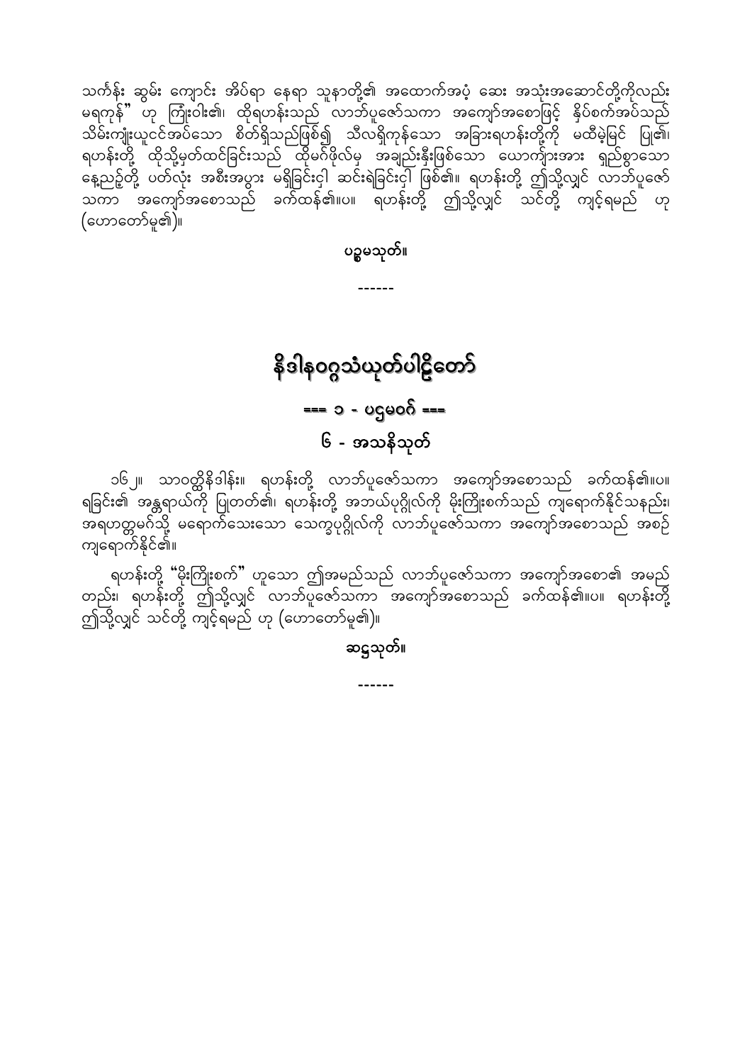သက်န်း ဆွမ်း ကျောင်း အိပ်ရာ နေရာ သူနာတို့၏ အထောက်အပံ့ ဆေး အသုံးအဆောင်တို့ကိုလည်း မရကုန်" ဟု ကြံုးဝါး၏၊ ထိုရဟန်းသည် လာဘ်ပူဇော်သကာ အကျော်အစောဖြင့် နှိပ်စက်အပ်သည် သိမ်းကျုံးယူငင်အပ်သော စိတ်ရှိသည်ဖြစ်၍ သီလရှိကုန်သော အခြားရဟန်းတို့ကို မထီမဲ့မြင် ပြု၏၊ ရဟန်းတို့ ထိုသို့မှတ်ထင်ခြင်းသည် ထိုမင်္ဂဖိုလ်မှ အချည်းနှီးဖြစ်သော ယောကျာ်းအား ရှည်စွာသော နေ့ညဥ့်တို့ ပတ်လုံး အစီးအပွား မရှိခြင်းငှါ ဆင်းရဲခြင်းငှါ ဖြစ်၏။ ရဟန်းတို့ ဤသို့လျှင် လာဘ်ပူဇော်သကာ အကျော်အစောသည် ခက်ထန်၏။ပ။ ရဟန်းတို့ ဤသို့လျှင် သင်တို့ ကျင့်ရမည် ဟု (ဟောတော်မူ၏)။

**ပဥ္စမသုတ်။**

------

# နိဒါနဝဂ္ဂသံယုတ်ပါဠိတော်

## === ၁ - ပဌမဝဂ် ===

## ၆ - အသနိသုတ်

၁၆၂။ သာဝတ္ထိနိဒါန်း။ ရဟန်းတို့ လာဘ်ပူဇော်သကာ အကျော်အစောသည် ခက်ထန်၏။ပ။ ရခြင်း၏ အန္တရာယ်ကို ပြုတတ်၏၊ ရဟန်းတို့ အဘယ်ပုဂ္ဂိုလ်ကို မိုးကြိုးစက်သည် ကျရောက်နိုင်သနည်း၊ အရဟတ္တမဂ်သို့ မရောက်သေးသော သေက္ခပုဂ္ဂိုလ်ကို လာဘ်ပူဇော်သကာ အကျော်အစောသည် အစဉ် ကျရောက်နိုင်၏။

ရဟန်းတို့ "မိုးကြိုးစက်" ဟူသော ဤအမည်သည် လာဘ်ပူဇော်သကာ အကျော်အစော၏ အမည် တည်း၊ ရဟန်းတို့ ဤသို့လျှင် လာဘ်ပူဇော်သကာ အကျော်အစောသည် ခက်ထန်၏။ပ။ ရဟန်းတို့ ဤသို့လျှင် သင်တို့ ကျင့်ရမည် ဟု (ဟောတော်မူ၏)။

**ဆဋ္ဌသုတ်။**

------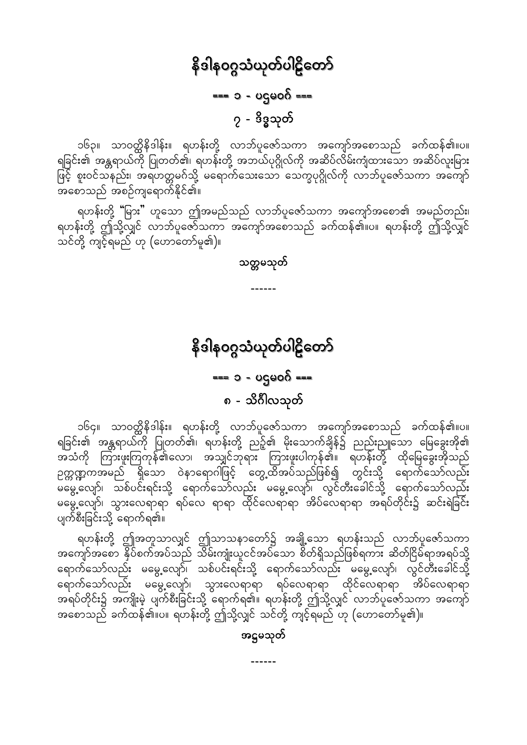# နိဒါနဝဂ္ဂသံယုတ်ပါဠိတော်

## === ၁ - ပဌမဝဂ် ===

### ၇ - ဒိဒ္ဓသုတ်

၁၆၃။ သာဝတ္ထိနိဒါန်း။ ရဟန်းတို့ လာဘ်ပူဇော်သကာ အကျော်အစောသည် ခက်ထန်၏။ပ။ ရခြင်း၏ အန္တရာယ်ကို ပြုတတ်၏၊ ရဟန်းတို့ အဘယ်ပုဂ္ဂိုလ်ကို အဆိပ်လိမ်းကျံထားသော အဆိပ်လူးမြား ဖြင့် စူးဝင်သနည်း၊ အရဟတ္တမဂ်သို့ မရောက်သေးသော သေက္ခပုဂ္ဂိုလ်ကို လာဘ်ပူဇော်သကာ အကျော် အစောသည် အစဉ်ကျရောက်နိုင်၏။

ရဟန်းတို့ "မြား" ဟူသော ဤအမည်သည် လာဘ်ပူဇော်သကာ အကျော်အစော၏ အမည်တည်း၊ ရဟန်းတို့ ဤသို့လျှင် လာဘ်ပူဇော်သကာ အကျော်အစောသည် ခက်ထန်၏။ပ။ ရဟန်းတို့ ဤသို့လျှင် သင်တို့ ကျင့်ရမည် ဟု (ဟောတော်မူ၏)။

**သတ္တမသုတ်**

------

# နိဒါနဝဂ္ဂသံယုတ်ပါဠိတော်

## === ၁ - ပဌမဝဂ် ===

### ၈ - သိင်္ဂါလသုတ်

၁၆၄။ သာဝတ္ထိနိဒါန်း။ ရဟန်းတို့ လာဘ်ပူဇော်သကာ အကျော်အစောသည် ခက်ထန်၏။ပ။ ရခြင်း၏ အန္တရာယ်ကို ပြုတတ်၏၊ ရဟန်းတို့ ညဥ့်၏ မိုးသောက်ချိန်၌ ညည်းညူသော မြေခွေးအို၏ အသံကို ကြားဖူးကြကုန်၏လော၊ အသျှင်ဘုရား ကြားဖူးပါကုန်၏။ ရဟန်းတို့ ထိုမြေခွေးအိုသည် ဥက္ကဏ္ဍကအမည် ရှိသော ဝဲနာရောဂါဖြင့် တွေ့ထိအပ်သည်ဖြစ်၍ တွင်းသို့ ရောက်သော်လည်း မမွေ့လျော်၊ သစ်ပင်းရင်းသို့ ရောက်သော်လည်း မမွေ့လျော်၊ လွင်တီးခေါင်သို့ ရောက်သော်လည်း မမွေ့လျော်၊ သွားလေရာရာ ရပ်လေ ရာရာ ထိုင်လေရာရာ အိပ်လေရာရာ အရပ်တိုင်း၌ ဆင်းရဲခြင်း ပျက်စီးခြင်းသို့ ရောက်ရ၏။

ရဟန်းတို့ ဤအတူသာလျှင် ဤသာသနာတော်၌ အချို့သော ရဟန်းသည် လာဘ်ပူဇော်သကာ အကျော်အစော နှိပ်စက်အပ်သည် သိမ်းကျုံးယူငင်အပ်သော စိတ်ရှိသည်ဖြစ်ရကား ဆိတ်ငြိမ်ရာအရပ်သို့ ရောက်သော်လည်း မမွေ့လျော်၊ သစ်ပင်းရင်းသို့ ရောက်သော်လည်း မမွေ့လျော်၊ လွင်တီးခေါင်သို့ ရောက်သော်လည်း မမွေ့လျော်၊ သွားလေရာရာ ရပ်လေရာရာ ထိုင်လေရာရာ အိပ်လေရာရာ အရပ်တိုင်း၌ အကျိုးမဲ့ ပျက်စီးခြင်းသို့ ရောက်ရ၏။ ရဟန်းတို့ ဤသို့လျှင် လာဘ်ပူဇော်သကာ အကျော် အစောသည် ခက်ထန်၏။ပ။ ရဟန်းတို့ ဤသို့လျှင် သင်တို့ ကျင့်ရမည် ဟု (ဟောတော်မူ၏)။

**အဋ္ဌမသုတ်**

------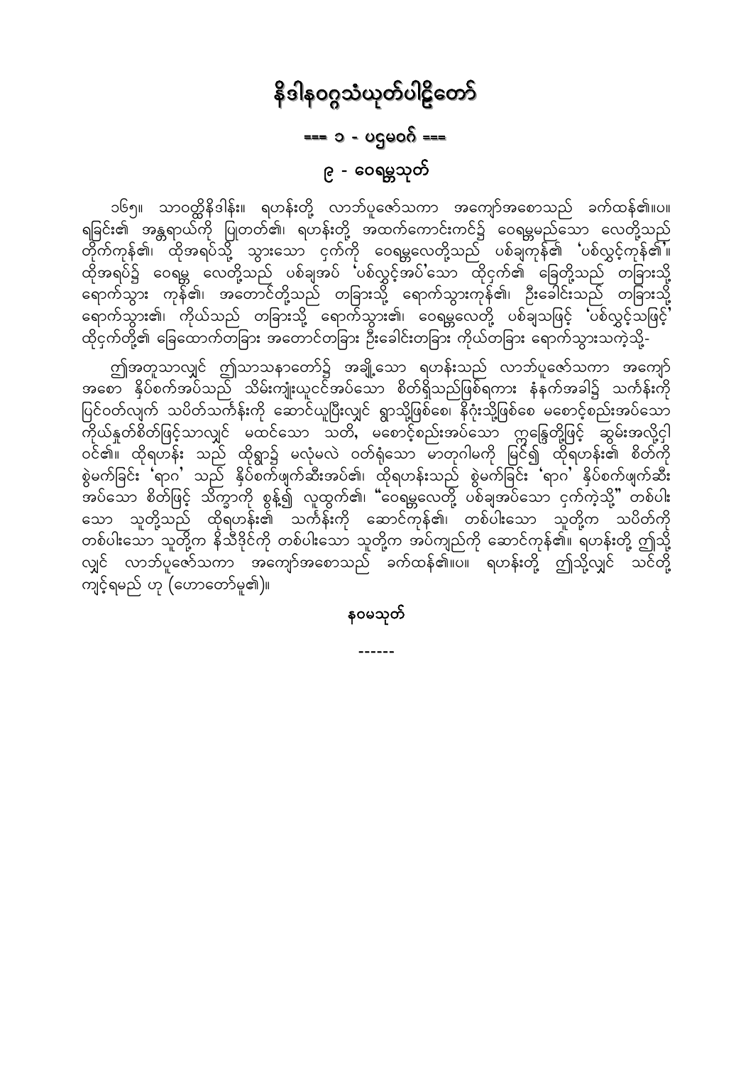# နိဒါနဝဂ္ဂသံယုတ်ပါဠိတော်

## === ၁ - ပဌမဝဂ် ===

## ၉ - ဝေရမ္ဘသုတ်

၁၆၅။ သာဝတ္ထိနိဒါန်း။ ရဟန်းတို့ လာဘ်ပူဇော်သကာ အကျော်အစောသည် ခက်ထန်၏။ပ။ ရခြင်း၏ အန္တရာယ်ကို ပြုတတ်၏၊ ရဟန်းတို့ အထက်ကောင်းကင်၌ ဝေရမ္ဘမည်သော လေတို့သည် တိုက်ကုန်၏၊ ထိုအရပ်သို့ သွားသော ငှက်ကို ဝေရမ္ဘလေတို့သည် ပစ်ချကုန်၏ 'ပစ်လွှင့်ကုန်၏'။ ထိုအရပ်၌ ဝေရမ္ဘ လေတို့သည် ပစ်ချအပ် 'ပစ်လွှင့်အပ်'သော ထိုငှက်၏ ခြေတို့သည် တခြားသို့ ရောက်သွား ကုန်၏၊ အတောင်တို့သည် တခြားသို့ ရောက်သွားကုန်၏၊ ဦးခေါင်းသည် တခြားသို့ ရောက်သွား၏၊ ကိုယ်သည် တခြားသို့ ရောက်သွား၏၊ ဝေရမ္ဘလေတို့ ပစ်ချသဖြင့် 'ပစ်လွှင့်သဖြင့်' ထိုငှက်တို့၏ ခြေထောက်တခြား အတောင်တခြား ဦးခေါင်းတခြား ကိုယ်တခြား ရောက်သွားသကဲ့သို့-

ဤအတူသာလျှင် ဤသာသနာတော်၌ အချို့သော ရဟန်းသည် လာဘ်ပူဇော်သကာ အကျော် အစော နှိပ်စက်အပ်သည် သိမ်းကျုံးယူငင်အပ်သော စိတ်ရှိသည်ဖြစ်ရကား နံနက်အခါ၌ သင်္ကန်းကို ပြင်ဝတ်လျက် သပိတ်သင်္ကန်းကို ဆောင်ယူပြီးလျှင် ရွာသို့ဖြစ်စေ၊ နိဂုံးသို့ဖြစ်စေ မစောင့်စည်းအပ်သော ကိုယ်နှုတ်စိတ်ဖြင့်သာလျှင် မထင်သော သတိ, မစောင့်စည်းအပ်သော ဣန္ဒြေတို့ဖြင့် ဆွမ်းအလို့ငှါ ဝင်၏။ ထိုရဟန်း သည် ထိုရွာ၌ မလုံမလဲ ဝတ်ရုံသော မာတုဂါမကို မြင်၍ ထိုရဟန်း၏ စိတ်ကို စွဲမက်ခြင်း 'ရာဂ' သည် နှိပ်စက်ဖျက်ဆီးအပ်၏၊ ထိုရဟန်းသည် စွဲမက်ခြင်း 'ရာဂ' နှိပ်စက်ဖျက်ဆီး အပ်သော စိတ်ဖြင့် သိက္ခာကို စွန့်၍ လူထွက်၏၊ "ဝေရမ္ဘလေတို့ ပစ်ချအပ်သော ငှက်ကဲ့သို့" တစ်ပါး သော သူတို့သည် ထိုရဟန်း၏ သင်္ကန်းကို ဆောင်ကုန်၏၊ တစ်ပါးသော သူတို့က သပိတ်ကို တစ်ပါးသော သူတို့က နိသီဒိုင်ကို တစ်ပါးသော သူတို့က အပ်ကျည်ကို ဆောင်ကုန်၏။ ရဟန်းတို့ ဤသို့ လျှင် လာဘ်ပူဇော်သကာ အကျော်အစောသည် ခက်ထန်၏။ပ။ ရဟန်းတို့ ဤသို့လျှင် သင်တို့ ကျင့်ရမည် ဟု (ဟောတော်မူ၏)။

**နဝမသုတ်**

------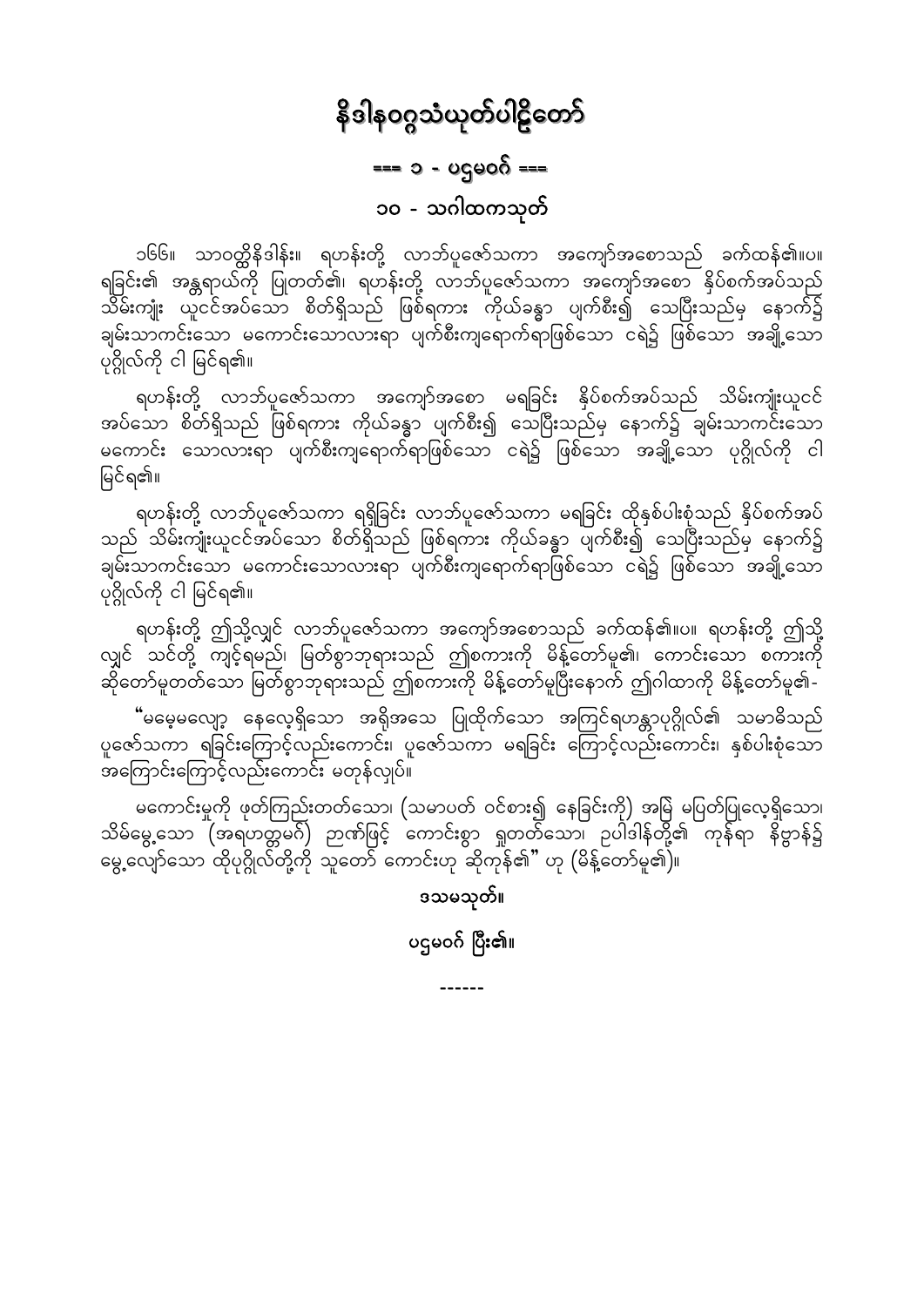# နိဒါနဝဂ္ဂသံယုတ်ပါဠိတော်

## === ၁ - ပဌမဝဂ် ===

## ၁၀ - သဂါထကသုတ်

၁၆၆။ သာဝတ္ထိနိဒါန်း။ ရဟန်းတို့ လာဘ်ပူဇော်သကာ အကျော်အစောသည် ခက်ထန်၏။ပ။ ရခြင်း၏ အန္တရာယ်ကို ပြုတတ်၏၊ ရဟန်းတို့ လာဘ်ပူဇော်သကာ အကျော်အစော နှိပ်စက်အပ်သည် သိမ်းကျုံး ယူငင်အပ်သော စိတ်ရှိသည် ဖြစ်ရကား ကိုယ်ခန္ဓာ ပျက်စီး၍ သေပြီးသည်မှ နောက်၌ ချမ်းသာကင်းသော မကောင်းသောလားရာ ပျက်စီးကျရောက်ရာဖြစ်သော ငရဲ၌ ဖြစ်သော အချို့သော ပုဂ္ဂိုလ်ကို ငါ မြင်ရ၏။

ရဟန်းတို့ လာဘ်ပူဇော်သကာ အကျော်အစော မရခြင်း နှိပ်စက်အပ်သည် သိမ်းကျုံးယူငင် အပ်သော စိတ်ရှိသည် ဖြစ်ရကား ကိုယ်ခန္ဓာ ပျက်စီး၍ သေပြီးသည်မှ နောက်၌ ချမ်းသာကင်းသော မကောင်း သောလားရာ ပျက်စီးကျရောက်ရာဖြစ်သော ငရဲ၌ ဖြစ်သော အချို့သော ပုဂ္ဂိုလ်ကို ငါ မြင်ရ၏။

ရဟန်းတို့ လာဘ်ပူဇော်သကာ ရရှိခြင်း လာဘ်ပူဇော်သကာ မရခြင်း ထိုနှစ်ပါးစုံသည် နှိပ်စက်အပ် သည် သိမ်းကျုံးယူငင်အပ်သော စိတ်ရှိသည် ဖြစ်ရကား ကိုယ်ခန္ဓာ ပျက်စီး၍ သေပြီးသည်မှ နောက်၌ ချမ်းသာကင်းသော မကောင်းသောလားရာ ပျက်စီးကျရောက်ရာဖြစ်သော ငရဲ၌ ဖြစ်သော အချို့သော ပုဂ္ဂိုလ်ကို ငါ မြင်ရ၏။

ရဟန်းတို့ ဤသို့လျှင် လာဘ်ပူဇော်သကာ အကျော်အစောသည် ခက်ထန်၏။ပ။ ရဟန်းတို့ ဤသို့ လျှင် သင်တို့ ကျင့်ရမည်၊ မြတ်စွာဘုရားသည် ဤစကားကို မိန့်တော်မူ၏၊ ကောင်းသော စကားကို ဆိုတော်မူတတ်သော မြတ်စွာဘုရားသည် ဤစကားကို မိန့်တော်မူပြီးနောက် ဤဂါထာကို မိန့်တော်မူ၏-

"မမေ့မလျော့ နေလေ့ရှိသော အရိုအသေ ပြုထိုက်သော အကြင်ရဟန္တာပုဂ္ဂိုလ်၏ သမာဓိသည် ပူဇော်သကာ ရခြင်းကြောင့်လည်းကောင်း၊ ပူဇော်သကာ မရခြင်း ကြောင့်လည်းကောင်း၊ နှစ်ပါးစုံသော အကြောင်းကြောင့်လည်းကောင်း မတုန်လှုပ်။

မကောင်းမှုကို ဖုတ်ကြည်းတတ်သော၊ (သမာပတ် ဝင်စား၍ နေခြင်းကို) အမြဲ မပြတ်ပြုလေ့ရှိသော၊ သိမ်မွေ့သော (အရဟတ္တမဂ်) ဉာဏ်ဖြင့် ကောင်းစွာ ရှုတတ်သော၊ ဥပါဒါန်တို့၏ ကုန်ရာ နိဗ္ဗာန်၌ မွေ့လျော်သော ထိုပုဂ္ဂိုလ်တို့ကို သူတော် ကောင်းဟု ဆိုကုန်၏" ဟု (မိန့်တော်မူ၏)။

**ဒသမသုတ်။**

**ပဌမဝဂ် ပြီး၏။**

------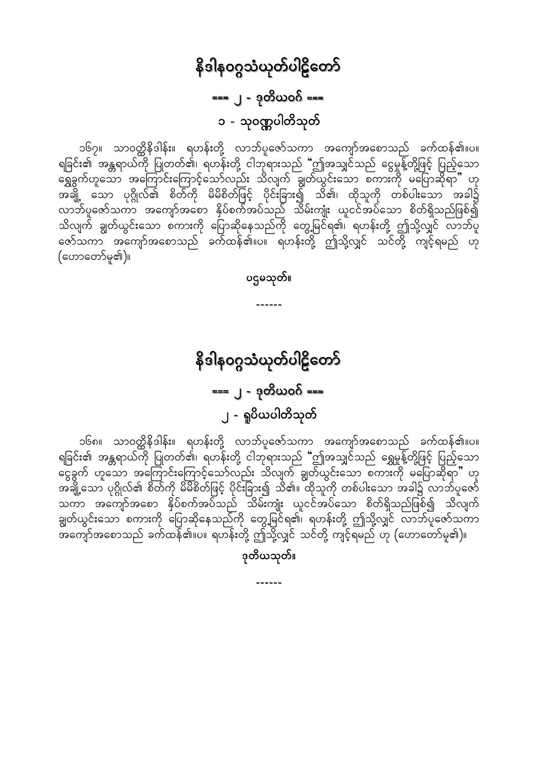# နိဒါနဝဂ္ဂသံယုတ်ပါဠိတော်

## === ၂ - ဒုတိယဝဂ် ===

### ၁ - သုဝဏ္ဏပါတိသုတ်

၁၆၇။ သာဝတ္ထိနိဒါန်း။ ရဟန်းတို့ လာဘ်ပူဇော်သကာ အကျော်အစောသည် ခက်ထန်၏။ပ။ ရခြင်း၏ အန္တရာယ်ကို ပြုတတ်၏၊ ရဟန်းတို့ ငါဘုရားသည် "ဤအသျှင်သည် ငွေမှုန့်တို့ဖြင့် ပြည့်သော ရွှေခွက်ဟူသော အကြောင်းကြောင့်သော်လည်း သိလျက် ချွတ်ယွင်းသော စကားကို မပြောဆိုရာ" ဟု အချို့ သော ပုဂ္ဂိုလ်၏ စိတ်ကို မိမိစိတ်ဖြင့် ပိုင်းခြား၍ သိ၏၊ ထိုသူကို တစ်ပါးသော အခါ၌ လာဘ်ပူဇော်သကာ အကျော်အစော နှိပ်စက်အပ်သည် သိမ်းကျုံး ယူငင်အပ်သော စိတ်ရှိသည်ဖြစ်၍ သိလျက် ချွတ်ယွင်းသော စကားကို ပြောဆိုနေသည်ကို တွေ့မြင်ရ၏၊ ရဟန်းတို့ ဤသို့လျှင် လာဘ်ပူဇော်သကာ အကျော်အစောသည် ခက်ထန်၏။ပ။ ရဟန်းတို့ ဤသို့လျှင် သင်တို့ ကျင့်ရမည် ဟု (ဟောတော်မူ၏)။

ပဌမသုတ်။

------

# နိဒါနဝဂ္ဂသံယုတ်ပါဠိတော်

## === ၂ - ဒုတိယဝဂ် ===

### ၂ - ရူပိယပါတိသုတ်

၁၆၈။ သာဝတ္ထိနိဒါန်း။ ရဟန်းတို့ လာဘ်ပူဇော်သကာ အကျော်အစောသည် ခက်ထန်၏။ပ။ ရခြင်း၏ အန္တရာယ်ကို ပြုတတ်၏၊ ရဟန်းတို့ ငါဘုရားသည် "ဤအသျှင်သည် ရွှေမှုန့်တို့ဖြင့် ပြည့်သော ငွေခွက် ဟူသော အကြောင်းကြောင့်သော်လည်း သိလျက် ချွတ်ယွင်းသော စကားကို မပြောဆိုရာ" ဟု အချို့သော ပုဂ္ဂိုလ်၏ စိတ်ကို မိမိစိတ်ဖြင့် ပိုင်းခြား၍ သိ၏။ ထိုသူကို တစ်ပါးသော အခါ၌ လာဘ်ပူဇော်သကာ အကျော်အစော နှိပ်စက်အပ်သည် သိမ်းကျုံး ယူငင်အပ်သော စိတ်ရှိသည်ဖြစ်၍ သိလျက် ချွတ်ယွင်းသော စကားကို ပြောဆိုနေသည်ကို တွေ့မြင်ရ၏၊ ရဟန်းတို့ ဤသို့လျှင် လာဘ်ပူဇော်သကာ အကျော်အစောသည် ခက်ထန်၏။ပ။ ရဟန်းတို့ ဤသို့လျှင် သင်တို့ ကျင့်ရမည် ဟု (ဟောတော်မူ၏)။

ဒုတိယသုတ်။

------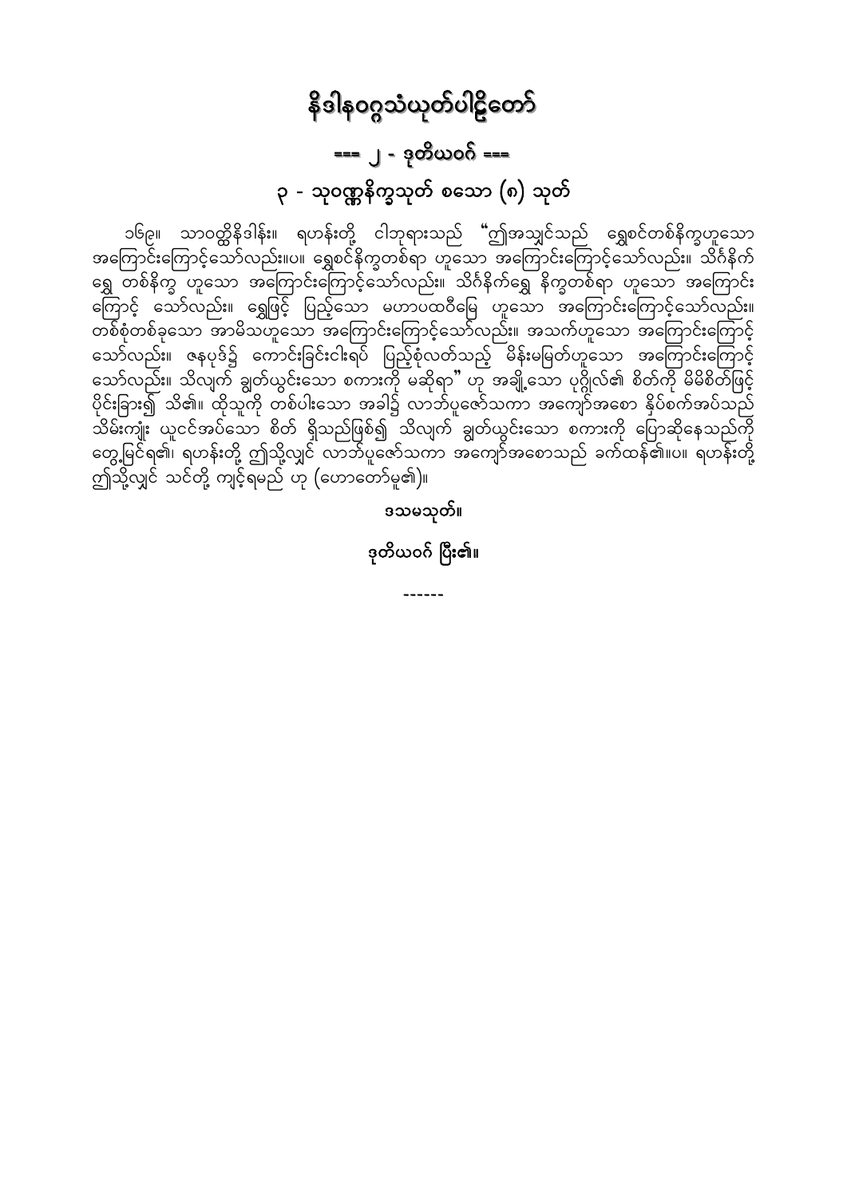# နိဒါနဝဂ္ဂသံယုတ်ပါဠိတော်

## === ၂ - ဒုတိယဝဂ် ===

## ၃ - သုဝဏ္ဏနိက္ခသုတ် စသော (၈) သုတ်

၁၆၉။ သာဝတ္ထိနိဒါန်း။ ရဟန်းတို့ ငါဘုရားသည် "ဤအသျှင်သည် ရွှေစင်တစ်နိက္ခဟူသော အကြောင်းကြောင့်သော်လည်း။ပ။ ရွှေစင်နိက္ခတစ်ရာ ဟူသော အကြောင်းကြောင့်သော်လည်း။ သိင်္ဂီနိက် ရွှေ တစ်နိက္ခ ဟူသော အကြောင်းကြောင့်သော်လည်း။ သိင်္ဂီနိက်ရွှေ နိက္ခတစ်ရာ ဟူသော အကြောင်း ကြောင့် သော်လည်း။ ရွှေဖြင့် ပြည့်သော မဟာပထဝီမြေ ဟူသော အကြောင်းကြောင့်သော်လည်း။ တစ်စုံတစ်ခုသော အာမိသဟူသော အကြောင်းကြောင့်သော်လည်း။ အသက်ဟူသော အကြောင်းကြောင့် သော်လည်း။ ဇနပုဒ်၌ ကောင်းခြင်းငါးရပ် ပြည့်စုံလတ်သည့် မိန်းမမြတ်ဟူသော အကြောင်းကြောင့် သော်လည်း။ သိလျက် ချွတ်ယွင်းသော စကားကို မဆိုရာ" ဟု အချို့သော ပုဂ္ဂိုလ်၏ စိတ်ကို မိမိစိတ်ဖြင့် ပိုင်းခြား၍ သိ၏။ ထိုသူကို တစ်ပါးသော အခါ၌ လာဘ်ပူဇော်သကာ အကျော်အစော နှိပ်စက်အပ်သည် သိမ်းကျုံး ယူငင်အပ်သော စိတ် ရှိသည်ဖြစ်၍ သိလျက် ချွတ်ယွင်းသော စကားကို ပြောဆိုနေသည်ကို တွေ့မြင်ရ၏၊ ရဟန်းတို့ ဤသို့လျှင် လာဘ်ပူဇော်သကာ အကျော်အစောသည် ခက်ထန်၏။ပ။ ရဟန်းတို့ ဤသို့လျှင် သင်တို့ ကျင့်ရမည် ဟု (ဟောတော်မူ၏)။

ဒသမသုတ်။

ဒုတိယဝဂ် ပြီး၏။

------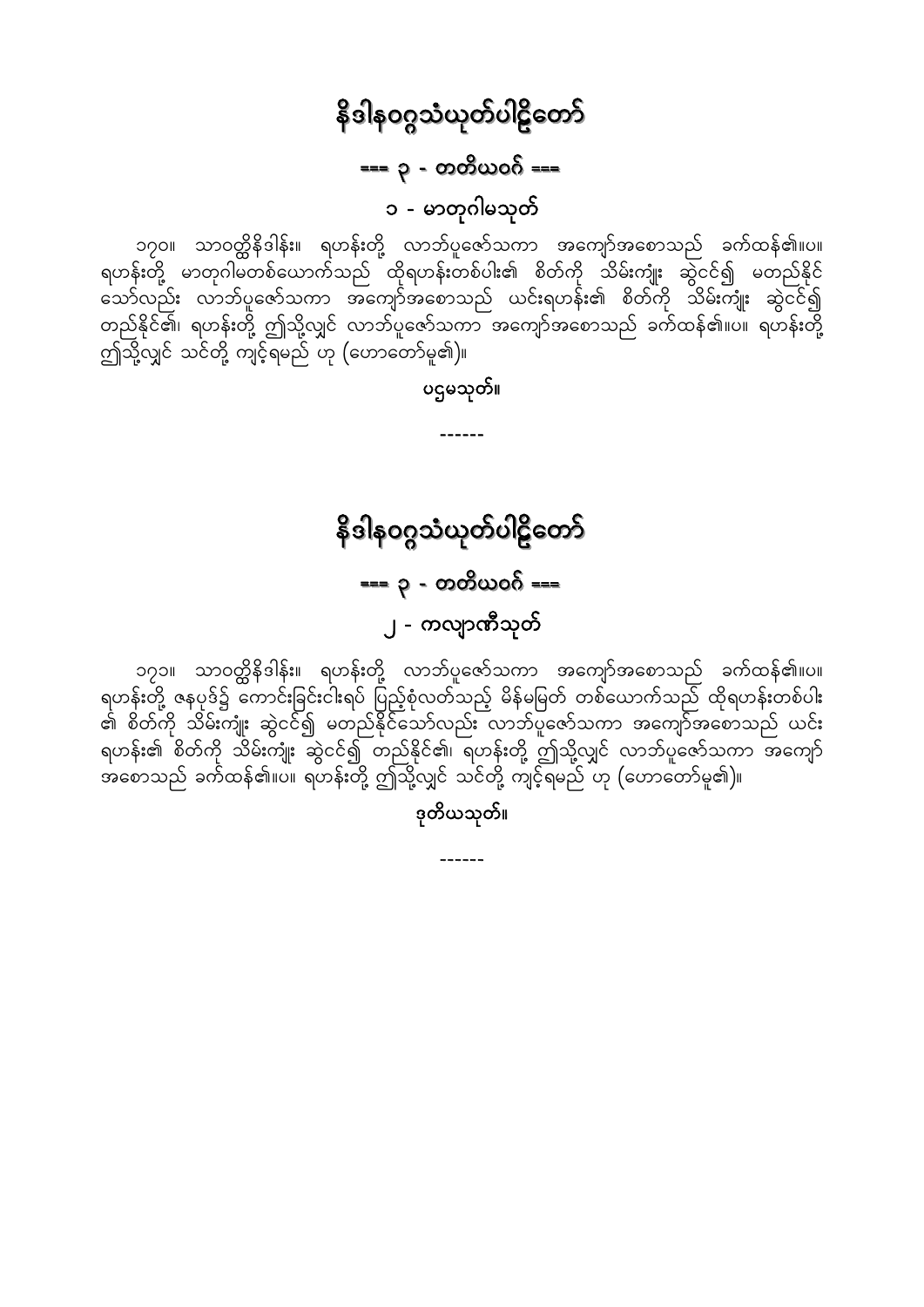# နိဒါနဝဂ္ဂသံယုတ်ပါဠိတော်

## === ၃ - တတိယဝဂ် ===

### ၁ - မာတုဂါမသုတ်

၁၇၀။ သာဝတ္ထိနိဒါန်း။ ရဟန်းတို့ လာဘ်ပူဇော်သကာ အကျော်အစောသည် ခက်ထန်၏။ပ။ ရဟန်းတို့ မာတုဂါမတစ်ယောက်သည် ထိုရဟန်းတစ်ပါး၏ စိတ်ကို သိမ်းကျုံး ဆွဲငင်၍ မတည်နိုင်သော်လည်း လာဘ်ပူဇော်သကာ အကျော်အစောသည် ယင်းရဟန်း၏ စိတ်ကို သိမ်းကျုံး ဆွဲငင်၍ တည်နိုင်၏၊ ရဟန်းတို့ ဤသို့လျှင် လာဘ်ပူဇော်သကာ အကျော်အစောသည် ခက်ထန်၏။ပ။ ရဟန်းတို့ ဤသို့လျှင် သင်တို့ ကျင့်ရမည် ဟု (ဟောတော်မူ၏)။

**ပဌမသုတ်။**

------

# နိဒါနဝဂ္ဂသံယုတ်ပါဠိတော်

## === ၃ - တတိယဝဂ် ===

### ၂ - ကလျာဏီသုတ်

၁၇၁။ သာဝတ္ထိနိဒါန်း။ ရဟန်းတို့ လာဘ်ပူဇော်သကာ အကျော်အစောသည် ခက်ထန်၏။ပ။ ရဟန်းတို့ ဇနပုဒ်၌ ကောင်းခြင်းငါးရပ် ပြည့်စုံလတ်သည့် မိန်မမြတ် တစ်ယောက်သည် ထိုရဟန်းတစ်ပါး၏ စိတ်ကို သိမ်းကျုံး ဆွဲငင်၍ မတည်နိုင်သော်လည်း လာဘ်ပူဇော်သကာ အကျော်အစောသည် ယင်းရဟန်း၏ စိတ်ကို သိမ်းကျုံး ဆွဲငင်၍ တည်နိုင်၏၊ ရဟန်းတို့ ဤသို့လျှင် လာဘ်ပူဇော်သကာ အကျော်အစောသည် ခက်ထန်၏။ပ။ ရဟန်းတို့ ဤသို့လျှင် သင်တို့ ကျင့်ရမည် ဟု (ဟောတော်မူ၏)။

**ဒုတိယသုတ်။**

------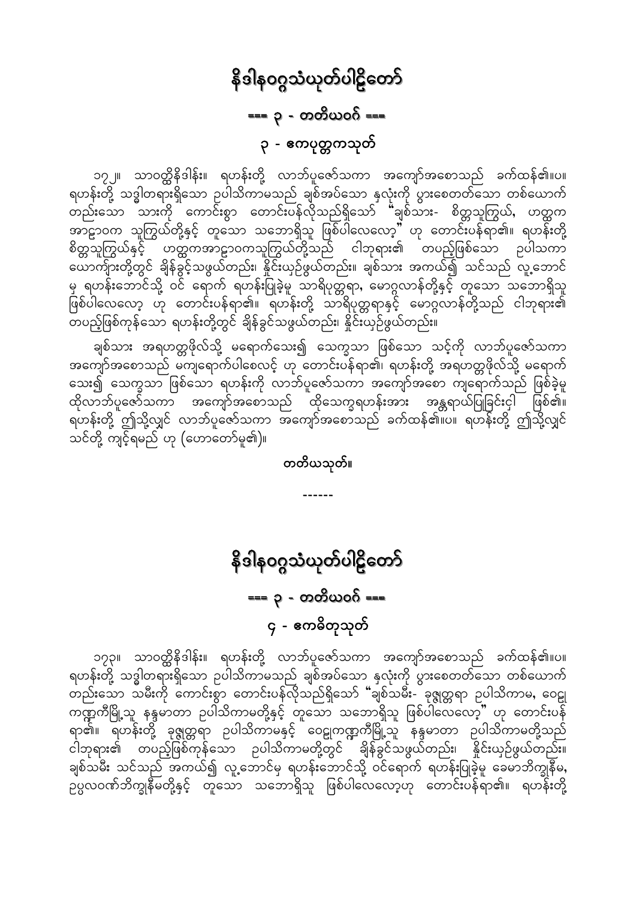# နိဒါနဝဂ္ဂသံယုတ်ပါဠိတော်

## === ၃ - တတိယဝဂ် ===

### ၃ - ဧကပုတ္တကသုတ်

၁၇၂။ သာဝတ္ထိနိဒါန်း။ ရဟန်းတို့ လာဘ်ပူဇော်သကာ အကျော်အစောသည် ခက်ထန်၏။ပ။ ရဟန်းတို့ သဒ္ဓါတရားရှိသော ဥပါသိကာမသည် ချစ်အပ်သော နှလုံးကို ပွားစေတတ်သော တစ်ယောက်တည်းသော သားကို ကောင်းစွာ တောင်းပန်လိုသည်ရှိသော် "ချစ်သား- စိတ္တသူကြွယ်, ဟတ္ထကအာဠဝက သူကြွယ်တို့နှင့် တူသော သဘောရှိသူ ဖြစ်ပါလေလော့" ဟု တောင်းပန်ရာ၏။ ရဟန်းတို့ စိတ္တသူကြွယ်နှင့် ဟတ္ထကအာဠဝကသူကြွယ်တို့သည် ငါဘုရား၏ တပည့်ဖြစ်သော ဥပါသကာယောကျ်ားတို့တွင် ချိန်ခွင့်သဖွယ်တည်း၊ နှိုင်းယှဉ်ဖွယ်တည်း။ ချစ်သား အကယ်၍ သင်သည် လူ့ဘောင်မှ ရဟန်းဘောင်သို့ ဝင် ရောက် ရဟန်းပြုခဲ့မူ သာရိပုတ္တရာ, မောဂ္ဂလာန်တို့နှင့် တူသော သဘောရှိသူ ဖြစ်ပါလေလော့ ဟု တောင်းပန်ရာ၏။ ရဟန်းတို့ သာရိပုတ္တရာနှင့် မောဂ္ဂလာန်တို့သည် ငါဘုရား၏ တပည့်ဖြစ်ကုန်သော ရဟန်းတို့တွင် ချိန်ခွင်သဖွယ်တည်း၊ နှိုင်းယှဉ်ဖွယ်တည်း။

ချစ်သား အရဟတ္တဖိုလ်သို့ မရောက်သေး၍ သေက္ခသာ ဖြစ်သော သင့်ကို လာဘ်ပူဇော်သကာ အကျော်အစောသည် မကျရောက်ပါစေလင့် ဟု တောင်းပန်ရာ၏၊ ရဟန်းတို့ အရဟတ္တဖိုလ်သို့ မရောက်သေး၍ သေက္ခသာ ဖြစ်သော ရဟန်းကို လာဘ်ပူဇော်သကာ အကျော်အစော ကျရောက်သည် ဖြစ်ခဲ့မူ ထိုလာဘ်ပူဇော်သကာ အကျော်အစောသည် ထိုသေက္ခရဟန်းအား အန္တရာယ်ပြုခြင်းငှါ ဖြစ်၏။ ရဟန်းတို့ ဤသို့လျှင် လာဘ်ပူဇော်သကာ အကျော်အစောသည် ခက်ထန်၏။ပ။ ရဟန်းတို့ ဤသို့လျှင် သင်တို့ ကျင့်ရမည် ဟု (ဟောတော်မူ၏)။

**တတိယသုတ်။**

------

# နိဒါနဝဂ္ဂသံယုတ်ပါဠိတော်

## === ၃ - တတိယဝဂ် ===

### ၄ - ဧကဓီတုသုတ်

၁၇၃။ သာဝတ္ထိနိဒါန်း။ ရဟန်းတို့ လာဘ်ပူဇော်သကာ အကျော်အစောသည် ခက်ထန်၏။ပ။ ရဟန်းတို့ သဒ္ဓါတရားရှိသော ဥပါသိကာမသည် ချစ်အပ်သော နှလုံးကို ပွားစေတတ်သော တစ်ယောက်တည်းသော သမီးကို ကောင်းစွာ တောင်းပန်လိုသည်ရှိသော် "ချစ်သမီး- ခုဇ္ဇုတ္တရာ ဥပါသိကာမ, ဝေဠုကဏ္ဍကီမြို့သူ နန္ဒမာတာ ဥပါသိကာမတို့နှင့် တူသော သဘောရှိသူ ဖြစ်ပါလေလော့" ဟု တောင်းပန်ရာ၏။ ရဟန်းတို့ ခုဇ္ဇုတ္တရာ ဥပါသိကာမနှင့် ဝေဠုကဏ္ဍကီမြို့သူ နန္ဒမာတာ ဥပါသိကာမတို့သည် ငါဘုရား၏ တပည့်ဖြစ်ကုန်သော ဥပါသိကာမတို့တွင် ချိန်ခွင်သဖွယ်တည်း၊ နှိုင်းယှဉ်ဖွယ်တည်း။ ချစ်သမီး သင်သည် အကယ်၍ လူ့ဘောင်မှ ရဟန်းဘောင်သို့ ဝင်ရောက် ရဟန်းပြုခဲ့မူ ခေမာဘိက္ခုနီမ, ဥပ္ပလဝဏ်ဘိက္ခုနီမတို့နှင့် တူသော သဘောရှိသူ ဖြစ်ပါလေလော့ဟု တောင်းပန်ရာ၏။ ရဟန်းတို့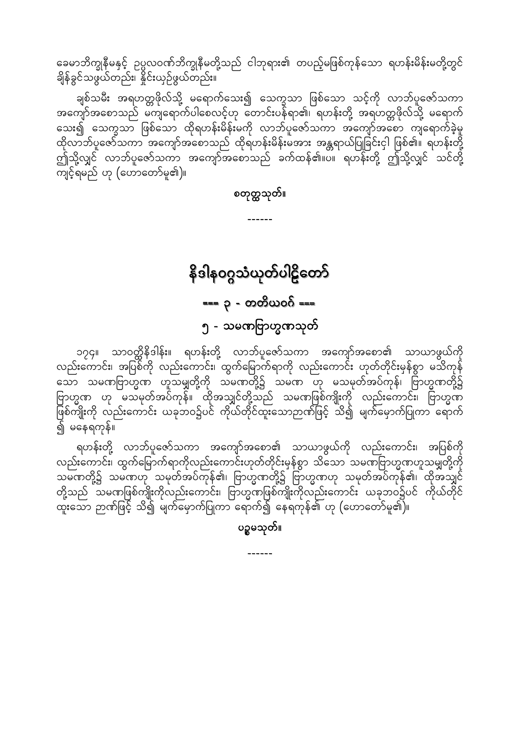ခေမာဘိက္ခုနီမနှင့် ဥပ္ပလဝဏ်ဘိက္ခုနီမတို့သည် ငါဘုရား၏ တပည့်မဖြစ်ကုန်သော ရဟန်းမိန်းမတို့တွင် ချိန်ခွင်သဖွယ်တည်း၊ နှိုင်းယှဉ်ဖွယ်တည်း။

ချစ်သမီး အရဟတ္တဖိုလ်သို့ မရောက်သေး၍ သေက္ခသာ ဖြစ်သော သင့်ကို လာဘ်ပူဇော်သကာ အကျော်အစောသည် မကျရောက်ပါစေလင့်ဟု တောင်းပန်ရာ၏၊ ရဟန်းတို့ အရဟတ္တဖိုလ်သို့ မရောက်သေး၍ သေက္ခသာ ဖြစ်သော ထိုရဟန်းမိန်းမကို လာဘ်ပူဇော်သကာ အကျော်အစော ကျရောက်ခဲ့မူ ထိုလာဘ်ပူဇော်သကာ အကျော်အစောသည် ထိုရဟန်းမိန်းမအား အန္တရာယ်ပြုခြင်းငှါ ဖြစ်၏။ ရဟန်းတို့ ဤသို့လျှင် လာဘ်ပူဇော်သကာ အကျော်အစောသည် ခက်ထန်၏။ပ။ ရဟန်းတို့ ဤသို့လျှင် သင်တို့ ကျင့်ရမည် ဟု (ဟောတော်မူ၏)။

**စတုတ္ထသုတ်။**

------

# နိဒါနဝဂ္ဂသံယုတ်ပါဠိတော်

## === ၃ - တတိယဝဂ် ===

## ၅ - သမဏဗြာဟ္မဏသုတ်

၁၇၄။ သာဝတ္ထိနိဒါန်း။ ရဟန်းတို့ လာဘ်ပူဇော်သကာ အကျော်အစော၏ သာယာဖွယ်ကို လည်းကောင်း၊ အပြစ်ကို လည်းကောင်း၊ ထွက်မြောက်ရာကို လည်းကောင်း ဟုတ်တိုင်းမှန်စွာ မသိကုန်သော သမဏဗြာဟ္မဏ ဟူသမျှတို့ကို သမဏတို့၌ သမဏ ဟု မသမုတ်အပ်ကုန်၊ ဗြာဟ္မဏတို့၌ ဗြာဟ္မဏ ဟု မသမုတ်အပ်ကုန်။ ထိုအသျှင်တို့သည် သမဏဖြစ်ကျိုးကို လည်းကောင်း၊ ဗြာဟ္မဏဖြစ်ကျိုးကို လည်းကောင်း ယခုဘဝ၌ပင် ကိုယ်တိုင်ထူးသောဉာဏ်ဖြင့် သိ၍ မျက်မှောက်ပြုကာ ရောက်၍ မနေရကုန်။

ရဟန်းတို့ လာဘ်ပူဇော်သကာ အကျော်အစော၏ သာယာဖွယ်ကို လည်းကောင်း၊ အပြစ်ကို လည်းကောင်း၊ ထွက်မြောက်ရာကိုလည်းကောင်းဟုတ်တိုင်းမှန်စွာ သိသော သမဏဗြာဟ္မဏဟူသမျှတို့ကို သမဏတို့၌ သမဏဟု သမုတ်အပ်ကုန်၏၊ ဗြာဟ္မဏတို့၌ ဗြာဟ္မဏဟု သမုတ်အပ်ကုန်၏၊ ထိုအသျှင်တို့သည် သမဏဖြစ်ကျိုးကိုလည်းကောင်း၊ ဗြာဟ္မဏဖြစ်ကျိုးကိုလည်းကောင်း ယခုဘဝ၌ပင် ကိုယ်တိုင်ထူးသော ဉာဏ်ဖြင့် သိ၍ မျက်မှောက်ပြုကာ ရောက်၍ နေရကုန်၏ ဟု (ဟောတော်မူ၏)။

**ပဌမသုတ်။**

------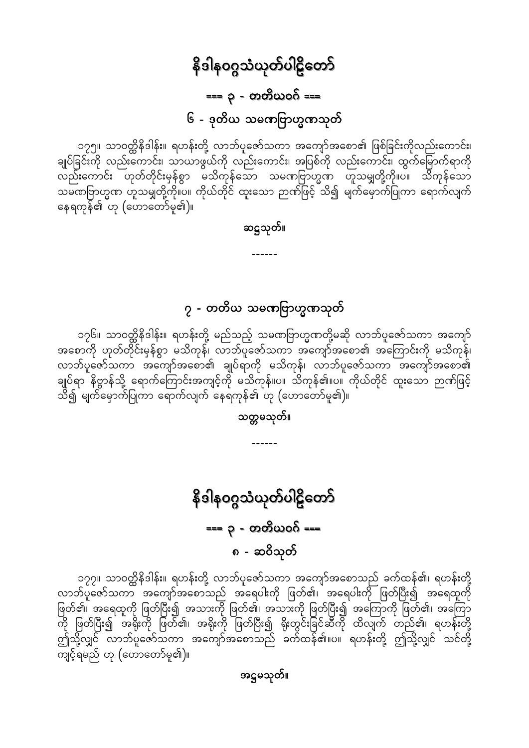# နိဒါနဝဂ္ဂသံယုတ်ပါဠိတော်

## === ၃ - တတိယဝဂ် ===

### ၆ - ဒုတိယ သမဏဗြာဟ္မဏသုတ်

၁၇၅။ သာဝတ္ထိနိဒါန်း။ ရဟန်းတို့ လာဘ်ပူဇော်သကာ အကျော်အစော၏ ဖြစ်ခြင်းကိုလည်းကောင်း၊ ချုပ်ခြင်းကို လည်းကောင်း၊ သာယာဖွယ်ကို လည်းကောင်း၊ အပြစ်ကို လည်းကောင်း၊ ထွက်မြောက်ရာကို လည်းကောင်း ဟုတ်တိုင်းမှန်စွာ မသိကုန်သော သမဏဗြာဟ္မဏ ဟူသမျှတို့ကို။ပ။ သိကုန်သော သမဏဗြာဟ္မဏ ဟူသမျှတို့ကို။ပ။ ကိုယ်တိုင် ထူးသော ဉာဏ်ဖြင့် သိ၍ မျက်မှောက်ပြုကာ ရောက်လျက် နေရကုန်၏ ဟု (ဟောတော်မူ၏)။

**ဆဋ္ဌသုတ်။**

------

### ၇ - တတိယ သမဏဗြာဟ္မဏသုတ်

၁၇၆။ သာဝတ္ထိနိဒါန်း။ ရဟန်းတို့ မည်သည့် သမဏဗြာဟ္မဏတို့မဆို လာဘ်ပူဇော်သကာ အကျော်အစောကို ဟုတ်တိုင်းမှန်စွာ မသိကုန်၊ လာဘ်ပူဇော်သကာ အကျော်အစော၏ အကြောင်းကို မသိကုန်၊ လာဘ်ပူဇော်သကာ အကျော်အစော၏ ချုပ်ရာကို မသိကုန်၊ လာဘ်ပူဇော်သကာ အကျော်အစော၏ ချုပ်ရာ နိဗ္ဗာန်သို့ ရောက်ကြောင်းအကျင့်ကို မသိကုန်။ပ။ သိကုန်၏။ပ။ ကိုယ်တိုင် ထူးသော ဉာဏ်ဖြင့် သိ၍ မျက်မှောက်ပြုကာ ရောက်လျက် နေရကုန်၏ ဟု (ဟောတော်မူ၏)။

**သတ္တမသုတ်။**

------

# နိဒါနဝဂ္ဂသံယုတ်ပါဠိတော်

## === ၃ - တတိယဝဂ် ===

### ၈ - ဆဝိသုတ်

၁၇၇။ သာဝတ္ထိနိဒါန်း။ ရဟန်းတို့ လာဘ်ပူဇော်သကာ အကျော်အစောသည် ခက်ထန်၏၊ ရဟန်းတို့ လာဘ်ပူဇော်သကာ အကျော်အစောသည် အရေပါးကို ဖြတ်၏၊ အရေပါးကို ဖြတ်ပြီး၍ အရေထူကို ဖြတ်၏၊ အရေထူကို ဖြတ်ပြီး၍ အသားကို ဖြတ်၏၊ အသားကို ဖြတ်ပြီး၍ အကြောကို ဖြတ်၏၊ အကြောကို ဖြတ်ပြီး၍ အရိုးကို ဖြတ်၏၊ အရိုးကို ဖြတ်ပြီး၍ ရိုးတွင်းခြင်ဆီကို ထိလျက် တည်၏၊ ရဟန်းတို့ ဤသို့လျှင် လာဘ်ပူဇော်သကာ အကျော်အစောသည် ခက်ထန်၏။ပ။ ရဟန်းတို့ ဤသို့လျှင် သင်တို့ ကျင့်ရမည် ဟု (ဟောတော်မူ၏)။

**အဋ္ဌမသုတ်။**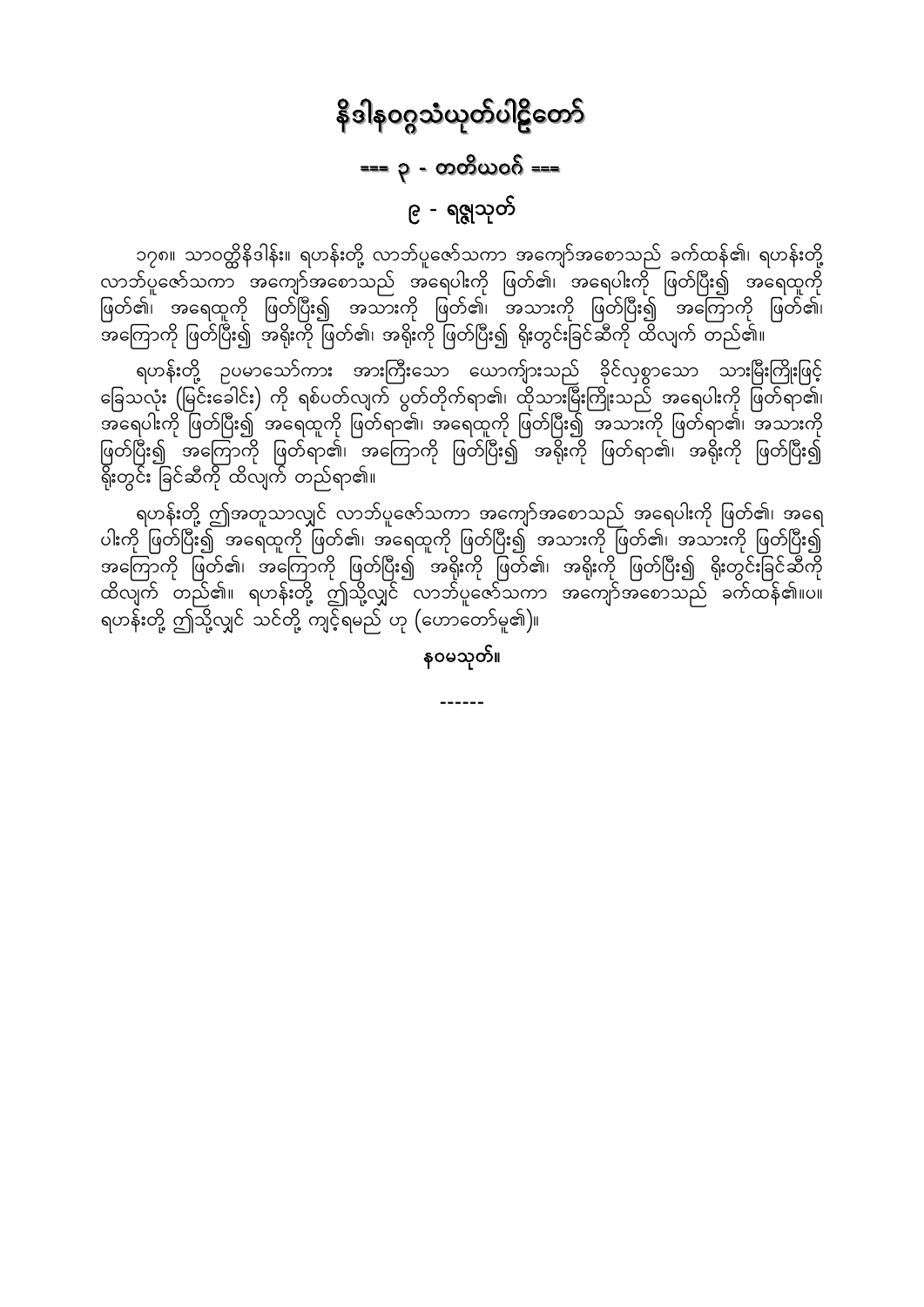# နိဒါနဝဂ္ဂသံယုတ်ပါဠိတော်

## === ၃ - တတိယဝဂ် ===

## ၉ - ရဇ္ဇုသုတ်

၁၇၈။ သာဝတ္ထိနိဒါန်း။ ရဟန်းတို့ လာဘ်ပူဇော်သကာ အကျော်အစောသည် ခက်ထန်၏၊ ရဟန်းတို့ လာဘ်ပူဇော်သကာ အကျော်အစောသည် အရေပါးကို ဖြတ်၏၊ အရေပါးကို ဖြတ်ပြီး၍ အရေထူကို ဖြတ်၏၊ အရေထူကို ဖြတ်ပြီး၍ အသားကို ဖြတ်၏၊ အသားကို ဖြတ်ပြီး၍ အကြောကို ဖြတ်၏၊ အကြောကို ဖြတ်ပြီး၍ အရိုးကို ဖြတ်၏၊ အရိုးကို ဖြတ်ပြီး၍ ရိုးတွင်းခြင်ဆီကို ထိလျက် တည်၏။

ရဟန်းတို့ ဥပမာသော်ကား အားကြီးသော ယောကျ်ားသည် ခိုင်လှစွာသော သားမြီးကြိုးဖြင့် ခြေသလုံး (မြင်းခေါင်း) ကို ရစ်ပတ်လျက် ပွတ်တိုက်ရာ၏၊ ထိုသားမြီးကြိုးသည် အရေပါးကို ဖြတ်ရာ၏၊ အရေပါးကို ဖြတ်ပြီး၍ အရေထူကို ဖြတ်ရာ၏၊ အရေထူကို ဖြတ်ပြီး၍ အသားကို ဖြတ်ရာ၏၊ အသားကို ဖြတ်ပြီး၍ အကြောကို ဖြတ်ရာ၏၊ အကြောကို ဖြတ်ပြီး၍ အရိုးကို ဖြတ်ရာ၏၊ အရိုးကို ဖြတ်ပြီး၍ ရိုးတွင်း ခြင်ဆီကို ထိလျက် တည်ရာ၏။

ရဟန်းတို့ ဤအတူသာလျှင် လာဘ်ပူဇော်သကာ အကျော်အစောသည် အရေပါးကို ဖြတ်၏၊ အရေပါးကို ဖြတ်ပြီး၍ အရေထူကို ဖြတ်၏၊ အရေထူကို ဖြတ်ပြီး၍ အသားကို ဖြတ်၏၊ အသားကို ဖြတ်ပြီး၍ အကြောကို ဖြတ်၏၊ အကြောကို ဖြတ်ပြီး၍ အရိုးကို ဖြတ်၏၊ အရိုးကို ဖြတ်ပြီး၍ ရိုးတွင်းခြင်ဆီကို ထိလျက် တည်၏။ ရဟန်းတို့ ဤသို့လျှင် လာဘ်ပူဇော်သကာ အကျော်အစောသည် ခက်ထန်၏။ပ။ ရဟန်းတို့ ဤသို့လျှင် သင်တို့ ကျင့်ရမည် ဟု (ဟောတော်မူ၏)။

**နဝမသုတ်။**

------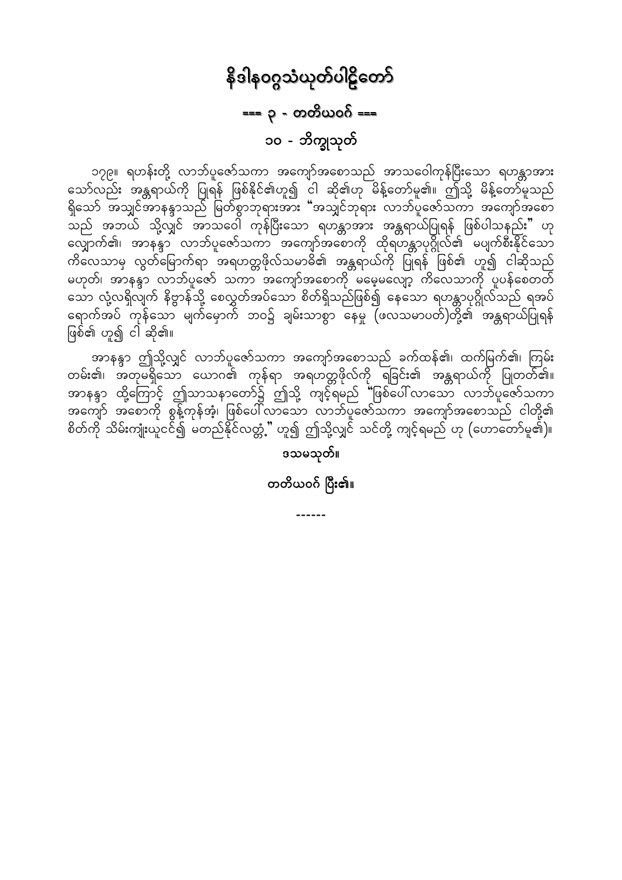# နိဒါနဝဂ္ဂသံယုတ်ပါဠိတော်

## === ၃ - တတိယဝဂ် ===

## ၁၀ - ဘိက္ခုသုတ်

၁၇၉။ ရဟန်းတို့ လာဘ်ပူဇော်သကာ အကျော်အစောသည် အာသဝေါကုန်ပြီးသော ရဟန္တာအား သော်လည်း အန္တရာယ်ကို ပြုရန် ဖြစ်နိုင်၏ဟူ၍ ငါ ဆို၏ဟု မိန့်တော်မူ၏။ ဤသို့ မိန့်တော်မူသည် ရှိသော် အသျှင်အာနန္ဒာသည် မြတ်စွာဘုရားအား "အသျှင်ဘုရား လာဘ်ပူဇော်သကာ အကျော်အစော သည် အဘယ် သို့လျှင် အာသဝေါ ကုန်ပြီးသော ရဟန္တာအား အန္တရာယ်ပြုရန် ဖြစ်ပါသနည်း" ဟု လျှောက်၏၊ အာနန္ဒာ လာဘ်ပူဇော်သကာ အကျော်အစောကို ထိုရဟန္တာပုဂ္ဂိုလ်၏ မပျက်စီးနိုင်သော ကိလေသာမှ လွတ်မြောက်ရာ အရဟတ္တဖိုလ်သမာဓိ၏ အန္တရာယ်ကို ပြုရန် ဖြစ်၏ ဟူ၍ ငါဆိုသည် မဟုတ်၊ အာနန္ဒာ လာဘ်ပူဇော် သကာ အကျော်အစောကို မမေ့မလျော့ ကိလေသာကို ပူပန်စေတတ် သော လုံ့လရှိလျက် နိဗ္ဗာန်သို့ စေလွှတ်အပ်သော စိတ်ရှိသည်ဖြစ်၍ နေသော ရဟန္တာပုဂ္ဂိုလ်သည် ရအပ် ရောက်အပ် ကုန်သော မျက်မှောက် ဘဝ၌ ချမ်းသာစွာ နေမှု (ဖလသမာပတ်)တို့၏ အန္တရာယ်ပြုရန် ဖြစ်၏ ဟူ၍ ငါ ဆို၏။

အာနန္ဒာ ဤသို့လျှင် လာဘ်ပူဇော်သကာ အကျော်အစောသည် ခက်ထန်၏၊ ထက်မြက်၏၊ ကြမ်း တမ်း၏၊ အတုမရှိသော ယောဂ၏ ကုန်ရာ အရဟတ္တဖိုလ်ကို ရခြင်း၏ အန္တရာယ်ကို ပြုတတ်၏။ အာနန္ဒာ ထို့ကြောင့် ဤသာသနာတော်၌ ဤသို့ ကျင့်ရမည် "ဖြစ်ပေါ်လာသော လာဘ်ပူဇော်သကာ အကျော် အစောကို စွန့်ကုန်အံ့၊ ဖြစ်ပေါ်လာသော လာဘ်ပူဇော်သကာ အကျော်အစောသည် ငါတို့၏ စိတ်ကို သိမ်းကျုံးယူငင်၍ မတည်နိုင်လတ္တံ့" ဟူ၍ ဤသို့လျှင် သင်တို့ ကျင့်ရမည် ဟု (ဟောတော်မူ၏)။

**ဒသမသုတ်။**

**တတိယဝဂ် ပြီး၏။**

------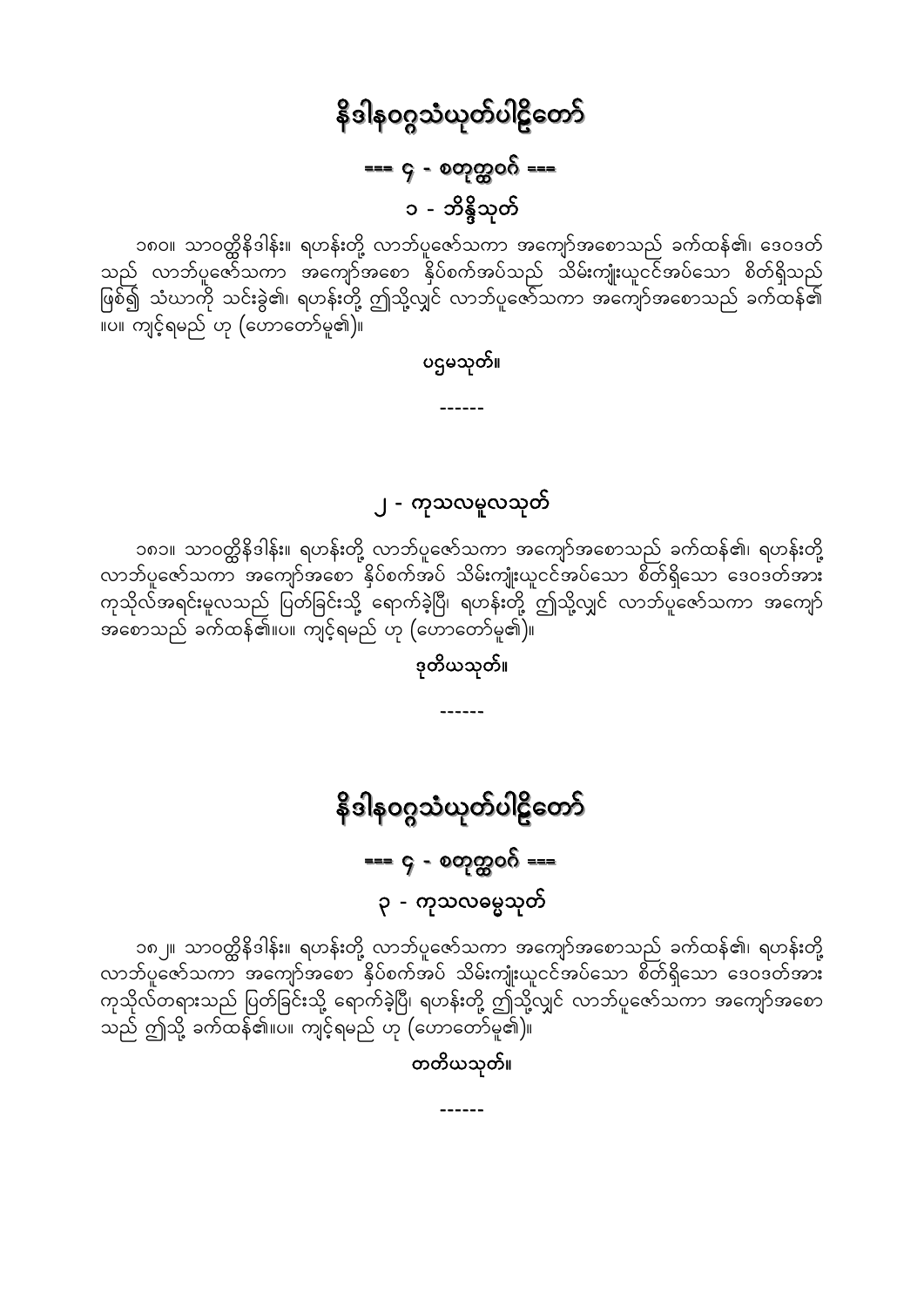# နိဒါနဝဂ္ဂသံယုတ်ပါဠိတော်

## === ၄ - စတုတ္ထဝဂ် ===

### ၁ - ဘိန္ဒိသုတ်

၁၈၀။ သာဝတ္ထိနိဒါန်း။ ရဟန်းတို့ လာဘ်ပူဇော်သကာ အကျော်အစောသည် ခက်ထန်၏၊ ဒေဝဒတ်သည် လာဘ်ပူဇော်သကာ အကျော်အစော နှိပ်စက်အပ်သည် သိမ်းကျုံးယူငင်အပ်သော စိတ်ရှိသည် ဖြစ်၍ သံဃာကို သင်းခွဲ၏၊ ရဟန်းတို့ ဤသို့လျှင် လာဘ်ပူဇော်သကာ အကျော်အစောသည် ခက်ထန်၏။ပ။ ကျင့်ရမည် ဟု (ဟောတော်မူ၏)။

**ပဌမသုတ်။**

------

### ၂ - ကုသလမူလသုတ်

၁၈၁။ သာဝတ္ထိနိဒါန်း။ ရဟန်းတို့ လာဘ်ပူဇော်သကာ အကျော်အစောသည် ခက်ထန်၏၊ ရဟန်းတို့ လာဘ်ပူဇော်သကာ အကျော်အစော နှိပ်စက်အပ် သိမ်းကျုံးယူငင်အပ်သော စိတ်ရှိသော ဒေဝဒတ်အား ကုသိုလ်အရင်းမူလသည် ပြတ်ခြင်းသို့ ရောက်ခဲ့ပြီ၊ ရဟန်းတို့ ဤသို့လျှင် လာဘ်ပူဇော်သကာ အကျော်အစောသည် ခက်ထန်၏။ပ။ ကျင့်ရမည် ဟု (ဟောတော်မူ၏)။

**ဒုတိယသုတ်။**

------

# နိဒါနဝဂ္ဂသံယုတ်ပါဠိတော်

## === ၄ - စတုတ္ထဝဂ် ===

### ၃ - ကုသလဓမ္မသုတ်

၁၈၂။ သာဝတ္ထိနိဒါန်း။ ရဟန်းတို့ လာဘ်ပူဇော်သကာ အကျော်အစောသည် ခက်ထန်၏၊ ရဟန်းတို့ လာဘ်ပူဇော်သကာ အကျော်အစော နှိပ်စက်အပ် သိမ်းကျုံးယူငင်အပ်သော စိတ်ရှိသော ဒေဝဒတ်အား ကုသိုလ်တရားသည် ပြတ်ခြင်းသို့ ရောက်ခဲ့ပြီ၊ ရဟန်းတို့ ဤသို့လျှင် လာဘ်ပူဇော်သကာ အကျော်အစောသည် ဤသို့ ခက်ထန်၏။ပ။ ကျင့်ရမည် ဟု (ဟောတော်မူ၏)။

**တတိယသုတ်။**

------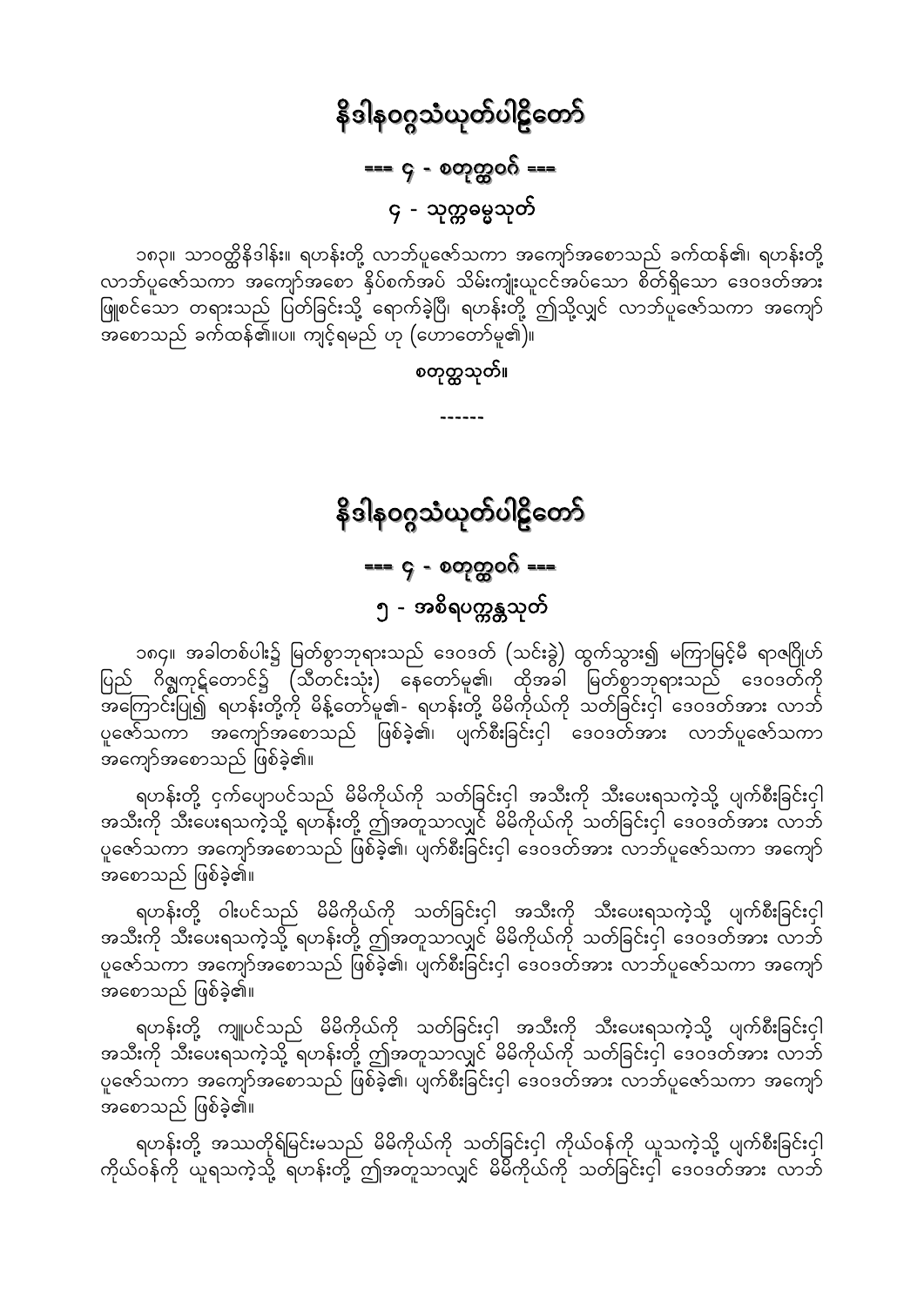# နိဒါနဝဂ္ဂသံယုတ်ပါဠိတော်

## === ၄ - စတုတ္ထဝဂ် ===

### ၄ - သုက္ကဓမ္မသုတ်

၁၈၃။ သာဝတ္ထိနိဒါန်း။ ရဟန်းတို့ လာဘ်ပူဇော်သကာ အကျော်အစောသည် ခက်ထန်၏၊ ရဟန်းတို့ လာဘ်ပူဇော်သကာ အကျော်အစော နှိပ်စက်အပ် သိမ်းကျုံးယူငင်အပ်သော စိတ်ရှိသော ဒေဝဒတ်အား ဖြူစင်သော တရားသည် ပြတ်ခြင်းသို့ ရောက်ခဲ့ပြီ၊ ရဟန်းတို့ ဤသို့လျှင် လာဘ်ပူဇော်သကာ အကျော်အစောသည် ခက်ထန်၏။ပ။ ကျင့်ရမည် ဟု (ဟောတော်မူ၏)။

**စတုတ္ထသုတ်။**

------

# နိဒါနဝဂ္ဂသံယုတ်ပါဠိတော်

## === ၄ - စတုတ္ထဝဂ် ===

### ၅ - အစိရပက္ကန္တသုတ်

၁၈၄။ အခါတစ်ပါး၌ မြတ်စွာဘုရားသည် ဒေဝဒတ် (သင်းခွဲ) ထွက်သွား၍ မကြာမြင့်မီ ရာဇဂြိုဟ် ပြည် ဂိဇ္ဈကုဋ်တောင်၌ (သီတင်းသုံး) နေတော်မူ၏၊ ထိုအခါ မြတ်စွာဘုရားသည် ဒေဝဒတ်ကို အကြောင်းပြု၍ ရဟန်းတို့ကို မိန့်တော်မူ၏- ရဟန်းတို့ မိမိကိုယ်ကို သတ်ခြင်းငှါ ဒေဝဒတ်အား လာဘ် ပူဇော်သကာ အကျော်အစောသည် ဖြစ်ခဲ့၏၊ ပျက်စီးခြင်းငှါ ဒေဝဒတ်အား လာဘ်ပူဇော်သကာ အကျော်အစောသည် ဖြစ်ခဲ့၏။

ရဟန်းတို့ ငှက်ပျောပင်သည် မိမိကိုယ်ကို သတ်ခြင်းငှါ အသီးကို သီးပေးရသကဲ့သို့ ပျက်စီးခြင်းငှါ အသီးကို သီးပေးရသကဲ့သို့ ရဟန်းတို့ ဤအတူသာလျှင် မိမိကိုယ်ကို သတ်ခြင်းငှါ ဒေဝဒတ်အား လာဘ် ပူဇော်သကာ အကျော်အစောသည် ဖြစ်ခဲ့၏၊ ပျက်စီးခြင်းငှါ ဒေဝဒတ်အား လာဘ်ပူဇော်သကာ အကျော် အစောသည် ဖြစ်ခဲ့၏။

ရဟန်းတို့ ဝါးပင်သည် မိမိကိုယ်ကို သတ်ခြင်းငှါ အသီးကို သီးပေးရသကဲ့သို့ ပျက်စီးခြင်းငှါ အသီးကို သီးပေးရသကဲ့သို့ ရဟန်းတို့ ဤအတူသာလျှင် မိမိကိုယ်ကို သတ်ခြင်းငှါ ဒေဝဒတ်အား လာဘ် ပူဇော်သကာ အကျော်အစောသည် ဖြစ်ခဲ့၏၊ ပျက်စီးခြင်းငှါ ဒေဝဒတ်အား လာဘ်ပူဇော်သကာ အကျော် အစောသည် ဖြစ်ခဲ့၏။

ရဟန်းတို့ ကျူပင်သည် မိမိကိုယ်ကို သတ်ခြင်းငှါ အသီးကို သီးပေးရသကဲ့သို့ ပျက်စီးခြင်းငှါ အသီးကို သီးပေးရသကဲ့သို့ ရဟန်းတို့ ဤအတူသာလျှင် မိမိကိုယ်ကို သတ်ခြင်းငှါ ဒေဝဒတ်အား လာဘ် ပူဇော်သကာ အကျော်အစောသည် ဖြစ်ခဲ့၏၊ ပျက်စီးခြင်းငှါ ဒေဝဒတ်အား လာဘ်ပူဇော်သကာ အကျော် အစောသည် ဖြစ်ခဲ့၏။

ရဟန်းတို့ အဿတိုရ်မြင်းမသည် မိမိကိုယ်ကို သတ်ခြင်းငှါ ကိုယ်ဝန်ကို ယူသကဲ့သို့ ပျက်စီးခြင်းငှါ ကိုယ်ဝန်ကို ယူရသကဲ့သို့ ရဟန်းတို့ ဤအတူသာလျှင် မိမိကိုယ်ကို သတ်ခြင်းငှါ ဒေဝဒတ်အား လာဘ်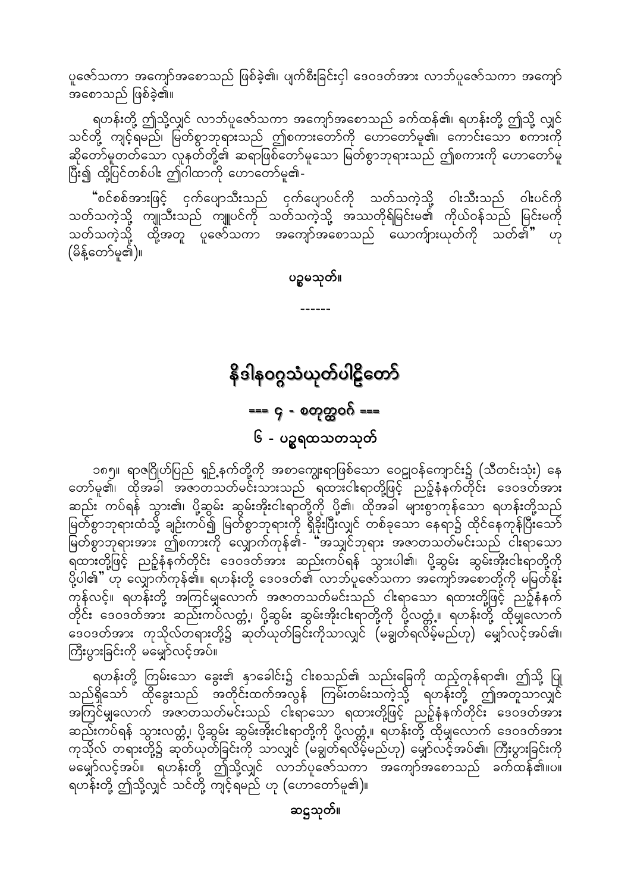ပူဇော်သကာ အကျော်အစောသည် ဖြစ်ခဲ့၏၊ ပျက်စီးခြင်းငှါ ဒေဝဒတ်အား လာဘ်ပူဇော်သကာ အကျော် အစောသည် ဖြစ်ခဲ့၏။

ရဟန်းတို့ ဤသို့လျှင် လာဘ်ပူဇော်သကာ အကျော်အစောသည် ခက်ထန်၏၊ ရဟန်းတို့ ဤသို့ လျှင် သင်တို့ ကျင့်ရမည်၊ မြတ်စွာဘုရားသည် ဤစကားတော်ကို ဟောတော်မူ၏၊ ကောင်းသော စကားကို ဆိုတော်မူတတ်သော လူနတ်တို့၏ ဆရာဖြစ်တော်မူသော မြတ်စွာဘုရားသည် ဤစကားကို ဟောတော်မူ ပြီး၍ ထို့ပြင်တစ်ပါး ဤဂါထာကို ဟောတော်မူ၏-

"စင်စစ်အားဖြင့် ငှက်ပျောသီးသည် ငှက်ပျောပင်ကို သတ်သကဲ့သို့ ဝါးသီးသည် ဝါးပင်ကို သတ်သကဲ့သို့ ကျူသီးသည် ကျူပင်ကို သတ်သကဲ့သို့ အဿတိုရ်မြင်းမ၏ ကိုယ်ဝန်သည် မြင်းမကို သတ်သကဲ့သို့ ထို့အတူ ပူဇော်သကာ အကျော်အစောသည် ယောကျ်ားယုတ်ကို သတ်၏" ဟု (မိန့်တော်မူ၏)။

**ပဉ္စမသုတ်။**

------

# နိဒါနဝဂ္ဂသံယုတ်ပါဠိတော်

## === ၄ - စတုတ္ထဝဂ် ===

### ၆ - ပဉ္စရထသတသုတ်

၁၈၅။ ရာဇဂြိုဟ်ပြည် ရှဉ့်နက်တို့ကို အစာကျွေးရာဖြစ်သော ဝေဠုဝန်ကျောင်း၌ (သီတင်းသုံး) နေ တော်မူ၏၊ ထိုအခါ အဇာတသတ်မင်းသားသည် ရထားငါးရာတို့ဖြင့် ညဉ့်နံနက်တိုင်း ဒေဝဒတ်အား ဆည်း ကပ်ရန် သွား၏၊ ပို့ဆွမ်း ဆွမ်းအိုးငါးရာတို့ကို ပို့၏၊ ထိုအခါ များစွာကုန်သော ရဟန်းတို့သည် မြတ်စွာဘုရားထံသို့ ချဉ်းကပ်၍ မြတ်စွာဘုရားကို ရှိခိုးပြီးလျှင် တစ်ခုသော နေရာ၌ ထိုင်နေကုန်ပြီးသော် မြတ်စွာဘုရားအား ဤစကားကို လျှောက်ကုန်၏- "အသျှင်ဘုရား အဇာတသတ်မင်းသည် ငါးရာသော ရထားတို့ဖြင့် ညဉ့်နံနက်တိုင်း ဒေဝဒတ်အား ဆည်းကပ်ရန် သွားပါ၏၊ ပို့ဆွမ်း ဆွမ်းအိုးငါးရာတို့ကို ပို့ပါ၏" ဟု လျှောက်ကုန်၏။ ရဟန်းတို့ ဒေဝဒတ်၏ လာဘ်ပူဇော်သကာ အကျော်အစောတို့ကို မမြတ်နိုး ကုန်လင့်။ ရဟန်းတို့ အကြင်မျှလောက် အဇာတသတ်မင်းသည် ငါးရာသော ရထားတို့ဖြင့် ညဉ့်နံနက် တိုင်း ဒေဝဒတ်အား ဆည်းကပ်လတ္တံ့၊ ပို့ဆွမ်း ဆွမ်းအိုးငါးရာတို့ကို ပို့လတ္တံ့။ ရဟန်းတို့ ထိုမျှလောက် ဒေဝဒတ်အား ကုသိုလ်တရားတို့၌ ဆုတ်ယုတ်ခြင်းကိုသာလျှင် (မချွတ်ရလိမ့်မည်ဟု) မျှော်လင့်အပ်၏၊ ကြီးပွားခြင်းကို မမျှော်လင့်အပ်။

ရဟန်းတို့ ကြမ်းသော ခွေး၏ နှာခေါင်း၌ ငါးစသည်၏ သည်းခြေကို ထည့်ကုန်ရာ၏၊ ဤသို့ ပြု သည်ရှိသော် ထိုခွေးသည် အတိုင်းထက်အလွန် ကြမ်းတမ်းသကဲ့သို့ ရဟန်းတို့ ဤအတူသာလျှင် အကြင်မျှလောက် အဇာတသတ်မင်းသည် ငါးရာသော ရထားတို့ဖြင့် ညဉ့်နံနက်တိုင်း ဒေဝဒတ်အား ဆည်းကပ်ရန် သွားလတ္တံ့၊ ပို့ဆွမ်း ဆွမ်းအိုးငါးရာတို့ကို ပို့လတ္တံ့။ ရဟန်းတို့ ထိုမျှလောက် ဒေဝဒတ်အား ကုသိုလ် တရားတို့၌ ဆုတ်ယုတ်ခြင်းကို သာလျှင် (မချွတ်ရလိမ့်မည်ဟု) မျှော်လင့်အပ်၏၊ ကြီးပွားခြင်းကို မမျှော်လင့်အပ်။ ရဟန်းတို့ ဤသို့လျှင် လာဘ်ပူဇော်သကာ အကျော်အစောသည် ခက်ထန်၏။ပ။ ရဟန်းတို့ ဤသို့လျှင် သင်တို့ ကျင့်ရမည် ဟု (ဟောတော်မူ၏)။

**ဆဋ္ဌသုတ်။**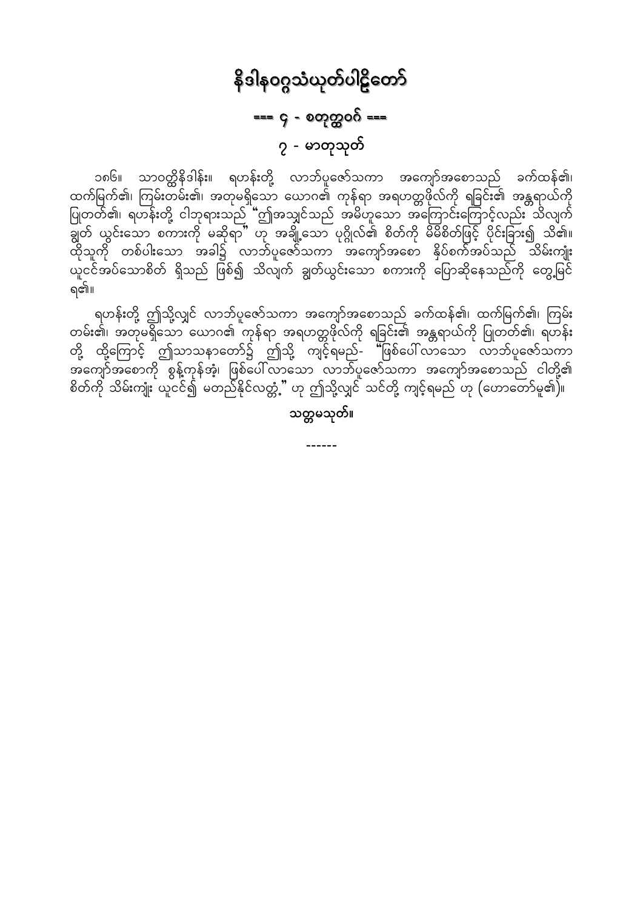# နိဒါနဝဂ္ဂသံယုတ်ပါဠိတော်

## === ၄ - စတုတ္ထဝဂ် ===

## ၇ - မာတုသုတ်

၁၈၆။ သာဝတ္ထိနိဒါန်း။ ရဟန်းတို့ လာဘ်ပူဇော်သကာ အကျော်အစောသည် ခက်ထန်၏၊ ထက်မြက်၏၊ ကြမ်းတမ်း၏၊ အတုမရှိသော ယောဂ၏ ကုန်ရာ အရဟတ္တဖိုလ်ကို ရခြင်း၏ အန္တရာယ်ကို ပြုတတ်၏၊ ရဟန်းတို့ ငါဘုရားသည် "ဤအသျှင်သည် အမိဟူသော အကြောင်းကြောင့်လည်း သိလျက် ချွတ် ယွင်းသော စကားကို မဆိုရာ" ဟု အချို့သော ပုဂ္ဂိုလ်၏ စိတ်ကို မိမိစိတ်ဖြင့် ပိုင်းခြား၍ သိ၏။ ထိုသူကို တစ်ပါးသော အခါ၌ လာဘ်ပူဇော်သကာ အကျော်အစော နှိပ်စက်အပ်သည် သိမ်းကျုံး ယူငင်အပ်သောစိတ် ရှိသည် ဖြစ်၍ သိလျက် ချွတ်ယွင်းသော စကားကို ပြောဆိုနေသည်ကို တွေ့မြင်ရ၏။

ရဟန်းတို့ ဤသို့လျှင် လာဘ်ပူဇော်သကာ အကျော်အစောသည် ခက်ထန်၏၊ ထက်မြက်၏၊ ကြမ်းတမ်း၏၊ အတုမရှိသော ယောဂ၏ ကုန်ရာ အရဟတ္တဖိုလ်ကို ရခြင်း၏ အန္တရာယ်ကို ပြုတတ်၏၊ ရဟန်းတို့ ထို့ကြောင့် ဤသာသနာတော်၌ ဤသို့ ကျင့်ရမည်- "ဖြစ်ပေါ်လာသော လာဘ်ပူဇော်သကာ အကျော်အစောကို စွန့်ကုန်အံ့၊ ဖြစ်ပေါ်လာသော လာဘ်ပူဇော်သကာ အကျော်အစောသည် ငါတို့၏ စိတ်ကို သိမ်းကျုံး ယူငင်၍ မတည်နိုင်လတ္တံ့" ဟု ဤသို့လျှင် သင်တို့ ကျင့်ရမည် ဟု (ဟောတော်မူ၏)။

**သတ္တမသုတ်။**

------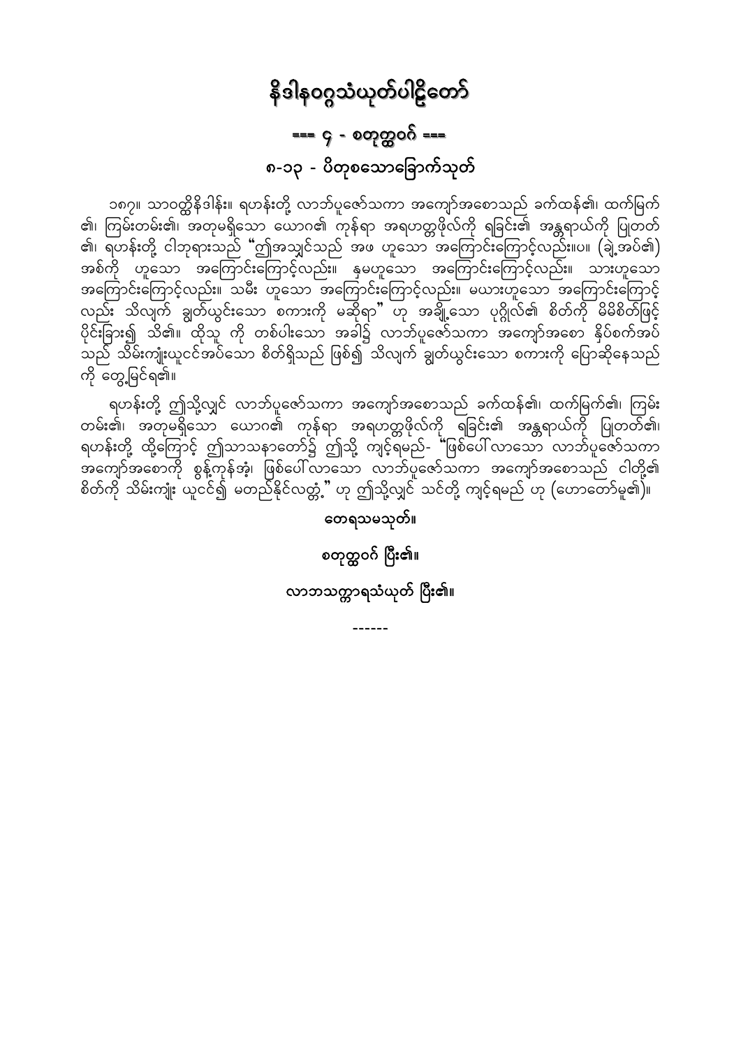# နိဒါနဝဂ္ဂသံယုတ်ပါဠိတော်

## === ၄ - စတုတ္ထဝဂ် ===

## ၈-၁၃ - ပိတုစသောခြောက်သုတ်

၁၈၇။ သာဝတ္ထိနိဒါန်း။ ရဟန်းတို့ လာဘ်ပူဇော်သကာ အကျော်အစောသည် ခက်ထန်၏၊ ထက်မြက်၏၊ ကြမ်းတမ်း၏၊ အတုမရှိသော ယောဂ၏ ကုန်ရာ အရဟတ္တဖိုလ်ကို ရခြင်း၏ အန္တရာယ်ကို ပြုတတ်၏၊ ရဟန်းတို့ ငါဘုရားသည် "ဤအသျှင်သည် အဖ ဟူသော အကြောင်းကြောင့်လည်း။ပ။ (ခဲ့အပ်၏) အစ်ကို ဟူသော အကြောင်းကြောင့်လည်း။ နှမဟူသော အကြောင်းကြောင့်လည်း။ သားဟူသော အကြောင်းကြောင့်လည်း။ သမီး ဟူသော အကြောင်းကြောင့်လည်း။ မယားဟူသော အကြောင်းကြောင့်လည်း သိလျက် ချွတ်ယွင်းသော စကားကို မဆိုရာ" ဟု အချို့သော ပုဂ္ဂိုလ်၏ စိတ်ကို မိမိစိတ်ဖြင့် ပိုင်းခြား၍ သိ၏။ ထိုသူ ကို တစ်ပါးသော အခါ၌ လာဘ်ပူဇော်သကာ အကျော်အစော နှိပ်စက်အပ်သည် သိမ်းကျုံးယူငင်အပ်သော စိတ်ရှိသည် ဖြစ်၍ သိလျက် ချွတ်ယွင်းသော စကားကို ပြောဆိုနေသည်ကို တွေ့မြင်ရ၏။

ရဟန်းတို့ ဤသို့လျှင် လာဘ်ပူဇော်သကာ အကျော်အစောသည် ခက်ထန်၏၊ ထက်မြက်၏၊ ကြမ်းတမ်း၏၊ အတုမရှိသော ယောဂ၏ ကုန်ရာ အရဟတ္တဖိုလ်ကို ရခြင်း၏ အန္တရာယ်ကို ပြုတတ်၏၊ ရဟန်းတို့ ထို့ကြောင့် ဤသာသနာတော်၌ ဤသို့ ကျင့်ရမည်- "ဖြစ်ပေါ်လာသော လာဘ်ပူဇော်သကာ အကျော်အစောကို စွန့်ကုန်အံ့၊ ဖြစ်ပေါ်လာသော လာဘ်ပူဇော်သကာ အကျော်အစောသည် ငါတို့၏ စိတ်ကို သိမ်းကျုံး ယူငင်၍ မတည်နိုင်လတ္တံ့" ဟု ဤသို့လျှင် သင်တို့ ကျင့်ရမည် ဟု (ဟောတော်မူ၏)။

**တေရသမသုတ်။**

**စတုတ္ထဝဂ် ပြီး၏။**

**လာဘသက္ကာရသံယုတ် ပြီး၏။**

------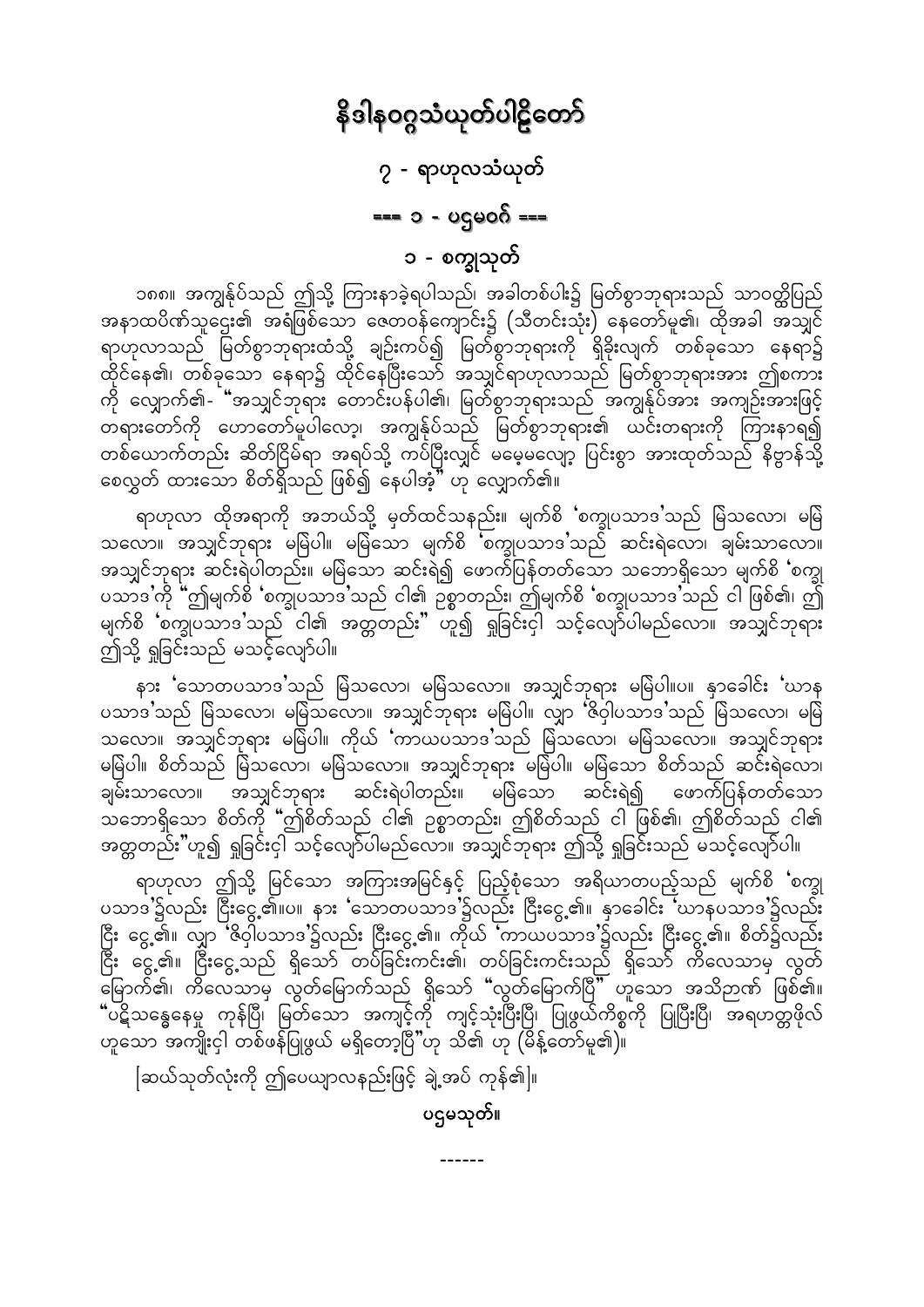# နိဒါနဝဂ္ဂသံယုတ်ပါဠိတော်

## ၇ - ရာဟုလသံယုတ်

### === ၁ - ပဌမဝဂ် ===

### ၁ - စက္ခုသုတ်

၁၈၈။ အကျွန်ုပ်သည် ဤသို့ ကြားနာခဲ့ရပါသည်၊ အခါတစ်ပါး၌ မြတ်စွာဘုရားသည် သာဝတ္ထိပြည် အနာထပိဏ်သူဌေး၏ အရံဖြစ်သော ဇေတဝန်ကျောင်း၌ (သီတင်းသုံး) နေတော်မူ၏၊ ထိုအခါ အသျှင် ရာဟုလာသည် မြတ်စွာဘုရားထံသို့ ချဉ်းကပ်၍ မြတ်စွာဘုရားကို ရှိခိုးလျက် တစ်ခုသော နေရာ၌ ထိုင်နေ၏၊ တစ်ခုသော နေရာ၌ ထိုင်နေပြီးသော အသျှင်ရာဟုလာသည် မြတ်စွာဘုရားအား ဤစကား ကို လျှောက်၏- "အသျှင်ဘုရား တောင်းပန်ပါ၏၊ မြတ်စွာဘုရားသည် အကျွန်ုပ်အား အကျဉ်းအားဖြင့် တရားတော်ကို ဟောတော်မူပါလော့၊ အကျွန်ုပ်သည် မြတ်စွာဘုရား၏ ယင်းတရားကို ကြားနာရ၍ တစ်ယောက်တည်း ဆိတ်ငြိမ်ရာ အရပ်သို့ ကပ်ပြီးလျှင် မမေ့မလျော့ ပြင်းစွာ အားထုတ်သည် နိဗ္ဗာန်သို့ စေလွှတ် ထားသော စိတ်ရှိသည် ဖြစ်၍ နေပါအံ့" ဟု လျှောက်၏။

ရာဟုလာ ထိုအရာကို အဘယ်သို့ မှတ်ထင်သနည်း။ မျက်စိ 'စက္ခုပသာဒ'သည် မြဲသလော၊ မမြဲ သလော။ အသျှင်ဘုရား မမြဲပါ။ မမြဲသော မျက်စိ 'စက္ခုပသာဒ'သည် ဆင်းရဲလော၊ ချမ်းသာလော။ အသျှင်ဘုရား ဆင်းရဲပါတည်း။ မမြဲသော ဆင်းရဲ၍ ဖောက်ပြန်တတ်သော သဘောရှိသော မျက်စိ 'စက္ခု ပသာဒ'ကို "ဤမျက်စိ 'စက္ခုပသာဒ'သည် ငါ၏ ဥစ္စာတည်း၊ ဤမျက်စိ 'စက္ခုပသာဒ'သည် ငါ ဖြစ်၏၊ ဤ မျက်စိ 'စက္ခုပသာဒ'သည် ငါ၏ အတ္တတည်း" ဟူ၍ ရှုခြင်းငှါ သင့်လျော်ပါမည်လော။ အသျှင်ဘုရား ဤသို့ ရှုခြင်းသည် မသင့်လျော်ပါ။

နား 'သောတပသာဒ'သည် မြဲသလော၊ မမြဲသလော။ အသျှင်ဘုရား မမြဲပါ။ပ။ နှာခေါင်း 'ဃာန ပသာဒ'သည် မြဲသလော၊ မမြဲသလော။ အသျှင်ဘုရား မမြဲပါ။ လျှာ 'ဇိဝှါပသာဒ'သည် မြဲသလော၊ မမြဲ သလော။ အသျှင်ဘုရား မမြဲပါ။ ကိုယ် 'ကာယပသာဒ'သည် မြဲသလော၊ မမြဲသလော။ အသျှင်ဘုရား မမြဲပါ။ စိတ်သည် မြဲသလော၊ မမြဲသလော။ အသျှင်ဘုရား မမြဲပါ။ မမြဲသော စိတ်သည် ဆင်းရဲလော၊ ချမ်းသာလော။ အသျှင်ဘုရား ဆင်းရဲပါတည်း။ မမြဲသော ဆင်းရဲ၍ ဖောက်ပြန်တတ်သော သဘောရှိသော စိတ်ကို "ဤစိတ်သည် ငါ၏ ဥစ္စာတည်း၊ ဤစိတ်သည် ငါ ဖြစ်၏၊ ဤစိတ်သည် ငါ၏ အတ္တတည်း"ဟူ၍ ရှုခြင်းငှါ သင့်လျော်ပါမည်လော။ အသျှင်ဘုရား ဤသို့ ရှုခြင်းသည် မသင့်လျော်ပါ။

ရာဟုလာ ဤသို့ မြင်သော အကြားအမြင်နှင့် ပြည့်စုံသော အရိယာတပည့်သည် မျက်စိ 'စက္ခု ပသာဒ'၌လည်း ငြီးငွေ့၏။ပ။ နား 'သောတပသာဒ'၌လည်း ငြီးငွေ့၏။ နှာခေါင်း 'ဃာနပသာဒ'၌လည်း ငြီး ငွေ့၏။ လျှာ 'ဇိဝှါပသာဒ'၌လည်း ငြီးငွေ့၏။ ကိုယ် 'ကာယပသာဒ'၌လည်း ငြီးငွေ့၏။ စိတ်၌လည်း ငြီး ငွေ့၏။ ငြီးငွေ့သည် ရှိသော် တပ်ခြင်းကင်း၏၊ တပ်ခြင်းကင်းသည် ရှိသော် ကိလေသာမှ လွတ် မြောက်၏၊ ကိလေသာမှ လွတ်မြောက်သည် ရှိသော် "လွတ်မြောက်ပြီ" ဟူသော အသိဉာဏ် ဖြစ်၏။ "ပဋိသန္ဓေနေမှု ကုန်ပြီ၊ မြတ်သော အကျင့်ကို ကျင့်သုံးပြီးပြီ၊ ပြုဖွယ်ကိစ္စကို ပြုပြီးပြီ၊ အရဟတ္တဖိုလ် ဟူသော အကျိုးငှါ တစ်ဖန်ပြုဖွယ် မရှိတော့ပြီ"ဟု သိ၏ ဟု (မိန့်တော်မူ၏)။

[ဆယ်သုတ်လုံးကို ဤပေယျာလနည်းဖြင့် ချဲ့အပ် ကုန်၏]။

**ပဌမသုတ်။**

------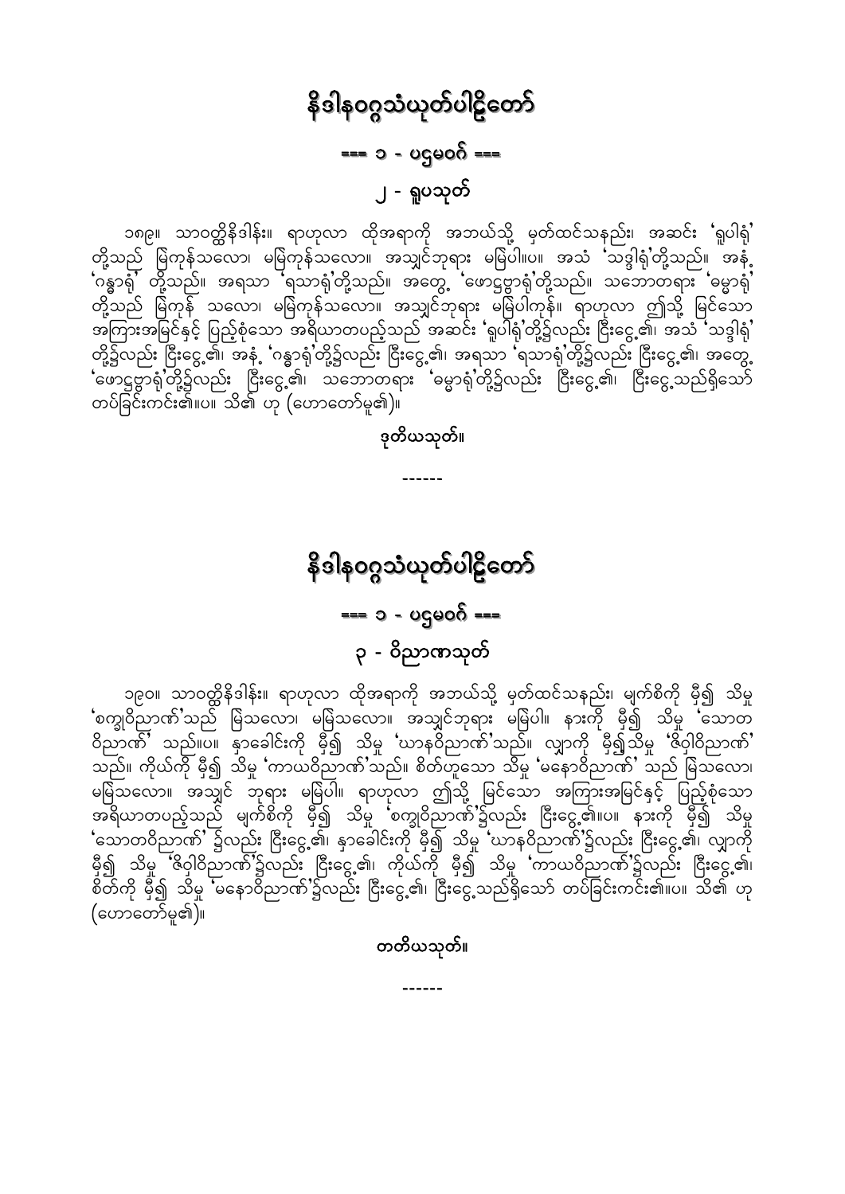# နိဒါနဝဂ္ဂသံယုတ်ပါဠိတော်

### === ၁ - ပဌမဝဂ် ===

## ၂ - ရူပသုတ်

၁၈၉။ သာဝတ္ထိနိဒါန်း။ ရာဟုလာ ထိုအရာကို အဘယ်သို့ မှတ်ထင်သနည်း၊ အဆင်း 'ရူပါရုံ' တို့သည် မြဲကုန်သလော၊ မမြဲကုန်သလော။ အသျှင်ဘုရား မမြဲပါ။ပ။ အသံ 'သဒ္ဒါရုံ'တို့သည်။ အနံ့ 'ဂန္ဓာရုံ' တို့သည်။ အရသာ 'ရသာရုံ'တို့သည်။ အတွေ့ 'ဖောဋ္ဌဗ္ဗာရုံ'တို့သည်။ သဘောတရား 'ဓမ္မာရုံ' တို့သည် မြဲကုန် သလော၊ မမြဲကုန်သလော။ အသျှင်ဘုရား မမြဲပါကုန်။ ရာဟုလာ ဤသို့ မြင်သော အကြားအမြင်နှင့် ပြည့်စုံသော အရိယာတပည့်သည် အဆင်း 'ရူပါရုံ'တို့၌လည်း ငြီးငွေ့၏၊ အသံ 'သဒ္ဒါရုံ' တို့၌လည်း ငြီးငွေ့၏၊ အနံ့ 'ဂန္ဓာရုံ'တို့၌လည်း ငြီးငွေ့၏၊ အရသာ 'ရသာရုံ'တို့၌လည်း ငြီးငွေ့၏၊ အတွေ့ 'ဖောဋ္ဌဗ္ဗာရုံ'တို့၌လည်း ငြီးငွေ့၏၊ သဘောတရား 'ဓမ္မာရုံ'တို့၌လည်း ငြီးငွေ့၏၊ ငြီးငွေ့သည်ရှိသော် တပ်ခြင်းကင်း၏။ပ။ သိ၏ ဟု (ဟောတော်မူ၏)။

**ဒုတိယသုတ်။**

------

# နိဒါနဝဂ္ဂသံယုတ်ပါဠိတော်

### === ၁ - ပဌမဝဂ် ===

## ၃ - ဝိညာဏသုတ်

၁၉၀။ သာဝတ္ထိနိဒါန်း။ ရာဟုလာ ထိုအရာကို အဘယ်သို့ မှတ်ထင်သနည်း၊ မျက်စိကို မှီ၍ သိမှု 'စက္ခုဝိညာဏ်'သည် မြဲသလော၊ မမြဲသလော။ အသျှင်ဘုရား မမြဲပါ။ နားကို မှီ၍ သိမှု 'သောတဝိညာဏ်' သည်။ပ။ နှာခေါင်းကို မှီ၍ သိမှု 'ဃာနဝိညာဏ်'သည်။ လျှာကို မှီ၍သိမှု 'ဇိဝှါဝိညာဏ်' သည်။ ကိုယ်ကို မှီ၍ သိမှု 'ကာယဝိညာဏ်'သည်။ စိတ်ဟူသော သိမှု 'မနောဝိညာဏ်' သည် မြဲသလော၊ မမြဲသလော။ အသျှင် ဘုရား မမြဲပါ။ ရာဟုလာ ဤသို့ မြင်သော အကြားအမြင်နှင့် ပြည့်စုံသော အရိယာတပည့်သည် မျက်စိကို မှီ၍ သိမှု 'စက္ခုဝိညာဏ်'၌လည်း ငြီးငွေ့၏။ပ။ နားကို မှီ၍ သိမှု 'သောတဝိညာဏ်' ၌လည်း ငြီးငွေ့၏၊ နှာခေါင်းကို မှီ၍ သိမှု 'ဃာနဝိညာဏ်'၌လည်း ငြီးငွေ့၏၊ လျှာကို မှီ၍ သိမှု 'ဇိဝှါဝိညာဏ်'၌လည်း ငြီးငွေ့၏၊ ကိုယ်ကို မှီ၍ သိမှု 'ကာယဝိညာဏ်'၌လည်း ငြီးငွေ့၏၊ စိတ်ကို မှီ၍ သိမှု 'မနောဝိညာဏ်'၌လည်း ငြီးငွေ့၏၊ ငြီးငွေ့သည်ရှိသော် တပ်ခြင်းကင်း၏။ပ။ သိ၏ ဟု (ဟောတော်မူ၏)။

**တတိယသုတ်။**

------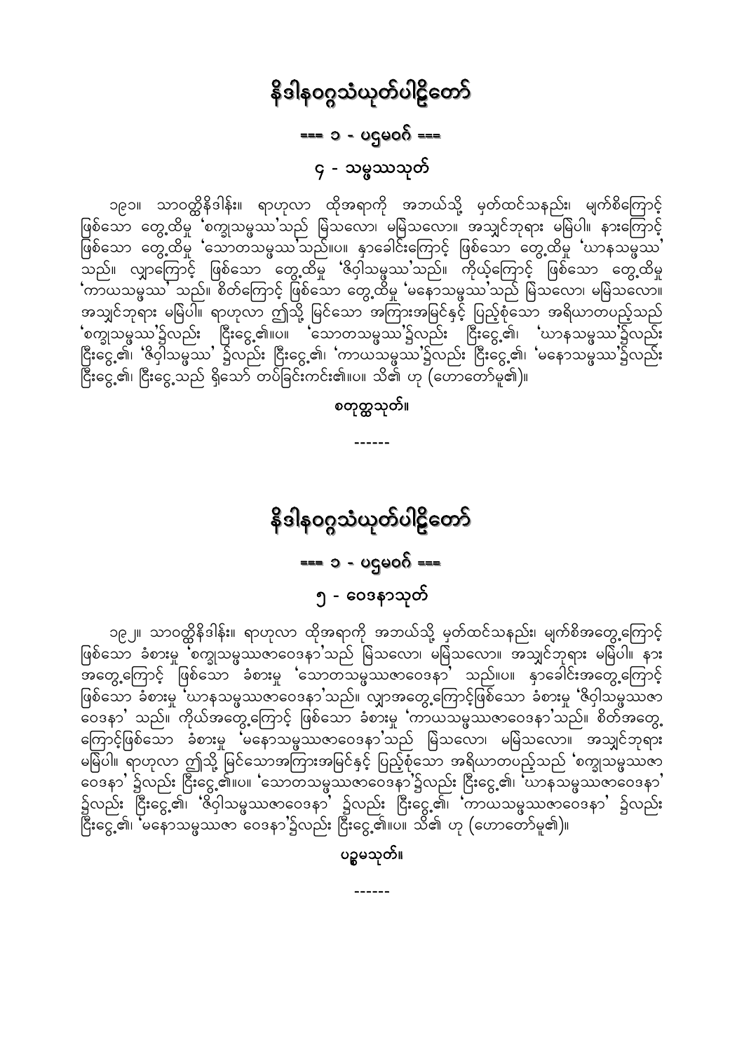# နိဒါနဝဂ္ဂသံယုတ်ပါဠိတော်

### === ၁ - ပဌမဝဂ် ===

## ၄ - သမ္ဖဿသုတ်

၁၉၁။ သာဝတ္ထိနိဒါန်း။ ရာဟုလာ ထိုအရာကို အဘယ်သို့ မှတ်ထင်သနည်း၊ မျက်စိကြောင့် ဖြစ်သော တွေ့ထိမှု 'စက္ခုသမ္ဖဿ'သည် မြဲသလော၊ မမြဲသလော။ အသျှင်ဘုရား မမြဲပါ။ နားကြောင့် ဖြစ်သော တွေ့ထိမှု 'သောတသမ္ဖဿ'သည်။ပ။ နှာခေါင်းကြောင့် ဖြစ်သော တွေ့ထိမှု 'ဃာနသမ္ဖဿ' သည်။ လျှာကြောင့် ဖြစ်သော တွေ့ထိမှု 'ဇိဝှါသမ္ဖဿ'သည်။ ကိုယ့်ကြောင့် ဖြစ်သော တွေ့ထိမှု 'ကာယသမ္ဖဿ' သည်။ စိတ်ကြောင့် ဖြစ်သော တွေ့ထိမှု 'မနောသမ္ဖဿ'သည် မြဲသလော၊ မမြဲသလော။ အသျှင်ဘုရား မမြဲပါ။ ရာဟုလာ ဤသို့ မြင်သော အကြားအမြင်နှင့် ပြည့်စုံသော အရိယာတပည့်သည် 'စက္ခုသမ္ဖဿ'၌လည်း ငြီးငွေ့၏။ပ။ 'သောတသမ္ဖဿ'၌လည်း ငြီးငွေ့၏၊ 'ဃာနသမ္ဖဿ'၌လည်း ငြီးငွေ့၏၊ 'ဇိဝှါသမ္ဖဿ' ၌လည်း ငြီးငွေ့၏၊ 'ကာယသမ္ဖဿ'၌လည်း ငြီးငွေ့၏၊ 'မနောသမ္ဖဿ'၌လည်း ငြီးငွေ့၏၊ ငြီးငွေ့သည် ရှိသော် တပ်ခြင်းကင်း၏။ပ။ သိ၏ ဟု (ဟောတော်မူ၏)။

**စတုတ္ထသုတ်။**

------

# နိဒါနဝဂ္ဂသံယုတ်ပါဠိတော်

### === ၁ - ပဌမဝဂ် ===

## ၅ - ဝေဒနာသုတ်

၁၉၂။ သာဝတ္ထိနိဒါန်း။ ရာဟုလာ ထိုအရာကို အဘယ်သို့ မှတ်ထင်သနည်း၊ မျက်စိအတွေ့ကြောင့် ဖြစ်သော ခံစားမှု 'စက္ခုသမ္ဖဿဇာဝေဒနာ'သည် မြဲသလော၊ မမြဲသလော။ အသျှင်ဘုရား မမြဲပါ။ နားအတွေ့ကြောင့် ဖြစ်သော ခံစားမှု 'သောတသမ္ဖဿဇာဝေဒနာ' သည်။ပ။ နှာခေါင်းအတွေ့ကြောင့် ဖြစ်သော ခံစားမှု 'ဃာနသမ္ဖဿဇာဝေဒနာ'သည်။ လျှာအတွေ့ကြောင့်ဖြစ်သော ခံစားမှု 'ဇိဝှါသမ္ဖဿဇာဝေဒနာ' သည်။ ကိုယ်အတွေ့ကြောင့် ဖြစ်သော ခံစားမှု 'ကာယသမ္ဖဿဇာဝေဒနာ'သည်။ စိတ်အတွေ့ကြောင့်ဖြစ်သော ခံစားမှု 'မနောသမ္ဖဿဇာဝေဒနာ'သည် မြဲသလော၊ မမြဲသလော။ အသျှင်ဘုရား မမြဲပါ။ ရာဟုလာ ဤသို့ မြင်သောအကြားအမြင်နှင့် ပြည့်စုံသော အရိယာတပည့်သည် 'စက္ခုသမ္ဖဿဇာဝေဒနာ' ၌လည်း ငြီးငွေ့၏။ပ။ 'သောတသမ္ဖဿဇာဝေဒနာ'၌လည်း ငြီးငွေ့၏၊ 'ဃာနသမ္ဖဿဇာဝေဒနာ' ၌လည်း ငြီးငွေ့၏၊ 'ဇိဝှါသမ္ဖဿဇာဝေဒနာ' ၌လည်း ငြီးငွေ့၏၊ 'ကာယသမ္ဖဿဇာဝေဒနာ' ၌လည်း ငြီးငွေ့၏၊ 'မနောသမ္ဖဿဇာ ဝေဒနာ'၌လည်း ငြီးငွေ့၏။ပ။ သိ၏ ဟု (ဟောတော်မူ၏)။

**ပဉ္စမသုတ်။**

------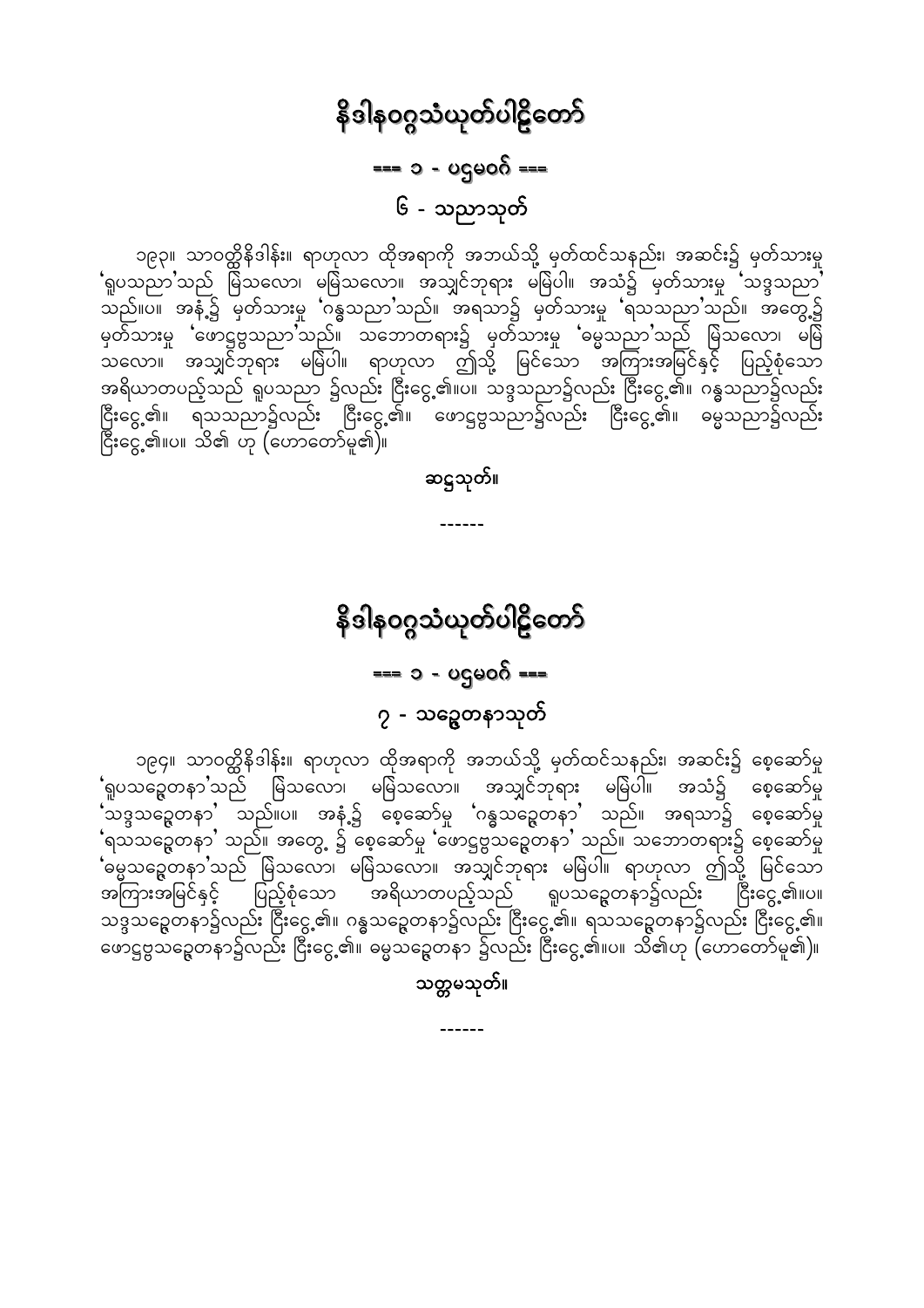# နိဒါနဝဂ္ဂသံယုတ်ပါဠိတော်

## === ၁ - ပဌမဝဂ် ===

### ၆ - သညာသုတ်

၁၉၃။ သာဝတ္ထိနိဒါန်း။ ရာဟုလာ ထိုအရာကို အဘယ်သို့ မှတ်ထင်သနည်း၊ အဆင်း၌ မှတ်သားမှု 'ရူပသညာ'သည် မြဲသလော၊ မမြဲသလော။ အသျှင်ဘုရား မမြဲပါ။ အသံ၌ မှတ်သားမှု 'သဒ္ဒသညာ' သည်။ပ။ အနံ့၌ မှတ်သားမှု 'ဂန္ဓသညာ'သည်။ အရသာ၌ မှတ်သားမှု 'ရသသညာ'သည်။ အတွေ့၌ မှတ်သားမှု 'ဖောဋ္ဌဗ္ဗသညာ'သည်။ သဘောတရား၌ မှတ်သားမှု 'ဓမ္မသညာ'သည် မြဲသလော၊ မမြဲသလော။ အသျှင်ဘုရား မမြဲပါ။ ရာဟုလာ ဤသို့ မြင်သော အကြားအမြင်နှင့် ပြည့်စုံသော အရိယာတပည့်သည် ရူပသညာ ၌လည်း ငြီးငွေ့၏။ပ။ သဒ္ဒသညာ၌လည်း ငြီးငွေ့၏။ ဂန္ဓသညာ၌လည်း ငြီးငွေ့၏။ ရသသညာ၌လည်း ငြီးငွေ့၏။ ဖောဋ္ဌဗ္ဗသညာ၌လည်း ငြီးငွေ့၏။ ဓမ္မသညာ၌လည်း ငြီးငွေ့၏။ပ။ သိ၏ ဟု (ဟောတော်မူ၏)။

**ဆဋ္ဌသုတ်။**

------

# နိဒါနဝဂ္ဂသံယုတ်ပါဠိတော်

## === ၁ - ပဌမဝဂ် ===

### ၇ - သဉ္စေတနာသုတ်

၁၉၄။ သာဝတ္ထိနိဒါန်း။ ရာဟုလာ ထိုအရာကို အဘယ်သို့ မှတ်ထင်သနည်း၊ အဆင်း၌ စေ့ဆော်မှု 'ရူပသဉ္စေတနာ'သည် မြဲသလော၊ မမြဲသလော။ အသျှင်ဘုရား မမြဲပါ။ အသံ၌ စေ့ဆော်မှု 'သဒ္ဒသဉ္စေတနာ' သည်။ပ။ အနံ့၌ စေ့ဆော်မှု 'ဂန္ဓသဉ္စေတနာ' သည်။ အရသာ၌ စေ့ဆော်မှု 'ရသသဉ္စေတနာ' သည်။ အတွေ့ ၌ စေ့ဆော်မှု 'ဖောဋ္ဌဗ္ဗသဉ္စေတနာ' သည်။ သဘောတရား၌ စေ့ဆော်မှု 'ဓမ္မသဉ္စေတနာ'သည် မြဲသလော၊ မမြဲသလော။ အသျှင်ဘုရား မမြဲပါ။ ရာဟုလာ ဤသို့ မြင်သော အကြားအမြင်နှင့် ပြည့်စုံသော အရိယာတပည့်သည် ရူပသဉ္စေတနာ၌လည်း ငြီးငွေ့၏။ပ။ သဒ္ဒသဉ္စေတနာ၌လည်း ငြီးငွေ့၏။ ဂန္ဓသဉ္စေတနာ၌လည်း ငြီးငွေ့၏။ ရသသဉ္စေတနာ၌လည်း ငြီးငွေ့၏။ ဖောဋ္ဌဗ္ဗသဉ္စေတနာ၌လည်း ငြီးငွေ့၏။ ဓမ္မသဉ္စေတနာ ၌လည်း ငြီးငွေ့၏။ပ။ သိ၏ဟု (ဟောတော်မူ၏)။

**သတ္တမသုတ်။**

------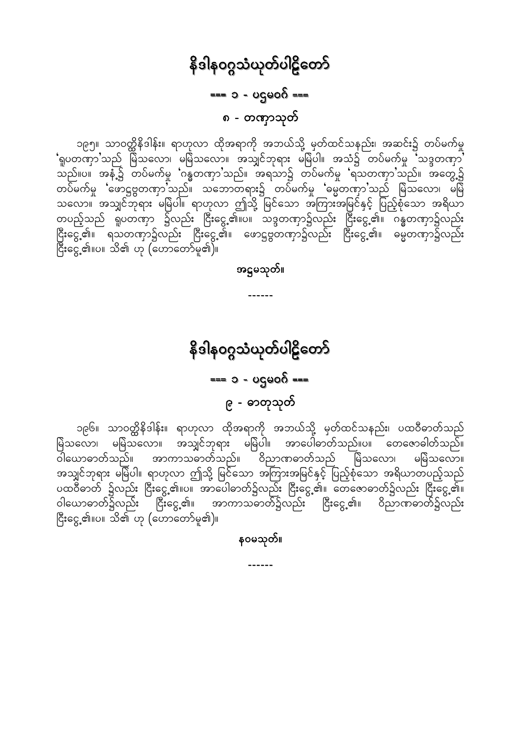# နိဒါနဝဂ္ဂသံယုတ်ပါဠိတော်

## === ၁ - ပဌမဝဂ် ===

### ၈ - တဏှာသုတ်

၁၉၅။ သာဝတ္ထိနိဒါန်း။ ရာဟုလာ ထိုအရာကို အဘယ်သို့ မှတ်ထင်သနည်း၊ အဆင်း၌ တပ်မက်မှု 'ရူပတဏှာ'သည် မြဲသလော၊ မမြဲသလော။ အသျှင်ဘုရား မမြဲပါ။ အသံ၌ တပ်မက်မှု 'သဒ္ဒတဏှာ' သည်။ပ။ အနံ့၌ တပ်မက်မှု 'ဂန္ဓတဏှာ'သည်။ အရသာ၌ တပ်မက်မှု 'ရသတဏှာ'သည်။ အတွေ့၌ တပ်မက်မှု 'ဖောဋ္ဌဗ္ဗတဏှာ'သည်။ သဘောတရား၌ တပ်မက်မှု 'ဓမ္မတဏှာ'သည် မြဲသလော၊ မမြဲသလော၊ အသျှင်ဘုရား မမြဲပါ။ ရာဟုလာ ဤသို့ မြင်သော အကြားအမြင်နှင့် ပြည့်စုံသော အရိယာတပည့်သည် ရူပတဏှာ ၌လည်း ငြီးငွေ့၏။ပ။ သဒ္ဒတဏှာ၌လည်း ငြီးငွေ့၏။ ဂန္ဓတဏှာ၌လည်း ငြီးငွေ့၏။ ရသတဏှာ၌လည်း ငြီးငွေ့၏။ ဖောဋ္ဌဗ္ဗတဏှာ၌လည်း ငြီးငွေ့၏။ ဓမ္မတဏှာ၌လည်း ငြီးငွေ့၏။ပ။ သိ၏ ဟု (ဟောတော်မူ၏)။

**အဋ္ဌမသုတ်။**

------

# နိဒါနဝဂ္ဂသံယုတ်ပါဠိတော်

## === ၁ - ပဌမဝဂ် ===

### ၉ - ဓာတုသုတ်

၁၉၆။ သာဝတ္ထိနိဒါန်း။ ရာဟုလာ ထိုအရာကို အဘယ်သို့ မှတ်ထင်သနည်း၊ ပထဝီဓာတ်သည် မြဲသလော၊ မမြဲသလော။ အသျှင်ဘုရား မမြဲပါ။ အာပေါဓာတ်သည်။ပ။ တေဇောဓာတ်သည်။ ဝါယောဓာတ်သည်။ အာကာသဓာတ်သည်။ ဝိညာဏဓာတ်သည် မြဲသလော၊ မမြဲသလော။ အသျှင်ဘုရား မမြဲပါ။ ရာဟုလာ ဤသို့ မြင်သော အကြားအမြင်နှင့် ပြည့်စုံသော အရိယာတပည့်သည် ပထဝီဓာတ် ၌လည်း ငြီးငွေ့၏။ပ။ အာပေါဓာတ်၌လည်း ငြီးငွေ့၏။ တေဇောဓာတ်၌လည်း ငြီးငွေ့၏။ ဝါယောဓာတ်၌လည်း ငြီးငွေ့၏။ အာကာသဓာတ်၌လည်း ငြီးငွေ့၏။ ဝိညာဏဓာတ်၌လည်း ငြီးငွေ့၏။ပ။ သိ၏ ဟု (ဟောတော်မူ၏)။

**နဝမသုတ်။**

------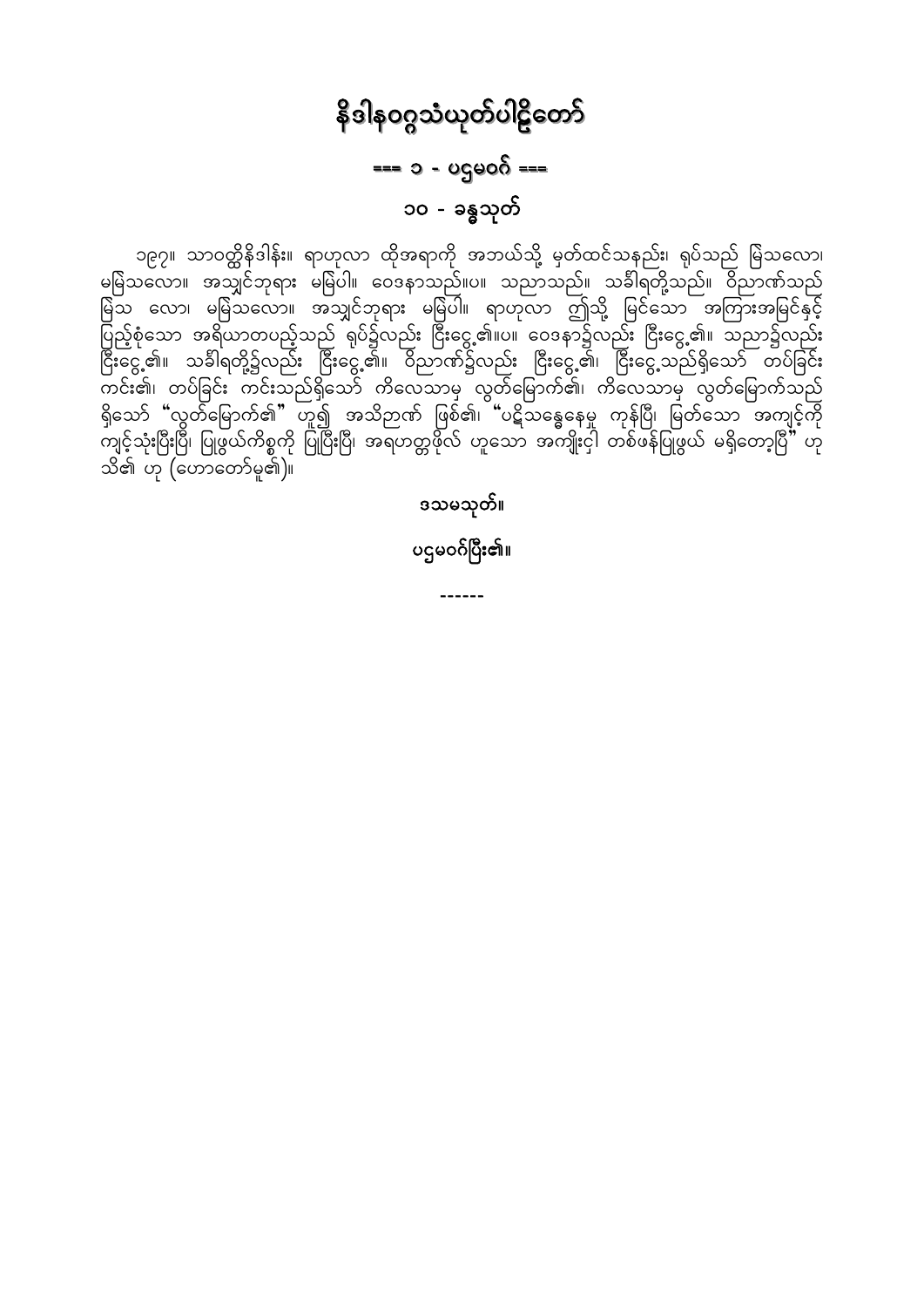# နိဒါနဝဂ္ဂသံယုတ်ပါဠိတော်

## === ၁ - ပဌမဝဂ် ===

## ၁၀ - ခန္ဓသုတ်

၁၉၇။ သာဝတ္ထိနိဒါန်း။ ရာဟုလာ ထိုအရာကို အဘယ်သို့ မှတ်ထင်သနည်း၊ ရုပ်သည် မြဲသလော၊ မမြဲသလော။ အသျှင်ဘုရား မမြဲပါ။ ဝေဒနာသည်။ပ။ သညာသည်။ သင်္ခါရတို့သည်။ ဝိညာဏ်သည် မြဲသ လော၊ မမြဲသလော။ အသျှင်ဘုရား မမြဲပါ။ ရာဟုလာ ဤသို့ မြင်သော အကြားအမြင်နှင့် ပြည့်စုံသော အရိယာတပည့်သည် ရုပ်၌လည်း ငြီးငွေ့၏။ပ။ ဝေဒနာ၌လည်း ငြီးငွေ့၏။ သညာ၌လည်း ငြီးငွေ့၏။ သင်္ခါရတို့၌လည်း ငြီးငွေ့၏။ ဝိညာဏ်၌လည်း ငြီးငွေ့၏၊ ငြီးငွေ့သည်ရှိသော် တပ်ခြင်း ကင်း၏၊ တပ်ခြင်း ကင်းသည်ရှိသော် ကိလေသာမှ လွတ်မြောက်၏၊ ကိလေသာမှ လွတ်မြောက်သည် ရှိသော် "လွတ်မြောက်၏" ဟူ၍ အသိဉာဏ် ဖြစ်၏၊ "ပဋိသန္ဓေနေမှု ကုန်ပြီ၊ မြတ်သော အကျင့်ကို ကျင့်သုံးပြီးပြီ၊ ပြုဖွယ်ကိစ္စကို ပြုပြီးပြီ၊ အရဟတ္တဖိုလ် ဟူသော အကျိုးငှါ တစ်ဖန်ပြုဖွယ် မရှိတော့ပြီ" ဟု သိ၏ ဟု (ဟောတော်မူ၏)။

**ဒသမသုတ်။**

**ပဌမဝဂ်ပြီး၏။**

------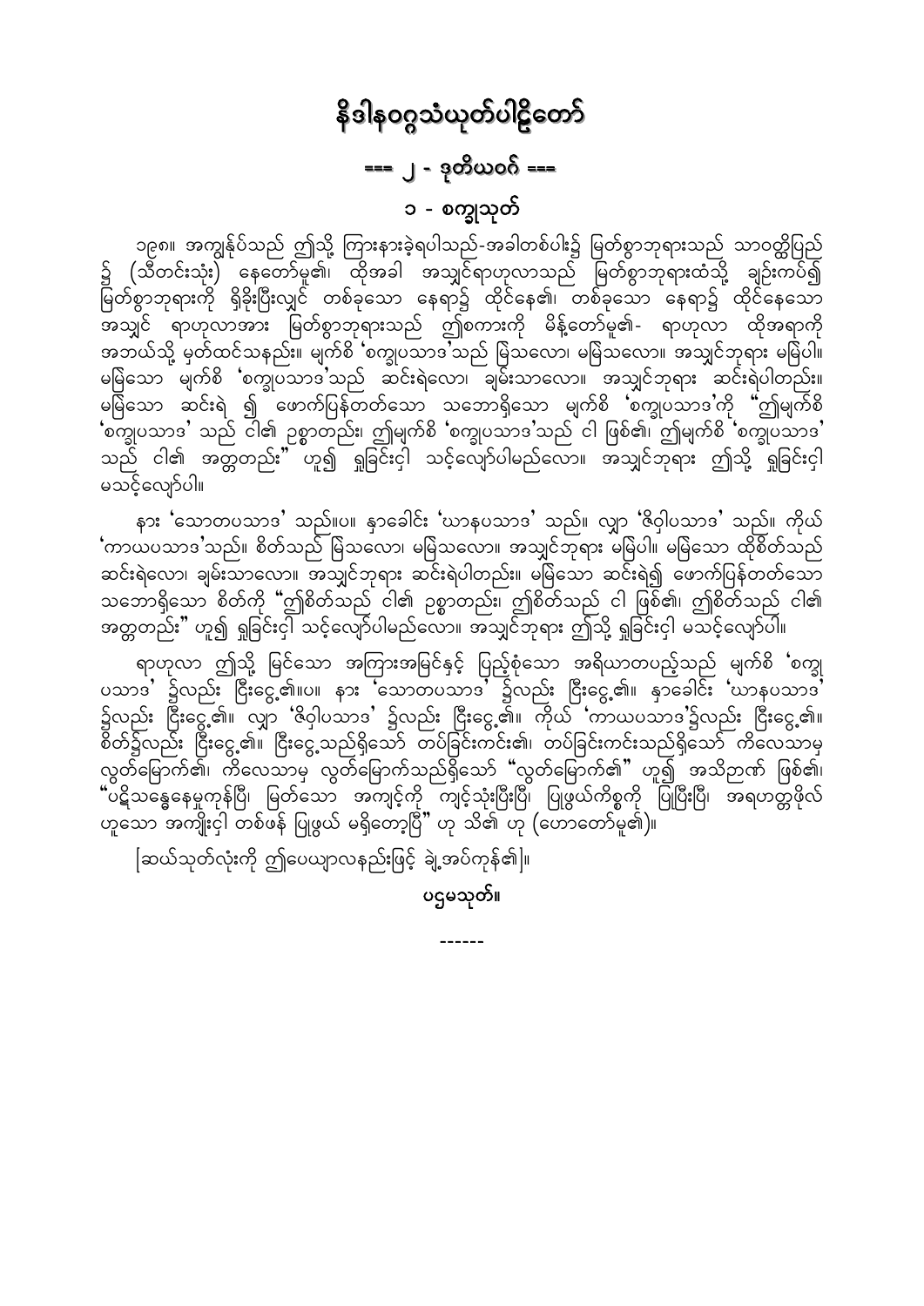# နိဒါနဝဂ္ဂသံယုတ်ပါဠိတော်

## === ၂ - ဒုတိယဝဂ် ===

### ၁ - စက္ခုသုတ်

၁၉၈။ အကျွန်ုပ်သည် ဤသို့ ကြားနာခဲ့ရပါသည်-အခါတစ်ပါး၌ မြတ်စွာဘုရားသည် သာဝတ္ထိပြည်၌ (သီတင်းသုံး) နေတော်မူ၏၊ ထိုအခါ အသျှင်ရာဟုလာသည် မြတ်စွာဘုရားထံသို့ ချဉ်းကပ်၍ မြတ်စွာဘုရားကို ရှိခိုးပြီးလျှင် တစ်ခုသော နေရာ၌ ထိုင်နေ၏၊ တစ်ခုသော နေရာ၌ ထိုင်နေသော အသျှင် ရာဟုလာအား မြတ်စွာဘုရားသည် ဤစကားကို မိန့်တော်မူ၏- ရာဟုလာ ထိုအရာကို အဘယ်သို့ မှတ်ထင်သနည်း။ မျက်စိ 'စက္ခုပသာဒ'သည် မြဲသလော၊ မမြဲသလော။ အသျှင်ဘုရား မမြဲပါ။ မမြဲသော မျက်စိ 'စက္ခုပသာဒ'သည် ဆင်းရဲလော၊ ချမ်းသာလော။ အသျှင်ဘုရား ဆင်းရဲပါတည်း။ မမြဲသော ဆင်းရဲ ၍ ဖောက်ပြန်တတ်သော သဘောရှိသော မျက်စိ 'စက္ခုပသာဒ'ကို "ဤမျက်စိ 'စက္ခုပသာဒ' သည် ငါ၏ ဥစ္စာတည်း၊ ဤမျက်စိ 'စက္ခုပသာဒ'သည် ငါ ဖြစ်၏၊ ဤမျက်စိ 'စက္ခုပသာဒ' သည် ငါ၏ အတ္တတည်း" ဟူ၍ ရှုခြင်းငှါ သင့်လျော်ပါမည်လော။ အသျှင်ဘုရား ဤသို့ ရှုခြင်းငှါ မသင့်လျော်ပါ။

နား 'သောတပသာဒ' သည်။ပ။ နှာခေါင်း 'ဃာနပသာဒ' သည်။ လျှာ 'ဇိဝှါပသာဒ' သည်။ ကိုယ် 'ကာယပသာဒ'သည်။ စိတ်သည် မြဲသလော၊ မမြဲသလော။ အသျှင်ဘုရား မမြဲပါ။ မမြဲသော ထိုစိတ်သည် ဆင်းရဲလော၊ ချမ်းသာလော။ အသျှင်ဘုရား ဆင်းရဲပါတည်း။ မမြဲသော ဆင်းရဲ၍ ဖောက်ပြန်တတ်သော သဘောရှိသော စိတ်ကို "ဤစိတ်သည် ငါ၏ ဥစ္စာတည်း၊ ဤစိတ်သည် ငါ ဖြစ်၏၊ ဤစိတ်သည် ငါ၏ အတ္တတည်း" ဟူ၍ ရှုခြင်းငှါ သင့်လျော်ပါမည်လော။ အသျှင်ဘုရား ဤသို့ ရှုခြင်းငှါ မသင့်လျော်ပါ။

ရာဟုလာ ဤသို့ မြင်သော အကြားအမြင်နှင့် ပြည့်စုံသော အရိယာတပည့်သည် မျက်စိ 'စက္ခုပသာဒ' ၌လည်း ငြီးငွေ့၏။ပ။ နား 'သောတပသာဒ' ၌လည်း ငြီးငွေ့၏။ နှာခေါင်း 'ဃာနပသာဒ' ၌လည်း ငြီးငွေ့၏။ လျှာ 'ဇိဝှါပသာဒ' ၌လည်း ငြီးငွေ့၏။ ကိုယ် 'ကာယပသာဒ'၌လည်း ငြီးငွေ့၏။ စိတ်၌လည်း ငြီးငွေ့၏။ ငြီးငွေ့သည်ရှိသော် တပ်ခြင်းကင်း၏၊ တပ်ခြင်းကင်းသည်ရှိသော် ကိလေသာမှ လွတ်မြောက်၏၊ ကိလေသာမှ လွတ်မြောက်သည်ရှိသော် "လွတ်မြောက်၏" ဟူ၍ အသိဉာဏ် ဖြစ်၏၊ "ပဋိသန္ဓေနေမှုကုန်ပြီ၊ မြတ်သော အကျင့်ကို ကျင့်သုံးပြီးပြီ၊ ပြုဖွယ်ကိစ္စကို ပြုပြီးပြီ၊ အရဟတ္တဖိုလ် ဟူသော အကျိုးငှါ တစ်ဖန် ပြုဖွယ် မရှိတော့ပြီ" ဟု သိ၏ ဟု (ဟောတော်မူ၏)။

[ဆယ်သုတ်လုံးကို ဤပေယျာလနည်းဖြင့် ချဲ့အပ်ကုန်၏]။

**ပဌမသုတ်။**

------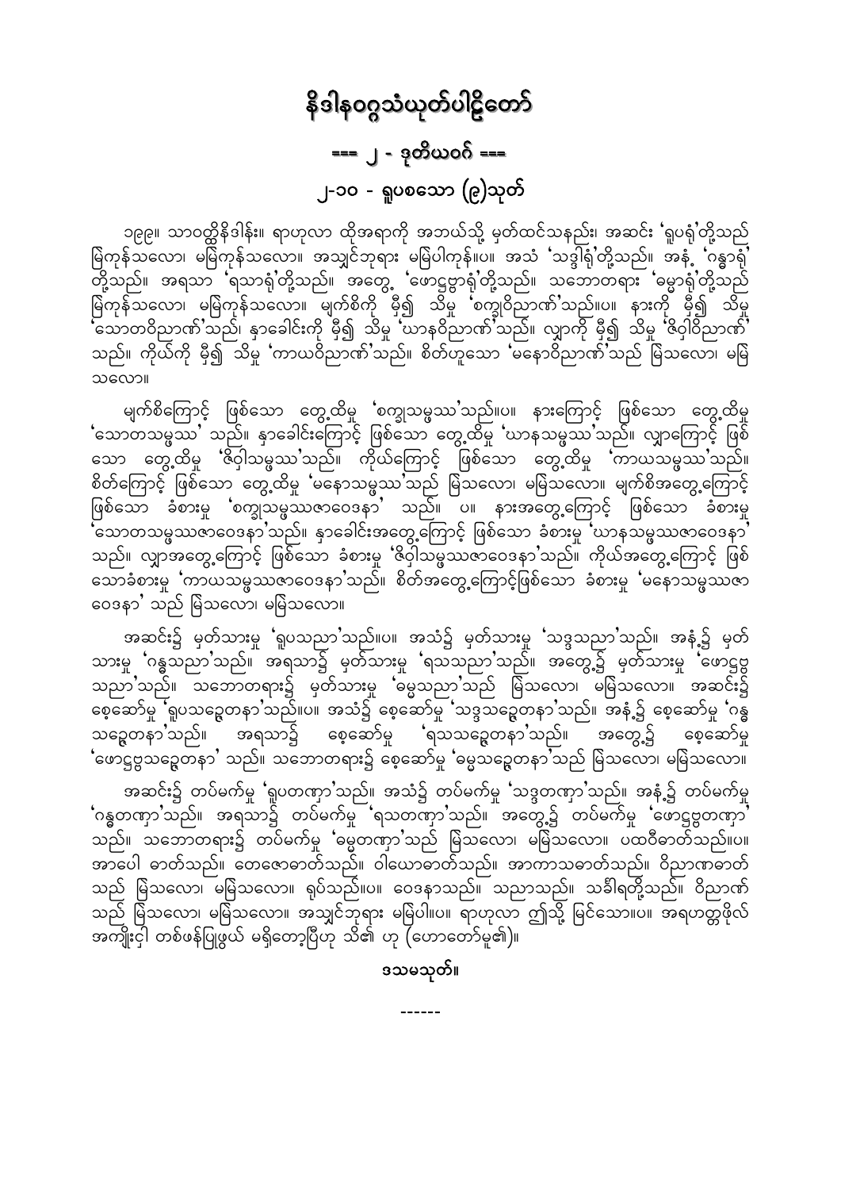# နိဒါနဝဂ္ဂသံယုတ်ပါဠိတော်

## === ၂ - ဒုတိယဝဂ် ===

## ၂-၁၀ - ရူပစသော (၉)သုတ်

၁၉၉။ သာဝတ္ထိနိဒါန်း။ ရာဟုလာ ထိုအရာကို အဘယ်သို့ မှတ်ထင်သနည်း၊ အဆင်း 'ရူပရုံ'တို့သည် မြဲကုန်သလော၊ မမြဲကုန်သလော။ အသျှင်ဘုရား မမြဲပါကုန်။ပ။ အသံ 'သဒ္ဒါရုံ'တို့သည်။ အနံ့ 'ဂန္ဓာရုံ' တို့သည်။ အရသာ 'ရသာရုံ'တို့သည်။ အတွေ့ 'ဖောဋ္ဌဗ္ဗာရုံ'တို့သည်။ သဘောတရား 'ဓမ္မာရုံ'တို့သည် မြဲကုန်သလော၊ မမြဲကုန်သလော။ မျက်စိကို မှီ၍ သိမှု 'စက္ခုဝိညာဏ်'သည်။ပ။ နားကို မှီ၍ သိမှု 'သောတဝိညာဏ်'သည်၊ နှာခေါင်းကို မှီ၍ သိမှု 'ဃာနဝိညာဏ်'သည်။ လျှာကို မှီ၍ သိမှု 'ဇိဝှါဝိညာဏ်' သည်။ ကိုယ်ကို မှီ၍ သိမှု 'ကာယဝိညာဏ်'သည်။ စိတ်ဟူသော 'မနောဝိညာဏ်'သည် မြဲသလော၊ မမြဲသလော။

မျက်စိကြောင့် ဖြစ်သော တွေ့ထိမှု 'စက္ခုသမ္ဖဿ'သည်။ပ။ နားကြောင့် ဖြစ်သော တွေ့ထိမှု 'သောတသမ္ဖဿ' သည်။ နှာခေါင်းကြောင့် ဖြစ်သော တွေ့ထိမှု 'ဃာနသမ္ဖဿ'သည်။ လျှာကြောင့် ဖြစ်သော တွေ့ထိမှု 'ဇိဝှါသမ္ဖဿ'သည်။ ကိုယ်ကြောင့် ဖြစ်သော တွေ့ထိမှု 'ကာယသမ္ဖဿ'သည်။ စိတ်ကြောင့် ဖြစ်သော တွေ့ထိမှု 'မနောသမ္ဖဿ'သည် မြဲသလော၊ မမြဲသလော။ မျက်စိအတွေ့ကြောင့် ဖြစ်သော ခံစားမှု 'စက္ခုသမ္ဖဿဇာဝေဒနာ' သည်။ ပ။ နားအတွေ့ကြောင့် ဖြစ်သော ခံစားမှု 'သောတသမ္ဖဿဇာဝေဒနာ'သည်။ နှာခေါင်းအတွေ့ကြောင့် ဖြစ်သော ခံစားမှု 'ဃာနသမ္ဖဿဇာဝေဒနာ' သည်။ လျှာအတွေ့ကြောင့် ဖြစ်သော ခံစားမှု 'ဇိဝှါသမ္ဖဿဇာဝေဒနာ'သည်။ ကိုယ်အတွေ့ကြောင့် ဖြစ်သောခံစားမှု 'ကာယသမ္ဖဿဇာဝေဒနာ'သည်။ စိတ်အတွေ့ကြောင့်ဖြစ်သော ခံစားမှု 'မနောသမ္ဖဿဇာဝေဒနာ' သည် မြဲသလော၊ မမြဲသလော။

အဆင်း၌ မှတ်သားမှု 'ရူပသညာ'သည်။ပ။ အသံ၌ မှတ်သားမှု 'သဒ္ဒသညာ'သည်။ အနံ့၌ မှတ်သားမှု 'ဂန္ဓသညာ'သည်။ အရသာ၌ မှတ်သားမှု 'ရသသညာ'သည်။ အတွေ့၌ မှတ်သားမှု 'ဖောဋ္ဌဗ္ဗသညာ'သည်။ သဘောတရား၌ မှတ်သားမှု 'ဓမ္မသညာ'သည် မြဲသလော၊ မမြဲသလော။ အဆင်း၌ စေ့ဆော်မှု 'ရူပသဉ္စေတနာ'သည်။ပ။ အသံ၌ စေ့ဆော်မှု 'သဒ္ဒသဉ္စေတနာ'သည်။ အနံ့၌ စေ့ဆော်မှု 'ဂန္ဓသဉ္စေတနာ'သည်။ အရသာ၌ စေ့ဆော်မှု 'ရသသဉ္စေတနာ'သည်။ အတွေ့၌ စေ့ဆော်မှု 'ဖောဋ္ဌဗ္ဗသဉ္စေတနာ' သည်။ သဘောတရား၌ စေ့ဆော်မှု 'ဓမ္မသဉ္စေတနာ'သည် မြဲသလော၊ မမြဲသလော။

အဆင်း၌ တပ်မက်မှု 'ရူပတဏှာ'သည်။ အသံ၌ တပ်မက်မှု 'သဒ္ဒတဏှာ'သည်။ အနံ့၌ တပ်မက်မှု 'ဂန္ဓတဏှာ'သည်။ အရသာ၌ တပ်မက်မှု 'ရသတဏှာ'သည်။ အတွေ့၌ တပ်မက်မှု 'ဖောဋ္ဌဗ္ဗတဏှာ' သည်။ သဘောတရား၌ တပ်မက်မှု 'ဓမ္မတဏှာ'သည် မြဲသလော၊ မမြဲသလော။ ပထဝီဓာတ်သည်။ပ။ အာပေါ ဓာတ်သည်။ တေဇောဓာတ်သည်။ ဝါယောဓာတ်သည်။ အာကာသဓာတ်သည်။ ဝိညာဏဓာတ် သည် မြဲသလော၊ မမြဲသလော။ ရုပ်သည်။ပ။ ဝေဒနာသည်။ သညာသည်။ သင်္ခါရတို့သည်။ ဝိညာဏ် သည် မြဲသလော၊ မမြဲသလော။ အသျှင်ဘုရား မမြဲပါ။ပ။ ရာဟုလာ ဤသို့ မြင်သော။ပ။ အရဟတ္တဖိုလ် အကျိုးငှါ တစ်ဖန်ပြုဖွယ် မရှိတော့ပြီဟု သိ၏ ဟု (ဟောတော်မူ၏)။

**ဒသမသုတ်။**

------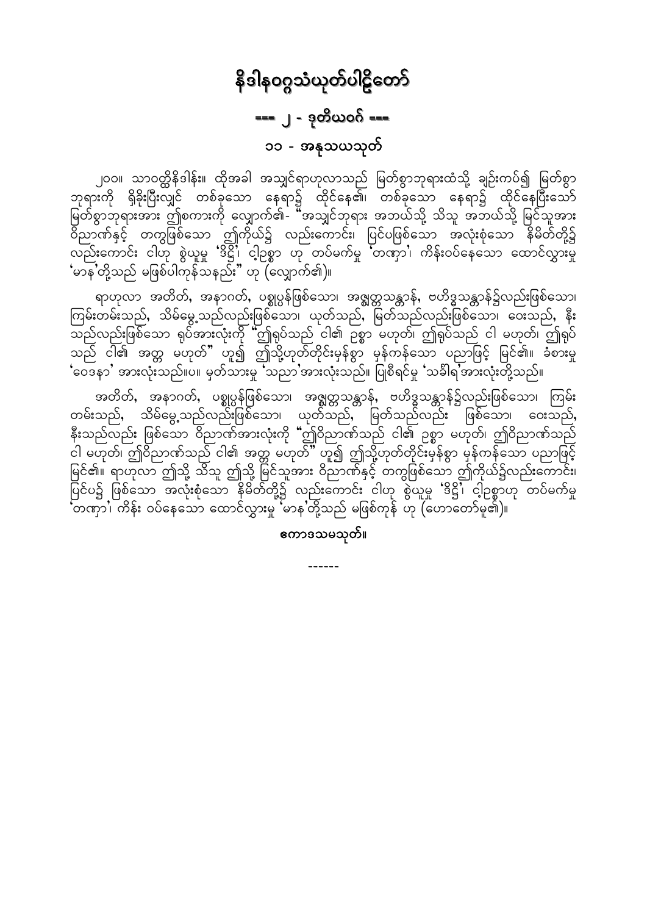# နိဒါနဝဂ္ဂသံယုတ်ပါဠိတော်

## === ၂ - ဒုတိယဝဂ် ===

### ၁၁ - အနုသယသုတ်

၂၀၀။ သာဝတ္ထိနိဒါန်း။ ထိုအခါ အသျှင်ရာဟုလာသည် မြတ်စွာဘုရားထံသို့ ချဉ်းကပ်၍ မြတ်စွာဘုရားကို ရှိခိုးပြီးလျှင် တစ်ခုသော နေရာ၌ ထိုင်နေ၏၊ တစ်ခုသော နေရာ၌ ထိုင်နေပြီးသော် မြတ်စွာဘုရားအား ဤစကားကို လျှောက်၏- "အသျှင်ဘုရား အဘယ်သို့ သိသူ အဘယ်သို့ မြင်သူအား ဝိညာဏ်နှင့် တကွဖြစ်သော ဤကိုယ်၌ လည်းကောင်း၊ ပြင်ပဖြစ်သော အလုံးစုံသော နိမိတ်တို့၌ လည်းကောင်း ငါဟု စွဲယူမှု 'ဒိဋ္ဌိ'၊ ငါ့ဥစ္စာ ဟု တပ်မက်မှု 'တဏှာ'၊ ကိန်းဝပ်နေသော ထောင်လွှားမှု 'မာန'တို့သည် မဖြစ်ပါကုန်သနည်း" ဟု (လျှောက်၏)။

ရာဟုလာ အတိတ်, အနာဂတ်, ပစ္စုပ္ပန်ဖြစ်သော၊ အဇ္ဈတ္တသန္တာန်, ဗဟိဒ္ဓသန္တာန်၌လည်းဖြစ်သော၊ ကြမ်းတမ်းသည်, သိမ်မွေ့သည်လည်းဖြစ်သော၊ ယုတ်သည်, မြတ်သည်လည်းဖြစ်သော၊ ဝေးသည်, နီးသည်လည်းဖြစ်သော ရုပ်အားလုံးကို "ဤရုပ်သည် ငါ၏ ဥစ္စာ မဟုတ်၊ ဤရုပ်သည် ငါ မဟုတ်၊ ဤရုပ်သည် ငါ၏ အတ္တ မဟုတ်" ဟူ၍ ဤသို့ဟုတ်တိုင်းမှန်စွာ မှန်ကန်သော ပညာဖြင့် မြင်၏။ ခံစားမှု 'ဝေဒနာ' အားလုံးသည်။ပ။ မှတ်သားမှု 'သညာ'အားလုံးသည်။ ပြုစီရင်မှု 'သင်္ခါရ'အားလုံးတို့သည်။

အတိတ်, အနာဂတ်, ပစ္စုပ္ပန်ဖြစ်သော၊ အဇ္ဈတ္တသန္တာန်, ဗဟိဒ္ဓသန္တာန်၌လည်းဖြစ်သော၊ ကြမ်းတမ်းသည်, သိမ်မွေ့သည်လည်းဖြစ်သော၊ ယုတ်သည်, မြတ်သည်လည်း ဖြစ်သော၊ ဝေးသည်, နီးသည်လည်း ဖြစ်သော ဝိညာဏ်အားလုံးကို "ဤဝိညာဏ်သည် ငါ၏ ဥစ္စာ မဟုတ်၊ ဤဝိညာဏ်သည် ငါ မဟုတ်၊ ဤဝိညာဏ်သည် ငါ၏ အတ္တ မဟုတ်" ဟူ၍ ဤသို့ဟုတ်တိုင်းမှန်စွာ မှန်ကန်သော ပညာဖြင့် မြင်၏။ ရာဟုလာ ဤသို့ သိသူ ဤသို့ မြင်သူအား ဝိညာဏ်နှင့် တကွဖြစ်သော ဤကိုယ်၌လည်းကောင်း၊ ပြင်ပ၌ ဖြစ်သော အလုံးစုံသော နိမိတ်တို့၌ လည်းကောင်း ငါဟု စွဲယူမှု 'ဒိဋ္ဌိ'၊ ငါ့ဥစ္စာဟု တပ်မက်မှု 'တဏှာ'၊ ကိန်း ဝပ်နေသော ထောင်လွှားမှု 'မာန'တို့သည် မဖြစ်ကုန် ဟု (ဟောတော်မူ၏)။

**ကောဒသမသုတ်။**

------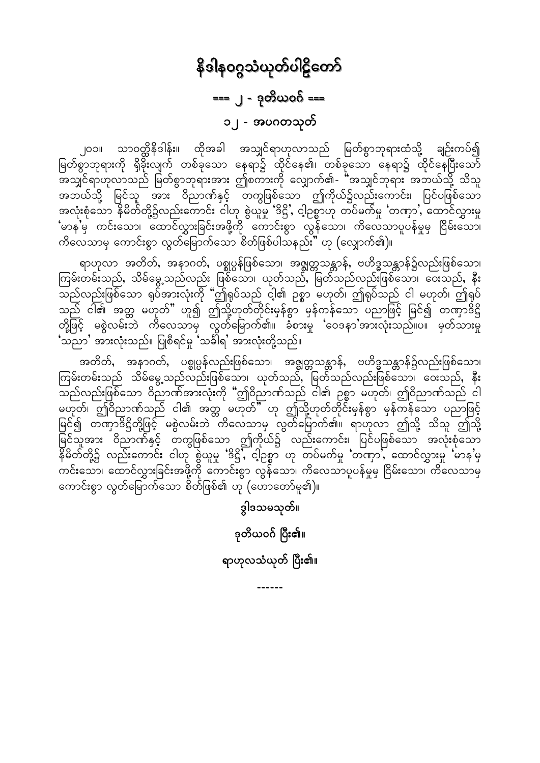# နိဒါနဝဂ္ဂသံယုတ်ပါဠိတော်

## === ၂ - ဒုတိယဝဂ် ===

### ၁၂ - အပဂတသုတ်

၂၀၁။ သာဝတ္ထိနိဒါန်း။ ထိုအခါ အသျှင်ရာဟုလာသည် မြတ်စွာဘုရားထံသို့ ချဉ်းကပ်၍ မြတ်စွာဘုရားကို ရှိခိုးလျက် တစ်ခုသော နေရာ၌ ထိုင်နေ၏၊ တစ်ခုသော နေရာ၌ ထိုင်နေပြီးသော် အသျှင်ရာဟုလာသည် မြတ်စွာဘုရားအား ဤစကားကို လျှောက်၏- "အသျှင်ဘုရား အဘယ်သို့ သိသူ အဘယ်သို့ မြင်သူ အား ဝိညာဏ်နှင့် တကွဖြစ်သော ဤကိုယ်၌လည်းကောင်း၊ ပြင်ပဖြစ်သော အလုံးစုံသော နိမိတ်တို့၌လည်းကောင်း ငါဟု စွဲယူမှု 'ဒိဋ္ဌိ'၊ ငါ့ဥစ္စာဟု တပ်မက်မှု 'တဏှာ'၊ ထောင်လွှားမှု 'မာန'မှ ကင်းသော၊ ထောင်လွှားခြင်းအဖို့ကို ကောင်းစွာ လွန်သော၊ ကိလေသာပူပန်မှုမှ ငြိမ်းသော၊ ကိလေသာမှ ကောင်းစွာ လွတ်မြောက်သော စိတ်ဖြစ်ပါသနည်း" ဟု (လျှောက်၏)။

ရာဟုလာ အတိတ်, အနာဂတ်, ပစ္စုပ္ပန်ဖြစ်သော၊ အဇ္ဈတ္တသန္တာန်, ဗဟိဒ္ဓသန္တာန်၌လည်းဖြစ်သော၊ ကြမ်းတမ်းသည်, သိမ်မွေ့သည်လည်း ဖြစ်သော၊ ယုတ်သည်, မြတ်သည်လည်းဖြစ်သော၊ ဝေးသည်, နီးသည်လည်းဖြစ်သော ရုပ်အားလုံးကို "ဤရုပ်သည် ငါ့၏ ဥစ္စာ မဟုတ်၊ ဤရုပ်သည် ငါ မဟုတ်၊ ဤရုပ်သည် ငါ၏ အတ္တ မဟုတ်" ဟူ၍ ဤသို့ဟုတ်တိုင်းမှန်စွာ မှန်ကန်သော ပညာဖြင့် မြင်၍ တဏှာဒိဋ္ဌိတို့ဖြင့် မစွဲလမ်းဘဲ ကိလေသာမှ လွတ်မြောက်၏။ ခံစားမှု 'ဝေဒနာ'အားလုံးသည်။ပ။ မှတ်သားမှု 'သညာ' အားလုံးသည်။ ပြုစီရင်မှု 'သင်္ခါရ' အားလုံးတို့သည်။

အတိတ်, အနာဂတ်, ပစ္စုပ္ပန်လည်းဖြစ်သော၊ အဇ္ဈတ္တသန္တာန်, ဗဟိဒ္ဓသန္တာန်၌လည်းဖြစ်သော၊ ကြမ်းတမ်းသည် သိမ်မွေ့သည်လည်းဖြစ်သော၊ ယုတ်သည်, မြတ်သည်လည်းဖြစ်သော၊ ဝေးသည်, နီးသည်လည်းဖြစ်သော ဝိညာဏ်အားလုံးကို "ဤဝိညာဏ်သည် ငါ၏ ဥစ္စာ မဟုတ်၊ ဤဝိညာဏ်သည် ငါ မဟုတ်၊ ဤဝိညာဏ်သည် ငါ၏ အတ္တ မဟုတ်" ဟု ဤသို့ဟုတ်တိုင်းမှန်စွာ မှန်ကန်သော ပညာဖြင့် မြင်၍ တဏှာဒိဋ္ဌိတို့ဖြင့် မစွဲလမ်းဘဲ ကိလေသာမှ လွတ်မြောက်၏။ ရာဟုလာ ဤသို့ သိသူ ဤသို့ မြင်သူအား ဝိညာဏ်နှင့် တကွဖြစ်သော ဤကိုယ်၌ လည်းကောင်း၊ ပြင်ပဖြစ်သော အလုံးစုံသော နိမိတ်တို့၌ လည်းကောင်း ငါဟု စွဲယူမှု 'ဒိဋ္ဌိ'၊ ငါ့ဥစ္စာ ဟု တပ်မက်မှု 'တဏှာ'၊ ထောင်လွှားမှု 'မာန'မှ ကင်းသော၊ ထောင်လွှားခြင်းအဖို့ကို ကောင်းစွာ လွန်သော၊ ကိလေသာပူပန်မှုမှ ငြိမ်းသော၊ ကိလေသာမှ ကောင်းစွာ လွတ်မြောက်သော စိတ်ဖြစ်၏ ဟု (ဟောတော်မူ၏)။

**ဒွါဒသမသုတ်။**

**ဒုတိယဝဂ် ပြီး၏။**

**ရာဟုလသံယုတ် ပြီး၏။**

------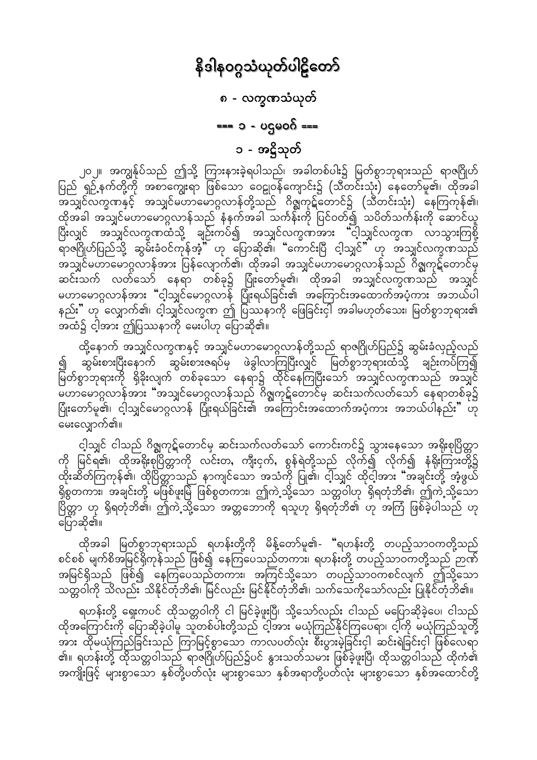# နိဒါနဝဂ္ဂသံယုတ်ပါဠိတော်

## ၈ - လက္ခဏသံယုတ်

### === ၁ - ပဌမဝဂ် ===

### ၁ - အဋ္ဌိသုတ်

၂၀၂။ အကျွန်ုပ်သည် ဤသို့ ကြားနာခဲ့ရပါသည်၊ အခါတစ်ပါး၌ မြတ်စွာဘုရားသည် ရာဇဂြိုဟ်ပြည် ရှဉ့်နက်တို့ကို အစာကျွေးရာ ဖြစ်သော ဝေဠုဝန်ကျောင်း၌ (သီတင်းသုံး) နေတော်မူ၏၊ ထိုအခါ အသျှင်လက္ခဏနှင့် အသျှင်မဟာမောဂ္ဂလာန်တို့သည် ဂိဇ္ဈကုဋ်တောင်၌ (သီတင်းသုံး) နေကြကုန်၏၊ ထိုအခါ အသျှင်မဟာမောဂ္ဂလာန်သည် နံနက်အခါ သင်္ကန်းကို ပြင်ဝတ်၍ သပိတ်သင်္ကန်းကို ဆောင်ယူပြီးလျှင် အသျှင်လက္ခဏထံသို့ ချဉ်းကပ်၍ အသျှင်လက္ခဏအား "ငါ့သျှင်လက္ခဏ လာသွားကြစို့ ရာဇဂြိုဟ်ပြည်သို့ ဆွမ်းခံဝင်ကုန်အံ့" ဟု ပြောဆို၏၊ "ကောင်းပြီ ငါ့သျှင်" ဟု အသျှင်လက္ခဏသည် အသျှင်မဟာမောဂ္ဂလာန်အား ပြန်လျှောက်၏၊ ထိုအခါ အသျှင်မဟာမောဂ္ဂလာန်သည် ဂိဇ္ဈကုဋ်တောင်မှ ဆင်းသက် လတ်သော် နေရာ တစ်ခု၌ ပြုံးတော်မူ၏၊ ထိုအခါ အသျှင်လက္ခဏသည် အသျှင်မဟာမောဂ္ဂလာန်အား "ငါ့သျှင်မောဂ္ဂလာန် ပြုံးရယ်ခြင်း၏ အကြောင်းအထောက်အပံ့ကား အဘယ်ပါနည်း" ဟု လျှောက်၏၊ ငါ့သျှင်လက္ခဏ ဤ ပြဿနာကို ဖြေခြင်းငှါ အခါမဟုတ်သေး၊ မြတ်စွာဘုရား၏ အထံ၌ ငါ့အား ဤပြဿနာကို မေးပါဟု ပြောဆို၏။

ထို့နောက် အသျှင်လက္ခဏနှင့် အသျှင်မဟာမောဂ္ဂလာန်တို့သည် ရာဇဂြိုဟ်ပြည်၌ ဆွမ်းခံလှည့်လည်၍ ဆွမ်းစားပြီးနောက် ဆွမ်းစားဇရပ်မှ ဖဲခွါလာကြပြီးလျှင် မြတ်စွာဘုရားထံသို့ ချဉ်းကပ်ကြ၍ မြတ်စွာဘုရားကို ရှိခိုးလျက် တစ်ခုသော နေရာ၌ ထိုင်နေကြပြီးသော် အသျှင်လက္ခဏသည် အသျှင်မဟာမောဂ္ဂလာန်အား "အသျှင်မောဂ္ဂလာန်သည် ဂိဇ္ဈကုဋ်တောင်မှ ဆင်းသက်လတ်သော် နေရာတစ်ခု၌ ပြုံးတော်မူ၏၊ ငါ့သျှင်မောဂ္ဂလာန် ပြုံးရယ်ခြင်း၏ အကြောင်းအထောက်အပံ့ကား အဘယ်ပါနည်း" ဟု မေးလျှောက်၏။

ငါ့သျှင် ငါသည် ဂိဇ္ဈကုဋ်တောင်မှ ဆင်းသက်လတ်သော် ကောင်းကင်၌ သွားနေသော အရိုးစုပြိတ္တာကို မြင်ရ၏၊ ထိုအရိုးစုပြိတ္တာကို လင်းတ, ကျီးငှက်, စွန်ရဲတို့သည် လိုက်၍ လိုက်၍ နံရိုးကြားတို့၌ ထိုးဆိတ်ကြကုန်၏၊ ထိုပြိတ္တာသည် နာကျင်သော အသံကို ပြု၏၊ ငါ့သျှင် ထိုငါ့အား "အချင်းတို့ အံ့ဖွယ်ရှိစွတကား၊ အချင်းတို့ မဖြစ်ဖူးမြဲ ဖြစ်စွတကား၊ ဤကဲ့သို့သော သတ္တဝါဟု ရှိရတုံဘိ၏၊ ဤကဲ့သို့သော ပြိတ္တာ ဟု ရှိရတုံဘိ၏၊ ဤကဲ့သို့သော အတ္တဘောကို ရသူဟု ရှိရတုံဘိ၏ ဟု အကြံ ဖြစ်ခဲ့ပါသည် ဟု ပြောဆို၏။

ထိုအခါ မြတ်စွာဘုရားသည် ရဟန်းတို့ကို မိန့်တော်မူ၏- "ရဟန်းတို့ တပည့်သာဝကတို့သည် စင်စစ် မျက်စိအမြင်ရှိကုန်သည် ဖြစ်၍ နေကြပေသည်တကား၊ ရဟန်းတို့ တပည့်သာဝကတို့သည် ဉာဏ်အမြင်ရှိသည် ဖြစ်၍ နေကြပေသည်တကား၊ အကြင်သို့သော တပည့်သာဝကစင်လျက် ဤသို့သော သတ္တဝါကို သိလည်း သိနိုင်တုံဘိ၏၊ မြင်လည်း မြင်နိုင်တုံဘိ၏၊ သက်သေကိုသော်လည်း ပြုနိုင်တုံဘိ၏။

ရဟန်းတို့ ရှေးကပင် ထိုသတ္တဝါကို ငါ မြင်ခဲ့ဖူးပြီ၊ သို့သော်လည်း ငါသည် မပြောဆိုခဲ့ပေ၊ ငါသည် ထိုအကြောင်းကို ပြောဆိုခဲ့ပါမူ သူတစ်ပါးတို့သည် ငါ့အား မယုံကြည်နိုင်ကြပေရာ၊ ငါ့ကို မယုံကြည်သူတို့အား ထိုမယုံကြည်ခြင်းသည် ကြာမြင့်စွာသော ကာလပတ်လုံး စီးပွားမဲ့ခြင်းငှါ ဆင်းရဲခြင်းငှါ ဖြစ်လေရာ၏။ ရဟန်းတို့ ထိုသတ္တဝါသည် ရာဇဂြိုဟ်ပြည်၌ပင် နွားသတ်သမား ဖြစ်ခဲ့ဖူးပြီ၊ ထိုသတ္တဝါသည် ထိုကံ၏ အကျိုးဖြင့် များစွာသော နှစ်တို့ပတ်လုံး များစွာသော နှစ်အရာတို့ပတ်လုံး များစွာသော နှစ်အထောင်တို့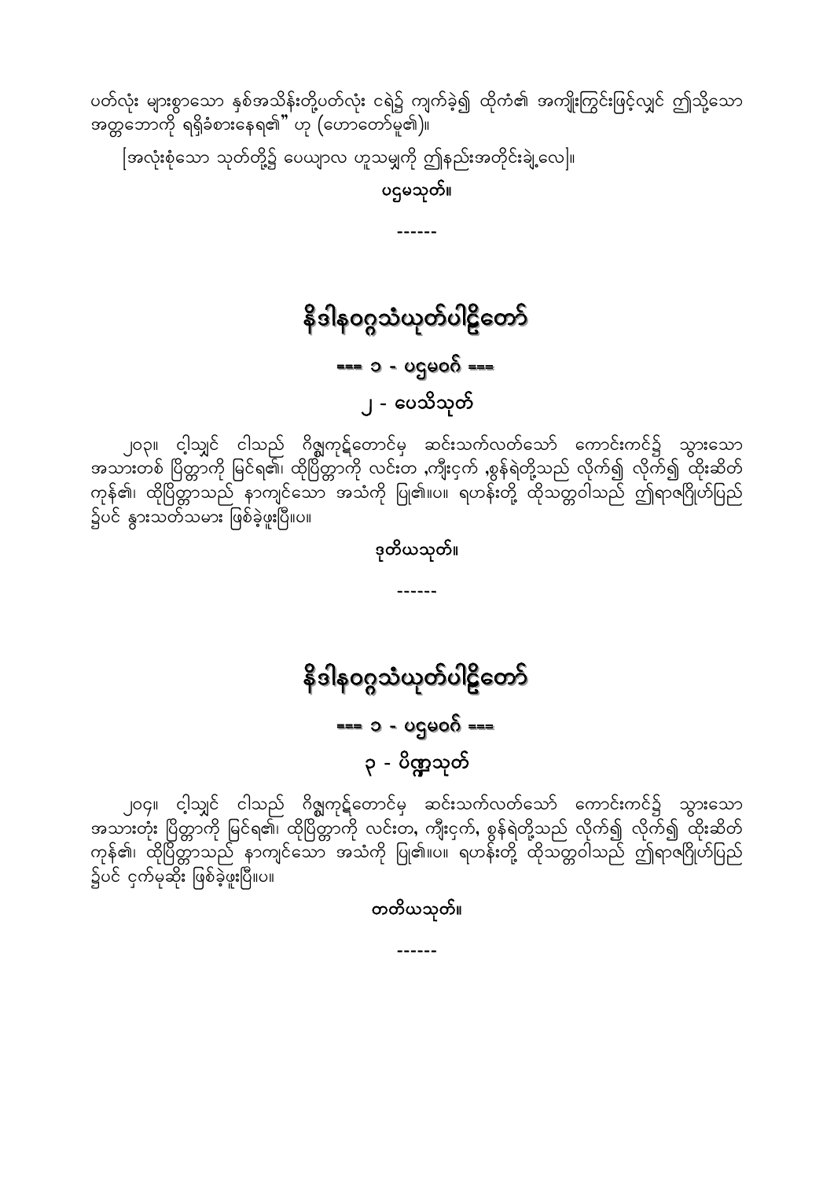ပတ်လုံး များစွာသော နှစ်အသိန်းတို့ပတ်လုံး ငရဲ၌ ကျက်ခဲ့၍ ထိုကံ၏ အကျိုးကြွင်းဖြင့်လျှင် ဤသို့သော အတ္တဘောကို ရရှိခံစားနေရ၏" ဟု (ဟောတော်မူ၏)။

[အလုံးစုံသော သုတ်တို့၌ ပေယျာလ ဟူသမျှကို ဤနည်းအတိုင်းချဲ့လေ]။

**ပဌမသုတ်။**

------

# နိဒါနဝဂ္ဂသံယုတ်ပါဠိတော်

## === ၁ - ပဌမဝဂ် ===

## ၂ - ပေသိသုတ်

၂၀၃။ ငါ့သျှင် ငါသည် ဂိဇ္ဈကုဋ်တောင်မှ ဆင်းသက်လတ်သော် ကောင်းကင်၌ သွားသော အသားတစ် ပြိတ္တာကို မြင်ရ၏၊ ထိုပြိတ္တာကို လင်းတ ,ကျီးငှက် ,စွန်ရဲတို့သည် လိုက်၍ လိုက်၍ ထိုးဆိတ် ကုန်၏၊ ထိုပြိတ္တာသည် နာကျင်သော အသံကို ပြု၏။ပ။ ရဟန်းတို့ ထိုသတ္တဝါသည် ဤရာဇဂြိုဟ်ပြည် ၌ပင် နွားသတ်သမား ဖြစ်ခဲ့ဖူးပြီ။ပ။

**ဒုတိယသုတ်။**

------

# နိဒါနဝဂ္ဂသံယုတ်ပါဠိတော်

## === ၁ - ပဌမဝဂ် ===

## ၃ - ပိဏ္ဍသုတ်

၂၀၄။ ငါ့သျှင် ငါသည် ဂိဇ္ဈကုဋ်တောင်မှ ဆင်းသက်လတ်သော် ကောင်းကင်၌ သွားသော အသားတုံး ပြိတ္တာကို မြင်ရ၏၊ ထိုပြိတ္တာကို လင်းတ, ကျီးငှက်, စွန်ရဲတို့သည် လိုက်၍ လိုက်၍ ထိုးဆိတ် ကုန်၏၊ ထိုပြိတ္တာသည် နာကျင်သော အသံကို ပြု၏။ပ။ ရဟန်းတို့ ထိုသတ္တဝါသည် ဤရာဇဂြိုဟ်ပြည် ၌ပင် ငှက်မုဆိုး ဖြစ်ခဲ့ဖူးပြီ။ပ။

**တတိယသုတ်။**

------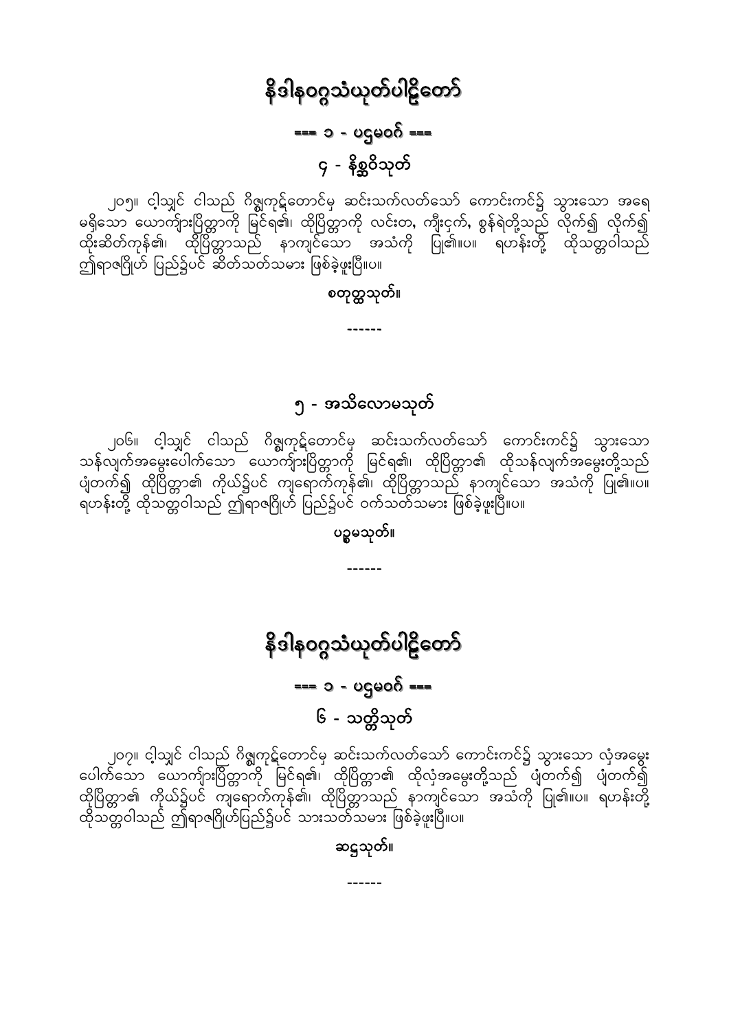# နိဒါနဝဂ္ဂသံယုတ်ပါဠိတော်

## === ၁ - ပဌမဝဂ် ===

### ၄ - နိစ္ဆဝိသုတ်

၂၀၅။ ငါ့သျှင် ငါသည် ဂိဇ္ဈကုဋ်တောင်မှ ဆင်းသက်လတ်သော် ကောင်းကင်၌ သွားသော အရေမရှိသော ယောကျ်ားပြိတ္တာကို မြင်ရ၏၊ ထိုပြိတ္တာကို လင်းတ, ကျီးငှက်, စွန်ရဲတို့သည် လိုက်၍ လိုက်၍ ထိုးဆိတ်ကုန်၏၊ ထိုပြိတ္တာသည် နာကျင်သော အသံကို ပြု၏။ပ။ ရဟန်းတို့ ထိုသတ္တဝါသည် ဤရာဇဂြိုဟ် ပြည်၌ပင် ဆိတ်သတ်သမား ဖြစ်ခဲ့ဖူးပြီ။ပ။

**စတုတ္ထသုတ်။**

------

### ၅ - အသိလောမသုတ်

၂၀၆။ ငါ့သျှင် ငါသည် ဂိဇ္ဈကုဋ်တောင်မှ ဆင်းသက်လတ်သော် ကောင်းကင်၌ သွားသော သန်လျက်အမွေးပေါက်သော ယောကျ်ားပြိတ္တာကို မြင်ရ၏၊ ထိုပြိတ္တာ၏ ထိုသန်လျက်အမွေးတို့သည် ပျံတက်၍ ထိုပြိတ္တာ၏ ကိုယ်၌ပင် ကျရောက်ကုန်၏၊ ထိုပြိတ္တာသည် နာကျင်သော အသံကို ပြု၏။ပ။ ရဟန်းတို့ ထိုသတ္တဝါသည် ဤရာဇဂြိုဟ် ပြည်၌ပင် ဝက်သတ်သမား ဖြစ်ခဲ့ဖူးပြီ။ပ။

**ပဉ္စမသုတ်။**

------

# နိဒါနဝဂ္ဂသံယုတ်ပါဠိတော်

## === ၁ - ပဌမဝဂ် ===

### ၆ - သတ္တိသုတ်

၂၀၇။ ငါ့သျှင် ငါသည် ဂိဇ္ဈကုဋ်တောင်မှ ဆင်းသက်လတ်သော် ကောင်းကင်၌ သွားသော လှံအမွေးပေါက်သော ယောကျ်ားပြိတ္တာကို မြင်ရ၏၊ ထိုပြိတ္တာ၏ ထိုလှံအမွေးတို့သည် ပျံတက်၍ ပျံတက်၍ ထိုပြိတ္တာ၏ ကိုယ်၌ပင် ကျရောက်ကုန်၏၊ ထိုပြိတ္တာသည် နာကျင်သော အသံကို ပြု၏။ပ။ ရဟန်းတို့ ထိုသတ္တဝါသည် ဤရာဇဂြိုဟ်ပြည်၌ပင် သားသတ်သမား ဖြစ်ခဲ့ဖူးပြီ။ပ။

**ဆဋ္ဌသုတ်။**

------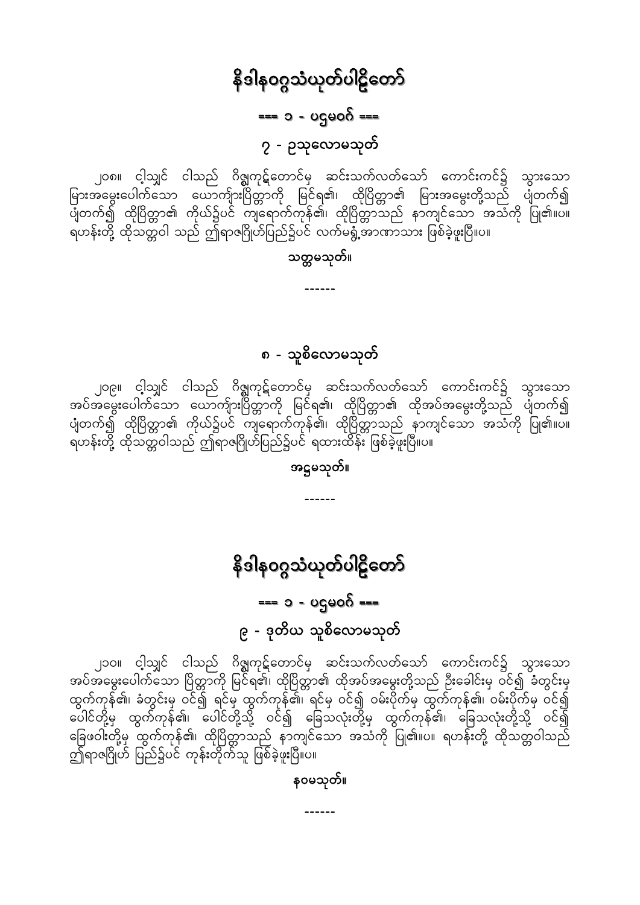# နိဒါနဝဂ္ဂသံယုတ်ပါဠိတော်

=== ၁ - ပဌမဝဂ် ===

## ၇ - ဥသုလောမသုတ်

၂၀၈။ ငါ့သျှင် ငါသည် ဂိဇ္ဈကုဋ်တောင်မှ ဆင်းသက်လတ်သော် ကောင်းကင်၌ သွားသော မြားအမွေးပေါက်သော ယောကျ်ားပြိတ္တာကို မြင်ရ၏၊ ထိုပြိတ္တာ၏ မြားအမွေးတို့သည် ပျံတက်၍ ပျံတက်၍ ထိုပြိတ္တာ၏ ကိုယ်၌ပင် ကျရောက်ကုန်၏၊ ထိုပြိတ္တာသည် နာကျင်သော အသံကို ပြု၏။ပ။ ရဟန်းတို့ ထိုသတ္တဝါ သည် ဤရာဇဂြိုဟ်ပြည်၌ပင် လက်မရွံ့အာဏာသား ဖြစ်ခဲ့ဖူးပြီ။ပ။

**သတ္တမသုတ်။**

------

## ၈ - သူစိလောမသုတ်

၂၀၉။ ငါ့သျှင် ငါသည် ဂိဇ္ဈကုဋ်တောင်မှ ဆင်းသက်လတ်သော် ကောင်းကင်၌ သွားသော အပ်အမွေးပေါက်သော ယောကျ်ားပြိတ္တာကို မြင်ရ၏၊ ထိုပြိတ္တာ၏ ထိုအပ်အမွေးတို့သည် ပျံတက်၍ ပျံတက်၍ ထိုပြိတ္တာ၏ ကိုယ်၌ပင် ကျရောက်ကုန်၏၊ ထိုပြိတ္တာသည် နာကျင်သော အသံကို ပြု၏။ပ။ ရဟန်းတို့ ထိုသတ္တဝါသည် ဤရာဇဂြိုဟ်ပြည်၌ပင် ရထားထိန်း ဖြစ်ခဲ့ဖူးပြီ။ပ။

**အဋ္ဌမသုတ်။**

------

# နိဒါနဝဂ္ဂသံယုတ်ပါဠိတော်

=== ၁ - ပဌမဝဂ် ===

## ၉ - ဒုတိယ သူစိလောမသုတ်

၂၁၀။ ငါ့သျှင် ငါသည် ဂိဇ္ဈကုဋ်တောင်မှ ဆင်းသက်လတ်သော် ကောင်းကင်၌ သွားသော အပ်အမွေးပေါက်သော ပြိတ္တာကို မြင်ရ၏၊ ထိုပြိတ္တာ၏ ထိုအပ်အမွေးတို့သည် ဦးခေါင်းမှ ဝင်၍ ခံတွင်းမှ ထွက်ကုန်၏၊ ခံတွင်းမှ ဝင်၍ ရင်မှ ထွက်ကုန်၏၊ ရင်မှ ဝင်၍ ဝမ်းပိုက်မှ ထွက်ကုန်၏၊ ဝမ်းပိုက်မှ ဝင်၍ ပေါင်တို့မှ ထွက်ကုန်၏၊ ပေါင်တို့သို့ ဝင်၍ ခြေသလုံးတို့မှ ထွက်ကုန်၏၊ ခြေသလုံးတို့သို့ ဝင်၍ ခြေဖဝါးတို့မှ ထွက်ကုန်၏၊ ထိုပြိတ္တာသည် နာကျင်သော အသံကို ပြု၏။ပ။ ရဟန်းတို့ ထိုသတ္တဝါသည် ဤရာဇဂြိုဟ် ပြည်၌ပင် ကုန်းတိုက်သူ ဖြစ်ခဲ့ဖူးပြီ။ပ။

**နဝမသုတ်။**

------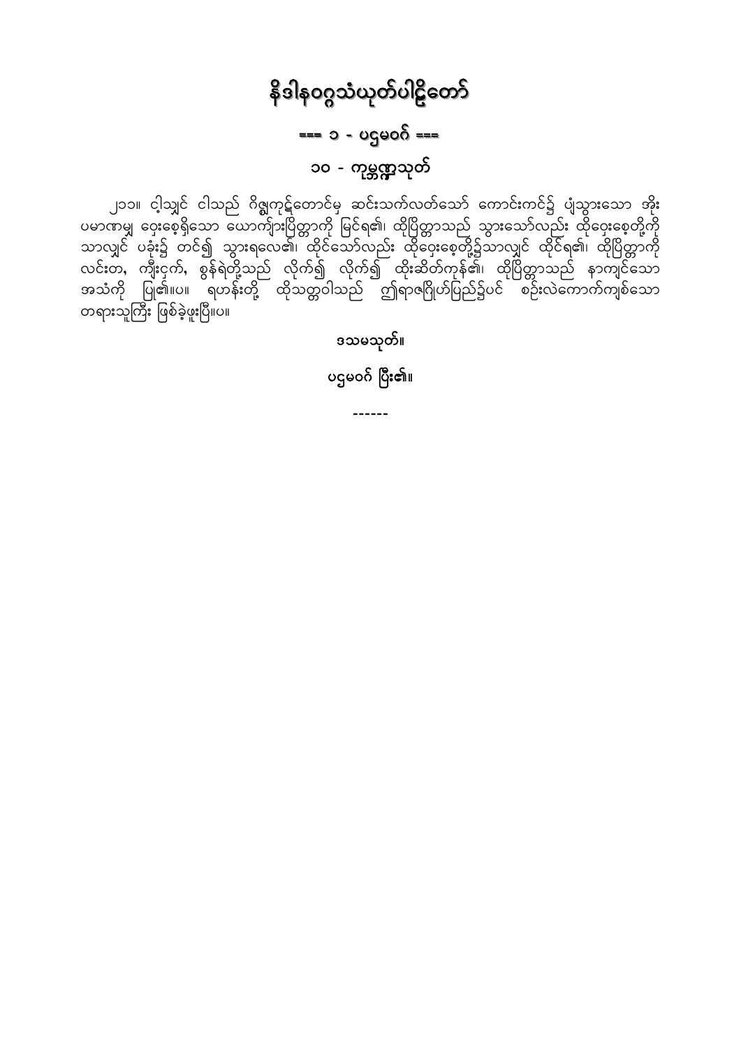# နိဒါနဝဂ္ဂသံယုတ်ပါဠိတော်

## === ၁ - ပဌမဝဂ် ===

## ၁၀ - ကုမ္ဘဏ္ဍသုတ်

၂၁၁။ ငါ့သျှင် ငါသည် ဂိဇ္ဈကုဋ်တောင်မှ ဆင်းသက်လတ်သော် ကောင်းကင်၌ ပျံသွားသော အိုး ပမာဏမျှ ဝှေးစေ့ရှိသော ယောကျ်ားပြိတ္တာကို မြင်ရ၏၊ ထိုပြိတ္တာသည် သွားသော်လည်း ထိုဝှေးစေ့တို့ကို သာလျှင် ပခုံး၌ တင်၍ သွားရလေ၏၊ ထိုင်သော်လည်း ထိုဝှေးစေ့တို့၌သာလျှင် ထိုင်ရ၏၊ ထိုပြိတ္တာကို လင်းတ, ကျီးငှက်, စွန်ရဲတို့သည် လိုက်၍ လိုက်၍ ထိုးဆိတ်ကုန်၏၊ ထိုပြိတ္တာသည် နာကျင်သော အသံကို ပြု၏။ပ။ ရဟန်းတို့ ထိုသတ္တဝါသည် ဤရာဇဂြိုဟ်ပြည်၌ပင် စဉ်းလဲကောက်ကျစ်သော တရားသူကြီး ဖြစ်ခဲ့ဖူးပြီ။ပ။

ဒသမသုတ်။

ပဌမဝဂ် ပြီး၏။

------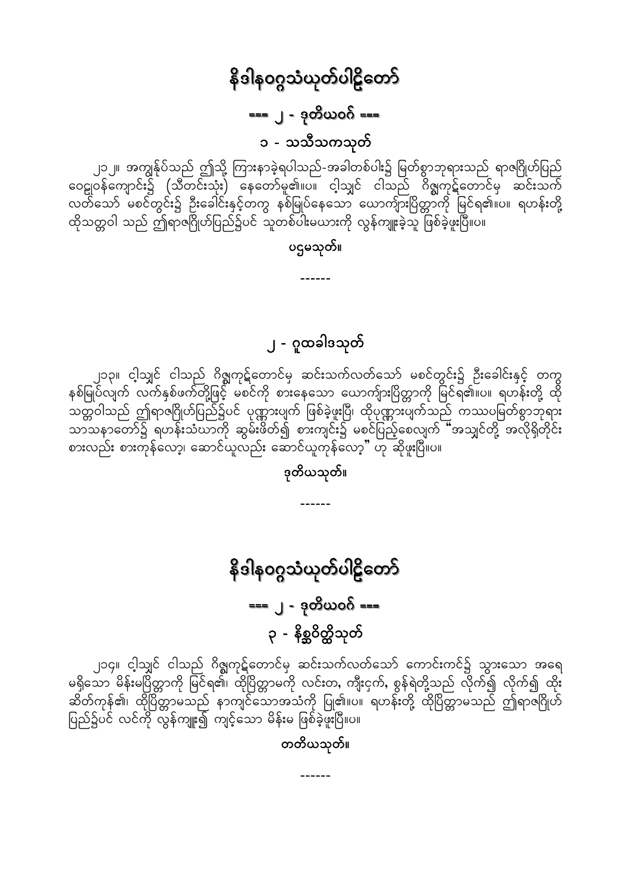# နိဒါနဝဂ္ဂသံယုတ်ပါဠိတော်

## === ၂ - ဒုတိယဝဂ် ===

### ၁ - သသီသကသုတ်

၂၁၂။ အကျွန်ုပ်သည် ဤသို့ ကြားနာခဲ့ရပါသည်-အခါတစ်ပါး၌ မြတ်စွာဘုရားသည် ရာဇဂြိုဟ်ပြည် ဝေဠုဝန်ကျောင်း၌ (သီတင်းသုံး) နေတော်မူ၏။ပ။ ငါ့သျှင် ငါသည် ဂိဇ္ဈကုဋ်တောင်မှ ဆင်းသက်လတ်သော် မစင်တွင်း၌ ဦးခေါင်းနှင့်တကွ နစ်မြုပ်နေသော ယောကျ်ားပြိတ္တာကို မြင်ရ၏။ပ။ ရဟန်းတို့ ထိုသတ္တဝါ သည် ဤရာဇဂြိုဟ်ပြည်၌ပင် သူတစ်ပါးမယားကို လွန်ကျူးခဲ့သူ ဖြစ်ခဲ့ဖူးပြီ။ပ။

**ပဌမသုတ်။**

------

### ၂ - ဂူထခါဒသုတ်

၂၁၃။ ငါ့သျှင် ငါသည် ဂိဇ္ဈကုဋ်တောင်မှ ဆင်းသက်လတ်သော် မစင်တွင်း၌ ဦးခေါင်းနှင့် တကွ နစ်မြုပ်လျက် လက်နှစ်ဖက်တို့ဖြင့် မစင်ကို စားနေသော ယောကျ်ားပြိတ္တာကို မြင်ရ၏။ပ။ ရဟန်းတို့ ထိုသတ္တဝါသည် ဤရာဇဂြိုဟ်ပြည်၌ပင် ပုဏ္ဏားပျက် ဖြစ်ခဲ့ဖူးပြီ၊ ထိုပုဏ္ဏားပျက်သည် ကဿပမြတ်စွာဘုရား သာသနာတော်၌ ရဟန်းသံဃာကို ဆွမ်းဖိတ်၍ စားကျင်း၌ မစင်ပြည့်စေလျက် "အသျှင်တို့ အလိုရှိတိုင်း စားလည်း စားကုန်လော့၊ ဆောင်ယူလည်း ဆောင်ယူကုန်လော့" ဟု ဆိုဖူးပြီ။ပ။

**ဒုတိယသုတ်။**

------

# နိဒါနဝဂ္ဂသံယုတ်ပါဠိတော်

## === ၂ - ဒုတိယဝဂ် ===

### ၃ - နိစ္ဆဝိတ္ထိသုတ်

၂၁၄။ ငါ့သျှင် ငါသည် ဂိဇ္ဈကုဋ်တောင်မှ ဆင်းသက်လတ်သော် ကောင်းကင်၌ သွားသော အရေမရှိသော မိန်းမပြိတ္တာကို မြင်ရ၏၊ ထိုပြိတ္တာမကို လင်းတ, ကျီးငှက်, စွန်ရဲတို့သည် လိုက်၍ လိုက်၍ ထိုးဆိတ်ကုန်၏၊ ထိုပြိတ္တာမသည် နာကျင်သောအသံကို ပြု၏။ပ။ ရဟန်းတို့ ထိုပြိတ္တာမသည် ဤရာဇဂြိုဟ်ပြည်၌ပင် လင်ကို လွန်ကျူး၍ ကျင့်သော မိန်းမ ဖြစ်ခဲ့ဖူးပြီ။ပ။

**တတိယသုတ်။**

------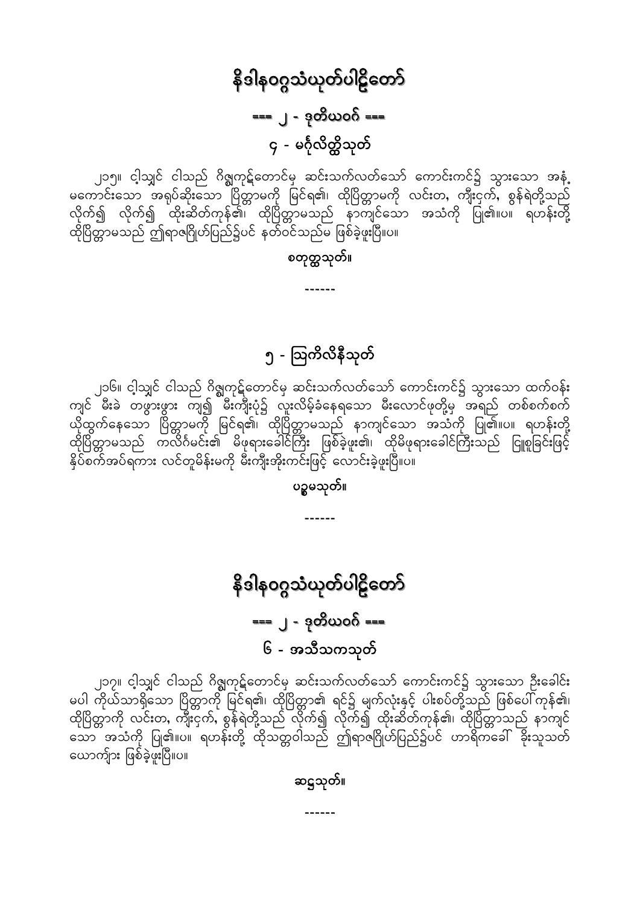# နိဒါနဝဂ္ဂသံယုတ်ပါဠိတော်

## === ၂ - ဒုတိယဝဂ် ===

### ၄ - မင်္ဂုလိတ္ထိသုတ်

၂၁၅။ ငါ့သျှင် ငါသည် ဂိဇ္ဈကုဋ်တောင်မှ ဆင်းသက်လတ်သော် ကောင်းကင်၌ သွားသော အနံ့ မကောင်းသော အရုပ်ဆိုးသော ပြိတ္တာမကို မြင်ရ၏၊ ထိုပြိတ္တာမကို လင်းတ, ကျီးငှက်, စွန်ရဲတို့သည် လိုက်၍ လိုက်၍ ထိုးဆိတ်ကုန်၏၊ ထိုပြိတ္တာမသည် နာကျင်သော အသံကို ပြု၏။ပ။ ရဟန်းတို့ ထိုပြိတ္တာမသည် ဤရာဇဂြိုဟ်ပြည်၌ပင် နတ်ဝင်သည်မ ဖြစ်ခဲ့ဖူးပြီ။ပ။

**စတုတ္ထသုတ်။**

------

### ၅ - ဩကိလိနီသုတ်

၂၁၆။ ငါ့သျှင် ငါသည် ဂိဇ္ဈကုဋ်တောင်မှ ဆင်းသက်လတ်သော် ကောင်းကင်၌ သွားသော ထက်ဝန်း ကျင် မီးခဲ တဖွားဖွား ကျ၍ မီးကျီးပုံ၌ လူးလိမ့်ခံနေရသော မီးလောင်ဖုတို့မှ အရည် တစ်စက်စက် ယိုထွက်နေသော ပြိတ္တာမကို မြင်ရ၏၊ ထိုပြိတ္တာမသည် နာကျင်သော အသံကို ပြု၏။ပ။ ရဟန်းတို့ ထိုပြိတ္တာမသည် ကလိင်္ဂမင်း၏ မိဖုရားခေါင်ကြီး ဖြစ်ခဲ့ဖူး၏၊ ထိုမိဖုရားခေါင်ကြီးသည် ငြူစူခြင်းဖြင့် နှိပ်စက်အပ်ရကား လင်တူမိန်းမကို မီးကျီးအိုးကင်းဖြင့် လောင်းခဲ့ဖူးပြီ။ပ။

**ပဉ္စမသုတ်။**

------

# နိဒါနဝဂ္ဂသံယုတ်ပါဠိတော်

## === ၂ - ဒုတိယဝဂ် ===

### ၆ - အသီသကသုတ်

၂၁၇။ ငါ့သျှင် ငါသည် ဂိဇ္ဈကုဋ်တောင်မှ ဆင်းသက်လတ်သော် ကောင်းကင်၌ သွားသော ဦးခေါင်း မပါ ကိုယ်သာရှိသော ပြိတ္တာကို မြင်ရ၏၊ ထိုပြိတ္တာ၏ ရင်၌ မျက်လုံးနှင့် ပါးစပ်တို့သည် ဖြစ်ပေါ်ကုန်၏၊ ထိုပြိတ္တာကို လင်းတ, ကျီးငှက်, စွန်ရဲတို့သည် လိုက်၍ လိုက်၍ ထိုးဆိတ်ကုန်၏၊ ထိုပြိတ္တာသည် နာကျင် သော အသံကို ပြု၏။ပ။ ရဟန်းတို့ ထိုသတ္တဝါသည် ဤရာဇဂြိုဟ်ပြည်၌ပင် ဟာရိကခေါ် ခိုးသူသတ် ယောက်ျား ဖြစ်ခဲ့ဖူးပြီ။ပ။

**ဆဋ္ဌသုတ်။**

------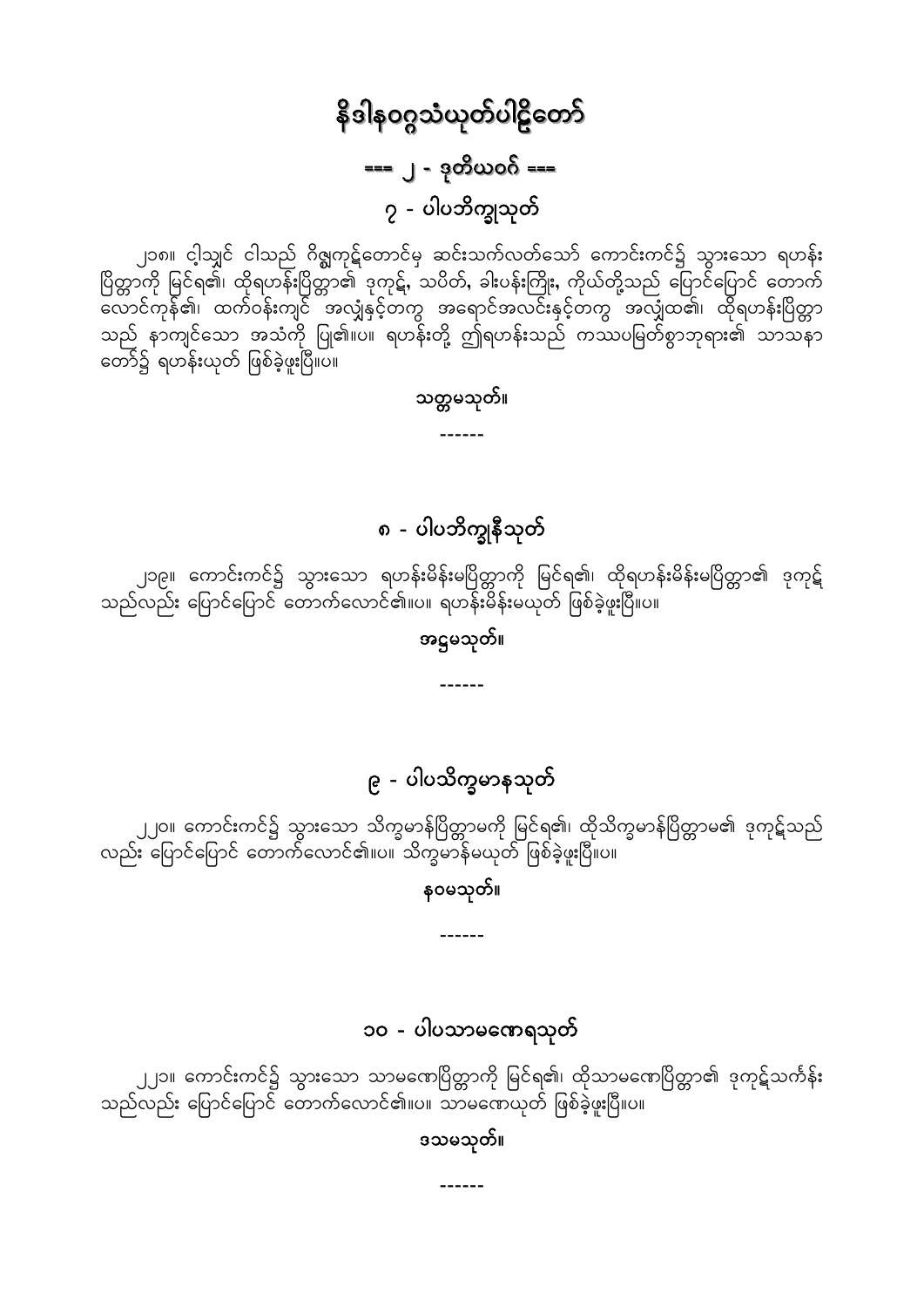# နိဒါနဝဂ္ဂသံယုတ်ပါဠိတော်

## === ၂ - ဒုတိယဝဂ် ===

### ၇ - ပါပဘိက္ခုသုတ်

၂၁၈။ ငါ့သျှင် ငါသည် ဂိဇ္ဈကုဋ်တောင်မှ ဆင်းသက်လတ်သော် ကောင်းကင်၌ သွားသော ရဟန်းပြိတ္တာကို မြင်ရ၏၊ ထိုရဟန်းပြိတ္တာ၏ ဒုကုဋ်, သပိတ်, ခါးပန်းကြိုး, ကိုယ်တို့သည် ပြောင်ပြောင် တောက်လောင်ကုန်၏၊ ထက်ဝန်းကျင် အလျှံနှင့်တကွ အရောင်အလင်းနှင့်တကွ အလျှံထ၏၊ ထိုရဟန်းပြိတ္တာသည် နာကျင်သော အသံကို ပြု၏။ပ။ ရဟန်းတို့ ဤရဟန်းသည် ကဿပမြတ်စွာဘုရား၏ သာသနာတော်၌ ရဟန်းယုတ် ဖြစ်ခဲ့ဖူးပြီ။ပ။

သတ္တမသုတ်။

------

### ၈ - ပါပဘိက္ခုနီသုတ်

၂၁၉။ ကောင်းကင်၌ သွားသော ရဟန်းမိန်းမပြိတ္တာကို မြင်ရ၏၊ ထိုရဟန်းမိန်းမပြိတ္တာ၏ ဒုကုဋ်သည်လည်း ပြောင်ပြောင် တောက်လောင်၏။ပ။ ရဟန်းမိန်းမယုတ် ဖြစ်ခဲ့ဖူးပြီ။ပ။

အဋ္ဌမသုတ်။

------

### ၉ - ပါပသိက္ခမာနသုတ်

၂၂၀။ ကောင်းကင်၌ သွားသော သိက္ခမာန်ပြိတ္တာမကို မြင်ရ၏၊ ထိုသိက္ခမာန်ပြိတ္တာမ၏ ဒုကုဋ်သည်လည်း ပြောင်ပြောင် တောက်လောင်၏။ပ။ သိက္ခမာန်မယုတ် ဖြစ်ခဲ့ဖူးပြီ။ပ။

နဝမသုတ်။

------

### ၁၀ - ပါပသာမဏေရသုတ်

၂၂၁။ ကောင်းကင်၌ သွားသော သာမဏေပြိတ္တာကို မြင်ရ၏၊ ထိုသာမဏေပြိတ္တာ၏ ဒုကုဋ်သင်္ကန်းသည်လည်း ပြောင်ပြောင် တောက်လောင်၏။ပ။ သာမဏေယုတ် ဖြစ်ခဲ့ဖူးပြီ။ပ။

ဒသမသုတ်။

------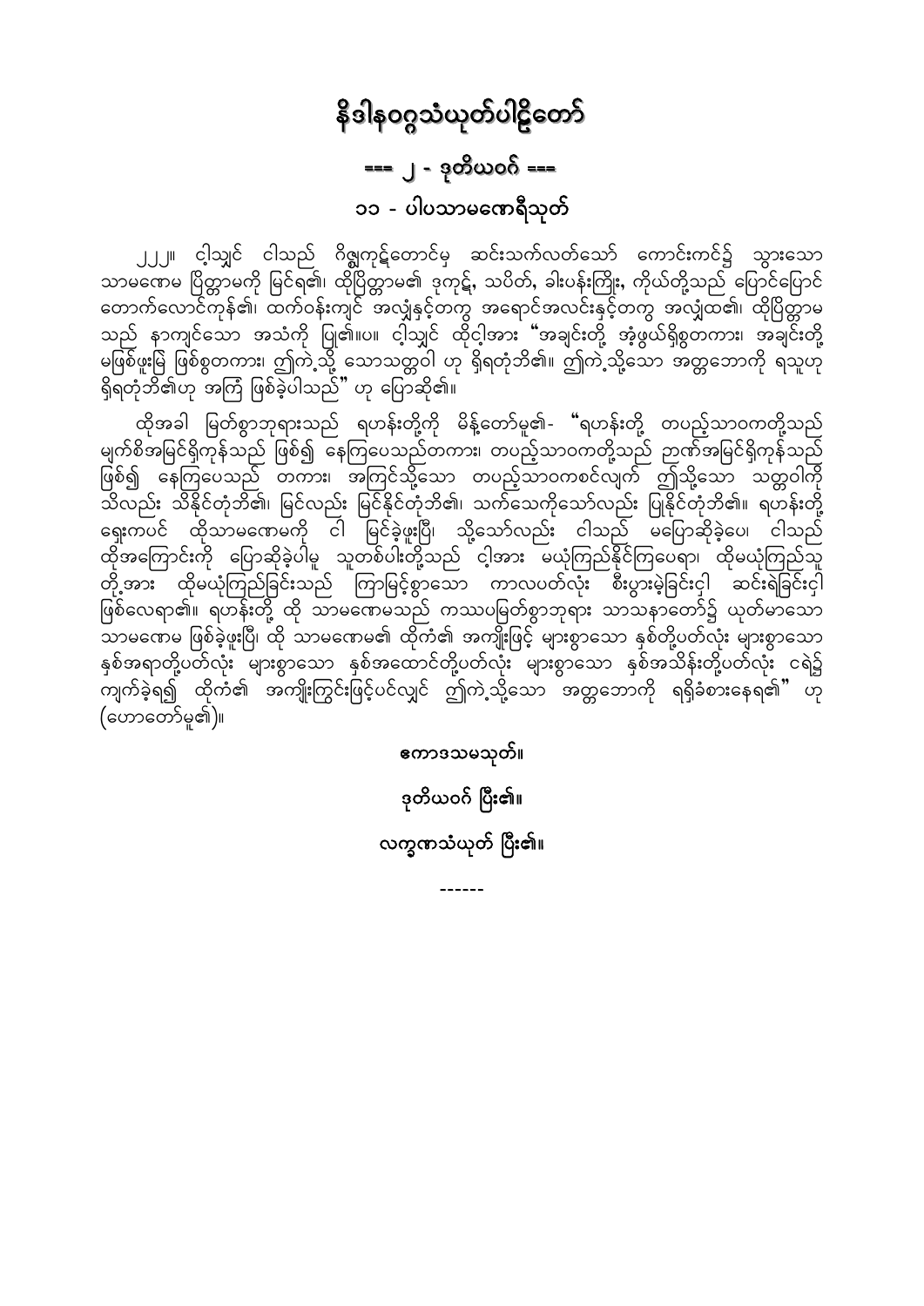# နိဒါနဝဂ္ဂသံယုတ်ပါဠိတော်

## === ၂ - ဒုတိယဝဂ် ===

### ၁၁ - ပါပသာမဏေရီသုတ်

၂၂၂။ ငါ့သျှင် ငါသည် ဂိဇ္ဈကုဋ်တောင်မှ ဆင်းသက်လတ်သော် ကောင်းကင်၌ သွားသော သာမဏေမ ပြိတ္တာမကို မြင်ရ၏၊ ထိုပြိတ္တာမ၏ ဒုကုဋ်, သပိတ်, ခါးပန်းကြိုး, ကိုယ်တို့သည် ပြောင်ပြောင် တောက်လောင်ကုန်၏၊ ထက်ဝန်းကျင် အလျှံနှင့်တကွ အရောင်အလင်းနှင့်တကွ အလျှံထ၏၊ ထိုပြိတ္တာမ သည် နာကျင်သော အသံကို ပြု၏။ပ။ ငါ့သျှင် ထိုငါ့အား "အချင်းတို့ အံ့ဖွယ်ရှိစွတကား၊ အချင်းတို့ မဖြစ်ဖူးမြဲ ဖြစ်စွတကား၊ ဤကဲ့သို့ သောသတ္တဝါ ဟု ရှိရတုံဘိ၏။ ဤကဲ့သို့သော အတ္တဘောကို ရသူဟု ရှိရတုံဘိ၏ဟု အကြံ ဖြစ်ခဲ့ပါသည်" ဟု ပြောဆို၏။

ထိုအခါ မြတ်စွာဘုရားသည် ရဟန်းတို့ကို မိန့်တော်မူ၏- "ရဟန်းတို့ တပည့်သာဝကတို့သည် မျက်စိအမြင်ရှိကုန်သည် ဖြစ်၍ နေကြပေသည်တကား၊ တပည့်သာဝကတို့သည် ဉာဏ်အမြင်ရှိကုန်သည် ဖြစ်၍ နေကြပေသည် တကား၊ အကြင်သို့သော တပည့်သာဝကစင်လျက် ဤသို့သော သတ္တဝါကို သိလည်း သိနိုင်တုံဘိ၏၊ မြင်လည်း မြင်နိုင်တုံဘိ၏၊ သက်သေကိုသော်လည်း ပြုနိုင်တုံဘိ၏။ ရဟန်းတို့ ရှေးကပင် ထိုသာမဏေမကို ငါ မြင်ခဲ့ဖူးပြီ၊ သို့သော်လည်း ငါသည် မပြောဆိုခဲ့ပေ၊ ငါသည် ထိုအကြောင်းကို ပြောဆိုခဲ့ပါမူ သူတစ်ပါးတို့သည် ငါ့အား မယုံကြည်နိုင်ကြပေရာ၊ ထိုမယုံကြည်သူ တို့အား ထိုမယုံကြည်ခြင်းသည် ကြာမြင့်စွာသော ကာလပတ်လုံး စီးပွားမဲ့ခြင်းငှါ ဆင်းရဲခြင်းငှါ ဖြစ်လေရာ၏။ ရဟန်းတို့ ထို သာမဏေမသည် ကဿပမြတ်စွာဘုရား သာသနာတော်၌ ယုတ်မာသော သာမဏေမ ဖြစ်ခဲ့ဖူးပြီ၊ ထို သာမဏေမ၏ ထိုကံ၏ အကျိုးဖြင့် များစွာသော နှစ်တို့ပတ်လုံး များစွာသော နှစ်အရာတို့ပတ်လုံး များစွာသော နှစ်အထောင်တို့ပတ်လုံး များစွာသော နှစ်အသိန်းတို့ပတ်လုံး ငရဲ၌ ကျက်ခဲ့ရ၍ ထိုကံ၏ အကျိုးကြွင်းဖြင့်ပင်လျှင် ဤကဲ့သို့သော အတ္တဘောကို ရရှိခံစားနေရ၏" ဟု (ဟောတော်မူ၏)။

**ဧကာဒသမသုတ်။**

**ဒုတိယဝဂ် ပြီး၏။**

**လက္ခဏသံယုတ် ပြီး၏။**

------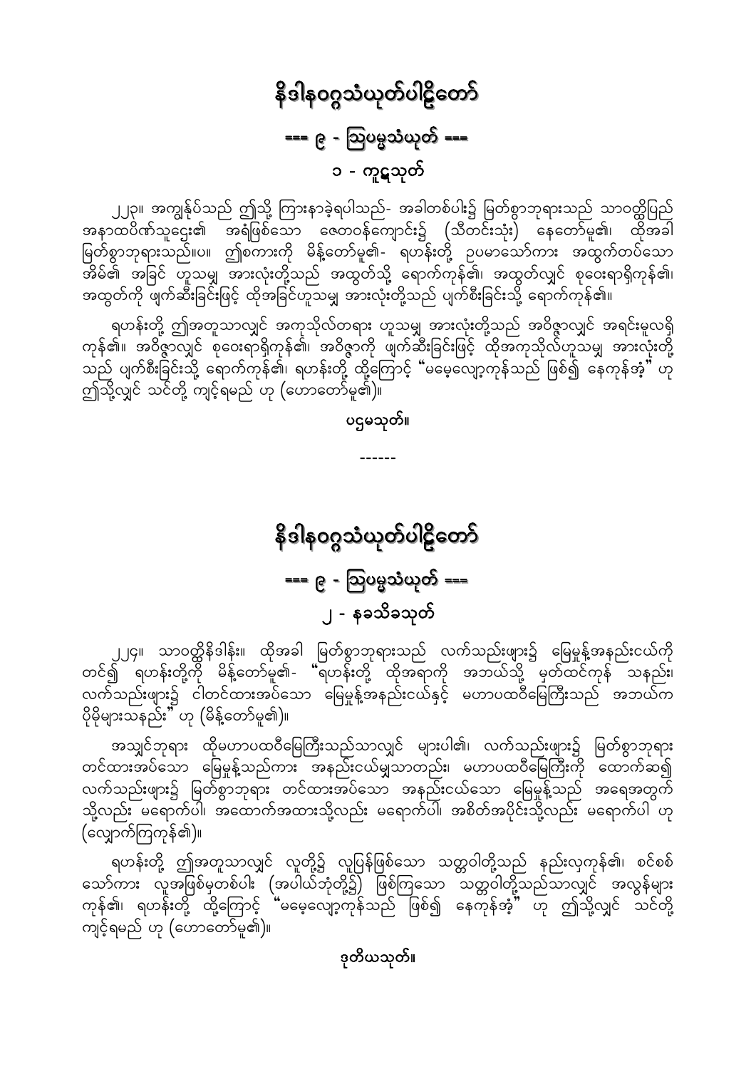# နိဒါနဝဂ္ဂသံယုတ်ပါဠိတော်

## === ၉ - ဩပမ္မသံယုတ် ===

### ၁ - ကူဋသုတ်

၂၂၃။ အကျွန်ုပ်သည် ဤသို့ ကြားနာခဲ့ရပါသည်- အခါတစ်ပါး၌ မြတ်စွာဘုရားသည် သာဝတ္ထိပြည် အနာထပိဏ်သူဌေး၏ အရံဖြစ်သော ဇေတဝန်ကျောင်း၌ (သီတင်းသုံး) နေတော်မူ၏၊ ထိုအခါ မြတ်စွာဘုရားသည်။ပ။ ဤစကားကို မိန့်တော်မူ၏- ရဟန်းတို့ ဥပမာသော်ကား အထွက်တပ်သော အိမ်၏ အခြင် ဟူသမျှ အားလုံးတို့သည် အထွတ်သို့ ရောက်ကုန်၏၊ အထွတ်လျှင် စုဝေးရာရှိကုန်၏၊ အထွတ်ကို ဖျက်ဆီးခြင်းဖြင့် ထိုအခြင်ဟူသမျှ အားလုံးတို့သည် ပျက်စီးခြင်းသို့ ရောက်ကုန်၏။

ရဟန်းတို့ ဤအတူသာလျှင် အကုသိုလ်တရား ဟူသမျှ အားလုံးတို့သည် အဝိဇ္ဇာလျှင် အရင်းမူလရှိကုန်၏။ အဝိဇ္ဇာလျှင် စုဝေးရာရှိကုန်၏၊ အဝိဇ္ဇာကို ဖျက်ဆီးခြင်းဖြင့် ထိုအကုသိုလ်ဟူသမျှ အားလုံးတို့သည် ပျက်စီးခြင်းသို့ ရောက်ကုန်၏၊ ရဟန်းတို့ ထို့ကြောင့် "မမေ့လျော့ကုန်သည် ဖြစ်၍ နေကုန်အံ့" ဟု ဤသို့လျှင် သင်တို့ ကျင့်ရမည် ဟု (ဟောတော်မူ၏)။

**ပဌမသုတ်။**

------

# နိဒါနဝဂ္ဂသံယုတ်ပါဠိတော်

## === ၉ - ဩပမ္မသံယုတ် ===

### ၂ - နခသိခသုတ်

၂၂၄။ သာဝတ္ထိနိဒါန်း။ ထိုအခါ မြတ်စွာဘုရားသည် လက်သည်းဖျား၌ မြေမှုန့်အနည်းငယ်ကို တင်၍ ရဟန်းတို့ကို မိန့်တော်မူ၏- "ရဟန်းတို့ ထိုအရာကို အဘယ်သို့ မှတ်ထင်ကုန် သနည်း၊ လက်သည်းဖျား၌ ငါတင်ထားအပ်သော မြေမှုန့်အနည်းငယ်နှင့် မဟာပထဝီမြေကြီးသည် အဘယ်က ပိုမိုများသနည်း" ဟု (မိန့်တော်မူ၏)။

အသျှင်ဘုရား ထိုမဟာပထဝီမြေကြီးသည်သာလျှင် များပါ၏၊ လက်သည်းဖျား၌ မြတ်စွာဘုရား တင်ထားအပ်သော မြေမှုန့်သည်ကား အနည်းငယ်မျှသာတည်း၊ မဟာပထဝီမြေကြီးကို ထောက်ဆ၍ လက်သည်းဖျား၌ မြတ်စွာဘုရား တင်ထားအပ်သော အနည်းငယ်သော မြေမှုန့်သည် အရေအတွက် သို့လည်း မရောက်ပါ၊ အထောက်အထားသို့လည်း မရောက်ပါ၊ အစိတ်အပိုင်းသို့လည်း မရောက်ပါ ဟု (လျှောက်ကြကုန်၏)။

ရဟန်းတို့ ဤအတူသာလျှင် လူတို့၌ လူပြန်ဖြစ်သော သတ္တဝါတို့သည် နည်းလှကုန်၏၊ စင်စစ် သော်ကား လူအဖြစ်မှတစ်ပါး (အပါယ်ဘုံတို့၌) ဖြစ်ကြသော သတ္တဝါတို့သည်သာလျှင် အလွန်များ ကုန်၏၊ ရဟန်းတို့ ထို့ကြောင့် "မမေ့လျော့ကုန်သည် ဖြစ်၍ နေကုန်အံ့" ဟု ဤသို့လျှင် သင်တို့ ကျင့်ရမည် ဟု (ဟောတော်မူ၏)။

**ဒုတိယသုတ်။**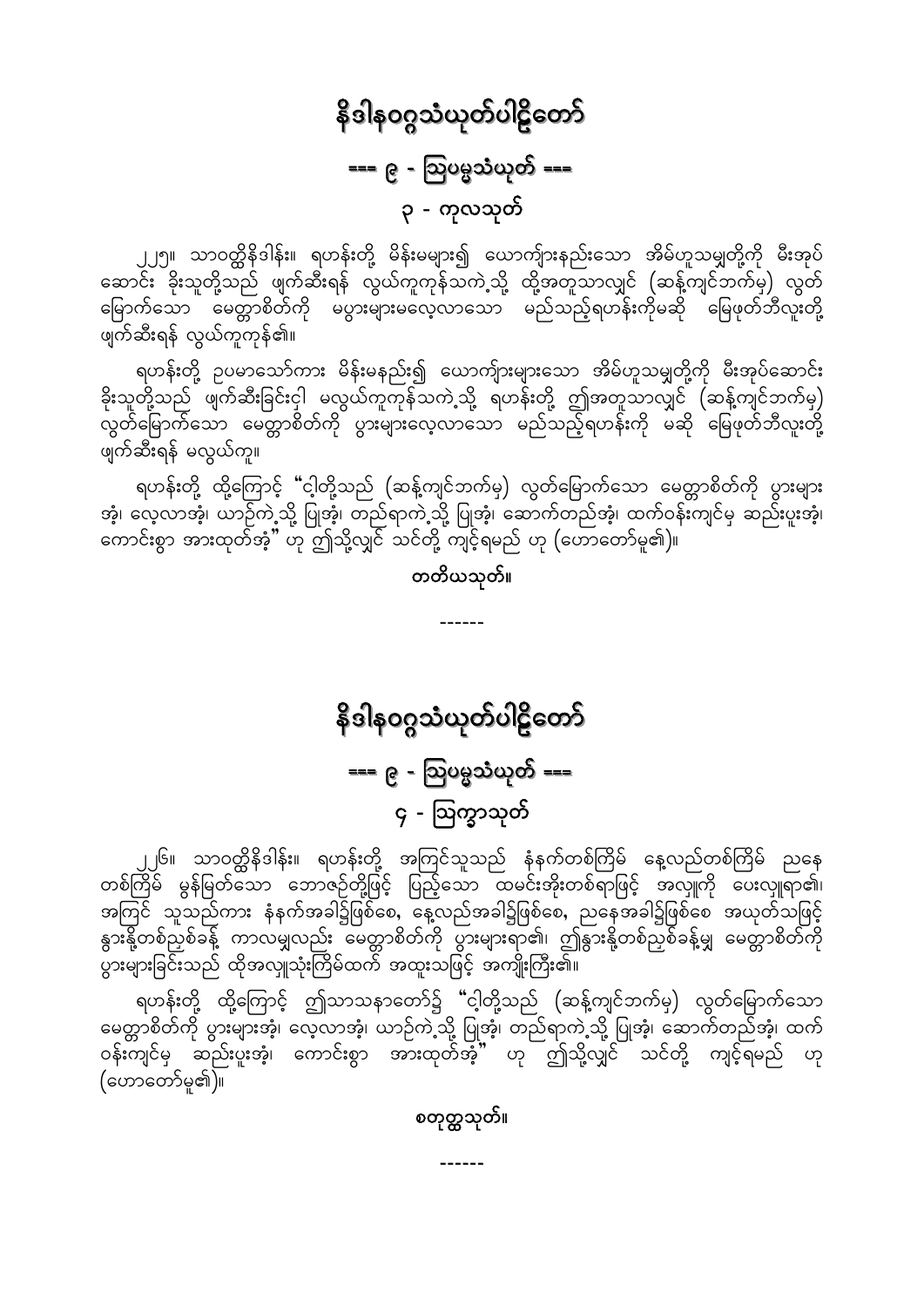# နိဒါနဝဂ္ဂသံယုတ်ပါဠိတော်

## === ၉ - ဩပမ္မသံယုတ် ===

### ၃ - ကုလသုတ်

၂၂၅။ သာဝတ္ထိနိဒါန်း။ ရဟန်းတို့ မိန်းမများ၍ ယောကျ်ားနည်းသော အိမ်ဟူသမျှတို့ကို မီးအုပ်ဆောင်း ခိုးသူတို့သည် ဖျက်ဆီးရန် လွယ်ကူကုန်သကဲ့သို့ ထို့အတူသာလျှင် (ဆန့်ကျင်ဘက်မှ) လွတ်မြောက်သော မေတ္တာစိတ်ကို မပွားများမလေ့လာသော မည်သည့်ရဟန်းကိုမဆို မြေဖုတ်ဘီလူးတို့ ဖျက်ဆီးရန် လွယ်ကူကုန်၏။

ရဟန်းတို့ ဥပမာသော်ကား မိန်းမနည်း၍ ယောကျ်ားများသော အိမ်ဟူသမျှတို့ကို မီးအုပ်ဆောင်း ခိုးသူတို့သည် ဖျက်ဆီးခြင်းငှါ မလွယ်ကူကုန်သကဲ့သို့ ရဟန်းတို့ ဤအတူသာလျှင် (ဆန့်ကျင်ဘက်မှ) လွတ်မြောက်သော မေတ္တာစိတ်ကို ပွားများလေ့လာသော မည်သည့်ရဟန်းကို မဆို မြေဖုတ်ဘီလူးတို့ ဖျက်ဆီးရန် မလွယ်ကူ။

ရဟန်းတို့ ထို့ကြောင့် "ငါတို့သည် (ဆန့်ကျင်ဘက်မှ) လွတ်မြောက်သော မေတ္တာစိတ်ကို ပွားများအံ့၊ လေ့လာအံ့၊ ယာဉ်ကဲ့သို့ ပြုအံ့၊ တည်ရာကဲ့သို့ ပြုအံ့၊ ဆောက်တည်အံ့၊ ထက်ဝန်းကျင်မှ ဆည်းပူးအံ့၊ ကောင်းစွာ အားထုတ်အံ့" ဟု ဤသို့လျှင် သင်တို့ ကျင့်ရမည် ဟု (ဟောတော်မူ၏)။

**တတိယသုတ်။**

------

# နိဒါနဝဂ္ဂသံယုတ်ပါဠိတော်

## === ၉ - ဩပမ္မသံယုတ် ===

### ၄ - ဩက္ခာသုတ်

၂၂၆။ သာဝတ္ထိနိဒါန်း။ ရဟန်းတို့ အကြင်သူသည် နံနက်တစ်ကြိမ် နေ့လည်တစ်ကြိမ် ညနေတစ်ကြိမ် မွန်မြတ်သော ဘောဇဉ်တို့ဖြင့် ပြည့်သော ထမင်းအိုးတစ်ရာဖြင့် အလှူကို ပေးလှူရာ၏၊ အကြင် သူသည်ကား နံနက်အခါ၌ဖြစ်စေ၊ နေ့လည်အခါ၌ဖြစ်စေ၊ ညနေအခါ၌ဖြစ်စေ အယုတ်သဖြင့် နွားနို့တစ်ညှစ်ခန့် ကာလမျှလည်း မေတ္တာစိတ်ကို ပွားများရာ၏၊ ဤနွားနို့တစ်ညှစ်ခန့်မျှ မေတ္တာစိတ်ကို ပွားများခြင်းသည် ထိုအလှူသုံးကြိမ်ထက် အထူးသဖြင့် အကျိုးကြီး၏။

ရဟန်းတို့ ထို့ကြောင့် ဤသာသနာတော်၌ "ငါတို့သည် (ဆန့်ကျင်ဘက်မှ) လွတ်မြောက်သော မေတ္တာစိတ်ကို ပွားများအံ့၊ လေ့လာအံ့၊ ယာဉ်ကဲ့သို့ ပြုအံ့၊ တည်ရာကဲ့သို့ ပြုအံ့၊ ဆောက်တည်အံ့၊ ထက်ဝန်းကျင်မှ ဆည်းပူးအံ့၊ ကောင်းစွာ အားထုတ်အံ့" ဟု ဤသို့လျှင် သင်တို့ ကျင့်ရမည် ဟု (ဟောတော်မူ၏)။

**စတုတ္ထသုတ်။**

------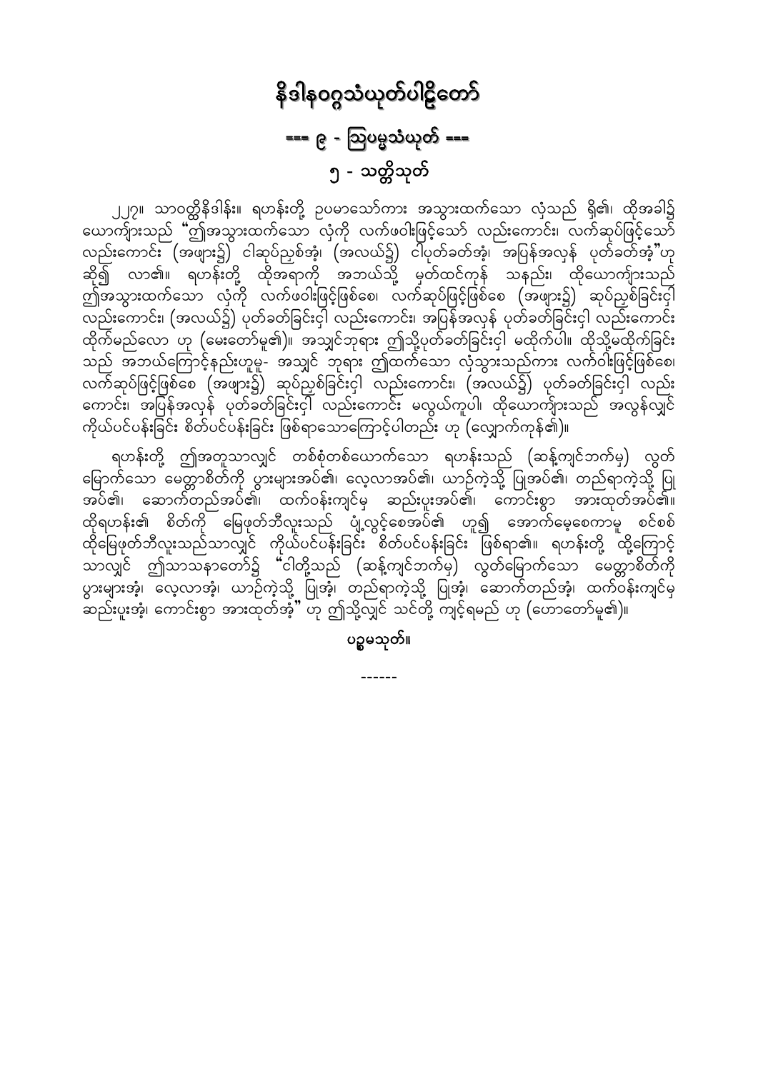# နိဒါနဝဂ္ဂသံယုတ်ပါဠိတော်

## === ၉ - ဩပမ္မသံယုတ် ===

## ၅ - သတ္တိသုတ်

၂၂၇။ သာဝတ္ထိနိဒါန်း။ ရဟန်းတို့ ဥပမာသော်ကား အသွားထက်သော လှံသည် ရှိ၏၊ ထိုအခါ၌ ယောကျ်ားသည် "ဤအသွားထက်သော လှံကို လက်ဖဝါးဖြင့်သော် လည်းကောင်း၊ လက်ဆုပ်ဖြင့်သော် လည်းကောင်း (အဖျား၌) ငါဆုပ်ညှစ်အံ့၊ (အလယ်၌) ငါပုတ်ခတ်အံ့၊ အပြန်အလှန် ပုတ်ခတ်အံ့"ဟု ဆို၍ လာ၏။ ရဟန်းတို့ ထိုအရာကို အဘယ်သို့ မှတ်ထင်ကုန် သနည်း၊ ထိုယောကျ်ားသည် ဤအသွားထက်သော လှံကို လက်ဖဝါးဖြင့်ဖြစ်စေ၊ လက်ဆုပ်ဖြင့်ဖြစ်စေ (အဖျား၌) ဆုပ်ညှစ်ခြင်းငှါ လည်းကောင်း၊ (အလယ်၌) ပုတ်ခတ်ခြင်းငှါ လည်းကောင်း၊ အပြန်အလှန် ပုတ်ခတ်ခြင်းငှါ လည်းကောင်း ထိုက်မည်လော ဟု (မေးတော်မူ၏)။ အသျှင်ဘုရား ဤသို့ပုတ်ခတ်ခြင်းငှါ မထိုက်ပါ။ ထိုသို့မထိုက်ခြင်းသည် အဘယ်ကြောင့်နည်းဟူမူ- အသျှင် ဘုရား ဤထက်သော လှံသွားသည်ကား လက်ဝါးဖြင့်ဖြစ်စေ၊ လက်ဆုပ်ဖြင့်ဖြစ်စေ (အဖျား၌) ဆုပ်ညှစ်ခြင်းငှါ လည်းကောင်း၊ (အလယ်၌) ပုတ်ခတ်ခြင်းငှါ လည်းကောင်း၊ အပြန်အလှန် ပုတ်ခတ်ခြင်းငှါ လည်းကောင်း မလွယ်ကူပါ။ ထိုယောကျ်ားသည် အလွန်လျှင် ကိုယ်ပင်ပန်းခြင်း စိတ်ပင်ပန်းခြင်း ဖြစ်ရာသောကြောင့်ပါတည်း ဟု (လျှောက်ကုန်၏)။

ရဟန်းတို့ ဤအတူသာလျှင် တစ်စုံတစ်ယောက်သော ရဟန်းသည် (ဆန့်ကျင်ဘက်မှ) လွတ်မြောက်သော မေတ္တာစိတ်ကို ပွားများအပ်၏၊ လေ့လာအပ်၏၊ ယာဉ်ကဲ့သို့ ပြုအပ်၏၊ တည်ရာကဲ့သို့ ပြုအပ်၏၊ ဆောက်တည်အပ်၏၊ ထက်ဝန်းကျင်မှ ဆည်းပူးအပ်၏၊ ကောင်းစွာ အားထုတ်အပ်၏။ ထိုရဟန်း၏ စိတ်ကို မြေဖုတ်ဘီလူးသည် ပျံ့လွင့်စေအပ်၏ ဟူ၍ အောက်မေ့စေကာမူ စင်စစ် ထိုမြေဖုတ်ဘီလူးသည်သာလျှင် ကိုယ်ပင်ပန်းခြင်း စိတ်ပင်ပန်းခြင်း ဖြစ်ရာ၏။ ရဟန်းတို့ ထို့ကြောင့် သာလျှင် ဤသာသနာတော်၌ "ငါတို့သည် (ဆန့်ကျင်ဘက်မှ) လွတ်မြောက်သော မေတ္တာစိတ်ကို ပွားများအံ့၊ လေ့လာအံ့၊ ယာဉ်ကဲ့သို့ ပြုအံ့၊ တည်ရာကဲ့သို့ ပြုအံ့၊ ဆောက်တည်အံ့၊ ထက်ဝန်းကျင်မှ ဆည်းပူးအံ့၊ ကောင်းစွာ အားထုတ်အံ့" ဟု ဤသို့လျှင် သင်တို့ ကျင့်ရမည် ဟု (ဟောတော်မူ၏)။

**ပဉ္စမသုတ်။**

------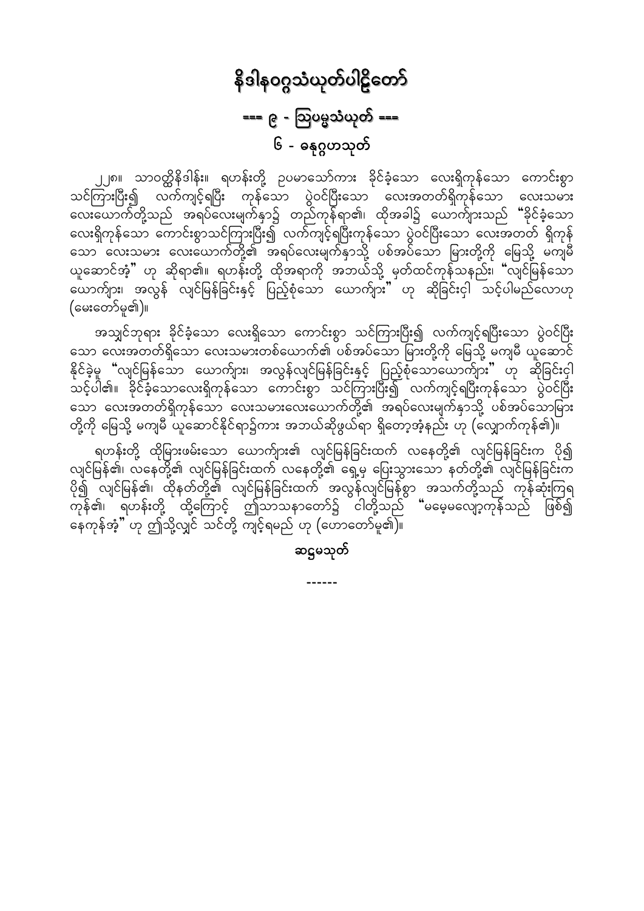# နိဒါနဝဂ္ဂသံယုတ်ပါဠိတော်

## === ၉ - ဩပမ္မသံယုတ် ===

### ၆ - ဓနုဂ္ဂဟသုတ်

၂၂၈။ သာဝတ္ထိနိဒါန်း။ ရဟန်းတို့ ဥပမာသော်ကား ခိုင်ခံ့သော လေးရှိကုန်သော ကောင်းစွာ သင်ကြားပြီး၍ လက်ကျင့်ရပြီး ကုန်သော ပွဲဝင်ပြီးသော လေးအတတ်ရှိကုန်သော လေးသမား လေးယောက်တို့သည် အရပ်လေးမျက်နှာ၌ တည်ကုန်ရာ၏၊ ထိုအခါ၌ ယောကျာ်းသည် "ခိုင်ခံ့သော လေးရှိကုန်သော ကောင်းစွာသင်ကြားပြီး၍ လက်ကျင့်ရပြီးကုန်သော ပွဲဝင်ပြီးသော လေးအတတ် ရှိကုန်သော လေးသမား လေးယောက်တို့၏ အရပ်လေးမျက်နှာသို့ ပစ်အပ်သော မြားတို့ကို မြေသို့ မကျမီ ယူဆောင်အံ့" ဟု ဆိုရာ၏။ ရဟန်းတို့ ထိုအရာကို အဘယ်သို့ မှတ်ထင်ကုန်သနည်း၊ "လျင်မြန်သော ယောကျာ်း၊ အလွန် လျင်မြန်ခြင်းနှင့် ပြည့်စုံသော ယောကျာ်း" ဟု ဆိုခြင်းငှါ သင့်ပါမည်လောဟု (မေးတော်မူ၏)။

အသျှင်ဘုရား ခိုင်ခံ့သော လေးရှိသော ကောင်းစွာ သင်ကြားပြီး၍ လက်ကျင့်ရပြီးသော ပွဲဝင်ပြီးသော လေးအတတ်ရှိသော လေးသမားတစ်ယောက်၏ ပစ်အပ်သော မြားတို့ကို မြေသို့ မကျမီ ယူဆောင်နိုင်ခဲ့မူ "လျင်မြန်သော ယောကျာ်း၊ အလွန်လျင်မြန်ခြင်းနှင့် ပြည့်စုံသောယောကျာ်း" ဟု ဆိုခြင်းငှါ သင့်ပါ၏။ ခိုင်ခံ့သောလေးရှိကုန်သော ကောင်းစွာ သင်ကြားပြီး၍ လက်ကျင့်ရပြီးကုန်သော ပွဲဝင်ပြီးသော လေးအတတ်ရှိကုန်သော လေးသမားလေးယောက်တို့၏ အရပ်လေးမျက်နှာသို့ ပစ်အပ်သောမြားတို့ကို မြေသို့ မကျမီ ယူဆောင်နိုင်ရာ၌ကား အဘယ်ဆိုဖွယ်ရာ ရှိတော့အံ့နည်း ဟု (လျှောက်ကုန်၏)။

ရဟန်းတို့ ထိုမြားဖမ်းသော ယောကျာ်း၏ လျင်မြန်ခြင်းထက် လနေတို့၏ လျင်မြန်ခြင်းက ပို၍ လျင်မြန်၏၊ လနေတို့၏ လျင်မြန်ခြင်းထက် လနေတို့၏ ရှေ့မှ ပြေးသွားသော နတ်တို့၏ လျင်မြန်ခြင်းက ပို၍ လျင်မြန်၏၊ ထိုနတ်တို့၏ လျင်မြန်ခြင်းထက် အလွန်လျင်မြန်စွာ အသက်တို့သည် ကုန်ဆုံးကြရကုန်၏၊ ရဟန်းတို့ ထို့ကြောင့် ဤသာသနာတော်၌ ငါတို့သည် "မမေ့မလျော့ကုန်သည် ဖြစ်၍ နေကုန်အံ့" ဟု ဤသို့လျှင် သင်တို့ ကျင့်ရမည် ဟု (ဟောတော်မူ၏)။

**ဆဌမသုတ်**

------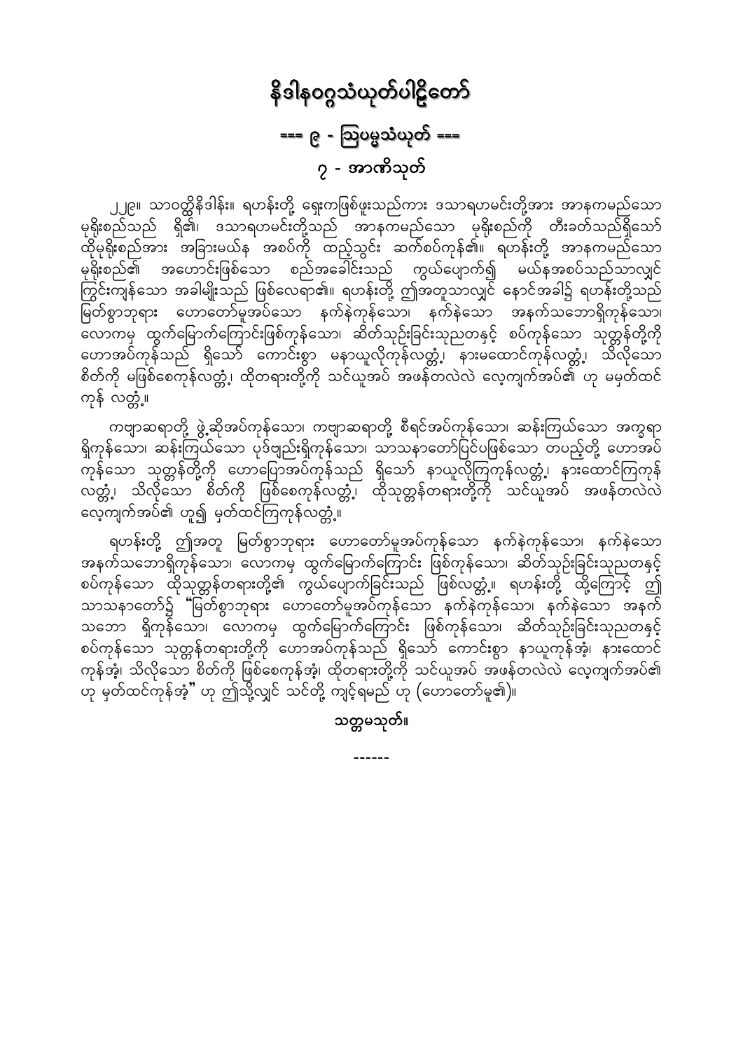# နိဒါနဝဂ္ဂသံယုတ်ပါဠိတော်

## === ၉ - ဩပမ္မသံယုတ် ===

### ၇ - အာဏိသုတ်

၂၂၉။ သာဝတ္ထိနိဒါန်း။ ရဟန်းတို့ ရှေးကဖြစ်ဖူးသည်ကား ဒသာရဟမင်းတို့အား အာနကမည်သော မုရိုးစည်သည် ရှိ၏၊ ဒသာရဟမင်းတို့သည် အာနကမည်သော မုရိုးစည်ကို တီးခတ်သည်ရှိသော် ထိုမုရိုးစည်အား အခြားမယ်န အစပ်ကို ထည့်သွင်း ဆက်စပ်ကုန်၏။ ရဟန်းတို့ အာနကမည်သော မုရိုးစည်၏ အဟောင်းဖြစ်သော စည်အခေါင်းသည် ကွယ်ပျောက်၍ မယ်နအစပ်သည်သာလျှင် ကြွင်းကျန်သော အခါမျိုးသည် ဖြစ်လေရာ၏။ ရဟန်းတို့ ဤအတူသာလျှင် နောင်အခါ၌ ရဟန်းတို့သည် မြတ်စွာဘုရား ဟောတော်မူအပ်သော နက်နဲကုန်သော၊ နက်နဲသော အနက်သဘောရှိကုန်သော၊ လောကမှ ထွက်မြောက်ကြောင်းဖြစ်ကုန်သော၊ ဆိတ်သုဉ်းခြင်းသုညတနှင့် စပ်ကုန်သော သုတ္တန်တို့ကို ဟောအပ်ကုန်သည် ရှိသော် ကောင်းစွာ မနာယူလိုကုန်လတ္တံ့၊ နားမထောင်ကုန်လတ္တံ့၊ သိလိုသော စိတ်ကို မဖြစ်စေကုန်လတ္တံ့၊ ထိုတရားတို့ကို သင်ယူအပ် အဖန်တလဲလဲ လေ့ကျက်အပ်၏ ဟု မမှတ်ထင်ကုန် လတ္တံ့။

ကဗျာဆရာတို့ ဖွဲ့ဆိုအပ်ကုန်သော၊ ကဗျာဆရာတို့ စီရင်အပ်ကုန်သော၊ ဆန်းကြယ်သော အက္ခရာ ရှိကုန်သော၊ ဆန်းကြယ်သော ပုဒ်ဗျည်းရှိကုန်သော၊ သာသနာတော်ပြင်ပဖြစ်သော တပည့်တို့ ဟောအပ်ကုန်သော သုတ္တန်တို့ကို ဟောပြောအပ်ကုန်သည် ရှိသော် နာယူလိုကြကုန်လတ္တံ့၊ နားထောင်ကြကုန် လတ္တံ့၊ သိလိုသော စိတ်ကို ဖြစ်စေကုန်လတ္တံ့၊ ထိုသုတ္တန်တရားတို့ကို သင်ယူအပ် အဖန်တလဲလဲ လေ့ကျက်အပ်၏ ဟူ၍ မှတ်ထင်ကြကုန်လတ္တံ့။

ရဟန်းတို့ ဤအတူ မြတ်စွာဘုရား ဟောတော်မူအပ်ကုန်သော နက်နဲကုန်သော၊ နက်နဲသော အနက်သဘောရှိကုန်သော၊ လောကမှ ထွက်မြောက်ကြောင်း ဖြစ်ကုန်သော၊ ဆိတ်သုဉ်းခြင်းသုညတနှင့် စပ်ကုန်သော ထိုသုတ္တန်တရားတို့၏ ကွယ်ပျောက်ခြင်းသည် ဖြစ်လတ္တံ့။ ရဟန်းတို့ ထို့ကြောင့် ဤ သာသနာတော်၌ "မြတ်စွာဘုရား ဟောတော်မူအပ်ကုန်သော နက်နဲကုန်သော၊ နက်နဲသော အနက် သဘော ရှိကုန်သော၊ လောကမှ ထွက်မြောက်ကြောင်း ဖြစ်ကုန်သော၊ ဆိတ်သုဉ်းခြင်းသုညတနှင့် စပ်ကုန်သော သုတ္တန်တရားတို့ကို ဟောအပ်ကုန်သည် ရှိသော် ကောင်းစွာ နာယူကုန်အံ့၊ နားထောင် ကုန်အံ့၊ သိလိုသော စိတ်ကို ဖြစ်စေကုန်အံ့၊ ထိုတရားတို့ကို သင်ယူအပ် အဖန်တလဲလဲ လေ့ကျက်အပ်၏ ဟု မှတ်ထင်ကုန်အံ့" ဟု ဤသို့လျှင် သင်တို့ ကျင့်ရမည် ဟု (ဟောတော်မူ၏)။

**သတ္တမသုတ်။**

------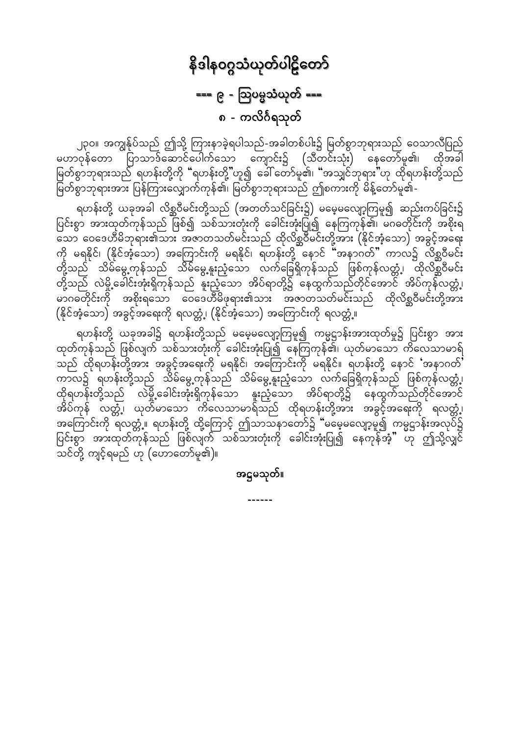# နိဒါနဝဂ္ဂသံယုတ်ပါဠိတော်

## === ၉ - ဩပမ္မသံယုတ် ===

### ၈ - ကလိင်္ဂရသုတ်

၂၃၀။ အကျွန်ုပ်သည် ဤသို့ ကြားနာခဲ့ရပါသည်-အခါတစ်ပါး၌ မြတ်စွာဘုရားသည် ဝေသာလီပြည် မဟာဝုန်တော ပြာသာဒ်ဆောင်ပေါက်သော ကျောင်း၌ (သီတင်းသုံး) နေတော်မူ၏၊ ထိုအခါ မြတ်စွာဘုရားသည် ရဟန်းတို့ကို "ရဟန်းတို့"ဟူ၍ ခေါ်တော်မူ၏၊ "အသျှင်ဘုရား"ဟု ထိုရဟန်းတို့သည် မြတ်စွာဘုရားအား ပြန်ကြားလျှောက်ကုန်၏၊ မြတ်စွာဘုရားသည် ဤစကားကို မိန့်တော်မူ၏-

ရဟန်းတို့ ယခုအခါ လိစ္ဆဝီမင်းတို့သည် (အတတ်သင်ခြင်း၌) မမေ့မလျော့ကြမူ၍ ဆည်းကပ်ခြင်း၌ ပြင်းစွာ အားထုတ်ကုန်သည် ဖြစ်၍ သစ်သားတုံးကို ခေါင်းအုံးပြု၍ နေကြကုန်၏၊ မဂဓတိုင်းကို အစိုးရသော ဝေဒေဟီမိဘုရား၏သား အဇာတသတ်မင်းသည် ထိုလိစ္ဆဝီမင်းတို့အား (နိုင်အံ့သော) အခွင့်အရေးကို မရနိုင်၊ (နိုင်အံ့သော) အကြောင်းကို မရနိုင်၊ ရဟန်းတို့ နောင် "အနာဂတ်" ကာလ၌ လိစ္ဆဝီမင်းတို့သည် သိမ်မွေ့ကုန်သည် သိမ်မွေ့နူးညံ့သော လက်ခြေရှိကုန်သည် ဖြစ်ကုန်လတ္တံ့၊ ထိုလိစ္ဆဝီမင်းတို့သည် လဲမို့ခေါင်းအုံးရှိကုန်သည် နူးညံ့သော အိပ်ရာတို့၌ နေထွက်သည်တိုင်အောင် အိပ်ကုန်လတ္တံ့၊ မာဂဓတိုင်းကို အစိုးရသော ဝေဒေဟီမိဖုရား၏သား အဇာတသတ်မင်းသည် ထိုလိစ္ဆဝီမင်းတို့အား (နိုင်အံ့သော) အခွင့်အရေးကို ရလတ္တံ့၊ (နိုင်အံ့သော) အကြောင်းကို ရလတ္တံ့။

ရဟန်းတို့ ယခုအခါ၌ ရဟန်းတို့သည် မမေ့မလျော့ကြမူ၍ ကမ္မဋ္ဌာန်းအားထုတ်မှု၌ ပြင်းစွာ အားထုတ်ကုန်သည် ဖြစ်လျက် သစ်သားတုံးကို ခေါင်းအုံးပြု၍ နေကြကုန်၏၊ ယုတ်မာသော ကိလေသာမာရ်သည် ထိုရဟန်းတို့အား အခွင့်အရေးကို မရနိုင်၊ အကြောင်းကို မရနိုင်။ ရဟန်းတို့ နောင် 'အနာဂတ်' ကာလ၌ ရဟန်းတို့သည် သိမ်မွေ့ကုန်သည် သိမ်မွေ့နူးညံ့သော လက်ခြေရှိကုန်သည် ဖြစ်ကုန်လတ္တံ့၊ ထိုရဟန်းတို့သည် လဲမို့ခေါင်းအုံးရှိကုန်သော နူးညံ့သော အိပ်ရာတို့၌ နေထွက်သည်တိုင်အောင် အိပ်ကုန် လတ္တံ့၊ ယုတ်မာသော ကိလေသာမာရ်သည် ထိုရဟန်းတို့အား အခွင့်အရေးကို ရလတ္တံ့၊ အကြောင်းကို ရလတ္တံ့။ ရဟန်းတို့ ထို့ကြောင့် ဤသာသနာတော်၌ "မမေ့မလျော့မူ၍ ကမ္မဋ္ဌာန်းအလုပ်၌ ပြင်းစွာ အားထုတ်ကုန်သည် ဖြစ်လျက် သစ်သားတုံးကို ခေါင်းအုံးပြု၍ နေကုန်အံ့" ဟု ဤသို့လျှင် သင်တို့ ကျင့်ရမည် ဟု (ဟောတော်မူ၏)။

**အဋ္ဌမသုတ်။**

------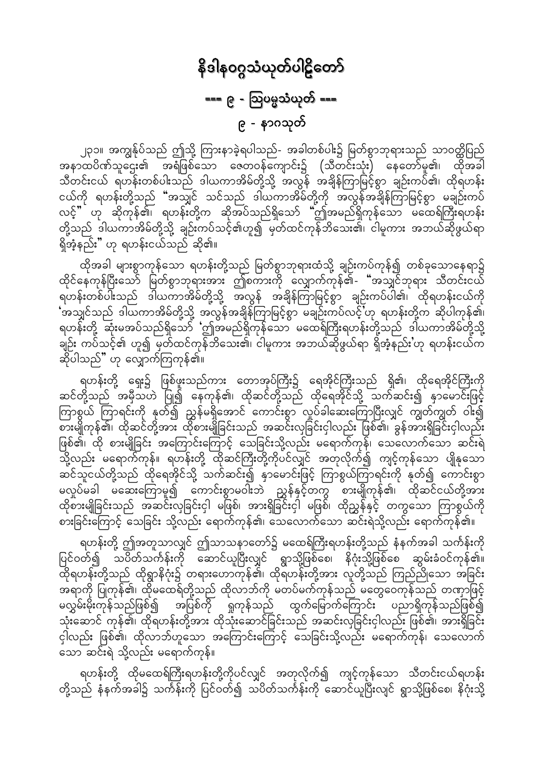# နိဒါနဝဂ္ဂသံယုတ်ပါဠိတော်

## === ၉ - ဩပမ္မသံယုတ် ===

### ၉ - နာဂသုတ်

၂၃၁။ အကျွန်ုပ်သည် ဤသို့ ကြားနာခဲ့ရပါသည်- အခါတစ်ပါး၌ မြတ်စွာဘုရားသည် သာဝတ္ထိပြည် အနာထပိဏ်သူဌေး၏ အရံဖြစ်သော ဇေတဝန်ကျောင်း၌ (သီတင်းသုံး) နေတော်မူ၏၊ ထိုအခါ သီတင်းငယ် ရဟန်းတစ်ပါးသည် ဒါယကာအိမ်တို့သို့ အလွန် အချိန်ကြာမြင့်စွာ ချဉ်းကပ်၏၊ ထိုရဟန်း ငယ်ကို ရဟန်းတို့သည် "အသျှင် သင်သည် ဒါယကာအိမ်တို့ကို အလွန်အချိန်ကြာမြင့်စွာ မချဉ်းကပ် လင့်" ဟု ဆိုကုန်၏၊ ရဟန်းတို့က ဆိုအပ်သည်ရှိသော် "ဤအမည်ရှိကုန်သော မထေရ်ကြီးရဟန်း တို့သည် ဒါယကာအိမ်တို့သို့ ချဉ်းကပ်သင့်၏ဟူ၍ မှတ်ထင်ကုန်ဘိသေး၏၊ ငါမူကား အဘယ်ဆိုဖွယ်ရာ ရှိအံ့နည်း" ဟု ရဟန်းငယ်သည် ဆို၏။

ထိုအခါ များစွာကုန်သော ရဟန်းတို့သည် မြတ်စွာဘုရားထံသို့ ချဉ်းကပ်ကုန်၍ တစ်ခုသောနေရာ၌ ထိုင်နေကုန်ပြီးသော် မြတ်စွာဘုရားအား ဤစကားကို လျှောက်ကုန်၏- "အသျှင်ဘုရား သီတင်းငယ် ရဟန်းတစ်ပါးသည် ဒါယကာအိမ်တို့သို့ အလွန် အချိန်ကြာမြင့်စွာ ချဉ်းကပ်ပါ၏၊ ထိုရဟန်းငယ်ကို 'အသျှင်သည် ဒါယကာအိမ်တို့သို့ အလွန်အချိန်ကြာမြင့်စွာ မချဉ်းကပ်လင့်'ဟု ရဟန်းတို့က ဆိုပါကုန်၏၊ ရဟန်းတို့ ဆိုအပ်သည်ရှိသော် 'ဤအမည်ရှိကုန်သော မထေရ်ကြီးရဟန်းတို့သည် ဒါယကာအိမ်တို့သို့ ချဉ်း ကပ်သင့်၏ ဟူ၍ မှတ်ထင်ကုန်ဘိသေး၏၊ ငါမူကား အဘယ်ဆိုဖွယ်ရာ ရှိအံ့နည်း'ဟု ရဟန်းငယ်က ဆိုပါသည်" ဟု လျှောက်ကြကုန်၏။

ရဟန်းတို့ ရှေး၌ ဖြစ်ဖူးသည်ကား တောအုပ်ကြီး၌ ရေအိုင်ကြီးသည် ရှိ၏၊ ထိုရေအိုင်ကြီးကို ဆင်တို့သည် အမှီသဟဲ ပြု၍ နေကုန်၏၊ ထိုဆင်တို့သည် ထိုရေအိုင်သို့ သက်ဆင်း၍ နှာမောင်းဖြင့် ကြာစွယ် ကြာရင်းကို နုတ်၍ ညွှန်မရှိအောင် ကောင်းစွာ လှုပ်ခါဆေးကြောပြီးလျှင် ကျွတ်ကျွတ် ဝါး၍ စားမျိုကုန်၏၊ ထိုဆင်တို့အား ထိုစားမျိုခြင်းသည် အဆင်းလှခြင်းငှါလည်း ဖြစ်၏၊ ခွန်အားရှိခြင်းငှါလည်း ဖြစ်၏၊ ထို စားမျိုခြင်း အကြောင်းကြောင့် သေခြင်းသို့လည်း မရောက်ကုန်၊ သေလောက်သော ဆင်းရဲ သို့လည်း မရောက်ကုန်။ ရဟန်းတို့ ထိုဆင်ကြီးတို့ကိုပင်လျှင် အတုလိုက်၍ ကျင့်ကုန်သော ပျိုနုသော ဆင်သူငယ်တို့သည် ထိုရေအိုင်သို့ သက်ဆင်း၍ နှာမောင်းဖြင့် ကြာစွယ်ကြာရင်းကို နုတ်၍ ကောင်းစွာ မလှုပ်မခါ မဆေးကြောမူ၍ ကောင်းစွာမဝါးဘဲ ညွှန်နှင့်တကွ စားမျိုကုန်၏၊ ထိုဆင်ငယ်တို့အား ထိုစားမျိုခြင်းသည် အဆင်းလှခြင်းငှါ မဖြစ်၊ အားရှိခြင်းငှါ မဖြစ်၊ ထိုညွှန်နှင့် တကွသော ကြာစွယ်ကို စားခြင်းကြောင့် သေခြင်း သို့လည်း ရောက်ကုန်၏၊ သေလောက်သော ဆင်းရဲသို့လည်း ရောက်ကုန်၏။

ရဟန်းတို့ ဤအတူသာလျှင် ဤသာသနာတော်၌ မထေရ်ကြီးရဟန်းတို့သည် နံနက်အခါ သင်္ကန်းကို ပြင်ဝတ်၍ သပိတ်သင်္ကန်းကို ဆောင်ယူပြီးလျှင် ရွာသို့ဖြစ်စေ၊ နိဂုံးသို့ဖြစ်စေ ဆွမ်းခံဝင်ကုန်၏။ ထိုရဟန်းတို့သည် ထိုရွာနိဂုံး၌ တရားဟောကုန်၏၊ ထိုရဟန်းတို့အား လူတို့သည် ကြည်ညိုသော အခြင်း အရာကို ပြုကုန်၏၊ ထိုမထေရ်တို့သည် ထိုလာဘ်ကို မတပ်မက်ကုန်သည် မတွေဝေကုန်သည် တဏှာဖြင့် မလွှမ်းမိုးကုန်သည်ဖြစ်၍ အပြစ်ကို ရှုကုန်သည် ထွက်မြောက်ကြောင်း ပညာရှိကုန်သည်ဖြစ်၍ သုံးဆောင် ကုန်၏၊ ထိုရဟန်းတို့အား ထိုသုံးဆောင်ခြင်းသည် အဆင်းလှခြင်းငှါလည်း ဖြစ်၏၊ အားရှိခြင်း ငှါလည်း ဖြစ်၏၊ ထိုလာဘ်ဟူသော အကြောင်းကြောင့် သေခြင်းသို့လည်း မရောက်ကုန်၊ သေလောက် သော ဆင်းရဲ သို့လည်း မရောက်ကုန်။

ရဟန်းတို့ ထိုမထေရ်ကြီးရဟန်းတို့ကိုပင်လျှင် အတုလိုက်၍ ကျင့်ကုန်သော သီတင်းငယ်ရဟန်း တို့သည် နံနက်အခါ၌ သင်္ကန်းကို ပြင်ဝတ်၍ သပိတ်သင်္ကန်းကို ဆောင်ယူပြီးလျှင် ရွာသို့ဖြစ်စေ၊ နိဂုံးသို့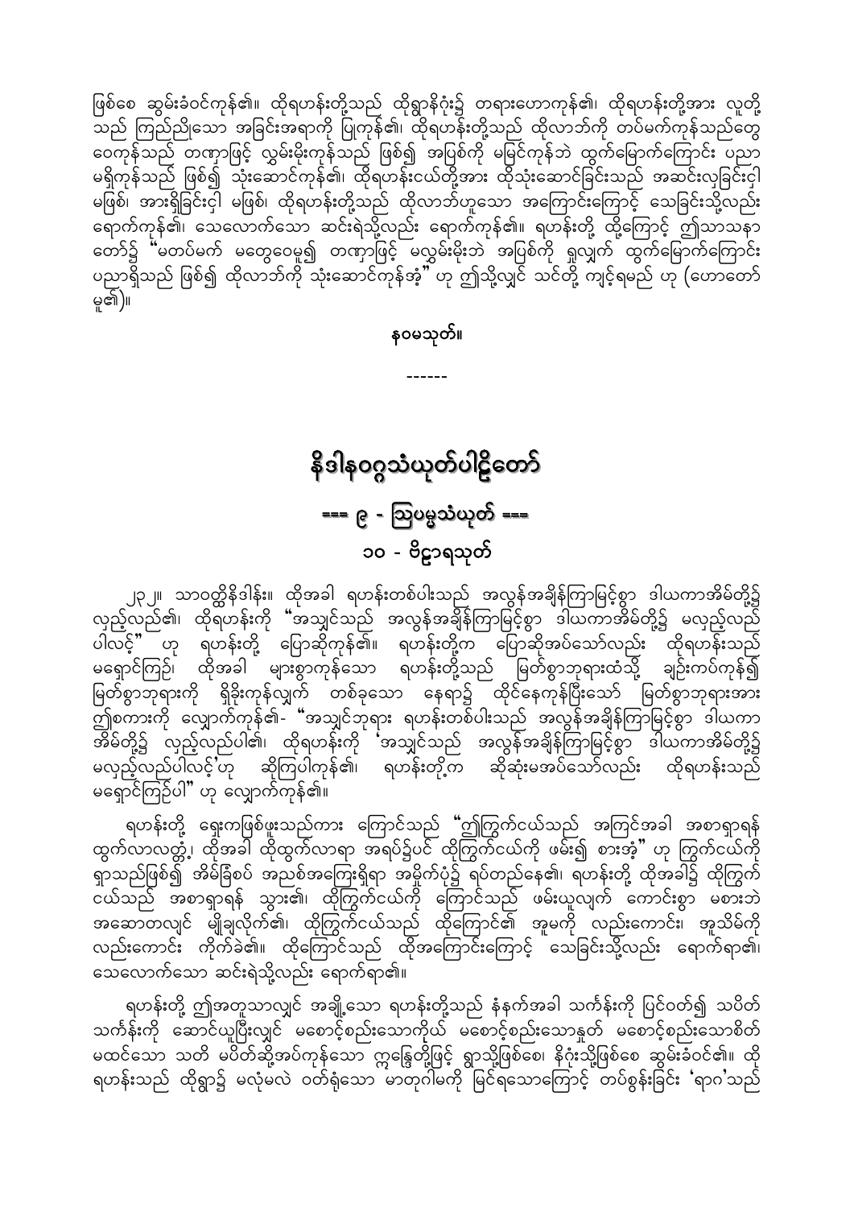ဖြစ်စေ ဆွမ်းခံဝင်ကုန်၏။ ထိုရဟန်းတို့သည် ထိုရွာနိဂုံး၌ တရားဟောကုန်၏၊ ထိုရဟန်းတို့အား လူတို့သည် ကြည်ညိုသော အခြင်းအရာကို ပြုကုန်၏၊ ထိုရဟန်းတို့သည် ထိုလာဘ်ကို တပ်မက်ကုန်သည်တွေဝေကုန်သည် တဏှာဖြင့် လွှမ်းမိုးကုန်သည် ဖြစ်၍ အပြစ်ကို မမြင်ကုန်ဘဲ ထွက်မြောက်ကြောင်း ပညာမရှိကုန်သည် ဖြစ်၍ သုံးဆောင်ကုန်၏၊ ထိုရဟန်းငယ်တို့အား ထိုသုံးဆောင်ခြင်းသည် အဆင်းလှခြင်းငှါ မဖြစ်၊ အားရှိခြင်းငှါ မဖြစ်၊ ထိုရဟန်းတို့သည် ထိုလာဘ်ဟူသော အကြောင်းကြောင့် သေခြင်းသို့လည်း ရောက်ကုန်၏၊ သေလောက်သော ဆင်းရဲသို့လည်း ရောက်ကုန်၏။ ရဟန်းတို့ ထို့ကြောင့် ဤသာသနာတော်၌ "မတပ်မက် မတွေဝေမူ၍ တဏှာဖြင့် မလွှမ်းမိုးဘဲ အပြစ်ကို ရှုလျက် ထွက်မြောက်ကြောင်း ပညာရှိသည် ဖြစ်၍ ထိုလာဘ်ကို သုံးဆောင်ကုန်အံ့" ဟု ဤသို့လျှင် သင်တို့ ကျင့်ရမည် ဟု (ဟောတော်မူ၏)။

**နဝမသုတ်။**

------

# နိဒါနဝဂ္ဂသံယုတ်ပါဠိတော်

## === ၉ - ဩပမ္မသံယုတ် ===

### ၁၀ - ဗိဠာရသုတ်

၂၃၂။ သာဝတ္ထိနိဒါန်း။ ထိုအခါ ရဟန်းတစ်ပါးသည် အလွန်အချိန်ကြာမြင့်စွာ ဒါယကာအိမ်တို့၌ လှည့်လည်၏၊ ထိုရဟန်းကို "အသျှင်သည် အလွန်အချိန်ကြာမြင့်စွာ ဒါယကာအိမ်တို့၌ မလှည့်လည်ပါလင့်" ဟု ရဟန်းတို့ ပြောဆိုကုန်၏။ ရဟန်းတို့က ပြောဆိုအပ်သော်လည်း ထိုရဟန်းသည် မရှောင်ကြဉ်၊ ထိုအခါ များစွာကုန်သော ရဟန်းတို့သည် မြတ်စွာဘုရားထံသို့ ချဉ်းကပ်ကုန်၍ မြတ်စွာဘုရားကို ရှိခိုးကုန်လျက် တစ်ခုသော နေရာ၌ ထိုင်နေကုန်ပြီးသော် မြတ်စွာဘုရားအား ဤစကားကို လျှောက်ကုန်၏- "အသျှင်ဘုရား ရဟန်းတစ်ပါးသည် အလွန်အချိန်ကြာမြင့်စွာ ဒါယကာအိမ်တို့၌ လှည့်လည်ပါ၏၊ ထိုရဟန်းကို 'အသျှင်သည် အလွန်အချိန်ကြာမြင့်စွာ ဒါယကာအိမ်တို့၌ မလှည့်လည်ပါလင့်'ဟု ဆိုကြပါကုန်၏၊ ရဟန်းတို့က ဆိုဆုံးမအပ်သော်လည်း ထိုရဟန်းသည် မရှောင်ကြဉ်ပါ" ဟု လျှောက်ကုန်၏။

ရဟန်းတို့ ရှေးကဖြစ်ဖူးသည်ကား ကြောင်သည် "ဤကြွက်ငယ်သည် အကြင်အခါ အစာရှာရန် ထွက်လာလတ္တံ့၊ ထိုအခါ ထိုထွက်လာရာ အရပ်၌ပင် ထိုကြွက်ငယ်ကို ဖမ်း၍ စားအံ့" ဟု ကြွက်ငယ်ကို ရှာသည်ဖြစ်၍ အိမ်ခြံစပ် အညစ်အကြေးရှိရာ အမှိုက်ပုံ၌ ရပ်တည်နေ၏၊ ရဟန်းတို့ ထိုအခါ၌ ထိုကြွက်ငယ်သည် အစာရှာရန် သွား၏၊ ထိုကြွက်ငယ်ကို ကြောင်သည် ဖမ်းယူလျက် ကောင်းစွာ မစားဘဲ အဆောတလျင် မျိုချလိုက်၏၊ ထိုကြွက်ငယ်သည် ထိုကြောင်၏ အူမကို လည်းကောင်း၊ အူသိမ်ကို လည်းကောင်း ကိုက်ခဲ၏။ ထိုကြောင်သည် ထိုအကြောင်းကြောင့် သေခြင်းသို့လည်း ရောက်ရာ၏၊ သေလောက်သော ဆင်းရဲသို့လည်း ရောက်ရာ၏။

ရဟန်းတို့ ဤအတူသာလျှင် အချို့သော ရဟန်းတို့သည် နံနက်အခါ သင်္ကန်းကို ပြင်ဝတ်၍ သပိတ်သင်္ကန်းကို ဆောင်ယူပြီးလျှင် မစောင့်စည်းသောကိုယ် မစောင့်စည်းသောနှုတ် မစောင့်စည်းသောစိတ် မထင်သော သတိ မပိတ်ဆို့အပ်ကုန်သော ဣန္ဒြေတို့ဖြင့် ရွာသို့ဖြစ်စေ၊ နိဂုံးသို့ဖြစ်စေ ဆွမ်းခံဝင်၏။ ထိုရဟန်းသည် ထိုရွာ၌ မလုံမလဲ ဝတ်ရုံသော မာတုဂါမကို မြင်ရသောကြောင့် တပ်စွန်းခြင်း 'ရာဂ'သည်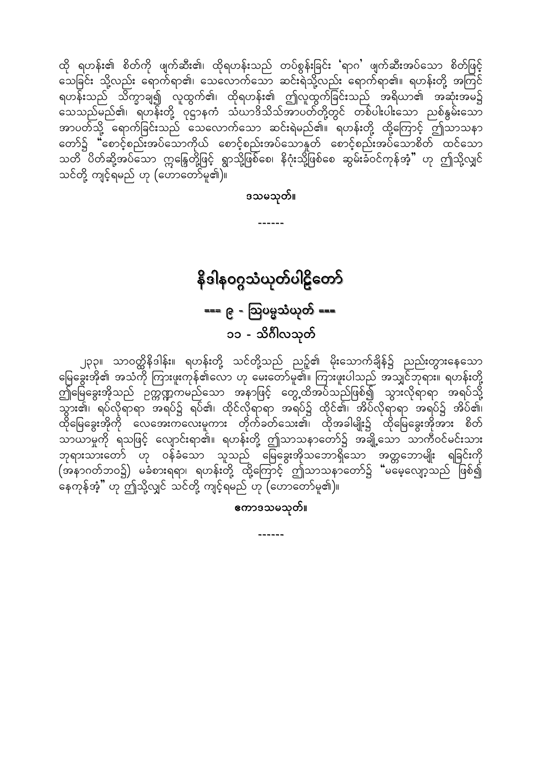ထို ရဟန်း၏ စိတ်ကို ဖျက်ဆီး၏၊ ထိုရဟန်းသည် တပ်စွန်းခြင်း 'ရာဂ' ဖျက်ဆီးအပ်သော စိတ်ဖြင့် သေခြင်း သို့လည်း ရောက်ရာ၏၊ သေလောက်သော ဆင်းရဲသို့လည်း ရောက်ရာ၏။ ရဟန်းတို့ အကြင် ရဟန်းသည် သိက္ခာချ၍ လူထွက်၏၊ ထိုရဟန်း၏ ဤလူထွက်ခြင်းသည် အရိယာ၏ အဆုံးအမ၌ သေသည်မည်၏၊ ရဟန်းတို့ ဝုဋ္ဌာနကံ သံဃာဒိသိသ်အာပတ်တို့တွင် တစ်ပါးပါးသော ညစ်နွမ်းသော အာပတ်သို့ ရောက်ခြင်းသည် သေလောက်သော ဆင်းရဲမည်၏။ ရဟန်းတို့ ထို့ကြောင့် ဤသာသနာ တော်၌ "စောင့်စည်းအပ်သောကိုယ် စောင့်စည်းအပ်သောနှုတ် စောင့်စည်းအပ်သောစိတ် ထင်သော သတိ ပိတ်ဆို့အပ်သော ဣန္ဒြေတို့ဖြင့် ရွာသို့ဖြစ်စေ၊ နိဂုံးသို့ဖြစ်စေ ဆွမ်းခံဝင်ကုန်အံ့" ဟု ဤသို့လျှင် သင်တို့ ကျင့်ရမည် ဟု (ဟောတော်မူ၏)။

**ဒသမသုတ်။**

------

# နိဒါနဝဂ္ဂသံယုတ်ပါဠိတော်

## === ၉ - ဩပမ္မသံယုတ် ===

### ၁၁ - သိင်္ဂါလသုတ်

၂၃၃။ သာဝတ္ထိနိဒါန်း။ ရဟန်းတို့ သင်တို့သည် ညဉ့်၏ မိုးသောက်ချိန်၌ ညည်းတွားနေသော မြေခွေးအို၏ အသံကို ကြားဖူးကုန်၏လော ဟု မေးတော်မူ၏။ ကြားဖူးပါသည် အသျှင်ဘုရား။ ရဟန်းတို့ ဤမြေခွေးအိုသည် ဥက္ကဏ္ဍကမည်သော အနာဖြင့် တွေ့ထိအပ်သည်ဖြစ်၍ သွားလိုရာရာ အရပ်သို့ သွား၏၊ ရပ်လိုရာရာ အရပ်၌ ရပ်၏၊ ထိုင်လိုရာရာ အရပ်၌ ထိုင်၏၊ အိပ်လိုရာရာ အရပ်၌ အိပ်၏၊ ထိုမြေခွေးအိုကို လေအေးကလေးမှုကား တိုက်ခတ်သေး၏၊ ထိုအခါမျိုး၌ ထိုမြေခွေးအိုအား စိတ် သာယာမှုကို ရသဖြင့် လျောင်းရာ၏။ ရဟန်းတို့ ဤသာသနာတော်၌ အချို့သော သာကီဝင်မင်းသား ဘုရားသားတော် ဟု ဝန်ခံသော သူသည် မြေခွေးအိုသဘောရှိသော အတ္တဘောမျိုး ရခြင်းကို (အနာဂတ်ဘဝ၌) မခံစားရရာ၊ ရဟန်းတို့ ထို့ကြောင့် ဤသာသနာတော်၌ "မမေ့လျော့သည် ဖြစ်၍ နေကုန်အံ့" ဟု ဤသို့လျှင် သင်တို့ ကျင့်ရမည် ဟု (ဟောတော်မူ၏)။

**ဧကာဒသမသုတ်။**

------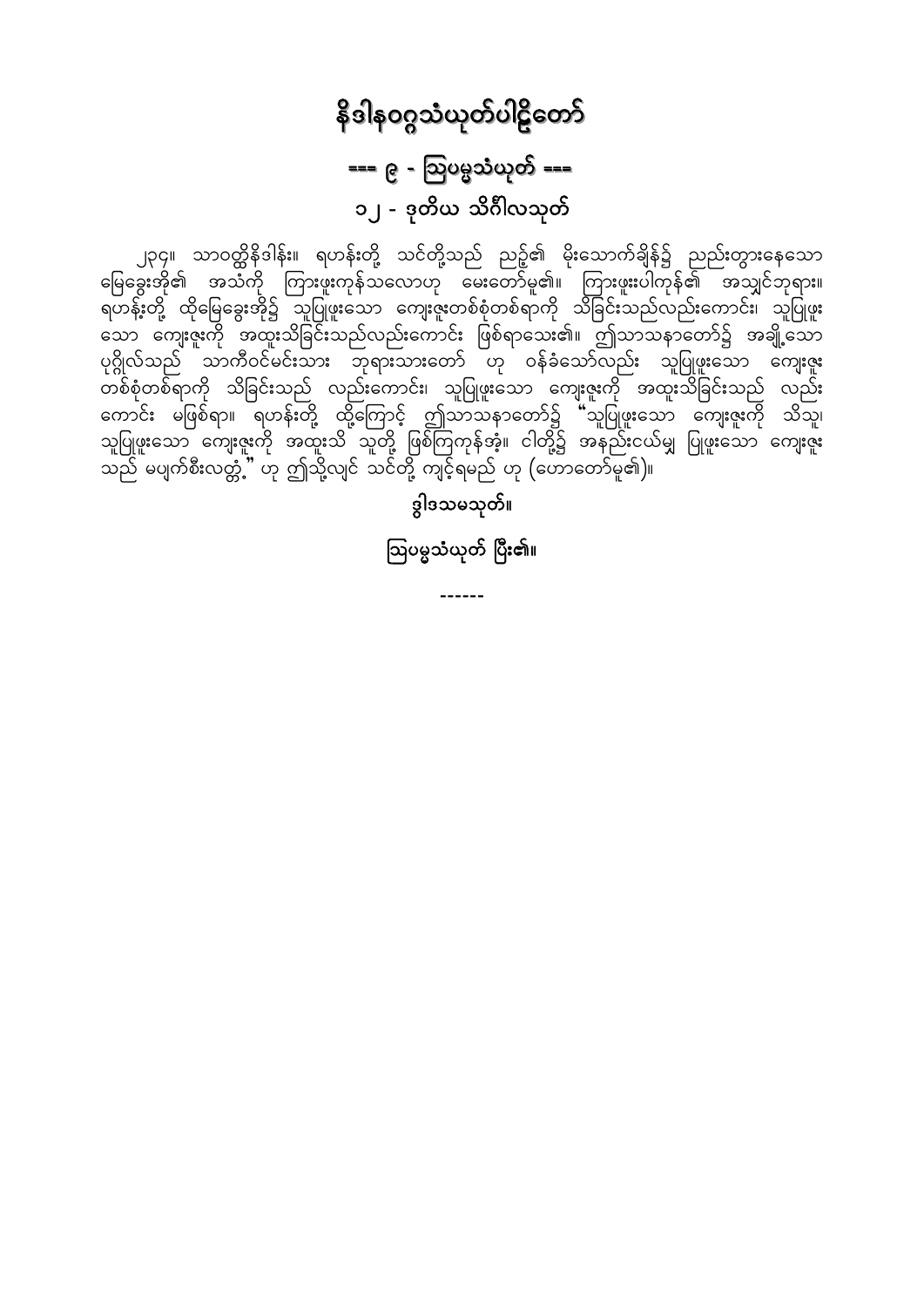# နိဒါနဝဂ္ဂသံယုတ်ပါဠိတော်

## === ၉ - ဩပမ္မသံယုတ် ===

## ၁၂ - ဒုတိယ သိင်္ဂါလသုတ်

၂၃၄။ သာဝတ္ထိနိဒါန်း။ ရဟန်းတို့ သင်တို့သည် ညဉ့်၏ မိုးသောက်ချိန်၌ ညည်းတွားနေသော မြေခွေးအို၏ အသံကို ကြားဖူးကုန်သလောဟု မေးတော်မူ၏။ ကြားဖူးပါကုန်၏ အသျှင်ဘုရား။ ရဟန်းတို့ ထိုမြေခွေးအို၌ သူပြုဖူးသော ကျေးဇူးတစ်စုံတစ်ရာကို သိခြင်းသည်လည်းကောင်း၊ သူပြုဖူးသော ကျေးဇူးကို အထူးသိခြင်းသည်လည်းကောင်း ဖြစ်ရာသေး၏။ ဤသာသနာတော်၌ အချို့သော ပုဂ္ဂိုလ်သည် သာကီဝင်မင်းသား ဘုရားသားတော် ဟု ဝန်ခံသော်လည်း သူပြုဖူးသော ကျေးဇူးတစ်စုံတစ်ရာကို သိခြင်းသည် လည်းကောင်း၊ သူပြုဖူးသော ကျေးဇူးကို အထူးသိခြင်းသည် လည်းကောင်း မဖြစ်ရာ။ ရဟန်းတို့ ထို့ကြောင့် ဤသာသနာတော်၌ "သူပြုဖူးသော ကျေးဇူးကို သိသူ၊ သူပြုဖူးသော ကျေးဇူးကို အထူးသိ သူတို့ ဖြစ်ကြကုန်အံ့။ ငါတို့၌ အနည်းငယ်မျှ ပြုဖူးသော ကျေးဇူးသည် မပျက်စီးလတ္တံ့." ဟု ဤသို့လျှင် သင်တို့ ကျင့်ရမည် ဟု (ဟောတော်မူ၏)။

**ဒွါဒသမသုတ်။**

**ဩပမ္မသံယုတ် ပြီး၏။**

------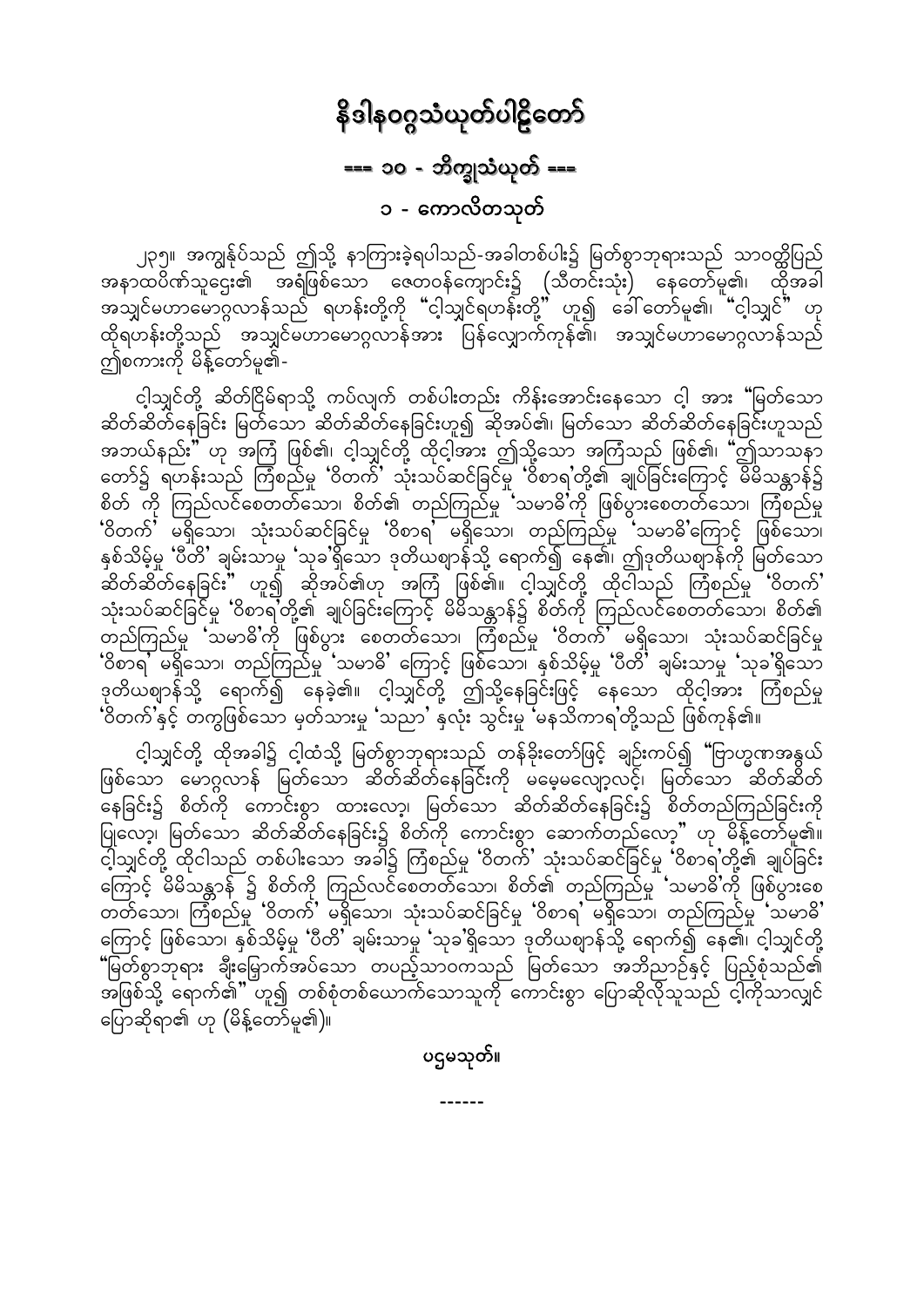# နိဒါနဝဂ္ဂသံယုတ်ပါဠိတော်

## === ၁၀ - ဘိက္ခုသံယုတ် ===

### ၁ - ကောလိတသုတ်

၂၃၅။ အကျွန်ုပ်သည် ဤသို့ နာကြားခဲ့ရပါသည်-အခါတစ်ပါး၌ မြတ်စွာဘုရားသည် သာဝတ္ထိပြည် အနာထပိဏ်သူဌေး၏ အရံဖြစ်သော ဇေတဝန်ကျောင်း၌ (သီတင်းသုံး) နေတော်မူ၏၊ ထိုအခါ အသျှင်မဟာမောဂ္ဂလာန်သည် ရဟန်းတို့ကို "ငါ့သျှင်ရဟန်းတို့" ဟူ၍ ခေါ်တော်မူ၏၊ "ငါ့သျှင်" ဟု ထိုရဟန်းတို့သည် အသျှင်မဟာမောဂ္ဂလာန်အား ပြန်လျှောက်ကုန်၏၊ အသျှင်မဟာမောဂ္ဂလာန်သည် ဤစကားကို မိန့်တော်မူ၏-

ငါ့သျှင်တို့ ဆိတ်ငြိမ်ရာသို့ ကပ်လျက် တစ်ပါးတည်း ကိန်းအောင်းနေသော ငါ့ အား "မြတ်သော ဆိတ်ဆိတ်နေခြင်း မြတ်သော ဆိတ်ဆိတ်နေခြင်းဟူ၍ ဆိုအပ်၏၊ မြတ်သော ဆိတ်ဆိတ်နေခြင်းဟူသည် အဘယ်နည်း" ဟု အကြံ ဖြစ်၏၊ ငါ့သျှင်တို့ ထိုငါ့အား ဤသို့သော အကြံသည် ဖြစ်၏၊ "ဤသာသနာ တော်၌ ရဟန်းသည် ကြံစည်မှု 'ဝိတက်' သုံးသပ်ဆင်ခြင်မှု 'ဝိစာရ'တို့၏ ချုပ်ခြင်းကြောင့် မိမိသန္တာန်၌ စိတ် ကို ကြည်လင်စေတတ်သော၊ စိတ်၏ တည်ကြည်မှု 'သမာဓိ'ကို ဖြစ်ပွားစေတတ်သော၊ ကြံစည်မှု 'ဝိတက်' မရှိသော၊ သုံးသပ်ဆင်ခြင်မှု 'ဝိစာရ' မရှိသော၊ တည်ကြည်မှု 'သမာဓိ'ကြောင့် ဖြစ်သော၊ နှစ်သိမ့်မှု 'ပီတိ' ချမ်းသာမှု 'သုခ'ရှိသော ဒုတိယဈာန်သို့ ရောက်၍ နေ၏၊ ဤဒုတိယဈာန်ကို မြတ်သော ဆိတ်ဆိတ်နေခြင်း" ဟူ၍ ဆိုအပ်၏ဟု အကြံ ဖြစ်၏။ ငါ့သျှင်တို့ ထိုငါသည် ကြံစည်မှု 'ဝိတက်' သုံးသပ်ဆင်ခြင်မှု 'ဝိစာရ'တို့၏ ချုပ်ခြင်းကြောင့် မိမိသန္တာန်၌ စိတ်ကို ကြည်လင်စေတတ်သော၊ စိတ်၏ တည်ကြည်မှု 'သမာဓိ'ကို ဖြစ်ပွား စေတတ်သော၊ ကြံစည်မှု 'ဝိတက်' မရှိသော၊ သုံးသပ်ဆင်ခြင်မှု 'ဝိစာရ' မရှိသော၊ တည်ကြည်မှု 'သမာဓိ' ကြောင့် ဖြစ်သော၊ နှစ်သိမ့်မှု 'ပီတိ' ချမ်းသာမှု 'သုခ'ရှိသော ဒုတိယဈာန်သို့ ရောက်၍ နေခဲ့၏။ ငါ့သျှင်တို့ ဤသို့နေခြင်းဖြင့် နေသော ထိုငါ့အား ကြံစည်မှု 'ဝိတက်'နှင့် တကွဖြစ်သော မှတ်သားမှု 'သညာ' နှလုံး သွင်းမှု 'မနသိကာရ'တို့သည် ဖြစ်ကုန်၏။

ငါ့သျှင်တို့ ထိုအခါ၌ ငါ့ထံသို့ မြတ်စွာဘုရားသည် တန်ခိုးတော်ဖြင့် ချဉ်းကပ်၍ "ပြာဟ္မဏအနွယ် ဖြစ်သော မောဂ္ဂလာန် မြတ်သော ဆိတ်ဆိတ်နေခြင်းကို မမေ့မလျော့လင့်၊ မြတ်သော ဆိတ်ဆိတ် နေခြင်း၌ စိတ်ကို ကောင်းစွာ ထားလော့၊ မြတ်သော ဆိတ်ဆိတ်နေခြင်း၌ စိတ်တည်ကြည်ခြင်းကို ပြုလော့၊ မြတ်သော ဆိတ်ဆိတ်နေခြင်း၌ စိတ်ကို ကောင်းစွာ ဆောက်တည်လော့" ဟု မိန့်တော်မူ၏။ ငါ့သျှင်တို့ ထိုငါသည် တစ်ပါးသော အခါ၌ ကြံစည်မှု 'ဝိတက်' သုံးသပ်ဆင်ခြင်မှု 'ဝိစာရ'တို့၏ ချုပ်ခြင်း ကြောင့် မိမိသန္တာန် ၌ စိတ်ကို ကြည်လင်စေတတ်သော၊ စိတ်၏ တည်ကြည်မှု 'သမာဓိ'ကို ဖြစ်ပွားစေ တတ်သော၊ ကြံစည်မှု 'ဝိတက်' မရှိသော၊ သုံးသပ်ဆင်ခြင်မှု 'ဝိစာရ' မရှိသော၊ တည်ကြည်မှု 'သမာဓိ' ကြောင့် ဖြစ်သော၊ နှစ်သိမ့်မှု 'ပီတိ' ချမ်းသာမှု 'သုခ'ရှိသော ဒုတိယဈာန်သို့ ရောက်၍ နေ၏၊ ငါ့သျှင်တို့ "မြတ်စွာဘုရား ချီးမြှောက်အပ်သော တပည့်သာဝကသည် မြတ်သော အဘိညာဉ်နှင့် ပြည့်စုံသည်၏ အဖြစ်သို့ ရောက်၏" ဟူ၍ တစ်စုံတစ်ယောက်သောသူကို ကောင်းစွာ ပြောဆိုလိုသူသည် ငါ့ကိုသာလျှင် ပြောဆိုရာ၏ ဟု (မိန့်တော်မူ၏)။

ပဌမသုတ်။

------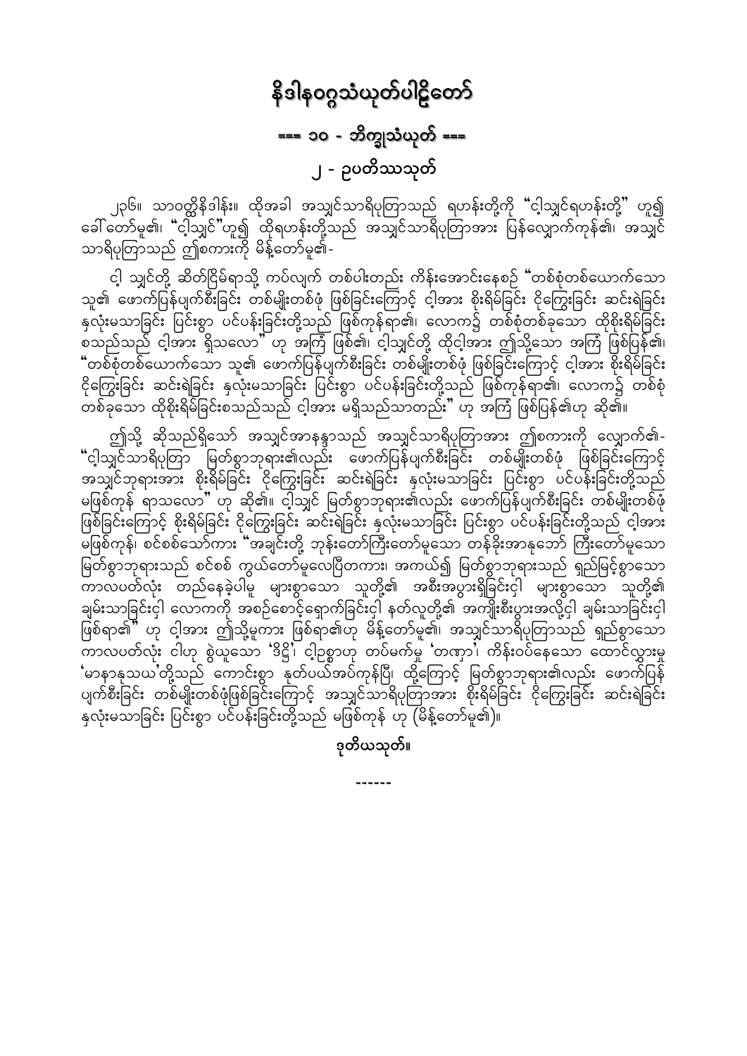# နိဒါနဝဂ္ဂသံယုတ်ပါဠိတော်

## === ၁၀ - ဘိက္ခုသံယုတ် ===

### ၂ - ဥပတိဿသုတ်

၂၃၆။ သာဝတ္ထိနိဒါန်း။ ထိုအခါ အသျှင်သာရိပုတြာသည် ရဟန်းတို့ကို "ငါ့သျှင်ရဟန်းတို့" ဟူ၍ ခေါ်တော်မူ၏၊ "ငါ့သျှင်"ဟူ၍ ထိုရဟန်းတို့သည် အသျှင်သာရိပုတြာအား ပြန်လျှောက်ကုန်၏၊ အသျှင်သာရိပုတြာသည် ဤစကားကို မိန့်တော်မူ၏-

ငါ့ သျှင်တို့ ဆိတ်ငြိမ်ရာသို့ ကပ်လျက် တစ်ပါးတည်း ကိန်းအောင်းနေစဉ် "တစ်စုံတစ်ယောက်သော သူ၏ ဖောက်ပြန်ပျက်စီးခြင်း တစ်မျိုးတစ်ဖုံ ဖြစ်ခြင်းကြောင့် ငါ့အား စိုးရိမ်ခြင်း ငိုကြွေးခြင်း ဆင်းရဲခြင်း နှလုံးမသာခြင်း ပြင်းစွာ ပင်ပန်းခြင်းတို့သည် ဖြစ်ကုန်ရာ၏၊ လောက၌ တစ်စုံတစ်ခုသော ထိုစိုးရိမ်ခြင်း စသည်သည် ငါ့အား ရှိသလော" ဟု အကြံ ဖြစ်၏၊ ငါ့သျှင်တို့ ထိုငါ့အား ဤသို့သော အကြံ ဖြစ်ပြန်၏၊ "တစ်စုံတစ်ယောက်သော သူ၏ ဖောက်ပြန်ပျက်စီးခြင်း တစ်မျိုးတစ်ဖုံ ဖြစ်ခြင်းကြောင့် ငါ့အား စိုးရိမ်ခြင်း ငိုကြွေးခြင်း ဆင်းရဲခြင်း နှလုံးမသာခြင်း ပြင်းစွာ ပင်ပန်းခြင်းတို့သည် ဖြစ်ကုန်ရာ၏၊ လောက၌ တစ်စုံတစ်ခုသော ထိုစိုးရိမ်ခြင်းစသည်သည် ငါ့အား မရှိသည်သာတည်း" ဟု အကြံ ဖြစ်ပြန်၏ဟု ဆို၏။

ဤသို့ ဆိုသည်ရှိသော် အသျှင်အာနန္ဒာသည် အသျှင်သာရိပုတြာအား ဤစကားကို လျှောက်၏- "ငါ့သျှင်သာရိပုတြာ မြတ်စွာဘုရား၏လည်း ဖောက်ပြန်ပျက်စီးခြင်း တစ်မျိုးတစ်ဖုံ ဖြစ်ခြင်းကြောင့် အသျှင်ဘုရားအား စိုးရိမ်ခြင်း ငိုကြွေးခြင်း ဆင်းရဲခြင်း နှလုံးမသာခြင်း ပြင်းစွာ ပင်ပန်းခြင်းတို့သည် မဖြစ်ကုန် ရာသလော" ဟု ဆို၏။ ငါ့သျှင် မြတ်စွာဘုရား၏လည်း ဖောက်ပြန်ပျက်စီးခြင်း တစ်မျိုးတစ်ဖုံ ဖြစ်ခြင်းကြောင့် စိုးရိမ်ခြင်း ငိုကြွေးခြင်း ဆင်းရဲခြင်း နှလုံးမသာခြင်း ပြင်းစွာ ပင်ပန်းခြင်းတို့သည် ငါ့အား မဖြစ်ကုန်၊ စင်စစ်သော်ကား "အချင်းတို့ ဘုန်းတော်ကြီးတော်မူသော တန်ခိုးအာနုဘော် ကြီးတော်မူသော မြတ်စွာဘုရားသည် စင်စစ် ကွယ်တော်မူလေပြီတကား၊ အကယ်၍ မြတ်စွာဘုရားသည် ရှည်မြင့်စွာသော ကာလပတ်လုံး တည်နေခဲ့ပါမူ များစွာသော သူတို့၏ အစီးအပွားရှိခြင်းငှါ များစွာသော သူတို့၏ ချမ်းသာခြင်းငှါ လောကကို အစဉ်စောင့်ရှောက်ခြင်းငှါ နတ်လူတို့၏ အကျိုးစီးပွားအလို့ငှါ ချမ်းသာခြင်းငှါ ဖြစ်ရာ၏" ဟု ငါ့အား ဤသို့မှုကား ဖြစ်ရာ၏ဟု မိန့်တော်မူ၏၊ အသျှင်သာရိပုတြာသည် ရှည်စွာသော ကာလပတ်လုံး ငါဟု စွဲယူသော 'ဒိဋ္ဌိ'၊ ငါ့ဥစ္စာဟု တပ်မက်မှု 'တဏှာ'၊ ကိန်းဝပ်နေသော ထောင်လွှားမှု 'မာနာနုသယ'တို့သည် ကောင်းစွာ နုတ်ပယ်အပ်ကုန်ပြီ၊ ထို့ကြောင့် မြတ်စွာဘုရား၏လည်း ဖောက်ပြန်ပျက်စီးခြင်း တစ်မျိုးတစ်ဖုံဖြစ်ခြင်းကြောင့် အသျှင်သာရိပုတြာအား စိုးရိမ်ခြင်း ငိုကြွေးခြင်း ဆင်းရဲခြင်း နှလုံးမသာခြင်း ပြင်းစွာ ပင်ပန်းခြင်းတို့သည် မဖြစ်ကုန် ဟု (မိန့်တော်မူ၏)။

**ဒုတိယသုတ်။**

------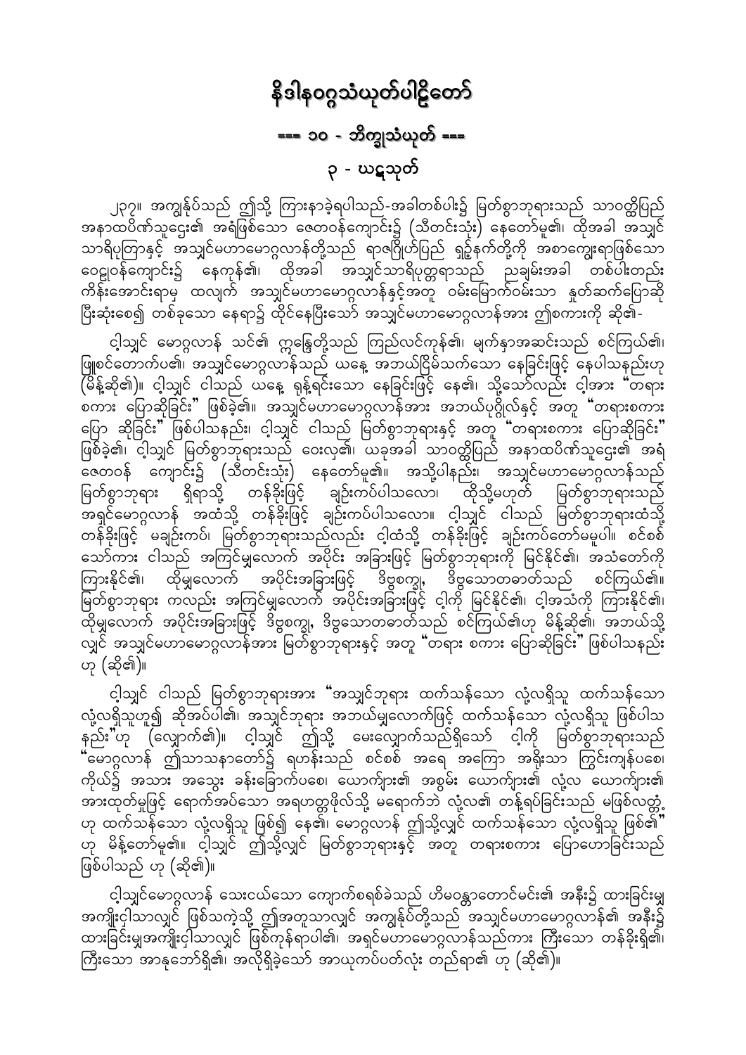# နိဒါနဝဂ္ဂသံယုတ်ပါဠိတော်

## === ၁၀ - ဘိက္ခုသံယုတ် ===

### ၃ - ဃဋသုတ်

၂၃၇။ အကျွန်ုပ်သည် ဤသို့ ကြားနာခဲ့ရပါသည်-အခါတစ်ပါး၌ မြတ်စွာဘုရားသည် သာဝတ္ထိပြည် အနာထပိဏ်သူဌေး၏ အရံဖြစ်သော ဇေတဝန်ကျောင်း၌ (သီတင်းသုံး) နေတော်မူ၏၊ ထိုအခါ အသျှင် သာရိပုတြာနှင့် အသျှင်မဟာမောဂ္ဂလာန်တို့သည် ရာဇဂြိုဟ်ပြည် ရှဉ့်နက်တို့ကို အစာကျွေးရာဖြစ်သော ဝေဠုဝန်ကျောင်း၌ နေကုန်၏၊ ထိုအခါ အသျှင်သာရိပုတ္တရာသည် ညချမ်းအခါ တစ်ပါးတည်း ကိန်းအောင်းရာမှ ထလျက် အသျှင်မဟာမောဂ္ဂလာန်နှင့်အတူ ဝမ်းမြောက်ဝမ်းသာ နှုတ်ဆက်ပြောဆို ပြီးဆုံးစေ၍ တစ်ခုသော နေရာ၌ ထိုင်နေပြီးသော် အသျှင်မဟာမောဂ္ဂလာန်အား ဤစကားကို ဆို၏-

ငါ့သျှင် မောဂ္ဂလာန် သင်၏ ဣန္ဒြေတို့သည် ကြည်လင်ကုန်၏၊ မျက်နှာအဆင်းသည် စင်ကြယ်၏၊ ဖြူစင်တောက်ပ၏၊ အသျှင်မောဂ္ဂလာန်သည် ယနေ့ အဘယ်ငြိမ်သက်သော နေခြင်းဖြင့် နေပါသနည်းဟု (မိန့်ဆို၏)။ ငါ့သျှင် ငါသည် ယနေ့ ရုန့်ရင်းသော နေခြင်းဖြင့် နေ၏၊ သို့သော်လည်း ငါ့အား "တရား စကား ပြောဆိုခြင်း" ဖြစ်ခဲ့၏။ အသျှင်မဟာမောဂ္ဂလာန်အား အဘယ်ပုဂ္ဂိုလ်နှင့် အတူ "တရားစကား ပြော ဆိုခြင်း" ဖြစ်ပါသနည်း၊ ငါ့သျှင် ငါသည် မြတ်စွာဘုရားနှင့် အတူ "တရားစကား ပြောဆိုခြင်း" ဖြစ်ခဲ့၏၊ ငါ့သျှင် မြတ်စွာဘုရားသည် ဝေးလှ၏၊ ယခုအခါ သာဝတ္ထိပြည် အနာထပိဏ်သူဌေး၏ အရံ ဇေတဝန် ကျောင်း၌ (သီတင်းသုံး) နေတော်မူ၏။ အသို့ပါနည်း၊ အသျှင်မဟာမောဂ္ဂလာန်သည် မြတ်စွာဘုရား ရှိရာသို့ တန်ခိုးဖြင့် ချဉ်းကပ်ပါသလော၊ ထိုသို့မဟုတ် မြတ်စွာဘုရားသည် အရှင်မောဂ္ဂလာန် အထံသို့ တန်ခိုးဖြင့် ချဉ်းကပ်ပါသလော။ ငါ့သျှင် ငါသည် မြတ်စွာဘုရားထံသို့ တန်ခိုးဖြင့် မချဉ်းကပ်၊ မြတ်စွာဘုရားသည်လည်း ငါ့ထံသို့ တန်ခိုးဖြင့် ချဉ်းကပ်တော်မမူပါ။ စင်စစ် သော်ကား ငါသည် အကြင်မျှလောက် အပိုင်း အခြားဖြင့် မြတ်စွာဘုရားကို မြင်နိုင်၏၊ အသံတော်ကို ကြားနိုင်၏၊ ထိုမျှလောက် အပိုင်းအခြားဖြင့် ဒိဗ္ဗစက္ခု၊ ဒိဗ္ဗသောတဓာတ်သည် စင်ကြယ်၏။ မြတ်စွာဘုရား ကလည်း အကြင်မျှလောက် အပိုင်းအခြားဖြင့် ငါ့ကို မြင်နိုင်၏၊ ငါ့အသံကို ကြားနိုင်၏၊ ထိုမျှလောက် အပိုင်းအခြားဖြင့် ဒိဗ္ဗစက္ခု၊ ဒိဗ္ဗသောတဓာတ်သည် စင်ကြယ်၏ဟု မိန့်ဆို၏၊ အဘယ်သို့ လျှင် အသျှင်မဟာမောဂ္ဂလာန်အား မြတ်စွာဘုရားနှင့် အတူ "တရား စကား ပြောဆိုခြင်း" ဖြစ်ပါသနည်းဟု (ဆို၏)။

ငါ့သျှင် ငါသည် မြတ်စွာဘုရားအား "အသျှင်ဘုရား ထက်သန်သော လုံ့လရှိသူ ထက်သန်သော လုံ့လရှိသူဟူ၍ ဆိုအပ်ပါ၏၊ အသျှင်ဘုရား အဘယ်မျှလောက်ဖြင့် ထက်သန်သော လုံ့လရှိသူ ဖြစ်ပါသနည်း"ဟု (လျှောက်၏)။ ငါ့သျှင် ဤသို့ မေးလျှောက်သည်ရှိသော် ငါ့ကို မြတ်စွာဘုရားသည် "မောဂ္ဂလာန် ဤသာသနာတော်၌ ရဟန်းသည် စင်စစ် အရေ အကြော အရိုးသာ ကြွင်းကျန်ပစေ၊ ကိုယ်၌ အသား အသွေး ခန်းခြောက်ပစေ၊ ယောကျ်ား၏ အစွမ်း ယောကျ်ား၏ လုံ့လ ယောကျ်ား၏ အားထုတ်မှုဖြင့် ရောက်အပ်သော အရဟတ္တဖိုလ်သို့ မရောက်ဘဲ လုံ့လ၏ တန့်ရပ်ခြင်းသည် မဖြစ်လတ္တံ့ ဟု ထက်သန်သော လုံ့လရှိသူ ဖြစ်၍ နေ၏၊ မောဂ္ဂလာန် ဤသို့လျှင် ထက်သန်သော လုံ့လရှိသူ ဖြစ်၏" ဟု မိန့်တော်မူ၏။ ငါ့သျှင် ဤသို့လျှင် မြတ်စွာဘုရားနှင့် အတူ တရားစကား ပြောဟောခြင်းသည် ဖြစ်ပါသည် ဟု (ဆို၏)။

ငါ့သျှင်မောဂ္ဂလာန် သေးငယ်သော ကျောက်စရစ်ခဲသည် ဟိမဝန္တာတောင်မင်း၏ အနီး၌ ထားခြင်းမျှ အကျိုးငှါသာလျှင် ဖြစ်သကဲ့သို့ ဤအတူသာလျှင် အကျွန်ုပ်တို့သည် အသျှင်မဟာမောဂ္ဂလာန်၏ အနီး၌ ထားခြင်းမျှအကျိုးငှါသာလျှင် ဖြစ်ကုန်ရပါ၏၊ အရှင်မဟာမောဂ္ဂလာန်သည်ကား ကြီးသော တန်ခိုးရှိ၏၊ ကြီးသော အာနုဘော်ရှိ၏၊ အလိုရှိခဲ့သော် အာယုကပ်ပတ်လုံး တည်ရာ၏ ဟု (ဆို၏)။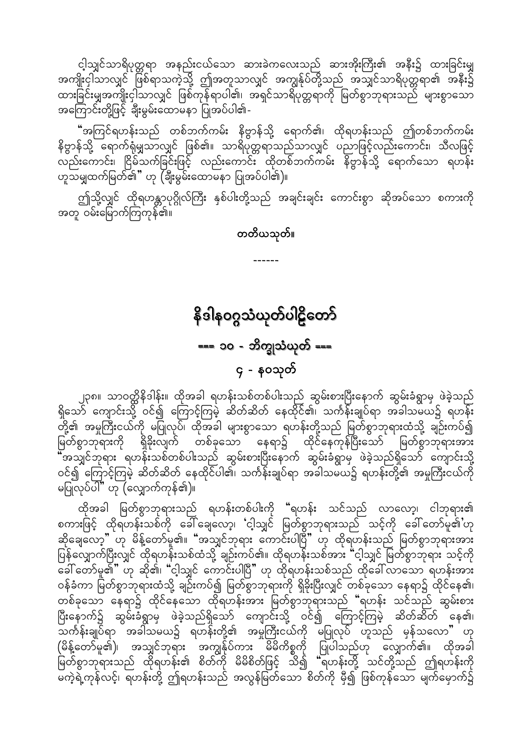ငါ့သျှင်သာရိပုတ္တရာ အနည်းငယ်သော ဆားခဲကလေးသည် ဆားအိုးကြီး၏ အနီး၌ ထားခြင်းမျှ အကျိုးငှါသာလျှင် ဖြစ်ရာသကဲ့သို့ ဤအတူသာလျှင် အကျွန်ုပ်တို့သည် အသျှင်သာရိပုတ္တရာ၏ အနီး၌ ထားခြင်းမျှအကျိုးငှါသာလျှင် ဖြစ်ကုန်ရာပါ၏၊ အရှင်သာရိပုတ္တရာကို မြတ်စွာဘုရားသည် များစွာသော အကြောင်းတို့ဖြင့် ချီးမွမ်းထောမနာ ပြုအပ်ပါ၏-

"အကြင်ရဟန်းသည် တစ်ဘက်ကမ်း နိဗ္ဗာန်သို့ ရောက်၏၊ ထိုရဟန်းသည် ဤတစ်ဘက်ကမ်း နိဗ္ဗာန်သို့ ရောက်ရုံမျှသာလျှင် ဖြစ်၏။ သာရိပုတ္တရာသည်သာလျှင် ပညာဖြင့်လည်းကောင်း၊ သီလဖြင့် လည်းကောင်း၊ ငြိမ်သက်ခြင်းဖြင့် လည်းကောင်း ထိုတစ်ဘက်ကမ်း နိဗ္ဗာန်သို့ ရောက်သော ရဟန်း ဟူသမျှထက်မြတ်၏" ဟု (ချီးမွမ်းထောမနာ ပြုအပ်ပါ၏)။

ဤသို့လျှင် ထိုရဟန္တာပုဂ္ဂိုလ်ကြီး နှစ်ပါးတို့သည် အချင်းချင်း ကောင်းစွာ ဆိုအပ်သော စကားကို အတူ ဝမ်းမြောက်ကြကုန်၏။

**တတိယသုတ်။**

------

# နိဒါနဝဂ္ဂသံယုတ်ပါဠိတော်

## === ၁၀ - ဘိက္ခုသံယုတ် ===

### ၄ - နဝသုတ်

၂၃၈။ သာဝတ္ထိနိဒါန်း။ ထိုအခါ ရဟန်းသစ်တစ်ပါးသည် ဆွမ်းစားပြီးနောက် ဆွမ်းခံရွာမှ ဖဲခဲ့သည် ရှိသော် ကျောင်းသို့ ဝင်၍ ကြောင့်ကြမဲ့ ဆိတ်ဆိတ် နေထိုင်၏၊ သင်္ကန်းချုပ်ရာ အခါသမယ၌ ရဟန်းတို့၏ အမှုကြီးငယ်ကို မပြုလုပ်၊ ထိုအခါ များစွာသော ရဟန်းတို့သည် မြတ်စွာဘုရားထံသို့ ချဉ်းကပ်၍ မြတ်စွာဘုရားကို ရှိခိုးလျက် တစ်ခုသော နေရာ၌ ထိုင်နေကုန်ပြီးသော် မြတ်စွာဘုရားအား "အသျှင်ဘုရား ရဟန်းသစ်တစ်ပါးသည် ဆွမ်းစားပြီးနောက် ဆွမ်းခံရွာမှ ဖဲခဲ့သည်ရှိသော် ကျောင်းသို့ ဝင်၍ ကြောင့်ကြမဲ့ ဆိတ်ဆိတ် နေထိုင်ပါ၏၊ သင်္ကန်းချုပ်ရာ အခါသမယ၌ ရဟန်းတို့၏ အမှုကြီးငယ်ကို မပြုလုပ်ပါ" ဟု (လျှောက်ကုန်၏)။

ထိုအခါ မြတ်စွာဘုရားသည် ရဟန်းတစ်ပါးကို "ရဟန်း သင်သည် လာလော့၊ ငါဘုရား၏ စကားဖြင့် ထိုရဟန်းသစ်ကို ခေါ်ချေလော့၊ 'ငါ့သျှင် မြတ်စွာဘုရားသည် သင့်ကို ခေါ်တော်မူ၏'ဟု ဆိုချေလော့" ဟု မိန့်တော်မူ၏။ "အသျှင်ဘုရား ကောင်းပါပြီ" ဟု ထိုရဟန်းသည် မြတ်စွာဘုရားအား ပြန်လျှောက်ပြီးလျှင် ထိုရဟန်းသစ်ထံသို့ ချဉ်းကပ်၏။ ထိုရဟန်းသစ်အား "ငါ့သျှင် မြတ်စွာဘုရား သင့်ကို ခေါ်တော်မူ၏" ဟု ဆို၏၊ "ငါ့သျှင် ကောင်းပါပြီ" ဟု ထိုရဟန်းသစ်သည် ထိုခေါ်လာသော ရဟန်းအား ဝန်ခံကာ မြတ်စွာဘုရားထံသို့ ချဉ်းကပ်၍ မြတ်စွာဘုရားကို ရှိခိုးပြီးလျှင် တစ်ခုသော နေရာ၌ ထိုင်နေ၏၊ တစ်ခုသော နေရာ၌ ထိုင်နေသော ထိုရဟန်းအား မြတ်စွာဘုရားသည် "ရဟန်း သင်သည် ဆွမ်းစား ပြီးနောက်၌ ဆွမ်းခံရွာမှ ဖဲခဲ့သည်ရှိသော် ကျောင်းသို့ ဝင်၍ ကြောင့်ကြမဲ့ ဆိတ်ဆိတ် နေ၏၊ သင်္ကန်းချုပ်ရာ အခါသမယ၌ ရဟန်းတို့၏ အမှုကြီးငယ်ကို မပြုလုပ် ဟူသည် မှန်သလော" ဟု (မိန့်တော်မူ၏)၊ အသျှင်ဘုရား အကျွန်ုပ်ကား မိမိကိစ္စကို ပြုပါသည်ဟု လျှောက်၏။ ထိုအခါ မြတ်စွာဘုရားသည် ထိုရဟန်း၏ စိတ်ကို မိမိစိတ်ဖြင့် သိ၍ "ရဟန်းတို့ သင်တို့သည် ဤရဟန်းကို မကဲ့ရဲ့ကုန်လင့်၊ ရဟန်းတို့ ဤရဟန်းသည် အလွန်မြတ်သော စိတ်ကို မှီ၍ ဖြစ်ကုန်သော မျက်မှောက်၌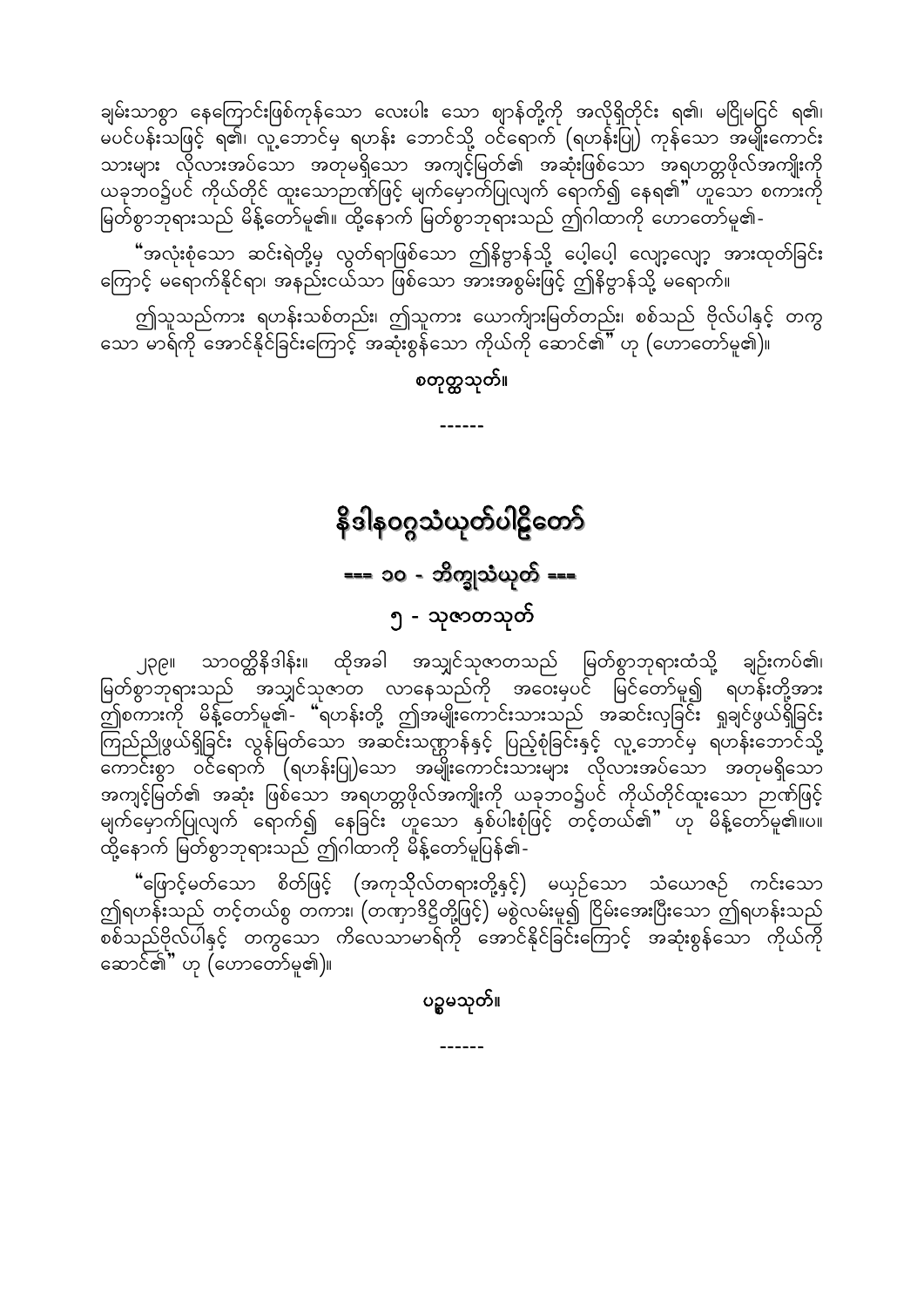ချမ်းသာစွာ နေကြောင်းဖြစ်ကုန်သော လေးပါး သော ဈာန်တို့ကို အလိုရှိတိုင်း ရ၏၊ မငြိုမငြင် ရ၏၊ မပင်ပန်းသဖြင့် ရ၏၊ လူ့ဘောင်မှ ရဟန်း ဘောင်သို့ ဝင်ရောက် (ရဟန်းပြု) ကုန်သော အမျိုးကောင်းသားများ လိုလားအပ်သော အတုမရှိသော အကျင့်မြတ်၏ အဆုံးဖြစ်သော အရဟတ္တဖိုလ်အကျိုးကို ယခုဘဝ၌ပင် ကိုယ်တိုင် ထူးသောဉာဏ်ဖြင့် မျက်မှောက်ပြုလျက် ရောက်၍ နေရ၏" ဟူသော စကားကို မြတ်စွာဘုရားသည် မိန့်တော်မူ၏။ ထို့နောက် မြတ်စွာဘုရားသည် ဤဂါထာကို ဟောတော်မူ၏-

"အလုံးစုံသော ဆင်းရဲတို့မှ လွတ်ရာဖြစ်သော ဤနိဗ္ဗာန်သို့ ပေါ့ပေါ့ လျော့လျော့ အားထုတ်ခြင်းကြောင့် မရောက်နိုင်ရာ၊ အနည်းငယ်သာ ဖြစ်သော အားအစွမ်းဖြင့် ဤနိဗ္ဗာန်သို့ မရောက်။

ဤသူသည်ကား ရဟန်းသစ်တည်း၊ ဤသူကား ယောက်ျားမြတ်တည်း၊ စစ်သည် ဗိုလ်ပါနှင့် တကွသော မာရ်ကို အောင်နိုင်ခြင်းကြောင့် အဆုံးစွန်သော ကိုယ်ကို ဆောင်၏" ဟု (ဟောတော်မူ၏)။

**စတုတ္ထသုတ်။**

------

# နိဒါနဝဂ္ဂသံယုတ်ပါဠိတော်

## === ၁၀ - ဘိက္ခုသံယုတ် ===

### ၅ - သုဇာတသုတ်

၂၃၉။ သာဝတ္ထိနိဒါန်း။ ထိုအခါ အသျှင်သုဇာတသည် မြတ်စွာဘုရားထံသို့ ချဉ်းကပ်၏၊ မြတ်စွာဘုရားသည် အသျှင်သုဇာတ လာနေသည်ကို အဝေးမှပင် မြင်တော်မူ၍ ရဟန်းတို့အား ဤစကားကို မိန့်တော်မူ၏- "ရဟန်းတို့ ဤအမျိုးကောင်းသားသည် အဆင်းလှခြင်း ရှုချင်ဖွယ်ရှိခြင်း ကြည်ညိုဖွယ်ရှိခြင်း လွန်မြတ်သော အဆင်းသဏ္ဌာန်နှင့် ပြည့်စုံခြင်းနှင့် လူ့ဘောင်မှ ရဟန်းဘောင်သို့ ကောင်းစွာ ဝင်ရောက် (ရဟန်းပြု)သော အမျိုးကောင်းသားများ လိုလားအပ်သော အတုမရှိသော အကျင့်မြတ်၏ အဆုံး ဖြစ်သော အရဟတ္တဖိုလ်အကျိုးကို ယခုဘဝ၌ပင် ကိုယ်တိုင်ထူးသော ဉာဏ်ဖြင့် မျက်မှောက်ပြုလျက် ရောက်၍ နေခြင်း ဟူသော နှစ်ပါးစုံဖြင့် တင့်တယ်၏" ဟု မိန့်တော်မူ၏။ပ။ ထို့နောက် မြတ်စွာဘုရားသည် ဤဂါထာကို မိန့်တော်မူပြန်၏-

"ဖြောင့်မတ်သော စိတ်ဖြင့် (အကုသိုလ်တရားတို့နှင့်) မယှဉ်သော သံယောဇဉ် ကင်းသော ဤရဟန်းသည် တင့်တယ်စွ တကား၊ (တဏှာဒိဋ္ဌိတို့ဖြင့်) မစွဲလမ်းမူ၍ ငြိမ်းအေးပြီးသော ဤရဟန်းသည် စစ်သည်ဗိုလ်ပါနှင့် တကွသော ကိလေသာမာရ်ကို အောင်နိုင်ခြင်းကြောင့် အဆုံးစွန်သော ကိုယ်ကို ဆောင်၏" ဟု (ဟောတော်မူ၏)။

**ပဉ္စမသုတ်။**

------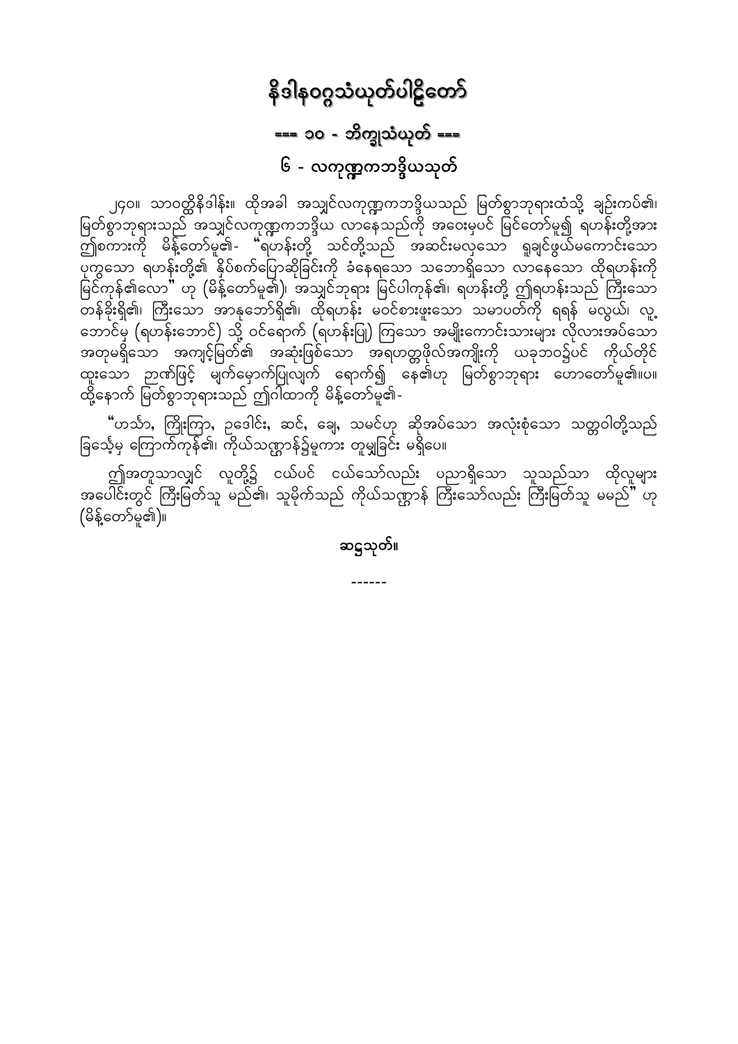# နိဒါနဝဂ္ဂသံယုတ်ပါဠိတော်

## === ၁၀ - ဘိက္ခုသံယုတ် ===

### ၆ - လကုဏ္ဍကဘဒ္ဒိယသုတ်

၂၄၀။ သာဝတ္ထိနိဒါန်း။ ထိုအခါ အသျှင်လကုဏ္ဍကဘဒ္ဒိယသည် မြတ်စွာဘုရားထံသို့ ချဉ်းကပ်၏၊ မြတ်စွာဘုရားသည် အသျှင်လကုဏ္ဍကဘဒ္ဒိယ လာနေသည်ကို အဝေးမှပင် မြင်တော်မူ၍ ရဟန်းတို့အား ဤစကားကို မိန့်တော်မူ၏- "ရဟန်းတို့ သင်တို့သည် အဆင်းမလှသော ရှုချင်ဖွယ်မကောင်းသော ပုကွသော ရဟန်းတို့၏ နှိပ်စက်ပြောဆိုခြင်းကို ခံနေရသော သဘောရှိသော လာနေသော ထိုရဟန်းကို မြင်ကုန်၏လော" ဟု (မိန့်တော်မူ၏)၊ အသျှင်ဘုရား မြင်ပါကုန်၏၊ ရဟန်းတို့ ဤရဟန်းသည် ကြီးသော တန်ခိုးရှိ၏၊ ကြီးသော အာနုဘော်ရှိ၏၊ ထိုရဟန်း မဝင်စားဖူးသော သမာပတ်ကို ရရန် မလွယ်၊ လူ့ဘောင်မှ (ရဟန်းဘောင်) သို့ ဝင်ရောက် (ရဟန်းပြု) ကြသော အမျိုးကောင်းသားများ လိုလားအပ်သော အတုမရှိသော အကျင့်မြတ်၏ အဆုံးဖြစ်သော အရဟတ္တဖိုလ်အကျိုးကို ယခုဘဝ၌ပင် ကိုယ်တိုင် ထူးသော ဉာဏ်ဖြင့် မျက်မှောက်ပြုလျက် ရောက်၍ နေ၏ဟု မြတ်စွာဘုရား ဟောတော်မူ၏။ပ။ ထို့နောက် မြတ်စွာဘုရားသည် ဤဂါထာကို မိန့်တော်မူ၏-

"ဟင်္သာ, ကြိုးကြာ, ဥဒေါင်း, ဆင်, ချေ, သမင်ဟု ဆိုအပ်သော အလုံးစုံသော သတ္တဝါတို့သည် ခြင်္သေ့မှ ကြောက်ကုန်၏၊ ကိုယ်သဏ္ဌာန်၌မူကား တူမျှခြင်း မရှိပေ။

ဤအတူသာလျှင် လူတို့၌ ငယ်ပင် ငယ်သော်လည်း ပညာရှိသော သူသည်သာ ထိုလူများ အပေါင်းတွင် ကြီးမြတ်သူ မည်၏၊ သူမိုက်သည် ကိုယ်သဏ္ဌာန် ကြီးသော်လည်း ကြီးမြတ်သူ မမည်" ဟု (မိန့်တော်မူ၏)။

**ဆဋ္ဌသုတ်။**

------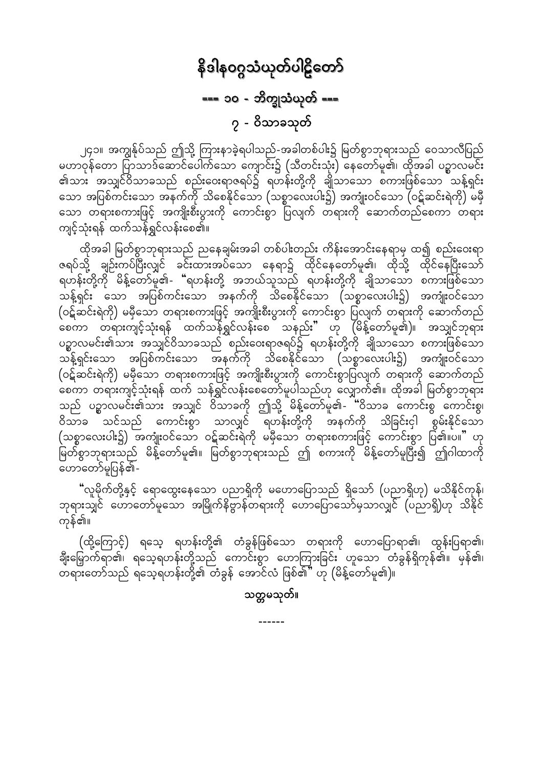# နိဒါနဝဂ္ဂသံယုတ်ပါဠိတော်

## === ၁၀ - ဘိက္ခုသံယုတ် ===

### ၇ - ဝိသာခသုတ်

၂၄၃။ အကျွန်ုပ်သည် ဤသို့ ကြားနာခဲ့ရပါသည်-အခါတစ်ပါး၌ မြတ်စွာဘုရားသည် ဝေသာလီပြည် မဟာဝုန်တော ပြာသာဒ်ဆောင်ပေါက်သော ကျောင်း၌ (သီတင်းသုံး) နေတော်မူ၏။ ထိုအခါ ပဉ္စာလမင်း၏သား အသျှင်ဝိသာခသည် စည်းဝေးရာဇရပ်၌ ရဟန်းတို့ကို ချိုသာသော စကားဖြစ်သော သန့်ရှင်းသော အပြစ်ကင်းသော အနက်ကို သိစေနိုင်သော (သစ္စာလေးပါး၌) အကျုံးဝင်သော (ဝဋ်ဆင်းရဲကို) မမှီသော တရားစကားဖြင့် အကျိုးစီးပွားကို ကောင်းစွာ ပြလျက် တရားကို ဆောက်တည်စေကာ တရားကျင့်သုံးရန် ထက်သန်ရွှင်လန်းစေ၏။

ထိုအခါ မြတ်စွာဘုရားသည် ညနေချမ်းအခါ တစ်ပါးတည်း ကိန်းအောင်းနေရာမှ ထ၍ စည်းဝေးရာဇရပ်သို့ ချဉ်းကပ်ပြီးလျှင် ခင်းထားအပ်သော နေရာ၌ ထိုင်နေတော်မူ၏၊ ထိုသို့ ထိုင်နေပြီးသော် ရဟန်းတို့ကို မိန့်တော်မူ၏- "ရဟန်းတို့ အဘယ်သူသည် ရဟန်းတို့ကို ချိုသာသော စကားဖြစ်သော သန့်ရှင်း သော အပြစ်ကင်းသော အနက်ကို သိစေနိုင်သော (သစ္စာလေးပါး၌) အကျုံးဝင်သော (ဝဋ်ဆင်းရဲကို) မမှီသော တရားစကားဖြင့် အကျိုးစီးပွားကို ကောင်းစွာ ပြလျက် တရားကို ဆောက်တည်စေကာ တရားကျင့်သုံးရန် ထက်သန်ရွှင်လန်းစေ သနည်း" ဟု (မိန့်တော်မူ၏)။ အသျှင်ဘုရား ပဉ္စာလမင်း၏သား အသျှင်ဝိသာခသည် စည်းဝေးရာဇရပ်၌ ရဟန်းတို့ကို ချိုသာသော စကားဖြစ်သော သန့်ရှင်းသော အပြစ်ကင်းသော အနက်ကို သိစေနိုင်သော (သစ္စာလေးပါး၌) အကျုံးဝင်သော (ဝဋ်ဆင်းရဲကို) မမှီသော တရားစကားဖြင့် အကျိုးစီးပွားကို ကောင်းစွာပြလျက် တရားကို ဆောက်တည်စေကာ တရားကျင့်သုံးရန် ထက် သန့်ရွှင်လန်းစေတော်မူပါသည်ဟု လျှောက်၏။ ထိုအခါ မြတ်စွာဘုရားသည် ပဉ္စာလမင်း၏သား အသျှင် ဝိသာခကို ဤသို့ မိန့်တော်မူ၏- "ဝိသာခ ကောင်းစွ ကောင်းစွ၊ ဝိသာခ သင်သည် ကောင်းစွာ သာလျှင် ရဟန်းတို့ကို အနက်ကို သိခြင်းငှါ စွမ်းနိုင်သော (သစ္စာလေးပါး၌) အကျုံးဝင်သော ဝဋ်ဆင်းရဲကို မမှီသော တရားစကားဖြင့် ကောင်းစွာ ပြ၏။ပ။" ဟု မြတ်စွာဘုရားသည် မိန့်တော်မူ၏။ မြတ်စွာဘုရားသည် ဤ စကားကို မိန့်တော်မူပြီး၍ ဤဂါထာကို ဟောတော်မူပြန်၏-

"လူမိုက်တို့နှင့် ရောထွေးနေသော ပညာရှိကို မဟောပြောသည် ရှိသော် (ပညာရှိဟု) မသိနိုင်ကုန်၊ ဘုရားသျှင် ဟောတော်မူသော အမြိုက်နိဗ္ဗာန်တရားကို ဟောပြောသော်မှသာလျှင် (ပညာရှိ)ဟု သိနိုင်ကုန်၏။

(ထို့ကြောင့်) ရသေ့ ရဟန်းတို့၏ တံခွန်ဖြစ်သော တရားကို ဟောပြောရာ၏၊ ထွန်းပြရာ၏၊ ချီးမြှောက်ရာ၏၊ ရသေ့ရဟန်းတို့သည် ကောင်းစွာ ဟောကြားခြင်း ဟူသော တံခွန်ရှိကုန်၏။ မှန်၏၊ တရားတော်သည် ရသေ့ရဟန်းတို့၏ တံခွန် အောင်လံ ဖြစ်၏" ဟု (မိန့်တော်မူ၏)။

**သတ္တမသုတ်။**

------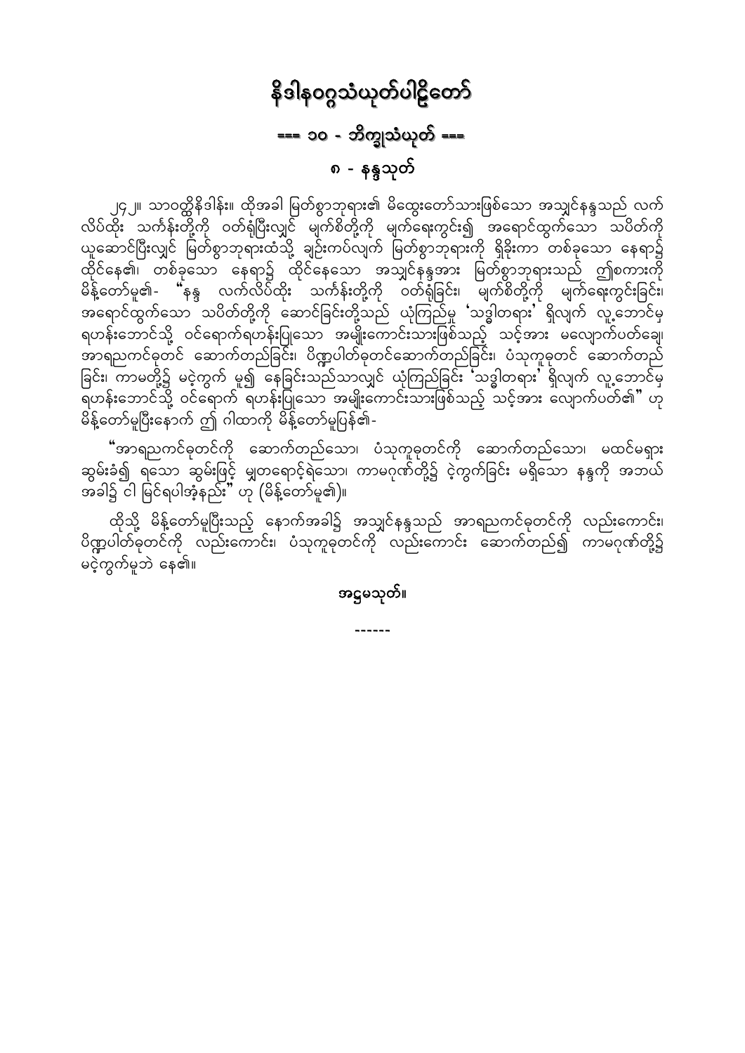# နိဒါနဝဂ္ဂသံယုတ်ပါဠိတော်

## === ၁၀ - ဘိက္ခုသံယုတ် ===

### ၈ - နန္ဒသုတ်

၂၄၂။ သာဝတ္ထိနိဒါန်း။ ထိုအခါ မြတ်စွာဘုရား၏ မိထွေးတော်သားဖြစ်သော အသျှင်နန္ဒသည် လက်လိပ်ထိုး သင်္ကန်းတို့ကို ဝတ်ရုံပြီးလျှင် မျက်စိတို့ကို မျက်ရေးကွင်း၍ အရောင်ထွက်သော သပိတ်ကို ယူဆောင်ပြီးလျှင် မြတ်စွာဘုရားထံသို့ ချဉ်းကပ်လျက် မြတ်စွာဘုရားကို ရှိခိုးကာ တစ်ခုသော နေရာ၌ ထိုင်နေ၏၊ တစ်ခုသော နေရာ၌ ထိုင်နေသော အသျှင်နန္ဒအား မြတ်စွာဘုရားသည် ဤစကားကို မိန့်တော်မူ၏- "နန္ဒ လက်လိပ်ထိုး သင်္ကန်းတို့ကို ဝတ်ရုံခြင်း၊ မျက်စိတို့ကို မျက်ရေးကွင်းခြင်း၊ အရောင်ထွက်သော သပိတ်တို့ကို ဆောင်ခြင်းတို့သည် ယုံကြည်မှု 'သဒ္ဓါတရား' ရှိလျက် လူ့ဘောင်မှ ရဟန်းဘောင်သို့ ဝင်ရောက်ရဟန်းပြုသော အမျိုးကောင်းသားဖြစ်သည့် သင့်အား မလျောက်ပတ်ချေ၊ အာရညကင်ဓုတင် ဆောက်တည်ခြင်း၊ ပိဏ္ဍပါတ်ဓုတင်ဆောက်တည်ခြင်း၊ ပံသုကူဓုတင် ဆောက်တည်ခြင်း၊ ကာမတို့၌ မငဲ့ကွက် မူ၍ နေခြင်းသည်သာလျှင် ယုံကြည်ခြင်း 'သဒ္ဓါတရား' ရှိလျက် လူ့ဘောင်မှ ရဟန်းဘောင်သို့ ဝင်ရောက် ရဟန်းပြုသော အမျိုးကောင်းသားဖြစ်သည့် သင့်အား လျောက်ပတ်၏" ဟု မိန့်တော်မူပြီးနောက် ဤ ဂါထာကို မိန့်တော်မူပြန်၏-

"အာရညကင်ဓုတင်ကို ဆောက်တည်သော၊ ပံသုကူဓုတင်ကို ဆောက်တည်သော၊ မထင်မရှား ဆွမ်းခံ၍ ရသော ဆွမ်းဖြင့် မျှတရောင့်ရဲသော၊ ကာမဂုဏ်တို့၌ ငဲ့ကွက်ခြင်း မရှိသော နန္ဒကို အဘယ် အခါ၌ ငါ မြင်ရပါအံ့နည်း" ဟု (မိန့်တော်မူ၏)။

ထိုသို့ မိန့်တော်မူပြီးသည့် နောက်အခါ၌ အသျှင်နန္ဒသည် အာရညကင်ဓုတင်ကို လည်းကောင်း၊ ပိဏ္ဍပါတ်ဓုတင်ကို လည်းကောင်း၊ ပံသုကူဓုတင်ကို လည်းကောင်း ဆောက်တည်၍ ကာမဂုဏ်တို့၌ မငဲ့ကွက်မူဘဲ နေ၏။

**အဋ္ဌမသုတ်။**

------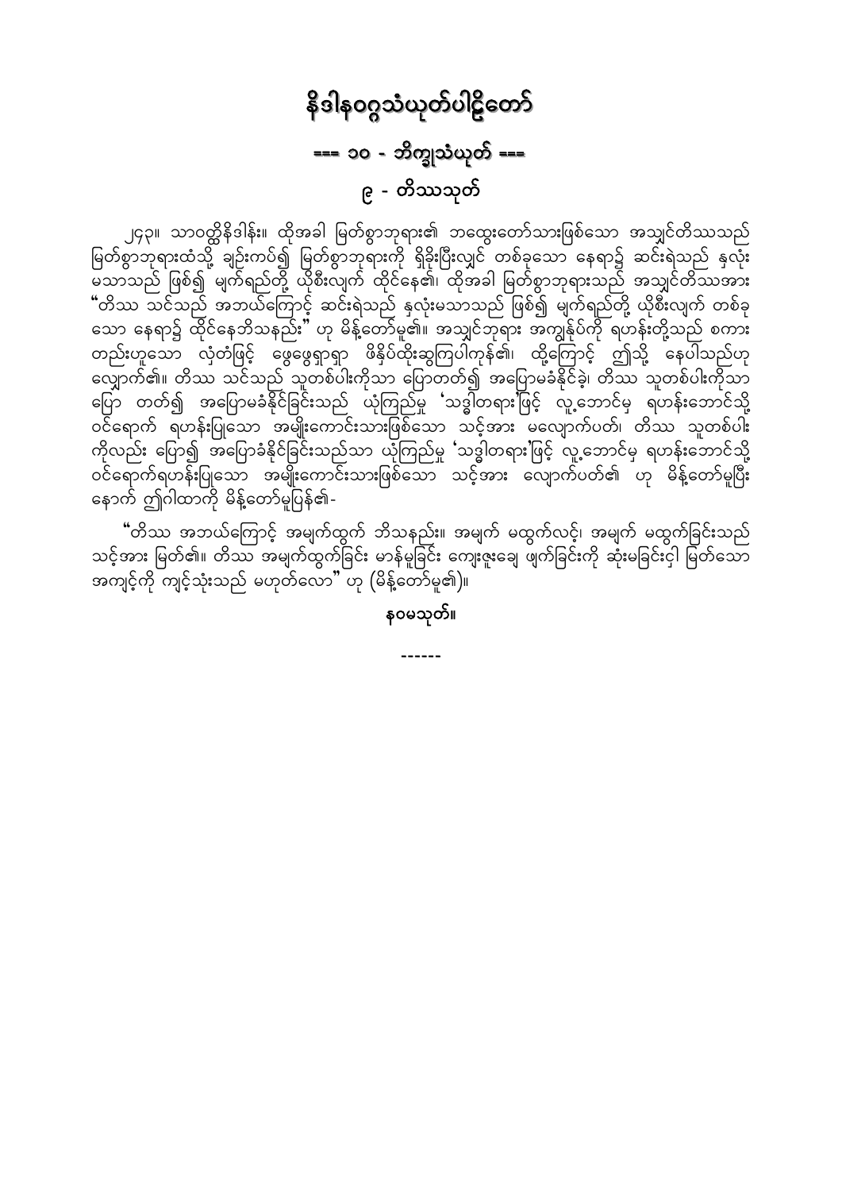# နိဒါနဝဂ္ဂသံယုတ်ပါဠိတော်

## === ၁၀ - ဘိက္ခုသံယုတ် ===

### ၉ - တိဿသုတ်

၂၄၃။ သာဝတ္ထိနိဒါန်း။ ထိုအခါ မြတ်စွာဘုရား၏ ဘထွေးတော်သားဖြစ်သော အသျှင်တိဿသည် မြတ်စွာဘုရားထံသို့ ချဉ်းကပ်၍ မြတ်စွာဘုရားကို ရှိခိုးပြီးလျှင် တစ်ခုသော နေရာ၌ ဆင်းရဲသည် နှလုံး မသာသည် ဖြစ်၍ မျက်ရည်တို့ ယိုစီးလျက် ထိုင်နေ၏။ ထိုအခါ မြတ်စွာဘုရားသည် အသျှင်တိဿအား "တိဿ သင်သည် အဘယ်ကြောင့် ဆင်းရဲသည် နှလုံးမသာသည် ဖြစ်၍ မျက်ရည်တို့ ယိုစီးလျက် တစ်ခု သော နေရာ၌ ထိုင်နေဘိသနည်း" ဟု မိန့်တော်မူ၏။ အသျှင်ဘုရား အကျွန်ုပ်ကို ရဟန်းတို့သည် စကား တည်းဟူသော လှံတံဖြင့် ဖွေဖွေရှာရှာ ဖိနှိပ်ထိုးဆွကြပါကုန်၏၊ ထို့ကြောင့် ဤသို့ နေပါသည်ဟု လျှောက်၏။ တိဿ သင်သည် သူတစ်ပါးကိုသာ ပြောတတ်၍ အပြောမခံနိုင်ခဲ့၊ တိဿ သူတစ်ပါးကိုသာ ပြော တတ်၍ အပြောမခံနိုင်ခြင်းသည် ယုံကြည်မှု 'သဒ္ဓါတရား'ဖြင့် လူ့ဘောင်မှ ရဟန်းဘောင်သို့ ဝင်ရောက် ရဟန်းပြုသော အမျိုးကောင်းသားဖြစ်သော သင့်အား မလျောက်ပတ်၊ တိဿ သူတစ်ပါး ကိုလည်း ပြော၍ အပြောခံနိုင်ခြင်းသည်သာ ယုံကြည်မှု 'သဒ္ဓါတရား'ဖြင့် လူ့ဘောင်မှ ရဟန်းဘောင်သို့ ဝင်ရောက်ရဟန်းပြုသော အမျိုးကောင်းသားဖြစ်သော သင့်အား လျောက်ပတ်၏ ဟု မိန့်တော်မူပြီး နောက် ဤဂါထာကို မိန့်တော်မူပြန်၏-

"တိဿ အဘယ်ကြောင့် အမျက်ထွက် ဘိသနည်း။ အမျက် မထွက်လင့်၊ အမျက် မထွက်ခြင်းသည် သင့်အား မြတ်၏။ တိဿ အမျက်ထွက်ခြင်း မာန်မူခြင်း ကျေးဇူးချေ ဖျက်ခြင်းကို ဆုံးမခြင်းငှါ မြတ်သော အကျင့်ကို ကျင့်သုံးသည် မဟုတ်လော" ဟု (မိန့်တော်မူ၏)။

**နဝမသုတ်။**

------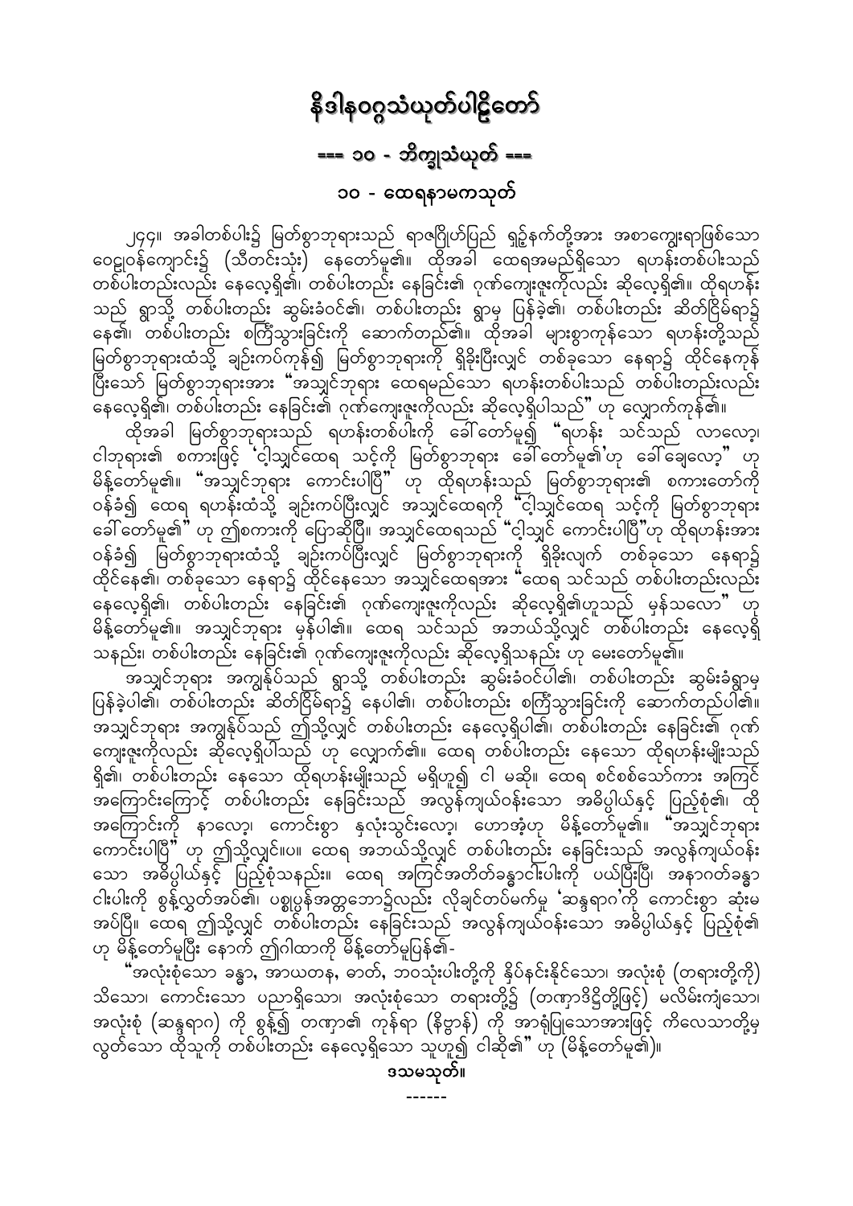# နိဒါနဝဂ္ဂသံယုတ်ပါဠိတော်

## === ၁၀ - ဘိက္ခုသံယုတ် ===

### ၁၀ - ထေရနာမကသုတ်

၂၄၄။ အခါတစ်ပါး၌ မြတ်စွာဘုရားသည် ရာဇဂြိုဟ်ပြည် ရှဉ့်နက်တို့အား အစာကျွေးရာဖြစ်သော ဝေဠုဝန်ကျောင်း၌ (သီတင်းသုံး) နေတော်မူ၏။ ထိုအခါ ထေရအမည်ရှိသော ရဟန်းတစ်ပါးသည် တစ်ပါးတည်းလည်း နေလေ့ရှိ၏၊ တစ်ပါးတည်း နေခြင်း၏ ဂုဏ်ကျေးဇူးကိုလည်း ဆိုလေ့ရှိ၏။ ထိုရဟန်းသည် ရွာသို့ တစ်ပါးတည်း ဆွမ်းခံဝင်၏၊ တစ်ပါးတည်း ရွာမှ ပြန်ခဲ့၏၊ တစ်ပါးတည်း ဆိတ်ငြိမ်ရာ၌ နေ၏၊ တစ်ပါးတည်း စင်္ကြံသွားခြင်းကို ဆောက်တည်၏။ ထိုအခါ များစွာကုန်သော ရဟန်းတို့သည် မြတ်စွာဘုရားထံသို့ ချဉ်းကပ်ကုန်၍ မြတ်စွာဘုရားကို ရှိခိုးပြီးလျှင် တစ်ခုသော နေရာ၌ ထိုင်နေကုန်ပြီးသော် မြတ်စွာဘုရားအား "အသျှင်ဘုရား ထေရမည်သော ရဟန်းတစ်ပါးသည် တစ်ပါးတည်းလည်း နေလေ့ရှိ၏၊ တစ်ပါးတည်း နေခြင်း၏ ဂုဏ်ကျေးဇူးကိုလည်း ဆိုလေ့ရှိပါသည်" ဟု လျှောက်ကုန်၏။

ထိုအခါ မြတ်စွာဘုရားသည် ရဟန်းတစ်ပါးကို ခေါ်တော်မူ၍ "ရဟန်း သင်သည် လာလော့၊ ငါဘုရား၏ စကားဖြင့် 'ငါ့သျှင်ထေရ သင့်ကို မြတ်စွာဘုရား ခေါ်တော်မူ၏'ဟု ခေါ်ချေလော့" ဟု မိန့်တော်မူ၏။ "အသျှင်ဘုရား ကောင်းပါပြီ" ဟု ထိုရဟန်းသည် မြတ်စွာဘုရား၏ စကားတော်ကို ဝန်ခံ၍ ထေရ ရဟန်းထံသို့ ချဉ်းကပ်ပြီးလျှင် အသျှင်ထေရကို "ငါ့သျှင်ထေရ သင့်ကို မြတ်စွာဘုရား ခေါ်တော်မူ၏" ဟု ဤစကားကို ပြောဆိုပြီ။ အသျှင်ထေရသည် "ငါ့သျှင် ကောင်းပါပြီ"ဟု ထိုရဟန်းအား ဝန်ခံ၍ မြတ်စွာဘုရားထံသို့ ချဉ်းကပ်ပြီးလျှင် မြတ်စွာဘုရားကို ရှိခိုးလျက် တစ်ခုသော နေရာ၌ ထိုင်နေ၏၊ တစ်ခုသော နေရာ၌ ထိုင်နေသော အသျှင်ထေရအား "ထေရ သင်သည် တစ်ပါးတည်းလည်း နေလေ့ရှိ၏၊ တစ်ပါးတည်း နေခြင်း၏ ဂုဏ်ကျေးဇူးကိုလည်း ဆိုလေ့ရှိ၏ဟူသည် မှန်သလော" ဟု မိန့်တော်မူ၏။ အသျှင်ဘုရား မှန်ပါ၏။ ထေရ သင်သည် အဘယ်သို့လျှင် တစ်ပါးတည်း နေလေ့ရှိသနည်း၊ တစ်ပါးတည်း နေခြင်း၏ ဂုဏ်ကျေးဇူးကိုလည်း ဆိုလေ့ရှိသနည်း ဟု မေးတော်မူ၏။

အသျှင်ဘုရား အကျွန်ုပ်သည် ရွာသို့ တစ်ပါးတည်း ဆွမ်းခံဝင်ပါ၏၊ တစ်ပါးတည်း ဆွမ်းခံရွာမှ ပြန်ခဲ့ပါ၏၊ တစ်ပါးတည်း ဆိတ်ငြိမ်ရာ၌ နေပါ၏၊ တစ်ပါးတည်း စင်္ကြံသွားခြင်းကို ဆောက်တည်ပါ၏။ အသျှင်ဘုရား အကျွန်ုပ်သည် ဤသို့လျှင် တစ်ပါးတည်း နေလေ့ရှိပါ၏၊ တစ်ပါးတည်း နေခြင်း၏ ဂုဏ်ကျေးဇူးကိုလည်း ဆိုလေ့ရှိပါသည် ဟု လျှောက်၏။ ထေရ တစ်ပါးတည်း နေသော ထိုရဟန်းမျိုးသည် ရှိ၏၊ တစ်ပါးတည်း နေသော ထိုရဟန်းမျိုးသည် မရှိဟူ၍ ငါ မဆို။ ထေရ စင်စစ်သော်ကား အကြင် အကြောင်းကြောင့် တစ်ပါးတည်း နေခြင်းသည် အလွန်ကျယ်ဝန်းသော အဓိပ္ပါယ်နှင့် ပြည့်စုံ၏၊ ထိုအကြောင်းကို နာလော့၊ ကောင်းစွာ နှလုံးသွင်းလော့၊ ဟောအံ့ဟု မိန့်တော်မူ၏။ "အသျှင်ဘုရား ကောင်းပါပြီ" ဟု ဤသို့လျှင်။ပ။ ထေရ အဘယ်သို့လျှင် တစ်ပါးတည်း နေခြင်းသည် အလွန်ကျယ်ဝန်းသော အဓိပ္ပါယ်နှင့် ပြည့်စုံသနည်း။ ထေရ အကြင်အတိတ်ခန္ဓာငါးပါးကို ပယ်ပြီးပြီ၊ အနာဂတ်ခန္ဓာငါးပါးကို စွန့်လွှတ်အပ်၏၊ ပစ္စုပ္ပန်အတ္တဘော၌လည်း လိုချင်တပ်မက်မှု 'ဆန္ဒရာဂ'ကို ကောင်းစွာ ဆုံးမအပ်ပြီ။ ထေရ ဤသို့လျှင် တစ်ပါးတည်း နေခြင်းသည် အလွန်ကျယ်ဝန်းသော အဓိပ္ပါယ်နှင့် ပြည့်စုံ၏ ဟု မိန့်တော်မူပြီး နောက် ဤဂါထာကို မိန့်တော်မူပြန်၏-

"အလုံးစုံသော ခန္ဓာ, အာယတန, ဓာတ်, ဘဝသုံးပါးတို့ကို နှိပ်နင်းနိုင်သော၊ အလုံးစုံ (တရားတို့ကို) သိသော၊ ကောင်းသော ပညာရှိသော၊ အလုံးစုံသော တရားတို့၌ (တဏှာဒိဋ္ဌိတို့ဖြင့်) မလိမ်းကျံသော၊ အလုံးစုံ (ဆန္ဒရာဂ) ကို စွန့်၍ တဏှာ၏ ကုန်ရာ (နိဗ္ဗာန်) ကို အာရုံပြုသောအားဖြင့် ကိလေသာတို့မှ လွတ်သော ထိုသူကို တစ်ပါးတည်း နေလေ့ရှိသော သူဟူ၍ ငါဆို၏" ဟု (မိန့်တော်မူ၏)။

ဒသမသုတ်။

------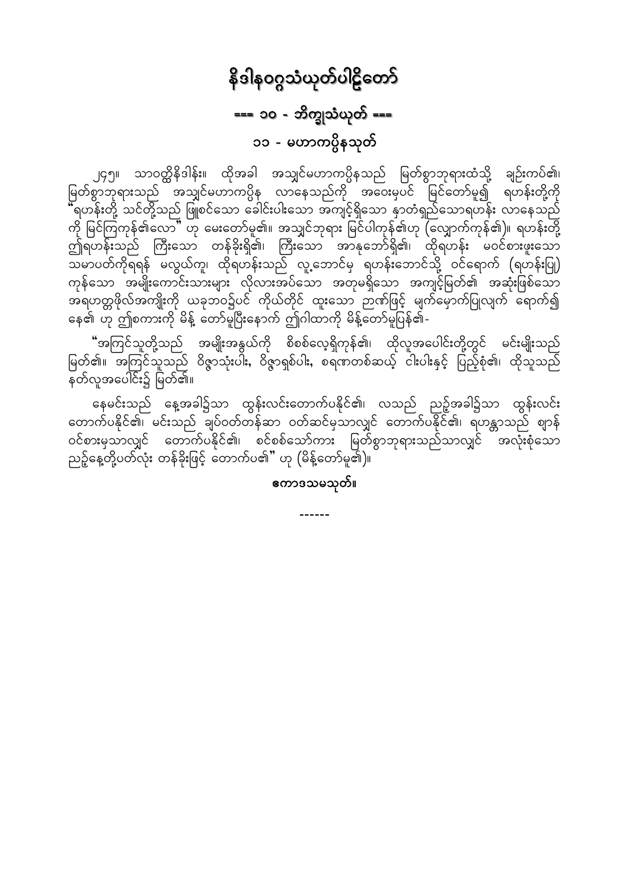# နိဒါနဝဂ္ဂသံယုတ်ပါဠိတော်

## === ၁၀ - ဘိက္ခုသံယုတ် ===

### ၁၁ - မဟာကပ္ပိနသုတ်

၂၄၅။ သာဝတ္ထိနိဒါန်း။ ထိုအခါ အသျှင်မဟာကပ္ပိနသည် မြတ်စွာဘုရားထံသို့ ချဉ်းကပ်၏၊ မြတ်စွာဘုရားသည် အသျှင်မဟာကပ္ပိန လာနေသည်ကို အဝေးမှပင် မြင်တော်မူ၍ ရဟန်းတို့ကို "ရဟန်းတို့ သင်တို့သည် ဖြူစင်သော ခေါင်းပါးသော အကျင့်ရှိသော နှာတံရှည်သောရဟန်း လာနေသည်ကို မြင်ကြကုန်၏လော" ဟု မေးတော်မူ၏။ အသျှင်ဘုရား မြင်ပါကုန်၏ဟု (လျှောက်ကုန်၏)။ ရဟန်းတို့ ဤရဟန်းသည် ကြီးသော တန်ခိုးရှိ၏၊ ကြီးသော အာနုဘော်ရှိ၏၊ ထိုရဟန်း မဝင်စားဖူးသော သမာပတ်ကိုရရန် မလွယ်ကူ၊ ထိုရဟန်းသည် လူ့ဘောင်မှ ရဟန်းဘောင်သို့ ဝင်ရောက် (ရဟန်းပြု) ကုန်သော အမျိုးကောင်းသားများ လိုလားအပ်သော အတုမရှိသော အကျင့်မြတ်၏ အဆုံးဖြစ်သော အရဟတ္တဖိုလ်အကျိုးကို ယခုဘဝ၌ပင် ကိုယ်တိုင် ထူးသော ဉာဏ်ဖြင့် မျက်မှောက်ပြုလျက် ရောက်၍ နေ၏ ဟု ဤစကားကို မိန့် တော်မူပြီးနောက် ဤဂါထာကို မိန့်တော်မူပြန်၏-

"အကြင်သူတို့သည် အမျိုးအနွယ်ကို စိစစ်လေ့ရှိကုန်၏၊ ထိုလူအပေါင်းတို့တွင် မင်းမျိုးသည် မြတ်၏။ အကြင်သူသည် ဝိဇ္ဇာသုံးပါး, ဝိဇ္ဇာရှစ်ပါး, စရဏတစ်ဆယ့် ငါးပါးနှင့် ပြည့်စုံ၏၊ ထိုသူသည် နတ်လူအပေါင်း၌ မြတ်၏။

နေမင်းသည် နေ့အခါ၌သာ ထွန်းလင်းတောက်ပနိုင်၏၊ လသည် ညဉ့်အခါ၌သာ ထွန်းလင်း တောက်ပနိုင်၏၊ မင်းသည် ချပ်ဝတ်တန်ဆာ ဝတ်ဆင်မှသာလျှင် တောက်ပနိုင်၏၊ ရဟန္တာသည် ဈာန် ဝင်စားမှသာလျှင် တောက်ပနိုင်၏၊ စင်စစ်သော်ကား မြတ်စွာဘုရားသည်သာလျှင် အလုံးစုံသော ညဉ့်နေ့တို့ပတ်လုံး တန်ခိုးဖြင့် တောက်ပ၏" ဟု (မိန့်တော်မူ၏)။

**ဧကာဒသမသုတ်။**

------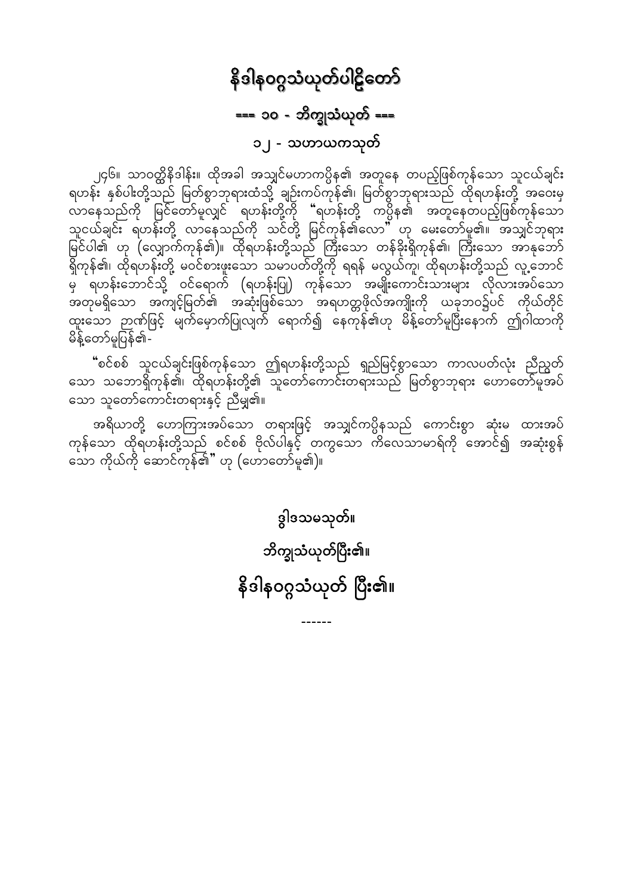# နိဒါနဝဂ္ဂသံယုတ်ပါဠိတော်

## === ၁၀ - ဘိက္ခုသံယုတ် ===

### ၁၂ - သဟာယကသုတ်

၂၄၆။ သာဝတ္ထိနိဒါန်း။ ထိုအခါ အသျှင်မဟာကပ္ပိန၏ အတူနေ တပည့်ဖြစ်ကုန်သော သူငယ်ချင်း ရဟန်း နှစ်ပါးတို့သည် မြတ်စွာဘုရားထံသို့ ချဉ်းကပ်ကုန်၏၊ မြတ်စွာဘုရားသည် ထိုရဟန်းတို့ အဝေးမှ လာနေသည်ကို မြင်တော်မူလျှင် ရဟန်းတို့ကို "ရဟန်းတို့ ကပ္ပိန၏ အတူနေတပည့်ဖြစ်ကုန်သော သူငယ်ချင်း ရဟန်းတို့ လာနေသည်ကို သင်တို့ မြင်ကုန်၏လော" ဟု မေးတော်မူ၏။ အသျှင်ဘုရား မြင်ပါ၏ ဟု (လျှောက်ကုန်၏)။ ထိုရဟန်းတို့သည် ကြီးသော တန်ခိုးရှိကုန်၏၊ ကြီးသော အာနုဘော် ရှိကုန်၏၊ ထိုရဟန်းတို့ မဝင်စားဖူးသော သမာပတ်တို့ကို ရရန် မလွယ်ကူ၊ ထိုရဟန်းတို့သည် လူ့ဘောင်မှ ရဟန်းဘောင်သို့ ဝင်ရောက် (ရဟန်းပြု) ကုန်သော အမျိုးကောင်းသားများ လိုလားအပ်သော အတုမရှိသော အကျင့်မြတ်၏ အဆုံးဖြစ်သော အရဟတ္တဖိုလ်အကျိုးကို ယခုဘဝ၌ပင် ကိုယ်တိုင် ထူးသော ဉာဏ်ဖြင့် မျက်မှောက်ပြုလျက် ရောက်၍ နေကုန်၏ဟု မိန့်တော်မူပြီးနောက် ဤဂါထာကို မိန့်တော်မူပြန်၏-

"စင်စစ် သူငယ်ချင်းဖြစ်ကုန်သော ဤရဟန်းတို့သည် ရှည်မြင့်စွာသော ကာလပတ်လုံး ညီညွတ်သော သဘောရှိကုန်၏၊ ထိုရဟန်းတို့၏ သူတော်ကောင်းတရားသည် မြတ်စွာဘုရား ဟောတော်မူအပ်သော သူတော်ကောင်းတရားနှင့် ညီမျှ၏။

အရိယာတို့ ဟောကြားအပ်သော တရားဖြင့် အသျှင်ကပ္ပိနသည် ကောင်းစွာ ဆုံးမ ထားအပ်ကုန်သော ထိုရဟန်းတို့သည် စင်စစ် ဗိုလ်ပါနှင့် တကွသော ကိလေသာမာရ်ကို အောင်၍ အဆုံးစွန်သော ကိုယ်ကို ဆောင်ကုန်၏" ဟု (ဟောတော်မူ၏)။

ဒွါဒသမသုတ်။

ဘိက္ခုသံယုတ်ပြီး၏။

## နိဒါနဝဂ္ဂသံယုတ် ပြီး၏။

------